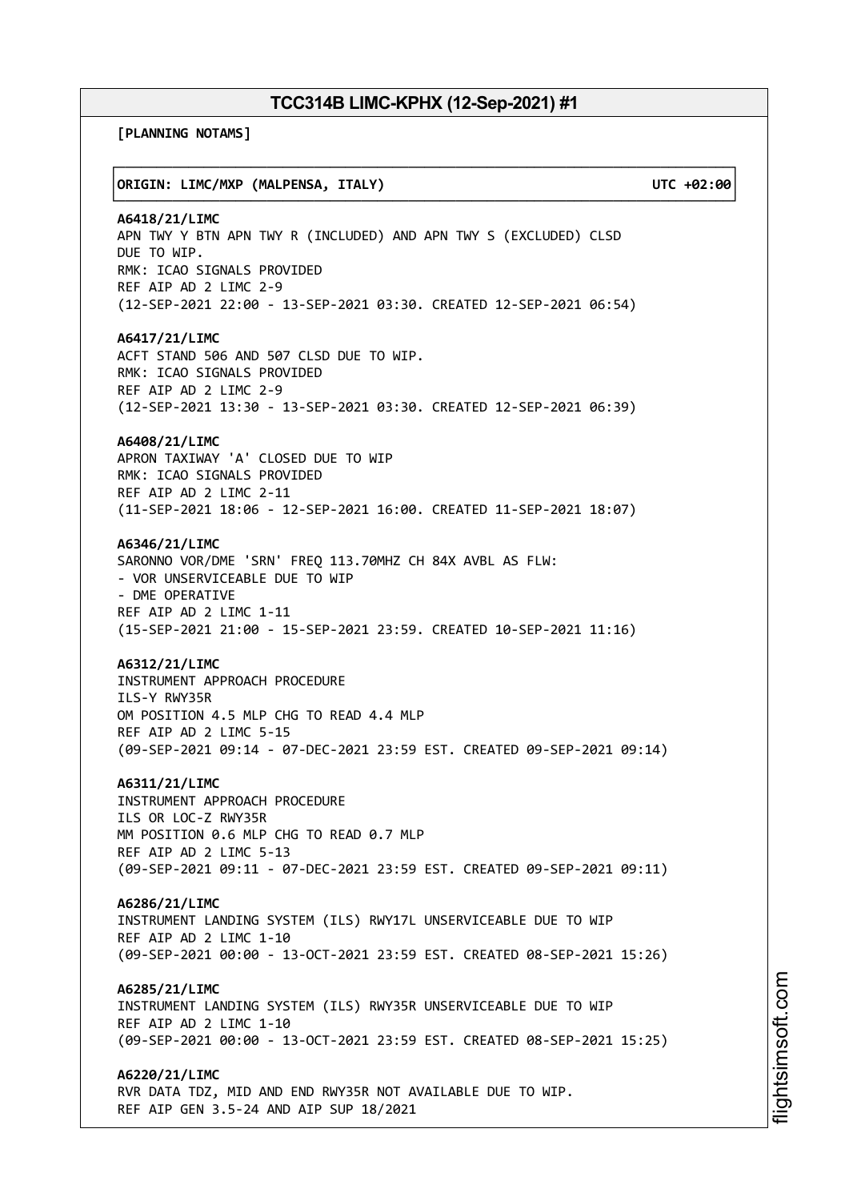# TCC314B LIMC-KPHX (12-Sep-2021) #1

**[PLANNING NOTAMS]**

**ORIGIN: LIMC/MXP (MALPENSA, ITALY) UTC +02:00**

**A6418/21/LIMC**
APN TWY Y BTN APN TWY R (INCLUDED) AND APN TWY S (EXCLUDED) CLSD
DUE TO WIP.
RMK: ICAO SIGNALS PROVIDED
REF AIP AD 2 LIMC 2-9
(12-SEP-2021 22:00 - 13-SEP-2021 03:30. CREATED 12-SEP-2021 06:54)

**A6417/21/LIMC**
ACFT STAND 506 AND 507 CLSD DUE TO WIP.
RMK: ICAO SIGNALS PROVIDED
REF AIP AD 2 LIMC 2-9
(12-SEP-2021 13:30 - 13-SEP-2021 03:30. CREATED 12-SEP-2021 06:39)

**A6408/21/LIMC**
APRON TAXIWAY 'A' CLOSED DUE TO WIP
RMK: ICAO SIGNALS PROVIDED
REF AIP AD 2 LIMC 2-11
(11-SEP-2021 18:06 - 12-SEP-2021 16:00. CREATED 11-SEP-2021 18:07)

**A6346/21/LIMC**
SARONNO VOR/DME 'SRN' FREQ 113.70MHZ CH 84X AVBL AS FLW:
- VOR UNSERVICEABLE DUE TO WIP
- DME OPERATIVE

REF AIP AD 2 LIMC 1-11
(15-SEP-2021 21:00 - 15-SEP-2021 23:59. CREATED 10-SEP-2021 11:16)

**A6312/21/LIMC**
INSTRUMENT APPROACH PROCEDURE
ILS-Y RWY35R
OM POSITION 4.5 MLP CHG TO READ 4.4 MLP
REF AIP AD 2 LIMC 5-15
(09-SEP-2021 09:14 - 07-DEC-2021 23:59 EST. CREATED 09-SEP-2021 09:14)

**A6311/21/LIMC**
INSTRUMENT APPROACH PROCEDURE
ILS OR LOC-Z RWY35R
MM POSITION 0.6 MLP CHG TO READ 0.7 MLP
REF AIP AD 2 LIMC 5-13
(09-SEP-2021 09:11 - 07-DEC-2021 23:59 EST. CREATED 09-SEP-2021 09:11)

**A6286/21/LIMC**
INSTRUMENT LANDING SYSTEM (ILS) RWY17L UNSERVICEABLE DUE TO WIP
REF AIP AD 2 LIMC 1-10
(09-SEP-2021 00:00 - 13-OCT-2021 23:59 EST. CREATED 08-SEP-2021 15:26)

**A6285/21/LIMC**
INSTRUMENT LANDING SYSTEM (ILS) RWY35R UNSERVICEABLE DUE TO WIP
REF AIP AD 2 LIMC 1-10
(09-SEP-2021 00:00 - 13-OCT-2021 23:59 EST. CREATED 08-SEP-2021 15:25)

**A6220/21/LIMC**
RVR DATA TDZ, MID AND END RWY35R NOT AVAILABLE DUE TO WIP.
REF AIP GEN 3.5-24 AND AIP SUP 18/2021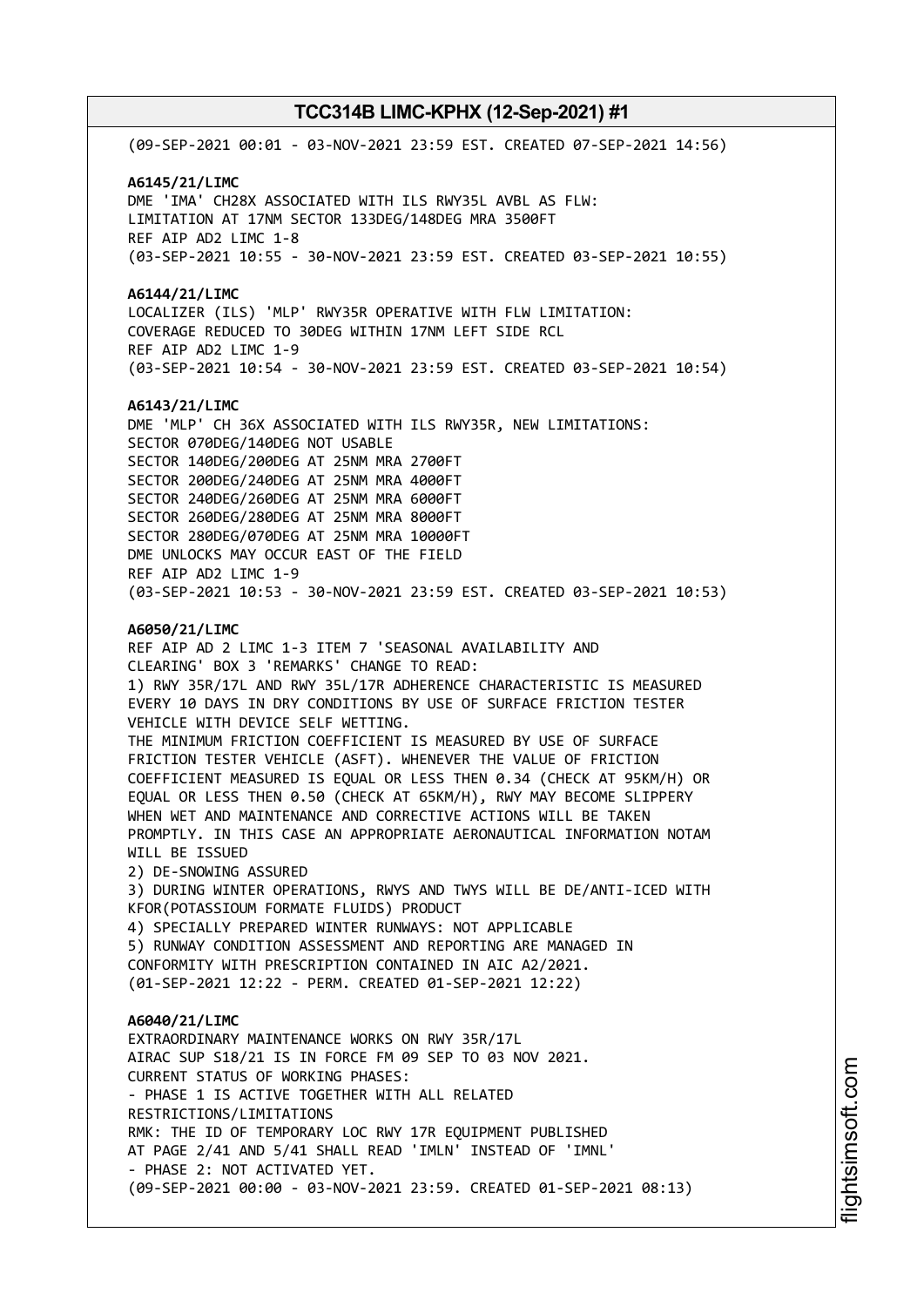(09-SEP-2021 00:01 - 03-NOV-2021 23:59 EST. CREATED 07-SEP-2021 14:56)

**A6145/21/LIMC**
DME 'IMA' CH28X ASSOCIATED WITH ILS RWY35L AVBL AS FLW:
LIMITATION AT 17NM SECTOR 133DEG/148DEG MRA 3500FT
REF AIP AD2 LIMC 1-8
(03-SEP-2021 10:55 - 30-NOV-2021 23:59 EST. CREATED 03-SEP-2021 10:55)

**A6144/21/LIMC**
LOCALIZER (ILS) 'MLP' RWY35R OPERATIVE WITH FLW LIMITATION:
COVERAGE REDUCED TO 30DEG WITHIN 17NM LEFT SIDE RCL
REF AIP AD2 LIMC 1-9
(03-SEP-2021 10:54 - 30-NOV-2021 23:59 EST. CREATED 03-SEP-2021 10:54)

**A6143/21/LIMC**
DME 'MLP' CH 36X ASSOCIATED WITH ILS RWY35R, NEW LIMITATIONS:
SECTOR 070DEG/140DEG NOT USABLE
SECTOR 140DEG/200DEG AT 25NM MRA 2700FT
SECTOR 200DEG/240DEG AT 25NM MRA 4000FT
SECTOR 240DEG/260DEG AT 25NM MRA 6000FT
SECTOR 260DEG/280DEG AT 25NM MRA 8000FT
SECTOR 280DEG/070DEG AT 25NM MRA 10000FT
DME UNLOCKS MAY OCCUR EAST OF THE FIELD
REF AIP AD2 LIMC 1-9
(03-SEP-2021 10:53 - 30-NOV-2021 23:59 EST. CREATED 03-SEP-2021 10:53)

**A6050/21/LIMC**
REF AIP AD 2 LIMC 1-3 ITEM 7 'SEASONAL AVAILABILITY AND
CLEARING' BOX 3 'REMARKS' CHANGE TO READ:
1) RWY 35R/17L AND RWY 35L/17R ADHERENCE CHARACTERISTIC IS MEASURED
EVERY 10 DAYS IN DRY CONDITIONS BY USE OF SURFACE FRICTION TESTER
VEHICLE WITH DEVICE SELF WETTING.
THE MINIMUM FRICTION COEFFICIENT IS MEASURED BY USE OF SURFACE
FRICTION TESTER VEHICLE (ASFT). WHENEVER THE VALUE OF FRICTION
COEFFICIENT MEASURED IS EQUAL OR LESS THEN 0.34 (CHECK AT 95KM/H) OR
EQUAL OR LESS THEN 0.50 (CHECK AT 65KM/H), RWY MAY BECOME SLIPPERY
WHEN WET AND MAINTENANCE AND CORRECTIVE ACTIONS WILL BE TAKEN
PROMPTLY. IN THIS CASE AN APPROPRIATE AERONAUTICAL INFORMATION NOTAM
WILL BE ISSUED
2) DE-SNOWING ASSURED
3) DURING WINTER OPERATIONS, RWYS AND TWYS WILL BE DE/ANTI-ICED WITH
KFOR(POTASSIOUM FORMATE FLUIDS) PRODUCT
4) SPECIALLY PREPARED WINTER RUNWAYS: NOT APPLICABLE
5) RUNWAY CONDITION ASSESSMENT AND REPORTING ARE MANAGED IN
CONFORMITY WITH PRESCRIPTION CONTAINED IN AIC A2/2021.
(01-SEP-2021 12:22 - PERM. CREATED 01-SEP-2021 12:22)

**A6040/21/LIMC**
EXTRAORDINARY MAINTENANCE WORKS ON RWY 35R/17L
AIRAC SUP S18/21 IS IN FORCE FM 09 SEP TO 03 NOV 2021.
CURRENT STATUS OF WORKING PHASES:
- PHASE 1 IS ACTIVE TOGETHER WITH ALL RELATED
RESTRICTIONS/LIMITATIONS
RMK: THE ID OF TEMPORARY LOC RWY 17R EQUIPMENT PUBLISHED
AT PAGE 2/41 AND 5/41 SHALL READ 'IMLN' INSTEAD OF 'IMNL'
- PHASE 2: NOT ACTIVATED YET.
(09-SEP-2021 00:00 - 03-NOV-2021 23:59. CREATED 01-SEP-2021 08:13)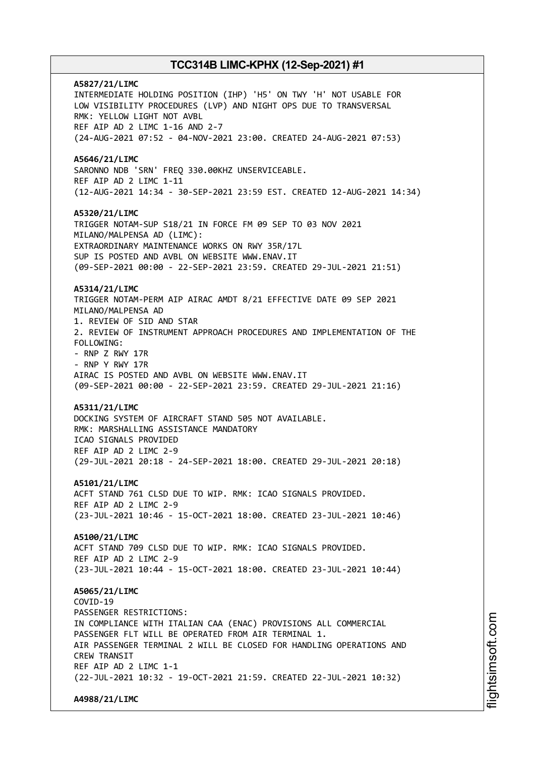**A5827/21/LIMC**
INTERMEDIATE HOLDING POSITION (IHP) 'H5' ON TWY 'H' NOT USABLE FOR LOW VISIBILITY PROCEDURES (LVP) AND NIGHT OPS DUE TO TRANSVERSAL
RMK: YELLOW LIGHT NOT AVBL
REF AIP AD 2 LIMC 1-16 AND 2-7
(24-AUG-2021 07:52 - 04-NOV-2021 23:00. CREATED 24-AUG-2021 07:53)

**A5646/21/LIMC**
SARONNO NDB 'SRN' FREQ 330.00KHZ UNSERVICEABLE.
REF AIP AD 2 LIMC 1-11
(12-AUG-2021 14:34 - 30-SEP-2021 23:59 EST. CREATED 12-AUG-2021 14:34)

**A5320/21/LIMC**
TRIGGER NOTAM-SUP S18/21 IN FORCE FM 09 SEP TO 03 NOV 2021
MILANO/MALPENSA AD (LIMC):
EXTRAORDINARY MAINTENANCE WORKS ON RWY 35R/17L
SUP IS POSTED AND AVBL ON WEBSITE WWW.ENAV.IT
(09-SEP-2021 00:00 - 22-SEP-2021 23:59. CREATED 29-JUL-2021 21:51)

**A5314/21/LIMC**
TRIGGER NOTAM-PERM AIP AIRAC AMDT 8/21 EFFECTIVE DATE 09 SEP 2021
MILANO/MALPENSA AD
1. REVIEW OF SID AND STAR
2. REVIEW OF INSTRUMENT APPROACH PROCEDURES AND IMPLEMENTATION OF THE FOLLOWING:
- RNP Z RWY 17R
- RNP Y RWY 17R
AIRAC IS POSTED AND AVBL ON WEBSITE WWW.ENAV.IT
(09-SEP-2021 00:00 - 22-SEP-2021 23:59. CREATED 29-JUL-2021 21:16)

**A5311/21/LIMC**
DOCKING SYSTEM OF AIRCRAFT STAND 505 NOT AVAILABLE.
RMK: MARSHALLING ASSISTANCE MANDATORY
ICAO SIGNALS PROVIDED
REF AIP AD 2 LIMC 2-9
(29-JUL-2021 20:18 - 24-SEP-2021 18:00. CREATED 29-JUL-2021 20:18)

**A5101/21/LIMC**
ACFT STAND 761 CLSD DUE TO WIP. RMK: ICAO SIGNALS PROVIDED.
REF AIP AD 2 LIMC 2-9
(23-JUL-2021 10:46 - 15-OCT-2021 18:00. CREATED 23-JUL-2021 10:46)

**A5100/21/LIMC**
ACFT STAND 709 CLSD DUE TO WIP. RMK: ICAO SIGNALS PROVIDED.
REF AIP AD 2 LIMC 2-9
(23-JUL-2021 10:44 - 15-OCT-2021 18:00. CREATED 23-JUL-2021 10:44)

**A5065/21/LIMC**
COVID-19
PASSENGER RESTRICTIONS:
IN COMPLIANCE WITH ITALIAN CAA (ENAC) PROVISIONS ALL COMMERCIAL PASSENGER FLT WILL BE OPERATED FROM AIR TERMINAL 1.
AIR PASSENGER TERMINAL 2 WILL BE CLOSED FOR HANDLING OPERATIONS AND CREW TRANSIT
REF AIP AD 2 LIMC 1-1
(22-JUL-2021 10:32 - 19-OCT-2021 21:59. CREATED 22-JUL-2021 10:32)

**A4988/21/LIMC**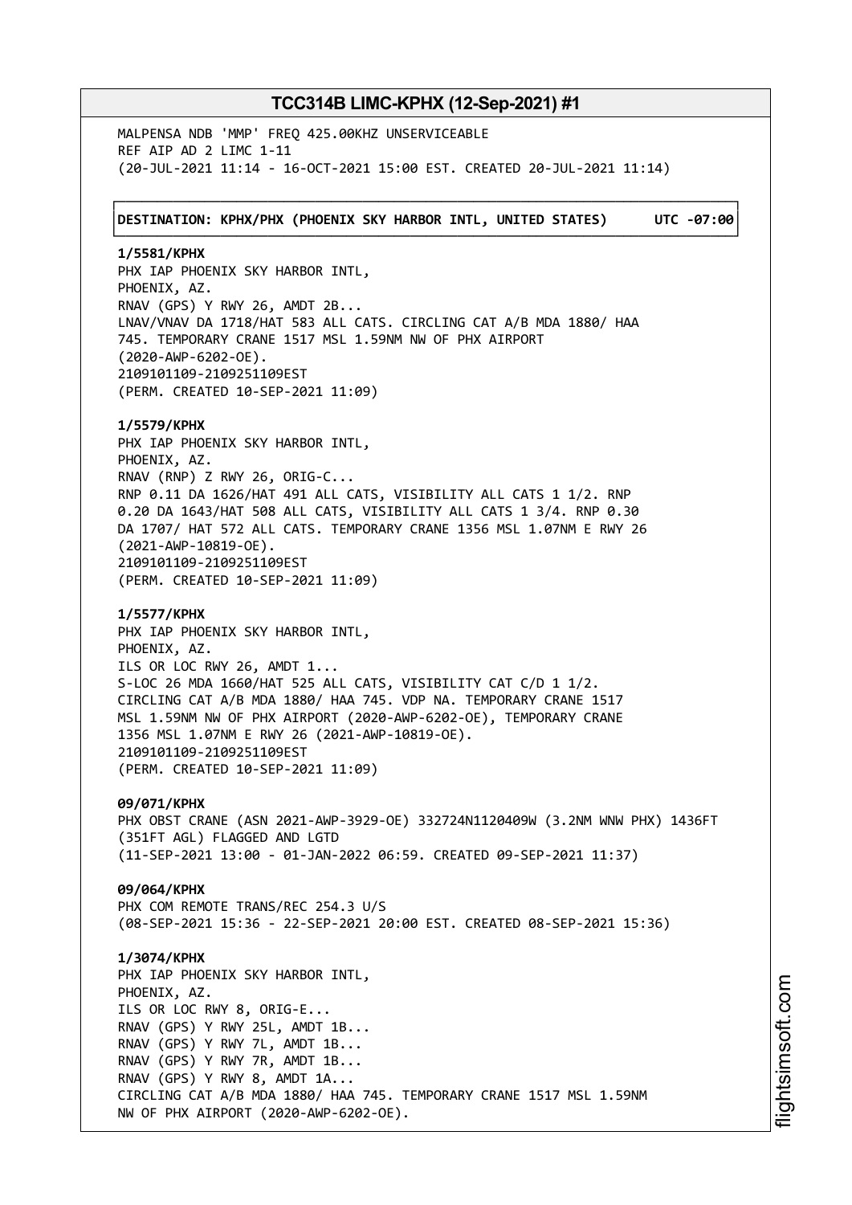MALPENSA NDB 'MMP' FREQ 425.00KHZ UNSERVICEABLE
REF AIP AD 2 LIMC 1-11
(20-JUL-2021 11:14 - 16-OCT-2021 15:00 EST. CREATED 20-JUL-2021 11:14)

**DESTINATION: KPHX/PHX (PHOENIX SKY HARBOR INTL, UNITED STATES) UTC -07:00**

**1/5581/KPHX**
PHX IAP PHOENIX SKY HARBOR INTL,
PHOENIX, AZ.
RNAV (GPS) Y RWY 26, AMDT 2B...
LNAV/VNAV DA 1718/HAT 583 ALL CATS. CIRCLING CAT A/B MDA 1880/ HAA
745. TEMPORARY CRANE 1517 MSL 1.59NM NW OF PHX AIRPORT
(2020-AWP-6202-OE).
2109101109-2109251109EST
(PERM. CREATED 10-SEP-2021 11:09)

**1/5579/KPHX**
PHX IAP PHOENIX SKY HARBOR INTL,
PHOENIX, AZ.
RNAV (RNP) Z RWY 26, ORIG-C...
RNP 0.11 DA 1626/HAT 491 ALL CATS, VISIBILITY ALL CATS 1 1/2. RNP
0.20 DA 1643/HAT 508 ALL CATS, VISIBILITY ALL CATS 1 3/4. RNP 0.30
DA 1707/ HAT 572 ALL CATS. TEMPORARY CRANE 1356 MSL 1.07NM E RWY 26
(2021-AWP-10819-OE).
2109101109-2109251109EST
(PERM. CREATED 10-SEP-2021 11:09)

**1/5577/KPHX**
PHX IAP PHOENIX SKY HARBOR INTL,
PHOENIX, AZ.
ILS OR LOC RWY 26, AMDT 1...
S-LOC 26 MDA 1660/HAT 525 ALL CATS, VISIBILITY CAT C/D 1 1/2.
CIRCLING CAT A/B MDA 1880/ HAA 745. VDP NA. TEMPORARY CRANE 1517
MSL 1.59NM NW OF PHX AIRPORT (2020-AWP-6202-OE), TEMPORARY CRANE
1356 MSL 1.07NM E RWY 26 (2021-AWP-10819-OE).
2109101109-2109251109EST
(PERM. CREATED 10-SEP-2021 11:09)

**09/071/KPHX**
PHX OBST CRANE (ASN 2021-AWP-3929-OE) 332724N1120409W (3.2NM WNW PHX) 1436FT
(351FT AGL) FLAGGED AND LGTD
(11-SEP-2021 13:00 - 01-JAN-2022 06:59. CREATED 09-SEP-2021 11:37)

**09/064/KPHX**
PHX COM REMOTE TRANS/REC 254.3 U/S
(08-SEP-2021 15:36 - 22-SEP-2021 20:00 EST. CREATED 08-SEP-2021 15:36)

**1/3074/KPHX**
PHX IAP PHOENIX SKY HARBOR INTL,
PHOENIX, AZ.
ILS OR LOC RWY 8, ORIG-E...
RNAV (GPS) Y RWY 25L, AMDT 1B...
RNAV (GPS) Y RWY 7L, AMDT 1B...
RNAV (GPS) Y RWY 7R, AMDT 1B...
RNAV (GPS) Y RWY 8, AMDT 1A...
CIRCLING CAT A/B MDA 1880/ HAA 745. TEMPORARY CRANE 1517 MSL 1.59NM
NW OF PHX AIRPORT (2020-AWP-6202-OE).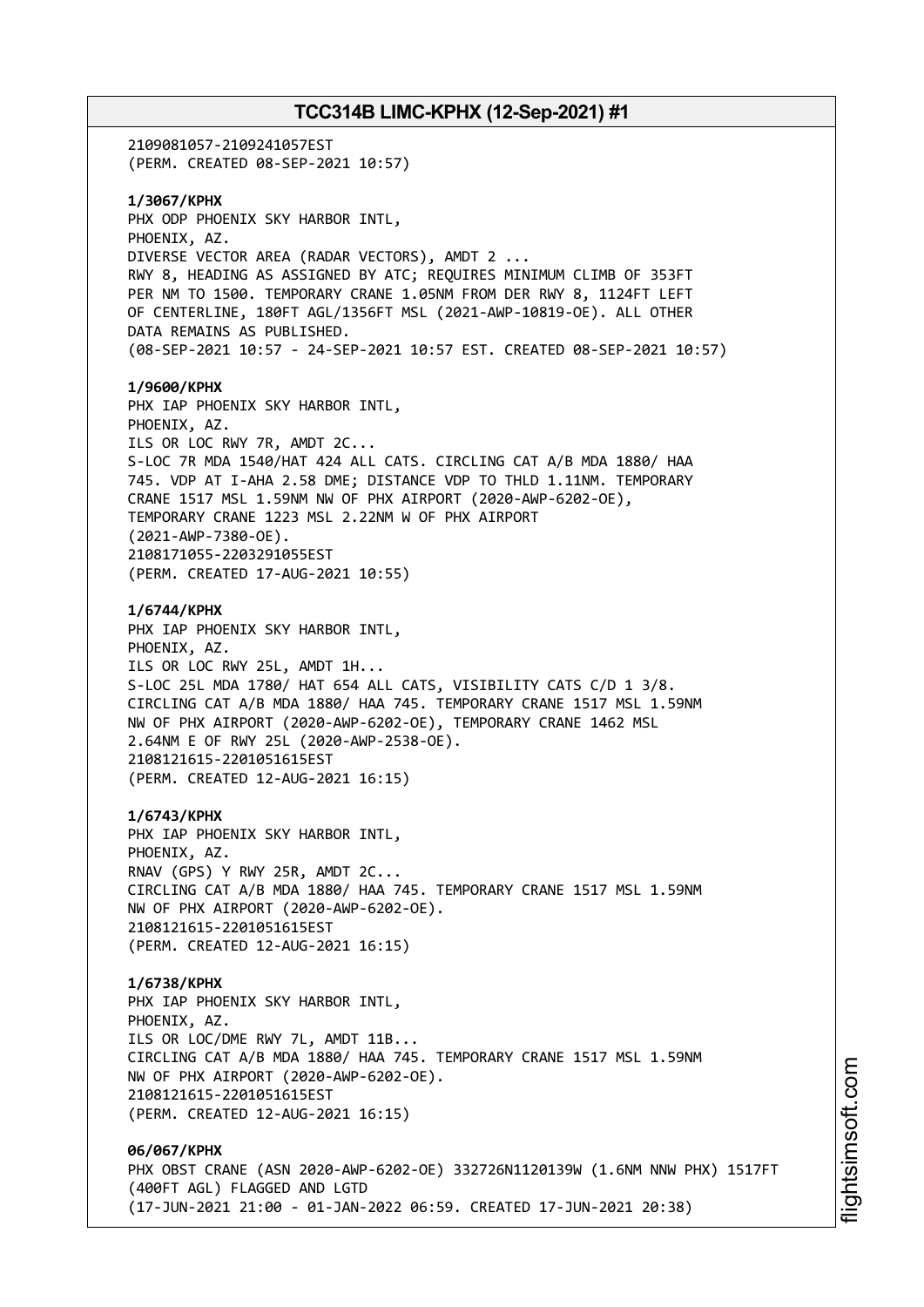2109081057-2109241057EST
(PERM. CREATED 08-SEP-2021 10:57)

**1/3067/KPHX**
PHX ODP PHOENIX SKY HARBOR INTL,
PHOENIX, AZ.
DIVERSE VECTOR AREA (RADAR VECTORS), AMDT 2 ...
RWY 8, HEADING AS ASSIGNED BY ATC; REQUIRES MINIMUM CLIMB OF 353FT
PER NM TO 1500. TEMPORARY CRANE 1.05NM FROM DER RWY 8, 1124FT LEFT
OF CENTERLINE, 180FT AGL/1356FT MSL (2021-AWP-10819-OE). ALL OTHER
DATA REMAINS AS PUBLISHED.
(08-SEP-2021 10:57 - 24-SEP-2021 10:57 EST. CREATED 08-SEP-2021 10:57)

**1/9600/KPHX**
PHX IAP PHOENIX SKY HARBOR INTL,
PHOENIX, AZ.
ILS OR LOC RWY 7R, AMDT 2C...
S-LOC 7R MDA 1540/HAT 424 ALL CATS. CIRCLING CAT A/B MDA 1880/ HAA
745. VDP AT I-AHA 2.58 DME; DISTANCE VDP TO THLD 1.11NM. TEMPORARY
CRANE 1517 MSL 1.59NM NW OF PHX AIRPORT (2020-AWP-6202-OE),
TEMPORARY CRANE 1223 MSL 2.22NM W OF PHX AIRPORT
(2021-AWP-7380-OE).
2108171055-2203291055EST
(PERM. CREATED 17-AUG-2021 10:55)

**1/6744/KPHX**
PHX IAP PHOENIX SKY HARBOR INTL,
PHOENIX, AZ.
ILS OR LOC RWY 25L, AMDT 1H...
S-LOC 25L MDA 1780/ HAT 654 ALL CATS, VISIBILITY CATS C/D 1 3/8.
CIRCLING CAT A/B MDA 1880/ HAA 745. TEMPORARY CRANE 1517 MSL 1.59NM
NW OF PHX AIRPORT (2020-AWP-6202-OE), TEMPORARY CRANE 1462 MSL
2.64NM E OF RWY 25L (2020-AWP-2538-OE).
2108121615-2201051615EST
(PERM. CREATED 12-AUG-2021 16:15)

**1/6743/KPHX**
PHX IAP PHOENIX SKY HARBOR INTL,
PHOENIX, AZ.
RNAV (GPS) Y RWY 25R, AMDT 2C...
CIRCLING CAT A/B MDA 1880/ HAA 745. TEMPORARY CRANE 1517 MSL 1.59NM
NW OF PHX AIRPORT (2020-AWP-6202-OE).
2108121615-2201051615EST
(PERM. CREATED 12-AUG-2021 16:15)

**1/6738/KPHX**
PHX IAP PHOENIX SKY HARBOR INTL,
PHOENIX, AZ.
ILS OR LOC/DME RWY 7L, AMDT 11B...
CIRCLING CAT A/B MDA 1880/ HAA 745. TEMPORARY CRANE 1517 MSL 1.59NM
NW OF PHX AIRPORT (2020-AWP-6202-OE).
2108121615-2201051615EST
(PERM. CREATED 12-AUG-2021 16:15)

**06/067/KPHX**
PHX OBST CRANE (ASN 2020-AWP-6202-OE) 332726N1120139W (1.6NM NNW PHX) 1517FT
(400FT AGL) FLAGGED AND LGTD
(17-JUN-2021 21:00 - 01-JAN-2022 06:59. CREATED 17-JUN-2021 20:38)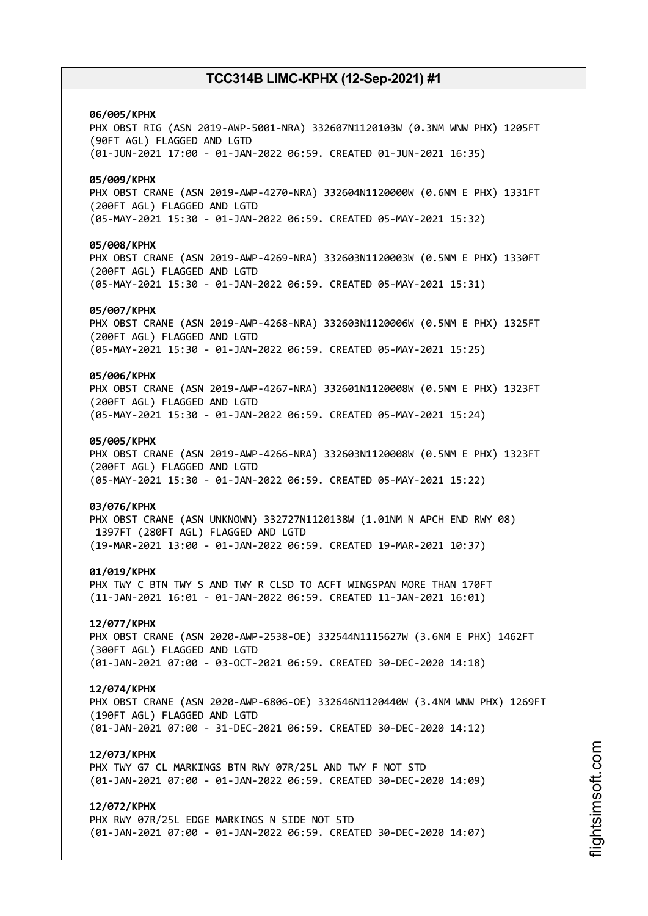**06/005/KPHX**
PHX OBST RIG (ASN 2019-AWP-5001-NRA) 332607N1120103W (0.3NM WNW PHX) 1205FT (90FT AGL) FLAGGED AND LGTD
(01-JUN-2021 17:00 - 01-JAN-2022 06:59. CREATED 01-JUN-2021 16:35)

**05/009/KPHX**
PHX OBST CRANE (ASN 2019-AWP-4270-NRA) 332604N1120000W (0.6NM E PHX) 1331FT (200FT AGL) FLAGGED AND LGTD
(05-MAY-2021 15:30 - 01-JAN-2022 06:59. CREATED 05-MAY-2021 15:32)

**05/008/KPHX**
PHX OBST CRANE (ASN 2019-AWP-4269-NRA) 332603N1120003W (0.5NM E PHX) 1330FT (200FT AGL) FLAGGED AND LGTD
(05-MAY-2021 15:30 - 01-JAN-2022 06:59. CREATED 05-MAY-2021 15:31)

**05/007/KPHX**
PHX OBST CRANE (ASN 2019-AWP-4268-NRA) 332603N1120006W (0.5NM E PHX) 1325FT (200FT AGL) FLAGGED AND LGTD
(05-MAY-2021 15:30 - 01-JAN-2022 06:59. CREATED 05-MAY-2021 15:25)

**05/006/KPHX**
PHX OBST CRANE (ASN 2019-AWP-4267-NRA) 332601N1120008W (0.5NM E PHX) 1323FT (200FT AGL) FLAGGED AND LGTD
(05-MAY-2021 15:30 - 01-JAN-2022 06:59. CREATED 05-MAY-2021 15:24)

**05/005/KPHX**
PHX OBST CRANE (ASN 2019-AWP-4266-NRA) 332603N1120008W (0.5NM E PHX) 1323FT (200FT AGL) FLAGGED AND LGTD
(05-MAY-2021 15:30 - 01-JAN-2022 06:59. CREATED 05-MAY-2021 15:22)

**03/076/KPHX**
PHX OBST CRANE (ASN UNKNOWN) 332727N1120138W (1.01NM N APCH END RWY 08) 1397FT (280FT AGL) FLAGGED AND LGTD
(19-MAR-2021 13:00 - 01-JAN-2022 06:59. CREATED 19-MAR-2021 10:37)

**01/019/KPHX**
PHX TWY C BTN TWY S AND TWY R CLSD TO ACFT WINGSPAN MORE THAN 170FT
(11-JAN-2021 16:01 - 01-JAN-2022 06:59. CREATED 11-JAN-2021 16:01)

**12/077/KPHX**
PHX OBST CRANE (ASN 2020-AWP-2538-OE) 332544N1115627W (3.6NM E PHX) 1462FT (300FT AGL) FLAGGED AND LGTD
(01-JAN-2021 07:00 - 03-OCT-2021 06:59. CREATED 30-DEC-2020 14:18)

**12/074/KPHX**
PHX OBST CRANE (ASN 2020-AWP-6806-OE) 332646N1120440W (3.4NM WNW PHX) 1269FT (190FT AGL) FLAGGED AND LGTD
(01-JAN-2021 07:00 - 31-DEC-2021 06:59. CREATED 30-DEC-2020 14:12)

**12/073/KPHX**
PHX TWY G7 CL MARKINGS BTN RWY 07R/25L AND TWY F NOT STD
(01-JAN-2021 07:00 - 01-JAN-2022 06:59. CREATED 30-DEC-2020 14:09)

**12/072/KPHX**
PHX RWY 07R/25L EDGE MARKINGS N SIDE NOT STD
(01-JAN-2021 07:00 - 01-JAN-2022 06:59. CREATED 30-DEC-2020 14:07)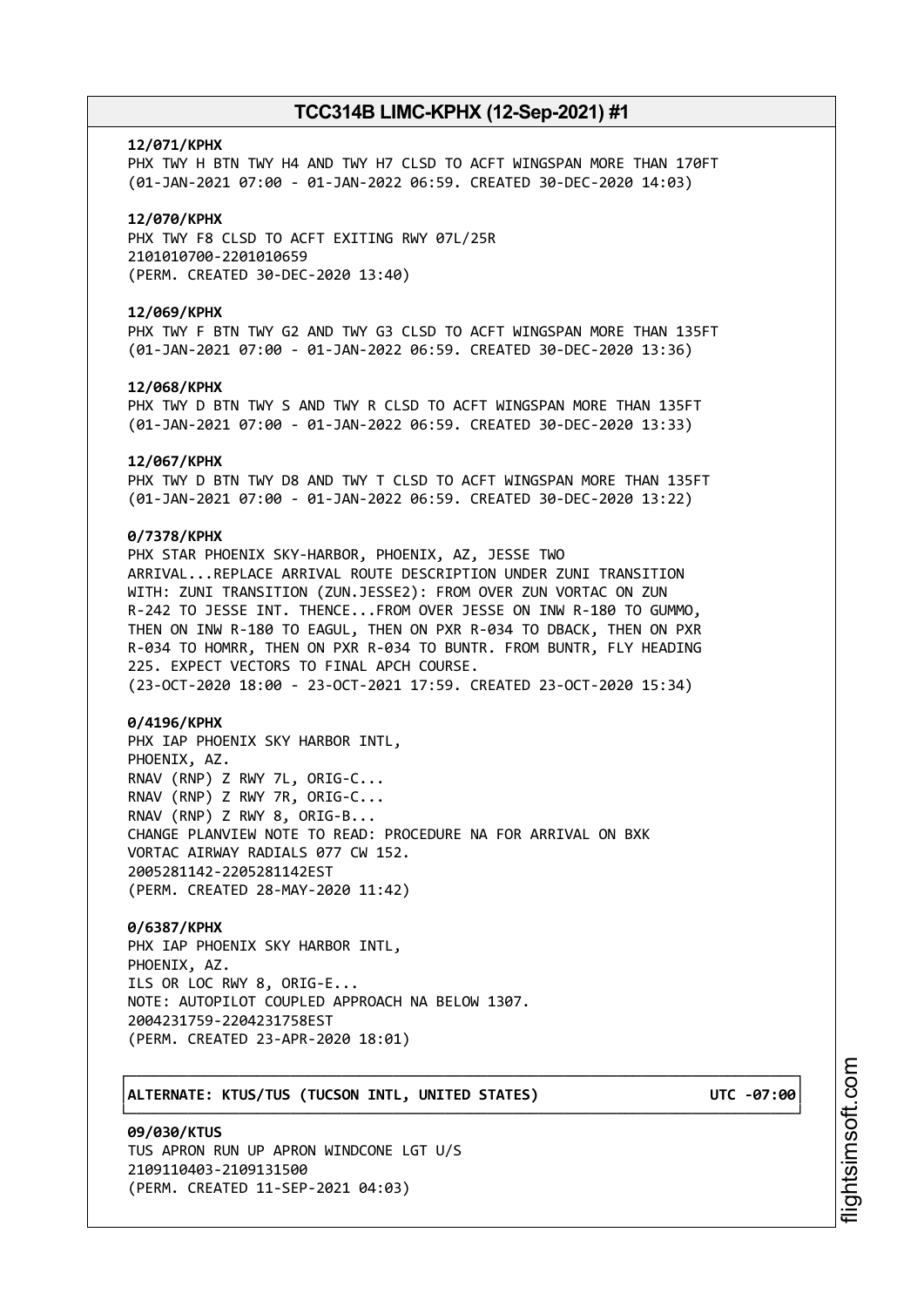**12/071/KPHX**
PHX TWY H BTN TWY H4 AND TWY H7 CLSD TO ACFT WINGSPAN MORE THAN 170FT
(01-JAN-2021 07:00 - 01-JAN-2022 06:59. CREATED 30-DEC-2020 14:03)

**12/070/KPHX**
PHX TWY F8 CLSD TO ACFT EXITING RWY 07L/25R
2101010700-2201010659
(PERM. CREATED 30-DEC-2020 13:40)

**12/069/KPHX**
PHX TWY F BTN TWY G2 AND TWY G3 CLSD TO ACFT WINGSPAN MORE THAN 135FT
(01-JAN-2021 07:00 - 01-JAN-2022 06:59. CREATED 30-DEC-2020 13:36)

**12/068/KPHX**
PHX TWY D BTN TWY S AND TWY R CLSD TO ACFT WINGSPAN MORE THAN 135FT
(01-JAN-2021 07:00 - 01-JAN-2022 06:59. CREATED 30-DEC-2020 13:33)

**12/067/KPHX**
PHX TWY D BTN TWY D8 AND TWY T CLSD TO ACFT WINGSPAN MORE THAN 135FT
(01-JAN-2021 07:00 - 01-JAN-2022 06:59. CREATED 30-DEC-2020 13:22)

**0/7378/KPHX**
PHX STAR PHOENIX SKY-HARBOR, PHOENIX, AZ, JESSE TWO
ARRIVAL...REPLACE ARRIVAL ROUTE DESCRIPTION UNDER ZUNI TRANSITION
WITH: ZUNI TRANSITION (ZUN.JESSE2): FROM OVER ZUN VORTAC ON ZUN
R-242 TO JESSE INT. THENCE...FROM OVER JESSE ON INW R-180 TO GUMMO,
THEN ON INW R-180 TO EAGUL, THEN ON PXR R-034 TO DBACK, THEN ON PXR
R-034 TO HOMRR, THEN ON PXR R-034 TO BUNTR. FROM BUNTR, FLY HEADING
225. EXPECT VECTORS TO FINAL APCH COURSE.
(23-OCT-2020 18:00 - 23-OCT-2021 17:59. CREATED 23-OCT-2020 15:34)

**0/4196/KPHX**
PHX IAP PHOENIX SKY HARBOR INTL,
PHOENIX, AZ.
RNAV (RNP) Z RWY 7L, ORIG-C...
RNAV (RNP) Z RWY 7R, ORIG-C...
RNAV (RNP) Z RWY 8, ORIG-B...
CHANGE PLANVIEW NOTE TO READ: PROCEDURE NA FOR ARRIVAL ON BXK
VORTAC AIRWAY RADIALS 077 CW 152.
2005281142-2205281142EST
(PERM. CREATED 28-MAY-2020 11:42)

**0/6387/KPHX**
PHX IAP PHOENIX SKY HARBOR INTL,
PHOENIX, AZ.
ILS OR LOC RWY 8, ORIG-E...
NOTE: AUTOPILOT COUPLED APPROACH NA BELOW 1307.
2004231759-2204231758EST
(PERM. CREATED 23-APR-2020 18:01)

**ALTERNATE: KTUS/TUS (TUCSON INTL, UNITED STATES) UTC -07:00**

**09/030/KTUS**
TUS APRON RUN UP APRON WINDCONE LGT U/S
2109110403-2109131500
(PERM. CREATED 11-SEP-2021 04:03)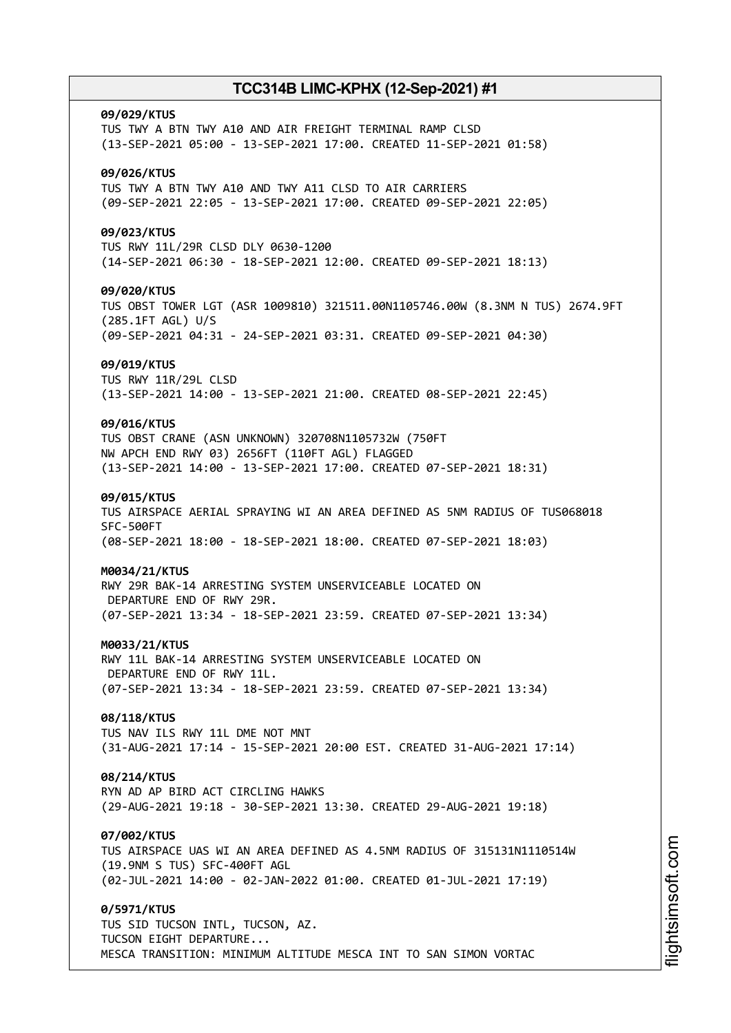**09/029/KTUS**
TUS TWY A BTN TWY A10 AND AIR FREIGHT TERMINAL RAMP CLSD
(13-SEP-2021 05:00 - 13-SEP-2021 17:00. CREATED 11-SEP-2021 01:58)

**09/026/KTUS**
TUS TWY A BTN TWY A10 AND TWY A11 CLSD TO AIR CARRIERS
(09-SEP-2021 22:05 - 13-SEP-2021 17:00. CREATED 09-SEP-2021 22:05)

**09/023/KTUS**
TUS RWY 11L/29R CLSD DLY 0630-1200
(14-SEP-2021 06:30 - 18-SEP-2021 12:00. CREATED 09-SEP-2021 18:13)

**09/020/KTUS**
TUS OBST TOWER LGT (ASR 1009810) 321511.00N1105746.00W (8.3NM N TUS) 2674.9FT
(285.1FT AGL) U/S
(09-SEP-2021 04:31 - 24-SEP-2021 03:31. CREATED 09-SEP-2021 04:30)

**09/019/KTUS**
TUS RWY 11R/29L CLSD
(13-SEP-2021 14:00 - 13-SEP-2021 21:00. CREATED 08-SEP-2021 22:45)

**09/016/KTUS**
TUS OBST CRANE (ASN UNKNOWN) 320708N1105732W (750FT
NW APCH END RWY 03) 2656FT (110FT AGL) FLAGGED
(13-SEP-2021 14:00 - 13-SEP-2021 17:00. CREATED 07-SEP-2021 18:31)

**09/015/KTUS**
TUS AIRSPACE AERIAL SPRAYING WI AN AREA DEFINED AS 5NM RADIUS OF TUS068018
SFC-500FT
(08-SEP-2021 18:00 - 18-SEP-2021 18:00. CREATED 07-SEP-2021 18:03)

**M0034/21/KTUS**
RWY 29R BAK-14 ARRESTING SYSTEM UNSERVICEABLE LOCATED ON
DEPARTURE END OF RWY 29R.
(07-SEP-2021 13:34 - 18-SEP-2021 23:59. CREATED 07-SEP-2021 13:34)

**M0033/21/KTUS**
RWY 11L BAK-14 ARRESTING SYSTEM UNSERVICEABLE LOCATED ON
DEPARTURE END OF RWY 11L.
(07-SEP-2021 13:34 - 18-SEP-2021 23:59. CREATED 07-SEP-2021 13:34)

**08/118/KTUS**
TUS NAV ILS RWY 11L DME NOT MNT
(31-AUG-2021 17:14 - 15-SEP-2021 20:00 EST. CREATED 31-AUG-2021 17:14)

**08/214/KTUS**
RYN AD AP BIRD ACT CIRCLING HAWKS
(29-AUG-2021 19:18 - 30-SEP-2021 13:30. CREATED 29-AUG-2021 19:18)

**07/002/KTUS**
TUS AIRSPACE UAS WI AN AREA DEFINED AS 4.5NM RADIUS OF 315131N1110514W
(19.9NM S TUS) SFC-400FT AGL
(02-JUL-2021 14:00 - 02-JAN-2022 01:00. CREATED 01-JUL-2021 17:19)

**0/5971/KTUS**
TUS SID TUCSON INTL, TUCSON, AZ.
TUCSON EIGHT DEPARTURE...
MESCA TRANSITION: MINIMUM ALTITUDE MESCA INT TO SAN SIMON VORTAC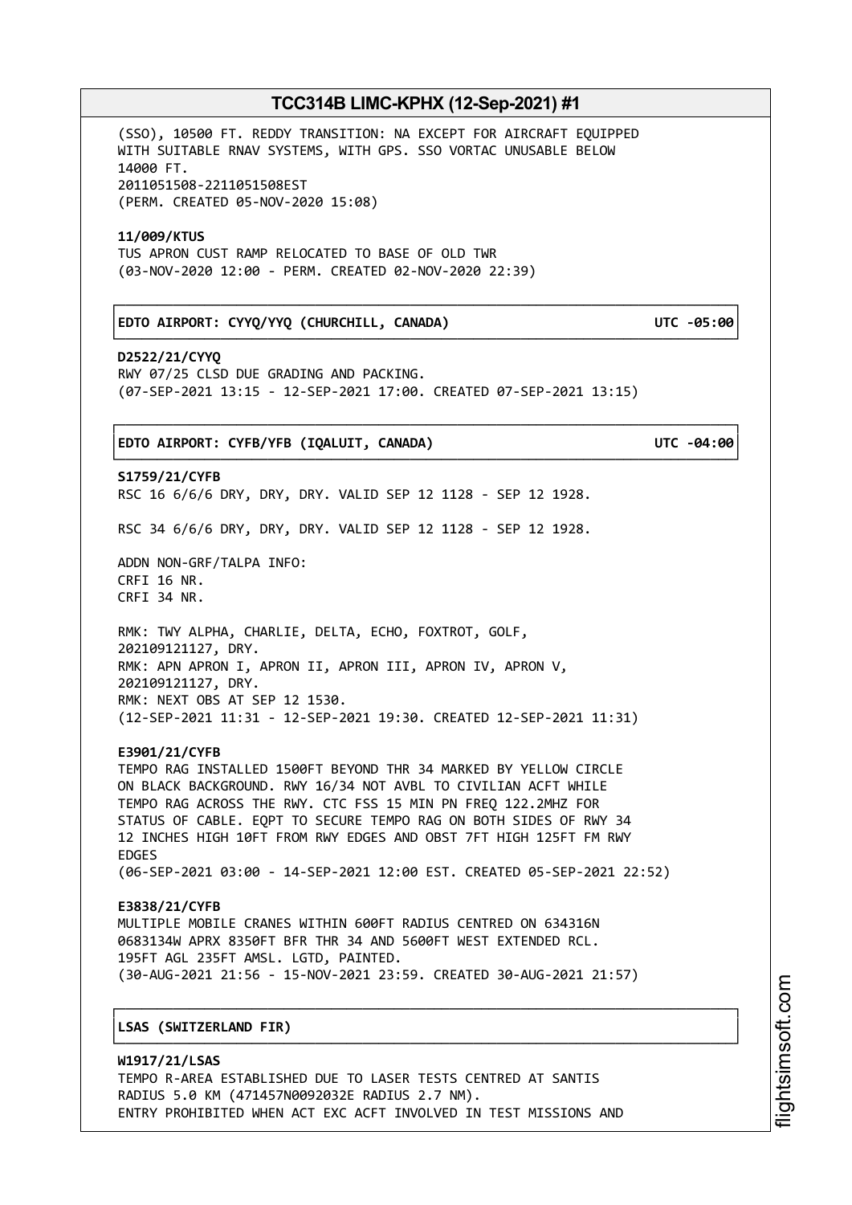(SSO), 10500 FT. REDDY TRANSITION: NA EXCEPT FOR AIRCRAFT EQUIPPED WITH SUITABLE RNAV SYSTEMS, WITH GPS. SSO VORTAC UNUSABLE BELOW 14000 FT.
2011051508-2211051508EST
(PERM. CREATED 05-NOV-2020 15:08)

**11/009/KTUS**
TUS APRON CUST RAMP RELOCATED TO BASE OF OLD TWR
(03-NOV-2020 12:00 - PERM. CREATED 02-NOV-2020 22:39)

**EDTO AIRPORT: CYYQ/YYQ (CHURCHILL, CANADA) UTC -05:00**

**D2522/21/CYYQ**
RWY 07/25 CLSD DUE GRADING AND PACKING.
(07-SEP-2021 13:15 - 12-SEP-2021 17:00. CREATED 07-SEP-2021 13:15)

**EDTO AIRPORT: CYFB/YFB (IQALUIT, CANADA) UTC -04:00**

**S1759/21/CYFB**
RSC 16 6/6/6 DRY, DRY, DRY. VALID SEP 12 1128 - SEP 12 1928.

RSC 34 6/6/6 DRY, DRY, DRY. VALID SEP 12 1128 - SEP 12 1928.

ADDN NON-GRF/TALPA INFO:
CRFI 16 NR.
CRFI 34 NR.

RMK: TWY ALPHA, CHARLIE, DELTA, ECHO, FOXTROT, GOLF, 202109121127, DRY.
RMK: APN APRON I, APRON II, APRON III, APRON IV, APRON V, 202109121127, DRY.
RMK: NEXT OBS AT SEP 12 1530.
(12-SEP-2021 11:31 - 12-SEP-2021 19:30. CREATED 12-SEP-2021 11:31)

**E3901/21/CYFB**
TEMPO RAG INSTALLED 1500FT BEYOND THR 34 MARKED BY YELLOW CIRCLE ON BLACK BACKGROUND. RWY 16/34 NOT AVBL TO CIVILIAN ACFT WHILE TEMPO RAG ACROSS THE RWY. CTC FSS 15 MIN PN FREQ 122.2MHZ FOR STATUS OF CABLE. EQPT TO SECURE TEMPO RAG ON BOTH SIDES OF RWY 34 12 INCHES HIGH 10FT FROM RWY EDGES AND OBST 7FT HIGH 125FT FM RWY EDGES
(06-SEP-2021 03:00 - 14-SEP-2021 12:00 EST. CREATED 05-SEP-2021 22:52)

**E3838/21/CYFB**
MULTIPLE MOBILE CRANES WITHIN 600FT RADIUS CENTRED ON 634316N 0683134W APRX 8350FT BFR THR 34 AND 5600FT WEST EXTENDED RCL. 195FT AGL 235FT AMSL. LGTD, PAINTED.
(30-AUG-2021 21:56 - 15-NOV-2021 23:59. CREATED 30-AUG-2021 21:57)

**LSAS (SWITZERLAND FIR)**

**W1917/21/LSAS**
TEMPO R-AREA ESTABLISHED DUE TO LASER TESTS CENTRED AT SANTIS RADIUS 5.0 KM (471457N0092032E RADIUS 2.7 NM).
ENTRY PROHIBITED WHEN ACT EXC ACFT INVOLVED IN TEST MISSIONS AND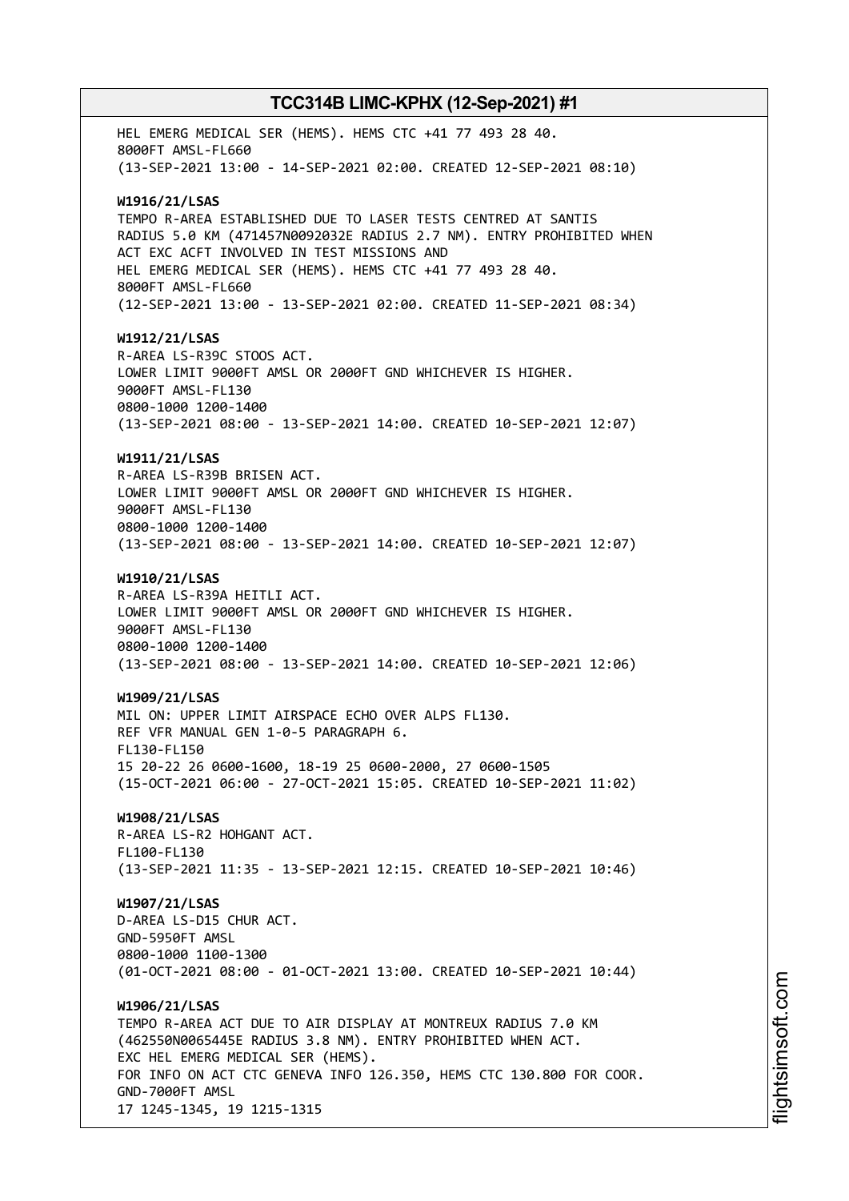HEL EMERG MEDICAL SER (HEMS). HEMS CTC +41 77 493 28 40.
8000FT AMSL-FL660
(13-SEP-2021 13:00 - 14-SEP-2021 02:00. CREATED 12-SEP-2021 08:10)

**W1916/21/LSAS**
TEMPO R-AREA ESTABLISHED DUE TO LASER TESTS CENTRED AT SANTIS
RADIUS 5.0 KM (471457N0092032E RADIUS 2.7 NM). ENTRY PROHIBITED WHEN
ACT EXC ACFT INVOLVED IN TEST MISSIONS AND
HEL EMERG MEDICAL SER (HEMS). HEMS CTC +41 77 493 28 40.
8000FT AMSL-FL660
(12-SEP-2021 13:00 - 13-SEP-2021 02:00. CREATED 11-SEP-2021 08:34)

**W1912/21/LSAS**
R-AREA LS-R39C STOOS ACT.
LOWER LIMIT 9000FT AMSL OR 2000FT GND WHICHEVER IS HIGHER.
9000FT AMSL-FL130
0800-1000 1200-1400
(13-SEP-2021 08:00 - 13-SEP-2021 14:00. CREATED 10-SEP-2021 12:07)

**W1911/21/LSAS**
R-AREA LS-R39B BRISEN ACT.
LOWER LIMIT 9000FT AMSL OR 2000FT GND WHICHEVER IS HIGHER.
9000FT AMSL-FL130
0800-1000 1200-1400
(13-SEP-2021 08:00 - 13-SEP-2021 14:00. CREATED 10-SEP-2021 12:07)

**W1910/21/LSAS**
R-AREA LS-R39A HEITLI ACT.
LOWER LIMIT 9000FT AMSL OR 2000FT GND WHICHEVER IS HIGHER.
9000FT AMSL-FL130
0800-1000 1200-1400
(13-SEP-2021 08:00 - 13-SEP-2021 14:00. CREATED 10-SEP-2021 12:06)

**W1909/21/LSAS**
MIL ON: UPPER LIMIT AIRSPACE ECHO OVER ALPS FL130.
REF VFR MANUAL GEN 1-0-5 PARAGRAPH 6.
FL130-FL150
15 20-22 26 0600-1600, 18-19 25 0600-2000, 27 0600-1505
(15-OCT-2021 06:00 - 27-OCT-2021 15:05. CREATED 10-SEP-2021 11:02)

**W1908/21/LSAS**
R-AREA LS-R2 HOHGANT ACT.
FL100-FL130
(13-SEP-2021 11:35 - 13-SEP-2021 12:15. CREATED 10-SEP-2021 10:46)

**W1907/21/LSAS**
D-AREA LS-D15 CHUR ACT.
GND-5950FT AMSL
0800-1000 1100-1300
(01-OCT-2021 08:00 - 01-OCT-2021 13:00. CREATED 10-SEP-2021 10:44)

**W1906/21/LSAS**
TEMPO R-AREA ACT DUE TO AIR DISPLAY AT MONTREUX RADIUS 7.0 KM
(462550N0065445E RADIUS 3.8 NM). ENTRY PROHIBITED WHEN ACT.
EXC HEL EMERG MEDICAL SER (HEMS).
FOR INFO ON ACT CTC GENEVA INFO 126.350, HEMS CTC 130.800 FOR COOR.
GND-7000FT AMSL
17 1245-1345, 19 1215-1315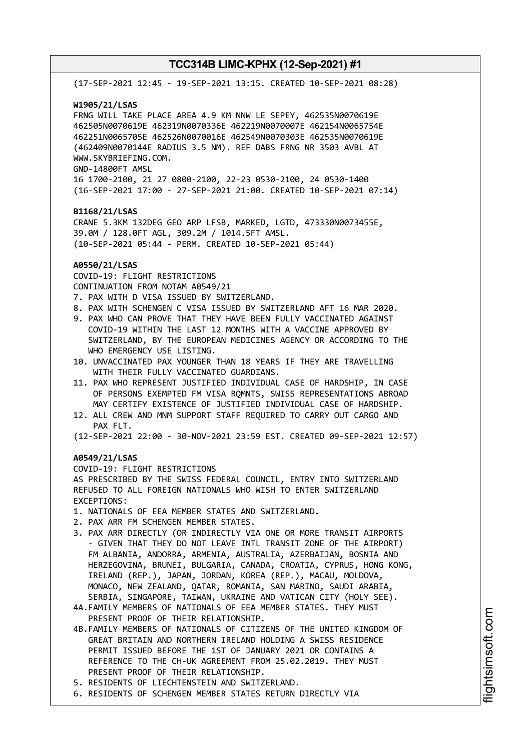(17-SEP-2021 12:45 - 19-SEP-2021 13:15. CREATED 10-SEP-2021 08:28)

**W1905/21/LSAS**
FRNG WILL TAKE PLACE AREA 4.9 KM NNW LE SEPEY, 462535N0070619E 462505N0070619E 462319N0070336E 462219N0070007E 462154N0065754E 462251N0065705E 462526N0070016E 462549N0070303E 462535N0070619E (462409N0070144E RADIUS 3.5 NM). REF DABS FRNG NR 3503 AVBL AT WWW.SKYBRIEFING.COM.
GND-14800FT AMSL
16 1700-2100, 21 27 0800-2100, 22-23 0530-2100, 24 0530-1400
(16-SEP-2021 17:00 - 27-SEP-2021 21:00. CREATED 10-SEP-2021 07:14)

**B1168/21/LSAS**
CRANE 5.3KM 132DEG GEO ARP LFSB, MARKED, LGTD, 473330N0073455E, 39.0M / 128.0FT AGL, 309.2M / 1014.5FT AMSL.
(10-SEP-2021 05:44 - PERM. CREATED 10-SEP-2021 05:44)

**A0550/21/LSAS**
COVID-19: FLIGHT RESTRICTIONS
CONTINUATION FROM NOTAM A0549/21
7. PAX WITH D VISA ISSUED BY SWITZERLAND.
8. PAX WITH SCHENGEN C VISA ISSUED BY SWITZERLAND AFT 16 MAR 2020.
9. PAX WHO CAN PROVE THAT THEY HAVE BEEN FULLY VACCINATED AGAINST COVID-19 WITHIN THE LAST 12 MONTHS WITH A VACCINE APPROVED BY SWITZERLAND, BY THE EUROPEAN MEDICINES AGENCY OR ACCORDING TO THE WHO EMERGENCY USE LISTING.
10. UNVACCINATED PAX YOUNGER THAN 18 YEARS IF THEY ARE TRAVELLING WITH THEIR FULLY VACCINATED GUARDIANS.
11. PAX WHO REPRESENT JUSTIFIED INDIVIDUAL CASE OF HARDSHIP, IN CASE OF PERSONS EXEMPTED FM VISA RQMNTS, SWISS REPRESENTATIONS ABROAD MAY CERTIFY EXISTENCE OF JUSTIFIED INDIVIDUAL CASE OF HARDSHIP.
12. ALL CREW AND MNM SUPPORT STAFF REQUIRED TO CARRY OUT CARGO AND PAX FLT.

(12-SEP-2021 22:00 - 30-NOV-2021 23:59 EST. CREATED 09-SEP-2021 12:57)

**A0549/21/LSAS**
COVID-19: FLIGHT RESTRICTIONS
AS PRESCRIBED BY THE SWISS FEDERAL COUNCIL, ENTRY INTO SWITZERLAND REFUSED TO ALL FOREIGN NATIONALS WHO WISH TO ENTER SWITZERLAND
EXCEPTIONS:
1. NATIONALS OF EEA MEMBER STATES AND SWITZERLAND.
2. PAX ARR FM SCHENGEN MEMBER STATES.
3. PAX ARR DIRECTLY (OR INDIRECTLY VIA ONE OR MORE TRANSIT AIRPORTS - GIVEN THAT THEY DO NOT LEAVE INTL TRANSIT ZONE OF THE AIRPORT) FM ALBANIA, ANDORRA, ARMENIA, AUSTRALIA, AZERBAIJAN, BOSNIA AND HERZEGOVINA, BRUNEI, BULGARIA, CANADA, CROATIA, CYPRUS, HONG KONG, IRELAND (REP.), JAPAN, JORDAN, KOREA (REP.), MACAU, MOLDOVA, MONACO, NEW ZEALAND, QATAR, ROMANIA, SAN MARINO, SAUDI ARABIA, SERBIA, SINGAPORE, TAIWAN, UKRAINE AND VATICAN CITY (HOLY SEE).

4A. FAMILY MEMBERS OF NATIONALS OF EEA MEMBER STATES. THEY MUST PRESENT PROOF OF THEIR RELATIONSHIP.

4B. FAMILY MEMBERS OF NATIONALS OF CITIZENS OF THE UNITED KINGDOM OF GREAT BRITAIN AND NORTHERN IRELAND HOLDING A SWISS RESIDENCE PERMIT ISSUED BEFORE THE 1ST OF JANUARY 2021 OR CONTAINS A REFERENCE TO THE CH-UK AGREEMENT FROM 25.02.2019. THEY MUST PRESENT PROOF OF THEIR RELATIONSHIP.

5. RESIDENTS OF LIECHTENSTEIN AND SWITZERLAND.
6. RESIDENTS OF SCHENGEN MEMBER STATES RETURN DIRECTLY VIA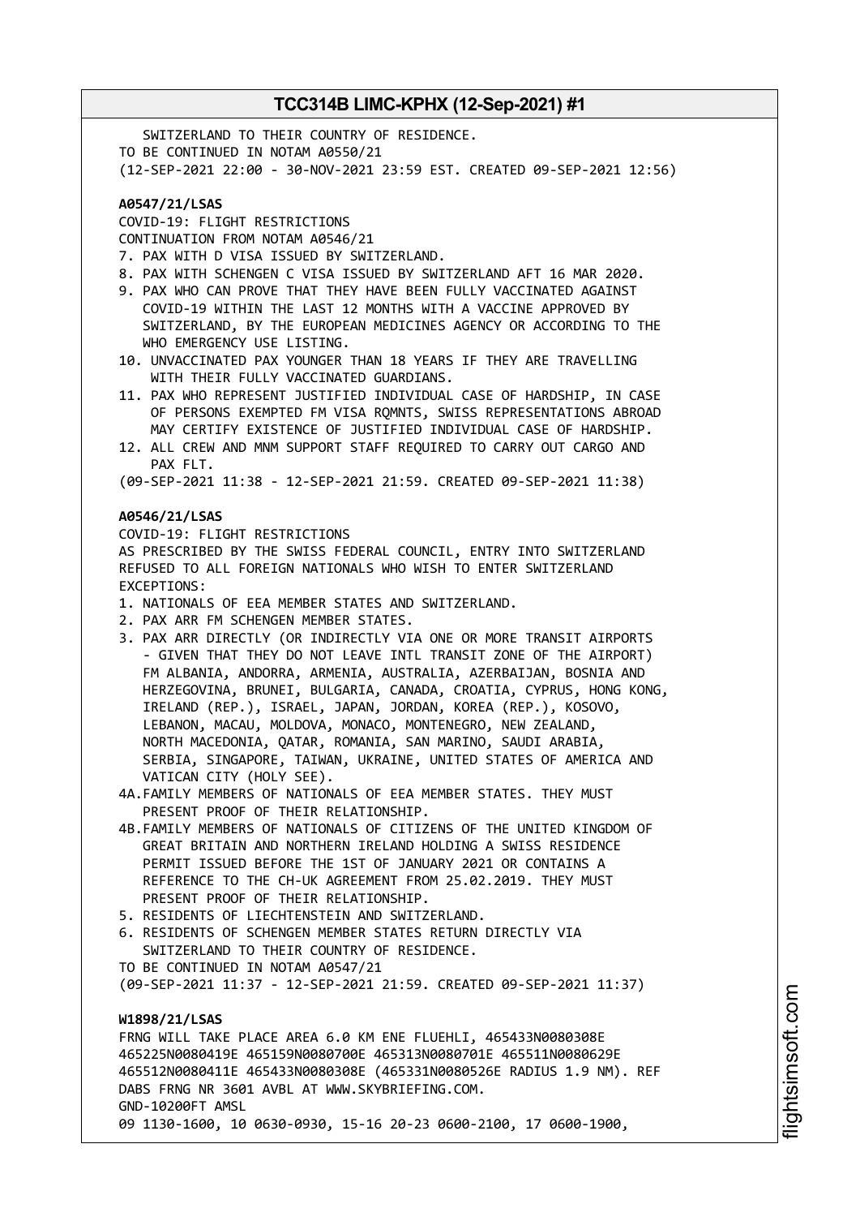SWITZERLAND TO THEIR COUNTRY OF RESIDENCE.
TO BE CONTINUED IN NOTAM A0550/21
(12-SEP-2021 22:00 - 30-NOV-2021 23:59 EST. CREATED 09-SEP-2021 12:56)

**A0547/21/LSAS**
COVID-19: FLIGHT RESTRICTIONS
CONTINUATION FROM NOTAM A0546/21
7. PAX WITH D VISA ISSUED BY SWITZERLAND.
8. PAX WITH SCHENGEN C VISA ISSUED BY SWITZERLAND AFT 16 MAR 2020.
9. PAX WHO CAN PROVE THAT THEY HAVE BEEN FULLY VACCINATED AGAINST COVID-19 WITHIN THE LAST 12 MONTHS WITH A VACCINE APPROVED BY SWITZERLAND, BY THE EUROPEAN MEDICINES AGENCY OR ACCORDING TO THE WHO EMERGENCY USE LISTING.
10. UNVACCINATED PAX YOUNGER THAN 18 YEARS IF THEY ARE TRAVELLING WITH THEIR FULLY VACCINATED GUARDIANS.
11. PAX WHO REPRESENT JUSTIFIED INDIVIDUAL CASE OF HARDSHIP, IN CASE OF PERSONS EXEMPTED FM VISA RQMNTS, SWISS REPRESENTATIONS ABROAD MAY CERTIFY EXISTENCE OF JUSTIFIED INDIVIDUAL CASE OF HARDSHIP.
12. ALL CREW AND MNM SUPPORT STAFF REQUIRED TO CARRY OUT CARGO AND PAX FLT.

(09-SEP-2021 11:38 - 12-SEP-2021 21:59. CREATED 09-SEP-2021 11:38)

**A0546/21/LSAS**
COVID-19: FLIGHT RESTRICTIONS
AS PRESCRIBED BY THE SWISS FEDERAL COUNCIL, ENTRY INTO SWITZERLAND REFUSED TO ALL FOREIGN NATIONALS WHO WISH TO ENTER SWITZERLAND
EXCEPTIONS:
1. NATIONALS OF EEA MEMBER STATES AND SWITZERLAND.
2. PAX ARR FM SCHENGEN MEMBER STATES.
3. PAX ARR DIRECTLY (OR INDIRECTLY VIA ONE OR MORE TRANSIT AIRPORTS - GIVEN THAT THEY DO NOT LEAVE INTL TRANSIT ZONE OF THE AIRPORT) FM ALBANIA, ANDORRA, ARMENIA, AUSTRALIA, AZERBAIJAN, BOSNIA AND HERZEGOVINA, BRUNEI, BULGARIA, CANADA, CROATIA, CYPRUS, HONG KONG, IRELAND (REP.), ISRAEL, JAPAN, JORDAN, KOREA (REP.), KOSOVO, LEBANON, MACAU, MOLDOVA, MONACO, MONTENEGRO, NEW ZEALAND, NORTH MACEDONIA, QATAR, ROMANIA, SAN MARINO, SAUDI ARABIA, SERBIA, SINGAPORE, TAIWAN, UKRAINE, UNITED STATES OF AMERICA AND VATICAN CITY (HOLY SEE).

4A.FAMILY MEMBERS OF NATIONALS OF EEA MEMBER STATES. THEY MUST PRESENT PROOF OF THEIR RELATIONSHIP.

4B.FAMILY MEMBERS OF NATIONALS OF CITIZENS OF THE UNITED KINGDOM OF GREAT BRITAIN AND NORTHERN IRELAND HOLDING A SWISS RESIDENCE PERMIT ISSUED BEFORE THE 1ST OF JANUARY 2021 OR CONTAINS A REFERENCE TO THE CH-UK AGREEMENT FROM 25.02.2019. THEY MUST PRESENT PROOF OF THEIR RELATIONSHIP.

5. RESIDENTS OF LIECHTENSTEIN AND SWITZERLAND.
6. RESIDENTS OF SCHENGEN MEMBER STATES RETURN DIRECTLY VIA SWITZERLAND TO THEIR COUNTRY OF RESIDENCE.

TO BE CONTINUED IN NOTAM A0547/21
(09-SEP-2021 11:37 - 12-SEP-2021 21:59. CREATED 09-SEP-2021 11:37)

**W1898/21/LSAS**
FRNG WILL TAKE PLACE AREA 6.0 KM ENE FLUEHLI, 465433N0080308E 465225N0080419E 465159N0080700E 465313N0080701E 465511N0080629E 465512N0080411E 465433N0080308E (465331N0080526E RADIUS 1.9 NM). REF DABS FRNG NR 3601 AVBL AT WWW.SKYBRIEFING.COM.
GND-10200FT AMSL
09 1130-1600, 10 0630-0930, 15-16 20-23 0600-2100, 17 0600-1900,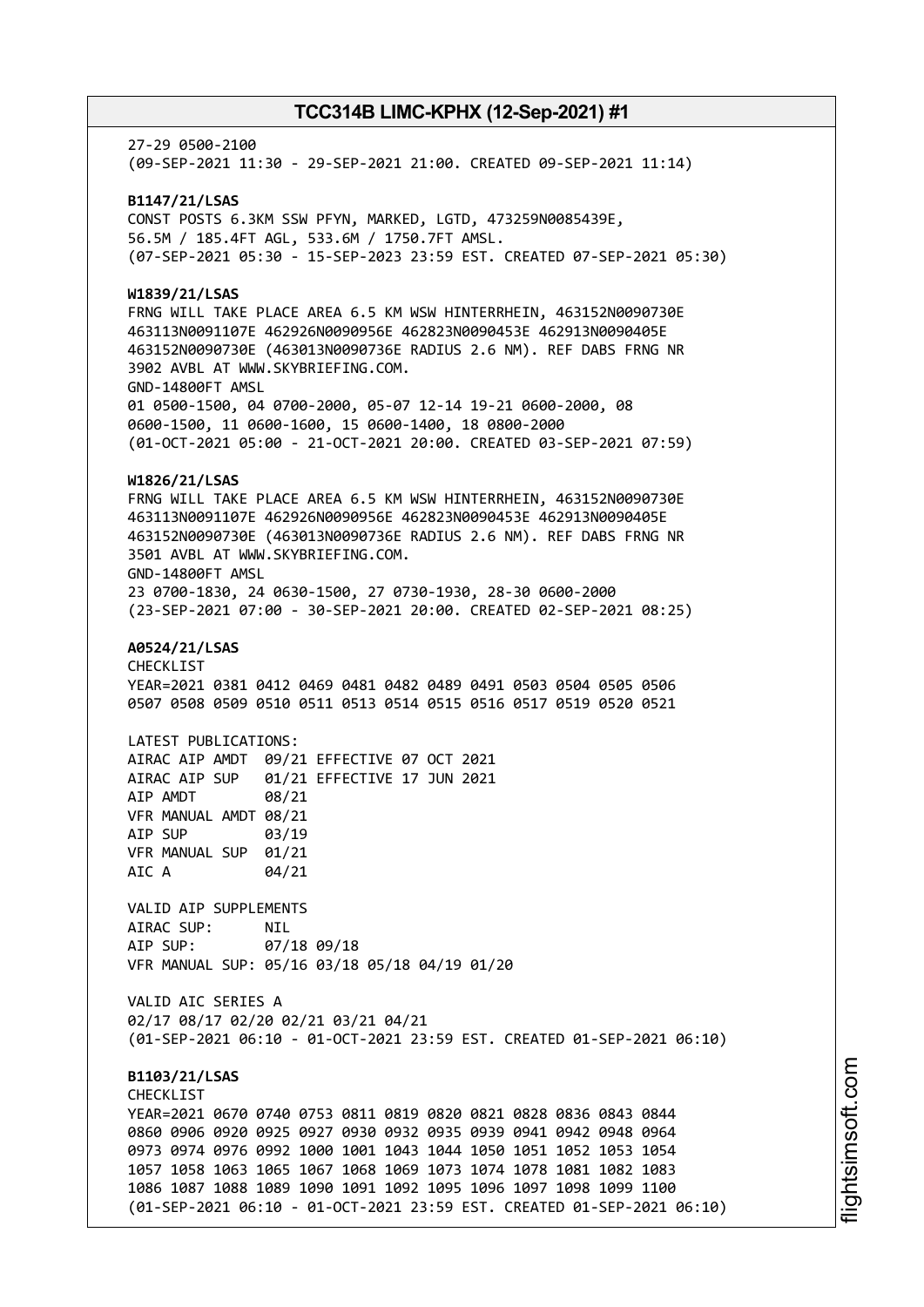27-29 0500-2100
(09-SEP-2021 11:30 - 29-SEP-2021 21:00. CREATED 09-SEP-2021 11:14)

**B1147/21/LSAS**
CONST POSTS 6.3KM SSW PFYN, MARKED, LGTD, 473259N0085439E,
56.5M / 185.4FT AGL, 533.6M / 1750.7FT AMSL.
(07-SEP-2021 05:30 - 15-SEP-2023 23:59 EST. CREATED 07-SEP-2021 05:30)

**W1839/21/LSAS**
FRNG WILL TAKE PLACE AREA 6.5 KM WSW HINTERRHEIN, 463152N0090730E
463113N0091107E 462926N0090956E 462823N0090453E 462913N0090405E
463152N0090730E (463013N0090736E RADIUS 2.6 NM). REF DABS FRNG NR
3902 AVBL AT WWW.SKYBRIEFING.COM.
GND-14800FT AMSL
01 0500-1500, 04 0700-2000, 05-07 12-14 19-21 0600-2000, 08
0600-1500, 11 0600-1600, 15 0600-1400, 18 0800-2000
(01-OCT-2021 05:00 - 21-OCT-2021 20:00. CREATED 03-SEP-2021 07:59)

**W1826/21/LSAS**
FRNG WILL TAKE PLACE AREA 6.5 KM WSW HINTERRHEIN, 463152N0090730E
463113N0091107E 462926N0090956E 462823N0090453E 462913N0090405E
463152N0090730E (463013N0090736E RADIUS 2.6 NM). REF DABS FRNG NR
3501 AVBL AT WWW.SKYBRIEFING.COM.
GND-14800FT AMSL
23 0700-1830, 24 0630-1500, 27 0730-1930, 28-30 0600-2000
(23-SEP-2021 07:00 - 30-SEP-2021 20:00. CREATED 02-SEP-2021 08:25)

**A0524/21/LSAS**
CHECKLIST
YEAR=2021 0381 0412 0469 0481 0482 0489 0491 0503 0504 0505 0506
0507 0508 0509 0510 0511 0513 0514 0515 0516 0517 0519 0520 0521

LATEST PUBLICATIONS:
AIRAC AIP AMDT 09/21 EFFECTIVE 07 OCT 2021
AIRAC AIP SUP 01/21 EFFECTIVE 17 JUN 2021
AIP AMDT 08/21
VFR MANUAL AMDT 08/21
AIP SUP 03/19
VFR MANUAL SUP 01/21
AIC A 04/21

VALID AIP SUPPLEMENTS
AIRAC SUP: NIL
AIP SUP: 07/18 09/18
VFR MANUAL SUP: 05/16 03/18 05/18 04/19 01/20

VALID AIC SERIES A
02/17 08/17 02/20 02/21 03/21 04/21
(01-SEP-2021 06:10 - 01-OCT-2021 23:59 EST. CREATED 01-SEP-2021 06:10)

**B1103/21/LSAS**
CHECKLIST
YEAR=2021 0670 0740 0753 0811 0819 0820 0821 0828 0836 0843 0844
0860 0906 0920 0925 0927 0930 0932 0935 0939 0941 0942 0948 0964
0973 0974 0976 0992 1000 1001 1043 1044 1050 1051 1052 1053 1054
1057 1058 1063 1065 1067 1068 1069 1073 1074 1078 1081 1082 1083
1086 1087 1088 1089 1090 1091 1092 1095 1096 1097 1098 1099 1100
(01-SEP-2021 06:10 - 01-OCT-2021 23:59 EST. CREATED 01-SEP-2021 06:10)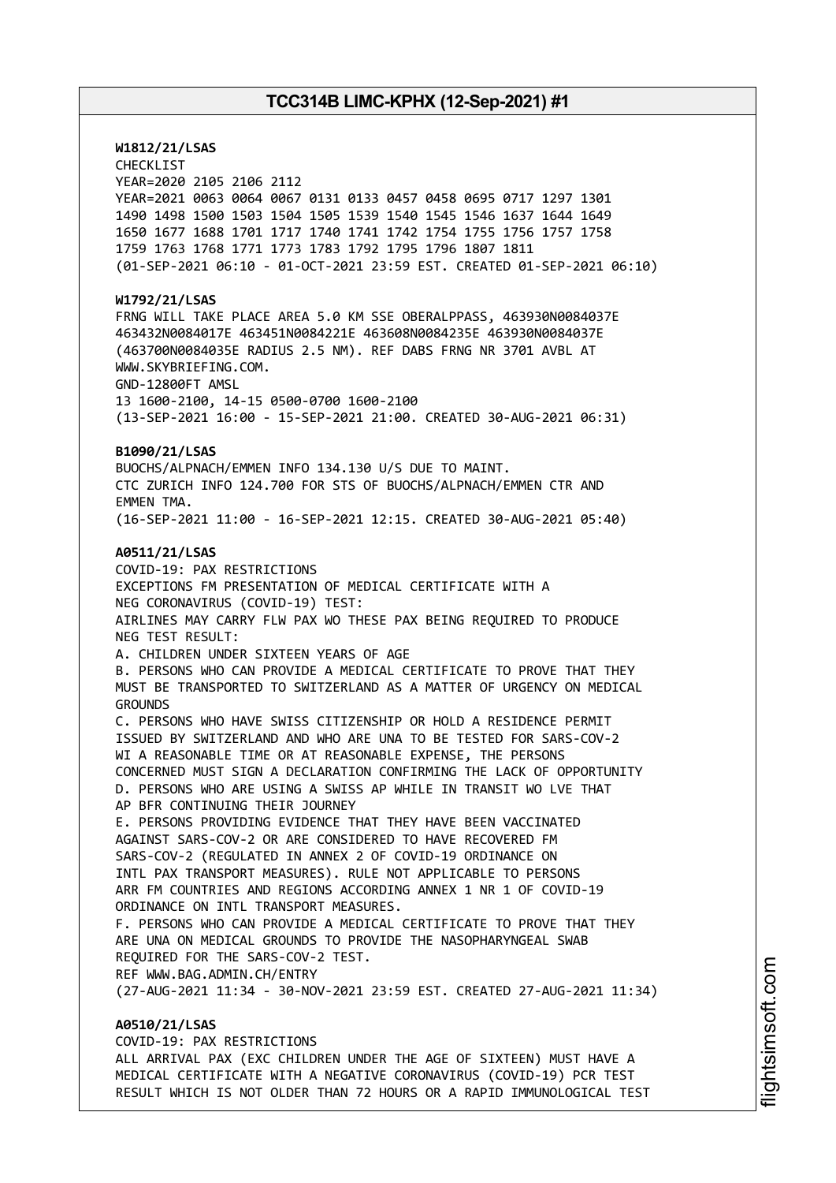**W1812/21/LSAS**
CHECKLIST
YEAR=2020 2105 2106 2112
YEAR=2021 0063 0064 0067 0131 0133 0457 0458 0695 0717 1297 1301
1490 1498 1500 1503 1504 1505 1539 1540 1545 1546 1637 1644 1649
1650 1677 1688 1701 1717 1740 1741 1742 1754 1755 1756 1757 1758
1759 1763 1768 1771 1773 1783 1792 1795 1796 1807 1811
(01-SEP-2021 06:10 - 01-OCT-2021 23:59 EST. CREATED 01-SEP-2021 06:10)

**W1792/21/LSAS**
FRNG WILL TAKE PLACE AREA 5.0 KM SSE OBERALPPASS, 463930N0084037E
463432N0084017E 463451N0084221E 463608N0084235E 463930N0084037E
(463700N0084035E RADIUS 2.5 NM). REF DABS FRNG NR 3701 AVBL AT
WWW.SKYBRIEFING.COM.
GND-12800FT AMSL
13 1600-2100, 14-15 0500-0700 1600-2100
(13-SEP-2021 16:00 - 15-SEP-2021 21:00. CREATED 30-AUG-2021 06:31)

**B1090/21/LSAS**
BUOCHS/ALPNACH/EMMEN INFO 134.130 U/S DUE TO MAINT.
CTC ZURICH INFO 124.700 FOR STS OF BUOCHS/ALPNACH/EMMEN CTR AND
EMMEN TMA.
(16-SEP-2021 11:00 - 16-SEP-2021 12:15. CREATED 30-AUG-2021 05:40)

**A0511/21/LSAS**
COVID-19: PAX RESTRICTIONS
EXCEPTIONS FM PRESENTATION OF MEDICAL CERTIFICATE WITH A
NEG CORONAVIRUS (COVID-19) TEST:
AIRLINES MAY CARRY FLW PAX WO THESE PAX BEING REQUIRED TO PRODUCE
NEG TEST RESULT:
A. CHILDREN UNDER SIXTEEN YEARS OF AGE
B. PERSONS WHO CAN PROVIDE A MEDICAL CERTIFICATE TO PROVE THAT THEY
MUST BE TRANSPORTED TO SWITZERLAND AS A MATTER OF URGENCY ON MEDICAL
GROUNDS
C. PERSONS WHO HAVE SWISS CITIZENSHIP OR HOLD A RESIDENCE PERMIT
ISSUED BY SWITZERLAND AND WHO ARE UNA TO BE TESTED FOR SARS-COV-2
WI A REASONABLE TIME OR AT REASONABLE EXPENSE, THE PERSONS
CONCERNED MUST SIGN A DECLARATION CONFIRMING THE LACK OF OPPORTUNITY
D. PERSONS WHO ARE USING A SWISS AP WHILE IN TRANSIT WO LVE THAT
AP BFR CONTINUING THEIR JOURNEY
E. PERSONS PROVIDING EVIDENCE THAT THEY HAVE BEEN VACCINATED
AGAINST SARS-COV-2 OR ARE CONSIDERED TO HAVE RECOVERED FM
SARS-COV-2 (REGULATED IN ANNEX 2 OF COVID-19 ORDINANCE ON
INTL PAX TRANSPORT MEASURES). RULE NOT APPLICABLE TO PERSONS
ARR FM COUNTRIES AND REGIONS ACCORDING ANNEX 1 NR 1 OF COVID-19
ORDINANCE ON INTL TRANSPORT MEASURES.
F. PERSONS WHO CAN PROVIDE A MEDICAL CERTIFICATE TO PROVE THAT THEY
ARE UNA ON MEDICAL GROUNDS TO PROVIDE THE NASOPHARYNGEAL SWAB
REQUIRED FOR THE SARS-COV-2 TEST.
REF WWW.BAG.ADMIN.CH/ENTRY
(27-AUG-2021 11:34 - 30-NOV-2021 23:59 EST. CREATED 27-AUG-2021 11:34)

**A0510/21/LSAS**
COVID-19: PAX RESTRICTIONS
ALL ARRIVAL PAX (EXC CHILDREN UNDER THE AGE OF SIXTEEN) MUST HAVE A
MEDICAL CERTIFICATE WITH A NEGATIVE CORONAVIRUS (COVID-19) PCR TEST
RESULT WHICH IS NOT OLDER THAN 72 HOURS OR A RAPID IMMUNOLOGICAL TEST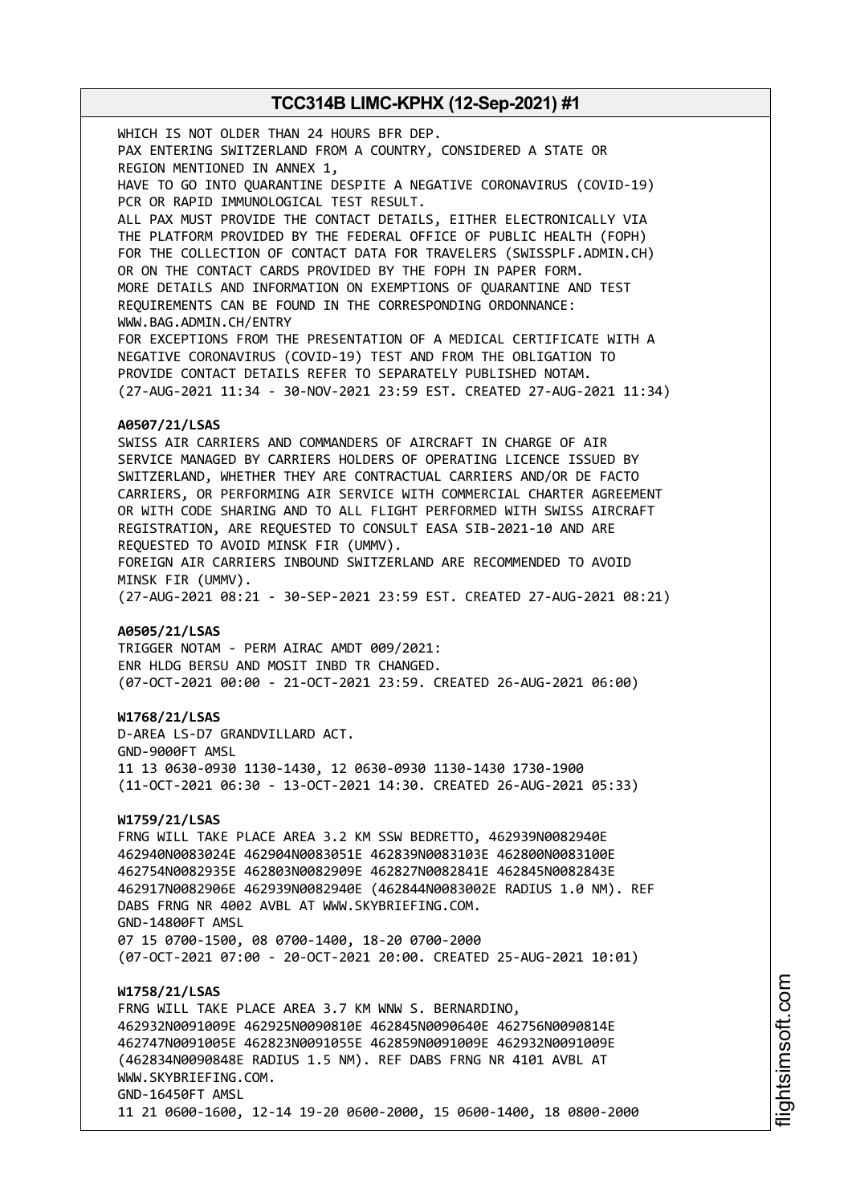WHICH IS NOT OLDER THAN 24 HOURS BFR DEP.
PAX ENTERING SWITZERLAND FROM A COUNTRY, CONSIDERED A STATE OR REGION MENTIONED IN ANNEX 1,
HAVE TO GO INTO QUARANTINE DESPITE A NEGATIVE CORONAVIRUS (COVID-19) PCR OR RAPID IMMUNOLOGICAL TEST RESULT.
ALL PAX MUST PROVIDE THE CONTACT DETAILS, EITHER ELECTRONICALLY VIA THE PLATFORM PROVIDED BY THE FEDERAL OFFICE OF PUBLIC HEALTH (FOPH) FOR THE COLLECTION OF CONTACT DATA FOR TRAVELERS (SWISSPLF.ADMIN.CH) OR ON THE CONTACT CARDS PROVIDED BY THE FOPH IN PAPER FORM.
MORE DETAILS AND INFORMATION ON EXEMPTIONS OF QUARANTINE AND TEST REQUIREMENTS CAN BE FOUND IN THE CORRESPONDING ORDONNANCE:
WWW.BAG.ADMIN.CH/ENTRY
FOR EXCEPTIONS FROM THE PRESENTATION OF A MEDICAL CERTIFICATE WITH A NEGATIVE CORONAVIRUS (COVID-19) TEST AND FROM THE OBLIGATION TO PROVIDE CONTACT DETAILS REFER TO SEPARATELY PUBLISHED NOTAM.
(27-AUG-2021 11:34 - 30-NOV-2021 23:59 EST. CREATED 27-AUG-2021 11:34)

**A0507/21/LSAS**
SWISS AIR CARRIERS AND COMMANDERS OF AIRCRAFT IN CHARGE OF AIR SERVICE MANAGED BY CARRIERS HOLDERS OF OPERATING LICENCE ISSUED BY SWITZERLAND, WHETHER THEY ARE CONTRACTUAL CARRIERS AND/OR DE FACTO CARRIERS, OR PERFORMING AIR SERVICE WITH COMMERCIAL CHARTER AGREEMENT OR WITH CODE SHARING AND TO ALL FLIGHT PERFORMED WITH SWISS AIRCRAFT REGISTRATION, ARE REQUESTED TO CONSULT EASA SIB-2021-10 AND ARE REQUESTED TO AVOID MINSK FIR (UMMV).
FOREIGN AIR CARRIERS INBOUND SWITZERLAND ARE RECOMMENDED TO AVOID MINSK FIR (UMMV).
(27-AUG-2021 08:21 - 30-SEP-2021 23:59 EST. CREATED 27-AUG-2021 08:21)

**A0505/21/LSAS**
TRIGGER NOTAM - PERM AIRAC AMDT 009/2021:
ENR HLDG BERSU AND MOSIT INBD TR CHANGED.
(07-OCT-2021 00:00 - 21-OCT-2021 23:59. CREATED 26-AUG-2021 06:00)

**W1768/21/LSAS**
D-AREA LS-D7 GRANDVILLARD ACT.
GND-9000FT AMSL
11 13 0630-0930 1130-1430, 12 0630-0930 1130-1430 1730-1900
(11-OCT-2021 06:30 - 13-OCT-2021 14:30. CREATED 26-AUG-2021 05:33)

**W1759/21/LSAS**
FRNG WILL TAKE PLACE AREA 3.2 KM SSW BEDRETTO, 462939N0082940E 462940N0083024E 462904N0083051E 462839N0083103E 462800N0083100E 462754N0082935E 462803N0082909E 462827N0082841E 462845N0082843E 462917N0082906E 462939N0082940E (462844N0083002E RADIUS 1.0 NM). REF DABS FRNG NR 4002 AVBL AT WWW.SKYBRIEFING.COM.
GND-14800FT AMSL
07 15 0700-1500, 08 0700-1400, 18-20 0700-2000
(07-OCT-2021 07:00 - 20-OCT-2021 20:00. CREATED 25-AUG-2021 10:01)

**W1758/21/LSAS**
FRNG WILL TAKE PLACE AREA 3.7 KM WNW S. BERNARDINO, 462932N0091009E 462925N0090810E 462845N0090640E 462756N0090814E 462747N0091005E 462823N0091055E 462859N0091009E 462932N0091009E (462834N0090848E RADIUS 1.5 NM). REF DABS FRNG NR 4101 AVBL AT WWW.SKYBRIEFING.COM.
GND-16450FT AMSL
11 21 0600-1600, 12-14 19-20 0600-2000, 15 0600-1400, 18 0800-2000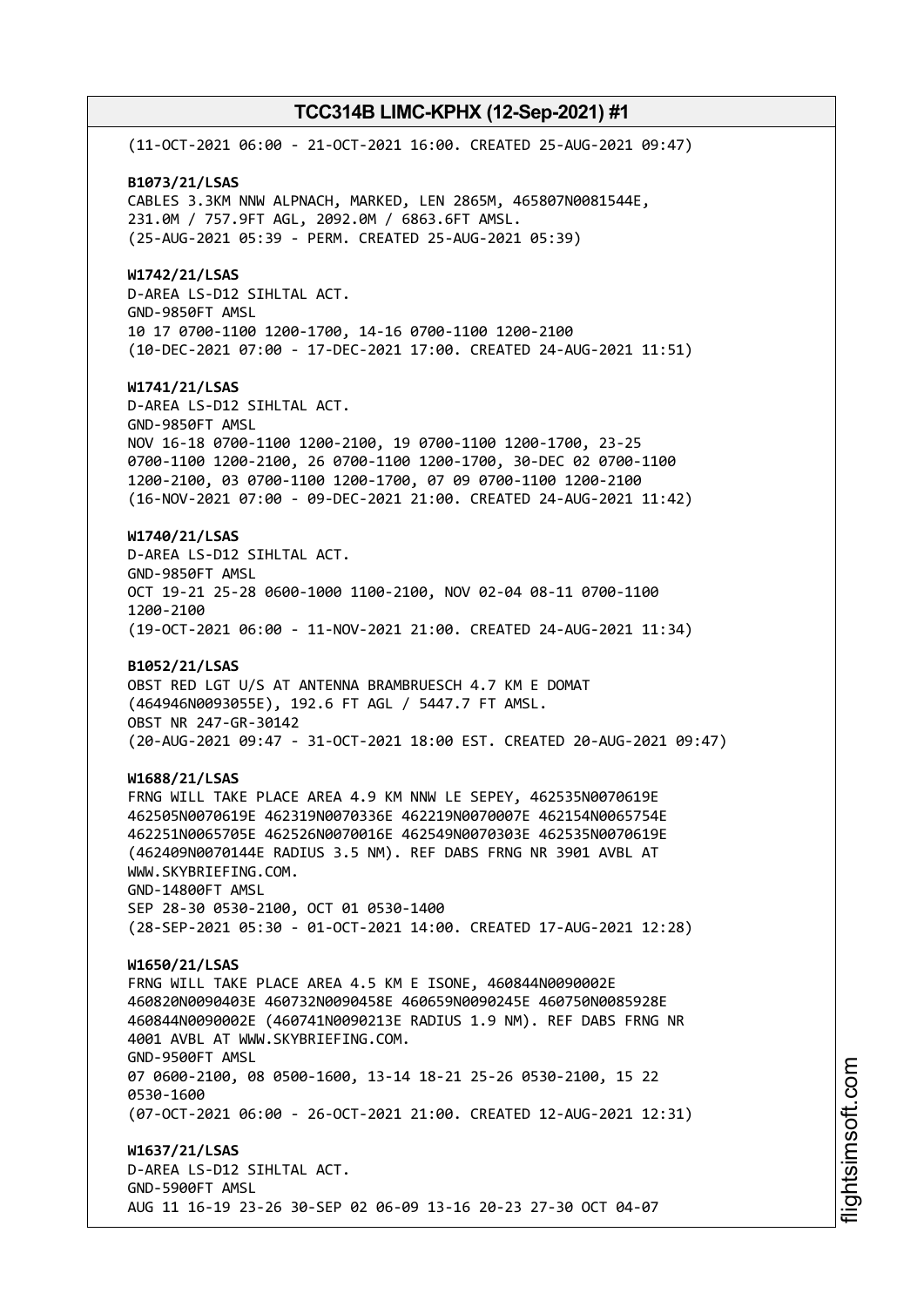(11-OCT-2021 06:00 - 21-OCT-2021 16:00. CREATED 25-AUG-2021 09:47)

**B1073/21/LSAS**
CABLES 3.3KM NNW ALPNACH, MARKED, LEN 2865M, 465807N0081544E, 231.0M / 757.9FT AGL, 2092.0M / 6863.6FT AMSL.
(25-AUG-2021 05:39 - PERM. CREATED 25-AUG-2021 05:39)

**W1742/21/LSAS**
D-AREA LS-D12 SIHLTAL ACT.
GND-9850FT AMSL
10 17 0700-1100 1200-1700, 14-16 0700-1100 1200-2100
(10-DEC-2021 07:00 - 17-DEC-2021 17:00. CREATED 24-AUG-2021 11:51)

**W1741/21/LSAS**
D-AREA LS-D12 SIHLTAL ACT.
GND-9850FT AMSL
NOV 16-18 0700-1100 1200-2100, 19 0700-1100 1200-1700, 23-25 0700-1100 1200-2100, 26 0700-1100 1200-1700, 30-DEC 02 0700-1100 1200-2100, 03 0700-1100 1200-1700, 07 09 0700-1100 1200-2100
(16-NOV-2021 07:00 - 09-DEC-2021 21:00. CREATED 24-AUG-2021 11:42)

**W1740/21/LSAS**
D-AREA LS-D12 SIHLTAL ACT.
GND-9850FT AMSL
OCT 19-21 25-28 0600-1000 1100-2100, NOV 02-04 08-11 0700-1100 1200-2100
(19-OCT-2021 06:00 - 11-NOV-2021 21:00. CREATED 24-AUG-2021 11:34)

**B1052/21/LSAS**
OBST RED LGT U/S AT ANTENNA BRAMBRUESCH 4.7 KM E DOMAT (464946N0093055E), 192.6 FT AGL / 5447.7 FT AMSL.
OBST NR 247-GR-30142
(20-AUG-2021 09:47 - 31-OCT-2021 18:00 EST. CREATED 20-AUG-2021 09:47)

**W1688/21/LSAS**
FRNG WILL TAKE PLACE AREA 4.9 KM NNW LE SEPEY, 462535N0070619E 462505N0070619E 462319N0070336E 462219N0070007E 462154N0065754E 462251N0065705E 462526N0070016E 462549N0070303E 462535N0070619E (462409N0070144E RADIUS 3.5 NM). REF DABS FRNG NR 3901 AVBL AT WWW.SKYBRIEFING.COM.
GND-14800FT AMSL
SEP 28-30 0530-2100, OCT 01 0530-1400
(28-SEP-2021 05:30 - 01-OCT-2021 14:00. CREATED 17-AUG-2021 12:28)

**W1650/21/LSAS**
FRNG WILL TAKE PLACE AREA 4.5 KM E ISONE, 460844N0090002E 460820N0090403E 460732N0090458E 460659N0090245E 460750N0085928E 460844N0090002E (460741N0090213E RADIUS 1.9 NM). REF DABS FRNG NR 4001 AVBL AT WWW.SKYBRIEFING.COM.
GND-9500FT AMSL
07 0600-2100, 08 0500-1600, 13-14 18-21 25-26 0530-2100, 15 22 0530-1600
(07-OCT-2021 06:00 - 26-OCT-2021 21:00. CREATED 12-AUG-2021 12:31)

**W1637/21/LSAS**
D-AREA LS-D12 SIHLTAL ACT.
GND-5900FT AMSL
AUG 11 16-19 23-26 30-SEP 02 06-09 13-16 20-23 27-30 OCT 04-07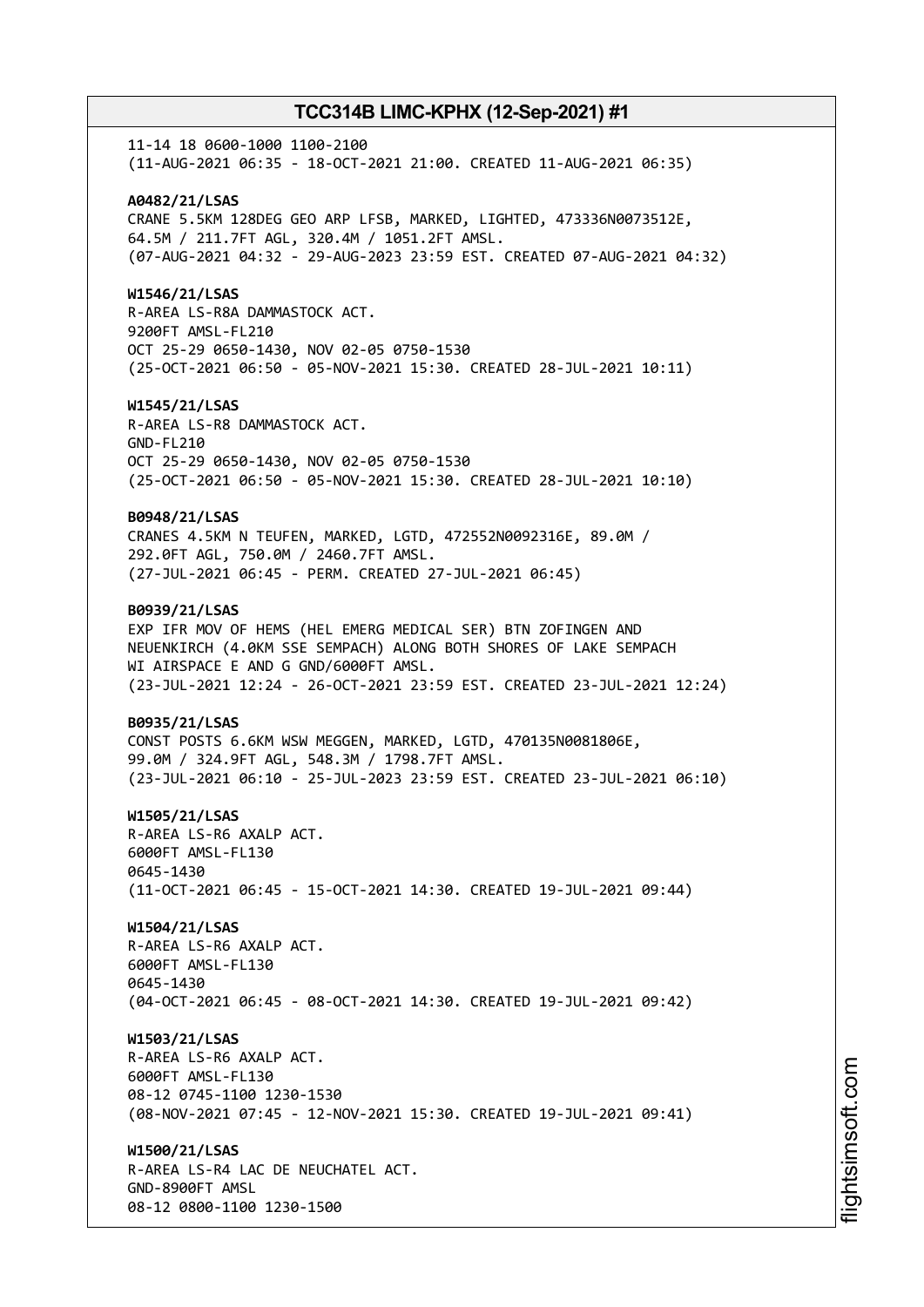11-14 18 0600-1000 1100-2100
(11-AUG-2021 06:35 - 18-OCT-2021 21:00. CREATED 11-AUG-2021 06:35)

**A0482/21/LSAS**
CRANE 5.5KM 128DEG GEO ARP LFSB, MARKED, LIGHTED, 473336N0073512E,
64.5M / 211.7FT AGL, 320.4M / 1051.2FT AMSL.
(07-AUG-2021 04:32 - 29-AUG-2023 23:59 EST. CREATED 07-AUG-2021 04:32)

**W1546/21/LSAS**
R-AREA LS-R8A DAMMASTOCK ACT.
9200FT AMSL-FL210
OCT 25-29 0650-1430, NOV 02-05 0750-1530
(25-OCT-2021 06:50 - 05-NOV-2021 15:30. CREATED 28-JUL-2021 10:11)

**W1545/21/LSAS**
R-AREA LS-R8 DAMMASTOCK ACT.
GND-FL210
OCT 25-29 0650-1430, NOV 02-05 0750-1530
(25-OCT-2021 06:50 - 05-NOV-2021 15:30. CREATED 28-JUL-2021 10:10)

**B0948/21/LSAS**
CRANES 4.5KM N TEUFEN, MARKED, LGTD, 472552N0092316E, 89.0M /
292.0FT AGL, 750.0M / 2460.7FT AMSL.
(27-JUL-2021 06:45 - PERM. CREATED 27-JUL-2021 06:45)

**B0939/21/LSAS**
EXP IFR MOV OF HEMS (HEL EMERG MEDICAL SER) BTN ZOFINGEN AND
NEUENKIRCH (4.0KM SSE SEMPACH) ALONG BOTH SHORES OF LAKE SEMPACH
WI AIRSPACE E AND G GND/6000FT AMSL.
(23-JUL-2021 12:24 - 26-OCT-2021 23:59 EST. CREATED 23-JUL-2021 12:24)

**B0935/21/LSAS**
CONST POSTS 6.6KM WSW MEGGEN, MARKED, LGTD, 470135N0081806E,
99.0M / 324.9FT AGL, 548.3M / 1798.7FT AMSL.
(23-JUL-2021 06:10 - 25-JUL-2023 23:59 EST. CREATED 23-JUL-2021 06:10)

**W1505/21/LSAS**
R-AREA LS-R6 AXALP ACT.
6000FT AMSL-FL130
0645-1430
(11-OCT-2021 06:45 - 15-OCT-2021 14:30. CREATED 19-JUL-2021 09:44)

**W1504/21/LSAS**
R-AREA LS-R6 AXALP ACT.
6000FT AMSL-FL130
0645-1430
(04-OCT-2021 06:45 - 08-OCT-2021 14:30. CREATED 19-JUL-2021 09:42)

**W1503/21/LSAS**
R-AREA LS-R6 AXALP ACT.
6000FT AMSL-FL130
08-12 0745-1100 1230-1530
(08-NOV-2021 07:45 - 12-NOV-2021 15:30. CREATED 19-JUL-2021 09:41)

**W1500/21/LSAS**
R-AREA LS-R4 LAC DE NEUCHATEL ACT.
GND-8900FT AMSL
08-12 0800-1100 1230-1500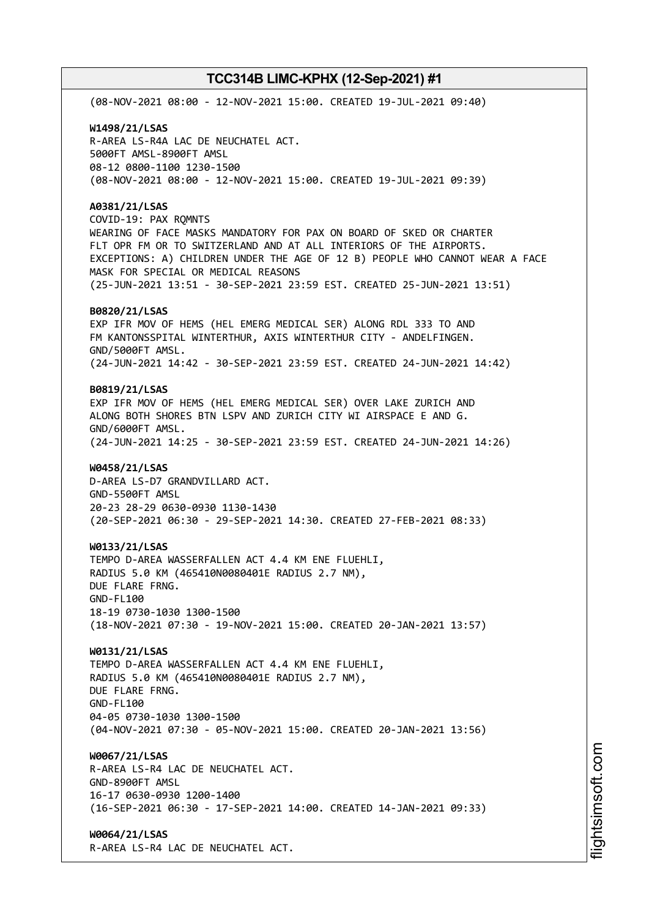(08-NOV-2021 08:00 - 12-NOV-2021 15:00. CREATED 19-JUL-2021 09:40)

**W1498/21/LSAS**
R-AREA LS-R4A LAC DE NEUCHATEL ACT.
5000FT AMSL-8900FT AMSL
08-12 0800-1100 1230-1500
(08-NOV-2021 08:00 - 12-NOV-2021 15:00. CREATED 19-JUL-2021 09:39)

**A0381/21/LSAS**
COVID-19: PAX RQMNTS
WEARING OF FACE MASKS MANDATORY FOR PAX ON BOARD OF SKED OR CHARTER
FLT OPR FM OR TO SWITZERLAND AND AT ALL INTERIORS OF THE AIRPORTS.
EXCEPTIONS: A) CHILDREN UNDER THE AGE OF 12 B) PEOPLE WHO CANNOT WEAR A FACE
MASK FOR SPECIAL OR MEDICAL REASONS
(25-JUN-2021 13:51 - 30-SEP-2021 23:59 EST. CREATED 25-JUN-2021 13:51)

**B0820/21/LSAS**
EXP IFR MOV OF HEMS (HEL EMERG MEDICAL SER) ALONG RDL 333 TO AND
FM KANTONSSPITAL WINTERTHUR, AXIS WINTERTHUR CITY - ANDELFINGEN.
GND/5000FT AMSL.
(24-JUN-2021 14:42 - 30-SEP-2021 23:59 EST. CREATED 24-JUN-2021 14:42)

**B0819/21/LSAS**
EXP IFR MOV OF HEMS (HEL EMERG MEDICAL SER) OVER LAKE ZURICH AND
ALONG BOTH SHORES BTN LSPV AND ZURICH CITY WI AIRSPACE E AND G.
GND/6000FT AMSL.
(24-JUN-2021 14:25 - 30-SEP-2021 23:59 EST. CREATED 24-JUN-2021 14:26)

**W0458/21/LSAS**
D-AREA LS-D7 GRANDVILLARD ACT.
GND-5500FT AMSL
20-23 28-29 0630-0930 1130-1430
(20-SEP-2021 06:30 - 29-SEP-2021 14:30. CREATED 27-FEB-2021 08:33)

**W0133/21/LSAS**
TEMPO D-AREA WASSERFALLEN ACT 4.4 KM ENE FLUEHLI,
RADIUS 5.0 KM (465410N0080401E RADIUS 2.7 NM),
DUE FLARE FRNG.
GND-FL100
18-19 0730-1030 1300-1500
(18-NOV-2021 07:30 - 19-NOV-2021 15:00. CREATED 20-JAN-2021 13:57)

**W0131/21/LSAS**
TEMPO D-AREA WASSERFALLEN ACT 4.4 KM ENE FLUEHLI,
RADIUS 5.0 KM (465410N0080401E RADIUS 2.7 NM),
DUE FLARE FRNG.
GND-FL100
04-05 0730-1030 1300-1500
(04-NOV-2021 07:30 - 05-NOV-2021 15:00. CREATED 20-JAN-2021 13:56)

**W0067/21/LSAS**
R-AREA LS-R4 LAC DE NEUCHATEL ACT.
GND-8900FT AMSL
16-17 0630-0930 1200-1400
(16-SEP-2021 06:30 - 17-SEP-2021 14:00. CREATED 14-JAN-2021 09:33)

**W0064/21/LSAS**
R-AREA LS-R4 LAC DE NEUCHATEL ACT.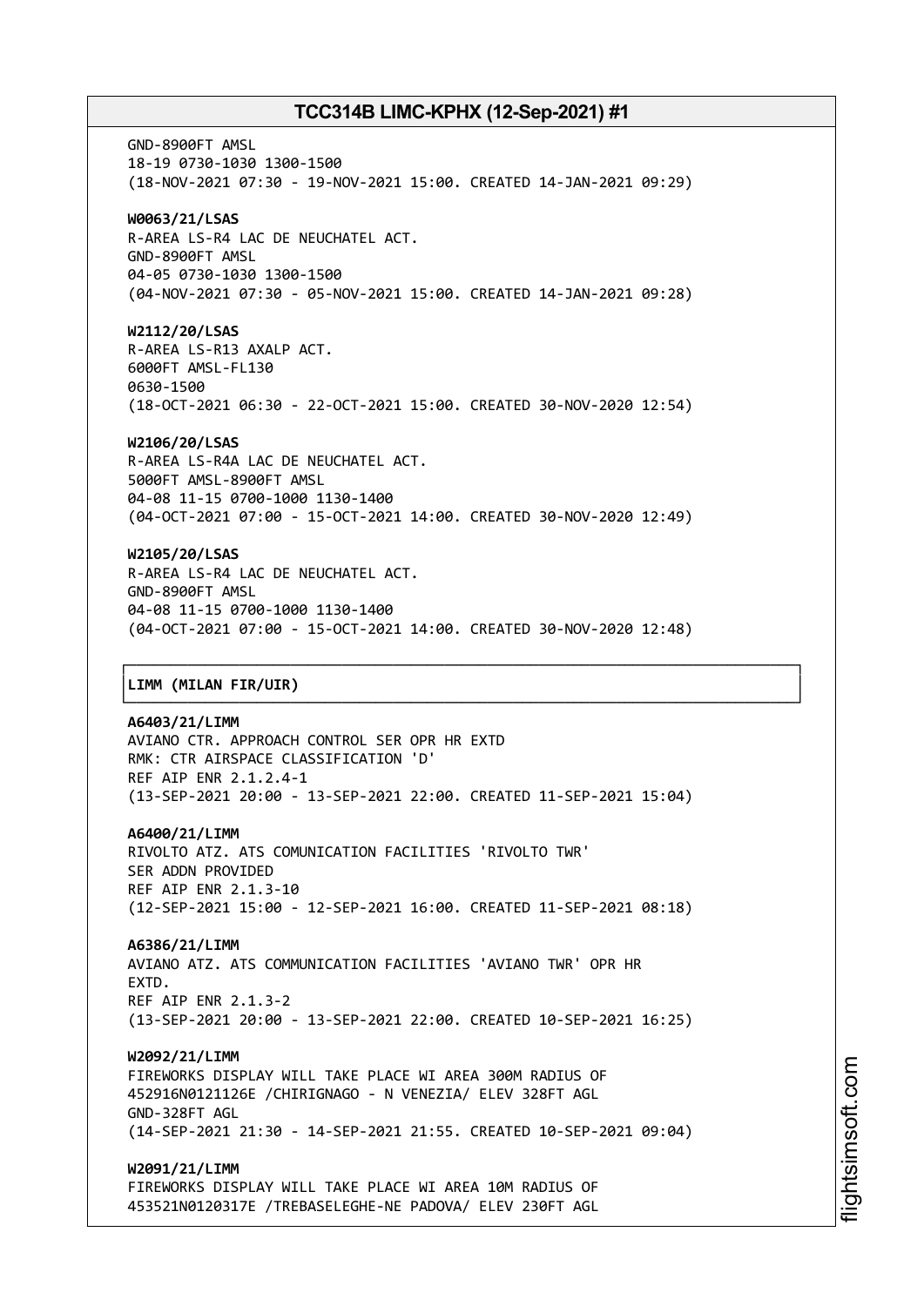GND-8900FT AMSL
18-19 0730-1030 1300-1500
(18-NOV-2021 07:30 - 19-NOV-2021 15:00. CREATED 14-JAN-2021 09:29)

**W0063/21/LSAS**
R-AREA LS-R4 LAC DE NEUCHATEL ACT.
GND-8900FT AMSL
04-05 0730-1030 1300-1500
(04-NOV-2021 07:30 - 05-NOV-2021 15:00. CREATED 14-JAN-2021 09:28)

**W2112/20/LSAS**
R-AREA LS-R13 AXALP ACT.
6000FT AMSL-FL130
0630-1500
(18-OCT-2021 06:30 - 22-OCT-2021 15:00. CREATED 30-NOV-2020 12:54)

**W2106/20/LSAS**
R-AREA LS-R4A LAC DE NEUCHATEL ACT.
5000FT AMSL-8900FT AMSL
04-08 11-15 0700-1000 1130-1400
(04-OCT-2021 07:00 - 15-OCT-2021 14:00. CREATED 30-NOV-2020 12:49)

**W2105/20/LSAS**
R-AREA LS-R4 LAC DE NEUCHATEL ACT.
GND-8900FT AMSL
04-08 11-15 0700-1000 1130-1400
(04-OCT-2021 07:00 - 15-OCT-2021 14:00. CREATED 30-NOV-2020 12:48)

## LIMM (MILAN FIR/UIR)

**A6403/21/LIMM**
AVIANO CTR. APPROACH CONTROL SER OPR HR EXTD
RMK: CTR AIRSPACE CLASSIFICATION 'D'
REF AIP ENR 2.1.2.4-1
(13-SEP-2021 20:00 - 13-SEP-2021 22:00. CREATED 11-SEP-2021 15:04)

**A6400/21/LIMM**
RIVOLTO ATZ. ATS COMUNICATION FACILITIES 'RIVOLTO TWR'
SER ADDN PROVIDED
REF AIP ENR 2.1.3-10
(12-SEP-2021 15:00 - 12-SEP-2021 16:00. CREATED 11-SEP-2021 08:18)

**A6386/21/LIMM**
AVIANO ATZ. ATS COMMUNICATION FACILITIES 'AVIANO TWR' OPR HR
EXTD.
REF AIP ENR 2.1.3-2
(13-SEP-2021 20:00 - 13-SEP-2021 22:00. CREATED 10-SEP-2021 16:25)

**W2092/21/LIMM**
FIREWORKS DISPLAY WILL TAKE PLACE WI AREA 300M RADIUS OF
452916N0121126E /CHIRIGNAGO - N VENEZIA/ ELEV 328FT AGL
GND-328FT AGL
(14-SEP-2021 21:30 - 14-SEP-2021 21:55. CREATED 10-SEP-2021 09:04)

**W2091/21/LIMM**
FIREWORKS DISPLAY WILL TAKE PLACE WI AREA 10M RADIUS OF
453521N0120317E /TREBASELEGHE-NE PADOVA/ ELEV 230FT AGL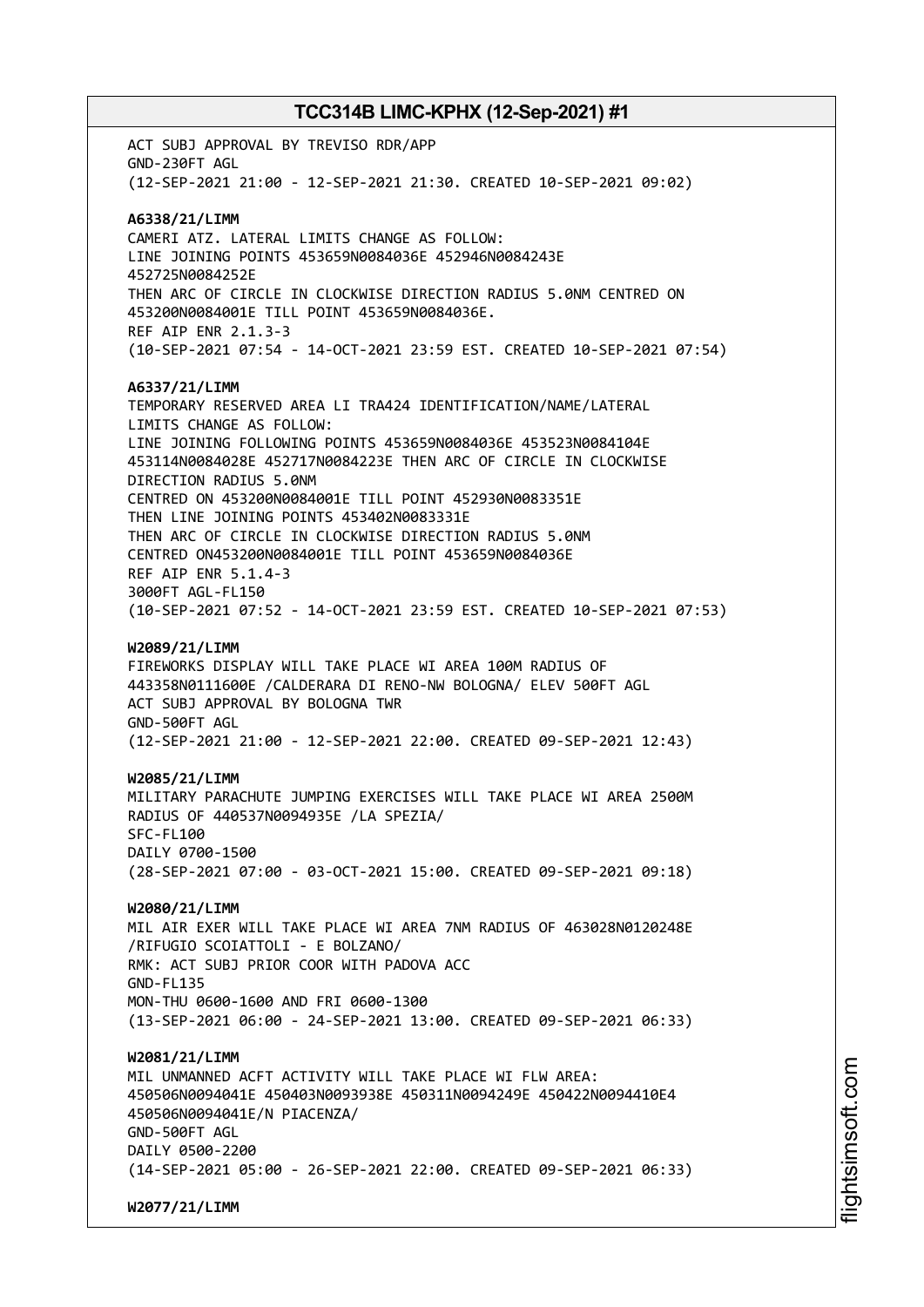ACT SUBJ APPROVAL BY TREVISO RDR/APP
GND-230FT AGL
(12-SEP-2021 21:00 - 12-SEP-2021 21:30. CREATED 10-SEP-2021 09:02)

**A6338/21/LIMM**
CAMERI ATZ. LATERAL LIMITS CHANGE AS FOLLOW:
LINE JOINING POINTS 453659N0084036E 452946N0084243E
452725N0084252E
THEN ARC OF CIRCLE IN CLOCKWISE DIRECTION RADIUS 5.0NM CENTRED ON
453200N0084001E TILL POINT 453659N0084036E.
REF AIP ENR 2.1.3-3
(10-SEP-2021 07:54 - 14-OCT-2021 23:59 EST. CREATED 10-SEP-2021 07:54)

**A6337/21/LIMM**
TEMPORARY RESERVED AREA LI TRA424 IDENTIFICATION/NAME/LATERAL
LIMITS CHANGE AS FOLLOW:
LINE JOINING FOLLOWING POINTS 453659N0084036E 453523N0084104E
453114N0084028E 452717N0084223E THEN ARC OF CIRCLE IN CLOCKWISE
DIRECTION RADIUS 5.0NM
CENTRED ON 453200N0084001E TILL POINT 452930N0083351E
THEN LINE JOINING POINTS 453402N0083331E
THEN ARC OF CIRCLE IN CLOCKWISE DIRECTION RADIUS 5.0NM
CENTRED ON453200N0084001E TILL POINT 453659N0084036E
REF AIP ENR 5.1.4-3
3000FT AGL-FL150
(10-SEP-2021 07:52 - 14-OCT-2021 23:59 EST. CREATED 10-SEP-2021 07:53)

**W2089/21/LIMM**
FIREWORKS DISPLAY WILL TAKE PLACE WI AREA 100M RADIUS OF
443358N0111600E /CALDERARA DI RENO-NW BOLOGNA/ ELEV 500FT AGL
ACT SUBJ APPROVAL BY BOLOGNA TWR
GND-500FT AGL
(12-SEP-2021 21:00 - 12-SEP-2021 22:00. CREATED 09-SEP-2021 12:43)

**W2085/21/LIMM**
MILITARY PARACHUTE JUMPING EXERCISES WILL TAKE PLACE WI AREA 2500M
RADIUS OF 440537N0094935E /LA SPEZIA/
SFC-FL100
DAILY 0700-1500
(28-SEP-2021 07:00 - 03-OCT-2021 15:00. CREATED 09-SEP-2021 09:18)

**W2080/21/LIMM**
MIL AIR EXER WILL TAKE PLACE WI AREA 7NM RADIUS OF 463028N0120248E
/RIFUGIO SCOIATTOLI - E BOLZANO/
RMK: ACT SUBJ PRIOR COOR WITH PADOVA ACC
GND-FL135
MON-THU 0600-1600 AND FRI 0600-1300
(13-SEP-2021 06:00 - 24-SEP-2021 13:00. CREATED 09-SEP-2021 06:33)

**W2081/21/LIMM**
MIL UNMANNED ACFT ACTIVITY WILL TAKE PLACE WI FLW AREA:
450506N0094041E 450403N0093938E 450311N0094249E 450422N0094410E4
450506N0094041E/N PIACENZA/
GND-500FT AGL
DAILY 0500-2200
(14-SEP-2021 05:00 - 26-SEP-2021 22:00. CREATED 09-SEP-2021 06:33)

**W2077/21/LIMM**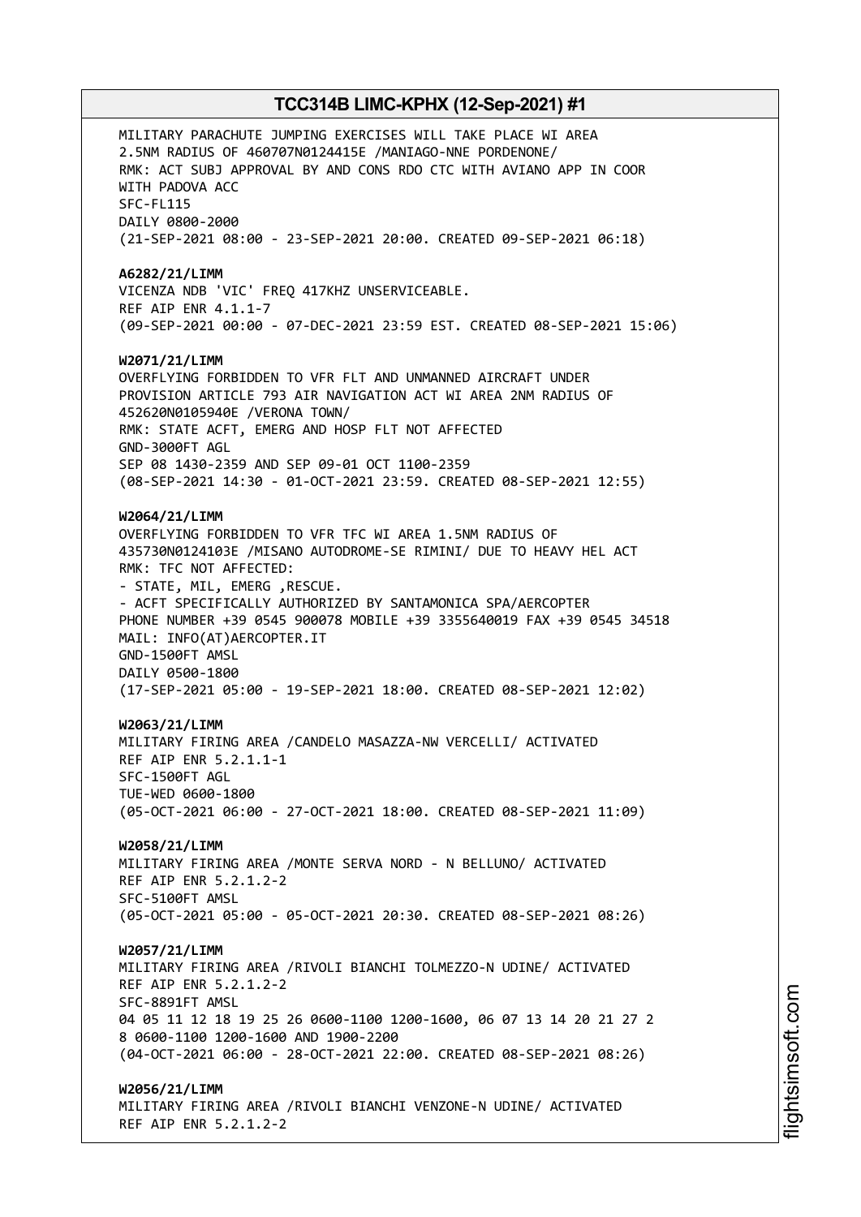MILITARY PARACHUTE JUMPING EXERCISES WILL TAKE PLACE WI AREA
2.5NM RADIUS OF 460707N0124415E /MANIAGO-NNE PORDENONE/
RMK: ACT SUBJ APPROVAL BY AND CONS RDO CTC WITH AVIANO APP IN COOR
WITH PADOVA ACC
SFC-FL115
DAILY 0800-2000
(21-SEP-2021 08:00 - 23-SEP-2021 20:00. CREATED 09-SEP-2021 06:18)

**A6282/21/LIMM**
VICENZA NDB 'VIC' FREQ 417KHZ UNSERVICEABLE.
REF AIP ENR 4.1.1-7
(09-SEP-2021 00:00 - 07-DEC-2021 23:59 EST. CREATED 08-SEP-2021 15:06)

**W2071/21/LIMM**
OVERFLYING FORBIDDEN TO VFR FLT AND UNMANNED AIRCRAFT UNDER
PROVISION ARTICLE 793 AIR NAVIGATION ACT WI AREA 2NM RADIUS OF
452620N0105940E /VERONA TOWN/
RMK: STATE ACFT, EMERG AND HOSP FLT NOT AFFECTED
GND-3000FT AGL
SEP 08 1430-2359 AND SEP 09-01 OCT 1100-2359
(08-SEP-2021 14:30 - 01-OCT-2021 23:59. CREATED 08-SEP-2021 12:55)

**W2064/21/LIMM**
OVERFLYING FORBIDDEN TO VFR TFC WI AREA 1.5NM RADIUS OF
435730N0124103E /MISANO AUTODROME-SE RIMINI/ DUE TO HEAVY HEL ACT
RMK: TFC NOT AFFECTED:
- STATE, MIL, EMERG ,RESCUE.
- ACFT SPECIFICALLY AUTHORIZED BY SANTAMONICA SPA/AERCOPTER
PHONE NUMBER +39 0545 900078 MOBILE +39 3355640019 FAX +39 0545 34518
MAIL: INFO(AT)AERCOPTER.IT
GND-1500FT AMSL
DAILY 0500-1800
(17-SEP-2021 05:00 - 19-SEP-2021 18:00. CREATED 08-SEP-2021 12:02)

**W2063/21/LIMM**
MILITARY FIRING AREA /CANDELO MASAZZA-NW VERCELLI/ ACTIVATED
REF AIP ENR 5.2.1.1-1
SFC-1500FT AGL
TUE-WED 0600-1800
(05-OCT-2021 06:00 - 27-OCT-2021 18:00. CREATED 08-SEP-2021 11:09)

**W2058/21/LIMM**
MILITARY FIRING AREA /MONTE SERVA NORD - N BELLUNO/ ACTIVATED
REF AIP ENR 5.2.1.2-2
SFC-5100FT AMSL
(05-OCT-2021 05:00 - 05-OCT-2021 20:30. CREATED 08-SEP-2021 08:26)

**W2057/21/LIMM**
MILITARY FIRING AREA /RIVOLI BIANCHI TOLMEZZO-N UDINE/ ACTIVATED
REF AIP ENR 5.2.1.2-2
SFC-8891FT AMSL
04 05 11 12 18 19 25 26 0600-1100 1200-1600, 06 07 13 14 20 21 27 2
8 0600-1100 1200-1600 AND 1900-2200
(04-OCT-2021 06:00 - 28-OCT-2021 22:00. CREATED 08-SEP-2021 08:26)

**W2056/21/LIMM**
MILITARY FIRING AREA /RIVOLI BIANCHI VENZONE-N UDINE/ ACTIVATED
REF AIP ENR 5.2.1.2-2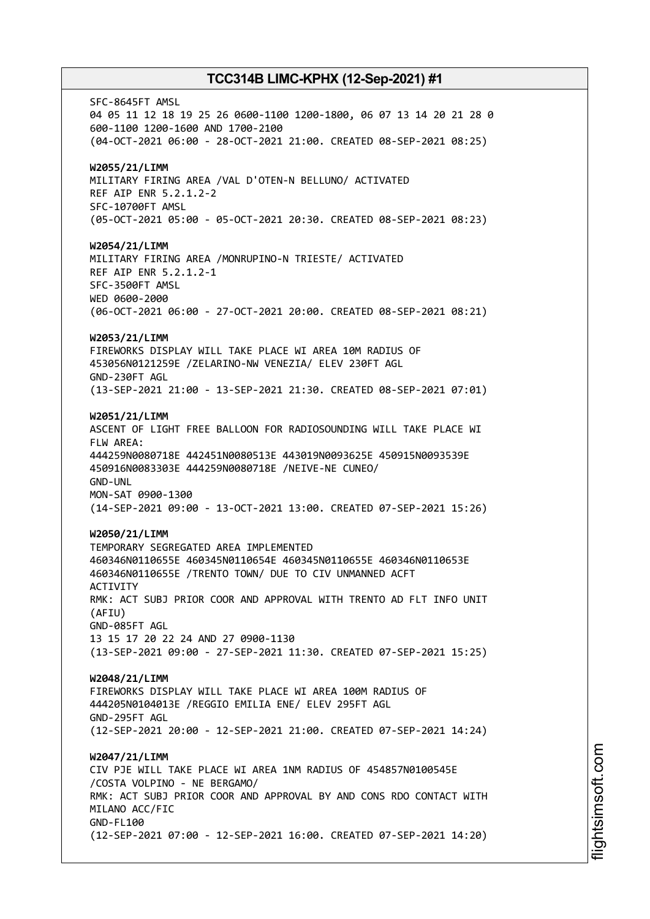SFC-8645FT AMSL
04 05 11 12 18 19 25 26 0600-1100 1200-1800, 06 07 13 14 20 21 28 0
600-1100 1200-1600 AND 1700-2100
(04-OCT-2021 06:00 - 28-OCT-2021 21:00. CREATED 08-SEP-2021 08:25)

**W2055/21/LIMM**
MILITARY FIRING AREA /VAL D'OTEN-N BELLUNO/ ACTIVATED
REF AIP ENR 5.2.1.2-2
SFC-10700FT AMSL
(05-OCT-2021 05:00 - 05-OCT-2021 20:30. CREATED 08-SEP-2021 08:23)

**W2054/21/LIMM**
MILITARY FIRING AREA /MONRUPINO-N TRIESTE/ ACTIVATED
REF AIP ENR 5.2.1.2-1
SFC-3500FT AMSL
WED 0600-2000
(06-OCT-2021 06:00 - 27-OCT-2021 20:00. CREATED 08-SEP-2021 08:21)

**W2053/21/LIMM**
FIREWORKS DISPLAY WILL TAKE PLACE WI AREA 10M RADIUS OF
453056N0121259E /ZELARINO-NW VENEZIA/ ELEV 230FT AGL
GND-230FT AGL
(13-SEP-2021 21:00 - 13-SEP-2021 21:30. CREATED 08-SEP-2021 07:01)

**W2051/21/LIMM**
ASCENT OF LIGHT FREE BALLOON FOR RADIOSOUNDING WILL TAKE PLACE WI
FLW AREA:
444259N0080718E 442451N0080513E 443019N0093625E 450915N0093539E
450916N0083303E 444259N0080718E /NEIVE-NE CUNEO/
GND-UNL
MON-SAT 0900-1300
(14-SEP-2021 09:00 - 13-OCT-2021 13:00. CREATED 07-SEP-2021 15:26)

**W2050/21/LIMM**
TEMPORARY SEGREGATED AREA IMPLEMENTED
460346N0110655E 460345N0110654E 460345N0110655E 460346N0110653E
460346N0110655E /TRENTO TOWN/ DUE TO CIV UNMANNED ACFT
ACTIVITY
RMK: ACT SUBJ PRIOR COOR AND APPROVAL WITH TRENTO AD FLT INFO UNIT
(AFIU)
GND-085FT AGL
13 15 17 20 22 24 AND 27 0900-1130
(13-SEP-2021 09:00 - 27-SEP-2021 11:30. CREATED 07-SEP-2021 15:25)

**W2048/21/LIMM**
FIREWORKS DISPLAY WILL TAKE PLACE WI AREA 100M RADIUS OF
444205N0104013E /REGGIO EMILIA ENE/ ELEV 295FT AGL
GND-295FT AGL
(12-SEP-2021 20:00 - 12-SEP-2021 21:00. CREATED 07-SEP-2021 14:24)

**W2047/21/LIMM**
CIV PJE WILL TAKE PLACE WI AREA 1NM RADIUS OF 454857N0100545E
/COSTA VOLPINO - NE BERGAMO/
RMK: ACT SUBJ PRIOR COOR AND APPROVAL BY AND CONS RDO CONTACT WITH
MILANO ACC/FIC
GND-FL100
(12-SEP-2021 07:00 - 12-SEP-2021 16:00. CREATED 07-SEP-2021 14:20)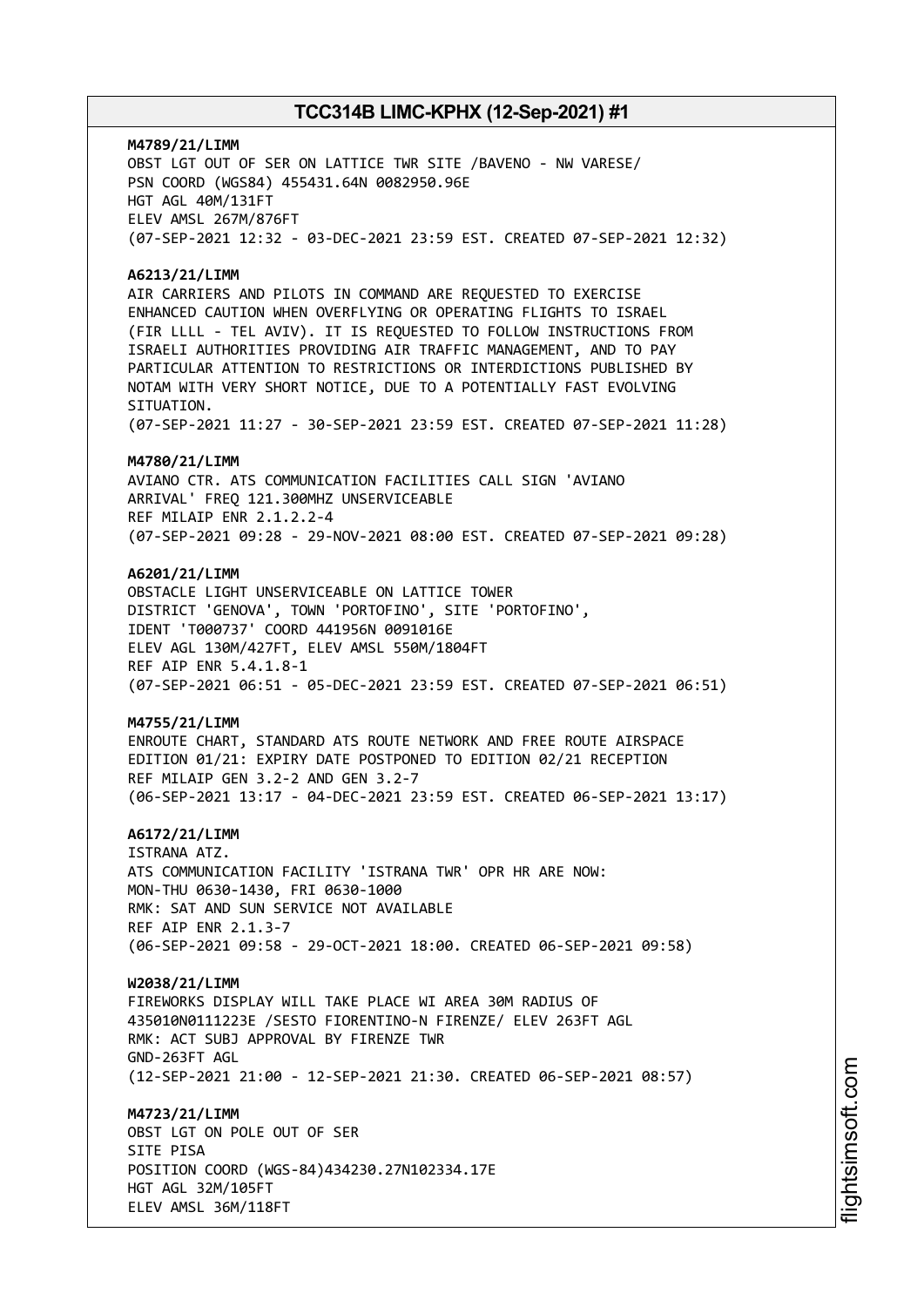**M4789/21/LIMM**
OBST LGT OUT OF SER ON LATTICE TWR SITE /BAVENO - NW VARESE/
PSN COORD (WGS84) 455431.64N 0082950.96E
HGT AGL 40M/131FT
ELEV AMSL 267M/876FT
(07-SEP-2021 12:32 - 03-DEC-2021 23:59 EST. CREATED 07-SEP-2021 12:32)

**A6213/21/LIMM**
AIR CARRIERS AND PILOTS IN COMMAND ARE REQUESTED TO EXERCISE ENHANCED CAUTION WHEN OVERFLYING OR OPERATING FLIGHTS TO ISRAEL (FIR LLLL - TEL AVIV). IT IS REQUESTED TO FOLLOW INSTRUCTIONS FROM ISRAELI AUTHORITIES PROVIDING AIR TRAFFIC MANAGEMENT, AND TO PAY PARTICULAR ATTENTION TO RESTRICTIONS OR INTERDICTIONS PUBLISHED BY NOTAM WITH VERY SHORT NOTICE, DUE TO A POTENTIALLY FAST EVOLVING SITUATION.
(07-SEP-2021 11:27 - 30-SEP-2021 23:59 EST. CREATED 07-SEP-2021 11:28)

**M4780/21/LIMM**
AVIANO CTR. ATS COMMUNICATION FACILITIES CALL SIGN 'AVIANO ARRIVAL' FREQ 121.300MHZ UNSERVICEABLE
REF MILAIP ENR 2.1.2.2-4
(07-SEP-2021 09:28 - 29-NOV-2021 08:00 EST. CREATED 07-SEP-2021 09:28)

**A6201/21/LIMM**
OBSTACLE LIGHT UNSERVICEABLE ON LATTICE TOWER
DISTRICT 'GENOVA', TOWN 'PORTOFINO', SITE 'PORTOFINO',
IDENT 'T000737' COORD 441956N 0091016E
ELEV AGL 130M/427FT, ELEV AMSL 550M/1804FT
REF AIP ENR 5.4.1.8-1
(07-SEP-2021 06:51 - 05-DEC-2021 23:59 EST. CREATED 07-SEP-2021 06:51)

**M4755/21/LIMM**
ENROUTE CHART, STANDARD ATS ROUTE NETWORK AND FREE ROUTE AIRSPACE EDITION 01/21: EXPIRY DATE POSTPONED TO EDITION 02/21 RECEPTION
REF MILAIP GEN 3.2-2 AND GEN 3.2-7
(06-SEP-2021 13:17 - 04-DEC-2021 23:59 EST. CREATED 06-SEP-2021 13:17)

**A6172/21/LIMM**
ISTRANA ATZ.
ATS COMMUNICATION FACILITY 'ISTRANA TWR' OPR HR ARE NOW:
MON-THU 0630-1430, FRI 0630-1000
RMK: SAT AND SUN SERVICE NOT AVAILABLE
REF AIP ENR 2.1.3-7
(06-SEP-2021 09:58 - 29-OCT-2021 18:00. CREATED 06-SEP-2021 09:58)

**W2038/21/LIMM**
FIREWORKS DISPLAY WILL TAKE PLACE WI AREA 30M RADIUS OF 435010N0111223E /SESTO FIORENTINO-N FIRENZE/ ELEV 263FT AGL
RMK: ACT SUBJ APPROVAL BY FIRENZE TWR
GND-263FT AGL
(12-SEP-2021 21:00 - 12-SEP-2021 21:30. CREATED 06-SEP-2021 08:57)

**M4723/21/LIMM**
OBST LGT ON POLE OUT OF SER
SITE PISA
POSITION COORD (WGS-84)434230.27N102334.17E
HGT AGL 32M/105FT
ELEV AMSL 36M/118FT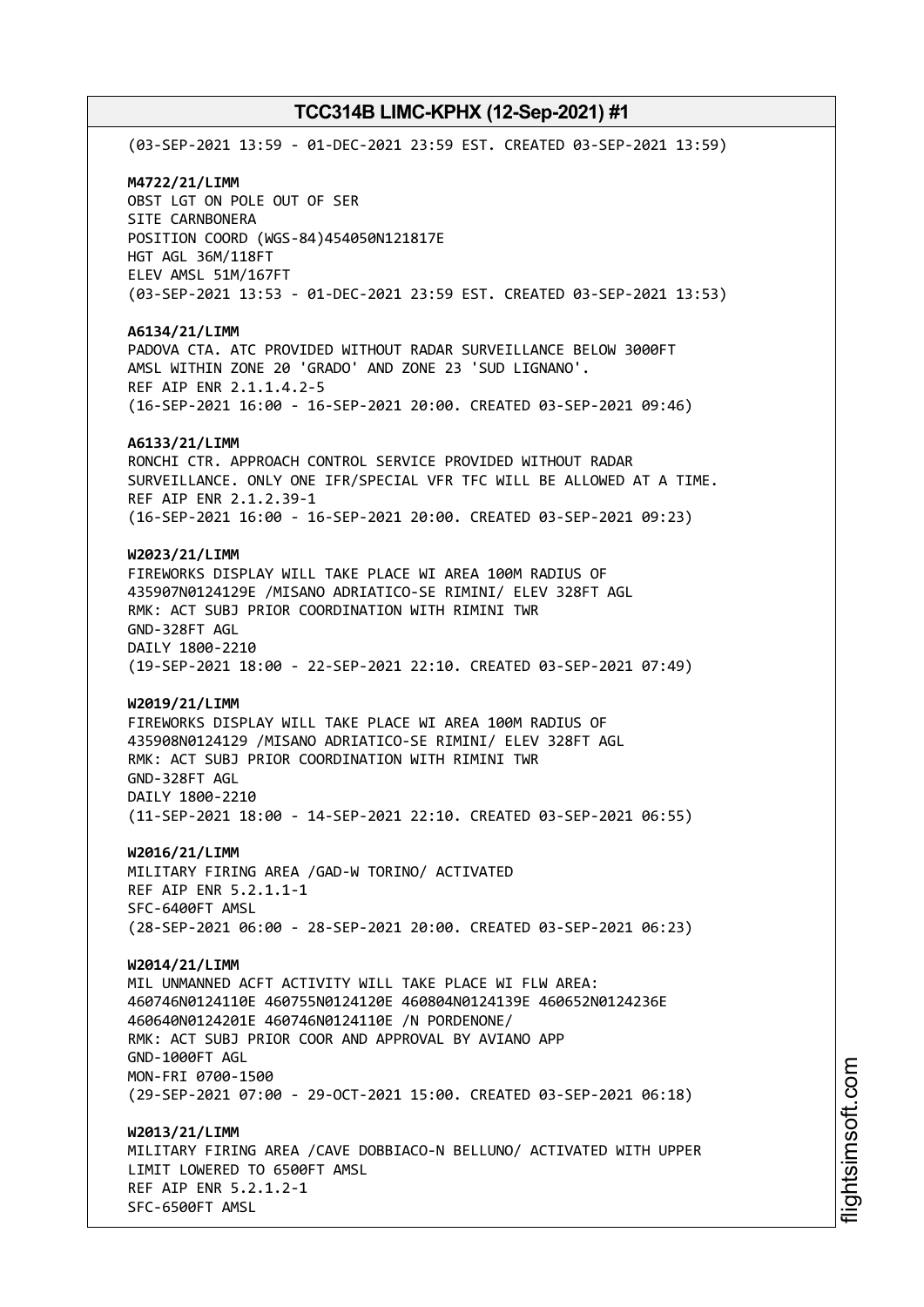(03-SEP-2021 13:59 - 01-DEC-2021 23:59 EST. CREATED 03-SEP-2021 13:59)

**M4722/21/LIMM**
OBST LGT ON POLE OUT OF SER
SITE CARNBONERA
POSITION COORD (WGS-84)454050N121817E
HGT AGL 36M/118FT
ELEV AMSL 51M/167FT
(03-SEP-2021 13:53 - 01-DEC-2021 23:59 EST. CREATED 03-SEP-2021 13:53)

**A6134/21/LIMM**
PADOVA CTA. ATC PROVIDED WITHOUT RADAR SURVEILLANCE BELOW 3000FT
AMSL WITHIN ZONE 20 'GRADO' AND ZONE 23 'SUD LIGNANO'.
REF AIP ENR 2.1.1.4.2-5
(16-SEP-2021 16:00 - 16-SEP-2021 20:00. CREATED 03-SEP-2021 09:46)

**A6133/21/LIMM**
RONCHI CTR. APPROACH CONTROL SERVICE PROVIDED WITHOUT RADAR
SURVEILLANCE. ONLY ONE IFR/SPECIAL VFR TFC WILL BE ALLOWED AT A TIME.
REF AIP ENR 2.1.2.39-1
(16-SEP-2021 16:00 - 16-SEP-2021 20:00. CREATED 03-SEP-2021 09:23)

**W2023/21/LIMM**
FIREWORKS DISPLAY WILL TAKE PLACE WI AREA 100M RADIUS OF
435907N0124129E /MISANO ADRIATICO-SE RIMINI/ ELEV 328FT AGL
RMK: ACT SUBJ PRIOR COORDINATION WITH RIMINI TWR
GND-328FT AGL
DAILY 1800-2210
(19-SEP-2021 18:00 - 22-SEP-2021 22:10. CREATED 03-SEP-2021 07:49)

**W2019/21/LIMM**
FIREWORKS DISPLAY WILL TAKE PLACE WI AREA 100M RADIUS OF
435908N0124129 /MISANO ADRIATICO-SE RIMINI/ ELEV 328FT AGL
RMK: ACT SUBJ PRIOR COORDINATION WITH RIMINI TWR
GND-328FT AGL
DAILY 1800-2210
(11-SEP-2021 18:00 - 14-SEP-2021 22:10. CREATED 03-SEP-2021 06:55)

**W2016/21/LIMM**
MILITARY FIRING AREA /GAD-W TORINO/ ACTIVATED
REF AIP ENR 5.2.1.1-1
SFC-6400FT AMSL
(28-SEP-2021 06:00 - 28-SEP-2021 20:00. CREATED 03-SEP-2021 06:23)

**W2014/21/LIMM**
MIL UNMANNED ACFT ACTIVITY WILL TAKE PLACE WI FLW AREA:
460746N0124110E 460755N0124120E 460804N0124139E 460652N0124236E
460640N0124201E 460746N0124110E /N PORDENONE/
RMK: ACT SUBJ PRIOR COOR AND APPROVAL BY AVIANO APP
GND-1000FT AGL
MON-FRI 0700-1500
(29-SEP-2021 07:00 - 29-OCT-2021 15:00. CREATED 03-SEP-2021 06:18)

**W2013/21/LIMM**
MILITARY FIRING AREA /CAVE DOBBIACO-N BELLUNO/ ACTIVATED WITH UPPER
LIMIT LOWERED TO 6500FT AMSL
REF AIP ENR 5.2.1.2-1
SFC-6500FT AMSL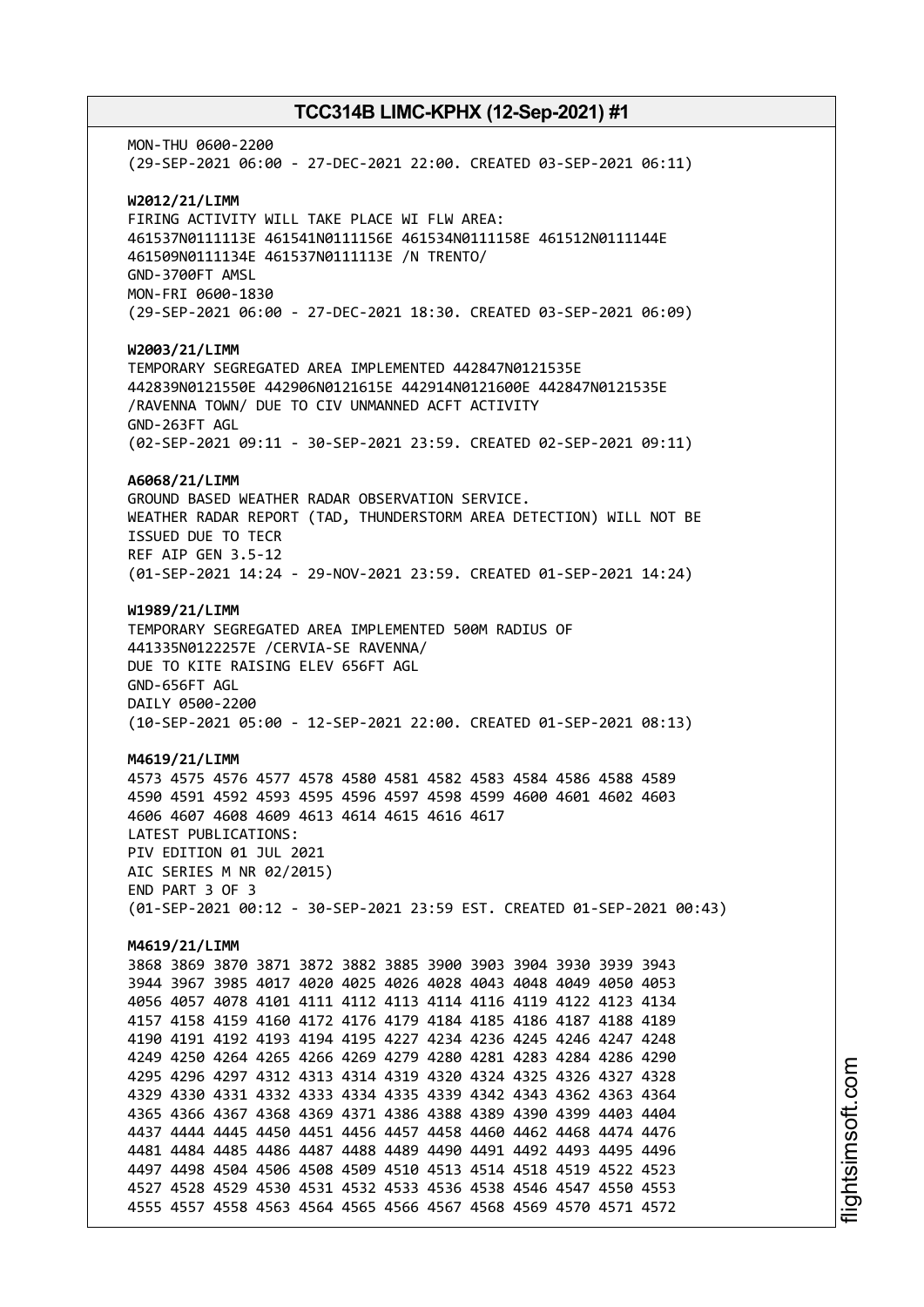MON-THU 0600-2200
(29-SEP-2021 06:00 - 27-DEC-2021 22:00. CREATED 03-SEP-2021 06:11)

**W2012/21/LIMM**
FIRING ACTIVITY WILL TAKE PLACE WI FLW AREA:
461537N0111113E 461541N0111156E 461534N0111158E 461512N0111144E
461509N0111134E 461537N0111113E /N TRENTO/
GND-3700FT AMSL
MON-FRI 0600-1830
(29-SEP-2021 06:00 - 27-DEC-2021 18:30. CREATED 03-SEP-2021 06:09)

**W2003/21/LIMM**
TEMPORARY SEGREGATED AREA IMPLEMENTED 442847N0121535E
442839N0121550E 442906N0121615E 442914N0121600E 442847N0121535E
/RAVENNA TOWN/ DUE TO CIV UNMANNED ACFT ACTIVITY
GND-263FT AGL
(02-SEP-2021 09:11 - 30-SEP-2021 23:59. CREATED 02-SEP-2021 09:11)

**A6068/21/LIMM**
GROUND BASED WEATHER RADAR OBSERVATION SERVICE.
WEATHER RADAR REPORT (TAD, THUNDERSTORM AREA DETECTION) WILL NOT BE
ISSUED DUE TO TECR
REF AIP GEN 3.5-12
(01-SEP-2021 14:24 - 29-NOV-2021 23:59. CREATED 01-SEP-2021 14:24)

**W1989/21/LIMM**
TEMPORARY SEGREGATED AREA IMPLEMENTED 500M RADIUS OF
441335N0122257E /CERVIA-SE RAVENNA/
DUE TO KITE RAISING ELEV 656FT AGL
GND-656FT AGL
DAILY 0500-2200
(10-SEP-2021 05:00 - 12-SEP-2021 22:00. CREATED 01-SEP-2021 08:13)

**M4619/21/LIMM**
4573 4575 4576 4577 4578 4580 4581 4582 4583 4584 4586 4588 4589
4590 4591 4592 4593 4595 4596 4597 4598 4599 4600 4601 4602 4603
4606 4607 4608 4609 4613 4614 4615 4616 4617
LATEST PUBLICATIONS:
PIV EDITION 01 JUL 2021
AIC SERIES M NR 02/2015)
END PART 3 OF 3
(01-SEP-2021 00:12 - 30-SEP-2021 23:59 EST. CREATED 01-SEP-2021 00:43)

**M4619/21/LIMM**
3868 3869 3870 3871 3872 3882 3885 3900 3903 3904 3930 3939 3943
3944 3967 3985 4017 4020 4025 4026 4028 4043 4048 4049 4050 4053
4056 4057 4078 4101 4111 4112 4113 4114 4116 4119 4122 4123 4134
4157 4158 4159 4160 4172 4176 4179 4184 4185 4186 4187 4188 4189
4190 4191 4192 4193 4194 4195 4227 4234 4236 4245 4246 4247 4248
4249 4250 4264 4265 4266 4269 4279 4280 4281 4283 4284 4286 4290
4295 4296 4297 4312 4313 4314 4319 4320 4324 4325 4326 4327 4328
4329 4330 4331 4332 4333 4334 4335 4339 4342 4343 4362 4363 4364
4365 4366 4367 4368 4369 4371 4386 4388 4389 4390 4399 4403 4404
4437 4444 4445 4450 4451 4456 4457 4458 4460 4462 4468 4474 4476
4481 4484 4485 4486 4487 4488 4489 4490 4491 4492 4493 4495 4496
4497 4498 4504 4506 4508 4509 4510 4513 4514 4518 4519 4522 4523
4527 4528 4529 4530 4531 4532 4533 4536 4538 4546 4547 4550 4553
4555 4557 4558 4563 4564 4565 4566 4567 4568 4569 4570 4571 4572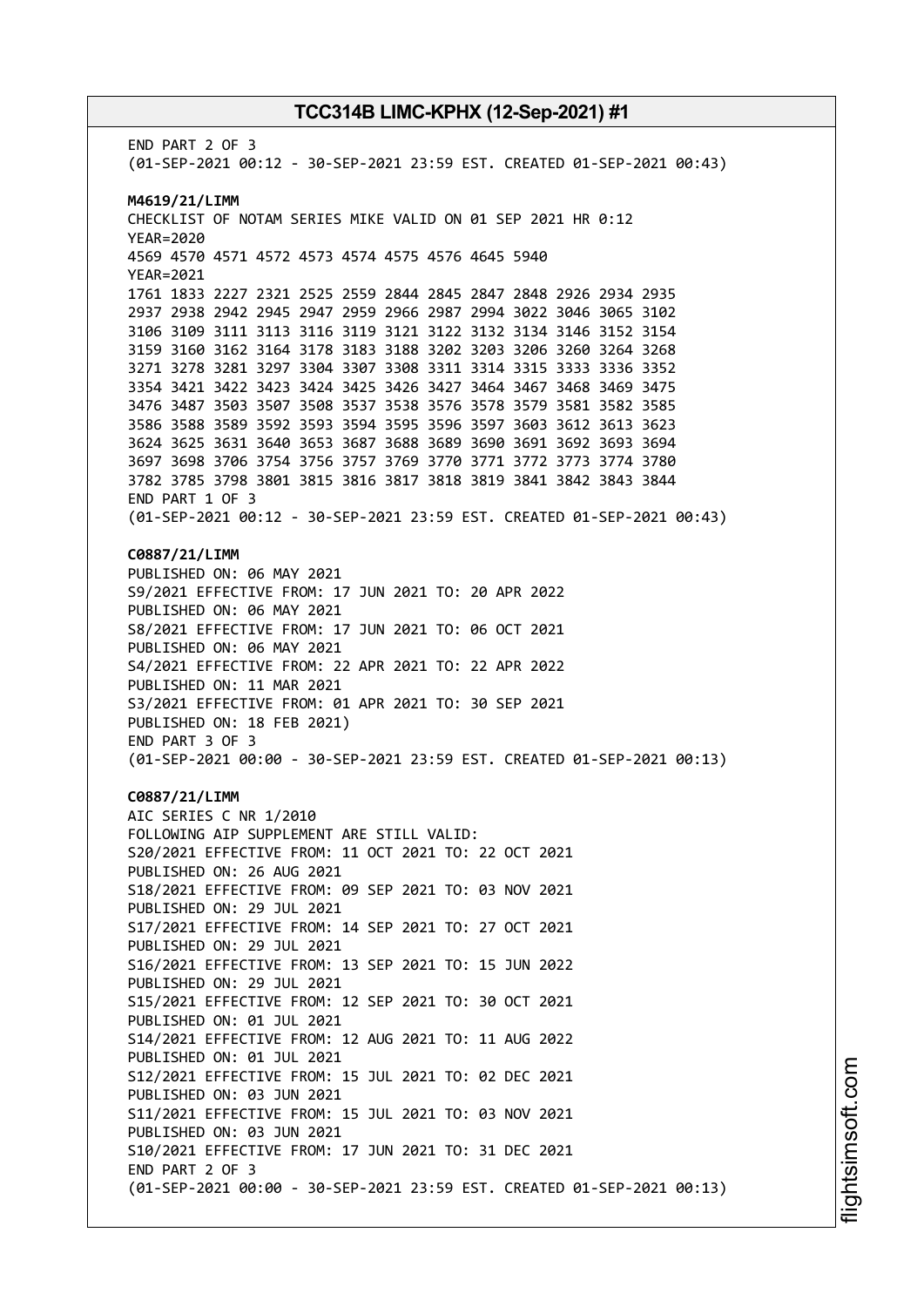END PART 2 OF 3
(01-SEP-2021 00:12 - 30-SEP-2021 23:59 EST. CREATED 01-SEP-2021 00:43)

**M4619/21/LIMM**
CHECKLIST OF NOTAM SERIES MIKE VALID ON 01 SEP 2021 HR 0:12
YEAR=2020
4569 4570 4571 4572 4573 4574 4575 4576 4645 5940
YEAR=2021
1761 1833 2227 2321 2525 2559 2844 2845 2847 2848 2926 2934 2935
2937 2938 2942 2945 2947 2959 2966 2987 2994 3022 3046 3065 3102
3106 3109 3111 3113 3116 3119 3121 3122 3132 3134 3146 3152 3154
3159 3160 3162 3164 3178 3183 3188 3202 3203 3206 3260 3264 3268
3271 3278 3281 3297 3304 3307 3308 3311 3314 3315 3333 3336 3352
3354 3421 3422 3423 3424 3425 3426 3427 3464 3467 3468 3469 3475
3476 3487 3503 3507 3508 3537 3538 3576 3578 3579 3581 3582 3585
3586 3588 3589 3592 3593 3594 3595 3596 3597 3603 3612 3613 3623
3624 3625 3631 3640 3653 3687 3688 3689 3690 3691 3692 3693 3694
3697 3698 3706 3754 3756 3757 3769 3770 3771 3772 3773 3774 3780
3782 3785 3798 3801 3815 3816 3817 3818 3819 3841 3842 3843 3844
END PART 1 OF 3
(01-SEP-2021 00:12 - 30-SEP-2021 23:59 EST. CREATED 01-SEP-2021 00:43)

**C0887/21/LIMM**
PUBLISHED ON: 06 MAY 2021
S9/2021 EFFECTIVE FROM: 17 JUN 2021 TO: 20 APR 2022
PUBLISHED ON: 06 MAY 2021
S8/2021 EFFECTIVE FROM: 17 JUN 2021 TO: 06 OCT 2021
PUBLISHED ON: 06 MAY 2021
S4/2021 EFFECTIVE FROM: 22 APR 2021 TO: 22 APR 2022
PUBLISHED ON: 11 MAR 2021
S3/2021 EFFECTIVE FROM: 01 APR 2021 TO: 30 SEP 2021
PUBLISHED ON: 18 FEB 2021)
END PART 3 OF 3
(01-SEP-2021 00:00 - 30-SEP-2021 23:59 EST. CREATED 01-SEP-2021 00:13)

**C0887/21/LIMM**
AIC SERIES C NR 1/2010
FOLLOWING AIP SUPPLEMENT ARE STILL VALID:
S20/2021 EFFECTIVE FROM: 11 OCT 2021 TO: 22 OCT 2021
PUBLISHED ON: 26 AUG 2021
S18/2021 EFFECTIVE FROM: 09 SEP 2021 TO: 03 NOV 2021
PUBLISHED ON: 29 JUL 2021
S17/2021 EFFECTIVE FROM: 14 SEP 2021 TO: 27 OCT 2021
PUBLISHED ON: 29 JUL 2021
S16/2021 EFFECTIVE FROM: 13 SEP 2021 TO: 15 JUN 2022
PUBLISHED ON: 29 JUL 2021
S15/2021 EFFECTIVE FROM: 12 SEP 2021 TO: 30 OCT 2021
PUBLISHED ON: 01 JUL 2021
S14/2021 EFFECTIVE FROM: 12 AUG 2021 TO: 11 AUG 2022
PUBLISHED ON: 01 JUL 2021
S12/2021 EFFECTIVE FROM: 15 JUL 2021 TO: 02 DEC 2021
PUBLISHED ON: 03 JUN 2021
S11/2021 EFFECTIVE FROM: 15 JUL 2021 TO: 03 NOV 2021
PUBLISHED ON: 03 JUN 2021
S10/2021 EFFECTIVE FROM: 17 JUN 2021 TO: 31 DEC 2021
END PART 2 OF 3
(01-SEP-2021 00:00 - 30-SEP-2021 23:59 EST. CREATED 01-SEP-2021 00:13)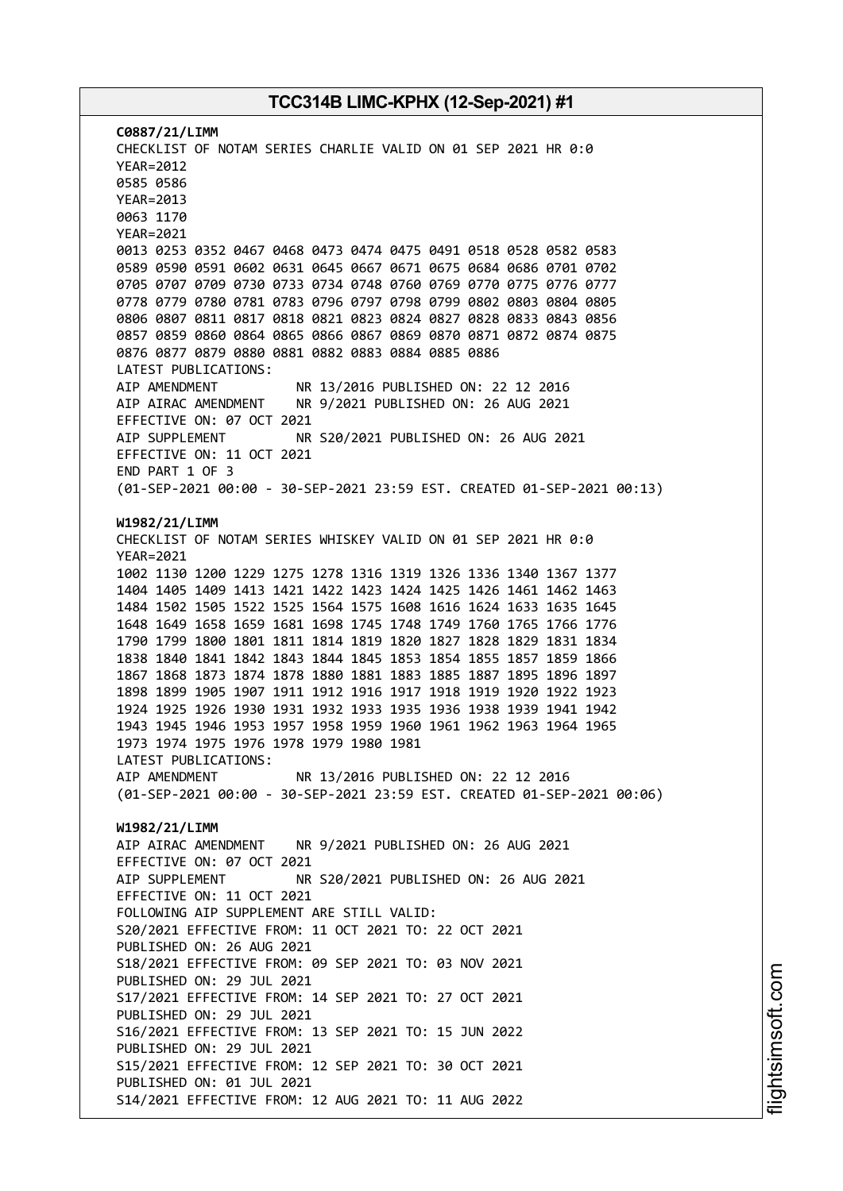**C0887/21/LIMM**
CHECKLIST OF NOTAM SERIES CHARLIE VALID ON 01 SEP 2021 HR 0:0
YEAR=2012
0585 0586
YEAR=2013
0063 1170
YEAR=2021
0013 0253 0352 0467 0468 0473 0474 0475 0491 0518 0528 0582 0583
0589 0590 0591 0602 0631 0645 0667 0671 0675 0684 0686 0701 0702
0705 0707 0709 0730 0733 0734 0748 0760 0769 0770 0775 0776 0777
0778 0779 0780 0781 0783 0796 0797 0798 0799 0802 0803 0804 0805
0806 0807 0811 0817 0818 0821 0823 0824 0827 0828 0833 0843 0856
0857 0859 0860 0864 0865 0866 0867 0869 0870 0871 0872 0874 0875
0876 0877 0879 0880 0881 0882 0883 0884 0885 0886
LATEST PUBLICATIONS:
AIP AMENDMENT NR 13/2016 PUBLISHED ON: 22 12 2016
AIP AIRAC AMENDMENT NR 9/2021 PUBLISHED ON: 26 AUG 2021
EFFECTIVE ON: 07 OCT 2021
AIP SUPPLEMENT NR S20/2021 PUBLISHED ON: 26 AUG 2021
EFFECTIVE ON: 11 OCT 2021
END PART 1 OF 3
(01-SEP-2021 00:00 - 30-SEP-2021 23:59 EST. CREATED 01-SEP-2021 00:13)

**W1982/21/LIMM**
CHECKLIST OF NOTAM SERIES WHISKEY VALID ON 01 SEP 2021 HR 0:0
YEAR=2021
1002 1130 1200 1229 1275 1278 1316 1319 1326 1336 1340 1367 1377
1404 1405 1409 1413 1421 1422 1423 1424 1425 1426 1461 1462 1463
1484 1502 1505 1522 1525 1564 1575 1608 1616 1624 1633 1635 1645
1648 1649 1658 1659 1681 1698 1745 1748 1749 1760 1765 1766 1776
1790 1799 1800 1801 1811 1814 1819 1820 1827 1828 1829 1831 1834
1838 1840 1841 1842 1843 1844 1845 1853 1854 1855 1857 1859 1866
1867 1868 1873 1874 1878 1880 1881 1883 1885 1887 1895 1896 1897
1898 1899 1905 1907 1911 1912 1916 1917 1918 1919 1920 1922 1923
1924 1925 1926 1930 1931 1932 1933 1935 1936 1938 1939 1941 1942
1943 1945 1946 1953 1957 1958 1959 1960 1961 1962 1963 1964 1965
1973 1974 1975 1976 1978 1979 1980 1981
LATEST PUBLICATIONS:
AIP AMENDMENT NR 13/2016 PUBLISHED ON: 22 12 2016
(01-SEP-2021 00:00 - 30-SEP-2021 23:59 EST. CREATED 01-SEP-2021 00:06)

**W1982/21/LIMM**
AIP AIRAC AMENDMENT NR 9/2021 PUBLISHED ON: 26 AUG 2021
EFFECTIVE ON: 07 OCT 2021
AIP SUPPLEMENT NR S20/2021 PUBLISHED ON: 26 AUG 2021
EFFECTIVE ON: 11 OCT 2021
FOLLOWING AIP SUPPLEMENT ARE STILL VALID:
S20/2021 EFFECTIVE FROM: 11 OCT 2021 TO: 22 OCT 2021
PUBLISHED ON: 26 AUG 2021
S18/2021 EFFECTIVE FROM: 09 SEP 2021 TO: 03 NOV 2021
PUBLISHED ON: 29 JUL 2021
S17/2021 EFFECTIVE FROM: 14 SEP 2021 TO: 27 OCT 2021
PUBLISHED ON: 29 JUL 2021
S16/2021 EFFECTIVE FROM: 13 SEP 2021 TO: 15 JUN 2022
PUBLISHED ON: 29 JUL 2021
S15/2021 EFFECTIVE FROM: 12 SEP 2021 TO: 30 OCT 2021
PUBLISHED ON: 01 JUL 2021
S14/2021 EFFECTIVE FROM: 12 AUG 2021 TO: 11 AUG 2022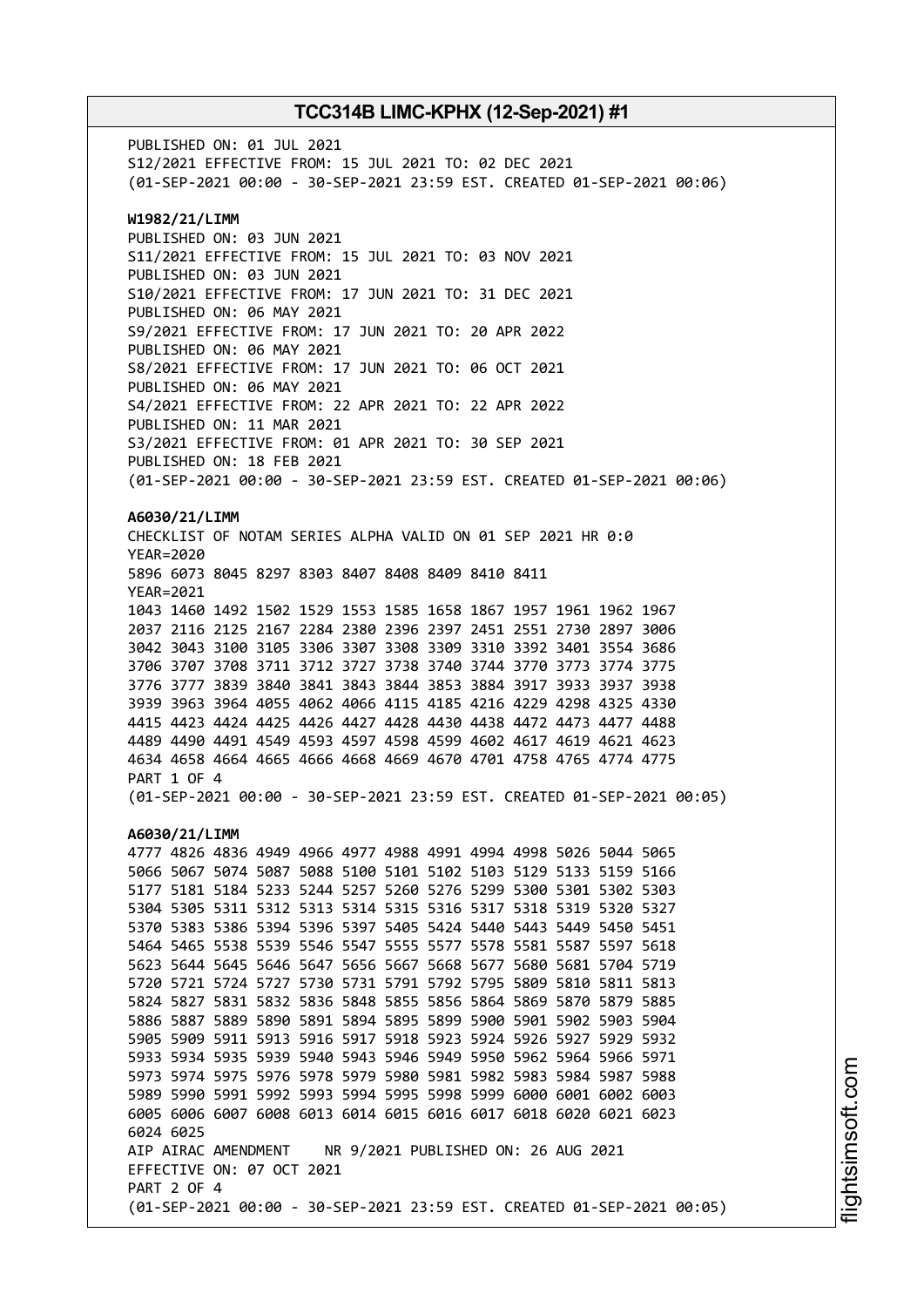PUBLISHED ON: 01 JUL 2021
S12/2021 EFFECTIVE FROM: 15 JUL 2021 TO: 02 DEC 2021
(01-SEP-2021 00:00 - 30-SEP-2021 23:59 EST. CREATED 01-SEP-2021 00:06)

**W1982/21/LIMM**
PUBLISHED ON: 03 JUN 2021
S11/2021 EFFECTIVE FROM: 15 JUL 2021 TO: 03 NOV 2021
PUBLISHED ON: 03 JUN 2021
S10/2021 EFFECTIVE FROM: 17 JUN 2021 TO: 31 DEC 2021
PUBLISHED ON: 06 MAY 2021
S9/2021 EFFECTIVE FROM: 17 JUN 2021 TO: 20 APR 2022
PUBLISHED ON: 06 MAY 2021
S8/2021 EFFECTIVE FROM: 17 JUN 2021 TO: 06 OCT 2021
PUBLISHED ON: 06 MAY 2021
S4/2021 EFFECTIVE FROM: 22 APR 2021 TO: 22 APR 2022
PUBLISHED ON: 11 MAR 2021
S3/2021 EFFECTIVE FROM: 01 APR 2021 TO: 30 SEP 2021
PUBLISHED ON: 18 FEB 2021
(01-SEP-2021 00:00 - 30-SEP-2021 23:59 EST. CREATED 01-SEP-2021 00:06)

**A6030/21/LIMM**
CHECKLIST OF NOTAM SERIES ALPHA VALID ON 01 SEP 2021 HR 0:0
YEAR=2020
5896 6073 8045 8297 8303 8407 8408 8409 8410 8411
YEAR=2021
1043 1460 1492 1502 1529 1553 1585 1658 1867 1957 1961 1962 1967
2037 2116 2125 2167 2284 2380 2396 2397 2451 2551 2730 2897 3006
3042 3043 3100 3105 3306 3307 3308 3309 3310 3392 3401 3554 3686
3706 3707 3708 3711 3712 3727 3738 3740 3744 3770 3773 3774 3775
3776 3777 3839 3840 3841 3843 3844 3853 3884 3917 3933 3937 3938
3939 3963 3964 4055 4062 4066 4115 4185 4216 4229 4298 4325 4330
4415 4423 4424 4425 4426 4427 4428 4430 4438 4472 4473 4477 4488
4489 4490 4491 4549 4593 4597 4598 4599 4602 4617 4619 4621 4623
4634 4658 4664 4665 4666 4668 4669 4670 4701 4758 4765 4774 4775
PART 1 OF 4
(01-SEP-2021 00:00 - 30-SEP-2021 23:59 EST. CREATED 01-SEP-2021 00:05)

**A6030/21/LIMM**
4777 4826 4836 4949 4966 4977 4988 4991 4994 4998 5026 5044 5065
5066 5067 5074 5087 5088 5100 5101 5102 5103 5129 5133 5159 5166
5177 5181 5184 5233 5244 5257 5260 5276 5299 5300 5301 5302 5303
5304 5305 5311 5312 5313 5314 5315 5316 5317 5318 5319 5320 5327
5370 5383 5386 5394 5396 5397 5405 5424 5440 5443 5449 5450 5451
5464 5465 5538 5539 5546 5547 5555 5577 5578 5581 5587 5597 5618
5623 5644 5645 5646 5647 5656 5667 5668 5677 5680 5681 5704 5719
5720 5721 5724 5727 5730 5731 5791 5792 5795 5809 5810 5811 5813
5824 5827 5831 5832 5836 5848 5855 5856 5864 5869 5870 5879 5885
5886 5887 5889 5890 5891 5894 5895 5899 5900 5901 5902 5903 5904
5905 5909 5911 5913 5916 5917 5918 5923 5924 5926 5927 5929 5932
5933 5934 5935 5939 5940 5943 5946 5949 5950 5962 5964 5966 5971
5973 5974 5975 5976 5978 5979 5980 5981 5982 5983 5984 5987 5988
5989 5990 5991 5992 5993 5994 5995 5998 5999 6000 6001 6002 6003
6005 6006 6007 6008 6013 6014 6015 6016 6017 6018 6020 6021 6023
6024 6025
AIP AIRAC AMENDMENT NR 9/2021 PUBLISHED ON: 26 AUG 2021
EFFECTIVE ON: 07 OCT 2021
PART 2 OF 4
(01-SEP-2021 00:00 - 30-SEP-2021 23:59 EST. CREATED 01-SEP-2021 00:05)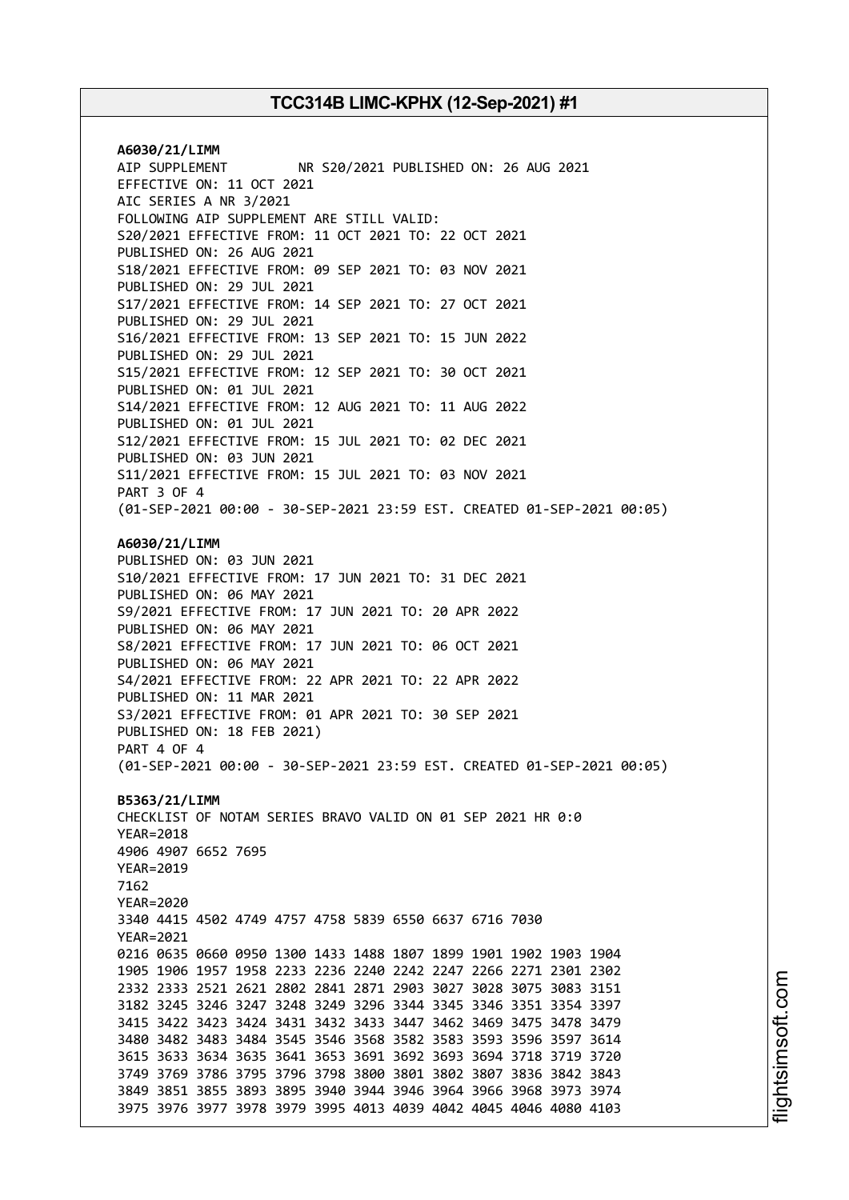**A6030/21/LIMM**
AIP SUPPLEMENT NR S20/2021 PUBLISHED ON: 26 AUG 2021
EFFECTIVE ON: 11 OCT 2021
AIC SERIES A NR 3/2021
FOLLOWING AIP SUPPLEMENT ARE STILL VALID:
S20/2021 EFFECTIVE FROM: 11 OCT 2021 TO: 22 OCT 2021
PUBLISHED ON: 26 AUG 2021
S18/2021 EFFECTIVE FROM: 09 SEP 2021 TO: 03 NOV 2021
PUBLISHED ON: 29 JUL 2021
S17/2021 EFFECTIVE FROM: 14 SEP 2021 TO: 27 OCT 2021
PUBLISHED ON: 29 JUL 2021
S16/2021 EFFECTIVE FROM: 13 SEP 2021 TO: 15 JUN 2022
PUBLISHED ON: 29 JUL 2021
S15/2021 EFFECTIVE FROM: 12 SEP 2021 TO: 30 OCT 2021
PUBLISHED ON: 01 JUL 2021
S14/2021 EFFECTIVE FROM: 12 AUG 2021 TO: 11 AUG 2022
PUBLISHED ON: 01 JUL 2021
S12/2021 EFFECTIVE FROM: 15 JUL 2021 TO: 02 DEC 2021
PUBLISHED ON: 03 JUN 2021
S11/2021 EFFECTIVE FROM: 15 JUL 2021 TO: 03 NOV 2021
PART 3 OF 4
(01-SEP-2021 00:00 - 30-SEP-2021 23:59 EST. CREATED 01-SEP-2021 00:05)

**A6030/21/LIMM**
PUBLISHED ON: 03 JUN 2021
S10/2021 EFFECTIVE FROM: 17 JUN 2021 TO: 31 DEC 2021
PUBLISHED ON: 06 MAY 2021
S9/2021 EFFECTIVE FROM: 17 JUN 2021 TO: 20 APR 2022
PUBLISHED ON: 06 MAY 2021
S8/2021 EFFECTIVE FROM: 17 JUN 2021 TO: 06 OCT 2021
PUBLISHED ON: 06 MAY 2021
S4/2021 EFFECTIVE FROM: 22 APR 2021 TO: 22 APR 2022
PUBLISHED ON: 11 MAR 2021
S3/2021 EFFECTIVE FROM: 01 APR 2021 TO: 30 SEP 2021
PUBLISHED ON: 18 FEB 2021)
PART 4 OF 4
(01-SEP-2021 00:00 - 30-SEP-2021 23:59 EST. CREATED 01-SEP-2021 00:05)

**B5363/21/LIMM**
CHECKLIST OF NOTAM SERIES BRAVO VALID ON 01 SEP 2021 HR 0:0
YEAR=2018
4906 4907 6652 7695
YEAR=2019
7162
YEAR=2020
3340 4415 4502 4749 4757 4758 5839 6550 6637 6716 7030
YEAR=2021
0216 0635 0660 0950 1300 1433 1488 1807 1899 1901 1902 1903 1904
1905 1906 1957 1958 2233 2236 2240 2242 2247 2266 2271 2301 2302
2332 2333 2521 2621 2802 2841 2871 2903 3027 3028 3075 3083 3151
3182 3245 3246 3247 3248 3249 3296 3344 3345 3346 3351 3354 3397
3415 3422 3423 3424 3431 3432 3433 3447 3462 3469 3475 3478 3479
3480 3482 3483 3484 3545 3546 3568 3582 3583 3593 3596 3597 3614
3615 3633 3634 3635 3641 3653 3691 3692 3693 3694 3718 3719 3720
3749 3769 3786 3795 3796 3798 3800 3801 3802 3807 3836 3842 3843
3849 3851 3855 3893 3895 3940 3944 3946 3964 3966 3968 3973 3974
3975 3976 3977 3978 3979 3995 4013 4039 4042 4045 4046 4080 4103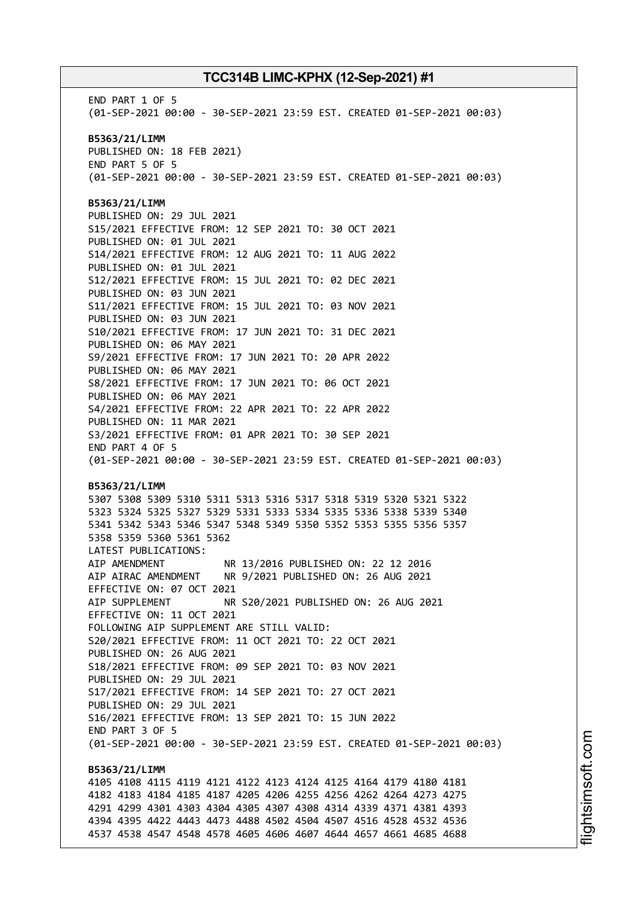END PART 1 OF 5
(01-SEP-2021 00:00 - 30-SEP-2021 23:59 EST. CREATED 01-SEP-2021 00:03)

**B5363/21/LIMM**
PUBLISHED ON: 18 FEB 2021)
END PART 5 OF 5
(01-SEP-2021 00:00 - 30-SEP-2021 23:59 EST. CREATED 01-SEP-2021 00:03)

**B5363/21/LIMM**
PUBLISHED ON: 29 JUL 2021
S15/2021 EFFECTIVE FROM: 12 SEP 2021 TO: 30 OCT 2021
PUBLISHED ON: 01 JUL 2021
S14/2021 EFFECTIVE FROM: 12 AUG 2021 TO: 11 AUG 2022
PUBLISHED ON: 01 JUL 2021
S12/2021 EFFECTIVE FROM: 15 JUL 2021 TO: 02 DEC 2021
PUBLISHED ON: 03 JUN 2021
S11/2021 EFFECTIVE FROM: 15 JUL 2021 TO: 03 NOV 2021
PUBLISHED ON: 03 JUN 2021
S10/2021 EFFECTIVE FROM: 17 JUN 2021 TO: 31 DEC 2021
PUBLISHED ON: 06 MAY 2021
S9/2021 EFFECTIVE FROM: 17 JUN 2021 TO: 20 APR 2022
PUBLISHED ON: 06 MAY 2021
S8/2021 EFFECTIVE FROM: 17 JUN 2021 TO: 06 OCT 2021
PUBLISHED ON: 06 MAY 2021
S4/2021 EFFECTIVE FROM: 22 APR 2021 TO: 22 APR 2022
PUBLISHED ON: 11 MAR 2021
S3/2021 EFFECTIVE FROM: 01 APR 2021 TO: 30 SEP 2021
END PART 4 OF 5
(01-SEP-2021 00:00 - 30-SEP-2021 23:59 EST. CREATED 01-SEP-2021 00:03)

**B5363/21/LIMM**
5307 5308 5309 5310 5311 5313 5316 5317 5318 5319 5320 5321 5322
5323 5324 5325 5327 5329 5331 5333 5334 5335 5336 5338 5339 5340
5341 5342 5343 5346 5347 5348 5349 5350 5352 5353 5355 5356 5357
5358 5359 5360 5361 5362
LATEST PUBLICATIONS:
AIP AMENDMENT NR 13/2016 PUBLISHED ON: 22 12 2016
AIP AIRAC AMENDMENT NR 9/2021 PUBLISHED ON: 26 AUG 2021
EFFECTIVE ON: 07 OCT 2021
AIP SUPPLEMENT NR S20/2021 PUBLISHED ON: 26 AUG 2021
EFFECTIVE ON: 11 OCT 2021
FOLLOWING AIP SUPPLEMENT ARE STILL VALID:
S20/2021 EFFECTIVE FROM: 11 OCT 2021 TO: 22 OCT 2021
PUBLISHED ON: 26 AUG 2021
S18/2021 EFFECTIVE FROM: 09 SEP 2021 TO: 03 NOV 2021
PUBLISHED ON: 29 JUL 2021
S17/2021 EFFECTIVE FROM: 14 SEP 2021 TO: 27 OCT 2021
PUBLISHED ON: 29 JUL 2021
S16/2021 EFFECTIVE FROM: 13 SEP 2021 TO: 15 JUN 2022
END PART 3 OF 5
(01-SEP-2021 00:00 - 30-SEP-2021 23:59 EST. CREATED 01-SEP-2021 00:03)

**B5363/21/LIMM**
4105 4108 4115 4119 4121 4122 4123 4124 4125 4164 4179 4180 4181
4182 4183 4184 4185 4187 4205 4206 4255 4256 4262 4264 4273 4275
4291 4299 4301 4303 4304 4305 4307 4308 4314 4339 4371 4381 4393
4394 4395 4422 4443 4473 4488 4502 4504 4507 4516 4528 4532 4536
4537 4538 4547 4548 4578 4605 4606 4607 4644 4657 4661 4685 4688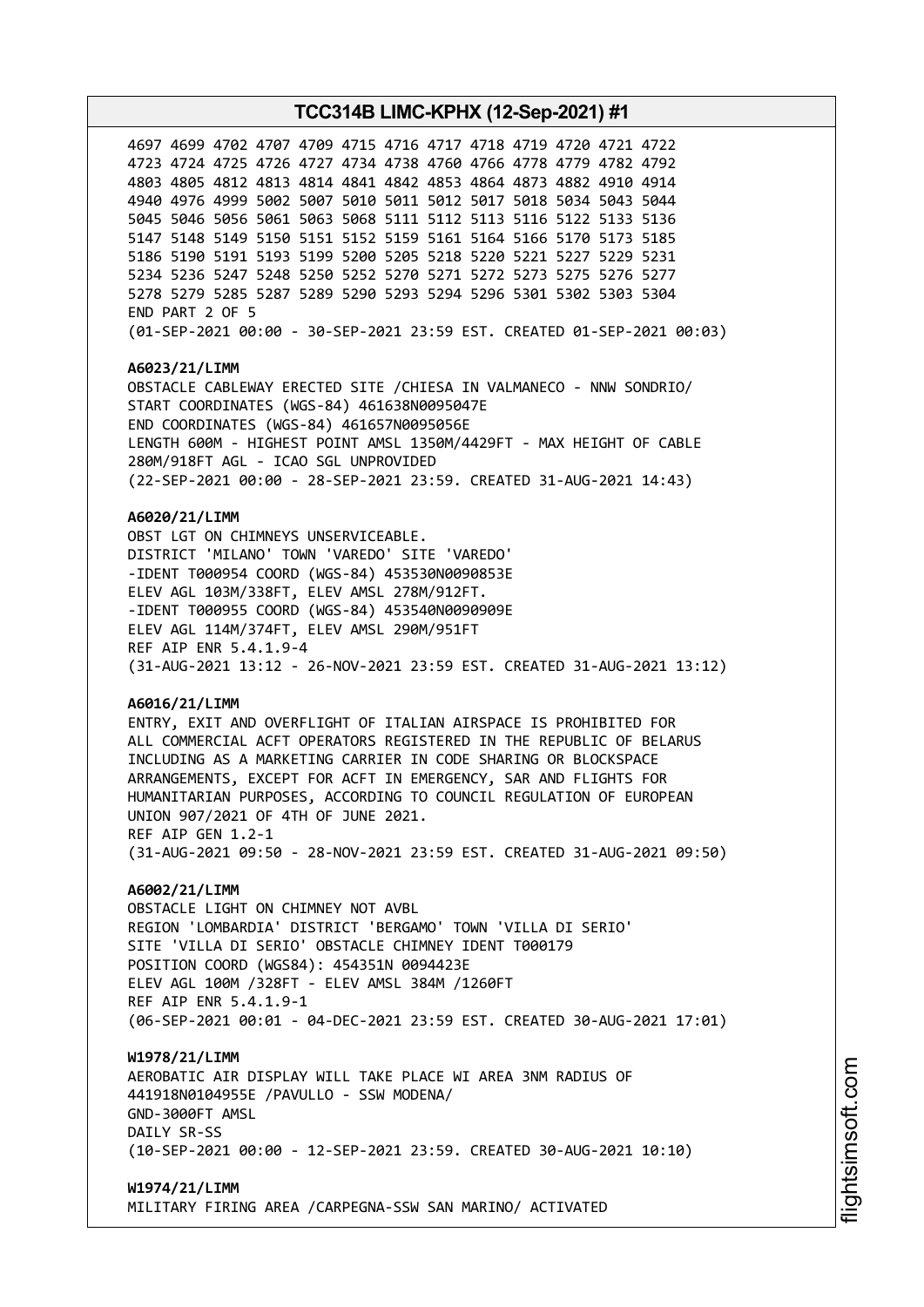4697 4699 4702 4707 4709 4715 4716 4717 4718 4719 4720 4721 4722
4723 4724 4725 4726 4727 4734 4738 4760 4766 4778 4779 4782 4792
4803 4805 4812 4813 4814 4841 4842 4853 4864 4873 4882 4910 4914
4940 4976 4999 5002 5007 5010 5011 5012 5017 5018 5034 5043 5044
5045 5046 5056 5061 5063 5068 5111 5112 5113 5116 5122 5133 5136
5147 5148 5149 5150 5151 5152 5159 5161 5164 5166 5170 5173 5185
5186 5190 5191 5193 5199 5200 5205 5218 5220 5221 5227 5229 5231
5234 5236 5247 5248 5250 5252 5270 5271 5272 5273 5275 5276 5277
5278 5279 5285 5287 5289 5290 5293 5294 5296 5301 5302 5303 5304
END PART 2 OF 5
(01-SEP-2021 00:00 - 30-SEP-2021 23:59 EST. CREATED 01-SEP-2021 00:03)

**A6023/21/LIMM**
OBSTACLE CABLEWAY ERECTED SITE /CHIESA IN VALMANECO - NNW SONDRIO/
START COORDINATES (WGS-84) 461638N0095047E
END COORDINATES (WGS-84) 461657N0095056E
LENGTH 600M - HIGHEST POINT AMSL 1350M/4429FT - MAX HEIGHT OF CABLE
280M/918FT AGL - ICAO SGL UNPROVIDED
(22-SEP-2021 00:00 - 28-SEP-2021 23:59. CREATED 31-AUG-2021 14:43)

**A6020/21/LIMM**
OBST LGT ON CHIMNEYS UNSERVICEABLE.
DISTRICT 'MILANO' TOWN 'VAREDO' SITE 'VAREDO'
-IDENT T000954 COORD (WGS-84) 453530N0090853E
ELEV AGL 103M/338FT, ELEV AMSL 278M/912FT.
-IDENT T000955 COORD (WGS-84) 453540N0090909E
ELEV AGL 114M/374FT, ELEV AMSL 290M/951FT
REF AIP ENR 5.4.1.9-4
(31-AUG-2021 13:12 - 26-NOV-2021 23:59 EST. CREATED 31-AUG-2021 13:12)

**A6016/21/LIMM**
ENTRY, EXIT AND OVERFLIGHT OF ITALIAN AIRSPACE IS PROHIBITED FOR
ALL COMMERCIAL ACFT OPERATORS REGISTERED IN THE REPUBLIC OF BELARUS
INCLUDING AS A MARKETING CARRIER IN CODE SHARING OR BLOCKSPACE
ARRANGEMENTS, EXCEPT FOR ACFT IN EMERGENCY, SAR AND FLIGHTS FOR
HUMANITARIAN PURPOSES, ACCORDING TO COUNCIL REGULATION OF EUROPEAN
UNION 907/2021 OF 4TH OF JUNE 2021.
REF AIP GEN 1.2-1
(31-AUG-2021 09:50 - 28-NOV-2021 23:59 EST. CREATED 31-AUG-2021 09:50)

**A6002/21/LIMM**
OBSTACLE LIGHT ON CHIMNEY NOT AVBL
REGION 'LOMBARDIA' DISTRICT 'BERGAMO' TOWN 'VILLA DI SERIO'
SITE 'VILLA DI SERIO' OBSTACLE CHIMNEY IDENT T000179
POSITION COORD (WGS84): 454351N 0094423E
ELEV AGL 100M /328FT - ELEV AMSL 384M /1260FT
REF AIP ENR 5.4.1.9-1
(06-SEP-2021 00:01 - 04-DEC-2021 23:59 EST. CREATED 30-AUG-2021 17:01)

**W1978/21/LIMM**
AEROBATIC AIR DISPLAY WILL TAKE PLACE WI AREA 3NM RADIUS OF
441918N0104955E /PAVULLO - SSW MODENA/
GND-3000FT AMSL
DAILY SR-SS
(10-SEP-2021 00:00 - 12-SEP-2021 23:59. CREATED 30-AUG-2021 10:10)

**W1974/21/LIMM**
MILITARY FIRING AREA /CARPEGNA-SSW SAN MARINO/ ACTIVATED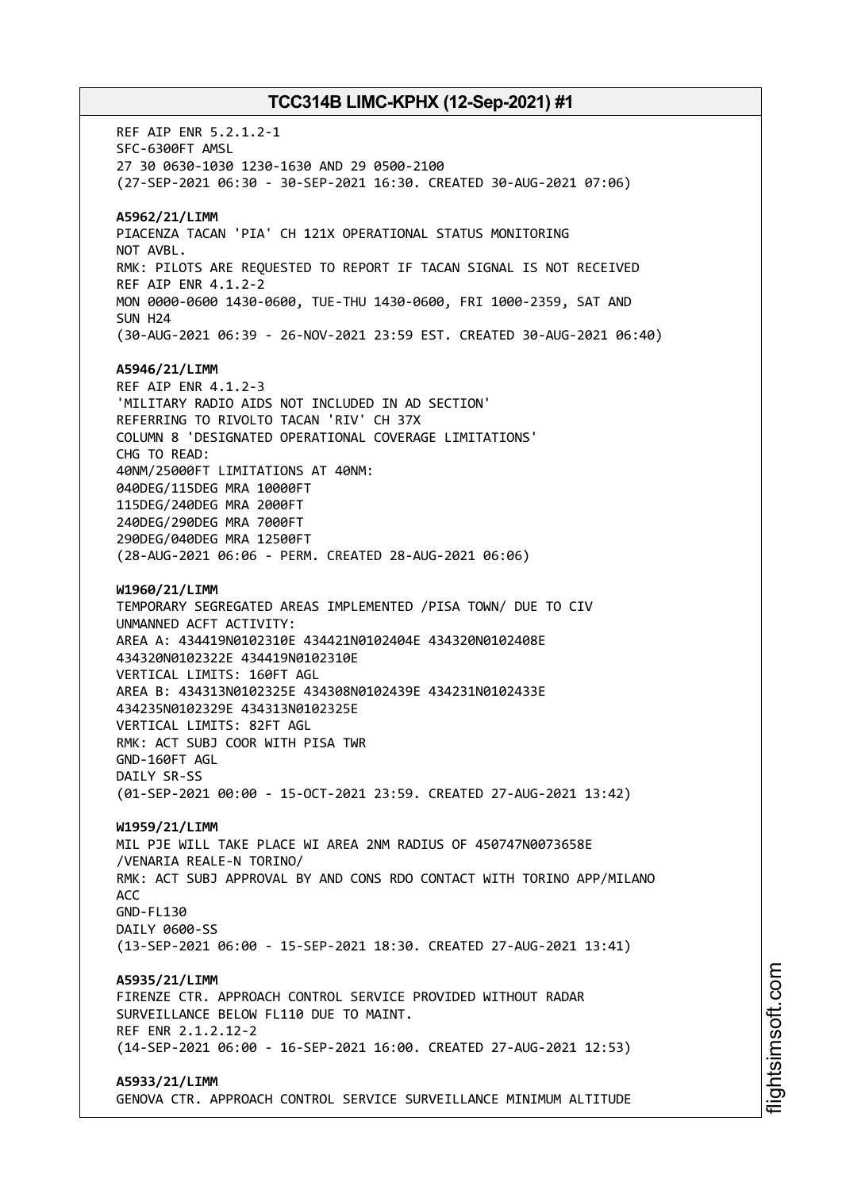REF AIP ENR 5.2.1.2-1
SFC-6300FT AMSL
27 30 0630-1030 1230-1630 AND 29 0500-2100
(27-SEP-2021 06:30 - 30-SEP-2021 16:30. CREATED 30-AUG-2021 07:06)

**A5962/21/LIMM**
PIACENZA TACAN 'PIA' CH 121X OPERATIONAL STATUS MONITORING
NOT AVBL.
RMK: PILOTS ARE REQUESTED TO REPORT IF TACAN SIGNAL IS NOT RECEIVED
REF AIP ENR 4.1.2-2
MON 0000-0600 1430-0600, TUE-THU 1430-0600, FRI 1000-2359, SAT AND
SUN H24
(30-AUG-2021 06:39 - 26-NOV-2021 23:59 EST. CREATED 30-AUG-2021 06:40)

**A5946/21/LIMM**
REF AIP ENR 4.1.2-3
'MILITARY RADIO AIDS NOT INCLUDED IN AD SECTION'
REFERRING TO RIVOLTO TACAN 'RIV' CH 37X
COLUMN 8 'DESIGNATED OPERATIONAL COVERAGE LIMITATIONS'
CHG TO READ:
40NM/25000FT LIMITATIONS AT 40NM:
040DEG/115DEG MRA 10000FT
115DEG/240DEG MRA 2000FT
240DEG/290DEG MRA 7000FT
290DEG/040DEG MRA 12500FT
(28-AUG-2021 06:06 - PERM. CREATED 28-AUG-2021 06:06)

**W1960/21/LIMM**
TEMPORARY SEGREGATED AREAS IMPLEMENTED /PISA TOWN/ DUE TO CIV
UNMANNED ACFT ACTIVITY:
AREA A: 434419N0102310E 434421N0102404E 434320N0102408E
434320N0102322E 434419N0102310E
VERTICAL LIMITS: 160FT AGL
AREA B: 434313N0102325E 434308N0102439E 434231N0102433E
434235N0102329E 434313N0102325E
VERTICAL LIMITS: 82FT AGL
RMK: ACT SUBJ COOR WITH PISA TWR
GND-160FT AGL
DAILY SR-SS
(01-SEP-2021 00:00 - 15-OCT-2021 23:59. CREATED 27-AUG-2021 13:42)

**W1959/21/LIMM**
MIL PJE WILL TAKE PLACE WI AREA 2NM RADIUS OF 450747N0073658E
/VENARIA REALE-N TORINO/
RMK: ACT SUBJ APPROVAL BY AND CONS RDO CONTACT WITH TORINO APP/MILANO
ACC
GND-FL130
DAILY 0600-SS
(13-SEP-2021 06:00 - 15-SEP-2021 18:30. CREATED 27-AUG-2021 13:41)

**A5935/21/LIMM**
FIRENZE CTR. APPROACH CONTROL SERVICE PROVIDED WITHOUT RADAR
SURVEILLANCE BELOW FL110 DUE TO MAINT.
REF ENR 2.1.2.12-2
(14-SEP-2021 06:00 - 16-SEP-2021 16:00. CREATED 27-AUG-2021 12:53)

**A5933/21/LIMM**
GENOVA CTR. APPROACH CONTROL SERVICE SURVEILLANCE MINIMUM ALTITUDE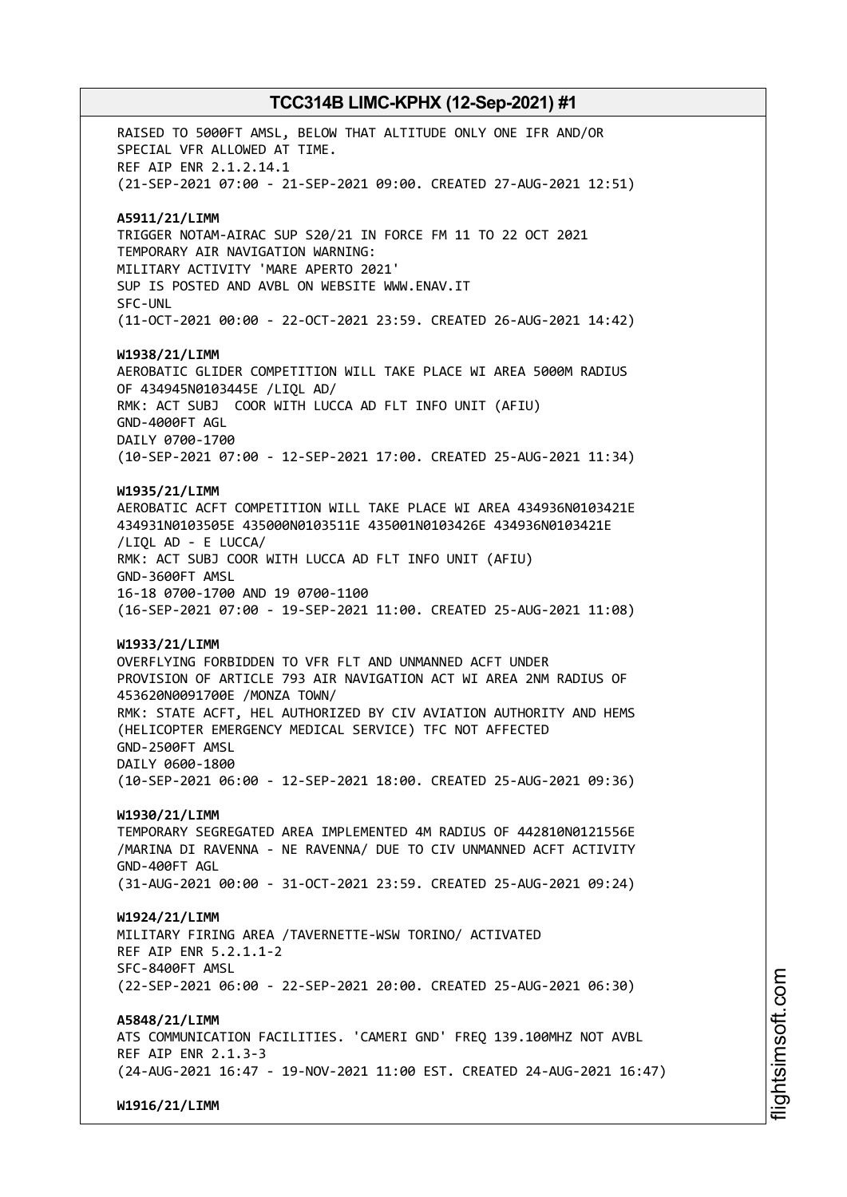RAISED TO 5000FT AMSL, BELOW THAT ALTITUDE ONLY ONE IFR AND/OR SPECIAL VFR ALLOWED AT TIME.
REF AIP ENR 2.1.2.14.1
(21-SEP-2021 07:00 - 21-SEP-2021 09:00. CREATED 27-AUG-2021 12:51)

**A5911/21/LIMM**
TRIGGER NOTAM-AIRAC SUP S20/21 IN FORCE FM 11 TO 22 OCT 2021
TEMPORARY AIR NAVIGATION WARNING:
MILITARY ACTIVITY 'MARE APERTO 2021'
SUP IS POSTED AND AVBL ON WEBSITE WWW.ENAV.IT
SFC-UNL
(11-OCT-2021 00:00 - 22-OCT-2021 23:59. CREATED 26-AUG-2021 14:42)

**W1938/21/LIMM**
AEROBATIC GLIDER COMPETITION WILL TAKE PLACE WI AREA 5000M RADIUS OF 434945N0103445E /LIQL AD/
RMK: ACT SUBJ COOR WITH LUCCA AD FLT INFO UNIT (AFIU)
GND-4000FT AGL
DAILY 0700-1700
(10-SEP-2021 07:00 - 12-SEP-2021 17:00. CREATED 25-AUG-2021 11:34)

**W1935/21/LIMM**
AEROBATIC ACFT COMPETITION WILL TAKE PLACE WI AREA 434936N0103421E 434931N0103505E 435000N0103511E 435001N0103426E 434936N0103421E /LIQL AD - E LUCCA/
RMK: ACT SUBJ COOR WITH LUCCA AD FLT INFO UNIT (AFIU)
GND-3600FT AMSL
16-18 0700-1700 AND 19 0700-1100
(16-SEP-2021 07:00 - 19-SEP-2021 11:00. CREATED 25-AUG-2021 11:08)

**W1933/21/LIMM**
OVERFLYING FORBIDDEN TO VFR FLT AND UNMANNED ACFT UNDER PROVISION OF ARTICLE 793 AIR NAVIGATION ACT WI AREA 2NM RADIUS OF 453620N0091700E /MONZA TOWN/
RMK: STATE ACFT, HEL AUTHORIZED BY CIV AVIATION AUTHORITY AND HEMS (HELICOPTER EMERGENCY MEDICAL SERVICE) TFC NOT AFFECTED
GND-2500FT AMSL
DAILY 0600-1800
(10-SEP-2021 06:00 - 12-SEP-2021 18:00. CREATED 25-AUG-2021 09:36)

**W1930/21/LIMM**
TEMPORARY SEGREGATED AREA IMPLEMENTED 4M RADIUS OF 442810N0121556E /MARINA DI RAVENNA - NE RAVENNA/ DUE TO CIV UNMANNED ACFT ACTIVITY
GND-400FT AGL
(31-AUG-2021 00:00 - 31-OCT-2021 23:59. CREATED 25-AUG-2021 09:24)

**W1924/21/LIMM**
MILITARY FIRING AREA /TAVERNETTE-WSW TORINO/ ACTIVATED
REF AIP ENR 5.2.1.1-2
SFC-8400FT AMSL
(22-SEP-2021 06:00 - 22-SEP-2021 20:00. CREATED 25-AUG-2021 06:30)

**A5848/21/LIMM**
ATS COMMUNICATION FACILITIES. 'CAMERI GND' FREQ 139.100MHZ NOT AVBL
REF AIP ENR 2.1.3-3
(24-AUG-2021 16:47 - 19-NOV-2021 11:00 EST. CREATED 24-AUG-2021 16:47)

**W1916/21/LIMM**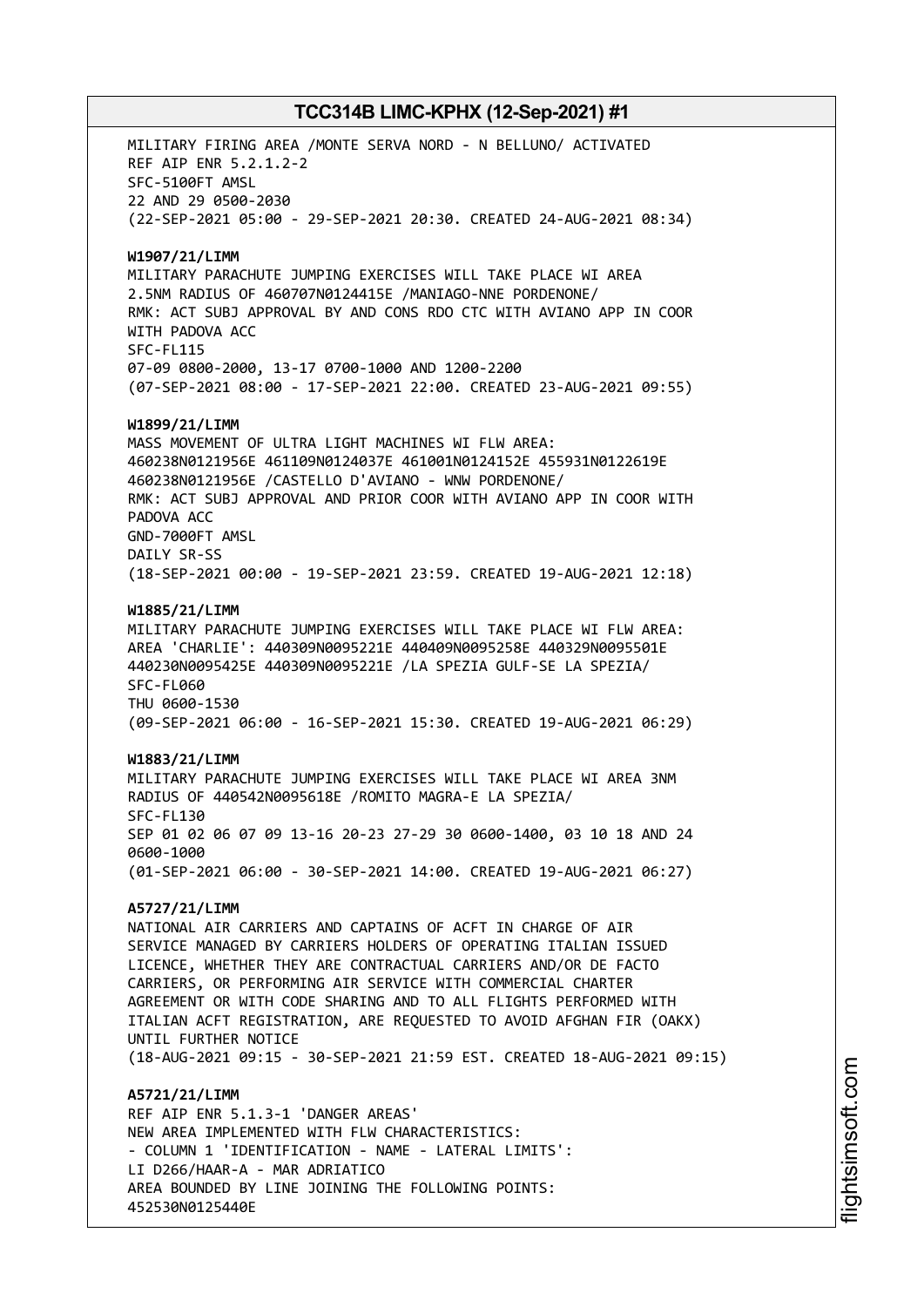MILITARY FIRING AREA /MONTE SERVA NORD - N BELLUNO/ ACTIVATED
REF AIP ENR 5.2.1.2-2
SFC-5100FT AMSL
22 AND 29 0500-2030
(22-SEP-2021 05:00 - 29-SEP-2021 20:30. CREATED 24-AUG-2021 08:34)

**W1907/21/LIMM**
MILITARY PARACHUTE JUMPING EXERCISES WILL TAKE PLACE WI AREA
2.5NM RADIUS OF 460707N0124415E /MANIAGO-NNE PORDENONE/
RMK: ACT SUBJ APPROVAL BY AND CONS RDO CTC WITH AVIANO APP IN COOR
WITH PADOVA ACC
SFC-FL115
07-09 0800-2000, 13-17 0700-1000 AND 1200-2200
(07-SEP-2021 08:00 - 17-SEP-2021 22:00. CREATED 23-AUG-2021 09:55)

**W1899/21/LIMM**
MASS MOVEMENT OF ULTRA LIGHT MACHINES WI FLW AREA:
460238N0121956E 461109N0124037E 461001N0124152E 455931N0122619E
460238N0121956E /CASTELLO D'AVIANO - WNW PORDENONE/
RMK: ACT SUBJ APPROVAL AND PRIOR COOR WITH AVIANO APP IN COOR WITH
PADOVA ACC
GND-7000FT AMSL
DAILY SR-SS
(18-SEP-2021 00:00 - 19-SEP-2021 23:59. CREATED 19-AUG-2021 12:18)

**W1885/21/LIMM**
MILITARY PARACHUTE JUMPING EXERCISES WILL TAKE PLACE WI FLW AREA:
AREA 'CHARLIE': 440309N0095221E 440409N0095258E 440329N0095501E
440230N0095425E 440309N0095221E /LA SPEZIA GULF-SE LA SPEZIA/
SFC-FL060
THU 0600-1530
(09-SEP-2021 06:00 - 16-SEP-2021 15:30. CREATED 19-AUG-2021 06:29)

**W1883/21/LIMM**
MILITARY PARACHUTE JUMPING EXERCISES WILL TAKE PLACE WI AREA 3NM
RADIUS OF 440542N0095618E /ROMITO MAGRA-E LA SPEZIA/
SFC-FL130
SEP 01 02 06 07 09 13-16 20-23 27-29 30 0600-1400, 03 10 18 AND 24
0600-1000
(01-SEP-2021 06:00 - 30-SEP-2021 14:00. CREATED 19-AUG-2021 06:27)

**A5727/21/LIMM**
NATIONAL AIR CARRIERS AND CAPTAINS OF ACFT IN CHARGE OF AIR
SERVICE MANAGED BY CARRIERS HOLDERS OF OPERATING ITALIAN ISSUED
LICENCE, WHETHER THEY ARE CONTRACTUAL CARRIERS AND/OR DE FACTO
CARRIERS, OR PERFORMING AIR SERVICE WITH COMMERCIAL CHARTER
AGREEMENT OR WITH CODE SHARING AND TO ALL FLIGHTS PERFORMED WITH
ITALIAN ACFT REGISTRATION, ARE REQUESTED TO AVOID AFGHAN FIR (OAKX)
UNTIL FURTHER NOTICE
(18-AUG-2021 09:15 - 30-SEP-2021 21:59 EST. CREATED 18-AUG-2021 09:15)

**A5721/21/LIMM**
REF AIP ENR 5.1.3-1 'DANGER AREAS'
NEW AREA IMPLEMENTED WITH FLW CHARACTERISTICS:
- COLUMN 1 'IDENTIFICATION - NAME - LATERAL LIMITS':
LI D266/HAAR-A - MAR ADRIATICO
AREA BOUNDED BY LINE JOINING THE FOLLOWING POINTS:
452530N0125440E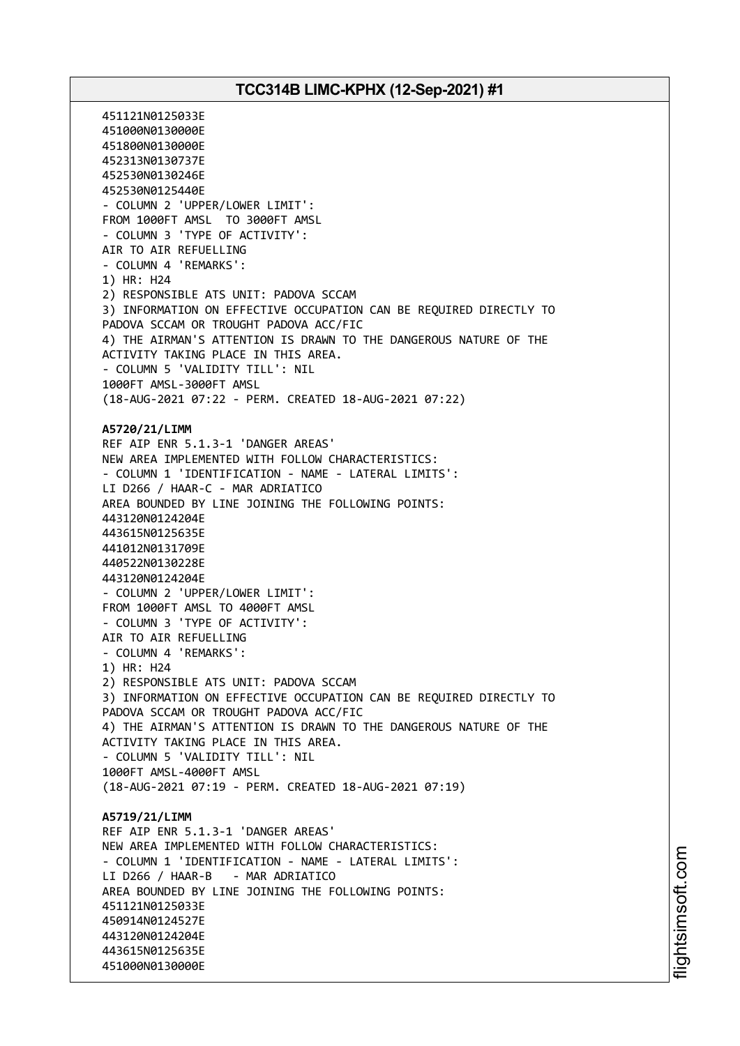451121N0125033E
451000N0130000E
451800N0130000E
452313N0130737E
452530N0130246E
452530N0125440E
- COLUMN 2 'UPPER/LOWER LIMIT':
FROM 1000FT AMSL  TO 3000FT AMSL
- COLUMN 3 'TYPE OF ACTIVITY':
AIR TO AIR REFUELLING
- COLUMN 4 'REMARKS':
1) HR: H24
2) RESPONSIBLE ATS UNIT: PADOVA SCCAM
3) INFORMATION ON EFFECTIVE OCCUPATION CAN BE REQUIRED DIRECTLY TO PADOVA SCCAM OR TROUGHT PADOVA ACC/FIC
4) THE AIRMAN'S ATTENTION IS DRAWN TO THE DANGEROUS NATURE OF THE ACTIVITY TAKING PLACE IN THIS AREA.
- COLUMN 5 'VALIDITY TILL': NIL
1000FT AMSL-3000FT AMSL
(18-AUG-2021 07:22 - PERM. CREATED 18-AUG-2021 07:22)

**A5720/21/LIMM**
REF AIP ENR 5.1.3-1 'DANGER AREAS'
NEW AREA IMPLEMENTED WITH FOLLOW CHARACTERISTICS:
- COLUMN 1 'IDENTIFICATION - NAME - LATERAL LIMITS':
LI D266 / HAAR-C - MAR ADRIATICO
AREA BOUNDED BY LINE JOINING THE FOLLOWING POINTS:
443120N0124204E
443615N0125635E
441012N0131709E
440522N0130228E
443120N0124204E
- COLUMN 2 'UPPER/LOWER LIMIT':
FROM 1000FT AMSL TO 4000FT AMSL
- COLUMN 3 'TYPE OF ACTIVITY':
AIR TO AIR REFUELLING
- COLUMN 4 'REMARKS':
1) HR: H24
2) RESPONSIBLE ATS UNIT: PADOVA SCCAM
3) INFORMATION ON EFFECTIVE OCCUPATION CAN BE REQUIRED DIRECTLY TO PADOVA SCCAM OR TROUGHT PADOVA ACC/FIC
4) THE AIRMAN'S ATTENTION IS DRAWN TO THE DANGEROUS NATURE OF THE ACTIVITY TAKING PLACE IN THIS AREA.
- COLUMN 5 'VALIDITY TILL': NIL
1000FT AMSL-4000FT AMSL
(18-AUG-2021 07:19 - PERM. CREATED 18-AUG-2021 07:19)

**A5719/21/LIMM**
REF AIP ENR 5.1.3-1 'DANGER AREAS'
NEW AREA IMPLEMENTED WITH FOLLOW CHARACTERISTICS:
- COLUMN 1 'IDENTIFICATION - NAME - LATERAL LIMITS':
LI D266 / HAAR-B   - MAR ADRIATICO
AREA BOUNDED BY LINE JOINING THE FOLLOWING POINTS:
451121N0125033E
450914N0124527E
443120N0124204E
443615N0125635E
451000N0130000E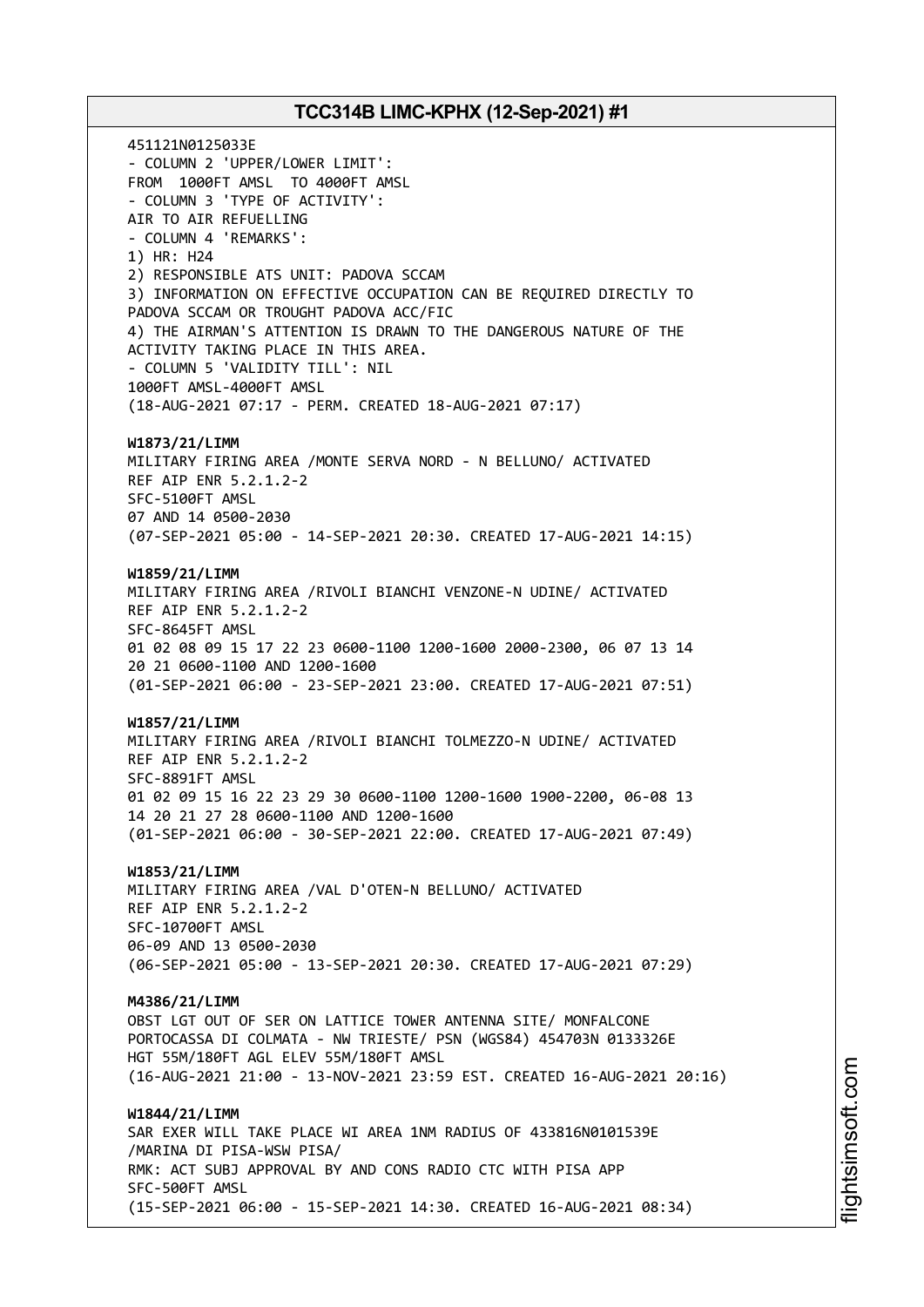451121N0125033E
- COLUMN 2 'UPPER/LOWER LIMIT':
FROM 1000FT AMSL TO 4000FT AMSL
- COLUMN 3 'TYPE OF ACTIVITY':
AIR TO AIR REFUELLING
- COLUMN 4 'REMARKS':
1) HR: H24
2) RESPONSIBLE ATS UNIT: PADOVA SCCAM
3) INFORMATION ON EFFECTIVE OCCUPATION CAN BE REQUIRED DIRECTLY TO PADOVA SCCAM OR TROUGHT PADOVA ACC/FIC
4) THE AIRMAN'S ATTENTION IS DRAWN TO THE DANGEROUS NATURE OF THE ACTIVITY TAKING PLACE IN THIS AREA.
- COLUMN 5 'VALIDITY TILL': NIL
1000FT AMSL-4000FT AMSL
(18-AUG-2021 07:17 - PERM. CREATED 18-AUG-2021 07:17)

**W1873/21/LIMM**
MILITARY FIRING AREA /MONTE SERVA NORD - N BELLUNO/ ACTIVATED
REF AIP ENR 5.2.1.2-2
SFC-5100FT AMSL
07 AND 14 0500-2030
(07-SEP-2021 05:00 - 14-SEP-2021 20:30. CREATED 17-AUG-2021 14:15)

**W1859/21/LIMM**
MILITARY FIRING AREA /RIVOLI BIANCHI VENZONE-N UDINE/ ACTIVATED
REF AIP ENR 5.2.1.2-2
SFC-8645FT AMSL
01 02 08 09 15 17 22 23 0600-1100 1200-1600 2000-2300, 06 07 13 14 20 21 0600-1100 AND 1200-1600
(01-SEP-2021 06:00 - 23-SEP-2021 23:00. CREATED 17-AUG-2021 07:51)

**W1857/21/LIMM**
MILITARY FIRING AREA /RIVOLI BIANCHI TOLMEZZO-N UDINE/ ACTIVATED
REF AIP ENR 5.2.1.2-2
SFC-8891FT AMSL
01 02 09 15 16 22 23 29 30 0600-1100 1200-1600 1900-2200, 06-08 13 14 20 21 27 28 0600-1100 AND 1200-1600
(01-SEP-2021 06:00 - 30-SEP-2021 22:00. CREATED 17-AUG-2021 07:49)

**W1853/21/LIMM**
MILITARY FIRING AREA /VAL D'OTEN-N BELLUNO/ ACTIVATED
REF AIP ENR 5.2.1.2-2
SFC-10700FT AMSL
06-09 AND 13 0500-2030
(06-SEP-2021 05:00 - 13-SEP-2021 20:30. CREATED 17-AUG-2021 07:29)

**M4386/21/LIMM**
OBST LGT OUT OF SER ON LATTICE TOWER ANTENNA SITE/ MONFALCONE PORTOCASSA DI COLMATA - NW TRIESTE/ PSN (WGS84) 454703N 0133326E
HGT 55M/180FT AGL ELEV 55M/180FT AMSL
(16-AUG-2021 21:00 - 13-NOV-2021 23:59 EST. CREATED 16-AUG-2021 20:16)

**W1844/21/LIMM**
SAR EXER WILL TAKE PLACE WI AREA 1NM RADIUS OF 433816N0101539E /MARINA DI PISA-WSW PISA/
RMK: ACT SUBJ APPROVAL BY AND CONS RADIO CTC WITH PISA APP
SFC-500FT AMSL
(15-SEP-2021 06:00 - 15-SEP-2021 14:30. CREATED 16-AUG-2021 08:34)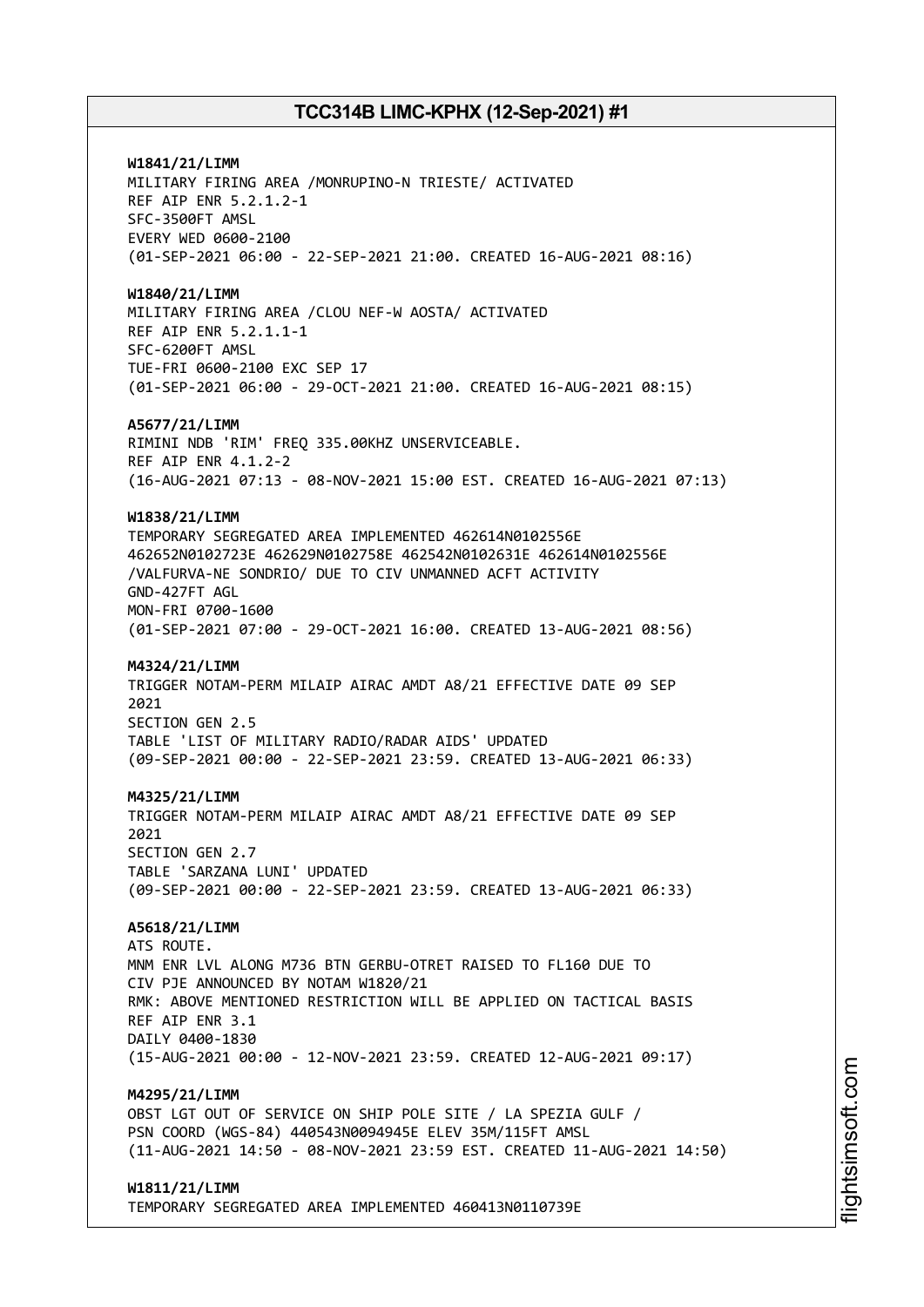**W1841/21/LIMM**
MILITARY FIRING AREA /MONRUPINO-N TRIESTE/ ACTIVATED
REF AIP ENR 5.2.1.2-1
SFC-3500FT AMSL
EVERY WED 0600-2100
(01-SEP-2021 06:00 - 22-SEP-2021 21:00. CREATED 16-AUG-2021 08:16)

**W1840/21/LIMM**
MILITARY FIRING AREA /CLOU NEF-W AOSTA/ ACTIVATED
REF AIP ENR 5.2.1.1-1
SFC-6200FT AMSL
TUE-FRI 0600-2100 EXC SEP 17
(01-SEP-2021 06:00 - 29-OCT-2021 21:00. CREATED 16-AUG-2021 08:15)

**A5677/21/LIMM**
RIMINI NDB 'RIM' FREQ 335.00KHZ UNSERVICEABLE.
REF AIP ENR 4.1.2-2
(16-AUG-2021 07:13 - 08-NOV-2021 15:00 EST. CREATED 16-AUG-2021 07:13)

**W1838/21/LIMM**
TEMPORARY SEGREGATED AREA IMPLEMENTED 462614N0102556E
462652N0102723E 462629N0102758E 462542N0102631E 462614N0102556E
/VALFURVA-NE SONDRIO/ DUE TO CIV UNMANNED ACFT ACTIVITY
GND-427FT AGL
MON-FRI 0700-1600
(01-SEP-2021 07:00 - 29-OCT-2021 16:00. CREATED 13-AUG-2021 08:56)

**M4324/21/LIMM**
TRIGGER NOTAM-PERM MILAIP AIRAC AMDT A8/21 EFFECTIVE DATE 09 SEP
2021
SECTION GEN 2.5
TABLE 'LIST OF MILITARY RADIO/RADAR AIDS' UPDATED
(09-SEP-2021 00:00 - 22-SEP-2021 23:59. CREATED 13-AUG-2021 06:33)

**M4325/21/LIMM**
TRIGGER NOTAM-PERM MILAIP AIRAC AMDT A8/21 EFFECTIVE DATE 09 SEP
2021
SECTION GEN 2.7
TABLE 'SARZANA LUNI' UPDATED
(09-SEP-2021 00:00 - 22-SEP-2021 23:59. CREATED 13-AUG-2021 06:33)

**A5618/21/LIMM**
ATS ROUTE.
MNM ENR LVL ALONG M736 BTN GERBU-OTRET RAISED TO FL160 DUE TO
CIV PJE ANNOUNCED BY NOTAM W1820/21
RMK: ABOVE MENTIONED RESTRICTION WILL BE APPLIED ON TACTICAL BASIS
REF AIP ENR 3.1
DAILY 0400-1830
(15-AUG-2021 00:00 - 12-NOV-2021 23:59. CREATED 12-AUG-2021 09:17)

**M4295/21/LIMM**
OBST LGT OUT OF SERVICE ON SHIP POLE SITE / LA SPEZIA GULF /
PSN COORD (WGS-84) 440543N0094945E ELEV 35M/115FT AMSL
(11-AUG-2021 14:50 - 08-NOV-2021 23:59 EST. CREATED 11-AUG-2021 14:50)

**W1811/21/LIMM**
TEMPORARY SEGREGATED AREA IMPLEMENTED 460413N0110739E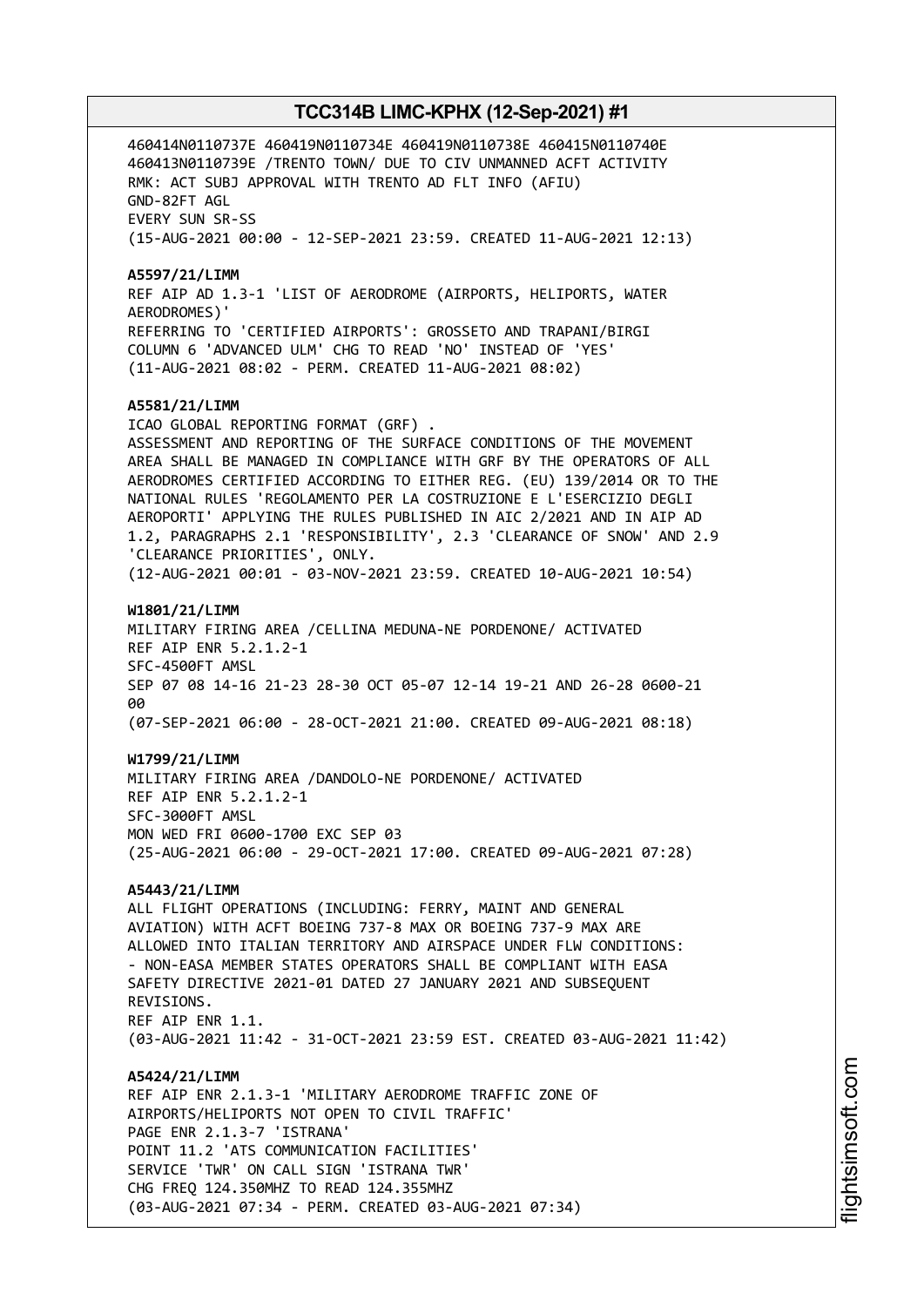460414N0110737E 460419N0110734E 460419N0110738E 460415N0110740E 460413N0110739E /TRENTO TOWN/ DUE TO CIV UNMANNED ACFT ACTIVITY
RMK: ACT SUBJ APPROVAL WITH TRENTO AD FLT INFO (AFIU)
GND-82FT AGL
EVERY SUN SR-SS
(15-AUG-2021 00:00 - 12-SEP-2021 23:59. CREATED 11-AUG-2021 12:13)

**A5597/21/LIMM**
REF AIP AD 1.3-1 'LIST OF AERODROME (AIRPORTS, HELIPORTS, WATER AERODROMES)'
REFERRING TO 'CERTIFIED AIRPORTS': GROSSETO AND TRAPANI/BIRGI
COLUMN 6 'ADVANCED ULM' CHG TO READ 'NO' INSTEAD OF 'YES'
(11-AUG-2021 08:02 - PERM. CREATED 11-AUG-2021 08:02)

**A5581/21/LIMM**
ICAO GLOBAL REPORTING FORMAT (GRF) .
ASSESSMENT AND REPORTING OF THE SURFACE CONDITIONS OF THE MOVEMENT AREA SHALL BE MANAGED IN COMPLIANCE WITH GRF BY THE OPERATORS OF ALL AERODROMES CERTIFIED ACCORDING TO EITHER REG. (EU) 139/2014 OR TO THE NATIONAL RULES 'REGOLAMENTO PER LA COSTRUZIONE E L'ESERCIZIO DEGLI AEROPORTI' APPLYING THE RULES PUBLISHED IN AIC 2/2021 AND IN AIP AD 1.2, PARAGRAPHS 2.1 'RESPONSIBILITY', 2.3 'CLEARANCE OF SNOW' AND 2.9 'CLEARANCE PRIORITIES', ONLY.
(12-AUG-2021 00:01 - 03-NOV-2021 23:59. CREATED 10-AUG-2021 10:54)

**W1801/21/LIMM**
MILITARY FIRING AREA /CELLINA MEDUNA-NE PORDENONE/ ACTIVATED
REF AIP ENR 5.2.1.2-1
SFC-4500FT AMSL
SEP 07 08 14-16 21-23 28-30 OCT 05-07 12-14 19-21 AND 26-28 0600-21 00
(07-SEP-2021 06:00 - 28-OCT-2021 21:00. CREATED 09-AUG-2021 08:18)

**W1799/21/LIMM**
MILITARY FIRING AREA /DANDOLO-NE PORDENONE/ ACTIVATED
REF AIP ENR 5.2.1.2-1
SFC-3000FT AMSL
MON WED FRI 0600-1700 EXC SEP 03
(25-AUG-2021 06:00 - 29-OCT-2021 17:00. CREATED 09-AUG-2021 07:28)

**A5443/21/LIMM**
ALL FLIGHT OPERATIONS (INCLUDING: FERRY, MAINT AND GENERAL AVIATION) WITH ACFT BOEING 737-8 MAX OR BOEING 737-9 MAX ARE ALLOWED INTO ITALIAN TERRITORY AND AIRSPACE UNDER FLW CONDITIONS:
- NON-EASA MEMBER STATES OPERATORS SHALL BE COMPLIANT WITH EASA SAFETY DIRECTIVE 2021-01 DATED 27 JANUARY 2021 AND SUBSEQUENT REVISIONS.
REF AIP ENR 1.1.
(03-AUG-2021 11:42 - 31-OCT-2021 23:59 EST. CREATED 03-AUG-2021 11:42)

**A5424/21/LIMM**
REF AIP ENR 2.1.3-1 'MILITARY AERODROME TRAFFIC ZONE OF AIRPORTS/HELIPORTS NOT OPEN TO CIVIL TRAFFIC'
PAGE ENR 2.1.3-7 'ISTRANA'
POINT 11.2 'ATS COMMUNICATION FACILITIES'
SERVICE 'TWR' ON CALL SIGN 'ISTRANA TWR'
CHG FREQ 124.350MHZ TO READ 124.355MHZ
(03-AUG-2021 07:34 - PERM. CREATED 03-AUG-2021 07:34)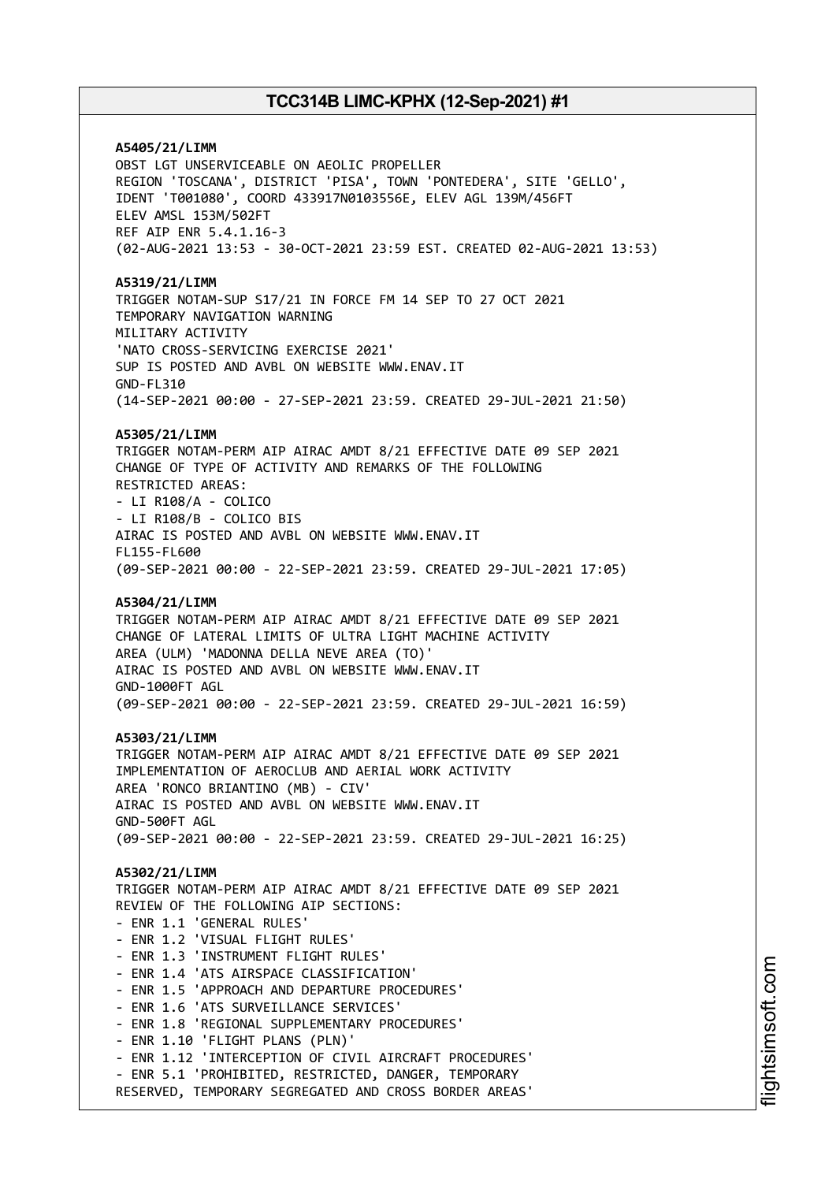**A5405/21/LIMM**
OBST LGT UNSERVICEABLE ON AEOLIC PROPELLER
REGION 'TOSCANA', DISTRICT 'PISA', TOWN 'PONTEDERA', SITE 'GELLO',
IDENT 'T001080', COORD 433917N0103556E, ELEV AGL 139M/456FT
ELEV AMSL 153M/502FT
REF AIP ENR 5.4.1.16-3
(02-AUG-2021 13:53 - 30-OCT-2021 23:59 EST. CREATED 02-AUG-2021 13:53)

**A5319/21/LIMM**
TRIGGER NOTAM-SUP S17/21 IN FORCE FM 14 SEP TO 27 OCT 2021
TEMPORARY NAVIGATION WARNING
MILITARY ACTIVITY
'NATO CROSS-SERVICING EXERCISE 2021'
SUP IS POSTED AND AVBL ON WEBSITE WWW.ENAV.IT
GND-FL310
(14-SEP-2021 00:00 - 27-SEP-2021 23:59. CREATED 29-JUL-2021 21:50)

**A5305/21/LIMM**
TRIGGER NOTAM-PERM AIP AIRAC AMDT 8/21 EFFECTIVE DATE 09 SEP 2021
CHANGE OF TYPE OF ACTIVITY AND REMARKS OF THE FOLLOWING
RESTRICTED AREAS:
- LI R108/A - COLICO
- LI R108/B - COLICO BIS
AIRAC IS POSTED AND AVBL ON WEBSITE WWW.ENAV.IT
FL155-FL600
(09-SEP-2021 00:00 - 22-SEP-2021 23:59. CREATED 29-JUL-2021 17:05)

**A5304/21/LIMM**
TRIGGER NOTAM-PERM AIP AIRAC AMDT 8/21 EFFECTIVE DATE 09 SEP 2021
CHANGE OF LATERAL LIMITS OF ULTRA LIGHT MACHINE ACTIVITY
AREA (ULM) 'MADONNA DELLA NEVE AREA (TO)'
AIRAC IS POSTED AND AVBL ON WEBSITE WWW.ENAV.IT
GND-1000FT AGL
(09-SEP-2021 00:00 - 22-SEP-2021 23:59. CREATED 29-JUL-2021 16:59)

**A5303/21/LIMM**
TRIGGER NOTAM-PERM AIP AIRAC AMDT 8/21 EFFECTIVE DATE 09 SEP 2021
IMPLEMENTATION OF AEROCLUB AND AERIAL WORK ACTIVITY
AREA 'RONCO BRIANTINO (MB) - CIV'
AIRAC IS POSTED AND AVBL ON WEBSITE WWW.ENAV.IT
GND-500FT AGL
(09-SEP-2021 00:00 - 22-SEP-2021 23:59. CREATED 29-JUL-2021 16:25)

**A5302/21/LIMM**
TRIGGER NOTAM-PERM AIP AIRAC AMDT 8/21 EFFECTIVE DATE 09 SEP 2021
REVIEW OF THE FOLLOWING AIP SECTIONS:
- ENR 1.1 'GENERAL RULES'
- ENR 1.2 'VISUAL FLIGHT RULES'
- ENR 1.3 'INSTRUMENT FLIGHT RULES'
- ENR 1.4 'ATS AIRSPACE CLASSIFICATION'
- ENR 1.5 'APPROACH AND DEPARTURE PROCEDURES'
- ENR 1.6 'ATS SURVEILLANCE SERVICES'
- ENR 1.8 'REGIONAL SUPPLEMENTARY PROCEDURES'
- ENR 1.10 'FLIGHT PLANS (PLN)'
- ENR 1.12 'INTERCEPTION OF CIVIL AIRCRAFT PROCEDURES'
- ENR 5.1 'PROHIBITED, RESTRICTED, DANGER, TEMPORARY
RESERVED, TEMPORARY SEGREGATED AND CROSS BORDER AREAS'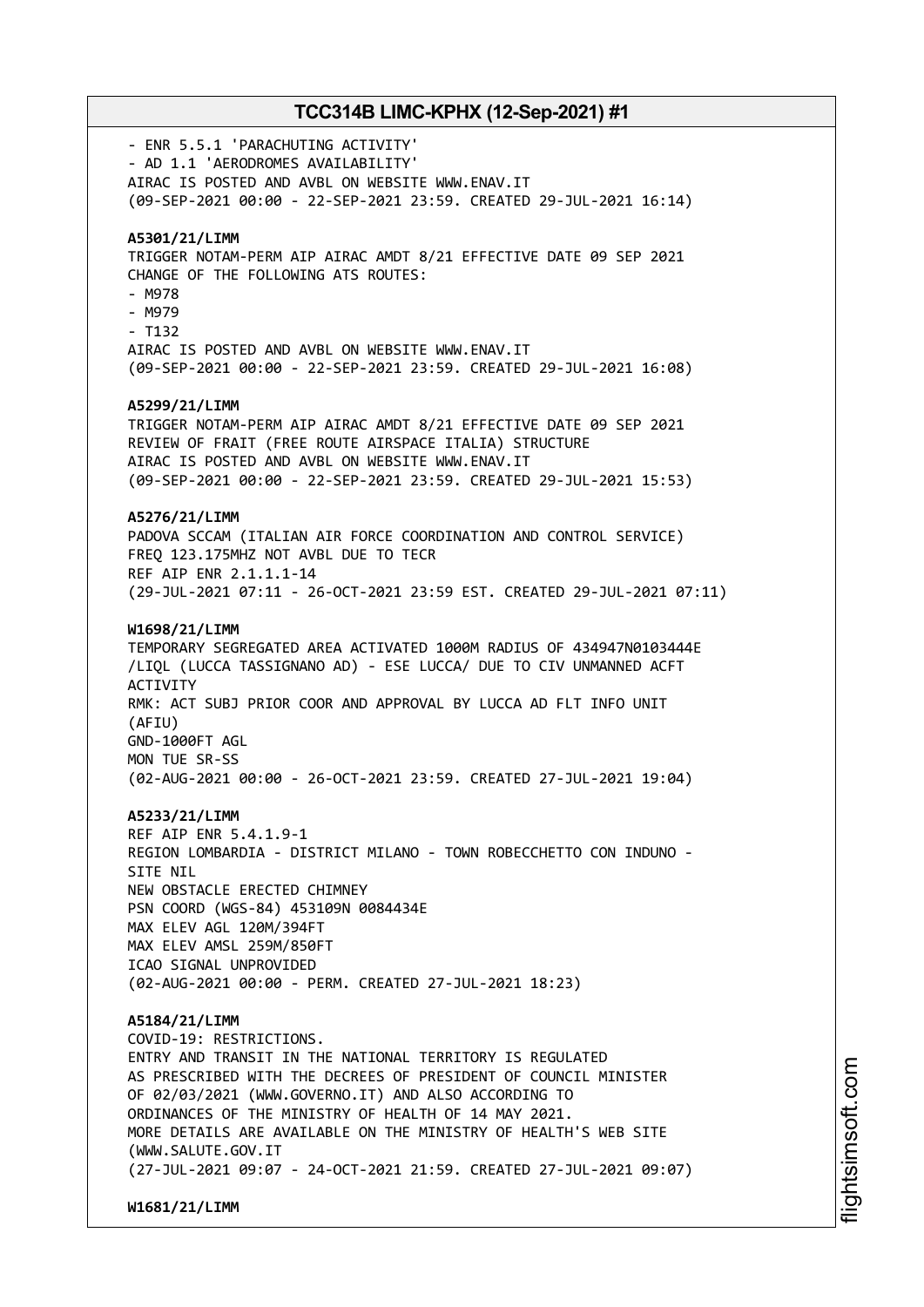- ENR 5.5.1 'PARACHUTING ACTIVITY'
- AD 1.1 'AERODROMES AVAILABILITY'
AIRAC IS POSTED AND AVBL ON WEBSITE WWW.ENAV.IT
(09-SEP-2021 00:00 - 22-SEP-2021 23:59. CREATED 29-JUL-2021 16:14)

**A5301/21/LIMM**
TRIGGER NOTAM-PERM AIP AIRAC AMDT 8/21 EFFECTIVE DATE 09 SEP 2021
CHANGE OF THE FOLLOWING ATS ROUTES:
- M978
- M979
- T132
AIRAC IS POSTED AND AVBL ON WEBSITE WWW.ENAV.IT
(09-SEP-2021 00:00 - 22-SEP-2021 23:59. CREATED 29-JUL-2021 16:08)

**A5299/21/LIMM**
TRIGGER NOTAM-PERM AIP AIRAC AMDT 8/21 EFFECTIVE DATE 09 SEP 2021
REVIEW OF FRAIT (FREE ROUTE AIRSPACE ITALIA) STRUCTURE
AIRAC IS POSTED AND AVBL ON WEBSITE WWW.ENAV.IT
(09-SEP-2021 00:00 - 22-SEP-2021 23:59. CREATED 29-JUL-2021 15:53)

**A5276/21/LIMM**
PADOVA SCCAM (ITALIAN AIR FORCE COORDINATION AND CONTROL SERVICE)
FREQ 123.175MHZ NOT AVBL DUE TO TECR
REF AIP ENR 2.1.1.1-14
(29-JUL-2021 07:11 - 26-OCT-2021 23:59 EST. CREATED 29-JUL-2021 07:11)

**W1698/21/LIMM**
TEMPORARY SEGREGATED AREA ACTIVATED 1000M RADIUS OF 434947N0103444E
/LIQL (LUCCA TASSIGNANO AD) - ESE LUCCA/ DUE TO CIV UNMANNED ACFT
ACTIVITY
RMK: ACT SUBJ PRIOR COOR AND APPROVAL BY LUCCA AD FLT INFO UNIT
(AFIU)
GND-1000FT AGL
MON TUE SR-SS
(02-AUG-2021 00:00 - 26-OCT-2021 23:59. CREATED 27-JUL-2021 19:04)

**A5233/21/LIMM**
REF AIP ENR 5.4.1.9-1
REGION LOMBARDIA - DISTRICT MILANO - TOWN ROBECCHETTO CON INDUNO -
SITE NIL
NEW OBSTACLE ERECTED CHIMNEY
PSN COORD (WGS-84) 453109N 0084434E
MAX ELEV AGL 120M/394FT
MAX ELEV AMSL 259M/850FT
ICAO SIGNAL UNPROVIDED
(02-AUG-2021 00:00 - PERM. CREATED 27-JUL-2021 18:23)

**A5184/21/LIMM**
COVID-19: RESTRICTIONS.
ENTRY AND TRANSIT IN THE NATIONAL TERRITORY IS REGULATED
AS PRESCRIBED WITH THE DECREES OF PRESIDENT OF COUNCIL MINISTER
OF 02/03/2021 (WWW.GOVERNO.IT) AND ALSO ACCORDING TO
ORDINANCES OF THE MINISTRY OF HEALTH OF 14 MAY 2021.
MORE DETAILS ARE AVAILABLE ON THE MINISTRY OF HEALTH'S WEB SITE
(WWW.SALUTE.GOV.IT
(27-JUL-2021 09:07 - 24-OCT-2021 21:59. CREATED 27-JUL-2021 09:07)

**W1681/21/LIMM**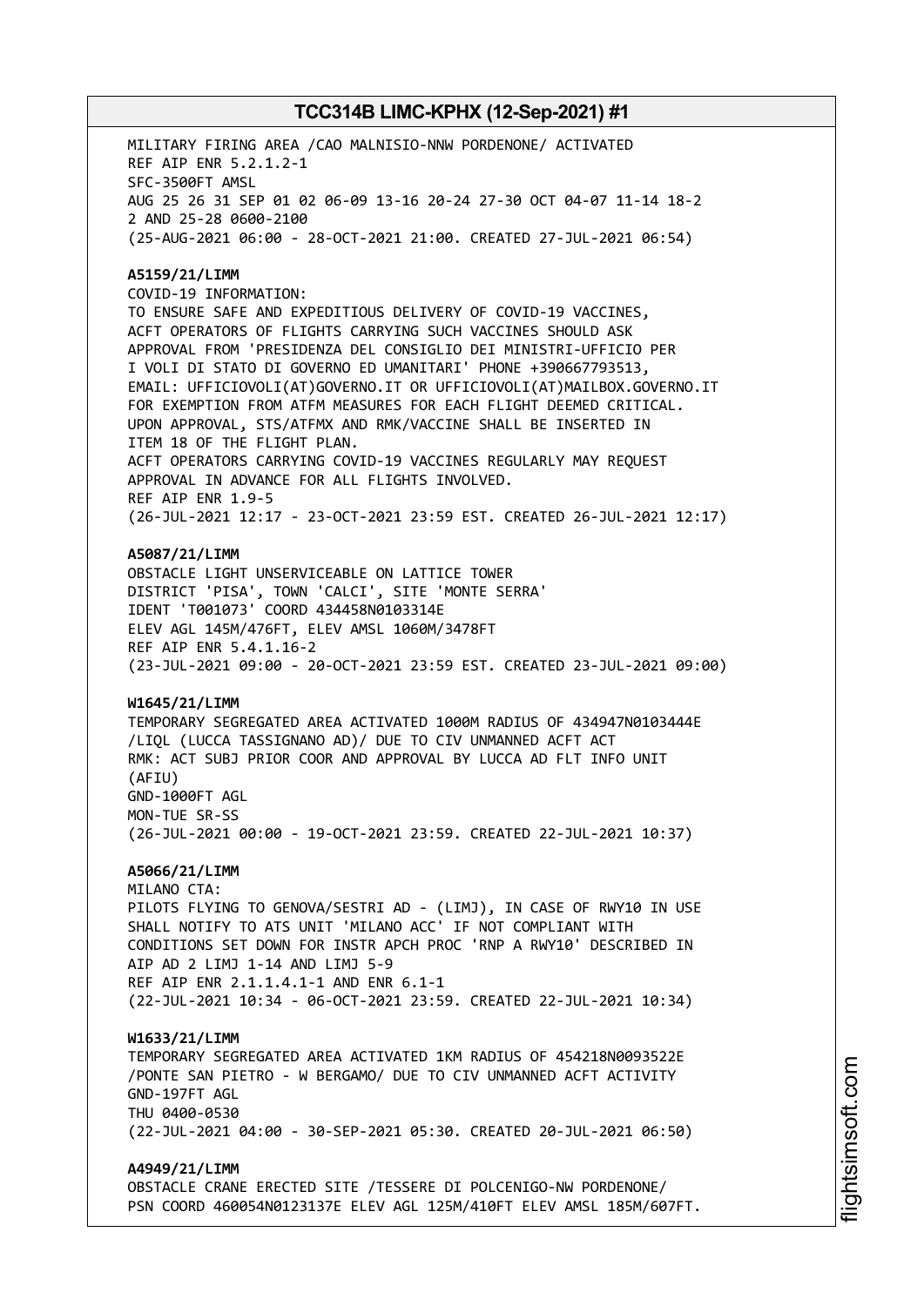MILITARY FIRING AREA /CAO MALNISIO-NNW PORDENONE/ ACTIVATED
REF AIP ENR 5.2.1.2-1
SFC-3500FT AMSL
AUG 25 26 31 SEP 01 02 06-09 13-16 20-24 27-30 OCT 04-07 11-14 18-2
2 AND 25-28 0600-2100
(25-AUG-2021 06:00 - 28-OCT-2021 21:00. CREATED 27-JUL-2021 06:54)

**A5159/21/LIMM**
COVID-19 INFORMATION:
TO ENSURE SAFE AND EXPEDITIOUS DELIVERY OF COVID-19 VACCINES,
ACFT OPERATORS OF FLIGHTS CARRYING SUCH VACCINES SHOULD ASK
APPROVAL FROM 'PRESIDENZA DEL CONSIGLIO DEI MINISTRI-UFFICIO PER
I VOLI DI STATO DI GOVERNO ED UMANITARI' PHONE +390667793513,
EMAIL: UFFICIOVOLI(AT)GOVERNO.IT OR UFFICIOVOLI(AT)MAILBOX.GOVERNO.IT
FOR EXEMPTION FROM ATFM MEASURES FOR EACH FLIGHT DEEMED CRITICAL.
UPON APPROVAL, STS/ATFMX AND RMK/VACCINE SHALL BE INSERTED IN
ITEM 18 OF THE FLIGHT PLAN.
ACFT OPERATORS CARRYING COVID-19 VACCINES REGULARLY MAY REQUEST
APPROVAL IN ADVANCE FOR ALL FLIGHTS INVOLVED.
REF AIP ENR 1.9-5
(26-JUL-2021 12:17 - 23-OCT-2021 23:59 EST. CREATED 26-JUL-2021 12:17)

**A5087/21/LIMM**
OBSTACLE LIGHT UNSERVICEABLE ON LATTICE TOWER
DISTRICT 'PISA', TOWN 'CALCI', SITE 'MONTE SERRA'
IDENT 'T001073' COORD 434458N0103314E
ELEV AGL 145M/476FT, ELEV AMSL 1060M/3478FT
REF AIP ENR 5.4.1.16-2
(23-JUL-2021 09:00 - 20-OCT-2021 23:59 EST. CREATED 23-JUL-2021 09:00)

**W1645/21/LIMM**
TEMPORARY SEGREGATED AREA ACTIVATED 1000M RADIUS OF 434947N0103444E
/LIQL (LUCCA TASSIGNANO AD)/ DUE TO CIV UNMANNED ACFT ACT
RMK: ACT SUBJ PRIOR COOR AND APPROVAL BY LUCCA AD FLT INFO UNIT
(AFIU)
GND-1000FT AGL
MON-TUE SR-SS
(26-JUL-2021 00:00 - 19-OCT-2021 23:59. CREATED 22-JUL-2021 10:37)

**A5066/21/LIMM**
MILANO CTA:
PILOTS FLYING TO GENOVA/SESTRI AD - (LIMJ), IN CASE OF RWY10 IN USE
SHALL NOTIFY TO ATS UNIT 'MILANO ACC' IF NOT COMPLIANT WITH
CONDITIONS SET DOWN FOR INSTR APCH PROC 'RNP A RWY10' DESCRIBED IN
AIP AD 2 LIMJ 1-14 AND LIMJ 5-9
REF AIP ENR 2.1.1.4.1-1 AND ENR 6.1-1
(22-JUL-2021 10:34 - 06-OCT-2021 23:59. CREATED 22-JUL-2021 10:34)

**W1633/21/LIMM**
TEMPORARY SEGREGATED AREA ACTIVATED 1KM RADIUS OF 454218N0093522E
/PONTE SAN PIETRO - W BERGAMO/ DUE TO CIV UNMANNED ACFT ACTIVITY
GND-197FT AGL
THU 0400-0530
(22-JUL-2021 04:00 - 30-SEP-2021 05:30. CREATED 20-JUL-2021 06:50)

**A4949/21/LIMM**
OBSTACLE CRANE ERECTED SITE /TESSERE DI POLCENIGO-NW PORDENONE/
PSN COORD 460054N0123137E ELEV AGL 125M/410FT ELEV AMSL 185M/607FT.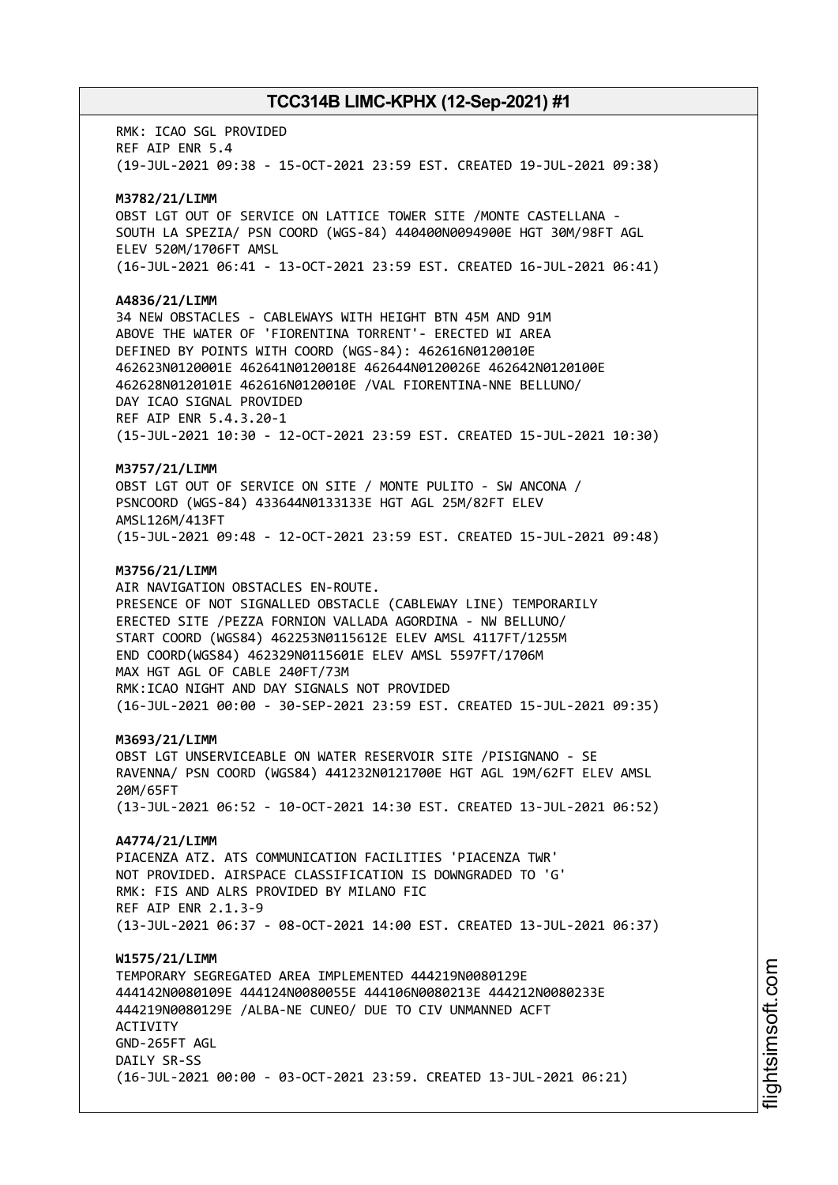RMK: ICAO SGL PROVIDED
REF AIP ENR 5.4
(19-JUL-2021 09:38 - 15-OCT-2021 23:59 EST. CREATED 19-JUL-2021 09:38)

**M3782/21/LIMM**
OBST LGT OUT OF SERVICE ON LATTICE TOWER SITE /MONTE CASTELLANA - SOUTH LA SPEZIA/ PSN COORD (WGS-84) 440400N0094900E HGT 30M/98FT AGL ELEV 520M/1706FT AMSL
(16-JUL-2021 06:41 - 13-OCT-2021 23:59 EST. CREATED 16-JUL-2021 06:41)

**A4836/21/LIMM**
34 NEW OBSTACLES - CABLEWAYS WITH HEIGHT BTN 45M AND 91M ABOVE THE WATER OF 'FIORENTINA TORRENT'- ERECTED WI AREA DEFINED BY POINTS WITH COORD (WGS-84): 462616N0120010E 462623N0120001E 462641N0120018E 462644N0120026E 462642N0120100E 462628N0120101E 462616N0120010E /VAL FIORENTINA-NNE BELLUNO/
DAY ICAO SIGNAL PROVIDED
REF AIP ENR 5.4.3.20-1
(15-JUL-2021 10:30 - 12-OCT-2021 23:59 EST. CREATED 15-JUL-2021 10:30)

**M3757/21/LIMM**
OBST LGT OUT OF SERVICE ON SITE / MONTE PULITO - SW ANCONA / PSNCOORD (WGS-84) 433644N0133133E HGT AGL 25M/82FT ELEV AMSL126M/413FT
(15-JUL-2021 09:48 - 12-OCT-2021 23:59 EST. CREATED 15-JUL-2021 09:48)

**M3756/21/LIMM**
AIR NAVIGATION OBSTACLES EN-ROUTE.
PRESENCE OF NOT SIGNALLED OBSTACLE (CABLEWAY LINE) TEMPORARILY ERECTED SITE /PEZZA FORNION VALLADA AGORDINA - NW BELLUNO/
START COORD (WGS84) 462253N0115612E ELEV AMSL 4117FT/1255M
END COORD(WGS84) 462329N0115601E ELEV AMSL 5597FT/1706M
MAX HGT AGL OF CABLE 240FT/73M
RMK:ICAO NIGHT AND DAY SIGNALS NOT PROVIDED
(16-JUL-2021 00:00 - 30-SEP-2021 23:59 EST. CREATED 15-JUL-2021 09:35)

**M3693/21/LIMM**
OBST LGT UNSERVICEABLE ON WATER RESERVOIR SITE /PISIGNANO - SE RAVENNA/ PSN COORD (WGS84) 441232N0121700E HGT AGL 19M/62FT ELEV AMSL 20M/65FT
(13-JUL-2021 06:52 - 10-OCT-2021 14:30 EST. CREATED 13-JUL-2021 06:52)

**A4774/21/LIMM**
PIACENZA ATZ. ATS COMMUNICATION FACILITIES 'PIACENZA TWR' NOT PROVIDED. AIRSPACE CLASSIFICATION IS DOWNGRADED TO 'G'
RMK: FIS AND ALRS PROVIDED BY MILANO FIC
REF AIP ENR 2.1.3-9
(13-JUL-2021 06:37 - 08-OCT-2021 14:00 EST. CREATED 13-JUL-2021 06:37)

**W1575/21/LIMM**
TEMPORARY SEGREGATED AREA IMPLEMENTED 444219N0080129E 444142N0080109E 444124N0080055E 444106N0080213E 444212N0080233E 444219N0080129E /ALBA-NE CUNEO/ DUE TO CIV UNMANNED ACFT ACTIVITY
GND-265FT AGL
DAILY SR-SS
(16-JUL-2021 00:00 - 03-OCT-2021 23:59. CREATED 13-JUL-2021 06:21)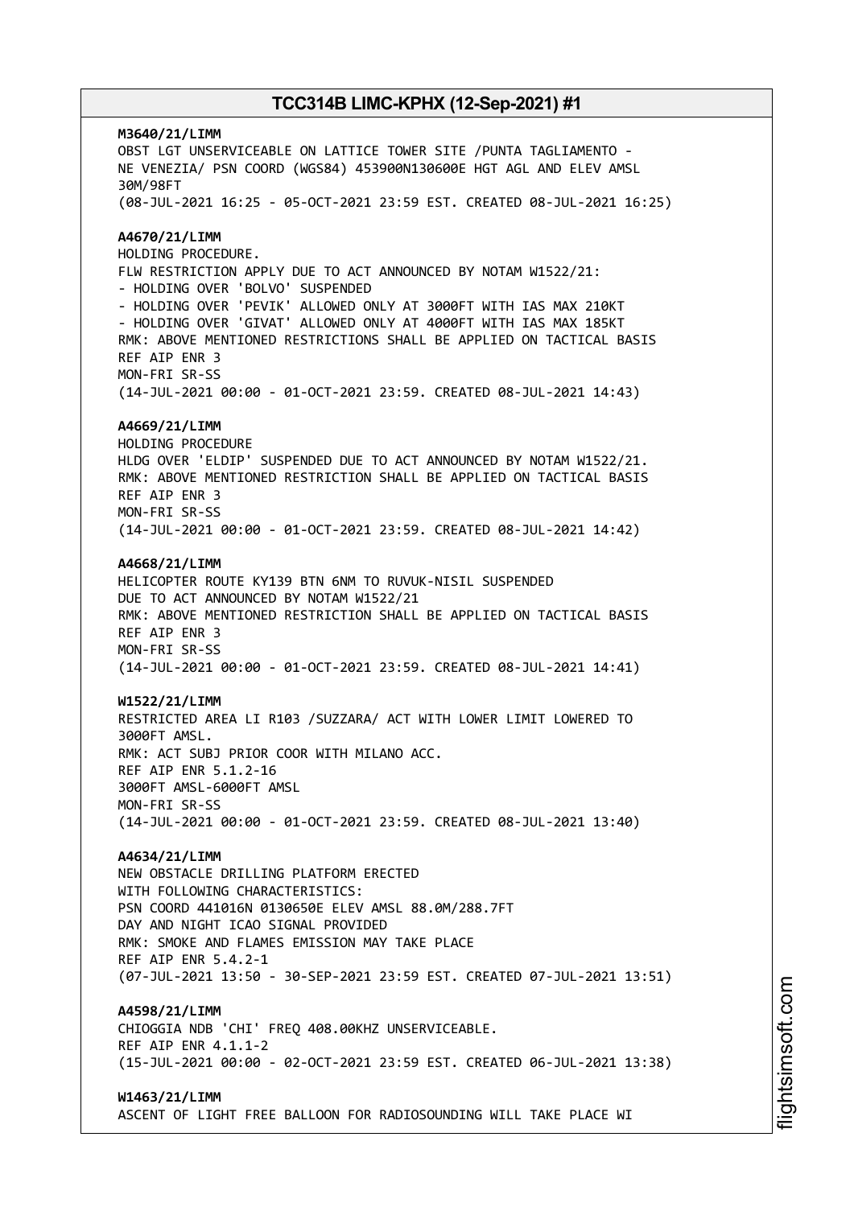**M3640/21/LIMM**
OBST LGT UNSERVICEABLE ON LATTICE TOWER SITE /PUNTA TAGLIAMENTO -
NE VENEZIA/ PSN COORD (WGS84) 453900N130600E HGT AGL AND ELEV AMSL
30M/98FT
(08-JUL-2021 16:25 - 05-OCT-2021 23:59 EST. CREATED 08-JUL-2021 16:25)

**A4670/21/LIMM**
HOLDING PROCEDURE.
FLW RESTRICTION APPLY DUE TO ACT ANNOUNCED BY NOTAM W1522/21:
- HOLDING OVER 'BOLVO' SUSPENDED
- HOLDING OVER 'PEVIK' ALLOWED ONLY AT 3000FT WITH IAS MAX 210KT
- HOLDING OVER 'GIVAT' ALLOWED ONLY AT 4000FT WITH IAS MAX 185KT
RMK: ABOVE MENTIONED RESTRICTIONS SHALL BE APPLIED ON TACTICAL BASIS
REF AIP ENR 3
MON-FRI SR-SS
(14-JUL-2021 00:00 - 01-OCT-2021 23:59. CREATED 08-JUL-2021 14:43)

**A4669/21/LIMM**
HOLDING PROCEDURE
HLDG OVER 'ELDIP' SUSPENDED DUE TO ACT ANNOUNCED BY NOTAM W1522/21.
RMK: ABOVE MENTIONED RESTRICTION SHALL BE APPLIED ON TACTICAL BASIS
REF AIP ENR 3
MON-FRI SR-SS
(14-JUL-2021 00:00 - 01-OCT-2021 23:59. CREATED 08-JUL-2021 14:42)

**A4668/21/LIMM**
HELICOPTER ROUTE KY139 BTN 6NM TO RUVUK-NISIL SUSPENDED
DUE TO ACT ANNOUNCED BY NOTAM W1522/21
RMK: ABOVE MENTIONED RESTRICTION SHALL BE APPLIED ON TACTICAL BASIS
REF AIP ENR 3
MON-FRI SR-SS
(14-JUL-2021 00:00 - 01-OCT-2021 23:59. CREATED 08-JUL-2021 14:41)

**W1522/21/LIMM**
RESTRICTED AREA LI R103 /SUZZARA/ ACT WITH LOWER LIMIT LOWERED TO
3000FT AMSL.
RMK: ACT SUBJ PRIOR COOR WITH MILANO ACC.
REF AIP ENR 5.1.2-16
3000FT AMSL-6000FT AMSL
MON-FRI SR-SS
(14-JUL-2021 00:00 - 01-OCT-2021 23:59. CREATED 08-JUL-2021 13:40)

**A4634/21/LIMM**
NEW OBSTACLE DRILLING PLATFORM ERECTED
WITH FOLLOWING CHARACTERISTICS:
PSN COORD 441016N 0130650E ELEV AMSL 88.0M/288.7FT
DAY AND NIGHT ICAO SIGNAL PROVIDED
RMK: SMOKE AND FLAMES EMISSION MAY TAKE PLACE
REF AIP ENR 5.4.2-1
(07-JUL-2021 13:50 - 30-SEP-2021 23:59 EST. CREATED 07-JUL-2021 13:51)

**A4598/21/LIMM**
CHIOGGIA NDB 'CHI' FREQ 408.00KHZ UNSERVICEABLE.
REF AIP ENR 4.1.1-2
(15-JUL-2021 00:00 - 02-OCT-2021 23:59 EST. CREATED 06-JUL-2021 13:38)

**W1463/21/LIMM**
ASCENT OF LIGHT FREE BALLOON FOR RADIOSOUNDING WILL TAKE PLACE WI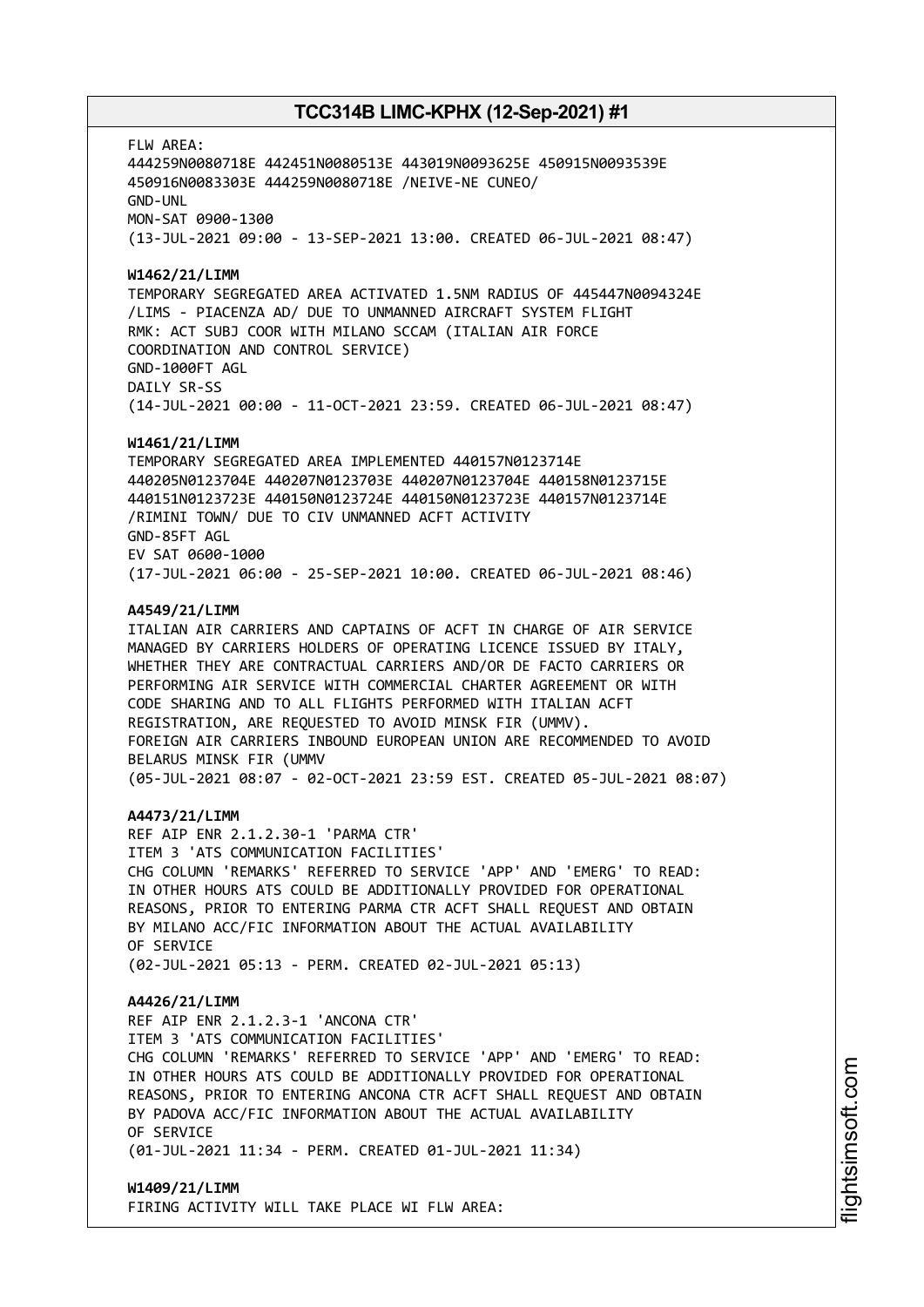FLW AREA:
444259N0080718E 442451N0080513E 443019N0093625E 450915N0093539E
450916N0083303E 444259N0080718E /NEIVE-NE CUNEO/
GND-UNL
MON-SAT 0900-1300
(13-JUL-2021 09:00 - 13-SEP-2021 13:00. CREATED 06-JUL-2021 08:47)

**W1462/21/LIMM**
TEMPORARY SEGREGATED AREA ACTIVATED 1.5NM RADIUS OF 445447N0094324E
/LIMS - PIACENZA AD/ DUE TO UNMANNED AIRCRAFT SYSTEM FLIGHT
RMK: ACT SUBJ COOR WITH MILANO SCCAM (ITALIAN AIR FORCE
COORDINATION AND CONTROL SERVICE)
GND-1000FT AGL
DAILY SR-SS
(14-JUL-2021 00:00 - 11-OCT-2021 23:59. CREATED 06-JUL-2021 08:47)

**W1461/21/LIMM**
TEMPORARY SEGREGATED AREA IMPLEMENTED 440157N0123714E
440205N0123704E 440207N0123703E 440207N0123704E 440158N0123715E
440151N0123723E 440150N0123724E 440150N0123723E 440157N0123714E
/RIMINI TOWN/ DUE TO CIV UNMANNED ACFT ACTIVITY
GND-85FT AGL
EV SAT 0600-1000
(17-JUL-2021 06:00 - 25-SEP-2021 10:00. CREATED 06-JUL-2021 08:46)

**A4549/21/LIMM**
ITALIAN AIR CARRIERS AND CAPTAINS OF ACFT IN CHARGE OF AIR SERVICE
MANAGED BY CARRIERS HOLDERS OF OPERATING LICENCE ISSUED BY ITALY,
WHETHER THEY ARE CONTRACTUAL CARRIERS AND/OR DE FACTO CARRIERS OR
PERFORMING AIR SERVICE WITH COMMERCIAL CHARTER AGREEMENT OR WITH
CODE SHARING AND TO ALL FLIGHTS PERFORMED WITH ITALIAN ACFT
REGISTRATION, ARE REQUESTED TO AVOID MINSK FIR (UMMV).
FOREIGN AIR CARRIERS INBOUND EUROPEAN UNION ARE RECOMMENDED TO AVOID
BELARUS MINSK FIR (UMMV
(05-JUL-2021 08:07 - 02-OCT-2021 23:59 EST. CREATED 05-JUL-2021 08:07)

**A4473/21/LIMM**
REF AIP ENR 2.1.2.30-1 'PARMA CTR'
ITEM 3 'ATS COMMUNICATION FACILITIES'
CHG COLUMN 'REMARKS' REFERRED TO SERVICE 'APP' AND 'EMERG' TO READ:
IN OTHER HOURS ATS COULD BE ADDITIONALLY PROVIDED FOR OPERATIONAL
REASONS, PRIOR TO ENTERING PARMA CTR ACFT SHALL REQUEST AND OBTAIN
BY MILANO ACC/FIC INFORMATION ABOUT THE ACTUAL AVAILABILITY
OF SERVICE
(02-JUL-2021 05:13 - PERM. CREATED 02-JUL-2021 05:13)

**A4426/21/LIMM**
REF AIP ENR 2.1.2.3-1 'ANCONA CTR'
ITEM 3 'ATS COMMUNICATION FACILITIES'
CHG COLUMN 'REMARKS' REFERRED TO SERVICE 'APP' AND 'EMERG' TO READ:
IN OTHER HOURS ATS COULD BE ADDITIONALLY PROVIDED FOR OPERATIONAL
REASONS, PRIOR TO ENTERING ANCONA CTR ACFT SHALL REQUEST AND OBTAIN
BY PADOVA ACC/FIC INFORMATION ABOUT THE ACTUAL AVAILABILITY
OF SERVICE
(01-JUL-2021 11:34 - PERM. CREATED 01-JUL-2021 11:34)

**W1409/21/LIMM**
FIRING ACTIVITY WILL TAKE PLACE WI FLW AREA: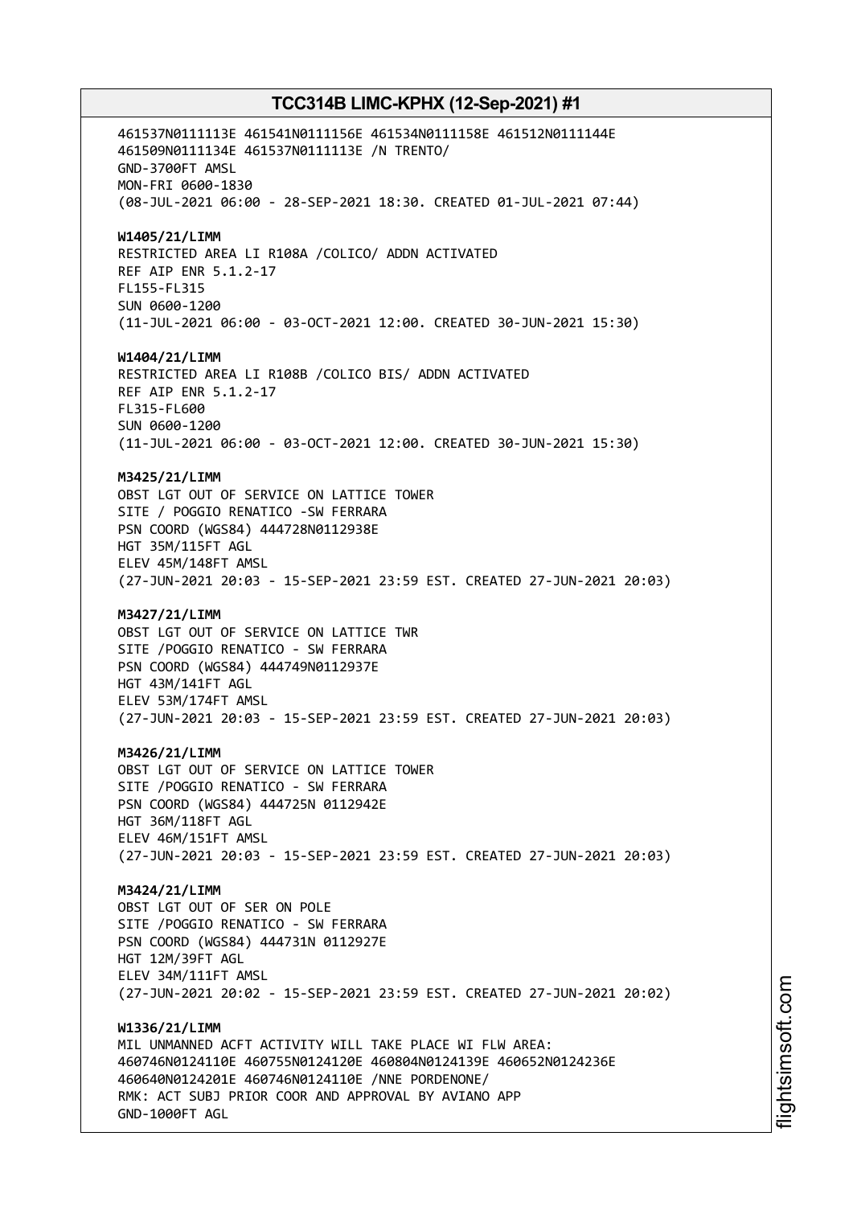461537N0111113E 461541N0111156E 461534N0111158E 461512N0111144E
461509N0111134E 461537N0111113E /N TRENTO/
GND-3700FT AMSL
MON-FRI 0600-1830
(08-JUL-2021 06:00 - 28-SEP-2021 18:30. CREATED 01-JUL-2021 07:44)

**W1405/21/LIMM**
RESTRICTED AREA LI R108A /COLICO/ ADDN ACTIVATED
REF AIP ENR 5.1.2-17
FL155-FL315
SUN 0600-1200
(11-JUL-2021 06:00 - 03-OCT-2021 12:00. CREATED 30-JUN-2021 15:30)

**W1404/21/LIMM**
RESTRICTED AREA LI R108B /COLICO BIS/ ADDN ACTIVATED
REF AIP ENR 5.1.2-17
FL315-FL600
SUN 0600-1200
(11-JUL-2021 06:00 - 03-OCT-2021 12:00. CREATED 30-JUN-2021 15:30)

**M3425/21/LIMM**
OBST LGT OUT OF SERVICE ON LATTICE TOWER
SITE / POGGIO RENATICO -SW FERRARA
PSN COORD (WGS84) 444728N0112938E
HGT 35M/115FT AGL
ELEV 45M/148FT AMSL
(27-JUN-2021 20:03 - 15-SEP-2021 23:59 EST. CREATED 27-JUN-2021 20:03)

**M3427/21/LIMM**
OBST LGT OUT OF SERVICE ON LATTICE TWR
SITE /POGGIO RENATICO - SW FERRARA
PSN COORD (WGS84) 444749N0112937E
HGT 43M/141FT AGL
ELEV 53M/174FT AMSL
(27-JUN-2021 20:03 - 15-SEP-2021 23:59 EST. CREATED 27-JUN-2021 20:03)

**M3426/21/LIMM**
OBST LGT OUT OF SERVICE ON LATTICE TOWER
SITE /POGGIO RENATICO - SW FERRARA
PSN COORD (WGS84) 444725N 0112942E
HGT 36M/118FT AGL
ELEV 46M/151FT AMSL
(27-JUN-2021 20:03 - 15-SEP-2021 23:59 EST. CREATED 27-JUN-2021 20:03)

**M3424/21/LIMM**
OBST LGT OUT OF SER ON POLE
SITE /POGGIO RENATICO - SW FERRARA
PSN COORD (WGS84) 444731N 0112927E
HGT 12M/39FT AGL
ELEV 34M/111FT AMSL
(27-JUN-2021 20:02 - 15-SEP-2021 23:59 EST. CREATED 27-JUN-2021 20:02)

**W1336/21/LIMM**
MIL UNMANNED ACFT ACTIVITY WILL TAKE PLACE WI FLW AREA:
460746N0124110E 460755N0124120E 460804N0124139E 460652N0124236E
460640N0124201E 460746N0124110E /NNE PORDENONE/
RMK: ACT SUBJ PRIOR COOR AND APPROVAL BY AVIANO APP
GND-1000FT AGL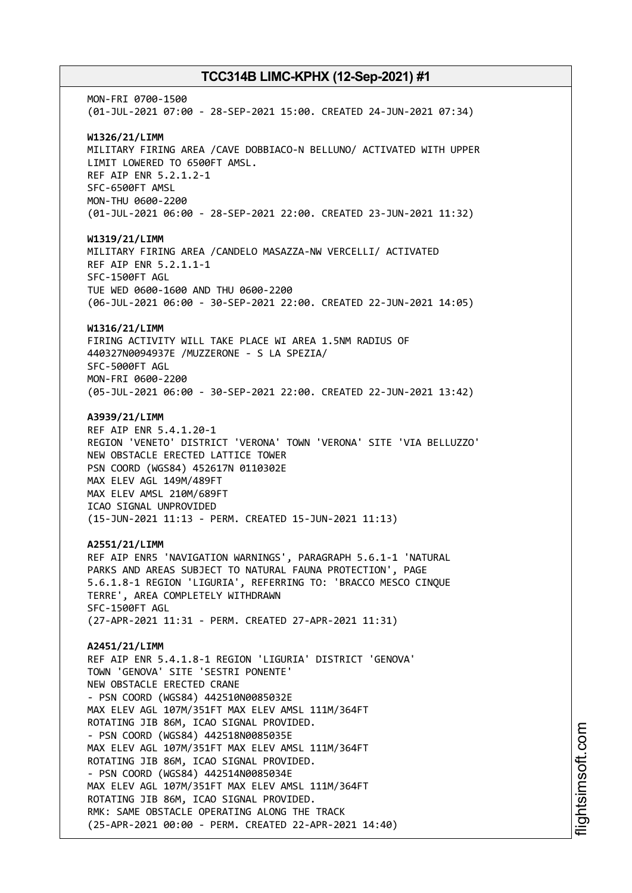MON-FRI 0700-1500
(01-JUL-2021 07:00 - 28-SEP-2021 15:00. CREATED 24-JUN-2021 07:34)

**W1326/21/LIMM**
MILITARY FIRING AREA /CAVE DOBBIACO-N BELLUNO/ ACTIVATED WITH UPPER LIMIT LOWERED TO 6500FT AMSL.
REF AIP ENR 5.2.1.2-1
SFC-6500FT AMSL
MON-THU 0600-2200
(01-JUL-2021 06:00 - 28-SEP-2021 22:00. CREATED 23-JUN-2021 11:32)

**W1319/21/LIMM**
MILITARY FIRING AREA /CANDELO MASAZZA-NW VERCELLI/ ACTIVATED
REF AIP ENR 5.2.1.1-1
SFC-1500FT AGL
TUE WED 0600-1600 AND THU 0600-2200
(06-JUL-2021 06:00 - 30-SEP-2021 22:00. CREATED 22-JUN-2021 14:05)

**W1316/21/LIMM**
FIRING ACTIVITY WILL TAKE PLACE WI AREA 1.5NM RADIUS OF 440327N0094937E /MUZZERONE - S LA SPEZIA/
SFC-5000FT AGL
MON-FRI 0600-2200
(05-JUL-2021 06:00 - 30-SEP-2021 22:00. CREATED 22-JUN-2021 13:42)

**A3939/21/LIMM**
REF AIP ENR 5.4.1.20-1
REGION 'VENETO' DISTRICT 'VERONA' TOWN 'VERONA' SITE 'VIA BELLUZZO'
NEW OBSTACLE ERECTED LATTICE TOWER
PSN COORD (WGS84) 452617N 0110302E
MAX ELEV AGL 149M/489FT
MAX ELEV AMSL 210M/689FT
ICAO SIGNAL UNPROVIDED
(15-JUN-2021 11:13 - PERM. CREATED 15-JUN-2021 11:13)

**A2551/21/LIMM**
REF AIP ENR5 'NAVIGATION WARNINGS', PARAGRAPH 5.6.1-1 'NATURAL PARKS AND AREAS SUBJECT TO NATURAL FAUNA PROTECTION', PAGE 5.6.1.8-1 REGION 'LIGURIA', REFERRING TO: 'BRACCO MESCO CINQUE TERRE', AREA COMPLETELY WITHDRAWN
SFC-1500FT AGL
(27-APR-2021 11:31 - PERM. CREATED 27-APR-2021 11:31)

**A2451/21/LIMM**
REF AIP ENR 5.4.1.8-1 REGION 'LIGURIA' DISTRICT 'GENOVA'
TOWN 'GENOVA' SITE 'SESTRI PONENTE'
NEW OBSTACLE ERECTED CRANE
- PSN COORD (WGS84) 442510N0085032E
MAX ELEV AGL 107M/351FT MAX ELEV AMSL 111M/364FT
ROTATING JIB 86M, ICAO SIGNAL PROVIDED.
- PSN COORD (WGS84) 442518N0085035E
MAX ELEV AGL 107M/351FT MAX ELEV AMSL 111M/364FT
ROTATING JIB 86M, ICAO SIGNAL PROVIDED.
- PSN COORD (WGS84) 442514N0085034E
MAX ELEV AGL 107M/351FT MAX ELEV AMSL 111M/364FT
ROTATING JIB 86M, ICAO SIGNAL PROVIDED.
RMK: SAME OBSTACLE OPERATING ALONG THE TRACK
(25-APR-2021 00:00 - PERM. CREATED 22-APR-2021 14:40)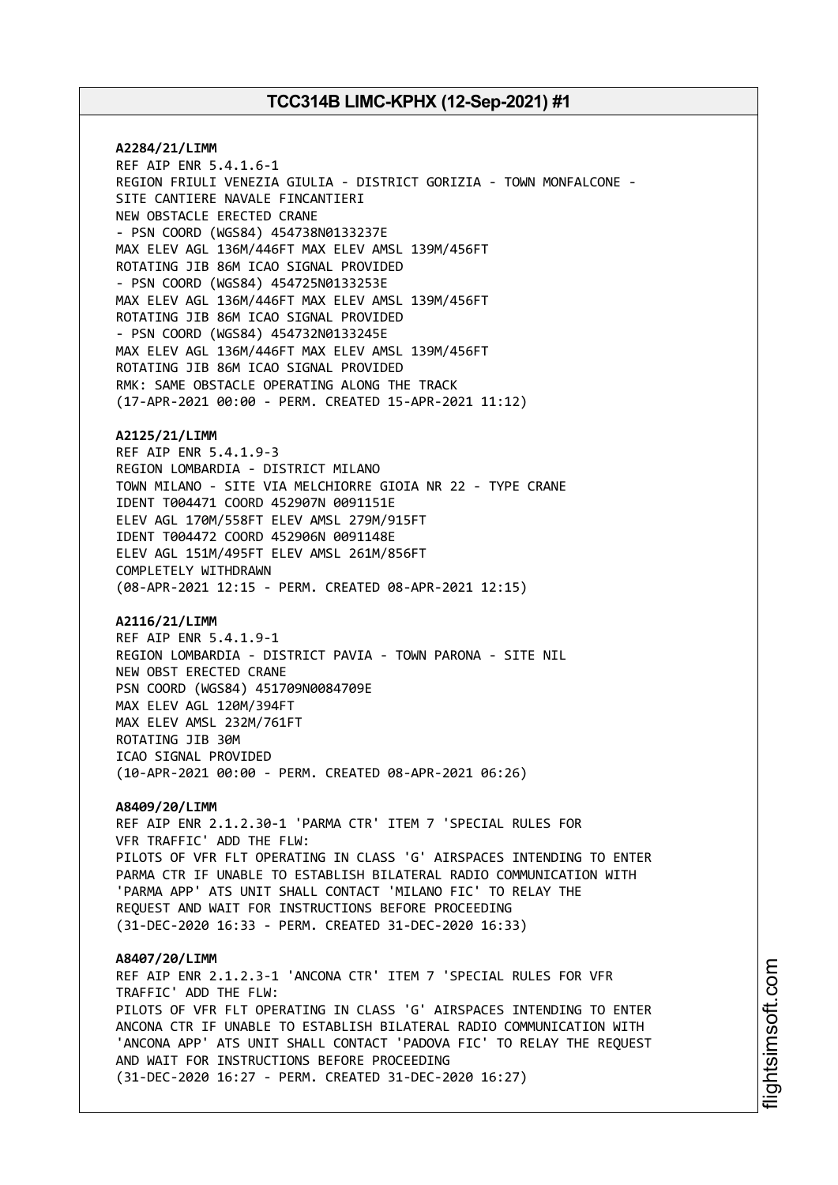**A2284/21/LIMM**
REF AIP ENR 5.4.1.6-1
REGION FRIULI VENEZIA GIULIA - DISTRICT GORIZIA - TOWN MONFALCONE -
SITE CANTIERE NAVALE FINCANTIERI
NEW OBSTACLE ERECTED CRANE
- PSN COORD (WGS84) 454738N0133237E
MAX ELEV AGL 136M/446FT MAX ELEV AMSL 139M/456FT
ROTATING JIB 86M ICAO SIGNAL PROVIDED
- PSN COORD (WGS84) 454725N0133253E
MAX ELEV AGL 136M/446FT MAX ELEV AMSL 139M/456FT
ROTATING JIB 86M ICAO SIGNAL PROVIDED
- PSN COORD (WGS84) 454732N0133245E
MAX ELEV AGL 136M/446FT MAX ELEV AMSL 139M/456FT
ROTATING JIB 86M ICAO SIGNAL PROVIDED
RMK: SAME OBSTACLE OPERATING ALONG THE TRACK
(17-APR-2021 00:00 - PERM. CREATED 15-APR-2021 11:12)

**A2125/21/LIMM**
REF AIP ENR 5.4.1.9-3
REGION LOMBARDIA - DISTRICT MILANO
TOWN MILANO - SITE VIA MELCHIORRE GIOIA NR 22 - TYPE CRANE
IDENT T004471 COORD 452907N 0091151E
ELEV AGL 170M/558FT ELEV AMSL 279M/915FT
IDENT T004472 COORD 452906N 0091148E
ELEV AGL 151M/495FT ELEV AMSL 261M/856FT
COMPLETELY WITHDRAWN
(08-APR-2021 12:15 - PERM. CREATED 08-APR-2021 12:15)

**A2116/21/LIMM**
REF AIP ENR 5.4.1.9-1
REGION LOMBARDIA - DISTRICT PAVIA - TOWN PARONA - SITE NIL
NEW OBST ERECTED CRANE
PSN COORD (WGS84) 451709N0084709E
MAX ELEV AGL 120M/394FT
MAX ELEV AMSL 232M/761FT
ROTATING JIB 30M
ICAO SIGNAL PROVIDED
(10-APR-2021 00:00 - PERM. CREATED 08-APR-2021 06:26)

**A8409/20/LIMM**
REF AIP ENR 2.1.2.30-1 'PARMA CTR' ITEM 7 'SPECIAL RULES FOR
VFR TRAFFIC' ADD THE FLW:
PILOTS OF VFR FLT OPERATING IN CLASS 'G' AIRSPACES INTENDING TO ENTER
PARMA CTR IF UNABLE TO ESTABLISH BILATERAL RADIO COMMUNICATION WITH
'PARMA APP' ATS UNIT SHALL CONTACT 'MILANO FIC' TO RELAY THE
REQUEST AND WAIT FOR INSTRUCTIONS BEFORE PROCEEDING
(31-DEC-2020 16:33 - PERM. CREATED 31-DEC-2020 16:33)

**A8407/20/LIMM**
REF AIP ENR 2.1.2.3-1 'ANCONA CTR' ITEM 7 'SPECIAL RULES FOR VFR
TRAFFIC' ADD THE FLW:
PILOTS OF VFR FLT OPERATING IN CLASS 'G' AIRSPACES INTENDING TO ENTER
ANCONA CTR IF UNABLE TO ESTABLISH BILATERAL RADIO COMMUNICATION WITH
'ANCONA APP' ATS UNIT SHALL CONTACT 'PADOVA FIC' TO RELAY THE REQUEST
AND WAIT FOR INSTRUCTIONS BEFORE PROCEEDING
(31-DEC-2020 16:27 - PERM. CREATED 31-DEC-2020 16:27)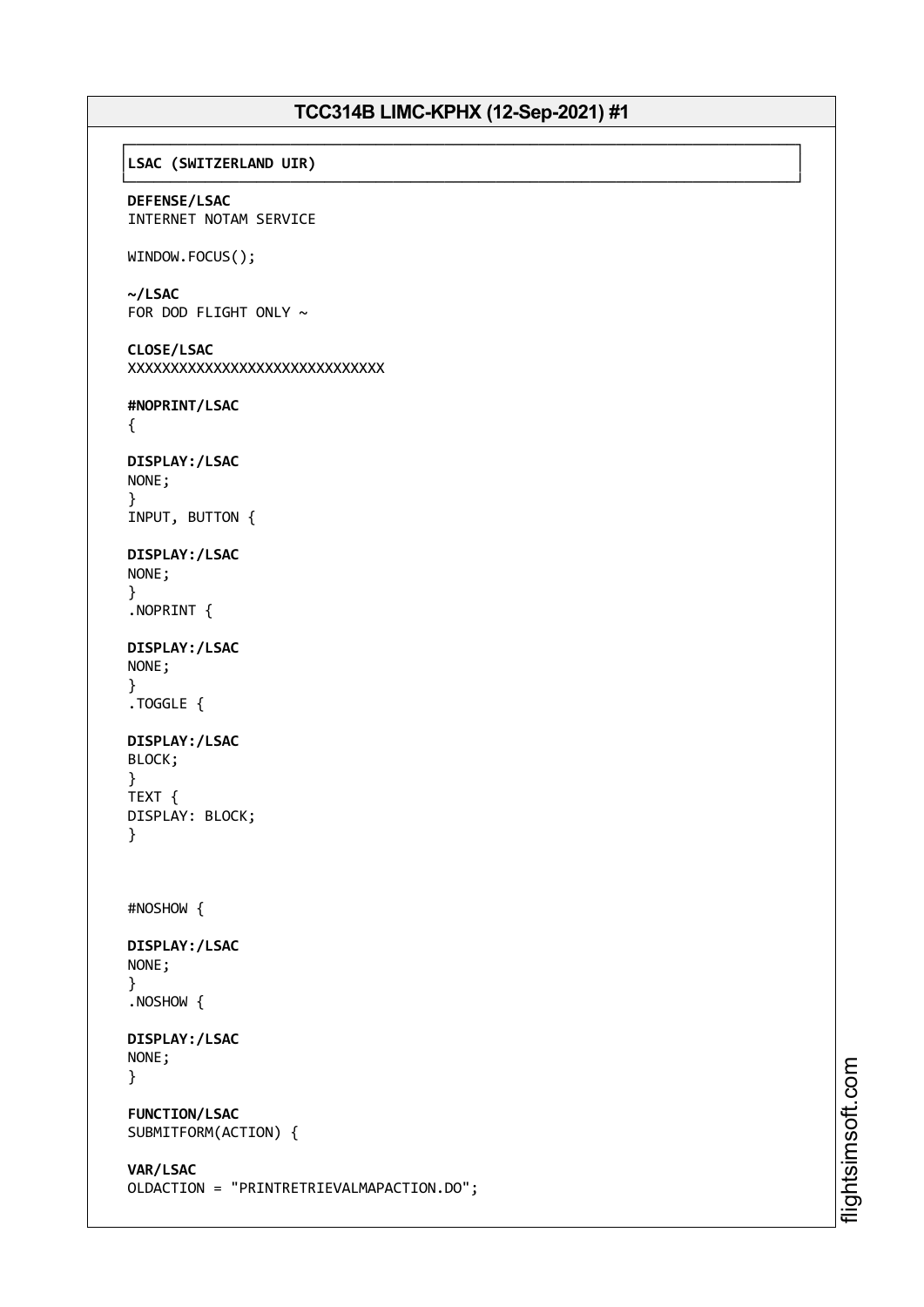# TCC314B LIMC-KPHX (12-Sep-2021) #1

**LSAC (SWITZERLAND UIR)**

**DEFENSE/LSAC**
INTERNET NOTAM SERVICE

WINDOW.FOCUS();

**~/LSAC**
FOR DOD FLIGHT ONLY ~

**CLOSE/LSAC**
XXXXXXXXXXXXXXXXXXXXXXXXXXXXXXXX

**#NOPRINT/LSAC**
{

**DISPLAY:/LSAC**
NONE;
}
INPUT, BUTTON {

**DISPLAY:/LSAC**
NONE;
}
.NOPRINT {

**DISPLAY:/LSAC**
NONE;
}
.TOGGLE {

**DISPLAY:/LSAC**
BLOCK;
}
TEXT {
DISPLAY: BLOCK;
}

#NOSHOW {

**DISPLAY:/LSAC**
NONE;
}
.NOSHOW {

**DISPLAY:/LSAC**
NONE;
}

**FUNCTION/LSAC**
SUBMITFORM(ACTION) {

**VAR/LSAC**
OLDACTION = "PRINTRETRIEVALMAPACTION.DO";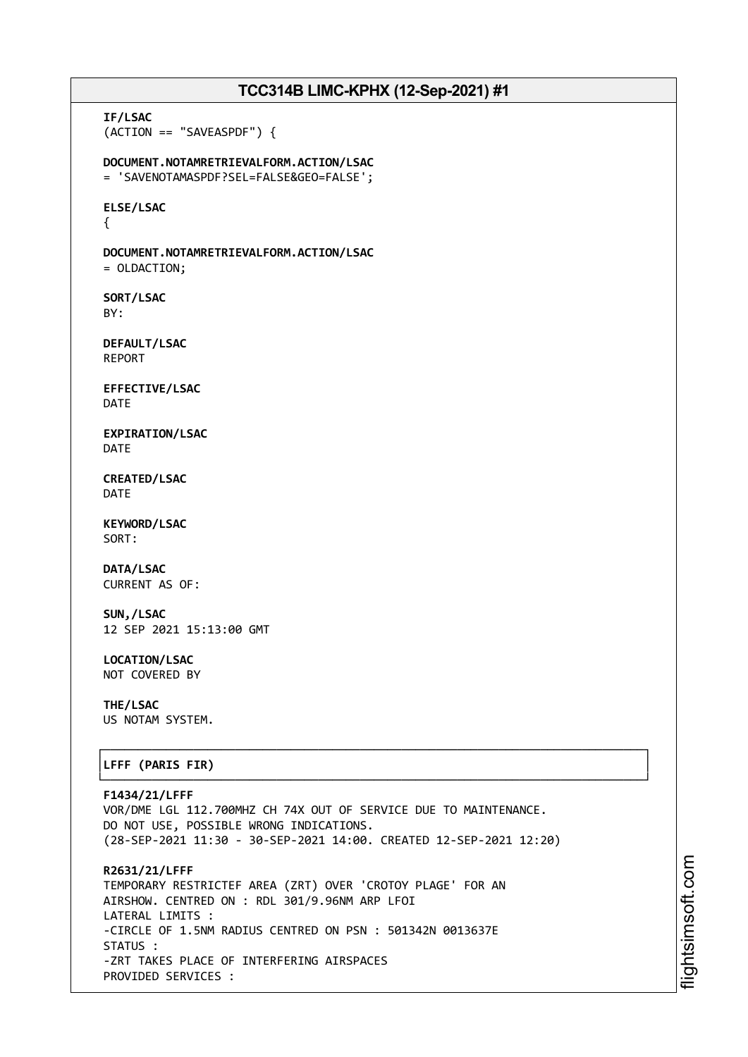**IF/LSAC**
(ACTION == "SAVEASPDF") {

**DOCUMENT.NOTAMRETRIEVALFORM.ACTION/LSAC**
= 'SAVENOTAMASPDF?SEL=FALSE&GEO=FALSE';

**ELSE/LSAC**
{

**DOCUMENT.NOTAMRETRIEVALFORM.ACTION/LSAC**
= OLDACTION;

**SORT/LSAC**
BY:

**DEFAULT/LSAC**
REPORT

**EFFECTIVE/LSAC**
DATE

**EXPIRATION/LSAC**
DATE

**CREATED/LSAC**
DATE

**KEYWORD/LSAC**
SORT:

**DATA/LSAC**
CURRENT AS OF:

**SUN,/LSAC**
12 SEP 2021 15:13:00 GMT

**LOCATION/LSAC**
NOT COVERED BY

**THE/LSAC**
US NOTAM SYSTEM.

**LFFF (PARIS FIR)**

**F1434/21/LFFF**
VOR/DME LGL 112.700MHZ CH 74X OUT OF SERVICE DUE TO MAINTENANCE.
DO NOT USE, POSSIBLE WRONG INDICATIONS.
(28-SEP-2021 11:30 - 30-SEP-2021 14:00. CREATED 12-SEP-2021 12:20)

**R2631/21/LFFF**
TEMPORARY RESTRICTEF AREA (ZRT) OVER 'CROTOY PLAGE' FOR AN
AIRSHOW. CENTRED ON : RDL 301/9.96NM ARP LFOI
LATERAL LIMITS :
-CIRCLE OF 1.5NM RADIUS CENTRED ON PSN : 501342N 0013637E
STATUS :
-ZRT TAKES PLACE OF INTERFERING AIRSPACES
PROVIDED SERVICES :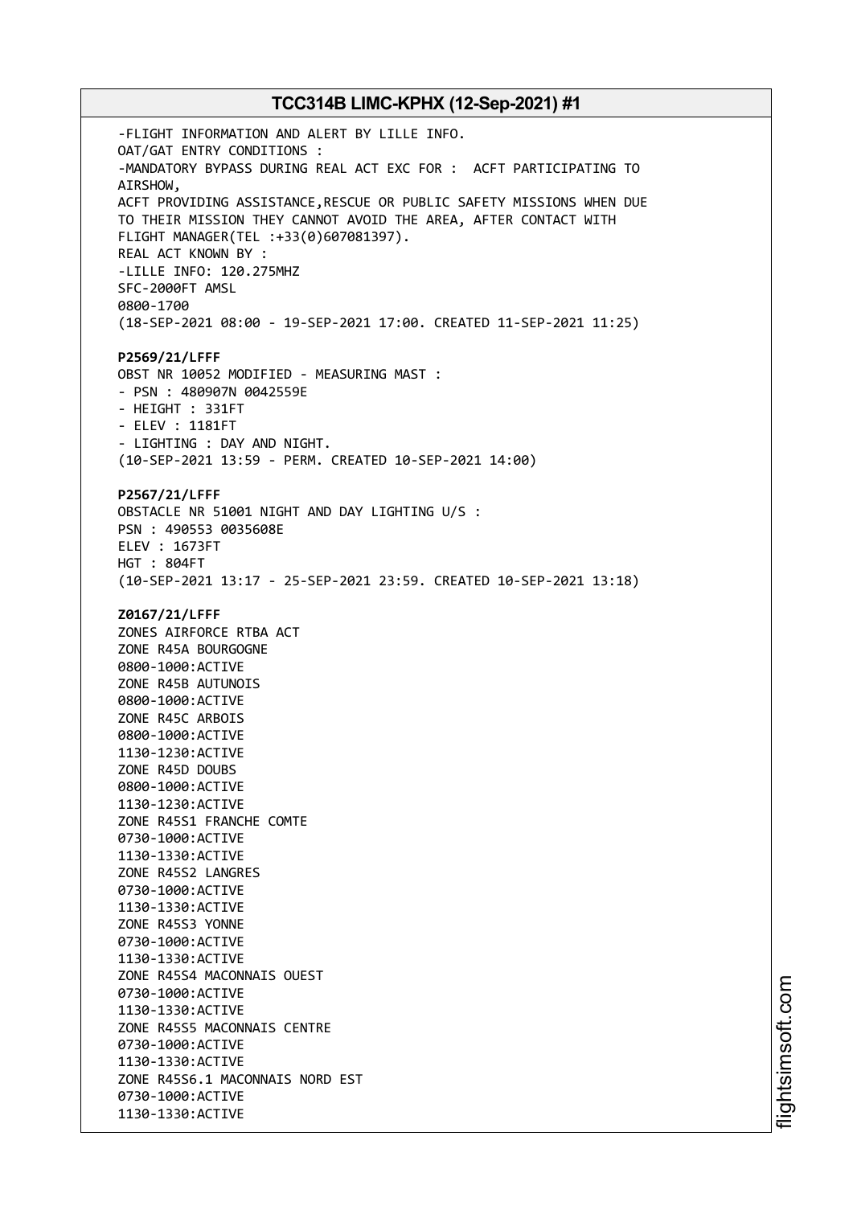-FLIGHT INFORMATION AND ALERT BY LILLE INFO.
OAT/GAT ENTRY CONDITIONS :
-MANDATORY BYPASS DURING REAL ACT EXC FOR : ACFT PARTICIPATING TO AIRSHOW,
ACFT PROVIDING ASSISTANCE,RESCUE OR PUBLIC SAFETY MISSIONS WHEN DUE TO THEIR MISSION THEY CANNOT AVOID THE AREA, AFTER CONTACT WITH FLIGHT MANAGER(TEL :+33(0)607081397).
REAL ACT KNOWN BY :
-LILLE INFO: 120.275MHZ
SFC-2000FT AMSL
0800-1700
(18-SEP-2021 08:00 - 19-SEP-2021 17:00. CREATED 11-SEP-2021 11:25)

**P2569/21/LFFF**
OBST NR 10052 MODIFIED - MEASURING MAST :
- PSN : 480907N 0042559E
- HEIGHT : 331FT
- ELEV : 1181FT
- LIGHTING : DAY AND NIGHT.
(10-SEP-2021 13:59 - PERM. CREATED 10-SEP-2021 14:00)

**P2567/21/LFFF**
OBSTACLE NR 51001 NIGHT AND DAY LIGHTING U/S :
PSN : 490553 0035608E
ELEV : 1673FT
HGT : 804FT
(10-SEP-2021 13:17 - 25-SEP-2021 23:59. CREATED 10-SEP-2021 13:18)

**Z0167/21/LFFF**
ZONES AIRFORCE RTBA ACT
ZONE R45A BOURGOGNE
0800-1000:ACTIVE
ZONE R45B AUTUNOIS
0800-1000:ACTIVE
ZONE R45C ARBOIS
0800-1000:ACTIVE
1130-1230:ACTIVE
ZONE R45D DOUBS
0800-1000:ACTIVE
1130-1230:ACTIVE
ZONE R45S1 FRANCHE COMTE
0730-1000:ACTIVE
1130-1330:ACTIVE
ZONE R45S2 LANGRES
0730-1000:ACTIVE
1130-1330:ACTIVE
ZONE R45S3 YONNE
0730-1000:ACTIVE
1130-1330:ACTIVE
ZONE R45S4 MACONNAIS OUEST
0730-1000:ACTIVE
1130-1330:ACTIVE
ZONE R45S5 MACONNAIS CENTRE
0730-1000:ACTIVE
1130-1330:ACTIVE
ZONE R45S6.1 MACONNAIS NORD EST
0730-1000:ACTIVE
1130-1330:ACTIVE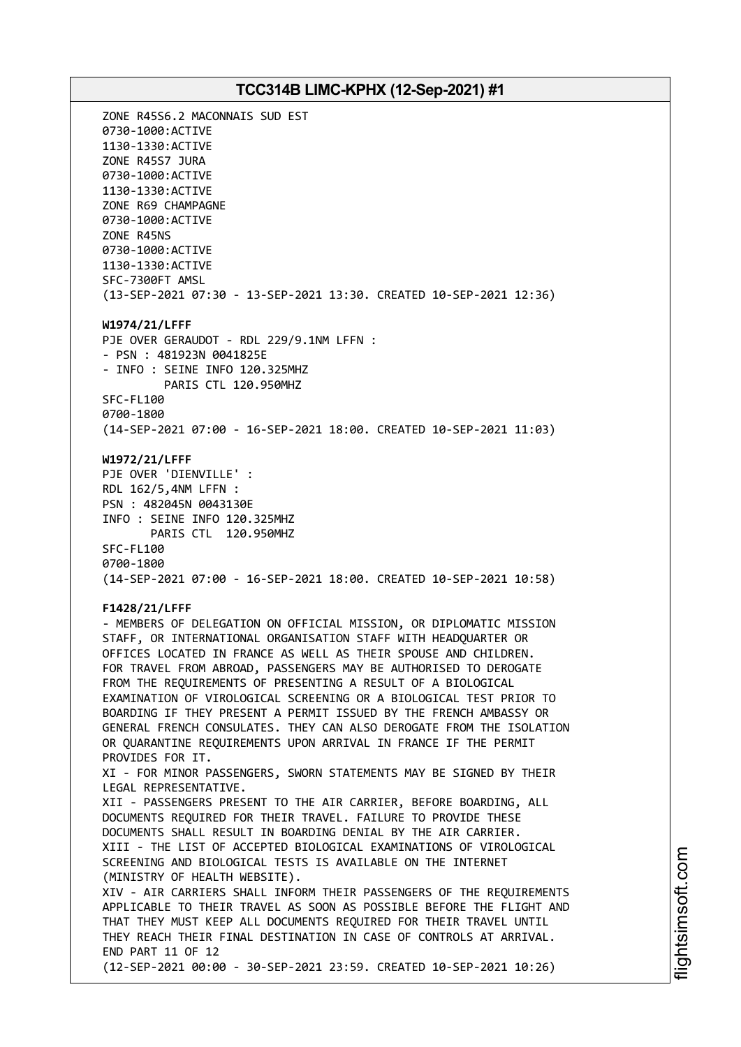ZONE R45S6.2 MACONNAIS SUD EST
0730-1000:ACTIVE
1130-1330:ACTIVE
ZONE R45S7 JURA
0730-1000:ACTIVE
1130-1330:ACTIVE
ZONE R69 CHAMPAGNE
0730-1000:ACTIVE
ZONE R45NS
0730-1000:ACTIVE
1130-1330:ACTIVE
SFC-7300FT AMSL
(13-SEP-2021 07:30 - 13-SEP-2021 13:30. CREATED 10-SEP-2021 12:36)

**W1974/21/LFFF**
PJE OVER GERAUDOT - RDL 229/9.1NM LFFN :
- PSN : 481923N 0041825E
- INFO : SEINE INFO 120.325MHZ
PARIS CTL 120.950MHZ
SFC-FL100
0700-1800
(14-SEP-2021 07:00 - 16-SEP-2021 18:00. CREATED 10-SEP-2021 11:03)

**W1972/21/LFFF**
PJE OVER 'DIENVILLE' :
RDL 162/5,4NM LFFN :
PSN : 482045N 0043130E
INFO : SEINE INFO 120.325MHZ
PARIS CTL 120.950MHZ
SFC-FL100
0700-1800
(14-SEP-2021 07:00 - 16-SEP-2021 18:00. CREATED 10-SEP-2021 10:58)

**F1428/21/LFFF**
- MEMBERS OF DELEGATION ON OFFICIAL MISSION, OR DIPLOMATIC MISSION STAFF, OR INTERNATIONAL ORGANISATION STAFF WITH HEADQUARTER OR OFFICES LOCATED IN FRANCE AS WELL AS THEIR SPOUSE AND CHILDREN.
FOR TRAVEL FROM ABROAD, PASSENGERS MAY BE AUTHORISED TO DEROGATE FROM THE REQUIREMENTS OF PRESENTING A RESULT OF A BIOLOGICAL EXAMINATION OF VIROLOGICAL SCREENING OR A BIOLOGICAL TEST PRIOR TO BOARDING IF THEY PRESENT A PERMIT ISSUED BY THE FRENCH AMBASSY OR GENERAL FRENCH CONSULATES. THEY CAN ALSO DEROGATE FROM THE ISOLATION OR QUARANTINE REQUIREMENTS UPON ARRIVAL IN FRANCE IF THE PERMIT PROVIDES FOR IT.
XI - FOR MINOR PASSENGERS, SWORN STATEMENTS MAY BE SIGNED BY THEIR LEGAL REPRESENTATIVE.
XII - PASSENGERS PRESENT TO THE AIR CARRIER, BEFORE BOARDING, ALL DOCUMENTS REQUIRED FOR THEIR TRAVEL. FAILURE TO PROVIDE THESE DOCUMENTS SHALL RESULT IN BOARDING DENIAL BY THE AIR CARRIER.
XIII - THE LIST OF ACCEPTED BIOLOGICAL EXAMINATIONS OF VIROLOGICAL SCREENING AND BIOLOGICAL TESTS IS AVAILABLE ON THE INTERNET (MINISTRY OF HEALTH WEBSITE).
XIV - AIR CARRIERS SHALL INFORM THEIR PASSENGERS OF THE REQUIREMENTS APPLICABLE TO THEIR TRAVEL AS SOON AS POSSIBLE BEFORE THE FLIGHT AND THAT THEY MUST KEEP ALL DOCUMENTS REQUIRED FOR THEIR TRAVEL UNTIL THEY REACH THEIR FINAL DESTINATION IN CASE OF CONTROLS AT ARRIVAL.
END PART 11 OF 12
(12-SEP-2021 00:00 - 30-SEP-2021 23:59. CREATED 10-SEP-2021 10:26)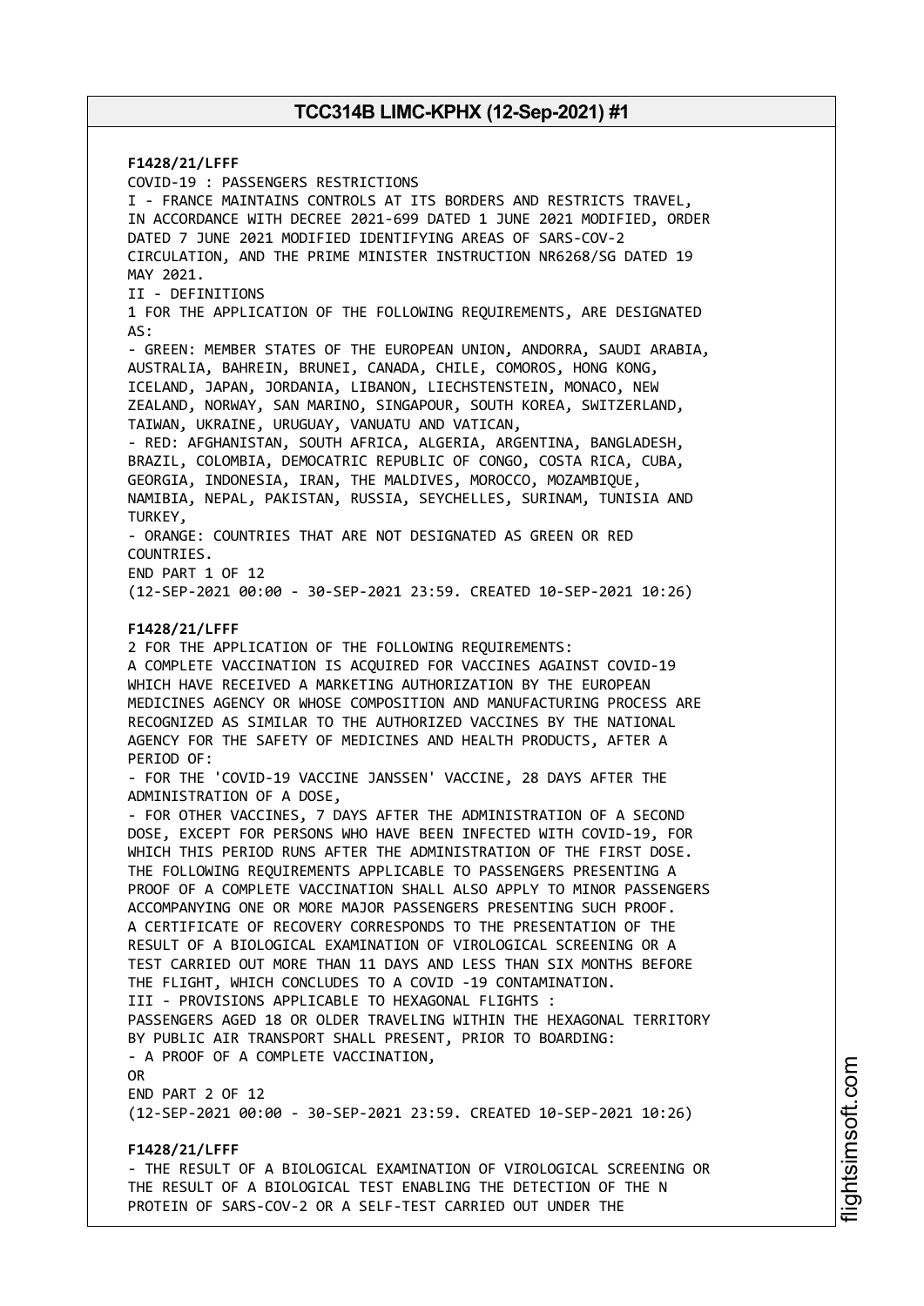**F1428/21/LFFF**
COVID-19 : PASSENGERS RESTRICTIONS
I - FRANCE MAINTAINS CONTROLS AT ITS BORDERS AND RESTRICTS TRAVEL, IN ACCORDANCE WITH DECREE 2021-699 DATED 1 JUNE 2021 MODIFIED, ORDER DATED 7 JUNE 2021 MODIFIED IDENTIFYING AREAS OF SARS-COV-2 CIRCULATION, AND THE PRIME MINISTER INSTRUCTION NR6268/SG DATED 19 MAY 2021.
II - DEFINITIONS
1 FOR THE APPLICATION OF THE FOLLOWING REQUIREMENTS, ARE DESIGNATED AS:
- GREEN: MEMBER STATES OF THE EUROPEAN UNION, ANDORRA, SAUDI ARABIA, AUSTRALIA, BAHREIN, BRUNEI, CANADA, CHILE, COMOROS, HONG KONG, ICELAND, JAPAN, JORDANIA, LIBANON, LIECHSTENSTEIN, MONACO, NEW ZEALAND, NORWAY, SAN MARINO, SINGAPOUR, SOUTH KOREA, SWITZERLAND, TAIWAN, UKRAINE, URUGUAY, VANUATU AND VATICAN,
- RED: AFGHANISTAN, SOUTH AFRICA, ALGERIA, ARGENTINA, BANGLADESH, BRAZIL, COLOMBIA, DEMOCATRIC REPUBLIC OF CONGO, COSTA RICA, CUBA, GEORGIA, INDONESIA, IRAN, THE MALDIVES, MOROCCO, MOZAMBIQUE, NAMIBIA, NEPAL, PAKISTAN, RUSSIA, SEYCHELLES, SURINAM, TUNISIA AND TURKEY,
- ORANGE: COUNTRIES THAT ARE NOT DESIGNATED AS GREEN OR RED COUNTRIES.
END PART 1 OF 12
(12-SEP-2021 00:00 - 30-SEP-2021 23:59. CREATED 10-SEP-2021 10:26)

**F1428/21/LFFF**
2 FOR THE APPLICATION OF THE FOLLOWING REQUIREMENTS:
A COMPLETE VACCINATION IS ACQUIRED FOR VACCINES AGAINST COVID-19 WHICH HAVE RECEIVED A MARKETING AUTHORIZATION BY THE EUROPEAN MEDICINES AGENCY OR WHOSE COMPOSITION AND MANUFACTURING PROCESS ARE RECOGNIZED AS SIMILAR TO THE AUTHORIZED VACCINES BY THE NATIONAL AGENCY FOR THE SAFETY OF MEDICINES AND HEALTH PRODUCTS, AFTER A PERIOD OF:
- FOR THE 'COVID-19 VACCINE JANSSEN' VACCINE, 28 DAYS AFTER THE ADMINISTRATION OF A DOSE,
- FOR OTHER VACCINES, 7 DAYS AFTER THE ADMINISTRATION OF A SECOND DOSE, EXCEPT FOR PERSONS WHO HAVE BEEN INFECTED WITH COVID-19, FOR WHICH THIS PERIOD RUNS AFTER THE ADMINISTRATION OF THE FIRST DOSE.
THE FOLLOWING REQUIREMENTS APPLICABLE TO PASSENGERS PRESENTING A PROOF OF A COMPLETE VACCINATION SHALL ALSO APPLY TO MINOR PASSENGERS ACCOMPANYING ONE OR MORE MAJOR PASSENGERS PRESENTING SUCH PROOF.
A CERTIFICATE OF RECOVERY CORRESPONDS TO THE PRESENTATION OF THE RESULT OF A BIOLOGICAL EXAMINATION OF VIROLOGICAL SCREENING OR A TEST CARRIED OUT MORE THAN 11 DAYS AND LESS THAN SIX MONTHS BEFORE THE FLIGHT, WHICH CONCLUDES TO A COVID -19 CONTAMINATION.
III - PROVISIONS APPLICABLE TO HEXAGONAL FLIGHTS :
PASSENGERS AGED 18 OR OLDER TRAVELING WITHIN THE HEXAGONAL TERRITORY BY PUBLIC AIR TRANSPORT SHALL PRESENT, PRIOR TO BOARDING:
- A PROOF OF A COMPLETE VACCINATION,
OR
END PART 2 OF 12
(12-SEP-2021 00:00 - 30-SEP-2021 23:59. CREATED 10-SEP-2021 10:26)

**F1428/21/LFFF**
- THE RESULT OF A BIOLOGICAL EXAMINATION OF VIROLOGICAL SCREENING OR THE RESULT OF A BIOLOGICAL TEST ENABLING THE DETECTION OF THE N PROTEIN OF SARS-COV-2 OR A SELF-TEST CARRIED OUT UNDER THE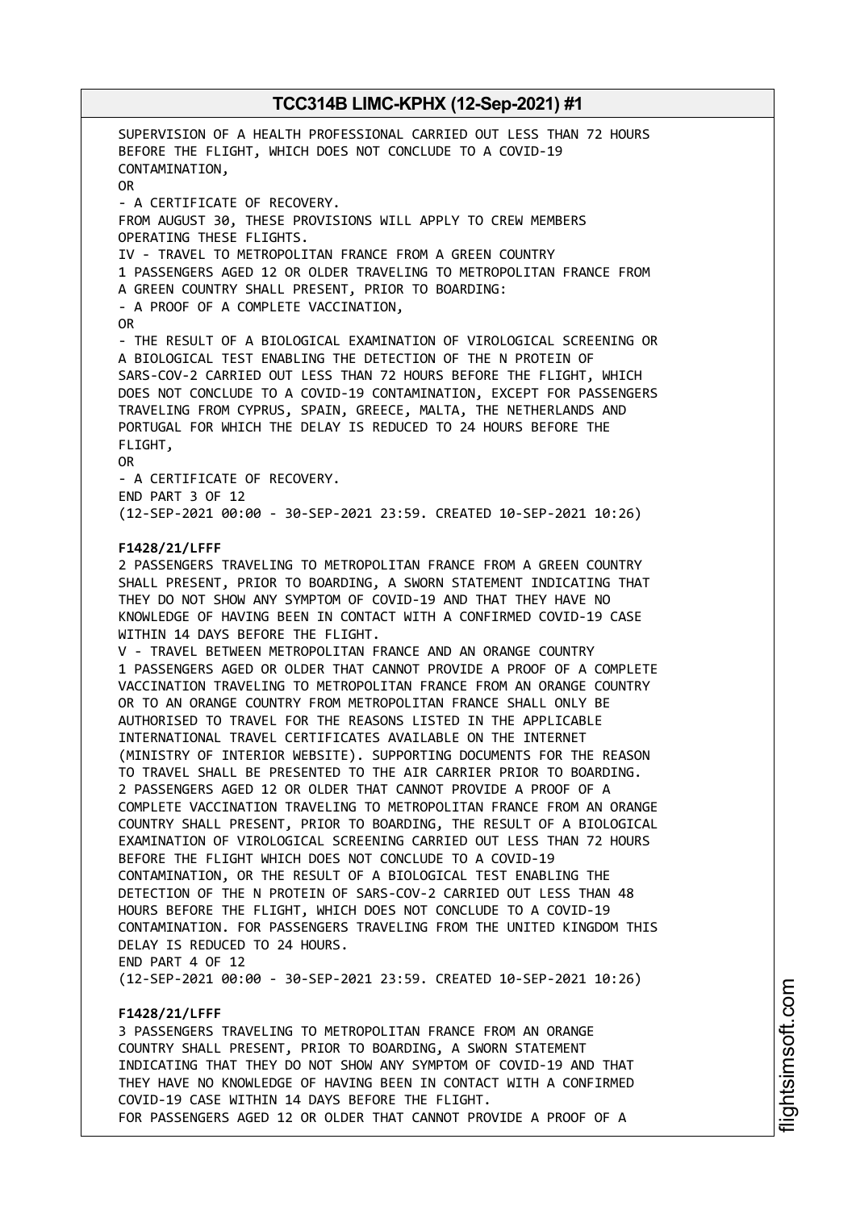SUPERVISION OF A HEALTH PROFESSIONAL CARRIED OUT LESS THAN 72 HOURS BEFORE THE FLIGHT, WHICH DOES NOT CONCLUDE TO A COVID-19 CONTAMINATION,
OR
- A CERTIFICATE OF RECOVERY.
FROM AUGUST 30, THESE PROVISIONS WILL APPLY TO CREW MEMBERS OPERATING THESE FLIGHTS.
IV - TRAVEL TO METROPOLITAN FRANCE FROM A GREEN COUNTRY
1 PASSENGERS AGED 12 OR OLDER TRAVELING TO METROPOLITAN FRANCE FROM A GREEN COUNTRY SHALL PRESENT, PRIOR TO BOARDING:
- A PROOF OF A COMPLETE VACCINATION,
OR
- THE RESULT OF A BIOLOGICAL EXAMINATION OF VIROLOGICAL SCREENING OR A BIOLOGICAL TEST ENABLING THE DETECTION OF THE N PROTEIN OF SARS-COV-2 CARRIED OUT LESS THAN 72 HOURS BEFORE THE FLIGHT, WHICH DOES NOT CONCLUDE TO A COVID-19 CONTAMINATION, EXCEPT FOR PASSENGERS TRAVELING FROM CYPRUS, SPAIN, GREECE, MALTA, THE NETHERLANDS AND PORTUGAL FOR WHICH THE DELAY IS REDUCED TO 24 HOURS BEFORE THE FLIGHT,
OR
- A CERTIFICATE OF RECOVERY.
END PART 3 OF 12
(12-SEP-2021 00:00 - 30-SEP-2021 23:59. CREATED 10-SEP-2021 10:26)

**F1428/21/LFFF**
2 PASSENGERS TRAVELING TO METROPOLITAN FRANCE FROM A GREEN COUNTRY SHALL PRESENT, PRIOR TO BOARDING, A SWORN STATEMENT INDICATING THAT THEY DO NOT SHOW ANY SYMPTOM OF COVID-19 AND THAT THEY HAVE NO KNOWLEDGE OF HAVING BEEN IN CONTACT WITH A CONFIRMED COVID-19 CASE WITHIN 14 DAYS BEFORE THE FLIGHT.
V - TRAVEL BETWEEN METROPOLITAN FRANCE AND AN ORANGE COUNTRY
1 PASSENGERS AGED OR OLDER THAT CANNOT PROVIDE A PROOF OF A COMPLETE VACCINATION TRAVELING TO METROPOLITAN FRANCE FROM AN ORANGE COUNTRY OR TO AN ORANGE COUNTRY FROM METROPOLITAN FRANCE SHALL ONLY BE AUTHORISED TO TRAVEL FOR THE REASONS LISTED IN THE APPLICABLE INTERNATIONAL TRAVEL CERTIFICATES AVAILABLE ON THE INTERNET (MINISTRY OF INTERIOR WEBSITE). SUPPORTING DOCUMENTS FOR THE REASON TO TRAVEL SHALL BE PRESENTED TO THE AIR CARRIER PRIOR TO BOARDING.
2 PASSENGERS AGED 12 OR OLDER THAT CANNOT PROVIDE A PROOF OF A COMPLETE VACCINATION TRAVELING TO METROPOLITAN FRANCE FROM AN ORANGE COUNTRY SHALL PRESENT, PRIOR TO BOARDING, THE RESULT OF A BIOLOGICAL EXAMINATION OF VIROLOGICAL SCREENING CARRIED OUT LESS THAN 72 HOURS BEFORE THE FLIGHT WHICH DOES NOT CONCLUDE TO A COVID-19 CONTAMINATION, OR THE RESULT OF A BIOLOGICAL TEST ENABLING THE DETECTION OF THE N PROTEIN OF SARS-COV-2 CARRIED OUT LESS THAN 48 HOURS BEFORE THE FLIGHT, WHICH DOES NOT CONCLUDE TO A COVID-19 CONTAMINATION. FOR PASSENGERS TRAVELING FROM THE UNITED KINGDOM THIS DELAY IS REDUCED TO 24 HOURS.
END PART 4 OF 12
(12-SEP-2021 00:00 - 30-SEP-2021 23:59. CREATED 10-SEP-2021 10:26)

**F1428/21/LFFF**
3 PASSENGERS TRAVELING TO METROPOLITAN FRANCE FROM AN ORANGE COUNTRY SHALL PRESENT, PRIOR TO BOARDING, A SWORN STATEMENT INDICATING THAT THEY DO NOT SHOW ANY SYMPTOM OF COVID-19 AND THAT THEY HAVE NO KNOWLEDGE OF HAVING BEEN IN CONTACT WITH A CONFIRMED COVID-19 CASE WITHIN 14 DAYS BEFORE THE FLIGHT.
FOR PASSENGERS AGED 12 OR OLDER THAT CANNOT PROVIDE A PROOF OF A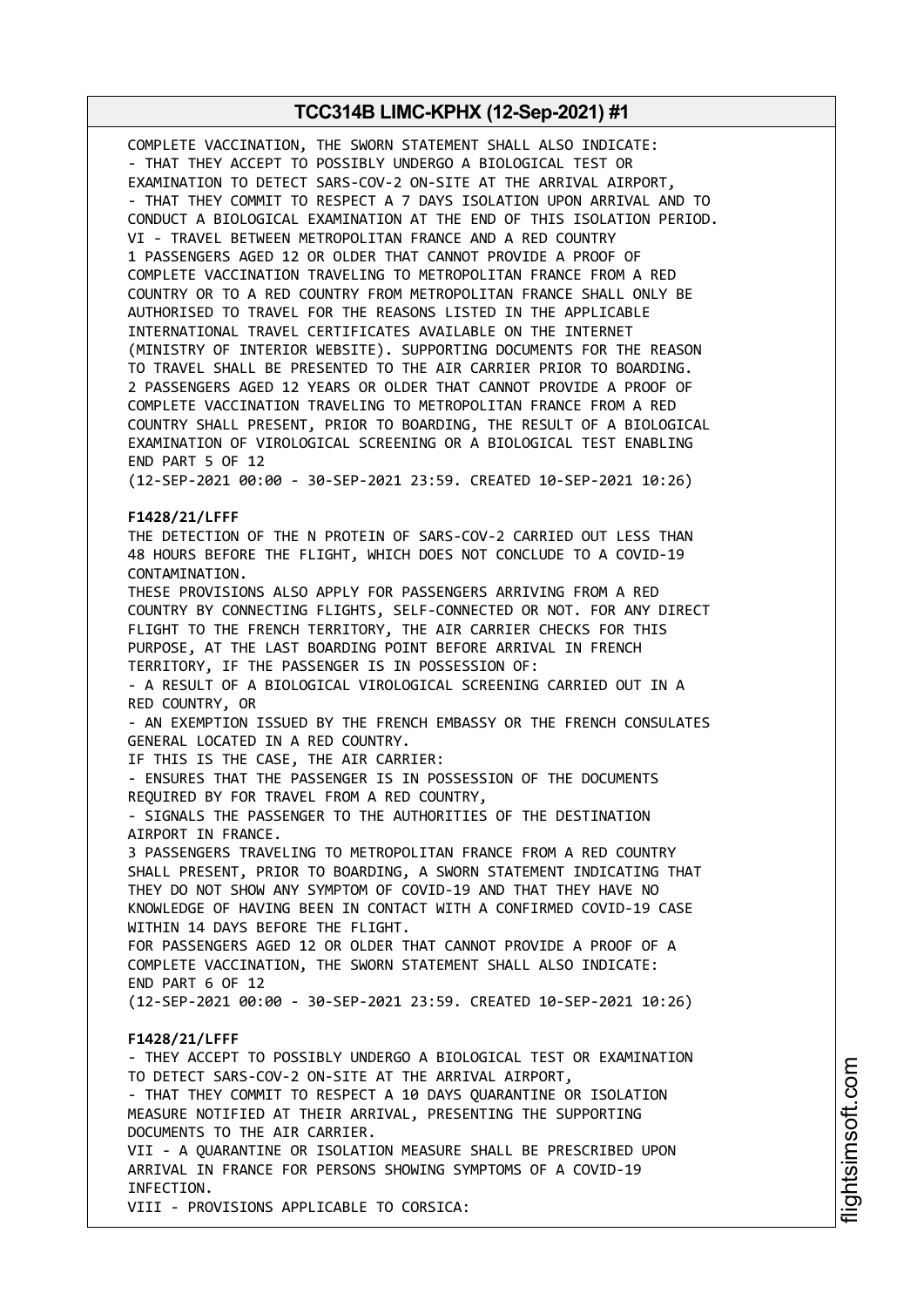COMPLETE VACCINATION, THE SWORN STATEMENT SHALL ALSO INDICATE:
- THAT THEY ACCEPT TO POSSIBLY UNDERGO A BIOLOGICAL TEST OR EXAMINATION TO DETECT SARS-COV-2 ON-SITE AT THE ARRIVAL AIRPORT,
- THAT THEY COMMIT TO RESPECT A 7 DAYS ISOLATION UPON ARRIVAL AND TO CONDUCT A BIOLOGICAL EXAMINATION AT THE END OF THIS ISOLATION PERIOD.
VI - TRAVEL BETWEEN METROPOLITAN FRANCE AND A RED COUNTRY
1 PASSENGERS AGED 12 OR OLDER THAT CANNOT PROVIDE A PROOF OF COMPLETE VACCINATION TRAVELING TO METROPOLITAN FRANCE FROM A RED COUNTRY OR TO A RED COUNTRY FROM METROPOLITAN FRANCE SHALL ONLY BE AUTHORISED TO TRAVEL FOR THE REASONS LISTED IN THE APPLICABLE INTERNATIONAL TRAVEL CERTIFICATES AVAILABLE ON THE INTERNET (MINISTRY OF INTERIOR WEBSITE). SUPPORTING DOCUMENTS FOR THE REASON TO TRAVEL SHALL BE PRESENTED TO THE AIR CARRIER PRIOR TO BOARDING.
2 PASSENGERS AGED 12 YEARS OR OLDER THAT CANNOT PROVIDE A PROOF OF COMPLETE VACCINATION TRAVELING TO METROPOLITAN FRANCE FROM A RED COUNTRY SHALL PRESENT, PRIOR TO BOARDING, THE RESULT OF A BIOLOGICAL EXAMINATION OF VIROLOGICAL SCREENING OR A BIOLOGICAL TEST ENABLING
END PART 5 OF 12
(12-SEP-2021 00:00 - 30-SEP-2021 23:59. CREATED 10-SEP-2021 10:26)

**F1428/21/LFFF**
THE DETECTION OF THE N PROTEIN OF SARS-COV-2 CARRIED OUT LESS THAN 48 HOURS BEFORE THE FLIGHT, WHICH DOES NOT CONCLUDE TO A COVID-19 CONTAMINATION.
THESE PROVISIONS ALSO APPLY FOR PASSENGERS ARRIVING FROM A RED COUNTRY BY CONNECTING FLIGHTS, SELF-CONNECTED OR NOT. FOR ANY DIRECT FLIGHT TO THE FRENCH TERRITORY, THE AIR CARRIER CHECKS FOR THIS PURPOSE, AT THE LAST BOARDING POINT BEFORE ARRIVAL IN FRENCH TERRITORY, IF THE PASSENGER IS IN POSSESSION OF:
- A RESULT OF A BIOLOGICAL VIROLOGICAL SCREENING CARRIED OUT IN A RED COUNTRY, OR
- AN EXEMPTION ISSUED BY THE FRENCH EMBASSY OR THE FRENCH CONSULATES GENERAL LOCATED IN A RED COUNTRY.
IF THIS IS THE CASE, THE AIR CARRIER:
- ENSURES THAT THE PASSENGER IS IN POSSESSION OF THE DOCUMENTS REQUIRED BY FOR TRAVEL FROM A RED COUNTRY,
- SIGNALS THE PASSENGER TO THE AUTHORITIES OF THE DESTINATION AIRPORT IN FRANCE.
3 PASSENGERS TRAVELING TO METROPOLITAN FRANCE FROM A RED COUNTRY SHALL PRESENT, PRIOR TO BOARDING, A SWORN STATEMENT INDICATING THAT THEY DO NOT SHOW ANY SYMPTOM OF COVID-19 AND THAT THEY HAVE NO KNOWLEDGE OF HAVING BEEN IN CONTACT WITH A CONFIRMED COVID-19 CASE WITHIN 14 DAYS BEFORE THE FLIGHT.
FOR PASSENGERS AGED 12 OR OLDER THAT CANNOT PROVIDE A PROOF OF A COMPLETE VACCINATION, THE SWORN STATEMENT SHALL ALSO INDICATE:
END PART 6 OF 12
(12-SEP-2021 00:00 - 30-SEP-2021 23:59. CREATED 10-SEP-2021 10:26)

**F1428/21/LFFF**
- THEY ACCEPT TO POSSIBLY UNDERGO A BIOLOGICAL TEST OR EXAMINATION TO DETECT SARS-COV-2 ON-SITE AT THE ARRIVAL AIRPORT,
- THAT THEY COMMIT TO RESPECT A 10 DAYS QUARANTINE OR ISOLATION MEASURE NOTIFIED AT THEIR ARRIVAL, PRESENTING THE SUPPORTING DOCUMENTS TO THE AIR CARRIER.
VII - A QUARANTINE OR ISOLATION MEASURE SHALL BE PRESCRIBED UPON ARRIVAL IN FRANCE FOR PERSONS SHOWING SYMPTOMS OF A COVID-19 INFECTION.
VIII - PROVISIONS APPLICABLE TO CORSICA: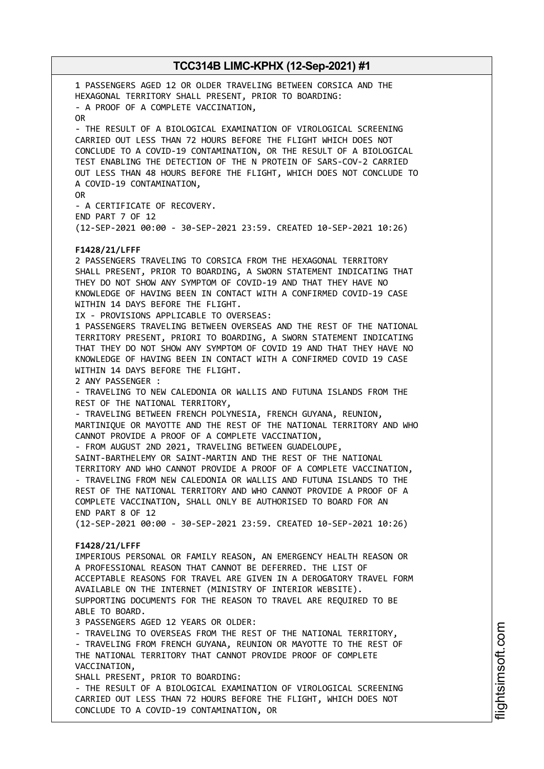1 PASSENGERS AGED 12 OR OLDER TRAVELING BETWEEN CORSICA AND THE HEXAGONAL TERRITORY SHALL PRESENT, PRIOR TO BOARDING:
- A PROOF OF A COMPLETE VACCINATION,

OR

- THE RESULT OF A BIOLOGICAL EXAMINATION OF VIROLOGICAL SCREENING CARRIED OUT LESS THAN 72 HOURS BEFORE THE FLIGHT WHICH DOES NOT CONCLUDE TO A COVID-19 CONTAMINATION, OR THE RESULT OF A BIOLOGICAL TEST ENABLING THE DETECTION OF THE N PROTEIN OF SARS-COV-2 CARRIED OUT LESS THAN 48 HOURS BEFORE THE FLIGHT, WHICH DOES NOT CONCLUDE TO A COVID-19 CONTAMINATION,

OR

- A CERTIFICATE OF RECOVERY.

END PART 7 OF 12

(12-SEP-2021 00:00 - 30-SEP-2021 23:59. CREATED 10-SEP-2021 10:26)

**F1428/21/LFFF**

2 PASSENGERS TRAVELING TO CORSICA FROM THE HEXAGONAL TERRITORY SHALL PRESENT, PRIOR TO BOARDING, A SWORN STATEMENT INDICATING THAT THEY DO NOT SHOW ANY SYMPTOM OF COVID-19 AND THAT THEY HAVE NO KNOWLEDGE OF HAVING BEEN IN CONTACT WITH A CONFIRMED COVID-19 CASE WITHIN 14 DAYS BEFORE THE FLIGHT.

IX - PROVISIONS APPLICABLE TO OVERSEAS:

1 PASSENGERS TRAVELING BETWEEN OVERSEAS AND THE REST OF THE NATIONAL TERRITORY PRESENT, PRIORI TO BOARDING, A SWORN STATEMENT INDICATING THAT THEY DO NOT SHOW ANY SYMPTOM OF COVID 19 AND THAT THEY HAVE NO KNOWLEDGE OF HAVING BEEN IN CONTACT WITH A CONFIRMED COVID 19 CASE WITHIN 14 DAYS BEFORE THE FLIGHT.

2 ANY PASSENGER :

- TRAVELING TO NEW CALEDONIA OR WALLIS AND FUTUNA ISLANDS FROM THE REST OF THE NATIONAL TERRITORY,
- TRAVELING BETWEEN FRENCH POLYNESIA, FRENCH GUYANA, REUNION, MARTINIQUE OR MAYOTTE AND THE REST OF THE NATIONAL TERRITORY AND WHO CANNOT PROVIDE A PROOF OF A COMPLETE VACCINATION,
- FROM AUGUST 2ND 2021, TRAVELING BETWEEN GUADELOUPE, SAINT-BARTHELEMY OR SAINT-MARTIN AND THE REST OF THE NATIONAL TERRITORY AND WHO CANNOT PROVIDE A PROOF OF A COMPLETE VACCINATION,
- TRAVELING FROM NEW CALEDONIA OR WALLIS AND FUTUNA ISLANDS TO THE REST OF THE NATIONAL TERRITORY AND WHO CANNOT PROVIDE A PROOF OF A COMPLETE VACCINATION, SHALL ONLY BE AUTHORISED TO BOARD FOR AN

END PART 8 OF 12

(12-SEP-2021 00:00 - 30-SEP-2021 23:59. CREATED 10-SEP-2021 10:26)

**F1428/21/LFFF**

IMPERIOUS PERSONAL OR FAMILY REASON, AN EMERGENCY HEALTH REASON OR A PROFESSIONAL REASON THAT CANNOT BE DEFERRED. THE LIST OF ACCEPTABLE REASONS FOR TRAVEL ARE GIVEN IN A DEROGATORY TRAVEL FORM AVAILABLE ON THE INTERNET (MINISTRY OF INTERIOR WEBSITE). SUPPORTING DOCUMENTS FOR THE REASON TO TRAVEL ARE REQUIRED TO BE ABLE TO BOARD.

3 PASSENGERS AGED 12 YEARS OR OLDER:

- TRAVELING TO OVERSEAS FROM THE REST OF THE NATIONAL TERRITORY,
- TRAVELING FROM FRENCH GUYANA, REUNION OR MAYOTTE TO THE REST OF THE NATIONAL TERRITORY THAT CANNOT PROVIDE PROOF OF COMPLETE VACCINATION,

SHALL PRESENT, PRIOR TO BOARDING:

- THE RESULT OF A BIOLOGICAL EXAMINATION OF VIROLOGICAL SCREENING CARRIED OUT LESS THAN 72 HOURS BEFORE THE FLIGHT, WHICH DOES NOT CONCLUDE TO A COVID-19 CONTAMINATION, OR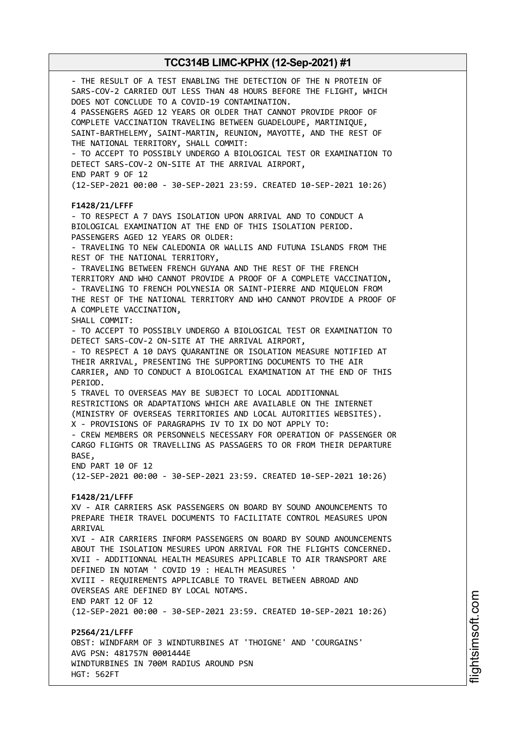- THE RESULT OF A TEST ENABLING THE DETECTION OF THE N PROTEIN OF SARS-COV-2 CARRIED OUT LESS THAN 48 HOURS BEFORE THE FLIGHT, WHICH DOES NOT CONCLUDE TO A COVID-19 CONTAMINATION.
4 PASSENGERS AGED 12 YEARS OR OLDER THAT CANNOT PROVIDE PROOF OF COMPLETE VACCINATION TRAVELING BETWEEN GUADELOUPE, MARTINIQUE, SAINT-BARTHELEMY, SAINT-MARTIN, REUNION, MAYOTTE, AND THE REST OF THE NATIONAL TERRITORY, SHALL COMMIT:
- TO ACCEPT TO POSSIBLY UNDERGO A BIOLOGICAL TEST OR EXAMINATION TO DETECT SARS-COV-2 ON-SITE AT THE ARRIVAL AIRPORT,
END PART 9 OF 12
(12-SEP-2021 00:00 - 30-SEP-2021 23:59. CREATED 10-SEP-2021 10:26)

**F1428/21/LFFF**
- TO RESPECT A 7 DAYS ISOLATION UPON ARRIVAL AND TO CONDUCT A BIOLOGICAL EXAMINATION AT THE END OF THIS ISOLATION PERIOD.
PASSENGERS AGED 12 YEARS OR OLDER:
- TRAVELING TO NEW CALEDONIA OR WALLIS AND FUTUNA ISLANDS FROM THE REST OF THE NATIONAL TERRITORY,
- TRAVELING BETWEEN FRENCH GUYANA AND THE REST OF THE FRENCH TERRITORY AND WHO CANNOT PROVIDE A PROOF OF A COMPLETE VACCINATION,
- TRAVELING TO FRENCH POLYNESIA OR SAINT-PIERRE AND MIQUELON FROM THE REST OF THE NATIONAL TERRITORY AND WHO CANNOT PROVIDE A PROOF OF A COMPLETE VACCINATION,
SHALL COMMIT:
- TO ACCEPT TO POSSIBLY UNDERGO A BIOLOGICAL TEST OR EXAMINATION TO DETECT SARS-COV-2 ON-SITE AT THE ARRIVAL AIRPORT,
- TO RESPECT A 10 DAYS QUARANTINE OR ISOLATION MEASURE NOTIFIED AT THEIR ARRIVAL, PRESENTING THE SUPPORTING DOCUMENTS TO THE AIR CARRIER, AND TO CONDUCT A BIOLOGICAL EXAMINATION AT THE END OF THIS PERIOD.
5 TRAVEL TO OVERSEAS MAY BE SUBJECT TO LOCAL ADDITIONNAL RESTRICTIONS OR ADAPTATIONS WHICH ARE AVAILABLE ON THE INTERNET (MINISTRY OF OVERSEAS TERRITORIES AND LOCAL AUTORITIES WEBSITES).
X - PROVISIONS OF PARAGRAPHS IV TO IX DO NOT APPLY TO:
- CREW MEMBERS OR PERSONNELS NECESSARY FOR OPERATION OF PASSENGER OR CARGO FLIGHTS OR TRAVELLING AS PASSAGERS TO OR FROM THEIR DEPARTURE BASE,
END PART 10 OF 12
(12-SEP-2021 00:00 - 30-SEP-2021 23:59. CREATED 10-SEP-2021 10:26)

**F1428/21/LFFF**
XV - AIR CARRIERS ASK PASSENGERS ON BOARD BY SOUND ANOUNCEMENTS TO PREPARE THEIR TRAVEL DOCUMENTS TO FACILITATE CONTROL MEASURES UPON ARRIVAL
XVI - AIR CARRIERS INFORM PASSENGERS ON BOARD BY SOUND ANOUNCEMENTS ABOUT THE ISOLATION MESURES UPON ARRIVAL FOR THE FLIGHTS CONCERNED.
XVII - ADDITIONNAL HEALTH MEASURES APPLICABLE TO AIR TRANSPORT ARE DEFINED IN NOTAM ' COVID 19 : HEALTH MEASURES '
XVIII - REQUIREMENTS APPLICABLE TO TRAVEL BETWEEN ABROAD AND OVERSEAS ARE DEFINED BY LOCAL NOTAMS.
END PART 12 OF 12
(12-SEP-2021 00:00 - 30-SEP-2021 23:59. CREATED 10-SEP-2021 10:26)

**P2564/21/LFFF**
OBST: WINDFARM OF 3 WINDTURBINES AT 'THOIGNE' AND 'COURGAINS'
AVG PSN: 481757N 0001444E
WINDTURBINES IN 700M RADIUS AROUND PSN
HGT: 562FT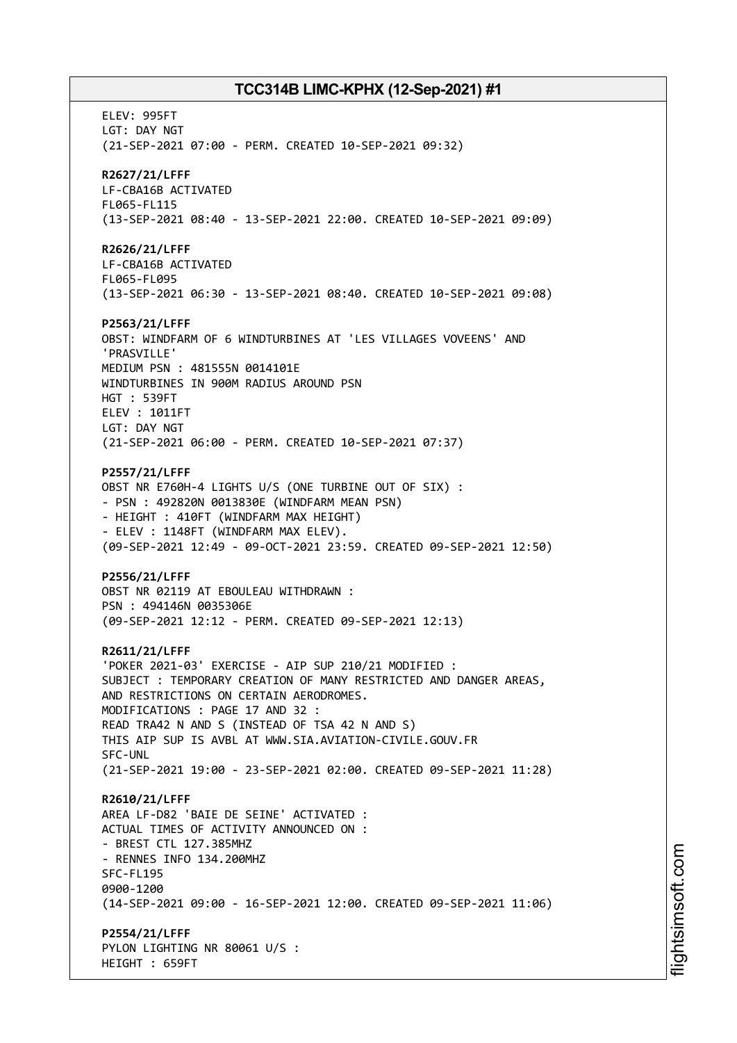ELEV: 995FT
LGT: DAY NGT
(21-SEP-2021 07:00 - PERM. CREATED 10-SEP-2021 09:32)

**R2627/21/LFFF**
LF-CBA16B ACTIVATED
FL065-FL115
(13-SEP-2021 08:40 - 13-SEP-2021 22:00. CREATED 10-SEP-2021 09:09)

**R2626/21/LFFF**
LF-CBA16B ACTIVATED
FL065-FL095
(13-SEP-2021 06:30 - 13-SEP-2021 08:40. CREATED 10-SEP-2021 09:08)

**P2563/21/LFFF**
OBST: WINDFARM OF 6 WINDTURBINES AT 'LES VILLAGES VOVEENS' AND
'PRASVILLE'
MEDIUM PSN : 481555N 0014101E
WINDTURBINES IN 900M RADIUS AROUND PSN
HGT : 539FT
ELEV : 1011FT
LGT: DAY NGT
(21-SEP-2021 06:00 - PERM. CREATED 10-SEP-2021 07:37)

**P2557/21/LFFF**
OBST NR E760H-4 LIGHTS U/S (ONE TURBINE OUT OF SIX) :
- PSN : 492820N 0013830E (WINDFARM MEAN PSN)
- HEIGHT : 410FT (WINDFARM MAX HEIGHT)
- ELEV : 1148FT (WINDFARM MAX ELEV).
(09-SEP-2021 12:49 - 09-OCT-2021 23:59. CREATED 09-SEP-2021 12:50)

**P2556/21/LFFF**
OBST NR 02119 AT EBOULEAU WITHDRAWN :
PSN : 494146N 0035306E
(09-SEP-2021 12:12 - PERM. CREATED 09-SEP-2021 12:13)

**R2611/21/LFFF**
'POKER 2021-03' EXERCISE - AIP SUP 210/21 MODIFIED :
SUBJECT : TEMPORARY CREATION OF MANY RESTRICTED AND DANGER AREAS,
AND RESTRICTIONS ON CERTAIN AERODROMES.
MODIFICATIONS : PAGE 17 AND 32 :
READ TRA42 N AND S (INSTEAD OF TSA 42 N AND S)
THIS AIP SUP IS AVBL AT WWW.SIA.AVIATION-CIVILE.GOUV.FR
SFC-UNL
(21-SEP-2021 19:00 - 23-SEP-2021 02:00. CREATED 09-SEP-2021 11:28)

**R2610/21/LFFF**
AREA LF-D82 'BAIE DE SEINE' ACTIVATED :
ACTUAL TIMES OF ACTIVITY ANNOUNCED ON :
- BREST CTL 127.385MHZ
- RENNES INFO 134.200MHZ
SFC-FL195
0900-1200
(14-SEP-2021 09:00 - 16-SEP-2021 12:00. CREATED 09-SEP-2021 11:06)

**P2554/21/LFFF**
PYLON LIGHTING NR 80061 U/S :
HEIGHT : 659FT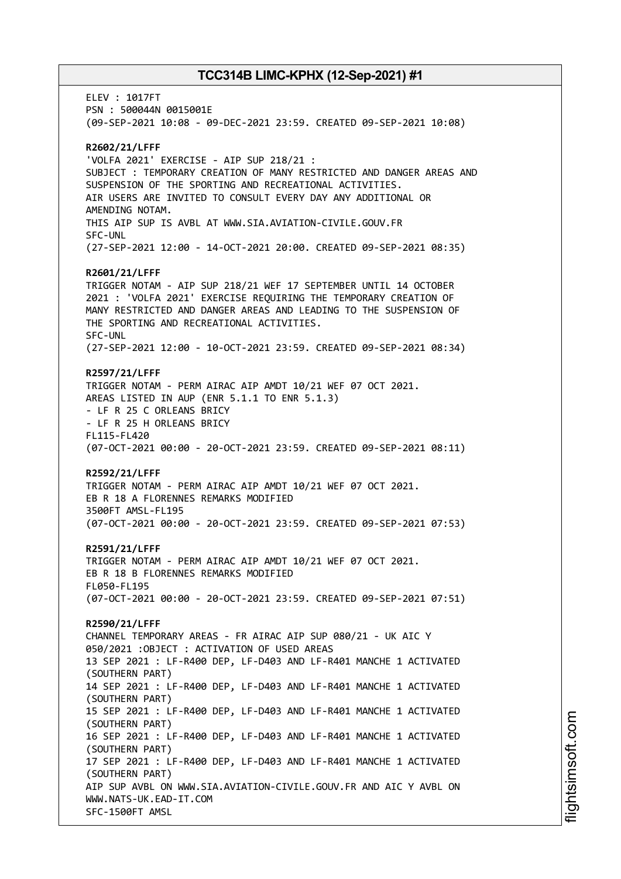ELEV : 1017FT
PSN : 500044N 0015001E
(09-SEP-2021 10:08 - 09-DEC-2021 23:59. CREATED 09-SEP-2021 10:08)

**R2602/21/LFFF**
'VOLFA 2021' EXERCISE - AIP SUP 218/21 :
SUBJECT : TEMPORARY CREATION OF MANY RESTRICTED AND DANGER AREAS AND SUSPENSION OF THE SPORTING AND RECREATIONAL ACTIVITIES.
AIR USERS ARE INVITED TO CONSULT EVERY DAY ANY ADDITIONAL OR AMENDING NOTAM.
THIS AIP SUP IS AVBL AT WWW.SIA.AVIATION-CIVILE.GOUV.FR
SFC-UNL
(27-SEP-2021 12:00 - 14-OCT-2021 20:00. CREATED 09-SEP-2021 08:35)

**R2601/21/LFFF**
TRIGGER NOTAM - AIP SUP 218/21 WEF 17 SEPTEMBER UNTIL 14 OCTOBER 2021 : 'VOLFA 2021' EXERCISE REQUIRING THE TEMPORARY CREATION OF MANY RESTRICTED AND DANGER AREAS AND LEADING TO THE SUSPENSION OF THE SPORTING AND RECREATIONAL ACTIVITIES.
SFC-UNL
(27-SEP-2021 12:00 - 10-OCT-2021 23:59. CREATED 09-SEP-2021 08:34)

**R2597/21/LFFF**
TRIGGER NOTAM - PERM AIRAC AIP AMDT 10/21 WEF 07 OCT 2021.
AREAS LISTED IN AUP (ENR 5.1.1 TO ENR 5.1.3)
- LF R 25 C ORLEANS BRICY
- LF R 25 H ORLEANS BRICY
FL115-FL420
(07-OCT-2021 00:00 - 20-OCT-2021 23:59. CREATED 09-SEP-2021 08:11)

**R2592/21/LFFF**
TRIGGER NOTAM - PERM AIRAC AIP AMDT 10/21 WEF 07 OCT 2021.
EB R 18 A FLORENNES REMARKS MODIFIED
3500FT AMSL-FL195
(07-OCT-2021 00:00 - 20-OCT-2021 23:59. CREATED 09-SEP-2021 07:53)

**R2591/21/LFFF**
TRIGGER NOTAM - PERM AIRAC AIP AMDT 10/21 WEF 07 OCT 2021.
EB R 18 B FLORENNES REMARKS MODIFIED
FL050-FL195
(07-OCT-2021 00:00 - 20-OCT-2021 23:59. CREATED 09-SEP-2021 07:51)

**R2590/21/LFFF**
CHANNEL TEMPORARY AREAS - FR AIRAC AIP SUP 080/21 - UK AIC Y 050/2021 :OBJECT : ACTIVATION OF USED AREAS
13 SEP 2021 : LF-R400 DEP, LF-D403 AND LF-R401 MANCHE 1 ACTIVATED (SOUTHERN PART)
14 SEP 2021 : LF-R400 DEP, LF-D403 AND LF-R401 MANCHE 1 ACTIVATED (SOUTHERN PART)
15 SEP 2021 : LF-R400 DEP, LF-D403 AND LF-R401 MANCHE 1 ACTIVATED (SOUTHERN PART)
16 SEP 2021 : LF-R400 DEP, LF-D403 AND LF-R401 MANCHE 1 ACTIVATED (SOUTHERN PART)
17 SEP 2021 : LF-R400 DEP, LF-D403 AND LF-R401 MANCHE 1 ACTIVATED (SOUTHERN PART)
AIP SUP AVBL ON WWW.SIA.AVIATION-CIVILE.GOUV.FR AND AIC Y AVBL ON WWW.NATS-UK.EAD-IT.COM
SFC-1500FT AMSL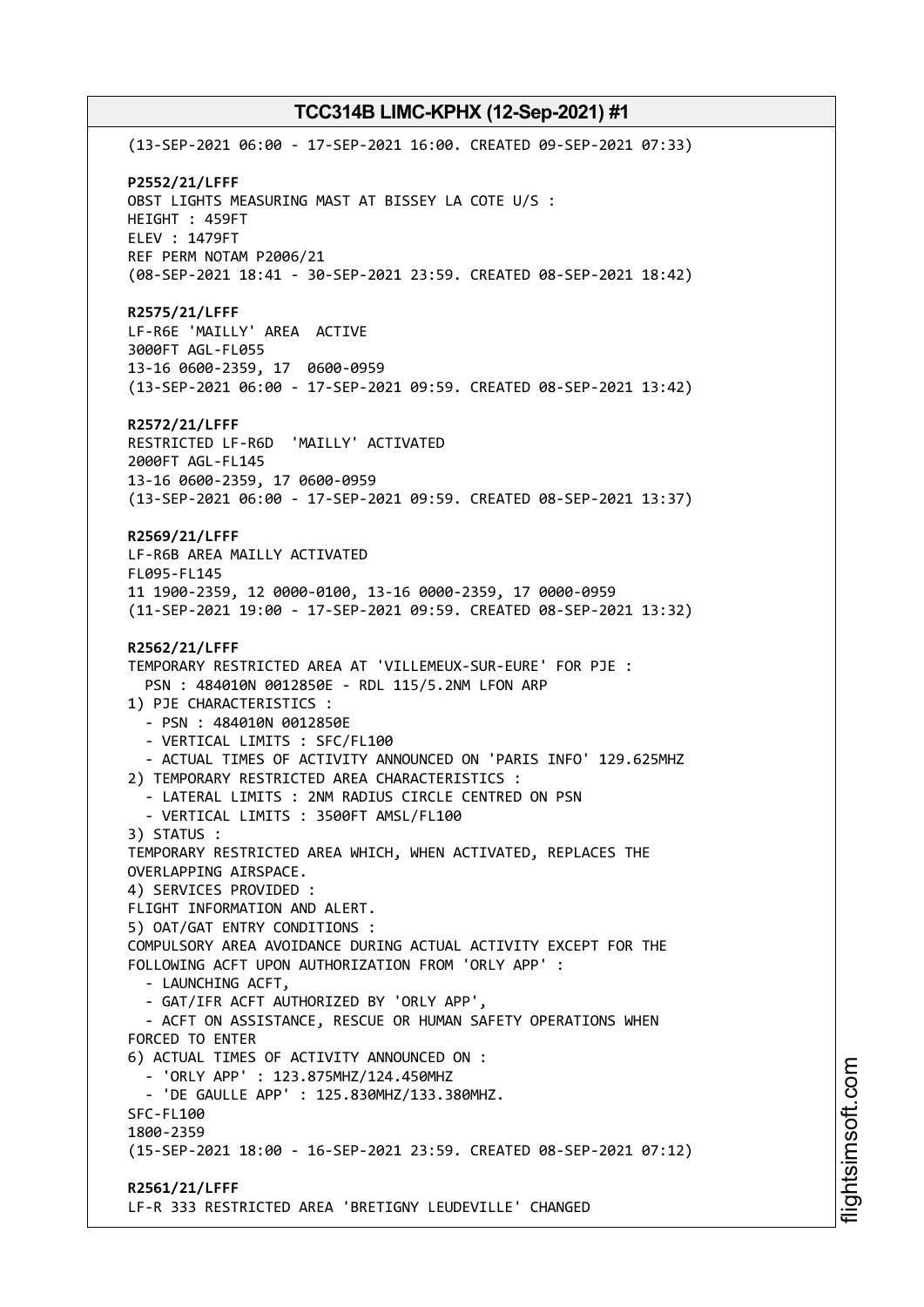(13-SEP-2021 06:00 - 17-SEP-2021 16:00. CREATED 09-SEP-2021 07:33)

**P2552/21/LFFF**
OBST LIGHTS MEASURING MAST AT BISSEY LA COTE U/S :
HEIGHT : 459FT
ELEV : 1479FT
REF PERM NOTAM P2006/21
(08-SEP-2021 18:41 - 30-SEP-2021 23:59. CREATED 08-SEP-2021 18:42)

**R2575/21/LFFF**
LF-R6E 'MAILLY' AREA ACTIVE
3000FT AGL-FL055
13-16 0600-2359, 17 0600-0959
(13-SEP-2021 06:00 - 17-SEP-2021 09:59. CREATED 08-SEP-2021 13:42)

**R2572/21/LFFF**
RESTRICTED LF-R6D 'MAILLY' ACTIVATED
2000FT AGL-FL145
13-16 0600-2359, 17 0600-0959
(13-SEP-2021 06:00 - 17-SEP-2021 09:59. CREATED 08-SEP-2021 13:37)

**R2569/21/LFFF**
LF-R6B AREA MAILLY ACTIVATED
FL095-FL145
11 1900-2359, 12 0000-0100, 13-16 0000-2359, 17 0000-0959
(11-SEP-2021 19:00 - 17-SEP-2021 09:59. CREATED 08-SEP-2021 13:32)

**R2562/21/LFFF**
TEMPORARY RESTRICTED AREA AT 'VILLEMEUX-SUR-EURE' FOR PJE :
PSN : 484010N 0012850E - RDL 115/5.2NM LFON ARP
1) PJE CHARACTERISTICS :
- PSN : 484010N 0012850E
- VERTICAL LIMITS : SFC/FL100
- ACTUAL TIMES OF ACTIVITY ANNOUNCED ON 'PARIS INFO' 129.625MHZ
2) TEMPORARY RESTRICTED AREA CHARACTERISTICS :
- LATERAL LIMITS : 2NM RADIUS CIRCLE CENTRED ON PSN
- VERTICAL LIMITS : 3500FT AMSL/FL100
3) STATUS :
TEMPORARY RESTRICTED AREA WHICH, WHEN ACTIVATED, REPLACES THE OVERLAPPING AIRSPACE.
4) SERVICES PROVIDED :
FLIGHT INFORMATION AND ALERT.
5) OAT/GAT ENTRY CONDITIONS :
COMPULSORY AREA AVOIDANCE DURING ACTUAL ACTIVITY EXCEPT FOR THE FOLLOWING ACFT UPON AUTHORIZATION FROM 'ORLY APP' :
- LAUNCHING ACFT,
- GAT/IFR ACFT AUTHORIZED BY 'ORLY APP',
- ACFT ON ASSISTANCE, RESCUE OR HUMAN SAFETY OPERATIONS WHEN FORCED TO ENTER
6) ACTUAL TIMES OF ACTIVITY ANNOUNCED ON :
- 'ORLY APP' : 123.875MHZ/124.450MHZ
- 'DE GAULLE APP' : 125.830MHZ/133.380MHZ.
SFC-FL100
1800-2359
(15-SEP-2021 18:00 - 16-SEP-2021 23:59. CREATED 08-SEP-2021 07:12)

**R2561/21/LFFF**
LF-R 333 RESTRICTED AREA 'BRETIGNY LEUDEVILLE' CHANGED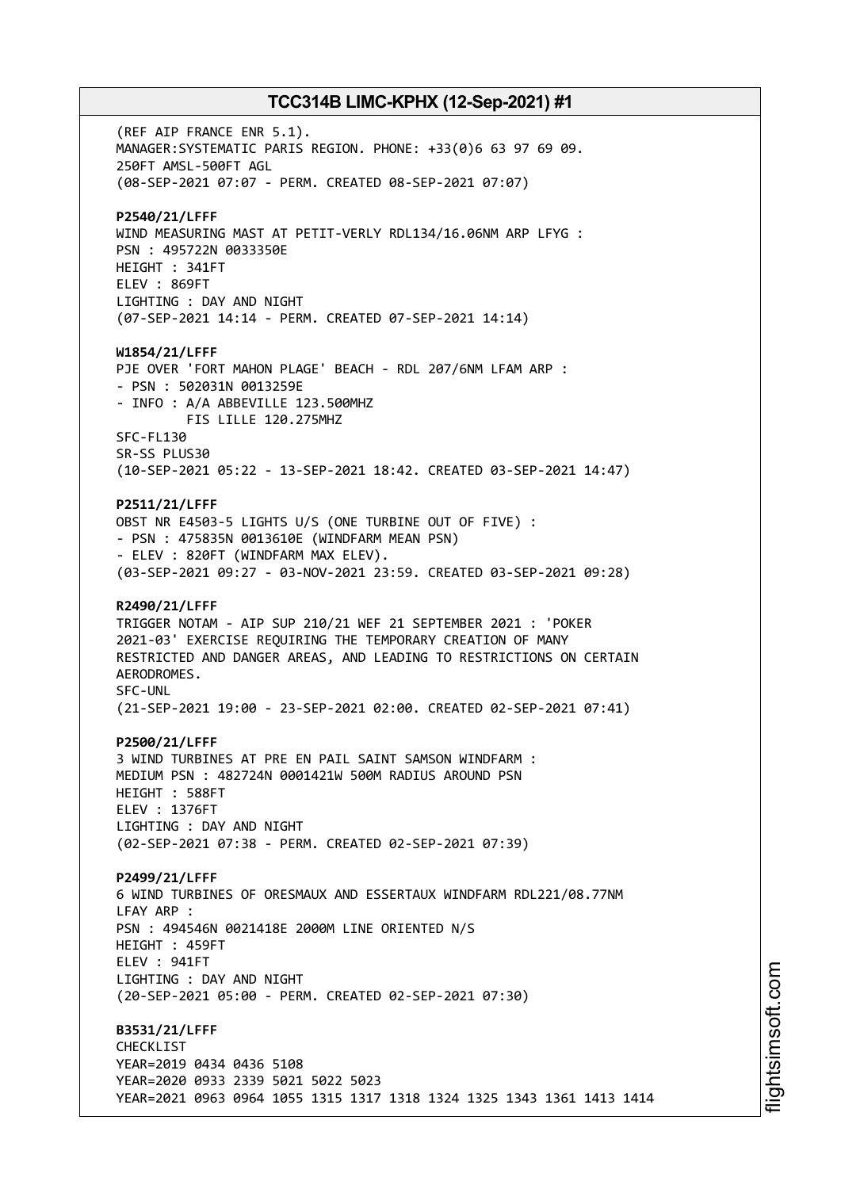(REF AIP FRANCE ENR 5.1).
MANAGER:SYSTEMATIC PARIS REGION. PHONE: +33(0)6 63 97 69 09.
250FT AMSL-500FT AGL
(08-SEP-2021 07:07 - PERM. CREATED 08-SEP-2021 07:07)

**P2540/21/LFFF**
WIND MEASURING MAST AT PETIT-VERLY RDL134/16.06NM ARP LFYG :
PSN : 495722N 0033350E
HEIGHT : 341FT
ELEV : 869FT
LIGHTING : DAY AND NIGHT
(07-SEP-2021 14:14 - PERM. CREATED 07-SEP-2021 14:14)

**W1854/21/LFFF**
PJE OVER 'FORT MAHON PLAGE' BEACH - RDL 207/6NM LFAM ARP :
- PSN : 502031N 0013259E
- INFO : A/A ABBEVILLE 123.500MHZ
FIS LILLE 120.275MHZ
SFC-FL130
SR-SS PLUS30
(10-SEP-2021 05:22 - 13-SEP-2021 18:42. CREATED 03-SEP-2021 14:47)

**P2511/21/LFFF**
OBST NR E4503-5 LIGHTS U/S (ONE TURBINE OUT OF FIVE) :
- PSN : 475835N 0013610E (WINDFARM MEAN PSN)
- ELEV : 820FT (WINDFARM MAX ELEV).
(03-SEP-2021 09:27 - 03-NOV-2021 23:59. CREATED 03-SEP-2021 09:28)

**R2490/21/LFFF**
TRIGGER NOTAM - AIP SUP 210/21 WEF 21 SEPTEMBER 2021 : 'POKER 2021-03' EXERCISE REQUIRING THE TEMPORARY CREATION OF MANY RESTRICTED AND DANGER AREAS, AND LEADING TO RESTRICTIONS ON CERTAIN AERODROMES.
SFC-UNL
(21-SEP-2021 19:00 - 23-SEP-2021 02:00. CREATED 02-SEP-2021 07:41)

**P2500/21/LFFF**
3 WIND TURBINES AT PRE EN PAIL SAINT SAMSON WINDFARM :
MEDIUM PSN : 482724N 0001421W 500M RADIUS AROUND PSN
HEIGHT : 588FT
ELEV : 1376FT
LIGHTING : DAY AND NIGHT
(02-SEP-2021 07:38 - PERM. CREATED 02-SEP-2021 07:39)

**P2499/21/LFFF**
6 WIND TURBINES OF ORESMAUX AND ESSERTAUX WINDFARM RDL221/08.77NM LFAY ARP :
PSN : 494546N 0021418E 2000M LINE ORIENTED N/S
HEIGHT : 459FT
ELEV : 941FT
LIGHTING : DAY AND NIGHT
(20-SEP-2021 05:00 - PERM. CREATED 02-SEP-2021 07:30)

**B3531/21/LFFF**
CHECKLIST
YEAR=2019 0434 0436 5108
YEAR=2020 0933 2339 5021 5022 5023
YEAR=2021 0963 0964 1055 1315 1317 1318 1324 1325 1343 1361 1413 1414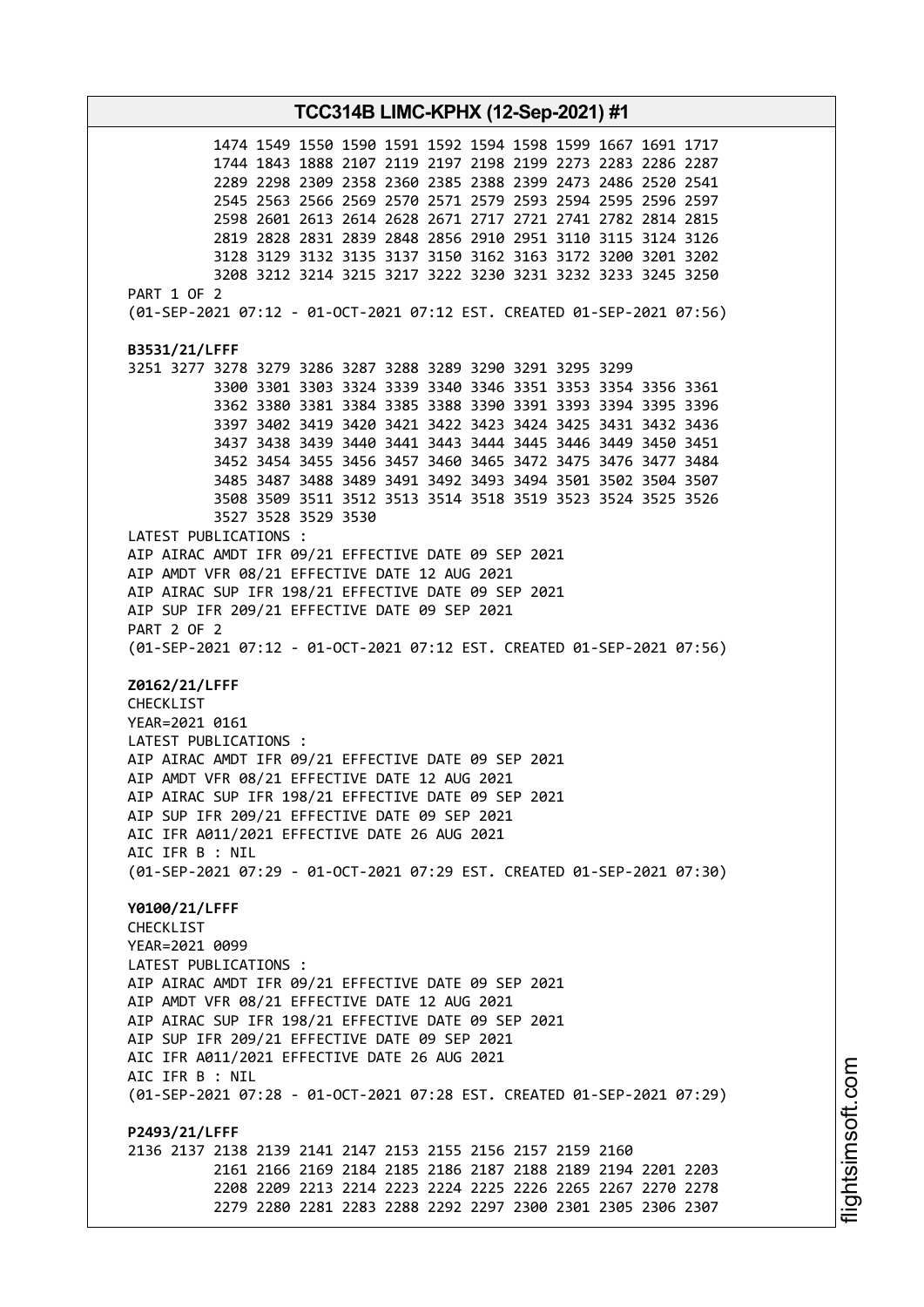1474 1549 1550 1590 1591 1592 1594 1598 1599 1667 1691 1717
1744 1843 1888 2107 2119 2197 2198 2199 2273 2283 2286 2287
2289 2298 2309 2358 2360 2385 2388 2399 2473 2486 2520 2541
2545 2563 2566 2569 2570 2571 2579 2593 2594 2595 2596 2597
2598 2601 2613 2614 2628 2671 2717 2721 2741 2782 2814 2815
2819 2828 2831 2839 2848 2856 2910 2951 3110 3115 3124 3126
3128 3129 3132 3135 3137 3150 3162 3163 3172 3200 3201 3202
3208 3212 3214 3215 3217 3222 3230 3231 3232 3233 3245 3250
PART 1 OF 2
(01-SEP-2021 07:12 - 01-OCT-2021 07:12 EST. CREATED 01-SEP-2021 07:56)

**B3531/21/LFFF**
3251 3277 3278 3279 3286 3287 3288 3289 3290 3291 3295 3299
3300 3301 3303 3324 3339 3340 3346 3351 3353 3354 3356 3361
3362 3380 3381 3384 3385 3388 3390 3391 3393 3394 3395 3396
3397 3402 3419 3420 3421 3422 3423 3424 3425 3431 3432 3436
3437 3438 3439 3440 3441 3443 3444 3445 3446 3449 3450 3451
3452 3454 3455 3456 3457 3460 3465 3472 3475 3476 3477 3484
3485 3487 3488 3489 3491 3492 3493 3494 3501 3502 3504 3507
3508 3509 3511 3512 3513 3514 3518 3519 3523 3524 3525 3526
3527 3528 3529 3530
LATEST PUBLICATIONS :
AIP AIRAC AMDT IFR 09/21 EFFECTIVE DATE 09 SEP 2021
AIP AMDT VFR 08/21 EFFECTIVE DATE 12 AUG 2021
AIP AIRAC SUP IFR 198/21 EFFECTIVE DATE 09 SEP 2021
AIP SUP IFR 209/21 EFFECTIVE DATE 09 SEP 2021
PART 2 OF 2
(01-SEP-2021 07:12 - 01-OCT-2021 07:12 EST. CREATED 01-SEP-2021 07:56)

**Z0162/21/LFFF**
CHECKLIST
YEAR=2021 0161
LATEST PUBLICATIONS :
AIP AIRAC AMDT IFR 09/21 EFFECTIVE DATE 09 SEP 2021
AIP AMDT VFR 08/21 EFFECTIVE DATE 12 AUG 2021
AIP AIRAC SUP IFR 198/21 EFFECTIVE DATE 09 SEP 2021
AIP SUP IFR 209/21 EFFECTIVE DATE 09 SEP 2021
AIC IFR A011/2021 EFFECTIVE DATE 26 AUG 2021
AIC IFR B : NIL
(01-SEP-2021 07:29 - 01-OCT-2021 07:29 EST. CREATED 01-SEP-2021 07:30)

**Y0100/21/LFFF**
CHECKLIST
YEAR=2021 0099
LATEST PUBLICATIONS :
AIP AIRAC AMDT IFR 09/21 EFFECTIVE DATE 09 SEP 2021
AIP AMDT VFR 08/21 EFFECTIVE DATE 12 AUG 2021
AIP AIRAC SUP IFR 198/21 EFFECTIVE DATE 09 SEP 2021
AIP SUP IFR 209/21 EFFECTIVE DATE 09 SEP 2021
AIC IFR A011/2021 EFFECTIVE DATE 26 AUG 2021
AIC IFR B : NIL
(01-SEP-2021 07:28 - 01-OCT-2021 07:28 EST. CREATED 01-SEP-2021 07:29)

**P2493/21/LFFF**
2136 2137 2138 2139 2141 2147 2153 2155 2156 2157 2159 2160
2161 2166 2169 2184 2185 2186 2187 2188 2189 2194 2201 2203
2208 2209 2213 2214 2223 2224 2225 2226 2265 2267 2270 2278
2279 2280 2281 2283 2288 2292 2297 2300 2301 2305 2306 2307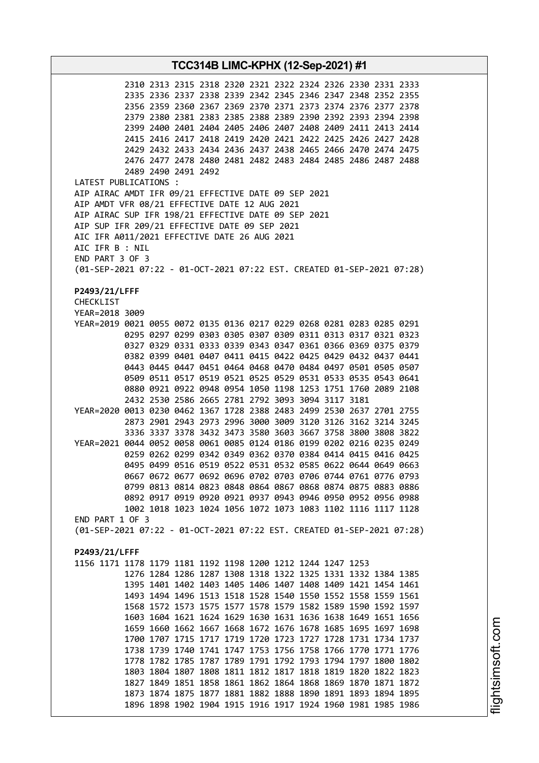2310 2313 2315 2318 2320 2321 2322 2324 2326 2330 2331 2333
2335 2336 2337 2338 2339 2342 2345 2346 2347 2348 2352 2355
2356 2359 2360 2367 2369 2370 2371 2373 2374 2376 2377 2378
2379 2380 2381 2383 2385 2388 2389 2390 2392 2393 2394 2398
2399 2400 2401 2404 2405 2406 2407 2408 2409 2411 2413 2414
2415 2416 2417 2418 2419 2420 2421 2422 2425 2426 2427 2428
2429 2432 2433 2434 2436 2437 2438 2465 2466 2470 2474 2475
2476 2477 2478 2480 2481 2482 2483 2484 2485 2486 2487 2488
2489 2490 2491 2492

LATEST PUBLICATIONS :
AIP AIRAC AMDT IFR 09/21 EFFECTIVE DATE 09 SEP 2021
AIP AMDT VFR 08/21 EFFECTIVE DATE 12 AUG 2021
AIP AIRAC SUP IFR 198/21 EFFECTIVE DATE 09 SEP 2021
AIP SUP IFR 209/21 EFFECTIVE DATE 09 SEP 2021
AIC IFR A011/2021 EFFECTIVE DATE 26 AUG 2021
AIC IFR B : NIL
END PART 3 OF 3
(01-SEP-2021 07:22 - 01-OCT-2021 07:22 EST. CREATED 01-SEP-2021 07:28)

**P2493/21/LFFF**
CHECKLIST
YEAR=2018 3009
YEAR=2019 0021 0055 0072 0135 0136 0217 0229 0268 0281 0283 0285 0291
0295 0297 0299 0303 0305 0307 0309 0311 0313 0317 0321 0323
0327 0329 0331 0333 0339 0343 0347 0361 0366 0369 0375 0379
0382 0399 0401 0407 0411 0415 0422 0425 0429 0432 0437 0441
0443 0445 0447 0451 0464 0468 0470 0484 0497 0501 0505 0507
0509 0511 0517 0519 0521 0525 0529 0531 0533 0535 0543 0641
0880 0921 0922 0948 0954 1050 1198 1253 1751 1760 2089 2108
2432 2530 2586 2665 2781 2792 3093 3094 3117 3181
YEAR=2020 0013 0230 0462 1367 1728 2388 2483 2499 2530 2637 2701 2755
2873 2901 2943 2973 2996 3000 3009 3120 3126 3162 3214 3245
3336 3337 3378 3432 3473 3580 3603 3667 3758 3800 3808 3822
YEAR=2021 0044 0052 0058 0061 0085 0124 0186 0199 0202 0216 0235 0249
0259 0262 0299 0342 0349 0362 0370 0384 0414 0415 0416 0425
0495 0499 0516 0519 0522 0531 0532 0585 0622 0644 0649 0663
0667 0672 0677 0692 0696 0702 0703 0706 0744 0761 0776 0793
0799 0813 0814 0823 0848 0864 0867 0868 0874 0875 0883 0886
0892 0917 0919 0920 0921 0937 0943 0946 0950 0952 0956 0988
1002 1018 1023 1024 1056 1072 1073 1083 1102 1116 1117 1128
END PART 1 OF 3
(01-SEP-2021 07:22 - 01-OCT-2021 07:22 EST. CREATED 01-SEP-2021 07:28)

**P2493/21/LFFF**
1156 1171 1178 1179 1181 1192 1198 1200 1212 1244 1247 1253
1276 1284 1286 1287 1308 1318 1322 1325 1331 1332 1384 1385
1395 1401 1402 1403 1405 1406 1407 1408 1409 1421 1454 1461
1493 1494 1496 1513 1518 1528 1540 1550 1552 1558 1559 1561
1568 1572 1573 1575 1577 1578 1579 1582 1589 1590 1592 1597
1603 1604 1621 1624 1629 1630 1631 1636 1638 1649 1651 1656
1659 1660 1662 1667 1668 1672 1676 1678 1685 1695 1697 1698
1700 1707 1715 1717 1719 1720 1723 1727 1728 1731 1734 1737
1738 1739 1740 1741 1747 1753 1756 1758 1766 1770 1771 1776
1778 1782 1785 1787 1789 1791 1792 1793 1794 1797 1800 1802
1803 1804 1807 1808 1811 1812 1817 1818 1819 1820 1822 1823
1827 1849 1851 1858 1861 1862 1864 1868 1869 1870 1871 1872
1873 1874 1875 1877 1881 1882 1888 1890 1891 1893 1894 1895
1896 1898 1902 1904 1915 1916 1917 1924 1960 1981 1985 1986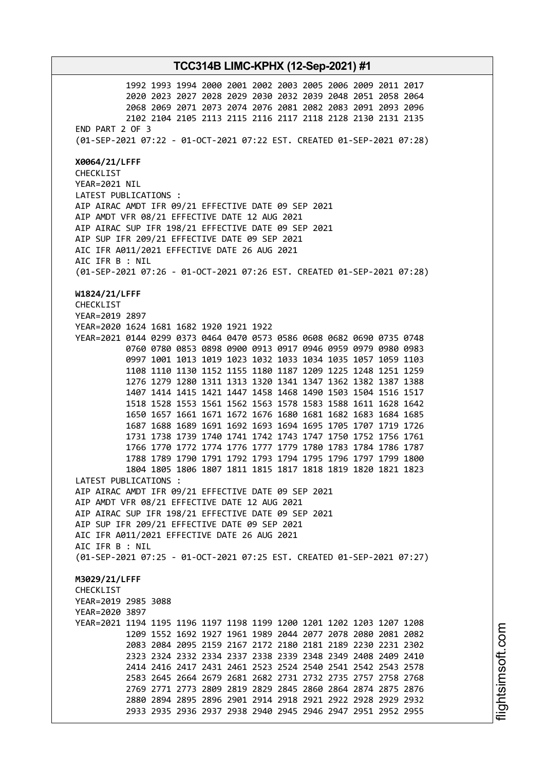```
          1992 1993 1994 2000 2001 2002 2003 2005 2006 2009 2011 2017
          2020 2023 2027 2028 2029 2030 2032 2039 2048 2051 2058 2064
          2068 2069 2071 2073 2074 2076 2081 2082 2083 2091 2093 2096
          2102 2104 2105 2113 2115 2116 2117 2118 2128 2130 2131 2135
END PART 2 OF 3
(01-SEP-2021 07:22 - 01-OCT-2021 07:22 EST. CREATED 01-SEP-2021 07:28)
```

**X0064/21/LFFF**

```
CHECKLIST
YEAR=2021 NIL
LATEST PUBLICATIONS :
AIP AIRAC AMDT IFR 09/21 EFFECTIVE DATE 09 SEP 2021
AIP AMDT VFR 08/21 EFFECTIVE DATE 12 AUG 2021
AIP AIRAC SUP IFR 198/21 EFFECTIVE DATE 09 SEP 2021
AIP SUP IFR 209/21 EFFECTIVE DATE 09 SEP 2021
AIC IFR A011/2021 EFFECTIVE DATE 26 AUG 2021
AIC IFR B : NIL
(01-SEP-2021 07:26 - 01-OCT-2021 07:26 EST. CREATED 01-SEP-2021 07:28)
```

**W1824/21/LFFF**

```
CHECKLIST
YEAR=2019 2897
YEAR=2020 1624 1681 1682 1920 1921 1922
YEAR=2021 0144 0299 0373 0464 0470 0573 0586 0608 0682 0690 0735 0748
          0760 0780 0853 0898 0900 0913 0917 0946 0959 0979 0980 0983
          0997 1001 1013 1019 1023 1032 1033 1034 1035 1057 1059 1103
          1108 1110 1130 1152 1155 1180 1187 1209 1225 1248 1251 1259
          1276 1279 1280 1311 1313 1320 1341 1347 1362 1382 1387 1388
          1407 1414 1415 1421 1447 1458 1468 1490 1503 1504 1516 1517
          1518 1528 1553 1561 1562 1563 1578 1583 1588 1611 1628 1642
          1650 1657 1661 1671 1672 1676 1680 1681 1682 1683 1684 1685
          1687 1688 1689 1691 1692 1693 1694 1695 1705 1707 1719 1726
          1731 1738 1739 1740 1741 1742 1743 1747 1750 1752 1756 1761
          1766 1770 1772 1774 1776 1777 1779 1780 1783 1784 1786 1787
          1788 1789 1790 1791 1792 1793 1794 1795 1796 1797 1799 1800
          1804 1805 1806 1807 1811 1815 1817 1818 1819 1820 1821 1823
LATEST PUBLICATIONS :
AIP AIRAC AMDT IFR 09/21 EFFECTIVE DATE 09 SEP 2021
AIP AMDT VFR 08/21 EFFECTIVE DATE 12 AUG 2021
AIP AIRAC SUP IFR 198/21 EFFECTIVE DATE 09 SEP 2021
AIP SUP IFR 209/21 EFFECTIVE DATE 09 SEP 2021
AIC IFR A011/2021 EFFECTIVE DATE 26 AUG 2021
AIC IFR B : NIL
(01-SEP-2021 07:25 - 01-OCT-2021 07:25 EST. CREATED 01-SEP-2021 07:27)
```

**M3029/21/LFFF**

```
CHECKLIST
YEAR=2019 2985 3088
YEAR=2020 3897
YEAR=2021 1194 1195 1196 1197 1198 1199 1200 1201 1202 1203 1207 1208
          1209 1552 1692 1927 1961 1989 2044 2077 2078 2080 2081 2082
          2083 2084 2095 2159 2167 2172 2180 2181 2189 2230 2231 2302
          2323 2324 2332 2334 2337 2338 2339 2348 2349 2408 2409 2410
          2414 2416 2417 2431 2461 2523 2524 2540 2541 2542 2543 2578
          2583 2645 2664 2679 2681 2682 2731 2732 2735 2757 2758 2768
          2769 2771 2773 2809 2819 2829 2845 2860 2864 2874 2875 2876
          2880 2894 2895 2896 2901 2914 2918 2921 2922 2928 2929 2932
          2933 2935 2936 2937 2938 2940 2945 2946 2947 2951 2952 2955
```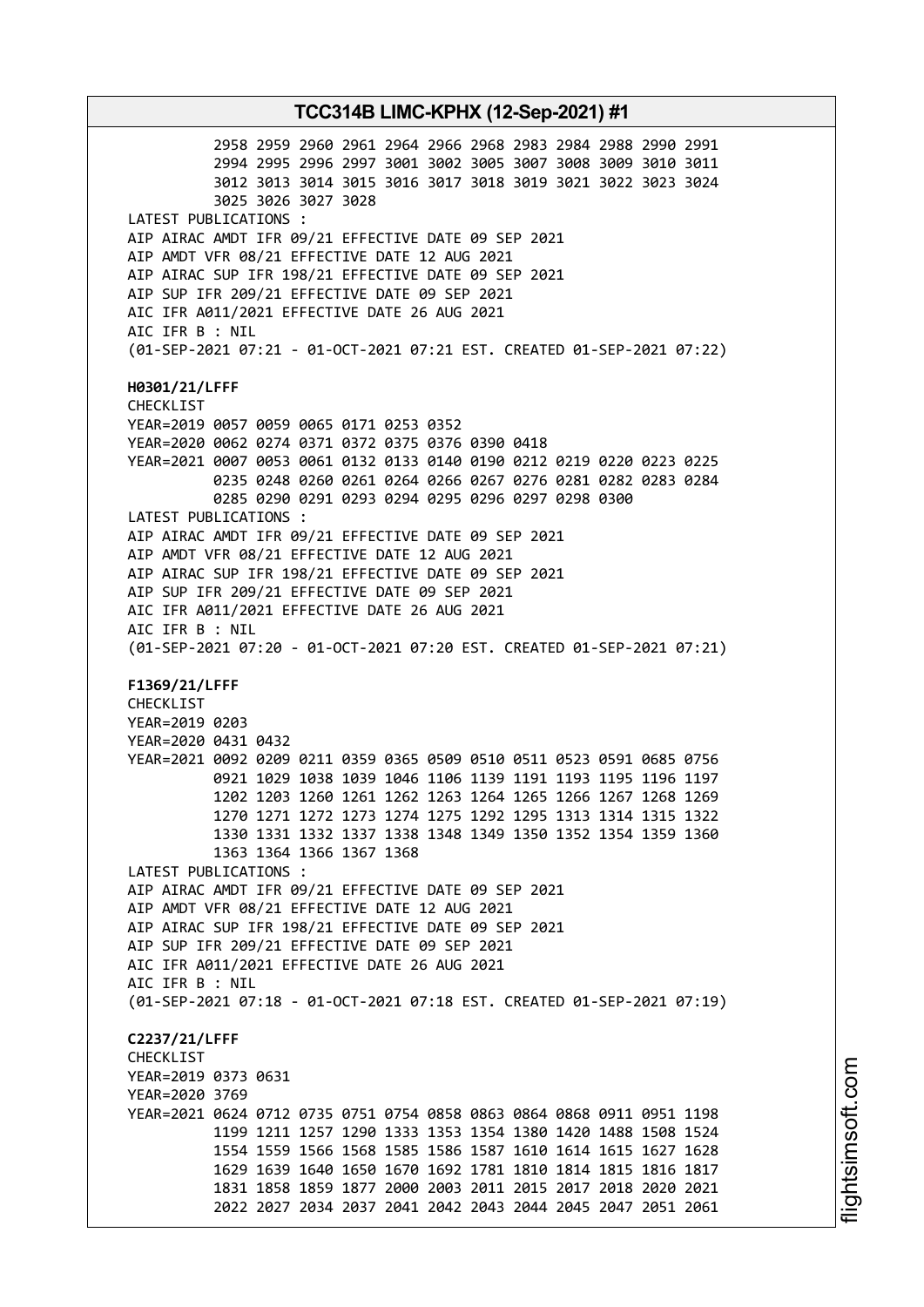```
          2958 2959 2960 2961 2964 2966 2968 2983 2984 2988 2990 2991
          2994 2995 2996 2997 3001 3002 3005 3007 3008 3009 3010 3011
          3012 3013 3014 3015 3016 3017 3018 3019 3021 3022 3023 3024
          3025 3026 3027 3028
LATEST PUBLICATIONS :
AIP AIRAC AMDT IFR 09/21 EFFECTIVE DATE 09 SEP 2021
AIP AMDT VFR 08/21 EFFECTIVE DATE 12 AUG 2021
AIP AIRAC SUP IFR 198/21 EFFECTIVE DATE 09 SEP 2021
AIP SUP IFR 209/21 EFFECTIVE DATE 09 SEP 2021
AIC IFR A011/2021 EFFECTIVE DATE 26 AUG 2021
AIC IFR B : NIL
(01-SEP-2021 07:21 - 01-OCT-2021 07:21 EST. CREATED 01-SEP-2021 07:22)
```

**H0301/21/LFFF**

```
CHECKLIST
YEAR=2019 0057 0059 0065 0171 0253 0352
YEAR=2020 0062 0274 0371 0372 0375 0376 0390 0418
YEAR=2021 0007 0053 0061 0132 0133 0140 0190 0212 0219 0220 0223 0225
          0235 0248 0260 0261 0264 0266 0267 0276 0281 0282 0283 0284
          0285 0290 0291 0293 0294 0295 0296 0297 0298 0300
LATEST PUBLICATIONS :
AIP AIRAC AMDT IFR 09/21 EFFECTIVE DATE 09 SEP 2021
AIP AMDT VFR 08/21 EFFECTIVE DATE 12 AUG 2021
AIP AIRAC SUP IFR 198/21 EFFECTIVE DATE 09 SEP 2021
AIP SUP IFR 209/21 EFFECTIVE DATE 09 SEP 2021
AIC IFR A011/2021 EFFECTIVE DATE 26 AUG 2021
AIC IFR B : NIL
(01-SEP-2021 07:20 - 01-OCT-2021 07:20 EST. CREATED 01-SEP-2021 07:21)
```

**F1369/21/LFFF**

```
CHECKLIST
YEAR=2019 0203
YEAR=2020 0431 0432
YEAR=2021 0092 0209 0211 0359 0365 0509 0510 0511 0523 0591 0685 0756
          0921 1029 1038 1039 1046 1106 1139 1191 1193 1195 1196 1197
          1202 1203 1260 1261 1262 1263 1264 1265 1266 1267 1268 1269
          1270 1271 1272 1273 1274 1275 1292 1295 1313 1314 1315 1322
          1330 1331 1332 1337 1338 1348 1349 1350 1352 1354 1359 1360
          1363 1364 1366 1367 1368
LATEST PUBLICATIONS :
AIP AIRAC AMDT IFR 09/21 EFFECTIVE DATE 09 SEP 2021
AIP AMDT VFR 08/21 EFFECTIVE DATE 12 AUG 2021
AIP AIRAC SUP IFR 198/21 EFFECTIVE DATE 09 SEP 2021
AIP SUP IFR 209/21 EFFECTIVE DATE 09 SEP 2021
AIC IFR A011/2021 EFFECTIVE DATE 26 AUG 2021
AIC IFR B : NIL
(01-SEP-2021 07:18 - 01-OCT-2021 07:18 EST. CREATED 01-SEP-2021 07:19)
```

**C2237/21/LFFF**

```
CHECKLIST
YEAR=2019 0373 0631
YEAR=2020 3769
YEAR=2021 0624 0712 0735 0751 0754 0858 0863 0864 0868 0911 0951 1198
          1199 1211 1257 1290 1333 1353 1354 1380 1420 1488 1508 1524
          1554 1559 1566 1568 1585 1586 1587 1610 1614 1615 1627 1628
          1629 1639 1640 1650 1670 1692 1781 1810 1814 1815 1816 1817
          1831 1858 1859 1877 2000 2003 2011 2015 2017 2018 2020 2021
          2022 2027 2034 2037 2041 2042 2043 2044 2045 2047 2051 2061
```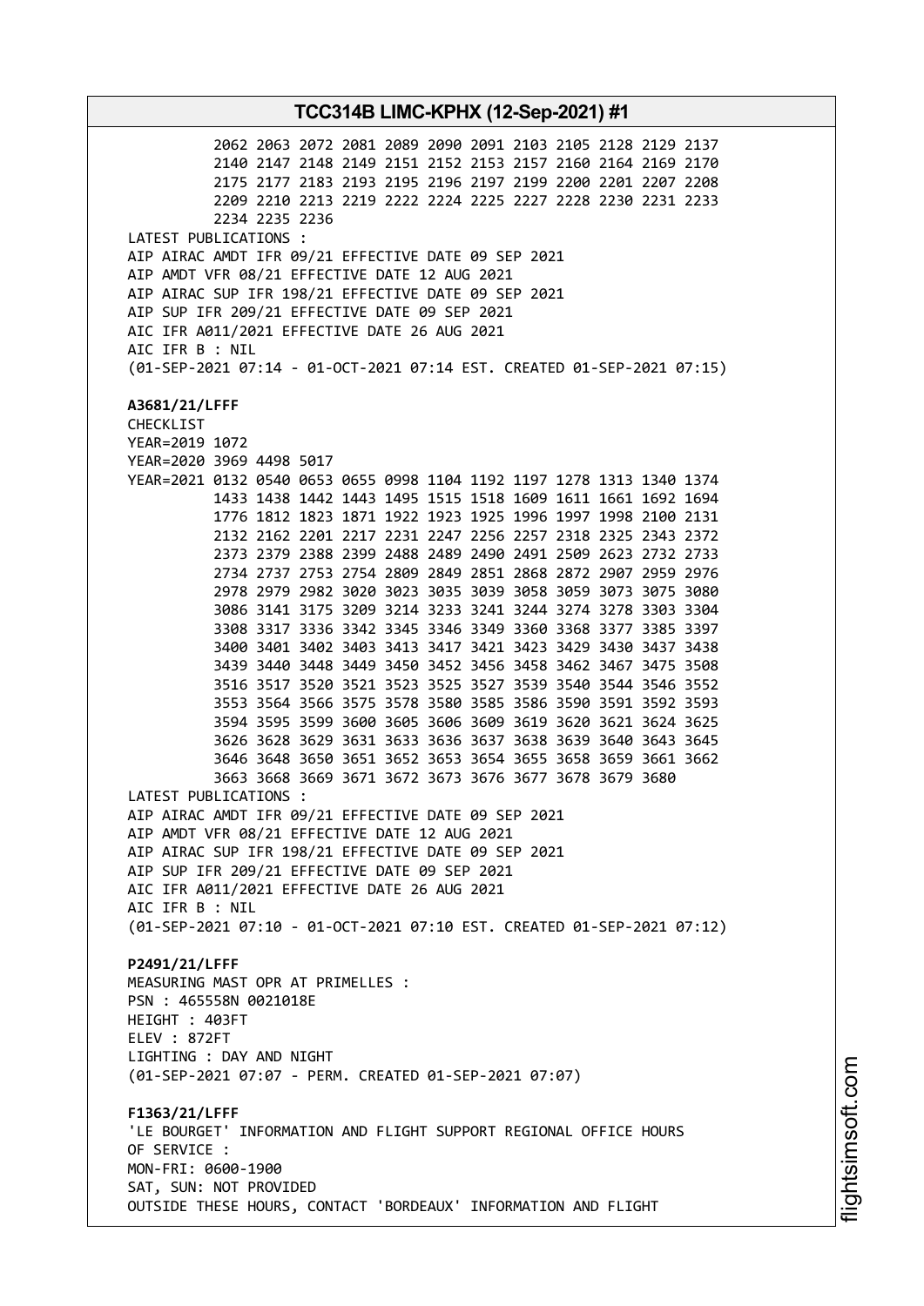```
          2062 2063 2072 2081 2089 2090 2091 2103 2105 2128 2129 2137
          2140 2147 2148 2149 2151 2152 2153 2157 2160 2164 2169 2170
          2175 2177 2183 2193 2195 2196 2197 2199 2200 2201 2207 2208
          2209 2210 2213 2219 2222 2224 2225 2227 2228 2230 2231 2233
          2234 2235 2236
LATEST PUBLICATIONS :
AIP AIRAC AMDT IFR 09/21 EFFECTIVE DATE 09 SEP 2021
AIP AMDT VFR 08/21 EFFECTIVE DATE 12 AUG 2021
AIP AIRAC SUP IFR 198/21 EFFECTIVE DATE 09 SEP 2021
AIP SUP IFR 209/21 EFFECTIVE DATE 09 SEP 2021
AIC IFR A011/2021 EFFECTIVE DATE 26 AUG 2021
AIC IFR B : NIL
(01-SEP-2021 07:14 - 01-OCT-2021 07:14 EST. CREATED 01-SEP-2021 07:15)
```

**A3681/21/LFFF**

```
CHECKLIST
YEAR=2019 1072
YEAR=2020 3969 4498 5017
YEAR=2021 0132 0540 0653 0655 0998 1104 1192 1197 1278 1313 1340 1374
          1433 1438 1442 1443 1495 1515 1518 1609 1611 1661 1692 1694
          1776 1812 1823 1871 1922 1923 1925 1996 1997 1998 2100 2131
          2132 2162 2201 2217 2231 2247 2256 2257 2318 2325 2343 2372
          2373 2379 2388 2399 2488 2489 2490 2491 2509 2623 2732 2733
          2734 2737 2753 2754 2809 2849 2851 2868 2872 2907 2959 2976
          2978 2979 2982 3020 3023 3035 3039 3058 3059 3073 3075 3080
          3086 3141 3175 3209 3214 3233 3241 3244 3274 3278 3303 3304
          3308 3317 3336 3342 3345 3346 3349 3360 3368 3377 3385 3397
          3400 3401 3402 3403 3413 3417 3421 3423 3429 3430 3437 3438
          3439 3440 3448 3449 3450 3452 3456 3458 3462 3467 3475 3508
          3516 3517 3520 3521 3523 3525 3527 3539 3540 3544 3546 3552
          3553 3564 3566 3575 3578 3580 3585 3586 3590 3591 3592 3593
          3594 3595 3599 3600 3605 3606 3609 3619 3620 3621 3624 3625
          3626 3628 3629 3631 3633 3636 3637 3638 3639 3640 3643 3645
          3646 3648 3650 3651 3652 3653 3654 3655 3658 3659 3661 3662
          3663 3668 3669 3671 3672 3673 3676 3677 3678 3679 3680
LATEST PUBLICATIONS :
AIP AIRAC AMDT IFR 09/21 EFFECTIVE DATE 09 SEP 2021
AIP AMDT VFR 08/21 EFFECTIVE DATE 12 AUG 2021
AIP AIRAC SUP IFR 198/21 EFFECTIVE DATE 09 SEP 2021
AIP SUP IFR 209/21 EFFECTIVE DATE 09 SEP 2021
AIC IFR A011/2021 EFFECTIVE DATE 26 AUG 2021
AIC IFR B : NIL
(01-SEP-2021 07:10 - 01-OCT-2021 07:10 EST. CREATED 01-SEP-2021 07:12)
```

**P2491/21/LFFF**

```
MEASURING MAST OPR AT PRIMELLES :
PSN : 465558N 0021018E
HEIGHT : 403FT
ELEV : 872FT
LIGHTING : DAY AND NIGHT
(01-SEP-2021 07:07 - PERM. CREATED 01-SEP-2021 07:07)
```

**F1363/21/LFFF**

```
'LE BOURGET' INFORMATION AND FLIGHT SUPPORT REGIONAL OFFICE HOURS
OF SERVICE :
MON-FRI: 0600-1900
SAT, SUN: NOT PROVIDED
OUTSIDE THESE HOURS, CONTACT 'BORDEAUX' INFORMATION AND FLIGHT
```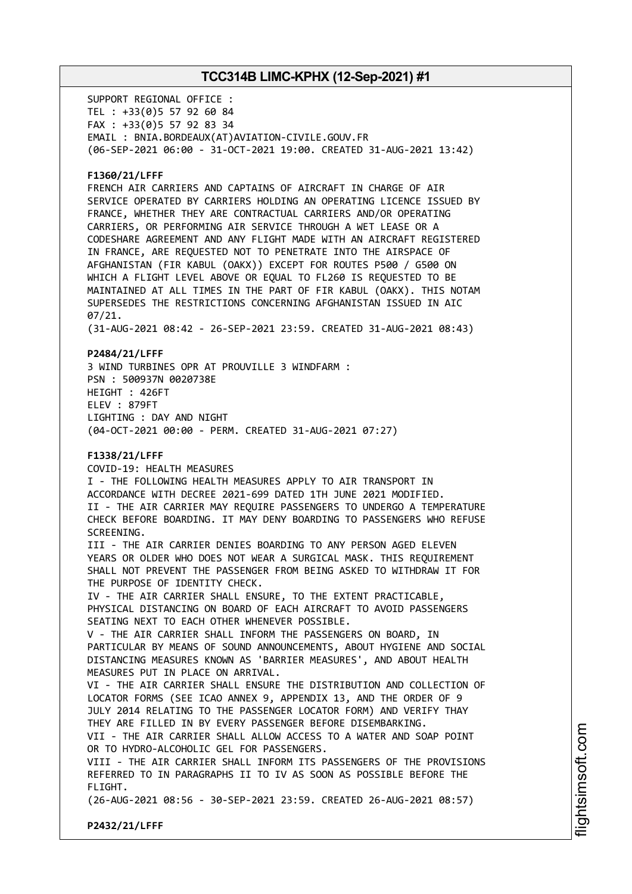SUPPORT REGIONAL OFFICE :
TEL : +33(0)5 57 92 60 84
FAX : +33(0)5 57 92 83 34
EMAIL : BNIA.BORDEAUX(AT)AVIATION-CIVILE.GOUV.FR
(06-SEP-2021 06:00 - 31-OCT-2021 19:00. CREATED 31-AUG-2021 13:42)

**F1360/21/LFFF**
FRENCH AIR CARRIERS AND CAPTAINS OF AIRCRAFT IN CHARGE OF AIR SERVICE OPERATED BY CARRIERS HOLDING AN OPERATING LICENCE ISSUED BY FRANCE, WHETHER THEY ARE CONTRACTUAL CARRIERS AND/OR OPERATING CARRIERS, OR PERFORMING AIR SERVICE THROUGH A WET LEASE OR A CODESHARE AGREEMENT AND ANY FLIGHT MADE WITH AN AIRCRAFT REGISTERED IN FRANCE, ARE REQUESTED NOT TO PENETRATE INTO THE AIRSPACE OF AFGHANISTAN (FIR KABUL (OAKX)) EXCEPT FOR ROUTES P500 / G500 ON WHICH A FLIGHT LEVEL ABOVE OR EQUAL TO FL260 IS REQUESTED TO BE MAINTAINED AT ALL TIMES IN THE PART OF FIR KABUL (OAKX). THIS NOTAM SUPERSEDES THE RESTRICTIONS CONCERNING AFGHANISTAN ISSUED IN AIC 07/21.
(31-AUG-2021 08:42 - 26-SEP-2021 23:59. CREATED 31-AUG-2021 08:43)

**P2484/21/LFFF**
3 WIND TURBINES OPR AT PROUVILLE 3 WINDFARM :
PSN : 500937N 0020738E
HEIGHT : 426FT
ELEV : 879FT
LIGHTING : DAY AND NIGHT
(04-OCT-2021 00:00 - PERM. CREATED 31-AUG-2021 07:27)

**F1338/21/LFFF**
COVID-19: HEALTH MEASURES
I - THE FOLLOWING HEALTH MEASURES APPLY TO AIR TRANSPORT IN ACCORDANCE WITH DECREE 2021-699 DATED 1TH JUNE 2021 MODIFIED.
II - THE AIR CARRIER MAY REQUIRE PASSENGERS TO UNDERGO A TEMPERATURE CHECK BEFORE BOARDING. IT MAY DENY BOARDING TO PASSENGERS WHO REFUSE SCREENING.
III - THE AIR CARRIER DENIES BOARDING TO ANY PERSON AGED ELEVEN YEARS OR OLDER WHO DOES NOT WEAR A SURGICAL MASK. THIS REQUIREMENT SHALL NOT PREVENT THE PASSENGER FROM BEING ASKED TO WITHDRAW IT FOR THE PURPOSE OF IDENTITY CHECK.
IV - THE AIR CARRIER SHALL ENSURE, TO THE EXTENT PRACTICABLE, PHYSICAL DISTANCING ON BOARD OF EACH AIRCRAFT TO AVOID PASSENGERS SEATING NEXT TO EACH OTHER WHENEVER POSSIBLE.
V - THE AIR CARRIER SHALL INFORM THE PASSENGERS ON BOARD, IN PARTICULAR BY MEANS OF SOUND ANNOUNCEMENTS, ABOUT HYGIENE AND SOCIAL DISTANCING MEASURES KNOWN AS 'BARRIER MEASURES', AND ABOUT HEALTH MEASURES PUT IN PLACE ON ARRIVAL.
VI - THE AIR CARRIER SHALL ENSURE THE DISTRIBUTION AND COLLECTION OF LOCATOR FORMS (SEE ICAO ANNEX 9, APPENDIX 13, AND THE ORDER OF 9 JULY 2014 RELATING TO THE PASSENGER LOCATOR FORM) AND VERIFY THAY THEY ARE FILLED IN BY EVERY PASSENGER BEFORE DISEMBARKING.
VII - THE AIR CARRIER SHALL ALLOW ACCESS TO A WATER AND SOAP POINT OR TO HYDRO-ALCOHOLIC GEL FOR PASSENGERS.
VIII - THE AIR CARRIER SHALL INFORM ITS PASSENGERS OF THE PROVISIONS REFERRED TO IN PARAGRAPHS II TO IV AS SOON AS POSSIBLE BEFORE THE FLIGHT.
(26-AUG-2021 08:56 - 30-SEP-2021 23:59. CREATED 26-AUG-2021 08:57)

**P2432/21/LFFF**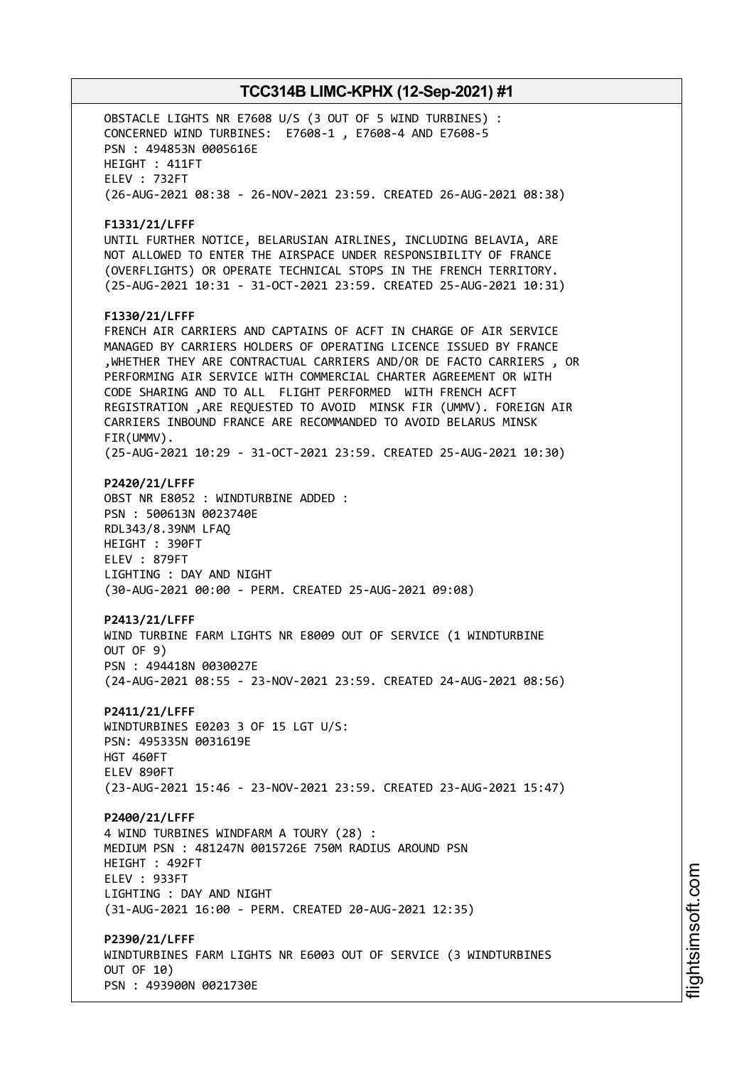OBSTACLE LIGHTS NR E7608 U/S (3 OUT OF 5 WIND TURBINES) :
CONCERNED WIND TURBINES: E7608-1 , E7608-4 AND E7608-5
PSN : 494853N 0005616E
HEIGHT : 411FT
ELEV : 732FT
(26-AUG-2021 08:38 - 26-NOV-2021 23:59. CREATED 26-AUG-2021 08:38)

**F1331/21/LFFF**
UNTIL FURTHER NOTICE, BELARUSIAN AIRLINES, INCLUDING BELAVIA, ARE NOT ALLOWED TO ENTER THE AIRSPACE UNDER RESPONSIBILITY OF FRANCE (OVERFLIGHTS) OR OPERATE TECHNICAL STOPS IN THE FRENCH TERRITORY.
(25-AUG-2021 10:31 - 31-OCT-2021 23:59. CREATED 25-AUG-2021 10:31)

**F1330/21/LFFF**
FRENCH AIR CARRIERS AND CAPTAINS OF ACFT IN CHARGE OF AIR SERVICE MANAGED BY CARRIERS HOLDERS OF OPERATING LICENCE ISSUED BY FRANCE ,WHETHER THEY ARE CONTRACTUAL CARRIERS AND/OR DE FACTO CARRIERS , OR PERFORMING AIR SERVICE WITH COMMERCIAL CHARTER AGREEMENT OR WITH CODE SHARING AND TO ALL FLIGHT PERFORMED WITH FRENCH ACFT REGISTRATION ,ARE REQUESTED TO AVOID MINSK FIR (UMMV). FOREIGN AIR CARRIERS INBOUND FRANCE ARE RECOMMANDED TO AVOID BELARUS MINSK FIR(UMMV).
(25-AUG-2021 10:29 - 31-OCT-2021 23:59. CREATED 25-AUG-2021 10:30)

**P2420/21/LFFF**
OBST NR E8052 : WINDTURBINE ADDED :
PSN : 500613N 0023740E
RDL343/8.39NM LFAQ
HEIGHT : 390FT
ELEV : 879FT
LIGHTING : DAY AND NIGHT
(30-AUG-2021 00:00 - PERM. CREATED 25-AUG-2021 09:08)

**P2413/21/LFFF**
WIND TURBINE FARM LIGHTS NR E8009 OUT OF SERVICE (1 WINDTURBINE OUT OF 9)
PSN : 494418N 0030027E
(24-AUG-2021 08:55 - 23-NOV-2021 23:59. CREATED 24-AUG-2021 08:56)

**P2411/21/LFFF**
WINDTURBINES E0203 3 OF 15 LGT U/S:
PSN: 495335N 0031619E
HGT 460FT
ELEV 890FT
(23-AUG-2021 15:46 - 23-NOV-2021 23:59. CREATED 23-AUG-2021 15:47)

**P2400/21/LFFF**
4 WIND TURBINES WINDFARM A TOURY (28) :
MEDIUM PSN : 481247N 0015726E 750M RADIUS AROUND PSN
HEIGHT : 492FT
ELEV : 933FT
LIGHTING : DAY AND NIGHT
(31-AUG-2021 16:00 - PERM. CREATED 20-AUG-2021 12:35)

**P2390/21/LFFF**
WINDTURBINES FARM LIGHTS NR E6003 OUT OF SERVICE (3 WINDTURBINES OUT OF 10)
PSN : 493900N 0021730E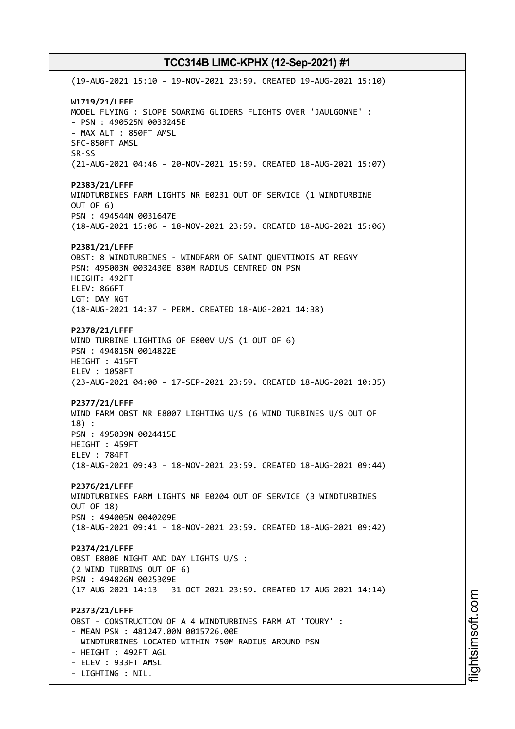(19-AUG-2021 15:10 - 19-NOV-2021 23:59. CREATED 19-AUG-2021 15:10)

**W1719/21/LFFF**
MODEL FLYING : SLOPE SOARING GLIDERS FLIGHTS OVER 'JAULGONNE' :
- PSN : 490525N 0033245E
- MAX ALT : 850FT AMSL
SFC-850FT AMSL
SR-SS
(21-AUG-2021 04:46 - 20-NOV-2021 15:59. CREATED 18-AUG-2021 15:07)

**P2383/21/LFFF**
WINDTURBINES FARM LIGHTS NR E0231 OUT OF SERVICE (1 WINDTURBINE OUT OF 6)
PSN : 494544N 0031647E
(18-AUG-2021 15:06 - 18-NOV-2021 23:59. CREATED 18-AUG-2021 15:06)

**P2381/21/LFFF**
OBST: 8 WINDTURBINES - WINDFARM OF SAINT QUENTINOIS AT REGNY
PSN: 495003N 0032430E 830M RADIUS CENTRED ON PSN
HEIGHT: 492FT
ELEV: 866FT
LGT: DAY NGT
(18-AUG-2021 14:37 - PERM. CREATED 18-AUG-2021 14:38)

**P2378/21/LFFF**
WIND TURBINE LIGHTING OF E800V U/S (1 OUT OF 6)
PSN : 494815N 0014822E
HEIGHT : 415FT
ELEV : 1058FT
(23-AUG-2021 04:00 - 17-SEP-2021 23:59. CREATED 18-AUG-2021 10:35)

**P2377/21/LFFF**
WIND FARM OBST NR E8007 LIGHTING U/S (6 WIND TURBINES U/S OUT OF 18) :
PSN : 495039N 0024415E
HEIGHT : 459FT
ELEV : 784FT
(18-AUG-2021 09:43 - 18-NOV-2021 23:59. CREATED 18-AUG-2021 09:44)

**P2376/21/LFFF**
WINDTURBINES FARM LIGHTS NR E0204 OUT OF SERVICE (3 WINDTURBINES OUT OF 18)
PSN : 494005N 0040209E
(18-AUG-2021 09:41 - 18-NOV-2021 23:59. CREATED 18-AUG-2021 09:42)

**P2374/21/LFFF**
OBST E800E NIGHT AND DAY LIGHTS U/S :
(2 WIND TURBINS OUT OF 6)
PSN : 494826N 0025309E
(17-AUG-2021 14:13 - 31-OCT-2021 23:59. CREATED 17-AUG-2021 14:14)

**P2373/21/LFFF**
OBST - CONSTRUCTION OF A 4 WINDTURBINES FARM AT 'TOURY' :
- MEAN PSN : 481247.00N 0015726.00E
- WINDTURBINES LOCATED WITHIN 750M RADIUS AROUND PSN
- HEIGHT : 492FT AGL
- ELEV : 933FT AMSL
- LIGHTING : NIL.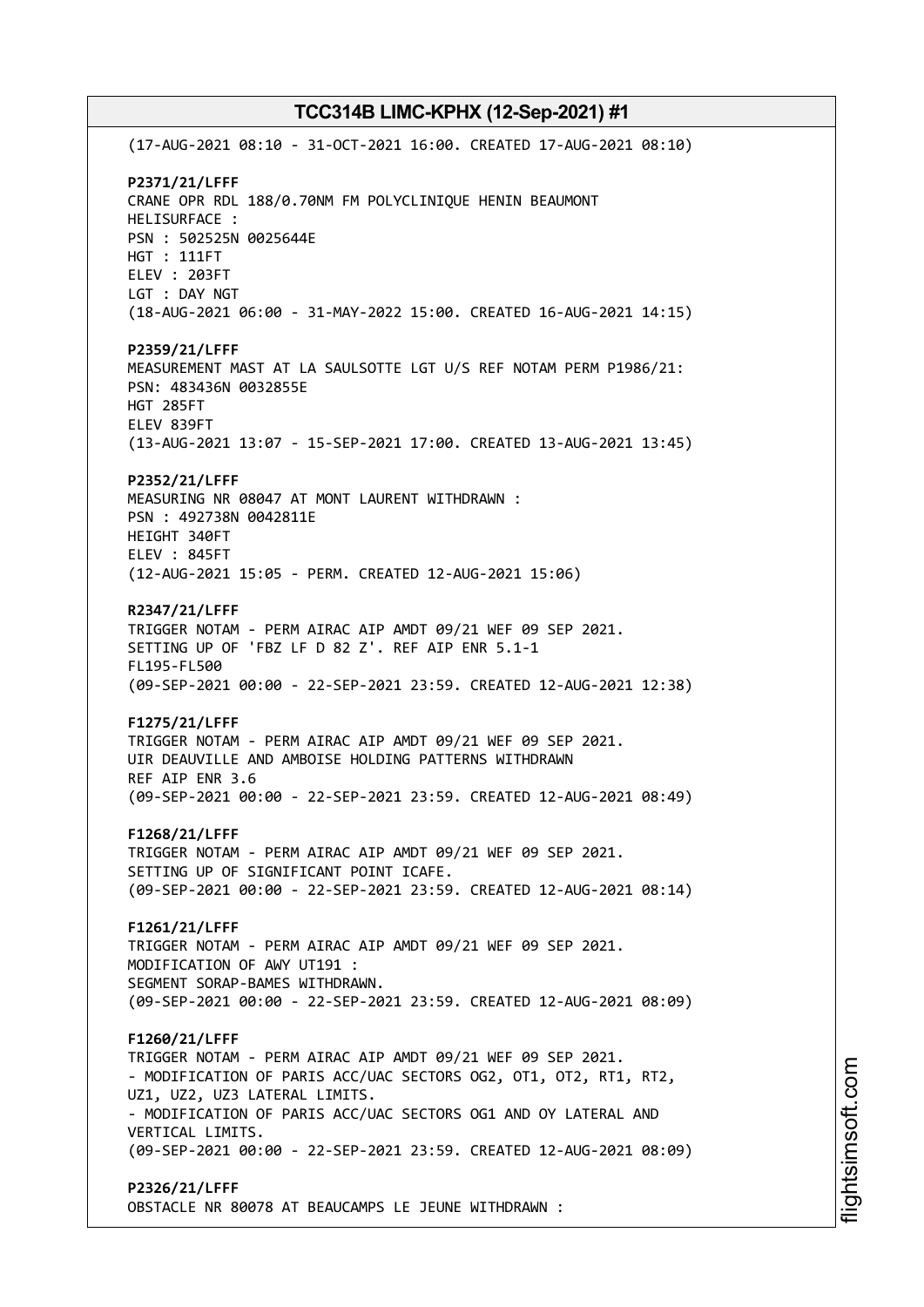(17-AUG-2021 08:10 - 31-OCT-2021 16:00. CREATED 17-AUG-2021 08:10)

**P2371/21/LFFF**
CRANE OPR RDL 188/0.70NM FM POLYCLINIQUE HENIN BEAUMONT
HELISURFACE :
PSN : 502525N 0025644E
HGT : 111FT
ELEV : 203FT
LGT : DAY NGT
(18-AUG-2021 06:00 - 31-MAY-2022 15:00. CREATED 16-AUG-2021 14:15)

**P2359/21/LFFF**
MEASUREMENT MAST AT LA SAULSOTTE LGT U/S REF NOTAM PERM P1986/21:
PSN: 483436N 0032855E
HGT 285FT
ELEV 839FT
(13-AUG-2021 13:07 - 15-SEP-2021 17:00. CREATED 13-AUG-2021 13:45)

**P2352/21/LFFF**
MEASURING NR 08047 AT MONT LAURENT WITHDRAWN :
PSN : 492738N 0042811E
HEIGHT 340FT
ELEV : 845FT
(12-AUG-2021 15:05 - PERM. CREATED 12-AUG-2021 15:06)

**R2347/21/LFFF**
TRIGGER NOTAM - PERM AIRAC AIP AMDT 09/21 WEF 09 SEP 2021.
SETTING UP OF 'FBZ LF D 82 Z'. REF AIP ENR 5.1-1
FL195-FL500
(09-SEP-2021 00:00 - 22-SEP-2021 23:59. CREATED 12-AUG-2021 12:38)

**F1275/21/LFFF**
TRIGGER NOTAM - PERM AIRAC AIP AMDT 09/21 WEF 09 SEP 2021.
UIR DEAUVILLE AND AMBOISE HOLDING PATTERNS WITHDRAWN
REF AIP ENR 3.6
(09-SEP-2021 00:00 - 22-SEP-2021 23:59. CREATED 12-AUG-2021 08:49)

**F1268/21/LFFF**
TRIGGER NOTAM - PERM AIRAC AIP AMDT 09/21 WEF 09 SEP 2021.
SETTING UP OF SIGNIFICANT POINT ICAFE.
(09-SEP-2021 00:00 - 22-SEP-2021 23:59. CREATED 12-AUG-2021 08:14)

**F1261/21/LFFF**
TRIGGER NOTAM - PERM AIRAC AIP AMDT 09/21 WEF 09 SEP 2021.
MODIFICATION OF AWY UT191 :
SEGMENT SORAP-BAMES WITHDRAWN.
(09-SEP-2021 00:00 - 22-SEP-2021 23:59. CREATED 12-AUG-2021 08:09)

**F1260/21/LFFF**
TRIGGER NOTAM - PERM AIRAC AIP AMDT 09/21 WEF 09 SEP 2021.
- MODIFICATION OF PARIS ACC/UAC SECTORS OG2, OT1, OT2, RT1, RT2,
UZ1, UZ2, UZ3 LATERAL LIMITS.
- MODIFICATION OF PARIS ACC/UAC SECTORS OG1 AND OY LATERAL AND
VERTICAL LIMITS.
(09-SEP-2021 00:00 - 22-SEP-2021 23:59. CREATED 12-AUG-2021 08:09)

**P2326/21/LFFF**
OBSTACLE NR 80078 AT BEAUCAMPS LE JEUNE WITHDRAWN :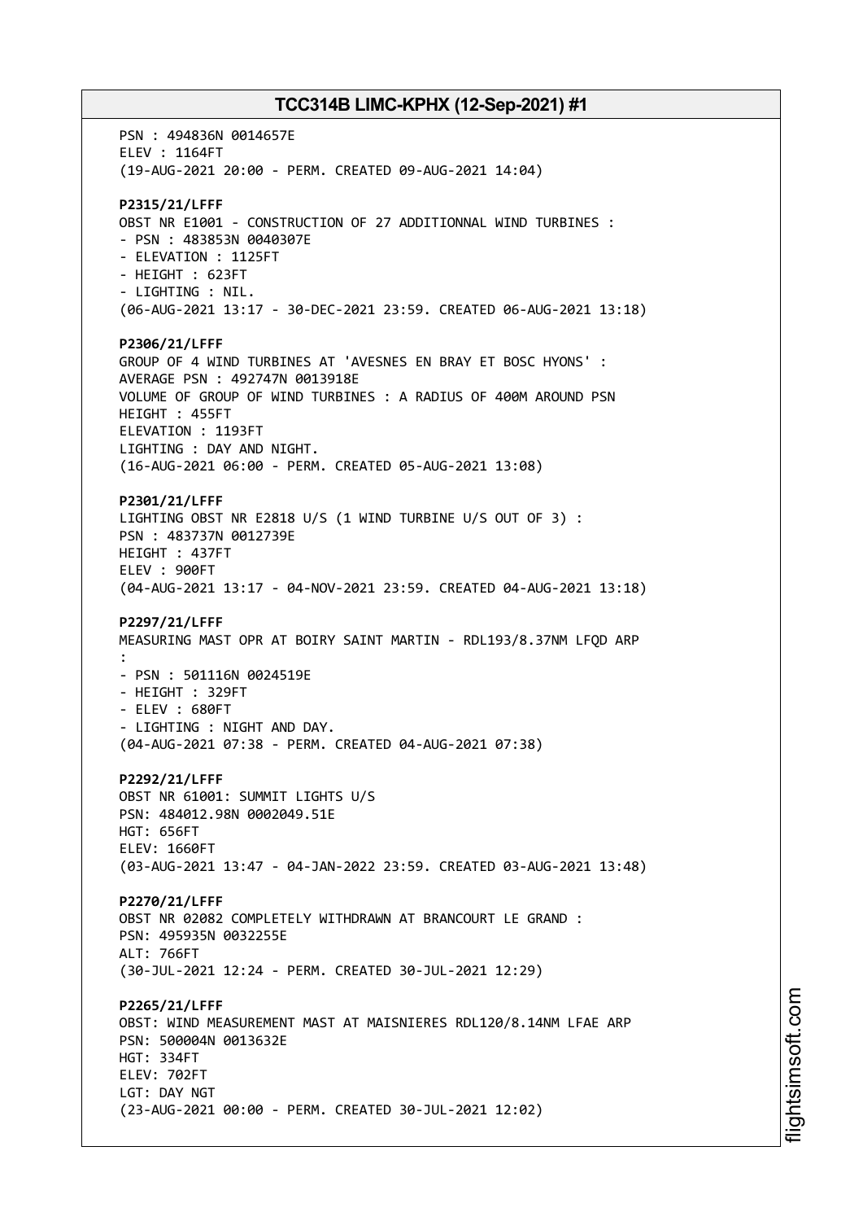PSN : 494836N 0014657E
ELEV : 1164FT
(19-AUG-2021 20:00 - PERM. CREATED 09-AUG-2021 14:04)

**P2315/21/LFFF**
OBST NR E1001 - CONSTRUCTION OF 27 ADDITIONNAL WIND TURBINES :
- PSN : 483853N 0040307E
- ELEVATION : 1125FT
- HEIGHT : 623FT
- LIGHTING : NIL.
(06-AUG-2021 13:17 - 30-DEC-2021 23:59. CREATED 06-AUG-2021 13:18)

**P2306/21/LFFF**
GROUP OF 4 WIND TURBINES AT 'AVESNES EN BRAY ET BOSC HYONS' :
AVERAGE PSN : 492747N 0013918E
VOLUME OF GROUP OF WIND TURBINES : A RADIUS OF 400M AROUND PSN
HEIGHT : 455FT
ELEVATION : 1193FT
LIGHTING : DAY AND NIGHT.
(16-AUG-2021 06:00 - PERM. CREATED 05-AUG-2021 13:08)

**P2301/21/LFFF**
LIGHTING OBST NR E2818 U/S (1 WIND TURBINE U/S OUT OF 3) :
PSN : 483737N 0012739E
HEIGHT : 437FT
ELEV : 900FT
(04-AUG-2021 13:17 - 04-NOV-2021 23:59. CREATED 04-AUG-2021 13:18)

**P2297/21/LFFF**
MEASURING MAST OPR AT BOIRY SAINT MARTIN - RDL193/8.37NM LFQD ARP
:
- PSN : 501116N 0024519E
- HEIGHT : 329FT
- ELEV : 680FT
- LIGHTING : NIGHT AND DAY.
(04-AUG-2021 07:38 - PERM. CREATED 04-AUG-2021 07:38)

**P2292/21/LFFF**
OBST NR 61001: SUMMIT LIGHTS U/S
PSN: 484012.98N 0002049.51E
HGT: 656FT
ELEV: 1660FT
(03-AUG-2021 13:47 - 04-JAN-2022 23:59. CREATED 03-AUG-2021 13:48)

**P2270/21/LFFF**
OBST NR 02082 COMPLETELY WITHDRAWN AT BRANCOURT LE GRAND :
PSN: 495935N 0032255E
ALT: 766FT
(30-JUL-2021 12:24 - PERM. CREATED 30-JUL-2021 12:29)

**P2265/21/LFFF**
OBST: WIND MEASUREMENT MAST AT MAISNIERES RDL120/8.14NM LFAE ARP
PSN: 500004N 0013632E
HGT: 334FT
ELEV: 702FT
LGT: DAY NGT
(23-AUG-2021 00:00 - PERM. CREATED 30-JUL-2021 12:02)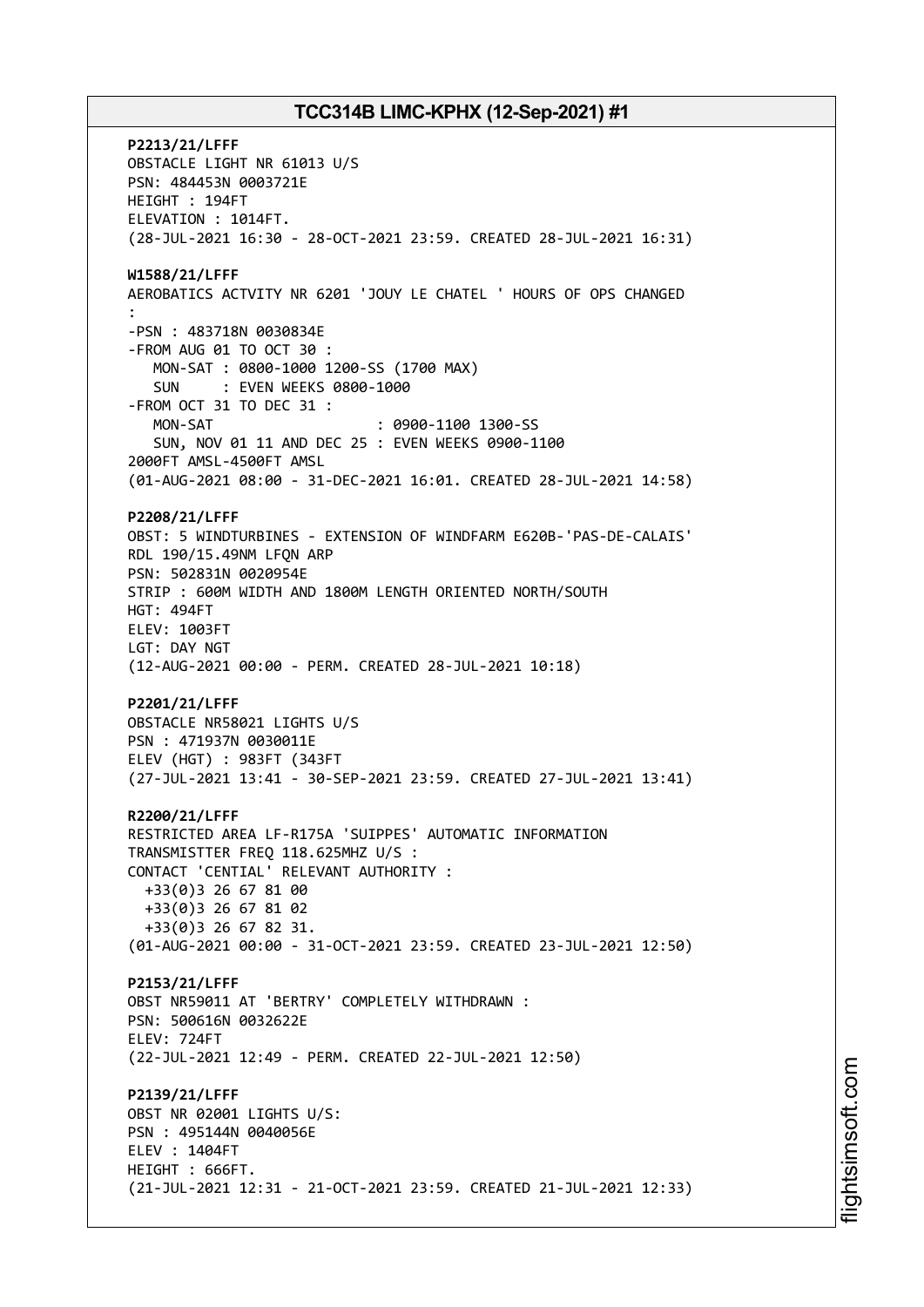**P2213/21/LFFF**
OBSTACLE LIGHT NR 61013 U/S
PSN: 484453N 0003721E
HEIGHT : 194FT
ELEVATION : 1014FT.
(28-JUL-2021 16:30 - 28-OCT-2021 23:59. CREATED 28-JUL-2021 16:31)

**W1588/21/LFFF**
AEROBATICS ACTVITY NR 6201 'JOUY LE CHATEL ' HOURS OF OPS CHANGED
:
-PSN : 483718N 0030834E
-FROM AUG 01 TO OCT 30 :
MON-SAT : 0800-1000 1200-SS (1700 MAX)
SUN : EVEN WEEKS 0800-1000
-FROM OCT 31 TO DEC 31 :
MON-SAT : 0900-1100 1300-SS
SUN, NOV 01 11 AND DEC 25 : EVEN WEEKS 0900-1100
2000FT AMSL-4500FT AMSL
(01-AUG-2021 08:00 - 31-DEC-2021 16:01. CREATED 28-JUL-2021 14:58)

**P2208/21/LFFF**
OBST: 5 WINDTURBINES - EXTENSION OF WINDFARM E620B-'PAS-DE-CALAIS'
RDL 190/15.49NM LFQN ARP
PSN: 502831N 0020954E
STRIP : 600M WIDTH AND 1800M LENGTH ORIENTED NORTH/SOUTH
HGT: 494FT
ELEV: 1003FT
LGT: DAY NGT
(12-AUG-2021 00:00 - PERM. CREATED 28-JUL-2021 10:18)

**P2201/21/LFFF**
OBSTACLE NR58021 LIGHTS U/S
PSN : 471937N 0030011E
ELEV (HGT) : 983FT (343FT
(27-JUL-2021 13:41 - 30-SEP-2021 23:59. CREATED 27-JUL-2021 13:41)

**R2200/21/LFFF**
RESTRICTED AREA LF-R175A 'SUIPPES' AUTOMATIC INFORMATION
TRANSMISTTER FREQ 118.625MHZ U/S :
CONTACT 'CENTIAL' RELEVANT AUTHORITY :
+33(0)3 26 67 81 00
+33(0)3 26 67 81 02
+33(0)3 26 67 82 31.
(01-AUG-2021 00:00 - 31-OCT-2021 23:59. CREATED 23-JUL-2021 12:50)

**P2153/21/LFFF**
OBST NR59011 AT 'BERTRY' COMPLETELY WITHDRAWN :
PSN: 500616N 0032622E
ELEV: 724FT
(22-JUL-2021 12:49 - PERM. CREATED 22-JUL-2021 12:50)

**P2139/21/LFFF**
OBST NR 02001 LIGHTS U/S:
PSN : 495144N 0040056E
ELEV : 1404FT
HEIGHT : 666FT.
(21-JUL-2021 12:31 - 21-OCT-2021 23:59. CREATED 21-JUL-2021 12:33)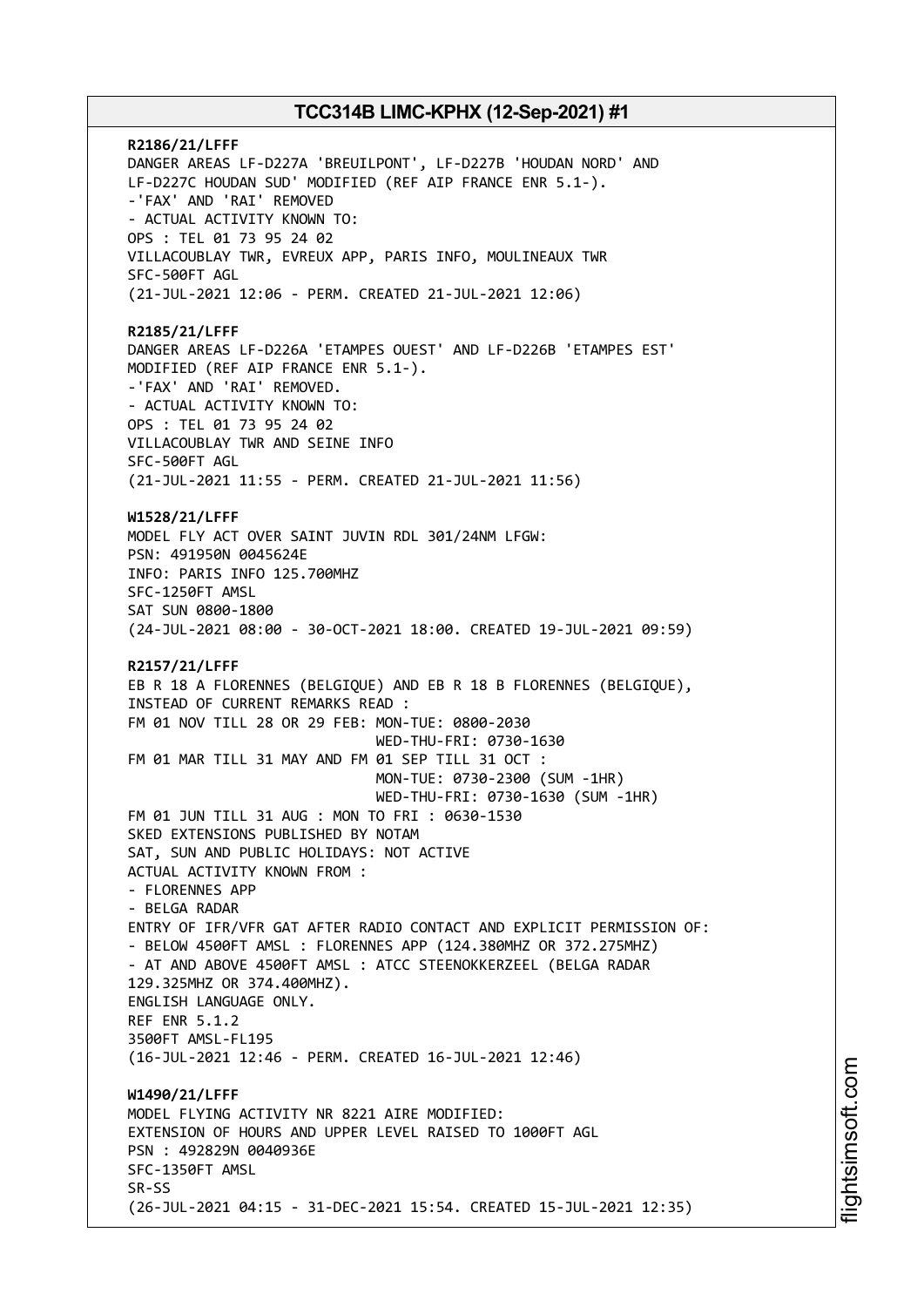**R2186/21/LFFF**
DANGER AREAS LF-D227A 'BREUILPONT', LF-D227B 'HOUDAN NORD' AND
LF-D227C HOUDAN SUD' MODIFIED (REF AIP FRANCE ENR 5.1-).
-'FAX' AND 'RAI' REMOVED
- ACTUAL ACTIVITY KNOWN TO:
OPS : TEL 01 73 95 24 02
VILLACOUBLAY TWR, EVREUX APP, PARIS INFO, MOULINEAUX TWR
SFC-500FT AGL
(21-JUL-2021 12:06 - PERM. CREATED 21-JUL-2021 12:06)

**R2185/21/LFFF**
DANGER AREAS LF-D226A 'ETAMPES OUEST' AND LF-D226B 'ETAMPES EST'
MODIFIED (REF AIP FRANCE ENR 5.1-).
-'FAX' AND 'RAI' REMOVED.
- ACTUAL ACTIVITY KNOWN TO:
OPS : TEL 01 73 95 24 02
VILLACOUBLAY TWR AND SEINE INFO
SFC-500FT AGL
(21-JUL-2021 11:55 - PERM. CREATED 21-JUL-2021 11:56)

**W1528/21/LFFF**
MODEL FLY ACT OVER SAINT JUVIN RDL 301/24NM LFGW:
PSN: 491950N 0045624E
INFO: PARIS INFO 125.700MHZ
SFC-1250FT AMSL
SAT SUN 0800-1800
(24-JUL-2021 08:00 - 30-OCT-2021 18:00. CREATED 19-JUL-2021 09:59)

**R2157/21/LFFF**
EB R 18 A FLORENNES (BELGIQUE) AND EB R 18 B FLORENNES (BELGIQUE),
INSTEAD OF CURRENT REMARKS READ :
FM 01 NOV TILL 28 OR 29 FEB: MON-TUE: 0800-2030
WED-THU-FRI: 0730-1630
FM 01 MAR TILL 31 MAY AND FM 01 SEP TILL 31 OCT :
MON-TUE: 0730-2300 (SUM -1HR)
WED-THU-FRI: 0730-1630 (SUM -1HR)
FM 01 JUN TILL 31 AUG : MON TO FRI : 0630-1530
SKED EXTENSIONS PUBLISHED BY NOTAM
SAT, SUN AND PUBLIC HOLIDAYS: NOT ACTIVE
ACTUAL ACTIVITY KNOWN FROM :
- FLORENNES APP
- BELGA RADAR
ENTRY OF IFR/VFR GAT AFTER RADIO CONTACT AND EXPLICIT PERMISSION OF:
- BELOW 4500FT AMSL : FLORENNES APP (124.380MHZ OR 372.275MHZ)
- AT AND ABOVE 4500FT AMSL : ATCC STEENOKKERZEEL (BELGA RADAR
129.325MHZ OR 374.400MHZ).
ENGLISH LANGUAGE ONLY.
REF ENR 5.1.2
3500FT AMSL-FL195
(16-JUL-2021 12:46 - PERM. CREATED 16-JUL-2021 12:46)

**W1490/21/LFFF**
MODEL FLYING ACTIVITY NR 8221 AIRE MODIFIED:
EXTENSION OF HOURS AND UPPER LEVEL RAISED TO 1000FT AGL
PSN : 492829N 0040936E
SFC-1350FT AMSL
SR-SS
(26-JUL-2021 04:15 - 31-DEC-2021 15:54. CREATED 15-JUL-2021 12:35)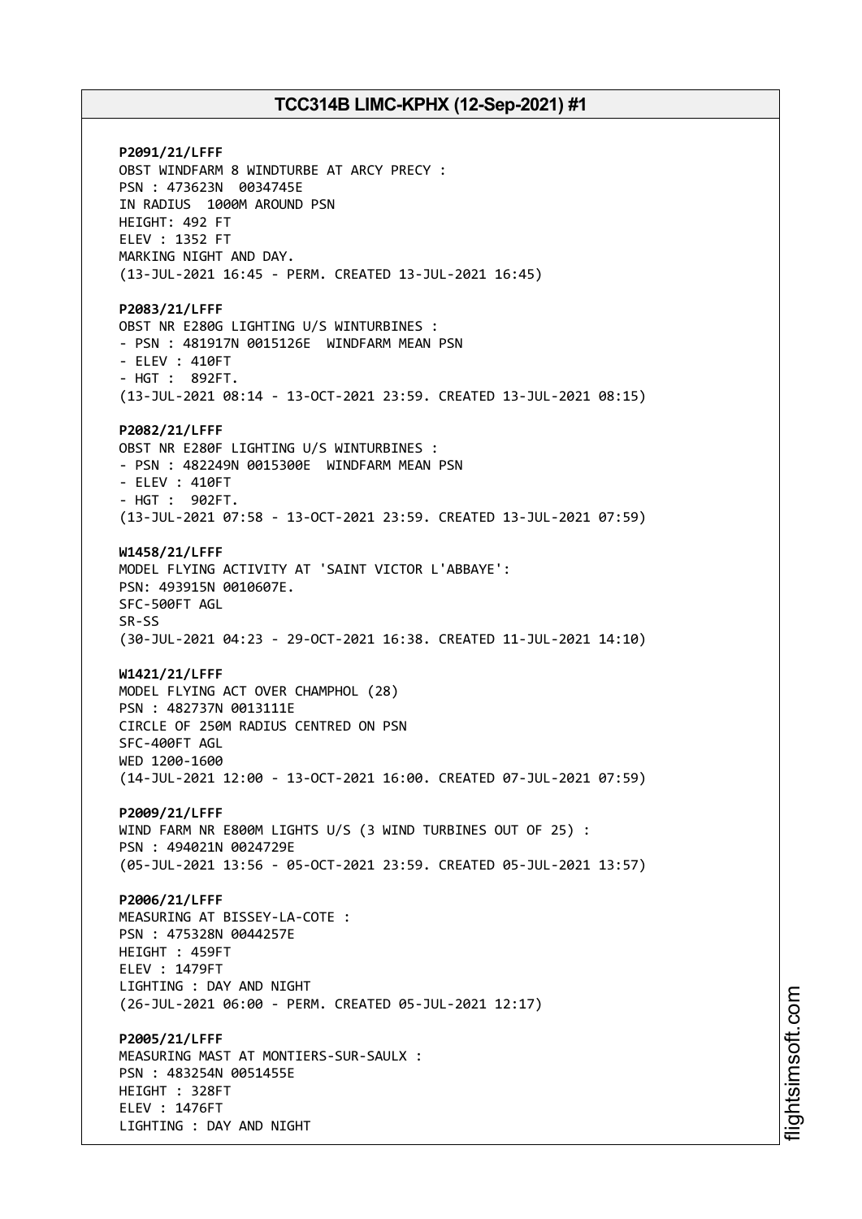**P2091/21/LFFF**
OBST WINDFARM 8 WINDTURBE AT ARCY PRECY :
PSN : 473623N 0034745E
IN RADIUS 1000M AROUND PSN
HEIGHT: 492 FT
ELEV : 1352 FT
MARKING NIGHT AND DAY.
(13-JUL-2021 16:45 - PERM. CREATED 13-JUL-2021 16:45)

**P2083/21/LFFF**
OBST NR E280G LIGHTING U/S WINTURBINES :
- PSN : 481917N 0015126E WINDFARM MEAN PSN
- ELEV : 410FT
- HGT : 892FT.
(13-JUL-2021 08:14 - 13-OCT-2021 23:59. CREATED 13-JUL-2021 08:15)

**P2082/21/LFFF**
OBST NR E280F LIGHTING U/S WINTURBINES :
- PSN : 482249N 0015300E WINDFARM MEAN PSN
- ELEV : 410FT
- HGT : 902FT.
(13-JUL-2021 07:58 - 13-OCT-2021 23:59. CREATED 13-JUL-2021 07:59)

**W1458/21/LFFF**
MODEL FLYING ACTIVITY AT 'SAINT VICTOR L'ABBAYE':
PSN: 493915N 0010607E.
SFC-500FT AGL
SR-SS
(30-JUL-2021 04:23 - 29-OCT-2021 16:38. CREATED 11-JUL-2021 14:10)

**W1421/21/LFFF**
MODEL FLYING ACT OVER CHAMPHOL (28)
PSN : 482737N 0013111E
CIRCLE OF 250M RADIUS CENTRED ON PSN
SFC-400FT AGL
WED 1200-1600
(14-JUL-2021 12:00 - 13-OCT-2021 16:00. CREATED 07-JUL-2021 07:59)

**P2009/21/LFFF**
WIND FARM NR E800M LIGHTS U/S (3 WIND TURBINES OUT OF 25) :
PSN : 494021N 0024729E
(05-JUL-2021 13:56 - 05-OCT-2021 23:59. CREATED 05-JUL-2021 13:57)

**P2006/21/LFFF**
MEASURING AT BISSEY-LA-COTE :
PSN : 475328N 0044257E
HEIGHT : 459FT
ELEV : 1479FT
LIGHTING : DAY AND NIGHT
(26-JUL-2021 06:00 - PERM. CREATED 05-JUL-2021 12:17)

**P2005/21/LFFF**
MEASURING MAST AT MONTIERS-SUR-SAULX :
PSN : 483254N 0051455E
HEIGHT : 328FT
ELEV : 1476FT
LIGHTING : DAY AND NIGHT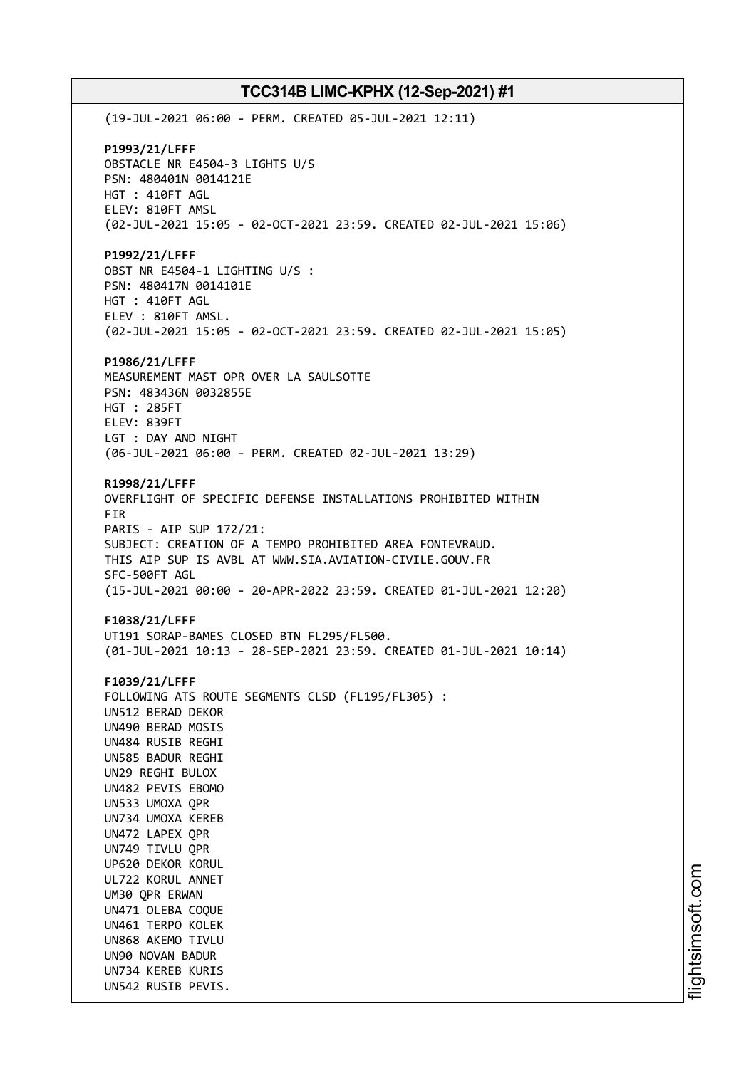(19-JUL-2021 06:00 - PERM. CREATED 05-JUL-2021 12:11)

**P1993/21/LFFF**
OBSTACLE NR E4504-3 LIGHTS U/S
PSN: 480401N 0014121E
HGT : 410FT AGL
ELEV: 810FT AMSL
(02-JUL-2021 15:05 - 02-OCT-2021 23:59. CREATED 02-JUL-2021 15:06)

**P1992/21/LFFF**
OBST NR E4504-1 LIGHTING U/S :
PSN: 480417N 0014101E
HGT : 410FT AGL
ELEV : 810FT AMSL.
(02-JUL-2021 15:05 - 02-OCT-2021 23:59. CREATED 02-JUL-2021 15:05)

**P1986/21/LFFF**
MEASUREMENT MAST OPR OVER LA SAULSOTTE
PSN: 483436N 0032855E
HGT : 285FT
ELEV: 839FT
LGT : DAY AND NIGHT
(06-JUL-2021 06:00 - PERM. CREATED 02-JUL-2021 13:29)

**R1998/21/LFFF**
OVERFLIGHT OF SPECIFIC DEFENSE INSTALLATIONS PROHIBITED WITHIN
FIR
PARIS - AIP SUP 172/21:
SUBJECT: CREATION OF A TEMPO PROHIBITED AREA FONTEVRAUD.
THIS AIP SUP IS AVBL AT WWW.SIA.AVIATION-CIVILE.GOUV.FR
SFC-500FT AGL
(15-JUL-2021 00:00 - 20-APR-2022 23:59. CREATED 01-JUL-2021 12:20)

**F1038/21/LFFF**
UT191 SORAP-BAMES CLOSED BTN FL295/FL500.
(01-JUL-2021 10:13 - 28-SEP-2021 23:59. CREATED 01-JUL-2021 10:14)

**F1039/21/LFFF**
FOLLOWING ATS ROUTE SEGMENTS CLSD (FL195/FL305) :
UN512 BERAD DEKOR
UN490 BERAD MOSIS
UN484 RUSIB REGHI
UN585 BADUR REGHI
UN29 REGHI BULOX
UN482 PEVIS EBOMO
UN533 UMOXA QPR
UN734 UMOXA KEREB
UN472 LAPEX QPR
UN749 TIVLU QPR
UP620 DEKOR KORUL
UL722 KORUL ANNET
UM30 QPR ERWAN
UN471 OLEBA COQUE
UN461 TERPO KOLEK
UN868 AKEMO TIVLU
UN90 NOVAN BADUR
UN734 KEREB KURIS
UN542 RUSIB PEVIS.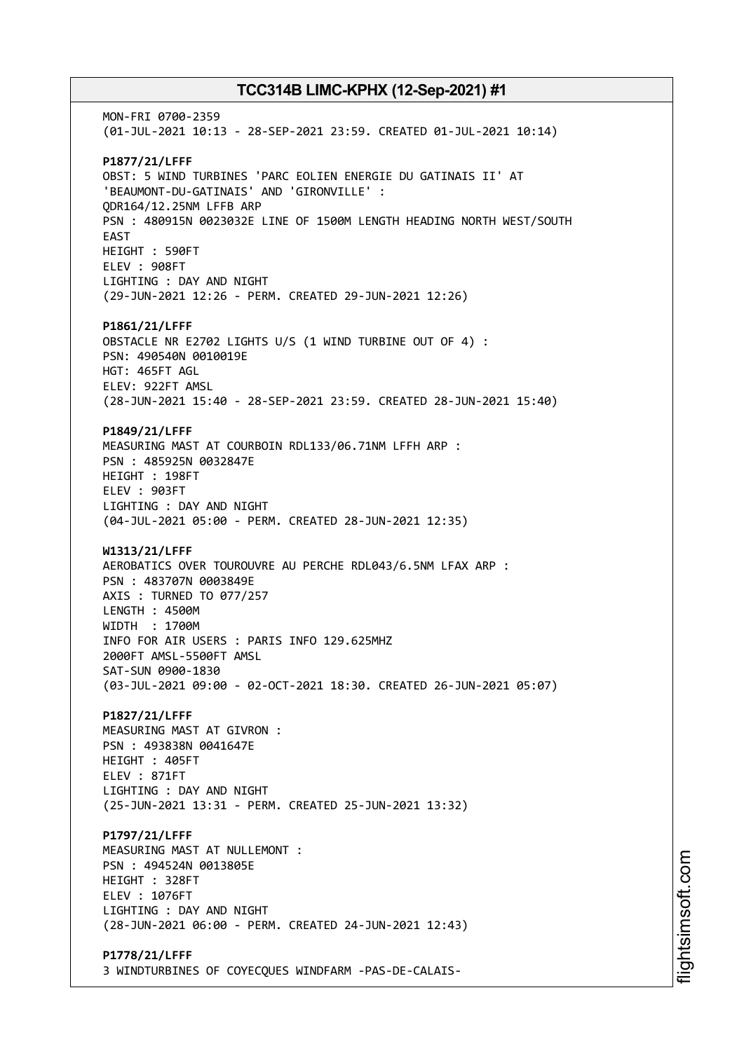MON-FRI 0700-2359
(01-JUL-2021 10:13 - 28-SEP-2021 23:59. CREATED 01-JUL-2021 10:14)

**P1877/21/LFFF**
OBST: 5 WIND TURBINES 'PARC EOLIEN ENERGIE DU GATINAIS II' AT 'BEAUMONT-DU-GATINAIS' AND 'GIRONVILLE' :
QDR164/12.25NM LFFB ARP
PSN : 480915N 0023032E LINE OF 1500M LENGTH HEADING NORTH WEST/SOUTH EAST
HEIGHT : 590FT
ELEV : 908FT
LIGHTING : DAY AND NIGHT
(29-JUN-2021 12:26 - PERM. CREATED 29-JUN-2021 12:26)

**P1861/21/LFFF**
OBSTACLE NR E2702 LIGHTS U/S (1 WIND TURBINE OUT OF 4) :
PSN: 490540N 0010019E
HGT: 465FT AGL
ELEV: 922FT AMSL
(28-JUN-2021 15:40 - 28-SEP-2021 23:59. CREATED 28-JUN-2021 15:40)

**P1849/21/LFFF**
MEASURING MAST AT COURBOIN RDL133/06.71NM LFFH ARP :
PSN : 485925N 0032847E
HEIGHT : 198FT
ELEV : 903FT
LIGHTING : DAY AND NIGHT
(04-JUL-2021 05:00 - PERM. CREATED 28-JUN-2021 12:35)

**W1313/21/LFFF**
AEROBATICS OVER TOUROUVRE AU PERCHE RDL043/6.5NM LFAX ARP :
PSN : 483707N 0003849E
AXIS : TURNED TO 077/257
LENGTH : 4500M
WIDTH : 1700M
INFO FOR AIR USERS : PARIS INFO 129.625MHZ
2000FT AMSL-5500FT AMSL
SAT-SUN 0900-1830
(03-JUL-2021 09:00 - 02-OCT-2021 18:30. CREATED 26-JUN-2021 05:07)

**P1827/21/LFFF**
MEASURING MAST AT GIVRON :
PSN : 493838N 0041647E
HEIGHT : 405FT
ELEV : 871FT
LIGHTING : DAY AND NIGHT
(25-JUN-2021 13:31 - PERM. CREATED 25-JUN-2021 13:32)

**P1797/21/LFFF**
MEASURING MAST AT NULLEMONT :
PSN : 494524N 0013805E
HEIGHT : 328FT
ELEV : 1076FT
LIGHTING : DAY AND NIGHT
(28-JUN-2021 06:00 - PERM. CREATED 24-JUN-2021 12:43)

**P1778/21/LFFF**
3 WINDTURBINES OF COYECQUES WINDFARM -PAS-DE-CALAIS-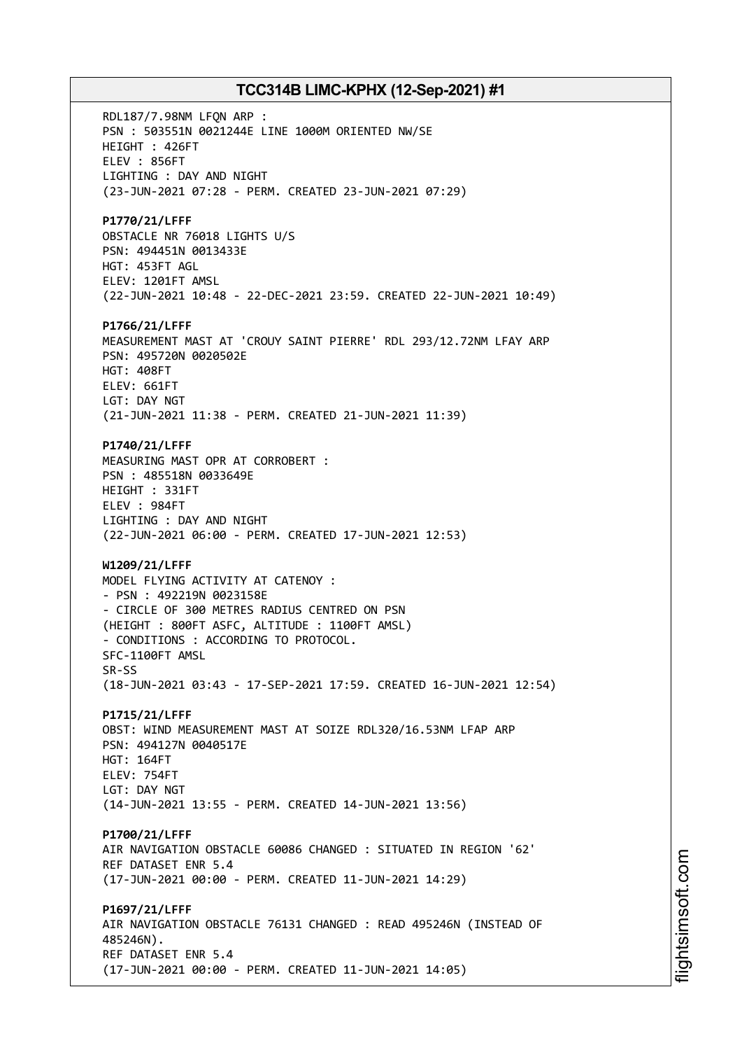RDL187/7.98NM LFQN ARP :
PSN : 503551N 0021244E LINE 1000M ORIENTED NW/SE
HEIGHT : 426FT
ELEV : 856FT
LIGHTING : DAY AND NIGHT
(23-JUN-2021 07:28 - PERM. CREATED 23-JUN-2021 07:29)

**P1770/21/LFFF**
OBSTACLE NR 76018 LIGHTS U/S
PSN: 494451N 0013433E
HGT: 453FT AGL
ELEV: 1201FT AMSL
(22-JUN-2021 10:48 - 22-DEC-2021 23:59. CREATED 22-JUN-2021 10:49)

**P1766/21/LFFF**
MEASUREMENT MAST AT 'CROUY SAINT PIERRE' RDL 293/12.72NM LFAY ARP
PSN: 495720N 0020502E
HGT: 408FT
ELEV: 661FT
LGT: DAY NGT
(21-JUN-2021 11:38 - PERM. CREATED 21-JUN-2021 11:39)

**P1740/21/LFFF**
MEASURING MAST OPR AT CORROBERT :
PSN : 485518N 0033649E
HEIGHT : 331FT
ELEV : 984FT
LIGHTING : DAY AND NIGHT
(22-JUN-2021 06:00 - PERM. CREATED 17-JUN-2021 12:53)

**W1209/21/LFFF**
MODEL FLYING ACTIVITY AT CATENOY :
- PSN : 492219N 0023158E
- CIRCLE OF 300 METRES RADIUS CENTRED ON PSN
(HEIGHT : 800FT ASFC, ALTITUDE : 1100FT AMSL)
- CONDITIONS : ACCORDING TO PROTOCOL.
SFC-1100FT AMSL
SR-SS
(18-JUN-2021 03:43 - 17-SEP-2021 17:59. CREATED 16-JUN-2021 12:54)

**P1715/21/LFFF**
OBST: WIND MEASUREMENT MAST AT SOIZE RDL320/16.53NM LFAP ARP
PSN: 494127N 0040517E
HGT: 164FT
ELEV: 754FT
LGT: DAY NGT
(14-JUN-2021 13:55 - PERM. CREATED 14-JUN-2021 13:56)

**P1700/21/LFFF**
AIR NAVIGATION OBSTACLE 60086 CHANGED : SITUATED IN REGION '62'
REF DATASET ENR 5.4
(17-JUN-2021 00:00 - PERM. CREATED 11-JUN-2021 14:29)

**P1697/21/LFFF**
AIR NAVIGATION OBSTACLE 76131 CHANGED : READ 495246N (INSTEAD OF 485246N).
REF DATASET ENR 5.4
(17-JUN-2021 00:00 - PERM. CREATED 11-JUN-2021 14:05)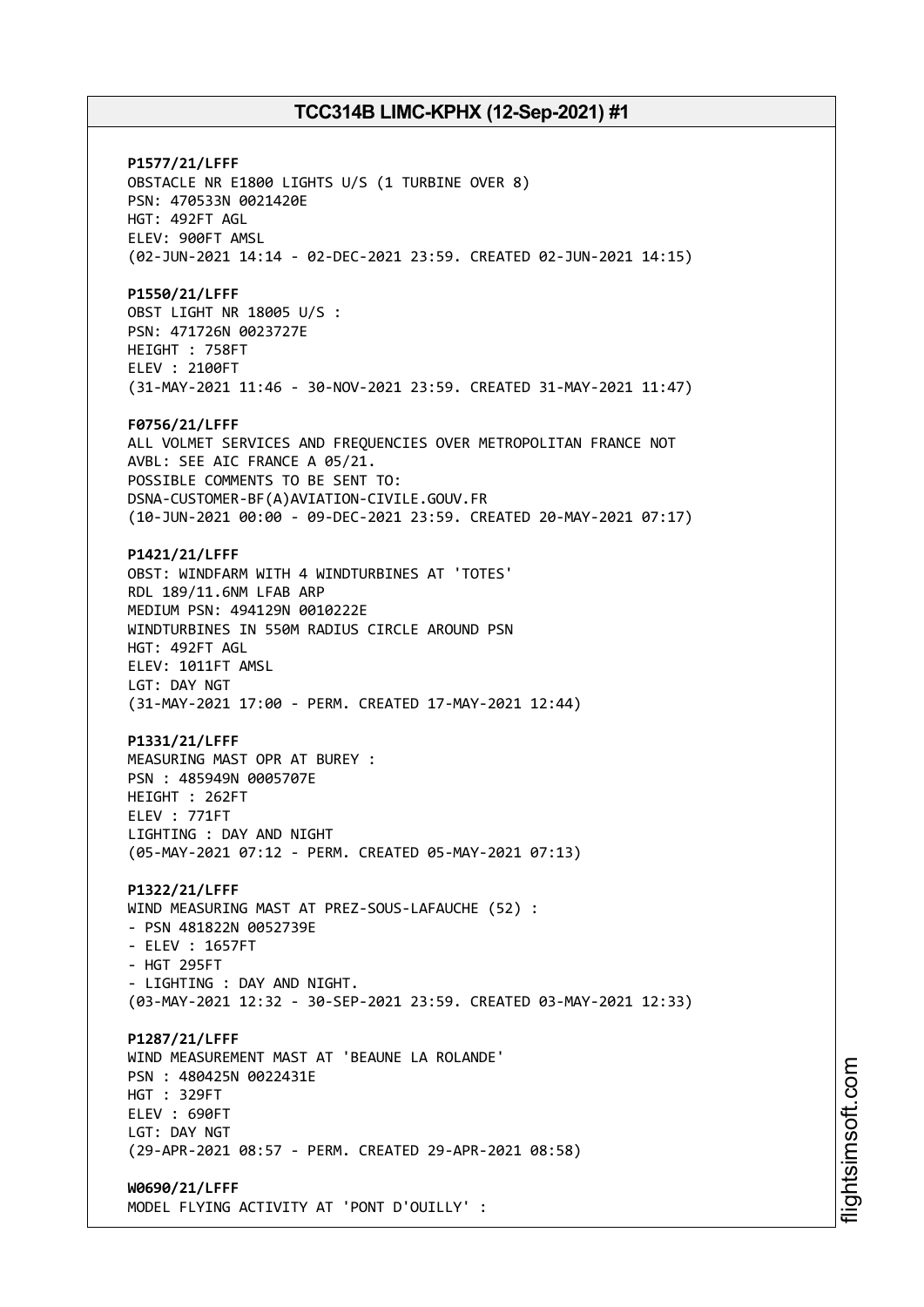**P1577/21/LFFF**
OBSTACLE NR E1800 LIGHTS U/S (1 TURBINE OVER 8)
PSN: 470533N 0021420E
HGT: 492FT AGL
ELEV: 900FT AMSL
(02-JUN-2021 14:14 - 02-DEC-2021 23:59. CREATED 02-JUN-2021 14:15)

**P1550/21/LFFF**
OBST LIGHT NR 18005 U/S :
PSN: 471726N 0023727E
HEIGHT : 758FT
ELEV : 2100FT
(31-MAY-2021 11:46 - 30-NOV-2021 23:59. CREATED 31-MAY-2021 11:47)

**F0756/21/LFFF**
ALL VOLMET SERVICES AND FREQUENCIES OVER METROPOLITAN FRANCE NOT AVBL: SEE AIC FRANCE A 05/21.
POSSIBLE COMMENTS TO BE SENT TO:
DSNA-CUSTOMER-BF(A)AVIATION-CIVILE.GOUV.FR
(10-JUN-2021 00:00 - 09-DEC-2021 23:59. CREATED 20-MAY-2021 07:17)

**P1421/21/LFFF**
OBST: WINDFARM WITH 4 WINDTURBINES AT 'TOTES'
RDL 189/11.6NM LFAB ARP
MEDIUM PSN: 494129N 0010222E
WINDTURBINES IN 550M RADIUS CIRCLE AROUND PSN
HGT: 492FT AGL
ELEV: 1011FT AMSL
LGT: DAY NGT
(31-MAY-2021 17:00 - PERM. CREATED 17-MAY-2021 12:44)

**P1331/21/LFFF**
MEASURING MAST OPR AT BUREY :
PSN : 485949N 0005707E
HEIGHT : 262FT
ELEV : 771FT
LIGHTING : DAY AND NIGHT
(05-MAY-2021 07:12 - PERM. CREATED 05-MAY-2021 07:13)

**P1322/21/LFFF**
WIND MEASURING MAST AT PREZ-SOUS-LAFAUCHE (52) :
- PSN 481822N 0052739E
- ELEV : 1657FT
- HGT 295FT
- LIGHTING : DAY AND NIGHT.
(03-MAY-2021 12:32 - 30-SEP-2021 23:59. CREATED 03-MAY-2021 12:33)

**P1287/21/LFFF**
WIND MEASUREMENT MAST AT 'BEAUNE LA ROLANDE'
PSN : 480425N 0022431E
HGT : 329FT
ELEV : 690FT
LGT: DAY NGT
(29-APR-2021 08:57 - PERM. CREATED 29-APR-2021 08:58)

**W0690/21/LFFF**
MODEL FLYING ACTIVITY AT 'PONT D'OUILLY' :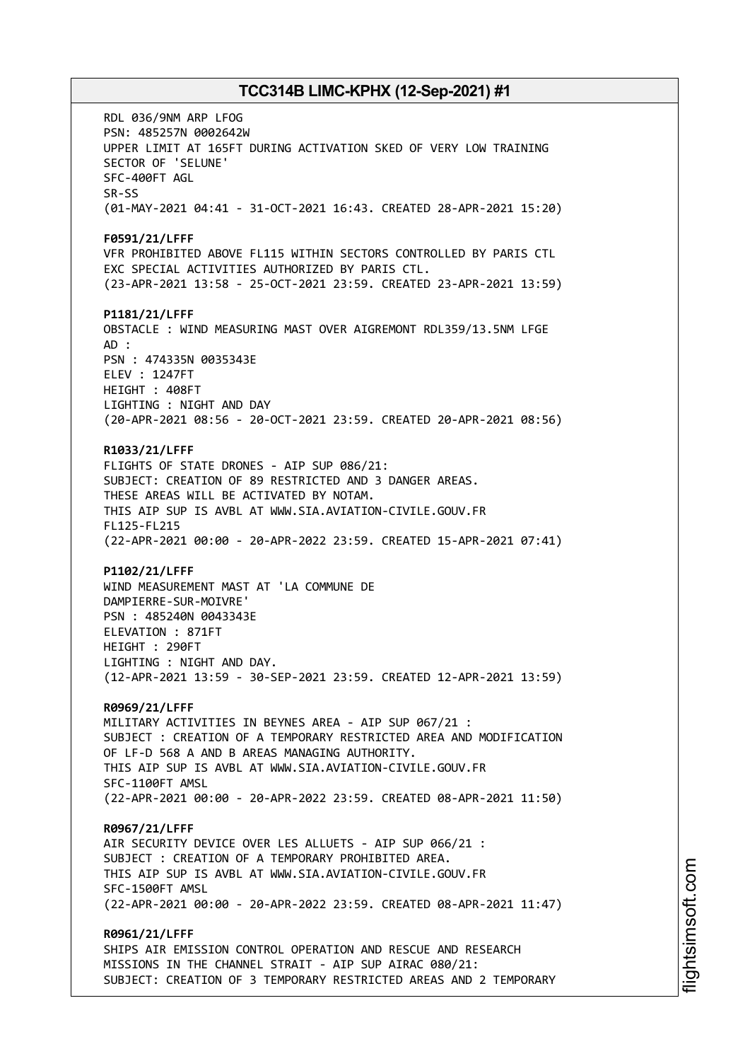RDL 036/9NM ARP LFOG
PSN: 485257N 0002642W
UPPER LIMIT AT 165FT DURING ACTIVATION SKED OF VERY LOW TRAINING SECTOR OF 'SELUNE'
SFC-400FT AGL
SR-SS
(01-MAY-2021 04:41 - 31-OCT-2021 16:43. CREATED 28-APR-2021 15:20)

**F0591/21/LFFF**
VFR PROHIBITED ABOVE FL115 WITHIN SECTORS CONTROLLED BY PARIS CTL EXC SPECIAL ACTIVITIES AUTHORIZED BY PARIS CTL.
(23-APR-2021 13:58 - 25-OCT-2021 23:59. CREATED 23-APR-2021 13:59)

**P1181/21/LFFF**
OBSTACLE : WIND MEASURING MAST OVER AIGREMONT RDL359/13.5NM LFGE AD :
PSN : 474335N 0035343E
ELEV : 1247FT
HEIGHT : 408FT
LIGHTING : NIGHT AND DAY
(20-APR-2021 08:56 - 20-OCT-2021 23:59. CREATED 20-APR-2021 08:56)

**R1033/21/LFFF**
FLIGHTS OF STATE DRONES - AIP SUP 086/21:
SUBJECT: CREATION OF 89 RESTRICTED AND 3 DANGER AREAS.
THESE AREAS WILL BE ACTIVATED BY NOTAM.
THIS AIP SUP IS AVBL AT WWW.SIA.AVIATION-CIVILE.GOUV.FR
FL125-FL215
(22-APR-2021 00:00 - 20-APR-2022 23:59. CREATED 15-APR-2021 07:41)

**P1102/21/LFFF**
WIND MEASUREMENT MAST AT 'LA COMMUNE DE DAMPIERRE-SUR-MOIVRE'
PSN : 485240N 0043343E
ELEVATION : 871FT
HEIGHT : 290FT
LIGHTING : NIGHT AND DAY.
(12-APR-2021 13:59 - 30-SEP-2021 23:59. CREATED 12-APR-2021 13:59)

**R0969/21/LFFF**
MILITARY ACTIVITIES IN BEYNES AREA - AIP SUP 067/21 :
SUBJECT : CREATION OF A TEMPORARY RESTRICTED AREA AND MODIFICATION OF LF-D 568 A AND B AREAS MANAGING AUTHORITY.
THIS AIP SUP IS AVBL AT WWW.SIA.AVIATION-CIVILE.GOUV.FR
SFC-1100FT AMSL
(22-APR-2021 00:00 - 20-APR-2022 23:59. CREATED 08-APR-2021 11:50)

**R0967/21/LFFF**
AIR SECURITY DEVICE OVER LES ALLUETS - AIP SUP 066/21 :
SUBJECT : CREATION OF A TEMPORARY PROHIBITED AREA.
THIS AIP SUP IS AVBL AT WWW.SIA.AVIATION-CIVILE.GOUV.FR
SFC-1500FT AMSL
(22-APR-2021 00:00 - 20-APR-2022 23:59. CREATED 08-APR-2021 11:47)

**R0961/21/LFFF**
SHIPS AIR EMISSION CONTROL OPERATION AND RESCUE AND RESEARCH MISSIONS IN THE CHANNEL STRAIT - AIP SUP AIRAC 080/21:
SUBJECT: CREATION OF 3 TEMPORARY RESTRICTED AREAS AND 2 TEMPORARY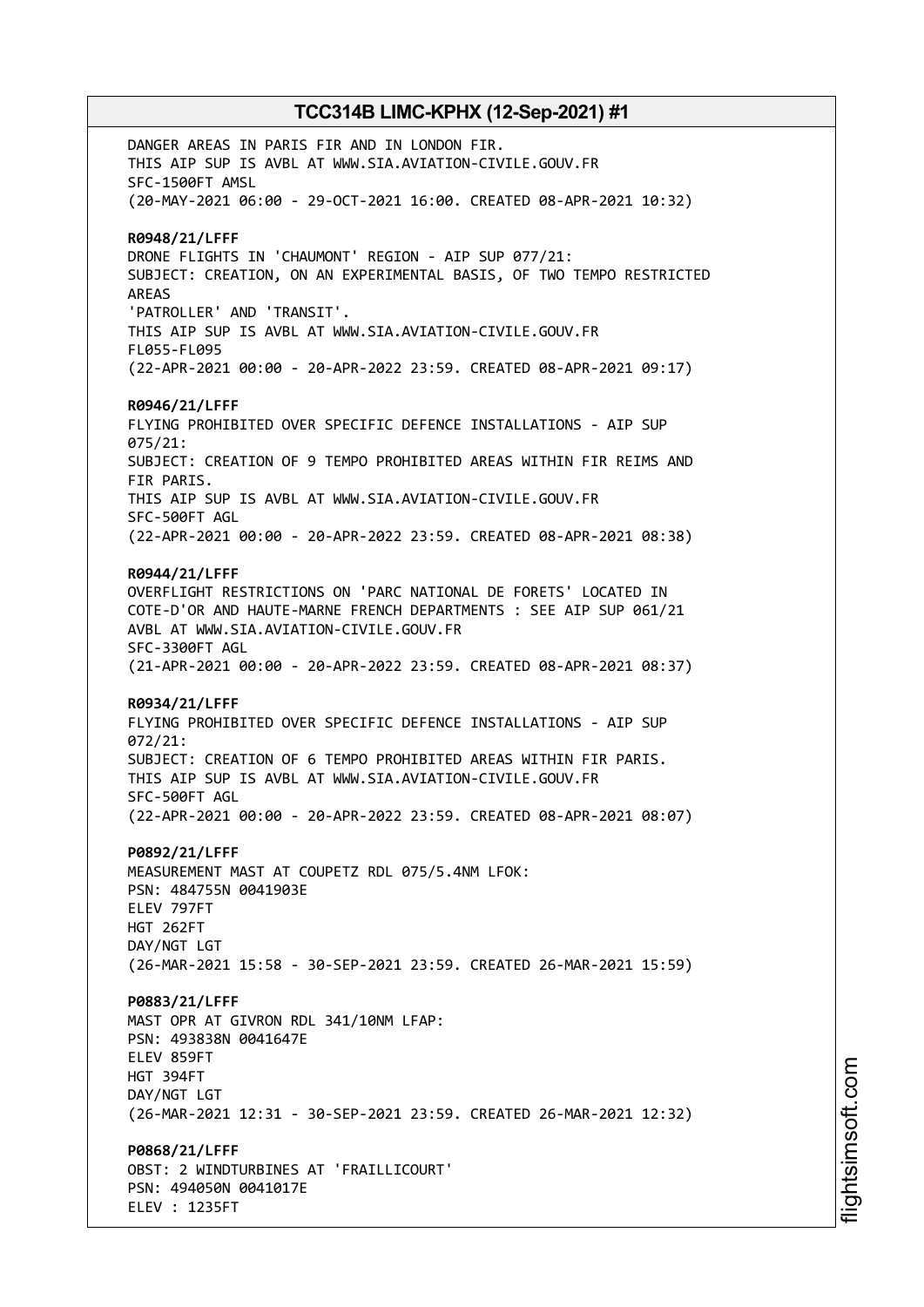DANGER AREAS IN PARIS FIR AND IN LONDON FIR.
THIS AIP SUP IS AVBL AT WWW.SIA.AVIATION-CIVILE.GOUV.FR
SFC-1500FT AMSL
(20-MAY-2021 06:00 - 29-OCT-2021 16:00. CREATED 08-APR-2021 10:32)

**R0948/21/LFFF**
DRONE FLIGHTS IN 'CHAUMONT' REGION - AIP SUP 077/21:
SUBJECT: CREATION, ON AN EXPERIMENTAL BASIS, OF TWO TEMPO RESTRICTED AREAS
'PATROLLER' AND 'TRANSIT'.
THIS AIP SUP IS AVBL AT WWW.SIA.AVIATION-CIVILE.GOUV.FR
FL055-FL095
(22-APR-2021 00:00 - 20-APR-2022 23:59. CREATED 08-APR-2021 09:17)

**R0946/21/LFFF**
FLYING PROHIBITED OVER SPECIFIC DEFENCE INSTALLATIONS - AIP SUP 075/21:
SUBJECT: CREATION OF 9 TEMPO PROHIBITED AREAS WITHIN FIR REIMS AND FIR PARIS.
THIS AIP SUP IS AVBL AT WWW.SIA.AVIATION-CIVILE.GOUV.FR
SFC-500FT AGL
(22-APR-2021 00:00 - 20-APR-2022 23:59. CREATED 08-APR-2021 08:38)

**R0944/21/LFFF**
OVERFLIGHT RESTRICTIONS ON 'PARC NATIONAL DE FORETS' LOCATED IN COTE-D'OR AND HAUTE-MARNE FRENCH DEPARTMENTS : SEE AIP SUP 061/21
AVBL AT WWW.SIA.AVIATION-CIVILE.GOUV.FR
SFC-3300FT AGL
(21-APR-2021 00:00 - 20-APR-2022 23:59. CREATED 08-APR-2021 08:37)

**R0934/21/LFFF**
FLYING PROHIBITED OVER SPECIFIC DEFENCE INSTALLATIONS - AIP SUP 072/21:
SUBJECT: CREATION OF 6 TEMPO PROHIBITED AREAS WITHIN FIR PARIS.
THIS AIP SUP IS AVBL AT WWW.SIA.AVIATION-CIVILE.GOUV.FR
SFC-500FT AGL
(22-APR-2021 00:00 - 20-APR-2022 23:59. CREATED 08-APR-2021 08:07)

**P0892/21/LFFF**
MEASUREMENT MAST AT COUPETZ RDL 075/5.4NM LFOK:
PSN: 484755N 0041903E
ELEV 797FT
HGT 262FT
DAY/NGT LGT
(26-MAR-2021 15:58 - 30-SEP-2021 23:59. CREATED 26-MAR-2021 15:59)

**P0883/21/LFFF**
MAST OPR AT GIVRON RDL 341/10NM LFAP:
PSN: 493838N 0041647E
ELEV 859FT
HGT 394FT
DAY/NGT LGT
(26-MAR-2021 12:31 - 30-SEP-2021 23:59. CREATED 26-MAR-2021 12:32)

**P0868/21/LFFF**
OBST: 2 WINDTURBINES AT 'FRAILLICOURT'
PSN: 494050N 0041017E
ELEV : 1235FT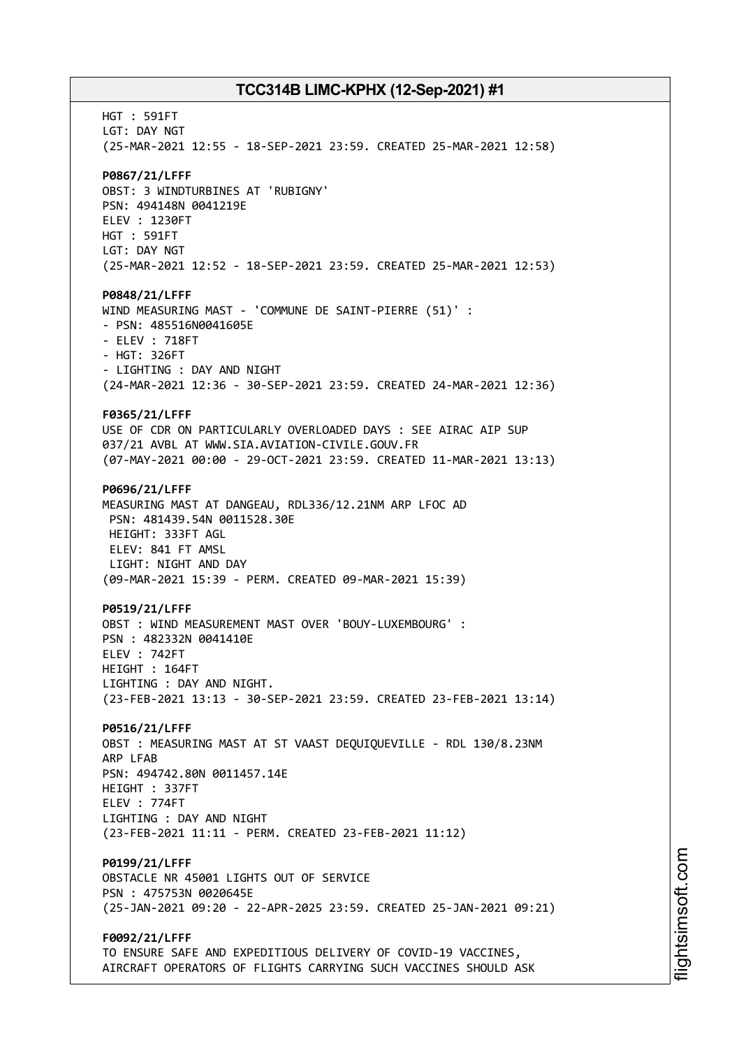HGT : 591FT
LGT: DAY NGT
(25-MAR-2021 12:55 - 18-SEP-2021 23:59. CREATED 25-MAR-2021 12:58)

**P0867/21/LFFF**
OBST: 3 WINDTURBINES AT 'RUBIGNY'
PSN: 494148N 0041219E
ELEV : 1230FT
HGT : 591FT
LGT: DAY NGT
(25-MAR-2021 12:52 - 18-SEP-2021 23:59. CREATED 25-MAR-2021 12:53)

**P0848/21/LFFF**
WIND MEASURING MAST - 'COMMUNE DE SAINT-PIERRE (51)' :
- PSN: 485516N0041605E
- ELEV : 718FT
- HGT: 326FT
- LIGHTING : DAY AND NIGHT
(24-MAR-2021 12:36 - 30-SEP-2021 23:59. CREATED 24-MAR-2021 12:36)

**F0365/21/LFFF**
USE OF CDR ON PARTICULARLY OVERLOADED DAYS : SEE AIRAC AIP SUP 037/21 AVBL AT WWW.SIA.AVIATION-CIVILE.GOUV.FR
(07-MAY-2021 00:00 - 29-OCT-2021 23:59. CREATED 11-MAR-2021 13:13)

**P0696/21/LFFF**
MEASURING MAST AT DANGEAU, RDL336/12.21NM ARP LFOC AD
PSN: 481439.54N 0011528.30E
HEIGHT: 333FT AGL
ELEV: 841 FT AMSL
LIGHT: NIGHT AND DAY
(09-MAR-2021 15:39 - PERM. CREATED 09-MAR-2021 15:39)

**P0519/21/LFFF**
OBST : WIND MEASUREMENT MAST OVER 'BOUY-LUXEMBOURG' :
PSN : 482332N 0041410E
ELEV : 742FT
HEIGHT : 164FT
LIGHTING : DAY AND NIGHT.
(23-FEB-2021 13:13 - 30-SEP-2021 23:59. CREATED 23-FEB-2021 13:14)

**P0516/21/LFFF**
OBST : MEASURING MAST AT ST VAAST DEQUIQUEVILLE - RDL 130/8.23NM ARP LFAB
PSN: 494742.80N 0011457.14E
HEIGHT : 337FT
ELEV : 774FT
LIGHTING : DAY AND NIGHT
(23-FEB-2021 11:11 - PERM. CREATED 23-FEB-2021 11:12)

**P0199/21/LFFF**
OBSTACLE NR 45001 LIGHTS OUT OF SERVICE
PSN : 475753N 0020645E
(25-JAN-2021 09:20 - 22-APR-2025 23:59. CREATED 25-JAN-2021 09:21)

**F0092/21/LFFF**
TO ENSURE SAFE AND EXPEDITIOUS DELIVERY OF COVID-19 VACCINES, AIRCRAFT OPERATORS OF FLIGHTS CARRYING SUCH VACCINES SHOULD ASK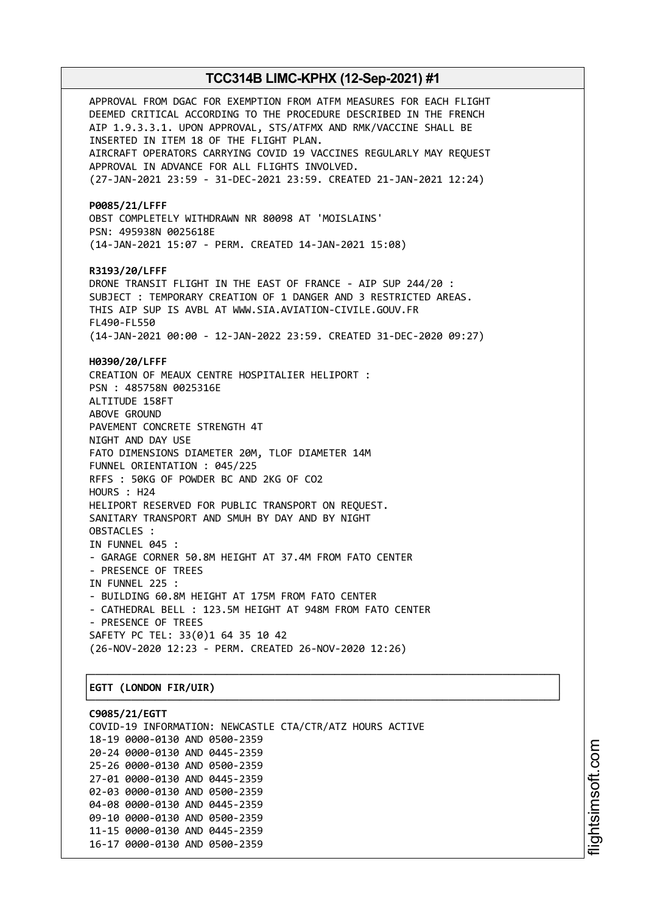APPROVAL FROM DGAC FOR EXEMPTION FROM ATFM MEASURES FOR EACH FLIGHT DEEMED CRITICAL ACCORDING TO THE PROCEDURE DESCRIBED IN THE FRENCH AIP 1.9.3.3.1. UPON APPROVAL, STS/ATFMX AND RMK/VACCINE SHALL BE INSERTED IN ITEM 18 OF THE FLIGHT PLAN.
AIRCRAFT OPERATORS CARRYING COVID 19 VACCINES REGULARLY MAY REQUEST APPROVAL IN ADVANCE FOR ALL FLIGHTS INVOLVED.
(27-JAN-2021 23:59 - 31-DEC-2021 23:59. CREATED 21-JAN-2021 12:24)

**P0085/21/LFFF**
OBST COMPLETELY WITHDRAWN NR 80098 AT 'MOISLAINS'
PSN: 495938N 0025618E
(14-JAN-2021 15:07 - PERM. CREATED 14-JAN-2021 15:08)

**R3193/20/LFFF**
DRONE TRANSIT FLIGHT IN THE EAST OF FRANCE - AIP SUP 244/20 :
SUBJECT : TEMPORARY CREATION OF 1 DANGER AND 3 RESTRICTED AREAS.
THIS AIP SUP IS AVBL AT WWW.SIA.AVIATION-CIVILE.GOUV.FR
FL490-FL550
(14-JAN-2021 00:00 - 12-JAN-2022 23:59. CREATED 31-DEC-2020 09:27)

**H0390/20/LFFF**
CREATION OF MEAUX CENTRE HOSPITALIER HELIPORT :
PSN : 485758N 0025316E
ALTITUDE 158FT
ABOVE GROUND
PAVEMENT CONCRETE STRENGTH 4T
NIGHT AND DAY USE
FATO DIMENSIONS DIAMETER 20M, TLOF DIAMETER 14M
FUNNEL ORIENTATION : 045/225
RFFS : 50KG OF POWDER BC AND 2KG OF CO2
HOURS : H24
HELIPORT RESERVED FOR PUBLIC TRANSPORT ON REQUEST.
SANITARY TRANSPORT AND SMUH BY DAY AND BY NIGHT
OBSTACLES :
IN FUNNEL 045 :
- GARAGE CORNER 50.8M HEIGHT AT 37.4M FROM FATO CENTER
- PRESENCE OF TREES
IN FUNNEL 225 :
- BUILDING 60.8M HEIGHT AT 175M FROM FATO CENTER
- CATHEDRAL BELL : 123.5M HEIGHT AT 948M FROM FATO CENTER
- PRESENCE OF TREES
SAFETY PC TEL: 33(0)1 64 35 10 42
(26-NOV-2020 12:23 - PERM. CREATED 26-NOV-2020 12:26)

## EGTT (LONDON FIR/UIR)

**C9085/21/EGTT**
COVID-19 INFORMATION: NEWCASTLE CTA/CTR/ATZ HOURS ACTIVE
18-19 0000-0130 AND 0500-2359
20-24 0000-0130 AND 0445-2359
25-26 0000-0130 AND 0500-2359
27-01 0000-0130 AND 0445-2359
02-03 0000-0130 AND 0500-2359
04-08 0000-0130 AND 0445-2359
09-10 0000-0130 AND 0500-2359
11-15 0000-0130 AND 0445-2359
16-17 0000-0130 AND 0500-2359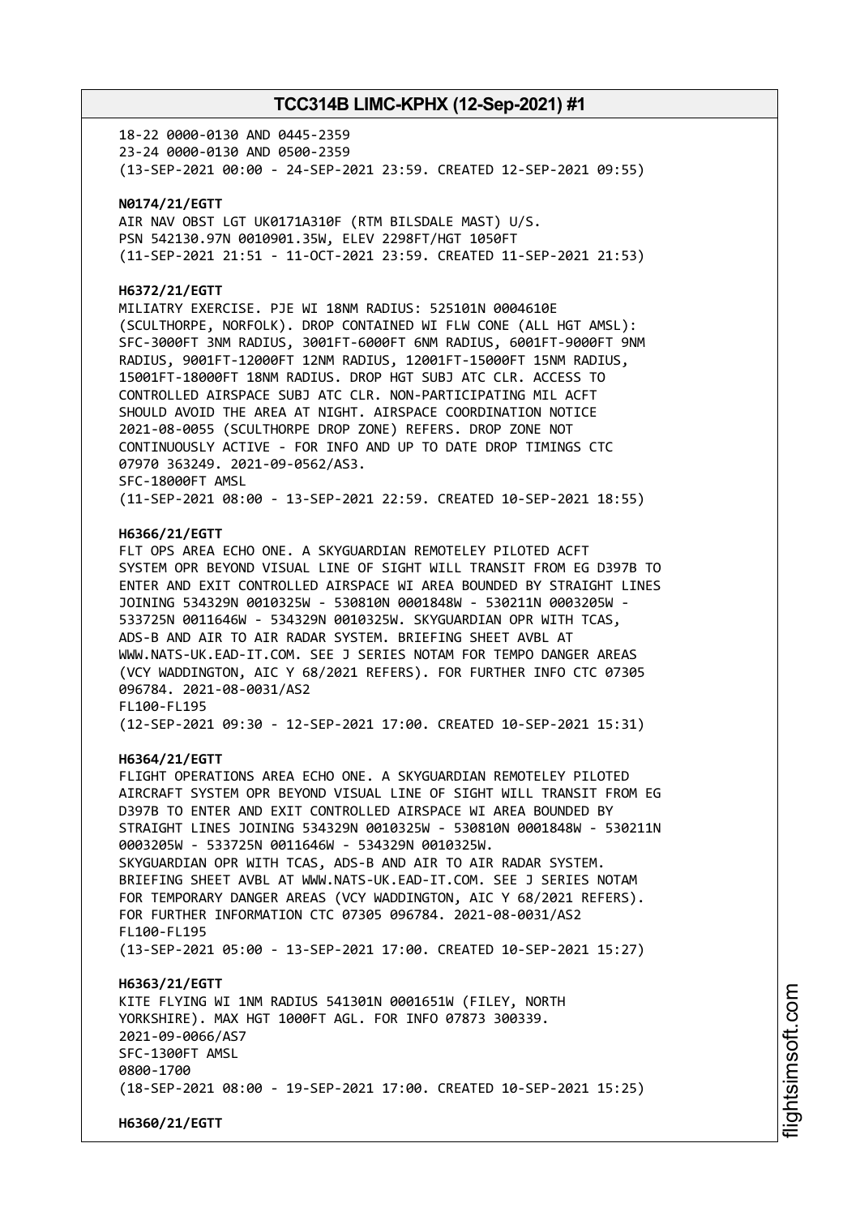18-22 0000-0130 AND 0445-2359
23-24 0000-0130 AND 0500-2359
(13-SEP-2021 00:00 - 24-SEP-2021 23:59. CREATED 12-SEP-2021 09:55)

**N0174/21/EGTT**
AIR NAV OBST LGT UK0171A310F (RTM BILSDALE MAST) U/S.
PSN 542130.97N 0010901.35W, ELEV 2298FT/HGT 1050FT
(11-SEP-2021 21:51 - 11-OCT-2021 23:59. CREATED 11-SEP-2021 21:53)

**H6372/21/EGTT**
MILIATRY EXERCISE. PJE WI 18NM RADIUS: 525101N 0004610E
(SCULTHORPE, NORFOLK). DROP CONTAINED WI FLW CONE (ALL HGT AMSL):
SFC-3000FT 3NM RADIUS, 3001FT-6000FT 6NM RADIUS, 6001FT-9000FT 9NM
RADIUS, 9001FT-12000FT 12NM RADIUS, 12001FT-15000FT 15NM RADIUS,
15001FT-18000FT 18NM RADIUS. DROP HGT SUBJ ATC CLR. ACCESS TO
CONTROLLED AIRSPACE SUBJ ATC CLR. NON-PARTICIPATING MIL ACFT
SHOULD AVOID THE AREA AT NIGHT. AIRSPACE COORDINATION NOTICE
2021-08-0055 (SCULTHORPE DROP ZONE) REFERS. DROP ZONE NOT
CONTINUOUSLY ACTIVE - FOR INFO AND UP TO DATE DROP TIMINGS CTC
07970 363249. 2021-09-0562/AS3.
SFC-18000FT AMSL
(11-SEP-2021 08:00 - 13-SEP-2021 22:59. CREATED 10-SEP-2021 18:55)

**H6366/21/EGTT**
FLT OPS AREA ECHO ONE. A SKYGUARDIAN REMOTELEY PILOTED ACFT
SYSTEM OPR BEYOND VISUAL LINE OF SIGHT WILL TRANSIT FROM EG D397B TO
ENTER AND EXIT CONTROLLED AIRSPACE WI AREA BOUNDED BY STRAIGHT LINES
JOINING 534329N 0010325W - 530810N 0001848W - 530211N 0003205W -
533725N 0011646W - 534329N 0010325W. SKYGUARDIAN OPR WITH TCAS,
ADS-B AND AIR TO AIR RADAR SYSTEM. BRIEFING SHEET AVBL AT
WWW.NATS-UK.EAD-IT.COM. SEE J SERIES NOTAM FOR TEMPO DANGER AREAS
(VCY WADDINGTON, AIC Y 68/2021 REFERS). FOR FURTHER INFO CTC 07305
096784. 2021-08-0031/AS2
FL100-FL195
(12-SEP-2021 09:30 - 12-SEP-2021 17:00. CREATED 10-SEP-2021 15:31)

**H6364/21/EGTT**
FLIGHT OPERATIONS AREA ECHO ONE. A SKYGUARDIAN REMOTELEY PILOTED
AIRCRAFT SYSTEM OPR BEYOND VISUAL LINE OF SIGHT WILL TRANSIT FROM EG
D397B TO ENTER AND EXIT CONTROLLED AIRSPACE WI AREA BOUNDED BY
STRAIGHT LINES JOINING 534329N 0010325W - 530810N 0001848W - 530211N
0003205W - 533725N 0011646W - 534329N 0010325W.
SKYGUARDIAN OPR WITH TCAS, ADS-B AND AIR TO AIR RADAR SYSTEM.
BRIEFING SHEET AVBL AT WWW.NATS-UK.EAD-IT.COM. SEE J SERIES NOTAM
FOR TEMPORARY DANGER AREAS (VCY WADDINGTON, AIC Y 68/2021 REFERS).
FOR FURTHER INFORMATION CTC 07305 096784. 2021-08-0031/AS2
FL100-FL195
(13-SEP-2021 05:00 - 13-SEP-2021 17:00. CREATED 10-SEP-2021 15:27)

**H6363/21/EGTT**
KITE FLYING WI 1NM RADIUS 541301N 0001651W (FILEY, NORTH
YORKSHIRE). MAX HGT 1000FT AGL. FOR INFO 07873 300339.
2021-09-0066/AS7
SFC-1300FT AMSL
0800-1700
(18-SEP-2021 08:00 - 19-SEP-2021 17:00. CREATED 10-SEP-2021 15:25)

**H6360/21/EGTT**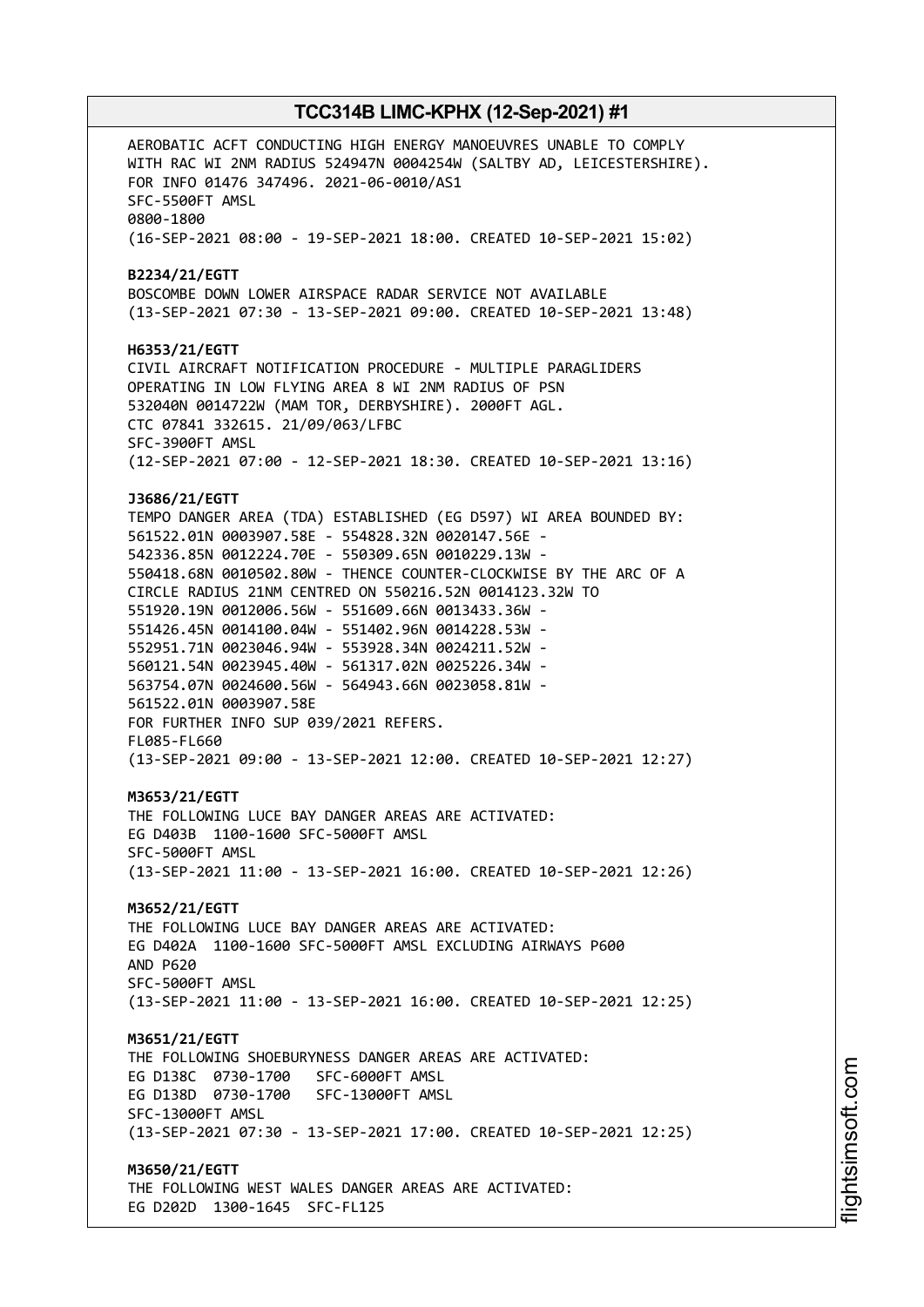AEROBATIC ACFT CONDUCTING HIGH ENERGY MANOEUVRES UNABLE TO COMPLY WITH RAC WI 2NM RADIUS 524947N 0004254W (SALTBY AD, LEICESTERSHIRE). FOR INFO 01476 347496. 2021-06-0010/AS1
SFC-5500FT AMSL
0800-1800
(16-SEP-2021 08:00 - 19-SEP-2021 18:00. CREATED 10-SEP-2021 15:02)

**B2234/21/EGTT**
BOSCOMBE DOWN LOWER AIRSPACE RADAR SERVICE NOT AVAILABLE
(13-SEP-2021 07:30 - 13-SEP-2021 09:00. CREATED 10-SEP-2021 13:48)

**H6353/21/EGTT**
CIVIL AIRCRAFT NOTIFICATION PROCEDURE - MULTIPLE PARAGLIDERS OPERATING IN LOW FLYING AREA 8 WI 2NM RADIUS OF PSN 532040N 0014722W (MAM TOR, DERBYSHIRE). 2000FT AGL. CTC 07841 332615. 21/09/063/LFBC
SFC-3900FT AMSL
(12-SEP-2021 07:00 - 12-SEP-2021 18:30. CREATED 10-SEP-2021 13:16)

**J3686/21/EGTT**
TEMPO DANGER AREA (TDA) ESTABLISHED (EG D597) WI AREA BOUNDED BY:
561522.01N 0003907.58E - 554828.32N 0020147.56E -
542336.85N 0012224.70E - 550309.65N 0010229.13W -
550418.68N 0010502.80W - THENCE COUNTER-CLOCKWISE BY THE ARC OF A CIRCLE RADIUS 21NM CENTRED ON 550216.52N 0014123.32W TO
551920.19N 0012006.56W - 551609.66N 0013433.36W -
551426.45N 0014100.04W - 551402.96N 0014228.53W -
552951.71N 0023046.94W - 553928.34N 0024211.52W -
560121.54N 0023945.40W - 561317.02N 0025226.34W -
563754.07N 0024600.56W - 564943.66N 0023058.81W -
561522.01N 0003907.58E
FOR FURTHER INFO SUP 039/2021 REFERS.
FL085-FL660
(13-SEP-2021 09:00 - 13-SEP-2021 12:00. CREATED 10-SEP-2021 12:27)

**M3653/21/EGTT**
THE FOLLOWING LUCE BAY DANGER AREAS ARE ACTIVATED:
EG D403B 1100-1600 SFC-5000FT AMSL
SFC-5000FT AMSL
(13-SEP-2021 11:00 - 13-SEP-2021 16:00. CREATED 10-SEP-2021 12:26)

**M3652/21/EGTT**
THE FOLLOWING LUCE BAY DANGER AREAS ARE ACTIVATED:
EG D402A 1100-1600 SFC-5000FT AMSL EXCLUDING AIRWAYS P600 AND P620
SFC-5000FT AMSL
(13-SEP-2021 11:00 - 13-SEP-2021 16:00. CREATED 10-SEP-2021 12:25)

**M3651/21/EGTT**
THE FOLLOWING SHOEBURYNESS DANGER AREAS ARE ACTIVATED:
EG D138C 0730-1700 SFC-6000FT AMSL
EG D138D 0730-1700 SFC-13000FT AMSL
SFC-13000FT AMSL
(13-SEP-2021 07:30 - 13-SEP-2021 17:00. CREATED 10-SEP-2021 12:25)

**M3650/21/EGTT**
THE FOLLOWING WEST WALES DANGER AREAS ARE ACTIVATED:
EG D202D 1300-1645 SFC-FL125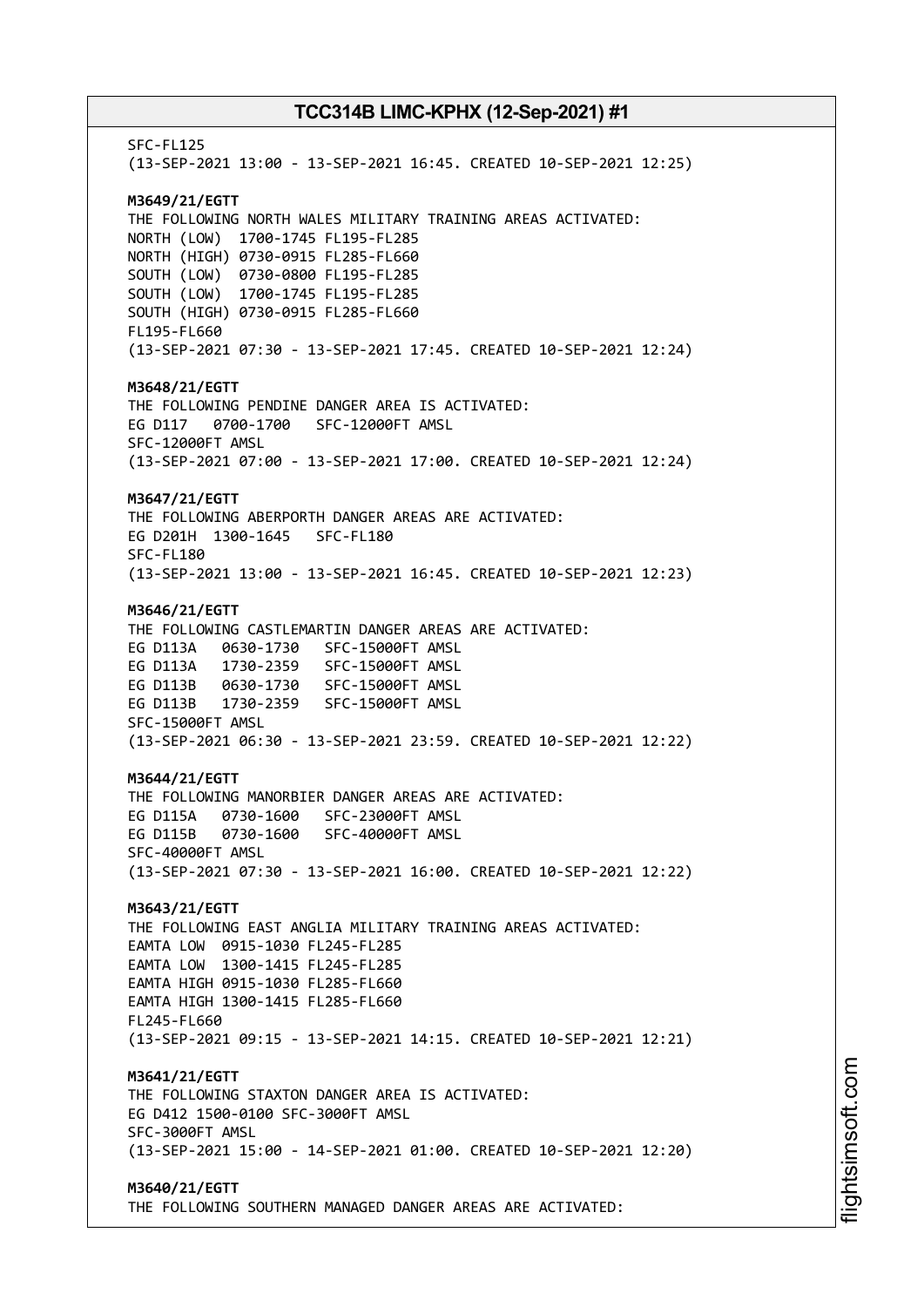SFC-FL125
(13-SEP-2021 13:00 - 13-SEP-2021 16:45. CREATED 10-SEP-2021 12:25)

**M3649/21/EGTT**
THE FOLLOWING NORTH WALES MILITARY TRAINING AREAS ACTIVATED:
NORTH (LOW) 1700-1745 FL195-FL285
NORTH (HIGH) 0730-0915 FL285-FL660
SOUTH (LOW) 0730-0800 FL195-FL285
SOUTH (LOW) 1700-1745 FL195-FL285
SOUTH (HIGH) 0730-0915 FL285-FL660
FL195-FL660
(13-SEP-2021 07:30 - 13-SEP-2021 17:45. CREATED 10-SEP-2021 12:24)

**M3648/21/EGTT**
THE FOLLOWING PENDINE DANGER AREA IS ACTIVATED:
EG D117 0700-1700 SFC-12000FT AMSL
SFC-12000FT AMSL
(13-SEP-2021 07:00 - 13-SEP-2021 17:00. CREATED 10-SEP-2021 12:24)

**M3647/21/EGTT**
THE FOLLOWING ABERPORTH DANGER AREAS ARE ACTIVATED:
EG D201H 1300-1645 SFC-FL180
SFC-FL180
(13-SEP-2021 13:00 - 13-SEP-2021 16:45. CREATED 10-SEP-2021 12:23)

**M3646/21/EGTT**
THE FOLLOWING CASTLEMARTIN DANGER AREAS ARE ACTIVATED:
EG D113A 0630-1730 SFC-15000FT AMSL
EG D113A 1730-2359 SFC-15000FT AMSL
EG D113B 0630-1730 SFC-15000FT AMSL
EG D113B 1730-2359 SFC-15000FT AMSL
SFC-15000FT AMSL
(13-SEP-2021 06:30 - 13-SEP-2021 23:59. CREATED 10-SEP-2021 12:22)

**M3644/21/EGTT**
THE FOLLOWING MANORBIER DANGER AREAS ARE ACTIVATED:
EG D115A 0730-1600 SFC-23000FT AMSL
EG D115B 0730-1600 SFC-40000FT AMSL
SFC-40000FT AMSL
(13-SEP-2021 07:30 - 13-SEP-2021 16:00. CREATED 10-SEP-2021 12:22)

**M3643/21/EGTT**
THE FOLLOWING EAST ANGLIA MILITARY TRAINING AREAS ACTIVATED:
EAMTA LOW 0915-1030 FL245-FL285
EAMTA LOW 1300-1415 FL245-FL285
EAMTA HIGH 0915-1030 FL285-FL660
EAMTA HIGH 1300-1415 FL285-FL660
FL245-FL660
(13-SEP-2021 09:15 - 13-SEP-2021 14:15. CREATED 10-SEP-2021 12:21)

**M3641/21/EGTT**
THE FOLLOWING STAXTON DANGER AREA IS ACTIVATED:
EG D412 1500-0100 SFC-3000FT AMSL
SFC-3000FT AMSL
(13-SEP-2021 15:00 - 14-SEP-2021 01:00. CREATED 10-SEP-2021 12:20)

**M3640/21/EGTT**
THE FOLLOWING SOUTHERN MANAGED DANGER AREAS ARE ACTIVATED: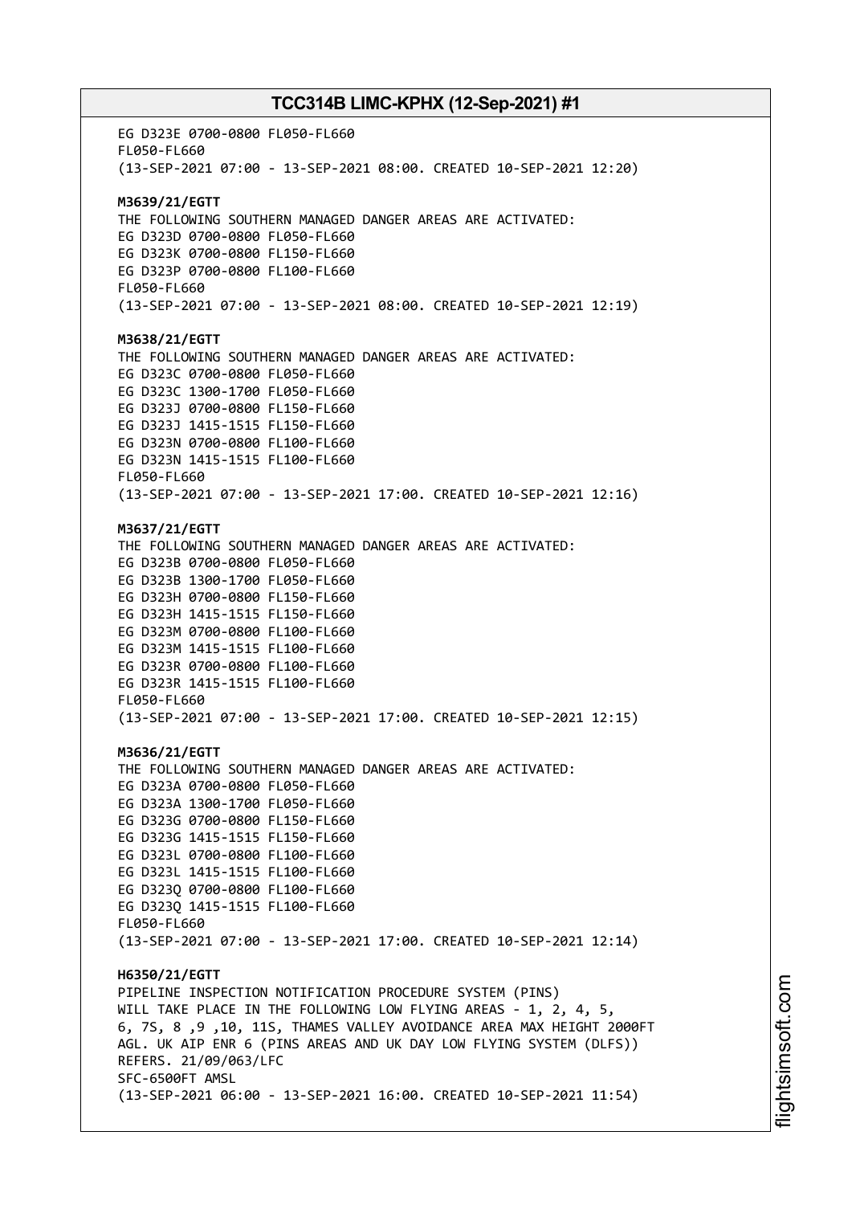EG D323E 0700-0800 FL050-FL660
FL050-FL660
(13-SEP-2021 07:00 - 13-SEP-2021 08:00. CREATED 10-SEP-2021 12:20)

**M3639/21/EGTT**
THE FOLLOWING SOUTHERN MANAGED DANGER AREAS ARE ACTIVATED:
EG D323D 0700-0800 FL050-FL660
EG D323K 0700-0800 FL150-FL660
EG D323P 0700-0800 FL100-FL660
FL050-FL660
(13-SEP-2021 07:00 - 13-SEP-2021 08:00. CREATED 10-SEP-2021 12:19)

**M3638/21/EGTT**
THE FOLLOWING SOUTHERN MANAGED DANGER AREAS ARE ACTIVATED:
EG D323C 0700-0800 FL050-FL660
EG D323C 1300-1700 FL050-FL660
EG D323J 0700-0800 FL150-FL660
EG D323J 1415-1515 FL150-FL660
EG D323N 0700-0800 FL100-FL660
EG D323N 1415-1515 FL100-FL660
FL050-FL660
(13-SEP-2021 07:00 - 13-SEP-2021 17:00. CREATED 10-SEP-2021 12:16)

**M3637/21/EGTT**
THE FOLLOWING SOUTHERN MANAGED DANGER AREAS ARE ACTIVATED:
EG D323B 0700-0800 FL050-FL660
EG D323B 1300-1700 FL050-FL660
EG D323H 0700-0800 FL150-FL660
EG D323H 1415-1515 FL150-FL660
EG D323M 0700-0800 FL100-FL660
EG D323M 1415-1515 FL100-FL660
EG D323R 0700-0800 FL100-FL660
EG D323R 1415-1515 FL100-FL660
FL050-FL660
(13-SEP-2021 07:00 - 13-SEP-2021 17:00. CREATED 10-SEP-2021 12:15)

**M3636/21/EGTT**
THE FOLLOWING SOUTHERN MANAGED DANGER AREAS ARE ACTIVATED:
EG D323A 0700-0800 FL050-FL660
EG D323A 1300-1700 FL050-FL660
EG D323G 0700-0800 FL150-FL660
EG D323G 1415-1515 FL150-FL660
EG D323L 0700-0800 FL100-FL660
EG D323L 1415-1515 FL100-FL660
EG D323Q 0700-0800 FL100-FL660
EG D323Q 1415-1515 FL100-FL660
FL050-FL660
(13-SEP-2021 07:00 - 13-SEP-2021 17:00. CREATED 10-SEP-2021 12:14)

**H6350/21/EGTT**
PIPELINE INSPECTION NOTIFICATION PROCEDURE SYSTEM (PINS)
WILL TAKE PLACE IN THE FOLLOWING LOW FLYING AREAS - 1, 2, 4, 5,
6, 7S, 8 ,9 ,10, 11S, THAMES VALLEY AVOIDANCE AREA MAX HEIGHT 2000FT
AGL. UK AIP ENR 6 (PINS AREAS AND UK DAY LOW FLYING SYSTEM (DLFS))
REFERS. 21/09/063/LFC
SFC-6500FT AMSL
(13-SEP-2021 06:00 - 13-SEP-2021 16:00. CREATED 10-SEP-2021 11:54)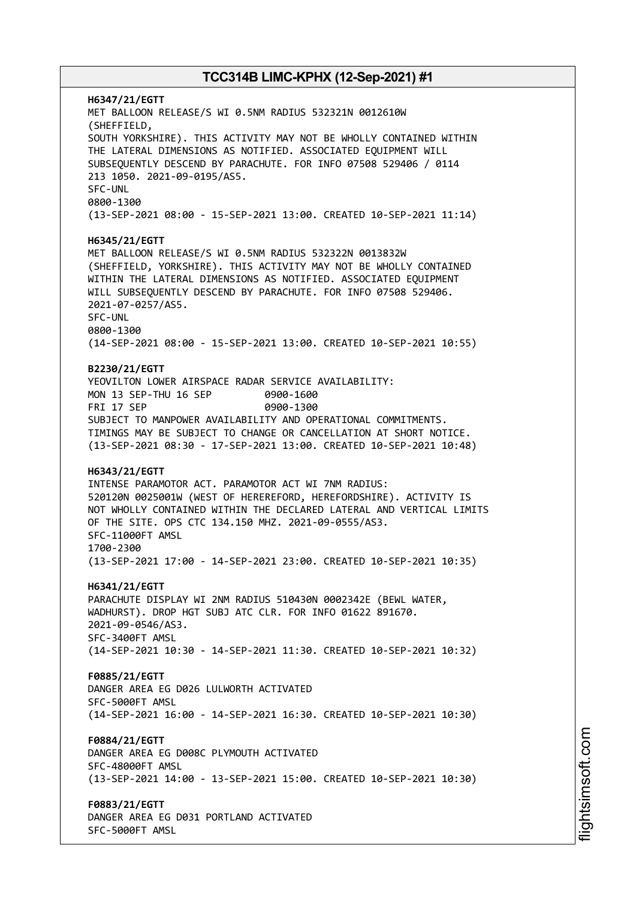**H6347/21/EGTT**
MET BALLOON RELEASE/S WI 0.5NM RADIUS 532321N 0012610W
(SHEFFIELD,
SOUTH YORKSHIRE). THIS ACTIVITY MAY NOT BE WHOLLY CONTAINED WITHIN
THE LATERAL DIMENSIONS AS NOTIFIED. ASSOCIATED EQUIPMENT WILL
SUBSEQUENTLY DESCEND BY PARACHUTE. FOR INFO 07508 529406 / 0114
213 1050. 2021-09-0195/AS5.
SFC-UNL
0800-1300
(13-SEP-2021 08:00 - 15-SEP-2021 13:00. CREATED 10-SEP-2021 11:14)

**H6345/21/EGTT**
MET BALLOON RELEASE/S WI 0.5NM RADIUS 532322N 0013832W
(SHEFFIELD, YORKSHIRE). THIS ACTIVITY MAY NOT BE WHOLLY CONTAINED
WITHIN THE LATERAL DIMENSIONS AS NOTIFIED. ASSOCIATED EQUIPMENT
WILL SUBSEQUENTLY DESCEND BY PARACHUTE. FOR INFO 07508 529406.
2021-07-0257/AS5.
SFC-UNL
0800-1300
(14-SEP-2021 08:00 - 15-SEP-2021 13:00. CREATED 10-SEP-2021 10:55)

**B2230/21/EGTT**
YEOVILTON LOWER AIRSPACE RADAR SERVICE AVAILABILITY:
MON 13 SEP-THU 16 SEP 0900-1600
FRI 17 SEP 0900-1300
SUBJECT TO MANPOWER AVAILABILITY AND OPERATIONAL COMMITMENTS.
TIMINGS MAY BE SUBJECT TO CHANGE OR CANCELLATION AT SHORT NOTICE.
(13-SEP-2021 08:30 - 17-SEP-2021 13:00. CREATED 10-SEP-2021 10:48)

**H6343/21/EGTT**
INTENSE PARAMOTOR ACT. PARAMOTOR ACT WI 7NM RADIUS:
520120N 0025001W (WEST OF HEREREFORD, HEREFORDSHIRE). ACTIVITY IS
NOT WHOLLY CONTAINED WITHIN THE DECLARED LATERAL AND VERTICAL LIMITS
OF THE SITE. OPS CTC 134.150 MHZ. 2021-09-0555/AS3.
SFC-11000FT AMSL
1700-2300
(13-SEP-2021 17:00 - 14-SEP-2021 23:00. CREATED 10-SEP-2021 10:35)

**H6341/21/EGTT**
PARACHUTE DISPLAY WI 2NM RADIUS 510430N 0002342E (BEWL WATER,
WADHURST). DROP HGT SUBJ ATC CLR. FOR INFO 01622 891670.
2021-09-0546/AS3.
SFC-3400FT AMSL
(14-SEP-2021 10:30 - 14-SEP-2021 11:30. CREATED 10-SEP-2021 10:32)

**F0885/21/EGTT**
DANGER AREA EG D026 LULWORTH ACTIVATED
SFC-5000FT AMSL
(14-SEP-2021 16:00 - 14-SEP-2021 16:30. CREATED 10-SEP-2021 10:30)

**F0884/21/EGTT**
DANGER AREA EG D008C PLYMOUTH ACTIVATED
SFC-48000FT AMSL
(13-SEP-2021 14:00 - 13-SEP-2021 15:00. CREATED 10-SEP-2021 10:30)

**F0883/21/EGTT**
DANGER AREA EG D031 PORTLAND ACTIVATED
SFC-5000FT AMSL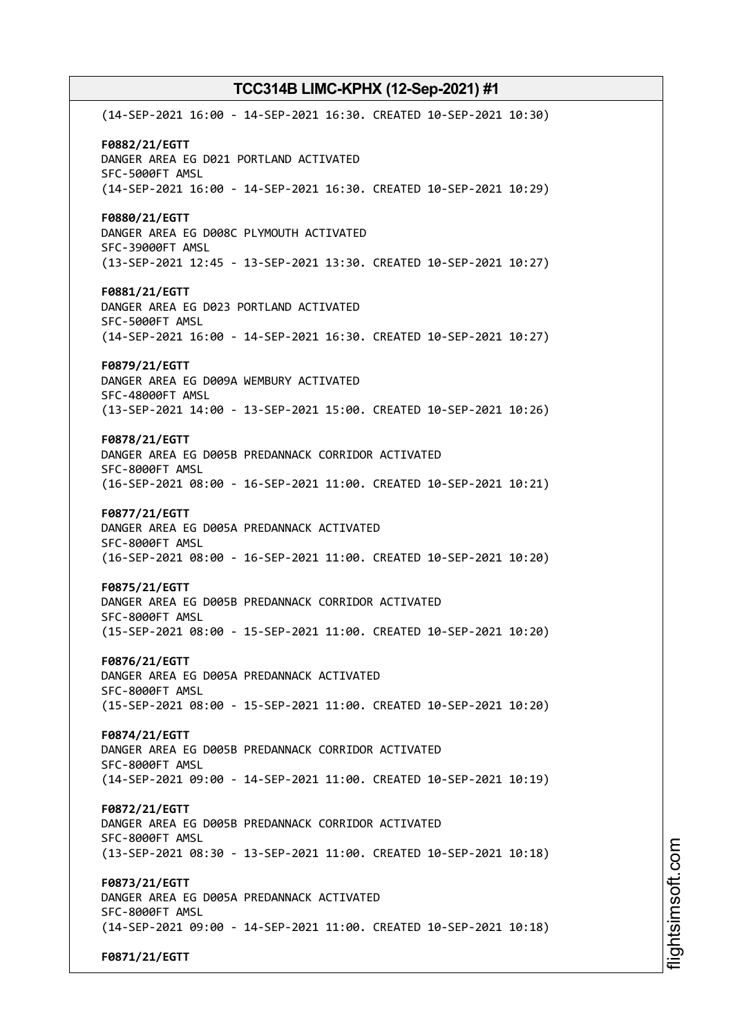(14-SEP-2021 16:00 - 14-SEP-2021 16:30. CREATED 10-SEP-2021 10:30)

**F0882/21/EGTT**
DANGER AREA EG D021 PORTLAND ACTIVATED
SFC-5000FT AMSL
(14-SEP-2021 16:00 - 14-SEP-2021 16:30. CREATED 10-SEP-2021 10:29)

**F0880/21/EGTT**
DANGER AREA EG D008C PLYMOUTH ACTIVATED
SFC-39000FT AMSL
(13-SEP-2021 12:45 - 13-SEP-2021 13:30. CREATED 10-SEP-2021 10:27)

**F0881/21/EGTT**
DANGER AREA EG D023 PORTLAND ACTIVATED
SFC-5000FT AMSL
(14-SEP-2021 16:00 - 14-SEP-2021 16:30. CREATED 10-SEP-2021 10:27)

**F0879/21/EGTT**
DANGER AREA EG D009A WEMBURY ACTIVATED
SFC-48000FT AMSL
(13-SEP-2021 14:00 - 13-SEP-2021 15:00. CREATED 10-SEP-2021 10:26)

**F0878/21/EGTT**
DANGER AREA EG D005B PREDANNACK CORRIDOR ACTIVATED
SFC-8000FT AMSL
(16-SEP-2021 08:00 - 16-SEP-2021 11:00. CREATED 10-SEP-2021 10:21)

**F0877/21/EGTT**
DANGER AREA EG D005A PREDANNACK ACTIVATED
SFC-8000FT AMSL
(16-SEP-2021 08:00 - 16-SEP-2021 11:00. CREATED 10-SEP-2021 10:20)

**F0875/21/EGTT**
DANGER AREA EG D005B PREDANNACK CORRIDOR ACTIVATED
SFC-8000FT AMSL
(15-SEP-2021 08:00 - 15-SEP-2021 11:00. CREATED 10-SEP-2021 10:20)

**F0876/21/EGTT**
DANGER AREA EG D005A PREDANNACK ACTIVATED
SFC-8000FT AMSL
(15-SEP-2021 08:00 - 15-SEP-2021 11:00. CREATED 10-SEP-2021 10:20)

**F0874/21/EGTT**
DANGER AREA EG D005B PREDANNACK CORRIDOR ACTIVATED
SFC-8000FT AMSL
(14-SEP-2021 09:00 - 14-SEP-2021 11:00. CREATED 10-SEP-2021 10:19)

**F0872/21/EGTT**
DANGER AREA EG D005B PREDANNACK CORRIDOR ACTIVATED
SFC-8000FT AMSL
(13-SEP-2021 08:30 - 13-SEP-2021 11:00. CREATED 10-SEP-2021 10:18)

**F0873/21/EGTT**
DANGER AREA EG D005A PREDANNACK ACTIVATED
SFC-8000FT AMSL
(14-SEP-2021 09:00 - 14-SEP-2021 11:00. CREATED 10-SEP-2021 10:18)

**F0871/21/EGTT**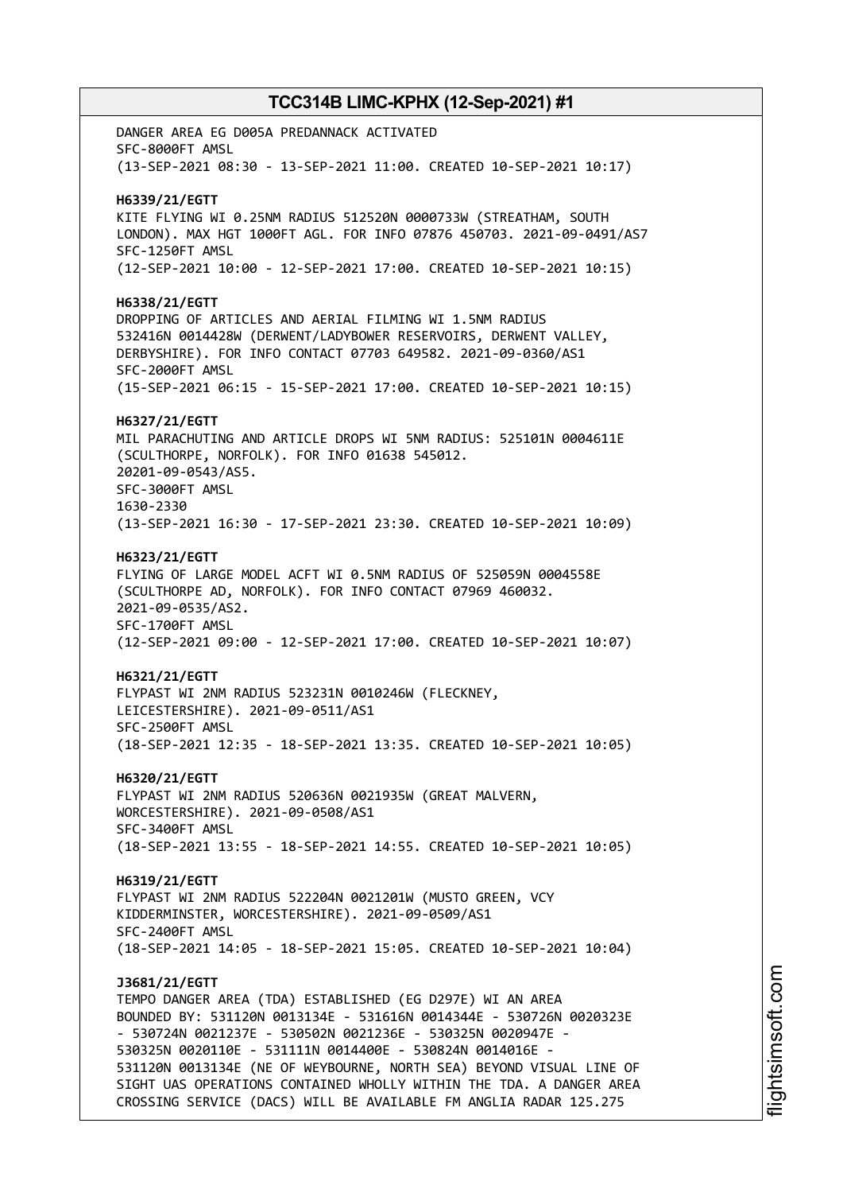DANGER AREA EG D005A PREDANNACK ACTIVATED
SFC-8000FT AMSL
(13-SEP-2021 08:30 - 13-SEP-2021 11:00. CREATED 10-SEP-2021 10:17)

**H6339/21/EGTT**
KITE FLYING WI 0.25NM RADIUS 512520N 0000733W (STREATHAM, SOUTH LONDON). MAX HGT 1000FT AGL. FOR INFO 07876 450703. 2021-09-0491/AS7
SFC-1250FT AMSL
(12-SEP-2021 10:00 - 12-SEP-2021 17:00. CREATED 10-SEP-2021 10:15)

**H6338/21/EGTT**
DROPPING OF ARTICLES AND AERIAL FILMING WI 1.5NM RADIUS 532416N 0014428W (DERWENT/LADYBOWER RESERVOIRS, DERWENT VALLEY, DERBYSHIRE). FOR INFO CONTACT 07703 649582. 2021-09-0360/AS1
SFC-2000FT AMSL
(15-SEP-2021 06:15 - 15-SEP-2021 17:00. CREATED 10-SEP-2021 10:15)

**H6327/21/EGTT**
MIL PARACHUTING AND ARTICLE DROPS WI 5NM RADIUS: 525101N 0004611E (SCULTHORPE, NORFOLK). FOR INFO 01638 545012.
20201-09-0543/AS5.
SFC-3000FT AMSL
1630-2330
(13-SEP-2021 16:30 - 17-SEP-2021 23:30. CREATED 10-SEP-2021 10:09)

**H6323/21/EGTT**
FLYING OF LARGE MODEL ACFT WI 0.5NM RADIUS OF 525059N 0004558E (SCULTHORPE AD, NORFOLK). FOR INFO CONTACT 07969 460032.
2021-09-0535/AS2.
SFC-1700FT AMSL
(12-SEP-2021 09:00 - 12-SEP-2021 17:00. CREATED 10-SEP-2021 10:07)

**H6321/21/EGTT**
FLYPAST WI 2NM RADIUS 523231N 0010246W (FLECKNEY, LEICESTERSHIRE). 2021-09-0511/AS1
SFC-2500FT AMSL
(18-SEP-2021 12:35 - 18-SEP-2021 13:35. CREATED 10-SEP-2021 10:05)

**H6320/21/EGTT**
FLYPAST WI 2NM RADIUS 520636N 0021935W (GREAT MALVERN, WORCESTERSHIRE). 2021-09-0508/AS1
SFC-3400FT AMSL
(18-SEP-2021 13:55 - 18-SEP-2021 14:55. CREATED 10-SEP-2021 10:05)

**H6319/21/EGTT**
FLYPAST WI 2NM RADIUS 522204N 0021201W (MUSTO GREEN, VCY KIDDERMINSTER, WORCESTERSHIRE). 2021-09-0509/AS1
SFC-2400FT AMSL
(18-SEP-2021 14:05 - 18-SEP-2021 15:05. CREATED 10-SEP-2021 10:04)

**J3681/21/EGTT**
TEMPO DANGER AREA (TDA) ESTABLISHED (EG D297E) WI AN AREA BOUNDED BY: 531120N 0013134E - 531616N 0014344E - 530726N 0020323E - 530724N 0021237E - 530502N 0021236E - 530325N 0020947E - 530325N 0020110E - 531111N 0014400E - 530824N 0014016E - 531120N 0013134E (NE OF WEYBOURNE, NORTH SEA) BEYOND VISUAL LINE OF SIGHT UAS OPERATIONS CONTAINED WHOLLY WITHIN THE TDA. A DANGER AREA CROSSING SERVICE (DACS) WILL BE AVAILABLE FM ANGLIA RADAR 125.275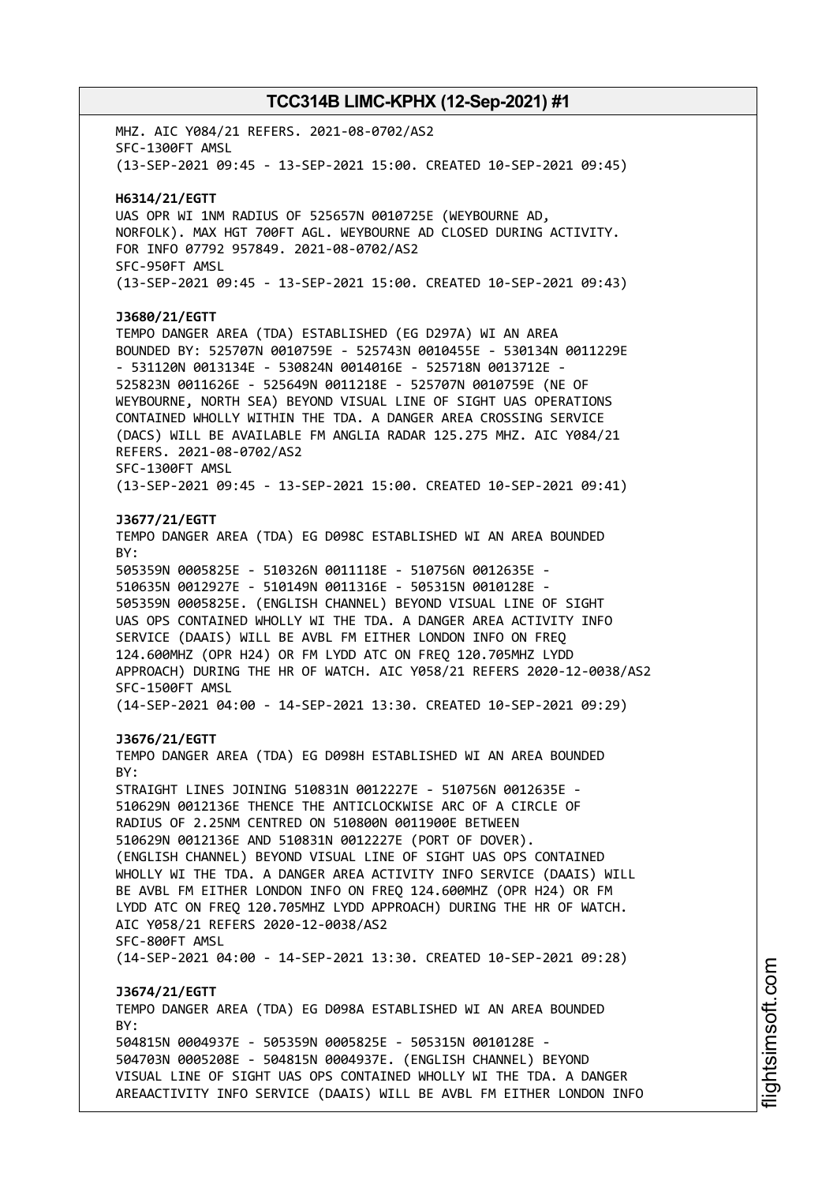MHZ. AIC Y084/21 REFERS. 2021-08-0702/AS2
SFC-1300FT AMSL
(13-SEP-2021 09:45 - 13-SEP-2021 15:00. CREATED 10-SEP-2021 09:45)

**H6314/21/EGTT**
UAS OPR WI 1NM RADIUS OF 525657N 0010725E (WEYBOURNE AD, NORFOLK). MAX HGT 700FT AGL. WEYBOURNE AD CLOSED DURING ACTIVITY. FOR INFO 07792 957849. 2021-08-0702/AS2
SFC-950FT AMSL
(13-SEP-2021 09:45 - 13-SEP-2021 15:00. CREATED 10-SEP-2021 09:43)

**J3680/21/EGTT**
TEMPO DANGER AREA (TDA) ESTABLISHED (EG D297A) WI AN AREA BOUNDED BY: 525707N 0010759E - 525743N 0010455E - 530134N 0011229E - 531120N 0013134E - 530824N 0014016E - 525718N 0013712E - 525823N 0011626E - 525649N 0011218E - 525707N 0010759E (NE OF WEYBOURNE, NORTH SEA) BEYOND VISUAL LINE OF SIGHT UAS OPERATIONS CONTAINED WHOLLY WITHIN THE TDA. A DANGER AREA CROSSING SERVICE (DACS) WILL BE AVAILABLE FM ANGLIA RADAR 125.275 MHZ. AIC Y084/21 REFERS. 2021-08-0702/AS2
SFC-1300FT AMSL
(13-SEP-2021 09:45 - 13-SEP-2021 15:00. CREATED 10-SEP-2021 09:41)

**J3677/21/EGTT**
TEMPO DANGER AREA (TDA) EG D098C ESTABLISHED WI AN AREA BOUNDED BY:
505359N 0005825E - 510326N 0011118E - 510756N 0012635E - 510635N 0012927E - 510149N 0011316E - 505315N 0010128E - 505359N 0005825E. (ENGLISH CHANNEL) BEYOND VISUAL LINE OF SIGHT UAS OPS CONTAINED WHOLLY WI THE TDA. A DANGER AREA ACTIVITY INFO SERVICE (DAAIS) WILL BE AVBL FM EITHER LONDON INFO ON FREQ 124.600MHZ (OPR H24) OR FM LYDD ATC ON FREQ 120.705MHZ LYDD APPROACH) DURING THE HR OF WATCH. AIC Y058/21 REFERS 2020-12-0038/AS2
SFC-1500FT AMSL
(14-SEP-2021 04:00 - 14-SEP-2021 13:30. CREATED 10-SEP-2021 09:29)

**J3676/21/EGTT**
TEMPO DANGER AREA (TDA) EG D098H ESTABLISHED WI AN AREA BOUNDED BY:
STRAIGHT LINES JOINING 510831N 0012227E - 510756N 0012635E - 510629N 0012136E THENCE THE ANTICLOCKWISE ARC OF A CIRCLE OF RADIUS OF 2.25NM CENTRED ON 510800N 0011900E BETWEEN 510629N 0012136E AND 510831N 0012227E (PORT OF DOVER). (ENGLISH CHANNEL) BEYOND VISUAL LINE OF SIGHT UAS OPS CONTAINED WHOLLY WI THE TDA. A DANGER AREA ACTIVITY INFO SERVICE (DAAIS) WILL BE AVBL FM EITHER LONDON INFO ON FREQ 124.600MHZ (OPR H24) OR FM LYDD ATC ON FREQ 120.705MHZ LYDD APPROACH) DURING THE HR OF WATCH. AIC Y058/21 REFERS 2020-12-0038/AS2
SFC-800FT AMSL
(14-SEP-2021 04:00 - 14-SEP-2021 13:30. CREATED 10-SEP-2021 09:28)

**J3674/21/EGTT**
TEMPO DANGER AREA (TDA) EG D098A ESTABLISHED WI AN AREA BOUNDED BY:
504815N 0004937E - 505359N 0005825E - 505315N 0010128E - 504703N 0005208E - 504815N 0004937E. (ENGLISH CHANNEL) BEYOND VISUAL LINE OF SIGHT UAS OPS CONTAINED WHOLLY WI THE TDA. A DANGER AREAACTIVITY INFO SERVICE (DAAIS) WILL BE AVBL FM EITHER LONDON INFO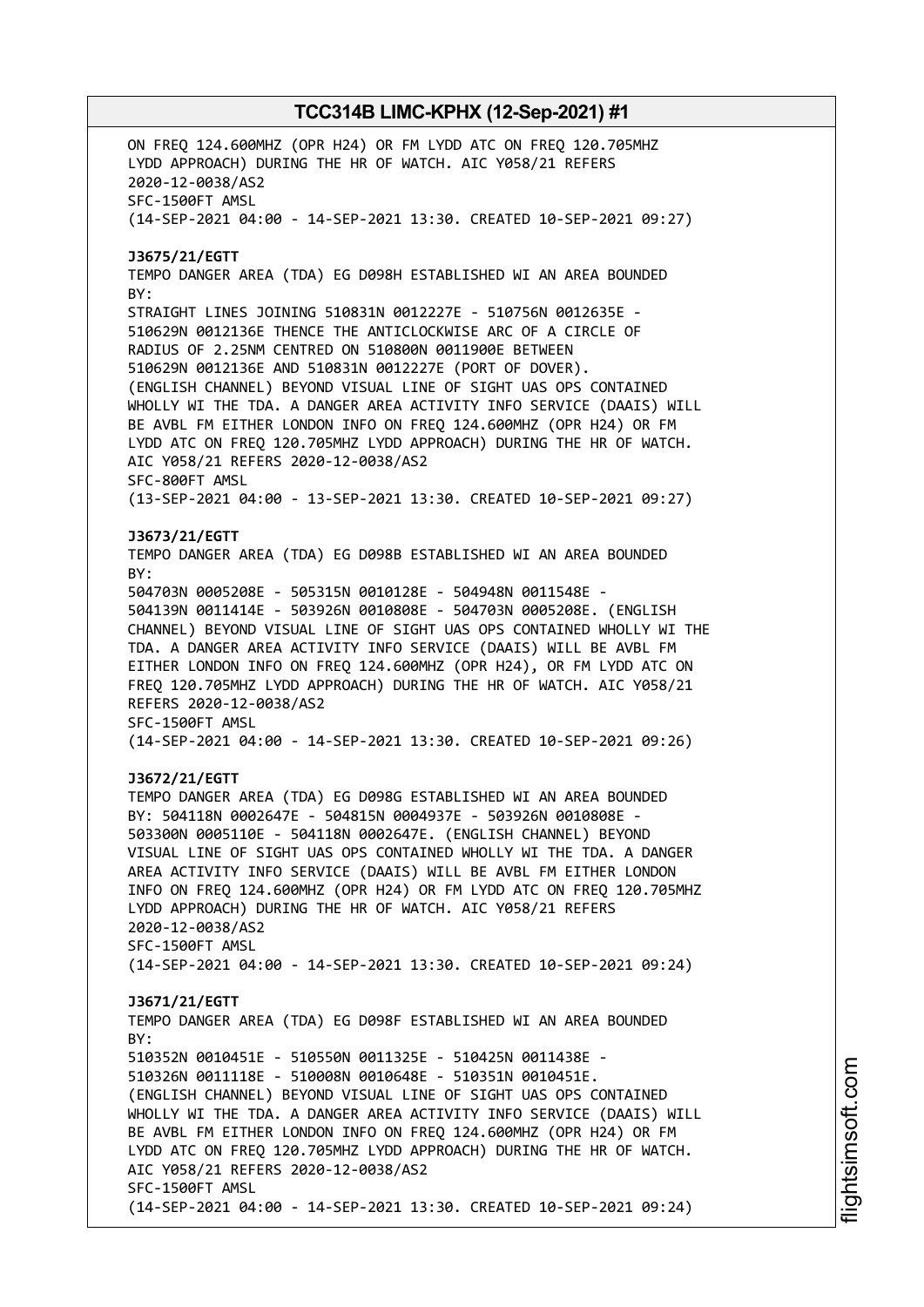ON FREQ 124.600MHZ (OPR H24) OR FM LYDD ATC ON FREQ 120.705MHZ LYDD APPROACH) DURING THE HR OF WATCH. AIC Y058/21 REFERS 2020-12-0038/AS2
SFC-1500FT AMSL
(14-SEP-2021 04:00 - 14-SEP-2021 13:30. CREATED 10-SEP-2021 09:27)

**J3675/21/EGTT**
TEMPO DANGER AREA (TDA) EG D098H ESTABLISHED WI AN AREA BOUNDED BY:
STRAIGHT LINES JOINING 510831N 0012227E - 510756N 0012635E - 510629N 0012136E THENCE THE ANTICLOCKWISE ARC OF A CIRCLE OF RADIUS OF 2.25NM CENTRED ON 510800N 0011900E BETWEEN 510629N 0012136E AND 510831N 0012227E (PORT OF DOVER). (ENGLISH CHANNEL) BEYOND VISUAL LINE OF SIGHT UAS OPS CONTAINED WHOLLY WI THE TDA. A DANGER AREA ACTIVITY INFO SERVICE (DAAIS) WILL BE AVBL FM EITHER LONDON INFO ON FREQ 124.600MHZ (OPR H24) OR FM LYDD ATC ON FREQ 120.705MHZ LYDD APPROACH) DURING THE HR OF WATCH. AIC Y058/21 REFERS 2020-12-0038/AS2
SFC-800FT AMSL
(13-SEP-2021 04:00 - 13-SEP-2021 13:30. CREATED 10-SEP-2021 09:27)

**J3673/21/EGTT**
TEMPO DANGER AREA (TDA) EG D098B ESTABLISHED WI AN AREA BOUNDED BY:
504703N 0005208E - 505315N 0010128E - 504948N 0011548E - 504139N 0011414E - 503926N 0010808E - 504703N 0005208E. (ENGLISH CHANNEL) BEYOND VISUAL LINE OF SIGHT UAS OPS CONTAINED WHOLLY WI THE TDA. A DANGER AREA ACTIVITY INFO SERVICE (DAAIS) WILL BE AVBL FM EITHER LONDON INFO ON FREQ 124.600MHZ (OPR H24), OR FM LYDD ATC ON FREQ 120.705MHZ LYDD APPROACH) DURING THE HR OF WATCH. AIC Y058/21 REFERS 2020-12-0038/AS2
SFC-1500FT AMSL
(14-SEP-2021 04:00 - 14-SEP-2021 13:30. CREATED 10-SEP-2021 09:26)

**J3672/21/EGTT**
TEMPO DANGER AREA (TDA) EG D098G ESTABLISHED WI AN AREA BOUNDED BY: 504118N 0002647E - 504815N 0004937E - 503926N 0010808E - 503300N 0005110E - 504118N 0002647E. (ENGLISH CHANNEL) BEYOND VISUAL LINE OF SIGHT UAS OPS CONTAINED WHOLLY WI THE TDA. A DANGER AREA ACTIVITY INFO SERVICE (DAAIS) WILL BE AVBL FM EITHER LONDON INFO ON FREQ 124.600MHZ (OPR H24) OR FM LYDD ATC ON FREQ 120.705MHZ LYDD APPROACH) DURING THE HR OF WATCH. AIC Y058/21 REFERS 2020-12-0038/AS2
SFC-1500FT AMSL
(14-SEP-2021 04:00 - 14-SEP-2021 13:30. CREATED 10-SEP-2021 09:24)

**J3671/21/EGTT**
TEMPO DANGER AREA (TDA) EG D098F ESTABLISHED WI AN AREA BOUNDED BY:
510352N 0010451E - 510550N 0011325E - 510425N 0011438E - 510326N 0011118E - 510008N 0010648E - 510351N 0010451E. (ENGLISH CHANNEL) BEYOND VISUAL LINE OF SIGHT UAS OPS CONTAINED WHOLLY WI THE TDA. A DANGER AREA ACTIVITY INFO SERVICE (DAAIS) WILL BE AVBL FM EITHER LONDON INFO ON FREQ 124.600MHZ (OPR H24) OR FM LYDD ATC ON FREQ 120.705MHZ LYDD APPROACH) DURING THE HR OF WATCH. AIC Y058/21 REFERS 2020-12-0038/AS2
SFC-1500FT AMSL
(14-SEP-2021 04:00 - 14-SEP-2021 13:30. CREATED 10-SEP-2021 09:24)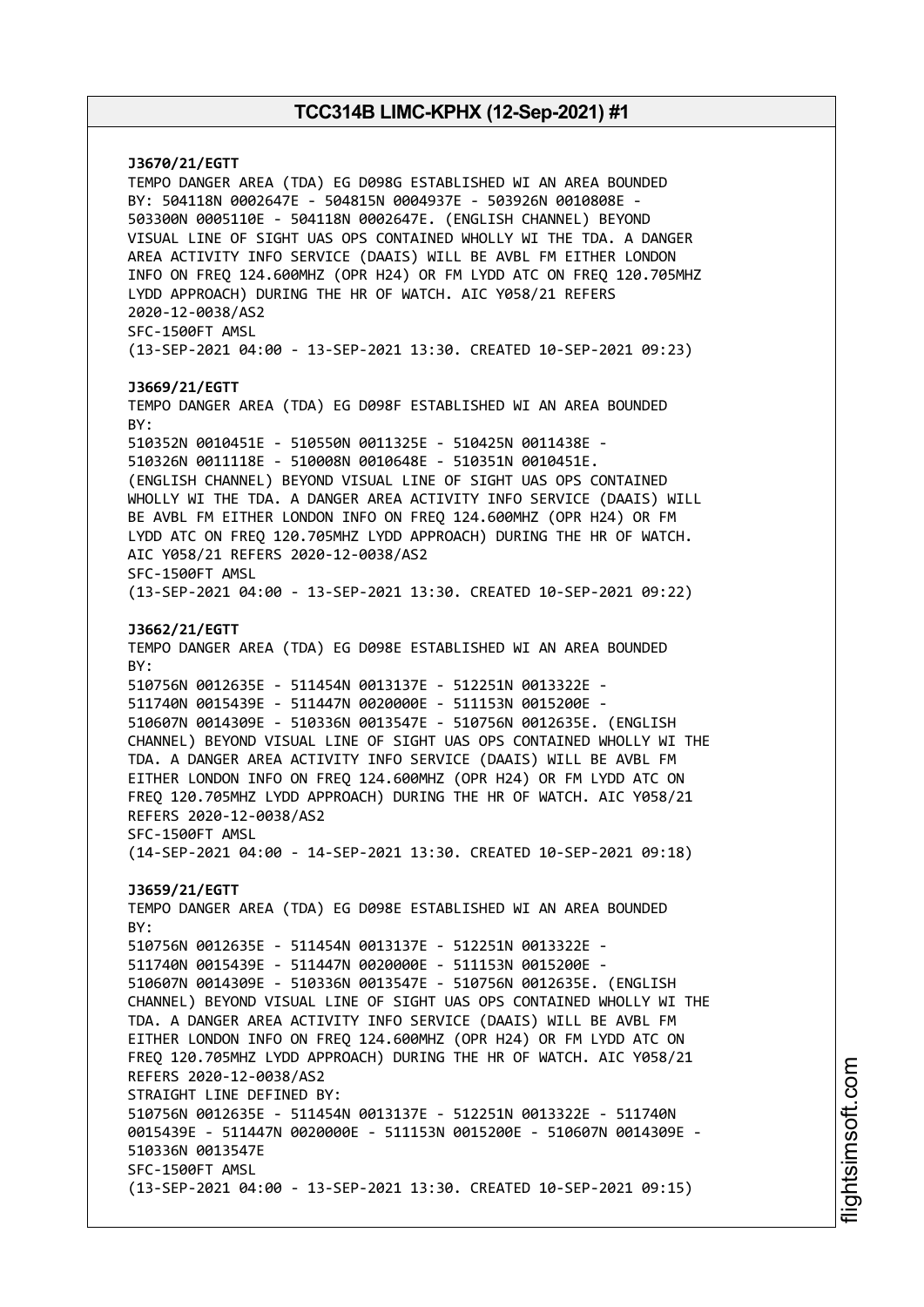**J3670/21/EGTT**
TEMPO DANGER AREA (TDA) EG D098G ESTABLISHED WI AN AREA BOUNDED BY: 504118N 0002647E - 504815N 0004937E - 503926N 0010808E - 503300N 0005110E - 504118N 0002647E. (ENGLISH CHANNEL) BEYOND VISUAL LINE OF SIGHT UAS OPS CONTAINED WHOLLY WI THE TDA. A DANGER AREA ACTIVITY INFO SERVICE (DAAIS) WILL BE AVBL FM EITHER LONDON INFO ON FREQ 124.600MHZ (OPR H24) OR FM LYDD ATC ON FREQ 120.705MHZ LYDD APPROACH) DURING THE HR OF WATCH. AIC Y058/21 REFERS 2020-12-0038/AS2
SFC-1500FT AMSL
(13-SEP-2021 04:00 - 13-SEP-2021 13:30. CREATED 10-SEP-2021 09:23)

**J3669/21/EGTT**
TEMPO DANGER AREA (TDA) EG D098F ESTABLISHED WI AN AREA BOUNDED BY:
510352N 0010451E - 510550N 0011325E - 510425N 0011438E - 510326N 0011118E - 510008N 0010648E - 510351N 0010451E. (ENGLISH CHANNEL) BEYOND VISUAL LINE OF SIGHT UAS OPS CONTAINED WHOLLY WI THE TDA. A DANGER AREA ACTIVITY INFO SERVICE (DAAIS) WILL BE AVBL FM EITHER LONDON INFO ON FREQ 124.600MHZ (OPR H24) OR FM LYDD ATC ON FREQ 120.705MHZ LYDD APPROACH) DURING THE HR OF WATCH. AIC Y058/21 REFERS 2020-12-0038/AS2
SFC-1500FT AMSL
(13-SEP-2021 04:00 - 13-SEP-2021 13:30. CREATED 10-SEP-2021 09:22)

**J3662/21/EGTT**
TEMPO DANGER AREA (TDA) EG D098E ESTABLISHED WI AN AREA BOUNDED BY:
510756N 0012635E - 511454N 0013137E - 512251N 0013322E - 511740N 0015439E - 511447N 0020000E - 511153N 0015200E - 510607N 0014309E - 510336N 0013547E - 510756N 0012635E. (ENGLISH CHANNEL) BEYOND VISUAL LINE OF SIGHT UAS OPS CONTAINED WHOLLY WI THE TDA. A DANGER AREA ACTIVITY INFO SERVICE (DAAIS) WILL BE AVBL FM EITHER LONDON INFO ON FREQ 124.600MHZ (OPR H24) OR FM LYDD ATC ON FREQ 120.705MHZ LYDD APPROACH) DURING THE HR OF WATCH. AIC Y058/21 REFERS 2020-12-0038/AS2
SFC-1500FT AMSL
(14-SEP-2021 04:00 - 14-SEP-2021 13:30. CREATED 10-SEP-2021 09:18)

**J3659/21/EGTT**
TEMPO DANGER AREA (TDA) EG D098E ESTABLISHED WI AN AREA BOUNDED BY:
510756N 0012635E - 511454N 0013137E - 512251N 0013322E - 511740N 0015439E - 511447N 0020000E - 511153N 0015200E - 510607N 0014309E - 510336N 0013547E - 510756N 0012635E. (ENGLISH CHANNEL) BEYOND VISUAL LINE OF SIGHT UAS OPS CONTAINED WHOLLY WI THE TDA. A DANGER AREA ACTIVITY INFO SERVICE (DAAIS) WILL BE AVBL FM EITHER LONDON INFO ON FREQ 124.600MHZ (OPR H24) OR FM LYDD ATC ON FREQ 120.705MHZ LYDD APPROACH) DURING THE HR OF WATCH. AIC Y058/21 REFERS 2020-12-0038/AS2
STRAIGHT LINE DEFINED BY:
510756N 0012635E - 511454N 0013137E - 512251N 0013322E - 511740N 0015439E - 511447N 0020000E - 511153N 0015200E - 510607N 0014309E - 510336N 0013547E
SFC-1500FT AMSL
(13-SEP-2021 04:00 - 13-SEP-2021 13:30. CREATED 10-SEP-2021 09:15)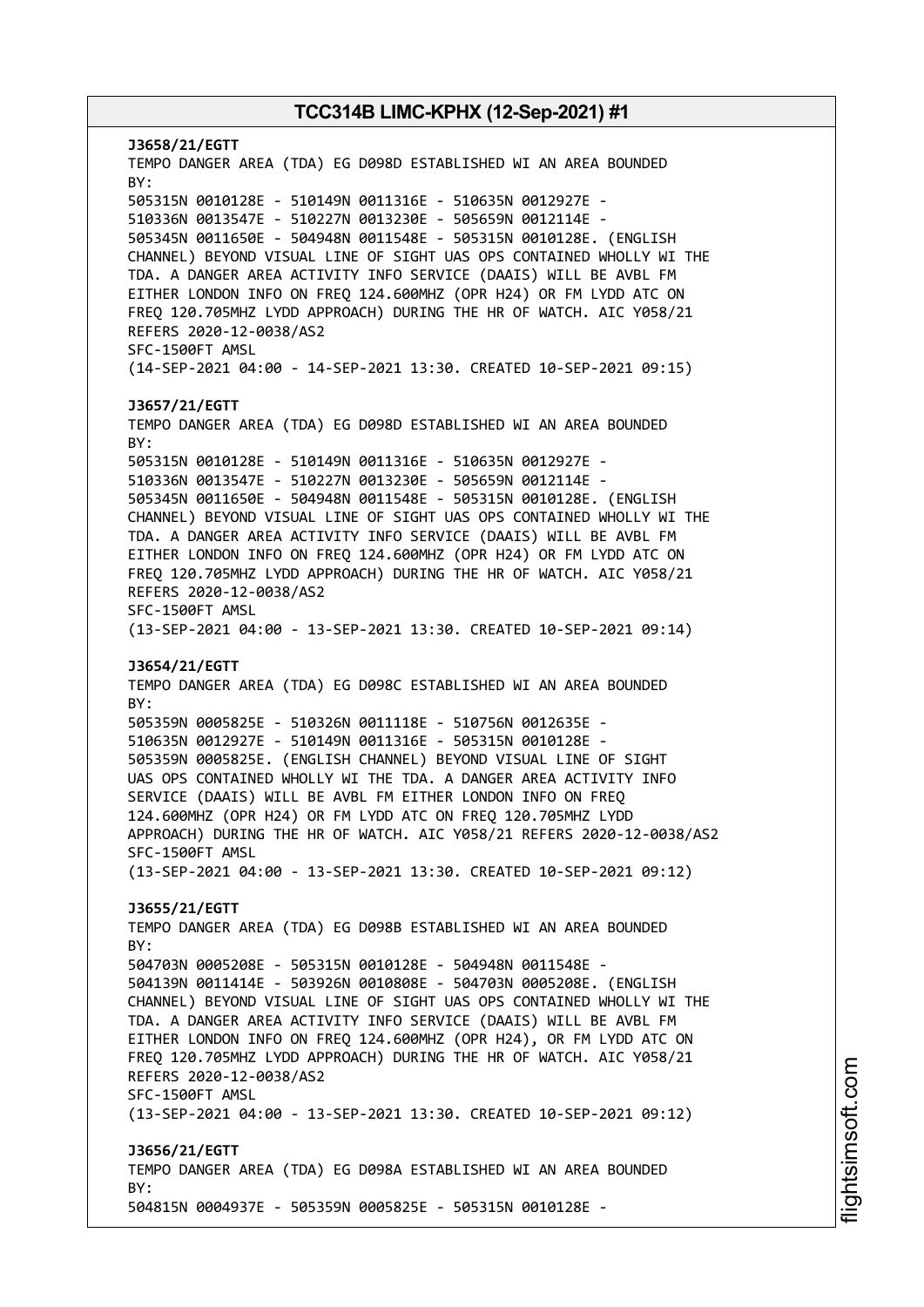**J3658/21/EGTT**
TEMPO DANGER AREA (TDA) EG D098D ESTABLISHED WI AN AREA BOUNDED BY:
505315N 0010128E - 510149N 0011316E - 510635N 0012927E - 510336N 0013547E - 510227N 0013230E - 505659N 0012114E - 505345N 0011650E - 504948N 0011548E - 505315N 0010128E. (ENGLISH CHANNEL) BEYOND VISUAL LINE OF SIGHT UAS OPS CONTAINED WHOLLY WI THE TDA. A DANGER AREA ACTIVITY INFO SERVICE (DAAIS) WILL BE AVBL FM EITHER LONDON INFO ON FREQ 124.600MHZ (OPR H24) OR FM LYDD ATC ON FREQ 120.705MHZ LYDD APPROACH) DURING THE HR OF WATCH. AIC Y058/21 REFERS 2020-12-0038/AS2
SFC-1500FT AMSL
(14-SEP-2021 04:00 - 14-SEP-2021 13:30. CREATED 10-SEP-2021 09:15)

**J3657/21/EGTT**
TEMPO DANGER AREA (TDA) EG D098D ESTABLISHED WI AN AREA BOUNDED BY:
505315N 0010128E - 510149N 0011316E - 510635N 0012927E - 510336N 0013547E - 510227N 0013230E - 505659N 0012114E - 505345N 0011650E - 504948N 0011548E - 505315N 0010128E. (ENGLISH CHANNEL) BEYOND VISUAL LINE OF SIGHT UAS OPS CONTAINED WHOLLY WI THE TDA. A DANGER AREA ACTIVITY INFO SERVICE (DAAIS) WILL BE AVBL FM EITHER LONDON INFO ON FREQ 124.600MHZ (OPR H24) OR FM LYDD ATC ON FREQ 120.705MHZ LYDD APPROACH) DURING THE HR OF WATCH. AIC Y058/21 REFERS 2020-12-0038/AS2
SFC-1500FT AMSL
(13-SEP-2021 04:00 - 13-SEP-2021 13:30. CREATED 10-SEP-2021 09:14)

**J3654/21/EGTT**
TEMPO DANGER AREA (TDA) EG D098C ESTABLISHED WI AN AREA BOUNDED BY:
505359N 0005825E - 510326N 0011118E - 510756N 0012635E - 510635N 0012927E - 510149N 0011316E - 505315N 0010128E - 505359N 0005825E. (ENGLISH CHANNEL) BEYOND VISUAL LINE OF SIGHT UAS OPS CONTAINED WHOLLY WI THE TDA. A DANGER AREA ACTIVITY INFO SERVICE (DAAIS) WILL BE AVBL FM EITHER LONDON INFO ON FREQ 124.600MHZ (OPR H24) OR FM LYDD ATC ON FREQ 120.705MHZ LYDD APPROACH) DURING THE HR OF WATCH. AIC Y058/21 REFERS 2020-12-0038/AS2
SFC-1500FT AMSL
(13-SEP-2021 04:00 - 13-SEP-2021 13:30. CREATED 10-SEP-2021 09:12)

**J3655/21/EGTT**
TEMPO DANGER AREA (TDA) EG D098B ESTABLISHED WI AN AREA BOUNDED BY:
504703N 0005208E - 505315N 0010128E - 504948N 0011548E - 504139N 0011414E - 503926N 0010808E - 504703N 0005208E. (ENGLISH CHANNEL) BEYOND VISUAL LINE OF SIGHT UAS OPS CONTAINED WHOLLY WI THE TDA. A DANGER AREA ACTIVITY INFO SERVICE (DAAIS) WILL BE AVBL FM EITHER LONDON INFO ON FREQ 124.600MHZ (OPR H24), OR FM LYDD ATC ON FREQ 120.705MHZ LYDD APPROACH) DURING THE HR OF WATCH. AIC Y058/21 REFERS 2020-12-0038/AS2
SFC-1500FT AMSL
(13-SEP-2021 04:00 - 13-SEP-2021 13:30. CREATED 10-SEP-2021 09:12)

**J3656/21/EGTT**
TEMPO DANGER AREA (TDA) EG D098A ESTABLISHED WI AN AREA BOUNDED BY:
504815N 0004937E - 505359N 0005825E - 505315N 0010128E -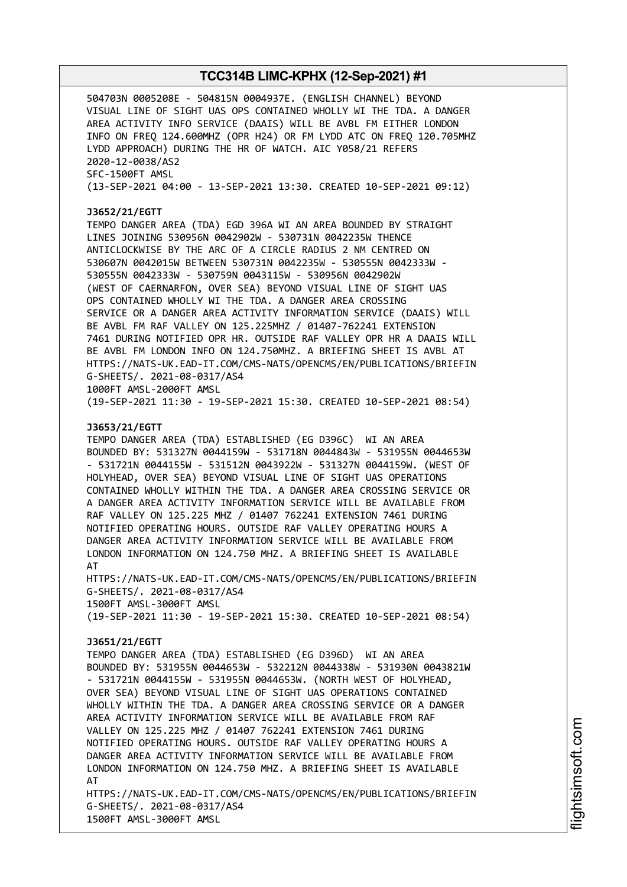504703N 0005208E - 504815N 0004937E. (ENGLISH CHANNEL) BEYOND VISUAL LINE OF SIGHT UAS OPS CONTAINED WHOLLY WI THE TDA. A DANGER AREA ACTIVITY INFO SERVICE (DAAIS) WILL BE AVBL FM EITHER LONDON INFO ON FREQ 124.600MHZ (OPR H24) OR FM LYDD ATC ON FREQ 120.705MHZ LYDD APPROACH) DURING THE HR OF WATCH. AIC Y058/21 REFERS
2020-12-0038/AS2
SFC-1500FT AMSL
(13-SEP-2021 04:00 - 13-SEP-2021 13:30. CREATED 10-SEP-2021 09:12)

**J3652/21/EGTT**
TEMPO DANGER AREA (TDA) EGD 396A WI AN AREA BOUNDED BY STRAIGHT LINES JOINING 530956N 0042902W - 530731N 0042235W THENCE ANTICLOCKWISE BY THE ARC OF A CIRCLE RADIUS 2 NM CENTRED ON 530607N 0042015W BETWEEN 530731N 0042235W - 530555N 0042333W - 530555N 0042333W - 530759N 0043115W - 530956N 0042902W (WEST OF CAERNARFON, OVER SEA) BEYOND VISUAL LINE OF SIGHT UAS OPS CONTAINED WHOLLY WI THE TDA. A DANGER AREA CROSSING SERVICE OR A DANGER AREA ACTIVITY INFORMATION SERVICE (DAAIS) WILL BE AVBL FM RAF VALLEY ON 125.225MHZ / 01407-762241 EXTENSION 7461 DURING NOTIFIED OPR HR. OUTSIDE RAF VALLEY OPR HR A DAAIS WILL BE AVBL FM LONDON INFO ON 124.750MHZ. A BRIEFING SHEET IS AVBL AT HTTPS://NATS-UK.EAD-IT.COM/CMS-NATS/OPENCMS/EN/PUBLICATIONS/BRIEFIN G-SHEETS/. 2021-08-0317/AS4
1000FT AMSL-2000FT AMSL
(19-SEP-2021 11:30 - 19-SEP-2021 15:30. CREATED 10-SEP-2021 08:54)

**J3653/21/EGTT**
TEMPO DANGER AREA (TDA) ESTABLISHED (EG D396C) WI AN AREA BOUNDED BY: 531327N 0044159W - 531718N 0044843W - 531955N 0044653W - 531721N 0044155W - 531512N 0043922W - 531327N 0044159W. (WEST OF HOLYHEAD, OVER SEA) BEYOND VISUAL LINE OF SIGHT UAS OPERATIONS CONTAINED WHOLLY WITHIN THE TDA. A DANGER AREA CROSSING SERVICE OR A DANGER AREA ACTIVITY INFORMATION SERVICE WILL BE AVAILABLE FROM RAF VALLEY ON 125.225 MHZ / 01407 762241 EXTENSION 7461 DURING NOTIFIED OPERATING HOURS. OUTSIDE RAF VALLEY OPERATING HOURS A DANGER AREA ACTIVITY INFORMATION SERVICE WILL BE AVAILABLE FROM LONDON INFORMATION ON 124.750 MHZ. A BRIEFING SHEET IS AVAILABLE AT
HTTPS://NATS-UK.EAD-IT.COM/CMS-NATS/OPENCMS/EN/PUBLICATIONS/BRIEFIN G-SHEETS/. 2021-08-0317/AS4
1500FT AMSL-3000FT AMSL
(19-SEP-2021 11:30 - 19-SEP-2021 15:30. CREATED 10-SEP-2021 08:54)

**J3651/21/EGTT**
TEMPO DANGER AREA (TDA) ESTABLISHED (EG D396D) WI AN AREA BOUNDED BY: 531955N 0044653W - 532212N 0044338W - 531930N 0043821W - 531721N 0044155W - 531955N 0044653W. (NORTH WEST OF HOLYHEAD, OVER SEA) BEYOND VISUAL LINE OF SIGHT UAS OPERATIONS CONTAINED WHOLLY WITHIN THE TDA. A DANGER AREA CROSSING SERVICE OR A DANGER AREA ACTIVITY INFORMATION SERVICE WILL BE AVAILABLE FROM RAF VALLEY ON 125.225 MHZ / 01407 762241 EXTENSION 7461 DURING NOTIFIED OPERATING HOURS. OUTSIDE RAF VALLEY OPERATING HOURS A DANGER AREA ACTIVITY INFORMATION SERVICE WILL BE AVAILABLE FROM LONDON INFORMATION ON 124.750 MHZ. A BRIEFING SHEET IS AVAILABLE AT
HTTPS://NATS-UK.EAD-IT.COM/CMS-NATS/OPENCMS/EN/PUBLICATIONS/BRIEFIN G-SHEETS/. 2021-08-0317/AS4
1500FT AMSL-3000FT AMSL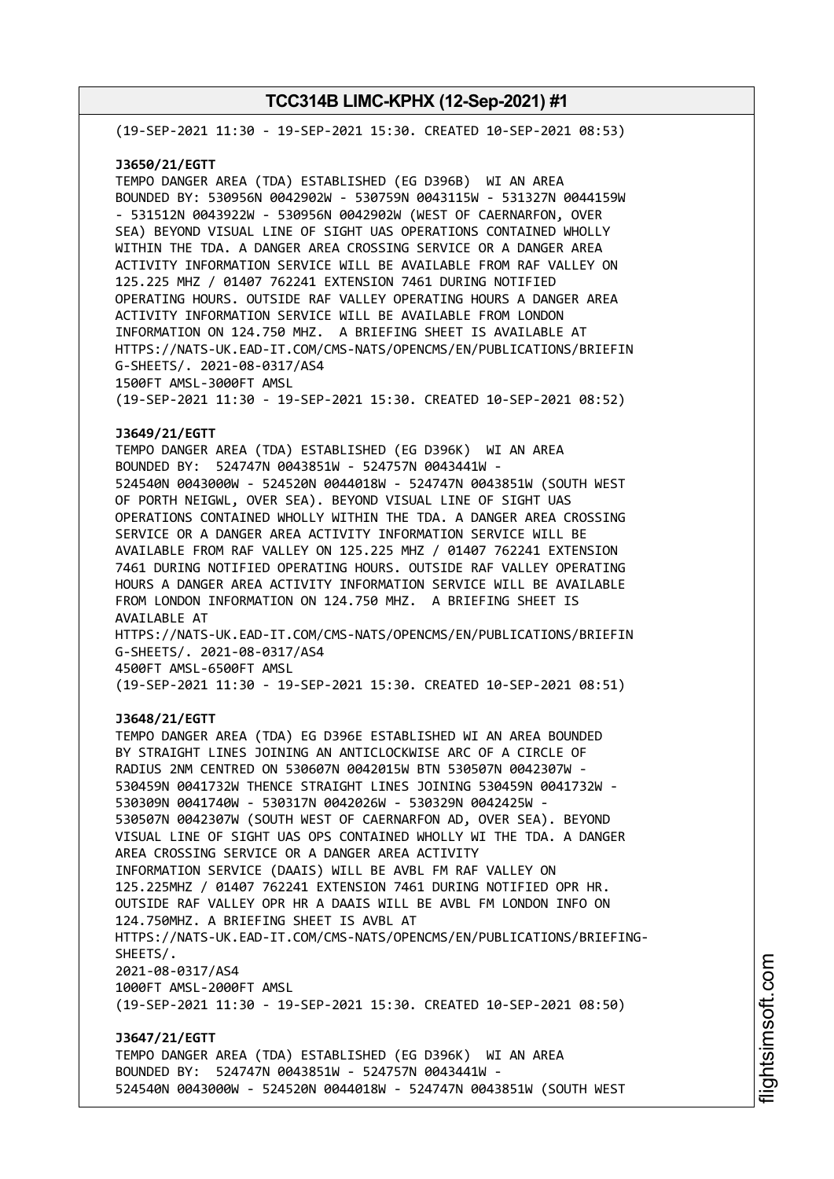(19-SEP-2021 11:30 - 19-SEP-2021 15:30. CREATED 10-SEP-2021 08:53)

**J3650/21/EGTT**
TEMPO DANGER AREA (TDA) ESTABLISHED (EG D396B) WI AN AREA BOUNDED BY: 530956N 0042902W - 530759N 0043115W - 531327N 0044159W - 531512N 0043922W - 530956N 0042902W (WEST OF CAERNARFON, OVER SEA) BEYOND VISUAL LINE OF SIGHT UAS OPERATIONS CONTAINED WHOLLY WITHIN THE TDA. A DANGER AREA CROSSING SERVICE OR A DANGER AREA ACTIVITY INFORMATION SERVICE WILL BE AVAILABLE FROM RAF VALLEY ON 125.225 MHZ / 01407 762241 EXTENSION 7461 DURING NOTIFIED OPERATING HOURS. OUTSIDE RAF VALLEY OPERATING HOURS A DANGER AREA ACTIVITY INFORMATION SERVICE WILL BE AVAILABLE FROM LONDON INFORMATION ON 124.750 MHZ. A BRIEFING SHEET IS AVAILABLE AT HTTPS://NATS-UK.EAD-IT.COM/CMS-NATS/OPENCMS/EN/PUBLICATIONS/BRIEFIN G-SHEETS/. 2021-08-0317/AS4
1500FT AMSL-3000FT AMSL
(19-SEP-2021 11:30 - 19-SEP-2021 15:30. CREATED 10-SEP-2021 08:52)

**J3649/21/EGTT**
TEMPO DANGER AREA (TDA) ESTABLISHED (EG D396K) WI AN AREA BOUNDED BY: 524747N 0043851W - 524757N 0043441W - 524540N 0043000W - 524520N 0044018W - 524747N 0043851W (SOUTH WEST OF PORTH NEIGWL, OVER SEA). BEYOND VISUAL LINE OF SIGHT UAS OPERATIONS CONTAINED WHOLLY WITHIN THE TDA. A DANGER AREA CROSSING SERVICE OR A DANGER AREA ACTIVITY INFORMATION SERVICE WILL BE AVAILABLE FROM RAF VALLEY ON 125.225 MHZ / 01407 762241 EXTENSION 7461 DURING NOTIFIED OPERATING HOURS. OUTSIDE RAF VALLEY OPERATING HOURS A DANGER AREA ACTIVITY INFORMATION SERVICE WILL BE AVAILABLE FROM LONDON INFORMATION ON 124.750 MHZ. A BRIEFING SHEET IS AVAILABLE AT
HTTPS://NATS-UK.EAD-IT.COM/CMS-NATS/OPENCMS/EN/PUBLICATIONS/BRIEFIN G-SHEETS/. 2021-08-0317/AS4
4500FT AMSL-6500FT AMSL
(19-SEP-2021 11:30 - 19-SEP-2021 15:30. CREATED 10-SEP-2021 08:51)

**J3648/21/EGTT**
TEMPO DANGER AREA (TDA) EG D396E ESTABLISHED WI AN AREA BOUNDED BY STRAIGHT LINES JOINING AN ANTICLOCKWISE ARC OF A CIRCLE OF RADIUS 2NM CENTRED ON 530607N 0042015W BTN 530507N 0042307W - 530459N 0041732W THENCE STRAIGHT LINES JOINING 530459N 0041732W - 530309N 0041740W - 530317N 0042026W - 530329N 0042425W - 530507N 0042307W (SOUTH WEST OF CAERNARFON AD, OVER SEA). BEYOND VISUAL LINE OF SIGHT UAS OPS CONTAINED WHOLLY WI THE TDA. A DANGER AREA CROSSING SERVICE OR A DANGER AREA ACTIVITY INFORMATION SERVICE (DAAIS) WILL BE AVBL FM RAF VALLEY ON 125.225MHZ / 01407 762241 EXTENSION 7461 DURING NOTIFIED OPR HR. OUTSIDE RAF VALLEY OPR HR A DAAIS WILL BE AVBL FM LONDON INFO ON 124.750MHZ. A BRIEFING SHEET IS AVBL AT
HTTPS://NATS-UK.EAD-IT.COM/CMS-NATS/OPENCMS/EN/PUBLICATIONS/BRIEFING-SHEETS/.
2021-08-0317/AS4
1000FT AMSL-2000FT AMSL
(19-SEP-2021 11:30 - 19-SEP-2021 15:30. CREATED 10-SEP-2021 08:50)

**J3647/21/EGTT**
TEMPO DANGER AREA (TDA) ESTABLISHED (EG D396K) WI AN AREA BOUNDED BY: 524747N 0043851W - 524757N 0043441W - 524540N 0043000W - 524520N 0044018W - 524747N 0043851W (SOUTH WEST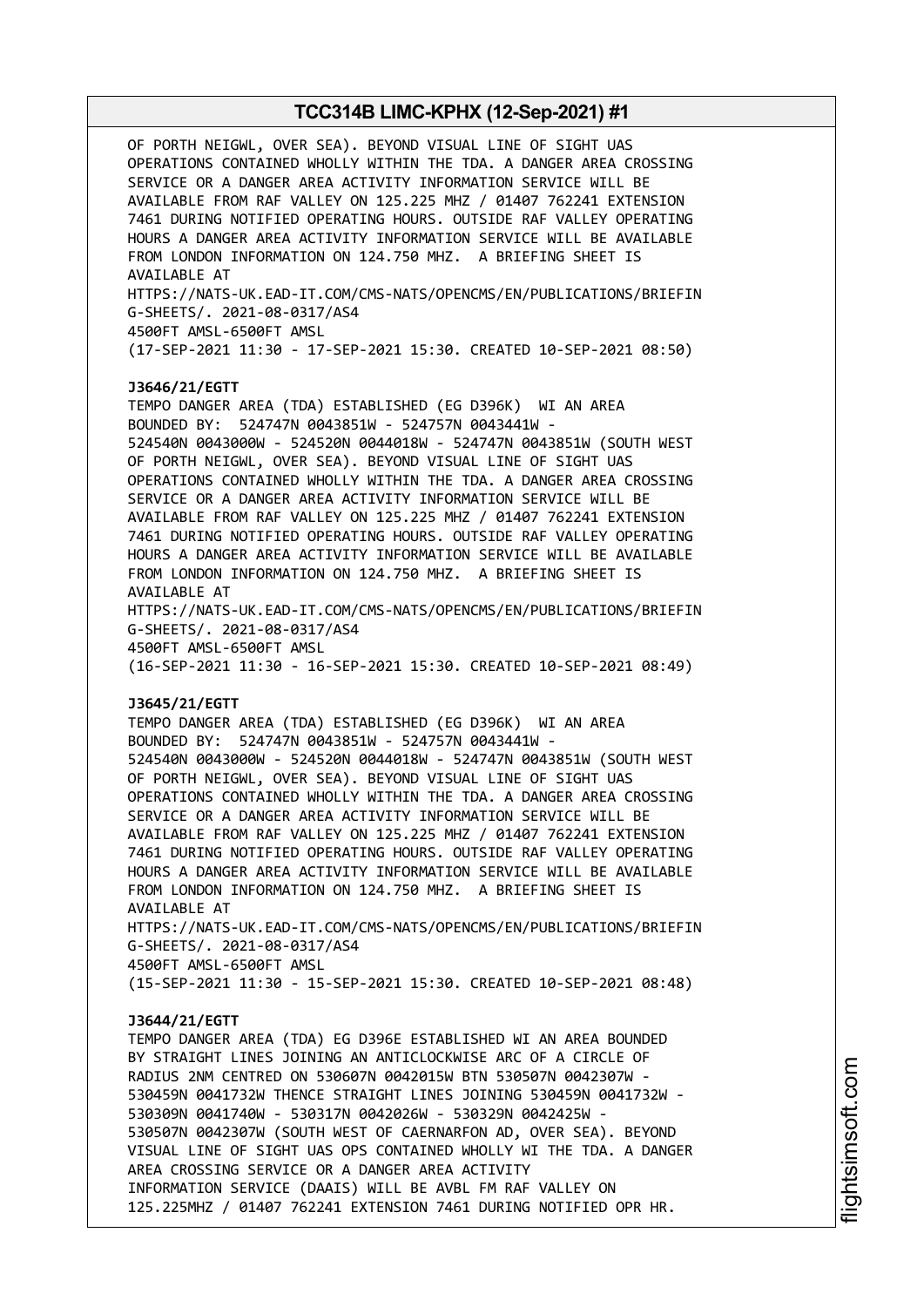OF PORTH NEIGWL, OVER SEA). BEYOND VISUAL LINE OF SIGHT UAS OPERATIONS CONTAINED WHOLLY WITHIN THE TDA. A DANGER AREA CROSSING SERVICE OR A DANGER AREA ACTIVITY INFORMATION SERVICE WILL BE AVAILABLE FROM RAF VALLEY ON 125.225 MHZ / 01407 762241 EXTENSION 7461 DURING NOTIFIED OPERATING HOURS. OUTSIDE RAF VALLEY OPERATING HOURS A DANGER AREA ACTIVITY INFORMATION SERVICE WILL BE AVAILABLE FROM LONDON INFORMATION ON 124.750 MHZ. A BRIEFING SHEET IS AVAILABLE AT
HTTPS://NATS-UK.EAD-IT.COM/CMS-NATS/OPENCMS/EN/PUBLICATIONS/BRIEFING-SHEETS/. 2021-08-0317/AS4
4500FT AMSL-6500FT AMSL
(17-SEP-2021 11:30 - 17-SEP-2021 15:30. CREATED 10-SEP-2021 08:50)

**J3646/21/EGTT**
TEMPO DANGER AREA (TDA) ESTABLISHED (EG D396K) WI AN AREA BOUNDED BY: 524747N 0043851W - 524757N 0043441W - 524540N 0043000W - 524520N 0044018W - 524747N 0043851W (SOUTH WEST OF PORTH NEIGWL, OVER SEA). BEYOND VISUAL LINE OF SIGHT UAS OPERATIONS CONTAINED WHOLLY WITHIN THE TDA. A DANGER AREA CROSSING SERVICE OR A DANGER AREA ACTIVITY INFORMATION SERVICE WILL BE AVAILABLE FROM RAF VALLEY ON 125.225 MHZ / 01407 762241 EXTENSION 7461 DURING NOTIFIED OPERATING HOURS. OUTSIDE RAF VALLEY OPERATING HOURS A DANGER AREA ACTIVITY INFORMATION SERVICE WILL BE AVAILABLE FROM LONDON INFORMATION ON 124.750 MHZ. A BRIEFING SHEET IS AVAILABLE AT
HTTPS://NATS-UK.EAD-IT.COM/CMS-NATS/OPENCMS/EN/PUBLICATIONS/BRIEFING-SHEETS/. 2021-08-0317/AS4
4500FT AMSL-6500FT AMSL
(16-SEP-2021 11:30 - 16-SEP-2021 15:30. CREATED 10-SEP-2021 08:49)

**J3645/21/EGTT**
TEMPO DANGER AREA (TDA) ESTABLISHED (EG D396K) WI AN AREA BOUNDED BY: 524747N 0043851W - 524757N 0043441W - 524540N 0043000W - 524520N 0044018W - 524747N 0043851W (SOUTH WEST OF PORTH NEIGWL, OVER SEA). BEYOND VISUAL LINE OF SIGHT UAS OPERATIONS CONTAINED WHOLLY WITHIN THE TDA. A DANGER AREA CROSSING SERVICE OR A DANGER AREA ACTIVITY INFORMATION SERVICE WILL BE AVAILABLE FROM RAF VALLEY ON 125.225 MHZ / 01407 762241 EXTENSION 7461 DURING NOTIFIED OPERATING HOURS. OUTSIDE RAF VALLEY OPERATING HOURS A DANGER AREA ACTIVITY INFORMATION SERVICE WILL BE AVAILABLE FROM LONDON INFORMATION ON 124.750 MHZ. A BRIEFING SHEET IS AVAILABLE AT
HTTPS://NATS-UK.EAD-IT.COM/CMS-NATS/OPENCMS/EN/PUBLICATIONS/BRIEFING-SHEETS/. 2021-08-0317/AS4
4500FT AMSL-6500FT AMSL
(15-SEP-2021 11:30 - 15-SEP-2021 15:30. CREATED 10-SEP-2021 08:48)

**J3644/21/EGTT**
TEMPO DANGER AREA (TDA) EG D396E ESTABLISHED WI AN AREA BOUNDED BY STRAIGHT LINES JOINING AN ANTICLOCKWISE ARC OF A CIRCLE OF RADIUS 2NM CENTRED ON 530607N 0042015W BTN 530507N 0042307W - 530459N 0041732W THENCE STRAIGHT LINES JOINING 530459N 0041732W - 530309N 0041740W - 530317N 0042026W - 530329N 0042425W - 530507N 0042307W (SOUTH WEST OF CAERNARFON AD, OVER SEA). BEYOND VISUAL LINE OF SIGHT UAS OPS CONTAINED WHOLLY WI THE TDA. A DANGER AREA CROSSING SERVICE OR A DANGER AREA ACTIVITY INFORMATION SERVICE (DAAIS) WILL BE AVBL FM RAF VALLEY ON 125.225MHZ / 01407 762241 EXTENSION 7461 DURING NOTIFIED OPR HR.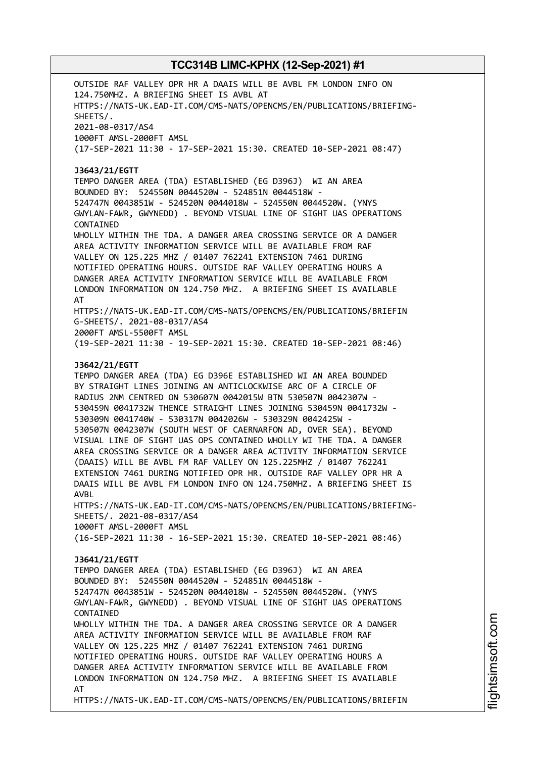OUTSIDE RAF VALLEY OPR HR A DAAIS WILL BE AVBL FM LONDON INFO ON 124.750MHZ. A BRIEFING SHEET IS AVBL AT HTTPS://NATS-UK.EAD-IT.COM/CMS-NATS/OPENCMS/EN/PUBLICATIONS/BRIEFING-SHEETS/.
2021-08-0317/AS4
1000FT AMSL-2000FT AMSL
(17-SEP-2021 11:30 - 17-SEP-2021 15:30. CREATED 10-SEP-2021 08:47)

**J3643/21/EGTT**
TEMPO DANGER AREA (TDA) ESTABLISHED (EG D396J) WI AN AREA BOUNDED BY: 524550N 0044520W - 524851N 0044518W - 524747N 0043851W - 524520N 0044018W - 524550N 0044520W. (YNYS GWYLAN-FAWR, GWYNEDD) . BEYOND VISUAL LINE OF SIGHT UAS OPERATIONS CONTAINED
WHOLLY WITHIN THE TDA. A DANGER AREA CROSSING SERVICE OR A DANGER AREA ACTIVITY INFORMATION SERVICE WILL BE AVAILABLE FROM RAF VALLEY ON 125.225 MHZ / 01407 762241 EXTENSION 7461 DURING NOTIFIED OPERATING HOURS. OUTSIDE RAF VALLEY OPERATING HOURS A DANGER AREA ACTIVITY INFORMATION SERVICE WILL BE AVAILABLE FROM LONDON INFORMATION ON 124.750 MHZ. A BRIEFING SHEET IS AVAILABLE AT
HTTPS://NATS-UK.EAD-IT.COM/CMS-NATS/OPENCMS/EN/PUBLICATIONS/BRIEFIN G-SHEETS/. 2021-08-0317/AS4
2000FT AMSL-5500FT AMSL
(19-SEP-2021 11:30 - 19-SEP-2021 15:30. CREATED 10-SEP-2021 08:46)

**J3642/21/EGTT**
TEMPO DANGER AREA (TDA) EG D396E ESTABLISHED WI AN AREA BOUNDED BY STRAIGHT LINES JOINING AN ANTICLOCKWISE ARC OF A CIRCLE OF RADIUS 2NM CENTRED ON 530607N 0042015W BTN 530507N 0042307W - 530459N 0041732W THENCE STRAIGHT LINES JOINING 530459N 0041732W - 530309N 0041740W - 530317N 0042026W - 530329N 0042425W - 530507N 0042307W (SOUTH WEST OF CAERNARFON AD, OVER SEA). BEYOND VISUAL LINE OF SIGHT UAS OPS CONTAINED WHOLLY WI THE TDA. A DANGER AREA CROSSING SERVICE OR A DANGER AREA ACTIVITY INFORMATION SERVICE (DAAIS) WILL BE AVBL FM RAF VALLEY ON 125.225MHZ / 01407 762241 EXTENSION 7461 DURING NOTIFIED OPR HR. OUTSIDE RAF VALLEY OPR HR A DAAIS WILL BE AVBL FM LONDON INFO ON 124.750MHZ. A BRIEFING SHEET IS AVBL
HTTPS://NATS-UK.EAD-IT.COM/CMS-NATS/OPENCMS/EN/PUBLICATIONS/BRIEFING-SHEETS/. 2021-08-0317/AS4
1000FT AMSL-2000FT AMSL
(16-SEP-2021 11:30 - 16-SEP-2021 15:30. CREATED 10-SEP-2021 08:46)

**J3641/21/EGTT**
TEMPO DANGER AREA (TDA) ESTABLISHED (EG D396J) WI AN AREA BOUNDED BY: 524550N 0044520W - 524851N 0044518W - 524747N 0043851W - 524520N 0044018W - 524550N 0044520W. (YNYS GWYLAN-FAWR, GWYNEDD) . BEYOND VISUAL LINE OF SIGHT UAS OPERATIONS CONTAINED
WHOLLY WITHIN THE TDA. A DANGER AREA CROSSING SERVICE OR A DANGER AREA ACTIVITY INFORMATION SERVICE WILL BE AVAILABLE FROM RAF VALLEY ON 125.225 MHZ / 01407 762241 EXTENSION 7461 DURING NOTIFIED OPERATING HOURS. OUTSIDE RAF VALLEY OPERATING HOURS A DANGER AREA ACTIVITY INFORMATION SERVICE WILL BE AVAILABLE FROM LONDON INFORMATION ON 124.750 MHZ. A BRIEFING SHEET IS AVAILABLE AT
HTTPS://NATS-UK.EAD-IT.COM/CMS-NATS/OPENCMS/EN/PUBLICATIONS/BRIEFIN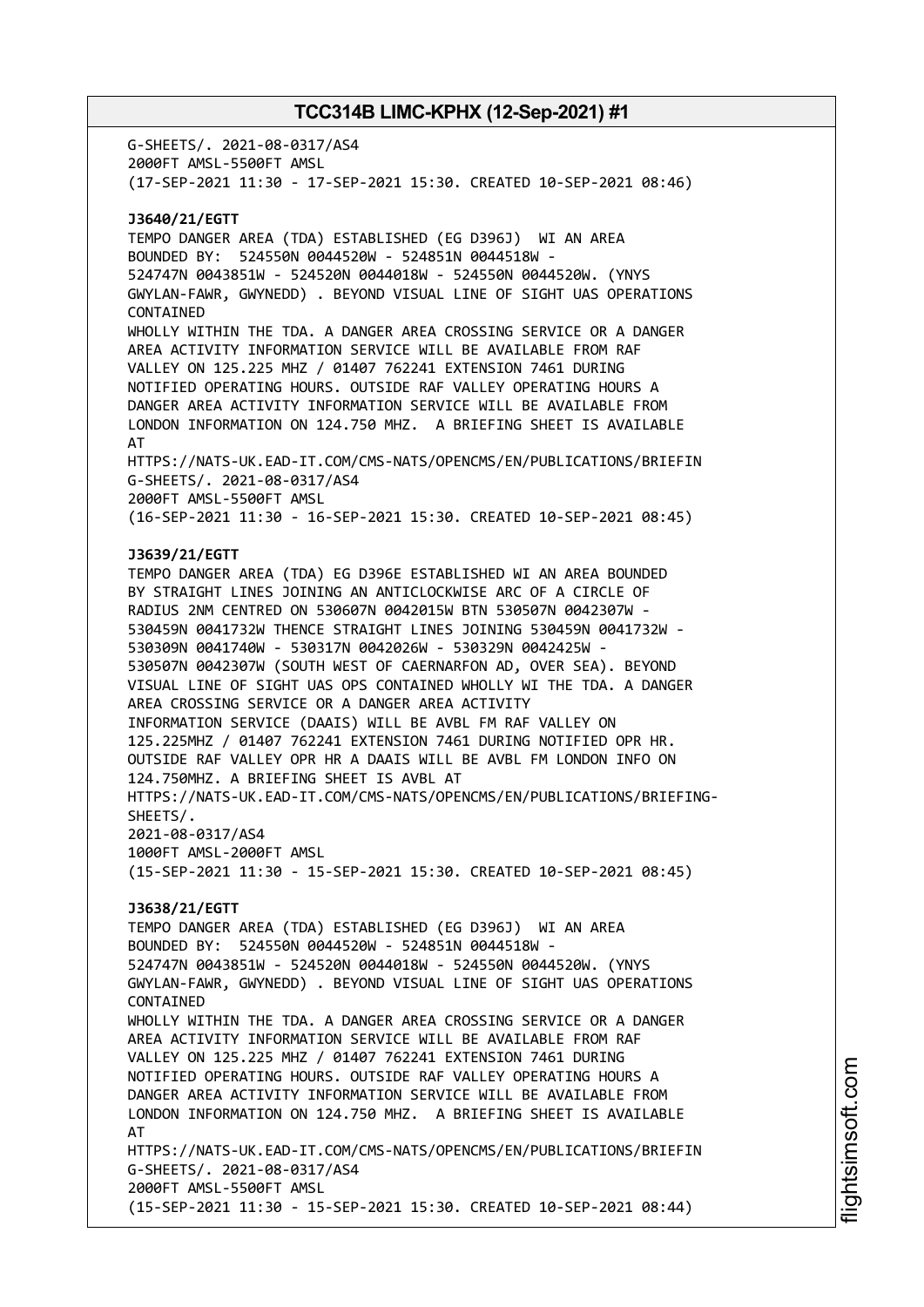G-SHEETS/. 2021-08-0317/AS4
2000FT AMSL-5500FT AMSL
(17-SEP-2021 11:30 - 17-SEP-2021 15:30. CREATED 10-SEP-2021 08:46)

**J3640/21/EGTT**
TEMPO DANGER AREA (TDA) ESTABLISHED (EG D396J) WI AN AREA BOUNDED BY: 524550N 0044520W - 524851N 0044518W - 524747N 0043851W - 524520N 0044018W - 524550N 0044520W. (YNYS GWYLAN-FAWR, GWYNEDD) . BEYOND VISUAL LINE OF SIGHT UAS OPERATIONS CONTAINED
WHOLLY WITHIN THE TDA. A DANGER AREA CROSSING SERVICE OR A DANGER AREA ACTIVITY INFORMATION SERVICE WILL BE AVAILABLE FROM RAF VALLEY ON 125.225 MHZ / 01407 762241 EXTENSION 7461 DURING NOTIFIED OPERATING HOURS. OUTSIDE RAF VALLEY OPERATING HOURS A DANGER AREA ACTIVITY INFORMATION SERVICE WILL BE AVAILABLE FROM LONDON INFORMATION ON 124.750 MHZ. A BRIEFING SHEET IS AVAILABLE AT
HTTPS://NATS-UK.EAD-IT.COM/CMS-NATS/OPENCMS/EN/PUBLICATIONS/BRIEFIN G-SHEETS/. 2021-08-0317/AS4
2000FT AMSL-5500FT AMSL
(16-SEP-2021 11:30 - 16-SEP-2021 15:30. CREATED 10-SEP-2021 08:45)

**J3639/21/EGTT**
TEMPO DANGER AREA (TDA) EG D396E ESTABLISHED WI AN AREA BOUNDED BY STRAIGHT LINES JOINING AN ANTICLOCKWISE ARC OF A CIRCLE OF RADIUS 2NM CENTRED ON 530607N 0042015W BTN 530507N 0042307W - 530459N 0041732W THENCE STRAIGHT LINES JOINING 530459N 0041732W - 530309N 0041740W - 530317N 0042026W - 530329N 0042425W - 530507N 0042307W (SOUTH WEST OF CAERNARFON AD, OVER SEA). BEYOND VISUAL LINE OF SIGHT UAS OPS CONTAINED WHOLLY WI THE TDA. A DANGER AREA CROSSING SERVICE OR A DANGER AREA ACTIVITY INFORMATION SERVICE (DAAIS) WILL BE AVBL FM RAF VALLEY ON 125.225MHZ / 01407 762241 EXTENSION 7461 DURING NOTIFIED OPR HR. OUTSIDE RAF VALLEY OPR HR A DAAIS WILL BE AVBL FM LONDON INFO ON 124.750MHZ. A BRIEFING SHEET IS AVBL AT
HTTPS://NATS-UK.EAD-IT.COM/CMS-NATS/OPENCMS/EN/PUBLICATIONS/BRIEFING-SHEETS/.
2021-08-0317/AS4
1000FT AMSL-2000FT AMSL
(15-SEP-2021 11:30 - 15-SEP-2021 15:30. CREATED 10-SEP-2021 08:45)

**J3638/21/EGTT**
TEMPO DANGER AREA (TDA) ESTABLISHED (EG D396J) WI AN AREA BOUNDED BY: 524550N 0044520W - 524851N 0044518W - 524747N 0043851W - 524520N 0044018W - 524550N 0044520W. (YNYS GWYLAN-FAWR, GWYNEDD) . BEYOND VISUAL LINE OF SIGHT UAS OPERATIONS CONTAINED
WHOLLY WITHIN THE TDA. A DANGER AREA CROSSING SERVICE OR A DANGER AREA ACTIVITY INFORMATION SERVICE WILL BE AVAILABLE FROM RAF VALLEY ON 125.225 MHZ / 01407 762241 EXTENSION 7461 DURING NOTIFIED OPERATING HOURS. OUTSIDE RAF VALLEY OPERATING HOURS A DANGER AREA ACTIVITY INFORMATION SERVICE WILL BE AVAILABLE FROM LONDON INFORMATION ON 124.750 MHZ. A BRIEFING SHEET IS AVAILABLE AT
HTTPS://NATS-UK.EAD-IT.COM/CMS-NATS/OPENCMS/EN/PUBLICATIONS/BRIEFIN G-SHEETS/. 2021-08-0317/AS4
2000FT AMSL-5500FT AMSL
(15-SEP-2021 11:30 - 15-SEP-2021 15:30. CREATED 10-SEP-2021 08:44)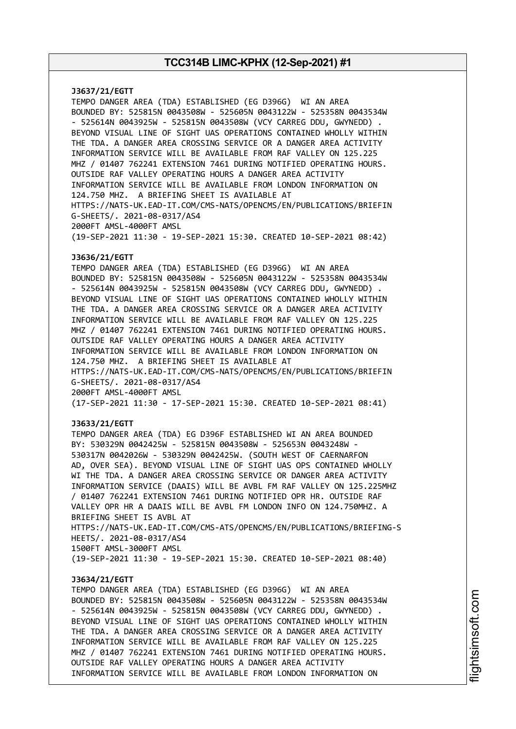**J3637/21/EGTT**
TEMPO DANGER AREA (TDA) ESTABLISHED (EG D396G) WI AN AREA BOUNDED BY: 525815N 0043508W - 525605N 0043122W - 525358N 0043534W - 525614N 0043925W - 525815N 0043508W (VCY CARREG DDU, GWYNEDD) . BEYOND VISUAL LINE OF SIGHT UAS OPERATIONS CONTAINED WHOLLY WITHIN THE TDA. A DANGER AREA CROSSING SERVICE OR A DANGER AREA ACTIVITY INFORMATION SERVICE WILL BE AVAILABLE FROM RAF VALLEY ON 125.225 MHZ / 01407 762241 EXTENSION 7461 DURING NOTIFIED OPERATING HOURS. OUTSIDE RAF VALLEY OPERATING HOURS A DANGER AREA ACTIVITY INFORMATION SERVICE WILL BE AVAILABLE FROM LONDON INFORMATION ON 124.750 MHZ. A BRIEFING SHEET IS AVAILABLE AT HTTPS://NATS-UK.EAD-IT.COM/CMS-NATS/OPENCMS/EN/PUBLICATIONS/BRIEFING-SHEETS/. 2021-08-0317/AS4
2000FT AMSL-4000FT AMSL
(19-SEP-2021 11:30 - 19-SEP-2021 15:30. CREATED 10-SEP-2021 08:42)

**J3636/21/EGTT**
TEMPO DANGER AREA (TDA) ESTABLISHED (EG D396G) WI AN AREA BOUNDED BY: 525815N 0043508W - 525605N 0043122W - 525358N 0043534W - 525614N 0043925W - 525815N 0043508W (VCY CARREG DDU, GWYNEDD) . BEYOND VISUAL LINE OF SIGHT UAS OPERATIONS CONTAINED WHOLLY WITHIN THE TDA. A DANGER AREA CROSSING SERVICE OR A DANGER AREA ACTIVITY INFORMATION SERVICE WILL BE AVAILABLE FROM RAF VALLEY ON 125.225 MHZ / 01407 762241 EXTENSION 7461 DURING NOTIFIED OPERATING HOURS. OUTSIDE RAF VALLEY OPERATING HOURS A DANGER AREA ACTIVITY INFORMATION SERVICE WILL BE AVAILABLE FROM LONDON INFORMATION ON 124.750 MHZ. A BRIEFING SHEET IS AVAILABLE AT HTTPS://NATS-UK.EAD-IT.COM/CMS-NATS/OPENCMS/EN/PUBLICATIONS/BRIEFING-SHEETS/. 2021-08-0317/AS4
2000FT AMSL-4000FT AMSL
(17-SEP-2021 11:30 - 17-SEP-2021 15:30. CREATED 10-SEP-2021 08:41)

**J3633/21/EGTT**
TEMPO DANGER AREA (TDA) EG D396F ESTABLISHED WI AN AREA BOUNDED BY: 530329N 0042425W - 525815N 0043508W - 525653N 0043248W - 530317N 0042026W - 530329N 0042425W. (SOUTH WEST OF CAERNARFON AD, OVER SEA). BEYOND VISUAL LINE OF SIGHT UAS OPS CONTAINED WHOLLY WI THE TDA. A DANGER AREA CROSSING SERVICE OR DANGER AREA ACTIVITY INFORMATION SERVICE (DAAIS) WILL BE AVBL FM RAF VALLEY ON 125.225MHZ / 01407 762241 EXTENSION 7461 DURING NOTIFIED OPR HR. OUTSIDE RAF VALLEY OPR HR A DAAIS WILL BE AVBL FM LONDON INFO ON 124.750MHZ. A BRIEFING SHEET IS AVBL AT HTTPS://NATS-UK.EAD-IT.COM/CMS-ATS/OPENCMS/EN/PUBLICATIONS/BRIEFING-SHEETS/. 2021-08-0317/AS4
1500FT AMSL-3000FT AMSL
(19-SEP-2021 11:30 - 19-SEP-2021 15:30. CREATED 10-SEP-2021 08:40)

**J3634/21/EGTT**
TEMPO DANGER AREA (TDA) ESTABLISHED (EG D396G) WI AN AREA BOUNDED BY: 525815N 0043508W - 525605N 0043122W - 525358N 0043534W - 525614N 0043925W - 525815N 0043508W (VCY CARREG DDU, GWYNEDD) . BEYOND VISUAL LINE OF SIGHT UAS OPERATIONS CONTAINED WHOLLY WITHIN THE TDA. A DANGER AREA CROSSING SERVICE OR A DANGER AREA ACTIVITY INFORMATION SERVICE WILL BE AVAILABLE FROM RAF VALLEY ON 125.225 MHZ / 01407 762241 EXTENSION 7461 DURING NOTIFIED OPERATING HOURS. OUTSIDE RAF VALLEY OPERATING HOURS A DANGER AREA ACTIVITY INFORMATION SERVICE WILL BE AVAILABLE FROM LONDON INFORMATION ON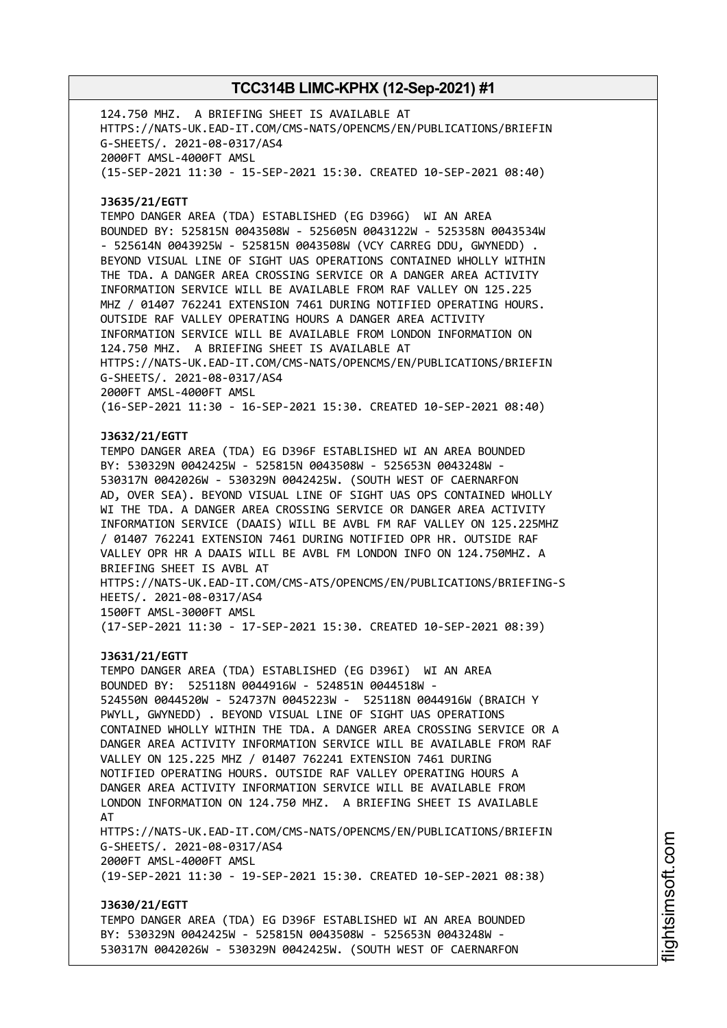124.750 MHZ. A BRIEFING SHEET IS AVAILABLE AT
HTTPS://NATS-UK.EAD-IT.COM/CMS-NATS/OPENCMS/EN/PUBLICATIONS/BRIEFIN
G-SHEETS/. 2021-08-0317/AS4
2000FT AMSL-4000FT AMSL
(15-SEP-2021 11:30 - 15-SEP-2021 15:30. CREATED 10-SEP-2021 08:40)

**J3635/21/EGTT**
TEMPO DANGER AREA (TDA) ESTABLISHED (EG D396G) WI AN AREA
BOUNDED BY: 525815N 0043508W - 525605N 0043122W - 525358N 0043534W
- 525614N 0043925W - 525815N 0043508W (VCY CARREG DDU, GWYNEDD) .
BEYOND VISUAL LINE OF SIGHT UAS OPERATIONS CONTAINED WHOLLY WITHIN
THE TDA. A DANGER AREA CROSSING SERVICE OR A DANGER AREA ACTIVITY
INFORMATION SERVICE WILL BE AVAILABLE FROM RAF VALLEY ON 125.225
MHZ / 01407 762241 EXTENSION 7461 DURING NOTIFIED OPERATING HOURS.
OUTSIDE RAF VALLEY OPERATING HOURS A DANGER AREA ACTIVITY
INFORMATION SERVICE WILL BE AVAILABLE FROM LONDON INFORMATION ON
124.750 MHZ. A BRIEFING SHEET IS AVAILABLE AT
HTTPS://NATS-UK.EAD-IT.COM/CMS-NATS/OPENCMS/EN/PUBLICATIONS/BRIEFIN
G-SHEETS/. 2021-08-0317/AS4
2000FT AMSL-4000FT AMSL
(16-SEP-2021 11:30 - 16-SEP-2021 15:30. CREATED 10-SEP-2021 08:40)

**J3632/21/EGTT**
TEMPO DANGER AREA (TDA) EG D396F ESTABLISHED WI AN AREA BOUNDED
BY: 530329N 0042425W - 525815N 0043508W - 525653N 0043248W -
530317N 0042026W - 530329N 0042425W. (SOUTH WEST OF CAERNARFON
AD, OVER SEA). BEYOND VISUAL LINE OF SIGHT UAS OPS CONTAINED WHOLLY
WI THE TDA. A DANGER AREA CROSSING SERVICE OR DANGER AREA ACTIVITY
INFORMATION SERVICE (DAAIS) WILL BE AVBL FM RAF VALLEY ON 125.225MHZ
/ 01407 762241 EXTENSION 7461 DURING NOTIFIED OPR HR. OUTSIDE RAF
VALLEY OPR HR A DAAIS WILL BE AVBL FM LONDON INFO ON 124.750MHZ. A
BRIEFING SHEET IS AVBL AT
HTTPS://NATS-UK.EAD-IT.COM/CMS-ATS/OPENCMS/EN/PUBLICATIONS/BRIEFING-S
HEETS/. 2021-08-0317/AS4
1500FT AMSL-3000FT AMSL
(17-SEP-2021 11:30 - 17-SEP-2021 15:30. CREATED 10-SEP-2021 08:39)

**J3631/21/EGTT**
TEMPO DANGER AREA (TDA) ESTABLISHED (EG D396I) WI AN AREA
BOUNDED BY: 525118N 0044916W - 524851N 0044518W -
524550N 0044520W - 524737N 0045223W - 525118N 0044916W (BRAICH Y
PWYLL, GWYNEDD) . BEYOND VISUAL LINE OF SIGHT UAS OPERATIONS
CONTAINED WHOLLY WITHIN THE TDA. A DANGER AREA CROSSING SERVICE OR A
DANGER AREA ACTIVITY INFORMATION SERVICE WILL BE AVAILABLE FROM RAF
VALLEY ON 125.225 MHZ / 01407 762241 EXTENSION 7461 DURING
NOTIFIED OPERATING HOURS. OUTSIDE RAF VALLEY OPERATING HOURS A
DANGER AREA ACTIVITY INFORMATION SERVICE WILL BE AVAILABLE FROM
LONDON INFORMATION ON 124.750 MHZ. A BRIEFING SHEET IS AVAILABLE
AT
HTTPS://NATS-UK.EAD-IT.COM/CMS-NATS/OPENCMS/EN/PUBLICATIONS/BRIEFIN
G-SHEETS/. 2021-08-0317/AS4
2000FT AMSL-4000FT AMSL
(19-SEP-2021 11:30 - 19-SEP-2021 15:30. CREATED 10-SEP-2021 08:38)

**J3630/21/EGTT**
TEMPO DANGER AREA (TDA) EG D396F ESTABLISHED WI AN AREA BOUNDED
BY: 530329N 0042425W - 525815N 0043508W - 525653N 0043248W -
530317N 0042026W - 530329N 0042425W. (SOUTH WEST OF CAERNARFON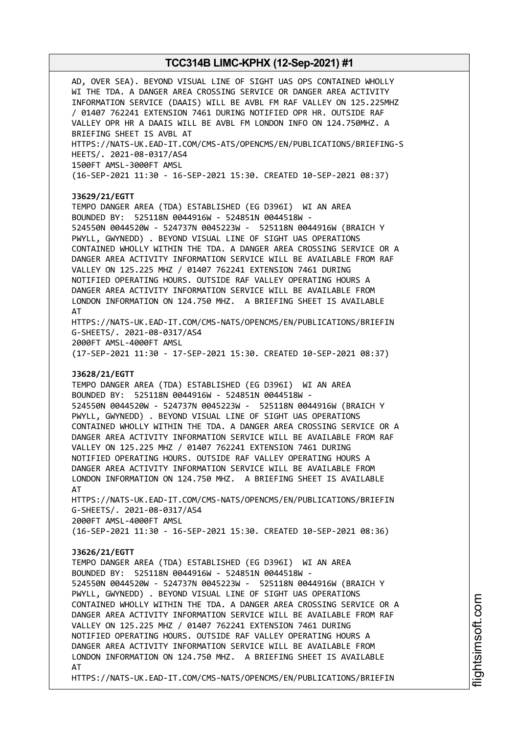AD, OVER SEA). BEYOND VISUAL LINE OF SIGHT UAS OPS CONTAINED WHOLLY WI THE TDA. A DANGER AREA CROSSING SERVICE OR DANGER AREA ACTIVITY INFORMATION SERVICE (DAAIS) WILL BE AVBL FM RAF VALLEY ON 125.225MHZ / 01407 762241 EXTENSION 7461 DURING NOTIFIED OPR HR. OUTSIDE RAF VALLEY OPR HR A DAAIS WILL BE AVBL FM LONDON INFO ON 124.750MHZ. A BRIEFING SHEET IS AVBL AT
HTTPS://NATS-UK.EAD-IT.COM/CMS-ATS/OPENCMS/EN/PUBLICATIONS/BRIEFING-SHEETS/. 2021-08-0317/AS4
1500FT AMSL-3000FT AMSL
(16-SEP-2021 11:30 - 16-SEP-2021 15:30. CREATED 10-SEP-2021 08:37)

**J3629/21/EGTT**
TEMPO DANGER AREA (TDA) ESTABLISHED (EG D396I) WI AN AREA BOUNDED BY: 525118N 0044916W - 524851N 0044518W - 524550N 0044520W - 524737N 0045223W - 525118N 0044916W (BRAICH Y PWYLL, GWYNEDD) . BEYOND VISUAL LINE OF SIGHT UAS OPERATIONS CONTAINED WHOLLY WITHIN THE TDA. A DANGER AREA CROSSING SERVICE OR A DANGER AREA ACTIVITY INFORMATION SERVICE WILL BE AVAILABLE FROM RAF VALLEY ON 125.225 MHZ / 01407 762241 EXTENSION 7461 DURING NOTIFIED OPERATING HOURS. OUTSIDE RAF VALLEY OPERATING HOURS A DANGER AREA ACTIVITY INFORMATION SERVICE WILL BE AVAILABLE FROM LONDON INFORMATION ON 124.750 MHZ. A BRIEFING SHEET IS AVAILABLE AT
HTTPS://NATS-UK.EAD-IT.COM/CMS-NATS/OPENCMS/EN/PUBLICATIONS/BRIEFING-SHEETS/. 2021-08-0317/AS4
2000FT AMSL-4000FT AMSL
(17-SEP-2021 11:30 - 17-SEP-2021 15:30. CREATED 10-SEP-2021 08:37)

**J3628/21/EGTT**
TEMPO DANGER AREA (TDA) ESTABLISHED (EG D396I) WI AN AREA BOUNDED BY: 525118N 0044916W - 524851N 0044518W - 524550N 0044520W - 524737N 0045223W - 525118N 0044916W (BRAICH Y PWYLL, GWYNEDD) . BEYOND VISUAL LINE OF SIGHT UAS OPERATIONS CONTAINED WHOLLY WITHIN THE TDA. A DANGER AREA CROSSING SERVICE OR A DANGER AREA ACTIVITY INFORMATION SERVICE WILL BE AVAILABLE FROM RAF VALLEY ON 125.225 MHZ / 01407 762241 EXTENSION 7461 DURING NOTIFIED OPERATING HOURS. OUTSIDE RAF VALLEY OPERATING HOURS A DANGER AREA ACTIVITY INFORMATION SERVICE WILL BE AVAILABLE FROM LONDON INFORMATION ON 124.750 MHZ. A BRIEFING SHEET IS AVAILABLE AT
HTTPS://NATS-UK.EAD-IT.COM/CMS-NATS/OPENCMS/EN/PUBLICATIONS/BRIEFING-SHEETS/. 2021-08-0317/AS4
2000FT AMSL-4000FT AMSL
(16-SEP-2021 11:30 - 16-SEP-2021 15:30. CREATED 10-SEP-2021 08:36)

**J3626/21/EGTT**
TEMPO DANGER AREA (TDA) ESTABLISHED (EG D396I) WI AN AREA BOUNDED BY: 525118N 0044916W - 524851N 0044518W - 524550N 0044520W - 524737N 0045223W - 525118N 0044916W (BRAICH Y PWYLL, GWYNEDD) . BEYOND VISUAL LINE OF SIGHT UAS OPERATIONS CONTAINED WHOLLY WITHIN THE TDA. A DANGER AREA CROSSING SERVICE OR A DANGER AREA ACTIVITY INFORMATION SERVICE WILL BE AVAILABLE FROM RAF VALLEY ON 125.225 MHZ / 01407 762241 EXTENSION 7461 DURING NOTIFIED OPERATING HOURS. OUTSIDE RAF VALLEY OPERATING HOURS A DANGER AREA ACTIVITY INFORMATION SERVICE WILL BE AVAILABLE FROM LONDON INFORMATION ON 124.750 MHZ. A BRIEFING SHEET IS AVAILABLE AT
HTTPS://NATS-UK.EAD-IT.COM/CMS-NATS/OPENCMS/EN/PUBLICATIONS/BRIEFIN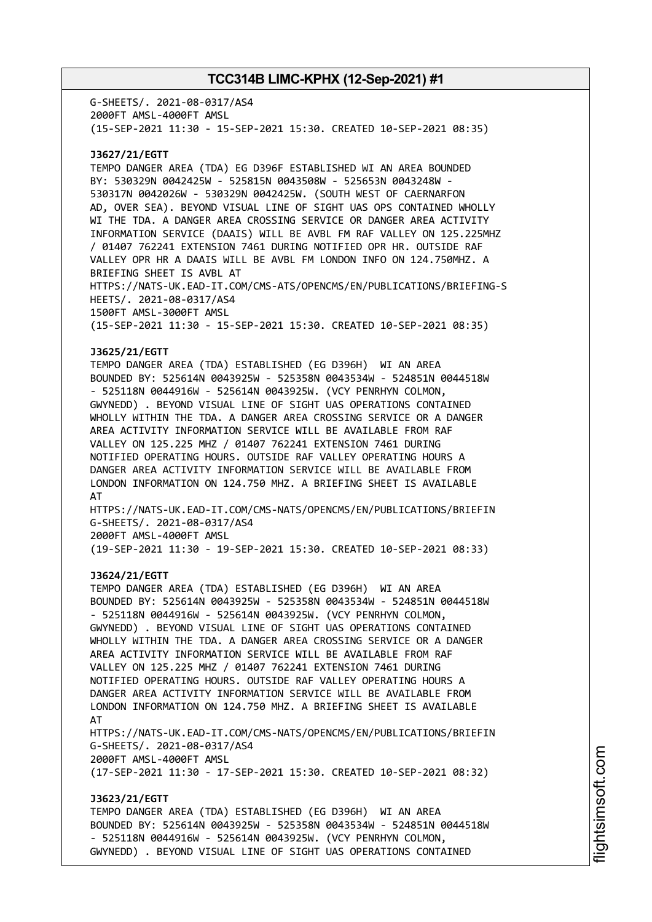G-SHEETS/. 2021-08-0317/AS4
2000FT AMSL-4000FT AMSL
(15-SEP-2021 11:30 - 15-SEP-2021 15:30. CREATED 10-SEP-2021 08:35)

**J3627/21/EGTT**
TEMPO DANGER AREA (TDA) EG D396F ESTABLISHED WI AN AREA BOUNDED BY: 530329N 0042425W - 525815N 0043508W - 525653N 0043248W - 530317N 0042026W - 530329N 0042425W. (SOUTH WEST OF CAERNARFON AD, OVER SEA). BEYOND VISUAL LINE OF SIGHT UAS OPS CONTAINED WHOLLY WI THE TDA. A DANGER AREA CROSSING SERVICE OR DANGER AREA ACTIVITY INFORMATION SERVICE (DAAIS) WILL BE AVBL FM RAF VALLEY ON 125.225MHZ / 01407 762241 EXTENSION 7461 DURING NOTIFIED OPR HR. OUTSIDE RAF VALLEY OPR HR A DAAIS WILL BE AVBL FM LONDON INFO ON 124.750MHZ. A BRIEFING SHEET IS AVBL AT
HTTPS://NATS-UK.EAD-IT.COM/CMS-ATS/OPENCMS/EN/PUBLICATIONS/BRIEFING-SHEETS/. 2021-08-0317/AS4
1500FT AMSL-3000FT AMSL
(15-SEP-2021 11:30 - 15-SEP-2021 15:30. CREATED 10-SEP-2021 08:35)

**J3625/21/EGTT**
TEMPO DANGER AREA (TDA) ESTABLISHED (EG D396H) WI AN AREA BOUNDED BY: 525614N 0043925W - 525358N 0043534W - 524851N 0044518W - 525118N 0044916W - 525614N 0043925W. (VCY PENRHYN COLMON, GWYNEDD) . BEYOND VISUAL LINE OF SIGHT UAS OPERATIONS CONTAINED WHOLLY WITHIN THE TDA. A DANGER AREA CROSSING SERVICE OR A DANGER AREA ACTIVITY INFORMATION SERVICE WILL BE AVAILABLE FROM RAF VALLEY ON 125.225 MHZ / 01407 762241 EXTENSION 7461 DURING NOTIFIED OPERATING HOURS. OUTSIDE RAF VALLEY OPERATING HOURS A DANGER AREA ACTIVITY INFORMATION SERVICE WILL BE AVAILABLE FROM LONDON INFORMATION ON 124.750 MHZ. A BRIEFING SHEET IS AVAILABLE AT
HTTPS://NATS-UK.EAD-IT.COM/CMS-NATS/OPENCMS/EN/PUBLICATIONS/BRIEFING-SHEETS/. 2021-08-0317/AS4
2000FT AMSL-4000FT AMSL
(19-SEP-2021 11:30 - 19-SEP-2021 15:30. CREATED 10-SEP-2021 08:33)

**J3624/21/EGTT**
TEMPO DANGER AREA (TDA) ESTABLISHED (EG D396H) WI AN AREA BOUNDED BY: 525614N 0043925W - 525358N 0043534W - 524851N 0044518W - 525118N 0044916W - 525614N 0043925W. (VCY PENRHYN COLMON, GWYNEDD) . BEYOND VISUAL LINE OF SIGHT UAS OPERATIONS CONTAINED WHOLLY WITHIN THE TDA. A DANGER AREA CROSSING SERVICE OR A DANGER AREA ACTIVITY INFORMATION SERVICE WILL BE AVAILABLE FROM RAF VALLEY ON 125.225 MHZ / 01407 762241 EXTENSION 7461 DURING NOTIFIED OPERATING HOURS. OUTSIDE RAF VALLEY OPERATING HOURS A DANGER AREA ACTIVITY INFORMATION SERVICE WILL BE AVAILABLE FROM LONDON INFORMATION ON 124.750 MHZ. A BRIEFING SHEET IS AVAILABLE AT
HTTPS://NATS-UK.EAD-IT.COM/CMS-NATS/OPENCMS/EN/PUBLICATIONS/BRIEFING-SHEETS/. 2021-08-0317/AS4
2000FT AMSL-4000FT AMSL
(17-SEP-2021 11:30 - 17-SEP-2021 15:30. CREATED 10-SEP-2021 08:32)

**J3623/21/EGTT**
TEMPO DANGER AREA (TDA) ESTABLISHED (EG D396H) WI AN AREA BOUNDED BY: 525614N 0043925W - 525358N 0043534W - 524851N 0044518W - 525118N 0044916W - 525614N 0043925W. (VCY PENRHYN COLMON, GWYNEDD) . BEYOND VISUAL LINE OF SIGHT UAS OPERATIONS CONTAINED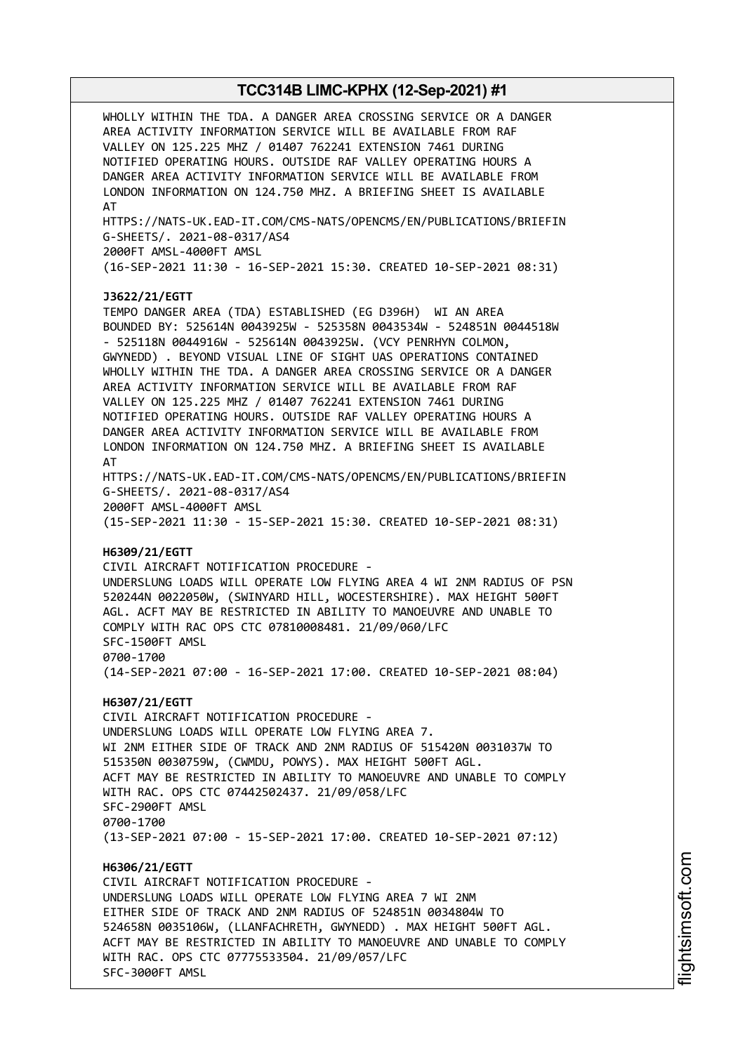WHOLLY WITHIN THE TDA. A DANGER AREA CROSSING SERVICE OR A DANGER AREA ACTIVITY INFORMATION SERVICE WILL BE AVAILABLE FROM RAF VALLEY ON 125.225 MHZ / 01407 762241 EXTENSION 7461 DURING NOTIFIED OPERATING HOURS. OUTSIDE RAF VALLEY OPERATING HOURS A DANGER AREA ACTIVITY INFORMATION SERVICE WILL BE AVAILABLE FROM LONDON INFORMATION ON 124.750 MHZ. A BRIEFING SHEET IS AVAILABLE AT
HTTPS://NATS-UK.EAD-IT.COM/CMS-NATS/OPENCMS/EN/PUBLICATIONS/BRIEFIN G-SHEETS/. 2021-08-0317/AS4
2000FT AMSL-4000FT AMSL
(16-SEP-2021 11:30 - 16-SEP-2021 15:30. CREATED 10-SEP-2021 08:31)

**J3622/21/EGTT**
TEMPO DANGER AREA (TDA) ESTABLISHED (EG D396H) WI AN AREA BOUNDED BY: 525614N 0043925W - 525358N 0043534W - 524851N 0044518W - 525118N 0044916W - 525614N 0043925W. (VCY PENRHYN COLMON, GWYNEDD) . BEYOND VISUAL LINE OF SIGHT UAS OPERATIONS CONTAINED WHOLLY WITHIN THE TDA. A DANGER AREA CROSSING SERVICE OR A DANGER AREA ACTIVITY INFORMATION SERVICE WILL BE AVAILABLE FROM RAF VALLEY ON 125.225 MHZ / 01407 762241 EXTENSION 7461 DURING NOTIFIED OPERATING HOURS. OUTSIDE RAF VALLEY OPERATING HOURS A DANGER AREA ACTIVITY INFORMATION SERVICE WILL BE AVAILABLE FROM LONDON INFORMATION ON 124.750 MHZ. A BRIEFING SHEET IS AVAILABLE AT
HTTPS://NATS-UK.EAD-IT.COM/CMS-NATS/OPENCMS/EN/PUBLICATIONS/BRIEFIN G-SHEETS/. 2021-08-0317/AS4
2000FT AMSL-4000FT AMSL
(15-SEP-2021 11:30 - 15-SEP-2021 15:30. CREATED 10-SEP-2021 08:31)

**H6309/21/EGTT**
CIVIL AIRCRAFT NOTIFICATION PROCEDURE -
UNDERSLUNG LOADS WILL OPERATE LOW FLYING AREA 4 WI 2NM RADIUS OF PSN 520244N 0022050W, (SWINYARD HILL, WOCESTERSHIRE). MAX HEIGHT 500FT AGL. ACFT MAY BE RESTRICTED IN ABILITY TO MANOEUVRE AND UNABLE TO COMPLY WITH RAC OPS CTC 07810008481. 21/09/060/LFC
SFC-1500FT AMSL
0700-1700
(14-SEP-2021 07:00 - 16-SEP-2021 17:00. CREATED 10-SEP-2021 08:04)

**H6307/21/EGTT**
CIVIL AIRCRAFT NOTIFICATION PROCEDURE -
UNDERSLUNG LOADS WILL OPERATE LOW FLYING AREA 7.
WI 2NM EITHER SIDE OF TRACK AND 2NM RADIUS OF 515420N 0031037W TO 515350N 0030759W, (CWMDU, POWYS). MAX HEIGHT 500FT AGL.
ACFT MAY BE RESTRICTED IN ABILITY TO MANOEUVRE AND UNABLE TO COMPLY WITH RAC. OPS CTC 07442502437. 21/09/058/LFC
SFC-2900FT AMSL
0700-1700
(13-SEP-2021 07:00 - 15-SEP-2021 17:00. CREATED 10-SEP-2021 07:12)

**H6306/21/EGTT**
CIVIL AIRCRAFT NOTIFICATION PROCEDURE -
UNDERSLUNG LOADS WILL OPERATE LOW FLYING AREA 7 WI 2NM EITHER SIDE OF TRACK AND 2NM RADIUS OF 524851N 0034804W TO 524658N 0035106W, (LLANFACHRETH, GWYNEDD) . MAX HEIGHT 500FT AGL. ACFT MAY BE RESTRICTED IN ABILITY TO MANOEUVRE AND UNABLE TO COMPLY WITH RAC. OPS CTC 07775533504. 21/09/057/LFC
SFC-3000FT AMSL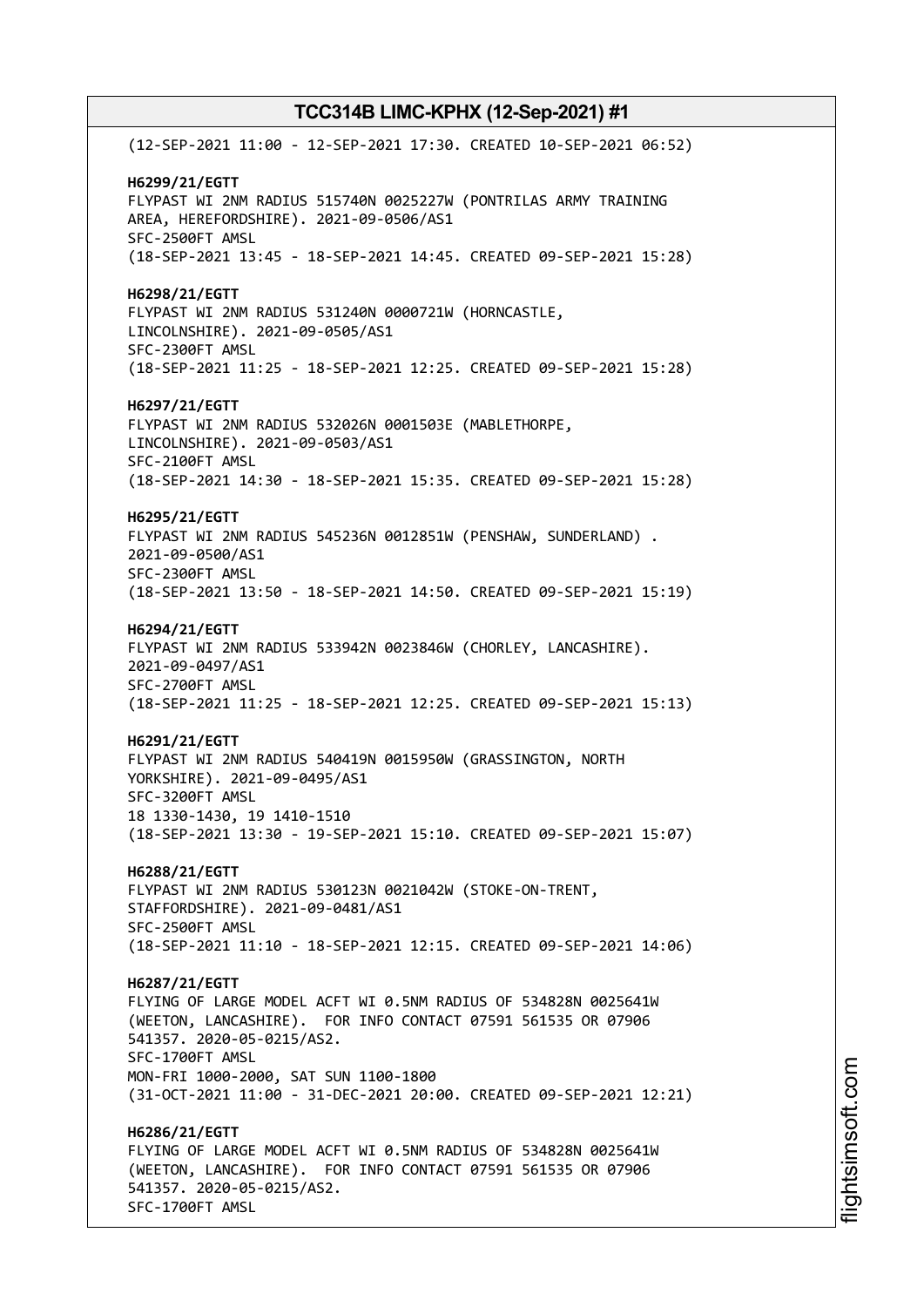(12-SEP-2021 11:00 - 12-SEP-2021 17:30. CREATED 10-SEP-2021 06:52)

**H6299/21/EGTT**
FLYPAST WI 2NM RADIUS 515740N 0025227W (PONTRILAS ARMY TRAINING AREA, HEREFORDSHIRE). 2021-09-0506/AS1
SFC-2500FT AMSL
(18-SEP-2021 13:45 - 18-SEP-2021 14:45. CREATED 09-SEP-2021 15:28)

**H6298/21/EGTT**
FLYPAST WI 2NM RADIUS 531240N 0000721W (HORNCASTLE, LINCOLNSHIRE). 2021-09-0505/AS1
SFC-2300FT AMSL
(18-SEP-2021 11:25 - 18-SEP-2021 12:25. CREATED 09-SEP-2021 15:28)

**H6297/21/EGTT**
FLYPAST WI 2NM RADIUS 532026N 0001503E (MABLETHORPE, LINCOLNSHIRE). 2021-09-0503/AS1
SFC-2100FT AMSL
(18-SEP-2021 14:30 - 18-SEP-2021 15:35. CREATED 09-SEP-2021 15:28)

**H6295/21/EGTT**
FLYPAST WI 2NM RADIUS 545236N 0012851W (PENSHAW, SUNDERLAND) .
2021-09-0500/AS1
SFC-2300FT AMSL
(18-SEP-2021 13:50 - 18-SEP-2021 14:50. CREATED 09-SEP-2021 15:19)

**H6294/21/EGTT**
FLYPAST WI 2NM RADIUS 533942N 0023846W (CHORLEY, LANCASHIRE).
2021-09-0497/AS1
SFC-2700FT AMSL
(18-SEP-2021 11:25 - 18-SEP-2021 12:25. CREATED 09-SEP-2021 15:13)

**H6291/21/EGTT**
FLYPAST WI 2NM RADIUS 540419N 0015950W (GRASSINGTON, NORTH YORKSHIRE). 2021-09-0495/AS1
SFC-3200FT AMSL
18 1330-1430, 19 1410-1510
(18-SEP-2021 13:30 - 19-SEP-2021 15:10. CREATED 09-SEP-2021 15:07)

**H6288/21/EGTT**
FLYPAST WI 2NM RADIUS 530123N 0021042W (STOKE-ON-TRENT, STAFFORDSHIRE). 2021-09-0481/AS1
SFC-2500FT AMSL
(18-SEP-2021 11:10 - 18-SEP-2021 12:15. CREATED 09-SEP-2021 14:06)

**H6287/21/EGTT**
FLYING OF LARGE MODEL ACFT WI 0.5NM RADIUS OF 534828N 0025641W (WEETON, LANCASHIRE). FOR INFO CONTACT 07591 561535 OR 07906 541357. 2020-05-0215/AS2.
SFC-1700FT AMSL
MON-FRI 1000-2000, SAT SUN 1100-1800
(31-OCT-2021 11:00 - 31-DEC-2021 20:00. CREATED 09-SEP-2021 12:21)

**H6286/21/EGTT**
FLYING OF LARGE MODEL ACFT WI 0.5NM RADIUS OF 534828N 0025641W (WEETON, LANCASHIRE). FOR INFO CONTACT 07591 561535 OR 07906 541357. 2020-05-0215/AS2.
SFC-1700FT AMSL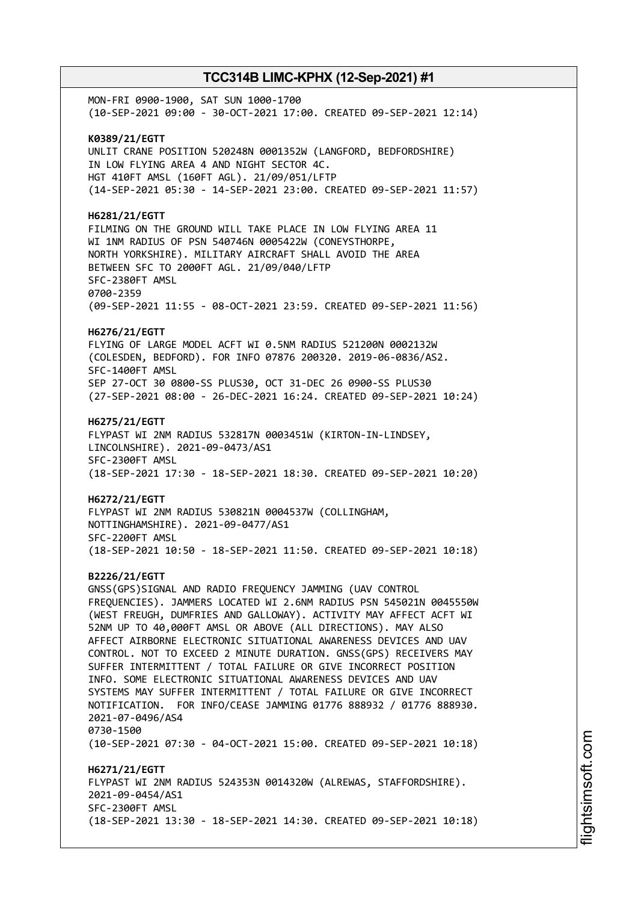MON-FRI 0900-1900, SAT SUN 1000-1700
(10-SEP-2021 09:00 - 30-OCT-2021 17:00. CREATED 09-SEP-2021 12:14)

**K0389/21/EGTT**
UNLIT CRANE POSITION 520248N 0001352W (LANGFORD, BEDFORDSHIRE)
IN LOW FLYING AREA 4 AND NIGHT SECTOR 4C.
HGT 410FT AMSL (160FT AGL). 21/09/051/LFTP
(14-SEP-2021 05:30 - 14-SEP-2021 23:00. CREATED 09-SEP-2021 11:57)

**H6281/21/EGTT**
FILMING ON THE GROUND WILL TAKE PLACE IN LOW FLYING AREA 11
WI 1NM RADIUS OF PSN 540746N 0005422W (CONEYSTHORPE,
NORTH YORKSHIRE). MILITARY AIRCRAFT SHALL AVOID THE AREA
BETWEEN SFC TO 2000FT AGL. 21/09/040/LFTP
SFC-2380FT AMSL
0700-2359
(09-SEP-2021 11:55 - 08-OCT-2021 23:59. CREATED 09-SEP-2021 11:56)

**H6276/21/EGTT**
FLYING OF LARGE MODEL ACFT WI 0.5NM RADIUS 521200N 0002132W
(COLESDEN, BEDFORD). FOR INFO 07876 200320. 2019-06-0836/AS2.
SFC-1400FT AMSL
SEP 27-OCT 30 0800-SS PLUS30, OCT 31-DEC 26 0900-SS PLUS30
(27-SEP-2021 08:00 - 26-DEC-2021 16:24. CREATED 09-SEP-2021 10:24)

**H6275/21/EGTT**
FLYPAST WI 2NM RADIUS 532817N 0003451W (KIRTON-IN-LINDSEY,
LINCOLNSHIRE). 2021-09-0473/AS1
SFC-2300FT AMSL
(18-SEP-2021 17:30 - 18-SEP-2021 18:30. CREATED 09-SEP-2021 10:20)

**H6272/21/EGTT**
FLYPAST WI 2NM RADIUS 530821N 0004537W (COLLINGHAM,
NOTTINGHAMSHIRE). 2021-09-0477/AS1
SFC-2200FT AMSL
(18-SEP-2021 10:50 - 18-SEP-2021 11:50. CREATED 09-SEP-2021 10:18)

**B2226/21/EGTT**
GNSS(GPS)SIGNAL AND RADIO FREQUENCY JAMMING (UAV CONTROL
FREQUENCIES). JAMMERS LOCATED WI 2.6NM RADIUS PSN 545021N 0045550W
(WEST FREUGH, DUMFRIES AND GALLOWAY). ACTIVITY MAY AFFECT ACFT WI
52NM UP TO 40,000FT AMSL OR ABOVE (ALL DIRECTIONS). MAY ALSO
AFFECT AIRBORNE ELECTRONIC SITUATIONAL AWARENESS DEVICES AND UAV
CONTROL. NOT TO EXCEED 2 MINUTE DURATION. GNSS(GPS) RECEIVERS MAY
SUFFER INTERMITTENT / TOTAL FAILURE OR GIVE INCORRECT POSITION
INFO. SOME ELECTRONIC SITUATIONAL AWARENESS DEVICES AND UAV
SYSTEMS MAY SUFFER INTERMITTENT / TOTAL FAILURE OR GIVE INCORRECT
NOTIFICATION. FOR INFO/CEASE JAMMING 01776 888932 / 01776 888930.
2021-07-0496/AS4
0730-1500
(10-SEP-2021 07:30 - 04-OCT-2021 15:00. CREATED 09-SEP-2021 10:18)

**H6271/21/EGTT**
FLYPAST WI 2NM RADIUS 524353N 0014320W (ALREWAS, STAFFORDSHIRE).
2021-09-0454/AS1
SFC-2300FT AMSL
(18-SEP-2021 13:30 - 18-SEP-2021 14:30. CREATED 09-SEP-2021 10:18)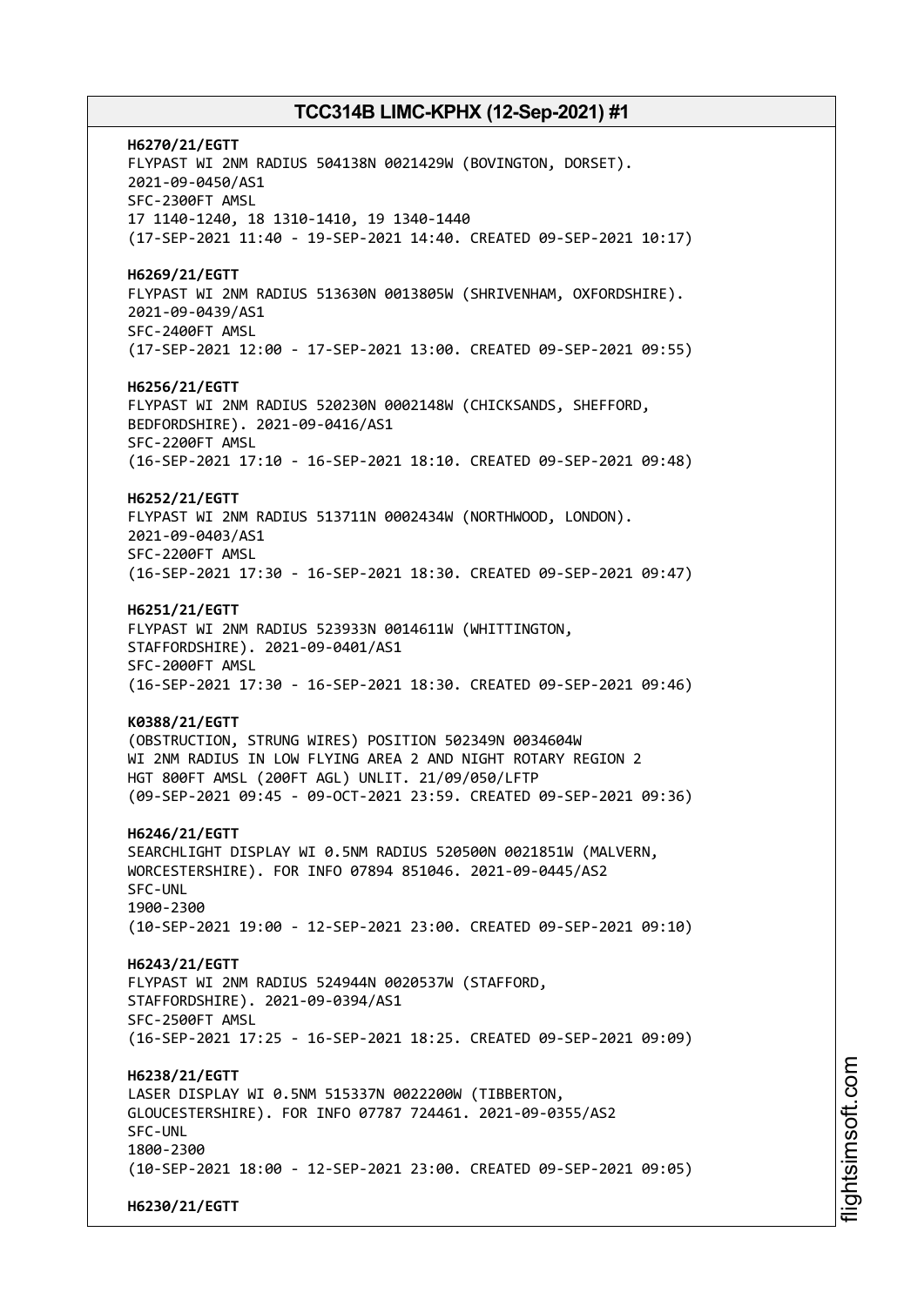**H6270/21/EGTT**
FLYPAST WI 2NM RADIUS 504138N 0021429W (BOVINGTON, DORSET).
2021-09-0450/AS1
SFC-2300FT AMSL
17 1140-1240, 18 1310-1410, 19 1340-1440
(17-SEP-2021 11:40 - 19-SEP-2021 14:40. CREATED 09-SEP-2021 10:17)

**H6269/21/EGTT**
FLYPAST WI 2NM RADIUS 513630N 0013805W (SHRIVENHAM, OXFORDSHIRE).
2021-09-0439/AS1
SFC-2400FT AMSL
(17-SEP-2021 12:00 - 17-SEP-2021 13:00. CREATED 09-SEP-2021 09:55)

**H6256/21/EGTT**
FLYPAST WI 2NM RADIUS 520230N 0002148W (CHICKSANDS, SHEFFORD,
BEDFORDSHIRE). 2021-09-0416/AS1
SFC-2200FT AMSL
(16-SEP-2021 17:10 - 16-SEP-2021 18:10. CREATED 09-SEP-2021 09:48)

**H6252/21/EGTT**
FLYPAST WI 2NM RADIUS 513711N 0002434W (NORTHWOOD, LONDON).
2021-09-0403/AS1
SFC-2200FT AMSL
(16-SEP-2021 17:30 - 16-SEP-2021 18:30. CREATED 09-SEP-2021 09:47)

**H6251/21/EGTT**
FLYPAST WI 2NM RADIUS 523933N 0014611W (WHITTINGTON,
STAFFORDSHIRE). 2021-09-0401/AS1
SFC-2000FT AMSL
(16-SEP-2021 17:30 - 16-SEP-2021 18:30. CREATED 09-SEP-2021 09:46)

**K0388/21/EGTT**
(OBSTRUCTION, STRUNG WIRES) POSITION 502349N 0034604W
WI 2NM RADIUS IN LOW FLYING AREA 2 AND NIGHT ROTARY REGION 2
HGT 800FT AMSL (200FT AGL) UNLIT. 21/09/050/LFTP
(09-SEP-2021 09:45 - 09-OCT-2021 23:59. CREATED 09-SEP-2021 09:36)

**H6246/21/EGTT**
SEARCHLIGHT DISPLAY WI 0.5NM RADIUS 520500N 0021851W (MALVERN,
WORCESTERSHIRE). FOR INFO 07894 851046. 2021-09-0445/AS2
SFC-UNL
1900-2300
(10-SEP-2021 19:00 - 12-SEP-2021 23:00. CREATED 09-SEP-2021 09:10)

**H6243/21/EGTT**
FLYPAST WI 2NM RADIUS 524944N 0020537W (STAFFORD,
STAFFORDSHIRE). 2021-09-0394/AS1
SFC-2500FT AMSL
(16-SEP-2021 17:25 - 16-SEP-2021 18:25. CREATED 09-SEP-2021 09:09)

**H6238/21/EGTT**
LASER DISPLAY WI 0.5NM 515337N 0022200W (TIBBERTON,
GLOUCESTERSHIRE). FOR INFO 07787 724461. 2021-09-0355/AS2
SFC-UNL
1800-2300
(10-SEP-2021 18:00 - 12-SEP-2021 23:00. CREATED 09-SEP-2021 09:05)

**H6230/21/EGTT**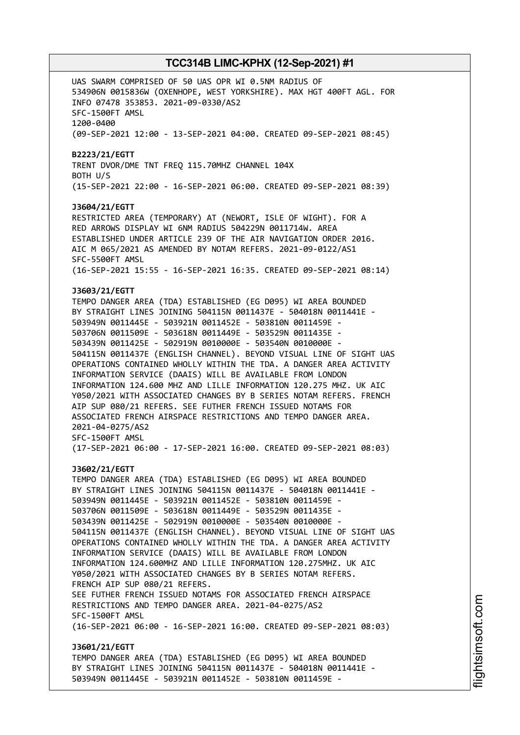UAS SWARM COMPRISED OF 50 UAS OPR WI 0.5NM RADIUS OF
534906N 0015836W (OXENHOPE, WEST YORKSHIRE). MAX HGT 400FT AGL. FOR
INFO 07478 353853. 2021-09-0330/AS2
SFC-1500FT AMSL
1200-0400
(09-SEP-2021 12:00 - 13-SEP-2021 04:00. CREATED 09-SEP-2021 08:45)

**B2223/21/EGTT**
TRENT DVOR/DME TNT FREQ 115.70MHZ CHANNEL 104X
BOTH U/S
(15-SEP-2021 22:00 - 16-SEP-2021 06:00. CREATED 09-SEP-2021 08:39)

**J3604/21/EGTT**
RESTRICTED AREA (TEMPORARY) AT (NEWORT, ISLE OF WIGHT). FOR A
RED ARROWS DISPLAY WI 6NM RADIUS 504229N 0011714W. AREA
ESTABLISHED UNDER ARTICLE 239 OF THE AIR NAVIGATION ORDER 2016.
AIC M 065/2021 AS AMENDED BY NOTAM REFERS. 2021-09-0122/AS1
SFC-5500FT AMSL
(16-SEP-2021 15:55 - 16-SEP-2021 16:35. CREATED 09-SEP-2021 08:14)

**J3603/21/EGTT**
TEMPO DANGER AREA (TDA) ESTABLISHED (EG D095) WI AREA BOUNDED
BY STRAIGHT LINES JOINING 504115N 0011437E - 504018N 0011441E -
503949N 0011445E - 503921N 0011452E - 503810N 0011459E -
503706N 0011509E - 503618N 0011449E - 503529N 0011435E -
503439N 0011425E - 502919N 0010000E - 503540N 0010000E -
504115N 0011437E (ENGLISH CHANNEL). BEYOND VISUAL LINE OF SIGHT UAS
OPERATIONS CONTAINED WHOLLY WITHIN THE TDA. A DANGER AREA ACTIVITY
INFORMATION SERVICE (DAAIS) WILL BE AVAILABLE FROM LONDON
INFORMATION 124.600 MHZ AND LILLE INFORMATION 120.275 MHZ. UK AIC
Y050/2021 WITH ASSOCIATED CHANGES BY B SERIES NOTAM REFERS. FRENCH
AIP SUP 080/21 REFERS. SEE FUTHER FRENCH ISSUED NOTAMS FOR
ASSOCIATED FRENCH AIRSPACE RESTRICTIONS AND TEMPO DANGER AREA.
2021-04-0275/AS2
SFC-1500FT AMSL
(17-SEP-2021 06:00 - 17-SEP-2021 16:00. CREATED 09-SEP-2021 08:03)

**J3602/21/EGTT**
TEMPO DANGER AREA (TDA) ESTABLISHED (EG D095) WI AREA BOUNDED
BY STRAIGHT LINES JOINING 504115N 0011437E - 504018N 0011441E -
503949N 0011445E - 503921N 0011452E - 503810N 0011459E -
503706N 0011509E - 503618N 0011449E - 503529N 0011435E -
503439N 0011425E - 502919N 0010000E - 503540N 0010000E -
504115N 0011437E (ENGLISH CHANNEL). BEYOND VISUAL LINE OF SIGHT UAS
OPERATIONS CONTAINED WHOLLY WITHIN THE TDA. A DANGER AREA ACTIVITY
INFORMATION SERVICE (DAAIS) WILL BE AVAILABLE FROM LONDON
INFORMATION 124.600MHZ AND LILLE INFORMATION 120.275MHZ. UK AIC
Y050/2021 WITH ASSOCIATED CHANGES BY B SERIES NOTAM REFERS.
FRENCH AIP SUP 080/21 REFERS.
SEE FUTHER FRENCH ISSUED NOTAMS FOR ASSOCIATED FRENCH AIRSPACE
RESTRICTIONS AND TEMPO DANGER AREA. 2021-04-0275/AS2
SFC-1500FT AMSL
(16-SEP-2021 06:00 - 16-SEP-2021 16:00. CREATED 09-SEP-2021 08:03)

**J3601/21/EGTT**
TEMPO DANGER AREA (TDA) ESTABLISHED (EG D095) WI AREA BOUNDED
BY STRAIGHT LINES JOINING 504115N 0011437E - 504018N 0011441E -
503949N 0011445E - 503921N 0011452E - 503810N 0011459E -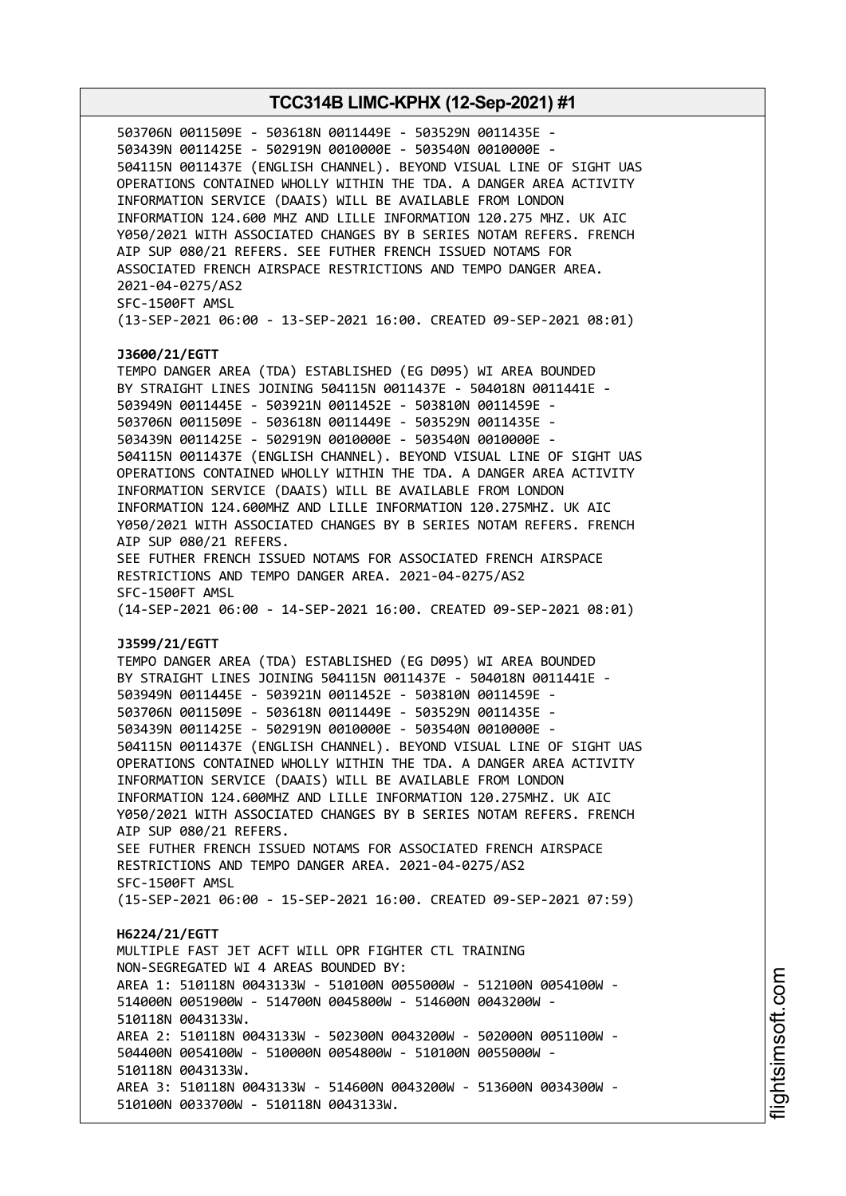503706N 0011509E - 503618N 0011449E - 503529N 0011435E -
503439N 0011425E - 502919N 0010000E - 503540N 0010000E -
504115N 0011437E (ENGLISH CHANNEL). BEYOND VISUAL LINE OF SIGHT UAS
OPERATIONS CONTAINED WHOLLY WITHIN THE TDA. A DANGER AREA ACTIVITY
INFORMATION SERVICE (DAAIS) WILL BE AVAILABLE FROM LONDON
INFORMATION 124.600 MHZ AND LILLE INFORMATION 120.275 MHZ. UK AIC
Y050/2021 WITH ASSOCIATED CHANGES BY B SERIES NOTAM REFERS. FRENCH
AIP SUP 080/21 REFERS. SEE FUTHER FRENCH ISSUED NOTAMS FOR
ASSOCIATED FRENCH AIRSPACE RESTRICTIONS AND TEMPO DANGER AREA.
2021-04-0275/AS2
SFC-1500FT AMSL
(13-SEP-2021 06:00 - 13-SEP-2021 16:00. CREATED 09-SEP-2021 08:01)

**J3600/21/EGTT**
TEMPO DANGER AREA (TDA) ESTABLISHED (EG D095) WI AREA BOUNDED
BY STRAIGHT LINES JOINING 504115N 0011437E - 504018N 0011441E -
503949N 0011445E - 503921N 0011452E - 503810N 0011459E -
503706N 0011509E - 503618N 0011449E - 503529N 0011435E -
503439N 0011425E - 502919N 0010000E - 503540N 0010000E -
504115N 0011437E (ENGLISH CHANNEL). BEYOND VISUAL LINE OF SIGHT UAS
OPERATIONS CONTAINED WHOLLY WITHIN THE TDA. A DANGER AREA ACTIVITY
INFORMATION SERVICE (DAAIS) WILL BE AVAILABLE FROM LONDON
INFORMATION 124.600MHZ AND LILLE INFORMATION 120.275MHZ. UK AIC
Y050/2021 WITH ASSOCIATED CHANGES BY B SERIES NOTAM REFERS. FRENCH
AIP SUP 080/21 REFERS.
SEE FUTHER FRENCH ISSUED NOTAMS FOR ASSOCIATED FRENCH AIRSPACE
RESTRICTIONS AND TEMPO DANGER AREA. 2021-04-0275/AS2
SFC-1500FT AMSL
(14-SEP-2021 06:00 - 14-SEP-2021 16:00. CREATED 09-SEP-2021 08:01)

**J3599/21/EGTT**
TEMPO DANGER AREA (TDA) ESTABLISHED (EG D095) WI AREA BOUNDED
BY STRAIGHT LINES JOINING 504115N 0011437E - 504018N 0011441E -
503949N 0011445E - 503921N 0011452E - 503810N 0011459E -
503706N 0011509E - 503618N 0011449E - 503529N 0011435E -
503439N 0011425E - 502919N 0010000E - 503540N 0010000E -
504115N 0011437E (ENGLISH CHANNEL). BEYOND VISUAL LINE OF SIGHT UAS
OPERATIONS CONTAINED WHOLLY WITHIN THE TDA. A DANGER AREA ACTIVITY
INFORMATION SERVICE (DAAIS) WILL BE AVAILABLE FROM LONDON
INFORMATION 124.600MHZ AND LILLE INFORMATION 120.275MHZ. UK AIC
Y050/2021 WITH ASSOCIATED CHANGES BY B SERIES NOTAM REFERS. FRENCH
AIP SUP 080/21 REFERS.
SEE FUTHER FRENCH ISSUED NOTAMS FOR ASSOCIATED FRENCH AIRSPACE
RESTRICTIONS AND TEMPO DANGER AREA. 2021-04-0275/AS2
SFC-1500FT AMSL
(15-SEP-2021 06:00 - 15-SEP-2021 16:00. CREATED 09-SEP-2021 07:59)

**H6224/21/EGTT**
MULTIPLE FAST JET ACFT WILL OPR FIGHTER CTL TRAINING
NON-SEGREGATED WI 4 AREAS BOUNDED BY:
AREA 1: 510118N 0043133W - 510100N 0055000W - 512100N 0054100W -
514000N 0051900W - 514700N 0045800W - 514600N 0043200W -
510118N 0043133W.
AREA 2: 510118N 0043133W - 502300N 0043200W - 502000N 0051100W -
504400N 0054100W - 510000N 0054800W - 510100N 0055000W -
510118N 0043133W.
AREA 3: 510118N 0043133W - 514600N 0043200W - 513600N 0034300W -
510100N 0033700W - 510118N 0043133W.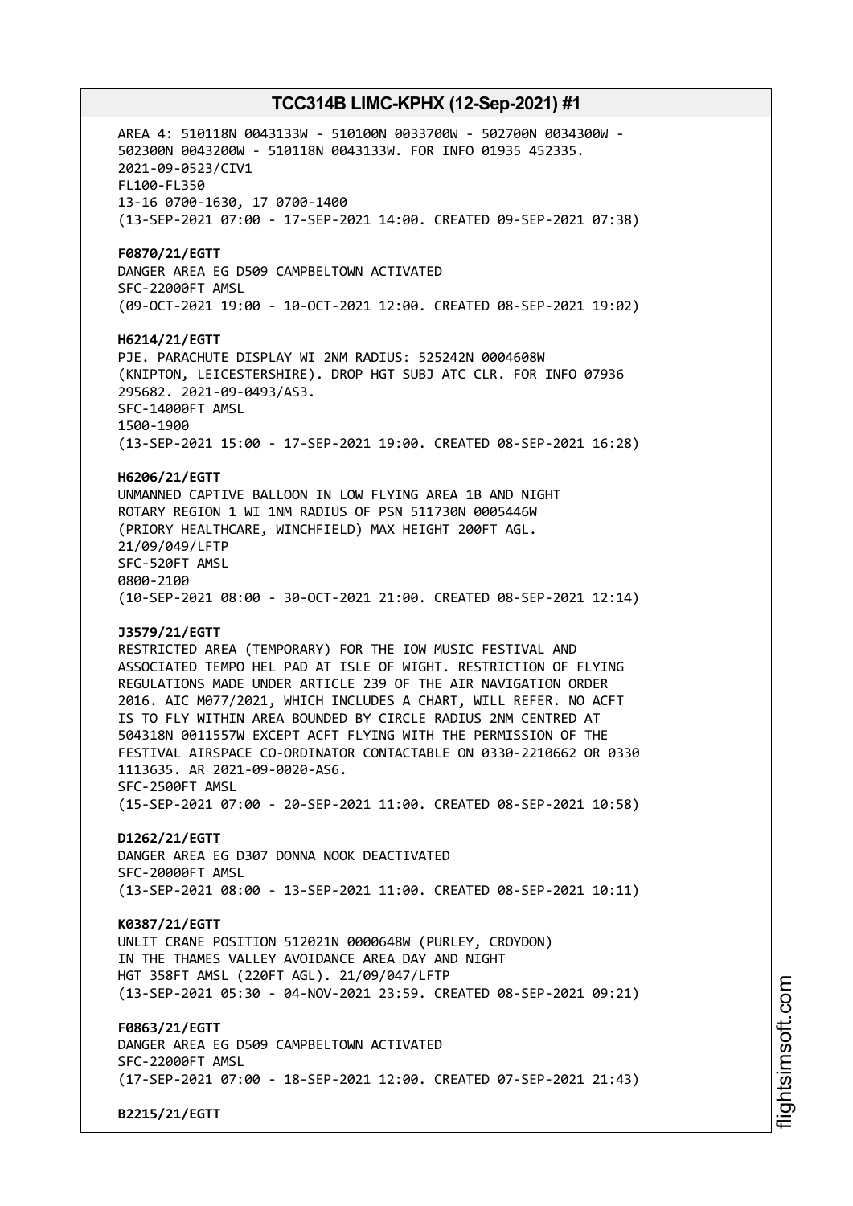AREA 4: 510118N 0043133W - 510100N 0033700W - 502700N 0034300W - 502300N 0043200W - 510118N 0043133W. FOR INFO 01935 452335. 2021-09-0523/CIV1
FL100-FL350
13-16 0700-1630, 17 0700-1400
(13-SEP-2021 07:00 - 17-SEP-2021 14:00. CREATED 09-SEP-2021 07:38)

**F0870/21/EGTT**
DANGER AREA EG D509 CAMPBELTOWN ACTIVATED
SFC-22000FT AMSL
(09-OCT-2021 19:00 - 10-OCT-2021 12:00. CREATED 08-SEP-2021 19:02)

**H6214/21/EGTT**
PJE. PARACHUTE DISPLAY WI 2NM RADIUS: 525242N 0004608W (KNIPTON, LEICESTERSHIRE). DROP HGT SUBJ ATC CLR. FOR INFO 07936 295682. 2021-09-0493/AS3.
SFC-14000FT AMSL
1500-1900
(13-SEP-2021 15:00 - 17-SEP-2021 19:00. CREATED 08-SEP-2021 16:28)

**H6206/21/EGTT**
UNMANNED CAPTIVE BALLOON IN LOW FLYING AREA 1B AND NIGHT ROTARY REGION 1 WI 1NM RADIUS OF PSN 511730N 0005446W (PRIORY HEALTHCARE, WINCHFIELD) MAX HEIGHT 200FT AGL. 21/09/049/LFTP
SFC-520FT AMSL
0800-2100
(10-SEP-2021 08:00 - 30-OCT-2021 21:00. CREATED 08-SEP-2021 12:14)

**J3579/21/EGTT**
RESTRICTED AREA (TEMPORARY) FOR THE IOW MUSIC FESTIVAL AND ASSOCIATED TEMPO HEL PAD AT ISLE OF WIGHT. RESTRICTION OF FLYING REGULATIONS MADE UNDER ARTICLE 239 OF THE AIR NAVIGATION ORDER 2016. AIC M077/2021, WHICH INCLUDES A CHART, WILL REFER. NO ACFT IS TO FLY WITHIN AREA BOUNDED BY CIRCLE RADIUS 2NM CENTRED AT 504318N 0011557W EXCEPT ACFT FLYING WITH THE PERMISSION OF THE FESTIVAL AIRSPACE CO-ORDINATOR CONTACTABLE ON 0330-2210662 OR 0330 1113635. AR 2021-09-0020-AS6.
SFC-2500FT AMSL
(15-SEP-2021 07:00 - 20-SEP-2021 11:00. CREATED 08-SEP-2021 10:58)

**D1262/21/EGTT**
DANGER AREA EG D307 DONNA NOOK DEACTIVATED
SFC-20000FT AMSL
(13-SEP-2021 08:00 - 13-SEP-2021 11:00. CREATED 08-SEP-2021 10:11)

**K0387/21/EGTT**
UNLIT CRANE POSITION 512021N 0000648W (PURLEY, CROYDON) IN THE THAMES VALLEY AVOIDANCE AREA DAY AND NIGHT HGT 358FT AMSL (220FT AGL). 21/09/047/LFTP
(13-SEP-2021 05:30 - 04-NOV-2021 23:59. CREATED 08-SEP-2021 09:21)

**F0863/21/EGTT**
DANGER AREA EG D509 CAMPBELTOWN ACTIVATED
SFC-22000FT AMSL
(17-SEP-2021 07:00 - 18-SEP-2021 12:00. CREATED 07-SEP-2021 21:43)

**B2215/21/EGTT**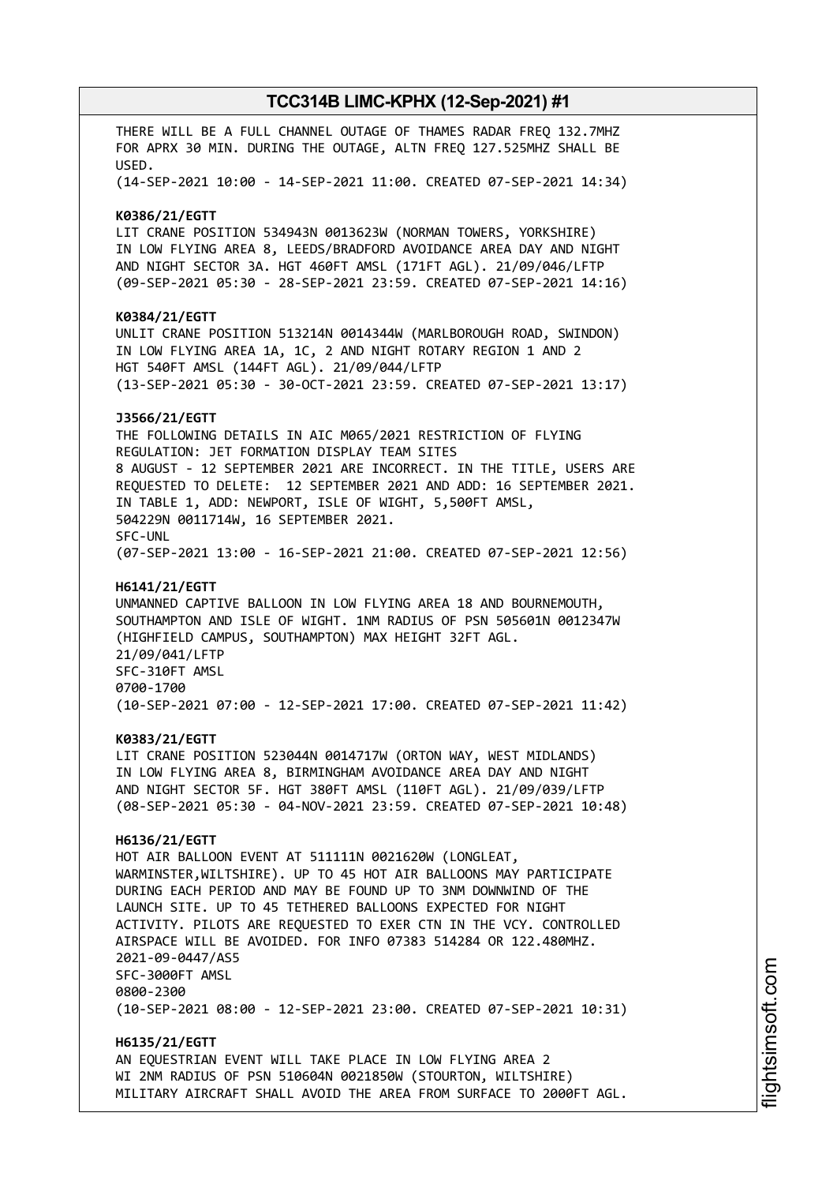THERE WILL BE A FULL CHANNEL OUTAGE OF THAMES RADAR FREQ 132.7MHZ FOR APRX 30 MIN. DURING THE OUTAGE, ALTN FREQ 127.525MHZ SHALL BE USED.
(14-SEP-2021 10:00 - 14-SEP-2021 11:00. CREATED 07-SEP-2021 14:34)

**K0386/21/EGTT**
LIT CRANE POSITION 534943N 0013623W (NORMAN TOWERS, YORKSHIRE) IN LOW FLYING AREA 8, LEEDS/BRADFORD AVOIDANCE AREA DAY AND NIGHT AND NIGHT SECTOR 3A. HGT 460FT AMSL (171FT AGL). 21/09/046/LFTP
(09-SEP-2021 05:30 - 28-SEP-2021 23:59. CREATED 07-SEP-2021 14:16)

**K0384/21/EGTT**
UNLIT CRANE POSITION 513214N 0014344W (MARLBOROUGH ROAD, SWINDON) IN LOW FLYING AREA 1A, 1C, 2 AND NIGHT ROTARY REGION 1 AND 2 HGT 540FT AMSL (144FT AGL). 21/09/044/LFTP
(13-SEP-2021 05:30 - 30-OCT-2021 23:59. CREATED 07-SEP-2021 13:17)

**J3566/21/EGTT**
THE FOLLOWING DETAILS IN AIC M065/2021 RESTRICTION OF FLYING REGULATION: JET FORMATION DISPLAY TEAM SITES
8 AUGUST - 12 SEPTEMBER 2021 ARE INCORRECT. IN THE TITLE, USERS ARE REQUESTED TO DELETE: 12 SEPTEMBER 2021 AND ADD: 16 SEPTEMBER 2021. IN TABLE 1, ADD: NEWPORT, ISLE OF WIGHT, 5,500FT AMSL, 504229N 0011714W, 16 SEPTEMBER 2021.
SFC-UNL
(07-SEP-2021 13:00 - 16-SEP-2021 21:00. CREATED 07-SEP-2021 12:56)

**H6141/21/EGTT**
UNMANNED CAPTIVE BALLOON IN LOW FLYING AREA 18 AND BOURNEMOUTH, SOUTHAMPTON AND ISLE OF WIGHT. 1NM RADIUS OF PSN 505601N 0012347W (HIGHFIELD CAMPUS, SOUTHAMPTON) MAX HEIGHT 32FT AGL.
21/09/041/LFTP
SFC-310FT AMSL
0700-1700
(10-SEP-2021 07:00 - 12-SEP-2021 17:00. CREATED 07-SEP-2021 11:42)

**K0383/21/EGTT**
LIT CRANE POSITION 523044N 0014717W (ORTON WAY, WEST MIDLANDS) IN LOW FLYING AREA 8, BIRMINGHAM AVOIDANCE AREA DAY AND NIGHT AND NIGHT SECTOR 5F. HGT 380FT AMSL (110FT AGL). 21/09/039/LFTP
(08-SEP-2021 05:30 - 04-NOV-2021 23:59. CREATED 07-SEP-2021 10:48)

**H6136/21/EGTT**
HOT AIR BALLOON EVENT AT 511111N 0021620W (LONGLEAT, WARMINSTER,WILTSHIRE). UP TO 45 HOT AIR BALLOONS MAY PARTICIPATE DURING EACH PERIOD AND MAY BE FOUND UP TO 3NM DOWNWIND OF THE LAUNCH SITE. UP TO 45 TETHERED BALLOONS EXPECTED FOR NIGHT ACTIVITY. PILOTS ARE REQUESTED TO EXER CTN IN THE VCY. CONTROLLED AIRSPACE WILL BE AVOIDED. FOR INFO 07383 514284 OR 122.480MHZ.
2021-09-0447/AS5
SFC-3000FT AMSL
0800-2300
(10-SEP-2021 08:00 - 12-SEP-2021 23:00. CREATED 07-SEP-2021 10:31)

**H6135/21/EGTT**
AN EQUESTRIAN EVENT WILL TAKE PLACE IN LOW FLYING AREA 2 WI 2NM RADIUS OF PSN 510604N 0021850W (STOURTON, WILTSHIRE) MILITARY AIRCRAFT SHALL AVOID THE AREA FROM SURFACE TO 2000FT AGL.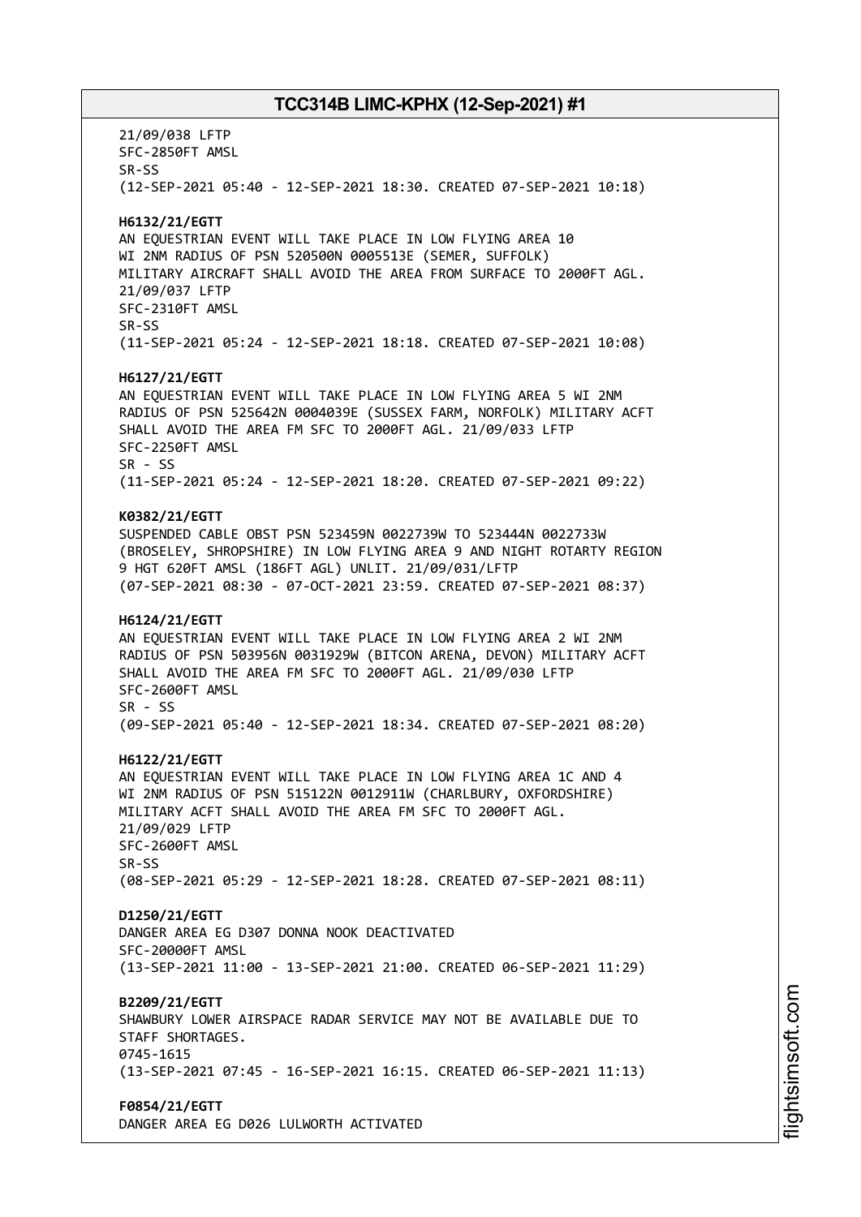21/09/038 LFTP
SFC-2850FT AMSL
SR-SS
(12-SEP-2021 05:40 - 12-SEP-2021 18:30. CREATED 07-SEP-2021 10:18)

**H6132/21/EGTT**
AN EQUESTRIAN EVENT WILL TAKE PLACE IN LOW FLYING AREA 10
WI 2NM RADIUS OF PSN 520500N 0005513E (SEMER, SUFFOLK)
MILITARY AIRCRAFT SHALL AVOID THE AREA FROM SURFACE TO 2000FT AGL.
21/09/037 LFTP
SFC-2310FT AMSL
SR-SS
(11-SEP-2021 05:24 - 12-SEP-2021 18:18. CREATED 07-SEP-2021 10:08)

**H6127/21/EGTT**
AN EQUESTRIAN EVENT WILL TAKE PLACE IN LOW FLYING AREA 5 WI 2NM
RADIUS OF PSN 525642N 0004039E (SUSSEX FARM, NORFOLK) MILITARY ACFT
SHALL AVOID THE AREA FM SFC TO 2000FT AGL. 21/09/033 LFTP
SFC-2250FT AMSL
SR - SS
(11-SEP-2021 05:24 - 12-SEP-2021 18:20. CREATED 07-SEP-2021 09:22)

**K0382/21/EGTT**
SUSPENDED CABLE OBST PSN 523459N 0022739W TO 523444N 0022733W
(BROSELEY, SHROPSHIRE) IN LOW FLYING AREA 9 AND NIGHT ROTARTY REGION
9 HGT 620FT AMSL (186FT AGL) UNLIT. 21/09/031/LFTP
(07-SEP-2021 08:30 - 07-OCT-2021 23:59. CREATED 07-SEP-2021 08:37)

**H6124/21/EGTT**
AN EQUESTRIAN EVENT WILL TAKE PLACE IN LOW FLYING AREA 2 WI 2NM
RADIUS OF PSN 503956N 0031929W (BITCON ARENA, DEVON) MILITARY ACFT
SHALL AVOID THE AREA FM SFC TO 2000FT AGL. 21/09/030 LFTP
SFC-2600FT AMSL
SR - SS
(09-SEP-2021 05:40 - 12-SEP-2021 18:34. CREATED 07-SEP-2021 08:20)

**H6122/21/EGTT**
AN EQUESTRIAN EVENT WILL TAKE PLACE IN LOW FLYING AREA 1C AND 4
WI 2NM RADIUS OF PSN 515122N 0012911W (CHARLBURY, OXFORDSHIRE)
MILITARY ACFT SHALL AVOID THE AREA FM SFC TO 2000FT AGL.
21/09/029 LFTP
SFC-2600FT AMSL
SR-SS
(08-SEP-2021 05:29 - 12-SEP-2021 18:28. CREATED 07-SEP-2021 08:11)

**D1250/21/EGTT**
DANGER AREA EG D307 DONNA NOOK DEACTIVATED
SFC-20000FT AMSL
(13-SEP-2021 11:00 - 13-SEP-2021 21:00. CREATED 06-SEP-2021 11:29)

**B2209/21/EGTT**
SHAWBURY LOWER AIRSPACE RADAR SERVICE MAY NOT BE AVAILABLE DUE TO
STAFF SHORTAGES.
0745-1615
(13-SEP-2021 07:45 - 16-SEP-2021 16:15. CREATED 06-SEP-2021 11:13)

**F0854/21/EGTT**
DANGER AREA EG D026 LULWORTH ACTIVATED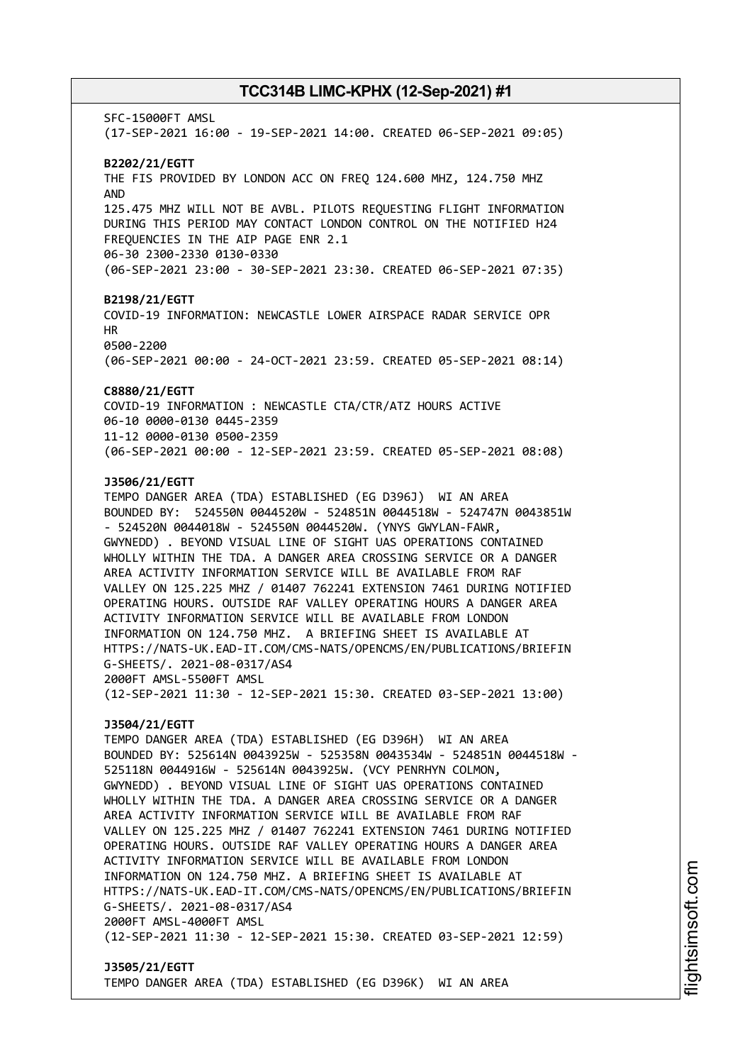SFC-15000FT AMSL
(17-SEP-2021 16:00 - 19-SEP-2021 14:00. CREATED 06-SEP-2021 09:05)

**B2202/21/EGTT**
THE FIS PROVIDED BY LONDON ACC ON FREQ 124.600 MHZ, 124.750 MHZ AND
125.475 MHZ WILL NOT BE AVBL. PILOTS REQUESTING FLIGHT INFORMATION DURING THIS PERIOD MAY CONTACT LONDON CONTROL ON THE NOTIFIED H24 FREQUENCIES IN THE AIP PAGE ENR 2.1
06-30 2300-2330 0130-0330
(06-SEP-2021 23:00 - 30-SEP-2021 23:30. CREATED 06-SEP-2021 07:35)

**B2198/21/EGTT**
COVID-19 INFORMATION: NEWCASTLE LOWER AIRSPACE RADAR SERVICE OPR HR
0500-2200
(06-SEP-2021 00:00 - 24-OCT-2021 23:59. CREATED 05-SEP-2021 08:14)

**C8880/21/EGTT**
COVID-19 INFORMATION : NEWCASTLE CTA/CTR/ATZ HOURS ACTIVE
06-10 0000-0130 0445-2359
11-12 0000-0130 0500-2359
(06-SEP-2021 00:00 - 12-SEP-2021 23:59. CREATED 05-SEP-2021 08:08)

**J3506/21/EGTT**
TEMPO DANGER AREA (TDA) ESTABLISHED (EG D396J) WI AN AREA BOUNDED BY: 524550N 0044520W - 524851N 0044518W - 524747N 0043851W - 524520N 0044018W - 524550N 0044520W. (YNYS GWYLAN-FAWR, GWYNEDD) . BEYOND VISUAL LINE OF SIGHT UAS OPERATIONS CONTAINED WHOLLY WITHIN THE TDA. A DANGER AREA CROSSING SERVICE OR A DANGER AREA ACTIVITY INFORMATION SERVICE WILL BE AVAILABLE FROM RAF VALLEY ON 125.225 MHZ / 01407 762241 EXTENSION 7461 DURING NOTIFIED OPERATING HOURS. OUTSIDE RAF VALLEY OPERATING HOURS A DANGER AREA ACTIVITY INFORMATION SERVICE WILL BE AVAILABLE FROM LONDON INFORMATION ON 124.750 MHZ. A BRIEFING SHEET IS AVAILABLE AT HTTPS://NATS-UK.EAD-IT.COM/CMS-NATS/OPENCMS/EN/PUBLICATIONS/BRIEFING-SHEETS/. 2021-08-0317/AS4
2000FT AMSL-5500FT AMSL
(12-SEP-2021 11:30 - 12-SEP-2021 15:30. CREATED 03-SEP-2021 13:00)

**J3504/21/EGTT**
TEMPO DANGER AREA (TDA) ESTABLISHED (EG D396H) WI AN AREA BOUNDED BY: 525614N 0043925W - 525358N 0043534W - 524851N 0044518W - 525118N 0044916W - 525614N 0043925W. (VCY PENRHYN COLMON, GWYNEDD) . BEYOND VISUAL LINE OF SIGHT UAS OPERATIONS CONTAINED WHOLLY WITHIN THE TDA. A DANGER AREA CROSSING SERVICE OR A DANGER AREA ACTIVITY INFORMATION SERVICE WILL BE AVAILABLE FROM RAF VALLEY ON 125.225 MHZ / 01407 762241 EXTENSION 7461 DURING NOTIFIED OPERATING HOURS. OUTSIDE RAF VALLEY OPERATING HOURS A DANGER AREA ACTIVITY INFORMATION SERVICE WILL BE AVAILABLE FROM LONDON INFORMATION ON 124.750 MHZ. A BRIEFING SHEET IS AVAILABLE AT HTTPS://NATS-UK.EAD-IT.COM/CMS-NATS/OPENCMS/EN/PUBLICATIONS/BRIEFING-SHEETS/. 2021-08-0317/AS4
2000FT AMSL-4000FT AMSL
(12-SEP-2021 11:30 - 12-SEP-2021 15:30. CREATED 03-SEP-2021 12:59)

**J3505/21/EGTT**
TEMPO DANGER AREA (TDA) ESTABLISHED (EG D396K) WI AN AREA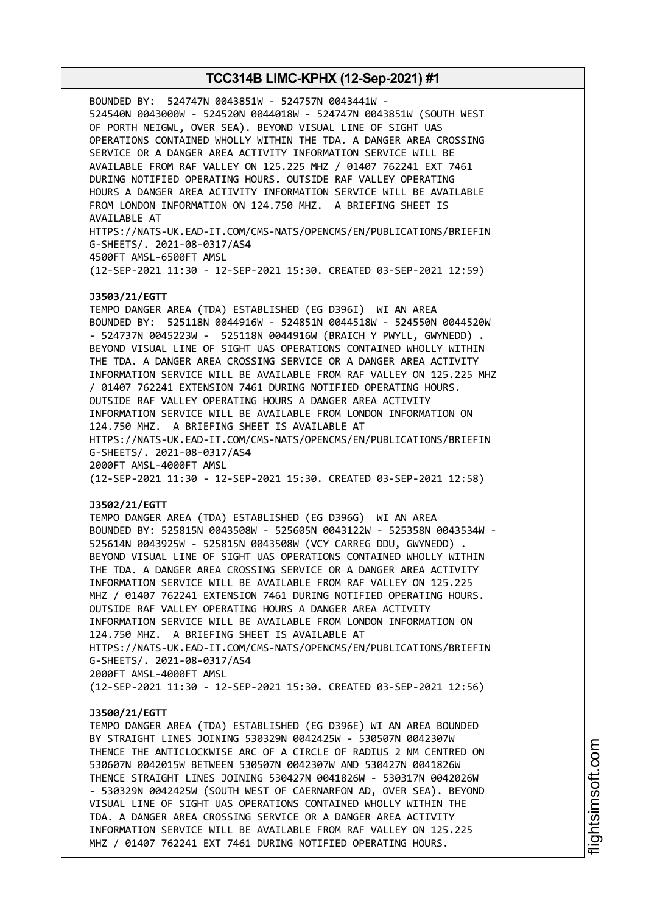BOUNDED BY: 524747N 0043851W - 524757N 0043441W - 524540N 0043000W - 524520N 0044018W - 524747N 0043851W (SOUTH WEST OF PORTH NEIGWL, OVER SEA). BEYOND VISUAL LINE OF SIGHT UAS OPERATIONS CONTAINED WHOLLY WITHIN THE TDA. A DANGER AREA CROSSING SERVICE OR A DANGER AREA ACTIVITY INFORMATION SERVICE WILL BE AVAILABLE FROM RAF VALLEY ON 125.225 MHZ / 01407 762241 EXT 7461 DURING NOTIFIED OPERATING HOURS. OUTSIDE RAF VALLEY OPERATING HOURS A DANGER AREA ACTIVITY INFORMATION SERVICE WILL BE AVAILABLE FROM LONDON INFORMATION ON 124.750 MHZ. A BRIEFING SHEET IS AVAILABLE AT
HTTPS://NATS-UK.EAD-IT.COM/CMS-NATS/OPENCMS/EN/PUBLICATIONS/BRIEFING-SHEETS/. 2021-08-0317/AS4
4500FT AMSL-6500FT AMSL
(12-SEP-2021 11:30 - 12-SEP-2021 15:30. CREATED 03-SEP-2021 12:59)

**J3503/21/EGTT**
TEMPO DANGER AREA (TDA) ESTABLISHED (EG D396I) WI AN AREA BOUNDED BY: 525118N 0044916W - 524851N 0044518W - 524550N 0044520W - 524737N 0045223W - 525118N 0044916W (BRAICH Y PWYLL, GWYNEDD) . BEYOND VISUAL LINE OF SIGHT UAS OPERATIONS CONTAINED WHOLLY WITHIN THE TDA. A DANGER AREA CROSSING SERVICE OR A DANGER AREA ACTIVITY INFORMATION SERVICE WILL BE AVAILABLE FROM RAF VALLEY ON 125.225 MHZ / 01407 762241 EXTENSION 7461 DURING NOTIFIED OPERATING HOURS. OUTSIDE RAF VALLEY OPERATING HOURS A DANGER AREA ACTIVITY INFORMATION SERVICE WILL BE AVAILABLE FROM LONDON INFORMATION ON 124.750 MHZ. A BRIEFING SHEET IS AVAILABLE AT
HTTPS://NATS-UK.EAD-IT.COM/CMS-NATS/OPENCMS/EN/PUBLICATIONS/BRIEFING-SHEETS/. 2021-08-0317/AS4
2000FT AMSL-4000FT AMSL
(12-SEP-2021 11:30 - 12-SEP-2021 15:30. CREATED 03-SEP-2021 12:58)

**J3502/21/EGTT**
TEMPO DANGER AREA (TDA) ESTABLISHED (EG D396G) WI AN AREA BOUNDED BY: 525815N 0043508W - 525605N 0043122W - 525358N 0043534W - 525614N 0043925W - 525815N 0043508W (VCY CARREG DDU, GWYNEDD) . BEYOND VISUAL LINE OF SIGHT UAS OPERATIONS CONTAINED WHOLLY WITHIN THE TDA. A DANGER AREA CROSSING SERVICE OR A DANGER AREA ACTIVITY INFORMATION SERVICE WILL BE AVAILABLE FROM RAF VALLEY ON 125.225 MHZ / 01407 762241 EXTENSION 7461 DURING NOTIFIED OPERATING HOURS. OUTSIDE RAF VALLEY OPERATING HOURS A DANGER AREA ACTIVITY INFORMATION SERVICE WILL BE AVAILABLE FROM LONDON INFORMATION ON 124.750 MHZ. A BRIEFING SHEET IS AVAILABLE AT
HTTPS://NATS-UK.EAD-IT.COM/CMS-NATS/OPENCMS/EN/PUBLICATIONS/BRIEFING-SHEETS/. 2021-08-0317/AS4
2000FT AMSL-4000FT AMSL
(12-SEP-2021 11:30 - 12-SEP-2021 15:30. CREATED 03-SEP-2021 12:56)

**J3500/21/EGTT**
TEMPO DANGER AREA (TDA) ESTABLISHED (EG D396E) WI AN AREA BOUNDED BY STRAIGHT LINES JOINING 530329N 0042425W - 530507N 0042307W THENCE THE ANTICLOCKWISE ARC OF A CIRCLE OF RADIUS 2 NM CENTRED ON 530607N 0042015W BETWEEN 530507N 0042307W AND 530427N 0041826W THENCE STRAIGHT LINES JOINING 530427N 0041826W - 530317N 0042026W - 530329N 0042425W (SOUTH WEST OF CAERNARFON AD, OVER SEA). BEYOND VISUAL LINE OF SIGHT UAS OPERATIONS CONTAINED WHOLLY WITHIN THE TDA. A DANGER AREA CROSSING SERVICE OR A DANGER AREA ACTIVITY INFORMATION SERVICE WILL BE AVAILABLE FROM RAF VALLEY ON 125.225 MHZ / 01407 762241 EXT 7461 DURING NOTIFIED OPERATING HOURS.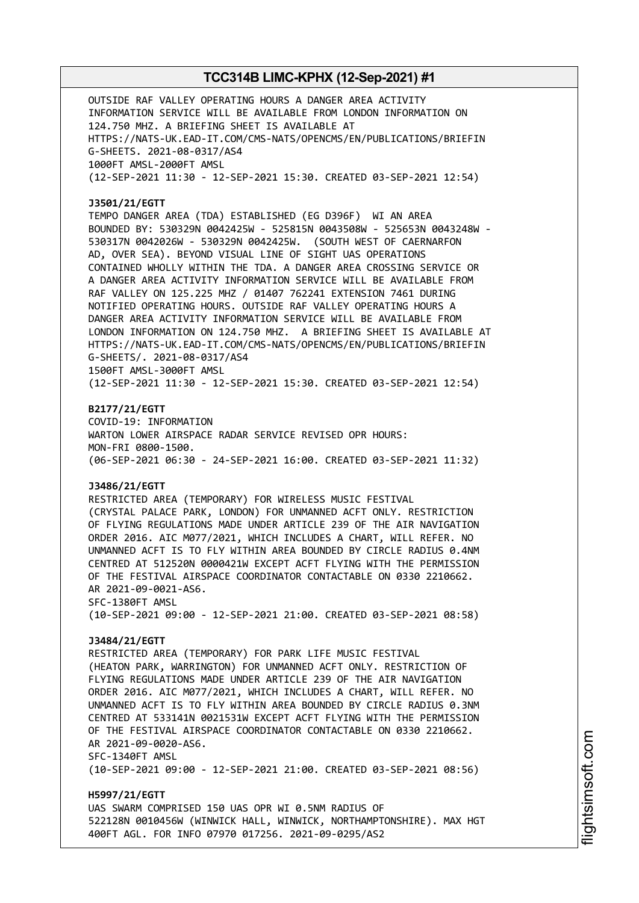OUTSIDE RAF VALLEY OPERATING HOURS A DANGER AREA ACTIVITY INFORMATION SERVICE WILL BE AVAILABLE FROM LONDON INFORMATION ON 124.750 MHZ. A BRIEFING SHEET IS AVAILABLE AT HTTPS://NATS-UK.EAD-IT.COM/CMS-NATS/OPENCMS/EN/PUBLICATIONS/BRIEFIN G-SHEETS. 2021-08-0317/AS4
1000FT AMSL-2000FT AMSL
(12-SEP-2021 11:30 - 12-SEP-2021 15:30. CREATED 03-SEP-2021 12:54)

**J3501/21/EGTT**
TEMPO DANGER AREA (TDA) ESTABLISHED (EG D396F) WI AN AREA BOUNDED BY: 530329N 0042425W - 525815N 0043508W - 525653N 0043248W - 530317N 0042026W - 530329N 0042425W. (SOUTH WEST OF CAERNARFON AD, OVER SEA). BEYOND VISUAL LINE OF SIGHT UAS OPERATIONS CONTAINED WHOLLY WITHIN THE TDA. A DANGER AREA CROSSING SERVICE OR A DANGER AREA ACTIVITY INFORMATION SERVICE WILL BE AVAILABLE FROM RAF VALLEY ON 125.225 MHZ / 01407 762241 EXTENSION 7461 DURING NOTIFIED OPERATING HOURS. OUTSIDE RAF VALLEY OPERATING HOURS A DANGER AREA ACTIVITY INFORMATION SERVICE WILL BE AVAILABLE FROM LONDON INFORMATION ON 124.750 MHZ. A BRIEFING SHEET IS AVAILABLE AT HTTPS://NATS-UK.EAD-IT.COM/CMS-NATS/OPENCMS/EN/PUBLICATIONS/BRIEFIN G-SHEETS/. 2021-08-0317/AS4
1500FT AMSL-3000FT AMSL
(12-SEP-2021 11:30 - 12-SEP-2021 15:30. CREATED 03-SEP-2021 12:54)

**B2177/21/EGTT**
COVID-19: INFORMATION
WARTON LOWER AIRSPACE RADAR SERVICE REVISED OPR HOURS:
MON-FRI 0800-1500.
(06-SEP-2021 06:30 - 24-SEP-2021 16:00. CREATED 03-SEP-2021 11:32)

**J3486/21/EGTT**
RESTRICTED AREA (TEMPORARY) FOR WIRELESS MUSIC FESTIVAL (CRYSTAL PALACE PARK, LONDON) FOR UNMANNED ACFT ONLY. RESTRICTION OF FLYING REGULATIONS MADE UNDER ARTICLE 239 OF THE AIR NAVIGATION ORDER 2016. AIC M077/2021, WHICH INCLUDES A CHART, WILL REFER. NO UNMANNED ACFT IS TO FLY WITHIN AREA BOUNDED BY CIRCLE RADIUS 0.4NM CENTRED AT 512520N 0000421W EXCEPT ACFT FLYING WITH THE PERMISSION OF THE FESTIVAL AIRSPACE COORDINATOR CONTACTABLE ON 0330 2210662. AR 2021-09-0021-AS6.
SFC-1380FT AMSL
(10-SEP-2021 09:00 - 12-SEP-2021 21:00. CREATED 03-SEP-2021 08:58)

**J3484/21/EGTT**
RESTRICTED AREA (TEMPORARY) FOR PARK LIFE MUSIC FESTIVAL (HEATON PARK, WARRINGTON) FOR UNMANNED ACFT ONLY. RESTRICTION OF FLYING REGULATIONS MADE UNDER ARTICLE 239 OF THE AIR NAVIGATION ORDER 2016. AIC M077/2021, WHICH INCLUDES A CHART, WILL REFER. NO UNMANNED ACFT IS TO FLY WITHIN AREA BOUNDED BY CIRCLE RADIUS 0.3NM CENTRED AT 533141N 0021531W EXCEPT ACFT FLYING WITH THE PERMISSION OF THE FESTIVAL AIRSPACE COORDINATOR CONTACTABLE ON 0330 2210662. AR 2021-09-0020-AS6.
SFC-1340FT AMSL
(10-SEP-2021 09:00 - 12-SEP-2021 21:00. CREATED 03-SEP-2021 08:56)

**H5997/21/EGTT**
UAS SWARM COMPRISED 150 UAS OPR WI 0.5NM RADIUS OF 522128N 0010456W (WINWICK HALL, WINWICK, NORTHAMPTONSHIRE). MAX HGT 400FT AGL. FOR INFO 07970 017256. 2021-09-0295/AS2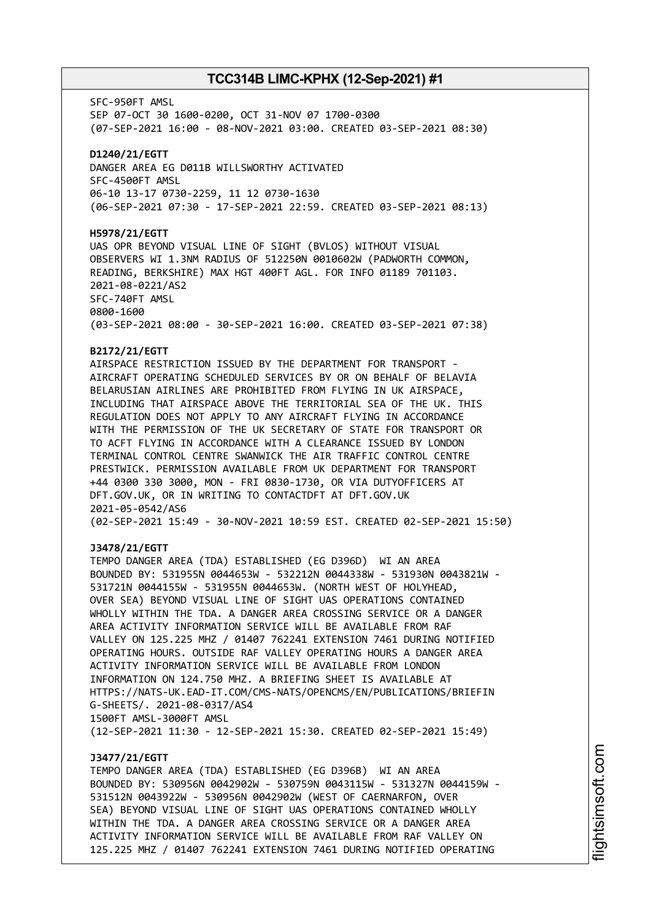SFC-950FT AMSL
SEP 07-OCT 30 1600-0200, OCT 31-NOV 07 1700-0300
(07-SEP-2021 16:00 - 08-NOV-2021 03:00. CREATED 03-SEP-2021 08:30)

**D1240/21/EGTT**
DANGER AREA EG D011B WILLSWORTHY ACTIVATED
SFC-4500FT AMSL
06-10 13-17 0730-2259, 11 12 0730-1630
(06-SEP-2021 07:30 - 17-SEP-2021 22:59. CREATED 03-SEP-2021 08:13)

**H5978/21/EGTT**
UAS OPR BEYOND VISUAL LINE OF SIGHT (BVLOS) WITHOUT VISUAL OBSERVERS WI 1.3NM RADIUS OF 512250N 0010602W (PADWORTH COMMON, READING, BERKSHIRE) MAX HGT 400FT AGL. FOR INFO 01189 701103.
2021-08-0221/AS2
SFC-740FT AMSL
0800-1600
(03-SEP-2021 08:00 - 30-SEP-2021 16:00. CREATED 03-SEP-2021 07:38)

**B2172/21/EGTT**
AIRSPACE RESTRICTION ISSUED BY THE DEPARTMENT FOR TRANSPORT - AIRCRAFT OPERATING SCHEDULED SERVICES BY OR ON BEHALF OF BELAVIA BELARUSIAN AIRLINES ARE PROHIBITED FROM FLYING IN UK AIRSPACE, INCLUDING THAT AIRSPACE ABOVE THE TERRITORIAL SEA OF THE UK. THIS REGULATION DOES NOT APPLY TO ANY AIRCRAFT FLYING IN ACCORDANCE WITH THE PERMISSION OF THE UK SECRETARY OF STATE FOR TRANSPORT OR TO ACFT FLYING IN ACCORDANCE WITH A CLEARANCE ISSUED BY LONDON TERMINAL CONTROL CENTRE SWANWICK THE AIR TRAFFIC CONTROL CENTRE PRESTWICK. PERMISSION AVAILABLE FROM UK DEPARTMENT FOR TRANSPORT +44 0300 330 3000, MON - FRI 0830-1730, OR VIA DUTYOFFICERS AT DFT.GOV.UK, OR IN WRITING TO CONTACTDFT AT DFT.GOV.UK
2021-05-0542/AS6
(02-SEP-2021 15:49 - 30-NOV-2021 10:59 EST. CREATED 02-SEP-2021 15:50)

**J3478/21/EGTT**
TEMPO DANGER AREA (TDA) ESTABLISHED (EG D396D) WI AN AREA BOUNDED BY: 531955N 0044653W - 532212N 0044338W - 531930N 0043821W - 531721N 0044155W - 531955N 0044653W. (NORTH WEST OF HOLYHEAD, OVER SEA) BEYOND VISUAL LINE OF SIGHT UAS OPERATIONS CONTAINED WHOLLY WITHIN THE TDA. A DANGER AREA CROSSING SERVICE OR A DANGER AREA ACTIVITY INFORMATION SERVICE WILL BE AVAILABLE FROM RAF VALLEY ON 125.225 MHZ / 01407 762241 EXTENSION 7461 DURING NOTIFIED OPERATING HOURS. OUTSIDE RAF VALLEY OPERATING HOURS A DANGER AREA ACTIVITY INFORMATION SERVICE WILL BE AVAILABLE FROM LONDON INFORMATION ON 124.750 MHZ. A BRIEFING SHEET IS AVAILABLE AT HTTPS://NATS-UK.EAD-IT.COM/CMS-NATS/OPENCMS/EN/PUBLICATIONS/BRIEFIN G-SHEETS/. 2021-08-0317/AS4
1500FT AMSL-3000FT AMSL
(12-SEP-2021 11:30 - 12-SEP-2021 15:30. CREATED 02-SEP-2021 15:49)

**J3477/21/EGTT**
TEMPO DANGER AREA (TDA) ESTABLISHED (EG D396B) WI AN AREA BOUNDED BY: 530956N 0042902W - 530759N 0043115W - 531327N 0044159W - 531512N 0043922W - 530956N 0042902W (WEST OF CAERNARFON, OVER SEA) BEYOND VISUAL LINE OF SIGHT UAS OPERATIONS CONTAINED WHOLLY WITHIN THE TDA. A DANGER AREA CROSSING SERVICE OR A DANGER AREA ACTIVITY INFORMATION SERVICE WILL BE AVAILABLE FROM RAF VALLEY ON 125.225 MHZ / 01407 762241 EXTENSION 7461 DURING NOTIFIED OPERATING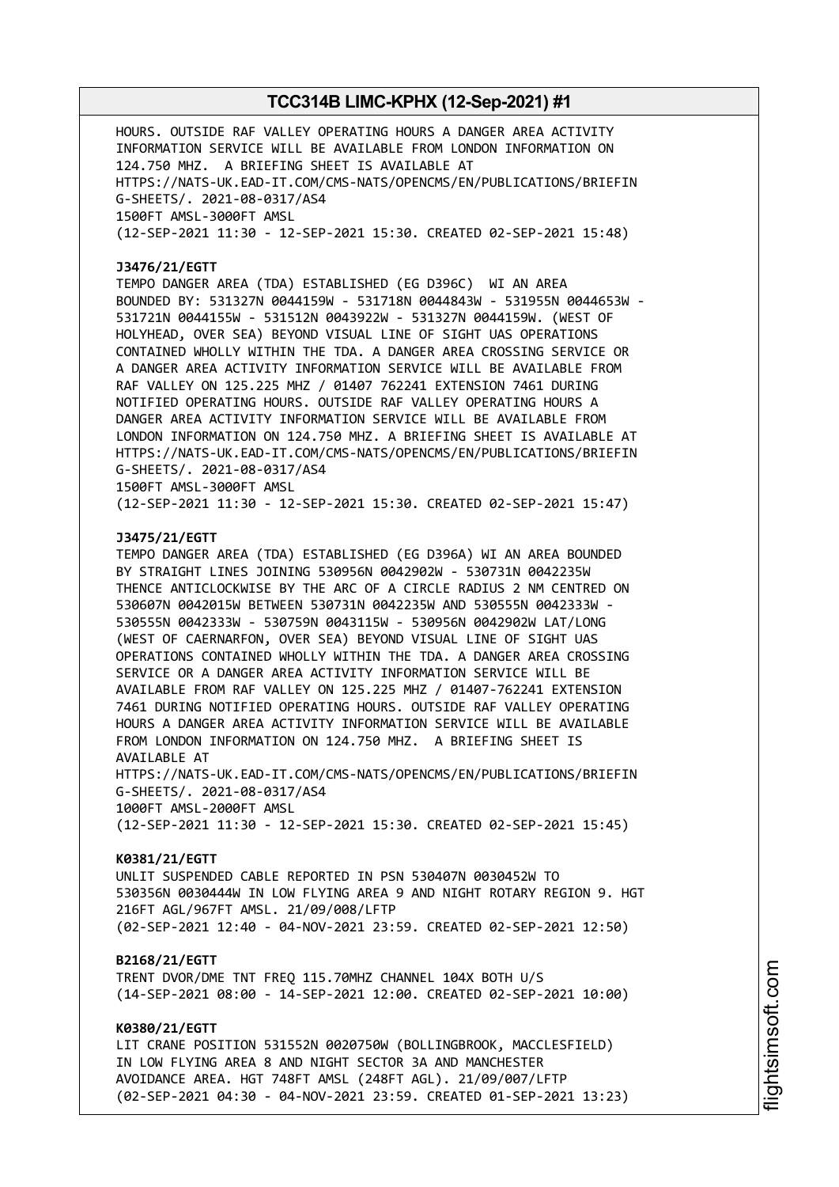HOURS. OUTSIDE RAF VALLEY OPERATING HOURS A DANGER AREA ACTIVITY INFORMATION SERVICE WILL BE AVAILABLE FROM LONDON INFORMATION ON 124.750 MHZ. A BRIEFING SHEET IS AVAILABLE AT HTTPS://NATS-UK.EAD-IT.COM/CMS-NATS/OPENCMS/EN/PUBLICATIONS/BRIEFING-SHEETS/. 2021-08-0317/AS4
1500FT AMSL-3000FT AMSL
(12-SEP-2021 11:30 - 12-SEP-2021 15:30. CREATED 02-SEP-2021 15:48)

**J3476/21/EGTT**
TEMPO DANGER AREA (TDA) ESTABLISHED (EG D396C) WI AN AREA BOUNDED BY: 531327N 0044159W - 531718N 0044843W - 531955N 0044653W - 531721N 0044155W - 531512N 0043922W - 531327N 0044159W. (WEST OF HOLYHEAD, OVER SEA) BEYOND VISUAL LINE OF SIGHT UAS OPERATIONS CONTAINED WHOLLY WITHIN THE TDA. A DANGER AREA CROSSING SERVICE OR A DANGER AREA ACTIVITY INFORMATION SERVICE WILL BE AVAILABLE FROM RAF VALLEY ON 125.225 MHZ / 01407 762241 EXTENSION 7461 DURING NOTIFIED OPERATING HOURS. OUTSIDE RAF VALLEY OPERATING HOURS A DANGER AREA ACTIVITY INFORMATION SERVICE WILL BE AVAILABLE FROM LONDON INFORMATION ON 124.750 MHZ. A BRIEFING SHEET IS AVAILABLE AT HTTPS://NATS-UK.EAD-IT.COM/CMS-NATS/OPENCMS/EN/PUBLICATIONS/BRIEFING-SHEETS/. 2021-08-0317/AS4
1500FT AMSL-3000FT AMSL
(12-SEP-2021 11:30 - 12-SEP-2021 15:30. CREATED 02-SEP-2021 15:47)

**J3475/21/EGTT**
TEMPO DANGER AREA (TDA) ESTABLISHED (EG D396A) WI AN AREA BOUNDED BY STRAIGHT LINES JOINING 530956N 0042902W - 530731N 0042235W THENCE ANTICLOCKWISE BY THE ARC OF A CIRCLE RADIUS 2 NM CENTRED ON 530607N 0042015W BETWEEN 530731N 0042235W AND 530555N 0042333W - 530555N 0042333W - 530759N 0043115W - 530956N 0042902W LAT/LONG (WEST OF CAERNARFON, OVER SEA) BEYOND VISUAL LINE OF SIGHT UAS OPERATIONS CONTAINED WHOLLY WITHIN THE TDA. A DANGER AREA CROSSING SERVICE OR A DANGER AREA ACTIVITY INFORMATION SERVICE WILL BE AVAILABLE FROM RAF VALLEY ON 125.225 MHZ / 01407-762241 EXTENSION 7461 DURING NOTIFIED OPERATING HOURS. OUTSIDE RAF VALLEY OPERATING HOURS A DANGER AREA ACTIVITY INFORMATION SERVICE WILL BE AVAILABLE FROM LONDON INFORMATION ON 124.750 MHZ. A BRIEFING SHEET IS AVAILABLE AT
HTTPS://NATS-UK.EAD-IT.COM/CMS-NATS/OPENCMS/EN/PUBLICATIONS/BRIEFING-SHEETS/. 2021-08-0317/AS4
1000FT AMSL-2000FT AMSL
(12-SEP-2021 11:30 - 12-SEP-2021 15:30. CREATED 02-SEP-2021 15:45)

**K0381/21/EGTT**
UNLIT SUSPENDED CABLE REPORTED IN PSN 530407N 0030452W TO 530356N 0030444W IN LOW FLYING AREA 9 AND NIGHT ROTARY REGION 9. HGT 216FT AGL/967FT AMSL. 21/09/008/LFTP
(02-SEP-2021 12:40 - 04-NOV-2021 23:59. CREATED 02-SEP-2021 12:50)

**B2168/21/EGTT**
TRENT DVOR/DME TNT FREQ 115.70MHZ CHANNEL 104X BOTH U/S
(14-SEP-2021 08:00 - 14-SEP-2021 12:00. CREATED 02-SEP-2021 10:00)

**K0380/21/EGTT**
LIT CRANE POSITION 531552N 0020750W (BOLLINGBROOK, MACCLESFIELD) IN LOW FLYING AREA 8 AND NIGHT SECTOR 3A AND MANCHESTER AVOIDANCE AREA. HGT 748FT AMSL (248FT AGL). 21/09/007/LFTP
(02-SEP-2021 04:30 - 04-NOV-2021 23:59. CREATED 01-SEP-2021 13:23)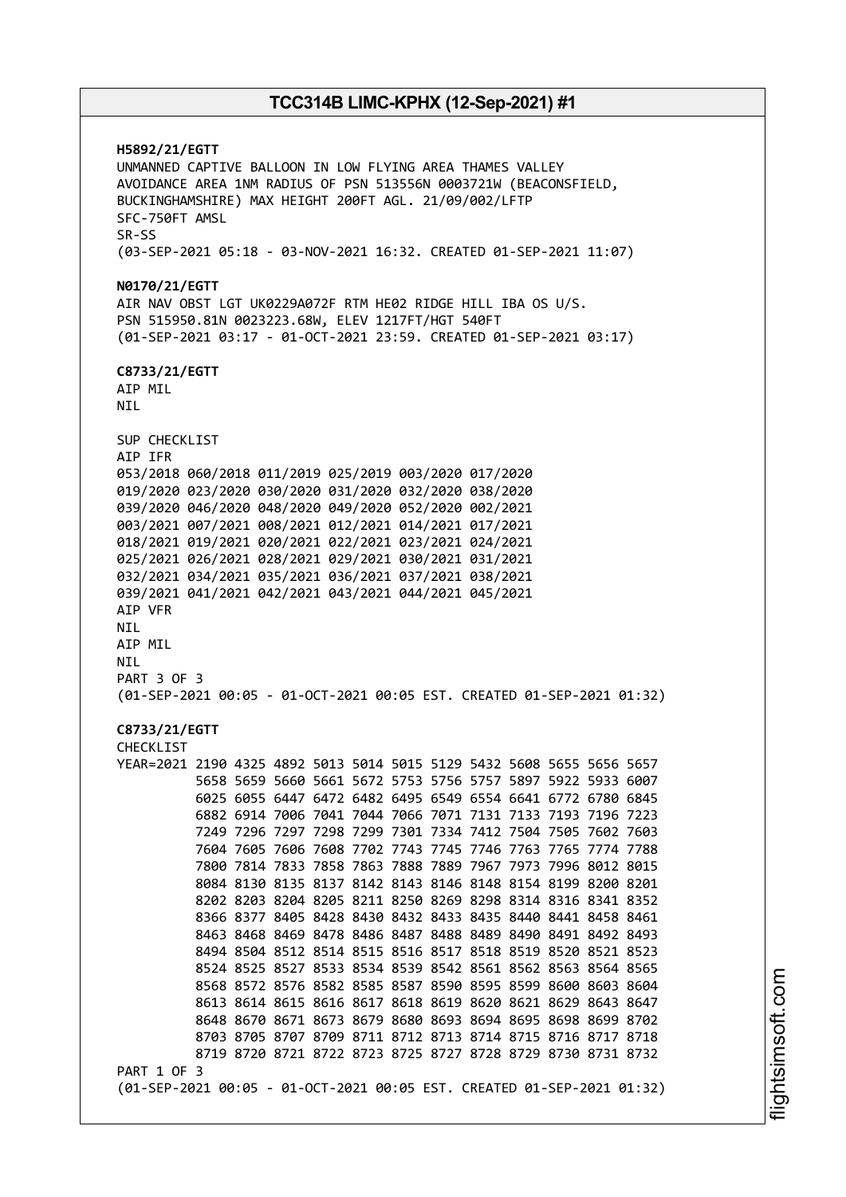**H5892/21/EGTT**
UNMANNED CAPTIVE BALLOON IN LOW FLYING AREA THAMES VALLEY
AVOIDANCE AREA 1NM RADIUS OF PSN 513556N 0003721W (BEACONSFIELD,
BUCKINGHAMSHIRE) MAX HEIGHT 200FT AGL. 21/09/002/LFTP
SFC-750FT AMSL
SR-SS
(03-SEP-2021 05:18 - 03-NOV-2021 16:32. CREATED 01-SEP-2021 11:07)

**N0170/21/EGTT**
AIR NAV OBST LGT UK0229A072F RTM HE02 RIDGE HILL IBA OS U/S.
PSN 515950.81N 0023223.68W, ELEV 1217FT/HGT 540FT
(01-SEP-2021 03:17 - 01-OCT-2021 23:59. CREATED 01-SEP-2021 03:17)

**C8733/21/EGTT**
AIP MIL
NIL

SUP CHECKLIST
AIP IFR
053/2018 060/2018 011/2019 025/2019 003/2020 017/2020
019/2020 023/2020 030/2020 031/2020 032/2020 038/2020
039/2020 046/2020 048/2020 049/2020 052/2020 002/2021
003/2021 007/2021 008/2021 012/2021 014/2021 017/2021
018/2021 019/2021 020/2021 022/2021 023/2021 024/2021
025/2021 026/2021 028/2021 029/2021 030/2021 031/2021
032/2021 034/2021 035/2021 036/2021 037/2021 038/2021
039/2021 041/2021 042/2021 043/2021 044/2021 045/2021
AIP VFR
NIL
AIP MIL
NIL
PART 3 OF 3
(01-SEP-2021 00:05 - 01-OCT-2021 00:05 EST. CREATED 01-SEP-2021 01:32)

**C8733/21/EGTT**
CHECKLIST
```
YEAR=2021 2190 4325 4892 5013 5014 5015 5129 5432 5608 5655 5656 5657
          5658 5659 5660 5661 5672 5753 5756 5757 5897 5922 5933 6007
          6025 6055 6447 6472 6482 6495 6549 6554 6641 6772 6780 6845
          6882 6914 7006 7041 7044 7066 7071 7131 7133 7193 7196 7223
          7249 7296 7297 7298 7299 7301 7334 7412 7504 7505 7602 7603
          7604 7605 7606 7608 7702 7743 7745 7746 7763 7765 7774 7788
          7800 7814 7833 7858 7863 7888 7889 7967 7973 7996 8012 8015
          8084 8130 8135 8137 8142 8143 8146 8148 8154 8199 8200 8201
          8202 8203 8204 8205 8211 8250 8269 8298 8314 8316 8341 8352
          8366 8377 8405 8428 8430 8432 8433 8435 8440 8441 8458 8461
          8463 8468 8469 8478 8486 8487 8488 8489 8490 8491 8492 8493
          8494 8504 8512 8514 8515 8516 8517 8518 8519 8520 8521 8523
          8524 8525 8527 8533 8534 8539 8542 8561 8562 8563 8564 8565
          8568 8572 8576 8582 8585 8587 8590 8595 8599 8600 8603 8604
          8613 8614 8615 8616 8617 8618 8619 8620 8621 8629 8643 8647
          8648 8670 8671 8673 8679 8680 8693 8694 8695 8698 8699 8702
          8703 8705 8707 8709 8711 8712 8713 8714 8715 8716 8717 8718
          8719 8720 8721 8722 8723 8725 8727 8728 8729 8730 8731 8732
```
PART 1 OF 3
(01-SEP-2021 00:05 - 01-OCT-2021 00:05 EST. CREATED 01-SEP-2021 01:32)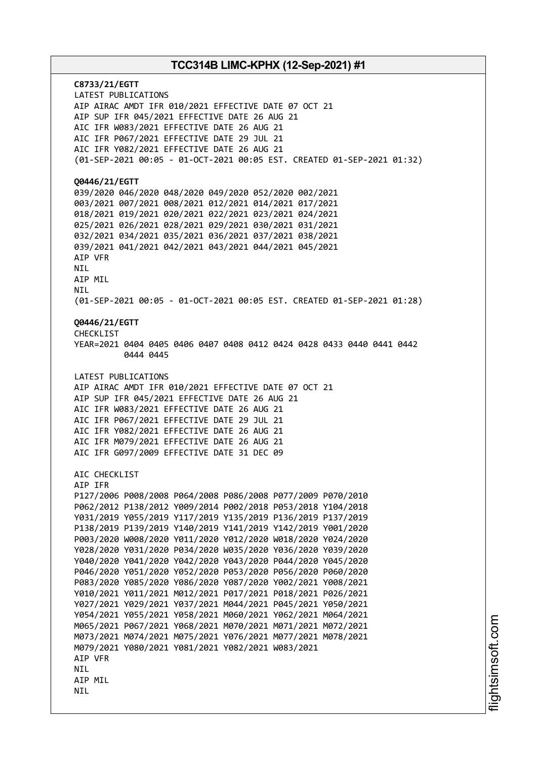**C8733/21/EGTT**
LATEST PUBLICATIONS
AIP AIRAC AMDT IFR 010/2021 EFFECTIVE DATE 07 OCT 21
AIP SUP IFR 045/2021 EFFECTIVE DATE 26 AUG 21
AIC IFR W083/2021 EFFECTIVE DATE 26 AUG 21
AIC IFR P067/2021 EFFECTIVE DATE 29 JUL 21
AIC IFR Y082/2021 EFFECTIVE DATE 26 AUG 21
(01-SEP-2021 00:05 - 01-OCT-2021 00:05 EST. CREATED 01-SEP-2021 01:32)

**Q0446/21/EGTT**
039/2020 046/2020 048/2020 049/2020 052/2020 002/2021
003/2021 007/2021 008/2021 012/2021 014/2021 017/2021
018/2021 019/2021 020/2021 022/2021 023/2021 024/2021
025/2021 026/2021 028/2021 029/2021 030/2021 031/2021
032/2021 034/2021 035/2021 036/2021 037/2021 038/2021
039/2021 041/2021 042/2021 043/2021 044/2021 045/2021
AIP VFR
NIL
AIP MIL
NIL
(01-SEP-2021 00:05 - 01-OCT-2021 00:05 EST. CREATED 01-SEP-2021 01:28)

**Q0446/21/EGTT**
CHECKLIST
YEAR=2021 0404 0405 0406 0407 0408 0412 0424 0428 0433 0440 0441 0442
0444 0445

LATEST PUBLICATIONS
AIP AIRAC AMDT IFR 010/2021 EFFECTIVE DATE 07 OCT 21
AIP SUP IFR 045/2021 EFFECTIVE DATE 26 AUG 21
AIC IFR W083/2021 EFFECTIVE DATE 26 AUG 21
AIC IFR P067/2021 EFFECTIVE DATE 29 JUL 21
AIC IFR Y082/2021 EFFECTIVE DATE 26 AUG 21
AIC IFR M079/2021 EFFECTIVE DATE 26 AUG 21
AIC IFR G097/2009 EFFECTIVE DATE 31 DEC 09

AIC CHECKLIST
AIP IFR
P127/2006 P008/2008 P064/2008 P086/2008 P077/2009 P070/2010
P062/2012 P138/2012 Y009/2014 P002/2018 P053/2018 Y104/2018
Y031/2019 Y055/2019 Y117/2019 Y135/2019 P136/2019 P137/2019
P138/2019 P139/2019 Y140/2019 Y141/2019 Y142/2019 Y001/2020
P003/2020 W008/2020 Y011/2020 Y012/2020 W018/2020 Y024/2020
Y028/2020 Y031/2020 P034/2020 W035/2020 Y036/2020 Y039/2020
Y040/2020 Y041/2020 Y042/2020 Y043/2020 P044/2020 Y045/2020
P046/2020 Y051/2020 Y052/2020 P053/2020 P056/2020 P060/2020
P083/2020 Y085/2020 Y086/2020 Y087/2020 Y002/2021 Y008/2021
Y010/2021 Y011/2021 M012/2021 P017/2021 P018/2021 P026/2021
Y027/2021 Y029/2021 Y037/2021 M044/2021 P045/2021 Y050/2021
Y054/2021 Y055/2021 Y058/2021 M060/2021 Y062/2021 M064/2021
M065/2021 P067/2021 Y068/2021 M070/2021 M071/2021 M072/2021
M073/2021 M074/2021 M075/2021 Y076/2021 M077/2021 M078/2021
M079/2021 Y080/2021 Y081/2021 Y082/2021 W083/2021
AIP VFR
NIL
AIP MIL
NIL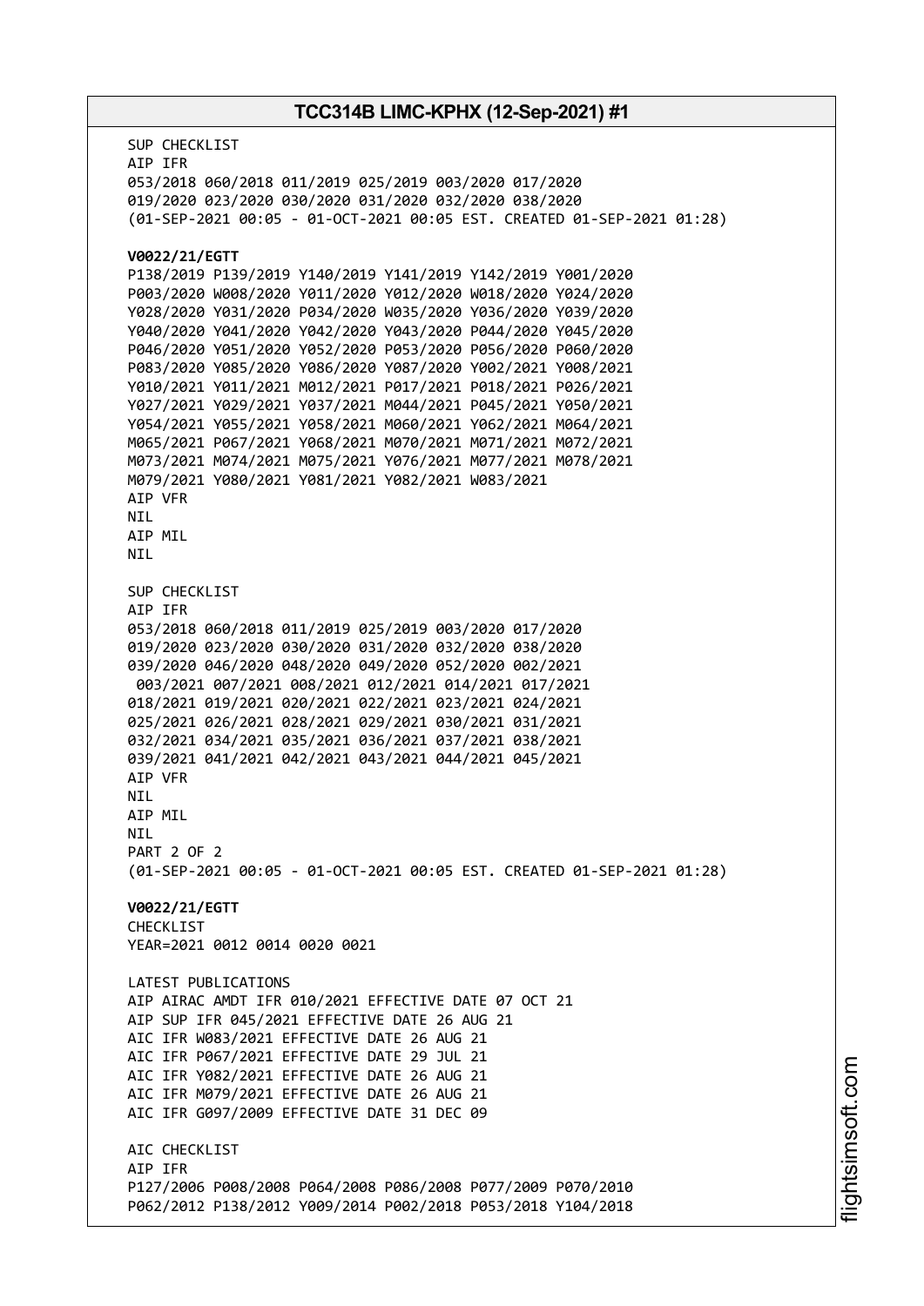SUP CHECKLIST
AIP IFR
053/2018 060/2018 011/2019 025/2019 003/2020 017/2020
019/2020 023/2020 030/2020 031/2020 032/2020 038/2020
(01-SEP-2021 00:05 - 01-OCT-2021 00:05 EST. CREATED 01-SEP-2021 01:28)

**V0022/21/EGTT**
P138/2019 P139/2019 Y140/2019 Y141/2019 Y142/2019 Y001/2020
P003/2020 W008/2020 Y011/2020 Y012/2020 W018/2020 Y024/2020
Y028/2020 Y031/2020 P034/2020 W035/2020 Y036/2020 Y039/2020
Y040/2020 Y041/2020 Y042/2020 Y043/2020 P044/2020 Y045/2020
P046/2020 Y051/2020 Y052/2020 P053/2020 P056/2020 P060/2020
P083/2020 Y085/2020 Y086/2020 Y087/2020 Y002/2021 Y008/2021
Y010/2021 Y011/2021 M012/2021 P017/2021 P018/2021 P026/2021
Y027/2021 Y029/2021 Y037/2021 M044/2021 P045/2021 Y050/2021
Y054/2021 Y055/2021 Y058/2021 M060/2021 Y062/2021 M064/2021
M065/2021 P067/2021 Y068/2021 M070/2021 M071/2021 M072/2021
M073/2021 M074/2021 M075/2021 Y076/2021 M077/2021 M078/2021
M079/2021 Y080/2021 Y081/2021 Y082/2021 W083/2021
AIP VFR
NIL
AIP MIL
NIL

SUP CHECKLIST
AIP IFR
053/2018 060/2018 011/2019 025/2019 003/2020 017/2020
019/2020 023/2020 030/2020 031/2020 032/2020 038/2020
039/2020 046/2020 048/2020 049/2020 052/2020 002/2021
003/2021 007/2021 008/2021 012/2021 014/2021 017/2021
018/2021 019/2021 020/2021 022/2021 023/2021 024/2021
025/2021 026/2021 028/2021 029/2021 030/2021 031/2021
032/2021 034/2021 035/2021 036/2021 037/2021 038/2021
039/2021 041/2021 042/2021 043/2021 044/2021 045/2021
AIP VFR
NIL
AIP MIL
NIL
PART 2 OF 2
(01-SEP-2021 00:05 - 01-OCT-2021 00:05 EST. CREATED 01-SEP-2021 01:28)

**V0022/21/EGTT**
CHECKLIST
YEAR=2021 0012 0014 0020 0021

LATEST PUBLICATIONS
AIP AIRAC AMDT IFR 010/2021 EFFECTIVE DATE 07 OCT 21
AIP SUP IFR 045/2021 EFFECTIVE DATE 26 AUG 21
AIC IFR W083/2021 EFFECTIVE DATE 26 AUG 21
AIC IFR P067/2021 EFFECTIVE DATE 29 JUL 21
AIC IFR Y082/2021 EFFECTIVE DATE 26 AUG 21
AIC IFR M079/2021 EFFECTIVE DATE 26 AUG 21
AIC IFR G097/2009 EFFECTIVE DATE 31 DEC 09

AIC CHECKLIST
AIP IFR
P127/2006 P008/2008 P064/2008 P086/2008 P077/2009 P070/2010
P062/2012 P138/2012 Y009/2014 P002/2018 P053/2018 Y104/2018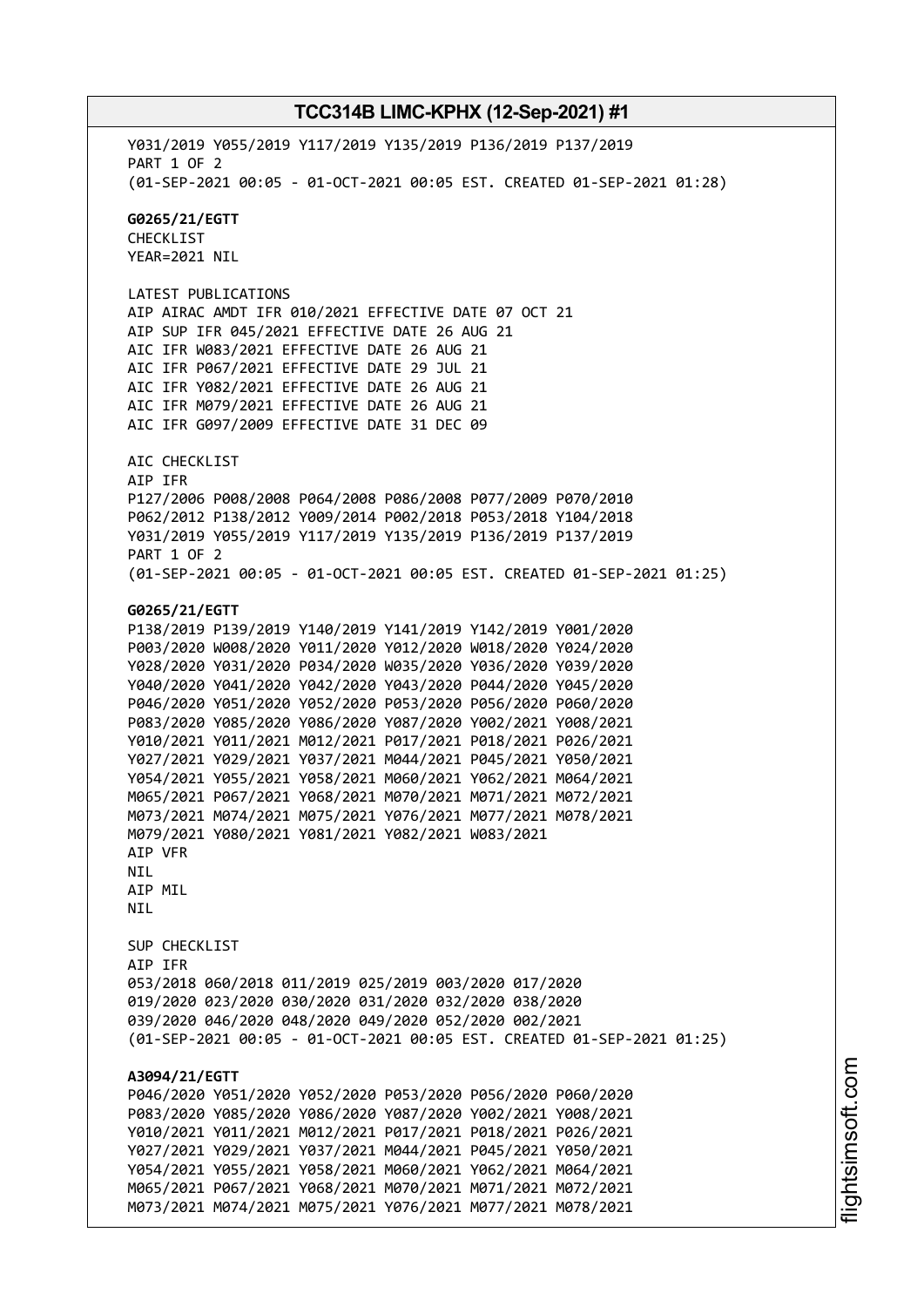Y031/2019 Y055/2019 Y117/2019 Y135/2019 P136/2019 P137/2019
PART 1 OF 2
(01-SEP-2021 00:05 - 01-OCT-2021 00:05 EST. CREATED 01-SEP-2021 01:28)

**G0265/21/EGTT**
CHECKLIST
YEAR=2021 NIL

LATEST PUBLICATIONS
AIP AIRAC AMDT IFR 010/2021 EFFECTIVE DATE 07 OCT 21
AIP SUP IFR 045/2021 EFFECTIVE DATE 26 AUG 21
AIC IFR W083/2021 EFFECTIVE DATE 26 AUG 21
AIC IFR P067/2021 EFFECTIVE DATE 29 JUL 21
AIC IFR Y082/2021 EFFECTIVE DATE 26 AUG 21
AIC IFR M079/2021 EFFECTIVE DATE 26 AUG 21
AIC IFR G097/2009 EFFECTIVE DATE 31 DEC 09

AIC CHECKLIST
AIP IFR
P127/2006 P008/2008 P064/2008 P086/2008 P077/2009 P070/2010
P062/2012 P138/2012 Y009/2014 P002/2018 P053/2018 Y104/2018
Y031/2019 Y055/2019 Y117/2019 Y135/2019 P136/2019 P137/2019
PART 1 OF 2
(01-SEP-2021 00:05 - 01-OCT-2021 00:05 EST. CREATED 01-SEP-2021 01:25)

**G0265/21/EGTT**
P138/2019 P139/2019 Y140/2019 Y141/2019 Y142/2019 Y001/2020
P003/2020 W008/2020 Y011/2020 Y012/2020 W018/2020 Y024/2020
Y028/2020 Y031/2020 P034/2020 W035/2020 Y036/2020 Y039/2020
Y040/2020 Y041/2020 Y042/2020 Y043/2020 P044/2020 Y045/2020
P046/2020 Y051/2020 Y052/2020 P053/2020 P056/2020 P060/2020
P083/2020 Y085/2020 Y086/2020 Y087/2020 Y002/2021 Y008/2021
Y010/2021 Y011/2021 M012/2021 P017/2021 P018/2021 P026/2021
Y027/2021 Y029/2021 Y037/2021 M044/2021 P045/2021 Y050/2021
Y054/2021 Y055/2021 Y058/2021 M060/2021 Y062/2021 M064/2021
M065/2021 P067/2021 Y068/2021 M070/2021 M071/2021 M072/2021
M073/2021 M074/2021 M075/2021 Y076/2021 M077/2021 M078/2021
M079/2021 Y080/2021 Y081/2021 Y082/2021 W083/2021
AIP VFR
NIL
AIP MIL
NIL

SUP CHECKLIST
AIP IFR
053/2018 060/2018 011/2019 025/2019 003/2020 017/2020
019/2020 023/2020 030/2020 031/2020 032/2020 038/2020
039/2020 046/2020 048/2020 049/2020 052/2020 002/2021
(01-SEP-2021 00:05 - 01-OCT-2021 00:05 EST. CREATED 01-SEP-2021 01:25)

**A3094/21/EGTT**
P046/2020 Y051/2020 Y052/2020 P053/2020 P056/2020 P060/2020
P083/2020 Y085/2020 Y086/2020 Y087/2020 Y002/2021 Y008/2021
Y010/2021 Y011/2021 M012/2021 P017/2021 P018/2021 P026/2021
Y027/2021 Y029/2021 Y037/2021 M044/2021 P045/2021 Y050/2021
Y054/2021 Y055/2021 Y058/2021 M060/2021 Y062/2021 M064/2021
M065/2021 P067/2021 Y068/2021 M070/2021 M071/2021 M072/2021
M073/2021 M074/2021 M075/2021 Y076/2021 M077/2021 M078/2021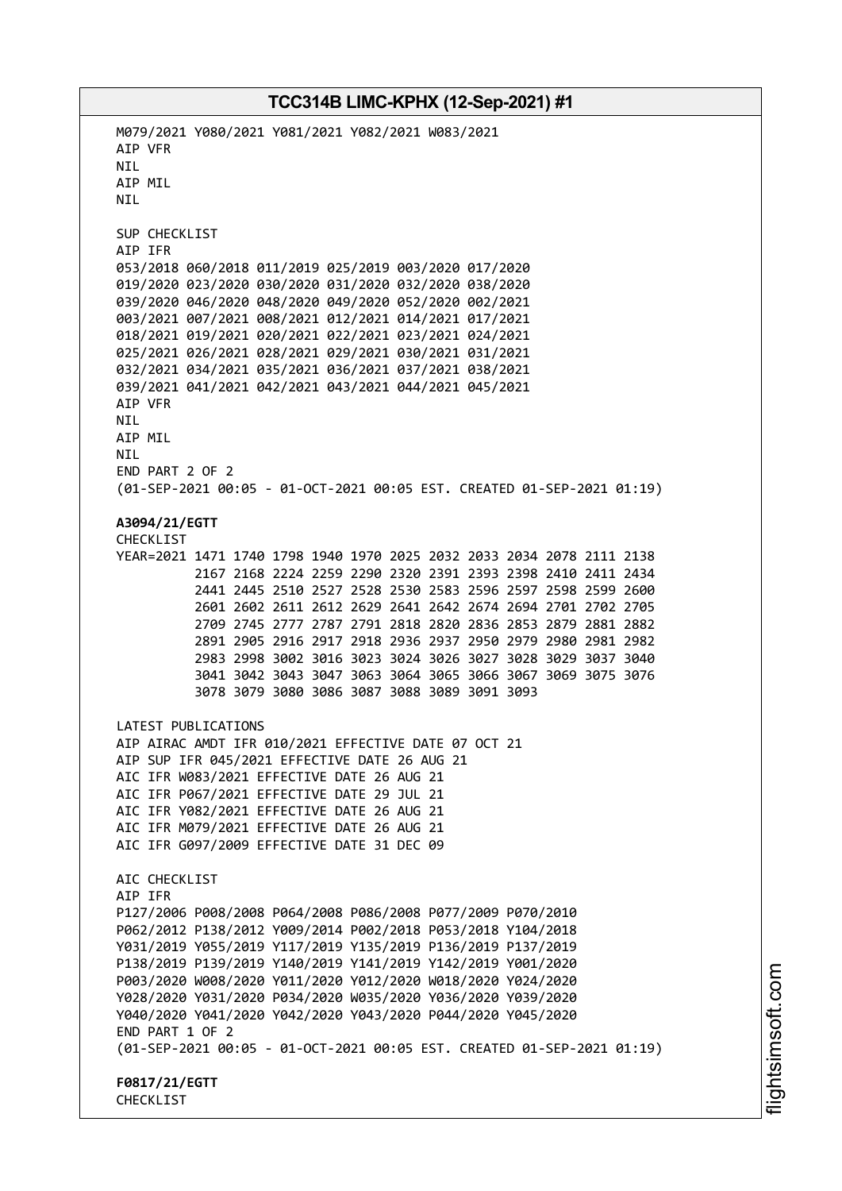M079/2021 Y080/2021 Y081/2021 Y082/2021 W083/2021
AIP VFR
NIL
AIP MIL
NIL

SUP CHECKLIST
AIP IFR
053/2018 060/2018 011/2019 025/2019 003/2020 017/2020
019/2020 023/2020 030/2020 031/2020 032/2020 038/2020
039/2020 046/2020 048/2020 049/2020 052/2020 002/2021
003/2021 007/2021 008/2021 012/2021 014/2021 017/2021
018/2021 019/2021 020/2021 022/2021 023/2021 024/2021
025/2021 026/2021 028/2021 029/2021 030/2021 031/2021
032/2021 034/2021 035/2021 036/2021 037/2021 038/2021
039/2021 041/2021 042/2021 043/2021 044/2021 045/2021
AIP VFR
NIL
AIP MIL
NIL
END PART 2 OF 2
(01-SEP-2021 00:05 - 01-OCT-2021 00:05 EST. CREATED 01-SEP-2021 01:19)

**A3094/21/EGTT**
CHECKLIST
YEAR=2021 1471 1740 1798 1940 1970 2025 2032 2033 2034 2078 2111 2138
2167 2168 2224 2259 2290 2320 2391 2393 2398 2410 2411 2434
2441 2445 2510 2527 2528 2530 2583 2596 2597 2598 2599 2600
2601 2602 2611 2612 2629 2641 2642 2674 2694 2701 2702 2705
2709 2745 2777 2787 2791 2818 2820 2836 2853 2879 2881 2882
2891 2905 2916 2917 2918 2936 2937 2950 2979 2980 2981 2982
2983 2998 3002 3016 3023 3024 3026 3027 3028 3029 3037 3040
3041 3042 3043 3047 3063 3064 3065 3066 3067 3069 3075 3076
3078 3079 3080 3086 3087 3088 3089 3091 3093

LATEST PUBLICATIONS
AIP AIRAC AMDT IFR 010/2021 EFFECTIVE DATE 07 OCT 21
AIP SUP IFR 045/2021 EFFECTIVE DATE 26 AUG 21
AIC IFR W083/2021 EFFECTIVE DATE 26 AUG 21
AIC IFR P067/2021 EFFECTIVE DATE 29 JUL 21
AIC IFR Y082/2021 EFFECTIVE DATE 26 AUG 21
AIC IFR M079/2021 EFFECTIVE DATE 26 AUG 21
AIC IFR G097/2009 EFFECTIVE DATE 31 DEC 09

AIC CHECKLIST
AIP IFR
P127/2006 P008/2008 P064/2008 P086/2008 P077/2009 P070/2010
P062/2012 P138/2012 Y009/2014 P002/2018 P053/2018 Y104/2018
Y031/2019 Y055/2019 Y117/2019 Y135/2019 P136/2019 P137/2019
P138/2019 P139/2019 Y140/2019 Y141/2019 Y142/2019 Y001/2020
P003/2020 W008/2020 Y011/2020 Y012/2020 W018/2020 Y024/2020
Y028/2020 Y031/2020 P034/2020 W035/2020 Y036/2020 Y039/2020
Y040/2020 Y041/2020 Y042/2020 Y043/2020 P044/2020 Y045/2020
END PART 1 OF 2
(01-SEP-2021 00:05 - 01-OCT-2021 00:05 EST. CREATED 01-SEP-2021 01:19)

**F0817/21/EGTT**
CHECKLIST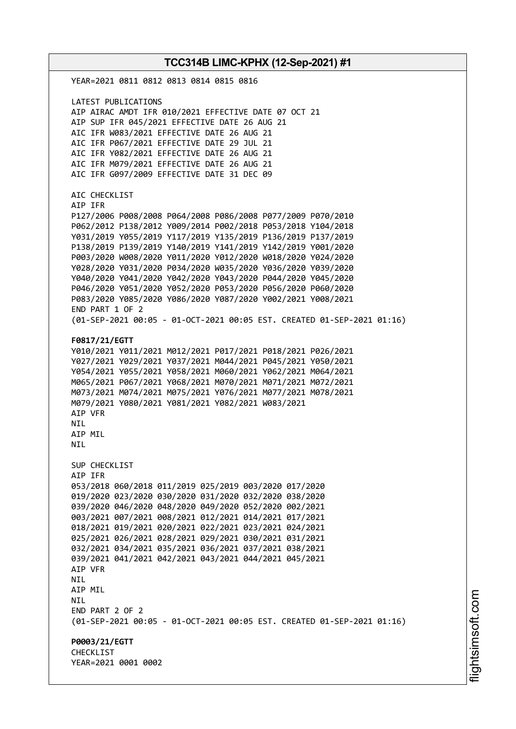YEAR=2021 0811 0812 0813 0814 0815 0816

LATEST PUBLICATIONS
AIP AIRAC AMDT IFR 010/2021 EFFECTIVE DATE 07 OCT 21
AIP SUP IFR 045/2021 EFFECTIVE DATE 26 AUG 21
AIC IFR W083/2021 EFFECTIVE DATE 26 AUG 21
AIC IFR P067/2021 EFFECTIVE DATE 29 JUL 21
AIC IFR Y082/2021 EFFECTIVE DATE 26 AUG 21
AIC IFR M079/2021 EFFECTIVE DATE 26 AUG 21
AIC IFR G097/2009 EFFECTIVE DATE 31 DEC 09

AIC CHECKLIST
AIP IFR
P127/2006 P008/2008 P064/2008 P086/2008 P077/2009 P070/2010
P062/2012 P138/2012 Y009/2014 P002/2018 P053/2018 Y104/2018
Y031/2019 Y055/2019 Y117/2019 Y135/2019 P136/2019 P137/2019
P138/2019 P139/2019 Y140/2019 Y141/2019 Y142/2019 Y001/2020
P003/2020 W008/2020 Y011/2020 Y012/2020 W018/2020 Y024/2020
Y028/2020 Y031/2020 P034/2020 W035/2020 Y036/2020 Y039/2020
Y040/2020 Y041/2020 Y042/2020 Y043/2020 P044/2020 Y045/2020
P046/2020 Y051/2020 Y052/2020 P053/2020 P056/2020 P060/2020
P083/2020 Y085/2020 Y086/2020 Y087/2020 Y002/2021 Y008/2021
END PART 1 OF 2
(01-SEP-2021 00:05 - 01-OCT-2021 00:05 EST. CREATED 01-SEP-2021 01:16)

**F0817/21/EGTT**
Y010/2021 Y011/2021 M012/2021 P017/2021 P018/2021 P026/2021
Y027/2021 Y029/2021 Y037/2021 M044/2021 P045/2021 Y050/2021
Y054/2021 Y055/2021 Y058/2021 M060/2021 Y062/2021 M064/2021
M065/2021 P067/2021 Y068/2021 M070/2021 M071/2021 M072/2021
M073/2021 M074/2021 M075/2021 Y076/2021 M077/2021 M078/2021
M079/2021 Y080/2021 Y081/2021 Y082/2021 W083/2021
AIP VFR
NIL
AIP MIL
NIL

SUP CHECKLIST
AIP IFR
053/2018 060/2018 011/2019 025/2019 003/2020 017/2020
019/2020 023/2020 030/2020 031/2020 032/2020 038/2020
039/2020 046/2020 048/2020 049/2020 052/2020 002/2021
003/2021 007/2021 008/2021 012/2021 014/2021 017/2021
018/2021 019/2021 020/2021 022/2021 023/2021 024/2021
025/2021 026/2021 028/2021 029/2021 030/2021 031/2021
032/2021 034/2021 035/2021 036/2021 037/2021 038/2021
039/2021 041/2021 042/2021 043/2021 044/2021 045/2021
AIP VFR
NIL
AIP MIL
NIL
END PART 2 OF 2
(01-SEP-2021 00:05 - 01-OCT-2021 00:05 EST. CREATED 01-SEP-2021 01:16)

**P0003/21/EGTT**
CHECKLIST
YEAR=2021 0001 0002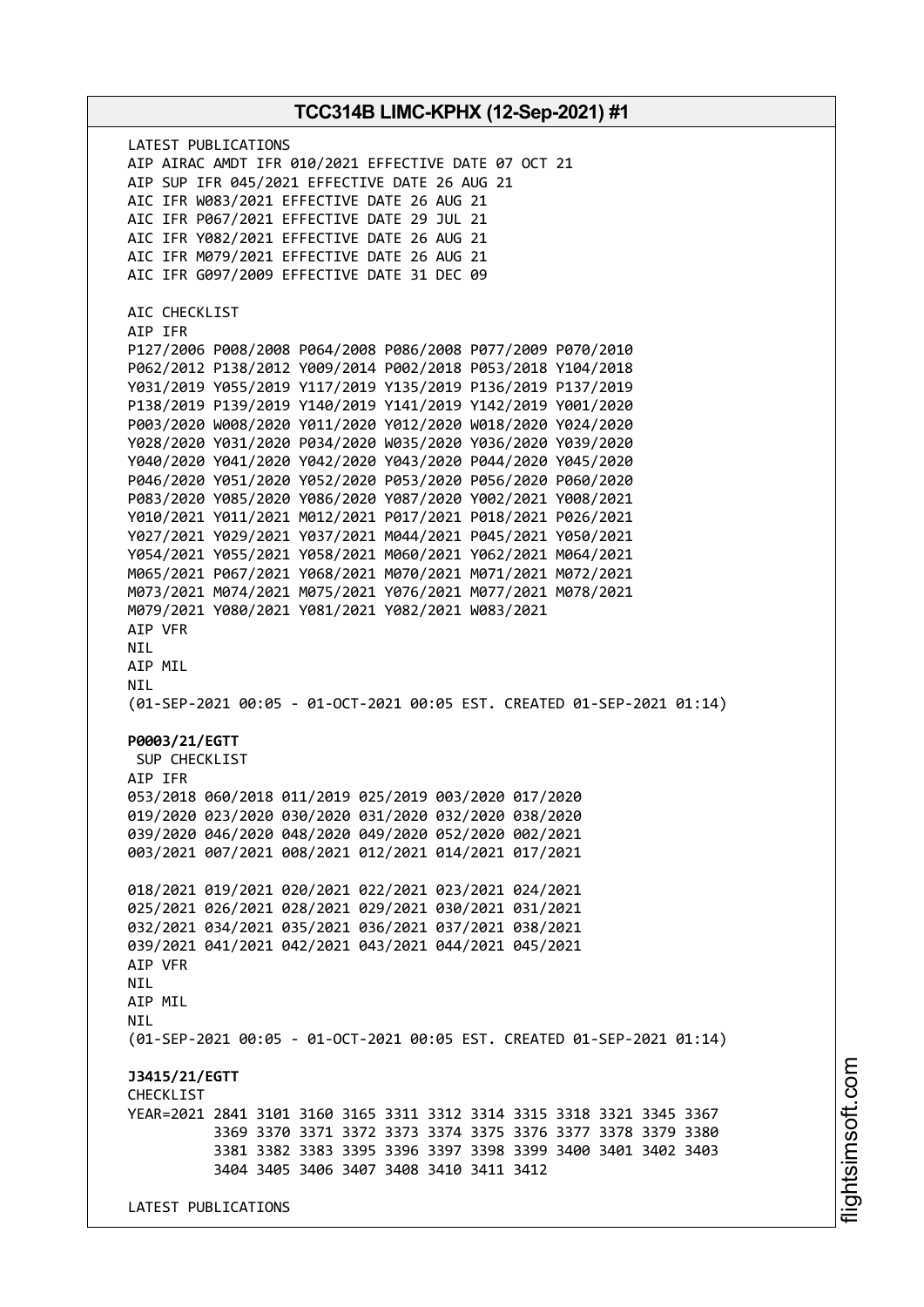LATEST PUBLICATIONS
AIP AIRAC AMDT IFR 010/2021 EFFECTIVE DATE 07 OCT 21
AIP SUP IFR 045/2021 EFFECTIVE DATE 26 AUG 21
AIC IFR W083/2021 EFFECTIVE DATE 26 AUG 21
AIC IFR P067/2021 EFFECTIVE DATE 29 JUL 21
AIC IFR Y082/2021 EFFECTIVE DATE 26 AUG 21
AIC IFR M079/2021 EFFECTIVE DATE 26 AUG 21
AIC IFR G097/2009 EFFECTIVE DATE 31 DEC 09

AIC CHECKLIST
AIP IFR
P127/2006 P008/2008 P064/2008 P086/2008 P077/2009 P070/2010
P062/2012 P138/2012 Y009/2014 P002/2018 P053/2018 Y104/2018
Y031/2019 Y055/2019 Y117/2019 Y135/2019 P136/2019 P137/2019
P138/2019 P139/2019 Y140/2019 Y141/2019 Y142/2019 Y001/2020
P003/2020 W008/2020 Y011/2020 Y012/2020 W018/2020 Y024/2020
Y028/2020 Y031/2020 P034/2020 W035/2020 Y036/2020 Y039/2020
Y040/2020 Y041/2020 Y042/2020 Y043/2020 P044/2020 Y045/2020
P046/2020 Y051/2020 Y052/2020 P053/2020 P056/2020 P060/2020
P083/2020 Y085/2020 Y086/2020 Y087/2020 Y002/2021 Y008/2021
Y010/2021 Y011/2021 M012/2021 P017/2021 P018/2021 P026/2021
Y027/2021 Y029/2021 Y037/2021 M044/2021 P045/2021 Y050/2021
Y054/2021 Y055/2021 Y058/2021 M060/2021 Y062/2021 M064/2021
M065/2021 P067/2021 Y068/2021 M070/2021 M071/2021 M072/2021
M073/2021 M074/2021 M075/2021 Y076/2021 M077/2021 M078/2021
M079/2021 Y080/2021 Y081/2021 Y082/2021 W083/2021
AIP VFR
NIL
AIP MIL
NIL
(01-SEP-2021 00:05 - 01-OCT-2021 00:05 EST. CREATED 01-SEP-2021 01:14)

**P0003/21/EGTT**
SUP CHECKLIST
AIP IFR
053/2018 060/2018 011/2019 025/2019 003/2020 017/2020
019/2020 023/2020 030/2020 031/2020 032/2020 038/2020
039/2020 046/2020 048/2020 049/2020 052/2020 002/2021
003/2021 007/2021 008/2021 012/2021 014/2021 017/2021

018/2021 019/2021 020/2021 022/2021 023/2021 024/2021
025/2021 026/2021 028/2021 029/2021 030/2021 031/2021
032/2021 034/2021 035/2021 036/2021 037/2021 038/2021
039/2021 041/2021 042/2021 043/2021 044/2021 045/2021
AIP VFR
NIL
AIP MIL
NIL
(01-SEP-2021 00:05 - 01-OCT-2021 00:05 EST. CREATED 01-SEP-2021 01:14)

**J3415/21/EGTT**
CHECKLIST
YEAR=2021 2841 3101 3160 3165 3311 3312 3314 3315 3318 3321 3345 3367
3369 3370 3371 3372 3373 3374 3375 3376 3377 3378 3379 3380
3381 3382 3383 3395 3396 3397 3398 3399 3400 3401 3402 3403
3404 3405 3406 3407 3408 3410 3411 3412

LATEST PUBLICATIONS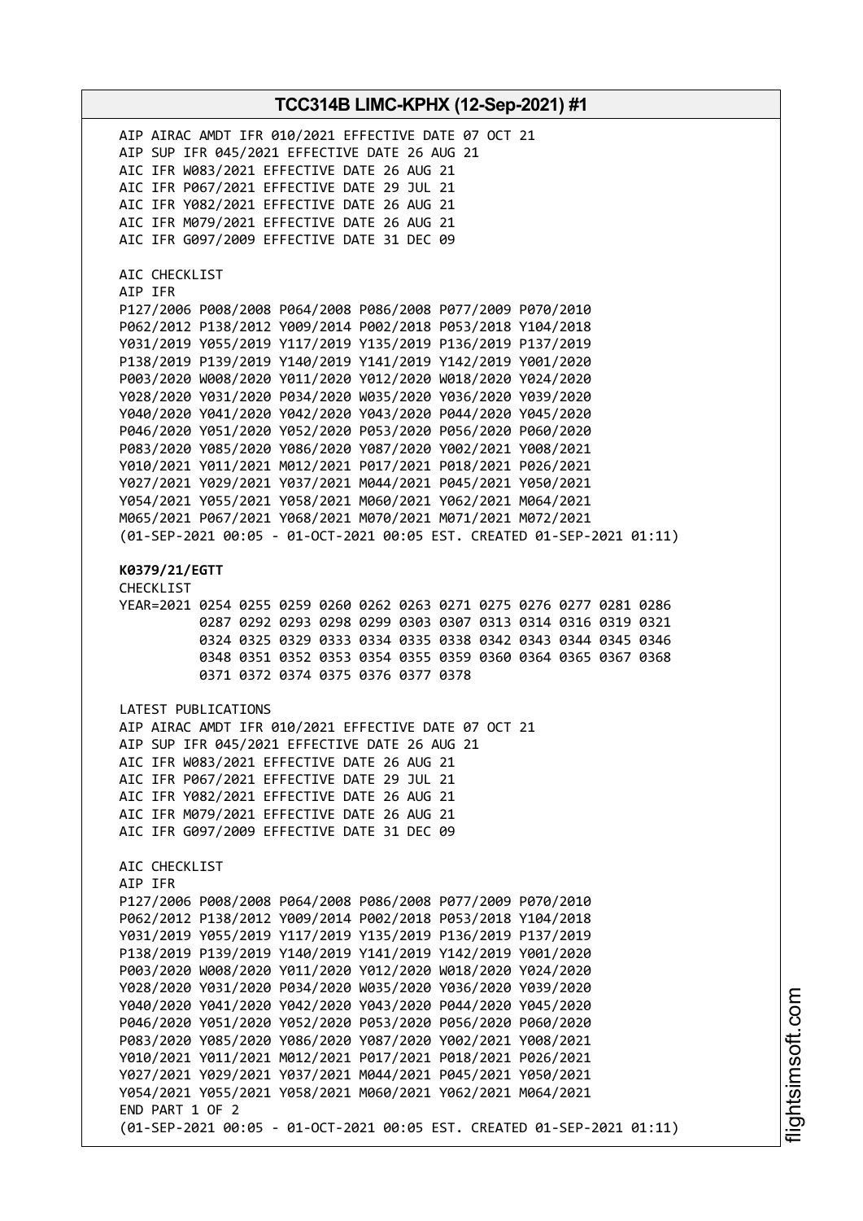AIP AIRAC AMDT IFR 010/2021 EFFECTIVE DATE 07 OCT 21
AIP SUP IFR 045/2021 EFFECTIVE DATE 26 AUG 21
AIC IFR W083/2021 EFFECTIVE DATE 26 AUG 21
AIC IFR P067/2021 EFFECTIVE DATE 29 JUL 21
AIC IFR Y082/2021 EFFECTIVE DATE 26 AUG 21
AIC IFR M079/2021 EFFECTIVE DATE 26 AUG 21
AIC IFR G097/2009 EFFECTIVE DATE 31 DEC 09

AIC CHECKLIST
AIP IFR
P127/2006 P008/2008 P064/2008 P086/2008 P077/2009 P070/2010
P062/2012 P138/2012 Y009/2014 P002/2018 P053/2018 Y104/2018
Y031/2019 Y055/2019 Y117/2019 Y135/2019 P136/2019 P137/2019
P138/2019 P139/2019 Y140/2019 Y141/2019 Y142/2019 Y001/2020
P003/2020 W008/2020 Y011/2020 Y012/2020 W018/2020 Y024/2020
Y028/2020 Y031/2020 P034/2020 W035/2020 Y036/2020 Y039/2020
Y040/2020 Y041/2020 Y042/2020 Y043/2020 P044/2020 Y045/2020
P046/2020 Y051/2020 Y052/2020 P053/2020 P056/2020 P060/2020
P083/2020 Y085/2020 Y086/2020 Y087/2020 Y002/2021 Y008/2021
Y010/2021 Y011/2021 M012/2021 P017/2021 P018/2021 P026/2021
Y027/2021 Y029/2021 Y037/2021 M044/2021 P045/2021 Y050/2021
Y054/2021 Y055/2021 Y058/2021 M060/2021 Y062/2021 M064/2021
M065/2021 P067/2021 Y068/2021 M070/2021 M071/2021 M072/2021
(01-SEP-2021 00:05 - 01-OCT-2021 00:05 EST. CREATED 01-SEP-2021 01:11)

**K0379/21/EGTT**
CHECKLIST
YEAR=2021 0254 0255 0259 0260 0262 0263 0271 0275 0276 0277 0281 0286
0287 0292 0293 0298 0299 0303 0307 0313 0314 0316 0319 0321
0324 0325 0329 0333 0334 0335 0338 0342 0343 0344 0345 0346
0348 0351 0352 0353 0354 0355 0359 0360 0364 0365 0367 0368
0371 0372 0374 0375 0376 0377 0378

LATEST PUBLICATIONS
AIP AIRAC AMDT IFR 010/2021 EFFECTIVE DATE 07 OCT 21
AIP SUP IFR 045/2021 EFFECTIVE DATE 26 AUG 21
AIC IFR W083/2021 EFFECTIVE DATE 26 AUG 21
AIC IFR P067/2021 EFFECTIVE DATE 29 JUL 21
AIC IFR Y082/2021 EFFECTIVE DATE 26 AUG 21
AIC IFR M079/2021 EFFECTIVE DATE 26 AUG 21
AIC IFR G097/2009 EFFECTIVE DATE 31 DEC 09

AIC CHECKLIST
AIP IFR
P127/2006 P008/2008 P064/2008 P086/2008 P077/2009 P070/2010
P062/2012 P138/2012 Y009/2014 P002/2018 P053/2018 Y104/2018
Y031/2019 Y055/2019 Y117/2019 Y135/2019 P136/2019 P137/2019
P138/2019 P139/2019 Y140/2019 Y141/2019 Y142/2019 Y001/2020
P003/2020 W008/2020 Y011/2020 Y012/2020 W018/2020 Y024/2020
Y028/2020 Y031/2020 P034/2020 W035/2020 Y036/2020 Y039/2020
Y040/2020 Y041/2020 Y042/2020 Y043/2020 P044/2020 Y045/2020
P046/2020 Y051/2020 Y052/2020 P053/2020 P056/2020 P060/2020
P083/2020 Y085/2020 Y086/2020 Y087/2020 Y002/2021 Y008/2021
Y010/2021 Y011/2021 M012/2021 P017/2021 P018/2021 P026/2021
Y027/2021 Y029/2021 Y037/2021 M044/2021 P045/2021 Y050/2021
Y054/2021 Y055/2021 Y058/2021 M060/2021 Y062/2021 M064/2021
END PART 1 OF 2
(01-SEP-2021 00:05 - 01-OCT-2021 00:05 EST. CREATED 01-SEP-2021 01:11)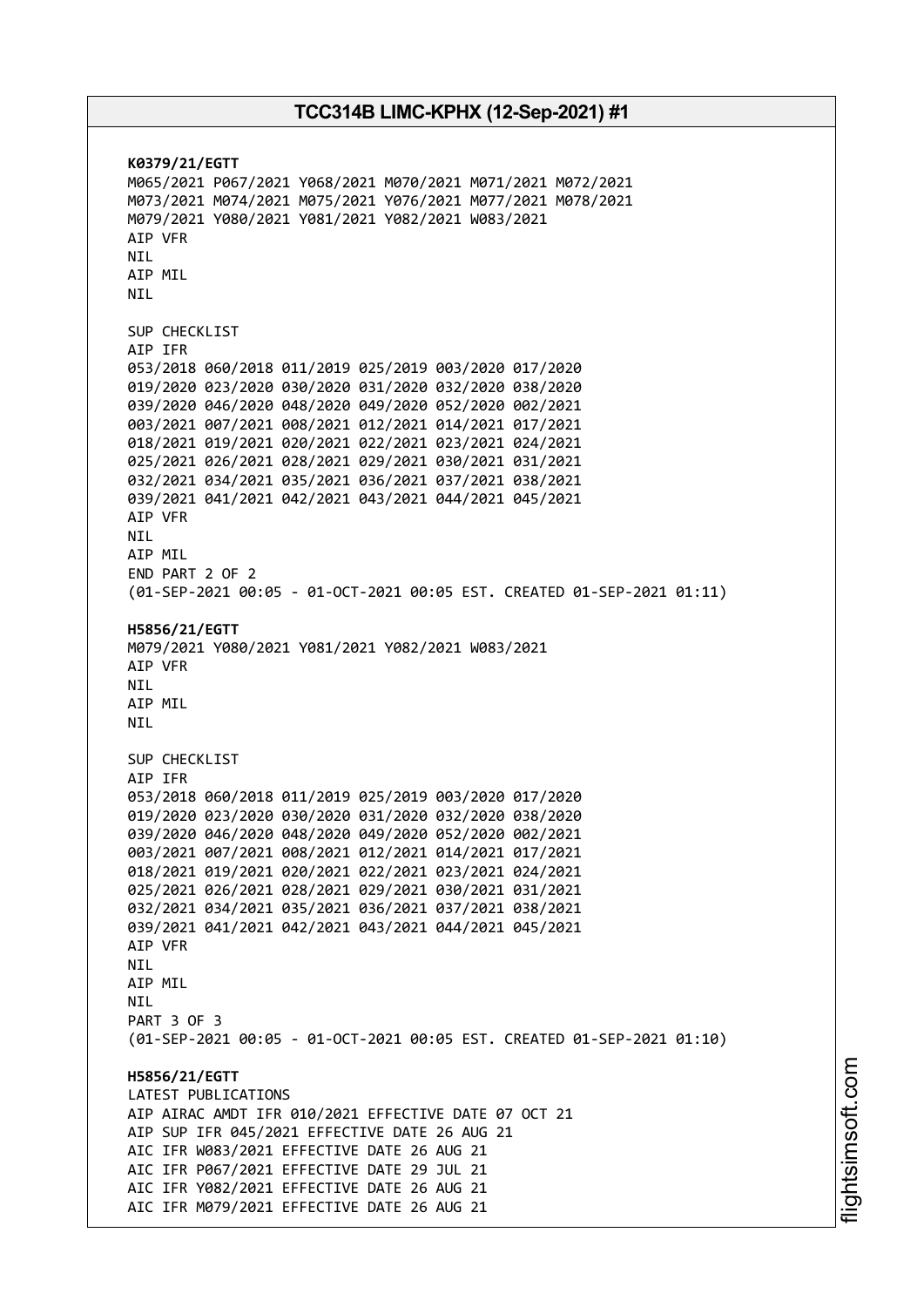**K0379/21/EGTT**
M065/2021 P067/2021 Y068/2021 M070/2021 M071/2021 M072/2021
M073/2021 M074/2021 M075/2021 Y076/2021 M077/2021 M078/2021
M079/2021 Y080/2021 Y081/2021 Y082/2021 W083/2021
AIP VFR
NIL
AIP MIL
NIL

SUP CHECKLIST
AIP IFR
053/2018 060/2018 011/2019 025/2019 003/2020 017/2020
019/2020 023/2020 030/2020 031/2020 032/2020 038/2020
039/2020 046/2020 048/2020 049/2020 052/2020 002/2021
003/2021 007/2021 008/2021 012/2021 014/2021 017/2021
018/2021 019/2021 020/2021 022/2021 023/2021 024/2021
025/2021 026/2021 028/2021 029/2021 030/2021 031/2021
032/2021 034/2021 035/2021 036/2021 037/2021 038/2021
039/2021 041/2021 042/2021 043/2021 044/2021 045/2021
AIP VFR
NIL
AIP MIL
END PART 2 OF 2
(01-SEP-2021 00:05 - 01-OCT-2021 00:05 EST. CREATED 01-SEP-2021 01:11)

**H5856/21/EGTT**
M079/2021 Y080/2021 Y081/2021 Y082/2021 W083/2021
AIP VFR
NIL
AIP MIL
NIL

SUP CHECKLIST
AIP IFR
053/2018 060/2018 011/2019 025/2019 003/2020 017/2020
019/2020 023/2020 030/2020 031/2020 032/2020 038/2020
039/2020 046/2020 048/2020 049/2020 052/2020 002/2021
003/2021 007/2021 008/2021 012/2021 014/2021 017/2021
018/2021 019/2021 020/2021 022/2021 023/2021 024/2021
025/2021 026/2021 028/2021 029/2021 030/2021 031/2021
032/2021 034/2021 035/2021 036/2021 037/2021 038/2021
039/2021 041/2021 042/2021 043/2021 044/2021 045/2021
AIP VFR
NIL
AIP MIL
NIL
PART 3 OF 3
(01-SEP-2021 00:05 - 01-OCT-2021 00:05 EST. CREATED 01-SEP-2021 01:10)

**H5856/21/EGTT**
LATEST PUBLICATIONS
AIP AIRAC AMDT IFR 010/2021 EFFECTIVE DATE 07 OCT 21
AIP SUP IFR 045/2021 EFFECTIVE DATE 26 AUG 21
AIC IFR W083/2021 EFFECTIVE DATE 26 AUG 21
AIC IFR P067/2021 EFFECTIVE DATE 29 JUL 21
AIC IFR Y082/2021 EFFECTIVE DATE 26 AUG 21
AIC IFR M079/2021 EFFECTIVE DATE 26 AUG 21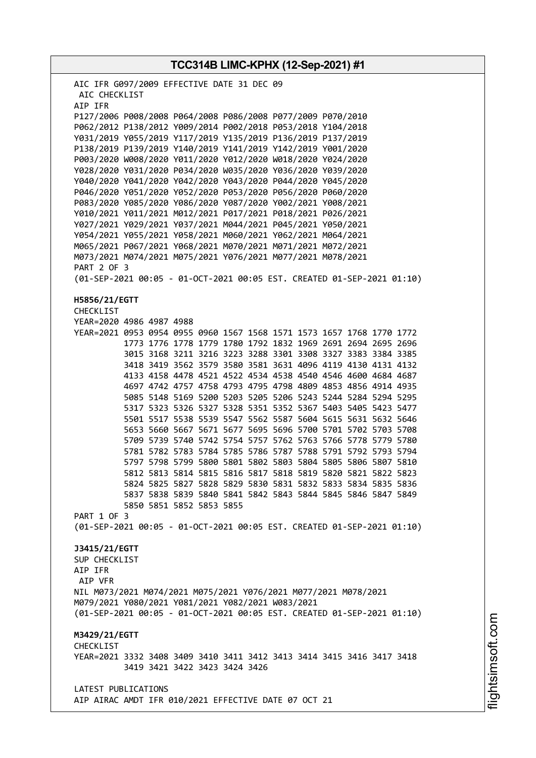AIC IFR G097/2009 EFFECTIVE DATE 31 DEC 09
 AIC CHECKLIST
AIP IFR
P127/2006 P008/2008 P064/2008 P086/2008 P077/2009 P070/2010
P062/2012 P138/2012 Y009/2014 P002/2018 P053/2018 Y104/2018
Y031/2019 Y055/2019 Y117/2019 Y135/2019 P136/2019 P137/2019
P138/2019 P139/2019 Y140/2019 Y141/2019 Y142/2019 Y001/2020
P003/2020 W008/2020 Y011/2020 Y012/2020 W018/2020 Y024/2020
Y028/2020 Y031/2020 P034/2020 W035/2020 Y036/2020 Y039/2020
Y040/2020 Y041/2020 Y042/2020 Y043/2020 P044/2020 Y045/2020
P046/2020 Y051/2020 Y052/2020 P053/2020 P056/2020 P060/2020
P083/2020 Y085/2020 Y086/2020 Y087/2020 Y002/2021 Y008/2021
Y010/2021 Y011/2021 M012/2021 P017/2021 P018/2021 P026/2021
Y027/2021 Y029/2021 Y037/2021 M044/2021 P045/2021 Y050/2021
Y054/2021 Y055/2021 Y058/2021 M060/2021 Y062/2021 M064/2021
M065/2021 P067/2021 Y068/2021 M070/2021 M071/2021 M072/2021
M073/2021 M074/2021 M075/2021 Y076/2021 M077/2021 M078/2021
PART 2 OF 3
(01-SEP-2021 00:05 - 01-OCT-2021 00:05 EST. CREATED 01-SEP-2021 01:10)

**H5856/21/EGTT**
CHECKLIST
YEAR=2020 4986 4987 4988
YEAR=2021 0953 0954 0955 0960 1567 1568 1571 1573 1657 1768 1770 1772
1773 1776 1778 1779 1780 1792 1832 1969 2691 2694 2695 2696
3015 3168 3211 3216 3223 3288 3301 3308 3327 3383 3384 3385
3418 3419 3562 3579 3580 3581 3631 4096 4119 4130 4131 4132
4133 4158 4478 4521 4522 4534 4538 4540 4546 4600 4684 4687
4697 4742 4757 4758 4793 4795 4798 4809 4853 4856 4914 4935
5085 5148 5169 5200 5203 5205 5206 5243 5244 5284 5294 5295
5317 5323 5326 5327 5328 5351 5352 5367 5403 5405 5423 5477
5501 5517 5538 5539 5547 5562 5587 5604 5615 5631 5632 5646
5653 5660 5667 5671 5677 5695 5696 5700 5701 5702 5703 5708
5709 5739 5740 5742 5754 5757 5762 5763 5766 5778 5779 5780
5781 5782 5783 5784 5785 5786 5787 5788 5791 5792 5793 5794
5797 5798 5799 5800 5801 5802 5803 5804 5805 5806 5807 5810
5812 5813 5814 5815 5816 5817 5818 5819 5820 5821 5822 5823
5824 5825 5827 5828 5829 5830 5831 5832 5833 5834 5835 5836
5837 5838 5839 5840 5841 5842 5843 5844 5845 5846 5847 5849
5850 5851 5852 5853 5855
PART 1 OF 3
(01-SEP-2021 00:05 - 01-OCT-2021 00:05 EST. CREATED 01-SEP-2021 01:10)

**J3415/21/EGTT**
SUP CHECKLIST
AIP IFR
 AIP VFR
NIL M073/2021 M074/2021 M075/2021 Y076/2021 M077/2021 M078/2021
M079/2021 Y080/2021 Y081/2021 Y082/2021 W083/2021
(01-SEP-2021 00:05 - 01-OCT-2021 00:05 EST. CREATED 01-SEP-2021 01:10)

**M3429/21/EGTT**
CHECKLIST
YEAR=2021 3332 3408 3409 3410 3411 3412 3413 3414 3415 3416 3417 3418
3419 3421 3422 3423 3424 3426

LATEST PUBLICATIONS
AIP AIRAC AMDT IFR 010/2021 EFFECTIVE DATE 07 OCT 21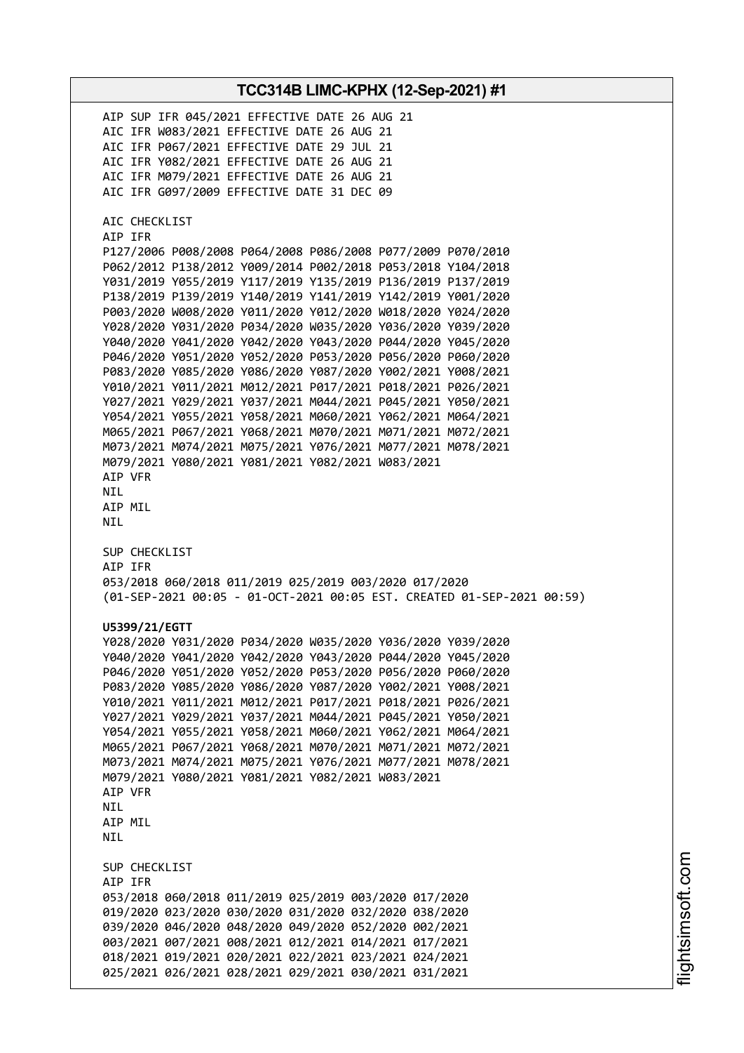AIP SUP IFR 045/2021 EFFECTIVE DATE 26 AUG 21
AIC IFR W083/2021 EFFECTIVE DATE 26 AUG 21
AIC IFR P067/2021 EFFECTIVE DATE 29 JUL 21
AIC IFR Y082/2021 EFFECTIVE DATE 26 AUG 21
AIC IFR M079/2021 EFFECTIVE DATE 26 AUG 21
AIC IFR G097/2009 EFFECTIVE DATE 31 DEC 09

AIC CHECKLIST
AIP IFR
P127/2006 P008/2008 P064/2008 P086/2008 P077/2009 P070/2010
P062/2012 P138/2012 Y009/2014 P002/2018 P053/2018 Y104/2018
Y031/2019 Y055/2019 Y117/2019 Y135/2019 P136/2019 P137/2019
P138/2019 P139/2019 Y140/2019 Y141/2019 Y142/2019 Y001/2020
P003/2020 W008/2020 Y011/2020 Y012/2020 W018/2020 Y024/2020
Y028/2020 Y031/2020 P034/2020 W035/2020 Y036/2020 Y039/2020
Y040/2020 Y041/2020 Y042/2020 Y043/2020 P044/2020 Y045/2020
P046/2020 Y051/2020 Y052/2020 P053/2020 P056/2020 P060/2020
P083/2020 Y085/2020 Y086/2020 Y087/2020 Y002/2021 Y008/2021
Y010/2021 Y011/2021 M012/2021 P017/2021 P018/2021 P026/2021
Y027/2021 Y029/2021 Y037/2021 M044/2021 P045/2021 Y050/2021
Y054/2021 Y055/2021 Y058/2021 M060/2021 Y062/2021 M064/2021
M065/2021 P067/2021 Y068/2021 M070/2021 M071/2021 M072/2021
M073/2021 M074/2021 M075/2021 Y076/2021 M077/2021 M078/2021
M079/2021 Y080/2021 Y081/2021 Y082/2021 W083/2021
AIP VFR
NIL
AIP MIL
NIL

SUP CHECKLIST
AIP IFR
053/2018 060/2018 011/2019 025/2019 003/2020 017/2020
(01-SEP-2021 00:05 - 01-OCT-2021 00:05 EST. CREATED 01-SEP-2021 00:59)

**U5399/21/EGTT**
Y028/2020 Y031/2020 P034/2020 W035/2020 Y036/2020 Y039/2020
Y040/2020 Y041/2020 Y042/2020 Y043/2020 P044/2020 Y045/2020
P046/2020 Y051/2020 Y052/2020 P053/2020 P056/2020 P060/2020
P083/2020 Y085/2020 Y086/2020 Y087/2020 Y002/2021 Y008/2021
Y010/2021 Y011/2021 M012/2021 P017/2021 P018/2021 P026/2021
Y027/2021 Y029/2021 Y037/2021 M044/2021 P045/2021 Y050/2021
Y054/2021 Y055/2021 Y058/2021 M060/2021 Y062/2021 M064/2021
M065/2021 P067/2021 Y068/2021 M070/2021 M071/2021 M072/2021
M073/2021 M074/2021 M075/2021 Y076/2021 M077/2021 M078/2021
M079/2021 Y080/2021 Y081/2021 Y082/2021 W083/2021
AIP VFR
NIL
AIP MIL
NIL

SUP CHECKLIST
AIP IFR
053/2018 060/2018 011/2019 025/2019 003/2020 017/2020
019/2020 023/2020 030/2020 031/2020 032/2020 038/2020
039/2020 046/2020 048/2020 049/2020 052/2020 002/2021
003/2021 007/2021 008/2021 012/2021 014/2021 017/2021
018/2021 019/2021 020/2021 022/2021 023/2021 024/2021
025/2021 026/2021 028/2021 029/2021 030/2021 031/2021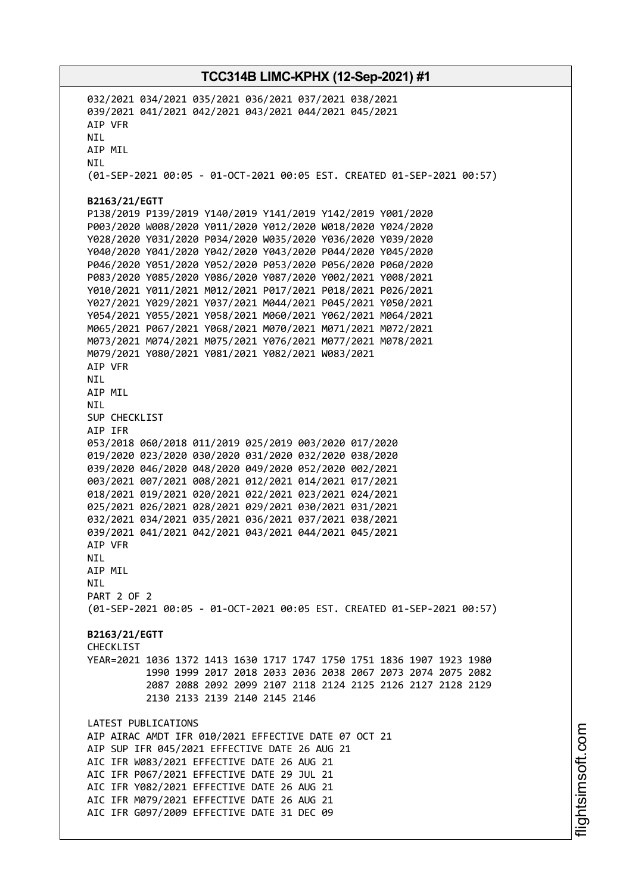032/2021 034/2021 035/2021 036/2021 037/2021 038/2021
039/2021 041/2021 042/2021 043/2021 044/2021 045/2021
AIP VFR
NIL
AIP MIL
NIL
(01-SEP-2021 00:05 - 01-OCT-2021 00:05 EST. CREATED 01-SEP-2021 00:57)

**B2163/21/EGTT**
P138/2019 P139/2019 Y140/2019 Y141/2019 Y142/2019 Y001/2020
P003/2020 W008/2020 Y011/2020 Y012/2020 W018/2020 Y024/2020
Y028/2020 Y031/2020 P034/2020 W035/2020 Y036/2020 Y039/2020
Y040/2020 Y041/2020 Y042/2020 Y043/2020 P044/2020 Y045/2020
P046/2020 Y051/2020 Y052/2020 P053/2020 P056/2020 P060/2020
P083/2020 Y085/2020 Y086/2020 Y087/2020 Y002/2021 Y008/2021
Y010/2021 Y011/2021 M012/2021 P017/2021 P018/2021 P026/2021
Y027/2021 Y029/2021 Y037/2021 M044/2021 P045/2021 Y050/2021
Y054/2021 Y055/2021 Y058/2021 M060/2021 Y062/2021 M064/2021
M065/2021 P067/2021 Y068/2021 M070/2021 M071/2021 M072/2021
M073/2021 M074/2021 M075/2021 Y076/2021 M077/2021 M078/2021
M079/2021 Y080/2021 Y081/2021 Y082/2021 W083/2021
AIP VFR
NIL
AIP MIL
NIL
SUP CHECKLIST
AIP IFR
053/2018 060/2018 011/2019 025/2019 003/2020 017/2020
019/2020 023/2020 030/2020 031/2020 032/2020 038/2020
039/2020 046/2020 048/2020 049/2020 052/2020 002/2021
003/2021 007/2021 008/2021 012/2021 014/2021 017/2021
018/2021 019/2021 020/2021 022/2021 023/2021 024/2021
025/2021 026/2021 028/2021 029/2021 030/2021 031/2021
032/2021 034/2021 035/2021 036/2021 037/2021 038/2021
039/2021 041/2021 042/2021 043/2021 044/2021 045/2021
AIP VFR
NIL
AIP MIL
NIL
PART 2 OF 2
(01-SEP-2021 00:05 - 01-OCT-2021 00:05 EST. CREATED 01-SEP-2021 00:57)

**B2163/21/EGTT**
CHECKLIST
YEAR=2021 1036 1372 1413 1630 1717 1747 1750 1751 1836 1907 1923 1980
1990 1999 2017 2018 2033 2036 2038 2067 2073 2074 2075 2082
2087 2088 2092 2099 2107 2118 2124 2125 2126 2127 2128 2129
2130 2133 2139 2140 2145 2146

LATEST PUBLICATIONS
AIP AIRAC AMDT IFR 010/2021 EFFECTIVE DATE 07 OCT 21
AIP SUP IFR 045/2021 EFFECTIVE DATE 26 AUG 21
AIC IFR W083/2021 EFFECTIVE DATE 26 AUG 21
AIC IFR P067/2021 EFFECTIVE DATE 29 JUL 21
AIC IFR Y082/2021 EFFECTIVE DATE 26 AUG 21
AIC IFR M079/2021 EFFECTIVE DATE 26 AUG 21
AIC IFR G097/2009 EFFECTIVE DATE 31 DEC 09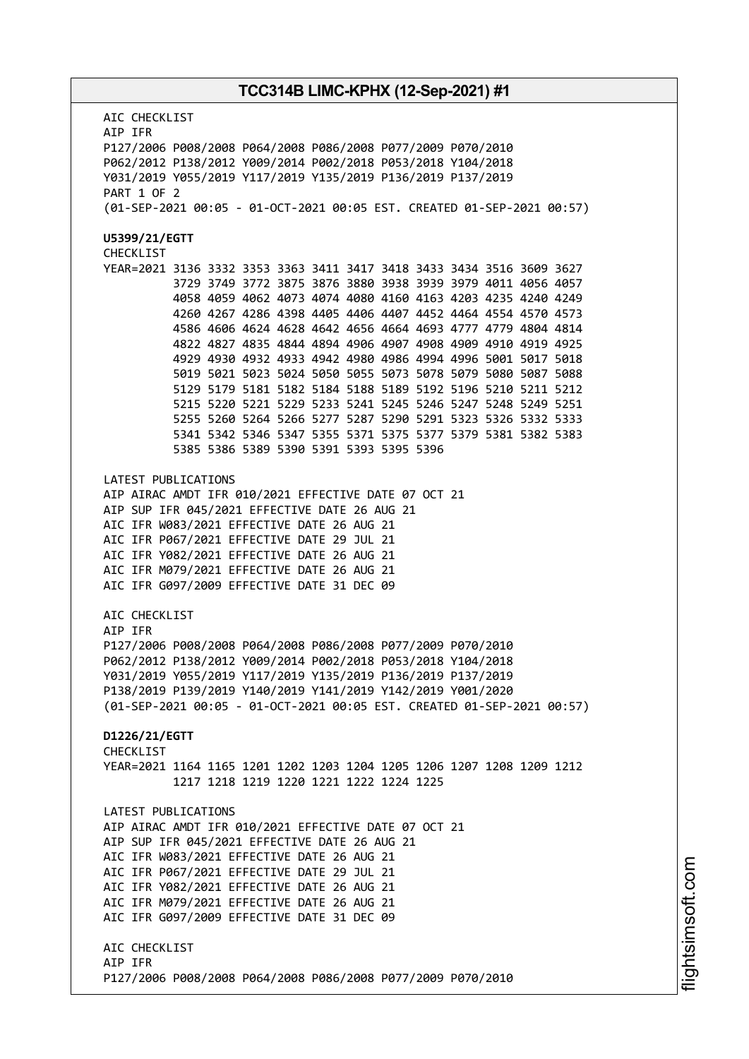AIC CHECKLIST
AIP IFR
P127/2006 P008/2008 P064/2008 P086/2008 P077/2009 P070/2010
P062/2012 P138/2012 Y009/2014 P002/2018 P053/2018 Y104/2018
Y031/2019 Y055/2019 Y117/2019 Y135/2019 P136/2019 P137/2019
PART 1 OF 2
(01-SEP-2021 00:05 - 01-OCT-2021 00:05 EST. CREATED 01-SEP-2021 00:57)

**U5399/21/EGTT**
CHECKLIST
```
YEAR=2021 3136 3332 3353 3363 3411 3417 3418 3433 3434 3516 3609 3627
          3729 3749 3772 3875 3876 3880 3938 3939 3979 4011 4056 4057
          4058 4059 4062 4073 4074 4080 4160 4163 4203 4235 4240 4249
          4260 4267 4286 4398 4405 4406 4407 4452 4464 4554 4570 4573
          4586 4606 4624 4628 4642 4656 4664 4693 4777 4779 4804 4814
          4822 4827 4835 4844 4894 4906 4907 4908 4909 4910 4919 4925
          4929 4930 4932 4933 4942 4980 4986 4994 4996 5001 5017 5018
          5019 5021 5023 5024 5050 5055 5073 5078 5079 5080 5087 5088
          5129 5179 5181 5182 5184 5188 5189 5192 5196 5210 5211 5212
          5215 5220 5221 5229 5233 5241 5245 5246 5247 5248 5249 5251
          5255 5260 5264 5266 5277 5287 5290 5291 5323 5326 5332 5333
          5341 5342 5346 5347 5355 5371 5375 5377 5379 5381 5382 5383
          5385 5386 5389 5390 5391 5393 5395 5396
```

LATEST PUBLICATIONS
AIP AIRAC AMDT IFR 010/2021 EFFECTIVE DATE 07 OCT 21
AIP SUP IFR 045/2021 EFFECTIVE DATE 26 AUG 21
AIC IFR W083/2021 EFFECTIVE DATE 26 AUG 21
AIC IFR P067/2021 EFFECTIVE DATE 29 JUL 21
AIC IFR Y082/2021 EFFECTIVE DATE 26 AUG 21
AIC IFR M079/2021 EFFECTIVE DATE 26 AUG 21
AIC IFR G097/2009 EFFECTIVE DATE 31 DEC 09

AIC CHECKLIST
AIP IFR
P127/2006 P008/2008 P064/2008 P086/2008 P077/2009 P070/2010
P062/2012 P138/2012 Y009/2014 P002/2018 P053/2018 Y104/2018
Y031/2019 Y055/2019 Y117/2019 Y135/2019 P136/2019 P137/2019
P138/2019 P139/2019 Y140/2019 Y141/2019 Y142/2019 Y001/2020
(01-SEP-2021 00:05 - 01-OCT-2021 00:05 EST. CREATED 01-SEP-2021 00:57)

**D1226/21/EGTT**
CHECKLIST
```
YEAR=2021 1164 1165 1201 1202 1203 1204 1205 1206 1207 1208 1209 1212
          1217 1218 1219 1220 1221 1222 1224 1225
```

LATEST PUBLICATIONS
AIP AIRAC AMDT IFR 010/2021 EFFECTIVE DATE 07 OCT 21
AIP SUP IFR 045/2021 EFFECTIVE DATE 26 AUG 21
AIC IFR W083/2021 EFFECTIVE DATE 26 AUG 21
AIC IFR P067/2021 EFFECTIVE DATE 29 JUL 21
AIC IFR Y082/2021 EFFECTIVE DATE 26 AUG 21
AIC IFR M079/2021 EFFECTIVE DATE 26 AUG 21
AIC IFR G097/2009 EFFECTIVE DATE 31 DEC 09

AIC CHECKLIST
AIP IFR
P127/2006 P008/2008 P064/2008 P086/2008 P077/2009 P070/2010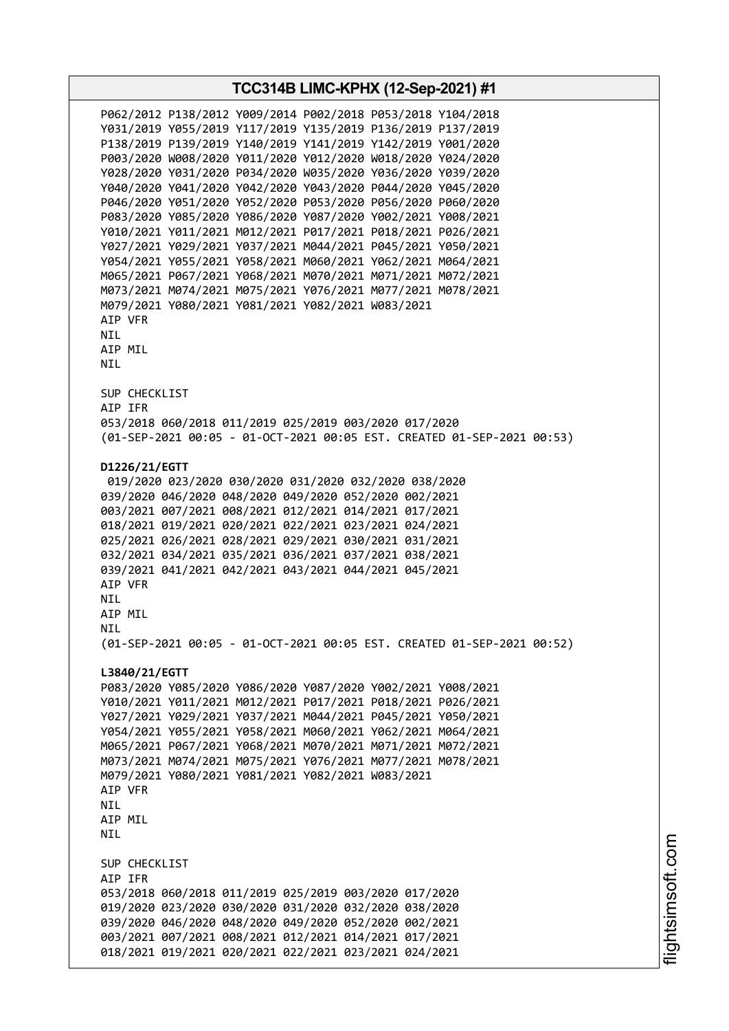P062/2012 P138/2012 Y009/2014 P002/2018 P053/2018 Y104/2018
Y031/2019 Y055/2019 Y117/2019 Y135/2019 P136/2019 P137/2019
P138/2019 P139/2019 Y140/2019 Y141/2019 Y142/2019 Y001/2020
P003/2020 W008/2020 Y011/2020 Y012/2020 W018/2020 Y024/2020
Y028/2020 Y031/2020 P034/2020 W035/2020 Y036/2020 Y039/2020
Y040/2020 Y041/2020 Y042/2020 Y043/2020 P044/2020 Y045/2020
P046/2020 Y051/2020 Y052/2020 P053/2020 P056/2020 P060/2020
P083/2020 Y085/2020 Y086/2020 Y087/2020 Y002/2021 Y008/2021
Y010/2021 Y011/2021 M012/2021 P017/2021 P018/2021 P026/2021
Y027/2021 Y029/2021 Y037/2021 M044/2021 P045/2021 Y050/2021
Y054/2021 Y055/2021 Y058/2021 M060/2021 Y062/2021 M064/2021
M065/2021 P067/2021 Y068/2021 M070/2021 M071/2021 M072/2021
M073/2021 M074/2021 M075/2021 Y076/2021 M077/2021 M078/2021
M079/2021 Y080/2021 Y081/2021 Y082/2021 W083/2021
AIP VFR
NIL
AIP MIL
NIL

SUP CHECKLIST
AIP IFR
053/2018 060/2018 011/2019 025/2019 003/2020 017/2020
(01-SEP-2021 00:05 - 01-OCT-2021 00:05 EST. CREATED 01-SEP-2021 00:53)

**D1226/21/EGTT**
019/2020 023/2020 030/2020 031/2020 032/2020 038/2020
039/2020 046/2020 048/2020 049/2020 052/2020 002/2021
003/2021 007/2021 008/2021 012/2021 014/2021 017/2021
018/2021 019/2021 020/2021 022/2021 023/2021 024/2021
025/2021 026/2021 028/2021 029/2021 030/2021 031/2021
032/2021 034/2021 035/2021 036/2021 037/2021 038/2021
039/2021 041/2021 042/2021 043/2021 044/2021 045/2021
AIP VFR
NIL
AIP MIL
NIL
(01-SEP-2021 00:05 - 01-OCT-2021 00:05 EST. CREATED 01-SEP-2021 00:52)

**L3840/21/EGTT**
P083/2020 Y085/2020 Y086/2020 Y087/2020 Y002/2021 Y008/2021
Y010/2021 Y011/2021 M012/2021 P017/2021 P018/2021 P026/2021
Y027/2021 Y029/2021 Y037/2021 M044/2021 P045/2021 Y050/2021
Y054/2021 Y055/2021 Y058/2021 M060/2021 Y062/2021 M064/2021
M065/2021 P067/2021 Y068/2021 M070/2021 M071/2021 M072/2021
M073/2021 M074/2021 M075/2021 Y076/2021 M077/2021 M078/2021
M079/2021 Y080/2021 Y081/2021 Y082/2021 W083/2021
AIP VFR
NIL
AIP MIL
NIL

SUP CHECKLIST
AIP IFR
053/2018 060/2018 011/2019 025/2019 003/2020 017/2020
019/2020 023/2020 030/2020 031/2020 032/2020 038/2020
039/2020 046/2020 048/2020 049/2020 052/2020 002/2021
003/2021 007/2021 008/2021 012/2021 014/2021 017/2021
018/2021 019/2021 020/2021 022/2021 023/2021 024/2021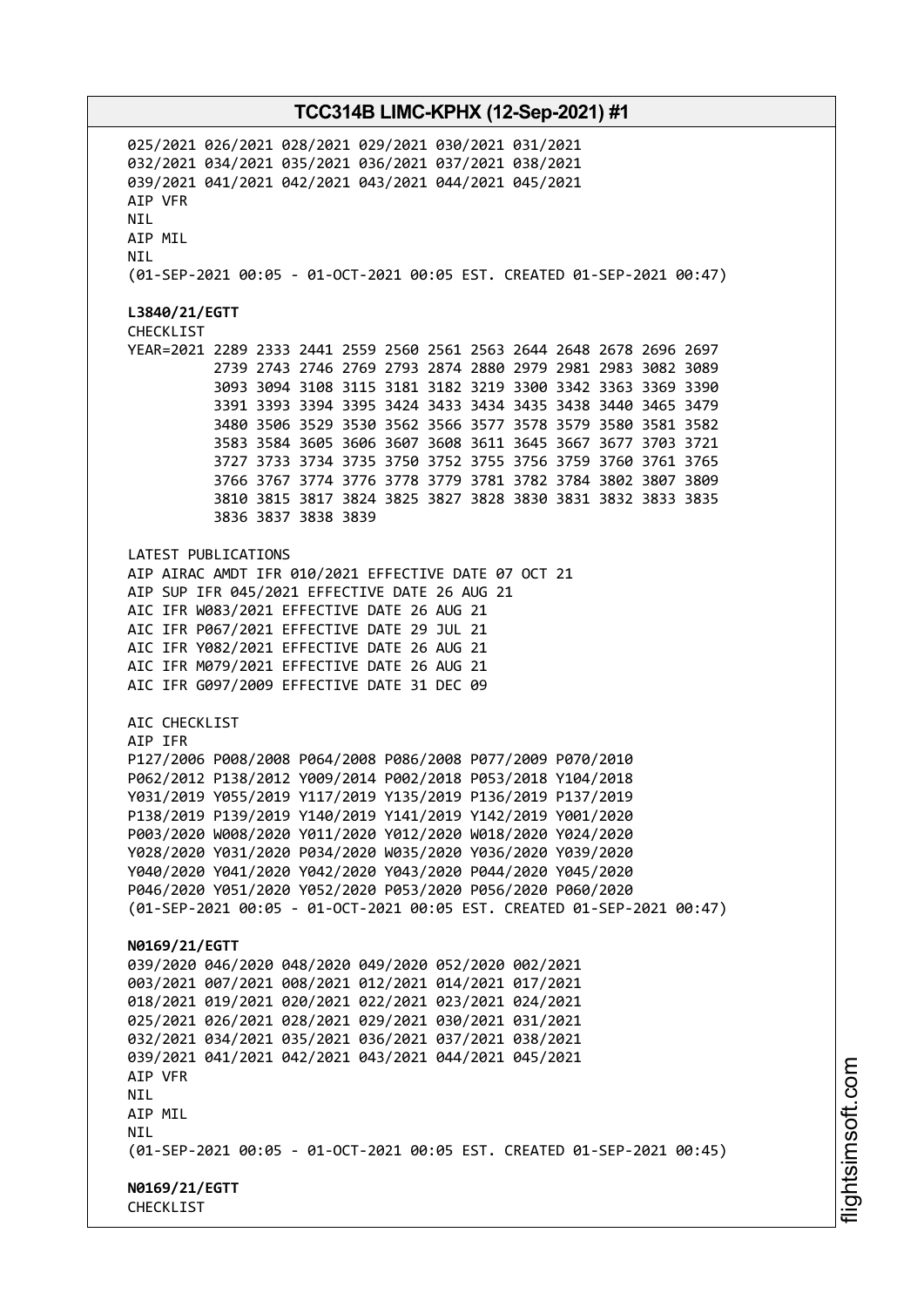025/2021 026/2021 028/2021 029/2021 030/2021 031/2021
032/2021 034/2021 035/2021 036/2021 037/2021 038/2021
039/2021 041/2021 042/2021 043/2021 044/2021 045/2021
AIP VFR
NIL
AIP MIL
NIL
(01-SEP-2021 00:05 - 01-OCT-2021 00:05 EST. CREATED 01-SEP-2021 00:47)

**L3840/21/EGTT**
CHECKLIST
YEAR=2021 2289 2333 2441 2559 2560 2561 2563 2644 2648 2678 2696 2697
2739 2743 2746 2769 2793 2874 2880 2979 2981 2983 3082 3089
3093 3094 3108 3115 3181 3182 3219 3300 3342 3363 3369 3390
3391 3393 3394 3395 3424 3433 3434 3435 3438 3440 3465 3479
3480 3506 3529 3530 3562 3566 3577 3578 3579 3580 3581 3582
3583 3584 3605 3606 3607 3608 3611 3645 3667 3677 3703 3721
3727 3733 3734 3735 3750 3752 3755 3756 3759 3760 3761 3765
3766 3767 3774 3776 3778 3779 3781 3782 3784 3802 3807 3809
3810 3815 3817 3824 3825 3827 3828 3830 3831 3832 3833 3835
3836 3837 3838 3839

LATEST PUBLICATIONS
AIP AIRAC AMDT IFR 010/2021 EFFECTIVE DATE 07 OCT 21
AIP SUP IFR 045/2021 EFFECTIVE DATE 26 AUG 21
AIC IFR W083/2021 EFFECTIVE DATE 26 AUG 21
AIC IFR P067/2021 EFFECTIVE DATE 29 JUL 21
AIC IFR Y082/2021 EFFECTIVE DATE 26 AUG 21
AIC IFR M079/2021 EFFECTIVE DATE 26 AUG 21
AIC IFR G097/2009 EFFECTIVE DATE 31 DEC 09

AIC CHECKLIST
AIP IFR
P127/2006 P008/2008 P064/2008 P086/2008 P077/2009 P070/2010
P062/2012 P138/2012 Y009/2014 P002/2018 P053/2018 Y104/2018
Y031/2019 Y055/2019 Y117/2019 Y135/2019 P136/2019 P137/2019
P138/2019 P139/2019 Y140/2019 Y141/2019 Y142/2019 Y001/2020
P003/2020 W008/2020 Y011/2020 Y012/2020 W018/2020 Y024/2020
Y028/2020 Y031/2020 P034/2020 W035/2020 Y036/2020 Y039/2020
Y040/2020 Y041/2020 Y042/2020 Y043/2020 P044/2020 Y045/2020
P046/2020 Y051/2020 Y052/2020 P053/2020 P056/2020 P060/2020
(01-SEP-2021 00:05 - 01-OCT-2021 00:05 EST. CREATED 01-SEP-2021 00:47)

**N0169/21/EGTT**
039/2020 046/2020 048/2020 049/2020 052/2020 002/2021
003/2021 007/2021 008/2021 012/2021 014/2021 017/2021
018/2021 019/2021 020/2021 022/2021 023/2021 024/2021
025/2021 026/2021 028/2021 029/2021 030/2021 031/2021
032/2021 034/2021 035/2021 036/2021 037/2021 038/2021
039/2021 041/2021 042/2021 043/2021 044/2021 045/2021
AIP VFR
NIL
AIP MIL
NIL
(01-SEP-2021 00:05 - 01-OCT-2021 00:05 EST. CREATED 01-SEP-2021 00:45)

**N0169/21/EGTT**
CHECKLIST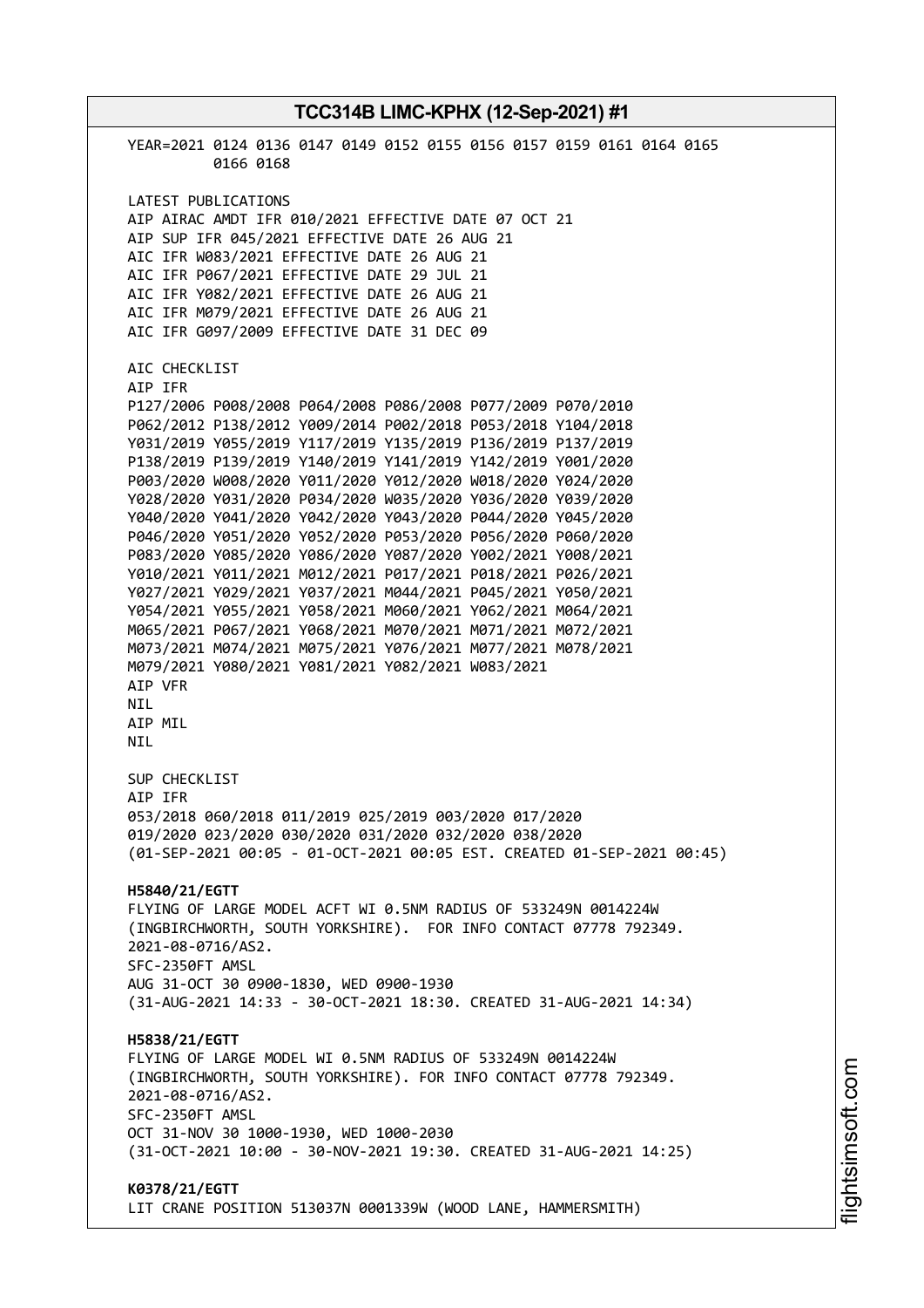YEAR=2021 0124 0136 0147 0149 0152 0155 0156 0157 0159 0161 0164 0165
0166 0168

LATEST PUBLICATIONS
AIP AIRAC AMDT IFR 010/2021 EFFECTIVE DATE 07 OCT 21
AIP SUP IFR 045/2021 EFFECTIVE DATE 26 AUG 21
AIC IFR W083/2021 EFFECTIVE DATE 26 AUG 21
AIC IFR P067/2021 EFFECTIVE DATE 29 JUL 21
AIC IFR Y082/2021 EFFECTIVE DATE 26 AUG 21
AIC IFR M079/2021 EFFECTIVE DATE 26 AUG 21
AIC IFR G097/2009 EFFECTIVE DATE 31 DEC 09

AIC CHECKLIST
AIP IFR
P127/2006 P008/2008 P064/2008 P086/2008 P077/2009 P070/2010
P062/2012 P138/2012 Y009/2014 P002/2018 P053/2018 Y104/2018
Y031/2019 Y055/2019 Y117/2019 Y135/2019 P136/2019 P137/2019
P138/2019 P139/2019 Y140/2019 Y141/2019 Y142/2019 Y001/2020
P003/2020 W008/2020 Y011/2020 Y012/2020 W018/2020 Y024/2020
Y028/2020 Y031/2020 P034/2020 W035/2020 Y036/2020 Y039/2020
Y040/2020 Y041/2020 Y042/2020 Y043/2020 P044/2020 Y045/2020
P046/2020 Y051/2020 Y052/2020 P053/2020 P056/2020 P060/2020
P083/2020 Y085/2020 Y086/2020 Y087/2020 Y002/2021 Y008/2021
Y010/2021 Y011/2021 M012/2021 P017/2021 P018/2021 P026/2021
Y027/2021 Y029/2021 Y037/2021 M044/2021 P045/2021 Y050/2021
Y054/2021 Y055/2021 Y058/2021 M060/2021 Y062/2021 M064/2021
M065/2021 P067/2021 Y068/2021 M070/2021 M071/2021 M072/2021
M073/2021 M074/2021 M075/2021 Y076/2021 M077/2021 M078/2021
M079/2021 Y080/2021 Y081/2021 Y082/2021 W083/2021
AIP VFR
NIL
AIP MIL
NIL

SUP CHECKLIST
AIP IFR
053/2018 060/2018 011/2019 025/2019 003/2020 017/2020
019/2020 023/2020 030/2020 031/2020 032/2020 038/2020
(01-SEP-2021 00:05 - 01-OCT-2021 00:05 EST. CREATED 01-SEP-2021 00:45)

**H5840/21/EGTT**
FLYING OF LARGE MODEL ACFT WI 0.5NM RADIUS OF 533249N 0014224W
(INGBIRCHWORTH, SOUTH YORKSHIRE). FOR INFO CONTACT 07778 792349.
2021-08-0716/AS2.
SFC-2350FT AMSL
AUG 31-OCT 30 0900-1830, WED 0900-1930
(31-AUG-2021 14:33 - 30-OCT-2021 18:30. CREATED 31-AUG-2021 14:34)

**H5838/21/EGTT**
FLYING OF LARGE MODEL WI 0.5NM RADIUS OF 533249N 0014224W
(INGBIRCHWORTH, SOUTH YORKSHIRE). FOR INFO CONTACT 07778 792349.
2021-08-0716/AS2.
SFC-2350FT AMSL
OCT 31-NOV 30 1000-1930, WED 1000-2030
(31-OCT-2021 10:00 - 30-NOV-2021 19:30. CREATED 31-AUG-2021 14:25)

**K0378/21/EGTT**
LIT CRANE POSITION 513037N 0001339W (WOOD LANE, HAMMERSMITH)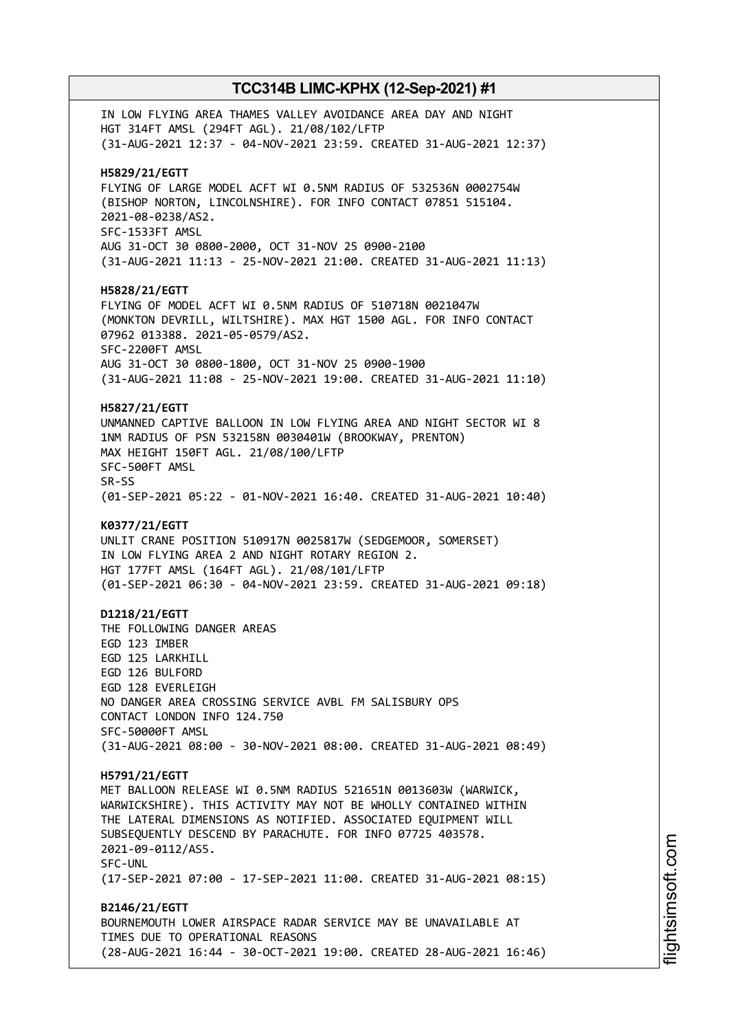IN LOW FLYING AREA THAMES VALLEY AVOIDANCE AREA DAY AND NIGHT
HGT 314FT AMSL (294FT AGL). 21/08/102/LFTP
(31-AUG-2021 12:37 - 04-NOV-2021 23:59. CREATED 31-AUG-2021 12:37)

**H5829/21/EGTT**
FLYING OF LARGE MODEL ACFT WI 0.5NM RADIUS OF 532536N 0002754W
(BISHOP NORTON, LINCOLNSHIRE). FOR INFO CONTACT 07851 515104.
2021-08-0238/AS2.
SFC-1533FT AMSL
AUG 31-OCT 30 0800-2000, OCT 31-NOV 25 0900-2100
(31-AUG-2021 11:13 - 25-NOV-2021 21:00. CREATED 31-AUG-2021 11:13)

**H5828/21/EGTT**
FLYING OF MODEL ACFT WI 0.5NM RADIUS OF 510718N 0021047W
(MONKTON DEVRILL, WILTSHIRE). MAX HGT 1500 AGL. FOR INFO CONTACT
07962 013388. 2021-05-0579/AS2.
SFC-2200FT AMSL
AUG 31-OCT 30 0800-1800, OCT 31-NOV 25 0900-1900
(31-AUG-2021 11:08 - 25-NOV-2021 19:00. CREATED 31-AUG-2021 11:10)

**H5827/21/EGTT**
UNMANNED CAPTIVE BALLOON IN LOW FLYING AREA AND NIGHT SECTOR WI 8
1NM RADIUS OF PSN 532158N 0030401W (BROOKWAY, PRENTON)
MAX HEIGHT 150FT AGL. 21/08/100/LFTP
SFC-500FT AMSL
SR-SS
(01-SEP-2021 05:22 - 01-NOV-2021 16:40. CREATED 31-AUG-2021 10:40)

**K0377/21/EGTT**
UNLIT CRANE POSITION 510917N 0025817W (SEDGEMOOR, SOMERSET)
IN LOW FLYING AREA 2 AND NIGHT ROTARY REGION 2.
HGT 177FT AMSL (164FT AGL). 21/08/101/LFTP
(01-SEP-2021 06:30 - 04-NOV-2021 23:59. CREATED 31-AUG-2021 09:18)

**D1218/21/EGTT**
THE FOLLOWING DANGER AREAS
EGD 123 IMBER
EGD 125 LARKHILL
EGD 126 BULFORD
EGD 128 EVERLEIGH
NO DANGER AREA CROSSING SERVICE AVBL FM SALISBURY OPS
CONTACT LONDON INFO 124.750
SFC-50000FT AMSL
(31-AUG-2021 08:00 - 30-NOV-2021 08:00. CREATED 31-AUG-2021 08:49)

**H5791/21/EGTT**
MET BALLOON RELEASE WI 0.5NM RADIUS 521651N 0013603W (WARWICK,
WARWICKSHIRE). THIS ACTIVITY MAY NOT BE WHOLLY CONTAINED WITHIN
THE LATERAL DIMENSIONS AS NOTIFIED. ASSOCIATED EQUIPMENT WILL
SUBSEQUENTLY DESCEND BY PARACHUTE. FOR INFO 07725 403578.
2021-09-0112/AS5.
SFC-UNL
(17-SEP-2021 07:00 - 17-SEP-2021 11:00. CREATED 31-AUG-2021 08:15)

**B2146/21/EGTT**
BOURNEMOUTH LOWER AIRSPACE RADAR SERVICE MAY BE UNAVAILABLE AT
TIMES DUE TO OPERATIONAL REASONS
(28-AUG-2021 16:44 - 30-OCT-2021 19:00. CREATED 28-AUG-2021 16:46)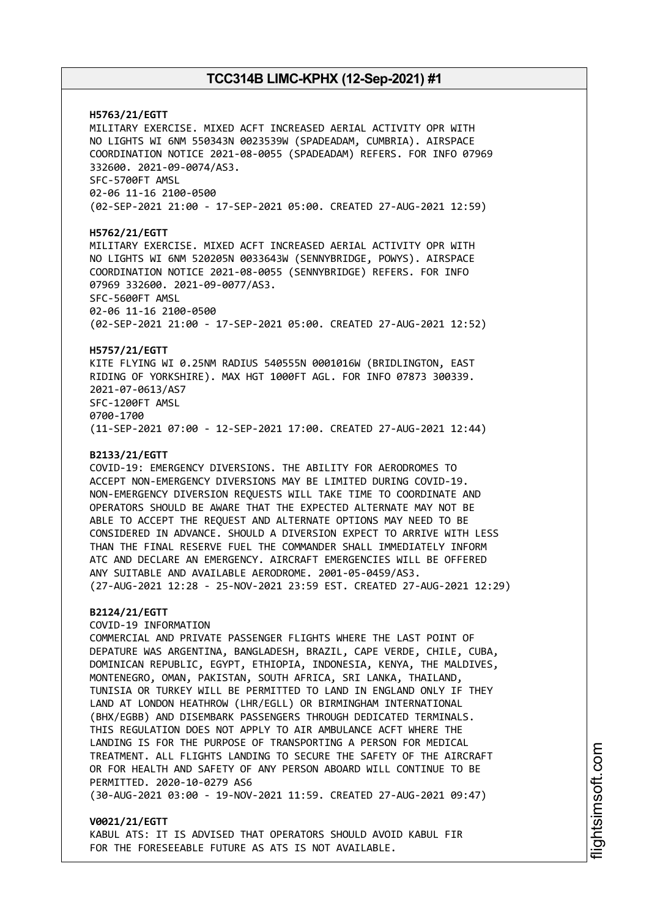**H5763/21/EGTT**
MILITARY EXERCISE. MIXED ACFT INCREASED AERIAL ACTIVITY OPR WITH NO LIGHTS WI 6NM 550343N 0023539W (SPADEADAM, CUMBRIA). AIRSPACE COORDINATION NOTICE 2021-08-0055 (SPADEADAM) REFERS. FOR INFO 07969 332600. 2021-09-0074/AS3.
SFC-5700FT AMSL
02-06 11-16 2100-0500
(02-SEP-2021 21:00 - 17-SEP-2021 05:00. CREATED 27-AUG-2021 12:59)

**H5762/21/EGTT**
MILITARY EXERCISE. MIXED ACFT INCREASED AERIAL ACTIVITY OPR WITH NO LIGHTS WI 6NM 520205N 0033643W (SENNYBRIDGE, POWYS). AIRSPACE COORDINATION NOTICE 2021-08-0055 (SENNYBRIDGE) REFERS. FOR INFO 07969 332600. 2021-09-0077/AS3.
SFC-5600FT AMSL
02-06 11-16 2100-0500
(02-SEP-2021 21:00 - 17-SEP-2021 05:00. CREATED 27-AUG-2021 12:52)

**H5757/21/EGTT**
KITE FLYING WI 0.25NM RADIUS 540555N 0001016W (BRIDLINGTON, EAST RIDING OF YORKSHIRE). MAX HGT 1000FT AGL. FOR INFO 07873 300339. 2021-07-0613/AS7
SFC-1200FT AMSL
0700-1700
(11-SEP-2021 07:00 - 12-SEP-2021 17:00. CREATED 27-AUG-2021 12:44)

**B2133/21/EGTT**
COVID-19: EMERGENCY DIVERSIONS. THE ABILITY FOR AERODROMES TO ACCEPT NON-EMERGENCY DIVERSIONS MAY BE LIMITED DURING COVID-19. NON-EMERGENCY DIVERSION REQUESTS WILL TAKE TIME TO COORDINATE AND OPERATORS SHOULD BE AWARE THAT THE EXPECTED ALTERNATE MAY NOT BE ABLE TO ACCEPT THE REQUEST AND ALTERNATE OPTIONS MAY NEED TO BE CONSIDERED IN ADVANCE. SHOULD A DIVERSION EXPECT TO ARRIVE WITH LESS THAN THE FINAL RESERVE FUEL THE COMMANDER SHALL IMMEDIATELY INFORM ATC AND DECLARE AN EMERGENCY. AIRCRAFT EMERGENCIES WILL BE OFFERED ANY SUITABLE AND AVAILABLE AERODROME. 2001-05-0459/AS3.
(27-AUG-2021 12:28 - 25-NOV-2021 23:59 EST. CREATED 27-AUG-2021 12:29)

**B2124/21/EGTT**
COVID-19 INFORMATION
COMMERCIAL AND PRIVATE PASSENGER FLIGHTS WHERE THE LAST POINT OF DEPATURE WAS ARGENTINA, BANGLADESH, BRAZIL, CAPE VERDE, CHILE, CUBA, DOMINICAN REPUBLIC, EGYPT, ETHIOPIA, INDONESIA, KENYA, THE MALDIVES, MONTENEGRO, OMAN, PAKISTAN, SOUTH AFRICA, SRI LANKA, THAILAND, TUNISIA OR TURKEY WILL BE PERMITTED TO LAND IN ENGLAND ONLY IF THEY LAND AT LONDON HEATHROW (LHR/EGLL) OR BIRMINGHAM INTERNATIONAL (BHX/EGBB) AND DISEMBARK PASSENGERS THROUGH DEDICATED TERMINALS. THIS REGULATION DOES NOT APPLY TO AIR AMBULANCE ACFT WHERE THE LANDING IS FOR THE PURPOSE OF TRANSPORTING A PERSON FOR MEDICAL TREATMENT. ALL FLIGHTS LANDING TO SECURE THE SAFETY OF THE AIRCRAFT OR FOR HEALTH AND SAFETY OF ANY PERSON ABOARD WILL CONTINUE TO BE PERMITTED. 2020-10-0279 AS6
(30-AUG-2021 03:00 - 19-NOV-2021 11:59. CREATED 27-AUG-2021 09:47)

**V0021/21/EGTT**
KABUL ATS: IT IS ADVISED THAT OPERATORS SHOULD AVOID KABUL FIR FOR THE FORESEEABLE FUTURE AS ATS IS NOT AVAILABLE.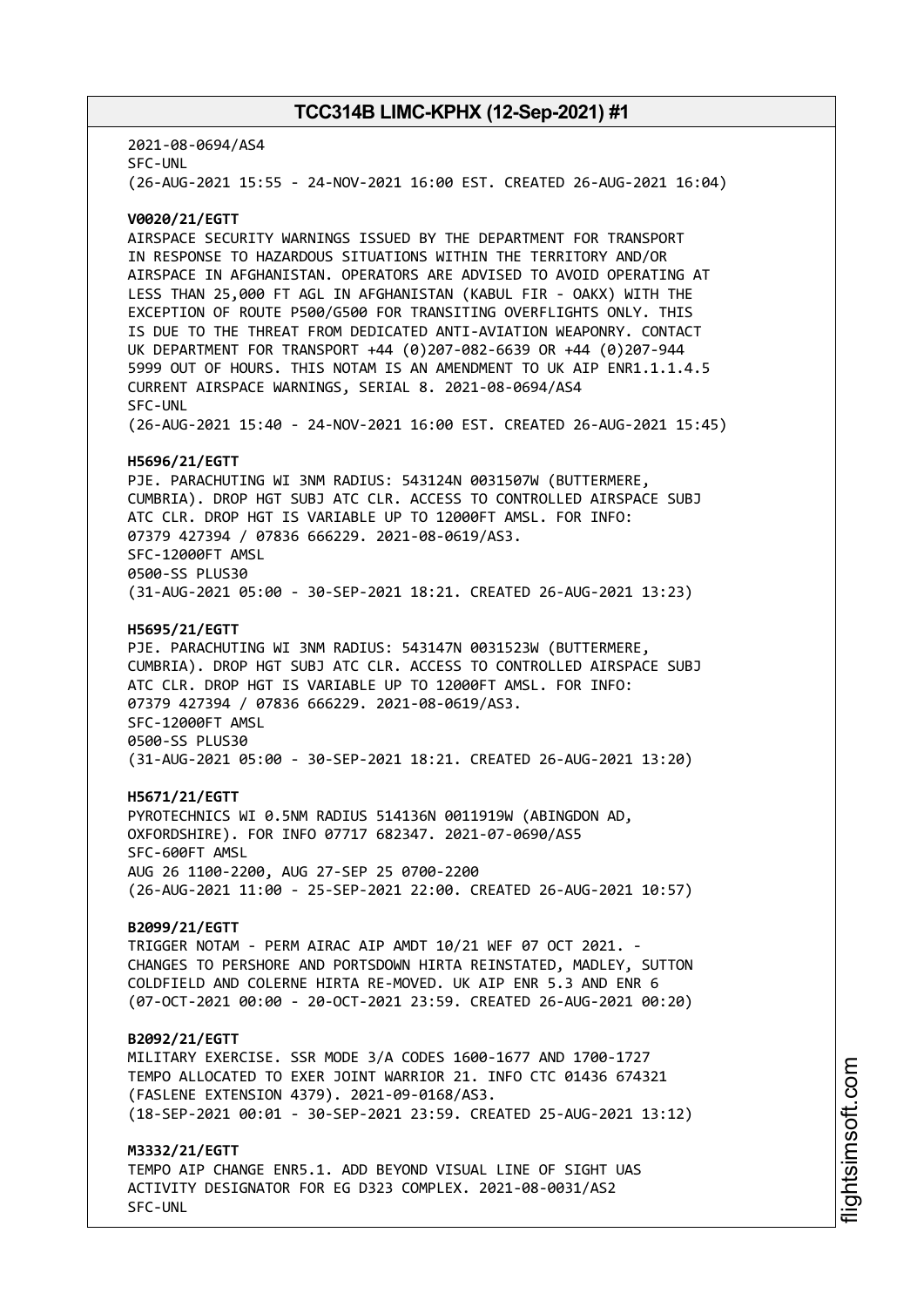2021-08-0694/AS4
SFC-UNL
(26-AUG-2021 15:55 - 24-NOV-2021 16:00 EST. CREATED 26-AUG-2021 16:04)

**V0020/21/EGTT**
AIRSPACE SECURITY WARNINGS ISSUED BY THE DEPARTMENT FOR TRANSPORT IN RESPONSE TO HAZARDOUS SITUATIONS WITHIN THE TERRITORY AND/OR AIRSPACE IN AFGHANISTAN. OPERATORS ARE ADVISED TO AVOID OPERATING AT LESS THAN 25,000 FT AGL IN AFGHANISTAN (KABUL FIR - OAKX) WITH THE EXCEPTION OF ROUTE P500/G500 FOR TRANSITING OVERFLIGHTS ONLY. THIS IS DUE TO THE THREAT FROM DEDICATED ANTI-AVIATION WEAPONRY. CONTACT UK DEPARTMENT FOR TRANSPORT +44 (0)207-082-6639 OR +44 (0)207-944 5999 OUT OF HOURS. THIS NOTAM IS AN AMENDMENT TO UK AIP ENR1.1.1.4.5 CURRENT AIRSPACE WARNINGS, SERIAL 8. 2021-08-0694/AS4
SFC-UNL
(26-AUG-2021 15:40 - 24-NOV-2021 16:00 EST. CREATED 26-AUG-2021 15:45)

**H5696/21/EGTT**
PJE. PARACHUTING WI 3NM RADIUS: 543124N 0031507W (BUTTERMERE, CUMBRIA). DROP HGT SUBJ ATC CLR. ACCESS TO CONTROLLED AIRSPACE SUBJ ATC CLR. DROP HGT IS VARIABLE UP TO 12000FT AMSL. FOR INFO: 07379 427394 / 07836 666229. 2021-08-0619/AS3.
SFC-12000FT AMSL
0500-SS PLUS30
(31-AUG-2021 05:00 - 30-SEP-2021 18:21. CREATED 26-AUG-2021 13:23)

**H5695/21/EGTT**
PJE. PARACHUTING WI 3NM RADIUS: 543147N 0031523W (BUTTERMERE, CUMBRIA). DROP HGT SUBJ ATC CLR. ACCESS TO CONTROLLED AIRSPACE SUBJ ATC CLR. DROP HGT IS VARIABLE UP TO 12000FT AMSL. FOR INFO: 07379 427394 / 07836 666229. 2021-08-0619/AS3.
SFC-12000FT AMSL
0500-SS PLUS30
(31-AUG-2021 05:00 - 30-SEP-2021 18:21. CREATED 26-AUG-2021 13:20)

**H5671/21/EGTT**
PYROTECHNICS WI 0.5NM RADIUS 514136N 0011919W (ABINGDON AD, OXFORDSHIRE). FOR INFO 07717 682347. 2021-07-0690/AS5
SFC-600FT AMSL
AUG 26 1100-2200, AUG 27-SEP 25 0700-2200
(26-AUG-2021 11:00 - 25-SEP-2021 22:00. CREATED 26-AUG-2021 10:57)

**B2099/21/EGTT**
TRIGGER NOTAM - PERM AIRAC AIP AMDT 10/21 WEF 07 OCT 2021. - CHANGES TO PERSHORE AND PORTSDOWN HIRTA REINSTATED, MADLEY, SUTTON COLDFIELD AND COLERNE HIRTA RE-MOVED. UK AIP ENR 5.3 AND ENR 6
(07-OCT-2021 00:00 - 20-OCT-2021 23:59. CREATED 26-AUG-2021 00:20)

**B2092/21/EGTT**
MILITARY EXERCISE. SSR MODE 3/A CODES 1600-1677 AND 1700-1727 TEMPO ALLOCATED TO EXER JOINT WARRIOR 21. INFO CTC 01436 674321 (FASLENE EXTENSION 4379). 2021-09-0168/AS3.
(18-SEP-2021 00:01 - 30-SEP-2021 23:59. CREATED 25-AUG-2021 13:12)

**M3332/21/EGTT**
TEMPO AIP CHANGE ENR5.1. ADD BEYOND VISUAL LINE OF SIGHT UAS ACTIVITY DESIGNATOR FOR EG D323 COMPLEX. 2021-08-0031/AS2
SFC-UNL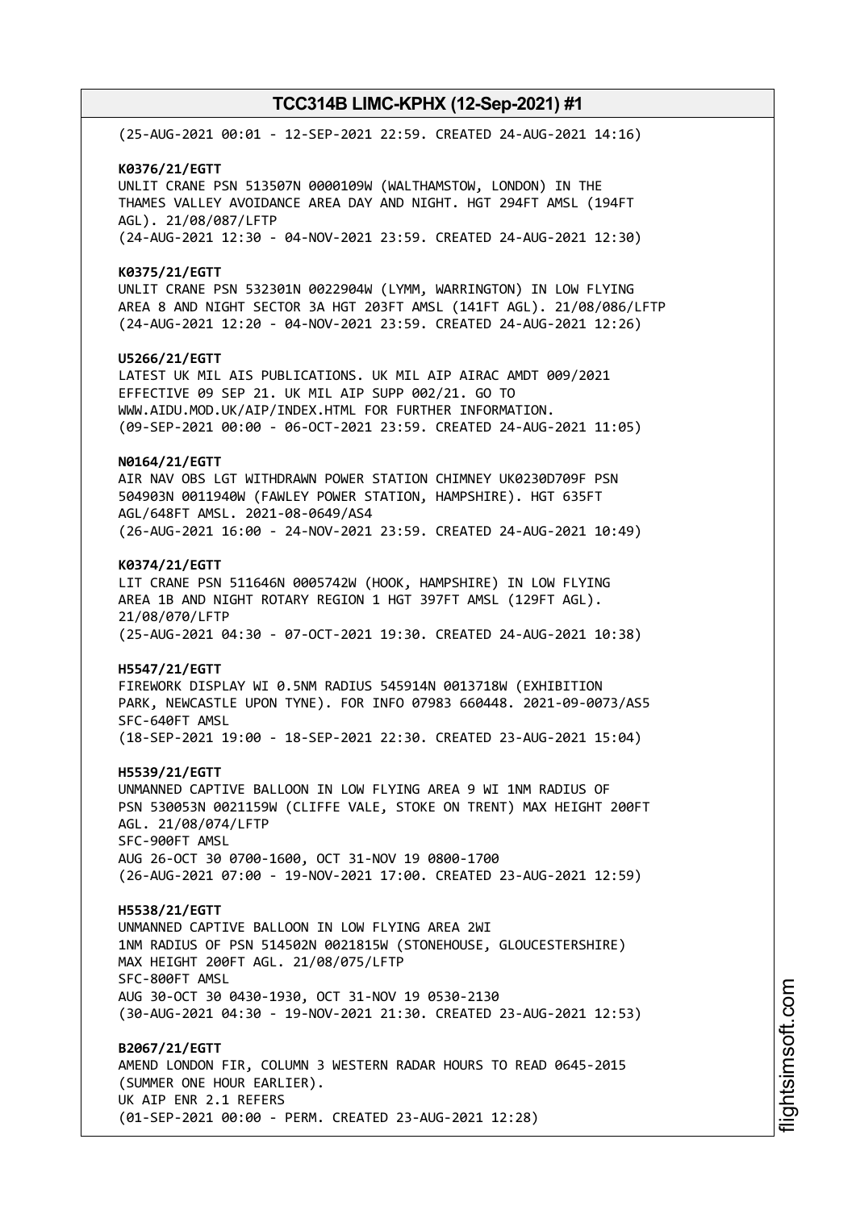(25-AUG-2021 00:01 - 12-SEP-2021 22:59. CREATED 24-AUG-2021 14:16)

**K0376/21/EGTT**
UNLIT CRANE PSN 513507N 0000109W (WALTHAMSTOW, LONDON) IN THE THAMES VALLEY AVOIDANCE AREA DAY AND NIGHT. HGT 294FT AMSL (194FT AGL). 21/08/087/LFTP
(24-AUG-2021 12:30 - 04-NOV-2021 23:59. CREATED 24-AUG-2021 12:30)

**K0375/21/EGTT**
UNLIT CRANE PSN 532301N 0022904W (LYMM, WARRINGTON) IN LOW FLYING AREA 8 AND NIGHT SECTOR 3A HGT 203FT AMSL (141FT AGL). 21/08/086/LFTP
(24-AUG-2021 12:20 - 04-NOV-2021 23:59. CREATED 24-AUG-2021 12:26)

**U5266/21/EGTT**
LATEST UK MIL AIS PUBLICATIONS. UK MIL AIP AIRAC AMDT 009/2021 EFFECTIVE 09 SEP 21. UK MIL AIP SUPP 002/21. GO TO WWW.AIDU.MOD.UK/AIP/INDEX.HTML FOR FURTHER INFORMATION.
(09-SEP-2021 00:00 - 06-OCT-2021 23:59. CREATED 24-AUG-2021 11:05)

**N0164/21/EGTT**
AIR NAV OBS LGT WITHDRAWN POWER STATION CHIMNEY UK0230D709F PSN 504903N 0011940W (FAWLEY POWER STATION, HAMPSHIRE). HGT 635FT AGL/648FT AMSL. 2021-08-0649/AS4
(26-AUG-2021 16:00 - 24-NOV-2021 23:59. CREATED 24-AUG-2021 10:49)

**K0374/21/EGTT**
LIT CRANE PSN 511646N 0005742W (HOOK, HAMPSHIRE) IN LOW FLYING AREA 1B AND NIGHT ROTARY REGION 1 HGT 397FT AMSL (129FT AGL). 21/08/070/LFTP
(25-AUG-2021 04:30 - 07-OCT-2021 19:30. CREATED 24-AUG-2021 10:38)

**H5547/21/EGTT**
FIREWORK DISPLAY WI 0.5NM RADIUS 545914N 0013718W (EXHIBITION PARK, NEWCASTLE UPON TYNE). FOR INFO 07983 660448. 2021-09-0073/AS5
SFC-640FT AMSL
(18-SEP-2021 19:00 - 18-SEP-2021 22:30. CREATED 23-AUG-2021 15:04)

**H5539/21/EGTT**
UNMANNED CAPTIVE BALLOON IN LOW FLYING AREA 9 WI 1NM RADIUS OF PSN 530053N 0021159W (CLIFFE VALE, STOKE ON TRENT) MAX HEIGHT 200FT AGL. 21/08/074/LFTP
SFC-900FT AMSL
AUG 26-OCT 30 0700-1600, OCT 31-NOV 19 0800-1700
(26-AUG-2021 07:00 - 19-NOV-2021 17:00. CREATED 23-AUG-2021 12:59)

**H5538/21/EGTT**
UNMANNED CAPTIVE BALLOON IN LOW FLYING AREA 2WI 1NM RADIUS OF PSN 514502N 0021815W (STONEHOUSE, GLOUCESTERSHIRE) MAX HEIGHT 200FT AGL. 21/08/075/LFTP
SFC-800FT AMSL
AUG 30-OCT 30 0430-1930, OCT 31-NOV 19 0530-2130
(30-AUG-2021 04:30 - 19-NOV-2021 21:30. CREATED 23-AUG-2021 12:53)

**B2067/21/EGTT**
AMEND LONDON FIR, COLUMN 3 WESTERN RADAR HOURS TO READ 0645-2015 (SUMMER ONE HOUR EARLIER).
UK AIP ENR 2.1 REFERS
(01-SEP-2021 00:00 - PERM. CREATED 23-AUG-2021 12:28)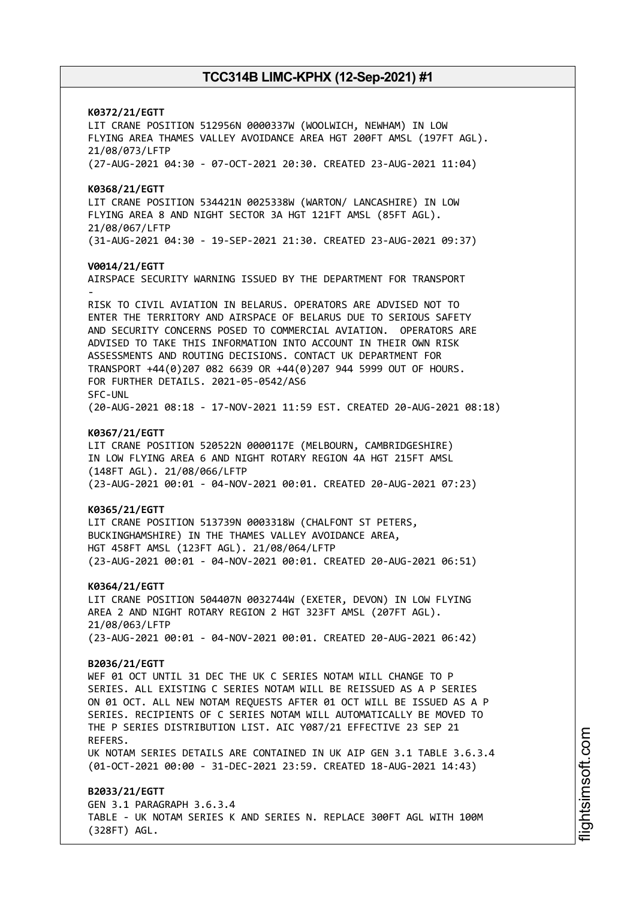**K0372/21/EGTT**
LIT CRANE POSITION 512956N 0000337W (WOOLWICH, NEWHAM) IN LOW FLYING AREA THAMES VALLEY AVOIDANCE AREA HGT 200FT AMSL (197FT AGL). 21/08/073/LFTP
(27-AUG-2021 04:30 - 07-OCT-2021 20:30. CREATED 23-AUG-2021 11:04)

**K0368/21/EGTT**
LIT CRANE POSITION 534421N 0025338W (WARTON/ LANCASHIRE) IN LOW FLYING AREA 8 AND NIGHT SECTOR 3A HGT 121FT AMSL (85FT AGL). 21/08/067/LFTP
(31-AUG-2021 04:30 - 19-SEP-2021 21:30. CREATED 23-AUG-2021 09:37)

**V0014/21/EGTT**
AIRSPACE SECURITY WARNING ISSUED BY THE DEPARTMENT FOR TRANSPORT
-
RISK TO CIVIL AVIATION IN BELARUS. OPERATORS ARE ADVISED NOT TO ENTER THE TERRITORY AND AIRSPACE OF BELARUS DUE TO SERIOUS SAFETY AND SECURITY CONCERNS POSED TO COMMERCIAL AVIATION. OPERATORS ARE ADVISED TO TAKE THIS INFORMATION INTO ACCOUNT IN THEIR OWN RISK ASSESSMENTS AND ROUTING DECISIONS. CONTACT UK DEPARTMENT FOR TRANSPORT +44(0)207 082 6639 OR +44(0)207 944 5999 OUT OF HOURS. FOR FURTHER DETAILS. 2021-05-0542/AS6
SFC-UNL
(20-AUG-2021 08:18 - 17-NOV-2021 11:59 EST. CREATED 20-AUG-2021 08:18)

**K0367/21/EGTT**
LIT CRANE POSITION 520522N 0000117E (MELBOURN, CAMBRIDGESHIRE) IN LOW FLYING AREA 6 AND NIGHT ROTARY REGION 4A HGT 215FT AMSL (148FT AGL). 21/08/066/LFTP
(23-AUG-2021 00:01 - 04-NOV-2021 00:01. CREATED 20-AUG-2021 07:23)

**K0365/21/EGTT**
LIT CRANE POSITION 513739N 0003318W (CHALFONT ST PETERS, BUCKINGHAMSHIRE) IN THE THAMES VALLEY AVOIDANCE AREA, HGT 458FT AMSL (123FT AGL). 21/08/064/LFTP
(23-AUG-2021 00:01 - 04-NOV-2021 00:01. CREATED 20-AUG-2021 06:51)

**K0364/21/EGTT**
LIT CRANE POSITION 504407N 0032744W (EXETER, DEVON) IN LOW FLYING AREA 2 AND NIGHT ROTARY REGION 2 HGT 323FT AMSL (207FT AGL). 21/08/063/LFTP
(23-AUG-2021 00:01 - 04-NOV-2021 00:01. CREATED 20-AUG-2021 06:42)

**B2036/21/EGTT**
WEF 01 OCT UNTIL 31 DEC THE UK C SERIES NOTAM WILL CHANGE TO P SERIES. ALL EXISTING C SERIES NOTAM WILL BE REISSUED AS A P SERIES ON 01 OCT. ALL NEW NOTAM REQUESTS AFTER 01 OCT WILL BE ISSUED AS A P SERIES. RECIPIENTS OF C SERIES NOTAM WILL AUTOMATICALLY BE MOVED TO THE P SERIES DISTRIBUTION LIST. AIC Y087/21 EFFECTIVE 23 SEP 21 REFERS.
UK NOTAM SERIES DETAILS ARE CONTAINED IN UK AIP GEN 3.1 TABLE 3.6.3.4
(01-OCT-2021 00:00 - 31-DEC-2021 23:59. CREATED 18-AUG-2021 14:43)

**B2033/21/EGTT**
GEN 3.1 PARAGRAPH 3.6.3.4
TABLE - UK NOTAM SERIES K AND SERIES N. REPLACE 300FT AGL WITH 100M (328FT) AGL.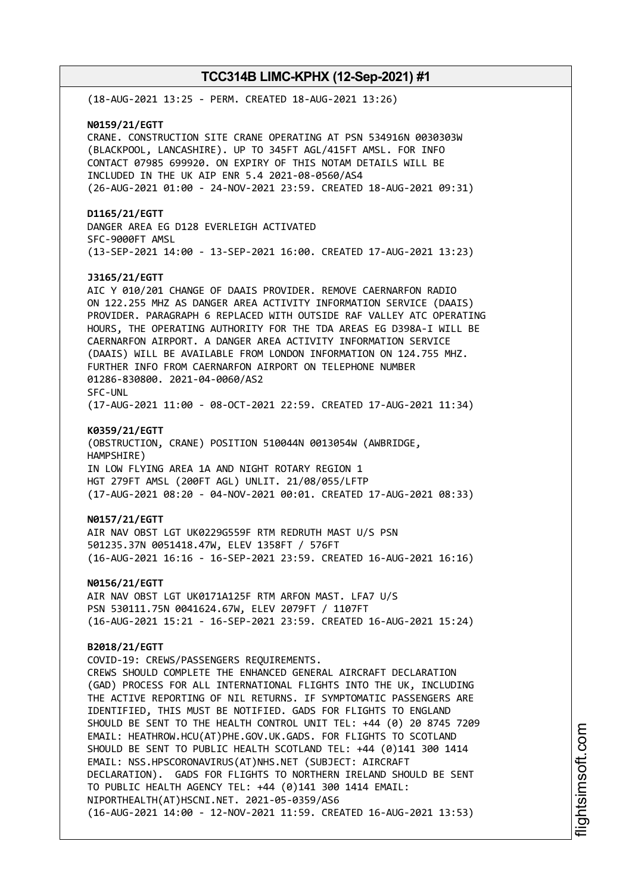(18-AUG-2021 13:25 - PERM. CREATED 18-AUG-2021 13:26)

**N0159/21/EGTT**
CRANE. CONSTRUCTION SITE CRANE OPERATING AT PSN 534916N 0030303W (BLACKPOOL, LANCASHIRE). UP TO 345FT AGL/415FT AMSL. FOR INFO CONTACT 07985 699920. ON EXPIRY OF THIS NOTAM DETAILS WILL BE INCLUDED IN THE UK AIP ENR 5.4 2021-08-0560/AS4
(26-AUG-2021 01:00 - 24-NOV-2021 23:59. CREATED 18-AUG-2021 09:31)

**D1165/21/EGTT**
DANGER AREA EG D128 EVERLEIGH ACTIVATED
SFC-9000FT AMSL
(13-SEP-2021 14:00 - 13-SEP-2021 16:00. CREATED 17-AUG-2021 13:23)

**J3165/21/EGTT**
AIC Y 010/201 CHANGE OF DAAIS PROVIDER. REMOVE CAERNARFON RADIO ON 122.255 MHZ AS DANGER AREA ACTIVITY INFORMATION SERVICE (DAAIS) PROVIDER. PARAGRAPH 6 REPLACED WITH OUTSIDE RAF VALLEY ATC OPERATING HOURS, THE OPERATING AUTHORITY FOR THE TDA AREAS EG D398A-I WILL BE CAERNARFON AIRPORT. A DANGER AREA ACTIVITY INFORMATION SERVICE (DAAIS) WILL BE AVAILABLE FROM LONDON INFORMATION ON 124.755 MHZ. FURTHER INFO FROM CAERNARFON AIRPORT ON TELEPHONE NUMBER 01286-830800. 2021-04-0060/AS2
SFC-UNL
(17-AUG-2021 11:00 - 08-OCT-2021 22:59. CREATED 17-AUG-2021 11:34)

**K0359/21/EGTT**
(OBSTRUCTION, CRANE) POSITION 510044N 0013054W (AWBRIDGE, HAMPSHIRE)
IN LOW FLYING AREA 1A AND NIGHT ROTARY REGION 1
HGT 279FT AMSL (200FT AGL) UNLIT. 21/08/055/LFTP
(17-AUG-2021 08:20 - 04-NOV-2021 00:01. CREATED 17-AUG-2021 08:33)

**N0157/21/EGTT**
AIR NAV OBST LGT UK0229G559F RTM REDRUTH MAST U/S PSN 501235.37N 0051418.47W, ELEV 1358FT / 576FT
(16-AUG-2021 16:16 - 16-SEP-2021 23:59. CREATED 16-AUG-2021 16:16)

**N0156/21/EGTT**
AIR NAV OBST LGT UK0171A125F RTM ARFON MAST. LFA7 U/S PSN 530111.75N 0041624.67W, ELEV 2079FT / 1107FT
(16-AUG-2021 15:21 - 16-SEP-2021 23:59. CREATED 16-AUG-2021 15:24)

**B2018/21/EGTT**
COVID-19: CREWS/PASSENGERS REQUIREMENTS.
CREWS SHOULD COMPLETE THE ENHANCED GENERAL AIRCRAFT DECLARATION (GAD) PROCESS FOR ALL INTERNATIONAL FLIGHTS INTO THE UK, INCLUDING THE ACTIVE REPORTING OF NIL RETURNS. IF SYMPTOMATIC PASSENGERS ARE IDENTIFIED, THIS MUST BE NOTIFIED. GADS FOR FLIGHTS TO ENGLAND SHOULD BE SENT TO THE HEALTH CONTROL UNIT TEL: +44 (0) 20 8745 7209 EMAIL: HEATHROW.HCU(AT)PHE.GOV.UK.GADS. FOR FLIGHTS TO SCOTLAND SHOULD BE SENT TO PUBLIC HEALTH SCOTLAND TEL: +44 (0)141 300 1414 EMAIL: NSS.HPSCORONAVIRUS(AT)NHS.NET (SUBJECT: AIRCRAFT DECLARATION). GADS FOR FLIGHTS TO NORTHERN IRELAND SHOULD BE SENT TO PUBLIC HEALTH AGENCY TEL: +44 (0)141 300 1414 EMAIL: NIPORTHEALTH(AT)HSCNI.NET. 2021-05-0359/AS6
(16-AUG-2021 14:00 - 12-NOV-2021 11:59. CREATED 16-AUG-2021 13:53)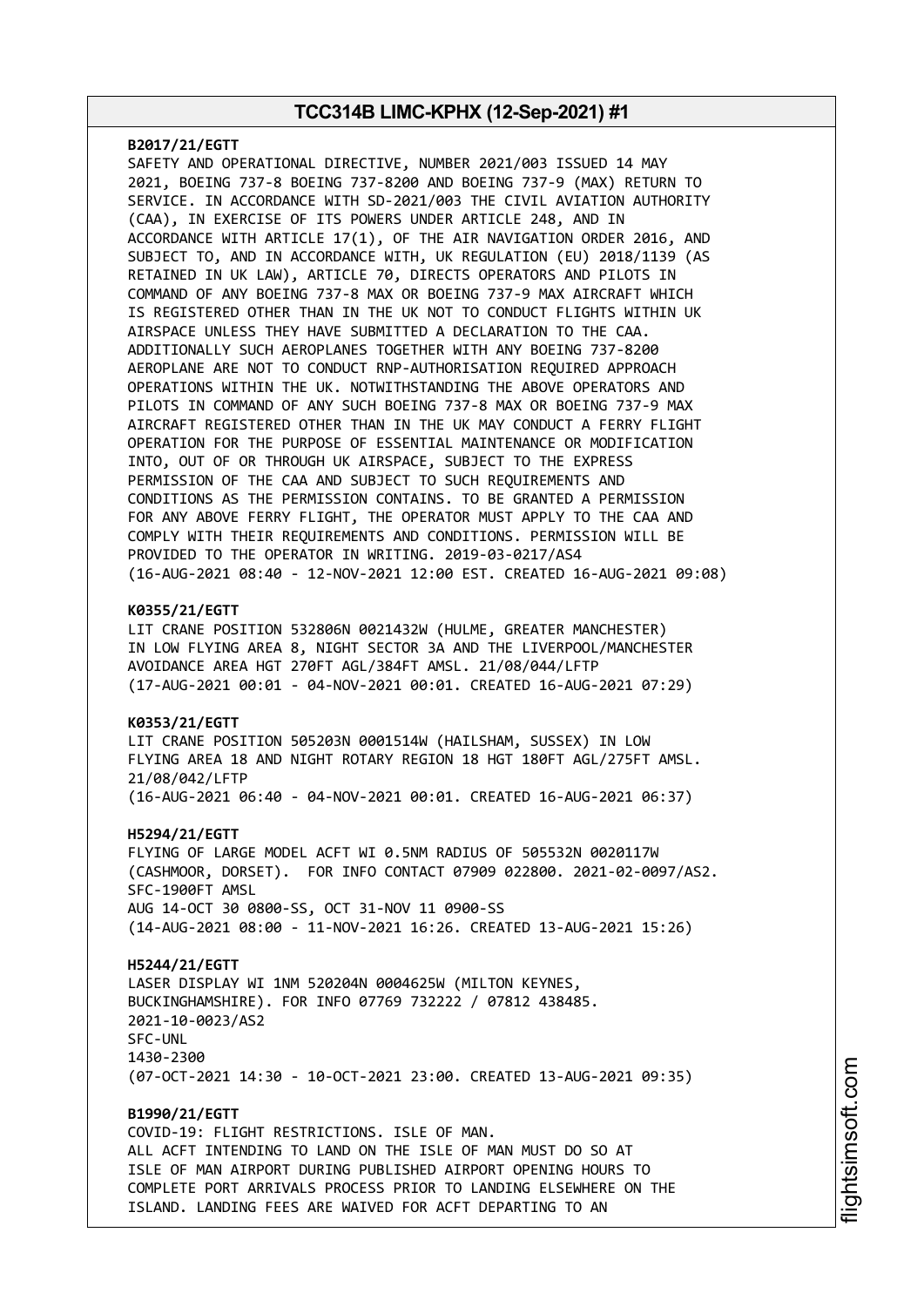**B2017/21/EGTT**
SAFETY AND OPERATIONAL DIRECTIVE, NUMBER 2021/003 ISSUED 14 MAY 2021, BOEING 737-8 BOEING 737-8200 AND BOEING 737-9 (MAX) RETURN TO SERVICE. IN ACCORDANCE WITH SD-2021/003 THE CIVIL AVIATION AUTHORITY (CAA), IN EXERCISE OF ITS POWERS UNDER ARTICLE 248, AND IN ACCORDANCE WITH ARTICLE 17(1), OF THE AIR NAVIGATION ORDER 2016, AND SUBJECT TO, AND IN ACCORDANCE WITH, UK REGULATION (EU) 2018/1139 (AS RETAINED IN UK LAW), ARTICLE 70, DIRECTS OPERATORS AND PILOTS IN COMMAND OF ANY BOEING 737-8 MAX OR BOEING 737-9 MAX AIRCRAFT WHICH IS REGISTERED OTHER THAN IN THE UK NOT TO CONDUCT FLIGHTS WITHIN UK AIRSPACE UNLESS THEY HAVE SUBMITTED A DECLARATION TO THE CAA. ADDITIONALLY SUCH AEROPLANES TOGETHER WITH ANY BOEING 737-8200 AEROPLANE ARE NOT TO CONDUCT RNP-AUTHORISATION REQUIRED APPROACH OPERATIONS WITHIN THE UK. NOTWITHSTANDING THE ABOVE OPERATORS AND PILOTS IN COMMAND OF ANY SUCH BOEING 737-8 MAX OR BOEING 737-9 MAX AIRCRAFT REGISTERED OTHER THAN IN THE UK MAY CONDUCT A FERRY FLIGHT OPERATION FOR THE PURPOSE OF ESSENTIAL MAINTENANCE OR MODIFICATION INTO, OUT OF OR THROUGH UK AIRSPACE, SUBJECT TO THE EXPRESS PERMISSION OF THE CAA AND SUBJECT TO SUCH REQUIREMENTS AND CONDITIONS AS THE PERMISSION CONTAINS. TO BE GRANTED A PERMISSION FOR ANY ABOVE FERRY FLIGHT, THE OPERATOR MUST APPLY TO THE CAA AND COMPLY WITH THEIR REQUIREMENTS AND CONDITIONS. PERMISSION WILL BE PROVIDED TO THE OPERATOR IN WRITING. 2019-03-0217/AS4
(16-AUG-2021 08:40 - 12-NOV-2021 12:00 EST. CREATED 16-AUG-2021 09:08)

**K0355/21/EGTT**
LIT CRANE POSITION 532806N 0021432W (HULME, GREATER MANCHESTER) IN LOW FLYING AREA 8, NIGHT SECTOR 3A AND THE LIVERPOOL/MANCHESTER AVOIDANCE AREA HGT 270FT AGL/384FT AMSL. 21/08/044/LFTP
(17-AUG-2021 00:01 - 04-NOV-2021 00:01. CREATED 16-AUG-2021 07:29)

**K0353/21/EGTT**
LIT CRANE POSITION 505203N 0001514W (HAILSHAM, SUSSEX) IN LOW FLYING AREA 18 AND NIGHT ROTARY REGION 18 HGT 180FT AGL/275FT AMSL. 21/08/042/LFTP
(16-AUG-2021 06:40 - 04-NOV-2021 00:01. CREATED 16-AUG-2021 06:37)

**H5294/21/EGTT**
FLYING OF LARGE MODEL ACFT WI 0.5NM RADIUS OF 505532N 0020117W (CASHMOOR, DORSET). FOR INFO CONTACT 07909 022800. 2021-02-0097/AS2.
SFC-1900FT AMSL
AUG 14-OCT 30 0800-SS, OCT 31-NOV 11 0900-SS
(14-AUG-2021 08:00 - 11-NOV-2021 16:26. CREATED 13-AUG-2021 15:26)

**H5244/21/EGTT**
LASER DISPLAY WI 1NM 520204N 0004625W (MILTON KEYNES, BUCKINGHAMSHIRE). FOR INFO 07769 732222 / 07812 438485.
2021-10-0023/AS2
SFC-UNL
1430-2300
(07-OCT-2021 14:30 - 10-OCT-2021 23:00. CREATED 13-AUG-2021 09:35)

**B1990/21/EGTT**
COVID-19: FLIGHT RESTRICTIONS. ISLE OF MAN.
ALL ACFT INTENDING TO LAND ON THE ISLE OF MAN MUST DO SO AT ISLE OF MAN AIRPORT DURING PUBLISHED AIRPORT OPENING HOURS TO COMPLETE PORT ARRIVALS PROCESS PRIOR TO LANDING ELSEWHERE ON THE ISLAND. LANDING FEES ARE WAIVED FOR ACFT DEPARTING TO AN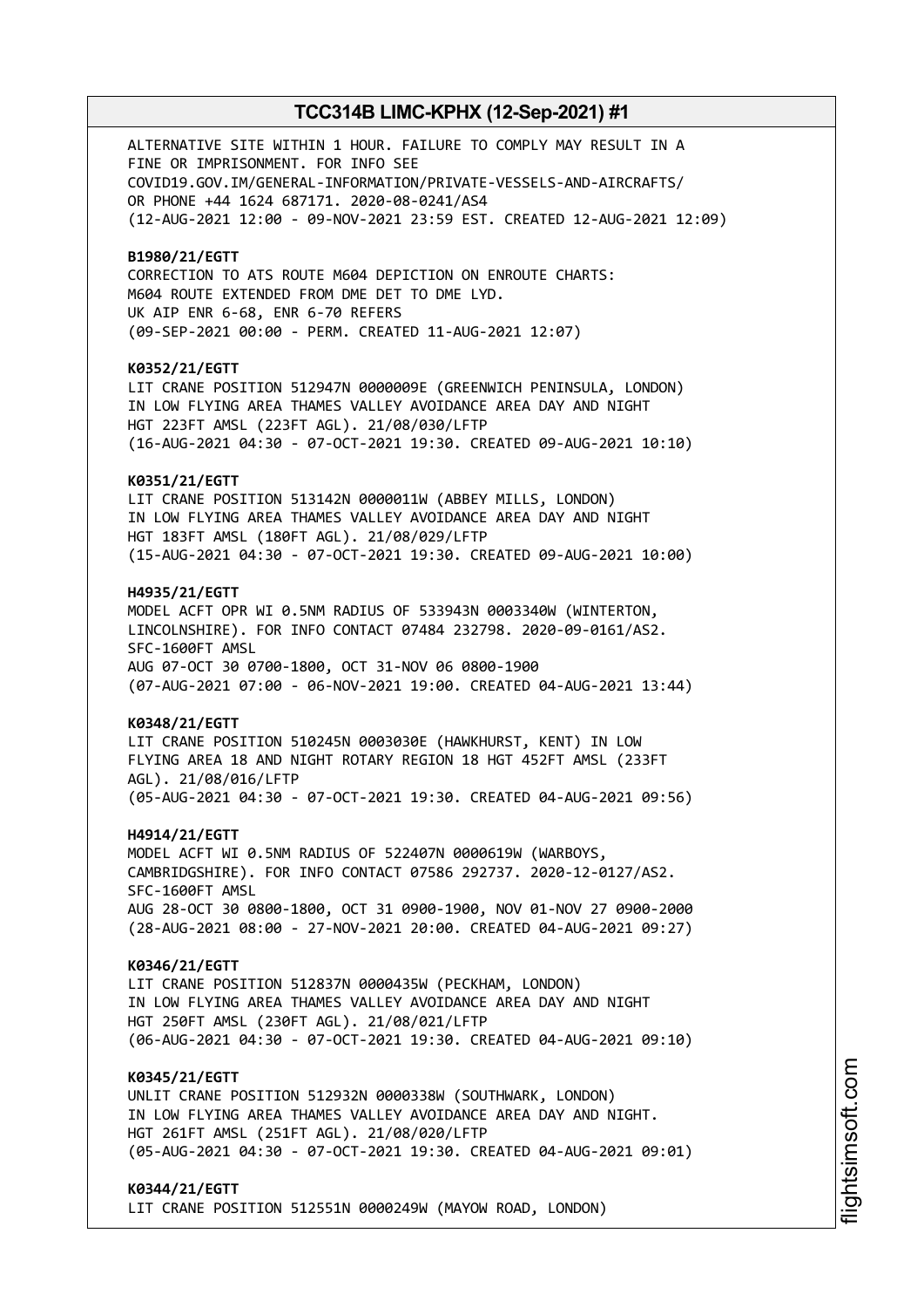ALTERNATIVE SITE WITHIN 1 HOUR. FAILURE TO COMPLY MAY RESULT IN A FINE OR IMPRISONMENT. FOR INFO SEE COVID19.GOV.IM/GENERAL-INFORMATION/PRIVATE-VESSELS-AND-AIRCRAFTS/ OR PHONE +44 1624 687171. 2020-08-0241/AS4
(12-AUG-2021 12:00 - 09-NOV-2021 23:59 EST. CREATED 12-AUG-2021 12:09)

**B1980/21/EGTT**
CORRECTION TO ATS ROUTE M604 DEPICTION ON ENROUTE CHARTS:
M604 ROUTE EXTENDED FROM DME DET TO DME LYD.
UK AIP ENR 6-68, ENR 6-70 REFERS
(09-SEP-2021 00:00 - PERM. CREATED 11-AUG-2021 12:07)

**K0352/21/EGTT**
LIT CRANE POSITION 512947N 0000009E (GREENWICH PENINSULA, LONDON)
IN LOW FLYING AREA THAMES VALLEY AVOIDANCE AREA DAY AND NIGHT
HGT 223FT AMSL (223FT AGL). 21/08/030/LFTP
(16-AUG-2021 04:30 - 07-OCT-2021 19:30. CREATED 09-AUG-2021 10:10)

**K0351/21/EGTT**
LIT CRANE POSITION 513142N 0000011W (ABBEY MILLS, LONDON)
IN LOW FLYING AREA THAMES VALLEY AVOIDANCE AREA DAY AND NIGHT
HGT 183FT AMSL (180FT AGL). 21/08/029/LFTP
(15-AUG-2021 04:30 - 07-OCT-2021 19:30. CREATED 09-AUG-2021 10:00)

**H4935/21/EGTT**
MODEL ACFT OPR WI 0.5NM RADIUS OF 533943N 0003340W (WINTERTON, LINCOLNSHIRE). FOR INFO CONTACT 07484 232798. 2020-09-0161/AS2.
SFC-1600FT AMSL
AUG 07-OCT 30 0700-1800, OCT 31-NOV 06 0800-1900
(07-AUG-2021 07:00 - 06-NOV-2021 19:00. CREATED 04-AUG-2021 13:44)

**K0348/21/EGTT**
LIT CRANE POSITION 510245N 0003030E (HAWKHURST, KENT) IN LOW FLYING AREA 18 AND NIGHT ROTARY REGION 18 HGT 452FT AMSL (233FT AGL). 21/08/016/LFTP
(05-AUG-2021 04:30 - 07-OCT-2021 19:30. CREATED 04-AUG-2021 09:56)

**H4914/21/EGTT**
MODEL ACFT WI 0.5NM RADIUS OF 522407N 0000619W (WARBOYS, CAMBRIDGSHIRE). FOR INFO CONTACT 07586 292737. 2020-12-0127/AS2.
SFC-1600FT AMSL
AUG 28-OCT 30 0800-1800, OCT 31 0900-1900, NOV 01-NOV 27 0900-2000
(28-AUG-2021 08:00 - 27-NOV-2021 20:00. CREATED 04-AUG-2021 09:27)

**K0346/21/EGTT**
LIT CRANE POSITION 512837N 0000435W (PECKHAM, LONDON)
IN LOW FLYING AREA THAMES VALLEY AVOIDANCE AREA DAY AND NIGHT
HGT 250FT AMSL (230FT AGL). 21/08/021/LFTP
(06-AUG-2021 04:30 - 07-OCT-2021 19:30. CREATED 04-AUG-2021 09:10)

**K0345/21/EGTT**
UNLIT CRANE POSITION 512932N 0000338W (SOUTHWARK, LONDON)
IN LOW FLYING AREA THAMES VALLEY AVOIDANCE AREA DAY AND NIGHT.
HGT 261FT AMSL (251FT AGL). 21/08/020/LFTP
(05-AUG-2021 04:30 - 07-OCT-2021 19:30. CREATED 04-AUG-2021 09:01)

**K0344/21/EGTT**
LIT CRANE POSITION 512551N 0000249W (MAYOW ROAD, LONDON)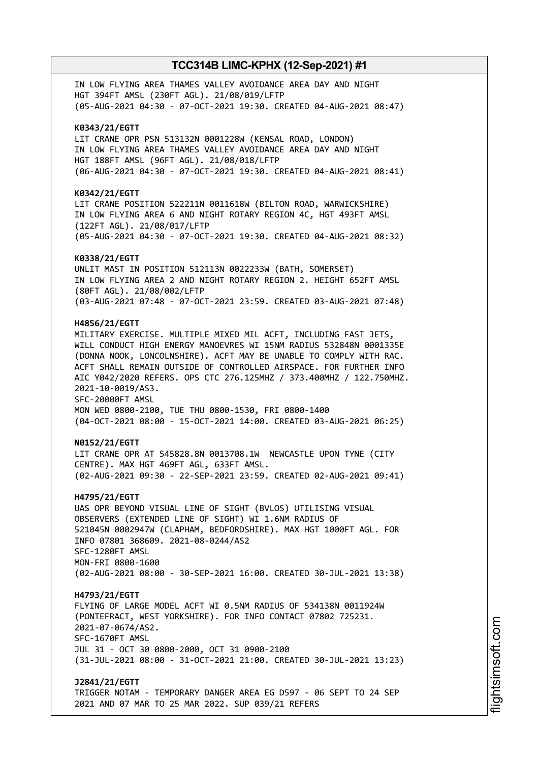IN LOW FLYING AREA THAMES VALLEY AVOIDANCE AREA DAY AND NIGHT
HGT 394FT AMSL (230FT AGL). 21/08/019/LFTP
(05-AUG-2021 04:30 - 07-OCT-2021 19:30. CREATED 04-AUG-2021 08:47)

**K0343/21/EGTT**
LIT CRANE OPR PSN 513132N 0001228W (KENSAL ROAD, LONDON)
IN LOW FLYING AREA THAMES VALLEY AVOIDANCE AREA DAY AND NIGHT
HGT 188FT AMSL (96FT AGL). 21/08/018/LFTP
(06-AUG-2021 04:30 - 07-OCT-2021 19:30. CREATED 04-AUG-2021 08:41)

**K0342/21/EGTT**
LIT CRANE POSITION 522211N 0011618W (BILTON ROAD, WARWICKSHIRE)
IN LOW FLYING AREA 6 AND NIGHT ROTARY REGION 4C, HGT 493FT AMSL
(122FT AGL). 21/08/017/LFTP
(05-AUG-2021 04:30 - 07-OCT-2021 19:30. CREATED 04-AUG-2021 08:32)

**K0338/21/EGTT**
UNLIT MAST IN POSITION 512113N 0022233W (BATH, SOMERSET)
IN LOW FLYING AREA 2 AND NIGHT ROTARY REGION 2. HEIGHT 652FT AMSL
(80FT AGL). 21/08/002/LFTP
(03-AUG-2021 07:48 - 07-OCT-2021 23:59. CREATED 03-AUG-2021 07:48)

**H4856/21/EGTT**
MILITARY EXERCISE. MULTIPLE MIXED MIL ACFT, INCLUDING FAST JETS,
WILL CONDUCT HIGH ENERGY MANOEVRES WI 15NM RADIUS 532848N 0001335E
(DONNA NOOK, LONCOLNSHIRE). ACFT MAY BE UNABLE TO COMPLY WITH RAC.
ACFT SHALL REMAIN OUTSIDE OF CONTROLLED AIRSPACE. FOR FURTHER INFO
AIC Y042/2020 REFERS. OPS CTC 276.125MHZ / 373.400MHZ / 122.750MHZ.
2021-10-0019/AS3.
SFC-20000FT AMSL
MON WED 0800-2100, TUE THU 0800-1530, FRI 0800-1400
(04-OCT-2021 08:00 - 15-OCT-2021 14:00. CREATED 03-AUG-2021 06:25)

**N0152/21/EGTT**
LIT CRANE OPR AT 545828.8N 0013708.1W NEWCASTLE UPON TYNE (CITY
CENTRE). MAX HGT 469FT AGL, 633FT AMSL.
(02-AUG-2021 09:30 - 22-SEP-2021 23:59. CREATED 02-AUG-2021 09:41)

**H4795/21/EGTT**
UAS OPR BEYOND VISUAL LINE OF SIGHT (BVLOS) UTILISING VISUAL
OBSERVERS (EXTENDED LINE OF SIGHT) WI 1.6NM RADIUS OF
521045N 0002947W (CLAPHAM, BEDFORDSHIRE). MAX HGT 1000FT AGL. FOR
INFO 07801 368609. 2021-08-0244/AS2
SFC-1280FT AMSL
MON-FRI 0800-1600
(02-AUG-2021 08:00 - 30-SEP-2021 16:00. CREATED 30-JUL-2021 13:38)

**H4793/21/EGTT**
FLYING OF LARGE MODEL ACFT WI 0.5NM RADIUS OF 534138N 0011924W
(PONTEFRACT, WEST YORKSHIRE). FOR INFO CONTACT 07802 725231.
2021-07-0674/AS2.
SFC-1670FT AMSL
JUL 31 - OCT 30 0800-2000, OCT 31 0900-2100
(31-JUL-2021 08:00 - 31-OCT-2021 21:00. CREATED 30-JUL-2021 13:23)

**J2841/21/EGTT**
TRIGGER NOTAM - TEMPORARY DANGER AREA EG D597 - 06 SEPT TO 24 SEP
2021 AND 07 MAR TO 25 MAR 2022. SUP 039/21 REFERS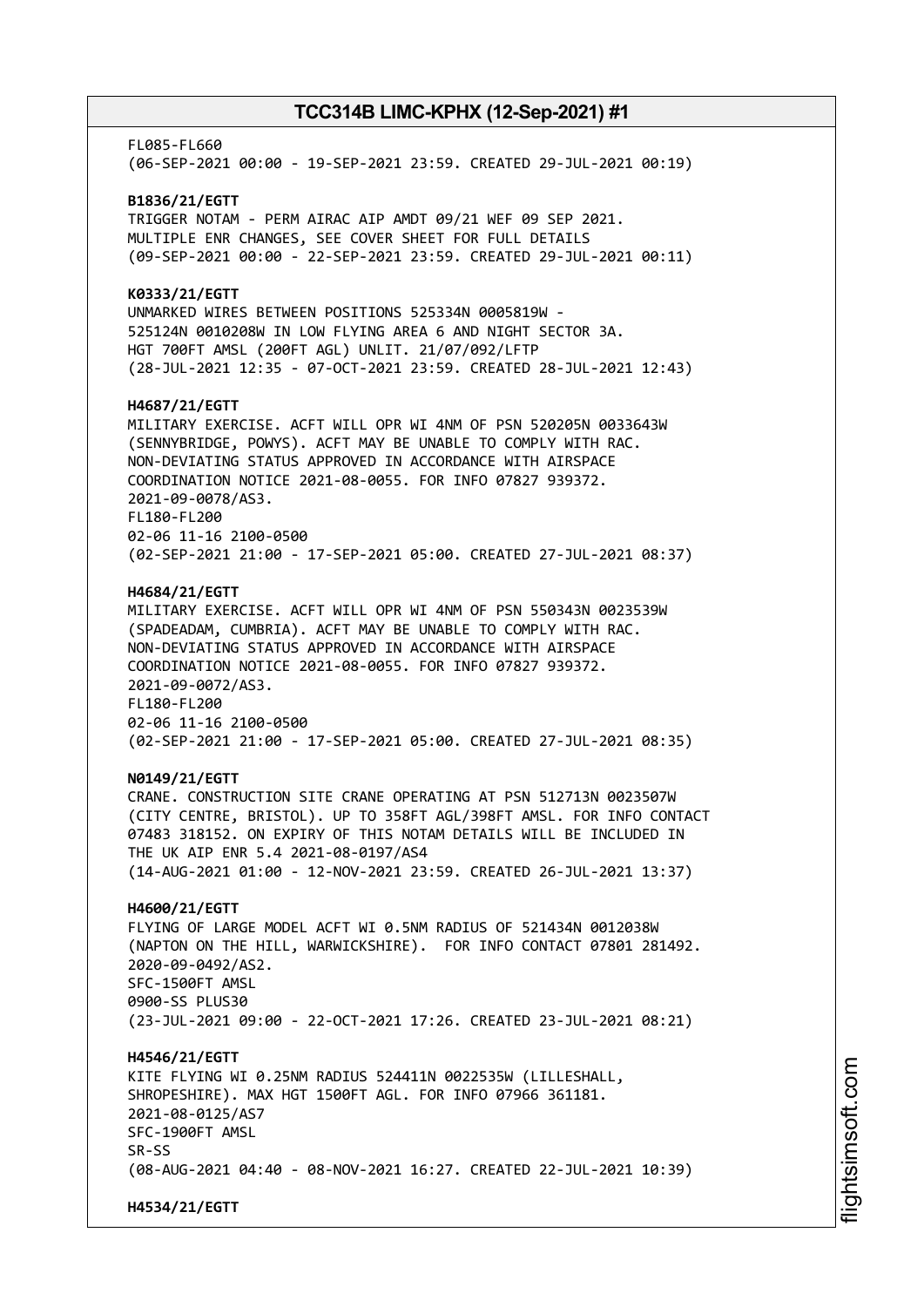FL085-FL660
(06-SEP-2021 00:00 - 19-SEP-2021 23:59. CREATED 29-JUL-2021 00:19)

**B1836/21/EGTT**
TRIGGER NOTAM - PERM AIRAC AIP AMDT 09/21 WEF 09 SEP 2021.
MULTIPLE ENR CHANGES, SEE COVER SHEET FOR FULL DETAILS
(09-SEP-2021 00:00 - 22-SEP-2021 23:59. CREATED 29-JUL-2021 00:11)

**K0333/21/EGTT**
UNMARKED WIRES BETWEEN POSITIONS 525334N 0005819W -
525124N 0010208W IN LOW FLYING AREA 6 AND NIGHT SECTOR 3A.
HGT 700FT AMSL (200FT AGL) UNLIT. 21/07/092/LFTP
(28-JUL-2021 12:35 - 07-OCT-2021 23:59. CREATED 28-JUL-2021 12:43)

**H4687/21/EGTT**
MILITARY EXERCISE. ACFT WILL OPR WI 4NM OF PSN 520205N 0033643W
(SENNYBRIDGE, POWYS). ACFT MAY BE UNABLE TO COMPLY WITH RAC.
NON-DEVIATING STATUS APPROVED IN ACCORDANCE WITH AIRSPACE
COORDINATION NOTICE 2021-08-0055. FOR INFO 07827 939372.
2021-09-0078/AS3.
FL180-FL200
02-06 11-16 2100-0500
(02-SEP-2021 21:00 - 17-SEP-2021 05:00. CREATED 27-JUL-2021 08:37)

**H4684/21/EGTT**
MILITARY EXERCISE. ACFT WILL OPR WI 4NM OF PSN 550343N 0023539W
(SPADEADAM, CUMBRIA). ACFT MAY BE UNABLE TO COMPLY WITH RAC.
NON-DEVIATING STATUS APPROVED IN ACCORDANCE WITH AIRSPACE
COORDINATION NOTICE 2021-08-0055. FOR INFO 07827 939372.
2021-09-0072/AS3.
FL180-FL200
02-06 11-16 2100-0500
(02-SEP-2021 21:00 - 17-SEP-2021 05:00. CREATED 27-JUL-2021 08:35)

**N0149/21/EGTT**
CRANE. CONSTRUCTION SITE CRANE OPERATING AT PSN 512713N 0023507W
(CITY CENTRE, BRISTOL). UP TO 358FT AGL/398FT AMSL. FOR INFO CONTACT
07483 318152. ON EXPIRY OF THIS NOTAM DETAILS WILL BE INCLUDED IN
THE UK AIP ENR 5.4 2021-08-0197/AS4
(14-AUG-2021 01:00 - 12-NOV-2021 23:59. CREATED 26-JUL-2021 13:37)

**H4600/21/EGTT**
FLYING OF LARGE MODEL ACFT WI 0.5NM RADIUS OF 521434N 0012038W
(NAPTON ON THE HILL, WARWICKSHIRE). FOR INFO CONTACT 07801 281492.
2020-09-0492/AS2.
SFC-1500FT AMSL
0900-SS PLUS30
(23-JUL-2021 09:00 - 22-OCT-2021 17:26. CREATED 23-JUL-2021 08:21)

**H4546/21/EGTT**
KITE FLYING WI 0.25NM RADIUS 524411N 0022535W (LILLESHALL,
SHROPESHIRE). MAX HGT 1500FT AGL. FOR INFO 07966 361181.
2021-08-0125/AS7
SFC-1900FT AMSL
SR-SS
(08-AUG-2021 04:40 - 08-NOV-2021 16:27. CREATED 22-JUL-2021 10:39)

**H4534/21/EGTT**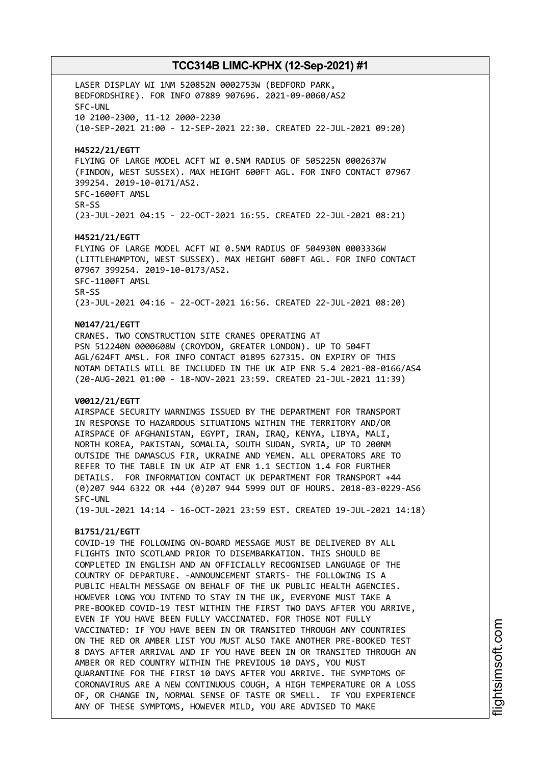LASER DISPLAY WI 1NM 520852N 0002753W (BEDFORD PARK, BEDFORDSHIRE). FOR INFO 07889 907696. 2021-09-0060/AS2
SFC-UNL
10 2100-2300, 11-12 2000-2230
(10-SEP-2021 21:00 - 12-SEP-2021 22:30. CREATED 22-JUL-2021 09:20)

**H4522/21/EGTT**
FLYING OF LARGE MODEL ACFT WI 0.5NM RADIUS OF 505225N 0002637W (FINDON, WEST SUSSEX). MAX HEIGHT 600FT AGL. FOR INFO CONTACT 07967 399254. 2019-10-0171/AS2.
SFC-1600FT AMSL
SR-SS
(23-JUL-2021 04:15 - 22-OCT-2021 16:55. CREATED 22-JUL-2021 08:21)

**H4521/21/EGTT**
FLYING OF LARGE MODEL ACFT WI 0.5NM RADIUS OF 504930N 0003336W (LITTLEHAMPTON, WEST SUSSEX). MAX HEIGHT 600FT AGL. FOR INFO CONTACT 07967 399254. 2019-10-0173/AS2.
SFC-1100FT AMSL
SR-SS
(23-JUL-2021 04:16 - 22-OCT-2021 16:56. CREATED 22-JUL-2021 08:20)

**N0147/21/EGTT**
CRANES. TWO CONSTRUCTION SITE CRANES OPERATING AT PSN 512240N 0000608W (CROYDON, GREATER LONDON). UP TO 504FT AGL/624FT AMSL. FOR INFO CONTACT 01895 627315. ON EXPIRY OF THIS NOTAM DETAILS WILL BE INCLUDED IN THE UK AIP ENR 5.4 2021-08-0166/AS4
(20-AUG-2021 01:00 - 18-NOV-2021 23:59. CREATED 21-JUL-2021 11:39)

**V0012/21/EGTT**
AIRSPACE SECURITY WARNINGS ISSUED BY THE DEPARTMENT FOR TRANSPORT IN RESPONSE TO HAZARDOUS SITUATIONS WITHIN THE TERRITORY AND/OR AIRSPACE OF AFGHANISTAN, EGYPT, IRAN, IRAQ, KENYA, LIBYA, MALI, NORTH KOREA, PAKISTAN, SOMALIA, SOUTH SUDAN, SYRIA, UP TO 200NM OUTSIDE THE DAMASCUS FIR, UKRAINE AND YEMEN. ALL OPERATORS ARE TO REFER TO THE TABLE IN UK AIP AT ENR 1.1 SECTION 1.4 FOR FURTHER DETAILS. FOR INFORMATION CONTACT UK DEPARTMENT FOR TRANSPORT +44 (0)207 944 6322 OR +44 (0)207 944 5999 OUT OF HOURS. 2018-03-0229-AS6
SFC-UNL
(19-JUL-2021 14:14 - 16-OCT-2021 23:59 EST. CREATED 19-JUL-2021 14:18)

**B1751/21/EGTT**
COVID-19 THE FOLLOWING ON-BOARD MESSAGE MUST BE DELIVERED BY ALL FLIGHTS INTO SCOTLAND PRIOR TO DISEMBARKATION. THIS SHOULD BE COMPLETED IN ENGLISH AND AN OFFICIALLY RECOGNISED LANGUAGE OF THE COUNTRY OF DEPARTURE. -ANNOUNCEMENT STARTS- THE FOLLOWING IS A PUBLIC HEALTH MESSAGE ON BEHALF OF THE UK PUBLIC HEALTH AGENCIES. HOWEVER LONG YOU INTEND TO STAY IN THE UK, EVERYONE MUST TAKE A PRE-BOOKED COVID-19 TEST WITHIN THE FIRST TWO DAYS AFTER YOU ARRIVE, EVEN IF YOU HAVE BEEN FULLY VACCINATED. FOR THOSE NOT FULLY VACCINATED: IF YOU HAVE BEEN IN OR TRANSITED THROUGH ANY COUNTRIES ON THE RED OR AMBER LIST YOU MUST ALSO TAKE ANOTHER PRE-BOOKED TEST 8 DAYS AFTER ARRIVAL AND IF YOU HAVE BEEN IN OR TRANSITED THROUGH AN AMBER OR RED COUNTRY WITHIN THE PREVIOUS 10 DAYS, YOU MUST QUARANTINE FOR THE FIRST 10 DAYS AFTER YOU ARRIVE. THE SYMPTOMS OF CORONAVIRUS ARE A NEW CONTINUOUS COUGH, A HIGH TEMPERATURE OR A LOSS OF, OR CHANGE IN, NORMAL SENSE OF TASTE OR SMELL. IF YOU EXPERIENCE ANY OF THESE SYMPTOMS, HOWEVER MILD, YOU ARE ADVISED TO MAKE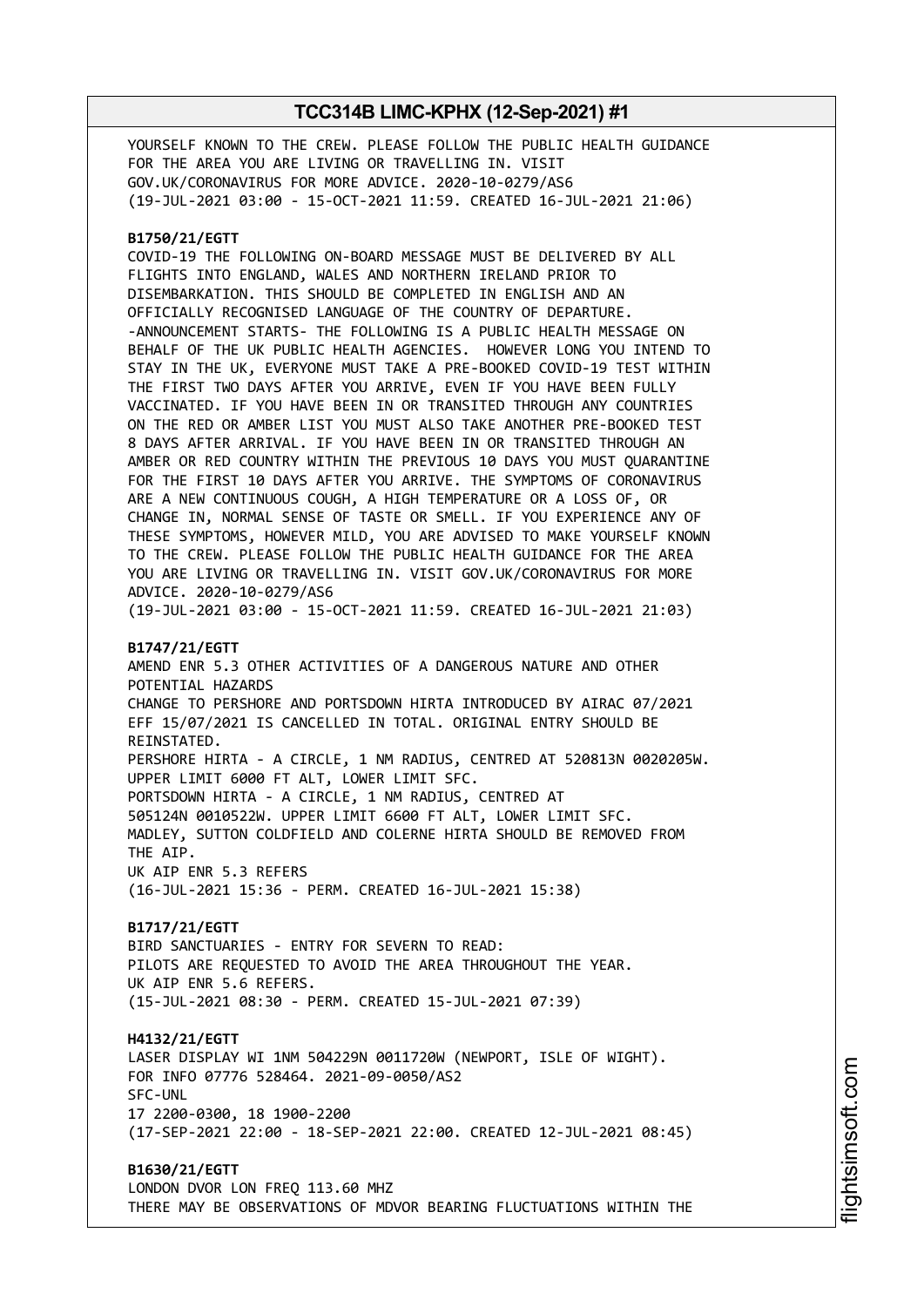YOURSELF KNOWN TO THE CREW. PLEASE FOLLOW THE PUBLIC HEALTH GUIDANCE FOR THE AREA YOU ARE LIVING OR TRAVELLING IN. VISIT GOV.UK/CORONAVIRUS FOR MORE ADVICE. 2020-10-0279/AS6
(19-JUL-2021 03:00 - 15-OCT-2021 11:59. CREATED 16-JUL-2021 21:06)

**B1750/21/EGTT**
COVID-19 THE FOLLOWING ON-BOARD MESSAGE MUST BE DELIVERED BY ALL FLIGHTS INTO ENGLAND, WALES AND NORTHERN IRELAND PRIOR TO DISEMBARKATION. THIS SHOULD BE COMPLETED IN ENGLISH AND AN OFFICIALLY RECOGNISED LANGUAGE OF THE COUNTRY OF DEPARTURE. -ANNOUNCEMENT STARTS- THE FOLLOWING IS A PUBLIC HEALTH MESSAGE ON BEHALF OF THE UK PUBLIC HEALTH AGENCIES. HOWEVER LONG YOU INTEND TO STAY IN THE UK, EVERYONE MUST TAKE A PRE-BOOKED COVID-19 TEST WITHIN THE FIRST TWO DAYS AFTER YOU ARRIVE, EVEN IF YOU HAVE BEEN FULLY VACCINATED. IF YOU HAVE BEEN IN OR TRANSITED THROUGH ANY COUNTRIES ON THE RED OR AMBER LIST YOU MUST ALSO TAKE ANOTHER PRE-BOOKED TEST 8 DAYS AFTER ARRIVAL. IF YOU HAVE BEEN IN OR TRANSITED THROUGH AN AMBER OR RED COUNTRY WITHIN THE PREVIOUS 10 DAYS YOU MUST QUARANTINE FOR THE FIRST 10 DAYS AFTER YOU ARRIVE. THE SYMPTOMS OF CORONAVIRUS ARE A NEW CONTINUOUS COUGH, A HIGH TEMPERATURE OR A LOSS OF, OR CHANGE IN, NORMAL SENSE OF TASTE OR SMELL. IF YOU EXPERIENCE ANY OF THESE SYMPTOMS, HOWEVER MILD, YOU ARE ADVISED TO MAKE YOURSELF KNOWN TO THE CREW. PLEASE FOLLOW THE PUBLIC HEALTH GUIDANCE FOR THE AREA YOU ARE LIVING OR TRAVELLING IN. VISIT GOV.UK/CORONAVIRUS FOR MORE ADVICE. 2020-10-0279/AS6
(19-JUL-2021 03:00 - 15-OCT-2021 11:59. CREATED 16-JUL-2021 21:03)

**B1747/21/EGTT**
AMEND ENR 5.3 OTHER ACTIVITIES OF A DANGEROUS NATURE AND OTHER POTENTIAL HAZARDS
CHANGE TO PERSHORE AND PORTSDOWN HIRTA INTRODUCED BY AIRAC 07/2021 EFF 15/07/2021 IS CANCELLED IN TOTAL. ORIGINAL ENTRY SHOULD BE REINSTATED.
PERSHORE HIRTA - A CIRCLE, 1 NM RADIUS, CENTRED AT 520813N 0020205W. UPPER LIMIT 6000 FT ALT, LOWER LIMIT SFC.
PORTSDOWN HIRTA - A CIRCLE, 1 NM RADIUS, CENTRED AT 505124N 0010522W. UPPER LIMIT 6600 FT ALT, LOWER LIMIT SFC.
MADLEY, SUTTON COLDFIELD AND COLERNE HIRTA SHOULD BE REMOVED FROM THE AIP.
UK AIP ENR 5.3 REFERS
(16-JUL-2021 15:36 - PERM. CREATED 16-JUL-2021 15:38)

**B1717/21/EGTT**
BIRD SANCTUARIES - ENTRY FOR SEVERN TO READ:
PILOTS ARE REQUESTED TO AVOID THE AREA THROUGHOUT THE YEAR.
UK AIP ENR 5.6 REFERS.
(15-JUL-2021 08:30 - PERM. CREATED 15-JUL-2021 07:39)

**H4132/21/EGTT**
LASER DISPLAY WI 1NM 504229N 0011720W (NEWPORT, ISLE OF WIGHT).
FOR INFO 07776 528464. 2021-09-0050/AS2
SFC-UNL
17 2200-0300, 18 1900-2200
(17-SEP-2021 22:00 - 18-SEP-2021 22:00. CREATED 12-JUL-2021 08:45)

**B1630/21/EGTT**
LONDON DVOR LON FREQ 113.60 MHZ
THERE MAY BE OBSERVATIONS OF MDVOR BEARING FLUCTUATIONS WITHIN THE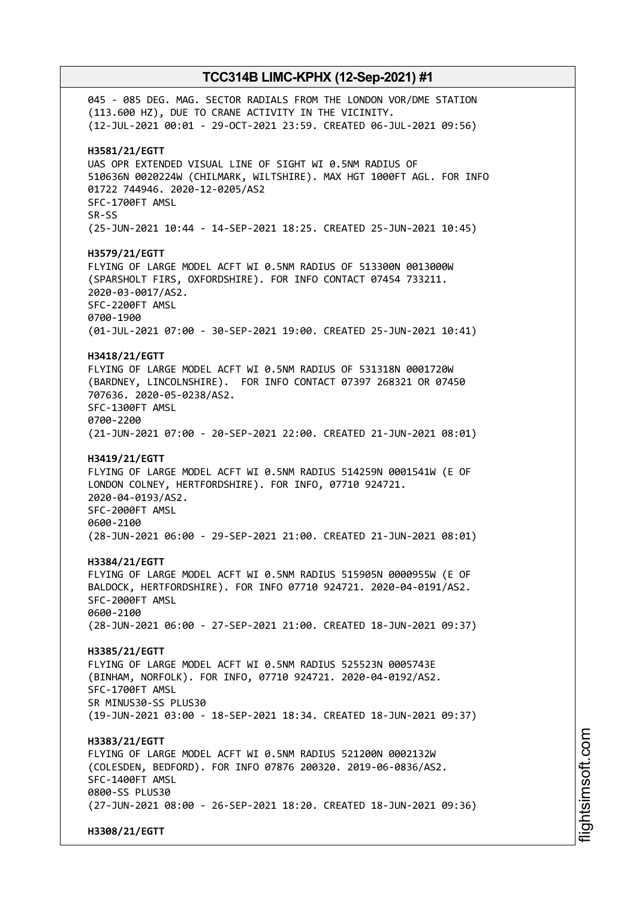045 - 085 DEG. MAG. SECTOR RADIALS FROM THE LONDON VOR/DME STATION (113.600 HZ), DUE TO CRANE ACTIVITY IN THE VICINITY.
(12-JUL-2021 00:01 - 29-OCT-2021 23:59. CREATED 06-JUL-2021 09:56)

**H3581/21/EGTT**
UAS OPR EXTENDED VISUAL LINE OF SIGHT WI 0.5NM RADIUS OF 510636N 0020224W (CHILMARK, WILTSHIRE). MAX HGT 1000FT AGL. FOR INFO 01722 744946. 2020-12-0205/AS2
SFC-1700FT AMSL
SR-SS
(25-JUN-2021 10:44 - 14-SEP-2021 18:25. CREATED 25-JUN-2021 10:45)

**H3579/21/EGTT**
FLYING OF LARGE MODEL ACFT WI 0.5NM RADIUS OF 513300N 0013000W (SPARSHOLT FIRS, OXFORDSHIRE). FOR INFO CONTACT 07454 733211. 2020-03-0017/AS2.
SFC-2200FT AMSL
0700-1900
(01-JUL-2021 07:00 - 30-SEP-2021 19:00. CREATED 25-JUN-2021 10:41)

**H3418/21/EGTT**
FLYING OF LARGE MODEL ACFT WI 0.5NM RADIUS OF 531318N 0001720W (BARDNEY, LINCOLNSHIRE). FOR INFO CONTACT 07397 268321 OR 07450 707636. 2020-05-0238/AS2.
SFC-1300FT AMSL
0700-2200
(21-JUN-2021 07:00 - 20-SEP-2021 22:00. CREATED 21-JUN-2021 08:01)

**H3419/21/EGTT**
FLYING OF LARGE MODEL ACFT WI 0.5NM RADIUS 514259N 0001541W (E OF LONDON COLNEY, HERTFORDSHIRE). FOR INFO, 07710 924721. 2020-04-0193/AS2.
SFC-2000FT AMSL
0600-2100
(28-JUN-2021 06:00 - 29-SEP-2021 21:00. CREATED 21-JUN-2021 08:01)

**H3384/21/EGTT**
FLYING OF LARGE MODEL ACFT WI 0.5NM RADIUS 515905N 0000955W (E OF BALDOCK, HERTFORDSHIRE). FOR INFO 07710 924721. 2020-04-0191/AS2.
SFC-2000FT AMSL
0600-2100
(28-JUN-2021 06:00 - 27-SEP-2021 21:00. CREATED 18-JUN-2021 09:37)

**H3385/21/EGTT**
FLYING OF LARGE MODEL ACFT WI 0.5NM RADIUS 525523N 0005743E (BINHAM, NORFOLK). FOR INFO, 07710 924721. 2020-04-0192/AS2.
SFC-1700FT AMSL
SR MINUS30-SS PLUS30
(19-JUN-2021 03:00 - 18-SEP-2021 18:34. CREATED 18-JUN-2021 09:37)

**H3383/21/EGTT**
FLYING OF LARGE MODEL ACFT WI 0.5NM RADIUS 521200N 0002132W (COLESDEN, BEDFORD). FOR INFO 07876 200320. 2019-06-0836/AS2.
SFC-1400FT AMSL
0800-SS PLUS30
(27-JUN-2021 08:00 - 26-SEP-2021 18:20. CREATED 18-JUN-2021 09:36)

**H3308/21/EGTT**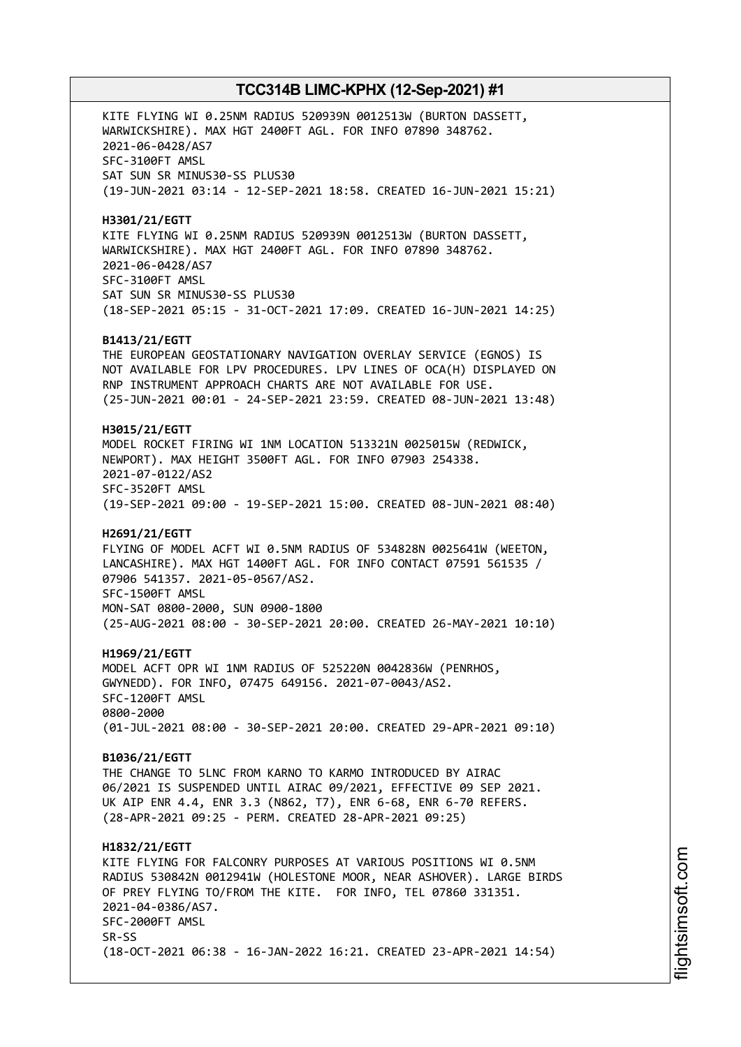KITE FLYING WI 0.25NM RADIUS 520939N 0012513W (BURTON DASSETT, WARWICKSHIRE). MAX HGT 2400FT AGL. FOR INFO 07890 348762.
2021-06-0428/AS7
SFC-3100FT AMSL
SAT SUN SR MINUS30-SS PLUS30
(19-JUN-2021 03:14 - 12-SEP-2021 18:58. CREATED 16-JUN-2021 15:21)

**H3301/21/EGTT**
KITE FLYING WI 0.25NM RADIUS 520939N 0012513W (BURTON DASSETT, WARWICKSHIRE). MAX HGT 2400FT AGL. FOR INFO 07890 348762.
2021-06-0428/AS7
SFC-3100FT AMSL
SAT SUN SR MINUS30-SS PLUS30
(18-SEP-2021 05:15 - 31-OCT-2021 17:09. CREATED 16-JUN-2021 14:25)

**B1413/21/EGTT**
THE EUROPEAN GEOSTATIONARY NAVIGATION OVERLAY SERVICE (EGNOS) IS NOT AVAILABLE FOR LPV PROCEDURES. LPV LINES OF OCA(H) DISPLAYED ON RNP INSTRUMENT APPROACH CHARTS ARE NOT AVAILABLE FOR USE.
(25-JUN-2021 00:01 - 24-SEP-2021 23:59. CREATED 08-JUN-2021 13:48)

**H3015/21/EGTT**
MODEL ROCKET FIRING WI 1NM LOCATION 513321N 0025015W (REDWICK, NEWPORT). MAX HEIGHT 3500FT AGL. FOR INFO 07903 254338.
2021-07-0122/AS2
SFC-3520FT AMSL
(19-SEP-2021 09:00 - 19-SEP-2021 15:00. CREATED 08-JUN-2021 08:40)

**H2691/21/EGTT**
FLYING OF MODEL ACFT WI 0.5NM RADIUS OF 534828N 0025641W (WEETON, LANCASHIRE). MAX HGT 1400FT AGL. FOR INFO CONTACT 07591 561535 / 07906 541357. 2021-05-0567/AS2.
SFC-1500FT AMSL
MON-SAT 0800-2000, SUN 0900-1800
(25-AUG-2021 08:00 - 30-SEP-2021 20:00. CREATED 26-MAY-2021 10:10)

**H1969/21/EGTT**
MODEL ACFT OPR WI 1NM RADIUS OF 525220N 0042836W (PENRHOS, GWYNEDD). FOR INFO, 07475 649156. 2021-07-0043/AS2.
SFC-1200FT AMSL
0800-2000
(01-JUL-2021 08:00 - 30-SEP-2021 20:00. CREATED 29-APR-2021 09:10)

**B1036/21/EGTT**
THE CHANGE TO 5LNC FROM KARNO TO KARMO INTRODUCED BY AIRAC 06/2021 IS SUSPENDED UNTIL AIRAC 09/2021, EFFECTIVE 09 SEP 2021. UK AIP ENR 4.4, ENR 3.3 (N862, T7), ENR 6-68, ENR 6-70 REFERS.
(28-APR-2021 09:25 - PERM. CREATED 28-APR-2021 09:25)

**H1832/21/EGTT**
KITE FLYING FOR FALCONRY PURPOSES AT VARIOUS POSITIONS WI 0.5NM RADIUS 530842N 0012941W (HOLESTONE MOOR, NEAR ASHOVER). LARGE BIRDS OF PREY FLYING TO/FROM THE KITE. FOR INFO, TEL 07860 331351.
2021-04-0386/AS7.
SFC-2000FT AMSL
SR-SS
(18-OCT-2021 06:38 - 16-JAN-2022 16:21. CREATED 23-APR-2021 14:54)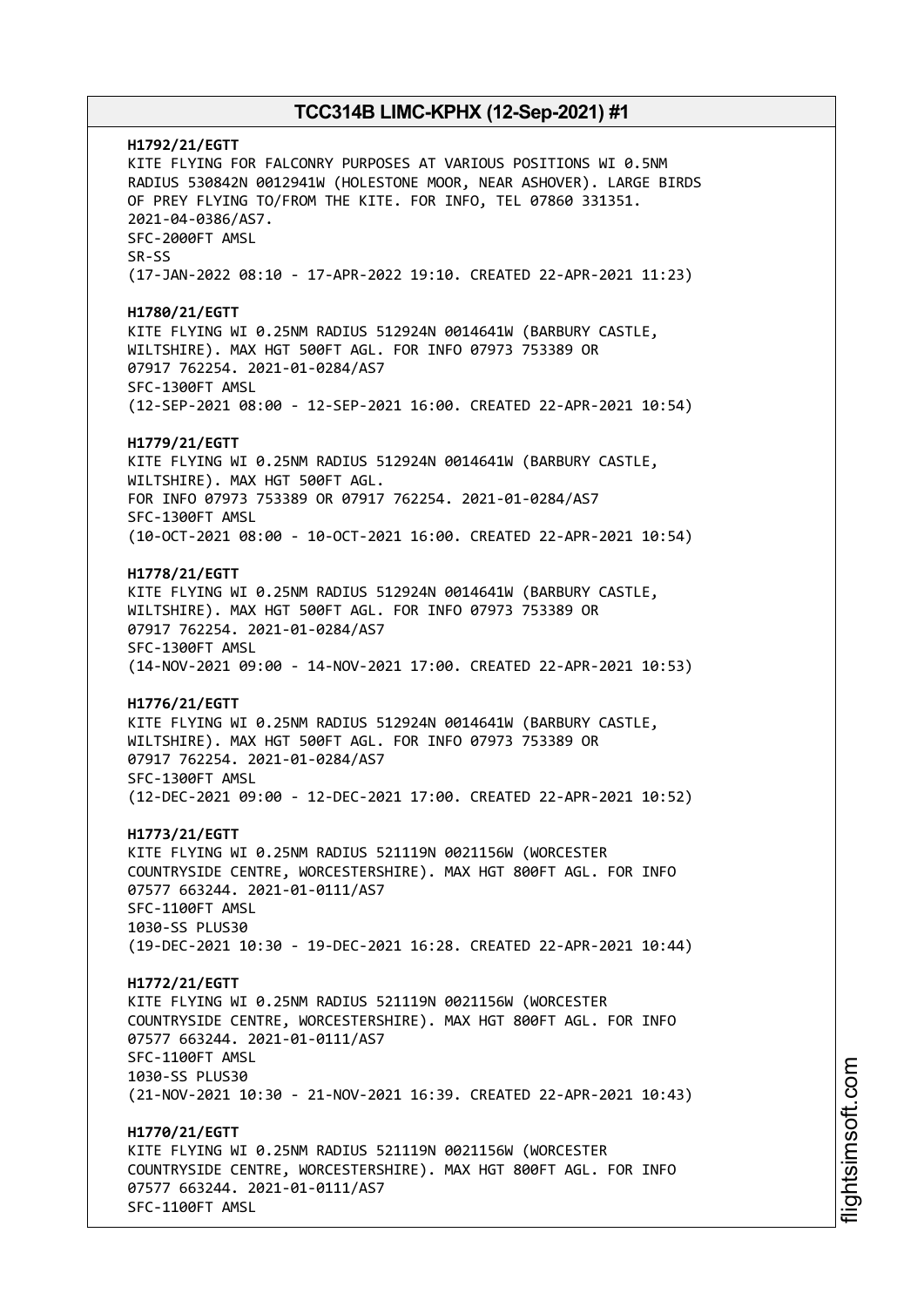**H1792/21/EGTT**
KITE FLYING FOR FALCONRY PURPOSES AT VARIOUS POSITIONS WI 0.5NM RADIUS 530842N 0012941W (HOLESTONE MOOR, NEAR ASHOVER). LARGE BIRDS OF PREY FLYING TO/FROM THE KITE. FOR INFO, TEL 07860 331351. 2021-04-0386/AS7.
SFC-2000FT AMSL
SR-SS
(17-JAN-2022 08:10 - 17-APR-2022 19:10. CREATED 22-APR-2021 11:23)

**H1780/21/EGTT**
KITE FLYING WI 0.25NM RADIUS 512924N 0014641W (BARBURY CASTLE, WILTSHIRE). MAX HGT 500FT AGL. FOR INFO 07973 753389 OR 07917 762254. 2021-01-0284/AS7
SFC-1300FT AMSL
(12-SEP-2021 08:00 - 12-SEP-2021 16:00. CREATED 22-APR-2021 10:54)

**H1779/21/EGTT**
KITE FLYING WI 0.25NM RADIUS 512924N 0014641W (BARBURY CASTLE, WILTSHIRE). MAX HGT 500FT AGL.
FOR INFO 07973 753389 OR 07917 762254. 2021-01-0284/AS7
SFC-1300FT AMSL
(10-OCT-2021 08:00 - 10-OCT-2021 16:00. CREATED 22-APR-2021 10:54)

**H1778/21/EGTT**
KITE FLYING WI 0.25NM RADIUS 512924N 0014641W (BARBURY CASTLE, WILTSHIRE). MAX HGT 500FT AGL. FOR INFO 07973 753389 OR 07917 762254. 2021-01-0284/AS7
SFC-1300FT AMSL
(14-NOV-2021 09:00 - 14-NOV-2021 17:00. CREATED 22-APR-2021 10:53)

**H1776/21/EGTT**
KITE FLYING WI 0.25NM RADIUS 512924N 0014641W (BARBURY CASTLE, WILTSHIRE). MAX HGT 500FT AGL. FOR INFO 07973 753389 OR 07917 762254. 2021-01-0284/AS7
SFC-1300FT AMSL
(12-DEC-2021 09:00 - 12-DEC-2021 17:00. CREATED 22-APR-2021 10:52)

**H1773/21/EGTT**
KITE FLYING WI 0.25NM RADIUS 521119N 0021156W (WORCESTER COUNTRYSIDE CENTRE, WORCESTERSHIRE). MAX HGT 800FT AGL. FOR INFO 07577 663244. 2021-01-0111/AS7
SFC-1100FT AMSL
1030-SS PLUS30
(19-DEC-2021 10:30 - 19-DEC-2021 16:28. CREATED 22-APR-2021 10:44)

**H1772/21/EGTT**
KITE FLYING WI 0.25NM RADIUS 521119N 0021156W (WORCESTER COUNTRYSIDE CENTRE, WORCESTERSHIRE). MAX HGT 800FT AGL. FOR INFO 07577 663244. 2021-01-0111/AS7
SFC-1100FT AMSL
1030-SS PLUS30
(21-NOV-2021 10:30 - 21-NOV-2021 16:39. CREATED 22-APR-2021 10:43)

**H1770/21/EGTT**
KITE FLYING WI 0.25NM RADIUS 521119N 0021156W (WORCESTER COUNTRYSIDE CENTRE, WORCESTERSHIRE). MAX HGT 800FT AGL. FOR INFO 07577 663244. 2021-01-0111/AS7
SFC-1100FT AMSL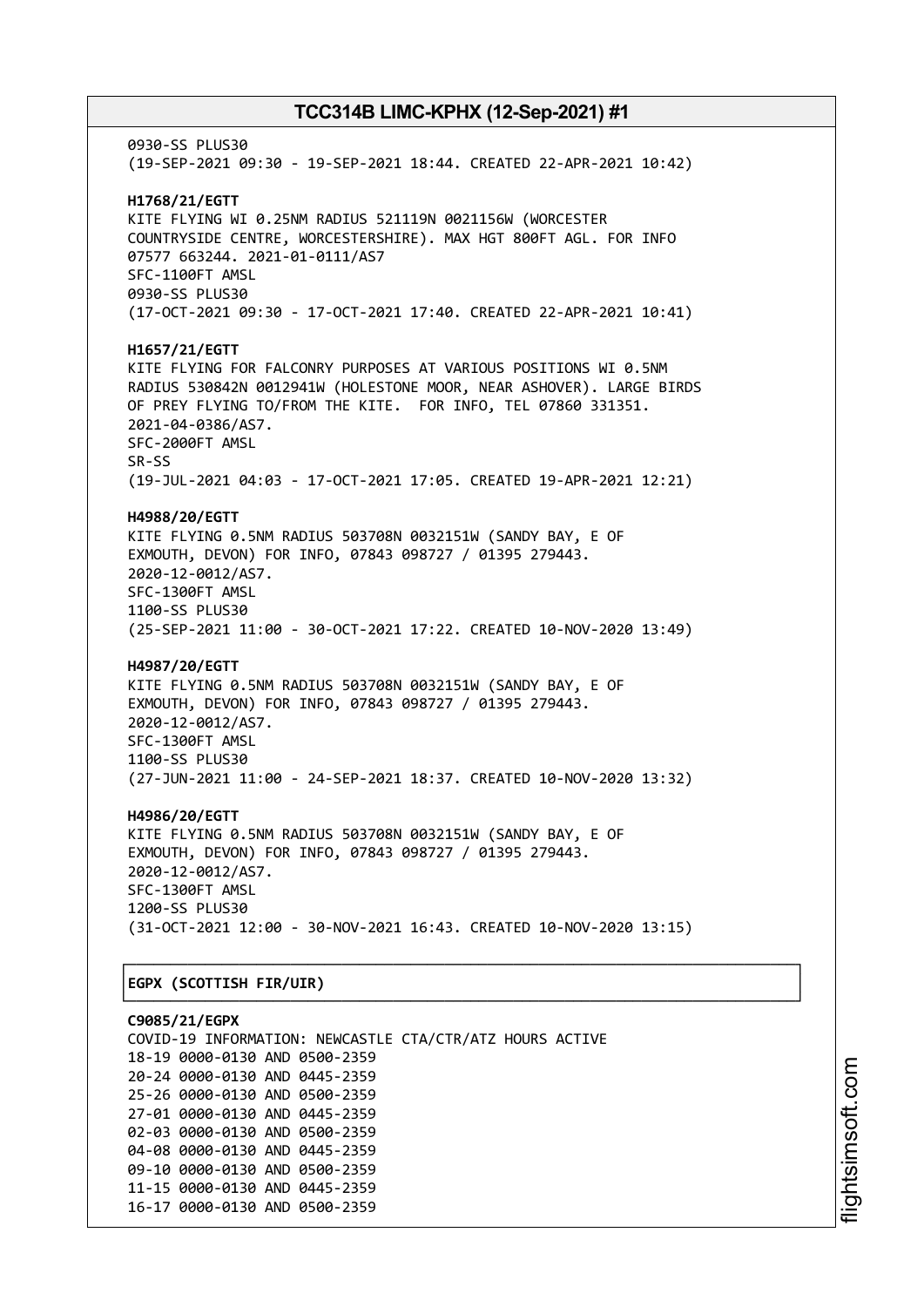0930-SS PLUS30
(19-SEP-2021 09:30 - 19-SEP-2021 18:44. CREATED 22-APR-2021 10:42)

**H1768/21/EGTT**
KITE FLYING WI 0.25NM RADIUS 521119N 0021156W (WORCESTER COUNTRYSIDE CENTRE, WORCESTERSHIRE). MAX HGT 800FT AGL. FOR INFO 07577 663244. 2021-01-0111/AS7
SFC-1100FT AMSL
0930-SS PLUS30
(17-OCT-2021 09:30 - 17-OCT-2021 17:40. CREATED 22-APR-2021 10:41)

**H1657/21/EGTT**
KITE FLYING FOR FALCONRY PURPOSES AT VARIOUS POSITIONS WI 0.5NM RADIUS 530842N 0012941W (HOLESTONE MOOR, NEAR ASHOVER). LARGE BIRDS OF PREY FLYING TO/FROM THE KITE. FOR INFO, TEL 07860 331351. 2021-04-0386/AS7.
SFC-2000FT AMSL
SR-SS
(19-JUL-2021 04:03 - 17-OCT-2021 17:05. CREATED 19-APR-2021 12:21)

**H4988/20/EGTT**
KITE FLYING 0.5NM RADIUS 503708N 0032151W (SANDY BAY, E OF EXMOUTH, DEVON) FOR INFO, 07843 098727 / 01395 279443. 2020-12-0012/AS7.
SFC-1300FT AMSL
1100-SS PLUS30
(25-SEP-2021 11:00 - 30-OCT-2021 17:22. CREATED 10-NOV-2020 13:49)

**H4987/20/EGTT**
KITE FLYING 0.5NM RADIUS 503708N 0032151W (SANDY BAY, E OF EXMOUTH, DEVON) FOR INFO, 07843 098727 / 01395 279443. 2020-12-0012/AS7.
SFC-1300FT AMSL
1100-SS PLUS30
(27-JUN-2021 11:00 - 24-SEP-2021 18:37. CREATED 10-NOV-2020 13:32)

**H4986/20/EGTT**
KITE FLYING 0.5NM RADIUS 503708N 0032151W (SANDY BAY, E OF EXMOUTH, DEVON) FOR INFO, 07843 098727 / 01395 279443. 2020-12-0012/AS7.
SFC-1300FT AMSL
1200-SS PLUS30
(31-OCT-2021 12:00 - 30-NOV-2021 16:43. CREATED 10-NOV-2020 13:15)

## EGPX (SCOTTISH FIR/UIR)

**C9085/21/EGPX**
COVID-19 INFORMATION: NEWCASTLE CTA/CTR/ATZ HOURS ACTIVE
18-19 0000-0130 AND 0500-2359
20-24 0000-0130 AND 0445-2359
25-26 0000-0130 AND 0500-2359
27-01 0000-0130 AND 0445-2359
02-03 0000-0130 AND 0500-2359
04-08 0000-0130 AND 0445-2359
09-10 0000-0130 AND 0500-2359
11-15 0000-0130 AND 0445-2359
16-17 0000-0130 AND 0500-2359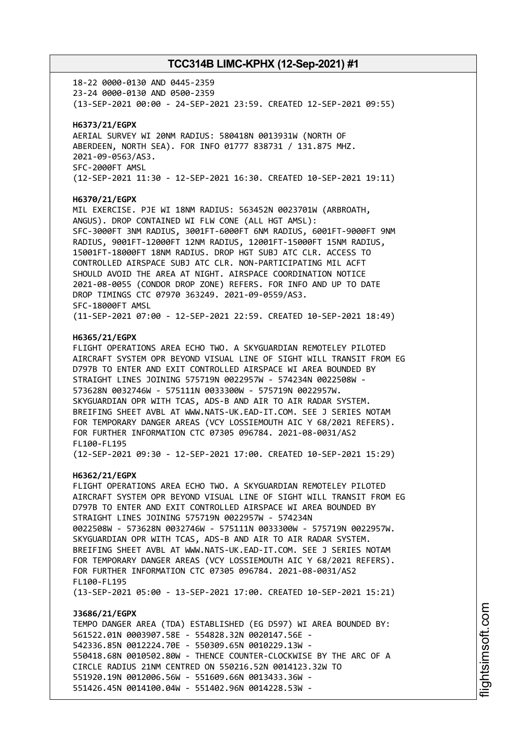18-22 0000-0130 AND 0445-2359
23-24 0000-0130 AND 0500-2359
(13-SEP-2021 00:00 - 24-SEP-2021 23:59. CREATED 12-SEP-2021 09:55)

**H6373/21/EGPX**
AERIAL SURVEY WI 20NM RADIUS: 580418N 0013931W (NORTH OF
ABERDEEN, NORTH SEA). FOR INFO 01777 838731 / 131.875 MHZ.
2021-09-0563/AS3.
SFC-2000FT AMSL
(12-SEP-2021 11:30 - 12-SEP-2021 16:30. CREATED 10-SEP-2021 19:11)

**H6370/21/EGPX**
MIL EXERCISE. PJE WI 18NM RADIUS: 563452N 0023701W (ARBROATH,
ANGUS). DROP CONTAINED WI FLW CONE (ALL HGT AMSL):
SFC-3000FT 3NM RADIUS, 3001FT-6000FT 6NM RADIUS, 6001FT-9000FT 9NM
RADIUS, 9001FT-12000FT 12NM RADIUS, 12001FT-15000FT 15NM RADIUS,
15001FT-18000FT 18NM RADIUS. DROP HGT SUBJ ATC CLR. ACCESS TO
CONTROLLED AIRSPACE SUBJ ATC CLR. NON-PARTICIPATING MIL ACFT
SHOULD AVOID THE AREA AT NIGHT. AIRSPACE COORDINATION NOTICE
2021-08-0055 (CONDOR DROP ZONE) REFERS. FOR INFO AND UP TO DATE
DROP TIMINGS CTC 07970 363249. 2021-09-0559/AS3.
SFC-18000FT AMSL
(11-SEP-2021 07:00 - 12-SEP-2021 22:59. CREATED 10-SEP-2021 18:49)

**H6365/21/EGPX**
FLIGHT OPERATIONS AREA ECHO TWO. A SKYGUARDIAN REMOTELEY PILOTED
AIRCRAFT SYSTEM OPR BEYOND VISUAL LINE OF SIGHT WILL TRANSIT FROM EG
D797B TO ENTER AND EXIT CONTROLLED AIRSPACE WI AREA BOUNDED BY
STRAIGHT LINES JOINING 575719N 0022957W - 574234N 0022508W -
573628N 0032746W - 575111N 0033300W - 575719N 0022957W.
SKYGUARDIAN OPR WITH TCAS, ADS-B AND AIR TO AIR RADAR SYSTEM.
BREIFING SHEET AVBL AT WWW.NATS-UK.EAD-IT.COM. SEE J SERIES NOTAM
FOR TEMPORARY DANGER AREAS (VCY LOSSIEMOUTH AIC Y 68/2021 REFERS).
FOR FURTHER INFORMATION CTC 07305 096784. 2021-08-0031/AS2
FL100-FL195
(12-SEP-2021 09:30 - 12-SEP-2021 17:00. CREATED 10-SEP-2021 15:29)

**H6362/21/EGPX**
FLIGHT OPERATIONS AREA ECHO TWO. A SKYGUARDIAN REMOTELEY PILOTED
AIRCRAFT SYSTEM OPR BEYOND VISUAL LINE OF SIGHT WILL TRANSIT FROM EG
D797B TO ENTER AND EXIT CONTROLLED AIRSPACE WI AREA BOUNDED BY
STRAIGHT LINES JOINING 575719N 0022957W - 574234N
0022508W - 573628N 0032746W - 575111N 0033300W - 575719N 0022957W.
SKYGUARDIAN OPR WITH TCAS, ADS-B AND AIR TO AIR RADAR SYSTEM.
BREIFING SHEET AVBL AT WWW.NATS-UK.EAD-IT.COM. SEE J SERIES NOTAM
FOR TEMPORARY DANGER AREAS (VCY LOSSIEMOUTH AIC Y 68/2021 REFERS).
FOR FURTHER INFORMATION CTC 07305 096784. 2021-08-0031/AS2
FL100-FL195
(13-SEP-2021 05:00 - 13-SEP-2021 17:00. CREATED 10-SEP-2021 15:21)

**J3686/21/EGPX**
TEMPO DANGER AREA (TDA) ESTABLISHED (EG D597) WI AREA BOUNDED BY:
561522.01N 0003907.58E - 554828.32N 0020147.56E -
542336.85N 0012224.70E - 550309.65N 0010229.13W -
550418.68N 0010502.80W - THENCE COUNTER-CLOCKWISE BY THE ARC OF A
CIRCLE RADIUS 21NM CENTRED ON 550216.52N 0014123.32W TO
551920.19N 0012006.56W - 551609.66N 0013433.36W -
551426.45N 0014100.04W - 551402.96N 0014228.53W -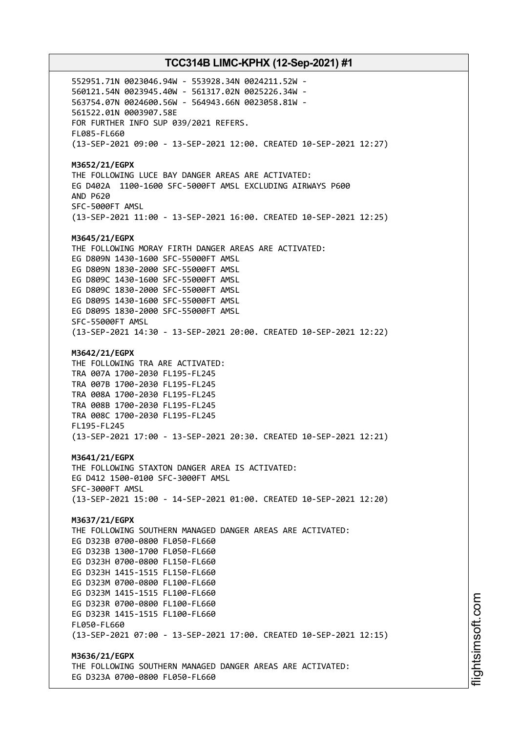552951.71N 0023046.94W - 553928.34N 0024211.52W -
560121.54N 0023945.40W - 561317.02N 0025226.34W -
563754.07N 0024600.56W - 564943.66N 0023058.81W -
561522.01N 0003907.58E
FOR FURTHER INFO SUP 039/2021 REFERS.
FL085-FL660
(13-SEP-2021 09:00 - 13-SEP-2021 12:00. CREATED 10-SEP-2021 12:27)

**M3652/21/EGPX**
THE FOLLOWING LUCE BAY DANGER AREAS ARE ACTIVATED:
EG D402A 1100-1600 SFC-5000FT AMSL EXCLUDING AIRWAYS P600
AND P620
SFC-5000FT AMSL
(13-SEP-2021 11:00 - 13-SEP-2021 16:00. CREATED 10-SEP-2021 12:25)

**M3645/21/EGPX**
THE FOLLOWING MORAY FIRTH DANGER AREAS ARE ACTIVATED:
EG D809N 1430-1600 SFC-55000FT AMSL
EG D809N 1830-2000 SFC-55000FT AMSL
EG D809C 1430-1600 SFC-55000FT AMSL
EG D809C 1830-2000 SFC-55000FT AMSL
EG D809S 1430-1600 SFC-55000FT AMSL
EG D809S 1830-2000 SFC-55000FT AMSL
SFC-55000FT AMSL
(13-SEP-2021 14:30 - 13-SEP-2021 20:00. CREATED 10-SEP-2021 12:22)

**M3642/21/EGPX**
THE FOLLOWING TRA ARE ACTIVATED:
TRA 007A 1700-2030 FL195-FL245
TRA 007B 1700-2030 FL195-FL245
TRA 008A 1700-2030 FL195-FL245
TRA 008B 1700-2030 FL195-FL245
TRA 008C 1700-2030 FL195-FL245
FL195-FL245
(13-SEP-2021 17:00 - 13-SEP-2021 20:30. CREATED 10-SEP-2021 12:21)

**M3641/21/EGPX**
THE FOLLOWING STAXTON DANGER AREA IS ACTIVATED:
EG D412 1500-0100 SFC-3000FT AMSL
SFC-3000FT AMSL
(13-SEP-2021 15:00 - 14-SEP-2021 01:00. CREATED 10-SEP-2021 12:20)

**M3637/21/EGPX**
THE FOLLOWING SOUTHERN MANAGED DANGER AREAS ARE ACTIVATED:
EG D323B 0700-0800 FL050-FL660
EG D323B 1300-1700 FL050-FL660
EG D323H 0700-0800 FL150-FL660
EG D323H 1415-1515 FL150-FL660
EG D323M 0700-0800 FL100-FL660
EG D323M 1415-1515 FL100-FL660
EG D323R 0700-0800 FL100-FL660
EG D323R 1415-1515 FL100-FL660
FL050-FL660
(13-SEP-2021 07:00 - 13-SEP-2021 17:00. CREATED 10-SEP-2021 12:15)

**M3636/21/EGPX**
THE FOLLOWING SOUTHERN MANAGED DANGER AREAS ARE ACTIVATED:
EG D323A 0700-0800 FL050-FL660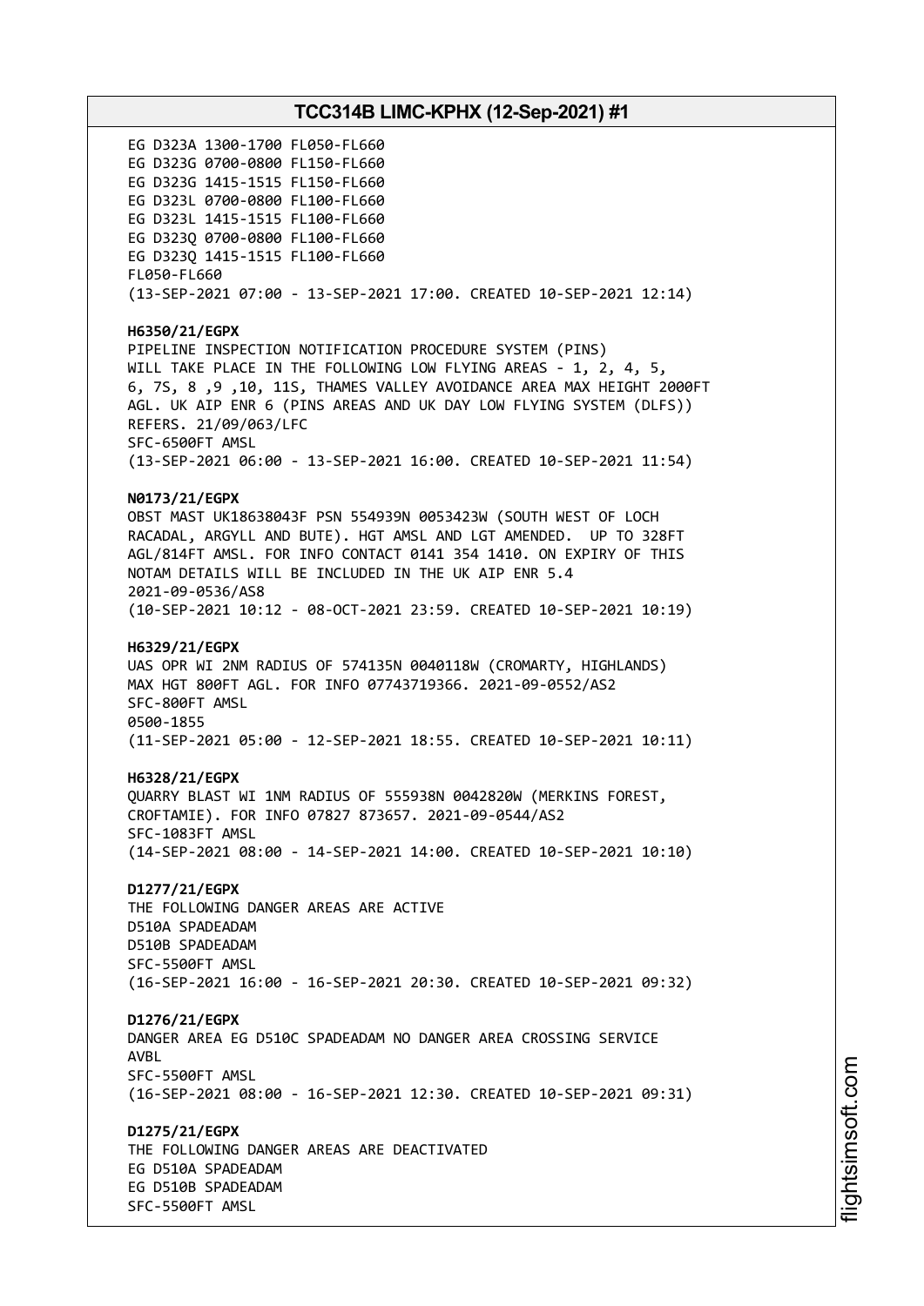EG D323A 1300-1700 FL050-FL660
EG D323G 0700-0800 FL150-FL660
EG D323G 1415-1515 FL150-FL660
EG D323L 0700-0800 FL100-FL660
EG D323L 1415-1515 FL100-FL660
EG D323Q 0700-0800 FL100-FL660
EG D323Q 1415-1515 FL100-FL660
FL050-FL660
(13-SEP-2021 07:00 - 13-SEP-2021 17:00. CREATED 10-SEP-2021 12:14)

**H6350/21/EGPX**
PIPELINE INSPECTION NOTIFICATION PROCEDURE SYSTEM (PINS)
WILL TAKE PLACE IN THE FOLLOWING LOW FLYING AREAS - 1, 2, 4, 5,
6, 7S, 8 ,9 ,10, 11S, THAMES VALLEY AVOIDANCE AREA MAX HEIGHT 2000FT
AGL. UK AIP ENR 6 (PINS AREAS AND UK DAY LOW FLYING SYSTEM (DLFS))
REFERS. 21/09/063/LFC
SFC-6500FT AMSL
(13-SEP-2021 06:00 - 13-SEP-2021 16:00. CREATED 10-SEP-2021 11:54)

**N0173/21/EGPX**
OBST MAST UK18638043F PSN 554939N 0053423W (SOUTH WEST OF LOCH
RACADAL, ARGYLL AND BUTE). HGT AMSL AND LGT AMENDED. UP TO 328FT
AGL/814FT AMSL. FOR INFO CONTACT 0141 354 1410. ON EXPIRY OF THIS
NOTAM DETAILS WILL BE INCLUDED IN THE UK AIP ENR 5.4
2021-09-0536/AS8
(10-SEP-2021 10:12 - 08-OCT-2021 23:59. CREATED 10-SEP-2021 10:19)

**H6329/21/EGPX**
UAS OPR WI 2NM RADIUS OF 574135N 0040118W (CROMARTY, HIGHLANDS)
MAX HGT 800FT AGL. FOR INFO 07743719366. 2021-09-0552/AS2
SFC-800FT AMSL
0500-1855
(11-SEP-2021 05:00 - 12-SEP-2021 18:55. CREATED 10-SEP-2021 10:11)

**H6328/21/EGPX**
QUARRY BLAST WI 1NM RADIUS OF 555938N 0042820W (MERKINS FOREST,
CROFTAMIE). FOR INFO 07827 873657. 2021-09-0544/AS2
SFC-1083FT AMSL
(14-SEP-2021 08:00 - 14-SEP-2021 14:00. CREATED 10-SEP-2021 10:10)

**D1277/21/EGPX**
THE FOLLOWING DANGER AREAS ARE ACTIVE
D510A SPADEADAM
D510B SPADEADAM
SFC-5500FT AMSL
(16-SEP-2021 16:00 - 16-SEP-2021 20:30. CREATED 10-SEP-2021 09:32)

**D1276/21/EGPX**
DANGER AREA EG D510C SPADEADAM NO DANGER AREA CROSSING SERVICE
AVBL
SFC-5500FT AMSL
(16-SEP-2021 08:00 - 16-SEP-2021 12:30. CREATED 10-SEP-2021 09:31)

**D1275/21/EGPX**
THE FOLLOWING DANGER AREAS ARE DEACTIVATED
EG D510A SPADEADAM
EG D510B SPADEADAM
SFC-5500FT AMSL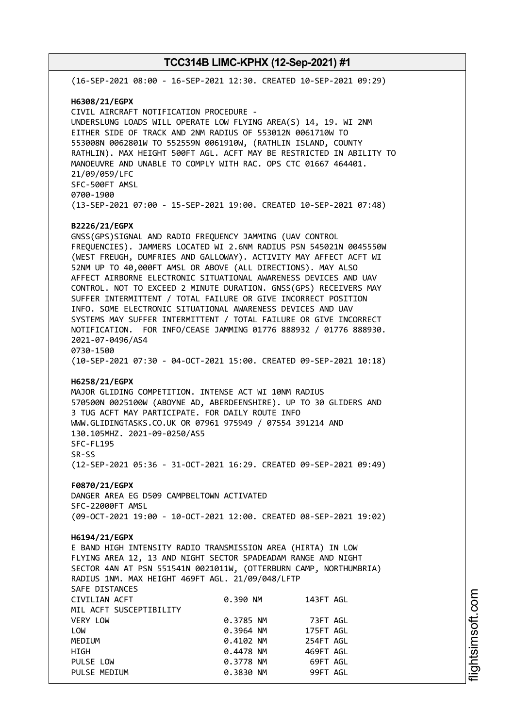(16-SEP-2021 08:00 - 16-SEP-2021 12:30. CREATED 10-SEP-2021 09:29)

**H6308/21/EGPX**
CIVIL AIRCRAFT NOTIFICATION PROCEDURE -
UNDERSLUNG LOADS WILL OPERATE LOW FLYING AREA(S) 14, 19. WI 2NM EITHER SIDE OF TRACK AND 2NM RADIUS OF 553012N 0061710W TO 553008N 0062801W TO 552559N 0061910W, (RATHLIN ISLAND, COUNTY RATHLIN). MAX HEIGHT 500FT AGL. ACFT MAY BE RESTRICTED IN ABILITY TO MANOEUVRE AND UNABLE TO COMPLY WITH RAC. OPS CTC 01667 464401. 21/09/059/LFC
SFC-500FT AMSL
0700-1900
(13-SEP-2021 07:00 - 15-SEP-2021 19:00. CREATED 10-SEP-2021 07:48)

**B2226/21/EGPX**
GNSS(GPS)SIGNAL AND RADIO FREQUENCY JAMMING (UAV CONTROL FREQUENCIES). JAMMERS LOCATED WI 2.6NM RADIUS PSN 545021N 0045550W (WEST FREUGH, DUMFRIES AND GALLOWAY). ACTIVITY MAY AFFECT ACFT WI 52NM UP TO 40,000FT AMSL OR ABOVE (ALL DIRECTIONS). MAY ALSO AFFECT AIRBORNE ELECTRONIC SITUATIONAL AWARENESS DEVICES AND UAV CONTROL. NOT TO EXCEED 2 MINUTE DURATION. GNSS(GPS) RECEIVERS MAY SUFFER INTERMITTENT / TOTAL FAILURE OR GIVE INCORRECT POSITION INFO. SOME ELECTRONIC SITUATIONAL AWARENESS DEVICES AND UAV SYSTEMS MAY SUFFER INTERMITTENT / TOTAL FAILURE OR GIVE INCORRECT NOTIFICATION. FOR INFO/CEASE JAMMING 01776 888932 / 01776 888930. 2021-07-0496/AS4
0730-1500
(10-SEP-2021 07:30 - 04-OCT-2021 15:00. CREATED 09-SEP-2021 10:18)

**H6258/21/EGPX**
MAJOR GLIDING COMPETITION. INTENSE ACT WI 10NM RADIUS 570500N 0025100W (ABOYNE AD, ABERDEENSHIRE). UP TO 30 GLIDERS AND 3 TUG ACFT MAY PARTICIPATE. FOR DAILY ROUTE INFO WWW.GLIDINGTASKS.CO.UK OR 07961 975949 / 07554 391214 AND 130.105MHZ. 2021-09-0250/AS5
SFC-FL195
SR-SS
(12-SEP-2021 05:36 - 31-OCT-2021 16:29. CREATED 09-SEP-2021 09:49)

**F0870/21/EGPX**
DANGER AREA EG D509 CAMPBELTOWN ACTIVATED
SFC-22000FT AMSL
(09-OCT-2021 19:00 - 10-OCT-2021 12:00. CREATED 08-SEP-2021 19:02)

**H6194/21/EGPX**
E BAND HIGH INTENSITY RADIO TRANSMISSION AREA (HIRTA) IN LOW FLYING AREA 12, 13 AND NIGHT SECTOR SPADEADAM RANGE AND NIGHT SECTOR 4AN AT PSN 551541N 0021011W, (OTTERBURN CAMP, NORTHUMBRIA) RADIUS 1NM. MAX HEIGHT 469FT AGL. 21/09/048/LFTP

| SAFE DISTANCES | | |
|---|---|---|
| CIVILIAN ACFT | 0.390 NM | 143FT AGL |
| MIL ACFT SUSCEPTIBILITY | | |
| VERY LOW | 0.3785 NM | 73FT AGL |
| LOW | 0.3964 NM | 175FT AGL |
| MEDIUM | 0.4102 NM | 254FT AGL |
| HIGH | 0.4478 NM | 469FT AGL |
| PULSE LOW | 0.3778 NM | 69FT AGL |
| PULSE MEDIUM | 0.3830 NM | 99FT AGL |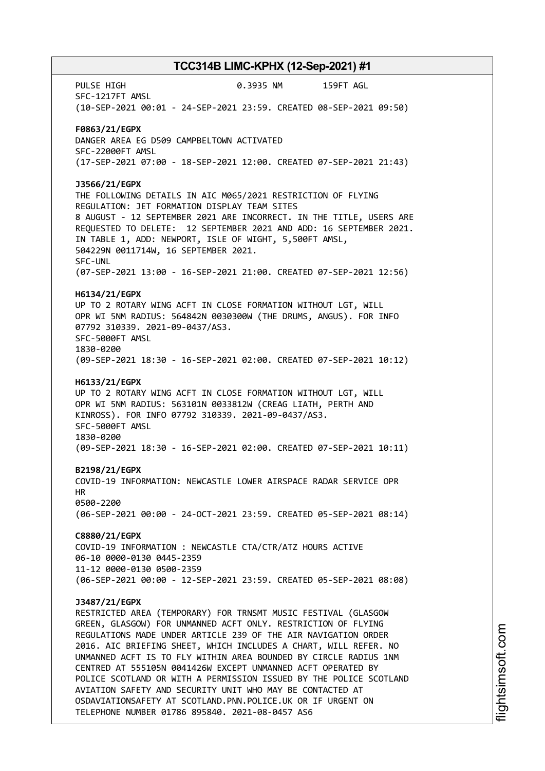PULSE HIGH 0.3935 NM 159FT AGL
SFC-1217FT AMSL
(10-SEP-2021 00:01 - 24-SEP-2021 23:59. CREATED 08-SEP-2021 09:50)

**F0863/21/EGPX**
DANGER AREA EG D509 CAMPBELTOWN ACTIVATED
SFC-22000FT AMSL
(17-SEP-2021 07:00 - 18-SEP-2021 12:00. CREATED 07-SEP-2021 21:43)

**J3566/21/EGPX**
THE FOLLOWING DETAILS IN AIC M065/2021 RESTRICTION OF FLYING REGULATION: JET FORMATION DISPLAY TEAM SITES
8 AUGUST - 12 SEPTEMBER 2021 ARE INCORRECT. IN THE TITLE, USERS ARE REQUESTED TO DELETE: 12 SEPTEMBER 2021 AND ADD: 16 SEPTEMBER 2021. IN TABLE 1, ADD: NEWPORT, ISLE OF WIGHT, 5,500FT AMSL, 504229N 0011714W, 16 SEPTEMBER 2021.
SFC-UNL
(07-SEP-2021 13:00 - 16-SEP-2021 21:00. CREATED 07-SEP-2021 12:56)

**H6134/21/EGPX**
UP TO 2 ROTARY WING ACFT IN CLOSE FORMATION WITHOUT LGT, WILL OPR WI 5NM RADIUS: 564842N 0030300W (THE DRUMS, ANGUS). FOR INFO 07792 310339. 2021-09-0437/AS3.
SFC-5000FT AMSL
1830-0200
(09-SEP-2021 18:30 - 16-SEP-2021 02:00. CREATED 07-SEP-2021 10:12)

**H6133/21/EGPX**
UP TO 2 ROTARY WING ACFT IN CLOSE FORMATION WITHOUT LGT, WILL OPR WI 5NM RADIUS: 563101N 0033812W (CREAG LIATH, PERTH AND KINROSS). FOR INFO 07792 310339. 2021-09-0437/AS3.
SFC-5000FT AMSL
1830-0200
(09-SEP-2021 18:30 - 16-SEP-2021 02:00. CREATED 07-SEP-2021 10:11)

**B2198/21/EGPX**
COVID-19 INFORMATION: NEWCASTLE LOWER AIRSPACE RADAR SERVICE OPR HR
0500-2200
(06-SEP-2021 00:00 - 24-OCT-2021 23:59. CREATED 05-SEP-2021 08:14)

**C8880/21/EGPX**
COVID-19 INFORMATION : NEWCASTLE CTA/CTR/ATZ HOURS ACTIVE
06-10 0000-0130 0445-2359
11-12 0000-0130 0500-2359
(06-SEP-2021 00:00 - 12-SEP-2021 23:59. CREATED 05-SEP-2021 08:08)

**J3487/21/EGPX**
RESTRICTED AREA (TEMPORARY) FOR TRNSMT MUSIC FESTIVAL (GLASGOW GREEN, GLASGOW) FOR UNMANNED ACFT ONLY. RESTRICTION OF FLYING REGULATIONS MADE UNDER ARTICLE 239 OF THE AIR NAVIGATION ORDER 2016. AIC BRIEFING SHEET, WHICH INCLUDES A CHART, WILL REFER. NO UNMANNED ACFT IS TO FLY WITHIN AREA BOUNDED BY CIRCLE RADIUS 1NM CENTRED AT 555105N 0041426W EXCEPT UNMANNED ACFT OPERATED BY POLICE SCOTLAND OR WITH A PERMISSION ISSUED BY THE POLICE SCOTLAND AVIATION SAFETY AND SECURITY UNIT WHO MAY BE CONTACTED AT OSDAVIATIONSAFETY AT SCOTLAND.PNN.POLICE.UK OR IF URGENT ON TELEPHONE NUMBER 01786 895840. 2021-08-0457 AS6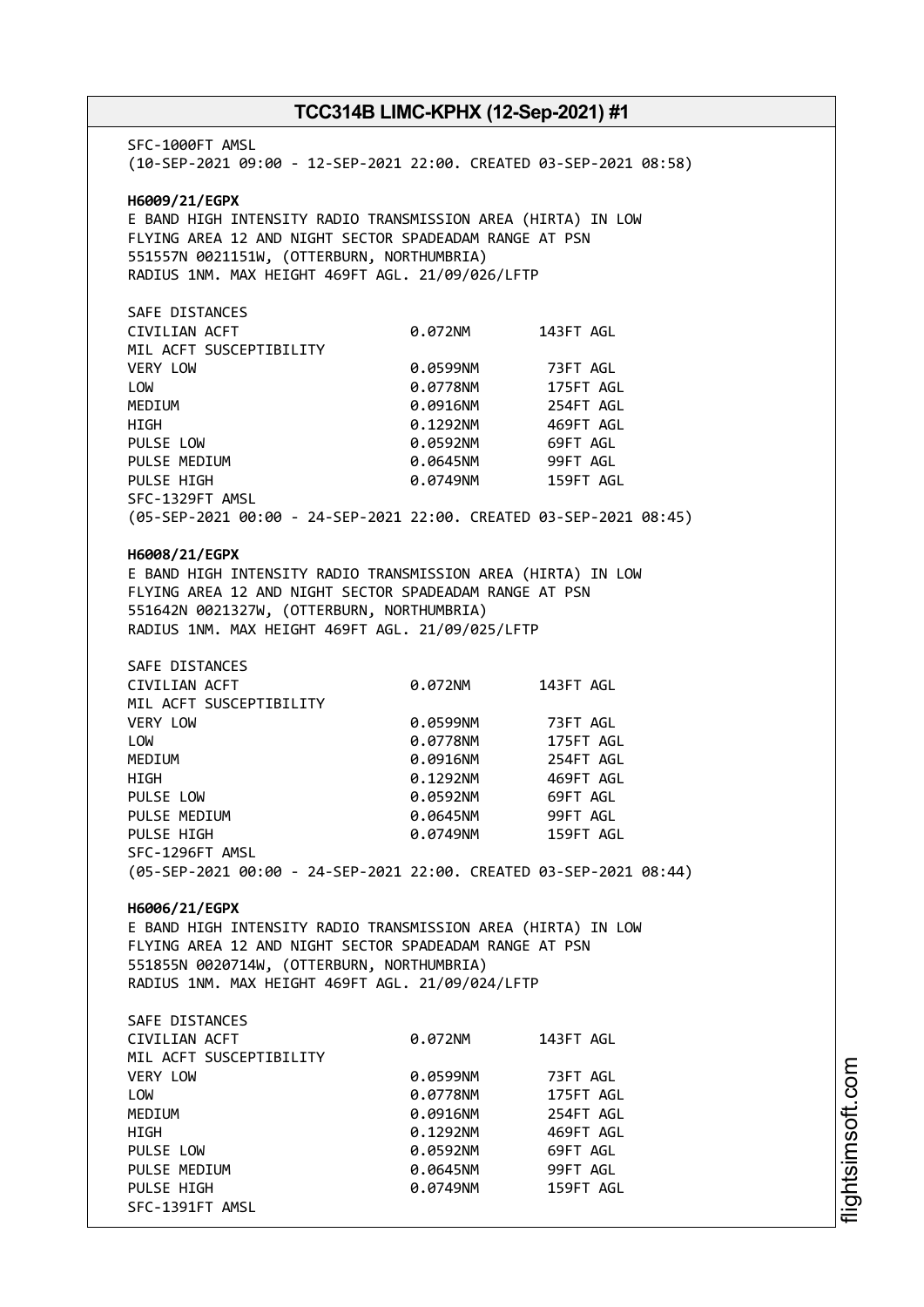SFC-1000FT AMSL
(10-SEP-2021 09:00 - 12-SEP-2021 22:00. CREATED 03-SEP-2021 08:58)

**H6009/21/EGPX**
E BAND HIGH INTENSITY RADIO TRANSMISSION AREA (HIRTA) IN LOW FLYING AREA 12 AND NIGHT SECTOR SPADEADAM RANGE AT PSN 551557N 0021151W, (OTTERBURN, NORTHUMBRIA)
RADIUS 1NM. MAX HEIGHT 469FT AGL. 21/09/026/LFTP

| SAFE DISTANCES | | |
|---|---|---|
| CIVILIAN ACFT | 0.072NM | 143FT AGL |
| MIL ACFT SUSCEPTIBILITY | | |
| VERY LOW | 0.0599NM | 73FT AGL |
| LOW | 0.0778NM | 175FT AGL |
| MEDIUM | 0.0916NM | 254FT AGL |
| HIGH | 0.1292NM | 469FT AGL |
| PULSE LOW | 0.0592NM | 69FT AGL |
| PULSE MEDIUM | 0.0645NM | 99FT AGL |
| PULSE HIGH | 0.0749NM | 159FT AGL |

SFC-1329FT AMSL
(05-SEP-2021 00:00 - 24-SEP-2021 22:00. CREATED 03-SEP-2021 08:45)

**H6008/21/EGPX**
E BAND HIGH INTENSITY RADIO TRANSMISSION AREA (HIRTA) IN LOW FLYING AREA 12 AND NIGHT SECTOR SPADEADAM RANGE AT PSN 551642N 0021327W, (OTTERBURN, NORTHUMBRIA)
RADIUS 1NM. MAX HEIGHT 469FT AGL. 21/09/025/LFTP

| SAFE DISTANCES | | |
|---|---|---|
| CIVILIAN ACFT | 0.072NM | 143FT AGL |
| MIL ACFT SUSCEPTIBILITY | | |
| VERY LOW | 0.0599NM | 73FT AGL |
| LOW | 0.0778NM | 175FT AGL |
| MEDIUM | 0.0916NM | 254FT AGL |
| HIGH | 0.1292NM | 469FT AGL |
| PULSE LOW | 0.0592NM | 69FT AGL |
| PULSE MEDIUM | 0.0645NM | 99FT AGL |
| PULSE HIGH | 0.0749NM | 159FT AGL |

SFC-1296FT AMSL
(05-SEP-2021 00:00 - 24-SEP-2021 22:00. CREATED 03-SEP-2021 08:44)

**H6006/21/EGPX**
E BAND HIGH INTENSITY RADIO TRANSMISSION AREA (HIRTA) IN LOW FLYING AREA 12 AND NIGHT SECTOR SPADEADAM RANGE AT PSN 551855N 0020714W, (OTTERBURN, NORTHUMBRIA)
RADIUS 1NM. MAX HEIGHT 469FT AGL. 21/09/024/LFTP

| SAFE DISTANCES | | |
|---|---|---|
| CIVILIAN ACFT | 0.072NM | 143FT AGL |
| MIL ACFT SUSCEPTIBILITY | | |
| VERY LOW | 0.0599NM | 73FT AGL |
| LOW | 0.0778NM | 175FT AGL |
| MEDIUM | 0.0916NM | 254FT AGL |
| HIGH | 0.1292NM | 469FT AGL |
| PULSE LOW | 0.0592NM | 69FT AGL |
| PULSE MEDIUM | 0.0645NM | 99FT AGL |
| PULSE HIGH | 0.0749NM | 159FT AGL |

SFC-1391FT AMSL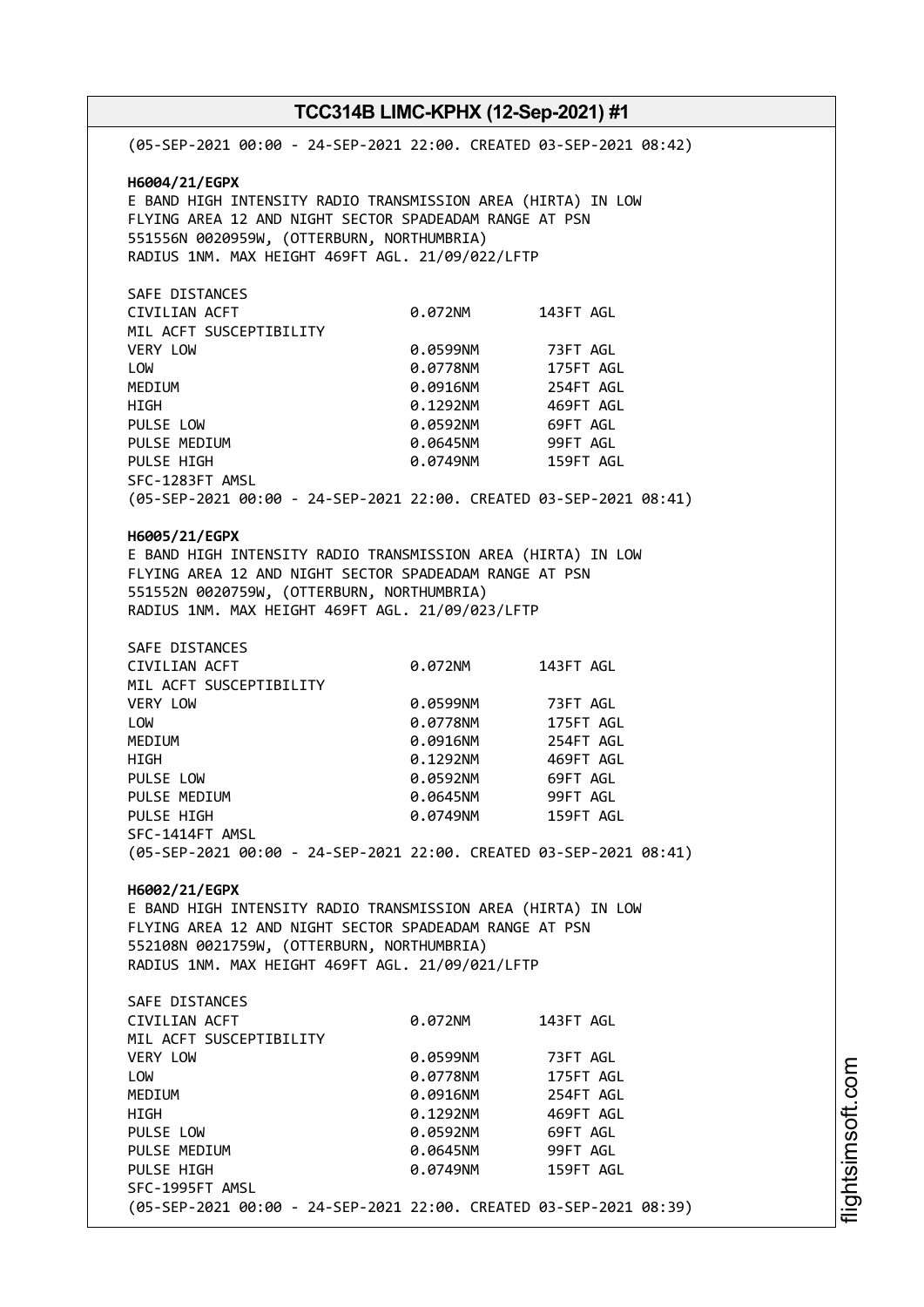(05-SEP-2021 00:00 - 24-SEP-2021 22:00. CREATED 03-SEP-2021 08:42)

**H6004/21/EGPX**
E BAND HIGH INTENSITY RADIO TRANSMISSION AREA (HIRTA) IN LOW FLYING AREA 12 AND NIGHT SECTOR SPADEADAM RANGE AT PSN 551556N 0020959W, (OTTERBURN, NORTHUMBRIA)
RADIUS 1NM. MAX HEIGHT 469FT AGL. 21/09/022/LFTP

SAFE DISTANCES

| | | |
|---|---|---|
| CIVILIAN ACFT | 0.072NM | 143FT AGL |
| MIL ACFT SUSCEPTIBILITY | | |
| VERY LOW | 0.0599NM | 73FT AGL |
| LOW | 0.0778NM | 175FT AGL |
| MEDIUM | 0.0916NM | 254FT AGL |
| HIGH | 0.1292NM | 469FT AGL |
| PULSE LOW | 0.0592NM | 69FT AGL |
| PULSE MEDIUM | 0.0645NM | 99FT AGL |
| PULSE HIGH | 0.0749NM | 159FT AGL |

SFC-1283FT AMSL
(05-SEP-2021 00:00 - 24-SEP-2021 22:00. CREATED 03-SEP-2021 08:41)

**H6005/21/EGPX**
E BAND HIGH INTENSITY RADIO TRANSMISSION AREA (HIRTA) IN LOW FLYING AREA 12 AND NIGHT SECTOR SPADEADAM RANGE AT PSN 551552N 0020759W, (OTTERBURN, NORTHUMBRIA)
RADIUS 1NM. MAX HEIGHT 469FT AGL. 21/09/023/LFTP

SAFE DISTANCES

| | | |
|---|---|---|
| CIVILIAN ACFT | 0.072NM | 143FT AGL |
| MIL ACFT SUSCEPTIBILITY | | |
| VERY LOW | 0.0599NM | 73FT AGL |
| LOW | 0.0778NM | 175FT AGL |
| MEDIUM | 0.0916NM | 254FT AGL |
| HIGH | 0.1292NM | 469FT AGL |
| PULSE LOW | 0.0592NM | 69FT AGL |
| PULSE MEDIUM | 0.0645NM | 99FT AGL |
| PULSE HIGH | 0.0749NM | 159FT AGL |

SFC-1414FT AMSL
(05-SEP-2021 00:00 - 24-SEP-2021 22:00. CREATED 03-SEP-2021 08:41)

**H6002/21/EGPX**
E BAND HIGH INTENSITY RADIO TRANSMISSION AREA (HIRTA) IN LOW FLYING AREA 12 AND NIGHT SECTOR SPADEADAM RANGE AT PSN 552108N 0021759W, (OTTERBURN, NORTHUMBRIA)
RADIUS 1NM. MAX HEIGHT 469FT AGL. 21/09/021/LFTP

SAFE DISTANCES

| | | |
|---|---|---|
| CIVILIAN ACFT | 0.072NM | 143FT AGL |
| MIL ACFT SUSCEPTIBILITY | | |
| VERY LOW | 0.0599NM | 73FT AGL |
| LOW | 0.0778NM | 175FT AGL |
| MEDIUM | 0.0916NM | 254FT AGL |
| HIGH | 0.1292NM | 469FT AGL |
| PULSE LOW | 0.0592NM | 69FT AGL |
| PULSE MEDIUM | 0.0645NM | 99FT AGL |
| PULSE HIGH | 0.0749NM | 159FT AGL |

SFC-1995FT AMSL
(05-SEP-2021 00:00 - 24-SEP-2021 22:00. CREATED 03-SEP-2021 08:39)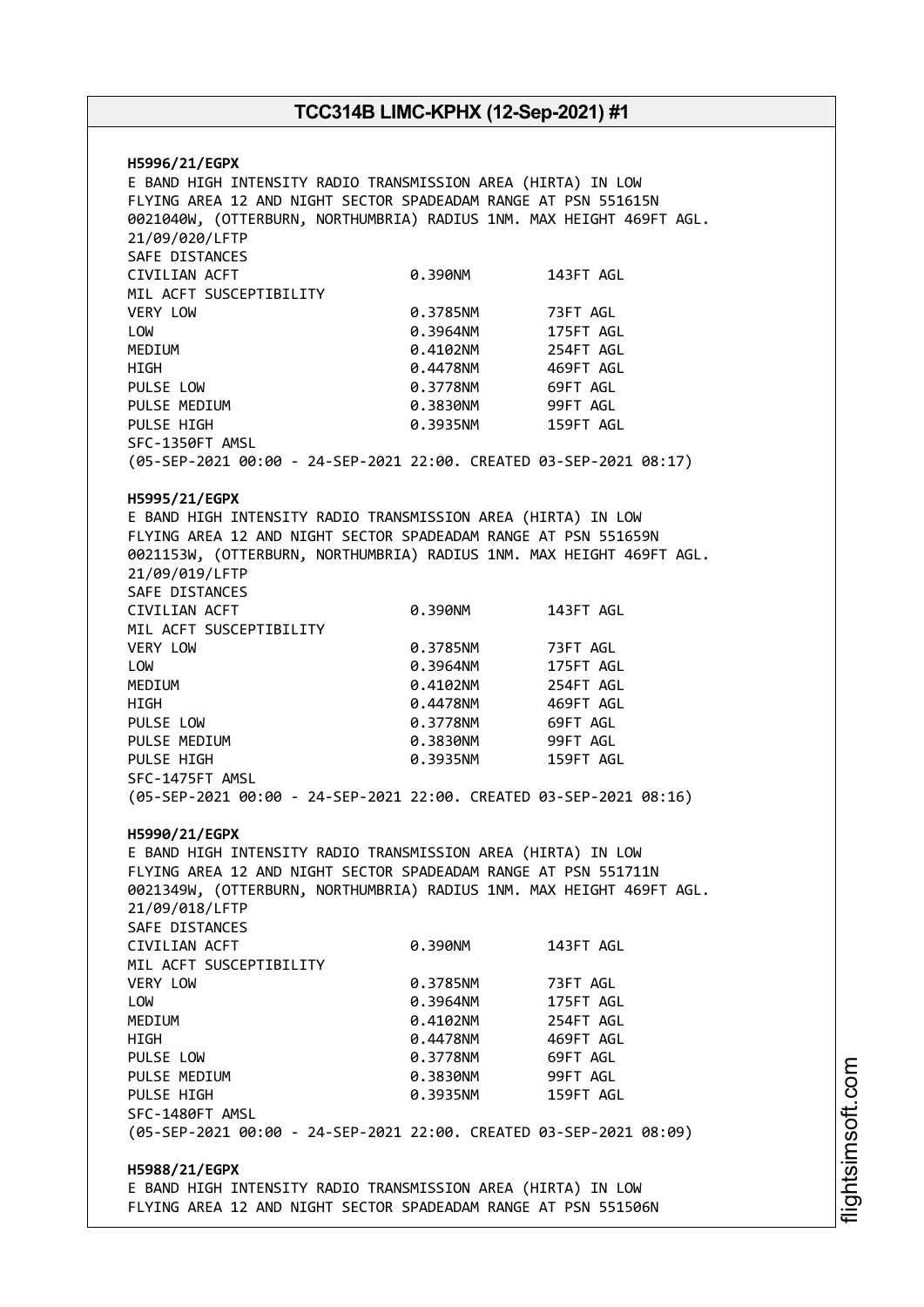**H5996/21/EGPX**
E BAND HIGH INTENSITY RADIO TRANSMISSION AREA (HIRTA) IN LOW FLYING AREA 12 AND NIGHT SECTOR SPADEADAM RANGE AT PSN 551615N 0021040W, (OTTERBURN, NORTHUMBRIA) RADIUS 1NM. MAX HEIGHT 469FT AGL. 21/09/020/LFTP

| SAFE DISTANCES | | |
|---|---|---|
| CIVILIAN ACFT | 0.390NM | 143FT AGL |
| MIL ACFT SUSCEPTIBILITY | | |
| VERY LOW | 0.3785NM | 73FT AGL |
| LOW | 0.3964NM | 175FT AGL |
| MEDIUM | 0.4102NM | 254FT AGL |
| HIGH | 0.4478NM | 469FT AGL |
| PULSE LOW | 0.3778NM | 69FT AGL |
| PULSE MEDIUM | 0.3830NM | 99FT AGL |
| PULSE HIGH | 0.3935NM | 159FT AGL |

SFC-1350FT AMSL
(05-SEP-2021 00:00 - 24-SEP-2021 22:00. CREATED 03-SEP-2021 08:17)

**H5995/21/EGPX**
E BAND HIGH INTENSITY RADIO TRANSMISSION AREA (HIRTA) IN LOW FLYING AREA 12 AND NIGHT SECTOR SPADEADAM RANGE AT PSN 551659N 0021153W, (OTTERBURN, NORTHUMBRIA) RADIUS 1NM. MAX HEIGHT 469FT AGL. 21/09/019/LFTP

| SAFE DISTANCES | | |
|---|---|---|
| CIVILIAN ACFT | 0.390NM | 143FT AGL |
| MIL ACFT SUSCEPTIBILITY | | |
| VERY LOW | 0.3785NM | 73FT AGL |
| LOW | 0.3964NM | 175FT AGL |
| MEDIUM | 0.4102NM | 254FT AGL |
| HIGH | 0.4478NM | 469FT AGL |
| PULSE LOW | 0.3778NM | 69FT AGL |
| PULSE MEDIUM | 0.3830NM | 99FT AGL |
| PULSE HIGH | 0.3935NM | 159FT AGL |

SFC-1475FT AMSL
(05-SEP-2021 00:00 - 24-SEP-2021 22:00. CREATED 03-SEP-2021 08:16)

**H5990/21/EGPX**
E BAND HIGH INTENSITY RADIO TRANSMISSION AREA (HIRTA) IN LOW FLYING AREA 12 AND NIGHT SECTOR SPADEADAM RANGE AT PSN 551711N 0021349W, (OTTERBURN, NORTHUMBRIA) RADIUS 1NM. MAX HEIGHT 469FT AGL. 21/09/018/LFTP

| SAFE DISTANCES | | |
|---|---|---|
| CIVILIAN ACFT | 0.390NM | 143FT AGL |
| MIL ACFT SUSCEPTIBILITY | | |
| VERY LOW | 0.3785NM | 73FT AGL |
| LOW | 0.3964NM | 175FT AGL |
| MEDIUM | 0.4102NM | 254FT AGL |
| HIGH | 0.4478NM | 469FT AGL |
| PULSE LOW | 0.3778NM | 69FT AGL |
| PULSE MEDIUM | 0.3830NM | 99FT AGL |
| PULSE HIGH | 0.3935NM | 159FT AGL |

SFC-1480FT AMSL
(05-SEP-2021 00:00 - 24-SEP-2021 22:00. CREATED 03-SEP-2021 08:09)

**H5988/21/EGPX**
E BAND HIGH INTENSITY RADIO TRANSMISSION AREA (HIRTA) IN LOW FLYING AREA 12 AND NIGHT SECTOR SPADEADAM RANGE AT PSN 551506N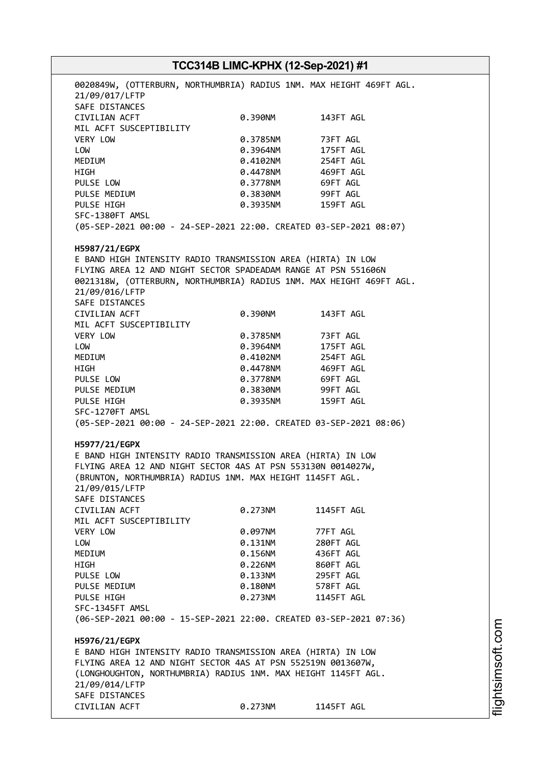0020849W, (OTTERBURN, NORTHUMBRIA) RADIUS 1NM. MAX HEIGHT 469FT AGL.
21/09/017/LFTP
SAFE DISTANCES

| | | |
|---|---|---|
| CIVILIAN ACFT | 0.390NM | 143FT AGL |
| MIL ACFT SUSCEPTIBILITY | | |
| VERY LOW | 0.3785NM | 73FT AGL |
| LOW | 0.3964NM | 175FT AGL |
| MEDIUM | 0.4102NM | 254FT AGL |
| HIGH | 0.4478NM | 469FT AGL |
| PULSE LOW | 0.3778NM | 69FT AGL |
| PULSE MEDIUM | 0.3830NM | 99FT AGL |
| PULSE HIGH | 0.3935NM | 159FT AGL |

SFC-1380FT AMSL
(05-SEP-2021 00:00 - 24-SEP-2021 22:00. CREATED 03-SEP-2021 08:07)

**H5987/21/EGPX**
E BAND HIGH INTENSITY RADIO TRANSMISSION AREA (HIRTA) IN LOW FLYING AREA 12 AND NIGHT SECTOR SPADEADAM RANGE AT PSN 551606N 0021318W, (OTTERBURN, NORTHUMBRIA) RADIUS 1NM. MAX HEIGHT 469FT AGL.
21/09/016/LFTP
SAFE DISTANCES

| | | |
|---|---|---|
| CIVILIAN ACFT | 0.390NM | 143FT AGL |
| MIL ACFT SUSCEPTIBILITY | | |
| VERY LOW | 0.3785NM | 73FT AGL |
| LOW | 0.3964NM | 175FT AGL |
| MEDIUM | 0.4102NM | 254FT AGL |
| HIGH | 0.4478NM | 469FT AGL |
| PULSE LOW | 0.3778NM | 69FT AGL |
| PULSE MEDIUM | 0.3830NM | 99FT AGL |
| PULSE HIGH | 0.3935NM | 159FT AGL |

SFC-1270FT AMSL
(05-SEP-2021 00:00 - 24-SEP-2021 22:00. CREATED 03-SEP-2021 08:06)

**H5977/21/EGPX**
E BAND HIGH INTENSITY RADIO TRANSMISSION AREA (HIRTA) IN LOW FLYING AREA 12 AND NIGHT SECTOR 4AS AT PSN 553130N 0014027W, (BRUNTON, NORTHUMBRIA) RADIUS 1NM. MAX HEIGHT 1145FT AGL.
21/09/015/LFTP
SAFE DISTANCES

| | | |
|---|---|---|
| CIVILIAN ACFT | 0.273NM | 1145FT AGL |
| MIL ACFT SUSCEPTIBILITY | | |
| VERY LOW | 0.097NM | 77FT AGL |
| LOW | 0.131NM | 280FT AGL |
| MEDIUM | 0.156NM | 436FT AGL |
| HIGH | 0.226NM | 860FT AGL |
| PULSE LOW | 0.133NM | 295FT AGL |
| PULSE MEDIUM | 0.180NM | 578FT AGL |
| PULSE HIGH | 0.273NM | 1145FT AGL |

SFC-1345FT AMSL
(06-SEP-2021 00:00 - 15-SEP-2021 22:00. CREATED 03-SEP-2021 07:36)

**H5976/21/EGPX**
E BAND HIGH INTENSITY RADIO TRANSMISSION AREA (HIRTA) IN LOW FLYING AREA 12 AND NIGHT SECTOR 4AS AT PSN 552519N 0013607W, (LONGHOUGHTON, NORTHUMBRIA) RADIUS 1NM. MAX HEIGHT 1145FT AGL.
21/09/014/LFTP
SAFE DISTANCES

| | | |
|---|---|---|
| CIVILIAN ACFT | 0.273NM | 1145FT AGL |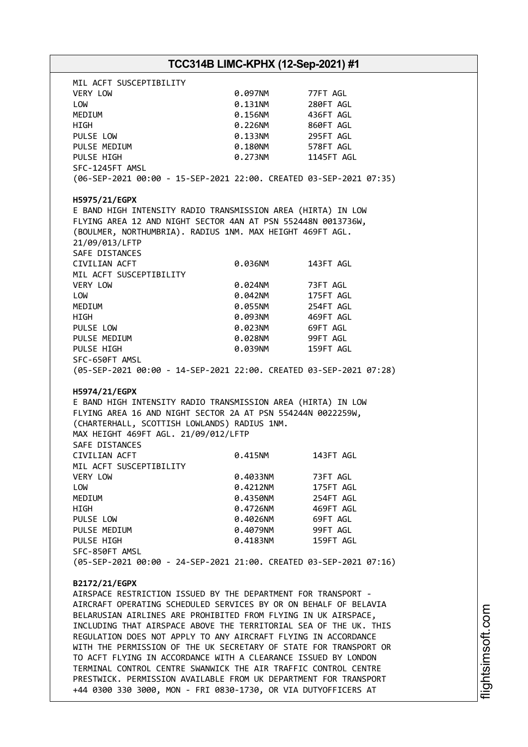MIL ACFT SUSCEPTIBILITY

| | | |
|---|---|---|
| VERY LOW | 0.097NM | 77FT AGL |
| LOW | 0.131NM | 280FT AGL |
| MEDIUM | 0.156NM | 436FT AGL |
| HIGH | 0.226NM | 860FT AGL |
| PULSE LOW | 0.133NM | 295FT AGL |
| PULSE MEDIUM | 0.180NM | 578FT AGL |
| PULSE HIGH | 0.273NM | 1145FT AGL |

SFC-1245FT AMSL
(06-SEP-2021 00:00 - 15-SEP-2021 22:00. CREATED 03-SEP-2021 07:35)

**H5975/21/EGPX**
E BAND HIGH INTENSITY RADIO TRANSMISSION AREA (HIRTA) IN LOW FLYING AREA 12 AND NIGHT SECTOR 4AN AT PSN 552448N 0013736W, (BOULMER, NORTHUMBRIA). RADIUS 1NM. MAX HEIGHT 469FT AGL. 21/09/013/LFTP
SAFE DISTANCES

| | | |
|---|---|---|
| CIVILIAN ACFT | 0.036NM | 143FT AGL |
| MIL ACFT SUSCEPTIBILITY | | |
| VERY LOW | 0.024NM | 73FT AGL |
| LOW | 0.042NM | 175FT AGL |
| MEDIUM | 0.055NM | 254FT AGL |
| HIGH | 0.093NM | 469FT AGL |
| PULSE LOW | 0.023NM | 69FT AGL |
| PULSE MEDIUM | 0.028NM | 99FT AGL |
| PULSE HIGH | 0.039NM | 159FT AGL |

SFC-650FT AMSL
(05-SEP-2021 00:00 - 14-SEP-2021 22:00. CREATED 03-SEP-2021 07:28)

**H5974/21/EGPX**
E BAND HIGH INTENSITY RADIO TRANSMISSION AREA (HIRTA) IN LOW FLYING AREA 16 AND NIGHT SECTOR 2A AT PSN 554244N 0022259W, (CHARTERHALL, SCOTTISH LOWLANDS) RADIUS 1NM.
MAX HEIGHT 469FT AGL. 21/09/012/LFTP
SAFE DISTANCES

| | | |
|---|---|---|
| CIVILIAN ACFT | 0.415NM | 143FT AGL |
| MIL ACFT SUSCEPTIBILITY | | |
| VERY LOW | 0.4033NM | 73FT AGL |
| LOW | 0.4212NM | 175FT AGL |
| MEDIUM | 0.4350NM | 254FT AGL |
| HIGH | 0.4726NM | 469FT AGL |
| PULSE LOW | 0.4026NM | 69FT AGL |
| PULSE MEDIUM | 0.4079NM | 99FT AGL |
| PULSE HIGH | 0.4183NM | 159FT AGL |

SFC-850FT AMSL
(05-SEP-2021 00:00 - 24-SEP-2021 21:00. CREATED 03-SEP-2021 07:16)

**B2172/21/EGPX**
AIRSPACE RESTRICTION ISSUED BY THE DEPARTMENT FOR TRANSPORT - AIRCRAFT OPERATING SCHEDULED SERVICES BY OR ON BEHALF OF BELAVIA BELARUSIAN AIRLINES ARE PROHIBITED FROM FLYING IN UK AIRSPACE, INCLUDING THAT AIRSPACE ABOVE THE TERRITORIAL SEA OF THE UK. THIS REGULATION DOES NOT APPLY TO ANY AIRCRAFT FLYING IN ACCORDANCE WITH THE PERMISSION OF THE UK SECRETARY OF STATE FOR TRANSPORT OR TO ACFT FLYING IN ACCORDANCE WITH A CLEARANCE ISSUED BY LONDON TERMINAL CONTROL CENTRE SWANWICK THE AIR TRAFFIC CONTROL CENTRE PRESTWICK. PERMISSION AVAILABLE FROM UK DEPARTMENT FOR TRANSPORT +44 0300 330 3000, MON - FRI 0830-1730, OR VIA DUTYOFFICERS AT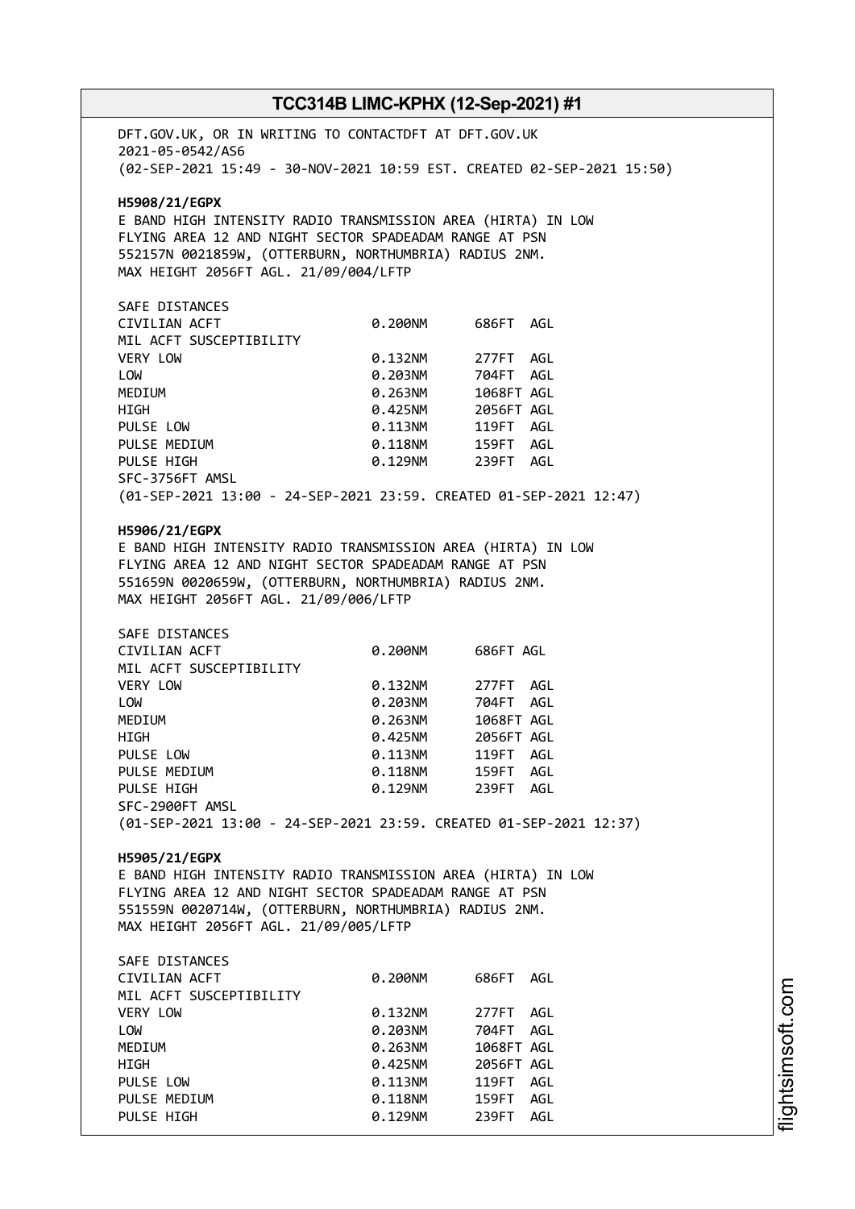DFT.GOV.UK, OR IN WRITING TO CONTACTDFT AT DFT.GOV.UK
2021-05-0542/AS6
(02-SEP-2021 15:49 - 30-NOV-2021 10:59 EST. CREATED 02-SEP-2021 15:50)

**H5908/21/EGPX**
E BAND HIGH INTENSITY RADIO TRANSMISSION AREA (HIRTA) IN LOW
FLYING AREA 12 AND NIGHT SECTOR SPADEADAM RANGE AT PSN
552157N 0021859W, (OTTERBURN, NORTHUMBRIA) RADIUS 2NM.
MAX HEIGHT 2056FT AGL. 21/09/004/LFTP

| SAFE DISTANCES | | |
|---|---|---|
| CIVILIAN ACFT | 0.200NM | 686FT AGL |
| MIL ACFT SUSCEPTIBILITY | | |
| VERY LOW | 0.132NM | 277FT AGL |
| LOW | 0.203NM | 704FT AGL |
| MEDIUM | 0.263NM | 1068FT AGL |
| HIGH | 0.425NM | 2056FT AGL |
| PULSE LOW | 0.113NM | 119FT AGL |
| PULSE MEDIUM | 0.118NM | 159FT AGL |
| PULSE HIGH | 0.129NM | 239FT AGL |

SFC-3756FT AMSL
(01-SEP-2021 13:00 - 24-SEP-2021 23:59. CREATED 01-SEP-2021 12:47)

**H5906/21/EGPX**
E BAND HIGH INTENSITY RADIO TRANSMISSION AREA (HIRTA) IN LOW
FLYING AREA 12 AND NIGHT SECTOR SPADEADAM RANGE AT PSN
551659N 0020659W, (OTTERBURN, NORTHUMBRIA) RADIUS 2NM.
MAX HEIGHT 2056FT AGL. 21/09/006/LFTP

| SAFE DISTANCES | | |
|---|---|---|
| CIVILIAN ACFT | 0.200NM | 686FT AGL |
| MIL ACFT SUSCEPTIBILITY | | |
| VERY LOW | 0.132NM | 277FT AGL |
| LOW | 0.203NM | 704FT AGL |
| MEDIUM | 0.263NM | 1068FT AGL |
| HIGH | 0.425NM | 2056FT AGL |
| PULSE LOW | 0.113NM | 119FT AGL |
| PULSE MEDIUM | 0.118NM | 159FT AGL |
| PULSE HIGH | 0.129NM | 239FT AGL |

SFC-2900FT AMSL
(01-SEP-2021 13:00 - 24-SEP-2021 23:59. CREATED 01-SEP-2021 12:37)

**H5905/21/EGPX**
E BAND HIGH INTENSITY RADIO TRANSMISSION AREA (HIRTA) IN LOW
FLYING AREA 12 AND NIGHT SECTOR SPADEADAM RANGE AT PSN
551559N 0020714W, (OTTERBURN, NORTHUMBRIA) RADIUS 2NM.
MAX HEIGHT 2056FT AGL. 21/09/005/LFTP

| SAFE DISTANCES | | |
|---|---|---|
| CIVILIAN ACFT | 0.200NM | 686FT AGL |
| MIL ACFT SUSCEPTIBILITY | | |
| VERY LOW | 0.132NM | 277FT AGL |
| LOW | 0.203NM | 704FT AGL |
| MEDIUM | 0.263NM | 1068FT AGL |
| HIGH | 0.425NM | 2056FT AGL |
| PULSE LOW | 0.113NM | 119FT AGL |
| PULSE MEDIUM | 0.118NM | 159FT AGL |
| PULSE HIGH | 0.129NM | 239FT AGL |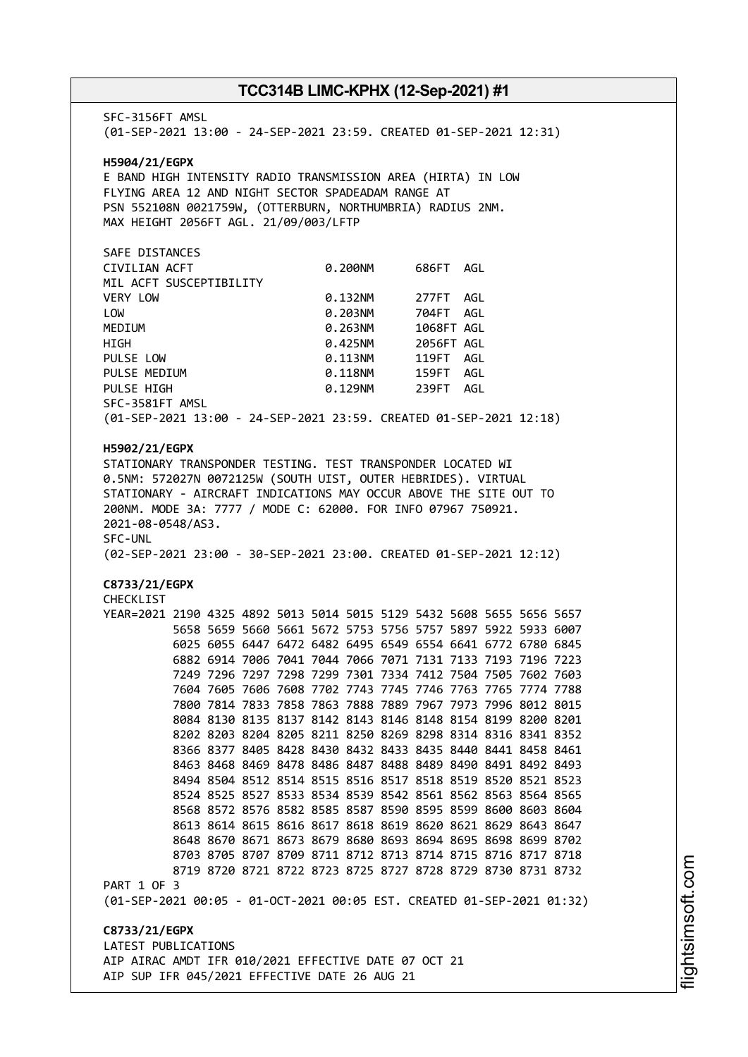SFC-3156FT AMSL
(01-SEP-2021 13:00 - 24-SEP-2021 23:59. CREATED 01-SEP-2021 12:31)

**H5904/21/EGPX**
E BAND HIGH INTENSITY RADIO TRANSMISSION AREA (HIRTA) IN LOW FLYING AREA 12 AND NIGHT SECTOR SPADEADAM RANGE AT PSN 552108N 0021759W, (OTTERBURN, NORTHUMBRIA) RADIUS 2NM. MAX HEIGHT 2056FT AGL. 21/09/003/LFTP

| SAFE DISTANCES | | |
|---|---|---|
| CIVILIAN ACFT | 0.200NM | 686FT AGL |
| MIL ACFT SUSCEPTIBILITY | | |
| VERY LOW | 0.132NM | 277FT AGL |
| LOW | 0.203NM | 704FT AGL |
| MEDIUM | 0.263NM | 1068FT AGL |
| HIGH | 0.425NM | 2056FT AGL |
| PULSE LOW | 0.113NM | 119FT AGL |
| PULSE MEDIUM | 0.118NM | 159FT AGL |
| PULSE HIGH | 0.129NM | 239FT AGL |

SFC-3581FT AMSL
(01-SEP-2021 13:00 - 24-SEP-2021 23:59. CREATED 01-SEP-2021 12:18)

**H5902/21/EGPX**
STATIONARY TRANSPONDER TESTING. TEST TRANSPONDER LOCATED WI 0.5NM: 572027N 0072125W (SOUTH UIST, OUTER HEBRIDES). VIRTUAL STATIONARY - AIRCRAFT INDICATIONS MAY OCCUR ABOVE THE SITE OUT TO 200NM. MODE 3A: 7777 / MODE C: 62000. FOR INFO 07967 750921. 2021-08-0548/AS3.
SFC-UNL
(02-SEP-2021 23:00 - 30-SEP-2021 23:00. CREATED 01-SEP-2021 12:12)

**C8733/21/EGPX**
CHECKLIST
YEAR=2021 2190 4325 4892 5013 5014 5015 5129 5432 5608 5655 5656 5657 5658 5659 5660 5661 5672 5753 5756 5757 5897 5922 5933 6007 6025 6055 6447 6472 6482 6495 6549 6554 6641 6772 6780 6845 6882 6914 7006 7041 7044 7066 7071 7131 7133 7193 7196 7223 7249 7296 7297 7298 7299 7301 7334 7412 7504 7505 7602 7603 7604 7605 7606 7608 7702 7743 7745 7746 7763 7765 7774 7788 7800 7814 7833 7858 7863 7888 7889 7967 7973 7996 8012 8015 8084 8130 8135 8137 8142 8143 8146 8148 8154 8199 8200 8201 8202 8203 8204 8205 8211 8250 8269 8298 8314 8316 8341 8352 8366 8377 8405 8428 8430 8432 8433 8435 8440 8441 8458 8461 8463 8468 8469 8478 8486 8487 8488 8489 8490 8491 8492 8493 8494 8504 8512 8514 8515 8516 8517 8518 8519 8520 8521 8523 8524 8525 8527 8533 8534 8539 8542 8561 8562 8563 8564 8565 8568 8572 8576 8582 8585 8587 8590 8595 8599 8600 8603 8604 8613 8614 8615 8616 8617 8618 8619 8620 8621 8629 8643 8647 8648 8670 8671 8673 8679 8680 8693 8694 8695 8698 8699 8702 8703 8705 8707 8709 8711 8712 8713 8714 8715 8716 8717 8718 8719 8720 8721 8722 8723 8725 8727 8728 8729 8730 8731 8732
PART 1 OF 3
(01-SEP-2021 00:05 - 01-OCT-2021 00:05 EST. CREATED 01-SEP-2021 01:32)

**C8733/21/EGPX**
LATEST PUBLICATIONS
AIP AIRAC AMDT IFR 010/2021 EFFECTIVE DATE 07 OCT 21
AIP SUP IFR 045/2021 EFFECTIVE DATE 26 AUG 21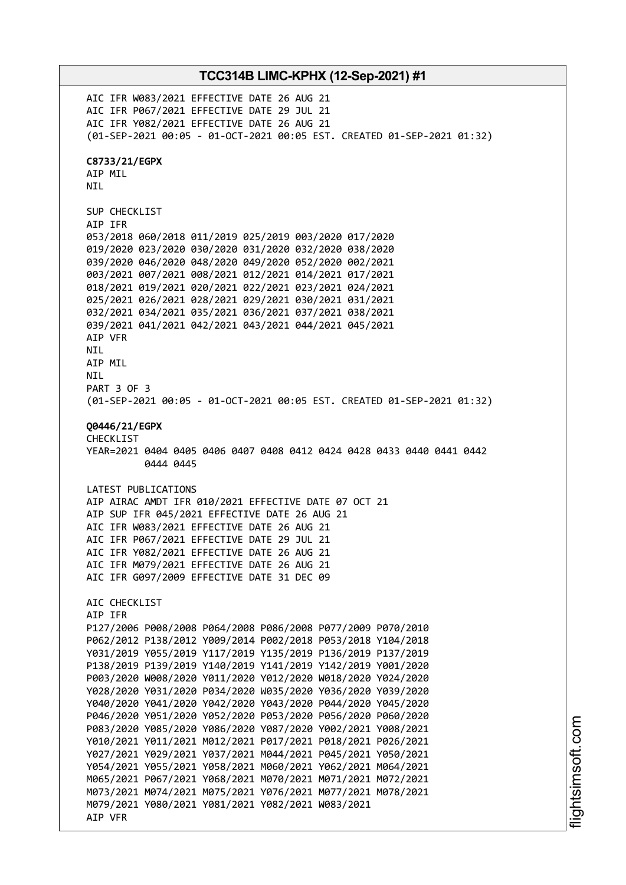AIC IFR W083/2021 EFFECTIVE DATE 26 AUG 21
AIC IFR P067/2021 EFFECTIVE DATE 29 JUL 21
AIC IFR Y082/2021 EFFECTIVE DATE 26 AUG 21
(01-SEP-2021 00:05 - 01-OCT-2021 00:05 EST. CREATED 01-SEP-2021 01:32)

**C8733/21/EGPX**
AIP MIL
NIL

SUP CHECKLIST
AIP IFR
053/2018 060/2018 011/2019 025/2019 003/2020 017/2020
019/2020 023/2020 030/2020 031/2020 032/2020 038/2020
039/2020 046/2020 048/2020 049/2020 052/2020 002/2021
003/2021 007/2021 008/2021 012/2021 014/2021 017/2021
018/2021 019/2021 020/2021 022/2021 023/2021 024/2021
025/2021 026/2021 028/2021 029/2021 030/2021 031/2021
032/2021 034/2021 035/2021 036/2021 037/2021 038/2021
039/2021 041/2021 042/2021 043/2021 044/2021 045/2021
AIP VFR
NIL
AIP MIL
NIL
PART 3 OF 3
(01-SEP-2021 00:05 - 01-OCT-2021 00:05 EST. CREATED 01-SEP-2021 01:32)

**Q0446/21/EGPX**
CHECKLIST
YEAR=2021 0404 0405 0406 0407 0408 0412 0424 0428 0433 0440 0441 0442
0444 0445

LATEST PUBLICATIONS
AIP AIRAC AMDT IFR 010/2021 EFFECTIVE DATE 07 OCT 21
AIP SUP IFR 045/2021 EFFECTIVE DATE 26 AUG 21
AIC IFR W083/2021 EFFECTIVE DATE 26 AUG 21
AIC IFR P067/2021 EFFECTIVE DATE 29 JUL 21
AIC IFR Y082/2021 EFFECTIVE DATE 26 AUG 21
AIC IFR M079/2021 EFFECTIVE DATE 26 AUG 21
AIC IFR G097/2009 EFFECTIVE DATE 31 DEC 09

AIC CHECKLIST
AIP IFR
P127/2006 P008/2008 P064/2008 P086/2008 P077/2009 P070/2010
P062/2012 P138/2012 Y009/2014 P002/2018 P053/2018 Y104/2018
Y031/2019 Y055/2019 Y117/2019 Y135/2019 P136/2019 P137/2019
P138/2019 P139/2019 Y140/2019 Y141/2019 Y142/2019 Y001/2020
P003/2020 W008/2020 Y011/2020 Y012/2020 W018/2020 Y024/2020
Y028/2020 Y031/2020 P034/2020 W035/2020 Y036/2020 Y039/2020
Y040/2020 Y041/2020 Y042/2020 Y043/2020 P044/2020 Y045/2020
P046/2020 Y051/2020 Y052/2020 P053/2020 P056/2020 P060/2020
P083/2020 Y085/2020 Y086/2020 Y087/2020 Y002/2021 Y008/2021
Y010/2021 Y011/2021 M012/2021 P017/2021 P018/2021 P026/2021
Y027/2021 Y029/2021 Y037/2021 M044/2021 P045/2021 Y050/2021
Y054/2021 Y055/2021 Y058/2021 M060/2021 Y062/2021 M064/2021
M065/2021 P067/2021 Y068/2021 M070/2021 M071/2021 M072/2021
M073/2021 M074/2021 M075/2021 Y076/2021 M077/2021 M078/2021
M079/2021 Y080/2021 Y081/2021 Y082/2021 W083/2021
AIP VFR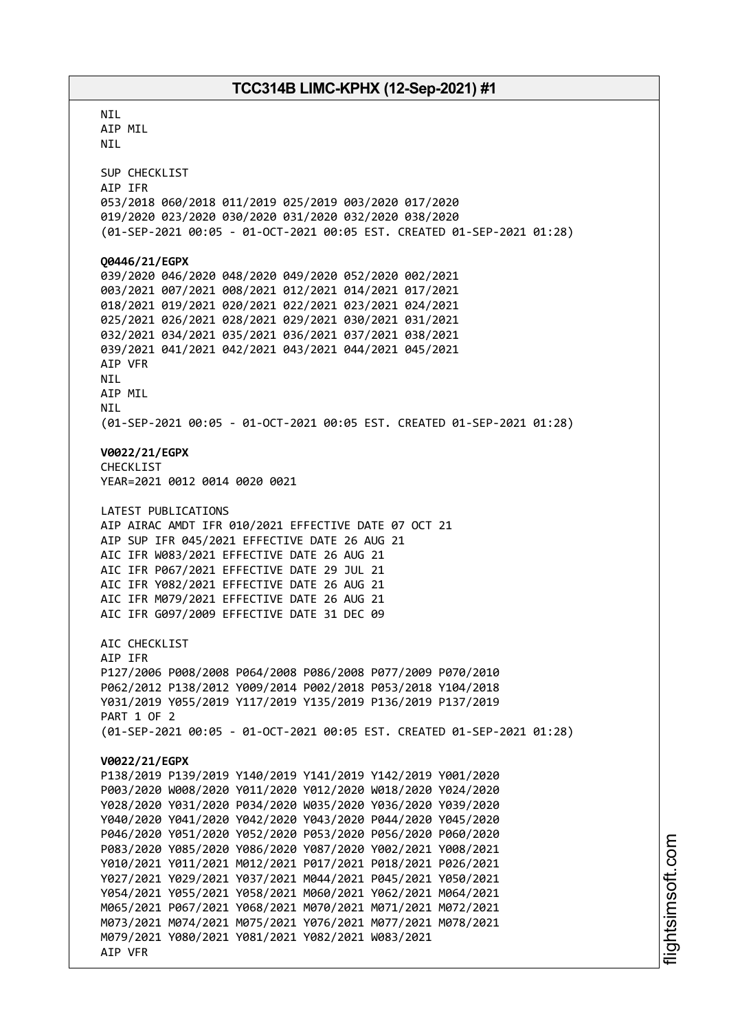NIL
AIP MIL
NIL

SUP CHECKLIST
AIP IFR
053/2018 060/2018 011/2019 025/2019 003/2020 017/2020
019/2020 023/2020 030/2020 031/2020 032/2020 038/2020
(01-SEP-2021 00:05 - 01-OCT-2021 00:05 EST. CREATED 01-SEP-2021 01:28)

**Q0446/21/EGPX**
039/2020 046/2020 048/2020 049/2020 052/2020 002/2021
003/2021 007/2021 008/2021 012/2021 014/2021 017/2021
018/2021 019/2021 020/2021 022/2021 023/2021 024/2021
025/2021 026/2021 028/2021 029/2021 030/2021 031/2021
032/2021 034/2021 035/2021 036/2021 037/2021 038/2021
039/2021 041/2021 042/2021 043/2021 044/2021 045/2021
AIP VFR
NIL
AIP MIL
NIL
(01-SEP-2021 00:05 - 01-OCT-2021 00:05 EST. CREATED 01-SEP-2021 01:28)

**V0022/21/EGPX**
CHECKLIST
YEAR=2021 0012 0014 0020 0021

LATEST PUBLICATIONS
AIP AIRAC AMDT IFR 010/2021 EFFECTIVE DATE 07 OCT 21
AIP SUP IFR 045/2021 EFFECTIVE DATE 26 AUG 21
AIC IFR W083/2021 EFFECTIVE DATE 26 AUG 21
AIC IFR P067/2021 EFFECTIVE DATE 29 JUL 21
AIC IFR Y082/2021 EFFECTIVE DATE 26 AUG 21
AIC IFR M079/2021 EFFECTIVE DATE 26 AUG 21
AIC IFR G097/2009 EFFECTIVE DATE 31 DEC 09

AIC CHECKLIST
AIP IFR
P127/2006 P008/2008 P064/2008 P086/2008 P077/2009 P070/2010
P062/2012 P138/2012 Y009/2014 P002/2018 P053/2018 Y104/2018
Y031/2019 Y055/2019 Y117/2019 Y135/2019 P136/2019 P137/2019
PART 1 OF 2
(01-SEP-2021 00:05 - 01-OCT-2021 00:05 EST. CREATED 01-SEP-2021 01:28)

**V0022/21/EGPX**
P138/2019 P139/2019 Y140/2019 Y141/2019 Y142/2019 Y001/2020
P003/2020 W008/2020 Y011/2020 Y012/2020 W018/2020 Y024/2020
Y028/2020 Y031/2020 P034/2020 W035/2020 Y036/2020 Y039/2020
Y040/2020 Y041/2020 Y042/2020 Y043/2020 P044/2020 Y045/2020
P046/2020 Y051/2020 Y052/2020 P053/2020 P056/2020 P060/2020
P083/2020 Y085/2020 Y086/2020 Y087/2020 Y002/2021 Y008/2021
Y010/2021 Y011/2021 M012/2021 P017/2021 P018/2021 P026/2021
Y027/2021 Y029/2021 Y037/2021 M044/2021 P045/2021 Y050/2021
Y054/2021 Y055/2021 Y058/2021 M060/2021 Y062/2021 M064/2021
M065/2021 P067/2021 Y068/2021 M070/2021 M071/2021 M072/2021
M073/2021 M074/2021 M075/2021 Y076/2021 M077/2021 M078/2021
M079/2021 Y080/2021 Y081/2021 Y082/2021 W083/2021
AIP VFR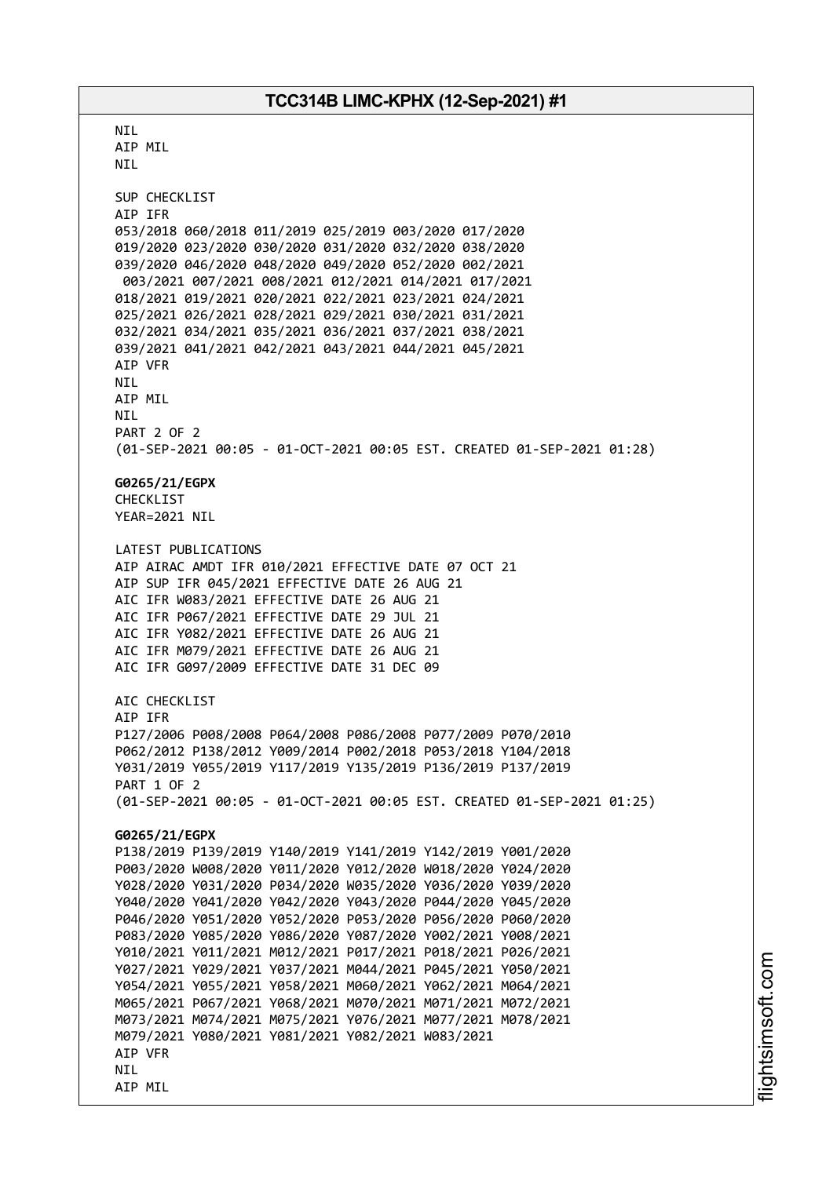NIL
AIP MIL
NIL

SUP CHECKLIST
AIP IFR
053/2018 060/2018 011/2019 025/2019 003/2020 017/2020
019/2020 023/2020 030/2020 031/2020 032/2020 038/2020
039/2020 046/2020 048/2020 049/2020 052/2020 002/2021
003/2021 007/2021 008/2021 012/2021 014/2021 017/2021
018/2021 019/2021 020/2021 022/2021 023/2021 024/2021
025/2021 026/2021 028/2021 029/2021 030/2021 031/2021
032/2021 034/2021 035/2021 036/2021 037/2021 038/2021
039/2021 041/2021 042/2021 043/2021 044/2021 045/2021
AIP VFR
NIL
AIP MIL
NIL
PART 2 OF 2
(01-SEP-2021 00:05 - 01-OCT-2021 00:05 EST. CREATED 01-SEP-2021 01:28)

**G0265/21/EGPX**
CHECKLIST
YEAR=2021 NIL

LATEST PUBLICATIONS
AIP AIRAC AMDT IFR 010/2021 EFFECTIVE DATE 07 OCT 21
AIP SUP IFR 045/2021 EFFECTIVE DATE 26 AUG 21
AIC IFR W083/2021 EFFECTIVE DATE 26 AUG 21
AIC IFR P067/2021 EFFECTIVE DATE 29 JUL 21
AIC IFR Y082/2021 EFFECTIVE DATE 26 AUG 21
AIC IFR M079/2021 EFFECTIVE DATE 26 AUG 21
AIC IFR G097/2009 EFFECTIVE DATE 31 DEC 09

AIC CHECKLIST
AIP IFR
P127/2006 P008/2008 P064/2008 P086/2008 P077/2009 P070/2010
P062/2012 P138/2012 Y009/2014 P002/2018 P053/2018 Y104/2018
Y031/2019 Y055/2019 Y117/2019 Y135/2019 P136/2019 P137/2019
PART 1 OF 2
(01-SEP-2021 00:05 - 01-OCT-2021 00:05 EST. CREATED 01-SEP-2021 01:25)

**G0265/21/EGPX**
P138/2019 P139/2019 Y140/2019 Y141/2019 Y142/2019 Y001/2020
P003/2020 W008/2020 Y011/2020 Y012/2020 W018/2020 Y024/2020
Y028/2020 Y031/2020 P034/2020 W035/2020 Y036/2020 Y039/2020
Y040/2020 Y041/2020 Y042/2020 Y043/2020 P044/2020 Y045/2020
P046/2020 Y051/2020 Y052/2020 P053/2020 P056/2020 P060/2020
P083/2020 Y085/2020 Y086/2020 Y087/2020 Y002/2021 Y008/2021
Y010/2021 Y011/2021 M012/2021 P017/2021 P018/2021 P026/2021
Y027/2021 Y029/2021 Y037/2021 M044/2021 P045/2021 Y050/2021
Y054/2021 Y055/2021 Y058/2021 M060/2021 Y062/2021 M064/2021
M065/2021 P067/2021 Y068/2021 M070/2021 M071/2021 M072/2021
M073/2021 M074/2021 M075/2021 Y076/2021 M077/2021 M078/2021
M079/2021 Y080/2021 Y081/2021 Y082/2021 W083/2021
AIP VFR
NIL
AIP MIL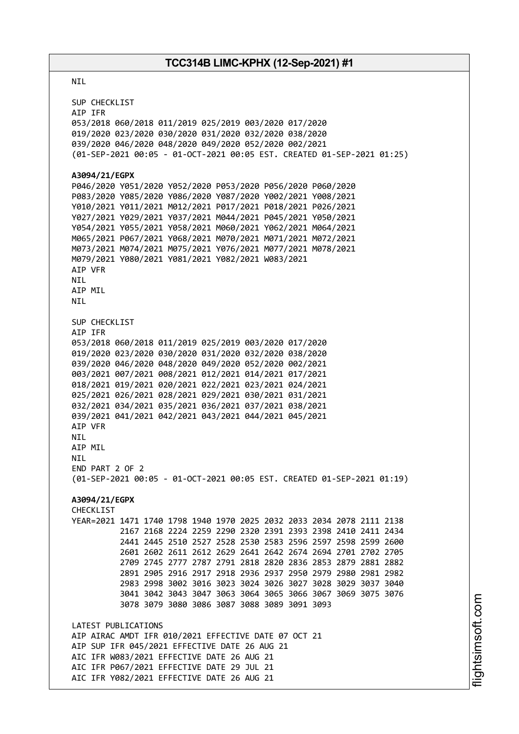NIL

SUP CHECKLIST
AIP IFR
053/2018 060/2018 011/2019 025/2019 003/2020 017/2020
019/2020 023/2020 030/2020 031/2020 032/2020 038/2020
039/2020 046/2020 048/2020 049/2020 052/2020 002/2021
(01-SEP-2021 00:05 - 01-OCT-2021 00:05 EST. CREATED 01-SEP-2021 01:25)

**A3094/21/EGPX**
P046/2020 Y051/2020 Y052/2020 P053/2020 P056/2020 P060/2020
P083/2020 Y085/2020 Y086/2020 Y087/2020 Y002/2021 Y008/2021
Y010/2021 Y011/2021 M012/2021 P017/2021 P018/2021 P026/2021
Y027/2021 Y029/2021 Y037/2021 M044/2021 P045/2021 Y050/2021
Y054/2021 Y055/2021 Y058/2021 M060/2021 Y062/2021 M064/2021
M065/2021 P067/2021 Y068/2021 M070/2021 M071/2021 M072/2021
M073/2021 M074/2021 M075/2021 Y076/2021 M077/2021 M078/2021
M079/2021 Y080/2021 Y081/2021 Y082/2021 W083/2021
AIP VFR
NIL
AIP MIL
NIL

SUP CHECKLIST
AIP IFR
053/2018 060/2018 011/2019 025/2019 003/2020 017/2020
019/2020 023/2020 030/2020 031/2020 032/2020 038/2020
039/2020 046/2020 048/2020 049/2020 052/2020 002/2021
003/2021 007/2021 008/2021 012/2021 014/2021 017/2021
018/2021 019/2021 020/2021 022/2021 023/2021 024/2021
025/2021 026/2021 028/2021 029/2021 030/2021 031/2021
032/2021 034/2021 035/2021 036/2021 037/2021 038/2021
039/2021 041/2021 042/2021 043/2021 044/2021 045/2021
AIP VFR
NIL
AIP MIL
NIL
END PART 2 OF 2
(01-SEP-2021 00:05 - 01-OCT-2021 00:05 EST. CREATED 01-SEP-2021 01:19)

**A3094/21/EGPX**
CHECKLIST
YEAR=2021 1471 1740 1798 1940 1970 2025 2032 2033 2034 2078 2111 2138
2167 2168 2224 2259 2290 2320 2391 2393 2398 2410 2411 2434
2441 2445 2510 2527 2528 2530 2583 2596 2597 2598 2599 2600
2601 2602 2611 2612 2629 2641 2642 2674 2694 2701 2702 2705
2709 2745 2777 2787 2791 2818 2820 2836 2853 2879 2881 2882
2891 2905 2916 2917 2918 2936 2937 2950 2979 2980 2981 2982
2983 2998 3002 3016 3023 3024 3026 3027 3028 3029 3037 3040
3041 3042 3043 3047 3063 3064 3065 3066 3067 3069 3075 3076
3078 3079 3080 3086 3087 3088 3089 3091 3093

LATEST PUBLICATIONS
AIP AIRAC AMDT IFR 010/2021 EFFECTIVE DATE 07 OCT 21
AIP SUP IFR 045/2021 EFFECTIVE DATE 26 AUG 21
AIC IFR W083/2021 EFFECTIVE DATE 26 AUG 21
AIC IFR P067/2021 EFFECTIVE DATE 29 JUL 21
AIC IFR Y082/2021 EFFECTIVE DATE 26 AUG 21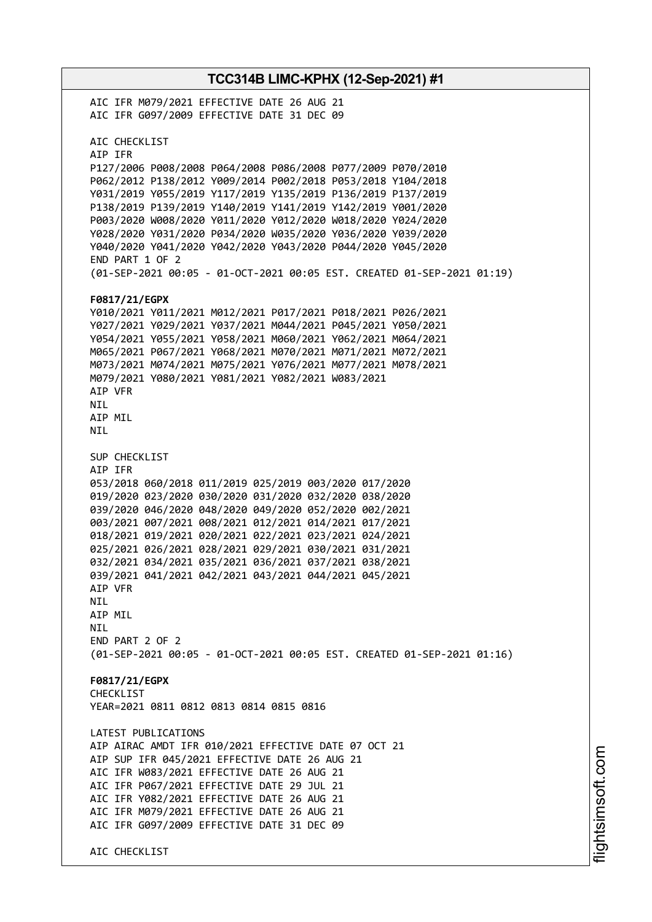AIC IFR M079/2021 EFFECTIVE DATE 26 AUG 21
AIC IFR G097/2009 EFFECTIVE DATE 31 DEC 09

AIC CHECKLIST
AIP IFR
P127/2006 P008/2008 P064/2008 P086/2008 P077/2009 P070/2010
P062/2012 P138/2012 Y009/2014 P002/2018 P053/2018 Y104/2018
Y031/2019 Y055/2019 Y117/2019 Y135/2019 P136/2019 P137/2019
P138/2019 P139/2019 Y140/2019 Y141/2019 Y142/2019 Y001/2020
P003/2020 W008/2020 Y011/2020 Y012/2020 W018/2020 Y024/2020
Y028/2020 Y031/2020 P034/2020 W035/2020 Y036/2020 Y039/2020
Y040/2020 Y041/2020 Y042/2020 Y043/2020 P044/2020 Y045/2020
END PART 1 OF 2
(01-SEP-2021 00:05 - 01-OCT-2021 00:05 EST. CREATED 01-SEP-2021 01:19)

**F0817/21/EGPX**
Y010/2021 Y011/2021 M012/2021 P017/2021 P018/2021 P026/2021
Y027/2021 Y029/2021 Y037/2021 M044/2021 P045/2021 Y050/2021
Y054/2021 Y055/2021 Y058/2021 M060/2021 Y062/2021 M064/2021
M065/2021 P067/2021 Y068/2021 M070/2021 M071/2021 M072/2021
M073/2021 M074/2021 M075/2021 Y076/2021 M077/2021 M078/2021
M079/2021 Y080/2021 Y081/2021 Y082/2021 W083/2021
AIP VFR
NIL
AIP MIL
NIL

SUP CHECKLIST
AIP IFR
053/2018 060/2018 011/2019 025/2019 003/2020 017/2020
019/2020 023/2020 030/2020 031/2020 032/2020 038/2020
039/2020 046/2020 048/2020 049/2020 052/2020 002/2021
003/2021 007/2021 008/2021 012/2021 014/2021 017/2021
018/2021 019/2021 020/2021 022/2021 023/2021 024/2021
025/2021 026/2021 028/2021 029/2021 030/2021 031/2021
032/2021 034/2021 035/2021 036/2021 037/2021 038/2021
039/2021 041/2021 042/2021 043/2021 044/2021 045/2021
AIP VFR
NIL
AIP MIL
NIL
END PART 2 OF 2
(01-SEP-2021 00:05 - 01-OCT-2021 00:05 EST. CREATED 01-SEP-2021 01:16)

**F0817/21/EGPX**
CHECKLIST
YEAR=2021 0811 0812 0813 0814 0815 0816

LATEST PUBLICATIONS
AIP AIRAC AMDT IFR 010/2021 EFFECTIVE DATE 07 OCT 21
AIP SUP IFR 045/2021 EFFECTIVE DATE 26 AUG 21
AIC IFR W083/2021 EFFECTIVE DATE 26 AUG 21
AIC IFR P067/2021 EFFECTIVE DATE 29 JUL 21
AIC IFR Y082/2021 EFFECTIVE DATE 26 AUG 21
AIC IFR M079/2021 EFFECTIVE DATE 26 AUG 21
AIC IFR G097/2009 EFFECTIVE DATE 31 DEC 09

AIC CHECKLIST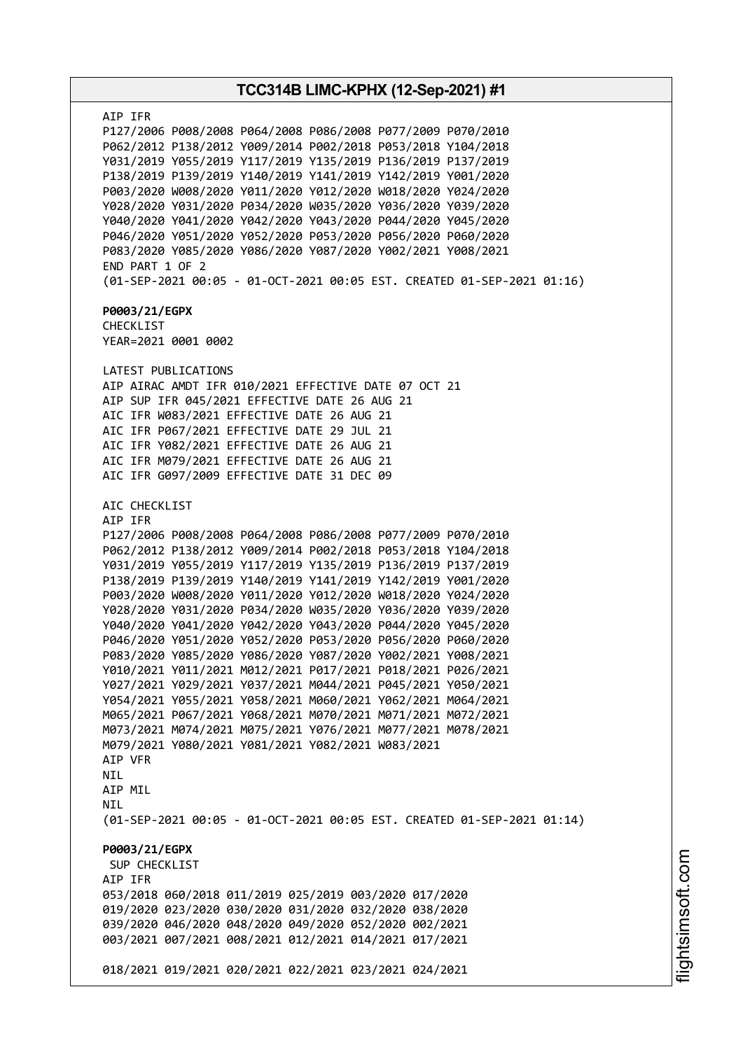AIP IFR
P127/2006 P008/2008 P064/2008 P086/2008 P077/2009 P070/2010
P062/2012 P138/2012 Y009/2014 P002/2018 P053/2018 Y104/2018
Y031/2019 Y055/2019 Y117/2019 Y135/2019 P136/2019 P137/2019
P138/2019 P139/2019 Y140/2019 Y141/2019 Y142/2019 Y001/2020
P003/2020 W008/2020 Y011/2020 Y012/2020 W018/2020 Y024/2020
Y028/2020 Y031/2020 P034/2020 W035/2020 Y036/2020 Y039/2020
Y040/2020 Y041/2020 Y042/2020 Y043/2020 P044/2020 Y045/2020
P046/2020 Y051/2020 Y052/2020 P053/2020 P056/2020 P060/2020
P083/2020 Y085/2020 Y086/2020 Y087/2020 Y002/2021 Y008/2021
END PART 1 OF 2
(01-SEP-2021 00:05 - 01-OCT-2021 00:05 EST. CREATED 01-SEP-2021 01:16)

**P0003/21/EGPX**
CHECKLIST
YEAR=2021 0001 0002

LATEST PUBLICATIONS
AIP AIRAC AMDT IFR 010/2021 EFFECTIVE DATE 07 OCT 21
AIP SUP IFR 045/2021 EFFECTIVE DATE 26 AUG 21
AIC IFR W083/2021 EFFECTIVE DATE 26 AUG 21
AIC IFR P067/2021 EFFECTIVE DATE 29 JUL 21
AIC IFR Y082/2021 EFFECTIVE DATE 26 AUG 21
AIC IFR M079/2021 EFFECTIVE DATE 26 AUG 21
AIC IFR G097/2009 EFFECTIVE DATE 31 DEC 09

AIC CHECKLIST
AIP IFR
P127/2006 P008/2008 P064/2008 P086/2008 P077/2009 P070/2010
P062/2012 P138/2012 Y009/2014 P002/2018 P053/2018 Y104/2018
Y031/2019 Y055/2019 Y117/2019 Y135/2019 P136/2019 P137/2019
P138/2019 P139/2019 Y140/2019 Y141/2019 Y142/2019 Y001/2020
P003/2020 W008/2020 Y011/2020 Y012/2020 W018/2020 Y024/2020
Y028/2020 Y031/2020 P034/2020 W035/2020 Y036/2020 Y039/2020
Y040/2020 Y041/2020 Y042/2020 Y043/2020 P044/2020 Y045/2020
P046/2020 Y051/2020 Y052/2020 P053/2020 P056/2020 P060/2020
P083/2020 Y085/2020 Y086/2020 Y087/2020 Y002/2021 Y008/2021
Y010/2021 Y011/2021 M012/2021 P017/2021 P018/2021 P026/2021
Y027/2021 Y029/2021 Y037/2021 M044/2021 P045/2021 Y050/2021
Y054/2021 Y055/2021 Y058/2021 M060/2021 Y062/2021 M064/2021
M065/2021 P067/2021 Y068/2021 M070/2021 M071/2021 M072/2021
M073/2021 M074/2021 M075/2021 Y076/2021 M077/2021 M078/2021
M079/2021 Y080/2021 Y081/2021 Y082/2021 W083/2021
AIP VFR
NIL
AIP MIL
NIL
(01-SEP-2021 00:05 - 01-OCT-2021 00:05 EST. CREATED 01-SEP-2021 01:14)

**P0003/21/EGPX**
SUP CHECKLIST
AIP IFR
053/2018 060/2018 011/2019 025/2019 003/2020 017/2020
019/2020 023/2020 030/2020 031/2020 032/2020 038/2020
039/2020 046/2020 048/2020 049/2020 052/2020 002/2021
003/2021 007/2021 008/2021 012/2021 014/2021 017/2021

018/2021 019/2021 020/2021 022/2021 023/2021 024/2021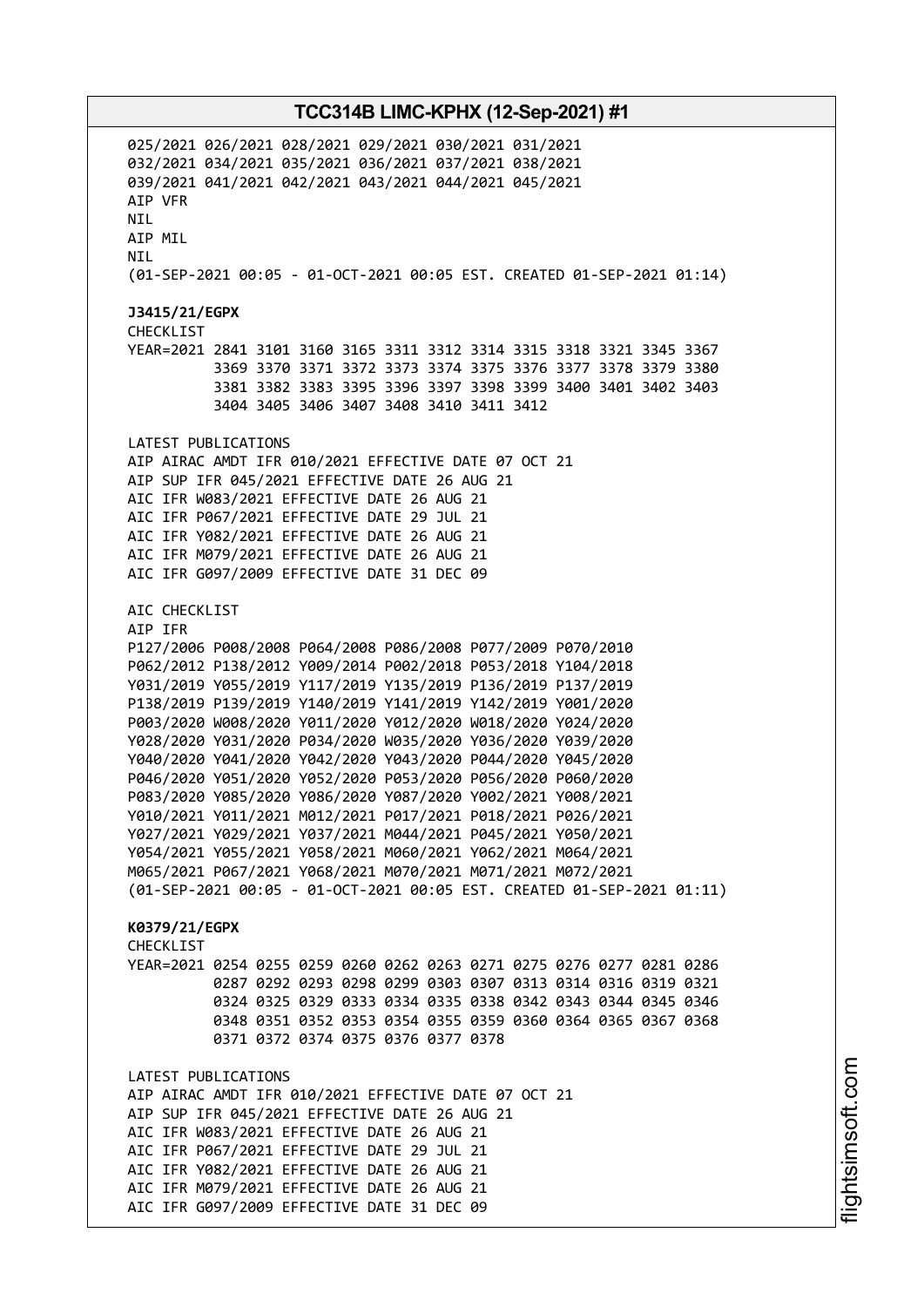025/2021 026/2021 028/2021 029/2021 030/2021 031/2021
032/2021 034/2021 035/2021 036/2021 037/2021 038/2021
039/2021 041/2021 042/2021 043/2021 044/2021 045/2021
AIP VFR
NIL
AIP MIL
NIL
(01-SEP-2021 00:05 - 01-OCT-2021 00:05 EST. CREATED 01-SEP-2021 01:14)

**J3415/21/EGPX**
CHECKLIST
YEAR=2021 2841 3101 3160 3165 3311 3312 3314 3315 3318 3321 3345 3367
3369 3370 3371 3372 3373 3374 3375 3376 3377 3378 3379 3380
3381 3382 3383 3395 3396 3397 3398 3399 3400 3401 3402 3403
3404 3405 3406 3407 3408 3410 3411 3412

LATEST PUBLICATIONS
AIP AIRAC AMDT IFR 010/2021 EFFECTIVE DATE 07 OCT 21
AIP SUP IFR 045/2021 EFFECTIVE DATE 26 AUG 21
AIC IFR W083/2021 EFFECTIVE DATE 26 AUG 21
AIC IFR P067/2021 EFFECTIVE DATE 29 JUL 21
AIC IFR Y082/2021 EFFECTIVE DATE 26 AUG 21
AIC IFR M079/2021 EFFECTIVE DATE 26 AUG 21
AIC IFR G097/2009 EFFECTIVE DATE 31 DEC 09

AIC CHECKLIST
AIP IFR
P127/2006 P008/2008 P064/2008 P086/2008 P077/2009 P070/2010
P062/2012 P138/2012 Y009/2014 P002/2018 P053/2018 Y104/2018
Y031/2019 Y055/2019 Y117/2019 Y135/2019 P136/2019 P137/2019
P138/2019 P139/2019 Y140/2019 Y141/2019 Y142/2019 Y001/2020
P003/2020 W008/2020 Y011/2020 Y012/2020 W018/2020 Y024/2020
Y028/2020 Y031/2020 P034/2020 W035/2020 Y036/2020 Y039/2020
Y040/2020 Y041/2020 Y042/2020 Y043/2020 P044/2020 Y045/2020
P046/2020 Y051/2020 Y052/2020 P053/2020 P056/2020 P060/2020
P083/2020 Y085/2020 Y086/2020 Y087/2020 Y002/2021 Y008/2021
Y010/2021 Y011/2021 M012/2021 P017/2021 P018/2021 P026/2021
Y027/2021 Y029/2021 Y037/2021 M044/2021 P045/2021 Y050/2021
Y054/2021 Y055/2021 Y058/2021 M060/2021 Y062/2021 M064/2021
M065/2021 P067/2021 Y068/2021 M070/2021 M071/2021 M072/2021
(01-SEP-2021 00:05 - 01-OCT-2021 00:05 EST. CREATED 01-SEP-2021 01:11)

**K0379/21/EGPX**
CHECKLIST
YEAR=2021 0254 0255 0259 0260 0262 0263 0271 0275 0276 0277 0281 0286
0287 0292 0293 0298 0299 0303 0307 0313 0314 0316 0319 0321
0324 0325 0329 0333 0334 0335 0338 0342 0343 0344 0345 0346
0348 0351 0352 0353 0354 0355 0359 0360 0364 0365 0367 0368
0371 0372 0374 0375 0376 0377 0378

LATEST PUBLICATIONS
AIP AIRAC AMDT IFR 010/2021 EFFECTIVE DATE 07 OCT 21
AIP SUP IFR 045/2021 EFFECTIVE DATE 26 AUG 21
AIC IFR W083/2021 EFFECTIVE DATE 26 AUG 21
AIC IFR P067/2021 EFFECTIVE DATE 29 JUL 21
AIC IFR Y082/2021 EFFECTIVE DATE 26 AUG 21
AIC IFR M079/2021 EFFECTIVE DATE 26 AUG 21
AIC IFR G097/2009 EFFECTIVE DATE 31 DEC 09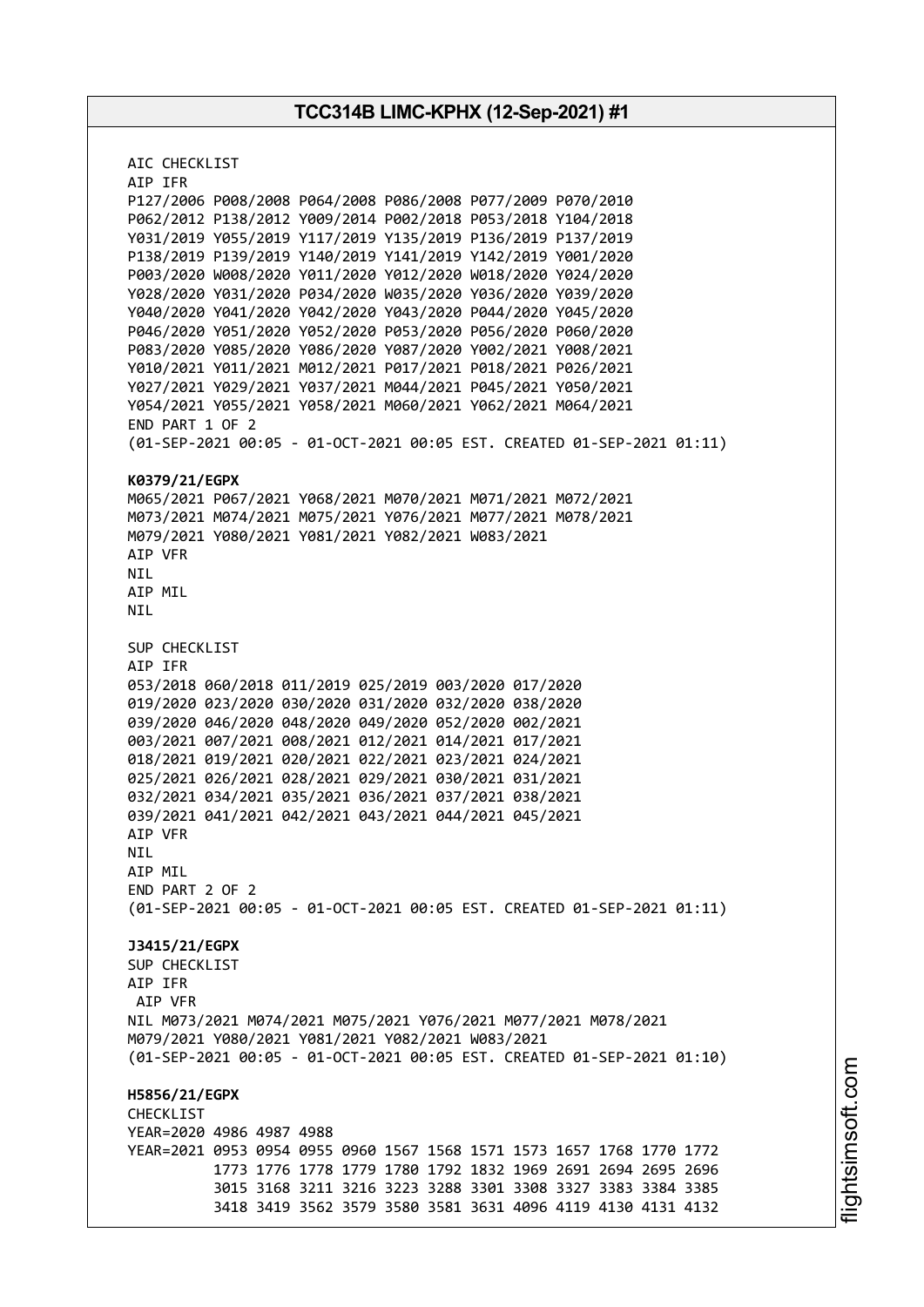AIC CHECKLIST
AIP IFR
P127/2006 P008/2008 P064/2008 P086/2008 P077/2009 P070/2010
P062/2012 P138/2012 Y009/2014 P002/2018 P053/2018 Y104/2018
Y031/2019 Y055/2019 Y117/2019 Y135/2019 P136/2019 P137/2019
P138/2019 P139/2019 Y140/2019 Y141/2019 Y142/2019 Y001/2020
P003/2020 W008/2020 Y011/2020 Y012/2020 W018/2020 Y024/2020
Y028/2020 Y031/2020 P034/2020 W035/2020 Y036/2020 Y039/2020
Y040/2020 Y041/2020 Y042/2020 Y043/2020 P044/2020 Y045/2020
P046/2020 Y051/2020 Y052/2020 P053/2020 P056/2020 P060/2020
P083/2020 Y085/2020 Y086/2020 Y087/2020 Y002/2021 Y008/2021
Y010/2021 Y011/2021 M012/2021 P017/2021 P018/2021 P026/2021
Y027/2021 Y029/2021 Y037/2021 M044/2021 P045/2021 Y050/2021
Y054/2021 Y055/2021 Y058/2021 M060/2021 Y062/2021 M064/2021
END PART 1 OF 2
(01-SEP-2021 00:05 - 01-OCT-2021 00:05 EST. CREATED 01-SEP-2021 01:11)

**K0379/21/EGPX**
M065/2021 P067/2021 Y068/2021 M070/2021 M071/2021 M072/2021
M073/2021 M074/2021 M075/2021 Y076/2021 M077/2021 M078/2021
M079/2021 Y080/2021 Y081/2021 Y082/2021 W083/2021
AIP VFR
NIL
AIP MIL
NIL

SUP CHECKLIST
AIP IFR
053/2018 060/2018 011/2019 025/2019 003/2020 017/2020
019/2020 023/2020 030/2020 031/2020 032/2020 038/2020
039/2020 046/2020 048/2020 049/2020 052/2020 002/2021
003/2021 007/2021 008/2021 012/2021 014/2021 017/2021
018/2021 019/2021 020/2021 022/2021 023/2021 024/2021
025/2021 026/2021 028/2021 029/2021 030/2021 031/2021
032/2021 034/2021 035/2021 036/2021 037/2021 038/2021
039/2021 041/2021 042/2021 043/2021 044/2021 045/2021
AIP VFR
NIL
AIP MIL
END PART 2 OF 2
(01-SEP-2021 00:05 - 01-OCT-2021 00:05 EST. CREATED 01-SEP-2021 01:11)

**J3415/21/EGPX**
SUP CHECKLIST
AIP IFR
AIP VFR
NIL M073/2021 M074/2021 M075/2021 Y076/2021 M077/2021 M078/2021
M079/2021 Y080/2021 Y081/2021 Y082/2021 W083/2021
(01-SEP-2021 00:05 - 01-OCT-2021 00:05 EST. CREATED 01-SEP-2021 01:10)

**H5856/21/EGPX**
CHECKLIST
YEAR=2020 4986 4987 4988
YEAR=2021 0953 0954 0955 0960 1567 1568 1571 1573 1657 1768 1770 1772
1773 1776 1778 1779 1780 1792 1832 1969 2691 2694 2695 2696
3015 3168 3211 3216 3223 3288 3301 3308 3327 3383 3384 3385
3418 3419 3562 3579 3580 3581 3631 4096 4119 4130 4131 4132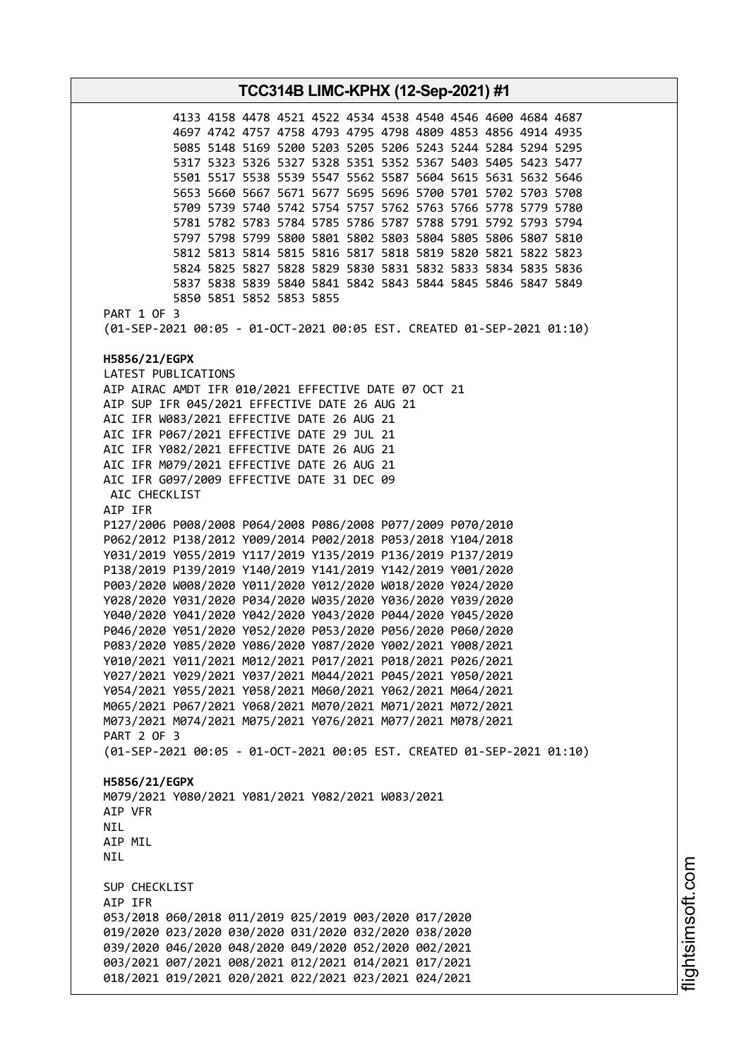```
          4133 4158 4478 4521 4522 4534 4538 4540 4546 4600 4684 4687
          4697 4742 4757 4758 4793 4795 4798 4809 4853 4856 4914 4935
          5085 5148 5169 5200 5203 5205 5206 5243 5244 5284 5294 5295
          5317 5323 5326 5327 5328 5351 5352 5367 5403 5405 5423 5477
          5501 5517 5538 5539 5547 5562 5587 5604 5615 5631 5632 5646
          5653 5660 5667 5671 5677 5695 5696 5700 5701 5702 5703 5708
          5709 5739 5740 5742 5754 5757 5762 5763 5766 5778 5779 5780
          5781 5782 5783 5784 5785 5786 5787 5788 5791 5792 5793 5794
          5797 5798 5799 5800 5801 5802 5803 5804 5805 5806 5807 5810
          5812 5813 5814 5815 5816 5817 5818 5819 5820 5821 5822 5823
          5824 5825 5827 5828 5829 5830 5831 5832 5833 5834 5835 5836
          5837 5838 5839 5840 5841 5842 5843 5844 5845 5846 5847 5849
          5850 5851 5852 5853 5855
PART 1 OF 3
(01-SEP-2021 00:05 - 01-OCT-2021 00:05 EST. CREATED 01-SEP-2021 01:10)
```

**H5856/21/EGPX**

```
LATEST PUBLICATIONS
AIP AIRAC AMDT IFR 010/2021 EFFECTIVE DATE 07 OCT 21
AIP SUP IFR 045/2021 EFFECTIVE DATE 26 AUG 21
AIC IFR W083/2021 EFFECTIVE DATE 26 AUG 21
AIC IFR P067/2021 EFFECTIVE DATE 29 JUL 21
AIC IFR Y082/2021 EFFECTIVE DATE 26 AUG 21
AIC IFR M079/2021 EFFECTIVE DATE 26 AUG 21
AIC IFR G097/2009 EFFECTIVE DATE 31 DEC 09
 AIC CHECKLIST
AIP IFR
P127/2006 P008/2008 P064/2008 P086/2008 P077/2009 P070/2010
P062/2012 P138/2012 Y009/2014 P002/2018 P053/2018 Y104/2018
Y031/2019 Y055/2019 Y117/2019 Y135/2019 P136/2019 P137/2019
P138/2019 P139/2019 Y140/2019 Y141/2019 Y142/2019 Y001/2020
P003/2020 W008/2020 Y011/2020 Y012/2020 W018/2020 Y024/2020
Y028/2020 Y031/2020 P034/2020 W035/2020 Y036/2020 Y039/2020
Y040/2020 Y041/2020 Y042/2020 Y043/2020 P044/2020 Y045/2020
P046/2020 Y051/2020 Y052/2020 P053/2020 P056/2020 P060/2020
P083/2020 Y085/2020 Y086/2020 Y087/2020 Y002/2021 Y008/2021
Y010/2021 Y011/2021 M012/2021 P017/2021 P018/2021 P026/2021
Y027/2021 Y029/2021 Y037/2021 M044/2021 P045/2021 Y050/2021
Y054/2021 Y055/2021 Y058/2021 M060/2021 Y062/2021 M064/2021
M065/2021 P067/2021 Y068/2021 M070/2021 M071/2021 M072/2021
M073/2021 M074/2021 M075/2021 Y076/2021 M077/2021 M078/2021
PART 2 OF 3
(01-SEP-2021 00:05 - 01-OCT-2021 00:05 EST. CREATED 01-SEP-2021 01:10)
```

**H5856/21/EGPX**

```
M079/2021 Y080/2021 Y081/2021 Y082/2021 W083/2021
AIP VFR
NIL
AIP MIL
NIL

SUP CHECKLIST
AIP IFR
053/2018 060/2018 011/2019 025/2019 003/2020 017/2020
019/2020 023/2020 030/2020 031/2020 032/2020 038/2020
039/2020 046/2020 048/2020 049/2020 052/2020 002/2021
003/2021 007/2021 008/2021 012/2021 014/2021 017/2021
018/2021 019/2021 020/2021 022/2021 023/2021 024/2021
```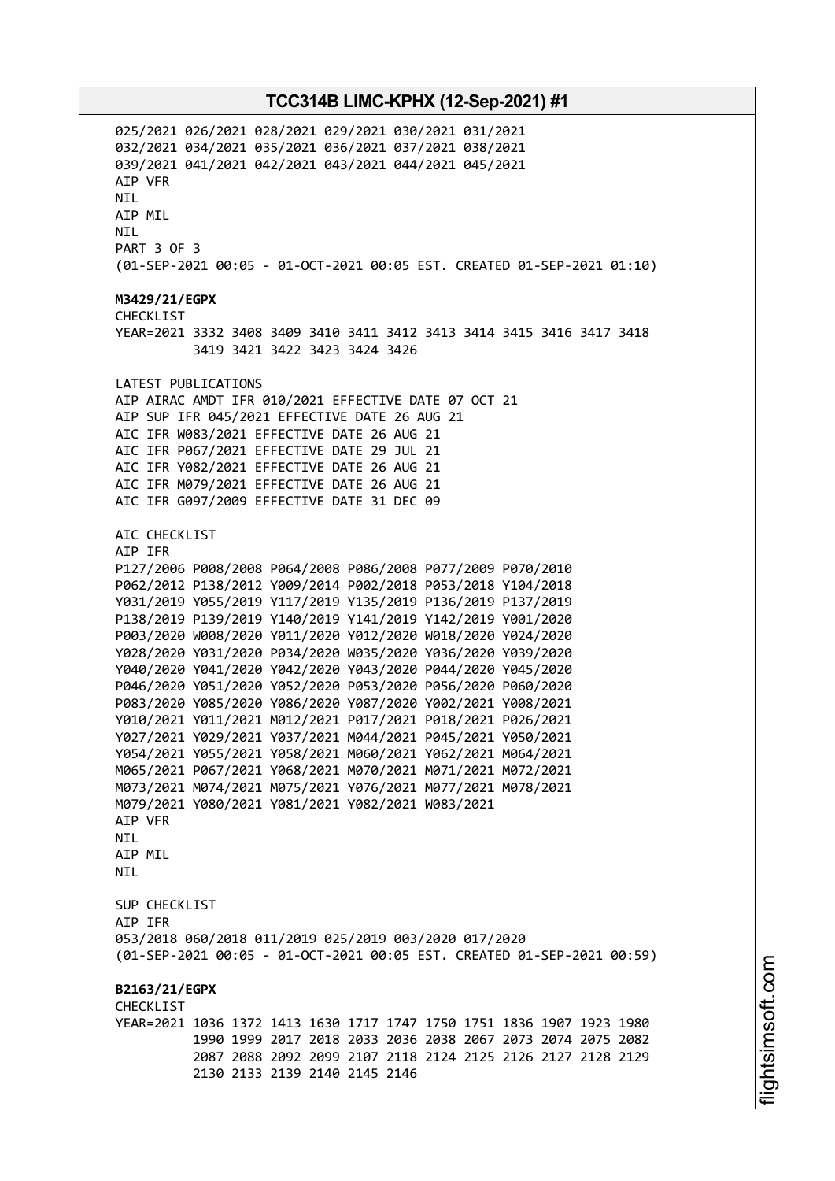025/2021 026/2021 028/2021 029/2021 030/2021 031/2021
032/2021 034/2021 035/2021 036/2021 037/2021 038/2021
039/2021 041/2021 042/2021 043/2021 044/2021 045/2021
AIP VFR
NIL
AIP MIL
NIL
PART 3 OF 3
(01-SEP-2021 00:05 - 01-OCT-2021 00:05 EST. CREATED 01-SEP-2021 01:10)

**M3429/21/EGPX**
CHECKLIST
YEAR=2021 3332 3408 3409 3410 3411 3412 3413 3414 3415 3416 3417 3418
3419 3421 3422 3423 3424 3426

LATEST PUBLICATIONS
AIP AIRAC AMDT IFR 010/2021 EFFECTIVE DATE 07 OCT 21
AIP SUP IFR 045/2021 EFFECTIVE DATE 26 AUG 21
AIC IFR W083/2021 EFFECTIVE DATE 26 AUG 21
AIC IFR P067/2021 EFFECTIVE DATE 29 JUL 21
AIC IFR Y082/2021 EFFECTIVE DATE 26 AUG 21
AIC IFR M079/2021 EFFECTIVE DATE 26 AUG 21
AIC IFR G097/2009 EFFECTIVE DATE 31 DEC 09

AIC CHECKLIST
AIP IFR
P127/2006 P008/2008 P064/2008 P086/2008 P077/2009 P070/2010
P062/2012 P138/2012 Y009/2014 P002/2018 P053/2018 Y104/2018
Y031/2019 Y055/2019 Y117/2019 Y135/2019 P136/2019 P137/2019
P138/2019 P139/2019 Y140/2019 Y141/2019 Y142/2019 Y001/2020
P003/2020 W008/2020 Y011/2020 Y012/2020 W018/2020 Y024/2020
Y028/2020 Y031/2020 P034/2020 W035/2020 Y036/2020 Y039/2020
Y040/2020 Y041/2020 Y042/2020 Y043/2020 P044/2020 Y045/2020
P046/2020 Y051/2020 Y052/2020 P053/2020 P056/2020 P060/2020
P083/2020 Y085/2020 Y086/2020 Y087/2020 Y002/2021 Y008/2021
Y010/2021 Y011/2021 M012/2021 P017/2021 P018/2021 P026/2021
Y027/2021 Y029/2021 Y037/2021 M044/2021 P045/2021 Y050/2021
Y054/2021 Y055/2021 Y058/2021 M060/2021 Y062/2021 M064/2021
M065/2021 P067/2021 Y068/2021 M070/2021 M071/2021 M072/2021
M073/2021 M074/2021 M075/2021 Y076/2021 M077/2021 M078/2021
M079/2021 Y080/2021 Y081/2021 Y082/2021 W083/2021
AIP VFR
NIL
AIP MIL
NIL

SUP CHECKLIST
AIP IFR
053/2018 060/2018 011/2019 025/2019 003/2020 017/2020
(01-SEP-2021 00:05 - 01-OCT-2021 00:05 EST. CREATED 01-SEP-2021 00:59)

**B2163/21/EGPX**
CHECKLIST
YEAR=2021 1036 1372 1413 1630 1717 1747 1750 1751 1836 1907 1923 1980
1990 1999 2017 2018 2033 2036 2038 2067 2073 2074 2075 2082
2087 2088 2092 2099 2107 2118 2124 2125 2126 2127 2128 2129
2130 2133 2139 2140 2145 2146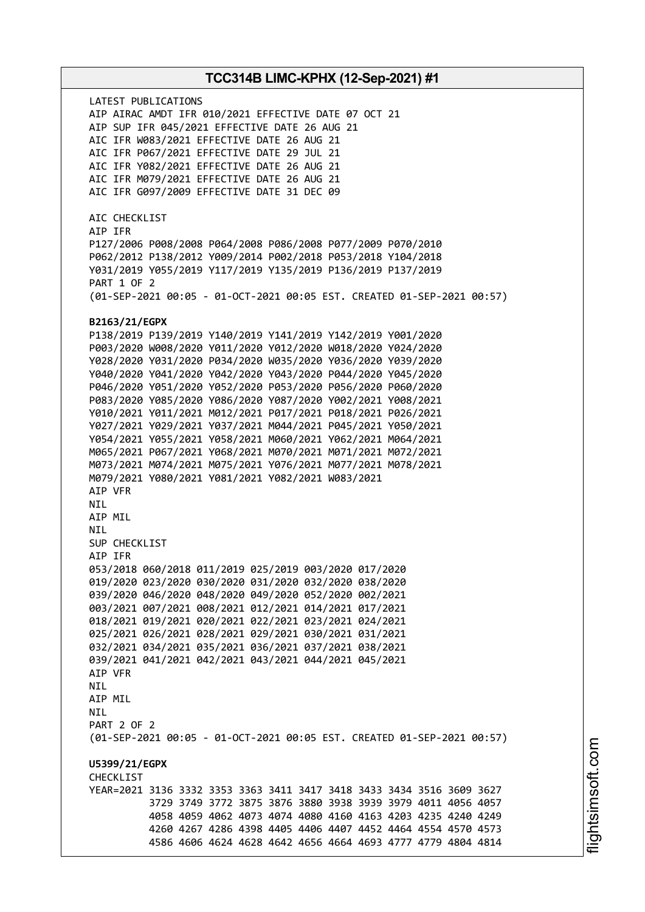LATEST PUBLICATIONS
AIP AIRAC AMDT IFR 010/2021 EFFECTIVE DATE 07 OCT 21
AIP SUP IFR 045/2021 EFFECTIVE DATE 26 AUG 21
AIC IFR W083/2021 EFFECTIVE DATE 26 AUG 21
AIC IFR P067/2021 EFFECTIVE DATE 29 JUL 21
AIC IFR Y082/2021 EFFECTIVE DATE 26 AUG 21
AIC IFR M079/2021 EFFECTIVE DATE 26 AUG 21
AIC IFR G097/2009 EFFECTIVE DATE 31 DEC 09

AIC CHECKLIST
AIP IFR
P127/2006 P008/2008 P064/2008 P086/2008 P077/2009 P070/2010
P062/2012 P138/2012 Y009/2014 P002/2018 P053/2018 Y104/2018
Y031/2019 Y055/2019 Y117/2019 Y135/2019 P136/2019 P137/2019
PART 1 OF 2
(01-SEP-2021 00:05 - 01-OCT-2021 00:05 EST. CREATED 01-SEP-2021 00:57)

**B2163/21/EGPX**
P138/2019 P139/2019 Y140/2019 Y141/2019 Y142/2019 Y001/2020
P003/2020 W008/2020 Y011/2020 Y012/2020 W018/2020 Y024/2020
Y028/2020 Y031/2020 P034/2020 W035/2020 Y036/2020 Y039/2020
Y040/2020 Y041/2020 Y042/2020 Y043/2020 P044/2020 Y045/2020
P046/2020 Y051/2020 Y052/2020 P053/2020 P056/2020 P060/2020
P083/2020 Y085/2020 Y086/2020 Y087/2020 Y002/2021 Y008/2021
Y010/2021 Y011/2021 M012/2021 P017/2021 P018/2021 P026/2021
Y027/2021 Y029/2021 Y037/2021 M044/2021 P045/2021 Y050/2021
Y054/2021 Y055/2021 Y058/2021 M060/2021 Y062/2021 M064/2021
M065/2021 P067/2021 Y068/2021 M070/2021 M071/2021 M072/2021
M073/2021 M074/2021 M075/2021 Y076/2021 M077/2021 M078/2021
M079/2021 Y080/2021 Y081/2021 Y082/2021 W083/2021
AIP VFR
NIL
AIP MIL
NIL
SUP CHECKLIST
AIP IFR
053/2018 060/2018 011/2019 025/2019 003/2020 017/2020
019/2020 023/2020 030/2020 031/2020 032/2020 038/2020
039/2020 046/2020 048/2020 049/2020 052/2020 002/2021
003/2021 007/2021 008/2021 012/2021 014/2021 017/2021
018/2021 019/2021 020/2021 022/2021 023/2021 024/2021
025/2021 026/2021 028/2021 029/2021 030/2021 031/2021
032/2021 034/2021 035/2021 036/2021 037/2021 038/2021
039/2021 041/2021 042/2021 043/2021 044/2021 045/2021
AIP VFR
NIL
AIP MIL
NIL
PART 2 OF 2
(01-SEP-2021 00:05 - 01-OCT-2021 00:05 EST. CREATED 01-SEP-2021 00:57)

**U5399/21/EGPX**
CHECKLIST
YEAR=2021 3136 3332 3353 3363 3411 3417 3418 3433 3434 3516 3609 3627
3729 3749 3772 3875 3876 3880 3938 3939 3979 4011 4056 4057
4058 4059 4062 4073 4074 4080 4160 4163 4203 4235 4240 4249
4260 4267 4286 4398 4405 4406 4407 4452 4464 4554 4570 4573
4586 4606 4624 4628 4642 4656 4664 4693 4777 4779 4804 4814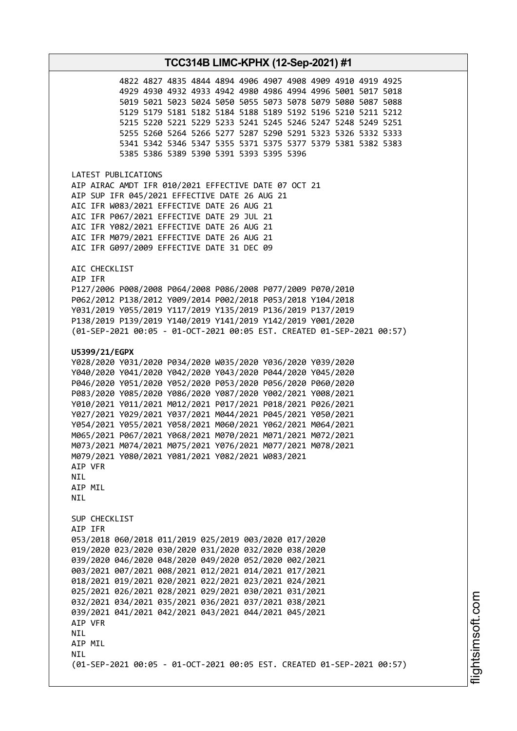4822 4827 4835 4844 4894 4906 4907 4908 4909 4910 4919 4925
4929 4930 4932 4933 4942 4980 4986 4994 4996 5001 5017 5018
5019 5021 5023 5024 5050 5055 5073 5078 5079 5080 5087 5088
5129 5179 5181 5182 5184 5188 5189 5192 5196 5210 5211 5212
5215 5220 5221 5229 5233 5241 5245 5246 5247 5248 5249 5251
5255 5260 5264 5266 5277 5287 5290 5291 5323 5326 5332 5333
5341 5342 5346 5347 5355 5371 5375 5377 5379 5381 5382 5383
5385 5386 5389 5390 5391 5393 5395 5396

LATEST PUBLICATIONS
AIP AIRAC AMDT IFR 010/2021 EFFECTIVE DATE 07 OCT 21
AIP SUP IFR 045/2021 EFFECTIVE DATE 26 AUG 21
AIC IFR W083/2021 EFFECTIVE DATE 26 AUG 21
AIC IFR P067/2021 EFFECTIVE DATE 29 JUL 21
AIC IFR Y082/2021 EFFECTIVE DATE 26 AUG 21
AIC IFR M079/2021 EFFECTIVE DATE 26 AUG 21
AIC IFR G097/2009 EFFECTIVE DATE 31 DEC 09

AIC CHECKLIST
AIP IFR
P127/2006 P008/2008 P064/2008 P086/2008 P077/2009 P070/2010
P062/2012 P138/2012 Y009/2014 P002/2018 P053/2018 Y104/2018
Y031/2019 Y055/2019 Y117/2019 Y135/2019 P136/2019 P137/2019
P138/2019 P139/2019 Y140/2019 Y141/2019 Y142/2019 Y001/2020
(01-SEP-2021 00:05 - 01-OCT-2021 00:05 EST. CREATED 01-SEP-2021 00:57)

**U5399/21/EGPX**
Y028/2020 Y031/2020 P034/2020 W035/2020 Y036/2020 Y039/2020
Y040/2020 Y041/2020 Y042/2020 Y043/2020 P044/2020 Y045/2020
P046/2020 Y051/2020 Y052/2020 P053/2020 P056/2020 P060/2020
P083/2020 Y085/2020 Y086/2020 Y087/2020 Y002/2021 Y008/2021
Y010/2021 Y011/2021 M012/2021 P017/2021 P018/2021 P026/2021
Y027/2021 Y029/2021 Y037/2021 M044/2021 P045/2021 Y050/2021
Y054/2021 Y055/2021 Y058/2021 M060/2021 Y062/2021 M064/2021
M065/2021 P067/2021 Y068/2021 M070/2021 M071/2021 M072/2021
M073/2021 M074/2021 M075/2021 Y076/2021 M077/2021 M078/2021
M079/2021 Y080/2021 Y081/2021 Y082/2021 W083/2021
AIP VFR
NIL
AIP MIL
NIL

SUP CHECKLIST
AIP IFR
053/2018 060/2018 011/2019 025/2019 003/2020 017/2020
019/2020 023/2020 030/2020 031/2020 032/2020 038/2020
039/2020 046/2020 048/2020 049/2020 052/2020 002/2021
003/2021 007/2021 008/2021 012/2021 014/2021 017/2021
018/2021 019/2021 020/2021 022/2021 023/2021 024/2021
025/2021 026/2021 028/2021 029/2021 030/2021 031/2021
032/2021 034/2021 035/2021 036/2021 037/2021 038/2021
039/2021 041/2021 042/2021 043/2021 044/2021 045/2021
AIP VFR
NIL
AIP MIL
NIL
(01-SEP-2021 00:05 - 01-OCT-2021 00:05 EST. CREATED 01-SEP-2021 00:57)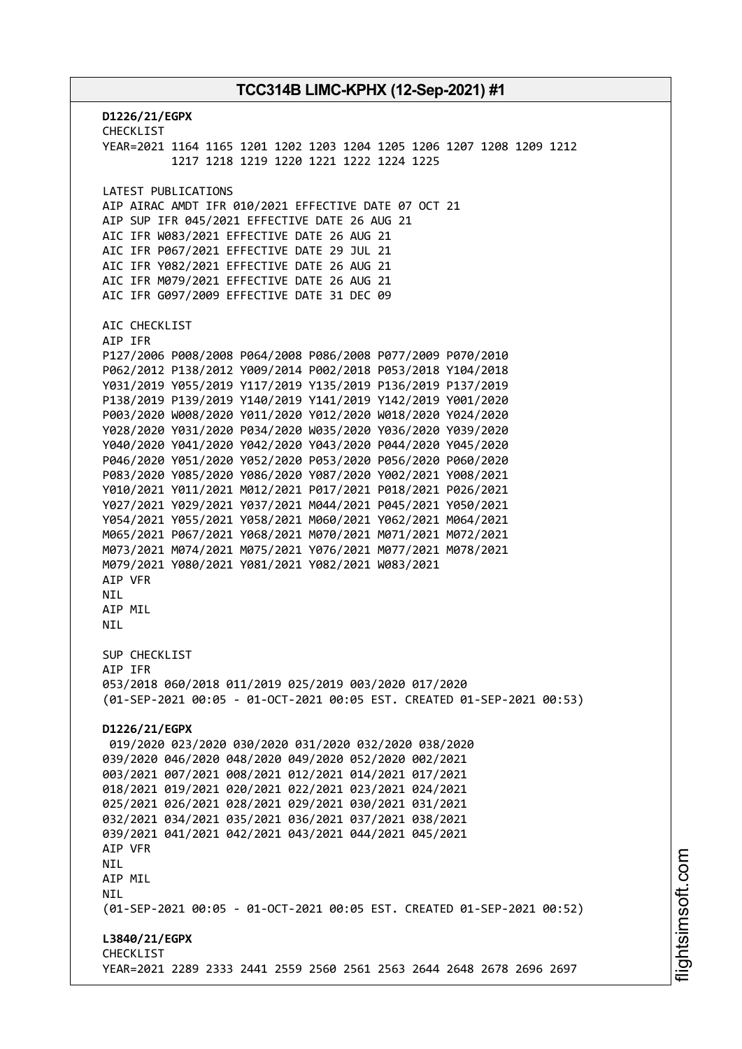**D1226/21/EGPX**
CHECKLIST
YEAR=2021 1164 1165 1201 1202 1203 1204 1205 1206 1207 1208 1209 1212
1217 1218 1219 1220 1221 1222 1224 1225

LATEST PUBLICATIONS
AIP AIRAC AMDT IFR 010/2021 EFFECTIVE DATE 07 OCT 21
AIP SUP IFR 045/2021 EFFECTIVE DATE 26 AUG 21
AIC IFR W083/2021 EFFECTIVE DATE 26 AUG 21
AIC IFR P067/2021 EFFECTIVE DATE 29 JUL 21
AIC IFR Y082/2021 EFFECTIVE DATE 26 AUG 21
AIC IFR M079/2021 EFFECTIVE DATE 26 AUG 21
AIC IFR G097/2009 EFFECTIVE DATE 31 DEC 09

AIC CHECKLIST
AIP IFR
P127/2006 P008/2008 P064/2008 P086/2008 P077/2009 P070/2010
P062/2012 P138/2012 Y009/2014 P002/2018 P053/2018 Y104/2018
Y031/2019 Y055/2019 Y117/2019 Y135/2019 P136/2019 P137/2019
P138/2019 P139/2019 Y140/2019 Y141/2019 Y142/2019 Y001/2020
P003/2020 W008/2020 Y011/2020 Y012/2020 W018/2020 Y024/2020
Y028/2020 Y031/2020 P034/2020 W035/2020 Y036/2020 Y039/2020
Y040/2020 Y041/2020 Y042/2020 Y043/2020 P044/2020 Y045/2020
P046/2020 Y051/2020 Y052/2020 P053/2020 P056/2020 P060/2020
P083/2020 Y085/2020 Y086/2020 Y087/2020 Y002/2021 Y008/2021
Y010/2021 Y011/2021 M012/2021 P017/2021 P018/2021 P026/2021
Y027/2021 Y029/2021 Y037/2021 M044/2021 P045/2021 Y050/2021
Y054/2021 Y055/2021 Y058/2021 M060/2021 Y062/2021 M064/2021
M065/2021 P067/2021 Y068/2021 M070/2021 M071/2021 M072/2021
M073/2021 M074/2021 M075/2021 Y076/2021 M077/2021 M078/2021
M079/2021 Y080/2021 Y081/2021 Y082/2021 W083/2021
AIP VFR
NIL
AIP MIL
NIL

SUP CHECKLIST
AIP IFR
053/2018 060/2018 011/2019 025/2019 003/2020 017/2020
(01-SEP-2021 00:05 - 01-OCT-2021 00:05 EST. CREATED 01-SEP-2021 00:53)

**D1226/21/EGPX**
019/2020 023/2020 030/2020 031/2020 032/2020 038/2020
039/2020 046/2020 048/2020 049/2020 052/2020 002/2021
003/2021 007/2021 008/2021 012/2021 014/2021 017/2021
018/2021 019/2021 020/2021 022/2021 023/2021 024/2021
025/2021 026/2021 028/2021 029/2021 030/2021 031/2021
032/2021 034/2021 035/2021 036/2021 037/2021 038/2021
039/2021 041/2021 042/2021 043/2021 044/2021 045/2021
AIP VFR
NIL
AIP MIL
NIL
(01-SEP-2021 00:05 - 01-OCT-2021 00:05 EST. CREATED 01-SEP-2021 00:52)

**L3840/21/EGPX**
CHECKLIST
YEAR=2021 2289 2333 2441 2559 2560 2561 2563 2644 2648 2678 2696 2697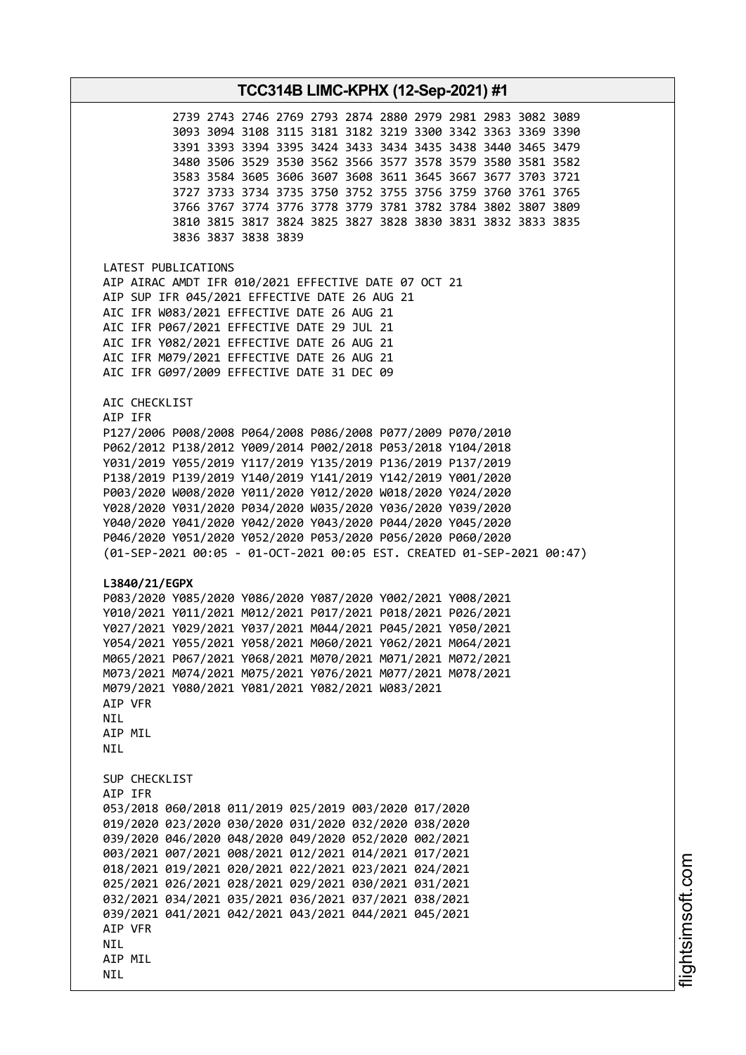2739 2743 2746 2769 2793 2874 2880 2979 2981 2983 3082 3089
3093 3094 3108 3115 3181 3182 3219 3300 3342 3363 3369 3390
3391 3393 3394 3395 3424 3433 3434 3435 3438 3440 3465 3479
3480 3506 3529 3530 3562 3566 3577 3578 3579 3580 3581 3582
3583 3584 3605 3606 3607 3608 3611 3645 3667 3677 3703 3721
3727 3733 3734 3735 3750 3752 3755 3756 3759 3760 3761 3765
3766 3767 3774 3776 3778 3779 3781 3782 3784 3802 3807 3809
3810 3815 3817 3824 3825 3827 3828 3830 3831 3832 3833 3835
3836 3837 3838 3839

LATEST PUBLICATIONS
AIP AIRAC AMDT IFR 010/2021 EFFECTIVE DATE 07 OCT 21
AIP SUP IFR 045/2021 EFFECTIVE DATE 26 AUG 21
AIC IFR W083/2021 EFFECTIVE DATE 26 AUG 21
AIC IFR P067/2021 EFFECTIVE DATE 29 JUL 21
AIC IFR Y082/2021 EFFECTIVE DATE 26 AUG 21
AIC IFR M079/2021 EFFECTIVE DATE 26 AUG 21
AIC IFR G097/2009 EFFECTIVE DATE 31 DEC 09

AIC CHECKLIST
AIP IFR
P127/2006 P008/2008 P064/2008 P086/2008 P077/2009 P070/2010
P062/2012 P138/2012 Y009/2014 P002/2018 P053/2018 Y104/2018
Y031/2019 Y055/2019 Y117/2019 Y135/2019 P136/2019 P137/2019
P138/2019 P139/2019 Y140/2019 Y141/2019 Y142/2019 Y001/2020
P003/2020 W008/2020 Y011/2020 Y012/2020 W018/2020 Y024/2020
Y028/2020 Y031/2020 P034/2020 W035/2020 Y036/2020 Y039/2020
Y040/2020 Y041/2020 Y042/2020 Y043/2020 P044/2020 Y045/2020
P046/2020 Y051/2020 Y052/2020 P053/2020 P056/2020 P060/2020
(01-SEP-2021 00:05 - 01-OCT-2021 00:05 EST. CREATED 01-SEP-2021 00:47)

**L3840/21/EGPX**
P083/2020 Y085/2020 Y086/2020 Y087/2020 Y002/2021 Y008/2021
Y010/2021 Y011/2021 M012/2021 P017/2021 P018/2021 P026/2021
Y027/2021 Y029/2021 Y037/2021 M044/2021 P045/2021 Y050/2021
Y054/2021 Y055/2021 Y058/2021 M060/2021 Y062/2021 M064/2021
M065/2021 P067/2021 Y068/2021 M070/2021 M071/2021 M072/2021
M073/2021 M074/2021 M075/2021 Y076/2021 M077/2021 M078/2021
M079/2021 Y080/2021 Y081/2021 Y082/2021 W083/2021
AIP VFR
NIL
AIP MIL
NIL

SUP CHECKLIST
AIP IFR
053/2018 060/2018 011/2019 025/2019 003/2020 017/2020
019/2020 023/2020 030/2020 031/2020 032/2020 038/2020
039/2020 046/2020 048/2020 049/2020 052/2020 002/2021
003/2021 007/2021 008/2021 012/2021 014/2021 017/2021
018/2021 019/2021 020/2021 022/2021 023/2021 024/2021
025/2021 026/2021 028/2021 029/2021 030/2021 031/2021
032/2021 034/2021 035/2021 036/2021 037/2021 038/2021
039/2021 041/2021 042/2021 043/2021 044/2021 045/2021
AIP VFR
NIL
AIP MIL
NIL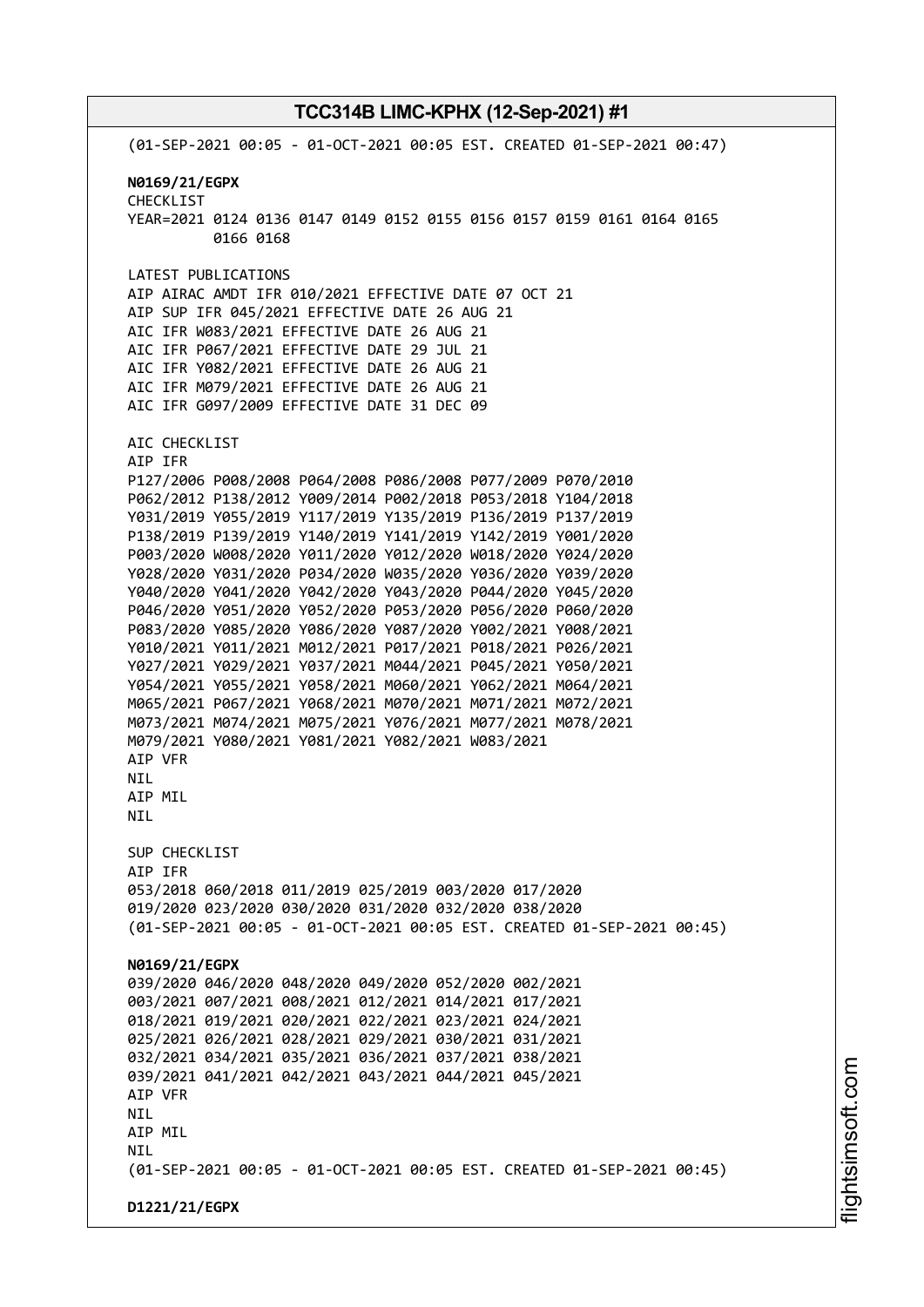(01-SEP-2021 00:05 - 01-OCT-2021 00:05 EST. CREATED 01-SEP-2021 00:47)

**N0169/21/EGPX**
CHECKLIST
YEAR=2021 0124 0136 0147 0149 0152 0155 0156 0157 0159 0161 0164 0165
0166 0168

LATEST PUBLICATIONS
AIP AIRAC AMDT IFR 010/2021 EFFECTIVE DATE 07 OCT 21
AIP SUP IFR 045/2021 EFFECTIVE DATE 26 AUG 21
AIC IFR W083/2021 EFFECTIVE DATE 26 AUG 21
AIC IFR P067/2021 EFFECTIVE DATE 29 JUL 21
AIC IFR Y082/2021 EFFECTIVE DATE 26 AUG 21
AIC IFR M079/2021 EFFECTIVE DATE 26 AUG 21
AIC IFR G097/2009 EFFECTIVE DATE 31 DEC 09

AIC CHECKLIST
AIP IFR
P127/2006 P008/2008 P064/2008 P086/2008 P077/2009 P070/2010
P062/2012 P138/2012 Y009/2014 P002/2018 P053/2018 Y104/2018
Y031/2019 Y055/2019 Y117/2019 Y135/2019 P136/2019 P137/2019
P138/2019 P139/2019 Y140/2019 Y141/2019 Y142/2019 Y001/2020
P003/2020 W008/2020 Y011/2020 Y012/2020 W018/2020 Y024/2020
Y028/2020 Y031/2020 P034/2020 W035/2020 Y036/2020 Y039/2020
Y040/2020 Y041/2020 Y042/2020 Y043/2020 P044/2020 Y045/2020
P046/2020 Y051/2020 Y052/2020 P053/2020 P056/2020 P060/2020
P083/2020 Y085/2020 Y086/2020 Y087/2020 Y002/2021 Y008/2021
Y010/2021 Y011/2021 M012/2021 P017/2021 P018/2021 P026/2021
Y027/2021 Y029/2021 Y037/2021 M044/2021 P045/2021 Y050/2021
Y054/2021 Y055/2021 Y058/2021 M060/2021 Y062/2021 M064/2021
M065/2021 P067/2021 Y068/2021 M070/2021 M071/2021 M072/2021
M073/2021 M074/2021 M075/2021 Y076/2021 M077/2021 M078/2021
M079/2021 Y080/2021 Y081/2021 Y082/2021 W083/2021
AIP VFR
NIL
AIP MIL
NIL

SUP CHECKLIST
AIP IFR
053/2018 060/2018 011/2019 025/2019 003/2020 017/2020
019/2020 023/2020 030/2020 031/2020 032/2020 038/2020
(01-SEP-2021 00:05 - 01-OCT-2021 00:05 EST. CREATED 01-SEP-2021 00:45)

**N0169/21/EGPX**
039/2020 046/2020 048/2020 049/2020 052/2020 002/2021
003/2021 007/2021 008/2021 012/2021 014/2021 017/2021
018/2021 019/2021 020/2021 022/2021 023/2021 024/2021
025/2021 026/2021 028/2021 029/2021 030/2021 031/2021
032/2021 034/2021 035/2021 036/2021 037/2021 038/2021
039/2021 041/2021 042/2021 043/2021 044/2021 045/2021
AIP VFR
NIL
AIP MIL
NIL
(01-SEP-2021 00:05 - 01-OCT-2021 00:05 EST. CREATED 01-SEP-2021 00:45)

**D1221/21/EGPX**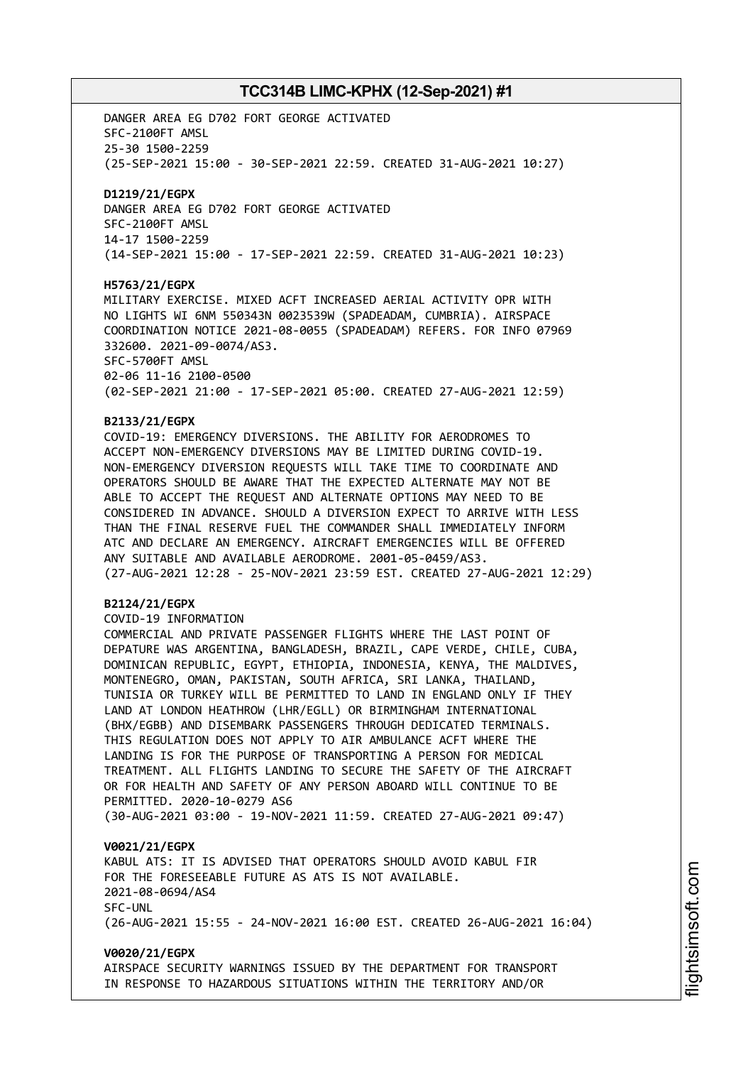DANGER AREA EG D702 FORT GEORGE ACTIVATED
SFC-2100FT AMSL
25-30 1500-2259
(25-SEP-2021 15:00 - 30-SEP-2021 22:59. CREATED 31-AUG-2021 10:27)

**D1219/21/EGPX**
DANGER AREA EG D702 FORT GEORGE ACTIVATED
SFC-2100FT AMSL
14-17 1500-2259
(14-SEP-2021 15:00 - 17-SEP-2021 22:59. CREATED 31-AUG-2021 10:23)

**H5763/21/EGPX**
MILITARY EXERCISE. MIXED ACFT INCREASED AERIAL ACTIVITY OPR WITH NO LIGHTS WI 6NM 550343N 0023539W (SPADEADAM, CUMBRIA). AIRSPACE COORDINATION NOTICE 2021-08-0055 (SPADEADAM) REFERS. FOR INFO 07969 332600. 2021-09-0074/AS3.
SFC-5700FT AMSL
02-06 11-16 2100-0500
(02-SEP-2021 21:00 - 17-SEP-2021 05:00. CREATED 27-AUG-2021 12:59)

**B2133/21/EGPX**
COVID-19: EMERGENCY DIVERSIONS. THE ABILITY FOR AERODROMES TO ACCEPT NON-EMERGENCY DIVERSIONS MAY BE LIMITED DURING COVID-19. NON-EMERGENCY DIVERSION REQUESTS WILL TAKE TIME TO COORDINATE AND OPERATORS SHOULD BE AWARE THAT THE EXPECTED ALTERNATE MAY NOT BE ABLE TO ACCEPT THE REQUEST AND ALTERNATE OPTIONS MAY NEED TO BE CONSIDERED IN ADVANCE. SHOULD A DIVERSION EXPECT TO ARRIVE WITH LESS THAN THE FINAL RESERVE FUEL THE COMMANDER SHALL IMMEDIATELY INFORM ATC AND DECLARE AN EMERGENCY. AIRCRAFT EMERGENCIES WILL BE OFFERED ANY SUITABLE AND AVAILABLE AERODROME. 2001-05-0459/AS3.
(27-AUG-2021 12:28 - 25-NOV-2021 23:59 EST. CREATED 27-AUG-2021 12:29)

**B2124/21/EGPX**
COVID-19 INFORMATION
COMMERCIAL AND PRIVATE PASSENGER FLIGHTS WHERE THE LAST POINT OF DEPATURE WAS ARGENTINA, BANGLADESH, BRAZIL, CAPE VERDE, CHILE, CUBA, DOMINICAN REPUBLIC, EGYPT, ETHIOPIA, INDONESIA, KENYA, THE MALDIVES, MONTENEGRO, OMAN, PAKISTAN, SOUTH AFRICA, SRI LANKA, THAILAND, TUNISIA OR TURKEY WILL BE PERMITTED TO LAND IN ENGLAND ONLY IF THEY LAND AT LONDON HEATHROW (LHR/EGLL) OR BIRMINGHAM INTERNATIONAL (BHX/EGBB) AND DISEMBARK PASSENGERS THROUGH DEDICATED TERMINALS. THIS REGULATION DOES NOT APPLY TO AIR AMBULANCE ACFT WHERE THE LANDING IS FOR THE PURPOSE OF TRANSPORTING A PERSON FOR MEDICAL TREATMENT. ALL FLIGHTS LANDING TO SECURE THE SAFETY OF THE AIRCRAFT OR FOR HEALTH AND SAFETY OF ANY PERSON ABOARD WILL CONTINUE TO BE PERMITTED. 2020-10-0279 AS6
(30-AUG-2021 03:00 - 19-NOV-2021 11:59. CREATED 27-AUG-2021 09:47)

**V0021/21/EGPX**
KABUL ATS: IT IS ADVISED THAT OPERATORS SHOULD AVOID KABUL FIR FOR THE FORESEEABLE FUTURE AS ATS IS NOT AVAILABLE.
2021-08-0694/AS4
SFC-UNL
(26-AUG-2021 15:55 - 24-NOV-2021 16:00 EST. CREATED 26-AUG-2021 16:04)

**V0020/21/EGPX**
AIRSPACE SECURITY WARNINGS ISSUED BY THE DEPARTMENT FOR TRANSPORT IN RESPONSE TO HAZARDOUS SITUATIONS WITHIN THE TERRITORY AND/OR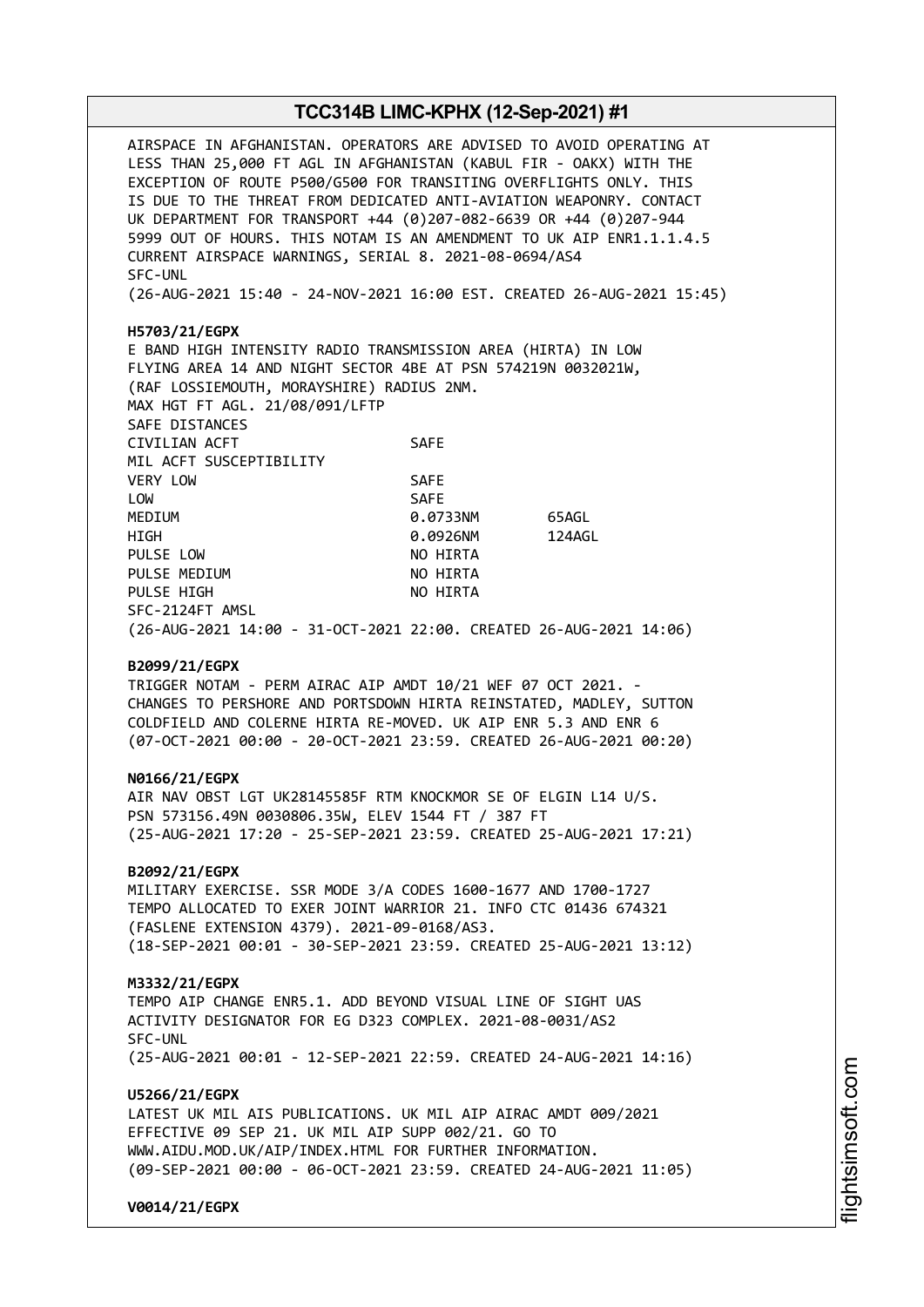AIRSPACE IN AFGHANISTAN. OPERATORS ARE ADVISED TO AVOID OPERATING AT LESS THAN 25,000 FT AGL IN AFGHANISTAN (KABUL FIR - OAKX) WITH THE EXCEPTION OF ROUTE P500/G500 FOR TRANSITING OVERFLIGHTS ONLY. THIS IS DUE TO THE THREAT FROM DEDICATED ANTI-AVIATION WEAPONRY. CONTACT UK DEPARTMENT FOR TRANSPORT +44 (0)207-082-6639 OR +44 (0)207-944 5999 OUT OF HOURS. THIS NOTAM IS AN AMENDMENT TO UK AIP ENR1.1.1.4.5 CURRENT AIRSPACE WARNINGS, SERIAL 8. 2021-08-0694/AS4
SFC-UNL
(26-AUG-2021 15:40 - 24-NOV-2021 16:00 EST. CREATED 26-AUG-2021 15:45)

**H5703/21/EGPX**
E BAND HIGH INTENSITY RADIO TRANSMISSION AREA (HIRTA) IN LOW FLYING AREA 14 AND NIGHT SECTOR 4BE AT PSN 574219N 0032021W, (RAF LOSSIEMOUTH, MORAYSHIRE) RADIUS 2NM.
MAX HGT FT AGL. 21/08/091/LFTP

| SAFE DISTANCES | | |
|---|---|---|
| CIVILIAN ACFT | SAFE | |
| MIL ACFT SUSCEPTIBILITY | | |
| VERY LOW | SAFE | |
| LOW | SAFE | |
| MEDIUM | 0.0733NM | 65AGL |
| HIGH | 0.0926NM | 124AGL |
| PULSE LOW | NO HIRTA | |
| PULSE MEDIUM | NO HIRTA | |
| PULSE HIGH | NO HIRTA | |

SFC-2124FT AMSL
(26-AUG-2021 14:00 - 31-OCT-2021 22:00. CREATED 26-AUG-2021 14:06)

**B2099/21/EGPX**
TRIGGER NOTAM - PERM AIRAC AIP AMDT 10/21 WEF 07 OCT 2021. - CHANGES TO PERSHORE AND PORTSDOWN HIRTA REINSTATED, MADLEY, SUTTON COLDFIELD AND COLERNE HIRTA RE-MOVED. UK AIP ENR 5.3 AND ENR 6
(07-OCT-2021 00:00 - 20-OCT-2021 23:59. CREATED 26-AUG-2021 00:20)

**N0166/21/EGPX**
AIR NAV OBST LGT UK28145585F RTM KNOCKMOR SE OF ELGIN L14 U/S.
PSN 573156.49N 0030806.35W, ELEV 1544 FT / 387 FT
(25-AUG-2021 17:20 - 25-SEP-2021 23:59. CREATED 25-AUG-2021 17:21)

**B2092/21/EGPX**
MILITARY EXERCISE. SSR MODE 3/A CODES 1600-1677 AND 1700-1727 TEMPO ALLOCATED TO EXER JOINT WARRIOR 21. INFO CTC 01436 674321 (FASLENE EXTENSION 4379). 2021-09-0168/AS3.
(18-SEP-2021 00:01 - 30-SEP-2021 23:59. CREATED 25-AUG-2021 13:12)

**M3332/21/EGPX**
TEMPO AIP CHANGE ENR5.1. ADD BEYOND VISUAL LINE OF SIGHT UAS ACTIVITY DESIGNATOR FOR EG D323 COMPLEX. 2021-08-0031/AS2
SFC-UNL
(25-AUG-2021 00:01 - 12-SEP-2021 22:59. CREATED 24-AUG-2021 14:16)

**U5266/21/EGPX**
LATEST UK MIL AIS PUBLICATIONS. UK MIL AIP AIRAC AMDT 009/2021 EFFECTIVE 09 SEP 21. UK MIL AIP SUPP 002/21. GO TO WWW.AIDU.MOD.UK/AIP/INDEX.HTML FOR FURTHER INFORMATION.
(09-SEP-2021 00:00 - 06-OCT-2021 23:59. CREATED 24-AUG-2021 11:05)

**V0014/21/EGPX**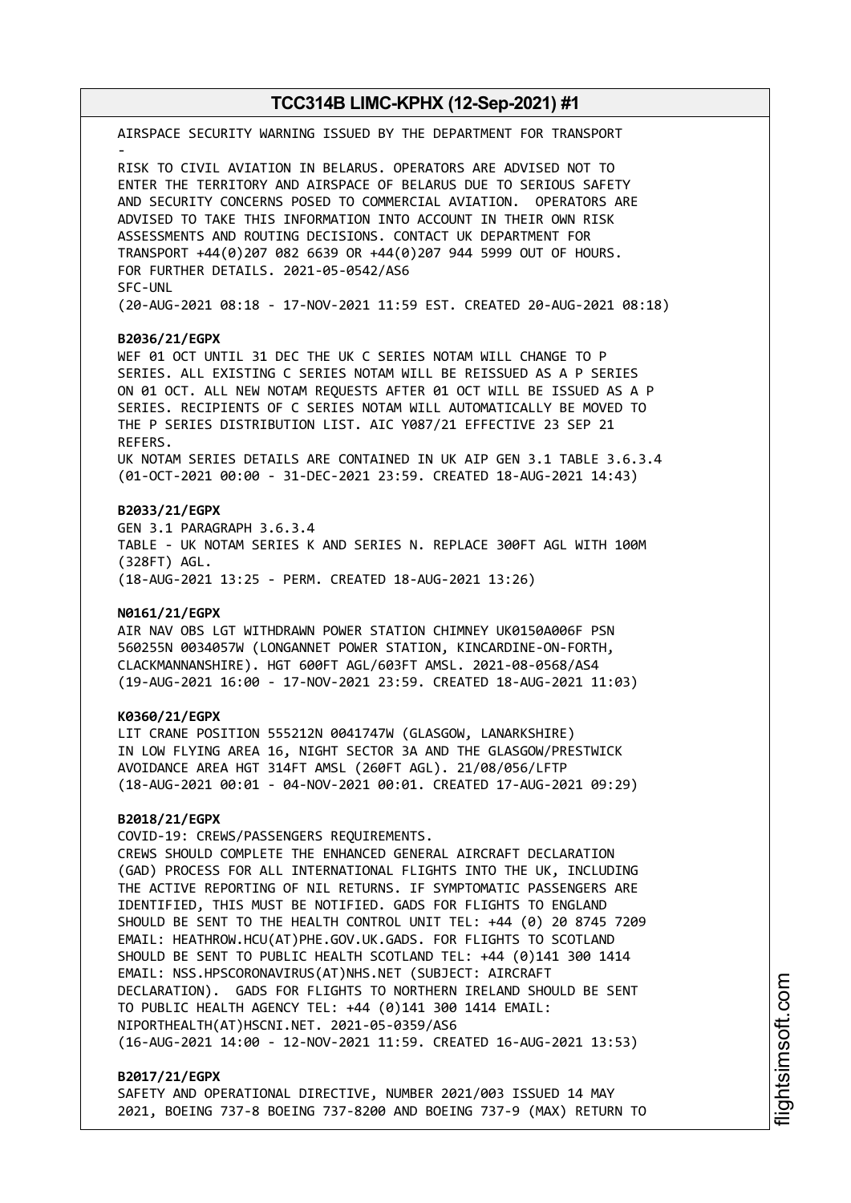AIRSPACE SECURITY WARNING ISSUED BY THE DEPARTMENT FOR TRANSPORT
-
RISK TO CIVIL AVIATION IN BELARUS. OPERATORS ARE ADVISED NOT TO ENTER THE TERRITORY AND AIRSPACE OF BELARUS DUE TO SERIOUS SAFETY AND SECURITY CONCERNS POSED TO COMMERCIAL AVIATION. OPERATORS ARE ADVISED TO TAKE THIS INFORMATION INTO ACCOUNT IN THEIR OWN RISK ASSESSMENTS AND ROUTING DECISIONS. CONTACT UK DEPARTMENT FOR TRANSPORT +44(0)207 082 6639 OR +44(0)207 944 5999 OUT OF HOURS. FOR FURTHER DETAILS. 2021-05-0542/AS6
SFC-UNL
(20-AUG-2021 08:18 - 17-NOV-2021 11:59 EST. CREATED 20-AUG-2021 08:18)

**B2036/21/EGPX**
WEF 01 OCT UNTIL 31 DEC THE UK C SERIES NOTAM WILL CHANGE TO P SERIES. ALL EXISTING C SERIES NOTAM WILL BE REISSUED AS A P SERIES ON 01 OCT. ALL NEW NOTAM REQUESTS AFTER 01 OCT WILL BE ISSUED AS A P SERIES. RECIPIENTS OF C SERIES NOTAM WILL AUTOMATICALLY BE MOVED TO THE P SERIES DISTRIBUTION LIST. AIC Y087/21 EFFECTIVE 23 SEP 21 REFERS.
UK NOTAM SERIES DETAILS ARE CONTAINED IN UK AIP GEN 3.1 TABLE 3.6.3.4
(01-OCT-2021 00:00 - 31-DEC-2021 23:59. CREATED 18-AUG-2021 14:43)

**B2033/21/EGPX**
GEN 3.1 PARAGRAPH 3.6.3.4
TABLE - UK NOTAM SERIES K AND SERIES N. REPLACE 300FT AGL WITH 100M (328FT) AGL.
(18-AUG-2021 13:25 - PERM. CREATED 18-AUG-2021 13:26)

**N0161/21/EGPX**
AIR NAV OBS LGT WITHDRAWN POWER STATION CHIMNEY UK0150A006F PSN 560255N 0034057W (LONGANNET POWER STATION, KINCARDINE-ON-FORTH, CLACKMANNANSHIRE). HGT 600FT AGL/603FT AMSL. 2021-08-0568/AS4
(19-AUG-2021 16:00 - 17-NOV-2021 23:59. CREATED 18-AUG-2021 11:03)

**K0360/21/EGPX**
LIT CRANE POSITION 555212N 0041747W (GLASGOW, LANARKSHIRE) IN LOW FLYING AREA 16, NIGHT SECTOR 3A AND THE GLASGOW/PRESTWICK AVOIDANCE AREA HGT 314FT AMSL (260FT AGL). 21/08/056/LFTP
(18-AUG-2021 00:01 - 04-NOV-2021 00:01. CREATED 17-AUG-2021 09:29)

**B2018/21/EGPX**
COVID-19: CREWS/PASSENGERS REQUIREMENTS.
CREWS SHOULD COMPLETE THE ENHANCED GENERAL AIRCRAFT DECLARATION (GAD) PROCESS FOR ALL INTERNATIONAL FLIGHTS INTO THE UK, INCLUDING THE ACTIVE REPORTING OF NIL RETURNS. IF SYMPTOMATIC PASSENGERS ARE IDENTIFIED, THIS MUST BE NOTIFIED. GADS FOR FLIGHTS TO ENGLAND SHOULD BE SENT TO THE HEALTH CONTROL UNIT TEL: +44 (0) 20 8745 7209 EMAIL: HEATHROW.HCU(AT)PHE.GOV.UK.GADS. FOR FLIGHTS TO SCOTLAND SHOULD BE SENT TO PUBLIC HEALTH SCOTLAND TEL: +44 (0)141 300 1414 EMAIL: NSS.HPSCORONAVIRUS(AT)NHS.NET (SUBJECT: AIRCRAFT DECLARATION). GADS FOR FLIGHTS TO NORTHERN IRELAND SHOULD BE SENT TO PUBLIC HEALTH AGENCY TEL: +44 (0)141 300 1414 EMAIL: NIPORTHEALTH(AT)HSCNI.NET. 2021-05-0359/AS6
(16-AUG-2021 14:00 - 12-NOV-2021 11:59. CREATED 16-AUG-2021 13:53)

**B2017/21/EGPX**
SAFETY AND OPERATIONAL DIRECTIVE, NUMBER 2021/003 ISSUED 14 MAY 2021, BOEING 737-8 BOEING 737-8200 AND BOEING 737-9 (MAX) RETURN TO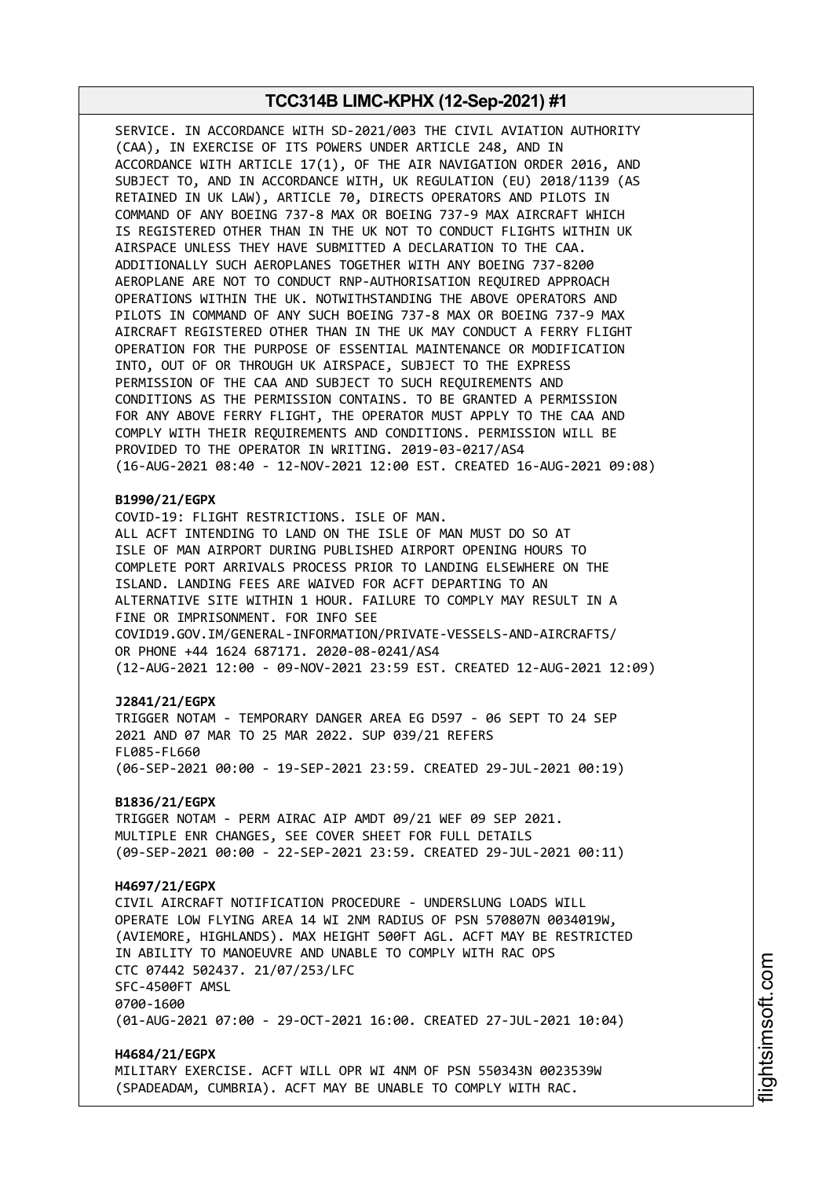SERVICE. IN ACCORDANCE WITH SD-2021/003 THE CIVIL AVIATION AUTHORITY (CAA), IN EXERCISE OF ITS POWERS UNDER ARTICLE 248, AND IN ACCORDANCE WITH ARTICLE 17(1), OF THE AIR NAVIGATION ORDER 2016, AND SUBJECT TO, AND IN ACCORDANCE WITH, UK REGULATION (EU) 2018/1139 (AS RETAINED IN UK LAW), ARTICLE 70, DIRECTS OPERATORS AND PILOTS IN COMMAND OF ANY BOEING 737-8 MAX OR BOEING 737-9 MAX AIRCRAFT WHICH IS REGISTERED OTHER THAN IN THE UK NOT TO CONDUCT FLIGHTS WITHIN UK AIRSPACE UNLESS THEY HAVE SUBMITTED A DECLARATION TO THE CAA. ADDITIONALLY SUCH AEROPLANES TOGETHER WITH ANY BOEING 737-8200 AEROPLANE ARE NOT TO CONDUCT RNP-AUTHORISATION REQUIRED APPROACH OPERATIONS WITHIN THE UK. NOTWITHSTANDING THE ABOVE OPERATORS AND PILOTS IN COMMAND OF ANY SUCH BOEING 737-8 MAX OR BOEING 737-9 MAX AIRCRAFT REGISTERED OTHER THAN IN THE UK MAY CONDUCT A FERRY FLIGHT OPERATION FOR THE PURPOSE OF ESSENTIAL MAINTENANCE OR MODIFICATION INTO, OUT OF OR THROUGH UK AIRSPACE, SUBJECT TO THE EXPRESS PERMISSION OF THE CAA AND SUBJECT TO SUCH REQUIREMENTS AND CONDITIONS AS THE PERMISSION CONTAINS. TO BE GRANTED A PERMISSION FOR ANY ABOVE FERRY FLIGHT, THE OPERATOR MUST APPLY TO THE CAA AND COMPLY WITH THEIR REQUIREMENTS AND CONDITIONS. PERMISSION WILL BE PROVIDED TO THE OPERATOR IN WRITING. 2019-03-0217/AS4
(16-AUG-2021 08:40 - 12-NOV-2021 12:00 EST. CREATED 16-AUG-2021 09:08)

**B1990/21/EGPX**
COVID-19: FLIGHT RESTRICTIONS. ISLE OF MAN.
ALL ACFT INTENDING TO LAND ON THE ISLE OF MAN MUST DO SO AT ISLE OF MAN AIRPORT DURING PUBLISHED AIRPORT OPENING HOURS TO COMPLETE PORT ARRIVALS PROCESS PRIOR TO LANDING ELSEWHERE ON THE ISLAND. LANDING FEES ARE WAIVED FOR ACFT DEPARTING TO AN ALTERNATIVE SITE WITHIN 1 HOUR. FAILURE TO COMPLY MAY RESULT IN A FINE OR IMPRISONMENT. FOR INFO SEE COVID19.GOV.IM/GENERAL-INFORMATION/PRIVATE-VESSELS-AND-AIRCRAFTS/ OR PHONE +44 1624 687171. 2020-08-0241/AS4
(12-AUG-2021 12:00 - 09-NOV-2021 23:59 EST. CREATED 12-AUG-2021 12:09)

**J2841/21/EGPX**
TRIGGER NOTAM - TEMPORARY DANGER AREA EG D597 - 06 SEPT TO 24 SEP 2021 AND 07 MAR TO 25 MAR 2022. SUP 039/21 REFERS
FL085-FL660
(06-SEP-2021 00:00 - 19-SEP-2021 23:59. CREATED 29-JUL-2021 00:19)

**B1836/21/EGPX**
TRIGGER NOTAM - PERM AIRAC AIP AMDT 09/21 WEF 09 SEP 2021.
MULTIPLE ENR CHANGES, SEE COVER SHEET FOR FULL DETAILS
(09-SEP-2021 00:00 - 22-SEP-2021 23:59. CREATED 29-JUL-2021 00:11)

**H4697/21/EGPX**
CIVIL AIRCRAFT NOTIFICATION PROCEDURE - UNDERSLUNG LOADS WILL OPERATE LOW FLYING AREA 14 WI 2NM RADIUS OF PSN 570807N 0034019W, (AVIEMORE, HIGHLANDS). MAX HEIGHT 500FT AGL. ACFT MAY BE RESTRICTED IN ABILITY TO MANOEUVRE AND UNABLE TO COMPLY WITH RAC OPS
CTC 07442 502437. 21/07/253/LFC
SFC-4500FT AMSL
0700-1600
(01-AUG-2021 07:00 - 29-OCT-2021 16:00. CREATED 27-JUL-2021 10:04)

**H4684/21/EGPX**
MILITARY EXERCISE. ACFT WILL OPR WI 4NM OF PSN 550343N 0023539W (SPADEADAM, CUMBRIA). ACFT MAY BE UNABLE TO COMPLY WITH RAC.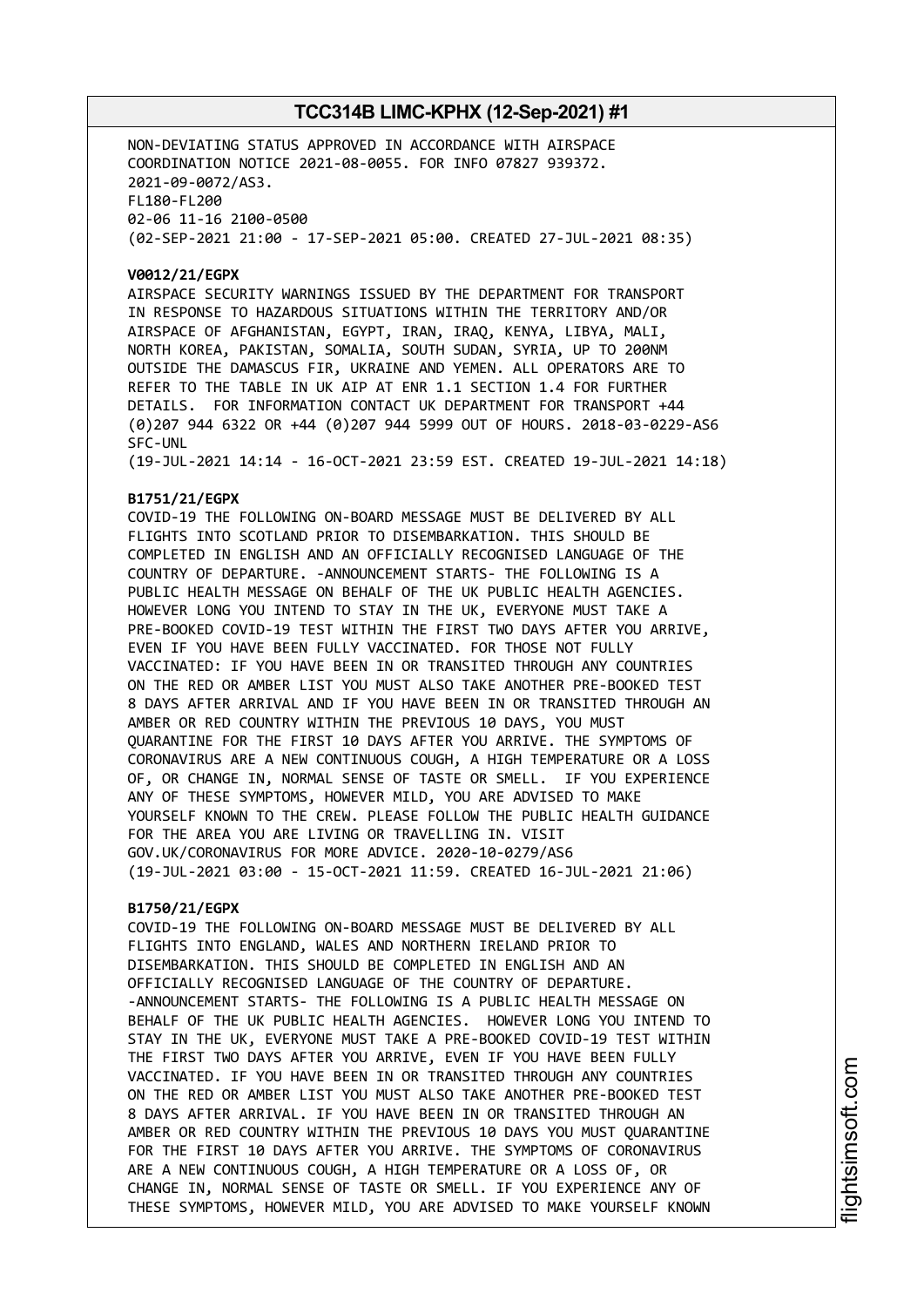NON-DEVIATING STATUS APPROVED IN ACCORDANCE WITH AIRSPACE COORDINATION NOTICE 2021-08-0055. FOR INFO 07827 939372. 2021-09-0072/AS3.
FL180-FL200
02-06 11-16 2100-0500
(02-SEP-2021 21:00 - 17-SEP-2021 05:00. CREATED 27-JUL-2021 08:35)

**V0012/21/EGPX**
AIRSPACE SECURITY WARNINGS ISSUED BY THE DEPARTMENT FOR TRANSPORT IN RESPONSE TO HAZARDOUS SITUATIONS WITHIN THE TERRITORY AND/OR AIRSPACE OF AFGHANISTAN, EGYPT, IRAN, IRAQ, KENYA, LIBYA, MALI, NORTH KOREA, PAKISTAN, SOMALIA, SOUTH SUDAN, SYRIA, UP TO 200NM OUTSIDE THE DAMASCUS FIR, UKRAINE AND YEMEN. ALL OPERATORS ARE TO REFER TO THE TABLE IN UK AIP AT ENR 1.1 SECTION 1.4 FOR FURTHER DETAILS. FOR INFORMATION CONTACT UK DEPARTMENT FOR TRANSPORT +44 (0)207 944 6322 OR +44 (0)207 944 5999 OUT OF HOURS. 2018-03-0229-AS6
SFC-UNL
(19-JUL-2021 14:14 - 16-OCT-2021 23:59 EST. CREATED 19-JUL-2021 14:18)

**B1751/21/EGPX**
COVID-19 THE FOLLOWING ON-BOARD MESSAGE MUST BE DELIVERED BY ALL FLIGHTS INTO SCOTLAND PRIOR TO DISEMBARKATION. THIS SHOULD BE COMPLETED IN ENGLISH AND AN OFFICIALLY RECOGNISED LANGUAGE OF THE COUNTRY OF DEPARTURE. -ANNOUNCEMENT STARTS- THE FOLLOWING IS A PUBLIC HEALTH MESSAGE ON BEHALF OF THE UK PUBLIC HEALTH AGENCIES. HOWEVER LONG YOU INTEND TO STAY IN THE UK, EVERYONE MUST TAKE A PRE-BOOKED COVID-19 TEST WITHIN THE FIRST TWO DAYS AFTER YOU ARRIVE, EVEN IF YOU HAVE BEEN FULLY VACCINATED. FOR THOSE NOT FULLY VACCINATED: IF YOU HAVE BEEN IN OR TRANSITED THROUGH ANY COUNTRIES ON THE RED OR AMBER LIST YOU MUST ALSO TAKE ANOTHER PRE-BOOKED TEST 8 DAYS AFTER ARRIVAL AND IF YOU HAVE BEEN IN OR TRANSITED THROUGH AN AMBER OR RED COUNTRY WITHIN THE PREVIOUS 10 DAYS, YOU MUST QUARANTINE FOR THE FIRST 10 DAYS AFTER YOU ARRIVE. THE SYMPTOMS OF CORONAVIRUS ARE A NEW CONTINUOUS COUGH, A HIGH TEMPERATURE OR A LOSS OF, OR CHANGE IN, NORMAL SENSE OF TASTE OR SMELL. IF YOU EXPERIENCE ANY OF THESE SYMPTOMS, HOWEVER MILD, YOU ARE ADVISED TO MAKE YOURSELF KNOWN TO THE CREW. PLEASE FOLLOW THE PUBLIC HEALTH GUIDANCE FOR THE AREA YOU ARE LIVING OR TRAVELLING IN. VISIT GOV.UK/CORONAVIRUS FOR MORE ADVICE. 2020-10-0279/AS6
(19-JUL-2021 03:00 - 15-OCT-2021 11:59. CREATED 16-JUL-2021 21:06)

**B1750/21/EGPX**
COVID-19 THE FOLLOWING ON-BOARD MESSAGE MUST BE DELIVERED BY ALL FLIGHTS INTO ENGLAND, WALES AND NORTHERN IRELAND PRIOR TO DISEMBARKATION. THIS SHOULD BE COMPLETED IN ENGLISH AND AN OFFICIALLY RECOGNISED LANGUAGE OF THE COUNTRY OF DEPARTURE. -ANNOUNCEMENT STARTS- THE FOLLOWING IS A PUBLIC HEALTH MESSAGE ON BEHALF OF THE UK PUBLIC HEALTH AGENCIES. HOWEVER LONG YOU INTEND TO STAY IN THE UK, EVERYONE MUST TAKE A PRE-BOOKED COVID-19 TEST WITHIN THE FIRST TWO DAYS AFTER YOU ARRIVE, EVEN IF YOU HAVE BEEN FULLY VACCINATED. IF YOU HAVE BEEN IN OR TRANSITED THROUGH ANY COUNTRIES ON THE RED OR AMBER LIST YOU MUST ALSO TAKE ANOTHER PRE-BOOKED TEST 8 DAYS AFTER ARRIVAL. IF YOU HAVE BEEN IN OR TRANSITED THROUGH AN AMBER OR RED COUNTRY WITHIN THE PREVIOUS 10 DAYS YOU MUST QUARANTINE FOR THE FIRST 10 DAYS AFTER YOU ARRIVE. THE SYMPTOMS OF CORONAVIRUS ARE A NEW CONTINUOUS COUGH, A HIGH TEMPERATURE OR A LOSS OF, OR CHANGE IN, NORMAL SENSE OF TASTE OR SMELL. IF YOU EXPERIENCE ANY OF THESE SYMPTOMS, HOWEVER MILD, YOU ARE ADVISED TO MAKE YOURSELF KNOWN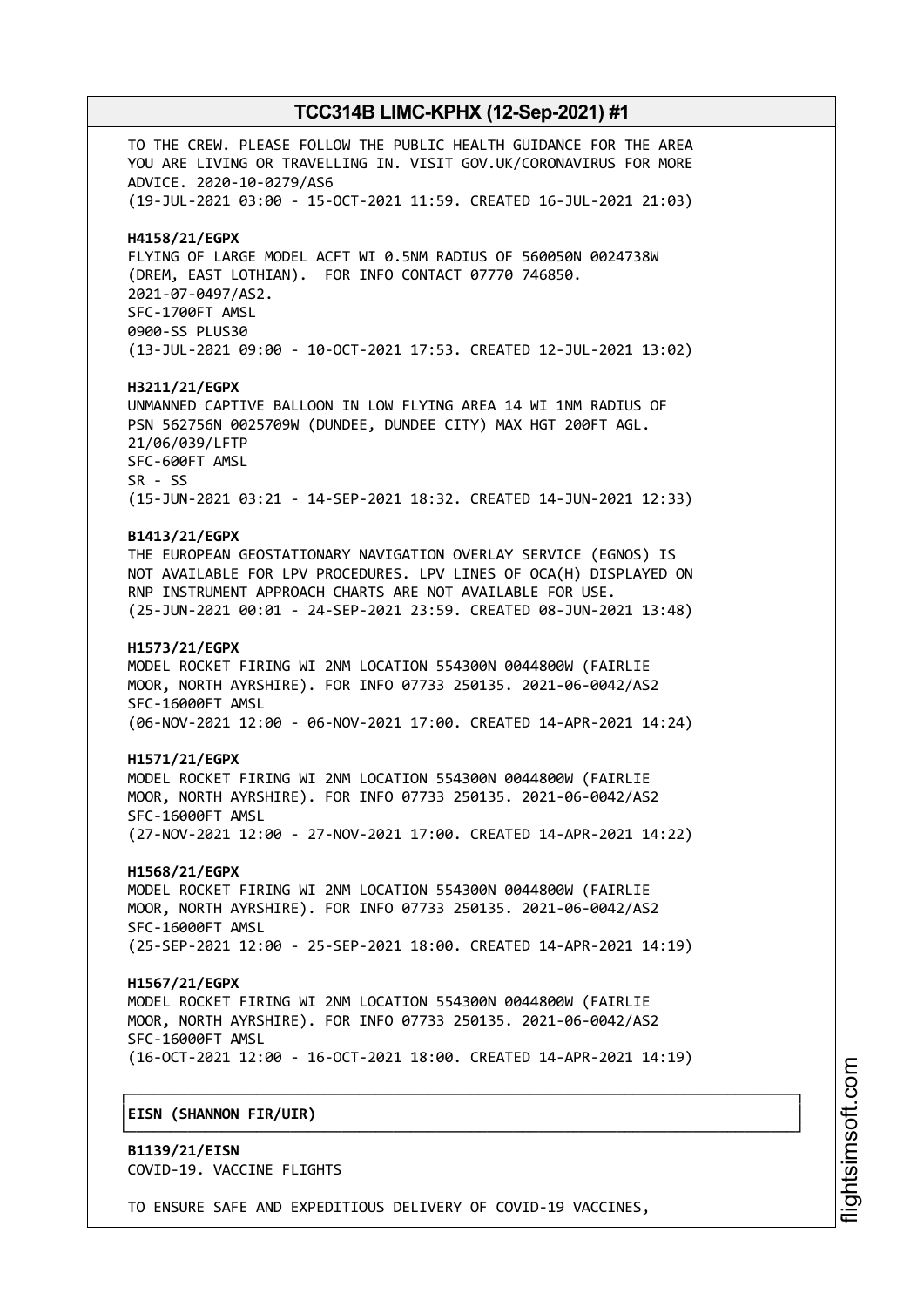TO THE CREW. PLEASE FOLLOW THE PUBLIC HEALTH GUIDANCE FOR THE AREA YOU ARE LIVING OR TRAVELLING IN. VISIT GOV.UK/CORONAVIRUS FOR MORE ADVICE. 2020-10-0279/AS6
(19-JUL-2021 03:00 - 15-OCT-2021 11:59. CREATED 16-JUL-2021 21:03)

**H4158/21/EGPX**
FLYING OF LARGE MODEL ACFT WI 0.5NM RADIUS OF 560050N 0024738W (DREM, EAST LOTHIAN). FOR INFO CONTACT 07770 746850.
2021-07-0497/AS2.
SFC-1700FT AMSL
0900-SS PLUS30
(13-JUL-2021 09:00 - 10-OCT-2021 17:53. CREATED 12-JUL-2021 13:02)

**H3211/21/EGPX**
UNMANNED CAPTIVE BALLOON IN LOW FLYING AREA 14 WI 1NM RADIUS OF PSN 562756N 0025709W (DUNDEE, DUNDEE CITY) MAX HGT 200FT AGL.
21/06/039/LFTP
SFC-600FT AMSL
SR - SS
(15-JUN-2021 03:21 - 14-SEP-2021 18:32. CREATED 14-JUN-2021 12:33)

**B1413/21/EGPX**
THE EUROPEAN GEOSTATIONARY NAVIGATION OVERLAY SERVICE (EGNOS) IS NOT AVAILABLE FOR LPV PROCEDURES. LPV LINES OF OCA(H) DISPLAYED ON RNP INSTRUMENT APPROACH CHARTS ARE NOT AVAILABLE FOR USE.
(25-JUN-2021 00:01 - 24-SEP-2021 23:59. CREATED 08-JUN-2021 13:48)

**H1573/21/EGPX**
MODEL ROCKET FIRING WI 2NM LOCATION 554300N 0044800W (FAIRLIE MOOR, NORTH AYRSHIRE). FOR INFO 07733 250135. 2021-06-0042/AS2
SFC-16000FT AMSL
(06-NOV-2021 12:00 - 06-NOV-2021 17:00. CREATED 14-APR-2021 14:24)

**H1571/21/EGPX**
MODEL ROCKET FIRING WI 2NM LOCATION 554300N 0044800W (FAIRLIE MOOR, NORTH AYRSHIRE). FOR INFO 07733 250135. 2021-06-0042/AS2
SFC-16000FT AMSL
(27-NOV-2021 12:00 - 27-NOV-2021 17:00. CREATED 14-APR-2021 14:22)

**H1568/21/EGPX**
MODEL ROCKET FIRING WI 2NM LOCATION 554300N 0044800W (FAIRLIE MOOR, NORTH AYRSHIRE). FOR INFO 07733 250135. 2021-06-0042/AS2
SFC-16000FT AMSL
(25-SEP-2021 12:00 - 25-SEP-2021 18:00. CREATED 14-APR-2021 14:19)

**H1567/21/EGPX**
MODEL ROCKET FIRING WI 2NM LOCATION 554300N 0044800W (FAIRLIE MOOR, NORTH AYRSHIRE). FOR INFO 07733 250135. 2021-06-0042/AS2
SFC-16000FT AMSL
(16-OCT-2021 12:00 - 16-OCT-2021 18:00. CREATED 14-APR-2021 14:19)

**EISN (SHANNON FIR/UIR)**

**B1139/21/EISN**
COVID-19. VACCINE FLIGHTS

TO ENSURE SAFE AND EXPEDITIOUS DELIVERY OF COVID-19 VACCINES,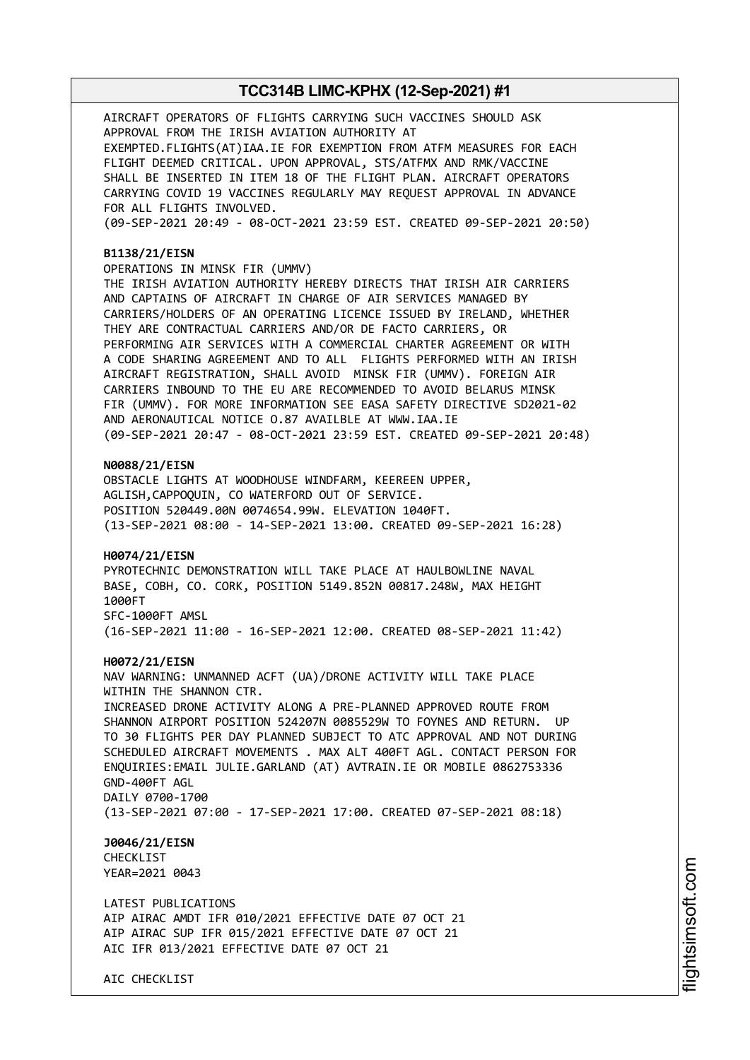AIRCRAFT OPERATORS OF FLIGHTS CARRYING SUCH VACCINES SHOULD ASK APPROVAL FROM THE IRISH AVIATION AUTHORITY AT EXEMPTED.FLIGHTS(AT)IAA.IE FOR EXEMPTION FROM ATFM MEASURES FOR EACH FLIGHT DEEMED CRITICAL. UPON APPROVAL, STS/ATFMX AND RMK/VACCINE SHALL BE INSERTED IN ITEM 18 OF THE FLIGHT PLAN. AIRCRAFT OPERATORS CARRYING COVID 19 VACCINES REGULARLY MAY REQUEST APPROVAL IN ADVANCE FOR ALL FLIGHTS INVOLVED.
(09-SEP-2021 20:49 - 08-OCT-2021 23:59 EST. CREATED 09-SEP-2021 20:50)

**B1138/21/EISN**
OPERATIONS IN MINSK FIR (UMMV)
THE IRISH AVIATION AUTHORITY HEREBY DIRECTS THAT IRISH AIR CARRIERS AND CAPTAINS OF AIRCRAFT IN CHARGE OF AIR SERVICES MANAGED BY CARRIERS/HOLDERS OF AN OPERATING LICENCE ISSUED BY IRELAND, WHETHER THEY ARE CONTRACTUAL CARRIERS AND/OR DE FACTO CARRIERS, OR PERFORMING AIR SERVICES WITH A COMMERCIAL CHARTER AGREEMENT OR WITH A CODE SHARING AGREEMENT AND TO ALL FLIGHTS PERFORMED WITH AN IRISH AIRCRAFT REGISTRATION, SHALL AVOID MINSK FIR (UMMV). FOREIGN AIR CARRIERS INBOUND TO THE EU ARE RECOMMENDED TO AVOID BELARUS MINSK FIR (UMMV). FOR MORE INFORMATION SEE EASA SAFETY DIRECTIVE SD2021-02 AND AERONAUTICAL NOTICE O.87 AVAILBLE AT WWW.IAA.IE
(09-SEP-2021 20:47 - 08-OCT-2021 23:59 EST. CREATED 09-SEP-2021 20:48)

**N0088/21/EISN**
OBSTACLE LIGHTS AT WOODHOUSE WINDFARM, KEEREEN UPPER, AGLISH,CAPPOQUIN, CO WATERFORD OUT OF SERVICE.
POSITION 520449.00N 0074654.99W. ELEVATION 1040FT.
(13-SEP-2021 08:00 - 14-SEP-2021 13:00. CREATED 09-SEP-2021 16:28)

**H0074/21/EISN**
PYROTECHNIC DEMONSTRATION WILL TAKE PLACE AT HAULBOWLINE NAVAL BASE, COBH, CO. CORK, POSITION 5149.852N 00817.248W, MAX HEIGHT 1000FT
SFC-1000FT AMSL
(16-SEP-2021 11:00 - 16-SEP-2021 12:00. CREATED 08-SEP-2021 11:42)

**H0072/21/EISN**
NAV WARNING: UNMANNED ACFT (UA)/DRONE ACTIVITY WILL TAKE PLACE WITHIN THE SHANNON CTR.
INCREASED DRONE ACTIVITY ALONG A PRE-PLANNED APPROVED ROUTE FROM SHANNON AIRPORT POSITION 524207N 0085529W TO FOYNES AND RETURN. UP TO 30 FLIGHTS PER DAY PLANNED SUBJECT TO ATC APPROVAL AND NOT DURING SCHEDULED AIRCRAFT MOVEMENTS . MAX ALT 400FT AGL. CONTACT PERSON FOR ENQUIRIES:EMAIL JULIE.GARLAND (AT) AVTRAIN.IE OR MOBILE 0862753336
GND-400FT AGL
DAILY 0700-1700
(13-SEP-2021 07:00 - 17-SEP-2021 17:00. CREATED 07-SEP-2021 08:18)

**J0046/21/EISN**
CHECKLIST
YEAR=2021 0043

LATEST PUBLICATIONS
AIP AIRAC AMDT IFR 010/2021 EFFECTIVE DATE 07 OCT 21
AIP AIRAC SUP IFR 015/2021 EFFECTIVE DATE 07 OCT 21
AIC IFR 013/2021 EFFECTIVE DATE 07 OCT 21

AIC CHECKLIST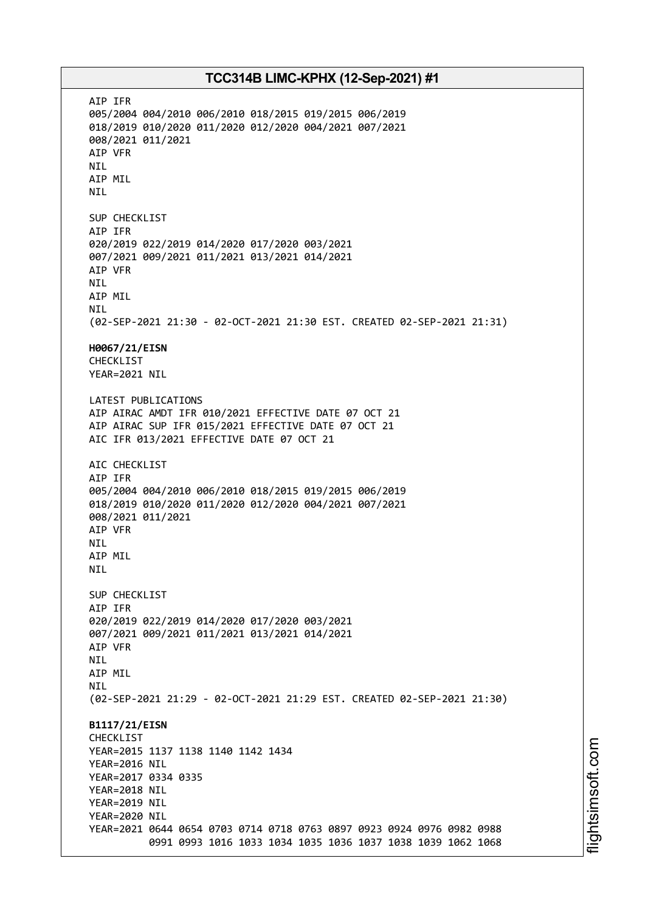AIP IFR
005/2004 004/2010 006/2010 018/2015 019/2015 006/2019
018/2019 010/2020 011/2020 012/2020 004/2021 007/2021
008/2021 011/2021
AIP VFR
NIL
AIP MIL
NIL

SUP CHECKLIST
AIP IFR
020/2019 022/2019 014/2020 017/2020 003/2021
007/2021 009/2021 011/2021 013/2021 014/2021
AIP VFR
NIL
AIP MIL
NIL
(02-SEP-2021 21:30 - 02-OCT-2021 21:30 EST. CREATED 02-SEP-2021 21:31)

**H0067/21/EISN**
CHECKLIST
YEAR=2021 NIL

LATEST PUBLICATIONS
AIP AIRAC AMDT IFR 010/2021 EFFECTIVE DATE 07 OCT 21
AIP AIRAC SUP IFR 015/2021 EFFECTIVE DATE 07 OCT 21
AIC IFR 013/2021 EFFECTIVE DATE 07 OCT 21

AIC CHECKLIST
AIP IFR
005/2004 004/2010 006/2010 018/2015 019/2015 006/2019
018/2019 010/2020 011/2020 012/2020 004/2021 007/2021
008/2021 011/2021
AIP VFR
NIL
AIP MIL
NIL

SUP CHECKLIST
AIP IFR
020/2019 022/2019 014/2020 017/2020 003/2021
007/2021 009/2021 011/2021 013/2021 014/2021
AIP VFR
NIL
AIP MIL
NIL
(02-SEP-2021 21:29 - 02-OCT-2021 21:29 EST. CREATED 02-SEP-2021 21:30)

**B1117/21/EISN**
CHECKLIST
YEAR=2015 1137 1138 1140 1142 1434
YEAR=2016 NIL
YEAR=2017 0334 0335
YEAR=2018 NIL
YEAR=2019 NIL
YEAR=2020 NIL
YEAR=2021 0644 0654 0703 0714 0718 0763 0897 0923 0924 0976 0982 0988
0991 0993 1016 1033 1034 1035 1036 1037 1038 1039 1062 1068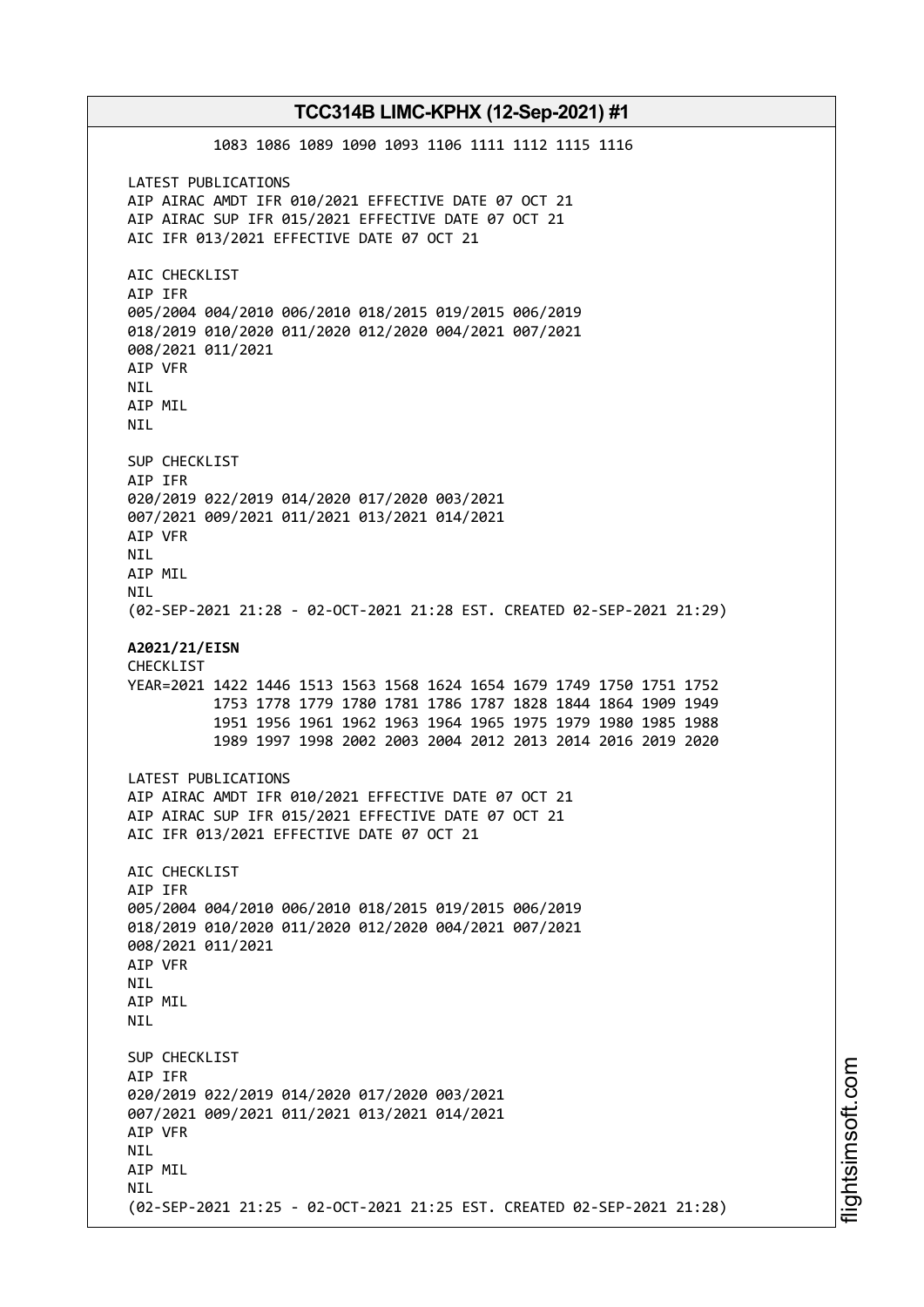1083 1086 1089 1090 1093 1106 1111 1112 1115 1116

LATEST PUBLICATIONS
AIP AIRAC AMDT IFR 010/2021 EFFECTIVE DATE 07 OCT 21
AIP AIRAC SUP IFR 015/2021 EFFECTIVE DATE 07 OCT 21
AIC IFR 013/2021 EFFECTIVE DATE 07 OCT 21

AIC CHECKLIST
AIP IFR
005/2004 004/2010 006/2010 018/2015 019/2015 006/2019
018/2019 010/2020 011/2020 012/2020 004/2021 007/2021
008/2021 011/2021
AIP VFR
NIL
AIP MIL
NIL

SUP CHECKLIST
AIP IFR
020/2019 022/2019 014/2020 017/2020 003/2021
007/2021 009/2021 011/2021 013/2021 014/2021
AIP VFR
NIL
AIP MIL
NIL
(02-SEP-2021 21:28 - 02-OCT-2021 21:28 EST. CREATED 02-SEP-2021 21:29)

**A2021/21/EISN**
CHECKLIST
YEAR=2021 1422 1446 1513 1563 1568 1624 1654 1679 1749 1750 1751 1752
1753 1778 1779 1780 1781 1786 1787 1828 1844 1864 1909 1949
1951 1956 1961 1962 1963 1964 1965 1975 1979 1980 1985 1988
1989 1997 1998 2002 2003 2004 2012 2013 2014 2016 2019 2020

LATEST PUBLICATIONS
AIP AIRAC AMDT IFR 010/2021 EFFECTIVE DATE 07 OCT 21
AIP AIRAC SUP IFR 015/2021 EFFECTIVE DATE 07 OCT 21
AIC IFR 013/2021 EFFECTIVE DATE 07 OCT 21

AIC CHECKLIST
AIP IFR
005/2004 004/2010 006/2010 018/2015 019/2015 006/2019
018/2019 010/2020 011/2020 012/2020 004/2021 007/2021
008/2021 011/2021
AIP VFR
NIL
AIP MIL
NIL

SUP CHECKLIST
AIP IFR
020/2019 022/2019 014/2020 017/2020 003/2021
007/2021 009/2021 011/2021 013/2021 014/2021
AIP VFR
NIL
AIP MIL
NIL
(02-SEP-2021 21:25 - 02-OCT-2021 21:25 EST. CREATED 02-SEP-2021 21:28)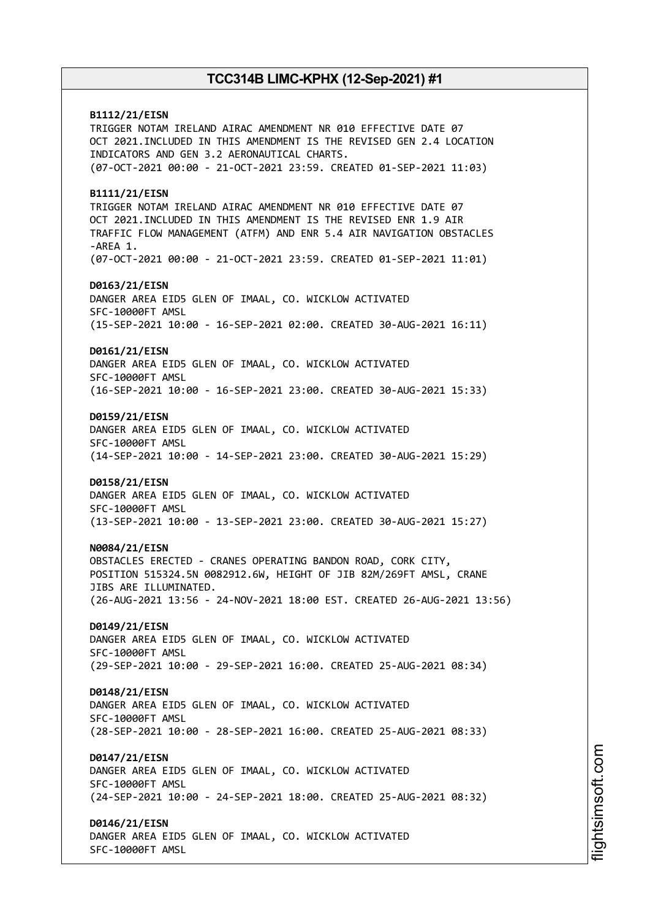**B1112/21/EISN**
TRIGGER NOTAM IRELAND AIRAC AMENDMENT NR 010 EFFECTIVE DATE 07 OCT 2021.INCLUDED IN THIS AMENDMENT IS THE REVISED GEN 2.4 LOCATION INDICATORS AND GEN 3.2 AERONAUTICAL CHARTS.
(07-OCT-2021 00:00 - 21-OCT-2021 23:59. CREATED 01-SEP-2021 11:03)

**B1111/21/EISN**
TRIGGER NOTAM IRELAND AIRAC AMENDMENT NR 010 EFFECTIVE DATE 07 OCT 2021.INCLUDED IN THIS AMENDMENT IS THE REVISED ENR 1.9 AIR TRAFFIC FLOW MANAGEMENT (ATFM) AND ENR 5.4 AIR NAVIGATION OBSTACLES -AREA 1.
(07-OCT-2021 00:00 - 21-OCT-2021 23:59. CREATED 01-SEP-2021 11:01)

**D0163/21/EISN**
DANGER AREA EID5 GLEN OF IMAAL, CO. WICKLOW ACTIVATED
SFC-10000FT AMSL
(15-SEP-2021 10:00 - 16-SEP-2021 02:00. CREATED 30-AUG-2021 16:11)

**D0161/21/EISN**
DANGER AREA EID5 GLEN OF IMAAL, CO. WICKLOW ACTIVATED
SFC-10000FT AMSL
(16-SEP-2021 10:00 - 16-SEP-2021 23:00. CREATED 30-AUG-2021 15:33)

**D0159/21/EISN**
DANGER AREA EID5 GLEN OF IMAAL, CO. WICKLOW ACTIVATED
SFC-10000FT AMSL
(14-SEP-2021 10:00 - 14-SEP-2021 23:00. CREATED 30-AUG-2021 15:29)

**D0158/21/EISN**
DANGER AREA EID5 GLEN OF IMAAL, CO. WICKLOW ACTIVATED
SFC-10000FT AMSL
(13-SEP-2021 10:00 - 13-SEP-2021 23:00. CREATED 30-AUG-2021 15:27)

**N0084/21/EISN**
OBSTACLES ERECTED - CRANES OPERATING BANDON ROAD, CORK CITY, POSITION 515324.5N 0082912.6W, HEIGHT OF JIB 82M/269FT AMSL, CRANE JIBS ARE ILLUMINATED.
(26-AUG-2021 13:56 - 24-NOV-2021 18:00 EST. CREATED 26-AUG-2021 13:56)

**D0149/21/EISN**
DANGER AREA EID5 GLEN OF IMAAL, CO. WICKLOW ACTIVATED
SFC-10000FT AMSL
(29-SEP-2021 10:00 - 29-SEP-2021 16:00. CREATED 25-AUG-2021 08:34)

**D0148/21/EISN**
DANGER AREA EID5 GLEN OF IMAAL, CO. WICKLOW ACTIVATED
SFC-10000FT AMSL
(28-SEP-2021 10:00 - 28-SEP-2021 16:00. CREATED 25-AUG-2021 08:33)

**D0147/21/EISN**
DANGER AREA EID5 GLEN OF IMAAL, CO. WICKLOW ACTIVATED
SFC-10000FT AMSL
(24-SEP-2021 10:00 - 24-SEP-2021 18:00. CREATED 25-AUG-2021 08:32)

**D0146/21/EISN**
DANGER AREA EID5 GLEN OF IMAAL, CO. WICKLOW ACTIVATED
SFC-10000FT AMSL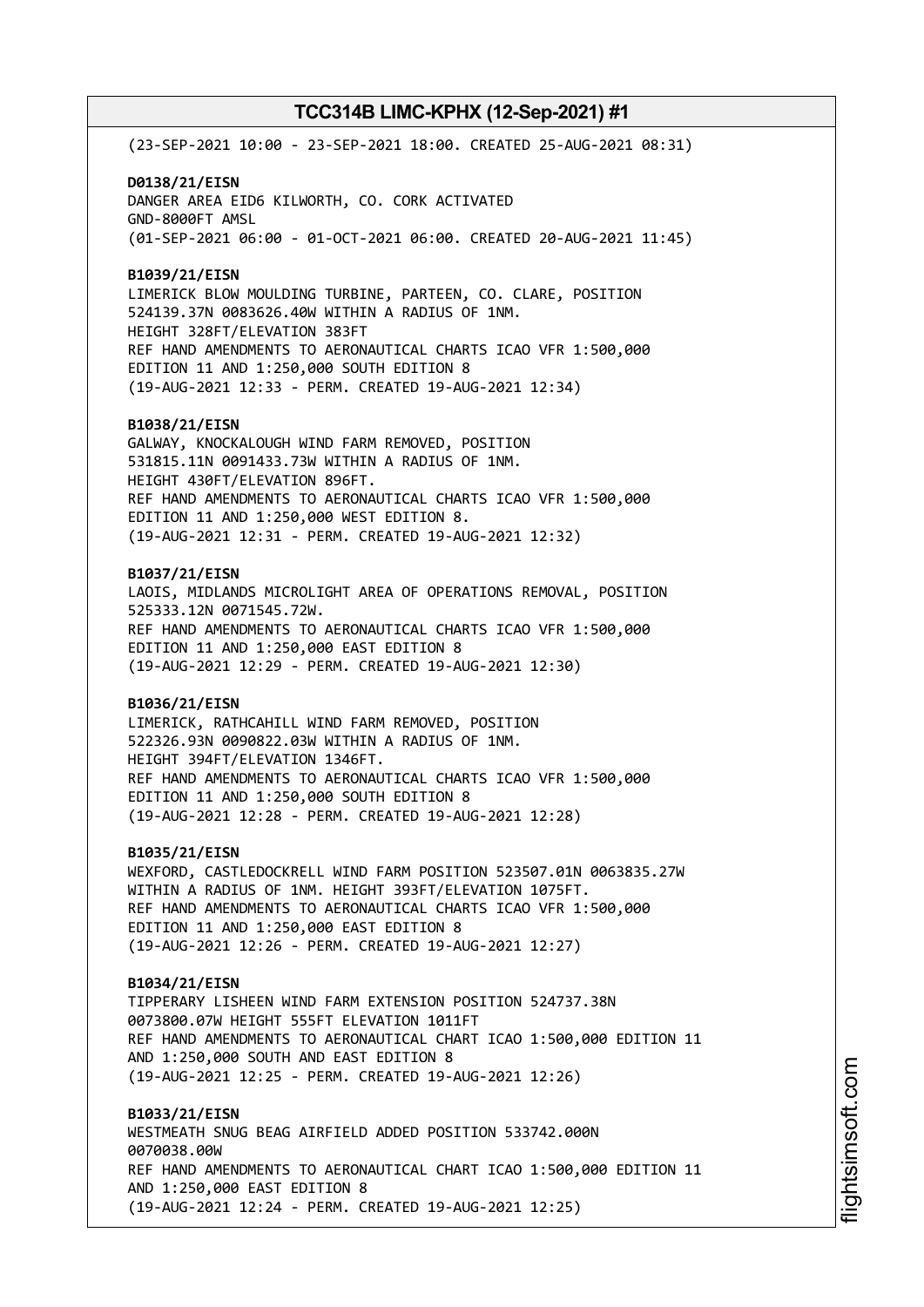(23-SEP-2021 10:00 - 23-SEP-2021 18:00. CREATED 25-AUG-2021 08:31)

**D0138/21/EISN**
DANGER AREA EID6 KILWORTH, CO. CORK ACTIVATED
GND-8000FT AMSL
(01-SEP-2021 06:00 - 01-OCT-2021 06:00. CREATED 20-AUG-2021 11:45)

**B1039/21/EISN**
LIMERICK BLOW MOULDING TURBINE, PARTEEN, CO. CLARE, POSITION
524139.37N 0083626.40W WITHIN A RADIUS OF 1NM.
HEIGHT 328FT/ELEVATION 383FT
REF HAND AMENDMENTS TO AERONAUTICAL CHARTS ICAO VFR 1:500,000
EDITION 11 AND 1:250,000 SOUTH EDITION 8
(19-AUG-2021 12:33 - PERM. CREATED 19-AUG-2021 12:34)

**B1038/21/EISN**
GALWAY, KNOCKALOUGH WIND FARM REMOVED, POSITION
531815.11N 0091433.73W WITHIN A RADIUS OF 1NM.
HEIGHT 430FT/ELEVATION 896FT.
REF HAND AMENDMENTS TO AERONAUTICAL CHARTS ICAO VFR 1:500,000
EDITION 11 AND 1:250,000 WEST EDITION 8.
(19-AUG-2021 12:31 - PERM. CREATED 19-AUG-2021 12:32)

**B1037/21/EISN**
LAOIS, MIDLANDS MICROLIGHT AREA OF OPERATIONS REMOVAL, POSITION
525333.12N 0071545.72W.
REF HAND AMENDMENTS TO AERONAUTICAL CHARTS ICAO VFR 1:500,000
EDITION 11 AND 1:250,000 EAST EDITION 8
(19-AUG-2021 12:29 - PERM. CREATED 19-AUG-2021 12:30)

**B1036/21/EISN**
LIMERICK, RATHCAHILL WIND FARM REMOVED, POSITION
522326.93N 0090822.03W WITHIN A RADIUS OF 1NM.
HEIGHT 394FT/ELEVATION 1346FT.
REF HAND AMENDMENTS TO AERONAUTICAL CHARTS ICAO VFR 1:500,000
EDITION 11 AND 1:250,000 SOUTH EDITION 8
(19-AUG-2021 12:28 - PERM. CREATED 19-AUG-2021 12:28)

**B1035/21/EISN**
WEXFORD, CASTLEDOCKRELL WIND FARM POSITION 523507.01N 0063835.27W
WITHIN A RADIUS OF 1NM. HEIGHT 393FT/ELEVATION 1075FT.
REF HAND AMENDMENTS TO AERONAUTICAL CHARTS ICAO VFR 1:500,000
EDITION 11 AND 1:250,000 EAST EDITION 8
(19-AUG-2021 12:26 - PERM. CREATED 19-AUG-2021 12:27)

**B1034/21/EISN**
TIPPERARY LISHEEN WIND FARM EXTENSION POSITION 524737.38N
0073800.07W HEIGHT 555FT ELEVATION 1011FT
REF HAND AMENDMENTS TO AERONAUTICAL CHART ICAO 1:500,000 EDITION 11
AND 1:250,000 SOUTH AND EAST EDITION 8
(19-AUG-2021 12:25 - PERM. CREATED 19-AUG-2021 12:26)

**B1033/21/EISN**
WESTMEATH SNUG BEAG AIRFIELD ADDED POSITION 533742.000N
0070038.00W
REF HAND AMENDMENTS TO AERONAUTICAL CHART ICAO 1:500,000 EDITION 11
AND 1:250,000 EAST EDITION 8
(19-AUG-2021 12:24 - PERM. CREATED 19-AUG-2021 12:25)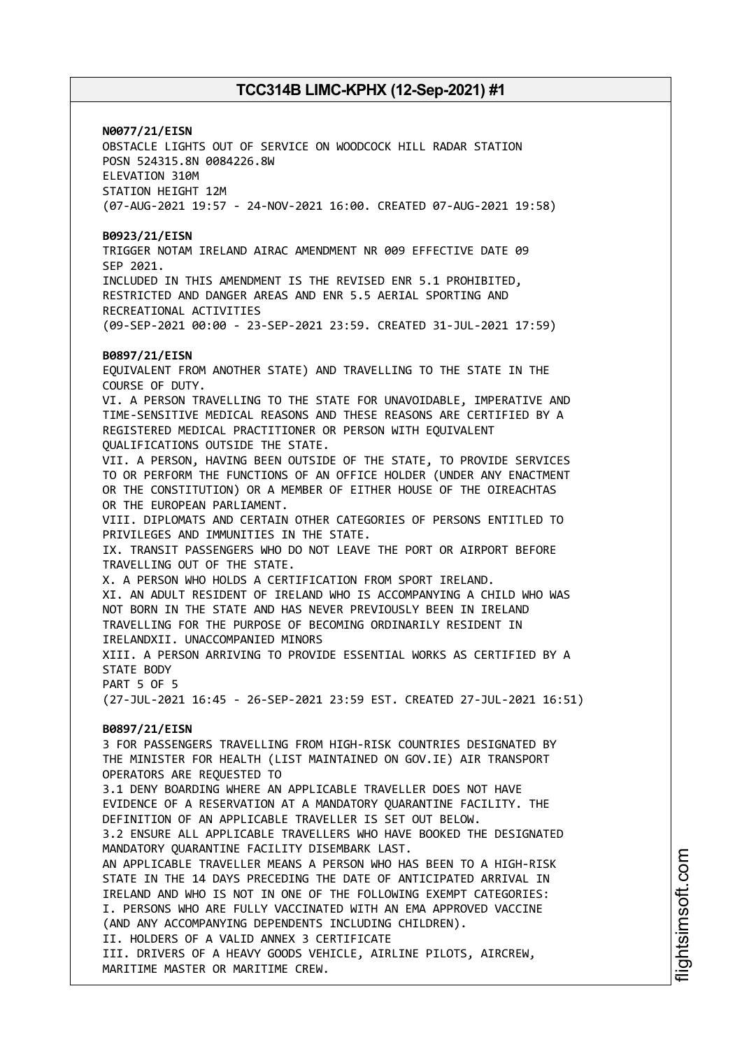**N0077/21/EISN**
OBSTACLE LIGHTS OUT OF SERVICE ON WOODCOCK HILL RADAR STATION
POSN 524315.8N 0084226.8W
ELEVATION 310M
STATION HEIGHT 12M
(07-AUG-2021 19:57 - 24-NOV-2021 16:00. CREATED 07-AUG-2021 19:58)

**B0923/21/EISN**
TRIGGER NOTAM IRELAND AIRAC AMENDMENT NR 009 EFFECTIVE DATE 09 SEP 2021.
INCLUDED IN THIS AMENDMENT IS THE REVISED ENR 5.1 PROHIBITED, RESTRICTED AND DANGER AREAS AND ENR 5.5 AERIAL SPORTING AND RECREATIONAL ACTIVITIES
(09-SEP-2021 00:00 - 23-SEP-2021 23:59. CREATED 31-JUL-2021 17:59)

**B0897/21/EISN**
EQUIVALENT FROM ANOTHER STATE) AND TRAVELLING TO THE STATE IN THE COURSE OF DUTY.
VI. A PERSON TRAVELLING TO THE STATE FOR UNAVOIDABLE, IMPERATIVE AND TIME-SENSITIVE MEDICAL REASONS AND THESE REASONS ARE CERTIFIED BY A REGISTERED MEDICAL PRACTITIONER OR PERSON WITH EQUIVALENT QUALIFICATIONS OUTSIDE THE STATE.
VII. A PERSON, HAVING BEEN OUTSIDE OF THE STATE, TO PROVIDE SERVICES TO OR PERFORM THE FUNCTIONS OF AN OFFICE HOLDER (UNDER ANY ENACTMENT OR THE CONSTITUTION) OR A MEMBER OF EITHER HOUSE OF THE OIREACHTAS OR THE EUROPEAN PARLIAMENT.
VIII. DIPLOMATS AND CERTAIN OTHER CATEGORIES OF PERSONS ENTITLED TO PRIVILEGES AND IMMUNITIES IN THE STATE.
IX. TRANSIT PASSENGERS WHO DO NOT LEAVE THE PORT OR AIRPORT BEFORE TRAVELLING OUT OF THE STATE.
X. A PERSON WHO HOLDS A CERTIFICATION FROM SPORT IRELAND.
XI. AN ADULT RESIDENT OF IRELAND WHO IS ACCOMPANYING A CHILD WHO WAS NOT BORN IN THE STATE AND HAS NEVER PREVIOUSLY BEEN IN IRELAND TRAVELLING FOR THE PURPOSE OF BECOMING ORDINARILY RESIDENT IN IRELANDXII. UNACCOMPANIED MINORS
XIII. A PERSON ARRIVING TO PROVIDE ESSENTIAL WORKS AS CERTIFIED BY A STATE BODY
PART 5 OF 5
(27-JUL-2021 16:45 - 26-SEP-2021 23:59 EST. CREATED 27-JUL-2021 16:51)

**B0897/21/EISN**
3 FOR PASSENGERS TRAVELLING FROM HIGH-RISK COUNTRIES DESIGNATED BY THE MINISTER FOR HEALTH (LIST MAINTAINED ON GOV.IE) AIR TRANSPORT OPERATORS ARE REQUESTED TO
3.1 DENY BOARDING WHERE AN APPLICABLE TRAVELLER DOES NOT HAVE EVIDENCE OF A RESERVATION AT A MANDATORY QUARANTINE FACILITY. THE DEFINITION OF AN APPLICABLE TRAVELLER IS SET OUT BELOW.
3.2 ENSURE ALL APPLICABLE TRAVELLERS WHO HAVE BOOKED THE DESIGNATED MANDATORY QUARANTINE FACILITY DISEMBARK LAST.
AN APPLICABLE TRAVELLER MEANS A PERSON WHO HAS BEEN TO A HIGH-RISK STATE IN THE 14 DAYS PRECEDING THE DATE OF ANTICIPATED ARRIVAL IN IRELAND AND WHO IS NOT IN ONE OF THE FOLLOWING EXEMPT CATEGORIES:
I. PERSONS WHO ARE FULLY VACCINATED WITH AN EMA APPROVED VACCINE (AND ANY ACCOMPANYING DEPENDENTS INCLUDING CHILDREN).
II. HOLDERS OF A VALID ANNEX 3 CERTIFICATE
III. DRIVERS OF A HEAVY GOODS VEHICLE, AIRLINE PILOTS, AIRCREW, MARITIME MASTER OR MARITIME CREW.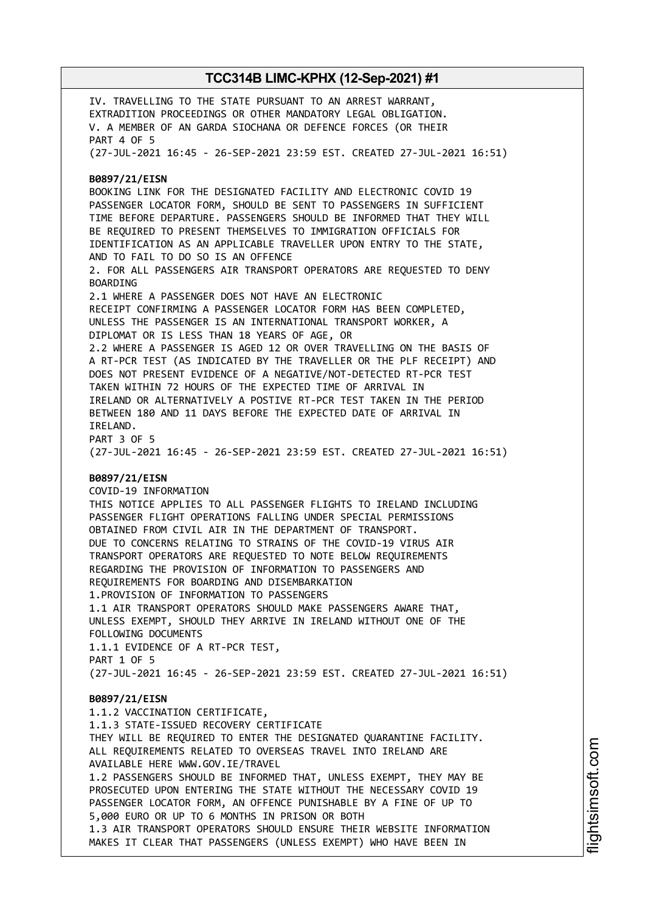IV. TRAVELLING TO THE STATE PURSUANT TO AN ARREST WARRANT,
EXTRADITION PROCEEDINGS OR OTHER MANDATORY LEGAL OBLIGATION.
V. A MEMBER OF AN GARDA SIOCHANA OR DEFENCE FORCES (OR THEIR
PART 4 OF 5
(27-JUL-2021 16:45 - 26-SEP-2021 23:59 EST. CREATED 27-JUL-2021 16:51)

**B0897/21/EISN**
BOOKING LINK FOR THE DESIGNATED FACILITY AND ELECTRONIC COVID 19
PASSENGER LOCATOR FORM, SHOULD BE SENT TO PASSENGERS IN SUFFICIENT
TIME BEFORE DEPARTURE. PASSENGERS SHOULD BE INFORMED THAT THEY WILL
BE REQUIRED TO PRESENT THEMSELVES TO IMMIGRATION OFFICIALS FOR
IDENTIFICATION AS AN APPLICABLE TRAVELLER UPON ENTRY TO THE STATE,
AND TO FAIL TO DO SO IS AN OFFENCE
2. FOR ALL PASSENGERS AIR TRANSPORT OPERATORS ARE REQUESTED TO DENY
BOARDING
2.1 WHERE A PASSENGER DOES NOT HAVE AN ELECTRONIC
RECEIPT CONFIRMING A PASSENGER LOCATOR FORM HAS BEEN COMPLETED,
UNLESS THE PASSENGER IS AN INTERNATIONAL TRANSPORT WORKER, A
DIPLOMAT OR IS LESS THAN 18 YEARS OF AGE, OR
2.2 WHERE A PASSENGER IS AGED 12 OR OVER TRAVELLING ON THE BASIS OF
A RT-PCR TEST (AS INDICATED BY THE TRAVELLER OR THE PLF RECEIPT) AND
DOES NOT PRESENT EVIDENCE OF A NEGATIVE/NOT-DETECTED RT-PCR TEST
TAKEN WITHIN 72 HOURS OF THE EXPECTED TIME OF ARRIVAL IN
IRELAND OR ALTERNATIVELY A POSTIVE RT-PCR TEST TAKEN IN THE PERIOD
BETWEEN 180 AND 11 DAYS BEFORE THE EXPECTED DATE OF ARRIVAL IN
IRELAND.
PART 3 OF 5
(27-JUL-2021 16:45 - 26-SEP-2021 23:59 EST. CREATED 27-JUL-2021 16:51)

**B0897/21/EISN**
COVID-19 INFORMATION
THIS NOTICE APPLIES TO ALL PASSENGER FLIGHTS TO IRELAND INCLUDING
PASSENGER FLIGHT OPERATIONS FALLING UNDER SPECIAL PERMISSIONS
OBTAINED FROM CIVIL AIR IN THE DEPARTMENT OF TRANSPORT.
DUE TO CONCERNS RELATING TO STRAINS OF THE COVID-19 VIRUS AIR
TRANSPORT OPERATORS ARE REQUESTED TO NOTE BELOW REQUIREMENTS
REGARDING THE PROVISION OF INFORMATION TO PASSENGERS AND
REQUIREMENTS FOR BOARDING AND DISEMBARKATION
1.PROVISION OF INFORMATION TO PASSENGERS
1.1 AIR TRANSPORT OPERATORS SHOULD MAKE PASSENGERS AWARE THAT,
UNLESS EXEMPT, SHOULD THEY ARRIVE IN IRELAND WITHOUT ONE OF THE
FOLLOWING DOCUMENTS
1.1.1 EVIDENCE OF A RT-PCR TEST,
PART 1 OF 5
(27-JUL-2021 16:45 - 26-SEP-2021 23:59 EST. CREATED 27-JUL-2021 16:51)

**B0897/21/EISN**
1.1.2 VACCINATION CERTIFICATE,
1.1.3 STATE-ISSUED RECOVERY CERTIFICATE
THEY WILL BE REQUIRED TO ENTER THE DESIGNATED QUARANTINE FACILITY.
ALL REQUIREMENTS RELATED TO OVERSEAS TRAVEL INTO IRELAND ARE
AVAILABLE HERE WWW.GOV.IE/TRAVEL
1.2 PASSENGERS SHOULD BE INFORMED THAT, UNLESS EXEMPT, THEY MAY BE
PROSECUTED UPON ENTERING THE STATE WITHOUT THE NECESSARY COVID 19
PASSENGER LOCATOR FORM, AN OFFENCE PUNISHABLE BY A FINE OF UP TO
5,000 EURO OR UP TO 6 MONTHS IN PRISON OR BOTH
1.3 AIR TRANSPORT OPERATORS SHOULD ENSURE THEIR WEBSITE INFORMATION
MAKES IT CLEAR THAT PASSENGERS (UNLESS EXEMPT) WHO HAVE BEEN IN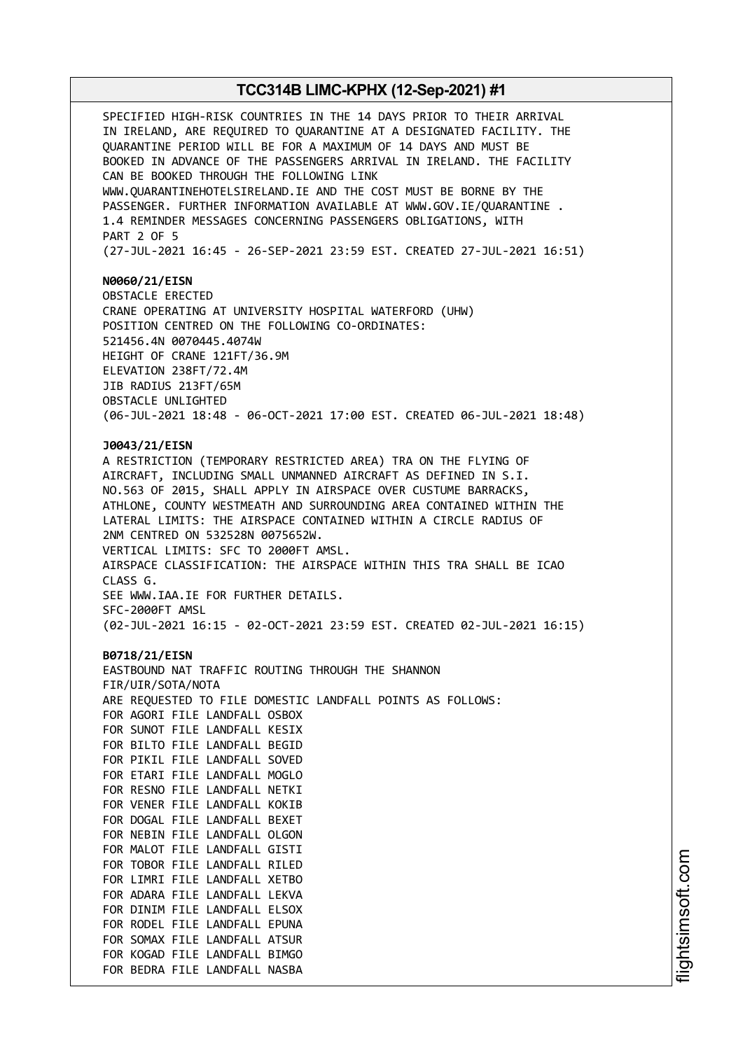SPECIFIED HIGH-RISK COUNTRIES IN THE 14 DAYS PRIOR TO THEIR ARRIVAL IN IRELAND, ARE REQUIRED TO QUARANTINE AT A DESIGNATED FACILITY. THE QUARANTINE PERIOD WILL BE FOR A MAXIMUM OF 14 DAYS AND MUST BE BOOKED IN ADVANCE OF THE PASSENGERS ARRIVAL IN IRELAND. THE FACILITY CAN BE BOOKED THROUGH THE FOLLOWING LINK WWW.QUARANTINEHOTELSIRELAND.IE AND THE COST MUST BE BORNE BY THE PASSENGER. FURTHER INFORMATION AVAILABLE AT WWW.GOV.IE/QUARANTINE .
1.4 REMINDER MESSAGES CONCERNING PASSENGERS OBLIGATIONS, WITH
PART 2 OF 5
(27-JUL-2021 16:45 - 26-SEP-2021 23:59 EST. CREATED 27-JUL-2021 16:51)

**N0060/21/EISN**
OBSTACLE ERECTED
CRANE OPERATING AT UNIVERSITY HOSPITAL WATERFORD (UHW)
POSITION CENTRED ON THE FOLLOWING CO-ORDINATES:
521456.4N 0070445.4074W
HEIGHT OF CRANE 121FT/36.9M
ELEVATION 238FT/72.4M
JIB RADIUS 213FT/65M
OBSTACLE UNLIGHTED
(06-JUL-2021 18:48 - 06-OCT-2021 17:00 EST. CREATED 06-JUL-2021 18:48)

**J0043/21/EISN**
A RESTRICTION (TEMPORARY RESTRICTED AREA) TRA ON THE FLYING OF AIRCRAFT, INCLUDING SMALL UNMANNED AIRCRAFT AS DEFINED IN S.I. NO.563 OF 2015, SHALL APPLY IN AIRSPACE OVER CUSTUME BARRACKS, ATHLONE, COUNTY WESTMEATH AND SURROUNDING AREA CONTAINED WITHIN THE LATERAL LIMITS: THE AIRSPACE CONTAINED WITHIN A CIRCLE RADIUS OF 2NM CENTRED ON 532528N 0075652W.
VERTICAL LIMITS: SFC TO 2000FT AMSL.
AIRSPACE CLASSIFICATION: THE AIRSPACE WITHIN THIS TRA SHALL BE ICAO CLASS G.
SEE WWW.IAA.IE FOR FURTHER DETAILS.
SFC-2000FT AMSL
(02-JUL-2021 16:15 - 02-OCT-2021 23:59 EST. CREATED 02-JUL-2021 16:15)

**B0718/21/EISN**
EASTBOUND NAT TRAFFIC ROUTING THROUGH THE SHANNON
FIR/UIR/SOTA/NOTA
ARE REQUESTED TO FILE DOMESTIC LANDFALL POINTS AS FOLLOWS:
FOR AGORI FILE LANDFALL OSBOX
FOR SUNOT FILE LANDFALL KESIX
FOR BILTO FILE LANDFALL BEGID
FOR PIKIL FILE LANDFALL SOVED
FOR ETARI FILE LANDFALL MOGLO
FOR RESNO FILE LANDFALL NETKI
FOR VENER FILE LANDFALL KOKIB
FOR DOGAL FILE LANDFALL BEXET
FOR NEBIN FILE LANDFALL OLGON
FOR MALOT FILE LANDFALL GISTI
FOR TOBOR FILE LANDFALL RILED
FOR LIMRI FILE LANDFALL XETBO
FOR ADARA FILE LANDFALL LEKVA
FOR DINIM FILE LANDFALL ELSOX
FOR RODEL FILE LANDFALL EPUNA
FOR SOMAX FILE LANDFALL ATSUR
FOR KOGAD FILE LANDFALL BIMGO
FOR BEDRA FILE LANDFALL NASBA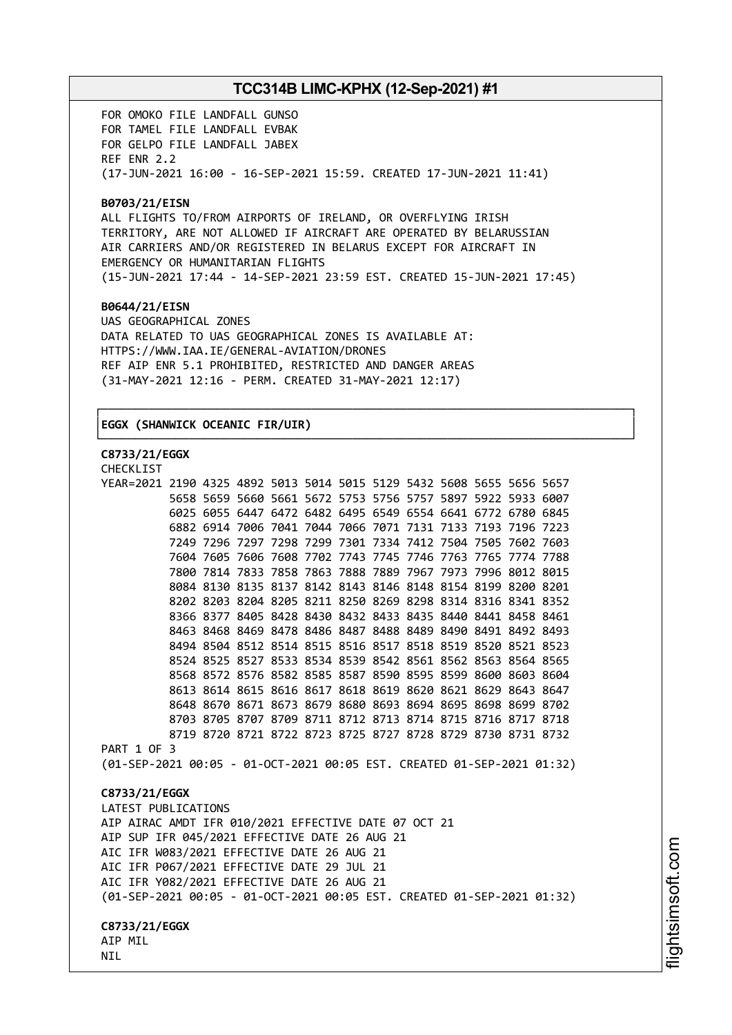FOR OMOKO FILE LANDFALL GUNSO
FOR TAMEL FILE LANDFALL EVBAK
FOR GELPO FILE LANDFALL JABEX
REF ENR 2.2
(17-JUN-2021 16:00 - 16-SEP-2021 15:59. CREATED 17-JUN-2021 11:41)

**B0703/21/EISN**
ALL FLIGHTS TO/FROM AIRPORTS OF IRELAND, OR OVERFLYING IRISH TERRITORY, ARE NOT ALLOWED IF AIRCRAFT ARE OPERATED BY BELARUSSIAN AIR CARRIERS AND/OR REGISTERED IN BELARUS EXCEPT FOR AIRCRAFT IN EMERGENCY OR HUMANITARIAN FLIGHTS
(15-JUN-2021 17:44 - 14-SEP-2021 23:59 EST. CREATED 15-JUN-2021 17:45)

**B0644/21/EISN**
UAS GEOGRAPHICAL ZONES
DATA RELATED TO UAS GEOGRAPHICAL ZONES IS AVAILABLE AT:
HTTPS://WWW.IAA.IE/GENERAL-AVIATION/DRONES
REF AIP ENR 5.1 PROHIBITED, RESTRICTED AND DANGER AREAS
(31-MAY-2021 12:16 - PERM. CREATED 31-MAY-2021 12:17)

## EGGX (SHANWICK OCEANIC FIR/UIR)

**C8733/21/EGGX**
CHECKLIST
```
YEAR=2021 2190 4325 4892 5013 5014 5015 5129 5432 5608 5655 5656 5657
          5658 5659 5660 5661 5672 5753 5756 5757 5897 5922 5933 6007
          6025 6055 6447 6472 6482 6495 6549 6554 6641 6772 6780 6845
          6882 6914 7006 7041 7044 7066 7071 7131 7133 7193 7196 7223
          7249 7296 7297 7298 7299 7301 7334 7412 7504 7505 7602 7603
          7604 7605 7606 7608 7702 7743 7745 7746 7763 7765 7774 7788
          7800 7814 7833 7858 7863 7888 7889 7967 7973 7996 8012 8015
          8084 8130 8135 8137 8142 8143 8146 8148 8154 8199 8200 8201
          8202 8203 8204 8205 8211 8250 8269 8298 8314 8316 8341 8352
          8366 8377 8405 8428 8430 8432 8433 8435 8440 8441 8458 8461
          8463 8468 8469 8478 8486 8487 8488 8489 8490 8491 8492 8493
          8494 8504 8512 8514 8515 8516 8517 8518 8519 8520 8521 8523
          8524 8525 8527 8533 8534 8539 8542 8561 8562 8563 8564 8565
          8568 8572 8576 8582 8585 8587 8590 8595 8599 8600 8603 8604
          8613 8614 8615 8616 8617 8618 8619 8620 8621 8629 8643 8647
          8648 8670 8671 8673 8679 8680 8693 8694 8695 8698 8699 8702
          8703 8705 8707 8709 8711 8712 8713 8714 8715 8716 8717 8718
          8719 8720 8721 8722 8723 8725 8727 8728 8729 8730 8731 8732
```
PART 1 OF 3
(01-SEP-2021 00:05 - 01-OCT-2021 00:05 EST. CREATED 01-SEP-2021 01:32)

**C8733/21/EGGX**
LATEST PUBLICATIONS
AIP AIRAC AMDT IFR 010/2021 EFFECTIVE DATE 07 OCT 21
AIP SUP IFR 045/2021 EFFECTIVE DATE 26 AUG 21
AIC IFR W083/2021 EFFECTIVE DATE 26 AUG 21
AIC IFR P067/2021 EFFECTIVE DATE 29 JUL 21
AIC IFR Y082/2021 EFFECTIVE DATE 26 AUG 21
(01-SEP-2021 00:05 - 01-OCT-2021 00:05 EST. CREATED 01-SEP-2021 01:32)

**C8733/21/EGGX**
AIP MIL
NIL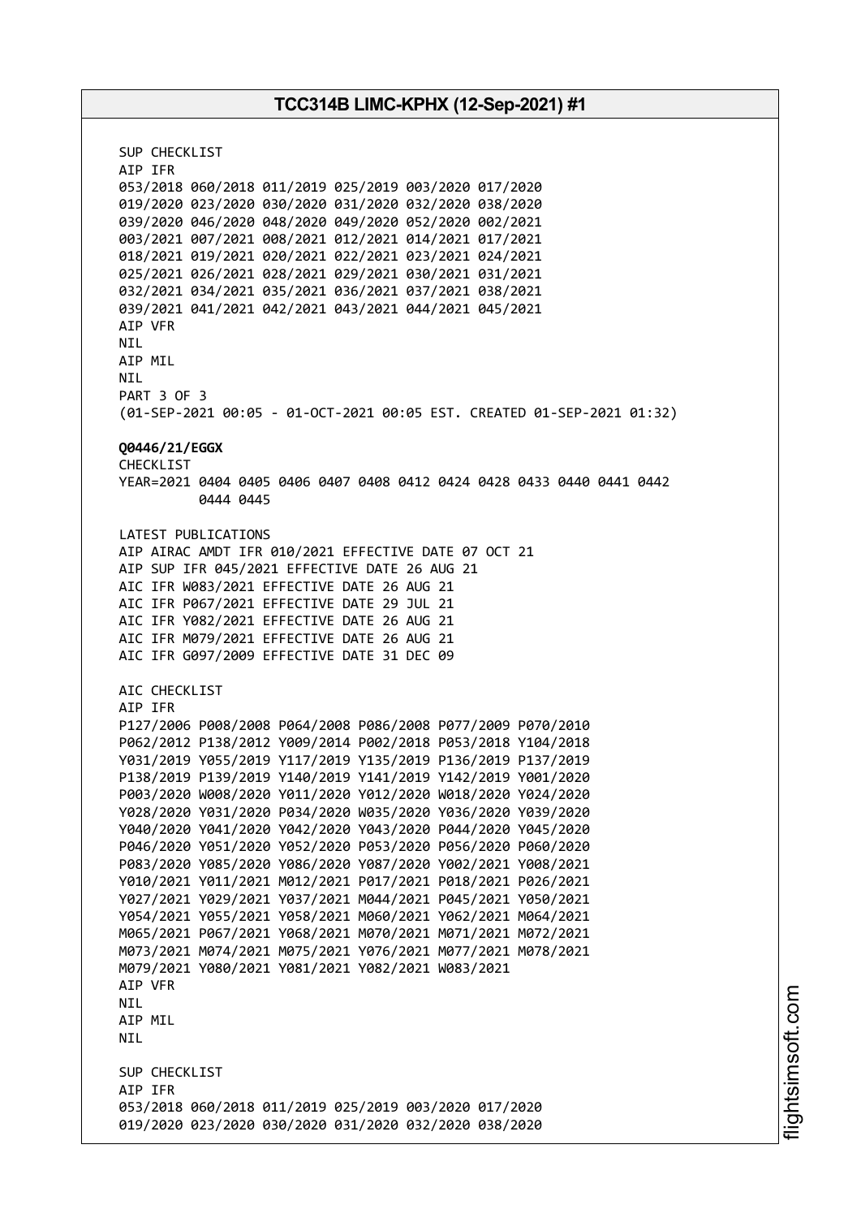SUP CHECKLIST
AIP IFR
053/2018 060/2018 011/2019 025/2019 003/2020 017/2020
019/2020 023/2020 030/2020 031/2020 032/2020 038/2020
039/2020 046/2020 048/2020 049/2020 052/2020 002/2021
003/2021 007/2021 008/2021 012/2021 014/2021 017/2021
018/2021 019/2021 020/2021 022/2021 023/2021 024/2021
025/2021 026/2021 028/2021 029/2021 030/2021 031/2021
032/2021 034/2021 035/2021 036/2021 037/2021 038/2021
039/2021 041/2021 042/2021 043/2021 044/2021 045/2021
AIP VFR
NIL
AIP MIL
NIL
PART 3 OF 3
(01-SEP-2021 00:05 - 01-OCT-2021 00:05 EST. CREATED 01-SEP-2021 01:32)

**Q0446/21/EGGX**
CHECKLIST
YEAR=2021 0404 0405 0406 0407 0408 0412 0424 0428 0433 0440 0441 0442
0444 0445

LATEST PUBLICATIONS
AIP AIRAC AMDT IFR 010/2021 EFFECTIVE DATE 07 OCT 21
AIP SUP IFR 045/2021 EFFECTIVE DATE 26 AUG 21
AIC IFR W083/2021 EFFECTIVE DATE 26 AUG 21
AIC IFR P067/2021 EFFECTIVE DATE 29 JUL 21
AIC IFR Y082/2021 EFFECTIVE DATE 26 AUG 21
AIC IFR M079/2021 EFFECTIVE DATE 26 AUG 21
AIC IFR G097/2009 EFFECTIVE DATE 31 DEC 09

AIC CHECKLIST
AIP IFR
P127/2006 P008/2008 P064/2008 P086/2008 P077/2009 P070/2010
P062/2012 P138/2012 Y009/2014 P002/2018 P053/2018 Y104/2018
Y031/2019 Y055/2019 Y117/2019 Y135/2019 P136/2019 P137/2019
P138/2019 P139/2019 Y140/2019 Y141/2019 Y142/2019 Y001/2020
P003/2020 W008/2020 Y011/2020 Y012/2020 W018/2020 Y024/2020
Y028/2020 Y031/2020 P034/2020 W035/2020 Y036/2020 Y039/2020
Y040/2020 Y041/2020 Y042/2020 Y043/2020 P044/2020 Y045/2020
P046/2020 Y051/2020 Y052/2020 P053/2020 P056/2020 P060/2020
P083/2020 Y085/2020 Y086/2020 Y087/2020 Y002/2021 Y008/2021
Y010/2021 Y011/2021 M012/2021 P017/2021 P018/2021 P026/2021
Y027/2021 Y029/2021 Y037/2021 M044/2021 P045/2021 Y050/2021
Y054/2021 Y055/2021 Y058/2021 M060/2021 Y062/2021 M064/2021
M065/2021 P067/2021 Y068/2021 M070/2021 M071/2021 M072/2021
M073/2021 M074/2021 M075/2021 Y076/2021 M077/2021 M078/2021
M079/2021 Y080/2021 Y081/2021 Y082/2021 W083/2021
AIP VFR
NIL
AIP MIL
NIL

SUP CHECKLIST
AIP IFR
053/2018 060/2018 011/2019 025/2019 003/2020 017/2020
019/2020 023/2020 030/2020 031/2020 032/2020 038/2020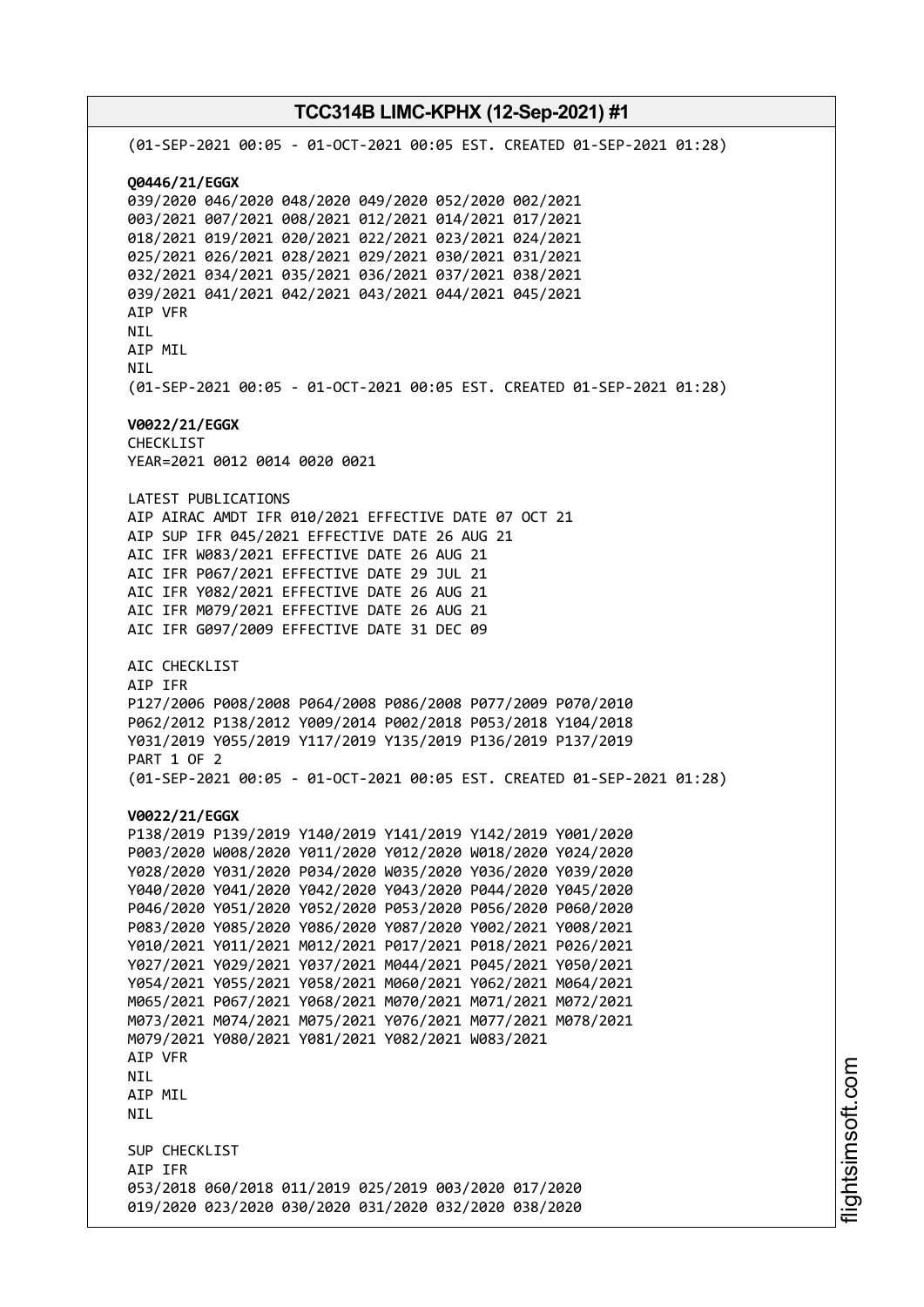(01-SEP-2021 00:05 - 01-OCT-2021 00:05 EST. CREATED 01-SEP-2021 01:28)

**Q0446/21/EGGX**
039/2020 046/2020 048/2020 049/2020 052/2020 002/2021
003/2021 007/2021 008/2021 012/2021 014/2021 017/2021
018/2021 019/2021 020/2021 022/2021 023/2021 024/2021
025/2021 026/2021 028/2021 029/2021 030/2021 031/2021
032/2021 034/2021 035/2021 036/2021 037/2021 038/2021
039/2021 041/2021 042/2021 043/2021 044/2021 045/2021
AIP VFR
NIL
AIP MIL
NIL
(01-SEP-2021 00:05 - 01-OCT-2021 00:05 EST. CREATED 01-SEP-2021 01:28)

**V0022/21/EGGX**
CHECKLIST
YEAR=2021 0012 0014 0020 0021

LATEST PUBLICATIONS
AIP AIRAC AMDT IFR 010/2021 EFFECTIVE DATE 07 OCT 21
AIP SUP IFR 045/2021 EFFECTIVE DATE 26 AUG 21
AIC IFR W083/2021 EFFECTIVE DATE 26 AUG 21
AIC IFR P067/2021 EFFECTIVE DATE 29 JUL 21
AIC IFR Y082/2021 EFFECTIVE DATE 26 AUG 21
AIC IFR M079/2021 EFFECTIVE DATE 26 AUG 21
AIC IFR G097/2009 EFFECTIVE DATE 31 DEC 09

AIC CHECKLIST
AIP IFR
P127/2006 P008/2008 P064/2008 P086/2008 P077/2009 P070/2010
P062/2012 P138/2012 Y009/2014 P002/2018 P053/2018 Y104/2018
Y031/2019 Y055/2019 Y117/2019 Y135/2019 P136/2019 P137/2019
PART 1 OF 2
(01-SEP-2021 00:05 - 01-OCT-2021 00:05 EST. CREATED 01-SEP-2021 01:28)

**V0022/21/EGGX**
P138/2019 P139/2019 Y140/2019 Y141/2019 Y142/2019 Y001/2020
P003/2020 W008/2020 Y011/2020 Y012/2020 W018/2020 Y024/2020
Y028/2020 Y031/2020 P034/2020 W035/2020 Y036/2020 Y039/2020
Y040/2020 Y041/2020 Y042/2020 Y043/2020 P044/2020 Y045/2020
P046/2020 Y051/2020 Y052/2020 P053/2020 P056/2020 P060/2020
P083/2020 Y085/2020 Y086/2020 Y087/2020 Y002/2021 Y008/2021
Y010/2021 Y011/2021 M012/2021 P017/2021 P018/2021 P026/2021
Y027/2021 Y029/2021 Y037/2021 M044/2021 P045/2021 Y050/2021
Y054/2021 Y055/2021 Y058/2021 M060/2021 Y062/2021 M064/2021
M065/2021 P067/2021 Y068/2021 M070/2021 M071/2021 M072/2021
M073/2021 M074/2021 M075/2021 Y076/2021 M077/2021 M078/2021
M079/2021 Y080/2021 Y081/2021 Y082/2021 W083/2021
AIP VFR
NIL
AIP MIL
NIL

SUP CHECKLIST
AIP IFR
053/2018 060/2018 011/2019 025/2019 003/2020 017/2020
019/2020 023/2020 030/2020 031/2020 032/2020 038/2020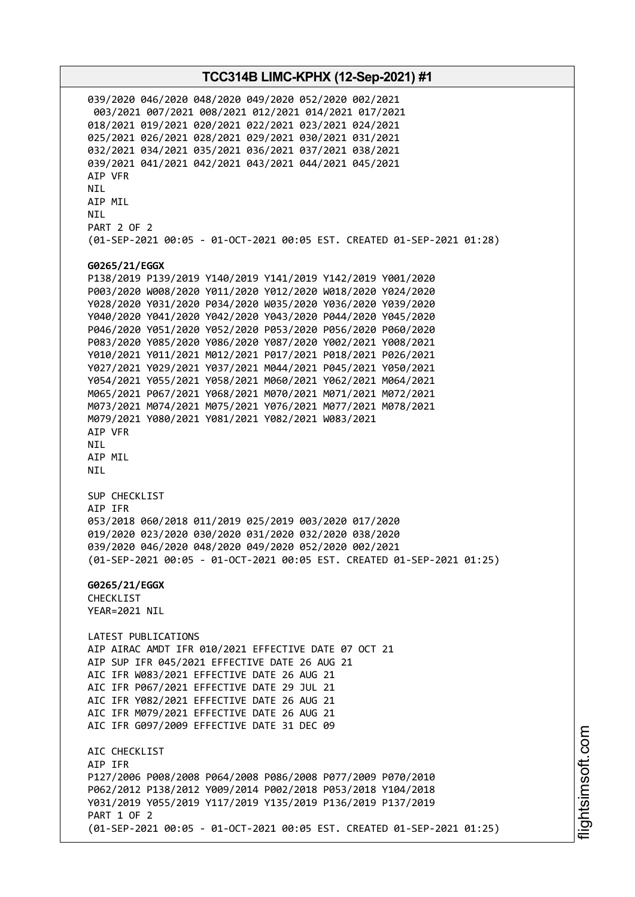039/2020 046/2020 048/2020 049/2020 052/2020 002/2021
003/2021 007/2021 008/2021 012/2021 014/2021 017/2021
018/2021 019/2021 020/2021 022/2021 023/2021 024/2021
025/2021 026/2021 028/2021 029/2021 030/2021 031/2021
032/2021 034/2021 035/2021 036/2021 037/2021 038/2021
039/2021 041/2021 042/2021 043/2021 044/2021 045/2021
AIP VFR
NIL
AIP MIL
NIL
PART 2 OF 2
(01-SEP-2021 00:05 - 01-OCT-2021 00:05 EST. CREATED 01-SEP-2021 01:28)

**G0265/21/EGGX**
P138/2019 P139/2019 Y140/2019 Y141/2019 Y142/2019 Y001/2020
P003/2020 W008/2020 Y011/2020 Y012/2020 W018/2020 Y024/2020
Y028/2020 Y031/2020 P034/2020 W035/2020 Y036/2020 Y039/2020
Y040/2020 Y041/2020 Y042/2020 Y043/2020 P044/2020 Y045/2020
P046/2020 Y051/2020 Y052/2020 P053/2020 P056/2020 P060/2020
P083/2020 Y085/2020 Y086/2020 Y087/2020 Y002/2021 Y008/2021
Y010/2021 Y011/2021 M012/2021 P017/2021 P018/2021 P026/2021
Y027/2021 Y029/2021 Y037/2021 M044/2021 P045/2021 Y050/2021
Y054/2021 Y055/2021 Y058/2021 M060/2021 Y062/2021 M064/2021
M065/2021 P067/2021 Y068/2021 M070/2021 M071/2021 M072/2021
M073/2021 M074/2021 M075/2021 Y076/2021 M077/2021 M078/2021
M079/2021 Y080/2021 Y081/2021 Y082/2021 W083/2021
AIP VFR
NIL
AIP MIL
NIL

SUP CHECKLIST
AIP IFR
053/2018 060/2018 011/2019 025/2019 003/2020 017/2020
019/2020 023/2020 030/2020 031/2020 032/2020 038/2020
039/2020 046/2020 048/2020 049/2020 052/2020 002/2021
(01-SEP-2021 00:05 - 01-OCT-2021 00:05 EST. CREATED 01-SEP-2021 01:25)

**G0265/21/EGGX**
CHECKLIST
YEAR=2021 NIL

LATEST PUBLICATIONS
AIP AIRAC AMDT IFR 010/2021 EFFECTIVE DATE 07 OCT 21
AIP SUP IFR 045/2021 EFFECTIVE DATE 26 AUG 21
AIC IFR W083/2021 EFFECTIVE DATE 26 AUG 21
AIC IFR P067/2021 EFFECTIVE DATE 29 JUL 21
AIC IFR Y082/2021 EFFECTIVE DATE 26 AUG 21
AIC IFR M079/2021 EFFECTIVE DATE 26 AUG 21
AIC IFR G097/2009 EFFECTIVE DATE 31 DEC 09

AIC CHECKLIST
AIP IFR
P127/2006 P008/2008 P064/2008 P086/2008 P077/2009 P070/2010
P062/2012 P138/2012 Y009/2014 P002/2018 P053/2018 Y104/2018
Y031/2019 Y055/2019 Y117/2019 Y135/2019 P136/2019 P137/2019
PART 1 OF 2
(01-SEP-2021 00:05 - 01-OCT-2021 00:05 EST. CREATED 01-SEP-2021 01:25)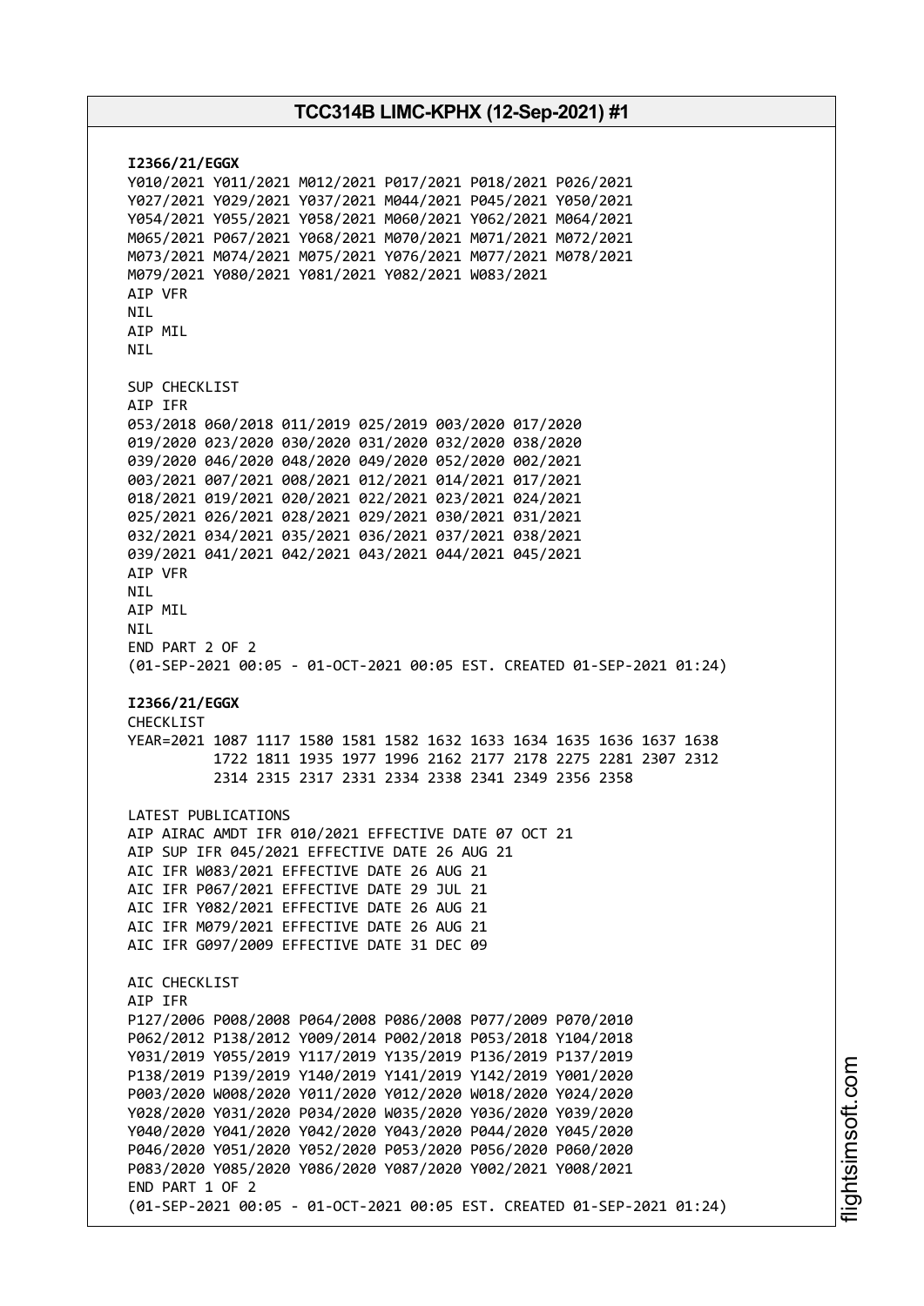**I2366/21/EGGX**

```
Y010/2021 Y011/2021 M012/2021 P017/2021 P018/2021 P026/2021
Y027/2021 Y029/2021 Y037/2021 M044/2021 P045/2021 Y050/2021
Y054/2021 Y055/2021 Y058/2021 M060/2021 Y062/2021 M064/2021
M065/2021 P067/2021 Y068/2021 M070/2021 M071/2021 M072/2021
M073/2021 M074/2021 M075/2021 Y076/2021 M077/2021 M078/2021
M079/2021 Y080/2021 Y081/2021 Y082/2021 W083/2021
AIP VFR
NIL
AIP MIL
NIL

SUP CHECKLIST
AIP IFR
053/2018 060/2018 011/2019 025/2019 003/2020 017/2020
019/2020 023/2020 030/2020 031/2020 032/2020 038/2020
039/2020 046/2020 048/2020 049/2020 052/2020 002/2021
003/2021 007/2021 008/2021 012/2021 014/2021 017/2021
018/2021 019/2021 020/2021 022/2021 023/2021 024/2021
025/2021 026/2021 028/2021 029/2021 030/2021 031/2021
032/2021 034/2021 035/2021 036/2021 037/2021 038/2021
039/2021 041/2021 042/2021 043/2021 044/2021 045/2021
AIP VFR
NIL
AIP MIL
NIL
END PART 2 OF 2
(01-SEP-2021 00:05 - 01-OCT-2021 00:05 EST. CREATED 01-SEP-2021 01:24)
```

**I2366/21/EGGX**

```
CHECKLIST
YEAR=2021 1087 1117 1580 1581 1582 1632 1633 1634 1635 1636 1637 1638
          1722 1811 1935 1977 1996 2162 2177 2178 2275 2281 2307 2312
          2314 2315 2317 2331 2334 2338 2341 2349 2356 2358

LATEST PUBLICATIONS
AIP AIRAC AMDT IFR 010/2021 EFFECTIVE DATE 07 OCT 21
AIP SUP IFR 045/2021 EFFECTIVE DATE 26 AUG 21
AIC IFR W083/2021 EFFECTIVE DATE 26 AUG 21
AIC IFR P067/2021 EFFECTIVE DATE 29 JUL 21
AIC IFR Y082/2021 EFFECTIVE DATE 26 AUG 21
AIC IFR M079/2021 EFFECTIVE DATE 26 AUG 21
AIC IFR G097/2009 EFFECTIVE DATE 31 DEC 09

AIC CHECKLIST
AIP IFR
P127/2006 P008/2008 P064/2008 P086/2008 P077/2009 P070/2010
P062/2012 P138/2012 Y009/2014 P002/2018 P053/2018 Y104/2018
Y031/2019 Y055/2019 Y117/2019 Y135/2019 P136/2019 P137/2019
P138/2019 P139/2019 Y140/2019 Y141/2019 Y142/2019 Y001/2020
P003/2020 W008/2020 Y011/2020 Y012/2020 W018/2020 Y024/2020
Y028/2020 Y031/2020 P034/2020 W035/2020 Y036/2020 Y039/2020
Y040/2020 Y041/2020 Y042/2020 Y043/2020 P044/2020 Y045/2020
P046/2020 Y051/2020 Y052/2020 P053/2020 P056/2020 P060/2020
P083/2020 Y085/2020 Y086/2020 Y087/2020 Y002/2021 Y008/2021
END PART 1 OF 2
(01-SEP-2021 00:05 - 01-OCT-2021 00:05 EST. CREATED 01-SEP-2021 01:24)
```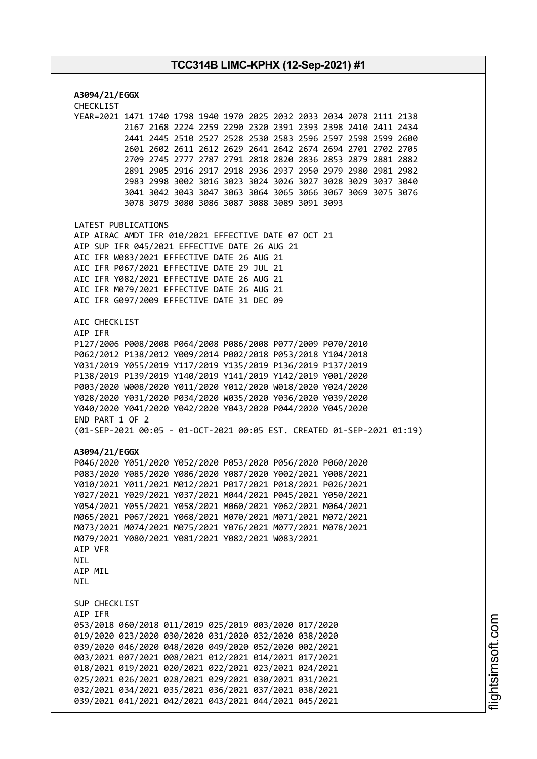**A3094/21/EGGX**
CHECKLIST
YEAR=2021 1471 1740 1798 1940 1970 2025 2032 2033 2034 2078 2111 2138
2167 2168 2224 2259 2290 2320 2391 2393 2398 2410 2411 2434
2441 2445 2510 2527 2528 2530 2583 2596 2597 2598 2599 2600
2601 2602 2611 2612 2629 2641 2642 2674 2694 2701 2702 2705
2709 2745 2777 2787 2791 2818 2820 2836 2853 2879 2881 2882
2891 2905 2916 2917 2918 2936 2937 2950 2979 2980 2981 2982
2983 2998 3002 3016 3023 3024 3026 3027 3028 3029 3037 3040
3041 3042 3043 3047 3063 3064 3065 3066 3067 3069 3075 3076
3078 3079 3080 3086 3087 3088 3089 3091 3093

LATEST PUBLICATIONS
AIP AIRAC AMDT IFR 010/2021 EFFECTIVE DATE 07 OCT 21
AIP SUP IFR 045/2021 EFFECTIVE DATE 26 AUG 21
AIC IFR W083/2021 EFFECTIVE DATE 26 AUG 21
AIC IFR P067/2021 EFFECTIVE DATE 29 JUL 21
AIC IFR Y082/2021 EFFECTIVE DATE 26 AUG 21
AIC IFR M079/2021 EFFECTIVE DATE 26 AUG 21
AIC IFR G097/2009 EFFECTIVE DATE 31 DEC 09

AIC CHECKLIST
AIP IFR
P127/2006 P008/2008 P064/2008 P086/2008 P077/2009 P070/2010
P062/2012 P138/2012 Y009/2014 P002/2018 P053/2018 Y104/2018
Y031/2019 Y055/2019 Y117/2019 Y135/2019 P136/2019 P137/2019
P138/2019 P139/2019 Y140/2019 Y141/2019 Y142/2019 Y001/2020
P003/2020 W008/2020 Y011/2020 Y012/2020 W018/2020 Y024/2020
Y028/2020 Y031/2020 P034/2020 W035/2020 Y036/2020 Y039/2020
Y040/2020 Y041/2020 Y042/2020 Y043/2020 P044/2020 Y045/2020
END PART 1 OF 2
(01-SEP-2021 00:05 - 01-OCT-2021 00:05 EST. CREATED 01-SEP-2021 01:19)

**A3094/21/EGGX**
P046/2020 Y051/2020 Y052/2020 P053/2020 P056/2020 P060/2020
P083/2020 Y085/2020 Y086/2020 Y087/2020 Y002/2021 Y008/2021
Y010/2021 Y011/2021 M012/2021 P017/2021 P018/2021 P026/2021
Y027/2021 Y029/2021 Y037/2021 M044/2021 P045/2021 Y050/2021
Y054/2021 Y055/2021 Y058/2021 M060/2021 Y062/2021 M064/2021
M065/2021 P067/2021 Y068/2021 M070/2021 M071/2021 M072/2021
M073/2021 M074/2021 M075/2021 Y076/2021 M077/2021 M078/2021
M079/2021 Y080/2021 Y081/2021 Y082/2021 W083/2021
AIP VFR
NIL
AIP MIL
NIL

SUP CHECKLIST
AIP IFR
053/2018 060/2018 011/2019 025/2019 003/2020 017/2020
019/2020 023/2020 030/2020 031/2020 032/2020 038/2020
039/2020 046/2020 048/2020 049/2020 052/2020 002/2021
003/2021 007/2021 008/2021 012/2021 014/2021 017/2021
018/2021 019/2021 020/2021 022/2021 023/2021 024/2021
025/2021 026/2021 028/2021 029/2021 030/2021 031/2021
032/2021 034/2021 035/2021 036/2021 037/2021 038/2021
039/2021 041/2021 042/2021 043/2021 044/2021 045/2021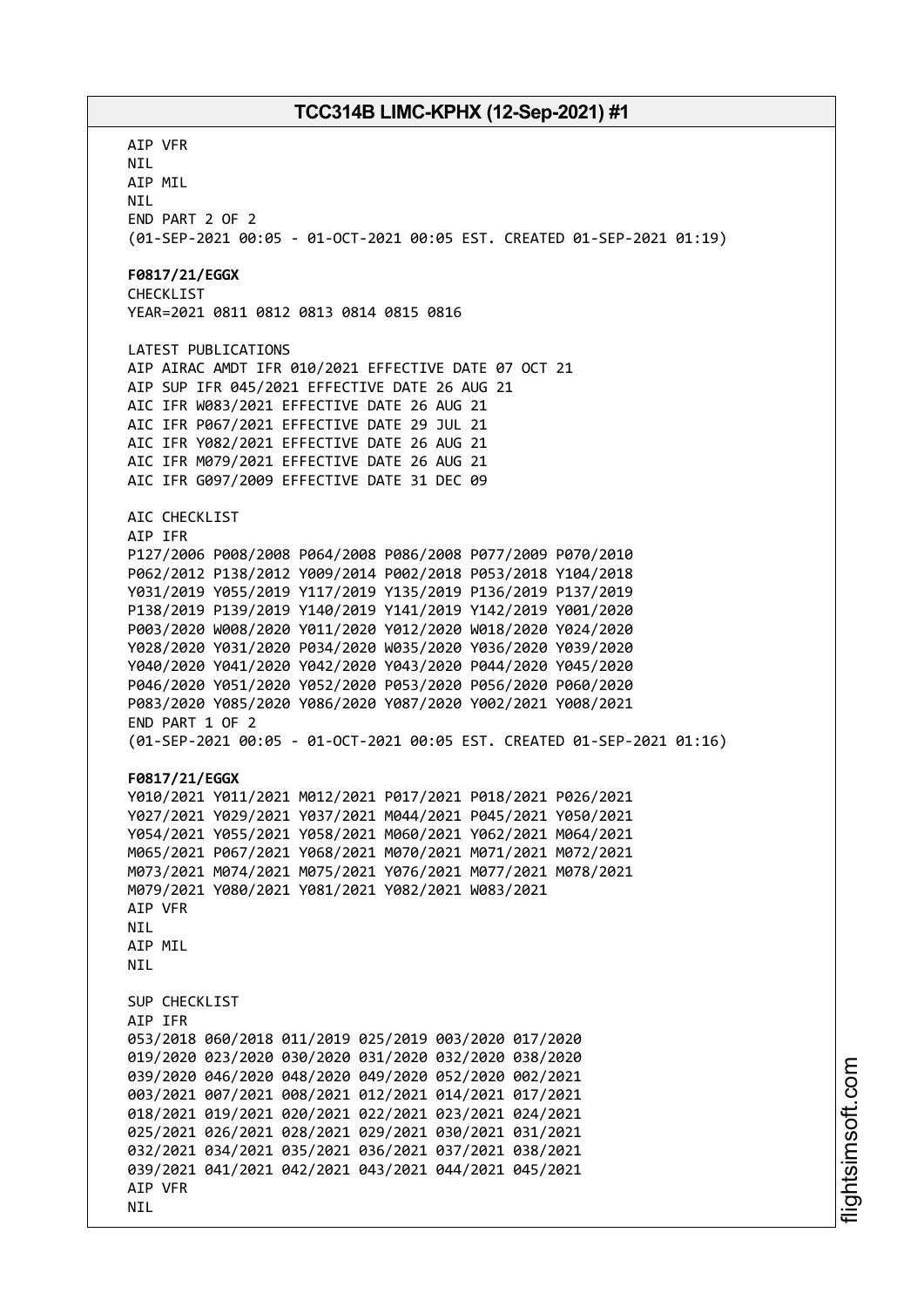AIP VFR
NIL
AIP MIL
NIL
END PART 2 OF 2
(01-SEP-2021 00:05 - 01-OCT-2021 00:05 EST. CREATED 01-SEP-2021 01:19)

**F0817/21/EGGX**
CHECKLIST
YEAR=2021 0811 0812 0813 0814 0815 0816

LATEST PUBLICATIONS
AIP AIRAC AMDT IFR 010/2021 EFFECTIVE DATE 07 OCT 21
AIP SUP IFR 045/2021 EFFECTIVE DATE 26 AUG 21
AIC IFR W083/2021 EFFECTIVE DATE 26 AUG 21
AIC IFR P067/2021 EFFECTIVE DATE 29 JUL 21
AIC IFR Y082/2021 EFFECTIVE DATE 26 AUG 21
AIC IFR M079/2021 EFFECTIVE DATE 26 AUG 21
AIC IFR G097/2009 EFFECTIVE DATE 31 DEC 09

AIC CHECKLIST
AIP IFR
P127/2006 P008/2008 P064/2008 P086/2008 P077/2009 P070/2010
P062/2012 P138/2012 Y009/2014 P002/2018 P053/2018 Y104/2018
Y031/2019 Y055/2019 Y117/2019 Y135/2019 P136/2019 P137/2019
P138/2019 P139/2019 Y140/2019 Y141/2019 Y142/2019 Y001/2020
P003/2020 W008/2020 Y011/2020 Y012/2020 W018/2020 Y024/2020
Y028/2020 Y031/2020 P034/2020 W035/2020 Y036/2020 Y039/2020
Y040/2020 Y041/2020 Y042/2020 Y043/2020 P044/2020 Y045/2020
P046/2020 Y051/2020 Y052/2020 P053/2020 P056/2020 P060/2020
P083/2020 Y085/2020 Y086/2020 Y087/2020 Y002/2021 Y008/2021
END PART 1 OF 2
(01-SEP-2021 00:05 - 01-OCT-2021 00:05 EST. CREATED 01-SEP-2021 01:16)

**F0817/21/EGGX**
Y010/2021 Y011/2021 M012/2021 P017/2021 P018/2021 P026/2021
Y027/2021 Y029/2021 Y037/2021 M044/2021 P045/2021 Y050/2021
Y054/2021 Y055/2021 Y058/2021 M060/2021 Y062/2021 M064/2021
M065/2021 P067/2021 Y068/2021 M070/2021 M071/2021 M072/2021
M073/2021 M074/2021 M075/2021 Y076/2021 M077/2021 M078/2021
M079/2021 Y080/2021 Y081/2021 Y082/2021 W083/2021
AIP VFR
NIL
AIP MIL
NIL

SUP CHECKLIST
AIP IFR
053/2018 060/2018 011/2019 025/2019 003/2020 017/2020
019/2020 023/2020 030/2020 031/2020 032/2020 038/2020
039/2020 046/2020 048/2020 049/2020 052/2020 002/2021
003/2021 007/2021 008/2021 012/2021 014/2021 017/2021
018/2021 019/2021 020/2021 022/2021 023/2021 024/2021
025/2021 026/2021 028/2021 029/2021 030/2021 031/2021
032/2021 034/2021 035/2021 036/2021 037/2021 038/2021
039/2021 041/2021 042/2021 043/2021 044/2021 045/2021
AIP VFR
NIL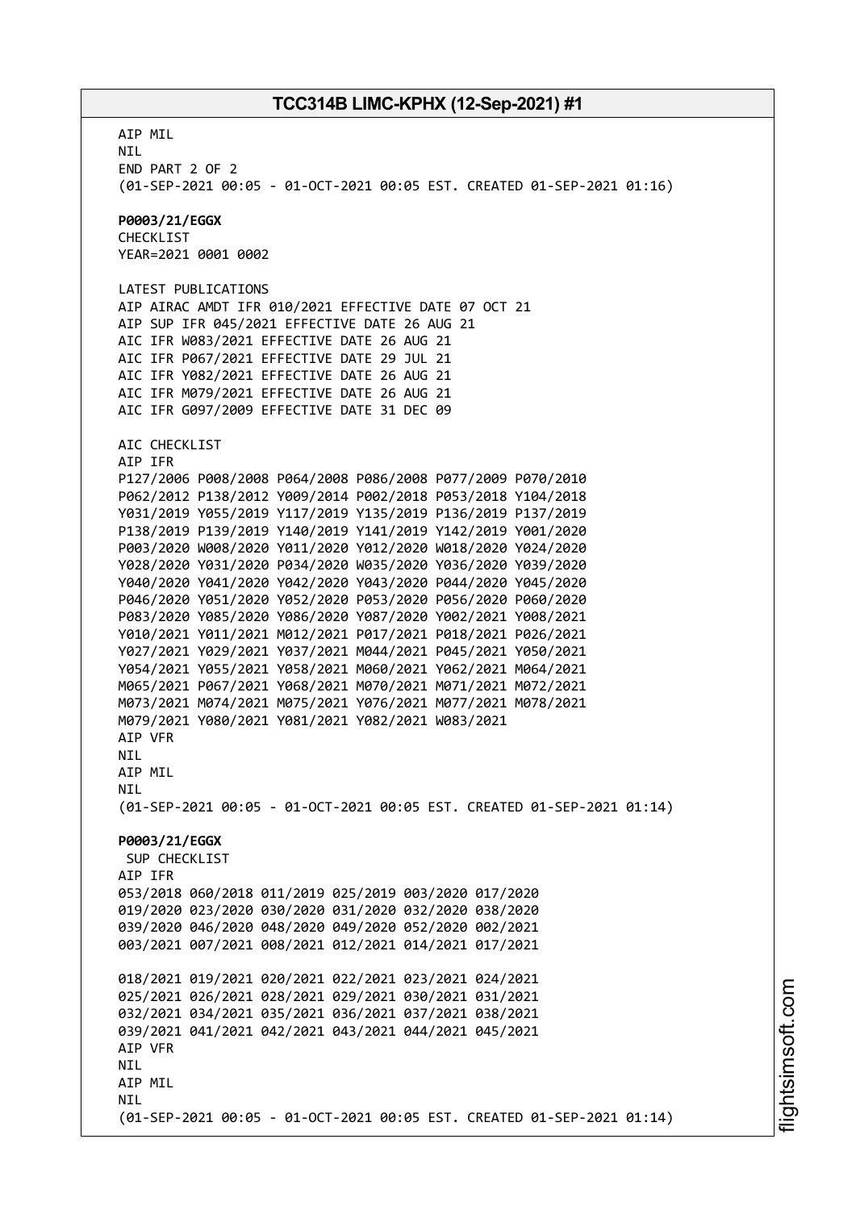AIP MIL
NIL
END PART 2 OF 2
(01-SEP-2021 00:05 - 01-OCT-2021 00:05 EST. CREATED 01-SEP-2021 01:16)

**P0003/21/EGGX**
CHECKLIST
YEAR=2021 0001 0002

LATEST PUBLICATIONS
AIP AIRAC AMDT IFR 010/2021 EFFECTIVE DATE 07 OCT 21
AIP SUP IFR 045/2021 EFFECTIVE DATE 26 AUG 21
AIC IFR W083/2021 EFFECTIVE DATE 26 AUG 21
AIC IFR P067/2021 EFFECTIVE DATE 29 JUL 21
AIC IFR Y082/2021 EFFECTIVE DATE 26 AUG 21
AIC IFR M079/2021 EFFECTIVE DATE 26 AUG 21
AIC IFR G097/2009 EFFECTIVE DATE 31 DEC 09

AIC CHECKLIST
AIP IFR
P127/2006 P008/2008 P064/2008 P086/2008 P077/2009 P070/2010
P062/2012 P138/2012 Y009/2014 P002/2018 P053/2018 Y104/2018
Y031/2019 Y055/2019 Y117/2019 Y135/2019 P136/2019 P137/2019
P138/2019 P139/2019 Y140/2019 Y141/2019 Y142/2019 Y001/2020
P003/2020 W008/2020 Y011/2020 Y012/2020 W018/2020 Y024/2020
Y028/2020 Y031/2020 P034/2020 W035/2020 Y036/2020 Y039/2020
Y040/2020 Y041/2020 Y042/2020 Y043/2020 P044/2020 Y045/2020
P046/2020 Y051/2020 Y052/2020 P053/2020 P056/2020 P060/2020
P083/2020 Y085/2020 Y086/2020 Y087/2020 Y002/2021 Y008/2021
Y010/2021 Y011/2021 M012/2021 P017/2021 P018/2021 P026/2021
Y027/2021 Y029/2021 Y037/2021 M044/2021 P045/2021 Y050/2021
Y054/2021 Y055/2021 Y058/2021 M060/2021 Y062/2021 M064/2021
M065/2021 P067/2021 Y068/2021 M070/2021 M071/2021 M072/2021
M073/2021 M074/2021 M075/2021 Y076/2021 M077/2021 M078/2021
M079/2021 Y080/2021 Y081/2021 Y082/2021 W083/2021
AIP VFR
NIL
AIP MIL
NIL
(01-SEP-2021 00:05 - 01-OCT-2021 00:05 EST. CREATED 01-SEP-2021 01:14)

**P0003/21/EGGX**
SUP CHECKLIST
AIP IFR
053/2018 060/2018 011/2019 025/2019 003/2020 017/2020
019/2020 023/2020 030/2020 031/2020 032/2020 038/2020
039/2020 046/2020 048/2020 049/2020 052/2020 002/2021
003/2021 007/2021 008/2021 012/2021 014/2021 017/2021

018/2021 019/2021 020/2021 022/2021 023/2021 024/2021
025/2021 026/2021 028/2021 029/2021 030/2021 031/2021
032/2021 034/2021 035/2021 036/2021 037/2021 038/2021
039/2021 041/2021 042/2021 043/2021 044/2021 045/2021
AIP VFR
NIL
AIP MIL
NIL
(01-SEP-2021 00:05 - 01-OCT-2021 00:05 EST. CREATED 01-SEP-2021 01:14)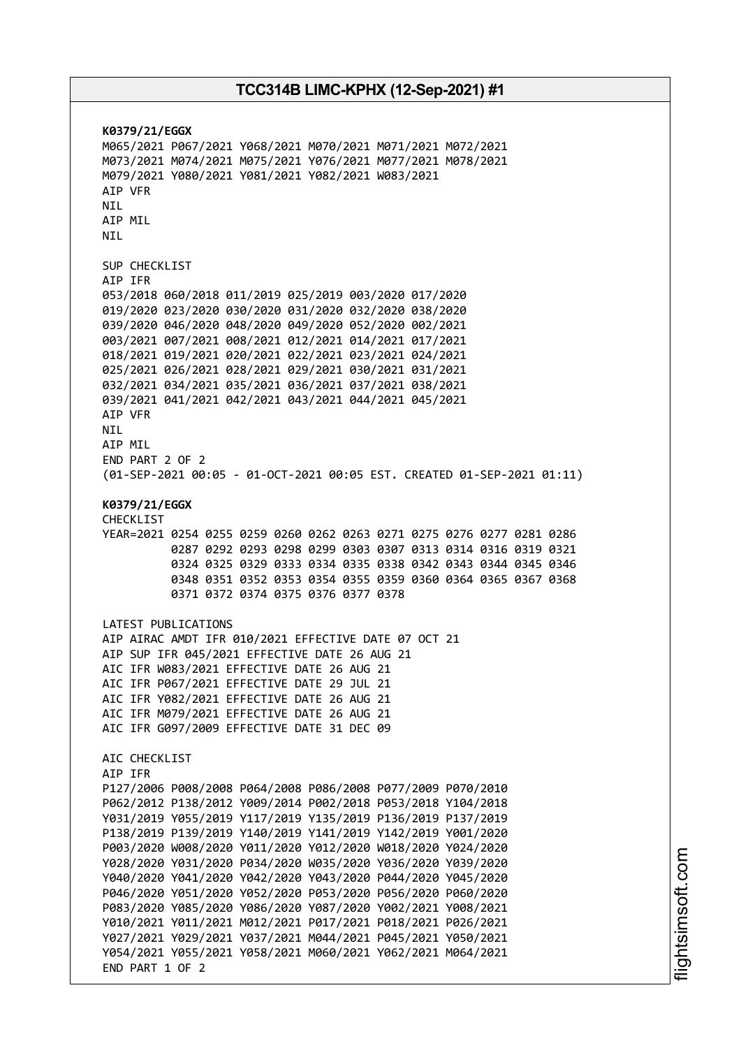**K0379/21/EGGX**
M065/2021 P067/2021 Y068/2021 M070/2021 M071/2021 M072/2021
M073/2021 M074/2021 M075/2021 Y076/2021 M077/2021 M078/2021
M079/2021 Y080/2021 Y081/2021 Y082/2021 W083/2021
AIP VFR
NIL
AIP MIL
NIL

SUP CHECKLIST
AIP IFR
053/2018 060/2018 011/2019 025/2019 003/2020 017/2020
019/2020 023/2020 030/2020 031/2020 032/2020 038/2020
039/2020 046/2020 048/2020 049/2020 052/2020 002/2021
003/2021 007/2021 008/2021 012/2021 014/2021 017/2021
018/2021 019/2021 020/2021 022/2021 023/2021 024/2021
025/2021 026/2021 028/2021 029/2021 030/2021 031/2021
032/2021 034/2021 035/2021 036/2021 037/2021 038/2021
039/2021 041/2021 042/2021 043/2021 044/2021 045/2021
AIP VFR
NIL
AIP MIL
END PART 2 OF 2
(01-SEP-2021 00:05 - 01-OCT-2021 00:05 EST. CREATED 01-SEP-2021 01:11)

**K0379/21/EGGX**
CHECKLIST
YEAR=2021 0254 0255 0259 0260 0262 0263 0271 0275 0276 0277 0281 0286
0287 0292 0293 0298 0299 0303 0307 0313 0314 0316 0319 0321
0324 0325 0329 0333 0334 0335 0338 0342 0343 0344 0345 0346
0348 0351 0352 0353 0354 0355 0359 0360 0364 0365 0367 0368
0371 0372 0374 0375 0376 0377 0378

LATEST PUBLICATIONS
AIP AIRAC AMDT IFR 010/2021 EFFECTIVE DATE 07 OCT 21
AIP SUP IFR 045/2021 EFFECTIVE DATE 26 AUG 21
AIC IFR W083/2021 EFFECTIVE DATE 26 AUG 21
AIC IFR P067/2021 EFFECTIVE DATE 29 JUL 21
AIC IFR Y082/2021 EFFECTIVE DATE 26 AUG 21
AIC IFR M079/2021 EFFECTIVE DATE 26 AUG 21
AIC IFR G097/2009 EFFECTIVE DATE 31 DEC 09

AIC CHECKLIST
AIP IFR
P127/2006 P008/2008 P064/2008 P086/2008 P077/2009 P070/2010
P062/2012 P138/2012 Y009/2014 P002/2018 P053/2018 Y104/2018
Y031/2019 Y055/2019 Y117/2019 Y135/2019 P136/2019 P137/2019
P138/2019 P139/2019 Y140/2019 Y141/2019 Y142/2019 Y001/2020
P003/2020 W008/2020 Y011/2020 Y012/2020 W018/2020 Y024/2020
Y028/2020 Y031/2020 P034/2020 W035/2020 Y036/2020 Y039/2020
Y040/2020 Y041/2020 Y042/2020 Y043/2020 P044/2020 Y045/2020
P046/2020 Y051/2020 Y052/2020 P053/2020 P056/2020 P060/2020
P083/2020 Y085/2020 Y086/2020 Y087/2020 Y002/2021 Y008/2021
Y010/2021 Y011/2021 M012/2021 P017/2021 P018/2021 P026/2021
Y027/2021 Y029/2021 Y037/2021 M044/2021 P045/2021 Y050/2021
Y054/2021 Y055/2021 Y058/2021 M060/2021 Y062/2021 M064/2021
END PART 1 OF 2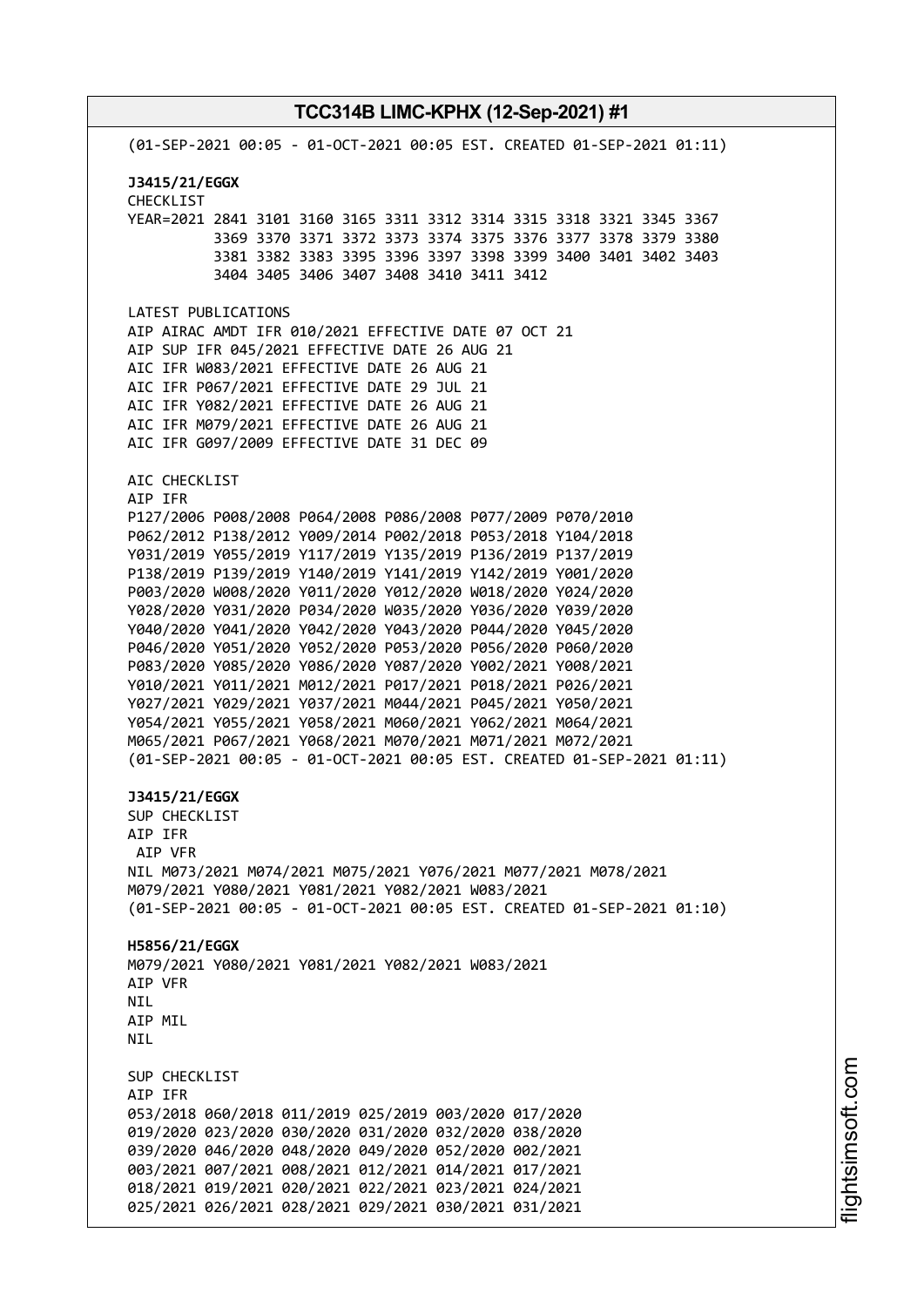(01-SEP-2021 00:05 - 01-OCT-2021 00:05 EST. CREATED 01-SEP-2021 01:11)

**J3415/21/EGGX**
CHECKLIST
YEAR=2021 2841 3101 3160 3165 3311 3312 3314 3315 3318 3321 3345 3367
3369 3370 3371 3372 3373 3374 3375 3376 3377 3378 3379 3380
3381 3382 3383 3395 3396 3397 3398 3399 3400 3401 3402 3403
3404 3405 3406 3407 3408 3410 3411 3412

LATEST PUBLICATIONS
AIP AIRAC AMDT IFR 010/2021 EFFECTIVE DATE 07 OCT 21
AIP SUP IFR 045/2021 EFFECTIVE DATE 26 AUG 21
AIC IFR W083/2021 EFFECTIVE DATE 26 AUG 21
AIC IFR P067/2021 EFFECTIVE DATE 29 JUL 21
AIC IFR Y082/2021 EFFECTIVE DATE 26 AUG 21
AIC IFR M079/2021 EFFECTIVE DATE 26 AUG 21
AIC IFR G097/2009 EFFECTIVE DATE 31 DEC 09

AIC CHECKLIST
AIP IFR
P127/2006 P008/2008 P064/2008 P086/2008 P077/2009 P070/2010
P062/2012 P138/2012 Y009/2014 P002/2018 P053/2018 Y104/2018
Y031/2019 Y055/2019 Y117/2019 Y135/2019 P136/2019 P137/2019
P138/2019 P139/2019 Y140/2019 Y141/2019 Y142/2019 Y001/2020
P003/2020 W008/2020 Y011/2020 Y012/2020 W018/2020 Y024/2020
Y028/2020 Y031/2020 P034/2020 W035/2020 Y036/2020 Y039/2020
Y040/2020 Y041/2020 Y042/2020 Y043/2020 P044/2020 Y045/2020
P046/2020 Y051/2020 Y052/2020 P053/2020 P056/2020 P060/2020
P083/2020 Y085/2020 Y086/2020 Y087/2020 Y002/2021 Y008/2021
Y010/2021 Y011/2021 M012/2021 P017/2021 P018/2021 P026/2021
Y027/2021 Y029/2021 Y037/2021 M044/2021 P045/2021 Y050/2021
Y054/2021 Y055/2021 Y058/2021 M060/2021 Y062/2021 M064/2021
M065/2021 P067/2021 Y068/2021 M070/2021 M071/2021 M072/2021
(01-SEP-2021 00:05 - 01-OCT-2021 00:05 EST. CREATED 01-SEP-2021 01:11)

**J3415/21/EGGX**
SUP CHECKLIST
AIP IFR
AIP VFR
NIL M073/2021 M074/2021 M075/2021 Y076/2021 M077/2021 M078/2021
M079/2021 Y080/2021 Y081/2021 Y082/2021 W083/2021
(01-SEP-2021 00:05 - 01-OCT-2021 00:05 EST. CREATED 01-SEP-2021 01:10)

**H5856/21/EGGX**
M079/2021 Y080/2021 Y081/2021 Y082/2021 W083/2021
AIP VFR
NIL
AIP MIL
NIL

SUP CHECKLIST
AIP IFR
053/2018 060/2018 011/2019 025/2019 003/2020 017/2020
019/2020 023/2020 030/2020 031/2020 032/2020 038/2020
039/2020 046/2020 048/2020 049/2020 052/2020 002/2021
003/2021 007/2021 008/2021 012/2021 014/2021 017/2021
018/2021 019/2021 020/2021 022/2021 023/2021 024/2021
025/2021 026/2021 028/2021 029/2021 030/2021 031/2021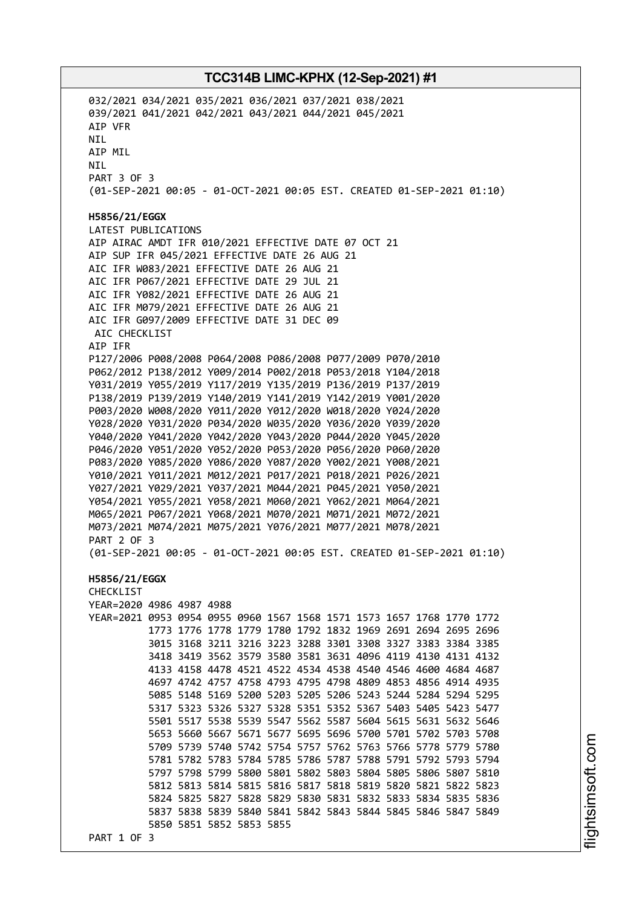032/2021 034/2021 035/2021 036/2021 037/2021 038/2021
039/2021 041/2021 042/2021 043/2021 044/2021 045/2021
AIP VFR
NIL
AIP MIL
NIL
PART 3 OF 3
(01-SEP-2021 00:05 - 01-OCT-2021 00:05 EST. CREATED 01-SEP-2021 01:10)

**H5856/21/EGGX**
LATEST PUBLICATIONS
AIP AIRAC AMDT IFR 010/2021 EFFECTIVE DATE 07 OCT 21
AIP SUP IFR 045/2021 EFFECTIVE DATE 26 AUG 21
AIC IFR W083/2021 EFFECTIVE DATE 26 AUG 21
AIC IFR P067/2021 EFFECTIVE DATE 29 JUL 21
AIC IFR Y082/2021 EFFECTIVE DATE 26 AUG 21
AIC IFR M079/2021 EFFECTIVE DATE 26 AUG 21
AIC IFR G097/2009 EFFECTIVE DATE 31 DEC 09
AIC CHECKLIST
AIP IFR
P127/2006 P008/2008 P064/2008 P086/2008 P077/2009 P070/2010
P062/2012 P138/2012 Y009/2014 P002/2018 P053/2018 Y104/2018
Y031/2019 Y055/2019 Y117/2019 Y135/2019 P136/2019 P137/2019
P138/2019 P139/2019 Y140/2019 Y141/2019 Y142/2019 Y001/2020
P003/2020 W008/2020 Y011/2020 Y012/2020 W018/2020 Y024/2020
Y028/2020 Y031/2020 P034/2020 W035/2020 Y036/2020 Y039/2020
Y040/2020 Y041/2020 Y042/2020 Y043/2020 P044/2020 Y045/2020
P046/2020 Y051/2020 Y052/2020 P053/2020 P056/2020 P060/2020
P083/2020 Y085/2020 Y086/2020 Y087/2020 Y002/2021 Y008/2021
Y010/2021 Y011/2021 M012/2021 P017/2021 P018/2021 P026/2021
Y027/2021 Y029/2021 Y037/2021 M044/2021 P045/2021 Y050/2021
Y054/2021 Y055/2021 Y058/2021 M060/2021 Y062/2021 M064/2021
M065/2021 P067/2021 Y068/2021 M070/2021 M071/2021 M072/2021
M073/2021 M074/2021 M075/2021 Y076/2021 M077/2021 M078/2021
PART 2 OF 3
(01-SEP-2021 00:05 - 01-OCT-2021 00:05 EST. CREATED 01-SEP-2021 01:10)

**H5856/21/EGGX**
CHECKLIST
YEAR=2020 4986 4987 4988
YEAR=2021 0953 0954 0955 0960 1567 1568 1571 1573 1657 1768 1770 1772
1773 1776 1778 1779 1780 1792 1832 1969 2691 2694 2695 2696
3015 3168 3211 3216 3223 3288 3301 3308 3327 3383 3384 3385
3418 3419 3562 3579 3580 3581 3631 4096 4119 4130 4131 4132
4133 4158 4478 4521 4522 4534 4538 4540 4546 4600 4684 4687
4697 4742 4757 4758 4793 4795 4798 4809 4853 4856 4914 4935
5085 5148 5169 5200 5203 5205 5206 5243 5244 5284 5294 5295
5317 5323 5326 5327 5328 5351 5352 5367 5403 5405 5423 5477
5501 5517 5538 5539 5547 5562 5587 5604 5615 5631 5632 5646
5653 5660 5667 5671 5677 5695 5696 5700 5701 5702 5703 5708
5709 5739 5740 5742 5754 5757 5762 5763 5766 5778 5779 5780
5781 5782 5783 5784 5785 5786 5787 5788 5791 5792 5793 5794
5797 5798 5799 5800 5801 5802 5803 5804 5805 5806 5807 5810
5812 5813 5814 5815 5816 5817 5818 5819 5820 5821 5822 5823
5824 5825 5827 5828 5829 5830 5831 5832 5833 5834 5835 5836
5837 5838 5839 5840 5841 5842 5843 5844 5845 5846 5847 5849
5850 5851 5852 5853 5855
PART 1 OF 3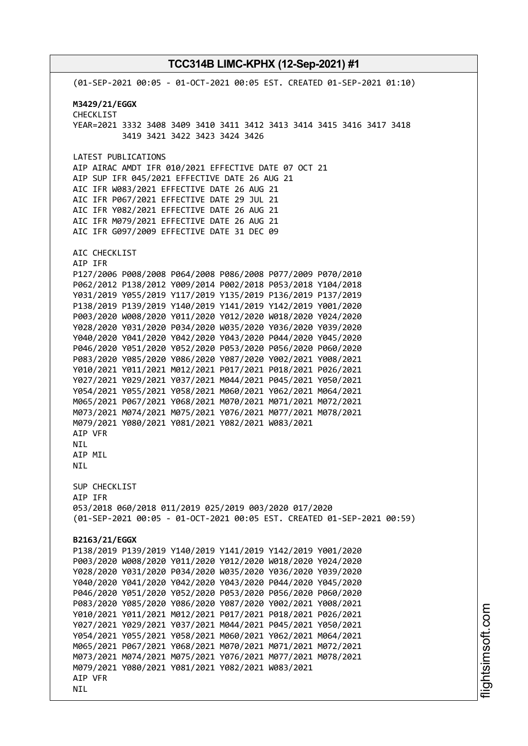(01-SEP-2021 00:05 - 01-OCT-2021 00:05 EST. CREATED 01-SEP-2021 01:10)

**M3429/21/EGGX**
CHECKLIST
YEAR=2021 3332 3408 3409 3410 3411 3412 3413 3414 3415 3416 3417 3418
3419 3421 3422 3423 3424 3426

LATEST PUBLICATIONS
AIP AIRAC AMDT IFR 010/2021 EFFECTIVE DATE 07 OCT 21
AIP SUP IFR 045/2021 EFFECTIVE DATE 26 AUG 21
AIC IFR W083/2021 EFFECTIVE DATE 26 AUG 21
AIC IFR P067/2021 EFFECTIVE DATE 29 JUL 21
AIC IFR Y082/2021 EFFECTIVE DATE 26 AUG 21
AIC IFR M079/2021 EFFECTIVE DATE 26 AUG 21
AIC IFR G097/2009 EFFECTIVE DATE 31 DEC 09

AIC CHECKLIST
AIP IFR
P127/2006 P008/2008 P064/2008 P086/2008 P077/2009 P070/2010
P062/2012 P138/2012 Y009/2014 P002/2018 P053/2018 Y104/2018
Y031/2019 Y055/2019 Y117/2019 Y135/2019 P136/2019 P137/2019
P138/2019 P139/2019 Y140/2019 Y141/2019 Y142/2019 Y001/2020
P003/2020 W008/2020 Y011/2020 Y012/2020 W018/2020 Y024/2020
Y028/2020 Y031/2020 P034/2020 W035/2020 Y036/2020 Y039/2020
Y040/2020 Y041/2020 Y042/2020 Y043/2020 P044/2020 Y045/2020
P046/2020 Y051/2020 Y052/2020 P053/2020 P056/2020 P060/2020
P083/2020 Y085/2020 Y086/2020 Y087/2020 Y002/2021 Y008/2021
Y010/2021 Y011/2021 M012/2021 P017/2021 P018/2021 P026/2021
Y027/2021 Y029/2021 Y037/2021 M044/2021 P045/2021 Y050/2021
Y054/2021 Y055/2021 Y058/2021 M060/2021 Y062/2021 M064/2021
M065/2021 P067/2021 Y068/2021 M070/2021 M071/2021 M072/2021
M073/2021 M074/2021 M075/2021 Y076/2021 M077/2021 M078/2021
M079/2021 Y080/2021 Y081/2021 Y082/2021 W083/2021
AIP VFR
NIL
AIP MIL
NIL

SUP CHECKLIST
AIP IFR
053/2018 060/2018 011/2019 025/2019 003/2020 017/2020
(01-SEP-2021 00:05 - 01-OCT-2021 00:05 EST. CREATED 01-SEP-2021 00:59)

**B2163/21/EGGX**
P138/2019 P139/2019 Y140/2019 Y141/2019 Y142/2019 Y001/2020
P003/2020 W008/2020 Y011/2020 Y012/2020 W018/2020 Y024/2020
Y028/2020 Y031/2020 P034/2020 W035/2020 Y036/2020 Y039/2020
Y040/2020 Y041/2020 Y042/2020 Y043/2020 P044/2020 Y045/2020
P046/2020 Y051/2020 Y052/2020 P053/2020 P056/2020 P060/2020
P083/2020 Y085/2020 Y086/2020 Y087/2020 Y002/2021 Y008/2021
Y010/2021 Y011/2021 M012/2021 P017/2021 P018/2021 P026/2021
Y027/2021 Y029/2021 Y037/2021 M044/2021 P045/2021 Y050/2021
Y054/2021 Y055/2021 Y058/2021 M060/2021 Y062/2021 M064/2021
M065/2021 P067/2021 Y068/2021 M070/2021 M071/2021 M072/2021
M073/2021 M074/2021 M075/2021 Y076/2021 M077/2021 M078/2021
M079/2021 Y080/2021 Y081/2021 Y082/2021 W083/2021
AIP VFR
NIL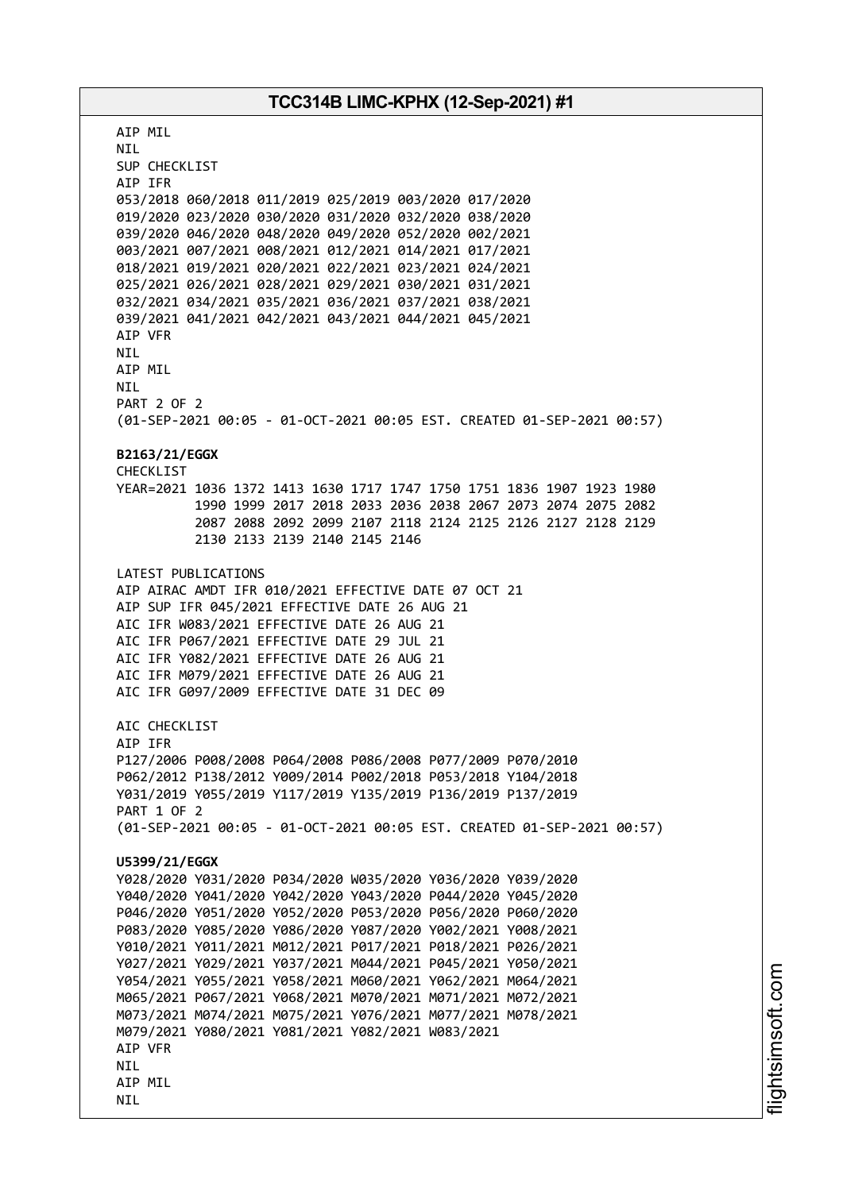AIP MIL
NIL
SUP CHECKLIST
AIP IFR
053/2018 060/2018 011/2019 025/2019 003/2020 017/2020
019/2020 023/2020 030/2020 031/2020 032/2020 038/2020
039/2020 046/2020 048/2020 049/2020 052/2020 002/2021
003/2021 007/2021 008/2021 012/2021 014/2021 017/2021
018/2021 019/2021 020/2021 022/2021 023/2021 024/2021
025/2021 026/2021 028/2021 029/2021 030/2021 031/2021
032/2021 034/2021 035/2021 036/2021 037/2021 038/2021
039/2021 041/2021 042/2021 043/2021 044/2021 045/2021
AIP VFR
NIL
AIP MIL
NIL
PART 2 OF 2
(01-SEP-2021 00:05 - 01-OCT-2021 00:05 EST. CREATED 01-SEP-2021 00:57)

**B2163/21/EGGX**
CHECKLIST
YEAR=2021 1036 1372 1413 1630 1717 1747 1750 1751 1836 1907 1923 1980
1990 1999 2017 2018 2033 2036 2038 2067 2073 2074 2075 2082
2087 2088 2092 2099 2107 2118 2124 2125 2126 2127 2128 2129
2130 2133 2139 2140 2145 2146

LATEST PUBLICATIONS
AIP AIRAC AMDT IFR 010/2021 EFFECTIVE DATE 07 OCT 21
AIP SUP IFR 045/2021 EFFECTIVE DATE 26 AUG 21
AIC IFR W083/2021 EFFECTIVE DATE 26 AUG 21
AIC IFR P067/2021 EFFECTIVE DATE 29 JUL 21
AIC IFR Y082/2021 EFFECTIVE DATE 26 AUG 21
AIC IFR M079/2021 EFFECTIVE DATE 26 AUG 21
AIC IFR G097/2009 EFFECTIVE DATE 31 DEC 09

AIC CHECKLIST
AIP IFR
P127/2006 P008/2008 P064/2008 P086/2008 P077/2009 P070/2010
P062/2012 P138/2012 Y009/2014 P002/2018 P053/2018 Y104/2018
Y031/2019 Y055/2019 Y117/2019 Y135/2019 P136/2019 P137/2019
PART 1 OF 2
(01-SEP-2021 00:05 - 01-OCT-2021 00:05 EST. CREATED 01-SEP-2021 00:57)

**U5399/21/EGGX**
Y028/2020 Y031/2020 P034/2020 W035/2020 Y036/2020 Y039/2020
Y040/2020 Y041/2020 Y042/2020 Y043/2020 P044/2020 Y045/2020
P046/2020 Y051/2020 Y052/2020 P053/2020 P056/2020 P060/2020
P083/2020 Y085/2020 Y086/2020 Y087/2020 Y002/2021 Y008/2021
Y010/2021 Y011/2021 M012/2021 P017/2021 P018/2021 P026/2021
Y027/2021 Y029/2021 Y037/2021 M044/2021 P045/2021 Y050/2021
Y054/2021 Y055/2021 Y058/2021 M060/2021 Y062/2021 M064/2021
M065/2021 P067/2021 Y068/2021 M070/2021 M071/2021 M072/2021
M073/2021 M074/2021 M075/2021 Y076/2021 M077/2021 M078/2021
M079/2021 Y080/2021 Y081/2021 Y082/2021 W083/2021
AIP VFR
NIL
AIP MIL
NIL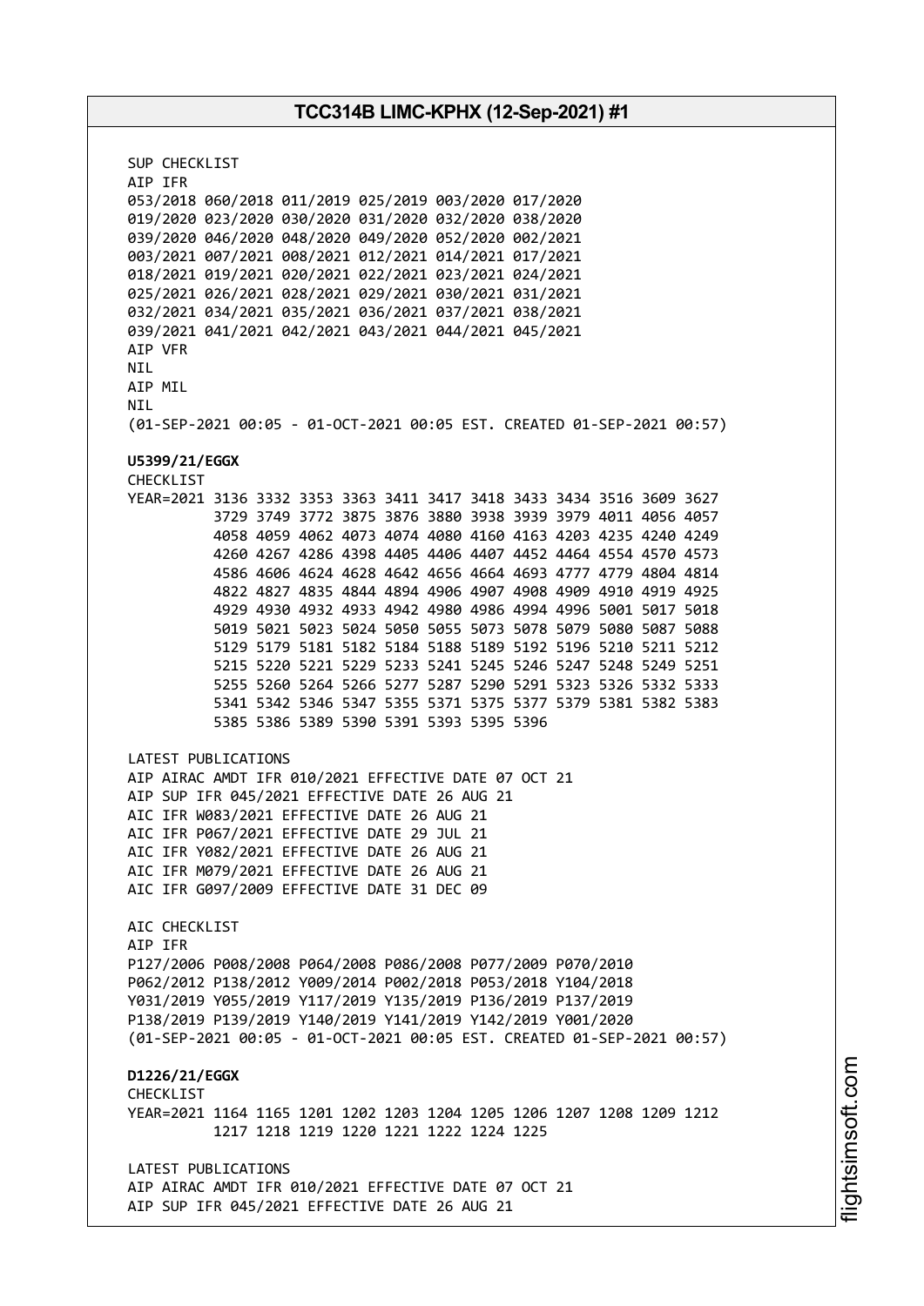SUP CHECKLIST
AIP IFR
053/2018 060/2018 011/2019 025/2019 003/2020 017/2020
019/2020 023/2020 030/2020 031/2020 032/2020 038/2020
039/2020 046/2020 048/2020 049/2020 052/2020 002/2021
003/2021 007/2021 008/2021 012/2021 014/2021 017/2021
018/2021 019/2021 020/2021 022/2021 023/2021 024/2021
025/2021 026/2021 028/2021 029/2021 030/2021 031/2021
032/2021 034/2021 035/2021 036/2021 037/2021 038/2021
039/2021 041/2021 042/2021 043/2021 044/2021 045/2021
AIP VFR
NIL
AIP MIL
NIL
(01-SEP-2021 00:05 - 01-OCT-2021 00:05 EST. CREATED 01-SEP-2021 00:57)

**U5399/21/EGGX**
CHECKLIST
YEAR=2021 3136 3332 3353 3363 3411 3417 3418 3433 3434 3516 3609 3627
3729 3749 3772 3875 3876 3880 3938 3939 3979 4011 4056 4057
4058 4059 4062 4073 4074 4080 4160 4163 4203 4235 4240 4249
4260 4267 4286 4398 4405 4406 4407 4452 4464 4554 4570 4573
4586 4606 4624 4628 4642 4656 4664 4693 4777 4779 4804 4814
4822 4827 4835 4844 4894 4906 4907 4908 4909 4910 4919 4925
4929 4930 4932 4933 4942 4980 4986 4994 4996 5001 5017 5018
5019 5021 5023 5024 5050 5055 5073 5078 5079 5080 5087 5088
5129 5179 5181 5182 5184 5188 5189 5192 5196 5210 5211 5212
5215 5220 5221 5229 5233 5241 5245 5246 5247 5248 5249 5251
5255 5260 5264 5266 5277 5287 5290 5291 5323 5326 5332 5333
5341 5342 5346 5347 5355 5371 5375 5377 5379 5381 5382 5383
5385 5386 5389 5390 5391 5393 5395 5396

LATEST PUBLICATIONS
AIP AIRAC AMDT IFR 010/2021 EFFECTIVE DATE 07 OCT 21
AIP SUP IFR 045/2021 EFFECTIVE DATE 26 AUG 21
AIC IFR W083/2021 EFFECTIVE DATE 26 AUG 21
AIC IFR P067/2021 EFFECTIVE DATE 29 JUL 21
AIC IFR Y082/2021 EFFECTIVE DATE 26 AUG 21
AIC IFR M079/2021 EFFECTIVE DATE 26 AUG 21
AIC IFR G097/2009 EFFECTIVE DATE 31 DEC 09

AIC CHECKLIST
AIP IFR
P127/2006 P008/2008 P064/2008 P086/2008 P077/2009 P070/2010
P062/2012 P138/2012 Y009/2014 P002/2018 P053/2018 Y104/2018
Y031/2019 Y055/2019 Y117/2019 Y135/2019 P136/2019 P137/2019
P138/2019 P139/2019 Y140/2019 Y141/2019 Y142/2019 Y001/2020
(01-SEP-2021 00:05 - 01-OCT-2021 00:05 EST. CREATED 01-SEP-2021 00:57)

**D1226/21/EGGX**
CHECKLIST
YEAR=2021 1164 1165 1201 1202 1203 1204 1205 1206 1207 1208 1209 1212
1217 1218 1219 1220 1221 1222 1224 1225

LATEST PUBLICATIONS
AIP AIRAC AMDT IFR 010/2021 EFFECTIVE DATE 07 OCT 21
AIP SUP IFR 045/2021 EFFECTIVE DATE 26 AUG 21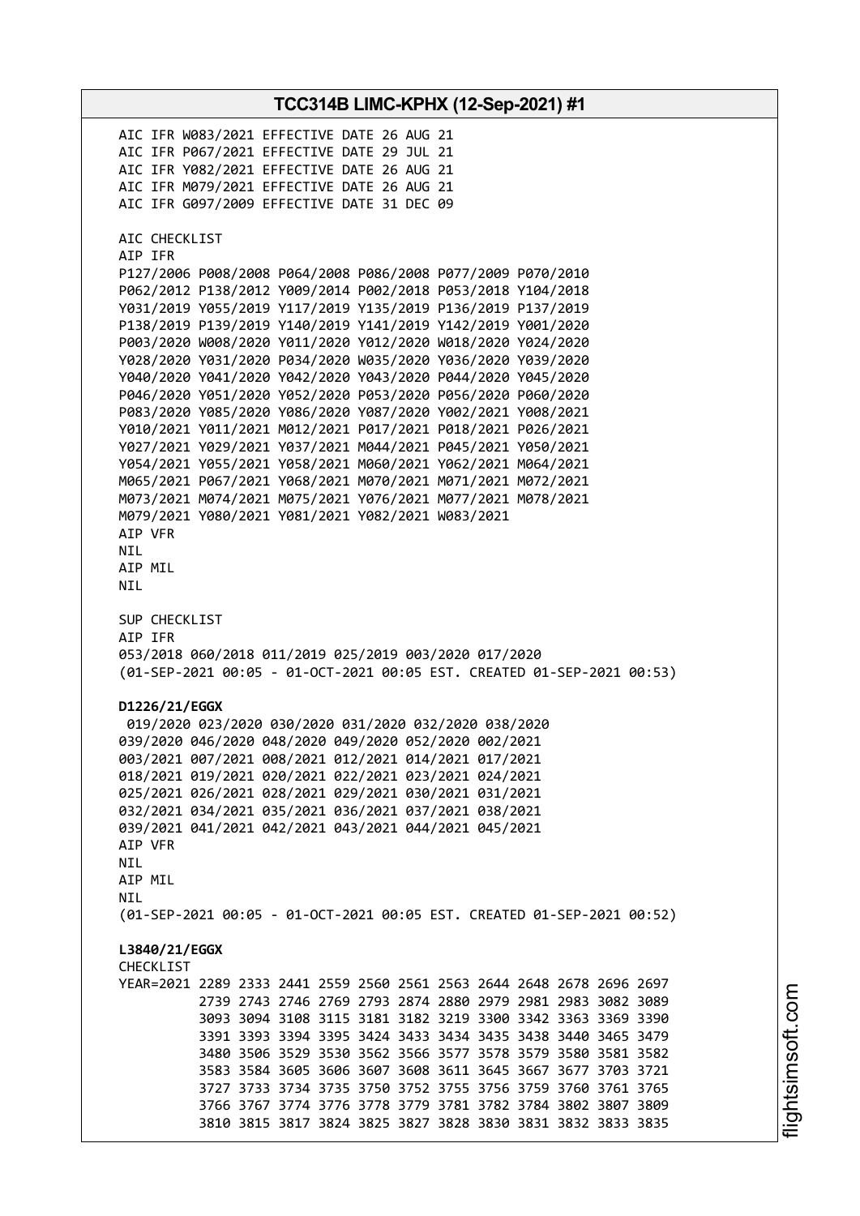AIC IFR W083/2021 EFFECTIVE DATE 26 AUG 21
AIC IFR P067/2021 EFFECTIVE DATE 29 JUL 21
AIC IFR Y082/2021 EFFECTIVE DATE 26 AUG 21
AIC IFR M079/2021 EFFECTIVE DATE 26 AUG 21
AIC IFR G097/2009 EFFECTIVE DATE 31 DEC 09

AIC CHECKLIST
AIP IFR
P127/2006 P008/2008 P064/2008 P086/2008 P077/2009 P070/2010
P062/2012 P138/2012 Y009/2014 P002/2018 P053/2018 Y104/2018
Y031/2019 Y055/2019 Y117/2019 Y135/2019 P136/2019 P137/2019
P138/2019 P139/2019 Y140/2019 Y141/2019 Y142/2019 Y001/2020
P003/2020 W008/2020 Y011/2020 Y012/2020 W018/2020 Y024/2020
Y028/2020 Y031/2020 P034/2020 W035/2020 Y036/2020 Y039/2020
Y040/2020 Y041/2020 Y042/2020 Y043/2020 P044/2020 Y045/2020
P046/2020 Y051/2020 Y052/2020 P053/2020 P056/2020 P060/2020
P083/2020 Y085/2020 Y086/2020 Y087/2020 Y002/2021 Y008/2021
Y010/2021 Y011/2021 M012/2021 P017/2021 P018/2021 P026/2021
Y027/2021 Y029/2021 Y037/2021 M044/2021 P045/2021 Y050/2021
Y054/2021 Y055/2021 Y058/2021 M060/2021 Y062/2021 M064/2021
M065/2021 P067/2021 Y068/2021 M070/2021 M071/2021 M072/2021
M073/2021 M074/2021 M075/2021 Y076/2021 M077/2021 M078/2021
M079/2021 Y080/2021 Y081/2021 Y082/2021 W083/2021
AIP VFR
NIL
AIP MIL
NIL

SUP CHECKLIST
AIP IFR
053/2018 060/2018 011/2019 025/2019 003/2020 017/2020
(01-SEP-2021 00:05 - 01-OCT-2021 00:05 EST. CREATED 01-SEP-2021 00:53)

**D1226/21/EGGX**
019/2020 023/2020 030/2020 031/2020 032/2020 038/2020
039/2020 046/2020 048/2020 049/2020 052/2020 002/2021
003/2021 007/2021 008/2021 012/2021 014/2021 017/2021
018/2021 019/2021 020/2021 022/2021 023/2021 024/2021
025/2021 026/2021 028/2021 029/2021 030/2021 031/2021
032/2021 034/2021 035/2021 036/2021 037/2021 038/2021
039/2021 041/2021 042/2021 043/2021 044/2021 045/2021
AIP VFR
NIL
AIP MIL
NIL
(01-SEP-2021 00:05 - 01-OCT-2021 00:05 EST. CREATED 01-SEP-2021 00:52)

**L3840/21/EGGX**
CHECKLIST
YEAR=2021 2289 2333 2441 2559 2560 2561 2563 2644 2648 2678 2696 2697
2739 2743 2746 2769 2793 2874 2880 2979 2981 2983 3082 3089
3093 3094 3108 3115 3181 3182 3219 3300 3342 3363 3369 3390
3391 3393 3394 3395 3424 3433 3434 3435 3438 3440 3465 3479
3480 3506 3529 3530 3562 3566 3577 3578 3579 3580 3581 3582
3583 3584 3605 3606 3607 3608 3611 3645 3667 3677 3703 3721
3727 3733 3734 3735 3750 3752 3755 3756 3759 3760 3761 3765
3766 3767 3774 3776 3778 3779 3781 3782 3784 3802 3807 3809
3810 3815 3817 3824 3825 3827 3828 3830 3831 3832 3833 3835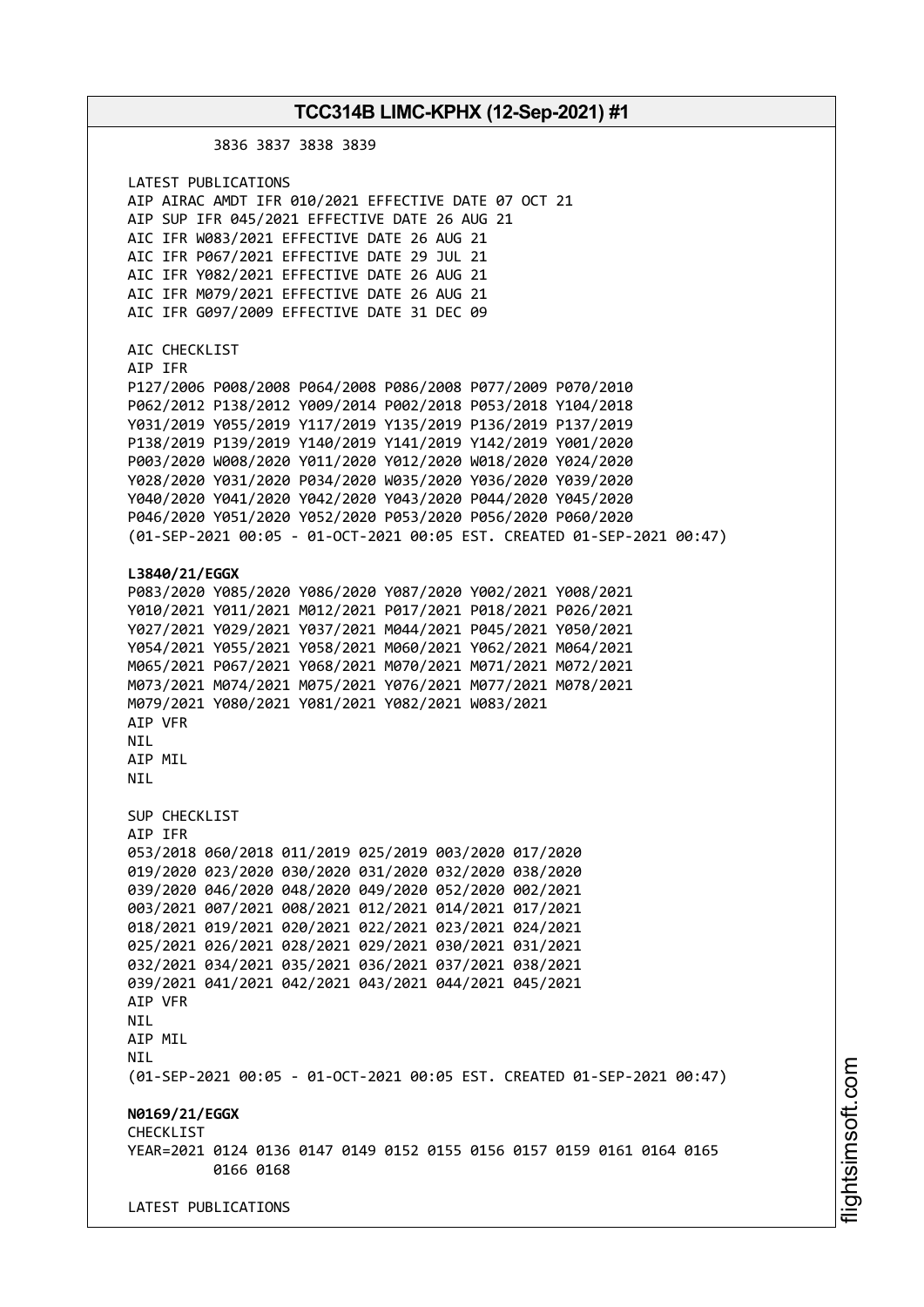3836 3837 3838 3839

LATEST PUBLICATIONS
AIP AIRAC AMDT IFR 010/2021 EFFECTIVE DATE 07 OCT 21
AIP SUP IFR 045/2021 EFFECTIVE DATE 26 AUG 21
AIC IFR W083/2021 EFFECTIVE DATE 26 AUG 21
AIC IFR P067/2021 EFFECTIVE DATE 29 JUL 21
AIC IFR Y082/2021 EFFECTIVE DATE 26 AUG 21
AIC IFR M079/2021 EFFECTIVE DATE 26 AUG 21
AIC IFR G097/2009 EFFECTIVE DATE 31 DEC 09

AIC CHECKLIST
AIP IFR
P127/2006 P008/2008 P064/2008 P086/2008 P077/2009 P070/2010
P062/2012 P138/2012 Y009/2014 P002/2018 P053/2018 Y104/2018
Y031/2019 Y055/2019 Y117/2019 Y135/2019 P136/2019 P137/2019
P138/2019 P139/2019 Y140/2019 Y141/2019 Y142/2019 Y001/2020
P003/2020 W008/2020 Y011/2020 Y012/2020 W018/2020 Y024/2020
Y028/2020 Y031/2020 P034/2020 W035/2020 Y036/2020 Y039/2020
Y040/2020 Y041/2020 Y042/2020 Y043/2020 P044/2020 Y045/2020
P046/2020 Y051/2020 Y052/2020 P053/2020 P056/2020 P060/2020
(01-SEP-2021 00:05 - 01-OCT-2021 00:05 EST. CREATED 01-SEP-2021 00:47)

**L3840/21/EGGX**
P083/2020 Y085/2020 Y086/2020 Y087/2020 Y002/2021 Y008/2021
Y010/2021 Y011/2021 M012/2021 P017/2021 P018/2021 P026/2021
Y027/2021 Y029/2021 Y037/2021 M044/2021 P045/2021 Y050/2021
Y054/2021 Y055/2021 Y058/2021 M060/2021 Y062/2021 M064/2021
M065/2021 P067/2021 Y068/2021 M070/2021 M071/2021 M072/2021
M073/2021 M074/2021 M075/2021 Y076/2021 M077/2021 M078/2021
M079/2021 Y080/2021 Y081/2021 Y082/2021 W083/2021
AIP VFR
NIL
AIP MIL
NIL

SUP CHECKLIST
AIP IFR
053/2018 060/2018 011/2019 025/2019 003/2020 017/2020
019/2020 023/2020 030/2020 031/2020 032/2020 038/2020
039/2020 046/2020 048/2020 049/2020 052/2020 002/2021
003/2021 007/2021 008/2021 012/2021 014/2021 017/2021
018/2021 019/2021 020/2021 022/2021 023/2021 024/2021
025/2021 026/2021 028/2021 029/2021 030/2021 031/2021
032/2021 034/2021 035/2021 036/2021 037/2021 038/2021
039/2021 041/2021 042/2021 043/2021 044/2021 045/2021
AIP VFR
NIL
AIP MIL
NIL
(01-SEP-2021 00:05 - 01-OCT-2021 00:05 EST. CREATED 01-SEP-2021 00:47)

**N0169/21/EGGX**
CHECKLIST
YEAR=2021 0124 0136 0147 0149 0152 0155 0156 0157 0159 0161 0164 0165
0166 0168

LATEST PUBLICATIONS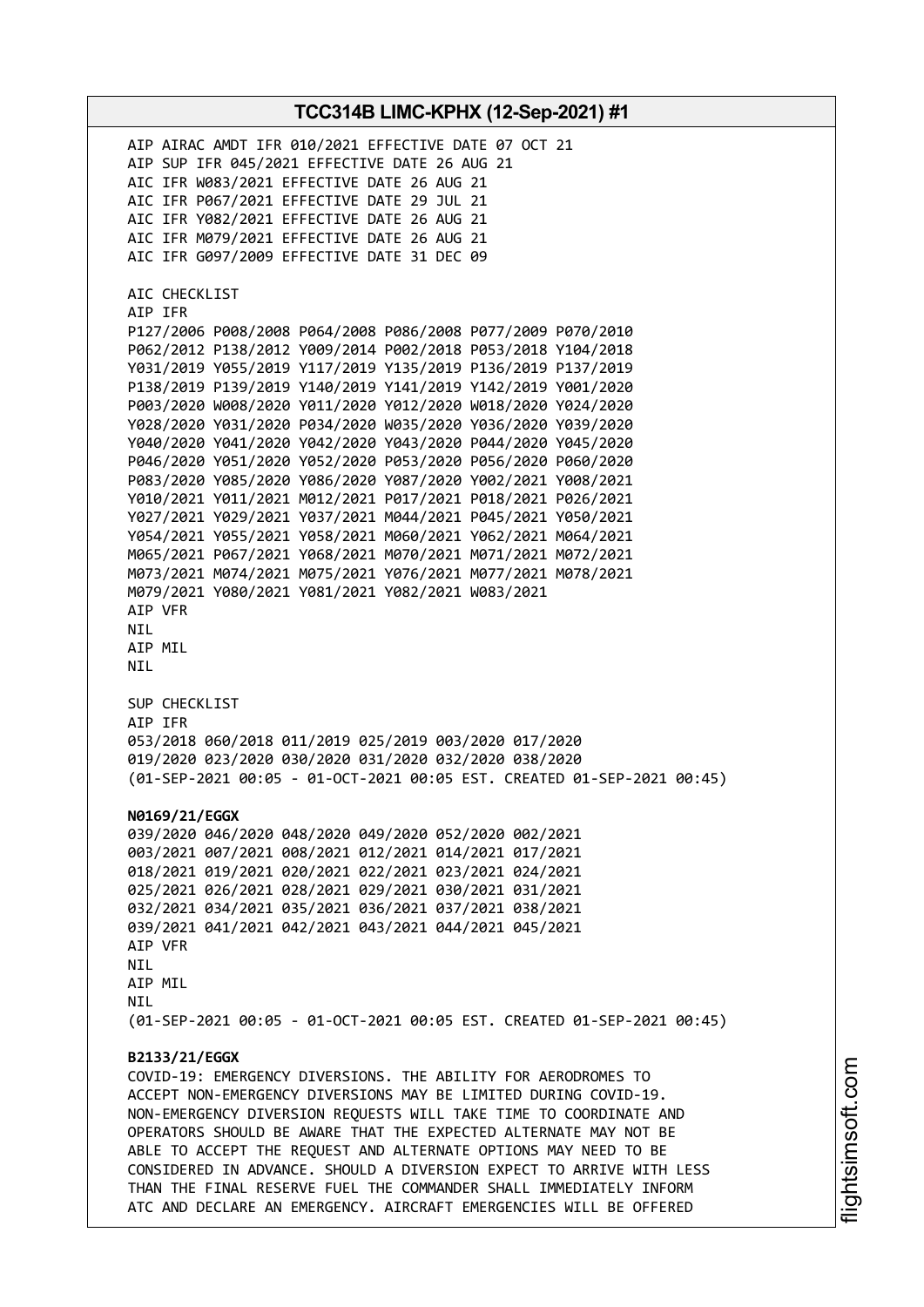AIP AIRAC AMDT IFR 010/2021 EFFECTIVE DATE 07 OCT 21
AIP SUP IFR 045/2021 EFFECTIVE DATE 26 AUG 21
AIC IFR W083/2021 EFFECTIVE DATE 26 AUG 21
AIC IFR P067/2021 EFFECTIVE DATE 29 JUL 21
AIC IFR Y082/2021 EFFECTIVE DATE 26 AUG 21
AIC IFR M079/2021 EFFECTIVE DATE 26 AUG 21
AIC IFR G097/2009 EFFECTIVE DATE 31 DEC 09

AIC CHECKLIST
AIP IFR
P127/2006 P008/2008 P064/2008 P086/2008 P077/2009 P070/2010
P062/2012 P138/2012 Y009/2014 P002/2018 P053/2018 Y104/2018
Y031/2019 Y055/2019 Y117/2019 Y135/2019 P136/2019 P137/2019
P138/2019 P139/2019 Y140/2019 Y141/2019 Y142/2019 Y001/2020
P003/2020 W008/2020 Y011/2020 Y012/2020 W018/2020 Y024/2020
Y028/2020 Y031/2020 P034/2020 W035/2020 Y036/2020 Y039/2020
Y040/2020 Y041/2020 Y042/2020 Y043/2020 P044/2020 Y045/2020
P046/2020 Y051/2020 Y052/2020 P053/2020 P056/2020 P060/2020
P083/2020 Y085/2020 Y086/2020 Y087/2020 Y002/2021 Y008/2021
Y010/2021 Y011/2021 M012/2021 P017/2021 P018/2021 P026/2021
Y027/2021 Y029/2021 Y037/2021 M044/2021 P045/2021 Y050/2021
Y054/2021 Y055/2021 Y058/2021 M060/2021 Y062/2021 M064/2021
M065/2021 P067/2021 Y068/2021 M070/2021 M071/2021 M072/2021
M073/2021 M074/2021 M075/2021 Y076/2021 M077/2021 M078/2021
M079/2021 Y080/2021 Y081/2021 Y082/2021 W083/2021
AIP VFR
NIL
AIP MIL
NIL

SUP CHECKLIST
AIP IFR
053/2018 060/2018 011/2019 025/2019 003/2020 017/2020
019/2020 023/2020 030/2020 031/2020 032/2020 038/2020
(01-SEP-2021 00:05 - 01-OCT-2021 00:05 EST. CREATED 01-SEP-2021 00:45)

**N0169/21/EGGX**
039/2020 046/2020 048/2020 049/2020 052/2020 002/2021
003/2021 007/2021 008/2021 012/2021 014/2021 017/2021
018/2021 019/2021 020/2021 022/2021 023/2021 024/2021
025/2021 026/2021 028/2021 029/2021 030/2021 031/2021
032/2021 034/2021 035/2021 036/2021 037/2021 038/2021
039/2021 041/2021 042/2021 043/2021 044/2021 045/2021
AIP VFR
NIL
AIP MIL
NIL
(01-SEP-2021 00:05 - 01-OCT-2021 00:05 EST. CREATED 01-SEP-2021 00:45)

**B2133/21/EGGX**
COVID-19: EMERGENCY DIVERSIONS. THE ABILITY FOR AERODROMES TO
ACCEPT NON-EMERGENCY DIVERSIONS MAY BE LIMITED DURING COVID-19.
NON-EMERGENCY DIVERSION REQUESTS WILL TAKE TIME TO COORDINATE AND
OPERATORS SHOULD BE AWARE THAT THE EXPECTED ALTERNATE MAY NOT BE
ABLE TO ACCEPT THE REQUEST AND ALTERNATE OPTIONS MAY NEED TO BE
CONSIDERED IN ADVANCE. SHOULD A DIVERSION EXPECT TO ARRIVE WITH LESS
THAN THE FINAL RESERVE FUEL THE COMMANDER SHALL IMMEDIATELY INFORM
ATC AND DECLARE AN EMERGENCY. AIRCRAFT EMERGENCIES WILL BE OFFERED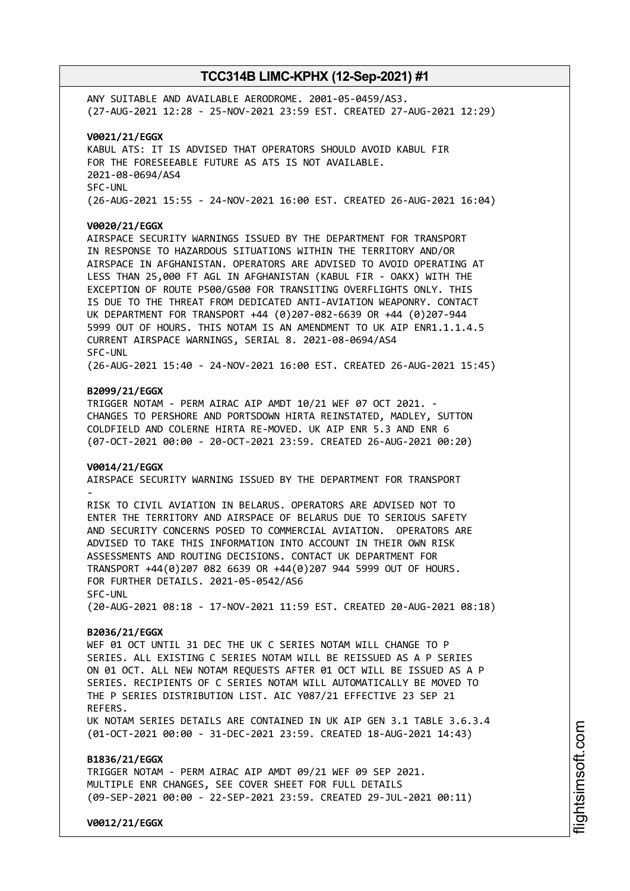ANY SUITABLE AND AVAILABLE AERODROME. 2001-05-0459/AS3.
(27-AUG-2021 12:28 - 25-NOV-2021 23:59 EST. CREATED 27-AUG-2021 12:29)

**V0021/21/EGGX**
KABUL ATS: IT IS ADVISED THAT OPERATORS SHOULD AVOID KABUL FIR FOR THE FORESEEABLE FUTURE AS ATS IS NOT AVAILABLE.
2021-08-0694/AS4
SFC-UNL
(26-AUG-2021 15:55 - 24-NOV-2021 16:00 EST. CREATED 26-AUG-2021 16:04)

**V0020/21/EGGX**
AIRSPACE SECURITY WARNINGS ISSUED BY THE DEPARTMENT FOR TRANSPORT IN RESPONSE TO HAZARDOUS SITUATIONS WITHIN THE TERRITORY AND/OR AIRSPACE IN AFGHANISTAN. OPERATORS ARE ADVISED TO AVOID OPERATING AT LESS THAN 25,000 FT AGL IN AFGHANISTAN (KABUL FIR - OAKX) WITH THE EXCEPTION OF ROUTE P500/G500 FOR TRANSITING OVERFLIGHTS ONLY. THIS IS DUE TO THE THREAT FROM DEDICATED ANTI-AVIATION WEAPONRY. CONTACT UK DEPARTMENT FOR TRANSPORT +44 (0)207-082-6639 OR +44 (0)207-944 5999 OUT OF HOURS. THIS NOTAM IS AN AMENDMENT TO UK AIP ENR1.1.1.4.5 CURRENT AIRSPACE WARNINGS, SERIAL 8. 2021-08-0694/AS4
SFC-UNL
(26-AUG-2021 15:40 - 24-NOV-2021 16:00 EST. CREATED 26-AUG-2021 15:45)

**B2099/21/EGGX**
TRIGGER NOTAM - PERM AIRAC AIP AMDT 10/21 WEF 07 OCT 2021. - CHANGES TO PERSHORE AND PORTSDOWN HIRTA REINSTATED, MADLEY, SUTTON COLDFIELD AND COLERNE HIRTA RE-MOVED. UK AIP ENR 5.3 AND ENR 6
(07-OCT-2021 00:00 - 20-OCT-2021 23:59. CREATED 26-AUG-2021 00:20)

**V0014/21/EGGX**
AIRSPACE SECURITY WARNING ISSUED BY THE DEPARTMENT FOR TRANSPORT
-
RISK TO CIVIL AVIATION IN BELARUS. OPERATORS ARE ADVISED NOT TO ENTER THE TERRITORY AND AIRSPACE OF BELARUS DUE TO SERIOUS SAFETY AND SECURITY CONCERNS POSED TO COMMERCIAL AVIATION. OPERATORS ARE ADVISED TO TAKE THIS INFORMATION INTO ACCOUNT IN THEIR OWN RISK ASSESSMENTS AND ROUTING DECISIONS. CONTACT UK DEPARTMENT FOR TRANSPORT +44(0)207 082 6639 OR +44(0)207 944 5999 OUT OF HOURS. FOR FURTHER DETAILS. 2021-05-0542/AS6
SFC-UNL
(20-AUG-2021 08:18 - 17-NOV-2021 11:59 EST. CREATED 20-AUG-2021 08:18)

**B2036/21/EGGX**
WEF 01 OCT UNTIL 31 DEC THE UK C SERIES NOTAM WILL CHANGE TO P SERIES. ALL EXISTING C SERIES NOTAM WILL BE REISSUED AS A P SERIES ON 01 OCT. ALL NEW NOTAM REQUESTS AFTER 01 OCT WILL BE ISSUED AS A P SERIES. RECIPIENTS OF C SERIES NOTAM WILL AUTOMATICALLY BE MOVED TO THE P SERIES DISTRIBUTION LIST. AIC Y087/21 EFFECTIVE 23 SEP 21 REFERS.
UK NOTAM SERIES DETAILS ARE CONTAINED IN UK AIP GEN 3.1 TABLE 3.6.3.4
(01-OCT-2021 00:00 - 31-DEC-2021 23:59. CREATED 18-AUG-2021 14:43)

**B1836/21/EGGX**
TRIGGER NOTAM - PERM AIRAC AIP AMDT 09/21 WEF 09 SEP 2021. MULTIPLE ENR CHANGES, SEE COVER SHEET FOR FULL DETAILS
(09-SEP-2021 00:00 - 22-SEP-2021 23:59. CREATED 29-JUL-2021 00:11)

**V0012/21/EGGX**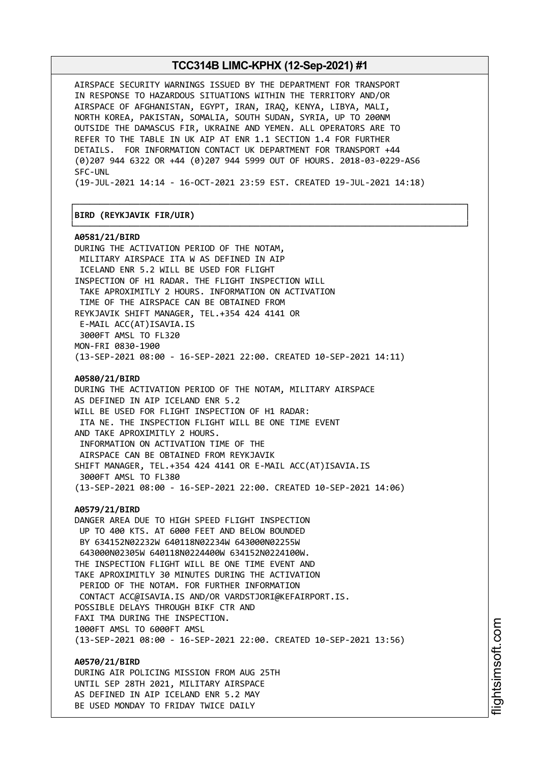AIRSPACE SECURITY WARNINGS ISSUED BY THE DEPARTMENT FOR TRANSPORT IN RESPONSE TO HAZARDOUS SITUATIONS WITHIN THE TERRITORY AND/OR AIRSPACE OF AFGHANISTAN, EGYPT, IRAN, IRAQ, KENYA, LIBYA, MALI, NORTH KOREA, PAKISTAN, SOMALIA, SOUTH SUDAN, SYRIA, UP TO 200NM OUTSIDE THE DAMASCUS FIR, UKRAINE AND YEMEN. ALL OPERATORS ARE TO REFER TO THE TABLE IN UK AIP AT ENR 1.1 SECTION 1.4 FOR FURTHER DETAILS. FOR INFORMATION CONTACT UK DEPARTMENT FOR TRANSPORT +44 (0)207 944 6322 OR +44 (0)207 944 5999 OUT OF HOURS. 2018-03-0229-AS6
SFC-UNL
(19-JUL-2021 14:14 - 16-OCT-2021 23:59 EST. CREATED 19-JUL-2021 14:18)

**BIRD (REYKJAVIK FIR/UIR)**

**A0581/21/BIRD**
DURING THE ACTIVATION PERIOD OF THE NOTAM,
MILITARY AIRSPACE ITA W AS DEFINED IN AIP
ICELAND ENR 5.2 WILL BE USED FOR FLIGHT
INSPECTION OF H1 RADAR. THE FLIGHT INSPECTION WILL
TAKE APROXIMITLY 2 HOURS. INFORMATION ON ACTIVATION
TIME OF THE AIRSPACE CAN BE OBTAINED FROM
REYKJAVIK SHIFT MANAGER, TEL.+354 424 4141 OR
E-MAIL ACC(AT)ISAVIA.IS
3000FT AMSL TO FL320
MON-FRI 0830-1900
(13-SEP-2021 08:00 - 16-SEP-2021 22:00. CREATED 10-SEP-2021 14:11)

**A0580/21/BIRD**
DURING THE ACTIVATION PERIOD OF THE NOTAM, MILITARY AIRSPACE
AS DEFINED IN AIP ICELAND ENR 5.2
WILL BE USED FOR FLIGHT INSPECTION OF H1 RADAR:
ITA NE. THE INSPECTION FLIGHT WILL BE ONE TIME EVENT
AND TAKE APROXIMITLY 2 HOURS.
INFORMATION ON ACTIVATION TIME OF THE
AIRSPACE CAN BE OBTAINED FROM REYKJAVIK
SHIFT MANAGER, TEL.+354 424 4141 OR E-MAIL ACC(AT)ISAVIA.IS
3000FT AMSL TO FL380
(13-SEP-2021 08:00 - 16-SEP-2021 22:00. CREATED 10-SEP-2021 14:06)

**A0579/21/BIRD**
DANGER AREA DUE TO HIGH SPEED FLIGHT INSPECTION
UP TO 400 KTS. AT 6000 FEET AND BELOW BOUNDED
BY 634152N02232W 640118N02234W 643000N02255W
643000N02305W 640118N0224400W 634152N0224100W.
THE INSPECTION FLIGHT WILL BE ONE TIME EVENT AND
TAKE APROXIMITLY 30 MINUTES DURING THE ACTIVATION
PERIOD OF THE NOTAM. FOR FURTHER INFORMATION
CONTACT ACC@ISAVIA.IS AND/OR VARDSTJORI@KEFAIRPORT.IS.
POSSIBLE DELAYS THROUGH BIKF CTR AND
FAXI TMA DURING THE INSPECTION.
1000FT AMSL TO 6000FT AMSL
(13-SEP-2021 08:00 - 16-SEP-2021 22:00. CREATED 10-SEP-2021 13:56)

**A0570/21/BIRD**
DURING AIR POLICING MISSION FROM AUG 25TH
UNTIL SEP 28TH 2021, MILITARY AIRSPACE
AS DEFINED IN AIP ICELAND ENR 5.2 MAY
BE USED MONDAY TO FRIDAY TWICE DAILY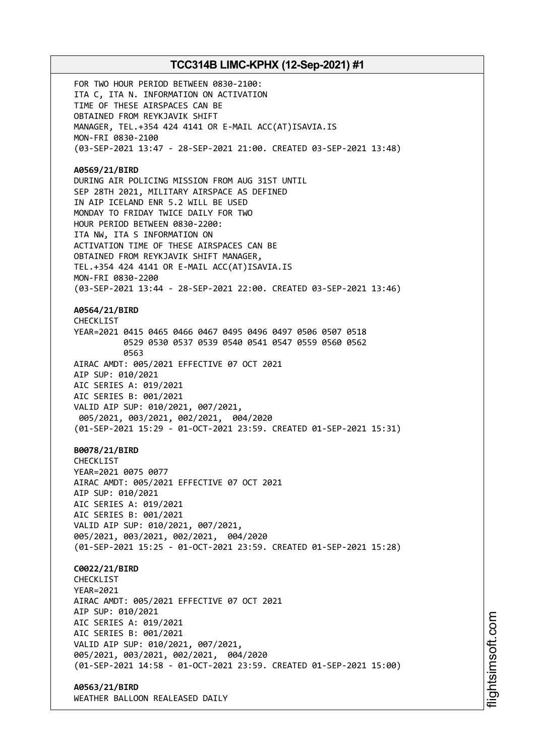FOR TWO HOUR PERIOD BETWEEN 0830-2100:
ITA C, ITA N. INFORMATION ON ACTIVATION
TIME OF THESE AIRSPACES CAN BE
OBTAINED FROM REYKJAVIK SHIFT
MANAGER, TEL.+354 424 4141 OR E-MAIL ACC(AT)ISAVIA.IS
MON-FRI 0830-2100
(03-SEP-2021 13:47 - 28-SEP-2021 21:00. CREATED 03-SEP-2021 13:48)

**A0569/21/BIRD**
DURING AIR POLICING MISSION FROM AUG 31ST UNTIL
SEP 28TH 2021, MILITARY AIRSPACE AS DEFINED
IN AIP ICELAND ENR 5.2 WILL BE USED
MONDAY TO FRIDAY TWICE DAILY FOR TWO
HOUR PERIOD BETWEEN 0830-2200:
ITA NW, ITA S INFORMATION ON
ACTIVATION TIME OF THESE AIRSPACES CAN BE
OBTAINED FROM REYKJAVIK SHIFT MANAGER,
TEL.+354 424 4141 OR E-MAIL ACC(AT)ISAVIA.IS
MON-FRI 0830-2200
(03-SEP-2021 13:44 - 28-SEP-2021 22:00. CREATED 03-SEP-2021 13:46)

**A0564/21/BIRD**
CHECKLIST
YEAR=2021 0415 0465 0466 0467 0495 0496 0497 0506 0507 0518
0529 0530 0537 0539 0540 0541 0547 0559 0560 0562
0563
AIRAC AMDT: 005/2021 EFFECTIVE 07 OCT 2021
AIP SUP: 010/2021
AIC SERIES A: 019/2021
AIC SERIES B: 001/2021
VALID AIP SUP: 010/2021, 007/2021,
005/2021, 003/2021, 002/2021, 004/2020
(01-SEP-2021 15:29 - 01-OCT-2021 23:59. CREATED 01-SEP-2021 15:31)

**B0078/21/BIRD**
CHECKLIST
YEAR=2021 0075 0077
AIRAC AMDT: 005/2021 EFFECTIVE 07 OCT 2021
AIP SUP: 010/2021
AIC SERIES A: 019/2021
AIC SERIES B: 001/2021
VALID AIP SUP: 010/2021, 007/2021,
005/2021, 003/2021, 002/2021, 004/2020
(01-SEP-2021 15:25 - 01-OCT-2021 23:59. CREATED 01-SEP-2021 15:28)

**C0022/21/BIRD**
CHECKLIST
YEAR=2021
AIRAC AMDT: 005/2021 EFFECTIVE 07 OCT 2021
AIP SUP: 010/2021
AIC SERIES A: 019/2021
AIC SERIES B: 001/2021
VALID AIP SUP: 010/2021, 007/2021,
005/2021, 003/2021, 002/2021, 004/2020
(01-SEP-2021 14:58 - 01-OCT-2021 23:59. CREATED 01-SEP-2021 15:00)

**A0563/21/BIRD**
WEATHER BALLOON REALEASED DAILY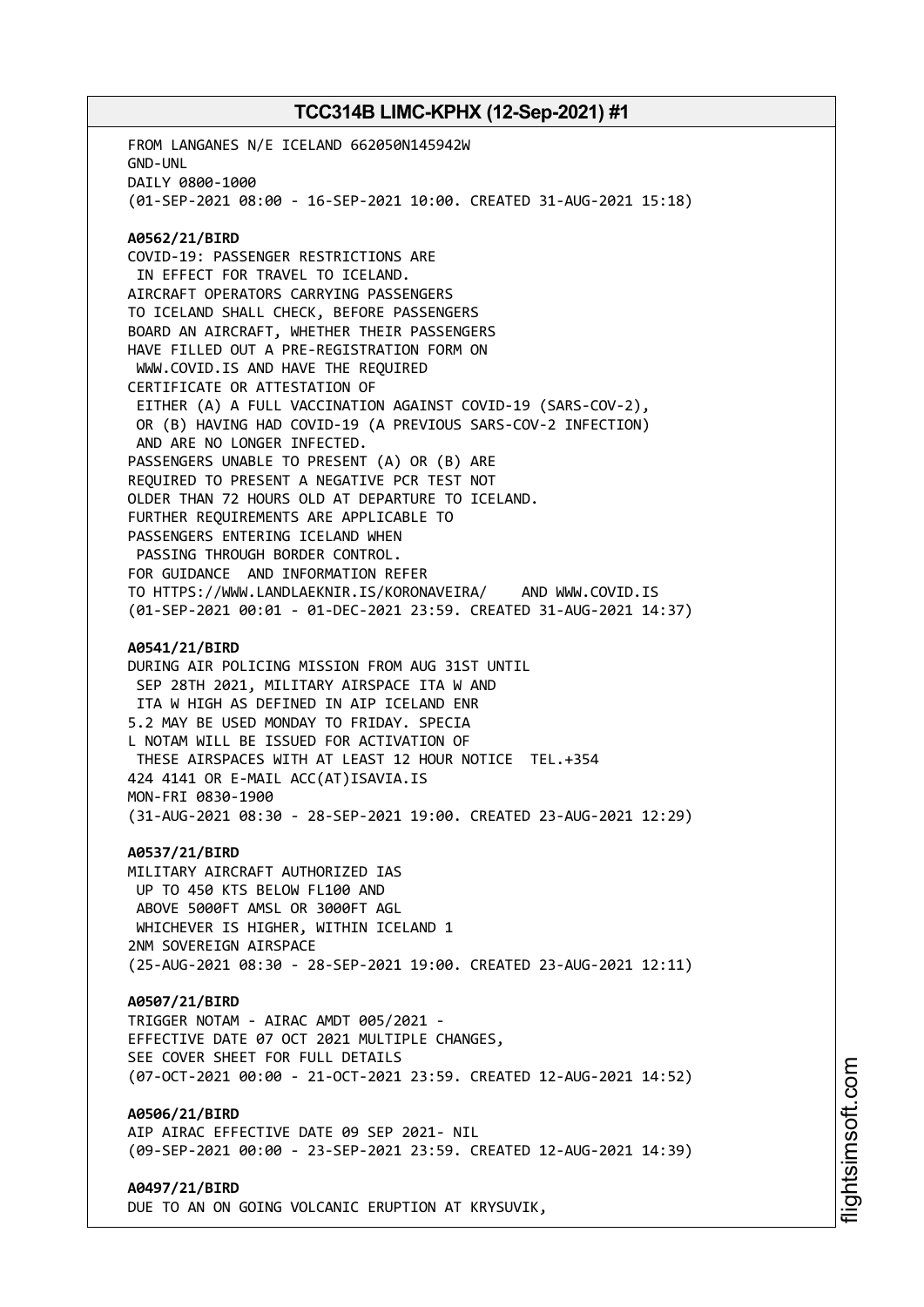FROM LANGANES N/E ICELAND 662050N145942W
GND-UNL
DAILY 0800-1000
(01-SEP-2021 08:00 - 16-SEP-2021 10:00. CREATED 31-AUG-2021 15:18)

**A0562/21/BIRD**
COVID-19: PASSENGER RESTRICTIONS ARE
IN EFFECT FOR TRAVEL TO ICELAND.
AIRCRAFT OPERATORS CARRYING PASSENGERS
TO ICELAND SHALL CHECK, BEFORE PASSENGERS
BOARD AN AIRCRAFT, WHETHER THEIR PASSENGERS
HAVE FILLED OUT A PRE-REGISTRATION FORM ON
WWW.COVID.IS AND HAVE THE REQUIRED
CERTIFICATE OR ATTESTATION OF
EITHER (A) A FULL VACCINATION AGAINST COVID-19 (SARS-COV-2),
OR (B) HAVING HAD COVID-19 (A PREVIOUS SARS-COV-2 INFECTION)
AND ARE NO LONGER INFECTED.
PASSENGERS UNABLE TO PRESENT (A) OR (B) ARE
REQUIRED TO PRESENT A NEGATIVE PCR TEST NOT
OLDER THAN 72 HOURS OLD AT DEPARTURE TO ICELAND.
FURTHER REQUIREMENTS ARE APPLICABLE TO
PASSENGERS ENTERING ICELAND WHEN
PASSING THROUGH BORDER CONTROL.
FOR GUIDANCE AND INFORMATION REFER
TO HTTPS://WWW.LANDLAEKNIR.IS/KORONAVEIRA/ AND WWW.COVID.IS
(01-SEP-2021 00:01 - 01-DEC-2021 23:59. CREATED 31-AUG-2021 14:37)

**A0541/21/BIRD**
DURING AIR POLICING MISSION FROM AUG 31ST UNTIL
SEP 28TH 2021, MILITARY AIRSPACE ITA W AND
ITA W HIGH AS DEFINED IN AIP ICELAND ENR
5.2 MAY BE USED MONDAY TO FRIDAY. SPECIA
L NOTAM WILL BE ISSUED FOR ACTIVATION OF
THESE AIRSPACES WITH AT LEAST 12 HOUR NOTICE TEL.+354
424 4141 OR E-MAIL ACC(AT)ISAVIA.IS
MON-FRI 0830-1900
(31-AUG-2021 08:30 - 28-SEP-2021 19:00. CREATED 23-AUG-2021 12:29)

**A0537/21/BIRD**
MILITARY AIRCRAFT AUTHORIZED IAS
UP TO 450 KTS BELOW FL100 AND
ABOVE 5000FT AMSL OR 3000FT AGL
WHICHEVER IS HIGHER, WITHIN ICELAND 1
2NM SOVEREIGN AIRSPACE
(25-AUG-2021 08:30 - 28-SEP-2021 19:00. CREATED 23-AUG-2021 12:11)

**A0507/21/BIRD**
TRIGGER NOTAM - AIRAC AMDT 005/2021 -
EFFECTIVE DATE 07 OCT 2021 MULTIPLE CHANGES,
SEE COVER SHEET FOR FULL DETAILS
(07-OCT-2021 00:00 - 21-OCT-2021 23:59. CREATED 12-AUG-2021 14:52)

**A0506/21/BIRD**
AIP AIRAC EFFECTIVE DATE 09 SEP 2021- NIL
(09-SEP-2021 00:00 - 23-SEP-2021 23:59. CREATED 12-AUG-2021 14:39)

**A0497/21/BIRD**
DUE TO AN ON GOING VOLCANIC ERUPTION AT KRYSUVIK,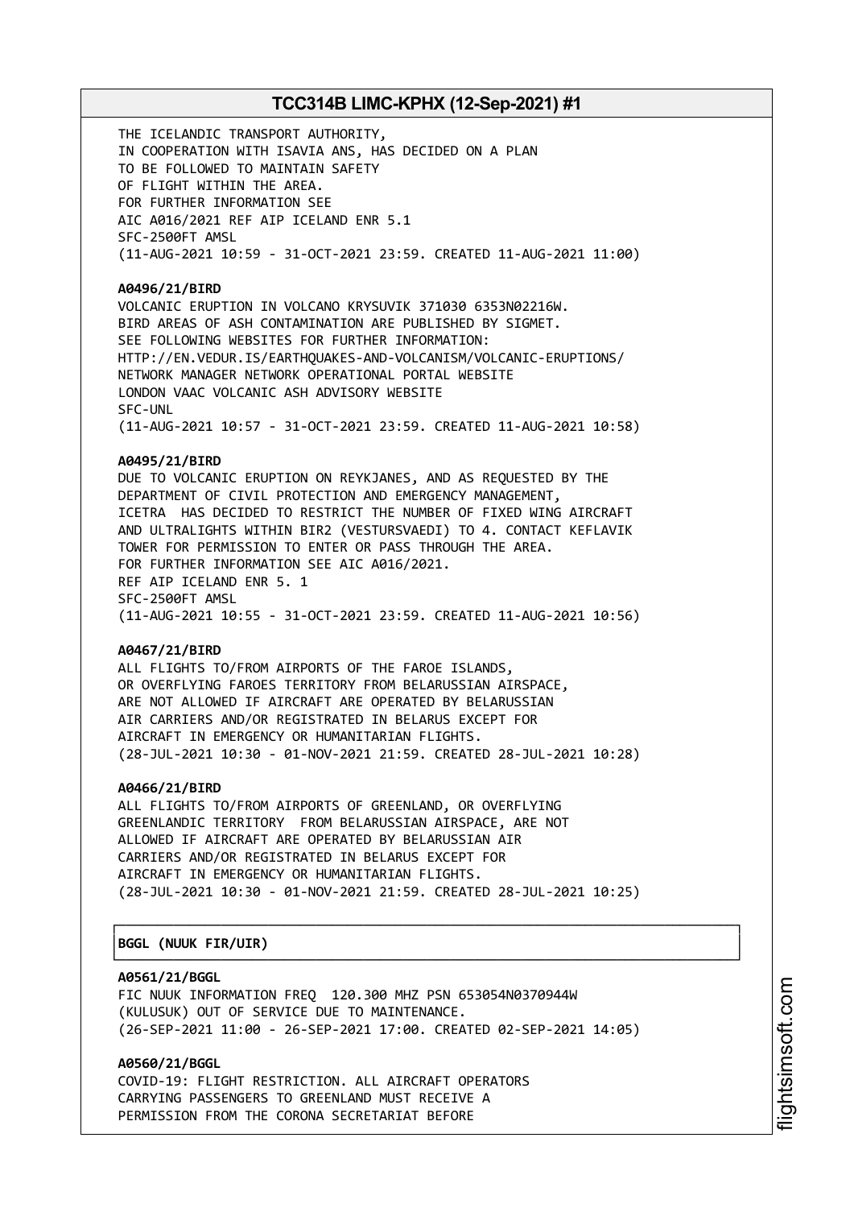THE ICELANDIC TRANSPORT AUTHORITY,
IN COOPERATION WITH ISAVIA ANS, HAS DECIDED ON A PLAN
TO BE FOLLOWED TO MAINTAIN SAFETY
OF FLIGHT WITHIN THE AREA.
FOR FURTHER INFORMATION SEE
AIC A016/2021 REF AIP ICELAND ENR 5.1
SFC-2500FT AMSL
(11-AUG-2021 10:59 - 31-OCT-2021 23:59. CREATED 11-AUG-2021 11:00)

**A0496/21/BIRD**
VOLCANIC ERUPTION IN VOLCANO KRYSUVIK 371030 6353N02216W.
BIRD AREAS OF ASH CONTAMINATION ARE PUBLISHED BY SIGMET.
SEE FOLLOWING WEBSITES FOR FURTHER INFORMATION:
HTTP://EN.VEDUR.IS/EARTHQUAKES-AND-VOLCANISM/VOLCANIC-ERUPTIONS/
NETWORK MANAGER NETWORK OPERATIONAL PORTAL WEBSITE
LONDON VAAC VOLCANIC ASH ADVISORY WEBSITE
SFC-UNL
(11-AUG-2021 10:57 - 31-OCT-2021 23:59. CREATED 11-AUG-2021 10:58)

**A0495/21/BIRD**
DUE TO VOLCANIC ERUPTION ON REYKJANES, AND AS REQUESTED BY THE
DEPARTMENT OF CIVIL PROTECTION AND EMERGENCY MANAGEMENT,
ICETRA HAS DECIDED TO RESTRICT THE NUMBER OF FIXED WING AIRCRAFT
AND ULTRALIGHTS WITHIN BIR2 (VESTURSVAEDI) TO 4. CONTACT KEFLAVIK
TOWER FOR PERMISSION TO ENTER OR PASS THROUGH THE AREA.
FOR FURTHER INFORMATION SEE AIC A016/2021.
REF AIP ICELAND ENR 5. 1
SFC-2500FT AMSL
(11-AUG-2021 10:55 - 31-OCT-2021 23:59. CREATED 11-AUG-2021 10:56)

**A0467/21/BIRD**
ALL FLIGHTS TO/FROM AIRPORTS OF THE FAROE ISLANDS,
OR OVERFLYING FAROES TERRITORY FROM BELARUSSIAN AIRSPACE,
ARE NOT ALLOWED IF AIRCRAFT ARE OPERATED BY BELARUSSIAN
AIR CARRIERS AND/OR REGISTRATED IN BELARUS EXCEPT FOR
AIRCRAFT IN EMERGENCY OR HUMANITARIAN FLIGHTS.
(28-JUL-2021 10:30 - 01-NOV-2021 21:59. CREATED 28-JUL-2021 10:28)

**A0466/21/BIRD**
ALL FLIGHTS TO/FROM AIRPORTS OF GREENLAND, OR OVERFLYING
GREENLANDIC TERRITORY FROM BELARUSSIAN AIRSPACE, ARE NOT
ALLOWED IF AIRCRAFT ARE OPERATED BY BELARUSSIAN AIR
CARRIERS AND/OR REGISTRATED IN BELARUS EXCEPT FOR
AIRCRAFT IN EMERGENCY OR HUMANITARIAN FLIGHTS.
(28-JUL-2021 10:30 - 01-NOV-2021 21:59. CREATED 28-JUL-2021 10:25)

## BGGL (NUUK FIR/UIR)

**A0561/21/BGGL**
FIC NUUK INFORMATION FREQ 120.300 MHZ PSN 653054N0370944W
(KULUSUK) OUT OF SERVICE DUE TO MAINTENANCE.
(26-SEP-2021 11:00 - 26-SEP-2021 17:00. CREATED 02-SEP-2021 14:05)

**A0560/21/BGGL**
COVID-19: FLIGHT RESTRICTION. ALL AIRCRAFT OPERATORS
CARRYING PASSENGERS TO GREENLAND MUST RECEIVE A
PERMISSION FROM THE CORONA SECRETARIAT BEFORE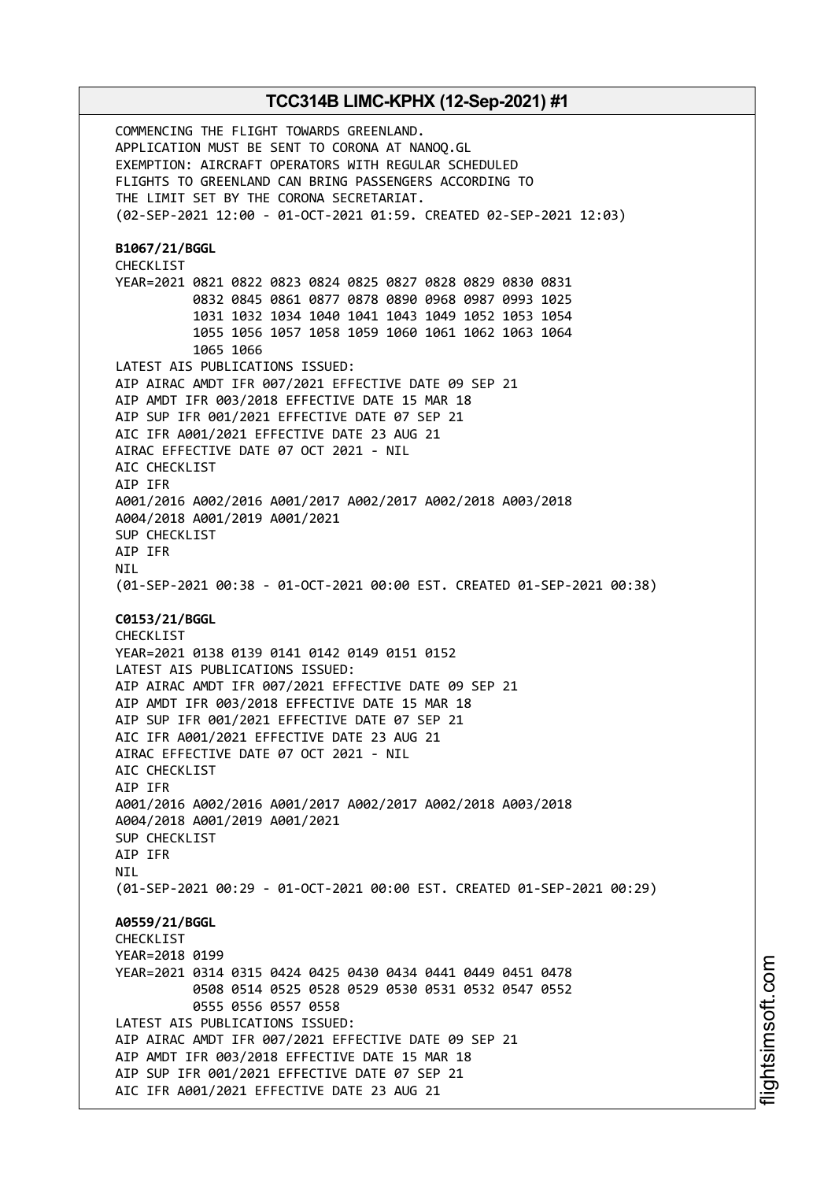COMMENCING THE FLIGHT TOWARDS GREENLAND.
APPLICATION MUST BE SENT TO CORONA AT NANOQ.GL
EXEMPTION: AIRCRAFT OPERATORS WITH REGULAR SCHEDULED
FLIGHTS TO GREENLAND CAN BRING PASSENGERS ACCORDING TO
THE LIMIT SET BY THE CORONA SECRETARIAT.
(02-SEP-2021 12:00 - 01-OCT-2021 01:59. CREATED 02-SEP-2021 12:03)

**B1067/21/BGGL**
CHECKLIST
YEAR=2021 0821 0822 0823 0824 0825 0827 0828 0829 0830 0831
0832 0845 0861 0877 0878 0890 0968 0987 0993 1025
1031 1032 1034 1040 1041 1043 1049 1052 1053 1054
1055 1056 1057 1058 1059 1060 1061 1062 1063 1064
1065 1066
LATEST AIS PUBLICATIONS ISSUED:
AIP AIRAC AMDT IFR 007/2021 EFFECTIVE DATE 09 SEP 21
AIP AMDT IFR 003/2018 EFFECTIVE DATE 15 MAR 18
AIP SUP IFR 001/2021 EFFECTIVE DATE 07 SEP 21
AIC IFR A001/2021 EFFECTIVE DATE 23 AUG 21
AIRAC EFFECTIVE DATE 07 OCT 2021 - NIL
AIC CHECKLIST
AIP IFR
A001/2016 A002/2016 A001/2017 A002/2017 A002/2018 A003/2018
A004/2018 A001/2019 A001/2021
SUP CHECKLIST
AIP IFR
NIL
(01-SEP-2021 00:38 - 01-OCT-2021 00:00 EST. CREATED 01-SEP-2021 00:38)

**C0153/21/BGGL**
CHECKLIST
YEAR=2021 0138 0139 0141 0142 0149 0151 0152
LATEST AIS PUBLICATIONS ISSUED:
AIP AIRAC AMDT IFR 007/2021 EFFECTIVE DATE 09 SEP 21
AIP AMDT IFR 003/2018 EFFECTIVE DATE 15 MAR 18
AIP SUP IFR 001/2021 EFFECTIVE DATE 07 SEP 21
AIC IFR A001/2021 EFFECTIVE DATE 23 AUG 21
AIRAC EFFECTIVE DATE 07 OCT 2021 - NIL
AIC CHECKLIST
AIP IFR
A001/2016 A002/2016 A001/2017 A002/2017 A002/2018 A003/2018
A004/2018 A001/2019 A001/2021
SUP CHECKLIST
AIP IFR
NIL
(01-SEP-2021 00:29 - 01-OCT-2021 00:00 EST. CREATED 01-SEP-2021 00:29)

**A0559/21/BGGL**
CHECKLIST
YEAR=2018 0199
YEAR=2021 0314 0315 0424 0425 0430 0434 0441 0449 0451 0478
0508 0514 0525 0528 0529 0530 0531 0532 0547 0552
0555 0556 0557 0558
LATEST AIS PUBLICATIONS ISSUED:
AIP AIRAC AMDT IFR 007/2021 EFFECTIVE DATE 09 SEP 21
AIP AMDT IFR 003/2018 EFFECTIVE DATE 15 MAR 18
AIP SUP IFR 001/2021 EFFECTIVE DATE 07 SEP 21
AIC IFR A001/2021 EFFECTIVE DATE 23 AUG 21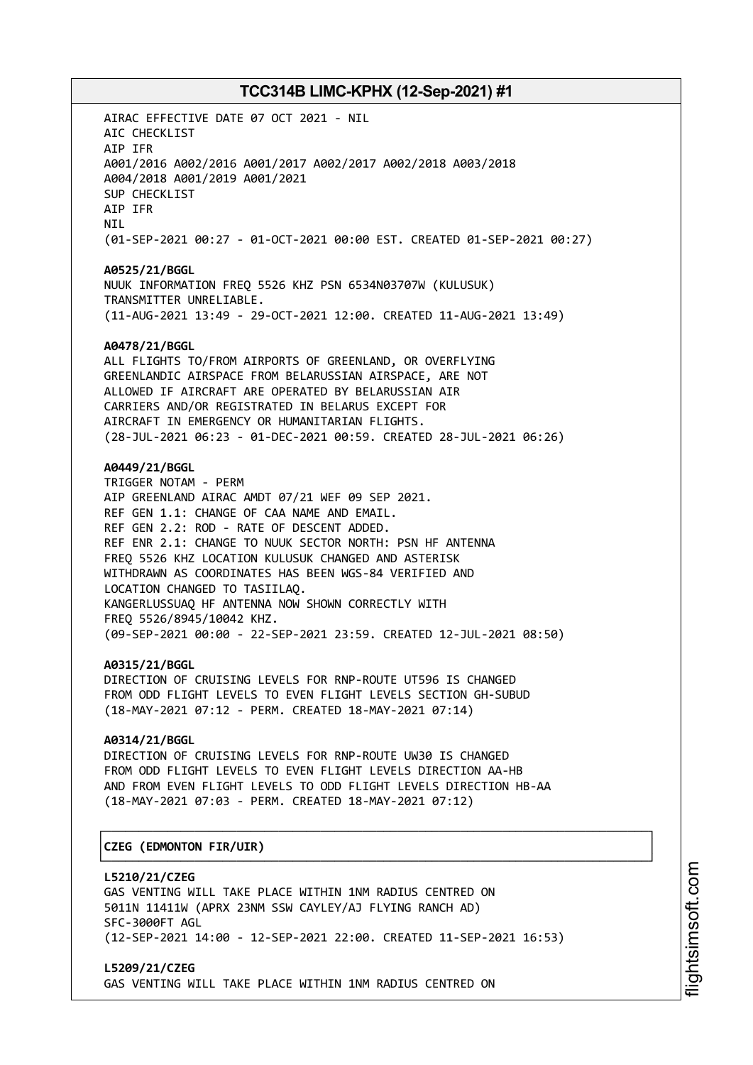AIRAC EFFECTIVE DATE 07 OCT 2021 - NIL
AIC CHECKLIST
AIP IFR
A001/2016 A002/2016 A001/2017 A002/2017 A002/2018 A003/2018
A004/2018 A001/2019 A001/2021
SUP CHECKLIST
AIP IFR
NIL
(01-SEP-2021 00:27 - 01-OCT-2021 00:00 EST. CREATED 01-SEP-2021 00:27)

**A0525/21/BGGL**
NUUK INFORMATION FREQ 5526 KHZ PSN 6534N03707W (KULUSUK)
TRANSMITTER UNRELIABLE.
(11-AUG-2021 13:49 - 29-OCT-2021 12:00. CREATED 11-AUG-2021 13:49)

**A0478/21/BGGL**
ALL FLIGHTS TO/FROM AIRPORTS OF GREENLAND, OR OVERFLYING
GREENLANDIC AIRSPACE FROM BELARUSSIAN AIRSPACE, ARE NOT
ALLOWED IF AIRCRAFT ARE OPERATED BY BELARUSSIAN AIR
CARRIERS AND/OR REGISTRATED IN BELARUS EXCEPT FOR
AIRCRAFT IN EMERGENCY OR HUMANITARIAN FLIGHTS.
(28-JUL-2021 06:23 - 01-DEC-2021 00:59. CREATED 28-JUL-2021 06:26)

**A0449/21/BGGL**
TRIGGER NOTAM - PERM
AIP GREENLAND AIRAC AMDT 07/21 WEF 09 SEP 2021.
REF GEN 1.1: CHANGE OF CAA NAME AND EMAIL.
REF GEN 2.2: ROD - RATE OF DESCENT ADDED.
REF ENR 2.1: CHANGE TO NUUK SECTOR NORTH: PSN HF ANTENNA
FREQ 5526 KHZ LOCATION KULUSUK CHANGED AND ASTERISK
WITHDRAWN AS COORDINATES HAS BEEN WGS-84 VERIFIED AND
LOCATION CHANGED TO TASIILAQ.
KANGERLUSSUAQ HF ANTENNA NOW SHOWN CORRECTLY WITH
FREQ 5526/8945/10042 KHZ.
(09-SEP-2021 00:00 - 22-SEP-2021 23:59. CREATED 12-JUL-2021 08:50)

**A0315/21/BGGL**
DIRECTION OF CRUISING LEVELS FOR RNP-ROUTE UT596 IS CHANGED
FROM ODD FLIGHT LEVELS TO EVEN FLIGHT LEVELS SECTION GH-SUBUD
(18-MAY-2021 07:12 - PERM. CREATED 18-MAY-2021 07:14)

**A0314/21/BGGL**
DIRECTION OF CRUISING LEVELS FOR RNP-ROUTE UW30 IS CHANGED
FROM ODD FLIGHT LEVELS TO EVEN FLIGHT LEVELS DIRECTION AA-HB
AND FROM EVEN FLIGHT LEVELS TO ODD FLIGHT LEVELS DIRECTION HB-AA
(18-MAY-2021 07:03 - PERM. CREATED 18-MAY-2021 07:12)

**CZEG (EDMONTON FIR/UIR)**

**L5210/21/CZEG**
GAS VENTING WILL TAKE PLACE WITHIN 1NM RADIUS CENTRED ON
5011N 11411W (APRX 23NM SSW CAYLEY/AJ FLYING RANCH AD)
SFC-3000FT AGL
(12-SEP-2021 14:00 - 12-SEP-2021 22:00. CREATED 11-SEP-2021 16:53)

**L5209/21/CZEG**
GAS VENTING WILL TAKE PLACE WITHIN 1NM RADIUS CENTRED ON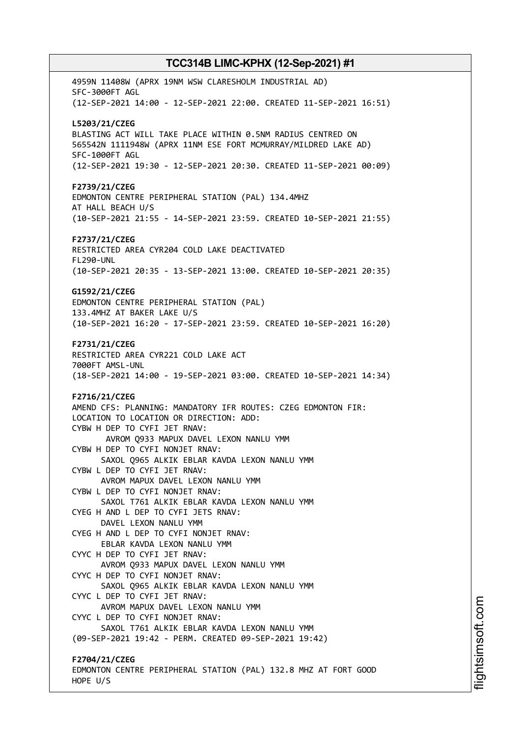4959N 11408W (APRX 19NM WSW CLARESHOLM INDUSTRIAL AD)
SFC-3000FT AGL
(12-SEP-2021 14:00 - 12-SEP-2021 22:00. CREATED 11-SEP-2021 16:51)

**L5203/21/CZEG**
BLASTING ACT WILL TAKE PLACE WITHIN 0.5NM RADIUS CENTRED ON
565542N 1111948W (APRX 11NM ESE FORT MCMURRAY/MILDRED LAKE AD)
SFC-1000FT AGL
(12-SEP-2021 19:30 - 12-SEP-2021 20:30. CREATED 11-SEP-2021 00:09)

**F2739/21/CZEG**
EDMONTON CENTRE PERIPHERAL STATION (PAL) 134.4MHZ
AT HALL BEACH U/S
(10-SEP-2021 21:55 - 14-SEP-2021 23:59. CREATED 10-SEP-2021 21:55)

**F2737/21/CZEG**
RESTRICTED AREA CYR204 COLD LAKE DEACTIVATED
FL290-UNL
(10-SEP-2021 20:35 - 13-SEP-2021 13:00. CREATED 10-SEP-2021 20:35)

**G1592/21/CZEG**
EDMONTON CENTRE PERIPHERAL STATION (PAL)
133.4MHZ AT BAKER LAKE U/S
(10-SEP-2021 16:20 - 17-SEP-2021 23:59. CREATED 10-SEP-2021 16:20)

**F2731/21/CZEG**
RESTRICTED AREA CYR221 COLD LAKE ACT
7000FT AMSL-UNL
(18-SEP-2021 14:00 - 19-SEP-2021 03:00. CREATED 10-SEP-2021 14:34)

**F2716/21/CZEG**
AMEND CFS: PLANNING: MANDATORY IFR ROUTES: CZEG EDMONTON FIR:
LOCATION TO LOCATION OR DIRECTION: ADD:
CYBW H DEP TO CYFI JET RNAV:
AVROM Q933 MAPUX DAVEL LEXON NANLU YMM
CYBW H DEP TO CYFI NONJET RNAV:
SAXOL Q965 ALKIK EBLAR KAVDA LEXON NANLU YMM
CYBW L DEP TO CYFI JET RNAV:
AVROM MAPUX DAVEL LEXON NANLU YMM
CYBW L DEP TO CYFI NONJET RNAV:
SAXOL T761 ALKIK EBLAR KAVDA LEXON NANLU YMM
CYEG H AND L DEP TO CYFI JETS RNAV:
DAVEL LEXON NANLU YMM
CYEG H AND L DEP TO CYFI NONJET RNAV:
EBLAR KAVDA LEXON NANLU YMM
CYYC H DEP TO CYFI JET RNAV:
AVROM Q933 MAPUX DAVEL LEXON NANLU YMM
CYYC H DEP TO CYFI NONJET RNAV:
SAXOL Q965 ALKIK EBLAR KAVDA LEXON NANLU YMM
CYYC L DEP TO CYFI JET RNAV:
AVROM MAPUX DAVEL LEXON NANLU YMM
CYYC L DEP TO CYFI NONJET RNAV:
SAXOL T761 ALKIK EBLAR KAVDA LEXON NANLU YMM
(09-SEP-2021 19:42 - PERM. CREATED 09-SEP-2021 19:42)

**F2704/21/CZEG**
EDMONTON CENTRE PERIPHERAL STATION (PAL) 132.8 MHZ AT FORT GOOD
HOPE U/S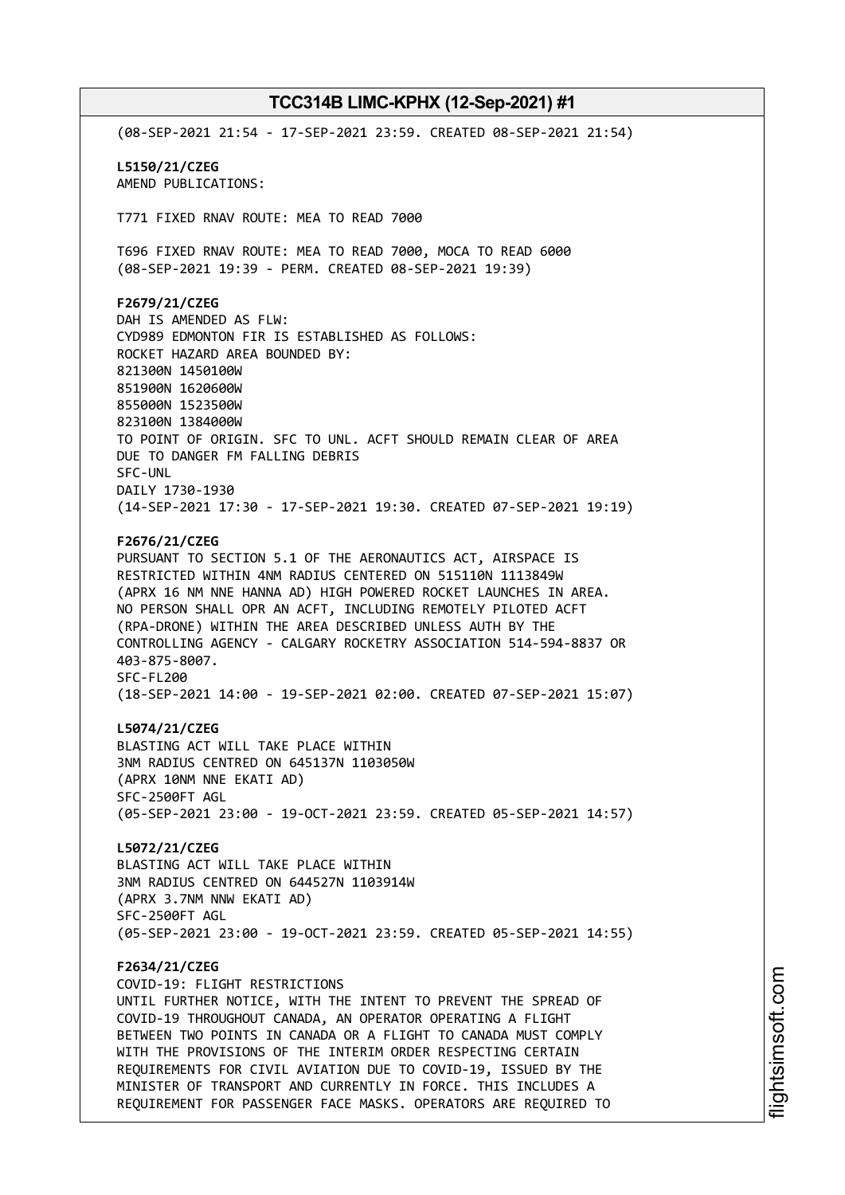(08-SEP-2021 21:54 - 17-SEP-2021 23:59. CREATED 08-SEP-2021 21:54)

**L5150/21/CZEG**
AMEND PUBLICATIONS:

T771 FIXED RNAV ROUTE: MEA TO READ 7000

T696 FIXED RNAV ROUTE: MEA TO READ 7000, MOCA TO READ 6000
(08-SEP-2021 19:39 - PERM. CREATED 08-SEP-2021 19:39)

**F2679/21/CZEG**
DAH IS AMENDED AS FLW:
CYD989 EDMONTON FIR IS ESTABLISHED AS FOLLOWS:
ROCKET HAZARD AREA BOUNDED BY:
821300N 1450100W
851900N 1620600W
855000N 1523500W
823100N 1384000W
TO POINT OF ORIGIN. SFC TO UNL. ACFT SHOULD REMAIN CLEAR OF AREA
DUE TO DANGER FM FALLING DEBRIS
SFC-UNL
DAILY 1730-1930
(14-SEP-2021 17:30 - 17-SEP-2021 19:30. CREATED 07-SEP-2021 19:19)

**F2676/21/CZEG**
PURSUANT TO SECTION 5.1 OF THE AERONAUTICS ACT, AIRSPACE IS
RESTRICTED WITHIN 4NM RADIUS CENTERED ON 515110N 1113849W
(APRX 16 NM NNE HANNA AD) HIGH POWERED ROCKET LAUNCHES IN AREA.
NO PERSON SHALL OPR AN ACFT, INCLUDING REMOTELY PILOTED ACFT
(RPA-DRONE) WITHIN THE AREA DESCRIBED UNLESS AUTH BY THE
CONTROLLING AGENCY - CALGARY ROCKETRY ASSOCIATION 514-594-8837 OR
403-875-8007.
SFC-FL200
(18-SEP-2021 14:00 - 19-SEP-2021 02:00. CREATED 07-SEP-2021 15:07)

**L5074/21/CZEG**
BLASTING ACT WILL TAKE PLACE WITHIN
3NM RADIUS CENTRED ON 645137N 1103050W
(APRX 10NM NNE EKATI AD)
SFC-2500FT AGL
(05-SEP-2021 23:00 - 19-OCT-2021 23:59. CREATED 05-SEP-2021 14:57)

**L5072/21/CZEG**
BLASTING ACT WILL TAKE PLACE WITHIN
3NM RADIUS CENTRED ON 644527N 1103914W
(APRX 3.7NM NNW EKATI AD)
SFC-2500FT AGL
(05-SEP-2021 23:00 - 19-OCT-2021 23:59. CREATED 05-SEP-2021 14:55)

**F2634/21/CZEG**
COVID-19: FLIGHT RESTRICTIONS
UNTIL FURTHER NOTICE, WITH THE INTENT TO PREVENT THE SPREAD OF
COVID-19 THROUGHOUT CANADA, AN OPERATOR OPERATING A FLIGHT
BETWEEN TWO POINTS IN CANADA OR A FLIGHT TO CANADA MUST COMPLY
WITH THE PROVISIONS OF THE INTERIM ORDER RESPECTING CERTAIN
REQUIREMENTS FOR CIVIL AVIATION DUE TO COVID-19, ISSUED BY THE
MINISTER OF TRANSPORT AND CURRENTLY IN FORCE. THIS INCLUDES A
REQUIREMENT FOR PASSENGER FACE MASKS. OPERATORS ARE REQUIRED TO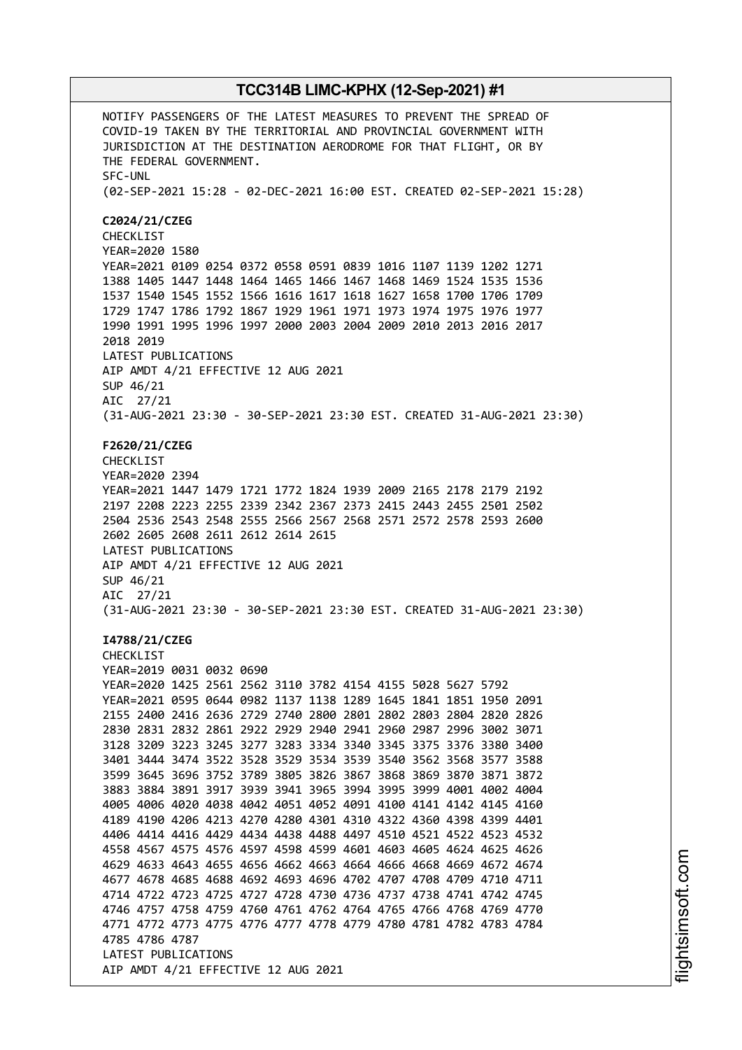NOTIFY PASSENGERS OF THE LATEST MEASURES TO PREVENT THE SPREAD OF COVID-19 TAKEN BY THE TERRITORIAL AND PROVINCIAL GOVERNMENT WITH JURISDICTION AT THE DESTINATION AERODROME FOR THAT FLIGHT, OR BY THE FEDERAL GOVERNMENT.
SFC-UNL
(02-SEP-2021 15:28 - 02-DEC-2021 16:00 EST. CREATED 02-SEP-2021 15:28)

**C2024/21/CZEG**
CHECKLIST
YEAR=2020 1580
YEAR=2021 0109 0254 0372 0558 0591 0839 1016 1107 1139 1202 1271 1388 1405 1447 1448 1464 1465 1466 1467 1468 1469 1524 1535 1536 1537 1540 1545 1552 1566 1616 1617 1618 1627 1658 1700 1706 1709 1729 1747 1786 1792 1867 1929 1961 1971 1973 1974 1975 1976 1977 1990 1991 1995 1996 1997 2000 2003 2004 2009 2010 2013 2016 2017 2018 2019
LATEST PUBLICATIONS
AIP AMDT 4/21 EFFECTIVE 12 AUG 2021
SUP 46/21
AIC 27/21
(31-AUG-2021 23:30 - 30-SEP-2021 23:30 EST. CREATED 31-AUG-2021 23:30)

**F2620/21/CZEG**
CHECKLIST
YEAR=2020 2394
YEAR=2021 1447 1479 1721 1772 1824 1939 2009 2165 2178 2179 2192 2197 2208 2223 2255 2339 2342 2367 2373 2415 2443 2455 2501 2502 2504 2536 2543 2548 2555 2566 2567 2568 2571 2572 2578 2593 2600 2602 2605 2608 2611 2612 2614 2615
LATEST PUBLICATIONS
AIP AMDT 4/21 EFFECTIVE 12 AUG 2021
SUP 46/21
AIC 27/21
(31-AUG-2021 23:30 - 30-SEP-2021 23:30 EST. CREATED 31-AUG-2021 23:30)

**I4788/21/CZEG**
CHECKLIST
YEAR=2019 0031 0032 0690
YEAR=2020 1425 2561 2562 3110 3782 4154 4155 5028 5627 5792
YEAR=2021 0595 0644 0982 1137 1138 1289 1645 1841 1851 1950 2091 2155 2400 2416 2636 2729 2740 2800 2801 2802 2803 2804 2820 2826 2830 2831 2832 2861 2922 2929 2940 2941 2960 2987 2996 3002 3071 3128 3209 3223 3245 3277 3283 3334 3340 3345 3375 3376 3380 3400 3401 3444 3474 3522 3528 3529 3534 3539 3540 3562 3568 3577 3588 3599 3645 3696 3752 3789 3805 3826 3867 3868 3869 3870 3871 3872 3883 3884 3891 3917 3939 3941 3965 3994 3995 3999 4001 4002 4004 4005 4006 4020 4038 4042 4051 4052 4091 4100 4141 4142 4145 4160 4189 4190 4206 4213 4270 4280 4301 4310 4322 4360 4398 4399 4401 4406 4414 4416 4429 4434 4438 4488 4497 4510 4521 4522 4523 4532 4558 4567 4575 4576 4597 4598 4599 4601 4603 4605 4624 4625 4626 4629 4633 4643 4655 4656 4662 4663 4664 4666 4668 4669 4672 4674 4677 4678 4685 4688 4692 4693 4696 4702 4707 4708 4709 4710 4711 4714 4722 4723 4725 4727 4728 4730 4736 4737 4738 4741 4742 4745 4746 4757 4758 4759 4760 4761 4762 4764 4765 4766 4768 4769 4770 4771 4772 4773 4775 4776 4777 4778 4779 4780 4781 4782 4783 4784 4785 4786 4787
LATEST PUBLICATIONS
AIP AMDT 4/21 EFFECTIVE 12 AUG 2021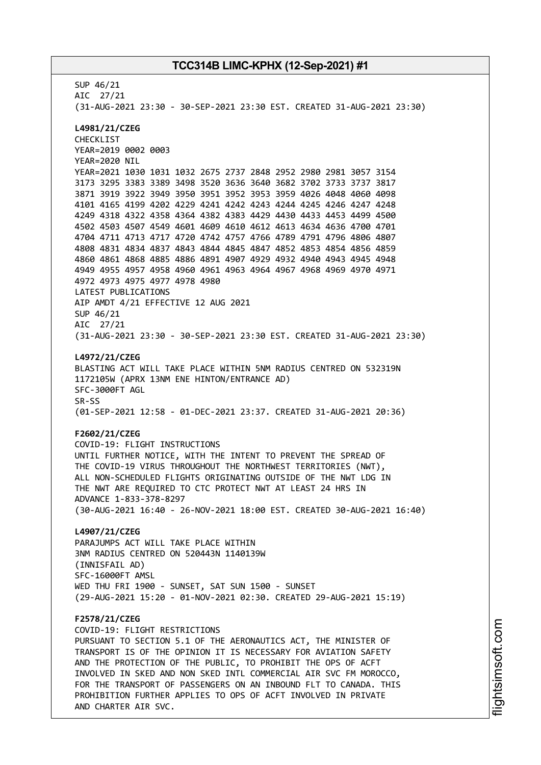SUP 46/21
AIC 27/21
(31-AUG-2021 23:30 - 30-SEP-2021 23:30 EST. CREATED 31-AUG-2021 23:30)

**L4981/21/CZEG**
CHECKLIST
YEAR=2019 0002 0003
YEAR=2020 NIL
YEAR=2021 1030 1031 1032 2675 2737 2848 2952 2980 2981 3057 3154
3173 3295 3383 3389 3498 3520 3636 3640 3682 3702 3733 3737 3817
3871 3919 3922 3949 3950 3951 3952 3953 3959 4026 4048 4060 4098
4101 4165 4199 4202 4229 4241 4242 4243 4244 4245 4246 4247 4248
4249 4318 4322 4358 4364 4382 4383 4429 4430 4433 4453 4499 4500
4502 4503 4507 4549 4601 4609 4610 4612 4613 4634 4636 4700 4701
4704 4711 4713 4717 4720 4742 4757 4766 4789 4791 4796 4806 4807
4808 4831 4834 4837 4843 4844 4845 4847 4852 4853 4854 4856 4859
4860 4861 4868 4885 4886 4891 4907 4929 4932 4940 4943 4945 4948
4949 4955 4957 4958 4960 4961 4963 4964 4967 4968 4969 4970 4971
4972 4973 4975 4977 4978 4980
LATEST PUBLICATIONS
AIP AMDT 4/21 EFFECTIVE 12 AUG 2021
SUP 46/21
AIC 27/21
(31-AUG-2021 23:30 - 30-SEP-2021 23:30 EST. CREATED 31-AUG-2021 23:30)

**L4972/21/CZEG**
BLASTING ACT WILL TAKE PLACE WITHIN 5NM RADIUS CENTRED ON 532319N
1172105W (APRX 13NM ENE HINTON/ENTRANCE AD)
SFC-3000FT AGL
SR-SS
(01-SEP-2021 12:58 - 01-DEC-2021 23:37. CREATED 31-AUG-2021 20:36)

**F2602/21/CZEG**
COVID-19: FLIGHT INSTRUCTIONS
UNTIL FURTHER NOTICE, WITH THE INTENT TO PREVENT THE SPREAD OF
THE COVID-19 VIRUS THROUGHOUT THE NORTHWEST TERRITORIES (NWT),
ALL NON-SCHEDULED FLIGHTS ORIGINATING OUTSIDE OF THE NWT LDG IN
THE NWT ARE REQUIRED TO CTC PROTECT NWT AT LEAST 24 HRS IN
ADVANCE 1-833-378-8297
(30-AUG-2021 16:40 - 26-NOV-2021 18:00 EST. CREATED 30-AUG-2021 16:40)

**L4907/21/CZEG**
PARAJUMPS ACT WILL TAKE PLACE WITHIN
3NM RADIUS CENTRED ON 520443N 1140139W
(INNISFAIL AD)
SFC-16000FT AMSL
WED THU FRI 1900 - SUNSET, SAT SUN 1500 - SUNSET
(29-AUG-2021 15:20 - 01-NOV-2021 02:30. CREATED 29-AUG-2021 15:19)

**F2578/21/CZEG**
COVID-19: FLIGHT RESTRICTIONS
PURSUANT TO SECTION 5.1 OF THE AERONAUTICS ACT, THE MINISTER OF
TRANSPORT IS OF THE OPINION IT IS NECESSARY FOR AVIATION SAFETY
AND THE PROTECTION OF THE PUBLIC, TO PROHIBIT THE OPS OF ACFT
INVOLVED IN SKED AND NON SKED INTL COMMERCIAL AIR SVC FM MOROCCO,
FOR THE TRANSPORT OF PASSENGERS ON AN INBOUND FLT TO CANADA. THIS
PROHIBITION FURTHER APPLIES TO OPS OF ACFT INVOLVED IN PRIVATE
AND CHARTER AIR SVC.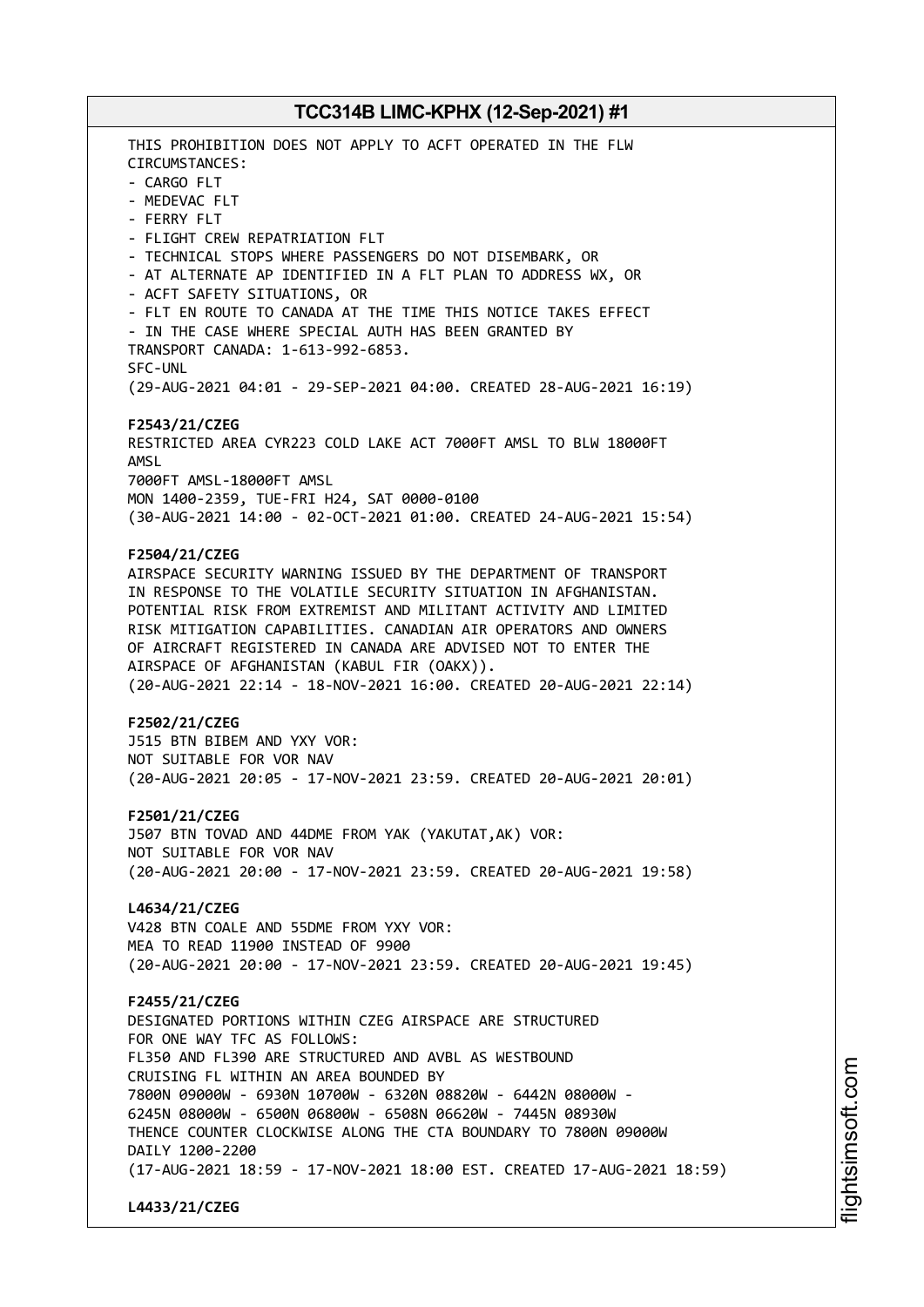THIS PROHIBITION DOES NOT APPLY TO ACFT OPERATED IN THE FLW CIRCUMSTANCES:
- CARGO FLT
- MEDEVAC FLT
- FERRY FLT
- FLIGHT CREW REPATRIATION FLT
- TECHNICAL STOPS WHERE PASSENGERS DO NOT DISEMBARK, OR
- AT ALTERNATE AP IDENTIFIED IN A FLT PLAN TO ADDRESS WX, OR
- ACFT SAFETY SITUATIONS, OR
- FLT EN ROUTE TO CANADA AT THE TIME THIS NOTICE TAKES EFFECT
- IN THE CASE WHERE SPECIAL AUTH HAS BEEN GRANTED BY TRANSPORT CANADA: 1-613-992-6853.

SFC-UNL
(29-AUG-2021 04:01 - 29-SEP-2021 04:00. CREATED 28-AUG-2021 16:19)

**F2543/21/CZEG**
RESTRICTED AREA CYR223 COLD LAKE ACT 7000FT AMSL TO BLW 18000FT AMSL
7000FT AMSL-18000FT AMSL
MON 1400-2359, TUE-FRI H24, SAT 0000-0100
(30-AUG-2021 14:00 - 02-OCT-2021 01:00. CREATED 24-AUG-2021 15:54)

**F2504/21/CZEG**
AIRSPACE SECURITY WARNING ISSUED BY THE DEPARTMENT OF TRANSPORT IN RESPONSE TO THE VOLATILE SECURITY SITUATION IN AFGHANISTAN. POTENTIAL RISK FROM EXTREMIST AND MILITANT ACTIVITY AND LIMITED RISK MITIGATION CAPABILITIES. CANADIAN AIR OPERATORS AND OWNERS OF AIRCRAFT REGISTERED IN CANADA ARE ADVISED NOT TO ENTER THE AIRSPACE OF AFGHANISTAN (KABUL FIR (OAKX)).
(20-AUG-2021 22:14 - 18-NOV-2021 16:00. CREATED 20-AUG-2021 22:14)

**F2502/21/CZEG**
J515 BTN BIBEM AND YXY VOR:
NOT SUITABLE FOR VOR NAV
(20-AUG-2021 20:05 - 17-NOV-2021 23:59. CREATED 20-AUG-2021 20:01)

**F2501/21/CZEG**
J507 BTN TOVAD AND 44DME FROM YAK (YAKUTAT,AK) VOR:
NOT SUITABLE FOR VOR NAV
(20-AUG-2021 20:00 - 17-NOV-2021 23:59. CREATED 20-AUG-2021 19:58)

**L4634/21/CZEG**
V428 BTN COALE AND 55DME FROM YXY VOR:
MEA TO READ 11900 INSTEAD OF 9900
(20-AUG-2021 20:00 - 17-NOV-2021 23:59. CREATED 20-AUG-2021 19:45)

**F2455/21/CZEG**
DESIGNATED PORTIONS WITHIN CZEG AIRSPACE ARE STRUCTURED FOR ONE WAY TFC AS FOLLOWS:
FL350 AND FL390 ARE STRUCTURED AND AVBL AS WESTBOUND CRUISING FL WITHIN AN AREA BOUNDED BY
7800N 09000W - 6930N 10700W - 6320N 08820W - 6442N 08000W - 6245N 08000W - 6500N 06800W - 6508N 06620W - 7445N 08930W
THENCE COUNTER CLOCKWISE ALONG THE CTA BOUNDARY TO 7800N 09000W
DAILY 1200-2200
(17-AUG-2021 18:59 - 17-NOV-2021 18:00 EST. CREATED 17-AUG-2021 18:59)

**L4433/21/CZEG**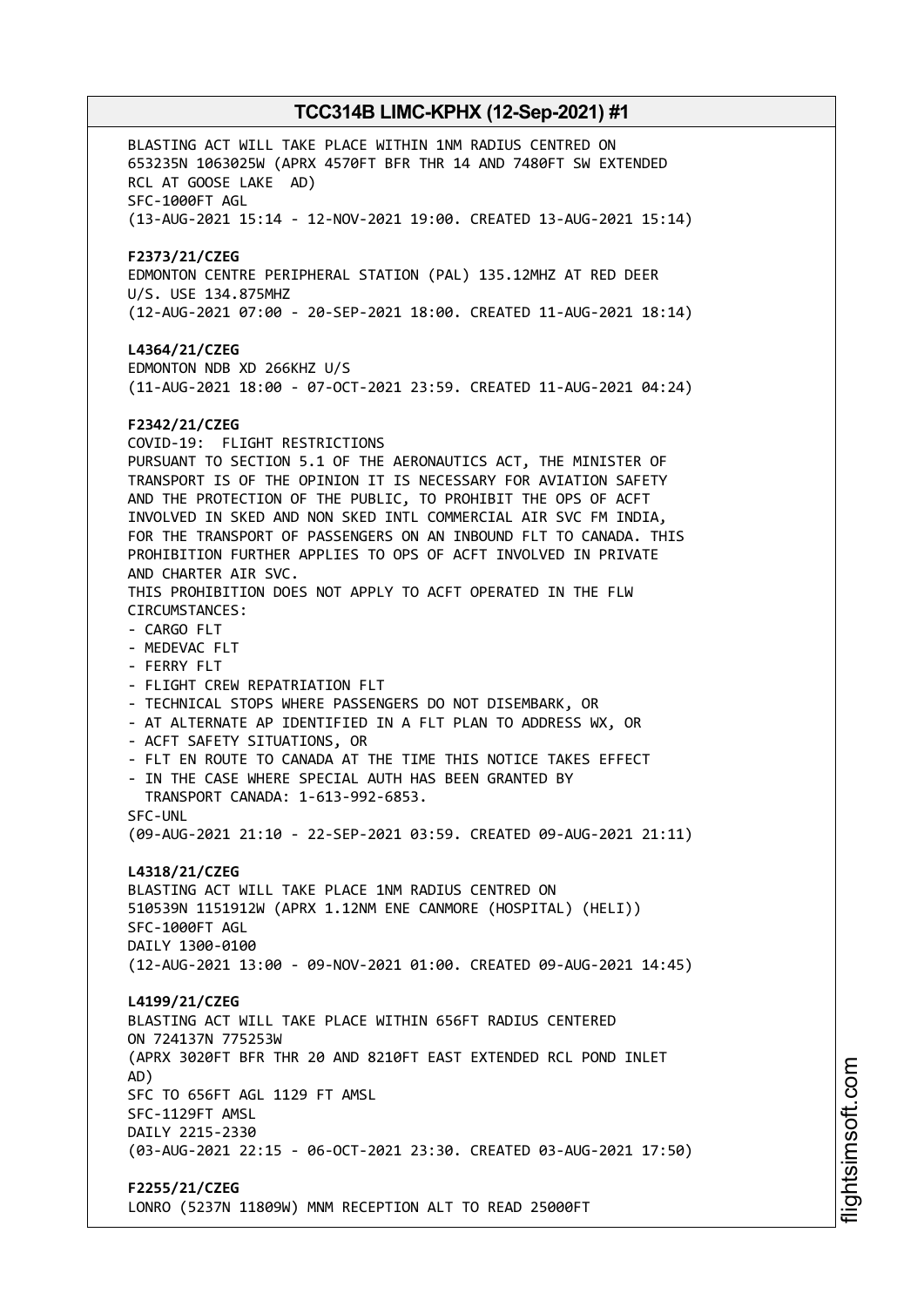BLASTING ACT WILL TAKE PLACE WITHIN 1NM RADIUS CENTRED ON
653235N 1063025W (APRX 4570FT BFR THR 14 AND 7480FT SW EXTENDED
RCL AT GOOSE LAKE AD)
SFC-1000FT AGL
(13-AUG-2021 15:14 - 12-NOV-2021 19:00. CREATED 13-AUG-2021 15:14)

**F2373/21/CZEG**
EDMONTON CENTRE PERIPHERAL STATION (PAL) 135.12MHZ AT RED DEER
U/S. USE 134.875MHZ
(12-AUG-2021 07:00 - 20-SEP-2021 18:00. CREATED 11-AUG-2021 18:14)

**L4364/21/CZEG**
EDMONTON NDB XD 266KHZ U/S
(11-AUG-2021 18:00 - 07-OCT-2021 23:59. CREATED 11-AUG-2021 04:24)

**F2342/21/CZEG**
COVID-19: FLIGHT RESTRICTIONS
PURSUANT TO SECTION 5.1 OF THE AERONAUTICS ACT, THE MINISTER OF
TRANSPORT IS OF THE OPINION IT IS NECESSARY FOR AVIATION SAFETY
AND THE PROTECTION OF THE PUBLIC, TO PROHIBIT THE OPS OF ACFT
INVOLVED IN SKED AND NON SKED INTL COMMERCIAL AIR SVC FM INDIA,
FOR THE TRANSPORT OF PASSENGERS ON AN INBOUND FLT TO CANADA. THIS
PROHIBITION FURTHER APPLIES TO OPS OF ACFT INVOLVED IN PRIVATE
AND CHARTER AIR SVC.
THIS PROHIBITION DOES NOT APPLY TO ACFT OPERATED IN THE FLW
CIRCUMSTANCES:
- CARGO FLT
- MEDEVAC FLT
- FERRY FLT
- FLIGHT CREW REPATRIATION FLT
- TECHNICAL STOPS WHERE PASSENGERS DO NOT DISEMBARK, OR
- AT ALTERNATE AP IDENTIFIED IN A FLT PLAN TO ADDRESS WX, OR
- ACFT SAFETY SITUATIONS, OR
- FLT EN ROUTE TO CANADA AT THE TIME THIS NOTICE TAKES EFFECT
- IN THE CASE WHERE SPECIAL AUTH HAS BEEN GRANTED BY
  TRANSPORT CANADA: 1-613-992-6853.

SFC-UNL
(09-AUG-2021 21:10 - 22-SEP-2021 03:59. CREATED 09-AUG-2021 21:11)

**L4318/21/CZEG**
BLASTING ACT WILL TAKE PLACE 1NM RADIUS CENTRED ON
510539N 1151912W (APRX 1.12NM ENE CANMORE (HOSPITAL) (HELI))
SFC-1000FT AGL
DAILY 1300-0100
(12-AUG-2021 13:00 - 09-NOV-2021 01:00. CREATED 09-AUG-2021 14:45)

**L4199/21/CZEG**
BLASTING ACT WILL TAKE PLACE WITHIN 656FT RADIUS CENTERED
ON 724137N 775253W
(APRX 3020FT BFR THR 20 AND 8210FT EAST EXTENDED RCL POND INLET
AD)
SFC TO 656FT AGL 1129 FT AMSL
SFC-1129FT AMSL
DAILY 2215-2330
(03-AUG-2021 22:15 - 06-OCT-2021 23:30. CREATED 03-AUG-2021 17:50)

**F2255/21/CZEG**
LONRO (5237N 11809W) MNM RECEPTION ALT TO READ 25000FT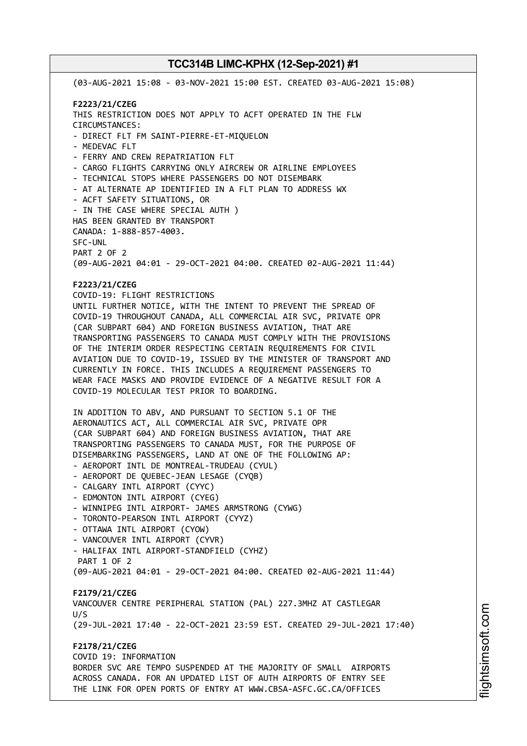(03-AUG-2021 15:08 - 03-NOV-2021 15:00 EST. CREATED 03-AUG-2021 15:08)

**F2223/21/CZEG**
THIS RESTRICTION DOES NOT APPLY TO ACFT OPERATED IN THE FLW
CIRCUMSTANCES:
- DIRECT FLT FM SAINT-PIERRE-ET-MIQUELON
- MEDEVAC FLT
- FERRY AND CREW REPATRIATION FLT
- CARGO FLIGHTS CARRYING ONLY AIRCREW OR AIRLINE EMPLOYEES
- TECHNICAL STOPS WHERE PASSENGERS DO NOT DISEMBARK
- AT ALTERNATE AP IDENTIFIED IN A FLT PLAN TO ADDRESS WX
- ACFT SAFETY SITUATIONS, OR
- IN THE CASE WHERE SPECIAL AUTH )

HAS BEEN GRANTED BY TRANSPORT
CANADA: 1-888-857-4003.
SFC-UNL
PART 2 OF 2
(09-AUG-2021 04:01 - 29-OCT-2021 04:00. CREATED 02-AUG-2021 11:44)

**F2223/21/CZEG**
COVID-19: FLIGHT RESTRICTIONS
UNTIL FURTHER NOTICE, WITH THE INTENT TO PREVENT THE SPREAD OF
COVID-19 THROUGHOUT CANADA, ALL COMMERCIAL AIR SVC, PRIVATE OPR
(CAR SUBPART 604) AND FOREIGN BUSINESS AVIATION, THAT ARE
TRANSPORTING PASSENGERS TO CANADA MUST COMPLY WITH THE PROVISIONS
OF THE INTERIM ORDER RESPECTING CERTAIN REQUIREMENTS FOR CIVIL
AVIATION DUE TO COVID-19, ISSUED BY THE MINISTER OF TRANSPORT AND
CURRENTLY IN FORCE. THIS INCLUDES A REQUIREMENT PASSENGERS TO
WEAR FACE MASKS AND PROVIDE EVIDENCE OF A NEGATIVE RESULT FOR A
COVID-19 MOLECULAR TEST PRIOR TO BOARDING.

IN ADDITION TO ABV, AND PURSUANT TO SECTION 5.1 OF THE
AERONAUTICS ACT, ALL COMMERCIAL AIR SVC, PRIVATE OPR
(CAR SUBPART 604) AND FOREIGN BUSINESS AVIATION, THAT ARE
TRANSPORTING PASSENGERS TO CANADA MUST, FOR THE PURPOSE OF
DISEMBARKING PASSENGERS, LAND AT ONE OF THE FOLLOWING AP:
- AEROPORT INTL DE MONTREAL-TRUDEAU (CYUL)
- AEROPORT DE QUEBEC-JEAN LESAGE (CYQB)
- CALGARY INTL AIRPORT (CYYC)
- EDMONTON INTL AIRPORT (CYEG)
- WINNIPEG INTL AIRPORT- JAMES ARMSTRONG (CYWG)
- TORONTO-PEARSON INTL AIRPORT (CYYZ)
- OTTAWA INTL AIRPORT (CYOW)
- VANCOUVER INTL AIRPORT (CYVR)
- HALIFAX INTL AIRPORT-STANDFIELD (CYHZ)

PART 1 OF 2
(09-AUG-2021 04:01 - 29-OCT-2021 04:00. CREATED 02-AUG-2021 11:44)

**F2179/21/CZEG**
VANCOUVER CENTRE PERIPHERAL STATION (PAL) 227.3MHZ AT CASTLEGAR
U/S
(29-JUL-2021 17:40 - 22-OCT-2021 23:59 EST. CREATED 29-JUL-2021 17:40)

**F2178/21/CZEG**
COVID 19: INFORMATION
BORDER SVC ARE TEMPO SUSPENDED AT THE MAJORITY OF SMALL AIRPORTS
ACROSS CANADA. FOR AN UPDATED LIST OF AUTH AIRPORTS OF ENTRY SEE
THE LINK FOR OPEN PORTS OF ENTRY AT WWW.CBSA-ASFC.GC.CA/OFFICES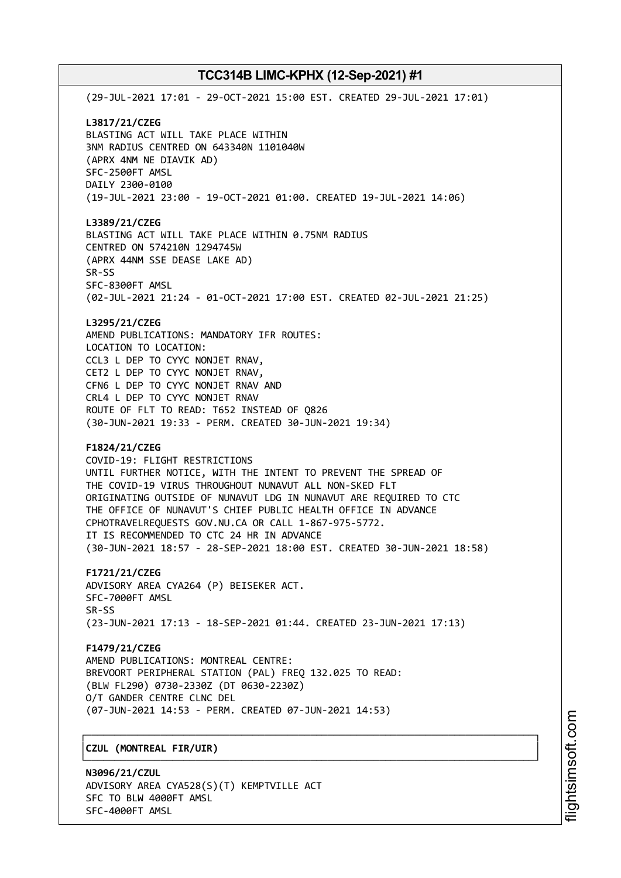(29-JUL-2021 17:01 - 29-OCT-2021 15:00 EST. CREATED 29-JUL-2021 17:01)

**L3817/21/CZEG**
BLASTING ACT WILL TAKE PLACE WITHIN
3NM RADIUS CENTRED ON 643340N 1101040W
(APRX 4NM NE DIAVIK AD)
SFC-2500FT AMSL
DAILY 2300-0100
(19-JUL-2021 23:00 - 19-OCT-2021 01:00. CREATED 19-JUL-2021 14:06)

**L3389/21/CZEG**
BLASTING ACT WILL TAKE PLACE WITHIN 0.75NM RADIUS
CENTRED ON 574210N 1294745W
(APRX 44NM SSE DEASE LAKE AD)
SR-SS
SFC-8300FT AMSL
(02-JUL-2021 21:24 - 01-OCT-2021 17:00 EST. CREATED 02-JUL-2021 21:25)

**L3295/21/CZEG**
AMEND PUBLICATIONS: MANDATORY IFR ROUTES:
LOCATION TO LOCATION:
CCL3 L DEP TO CYYC NONJET RNAV,
CET2 L DEP TO CYYC NONJET RNAV,
CFN6 L DEP TO CYYC NONJET RNAV AND
CRL4 L DEP TO CYYC NONJET RNAV
ROUTE OF FLT TO READ: T652 INSTEAD OF Q826
(30-JUN-2021 19:33 - PERM. CREATED 30-JUN-2021 19:34)

**F1824/21/CZEG**
COVID-19: FLIGHT RESTRICTIONS
UNTIL FURTHER NOTICE, WITH THE INTENT TO PREVENT THE SPREAD OF
THE COVID-19 VIRUS THROUGHOUT NUNAVUT ALL NON-SKED FLT
ORIGINATING OUTSIDE OF NUNAVUT LDG IN NUNAVUT ARE REQUIRED TO CTC
THE OFFICE OF NUNAVUT'S CHIEF PUBLIC HEALTH OFFICE IN ADVANCE
CPHOTRAVELREQUESTS GOV.NU.CA OR CALL 1-867-975-5772.
IT IS RECOMMENDED TO CTC 24 HR IN ADVANCE
(30-JUN-2021 18:57 - 28-SEP-2021 18:00 EST. CREATED 30-JUN-2021 18:58)

**F1721/21/CZEG**
ADVISORY AREA CYA264 (P) BEISEKER ACT.
SFC-7000FT AMSL
SR-SS
(23-JUN-2021 17:13 - 18-SEP-2021 01:44. CREATED 23-JUN-2021 17:13)

**F1479/21/CZEG**
AMEND PUBLICATIONS: MONTREAL CENTRE:
BREVOORT PERIPHERAL STATION (PAL) FREQ 132.025 TO READ:
(BLW FL290) 0730-2330Z (DT 0630-2230Z)
O/T GANDER CENTRE CLNC DEL
(07-JUN-2021 14:53 - PERM. CREATED 07-JUN-2021 14:53)

## CZUL (MONTREAL FIR/UIR)

**N3096/21/CZUL**
ADVISORY AREA CYA528(S)(T) KEMPTVILLE ACT
SFC TO BLW 4000FT AMSL
SFC-4000FT AMSL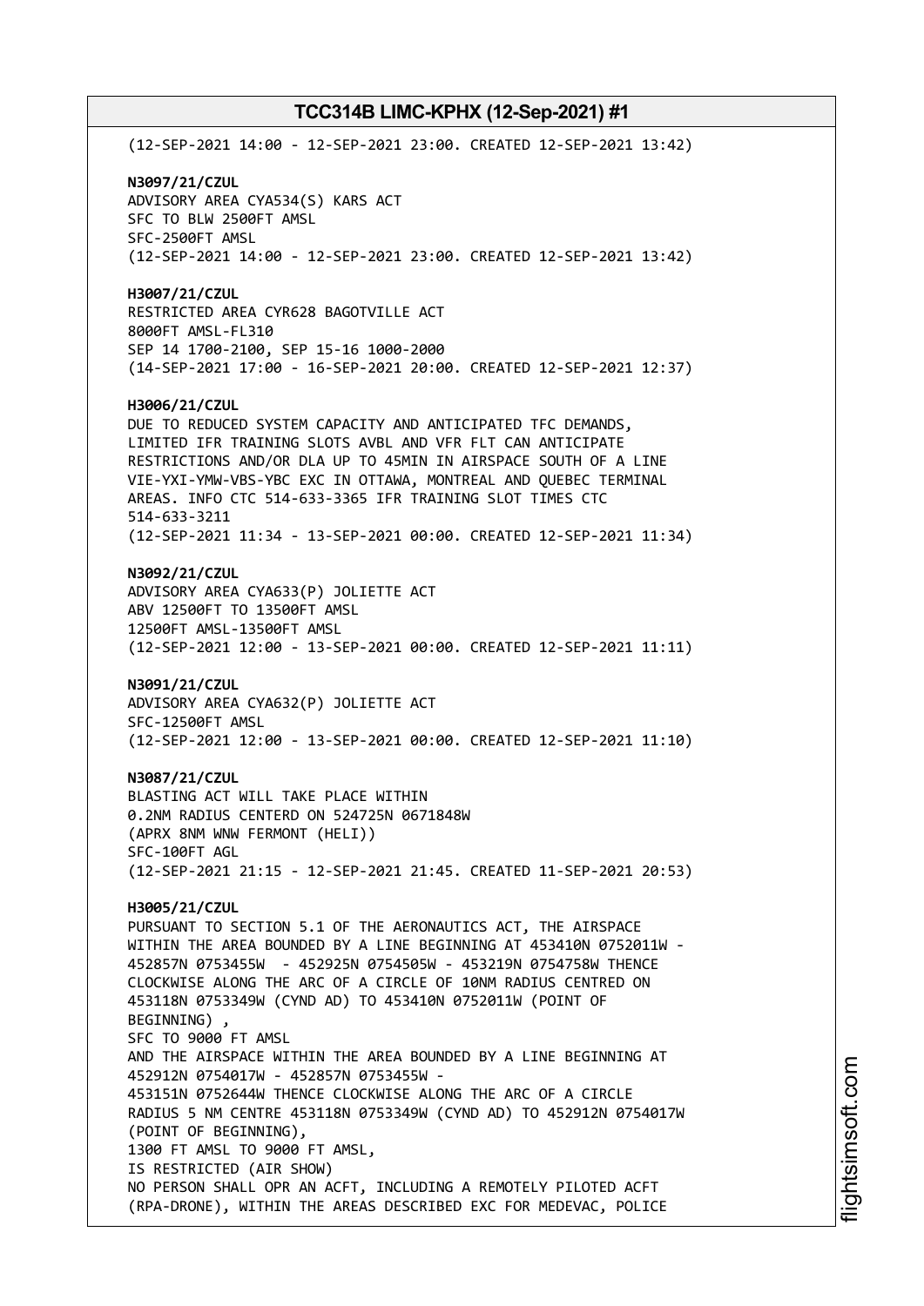(12-SEP-2021 14:00 - 12-SEP-2021 23:00. CREATED 12-SEP-2021 13:42)

**N3097/21/CZUL**
ADVISORY AREA CYA534(S) KARS ACT
SFC TO BLW 2500FT AMSL
SFC-2500FT AMSL
(12-SEP-2021 14:00 - 12-SEP-2021 23:00. CREATED 12-SEP-2021 13:42)

**H3007/21/CZUL**
RESTRICTED AREA CYR628 BAGOTVILLE ACT
8000FT AMSL-FL310
SEP 14 1700-2100, SEP 15-16 1000-2000
(14-SEP-2021 17:00 - 16-SEP-2021 20:00. CREATED 12-SEP-2021 12:37)

**H3006/21/CZUL**
DUE TO REDUCED SYSTEM CAPACITY AND ANTICIPATED TFC DEMANDS,
LIMITED IFR TRAINING SLOTS AVBL AND VFR FLT CAN ANTICIPATE
RESTRICTIONS AND/OR DLA UP TO 45MIN IN AIRSPACE SOUTH OF A LINE
VIE-YXI-YMW-VBS-YBC EXC IN OTTAWA, MONTREAL AND QUEBEC TERMINAL
AREAS. INFO CTC 514-633-3365 IFR TRAINING SLOT TIMES CTC
514-633-3211
(12-SEP-2021 11:34 - 13-SEP-2021 00:00. CREATED 12-SEP-2021 11:34)

**N3092/21/CZUL**
ADVISORY AREA CYA633(P) JOLIETTE ACT
ABV 12500FT TO 13500FT AMSL
12500FT AMSL-13500FT AMSL
(12-SEP-2021 12:00 - 13-SEP-2021 00:00. CREATED 12-SEP-2021 11:11)

**N3091/21/CZUL**
ADVISORY AREA CYA632(P) JOLIETTE ACT
SFC-12500FT AMSL
(12-SEP-2021 12:00 - 13-SEP-2021 00:00. CREATED 12-SEP-2021 11:10)

**N3087/21/CZUL**
BLASTING ACT WILL TAKE PLACE WITHIN
0.2NM RADIUS CENTERD ON 524725N 0671848W
(APRX 8NM WNW FERMONT (HELI))
SFC-100FT AGL
(12-SEP-2021 21:15 - 12-SEP-2021 21:45. CREATED 11-SEP-2021 20:53)

**H3005/21/CZUL**
PURSUANT TO SECTION 5.1 OF THE AERONAUTICS ACT, THE AIRSPACE
WITHIN THE AREA BOUNDED BY A LINE BEGINNING AT 453410N 0752011W -
452857N 0753455W - 452925N 0754505W - 453219N 0754758W THENCE
CLOCKWISE ALONG THE ARC OF A CIRCLE OF 10NM RADIUS CENTRED ON
453118N 0753349W (CYND AD) TO 453410N 0752011W (POINT OF
BEGINNING) ,
SFC TO 9000 FT AMSL
AND THE AIRSPACE WITHIN THE AREA BOUNDED BY A LINE BEGINNING AT
452912N 0754017W - 452857N 0753455W -
453151N 0752644W THENCE CLOCKWISE ALONG THE ARC OF A CIRCLE
RADIUS 5 NM CENTRE 453118N 0753349W (CYND AD) TO 452912N 0754017W
(POINT OF BEGINNING),
1300 FT AMSL TO 9000 FT AMSL,
IS RESTRICTED (AIR SHOW)
NO PERSON SHALL OPR AN ACFT, INCLUDING A REMOTELY PILOTED ACFT
(RPA-DRONE), WITHIN THE AREAS DESCRIBED EXC FOR MEDEVAC, POLICE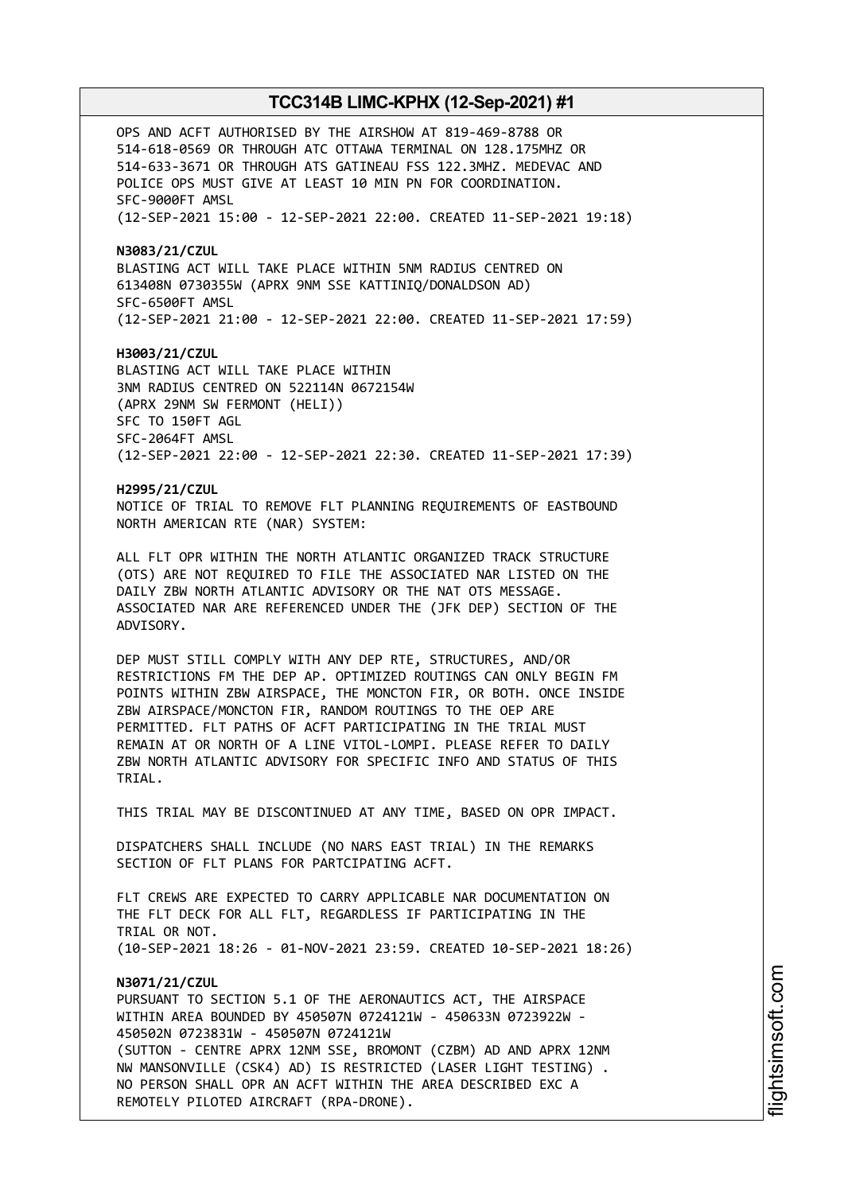OPS AND ACFT AUTHORISED BY THE AIRSHOW AT 819-469-8788 OR 514-618-0569 OR THROUGH ATC OTTAWA TERMINAL ON 128.175MHZ OR 514-633-3671 OR THROUGH ATS GATINEAU FSS 122.3MHZ. MEDEVAC AND POLICE OPS MUST GIVE AT LEAST 10 MIN PN FOR COORDINATION.
SFC-9000FT AMSL
(12-SEP-2021 15:00 - 12-SEP-2021 22:00. CREATED 11-SEP-2021 19:18)

**N3083/21/CZUL**
BLASTING ACT WILL TAKE PLACE WITHIN 5NM RADIUS CENTRED ON 613408N 0730355W (APRX 9NM SSE KATTINIQ/DONALDSON AD)
SFC-6500FT AMSL
(12-SEP-2021 21:00 - 12-SEP-2021 22:00. CREATED 11-SEP-2021 17:59)

**H3003/21/CZUL**
BLASTING ACT WILL TAKE PLACE WITHIN
3NM RADIUS CENTRED ON 522114N 0672154W
(APRX 29NM SW FERMONT (HELI))
SFC TO 150FT AGL
SFC-2064FT AMSL
(12-SEP-2021 22:00 - 12-SEP-2021 22:30. CREATED 11-SEP-2021 17:39)

**H2995/21/CZUL**
NOTICE OF TRIAL TO REMOVE FLT PLANNING REQUIREMENTS OF EASTBOUND NORTH AMERICAN RTE (NAR) SYSTEM:

ALL FLT OPR WITHIN THE NORTH ATLANTIC ORGANIZED TRACK STRUCTURE (OTS) ARE NOT REQUIRED TO FILE THE ASSOCIATED NAR LISTED ON THE DAILY ZBW NORTH ATLANTIC ADVISORY OR THE NAT OTS MESSAGE. ASSOCIATED NAR ARE REFERENCED UNDER THE (JFK DEP) SECTION OF THE ADVISORY.

DEP MUST STILL COMPLY WITH ANY DEP RTE, STRUCTURES, AND/OR RESTRICTIONS FM THE DEP AP. OPTIMIZED ROUTINGS CAN ONLY BEGIN FM POINTS WITHIN ZBW AIRSPACE, THE MONCTON FIR, OR BOTH. ONCE INSIDE ZBW AIRSPACE/MONCTON FIR, RANDOM ROUTINGS TO THE OEP ARE PERMITTED. FLT PATHS OF ACFT PARTICIPATING IN THE TRIAL MUST REMAIN AT OR NORTH OF A LINE VITOL-LOMPI. PLEASE REFER TO DAILY ZBW NORTH ATLANTIC ADVISORY FOR SPECIFIC INFO AND STATUS OF THIS TRIAL.

THIS TRIAL MAY BE DISCONTINUED AT ANY TIME, BASED ON OPR IMPACT.

DISPATCHERS SHALL INCLUDE (NO NARS EAST TRIAL) IN THE REMARKS SECTION OF FLT PLANS FOR PARTCIPATING ACFT.

FLT CREWS ARE EXPECTED TO CARRY APPLICABLE NAR DOCUMENTATION ON THE FLT DECK FOR ALL FLT, REGARDLESS IF PARTICIPATING IN THE TRIAL OR NOT.
(10-SEP-2021 18:26 - 01-NOV-2021 23:59. CREATED 10-SEP-2021 18:26)

**N3071/21/CZUL**
PURSUANT TO SECTION 5.1 OF THE AERONAUTICS ACT, THE AIRSPACE WITHIN AREA BOUNDED BY 450507N 0724121W - 450633N 0723922W - 450502N 0723831W - 450507N 0724121W
(SUTTON - CENTRE APRX 12NM SSE, BROMONT (CZBM) AD AND APRX 12NM NW MANSONVILLE (CSK4) AD) IS RESTRICTED (LASER LIGHT TESTING) . NO PERSON SHALL OPR AN ACFT WITHIN THE AREA DESCRIBED EXC A REMOTELY PILOTED AIRCRAFT (RPA-DRONE).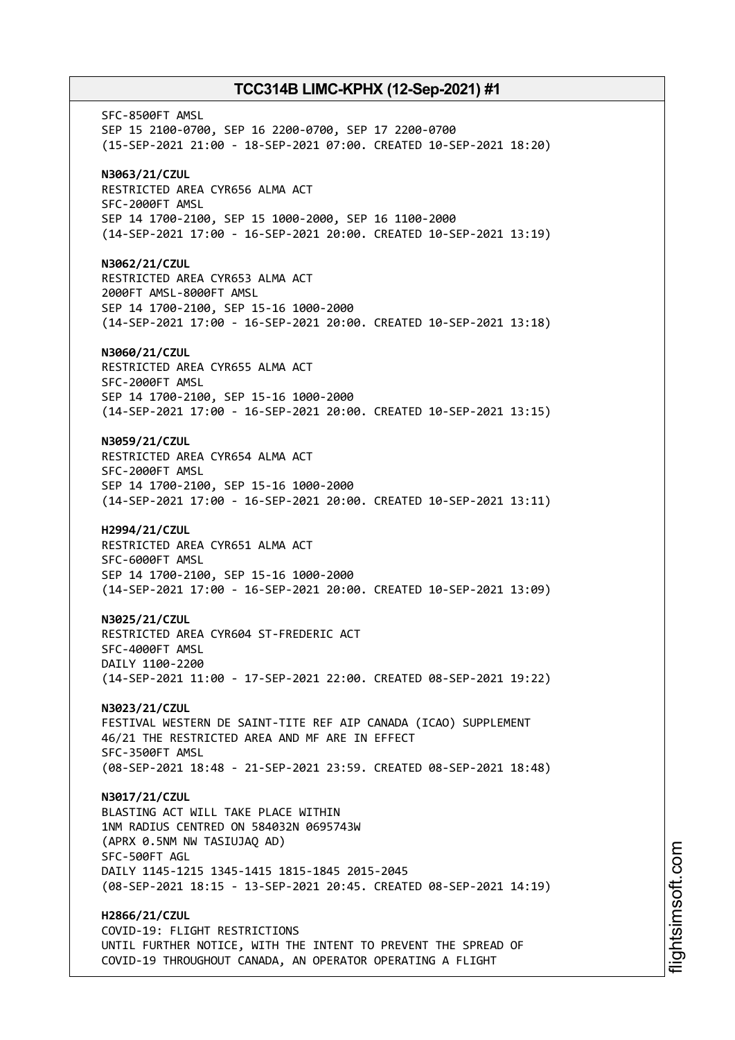SFC-8500FT AMSL
SEP 15 2100-0700, SEP 16 2200-0700, SEP 17 2200-0700
(15-SEP-2021 21:00 - 18-SEP-2021 07:00. CREATED 10-SEP-2021 18:20)

**N3063/21/CZUL**
RESTRICTED AREA CYR656 ALMA ACT
SFC-2000FT AMSL
SEP 14 1700-2100, SEP 15 1000-2000, SEP 16 1100-2000
(14-SEP-2021 17:00 - 16-SEP-2021 20:00. CREATED 10-SEP-2021 13:19)

**N3062/21/CZUL**
RESTRICTED AREA CYR653 ALMA ACT
2000FT AMSL-8000FT AMSL
SEP 14 1700-2100, SEP 15-16 1000-2000
(14-SEP-2021 17:00 - 16-SEP-2021 20:00. CREATED 10-SEP-2021 13:18)

**N3060/21/CZUL**
RESTRICTED AREA CYR655 ALMA ACT
SFC-2000FT AMSL
SEP 14 1700-2100, SEP 15-16 1000-2000
(14-SEP-2021 17:00 - 16-SEP-2021 20:00. CREATED 10-SEP-2021 13:15)

**N3059/21/CZUL**
RESTRICTED AREA CYR654 ALMA ACT
SFC-2000FT AMSL
SEP 14 1700-2100, SEP 15-16 1000-2000
(14-SEP-2021 17:00 - 16-SEP-2021 20:00. CREATED 10-SEP-2021 13:11)

**H2994/21/CZUL**
RESTRICTED AREA CYR651 ALMA ACT
SFC-6000FT AMSL
SEP 14 1700-2100, SEP 15-16 1000-2000
(14-SEP-2021 17:00 - 16-SEP-2021 20:00. CREATED 10-SEP-2021 13:09)

**N3025/21/CZUL**
RESTRICTED AREA CYR604 ST-FREDERIC ACT
SFC-4000FT AMSL
DAILY 1100-2200
(14-SEP-2021 11:00 - 17-SEP-2021 22:00. CREATED 08-SEP-2021 19:22)

**N3023/21/CZUL**
FESTIVAL WESTERN DE SAINT-TITE REF AIP CANADA (ICAO) SUPPLEMENT
46/21 THE RESTRICTED AREA AND MF ARE IN EFFECT
SFC-3500FT AMSL
(08-SEP-2021 18:48 - 21-SEP-2021 23:59. CREATED 08-SEP-2021 18:48)

**N3017/21/CZUL**
BLASTING ACT WILL TAKE PLACE WITHIN
1NM RADIUS CENTRED ON 584032N 0695743W
(APRX 0.5NM NW TASIUJAQ AD)
SFC-500FT AGL
DAILY 1145-1215 1345-1415 1815-1845 2015-2045
(08-SEP-2021 18:15 - 13-SEP-2021 20:45. CREATED 08-SEP-2021 14:19)

**H2866/21/CZUL**
COVID-19: FLIGHT RESTRICTIONS
UNTIL FURTHER NOTICE, WITH THE INTENT TO PREVENT THE SPREAD OF
COVID-19 THROUGHOUT CANADA, AN OPERATOR OPERATING A FLIGHT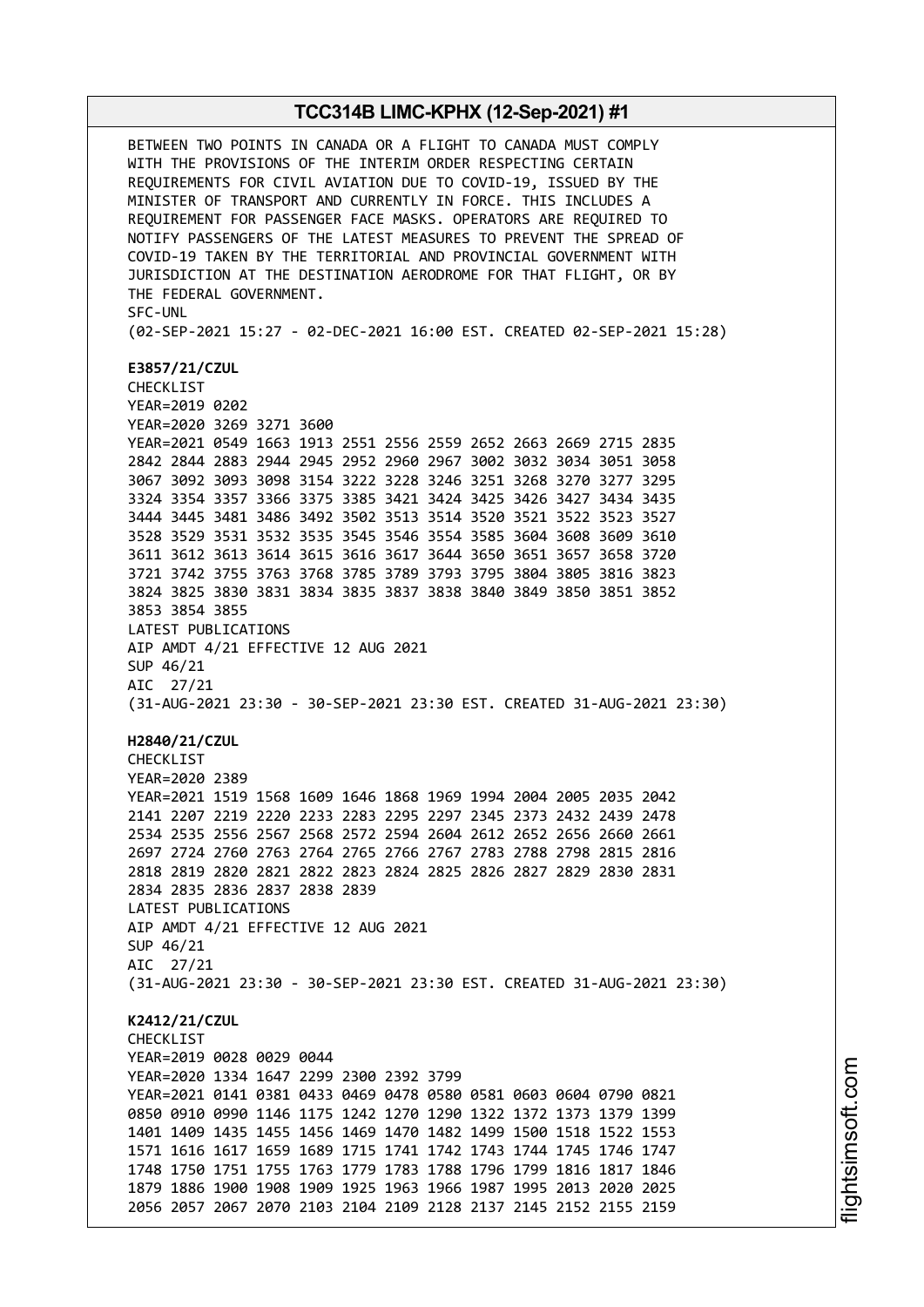BETWEEN TWO POINTS IN CANADA OR A FLIGHT TO CANADA MUST COMPLY
WITH THE PROVISIONS OF THE INTERIM ORDER RESPECTING CERTAIN
REQUIREMENTS FOR CIVIL AVIATION DUE TO COVID-19, ISSUED BY THE
MINISTER OF TRANSPORT AND CURRENTLY IN FORCE. THIS INCLUDES A
REQUIREMENT FOR PASSENGER FACE MASKS. OPERATORS ARE REQUIRED TO
NOTIFY PASSENGERS OF THE LATEST MEASURES TO PREVENT THE SPREAD OF
COVID-19 TAKEN BY THE TERRITORIAL AND PROVINCIAL GOVERNMENT WITH
JURISDICTION AT THE DESTINATION AERODROME FOR THAT FLIGHT, OR BY
THE FEDERAL GOVERNMENT.
SFC-UNL
(02-SEP-2021 15:27 - 02-DEC-2021 16:00 EST. CREATED 02-SEP-2021 15:28)

**E3857/21/CZUL**
CHECKLIST
YEAR=2019 0202
YEAR=2020 3269 3271 3600
YEAR=2021 0549 1663 1913 2551 2556 2559 2652 2663 2669 2715 2835
2842 2844 2883 2944 2945 2952 2960 2967 3002 3032 3034 3051 3058
3067 3092 3093 3098 3154 3222 3228 3246 3251 3268 3270 3277 3295
3324 3354 3357 3366 3375 3385 3421 3424 3425 3426 3427 3434 3435
3444 3445 3481 3486 3492 3502 3513 3514 3520 3521 3522 3523 3527
3528 3529 3531 3532 3535 3545 3546 3554 3585 3604 3608 3609 3610
3611 3612 3613 3614 3615 3616 3617 3644 3650 3651 3657 3658 3720
3721 3742 3755 3763 3768 3785 3789 3793 3795 3804 3805 3816 3823
3824 3825 3830 3831 3834 3835 3837 3838 3840 3849 3850 3851 3852
3853 3854 3855
LATEST PUBLICATIONS
AIP AMDT 4/21 EFFECTIVE 12 AUG 2021
SUP 46/21
AIC 27/21
(31-AUG-2021 23:30 - 30-SEP-2021 23:30 EST. CREATED 31-AUG-2021 23:30)

**H2840/21/CZUL**
CHECKLIST
YEAR=2020 2389
YEAR=2021 1519 1568 1609 1646 1868 1969 1994 2004 2005 2035 2042
2141 2207 2219 2220 2233 2283 2295 2297 2345 2373 2432 2439 2478
2534 2535 2556 2567 2568 2572 2594 2604 2612 2652 2656 2660 2661
2697 2724 2760 2763 2764 2765 2766 2767 2783 2788 2798 2815 2816
2818 2819 2820 2821 2822 2823 2824 2825 2826 2827 2829 2830 2831
2834 2835 2836 2837 2838 2839
LATEST PUBLICATIONS
AIP AMDT 4/21 EFFECTIVE 12 AUG 2021
SUP 46/21
AIC 27/21
(31-AUG-2021 23:30 - 30-SEP-2021 23:30 EST. CREATED 31-AUG-2021 23:30)

**K2412/21/CZUL**
CHECKLIST
YEAR=2019 0028 0029 0044
YEAR=2020 1334 1647 2299 2300 2392 3799
YEAR=2021 0141 0381 0433 0469 0478 0580 0581 0603 0604 0790 0821
0850 0910 0990 1146 1175 1242 1270 1290 1322 1372 1373 1379 1399
1401 1409 1435 1455 1456 1469 1470 1482 1499 1500 1518 1522 1553
1571 1616 1617 1659 1689 1715 1741 1742 1743 1744 1745 1746 1747
1748 1750 1751 1755 1763 1779 1783 1788 1796 1799 1816 1817 1846
1879 1886 1900 1908 1909 1925 1963 1966 1987 1995 2013 2020 2025
2056 2057 2067 2070 2103 2104 2109 2128 2137 2145 2152 2155 2159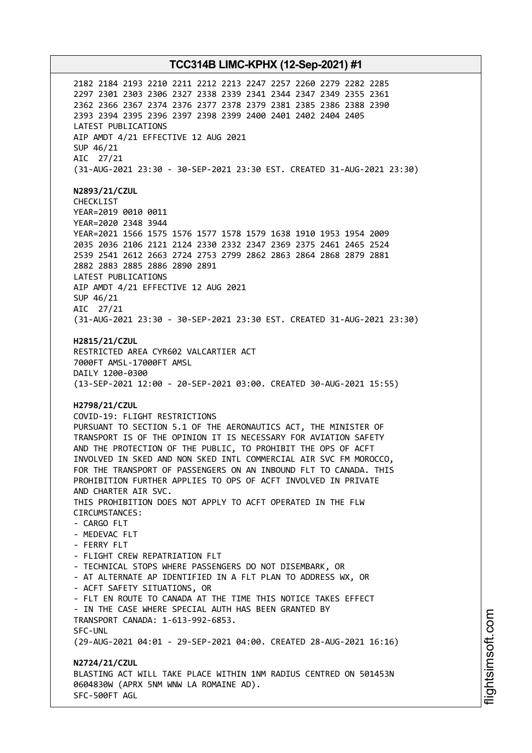2182 2184 2193 2210 2211 2212 2213 2247 2257 2260 2279 2282 2285
2297 2301 2303 2306 2327 2338 2339 2341 2344 2347 2349 2355 2361
2362 2366 2367 2374 2376 2377 2378 2379 2381 2385 2386 2388 2390
2393 2394 2395 2396 2397 2398 2399 2400 2401 2402 2404 2405
LATEST PUBLICATIONS
AIP AMDT 4/21 EFFECTIVE 12 AUG 2021
SUP 46/21
AIC 27/21
(31-AUG-2021 23:30 - 30-SEP-2021 23:30 EST. CREATED 31-AUG-2021 23:30)

**N2893/21/CZUL**
CHECKLIST
YEAR=2019 0010 0011
YEAR=2020 2348 3944
YEAR=2021 1566 1575 1576 1577 1578 1579 1638 1910 1953 1954 2009
2035 2036 2106 2121 2124 2330 2332 2347 2369 2375 2461 2465 2524
2539 2541 2612 2663 2724 2753 2799 2862 2863 2864 2868 2879 2881
2882 2883 2885 2886 2890 2891
LATEST PUBLICATIONS
AIP AMDT 4/21 EFFECTIVE 12 AUG 2021
SUP 46/21
AIC 27/21
(31-AUG-2021 23:30 - 30-SEP-2021 23:30 EST. CREATED 31-AUG-2021 23:30)

**H2815/21/CZUL**
RESTRICTED AREA CYR602 VALCARTIER ACT
7000FT AMSL-17000FT AMSL
DAILY 1200-0300
(13-SEP-2021 12:00 - 20-SEP-2021 03:00. CREATED 30-AUG-2021 15:55)

**H2798/21/CZUL**
COVID-19: FLIGHT RESTRICTIONS
PURSUANT TO SECTION 5.1 OF THE AERONAUTICS ACT, THE MINISTER OF
TRANSPORT IS OF THE OPINION IT IS NECESSARY FOR AVIATION SAFETY
AND THE PROTECTION OF THE PUBLIC, TO PROHIBIT THE OPS OF ACFT
INVOLVED IN SKED AND NON SKED INTL COMMERCIAL AIR SVC FM MOROCCO,
FOR THE TRANSPORT OF PASSENGERS ON AN INBOUND FLT TO CANADA. THIS
PROHIBITION FURTHER APPLIES TO OPS OF ACFT INVOLVED IN PRIVATE
AND CHARTER AIR SVC.
THIS PROHIBITION DOES NOT APPLY TO ACFT OPERATED IN THE FLW
CIRCUMSTANCES:
- CARGO FLT
- MEDEVAC FLT
- FERRY FLT
- FLIGHT CREW REPATRIATION FLT
- TECHNICAL STOPS WHERE PASSENGERS DO NOT DISEMBARK, OR
- AT ALTERNATE AP IDENTIFIED IN A FLT PLAN TO ADDRESS WX, OR
- ACFT SAFETY SITUATIONS, OR
- FLT EN ROUTE TO CANADA AT THE TIME THIS NOTICE TAKES EFFECT
- IN THE CASE WHERE SPECIAL AUTH HAS BEEN GRANTED BY
TRANSPORT CANADA: 1-613-992-6853.
SFC-UNL
(29-AUG-2021 04:01 - 29-SEP-2021 04:00. CREATED 28-AUG-2021 16:16)

**N2724/21/CZUL**
BLASTING ACT WILL TAKE PLACE WITHIN 1NM RADIUS CENTRED ON 501453N
0604830W (APRX 5NM WNW LA ROMAINE AD).
SFC-500FT AGL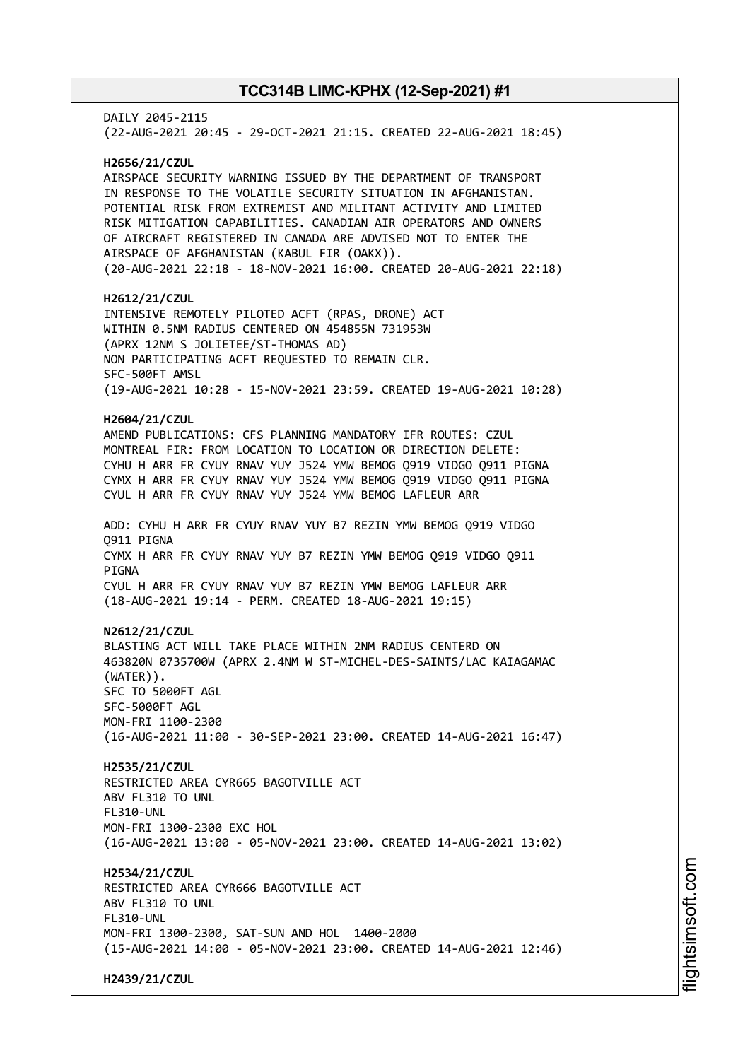DAILY 2045-2115
(22-AUG-2021 20:45 - 29-OCT-2021 21:15. CREATED 22-AUG-2021 18:45)

**H2656/21/CZUL**
AIRSPACE SECURITY WARNING ISSUED BY THE DEPARTMENT OF TRANSPORT
IN RESPONSE TO THE VOLATILE SECURITY SITUATION IN AFGHANISTAN.
POTENTIAL RISK FROM EXTREMIST AND MILITANT ACTIVITY AND LIMITED
RISK MITIGATION CAPABILITIES. CANADIAN AIR OPERATORS AND OWNERS
OF AIRCRAFT REGISTERED IN CANADA ARE ADVISED NOT TO ENTER THE
AIRSPACE OF AFGHANISTAN (KABUL FIR (OAKX)).
(20-AUG-2021 22:18 - 18-NOV-2021 16:00. CREATED 20-AUG-2021 22:18)

**H2612/21/CZUL**
INTENSIVE REMOTELY PILOTED ACFT (RPAS, DRONE) ACT
WITHIN 0.5NM RADIUS CENTERED ON 454855N 731953W
(APRX 12NM S JOLIETEE/ST-THOMAS AD)
NON PARTICIPATING ACFT REQUESTED TO REMAIN CLR.
SFC-500FT AMSL
(19-AUG-2021 10:28 - 15-NOV-2021 23:59. CREATED 19-AUG-2021 10:28)

**H2604/21/CZUL**
AMEND PUBLICATIONS: CFS PLANNING MANDATORY IFR ROUTES: CZUL
MONTREAL FIR: FROM LOCATION TO LOCATION OR DIRECTION DELETE:
CYHU H ARR FR CYUY RNAV YUY J524 YMW BEMOG Q919 VIDGO Q911 PIGNA
CYMX H ARR FR CYUY RNAV YUY J524 YMW BEMOG Q919 VIDGO Q911 PIGNA
CYUL H ARR FR CYUY RNAV YUY J524 YMW BEMOG LAFLEUR ARR

ADD: CYHU H ARR FR CYUY RNAV YUY B7 REZIN YMW BEMOG Q919 VIDGO
Q911 PIGNA
CYMX H ARR FR CYUY RNAV YUY B7 REZIN YMW BEMOG Q919 VIDGO Q911
PIGNA
CYUL H ARR FR CYUY RNAV YUY B7 REZIN YMW BEMOG LAFLEUR ARR
(18-AUG-2021 19:14 - PERM. CREATED 18-AUG-2021 19:15)

**N2612/21/CZUL**
BLASTING ACT WILL TAKE PLACE WITHIN 2NM RADIUS CENTERD ON
463820N 0735700W (APRX 2.4NM W ST-MICHEL-DES-SAINTS/LAC KAIAGAMAC
(WATER)).
SFC TO 5000FT AGL
SFC-5000FT AGL
MON-FRI 1100-2300
(16-AUG-2021 11:00 - 30-SEP-2021 23:00. CREATED 14-AUG-2021 16:47)

**H2535/21/CZUL**
RESTRICTED AREA CYR665 BAGOTVILLE ACT
ABV FL310 TO UNL
FL310-UNL
MON-FRI 1300-2300 EXC HOL
(16-AUG-2021 13:00 - 05-NOV-2021 23:00. CREATED 14-AUG-2021 13:02)

**H2534/21/CZUL**
RESTRICTED AREA CYR666 BAGOTVILLE ACT
ABV FL310 TO UNL
FL310-UNL
MON-FRI 1300-2300, SAT-SUN AND HOL 1400-2000
(15-AUG-2021 14:00 - 05-NOV-2021 23:00. CREATED 14-AUG-2021 12:46)

**H2439/21/CZUL**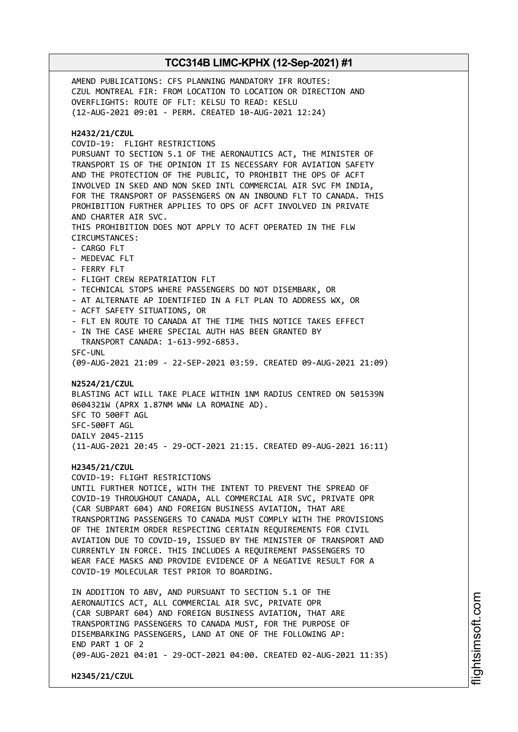AMEND PUBLICATIONS: CFS PLANNING MANDATORY IFR ROUTES:
CZUL MONTREAL FIR: FROM LOCATION TO LOCATION OR DIRECTION AND
OVERFLIGHTS: ROUTE OF FLT: KELSU TO READ: KESLU
(12-AUG-2021 09:01 - PERM. CREATED 10-AUG-2021 12:24)

**H2432/21/CZUL**
COVID-19: FLIGHT RESTRICTIONS
PURSUANT TO SECTION 5.1 OF THE AERONAUTICS ACT, THE MINISTER OF
TRANSPORT IS OF THE OPINION IT IS NECESSARY FOR AVIATION SAFETY
AND THE PROTECTION OF THE PUBLIC, TO PROHIBIT THE OPS OF ACFT
INVOLVED IN SKED AND NON SKED INTL COMMERCIAL AIR SVC FM INDIA,
FOR THE TRANSPORT OF PASSENGERS ON AN INBOUND FLT TO CANADA. THIS
PROHIBITION FURTHER APPLIES TO OPS OF ACFT INVOLVED IN PRIVATE
AND CHARTER AIR SVC.
THIS PROHIBITION DOES NOT APPLY TO ACFT OPERATED IN THE FLW
CIRCUMSTANCES:
- CARGO FLT
- MEDEVAC FLT
- FERRY FLT
- FLIGHT CREW REPATRIATION FLT
- TECHNICAL STOPS WHERE PASSENGERS DO NOT DISEMBARK, OR
- AT ALTERNATE AP IDENTIFIED IN A FLT PLAN TO ADDRESS WX, OR
- ACFT SAFETY SITUATIONS, OR
- FLT EN ROUTE TO CANADA AT THE TIME THIS NOTICE TAKES EFFECT
- IN THE CASE WHERE SPECIAL AUTH HAS BEEN GRANTED BY
  TRANSPORT CANADA: 1-613-992-6853.
SFC-UNL
(09-AUG-2021 21:09 - 22-SEP-2021 03:59. CREATED 09-AUG-2021 21:09)

**N2524/21/CZUL**
BLASTING ACT WILL TAKE PLACE WITHIN 1NM RADIUS CENTRED ON 501539N
0604321W (APRX 1.87NM WNW LA ROMAINE AD).
SFC TO 500FT AGL
SFC-500FT AGL
DAILY 2045-2115
(11-AUG-2021 20:45 - 29-OCT-2021 21:15. CREATED 09-AUG-2021 16:11)

**H2345/21/CZUL**
COVID-19: FLIGHT RESTRICTIONS
UNTIL FURTHER NOTICE, WITH THE INTENT TO PREVENT THE SPREAD OF
COVID-19 THROUGHOUT CANADA, ALL COMMERCIAL AIR SVC, PRIVATE OPR
(CAR SUBPART 604) AND FOREIGN BUSINESS AVIATION, THAT ARE
TRANSPORTING PASSENGERS TO CANADA MUST COMPLY WITH THE PROVISIONS
OF THE INTERIM ORDER RESPECTING CERTAIN REQUIREMENTS FOR CIVIL
AVIATION DUE TO COVID-19, ISSUED BY THE MINISTER OF TRANSPORT AND
CURRENTLY IN FORCE. THIS INCLUDES A REQUIREMENT PASSENGERS TO
WEAR FACE MASKS AND PROVIDE EVIDENCE OF A NEGATIVE RESULT FOR A
COVID-19 MOLECULAR TEST PRIOR TO BOARDING.

IN ADDITION TO ABV, AND PURSUANT TO SECTION 5.1 OF THE
AERONAUTICS ACT, ALL COMMERCIAL AIR SVC, PRIVATE OPR
(CAR SUBPART 604) AND FOREIGN BUSINESS AVIATION, THAT ARE
TRANSPORTING PASSENGERS TO CANADA MUST, FOR THE PURPOSE OF
DISEMBARKING PASSENGERS, LAND AT ONE OF THE FOLLOWING AP:
END PART 1 OF 2
(09-AUG-2021 04:01 - 29-OCT-2021 04:00. CREATED 02-AUG-2021 11:35)

**H2345/21/CZUL**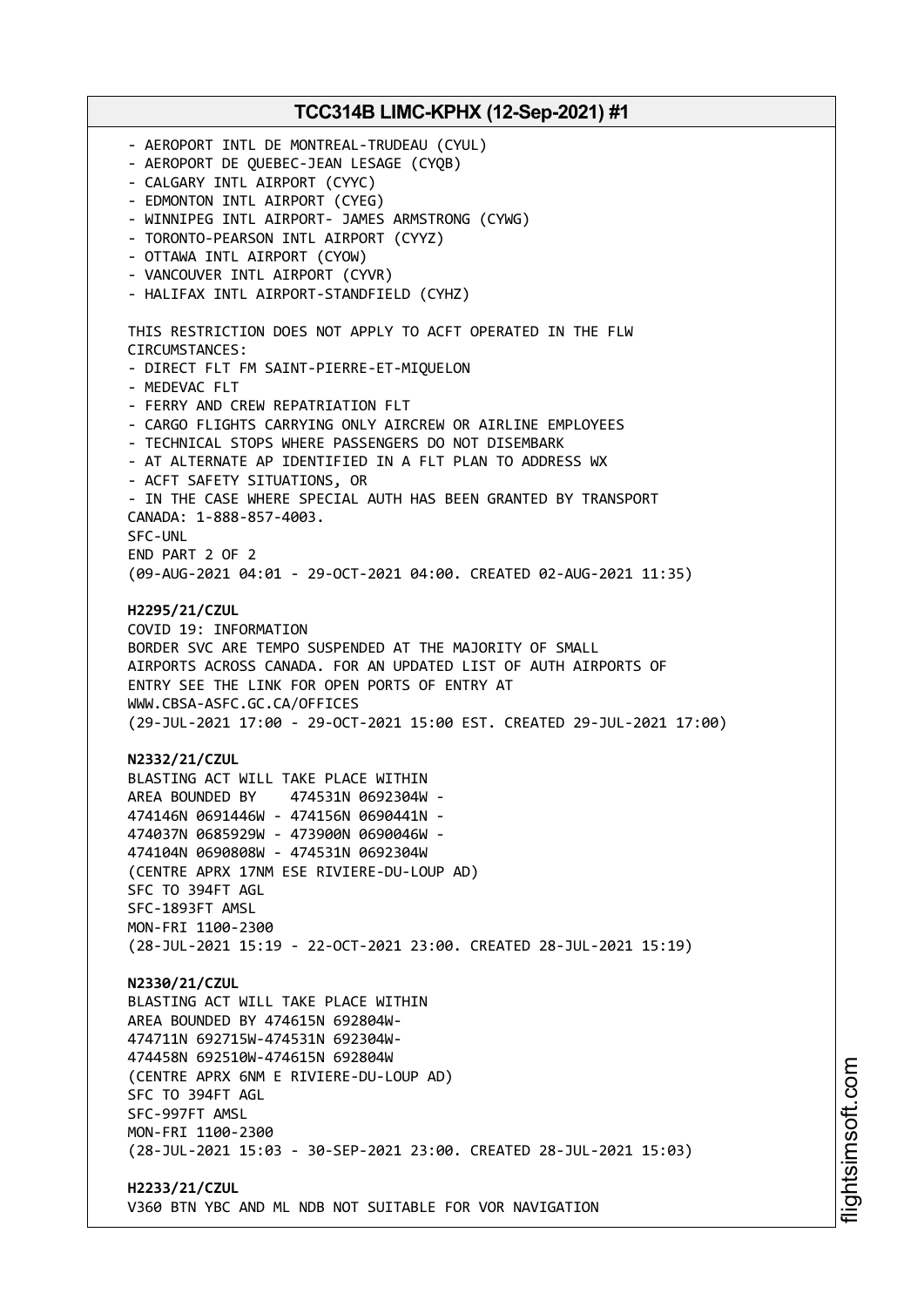- AEROPORT INTL DE MONTREAL-TRUDEAU (CYUL)
- AEROPORT DE QUEBEC-JEAN LESAGE (CYQB)
- CALGARY INTL AIRPORT (CYYC)
- EDMONTON INTL AIRPORT (CYEG)
- WINNIPEG INTL AIRPORT- JAMES ARMSTRONG (CYWG)
- TORONTO-PEARSON INTL AIRPORT (CYYZ)
- OTTAWA INTL AIRPORT (CYOW)
- VANCOUVER INTL AIRPORT (CYVR)
- HALIFAX INTL AIRPORT-STANDFIELD (CYHZ)

THIS RESTRICTION DOES NOT APPLY TO ACFT OPERATED IN THE FLW CIRCUMSTANCES:
- DIRECT FLT FM SAINT-PIERRE-ET-MIQUELON
- MEDEVAC FLT
- FERRY AND CREW REPATRIATION FLT
- CARGO FLIGHTS CARRYING ONLY AIRCREW OR AIRLINE EMPLOYEES
- TECHNICAL STOPS WHERE PASSENGERS DO NOT DISEMBARK
- AT ALTERNATE AP IDENTIFIED IN A FLT PLAN TO ADDRESS WX
- ACFT SAFETY SITUATIONS, OR
- IN THE CASE WHERE SPECIAL AUTH HAS BEEN GRANTED BY TRANSPORT CANADA: 1-888-857-4003.

SFC-UNL
END PART 2 OF 2
(09-AUG-2021 04:01 - 29-OCT-2021 04:00. CREATED 02-AUG-2021 11:35)

**H2295/21/CZUL**
COVID 19: INFORMATION
BORDER SVC ARE TEMPO SUSPENDED AT THE MAJORITY OF SMALL AIRPORTS ACROSS CANADA. FOR AN UPDATED LIST OF AUTH AIRPORTS OF ENTRY SEE THE LINK FOR OPEN PORTS OF ENTRY AT WWW.CBSA-ASFC.GC.CA/OFFICES
(29-JUL-2021 17:00 - 29-OCT-2021 15:00 EST. CREATED 29-JUL-2021 17:00)

**N2332/21/CZUL**
BLASTING ACT WILL TAKE PLACE WITHIN
AREA BOUNDED BY 474531N 0692304W -
474146N 0691446W - 474156N 0690441N -
474037N 0685929W - 473900N 0690046W -
474104N 0690808W - 474531N 0692304W
(CENTRE APRX 17NM ESE RIVIERE-DU-LOUP AD)
SFC TO 394FT AGL
SFC-1893FT AMSL
MON-FRI 1100-2300
(28-JUL-2021 15:19 - 22-OCT-2021 23:00. CREATED 28-JUL-2021 15:19)

**N2330/21/CZUL**
BLASTING ACT WILL TAKE PLACE WITHIN
AREA BOUNDED BY 474615N 692804W-
474711N 692715W-474531N 692304W-
474458N 692510W-474615N 692804W
(CENTRE APRX 6NM E RIVIERE-DU-LOUP AD)
SFC TO 394FT AGL
SFC-997FT AMSL
MON-FRI 1100-2300
(28-JUL-2021 15:03 - 30-SEP-2021 23:00. CREATED 28-JUL-2021 15:03)

**H2233/21/CZUL**
V360 BTN YBC AND ML NDB NOT SUITABLE FOR VOR NAVIGATION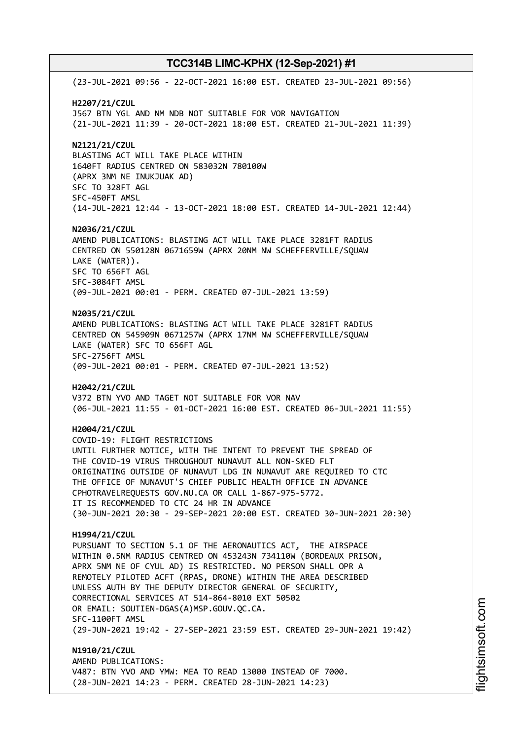(23-JUL-2021 09:56 - 22-OCT-2021 16:00 EST. CREATED 23-JUL-2021 09:56)

**H2207/21/CZUL**
J567 BTN YGL AND NM NDB NOT SUITABLE FOR VOR NAVIGATION
(21-JUL-2021 11:39 - 20-OCT-2021 18:00 EST. CREATED 21-JUL-2021 11:39)

**N2121/21/CZUL**
BLASTING ACT WILL TAKE PLACE WITHIN
1640FT RADIUS CENTRED ON 583032N 780100W
(APRX 3NM NE INUKJUAK AD)
SFC TO 328FT AGL
SFC-450FT AMSL
(14-JUL-2021 12:44 - 13-OCT-2021 18:00 EST. CREATED 14-JUL-2021 12:44)

**N2036/21/CZUL**
AMEND PUBLICATIONS: BLASTING ACT WILL TAKE PLACE 3281FT RADIUS
CENTRED ON 550128N 0671659W (APRX 20NM NW SCHEFFERVILLE/SQUAW
LAKE (WATER)).
SFC TO 656FT AGL
SFC-3084FT AMSL
(09-JUL-2021 00:01 - PERM. CREATED 07-JUL-2021 13:59)

**N2035/21/CZUL**
AMEND PUBLICATIONS: BLASTING ACT WILL TAKE PLACE 3281FT RADIUS
CENTRED ON 545909N 0671257W (APRX 17NM NW SCHEFFERVILLE/SQUAW
LAKE (WATER) SFC TO 656FT AGL
SFC-2756FT AMSL
(09-JUL-2021 00:01 - PERM. CREATED 07-JUL-2021 13:52)

**H2042/21/CZUL**
V372 BTN YVO AND TAGET NOT SUITABLE FOR VOR NAV
(06-JUL-2021 11:55 - 01-OCT-2021 16:00 EST. CREATED 06-JUL-2021 11:55)

**H2004/21/CZUL**
COVID-19: FLIGHT RESTRICTIONS
UNTIL FURTHER NOTICE, WITH THE INTENT TO PREVENT THE SPREAD OF
THE COVID-19 VIRUS THROUGHOUT NUNAVUT ALL NON-SKED FLT
ORIGINATING OUTSIDE OF NUNAVUT LDG IN NUNAVUT ARE REQUIRED TO CTC
THE OFFICE OF NUNAVUT'S CHIEF PUBLIC HEALTH OFFICE IN ADVANCE
CPHOTRAVELREQUESTS GOV.NU.CA OR CALL 1-867-975-5772.
IT IS RECOMMENDED TO CTC 24 HR IN ADVANCE
(30-JUN-2021 20:30 - 29-SEP-2021 20:00 EST. CREATED 30-JUN-2021 20:30)

**H1994/21/CZUL**
PURSUANT TO SECTION 5.1 OF THE AERONAUTICS ACT, THE AIRSPACE
WITHIN 0.5NM RADIUS CENTRED ON 453243N 734110W (BORDEAUX PRISON,
APRX 5NM NE OF CYUL AD) IS RESTRICTED. NO PERSON SHALL OPR A
REMOTELY PILOTED ACFT (RPAS, DRONE) WITHIN THE AREA DESCRIBED
UNLESS AUTH BY THE DEPUTY DIRECTOR GENERAL OF SECURITY,
CORRECTIONAL SERVICES AT 514-864-8010 EXT 50502
OR EMAIL: SOUTIEN-DGAS(A)MSP.GOUV.QC.CA.
SFC-1100FT AMSL
(29-JUN-2021 19:42 - 27-SEP-2021 23:59 EST. CREATED 29-JUN-2021 19:42)

**N1910/21/CZUL**
AMEND PUBLICATIONS:
V487: BTN YVO AND YMW: MEA TO READ 13000 INSTEAD OF 7000.
(28-JUN-2021 14:23 - PERM. CREATED 28-JUN-2021 14:23)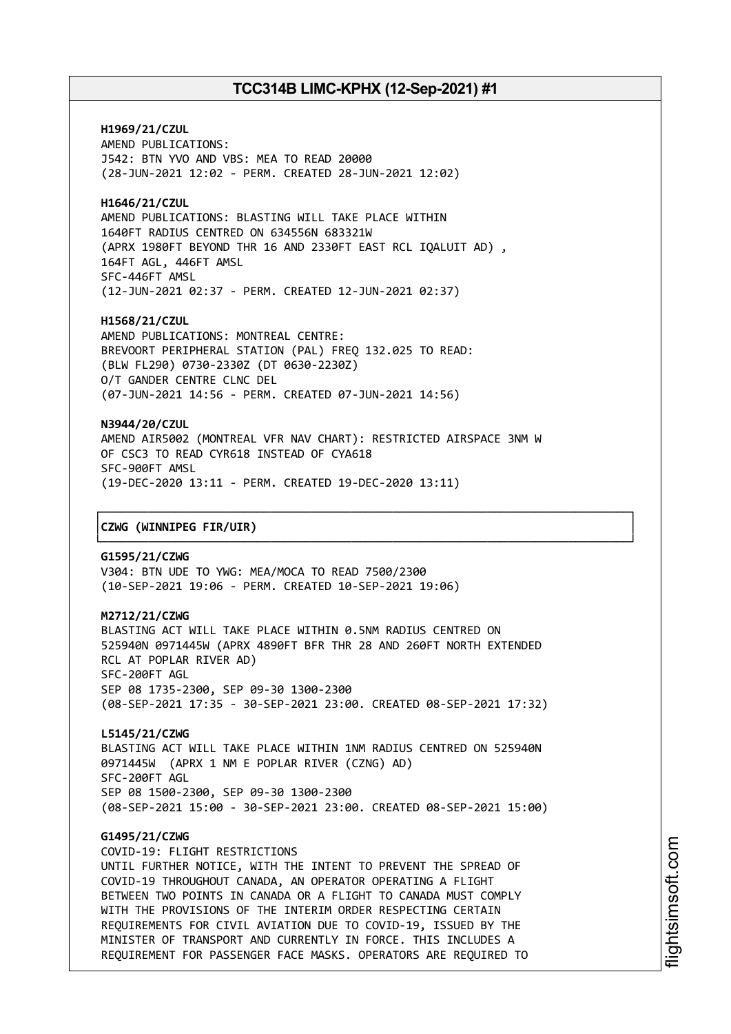**H1969/21/CZUL**
AMEND PUBLICATIONS:
J542: BTN YVO AND VBS: MEA TO READ 20000
(28-JUN-2021 12:02 - PERM. CREATED 28-JUN-2021 12:02)

**H1646/21/CZUL**
AMEND PUBLICATIONS: BLASTING WILL TAKE PLACE WITHIN
1640FT RADIUS CENTRED ON 634556N 683321W
(APRX 1980FT BEYOND THR 16 AND 2330FT EAST RCL IQALUIT AD) ,
164FT AGL, 446FT AMSL
SFC-446FT AMSL
(12-JUN-2021 02:37 - PERM. CREATED 12-JUN-2021 02:37)

**H1568/21/CZUL**
AMEND PUBLICATIONS: MONTREAL CENTRE:
BREVOORT PERIPHERAL STATION (PAL) FREQ 132.025 TO READ:
(BLW FL290) 0730-2330Z (DT 0630-2230Z)
O/T GANDER CENTRE CLNC DEL
(07-JUN-2021 14:56 - PERM. CREATED 07-JUN-2021 14:56)

**N3944/20/CZUL**
AMEND AIR5002 (MONTREAL VFR NAV CHART): RESTRICTED AIRSPACE 3NM W
OF CSC3 TO READ CYR618 INSTEAD OF CYA618
SFC-900FT AMSL
(19-DEC-2020 13:11 - PERM. CREATED 19-DEC-2020 13:11)

## CZWG (WINNIPEG FIR/UIR)

**G1595/21/CZWG**
V304: BTN UDE TO YWG: MEA/MOCA TO READ 7500/2300
(10-SEP-2021 19:06 - PERM. CREATED 10-SEP-2021 19:06)

**M2712/21/CZWG**
BLASTING ACT WILL TAKE PLACE WITHIN 0.5NM RADIUS CENTRED ON
525940N 0971445W (APRX 4890FT BFR THR 28 AND 260FT NORTH EXTENDED
RCL AT POPLAR RIVER AD)
SFC-200FT AGL
SEP 08 1735-2300, SEP 09-30 1300-2300
(08-SEP-2021 17:35 - 30-SEP-2021 23:00. CREATED 08-SEP-2021 17:32)

**L5145/21/CZWG**
BLASTING ACT WILL TAKE PLACE WITHIN 1NM RADIUS CENTRED ON 525940N
0971445W (APRX 1 NM E POPLAR RIVER (CZNG) AD)
SFC-200FT AGL
SEP 08 1500-2300, SEP 09-30 1300-2300
(08-SEP-2021 15:00 - 30-SEP-2021 23:00. CREATED 08-SEP-2021 15:00)

**G1495/21/CZWG**
COVID-19: FLIGHT RESTRICTIONS
UNTIL FURTHER NOTICE, WITH THE INTENT TO PREVENT THE SPREAD OF
COVID-19 THROUGHOUT CANADA, AN OPERATOR OPERATING A FLIGHT
BETWEEN TWO POINTS IN CANADA OR A FLIGHT TO CANADA MUST COMPLY
WITH THE PROVISIONS OF THE INTERIM ORDER RESPECTING CERTAIN
REQUIREMENTS FOR CIVIL AVIATION DUE TO COVID-19, ISSUED BY THE
MINISTER OF TRANSPORT AND CURRENTLY IN FORCE. THIS INCLUDES A
REQUIREMENT FOR PASSENGER FACE MASKS. OPERATORS ARE REQUIRED TO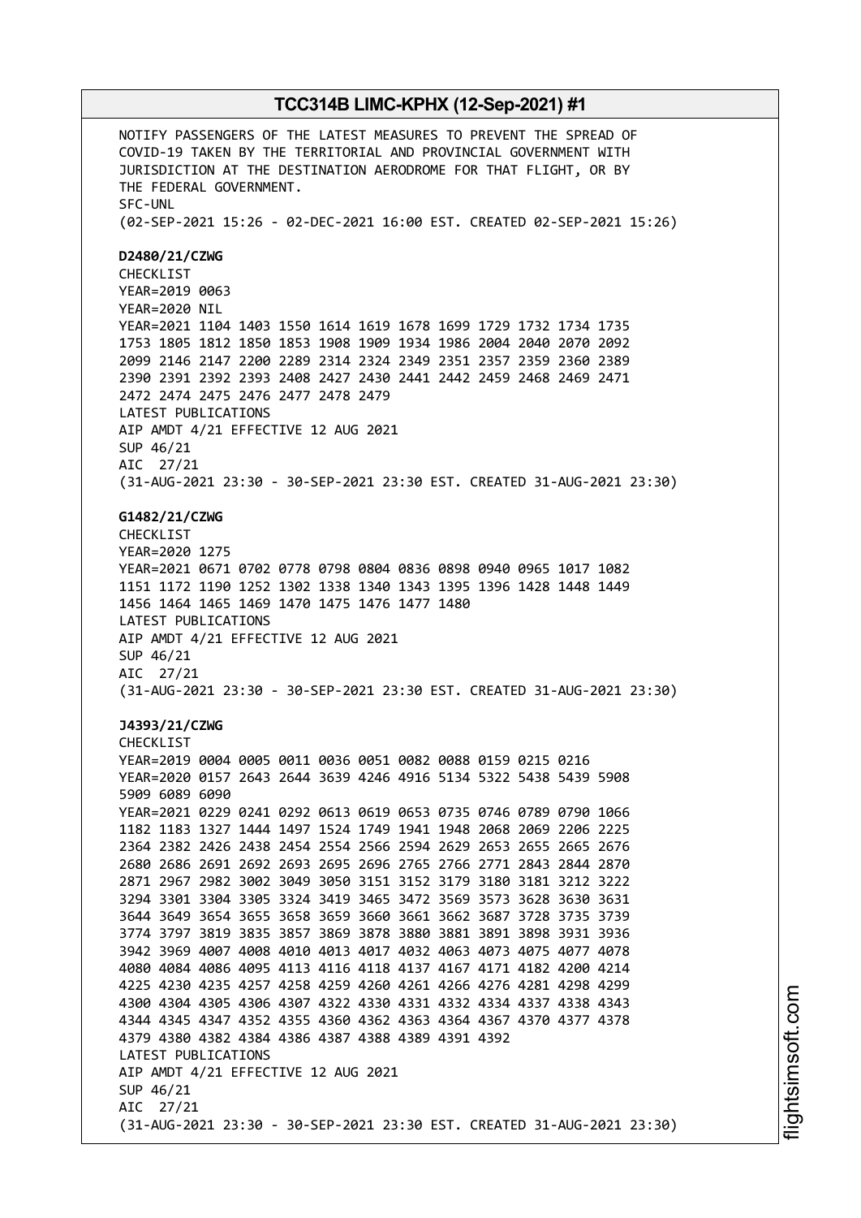NOTIFY PASSENGERS OF THE LATEST MEASURES TO PREVENT THE SPREAD OF COVID-19 TAKEN BY THE TERRITORIAL AND PROVINCIAL GOVERNMENT WITH JURISDICTION AT THE DESTINATION AERODROME FOR THAT FLIGHT, OR BY THE FEDERAL GOVERNMENT.
SFC-UNL
(02-SEP-2021 15:26 - 02-DEC-2021 16:00 EST. CREATED 02-SEP-2021 15:26)

**D2480/21/CZWG**
CHECKLIST
YEAR=2019 0063
YEAR=2020 NIL
YEAR=2021 1104 1403 1550 1614 1619 1678 1699 1729 1732 1734 1735 1753 1805 1812 1850 1853 1908 1909 1934 1986 2004 2040 2070 2092 2099 2146 2147 2200 2289 2314 2324 2349 2351 2357 2359 2360 2389 2390 2391 2392 2393 2408 2427 2430 2441 2442 2459 2468 2469 2471 2472 2474 2475 2476 2477 2478 2479
LATEST PUBLICATIONS
AIP AMDT 4/21 EFFECTIVE 12 AUG 2021
SUP 46/21
AIC 27/21
(31-AUG-2021 23:30 - 30-SEP-2021 23:30 EST. CREATED 31-AUG-2021 23:30)

**G1482/21/CZWG**
CHECKLIST
YEAR=2020 1275
YEAR=2021 0671 0702 0778 0798 0804 0836 0898 0940 0965 1017 1082 1151 1172 1190 1252 1302 1338 1340 1343 1395 1396 1428 1448 1449 1456 1464 1465 1469 1470 1475 1476 1477 1480
LATEST PUBLICATIONS
AIP AMDT 4/21 EFFECTIVE 12 AUG 2021
SUP 46/21
AIC 27/21
(31-AUG-2021 23:30 - 30-SEP-2021 23:30 EST. CREATED 31-AUG-2021 23:30)

**J4393/21/CZWG**
CHECKLIST
YEAR=2019 0004 0005 0011 0036 0051 0082 0088 0159 0215 0216
YEAR=2020 0157 2643 2644 3639 4246 4916 5134 5322 5438 5439 5908 5909 6089 6090
YEAR=2021 0229 0241 0292 0613 0619 0653 0735 0746 0789 0790 1066 1182 1183 1327 1444 1497 1524 1749 1941 1948 2068 2069 2206 2225 2364 2382 2426 2438 2454 2554 2566 2594 2629 2653 2655 2665 2676 2680 2686 2691 2692 2693 2695 2696 2765 2766 2771 2843 2844 2870 2871 2967 2982 3002 3049 3050 3151 3152 3179 3180 3181 3212 3222 3294 3301 3304 3305 3324 3419 3465 3472 3569 3573 3628 3630 3631 3644 3649 3654 3655 3658 3659 3660 3661 3662 3687 3728 3735 3739 3774 3797 3819 3835 3857 3869 3878 3880 3881 3891 3898 3931 3936 3942 3969 4007 4008 4010 4013 4017 4032 4063 4073 4075 4077 4078 4080 4084 4086 4095 4113 4116 4118 4137 4167 4171 4182 4200 4214 4225 4230 4235 4257 4258 4259 4260 4261 4266 4276 4281 4298 4299 4300 4304 4305 4306 4307 4322 4330 4331 4332 4334 4337 4338 4343 4344 4345 4347 4352 4355 4360 4362 4363 4364 4367 4370 4377 4378 4379 4380 4382 4384 4386 4387 4388 4389 4391 4392
LATEST PUBLICATIONS
AIP AMDT 4/21 EFFECTIVE 12 AUG 2021
SUP 46/21
AIC 27/21
(31-AUG-2021 23:30 - 30-SEP-2021 23:30 EST. CREATED 31-AUG-2021 23:30)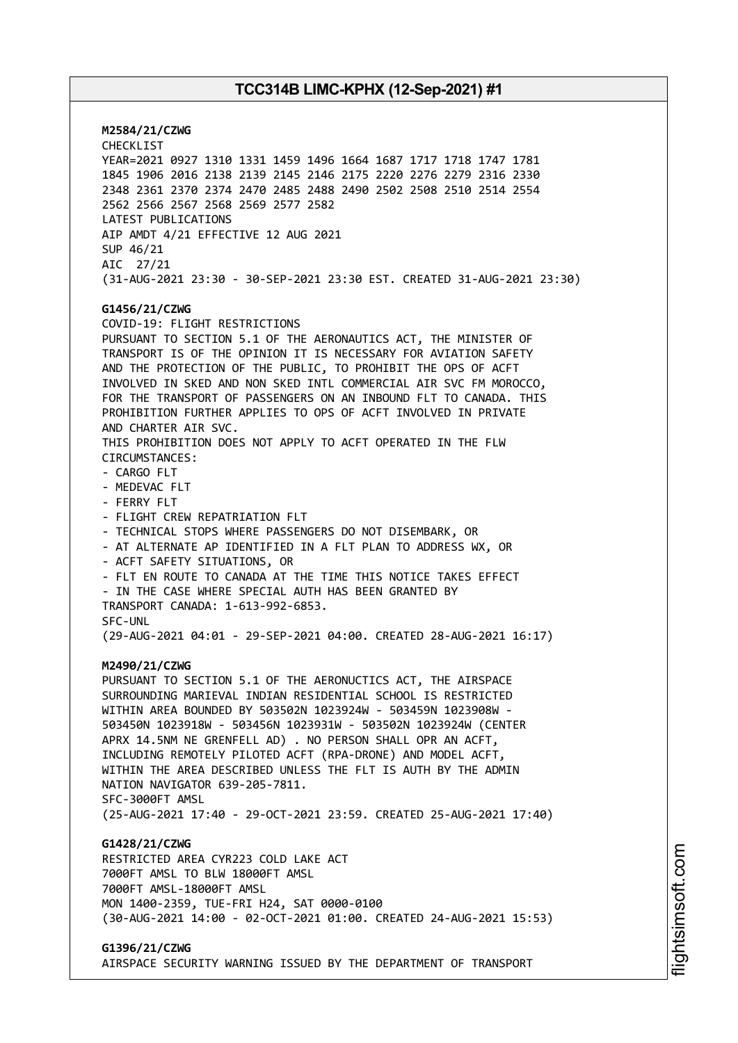**M2584/21/CZWG**
CHECKLIST
YEAR=2021 0927 1310 1331 1459 1496 1664 1687 1717 1718 1747 1781
1845 1906 2016 2138 2139 2145 2146 2175 2220 2276 2279 2316 2330
2348 2361 2370 2374 2470 2485 2488 2490 2502 2508 2510 2514 2554
2562 2566 2567 2568 2569 2577 2582
LATEST PUBLICATIONS
AIP AMDT 4/21 EFFECTIVE 12 AUG 2021
SUP 46/21
AIC 27/21
(31-AUG-2021 23:30 - 30-SEP-2021 23:30 EST. CREATED 31-AUG-2021 23:30)

**G1456/21/CZWG**
COVID-19: FLIGHT RESTRICTIONS
PURSUANT TO SECTION 5.1 OF THE AERONAUTICS ACT, THE MINISTER OF
TRANSPORT IS OF THE OPINION IT IS NECESSARY FOR AVIATION SAFETY
AND THE PROTECTION OF THE PUBLIC, TO PROHIBIT THE OPS OF ACFT
INVOLVED IN SKED AND NON SKED INTL COMMERCIAL AIR SVC FM MOROCCO,
FOR THE TRANSPORT OF PASSENGERS ON AN INBOUND FLT TO CANADA. THIS
PROHIBITION FURTHER APPLIES TO OPS OF ACFT INVOLVED IN PRIVATE
AND CHARTER AIR SVC.
THIS PROHIBITION DOES NOT APPLY TO ACFT OPERATED IN THE FLW
CIRCUMSTANCES:
- CARGO FLT
- MEDEVAC FLT
- FERRY FLT
- FLIGHT CREW REPATRIATION FLT
- TECHNICAL STOPS WHERE PASSENGERS DO NOT DISEMBARK, OR
- AT ALTERNATE AP IDENTIFIED IN A FLT PLAN TO ADDRESS WX, OR
- ACFT SAFETY SITUATIONS, OR
- FLT EN ROUTE TO CANADA AT THE TIME THIS NOTICE TAKES EFFECT
- IN THE CASE WHERE SPECIAL AUTH HAS BEEN GRANTED BY
TRANSPORT CANADA: 1-613-992-6853.
SFC-UNL
(29-AUG-2021 04:01 - 29-SEP-2021 04:00. CREATED 28-AUG-2021 16:17)

**M2490/21/CZWG**
PURSUANT TO SECTION 5.1 OF THE AERONUCTICS ACT, THE AIRSPACE
SURROUNDING MARIEVAL INDIAN RESIDENTIAL SCHOOL IS RESTRICTED
WITHIN AREA BOUNDED BY 503502N 1023924W - 503459N 1023908W -
503450N 1023918W - 503456N 1023931W - 503502N 1023924W (CENTER
APRX 14.5NM NE GRENFELL AD) . NO PERSON SHALL OPR AN ACFT,
INCLUDING REMOTELY PILOTED ACFT (RPA-DRONE) AND MODEL ACFT,
WITHIN THE AREA DESCRIBED UNLESS THE FLT IS AUTH BY THE ADMIN
NATION NAVIGATOR 639-205-7811.
SFC-3000FT AMSL
(25-AUG-2021 17:40 - 29-OCT-2021 23:59. CREATED 25-AUG-2021 17:40)

**G1428/21/CZWG**
RESTRICTED AREA CYR223 COLD LAKE ACT
7000FT AMSL TO BLW 18000FT AMSL
7000FT AMSL-18000FT AMSL
MON 1400-2359, TUE-FRI H24, SAT 0000-0100
(30-AUG-2021 14:00 - 02-OCT-2021 01:00. CREATED 24-AUG-2021 15:53)

**G1396/21/CZWG**
AIRSPACE SECURITY WARNING ISSUED BY THE DEPARTMENT OF TRANSPORT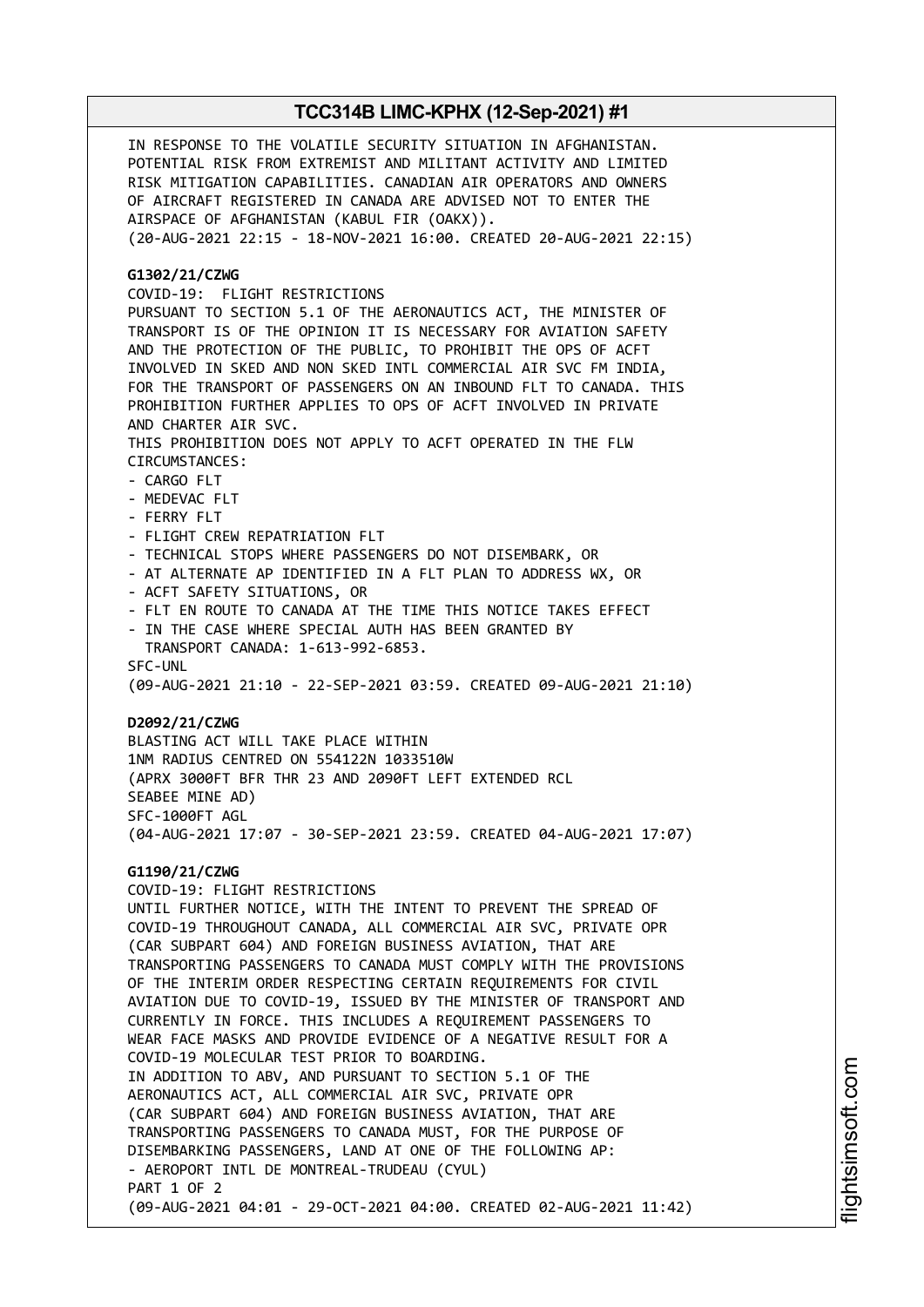IN RESPONSE TO THE VOLATILE SECURITY SITUATION IN AFGHANISTAN. POTENTIAL RISK FROM EXTREMIST AND MILITANT ACTIVITY AND LIMITED RISK MITIGATION CAPABILITIES. CANADIAN AIR OPERATORS AND OWNERS OF AIRCRAFT REGISTERED IN CANADA ARE ADVISED NOT TO ENTER THE AIRSPACE OF AFGHANISTAN (KABUL FIR (OAKX)).
(20-AUG-2021 22:15 - 18-NOV-2021 16:00. CREATED 20-AUG-2021 22:15)

**G1302/21/CZWG**
COVID-19: FLIGHT RESTRICTIONS
PURSUANT TO SECTION 5.1 OF THE AERONAUTICS ACT, THE MINISTER OF TRANSPORT IS OF THE OPINION IT IS NECESSARY FOR AVIATION SAFETY AND THE PROTECTION OF THE PUBLIC, TO PROHIBIT THE OPS OF ACFT INVOLVED IN SKED AND NON SKED INTL COMMERCIAL AIR SVC FM INDIA, FOR THE TRANSPORT OF PASSENGERS ON AN INBOUND FLT TO CANADA. THIS PROHIBITION FURTHER APPLIES TO OPS OF ACFT INVOLVED IN PRIVATE AND CHARTER AIR SVC.
THIS PROHIBITION DOES NOT APPLY TO ACFT OPERATED IN THE FLW CIRCUMSTANCES:
- CARGO FLT
- MEDEVAC FLT
- FERRY FLT
- FLIGHT CREW REPATRIATION FLT
- TECHNICAL STOPS WHERE PASSENGERS DO NOT DISEMBARK, OR
- AT ALTERNATE AP IDENTIFIED IN A FLT PLAN TO ADDRESS WX, OR
- ACFT SAFETY SITUATIONS, OR
- FLT EN ROUTE TO CANADA AT THE TIME THIS NOTICE TAKES EFFECT
- IN THE CASE WHERE SPECIAL AUTH HAS BEEN GRANTED BY TRANSPORT CANADA: 1-613-992-6853.

SFC-UNL
(09-AUG-2021 21:10 - 22-SEP-2021 03:59. CREATED 09-AUG-2021 21:10)

**D2092/21/CZWG**
BLASTING ACT WILL TAKE PLACE WITHIN
1NM RADIUS CENTRED ON 554122N 1033510W
(APRX 3000FT BFR THR 23 AND 2090FT LEFT EXTENDED RCL
SEABEE MINE AD)
SFC-1000FT AGL
(04-AUG-2021 17:07 - 30-SEP-2021 23:59. CREATED 04-AUG-2021 17:07)

**G1190/21/CZWG**
COVID-19: FLIGHT RESTRICTIONS
UNTIL FURTHER NOTICE, WITH THE INTENT TO PREVENT THE SPREAD OF COVID-19 THROUGHOUT CANADA, ALL COMMERCIAL AIR SVC, PRIVATE OPR (CAR SUBPART 604) AND FOREIGN BUSINESS AVIATION, THAT ARE TRANSPORTING PASSENGERS TO CANADA MUST COMPLY WITH THE PROVISIONS OF THE INTERIM ORDER RESPECTING CERTAIN REQUIREMENTS FOR CIVIL AVIATION DUE TO COVID-19, ISSUED BY THE MINISTER OF TRANSPORT AND CURRENTLY IN FORCE. THIS INCLUDES A REQUIREMENT PASSENGERS TO WEAR FACE MASKS AND PROVIDE EVIDENCE OF A NEGATIVE RESULT FOR A COVID-19 MOLECULAR TEST PRIOR TO BOARDING.
IN ADDITION TO ABV, AND PURSUANT TO SECTION 5.1 OF THE AERONAUTICS ACT, ALL COMMERCIAL AIR SVC, PRIVATE OPR (CAR SUBPART 604) AND FOREIGN BUSINESS AVIATION, THAT ARE TRANSPORTING PASSENGERS TO CANADA MUST, FOR THE PURPOSE OF DISEMBARKING PASSENGERS, LAND AT ONE OF THE FOLLOWING AP:
- AEROPORT INTL DE MONTREAL-TRUDEAU (CYUL)
PART 1 OF 2
(09-AUG-2021 04:01 - 29-OCT-2021 04:00. CREATED 02-AUG-2021 11:42)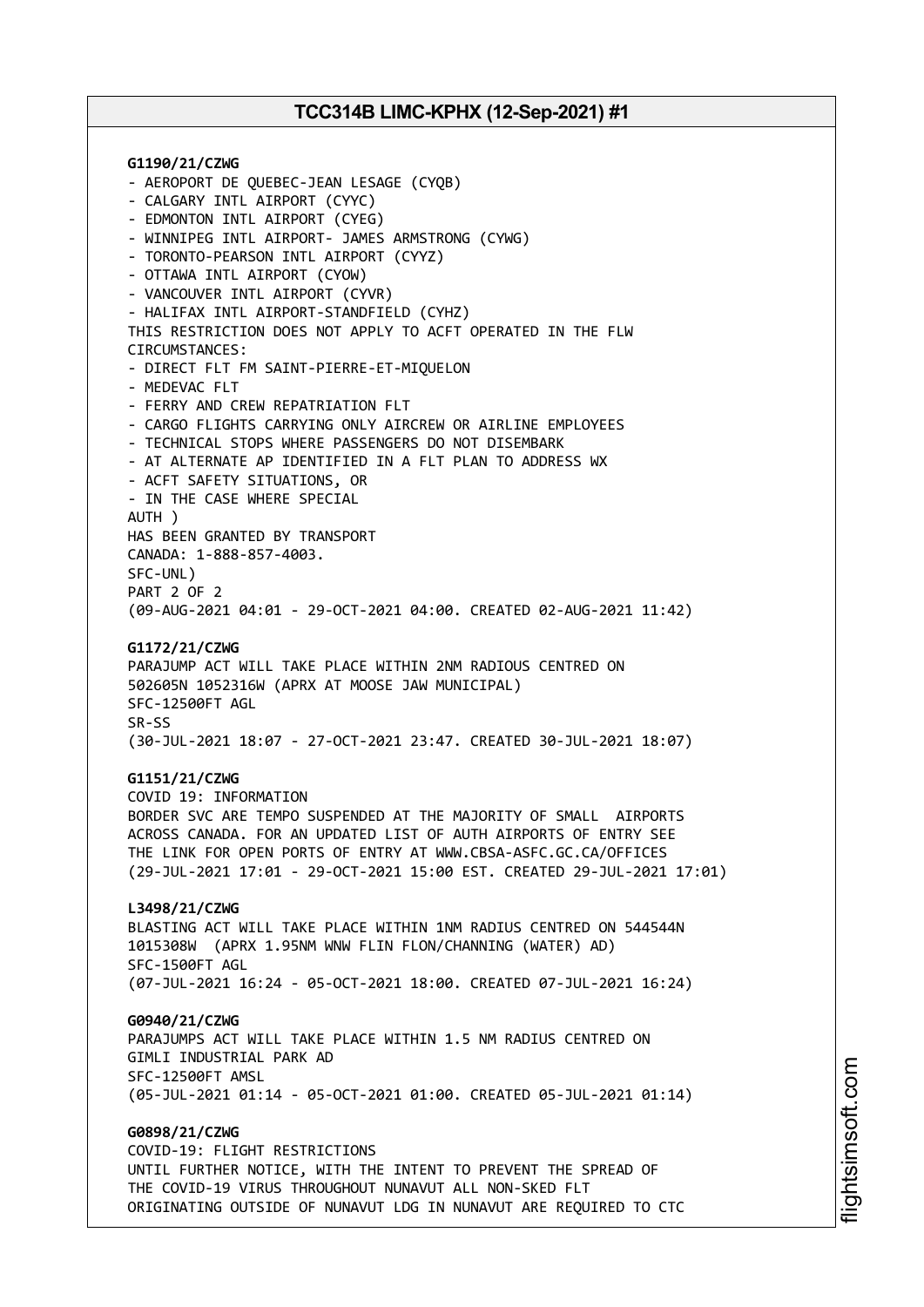**G1190/21/CZWG**
- AEROPORT DE QUEBEC-JEAN LESAGE (CYQB)
- CALGARY INTL AIRPORT (CYYC)
- EDMONTON INTL AIRPORT (CYEG)
- WINNIPEG INTL AIRPORT- JAMES ARMSTRONG (CYWG)
- TORONTO-PEARSON INTL AIRPORT (CYYZ)
- OTTAWA INTL AIRPORT (CYOW)
- VANCOUVER INTL AIRPORT (CYVR)
- HALIFAX INTL AIRPORT-STANDFIELD (CYHZ)

THIS RESTRICTION DOES NOT APPLY TO ACFT OPERATED IN THE FLW CIRCUMSTANCES:
- DIRECT FLT FM SAINT-PIERRE-ET-MIQUELON
- MEDEVAC FLT
- FERRY AND CREW REPATRIATION FLT
- CARGO FLIGHTS CARRYING ONLY AIRCREW OR AIRLINE EMPLOYEES
- TECHNICAL STOPS WHERE PASSENGERS DO NOT DISEMBARK
- AT ALTERNATE AP IDENTIFIED IN A FLT PLAN TO ADDRESS WX
- ACFT SAFETY SITUATIONS, OR
- IN THE CASE WHERE SPECIAL

AUTH )
HAS BEEN GRANTED BY TRANSPORT
CANADA: 1-888-857-4003.
SFC-UNL)
PART 2 OF 2
(09-AUG-2021 04:01 - 29-OCT-2021 04:00. CREATED 02-AUG-2021 11:42)

**G1172/21/CZWG**
PARAJUMP ACT WILL TAKE PLACE WITHIN 2NM RADIOUS CENTRED ON 502605N 1052316W (APRX AT MOOSE JAW MUNICIPAL)
SFC-12500FT AGL
SR-SS
(30-JUL-2021 18:07 - 27-OCT-2021 23:47. CREATED 30-JUL-2021 18:07)

**G1151/21/CZWG**
COVID 19: INFORMATION
BORDER SVC ARE TEMPO SUSPENDED AT THE MAJORITY OF SMALL AIRPORTS ACROSS CANADA. FOR AN UPDATED LIST OF AUTH AIRPORTS OF ENTRY SEE THE LINK FOR OPEN PORTS OF ENTRY AT WWW.CBSA-ASFC.GC.CA/OFFICES
(29-JUL-2021 17:01 - 29-OCT-2021 15:00 EST. CREATED 29-JUL-2021 17:01)

**L3498/21/CZWG**
BLASTING ACT WILL TAKE PLACE WITHIN 1NM RADIUS CENTRED ON 544544N 1015308W (APRX 1.95NM WNW FLIN FLON/CHANNING (WATER) AD)
SFC-1500FT AGL
(07-JUL-2021 16:24 - 05-OCT-2021 18:00. CREATED 07-JUL-2021 16:24)

**G0940/21/CZWG**
PARAJUMPS ACT WILL TAKE PLACE WITHIN 1.5 NM RADIUS CENTRED ON GIMLI INDUSTRIAL PARK AD
SFC-12500FT AMSL
(05-JUL-2021 01:14 - 05-OCT-2021 01:00. CREATED 05-JUL-2021 01:14)

**G0898/21/CZWG**
COVID-19: FLIGHT RESTRICTIONS
UNTIL FURTHER NOTICE, WITH THE INTENT TO PREVENT THE SPREAD OF THE COVID-19 VIRUS THROUGHOUT NUNAVUT ALL NON-SKED FLT ORIGINATING OUTSIDE OF NUNAVUT LDG IN NUNAVUT ARE REQUIRED TO CTC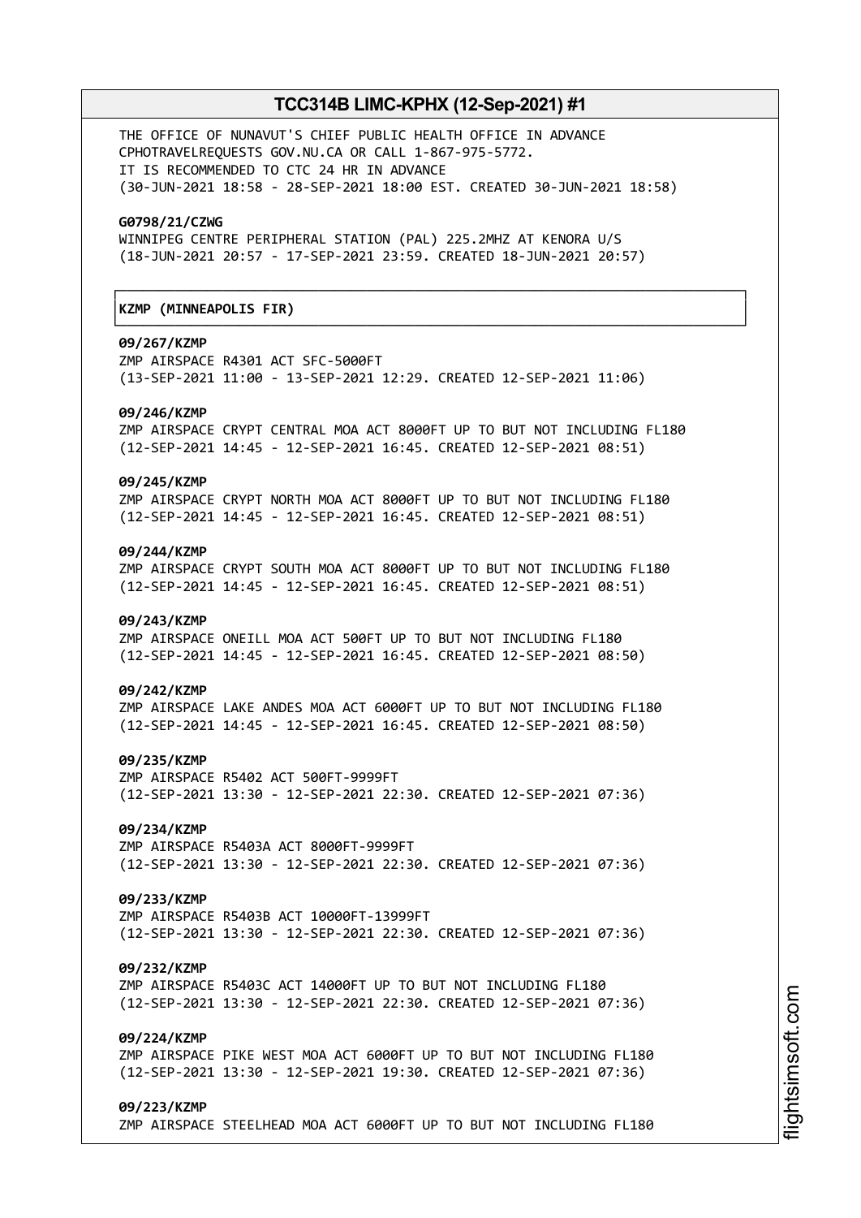THE OFFICE OF NUNAVUT'S CHIEF PUBLIC HEALTH OFFICE IN ADVANCE
CPHOTRAVELREQUESTS GOV.NU.CA OR CALL 1-867-975-5772.
IT IS RECOMMENDED TO CTC 24 HR IN ADVANCE
(30-JUN-2021 18:58 - 28-SEP-2021 18:00 EST. CREATED 30-JUN-2021 18:58)

**G0798/21/CZWG**
WINNIPEG CENTRE PERIPHERAL STATION (PAL) 225.2MHZ AT KENORA U/S
(18-JUN-2021 20:57 - 17-SEP-2021 23:59. CREATED 18-JUN-2021 20:57)

**KZMP (MINNEAPOLIS FIR)**

**09/267/KZMP**
ZMP AIRSPACE R4301 ACT SFC-5000FT
(13-SEP-2021 11:00 - 13-SEP-2021 12:29. CREATED 12-SEP-2021 11:06)

**09/246/KZMP**
ZMP AIRSPACE CRYPT CENTRAL MOA ACT 8000FT UP TO BUT NOT INCLUDING FL180
(12-SEP-2021 14:45 - 12-SEP-2021 16:45. CREATED 12-SEP-2021 08:51)

**09/245/KZMP**
ZMP AIRSPACE CRYPT NORTH MOA ACT 8000FT UP TO BUT NOT INCLUDING FL180
(12-SEP-2021 14:45 - 12-SEP-2021 16:45. CREATED 12-SEP-2021 08:51)

**09/244/KZMP**
ZMP AIRSPACE CRYPT SOUTH MOA ACT 8000FT UP TO BUT NOT INCLUDING FL180
(12-SEP-2021 14:45 - 12-SEP-2021 16:45. CREATED 12-SEP-2021 08:51)

**09/243/KZMP**
ZMP AIRSPACE ONEILL MOA ACT 500FT UP TO BUT NOT INCLUDING FL180
(12-SEP-2021 14:45 - 12-SEP-2021 16:45. CREATED 12-SEP-2021 08:50)

**09/242/KZMP**
ZMP AIRSPACE LAKE ANDES MOA ACT 6000FT UP TO BUT NOT INCLUDING FL180
(12-SEP-2021 14:45 - 12-SEP-2021 16:45. CREATED 12-SEP-2021 08:50)

**09/235/KZMP**
ZMP AIRSPACE R5402 ACT 500FT-9999FT
(12-SEP-2021 13:30 - 12-SEP-2021 22:30. CREATED 12-SEP-2021 07:36)

**09/234/KZMP**
ZMP AIRSPACE R5403A ACT 8000FT-9999FT
(12-SEP-2021 13:30 - 12-SEP-2021 22:30. CREATED 12-SEP-2021 07:36)

**09/233/KZMP**
ZMP AIRSPACE R5403B ACT 10000FT-13999FT
(12-SEP-2021 13:30 - 12-SEP-2021 22:30. CREATED 12-SEP-2021 07:36)

**09/232/KZMP**
ZMP AIRSPACE R5403C ACT 14000FT UP TO BUT NOT INCLUDING FL180
(12-SEP-2021 13:30 - 12-SEP-2021 22:30. CREATED 12-SEP-2021 07:36)

**09/224/KZMP**
ZMP AIRSPACE PIKE WEST MOA ACT 6000FT UP TO BUT NOT INCLUDING FL180
(12-SEP-2021 13:30 - 12-SEP-2021 19:30. CREATED 12-SEP-2021 07:36)

**09/223/KZMP**
ZMP AIRSPACE STEELHEAD MOA ACT 6000FT UP TO BUT NOT INCLUDING FL180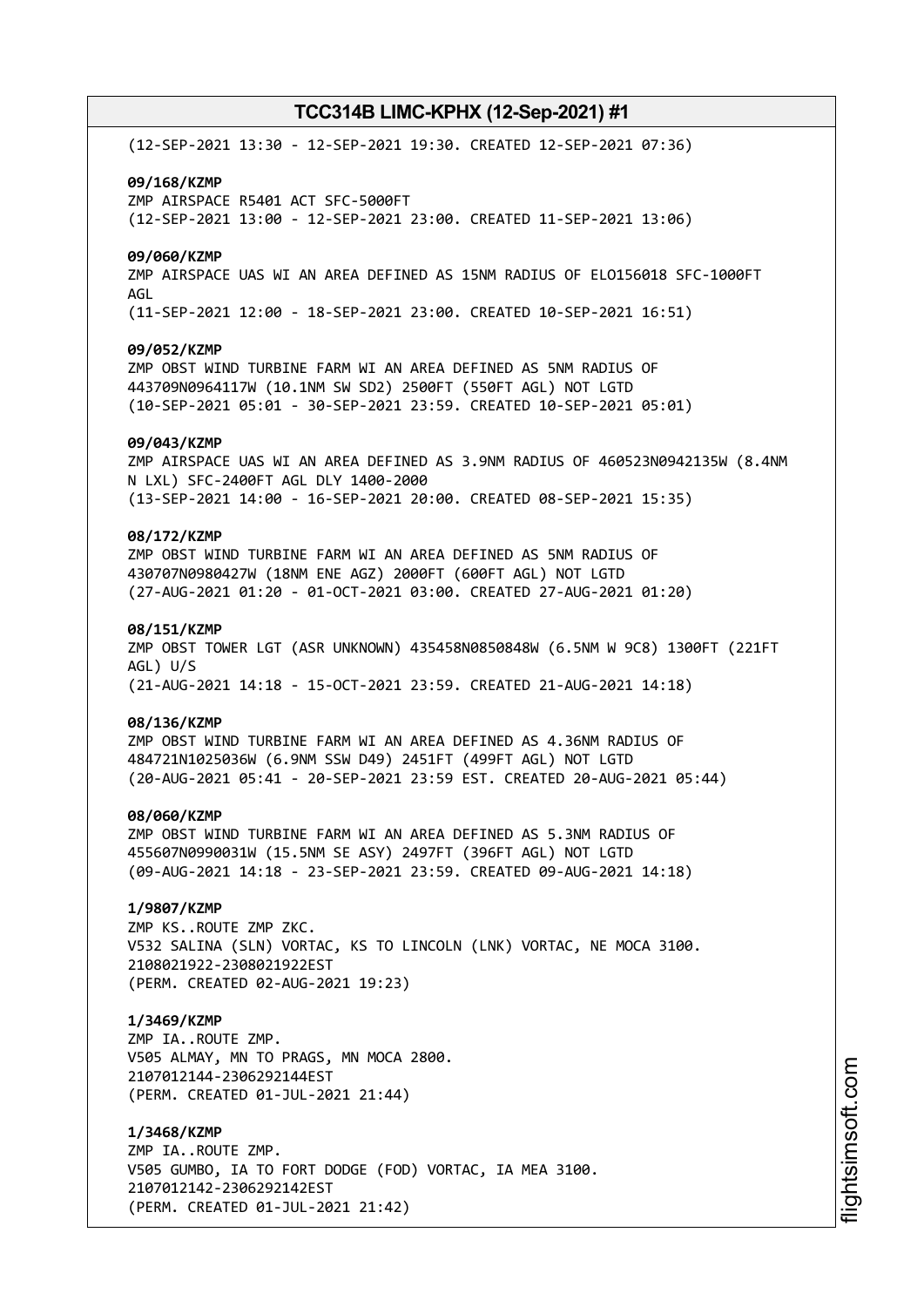(12-SEP-2021 13:30 - 12-SEP-2021 19:30. CREATED 12-SEP-2021 07:36)

**09/168/KZMP**
ZMP AIRSPACE R5401 ACT SFC-5000FT
(12-SEP-2021 13:00 - 12-SEP-2021 23:00. CREATED 11-SEP-2021 13:06)

**09/060/KZMP**
ZMP AIRSPACE UAS WI AN AREA DEFINED AS 15NM RADIUS OF ELO156018 SFC-1000FT AGL
(11-SEP-2021 12:00 - 18-SEP-2021 23:00. CREATED 10-SEP-2021 16:51)

**09/052/KZMP**
ZMP OBST WIND TURBINE FARM WI AN AREA DEFINED AS 5NM RADIUS OF 443709N0964117W (10.1NM SW SD2) 2500FT (550FT AGL) NOT LGTD
(10-SEP-2021 05:01 - 30-SEP-2021 23:59. CREATED 10-SEP-2021 05:01)

**09/043/KZMP**
ZMP AIRSPACE UAS WI AN AREA DEFINED AS 3.9NM RADIUS OF 460523N0942135W (8.4NM N LXL) SFC-2400FT AGL DLY 1400-2000
(13-SEP-2021 14:00 - 16-SEP-2021 20:00. CREATED 08-SEP-2021 15:35)

**08/172/KZMP**
ZMP OBST WIND TURBINE FARM WI AN AREA DEFINED AS 5NM RADIUS OF 430707N0980427W (18NM ENE AGZ) 2000FT (600FT AGL) NOT LGTD
(27-AUG-2021 01:20 - 01-OCT-2021 03:00. CREATED 27-AUG-2021 01:20)

**08/151/KZMP**
ZMP OBST TOWER LGT (ASR UNKNOWN) 435458N0850848W (6.5NM W 9C8) 1300FT (221FT AGL) U/S
(21-AUG-2021 14:18 - 15-OCT-2021 23:59. CREATED 21-AUG-2021 14:18)

**08/136/KZMP**
ZMP OBST WIND TURBINE FARM WI AN AREA DEFINED AS 4.36NM RADIUS OF 484721N1025036W (6.9NM SSW D49) 2451FT (499FT AGL) NOT LGTD
(20-AUG-2021 05:41 - 20-SEP-2021 23:59 EST. CREATED 20-AUG-2021 05:44)

**08/060/KZMP**
ZMP OBST WIND TURBINE FARM WI AN AREA DEFINED AS 5.3NM RADIUS OF 455607N0990031W (15.5NM SE ASY) 2497FT (396FT AGL) NOT LGTD
(09-AUG-2021 14:18 - 23-SEP-2021 23:59. CREATED 09-AUG-2021 14:18)

**1/9807/KZMP**
ZMP KS..ROUTE ZMP ZKC.
V532 SALINA (SLN) VORTAC, KS TO LINCOLN (LNK) VORTAC, NE MOCA 3100.
2108021922-2308021922EST
(PERM. CREATED 02-AUG-2021 19:23)

**1/3469/KZMP**
ZMP IA..ROUTE ZMP.
V505 ALMAY, MN TO PRAGS, MN MOCA 2800.
2107012144-2306292144EST
(PERM. CREATED 01-JUL-2021 21:44)

**1/3468/KZMP**
ZMP IA..ROUTE ZMP.
V505 GUMBO, IA TO FORT DODGE (FOD) VORTAC, IA MEA 3100.
2107012142-2306292142EST
(PERM. CREATED 01-JUL-2021 21:42)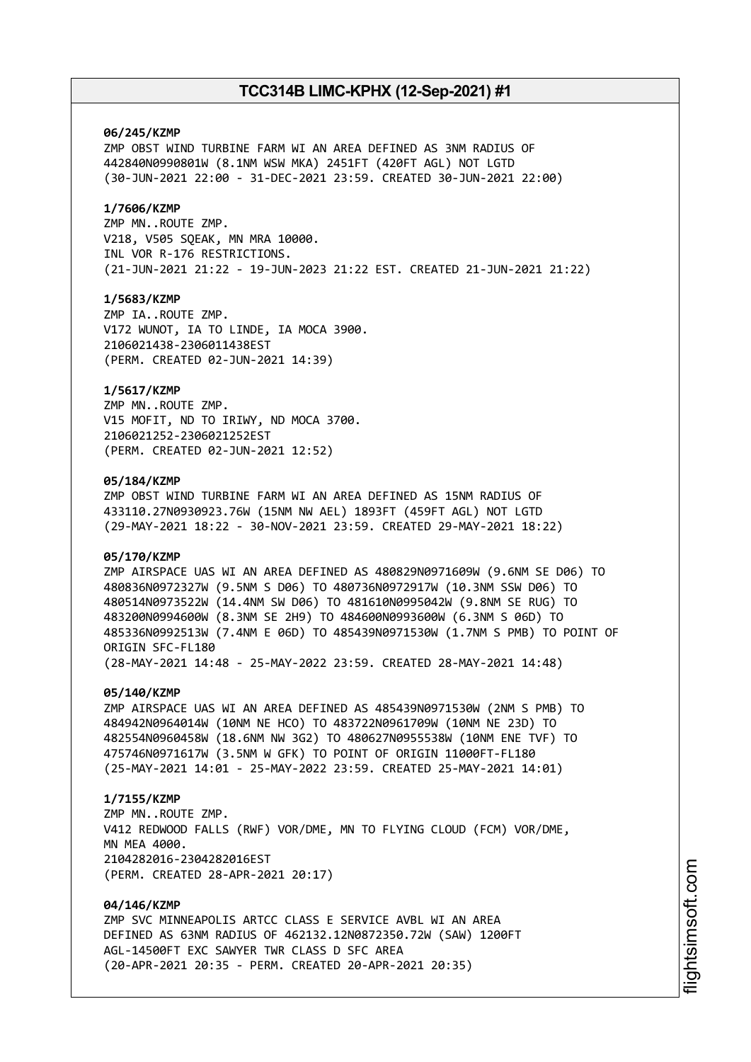**06/245/KZMP**
ZMP OBST WIND TURBINE FARM WI AN AREA DEFINED AS 3NM RADIUS OF 442840N0990801W (8.1NM WSW MKA) 2451FT (420FT AGL) NOT LGTD
(30-JUN-2021 22:00 - 31-DEC-2021 23:59. CREATED 30-JUN-2021 22:00)

**1/7606/KZMP**
ZMP MN..ROUTE ZMP.
V218, V505 SQEAK, MN MRA 10000.
INL VOR R-176 RESTRICTIONS.
(21-JUN-2021 21:22 - 19-JUN-2023 21:22 EST. CREATED 21-JUN-2021 21:22)

**1/5683/KZMP**
ZMP IA..ROUTE ZMP.
V172 WUNOT, IA TO LINDE, IA MOCA 3900.
2106021438-2306011438EST
(PERM. CREATED 02-JUN-2021 14:39)

**1/5617/KZMP**
ZMP MN..ROUTE ZMP.
V15 MOFIT, ND TO IRIWY, ND MOCA 3700.
2106021252-2306021252EST
(PERM. CREATED 02-JUN-2021 12:52)

**05/184/KZMP**
ZMP OBST WIND TURBINE FARM WI AN AREA DEFINED AS 15NM RADIUS OF 433110.27N0930923.76W (15NM NW AEL) 1893FT (459FT AGL) NOT LGTD
(29-MAY-2021 18:22 - 30-NOV-2021 23:59. CREATED 29-MAY-2021 18:22)

**05/170/KZMP**
ZMP AIRSPACE UAS WI AN AREA DEFINED AS 480829N0971609W (9.6NM SE D06) TO 480836N0972327W (9.5NM S D06) TO 480736N0972917W (10.3NM SSW D06) TO 480514N0973522W (14.4NM SW D06) TO 481610N0995042W (9.8NM SE RUG) TO 483200N0994600W (8.3NM SE 2H9) TO 484600N0993600W (6.3NM S 06D) TO 485336N0992513W (7.4NM E 06D) TO 485439N0971530W (1.7NM S PMB) TO POINT OF ORIGIN SFC-FL180
(28-MAY-2021 14:48 - 25-MAY-2022 23:59. CREATED 28-MAY-2021 14:48)

**05/140/KZMP**
ZMP AIRSPACE UAS WI AN AREA DEFINED AS 485439N0971530W (2NM S PMB) TO 484942N0964014W (10NM NE HCO) TO 483722N0961709W (10NM NE 23D) TO 482554N0960458W (18.6NM NW 3G2) TO 480627N0955538W (10NM ENE TVF) TO 475746N0971617W (3.5NM W GFK) TO POINT OF ORIGIN 11000FT-FL180
(25-MAY-2021 14:01 - 25-MAY-2022 23:59. CREATED 25-MAY-2021 14:01)

**1/7155/KZMP**
ZMP MN..ROUTE ZMP.
V412 REDWOOD FALLS (RWF) VOR/DME, MN TO FLYING CLOUD (FCM) VOR/DME, MN MEA 4000.
2104282016-2304282016EST
(PERM. CREATED 28-APR-2021 20:17)

**04/146/KZMP**
ZMP SVC MINNEAPOLIS ARTCC CLASS E SERVICE AVBL WI AN AREA DEFINED AS 63NM RADIUS OF 462132.12N0872350.72W (SAW) 1200FT AGL-14500FT EXC SAWYER TWR CLASS D SFC AREA
(20-APR-2021 20:35 - PERM. CREATED 20-APR-2021 20:35)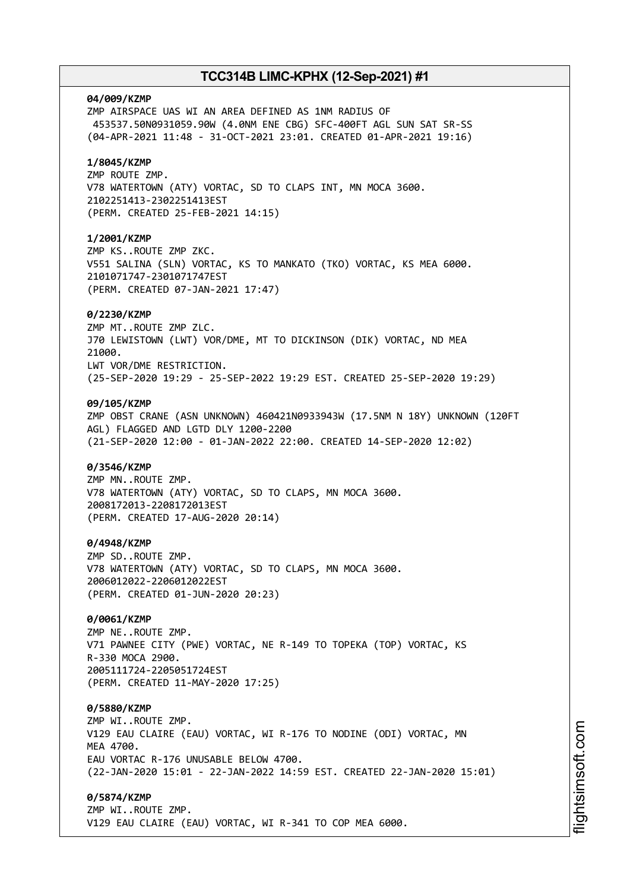**04/009/KZMP**
ZMP AIRSPACE UAS WI AN AREA DEFINED AS 1NM RADIUS OF
453537.50N0931059.90W (4.0NM ENE CBG) SFC-400FT AGL SUN SAT SR-SS
(04-APR-2021 11:48 - 31-OCT-2021 23:01. CREATED 01-APR-2021 19:16)

**1/8045/KZMP**
ZMP ROUTE ZMP.
V78 WATERTOWN (ATY) VORTAC, SD TO CLAPS INT, MN MOCA 3600.
2102251413-2302251413EST
(PERM. CREATED 25-FEB-2021 14:15)

**1/2001/KZMP**
ZMP KS..ROUTE ZMP ZKC.
V551 SALINA (SLN) VORTAC, KS TO MANKATO (TKO) VORTAC, KS MEA 6000.
2101071747-2301071747EST
(PERM. CREATED 07-JAN-2021 17:47)

**0/2230/KZMP**
ZMP MT..ROUTE ZMP ZLC.
J70 LEWISTOWN (LWT) VOR/DME, MT TO DICKINSON (DIK) VORTAC, ND MEA
21000.
LWT VOR/DME RESTRICTION.
(25-SEP-2020 19:29 - 25-SEP-2022 19:29 EST. CREATED 25-SEP-2020 19:29)

**09/105/KZMP**
ZMP OBST CRANE (ASN UNKNOWN) 460421N0933943W (17.5NM N 18Y) UNKNOWN (120FT
AGL) FLAGGED AND LGTD DLY 1200-2200
(21-SEP-2020 12:00 - 01-JAN-2022 22:00. CREATED 14-SEP-2020 12:02)

**0/3546/KZMP**
ZMP MN..ROUTE ZMP.
V78 WATERTOWN (ATY) VORTAC, SD TO CLAPS, MN MOCA 3600.
2008172013-2208172013EST
(PERM. CREATED 17-AUG-2020 20:14)

**0/4948/KZMP**
ZMP SD..ROUTE ZMP.
V78 WATERTOWN (ATY) VORTAC, SD TO CLAPS, MN MOCA 3600.
2006012022-2206012022EST
(PERM. CREATED 01-JUN-2020 20:23)

**0/0061/KZMP**
ZMP NE..ROUTE ZMP.
V71 PAWNEE CITY (PWE) VORTAC, NE R-149 TO TOPEKA (TOP) VORTAC, KS
R-330 MOCA 2900.
2005111724-2205051724EST
(PERM. CREATED 11-MAY-2020 17:25)

**0/5880/KZMP**
ZMP WI..ROUTE ZMP.
V129 EAU CLAIRE (EAU) VORTAC, WI R-176 TO NODINE (ODI) VORTAC, MN
MEA 4700.
EAU VORTAC R-176 UNUSABLE BELOW 4700.
(22-JAN-2020 15:01 - 22-JAN-2022 14:59 EST. CREATED 22-JAN-2020 15:01)

**0/5874/KZMP**
ZMP WI..ROUTE ZMP.
V129 EAU CLAIRE (EAU) VORTAC, WI R-341 TO COP MEA 6000.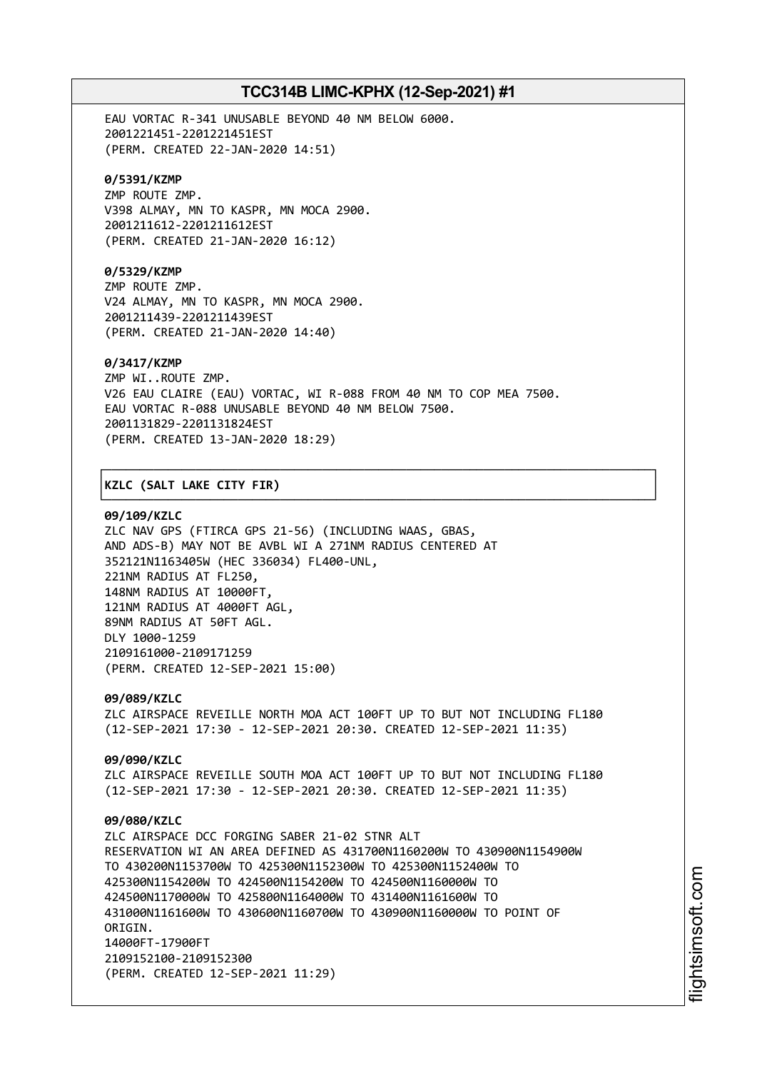EAU VORTAC R-341 UNUSABLE BEYOND 40 NM BELOW 6000.
2001221451-2201221451EST
(PERM. CREATED 22-JAN-2020 14:51)

**0/5391/KZMP**
ZMP ROUTE ZMP.
V398 ALMAY, MN TO KASPR, MN MOCA 2900.
2001211612-2201211612EST
(PERM. CREATED 21-JAN-2020 16:12)

**0/5329/KZMP**
ZMP ROUTE ZMP.
V24 ALMAY, MN TO KASPR, MN MOCA 2900.
2001211439-2201211439EST
(PERM. CREATED 21-JAN-2020 14:40)

**0/3417/KZMP**
ZMP WI..ROUTE ZMP.
V26 EAU CLAIRE (EAU) VORTAC, WI R-088 FROM 40 NM TO COP MEA 7500.
EAU VORTAC R-088 UNUSABLE BEYOND 40 NM BELOW 7500.
2001131829-2201131824EST
(PERM. CREATED 13-JAN-2020 18:29)

## KZLC (SALT LAKE CITY FIR)

**09/109/KZLC**
ZLC NAV GPS (FTIRCA GPS 21-56) (INCLUDING WAAS, GBAS,
AND ADS-B) MAY NOT BE AVBL WI A 271NM RADIUS CENTERED AT
352121N1163405W (HEC 336034) FL400-UNL,
221NM RADIUS AT FL250,
148NM RADIUS AT 10000FT,
121NM RADIUS AT 4000FT AGL,
89NM RADIUS AT 50FT AGL.
DLY 1000-1259
2109161000-2109171259
(PERM. CREATED 12-SEP-2021 15:00)

**09/089/KZLC**
ZLC AIRSPACE REVEILLE NORTH MOA ACT 100FT UP TO BUT NOT INCLUDING FL180
(12-SEP-2021 17:30 - 12-SEP-2021 20:30. CREATED 12-SEP-2021 11:35)

**09/090/KZLC**
ZLC AIRSPACE REVEILLE SOUTH MOA ACT 100FT UP TO BUT NOT INCLUDING FL180
(12-SEP-2021 17:30 - 12-SEP-2021 20:30. CREATED 12-SEP-2021 11:35)

**09/080/KZLC**
ZLC AIRSPACE DCC FORGING SABER 21-02 STNR ALT
RESERVATION WI AN AREA DEFINED AS 431700N1160200W TO 430900N1154900W
TO 430200N1153700W TO 425300N1152300W TO 425300N1152400W TO
425300N1154200W TO 424500N1154200W TO 424500N1160000W TO
424500N1170000W TO 425800N1164000W TO 431400N1161600W TO
431000N1161600W TO 430600N1160700W TO 430900N1160000W TO POINT OF
ORIGIN.
14000FT-17900FT
2109152100-2109152300
(PERM. CREATED 12-SEP-2021 11:29)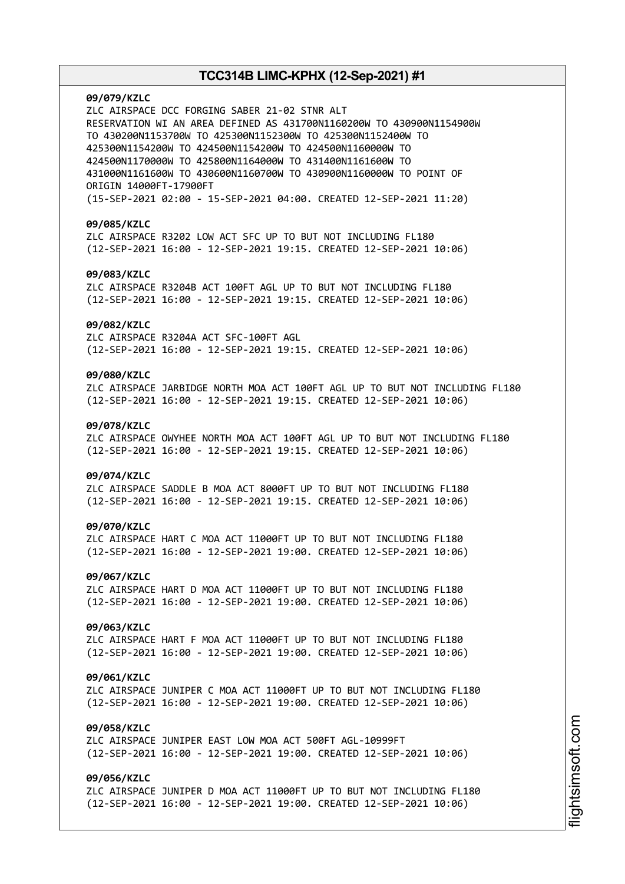**09/079/KZLC**
ZLC AIRSPACE DCC FORGING SABER 21-02 STNR ALT
RESERVATION WI AN AREA DEFINED AS 431700N1160200W TO 430900N1154900W
TO 430200N1153700W TO 425300N1152300W TO 425300N1152400W TO
425300N1154200W TO 424500N1154200W TO 424500N1160000W TO
424500N1170000W TO 425800N1164000W TO 431400N1161600W TO
431000N1161600W TO 430600N1160700W TO 430900N1160000W TO POINT OF
ORIGIN 14000FT-17900FT
(15-SEP-2021 02:00 - 15-SEP-2021 04:00. CREATED 12-SEP-2021 11:20)

**09/085/KZLC**
ZLC AIRSPACE R3202 LOW ACT SFC UP TO BUT NOT INCLUDING FL180
(12-SEP-2021 16:00 - 12-SEP-2021 19:15. CREATED 12-SEP-2021 10:06)

**09/083/KZLC**
ZLC AIRSPACE R3204B ACT 100FT AGL UP TO BUT NOT INCLUDING FL180
(12-SEP-2021 16:00 - 12-SEP-2021 19:15. CREATED 12-SEP-2021 10:06)

**09/082/KZLC**
ZLC AIRSPACE R3204A ACT SFC-100FT AGL
(12-SEP-2021 16:00 - 12-SEP-2021 19:15. CREATED 12-SEP-2021 10:06)

**09/080/KZLC**
ZLC AIRSPACE JARBIDGE NORTH MOA ACT 100FT AGL UP TO BUT NOT INCLUDING FL180
(12-SEP-2021 16:00 - 12-SEP-2021 19:15. CREATED 12-SEP-2021 10:06)

**09/078/KZLC**
ZLC AIRSPACE OWYHEE NORTH MOA ACT 100FT AGL UP TO BUT NOT INCLUDING FL180
(12-SEP-2021 16:00 - 12-SEP-2021 19:15. CREATED 12-SEP-2021 10:06)

**09/074/KZLC**
ZLC AIRSPACE SADDLE B MOA ACT 8000FT UP TO BUT NOT INCLUDING FL180
(12-SEP-2021 16:00 - 12-SEP-2021 19:15. CREATED 12-SEP-2021 10:06)

**09/070/KZLC**
ZLC AIRSPACE HART C MOA ACT 11000FT UP TO BUT NOT INCLUDING FL180
(12-SEP-2021 16:00 - 12-SEP-2021 19:00. CREATED 12-SEP-2021 10:06)

**09/067/KZLC**
ZLC AIRSPACE HART D MOA ACT 11000FT UP TO BUT NOT INCLUDING FL180
(12-SEP-2021 16:00 - 12-SEP-2021 19:00. CREATED 12-SEP-2021 10:06)

**09/063/KZLC**
ZLC AIRSPACE HART F MOA ACT 11000FT UP TO BUT NOT INCLUDING FL180
(12-SEP-2021 16:00 - 12-SEP-2021 19:00. CREATED 12-SEP-2021 10:06)

**09/061/KZLC**
ZLC AIRSPACE JUNIPER C MOA ACT 11000FT UP TO BUT NOT INCLUDING FL180
(12-SEP-2021 16:00 - 12-SEP-2021 19:00. CREATED 12-SEP-2021 10:06)

**09/058/KZLC**
ZLC AIRSPACE JUNIPER EAST LOW MOA ACT 500FT AGL-10999FT
(12-SEP-2021 16:00 - 12-SEP-2021 19:00. CREATED 12-SEP-2021 10:06)

**09/056/KZLC**
ZLC AIRSPACE JUNIPER D MOA ACT 11000FT UP TO BUT NOT INCLUDING FL180
(12-SEP-2021 16:00 - 12-SEP-2021 19:00. CREATED 12-SEP-2021 10:06)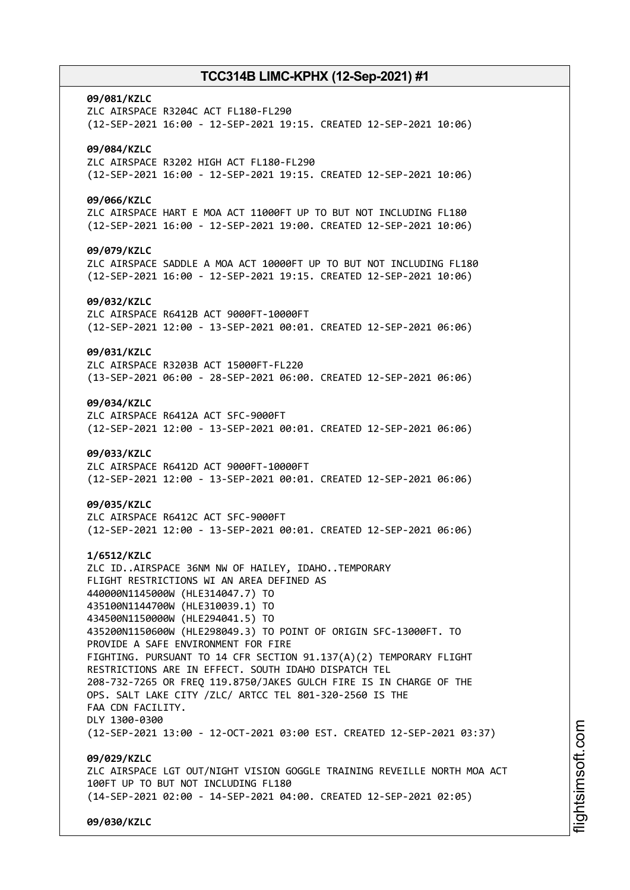**09/081/KZLC**
ZLC AIRSPACE R3204C ACT FL180-FL290
(12-SEP-2021 16:00 - 12-SEP-2021 19:15. CREATED 12-SEP-2021 10:06)

**09/084/KZLC**
ZLC AIRSPACE R3202 HIGH ACT FL180-FL290
(12-SEP-2021 16:00 - 12-SEP-2021 19:15. CREATED 12-SEP-2021 10:06)

**09/066/KZLC**
ZLC AIRSPACE HART E MOA ACT 11000FT UP TO BUT NOT INCLUDING FL180
(12-SEP-2021 16:00 - 12-SEP-2021 19:00. CREATED 12-SEP-2021 10:06)

**09/079/KZLC**
ZLC AIRSPACE SADDLE A MOA ACT 10000FT UP TO BUT NOT INCLUDING FL180
(12-SEP-2021 16:00 - 12-SEP-2021 19:15. CREATED 12-SEP-2021 10:06)

**09/032/KZLC**
ZLC AIRSPACE R6412B ACT 9000FT-10000FT
(12-SEP-2021 12:00 - 13-SEP-2021 00:01. CREATED 12-SEP-2021 06:06)

**09/031/KZLC**
ZLC AIRSPACE R3203B ACT 15000FT-FL220
(13-SEP-2021 06:00 - 28-SEP-2021 06:00. CREATED 12-SEP-2021 06:06)

**09/034/KZLC**
ZLC AIRSPACE R6412A ACT SFC-9000FT
(12-SEP-2021 12:00 - 13-SEP-2021 00:01. CREATED 12-SEP-2021 06:06)

**09/033/KZLC**
ZLC AIRSPACE R6412D ACT 9000FT-10000FT
(12-SEP-2021 12:00 - 13-SEP-2021 00:01. CREATED 12-SEP-2021 06:06)

**09/035/KZLC**
ZLC AIRSPACE R6412C ACT SFC-9000FT
(12-SEP-2021 12:00 - 13-SEP-2021 00:01. CREATED 12-SEP-2021 06:06)

**1/6512/KZLC**
ZLC ID..AIRSPACE 36NM NW OF HAILEY, IDAHO..TEMPORARY
FLIGHT RESTRICTIONS WI AN AREA DEFINED AS
440000N1145000W (HLE314047.7) TO
435100N1144700W (HLE310039.1) TO
434500N1150000W (HLE294041.5) TO
435200N1150600W (HLE298049.3) TO POINT OF ORIGIN SFC-13000FT. TO
PROVIDE A SAFE ENVIRONMENT FOR FIRE
FIGHTING. PURSUANT TO 14 CFR SECTION 91.137(A)(2) TEMPORARY FLIGHT
RESTRICTIONS ARE IN EFFECT. SOUTH IDAHO DISPATCH TEL
208-732-7265 OR FREQ 119.8750/JAKES GULCH FIRE IS IN CHARGE OF THE
OPS. SALT LAKE CITY /ZLC/ ARTCC TEL 801-320-2560 IS THE
FAA CDN FACILITY.
DLY 1300-0300
(12-SEP-2021 13:00 - 12-OCT-2021 03:00 EST. CREATED 12-SEP-2021 03:37)

**09/029/KZLC**
ZLC AIRSPACE LGT OUT/NIGHT VISION GOGGLE TRAINING REVEILLE NORTH MOA ACT
100FT UP TO BUT NOT INCLUDING FL180
(14-SEP-2021 02:00 - 14-SEP-2021 04:00. CREATED 12-SEP-2021 02:05)

**09/030/KZLC**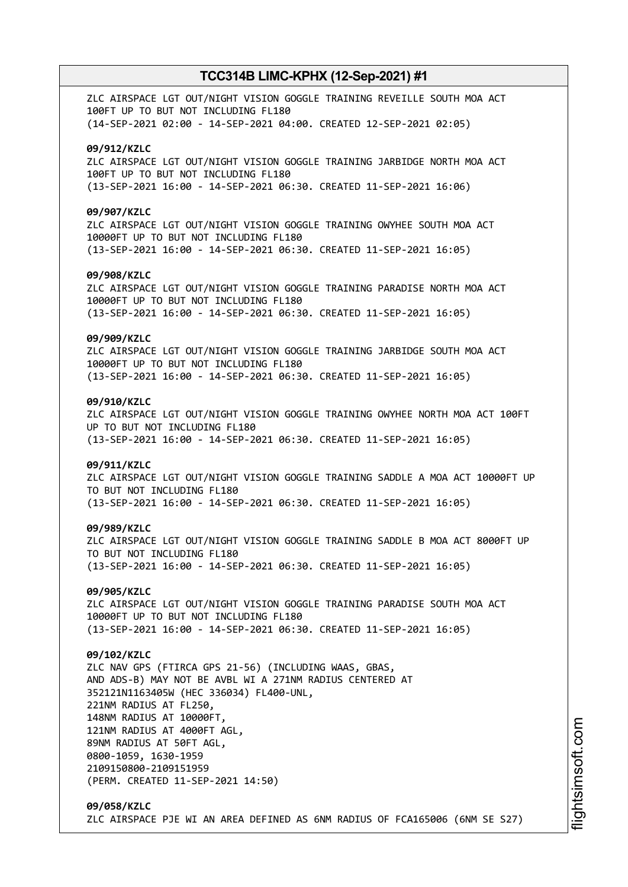ZLC AIRSPACE LGT OUT/NIGHT VISION GOGGLE TRAINING REVEILLE SOUTH MOA ACT 100FT UP TO BUT NOT INCLUDING FL180
(14-SEP-2021 02:00 - 14-SEP-2021 04:00. CREATED 12-SEP-2021 02:05)

**09/912/KZLC**
ZLC AIRSPACE LGT OUT/NIGHT VISION GOGGLE TRAINING JARBIDGE NORTH MOA ACT 100FT UP TO BUT NOT INCLUDING FL180
(13-SEP-2021 16:00 - 14-SEP-2021 06:30. CREATED 11-SEP-2021 16:06)

**09/907/KZLC**
ZLC AIRSPACE LGT OUT/NIGHT VISION GOGGLE TRAINING OWYHEE SOUTH MOA ACT 10000FT UP TO BUT NOT INCLUDING FL180
(13-SEP-2021 16:00 - 14-SEP-2021 06:30. CREATED 11-SEP-2021 16:05)

**09/908/KZLC**
ZLC AIRSPACE LGT OUT/NIGHT VISION GOGGLE TRAINING PARADISE NORTH MOA ACT 10000FT UP TO BUT NOT INCLUDING FL180
(13-SEP-2021 16:00 - 14-SEP-2021 06:30. CREATED 11-SEP-2021 16:05)

**09/909/KZLC**
ZLC AIRSPACE LGT OUT/NIGHT VISION GOGGLE TRAINING JARBIDGE SOUTH MOA ACT 10000FT UP TO BUT NOT INCLUDING FL180
(13-SEP-2021 16:00 - 14-SEP-2021 06:30. CREATED 11-SEP-2021 16:05)

**09/910/KZLC**
ZLC AIRSPACE LGT OUT/NIGHT VISION GOGGLE TRAINING OWYHEE NORTH MOA ACT 100FT UP TO BUT NOT INCLUDING FL180
(13-SEP-2021 16:00 - 14-SEP-2021 06:30. CREATED 11-SEP-2021 16:05)

**09/911/KZLC**
ZLC AIRSPACE LGT OUT/NIGHT VISION GOGGLE TRAINING SADDLE A MOA ACT 10000FT UP TO BUT NOT INCLUDING FL180
(13-SEP-2021 16:00 - 14-SEP-2021 06:30. CREATED 11-SEP-2021 16:05)

**09/989/KZLC**
ZLC AIRSPACE LGT OUT/NIGHT VISION GOGGLE TRAINING SADDLE B MOA ACT 8000FT UP TO BUT NOT INCLUDING FL180
(13-SEP-2021 16:00 - 14-SEP-2021 06:30. CREATED 11-SEP-2021 16:05)

**09/905/KZLC**
ZLC AIRSPACE LGT OUT/NIGHT VISION GOGGLE TRAINING PARADISE SOUTH MOA ACT 10000FT UP TO BUT NOT INCLUDING FL180
(13-SEP-2021 16:00 - 14-SEP-2021 06:30. CREATED 11-SEP-2021 16:05)

**09/102/KZLC**
ZLC NAV GPS (FTIRCA GPS 21-56) (INCLUDING WAAS, GBAS, AND ADS-B) MAY NOT BE AVBL WI A 271NM RADIUS CENTERED AT 352121N1163405W (HEC 336034) FL400-UNL,
221NM RADIUS AT FL250,
148NM RADIUS AT 10000FT,
121NM RADIUS AT 4000FT AGL,
89NM RADIUS AT 50FT AGL,
0800-1059, 1630-1959
2109150800-2109151959
(PERM. CREATED 11-SEP-2021 14:50)

**09/058/KZLC**
ZLC AIRSPACE PJE WI AN AREA DEFINED AS 6NM RADIUS OF FCA165006 (6NM SE S27)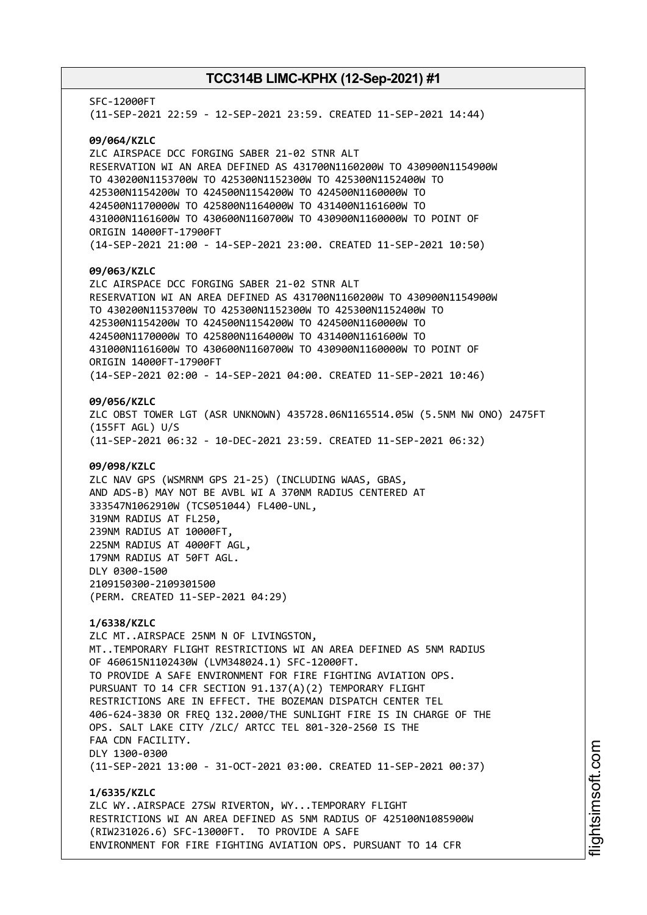SFC-12000FT
(11-SEP-2021 22:59 - 12-SEP-2021 23:59. CREATED 11-SEP-2021 14:44)

**09/064/KZLC**
ZLC AIRSPACE DCC FORGING SABER 21-02 STNR ALT
RESERVATION WI AN AREA DEFINED AS 431700N1160200W TO 430900N1154900W
TO 430200N1153700W TO 425300N1152300W TO 425300N1152400W TO
425300N1154200W TO 424500N1154200W TO 424500N1160000W TO
424500N1170000W TO 425800N1164000W TO 431400N1161600W TO
431000N1161600W TO 430600N1160700W TO 430900N1160000W TO POINT OF
ORIGIN 14000FT-17900FT
(14-SEP-2021 21:00 - 14-SEP-2021 23:00. CREATED 11-SEP-2021 10:50)

**09/063/KZLC**
ZLC AIRSPACE DCC FORGING SABER 21-02 STNR ALT
RESERVATION WI AN AREA DEFINED AS 431700N1160200W TO 430900N1154900W
TO 430200N1153700W TO 425300N1152300W TO 425300N1152400W TO
425300N1154200W TO 424500N1154200W TO 424500N1160000W TO
424500N1170000W TO 425800N1164000W TO 431400N1161600W TO
431000N1161600W TO 430600N1160700W TO 430900N1160000W TO POINT OF
ORIGIN 14000FT-17900FT
(14-SEP-2021 02:00 - 14-SEP-2021 04:00. CREATED 11-SEP-2021 10:46)

**09/056/KZLC**
ZLC OBST TOWER LGT (ASR UNKNOWN) 435728.06N1165514.05W (5.5NM NW ONO) 2475FT
(155FT AGL) U/S
(11-SEP-2021 06:32 - 10-DEC-2021 23:59. CREATED 11-SEP-2021 06:32)

**09/098/KZLC**
ZLC NAV GPS (WSMRNM GPS 21-25) (INCLUDING WAAS, GBAS,
AND ADS-B) MAY NOT BE AVBL WI A 370NM RADIUS CENTERED AT
333547N1062910W (TCS051044) FL400-UNL,
319NM RADIUS AT FL250,
239NM RADIUS AT 10000FT,
225NM RADIUS AT 4000FT AGL,
179NM RADIUS AT 50FT AGL.
DLY 0300-1500
2109150300-2109301500
(PERM. CREATED 11-SEP-2021 04:29)

**1/6338/KZLC**
ZLC MT..AIRSPACE 25NM N OF LIVINGSTON,
MT..TEMPORARY FLIGHT RESTRICTIONS WI AN AREA DEFINED AS 5NM RADIUS
OF 460615N1102430W (LVM348024.1) SFC-12000FT.
TO PROVIDE A SAFE ENVIRONMENT FOR FIRE FIGHTING AVIATION OPS.
PURSUANT TO 14 CFR SECTION 91.137(A)(2) TEMPORARY FLIGHT
RESTRICTIONS ARE IN EFFECT. THE BOZEMAN DISPATCH CENTER TEL
406-624-3830 OR FREQ 132.2000/THE SUNLIGHT FIRE IS IN CHARGE OF THE
OPS. SALT LAKE CITY /ZLC/ ARTCC TEL 801-320-2560 IS THE
FAA CDN FACILITY.
DLY 1300-0300
(11-SEP-2021 13:00 - 31-OCT-2021 03:00. CREATED 11-SEP-2021 00:37)

**1/6335/KZLC**
ZLC WY..AIRSPACE 27SW RIVERTON, WY...TEMPORARY FLIGHT
RESTRICTIONS WI AN AREA DEFINED AS 5NM RADIUS OF 425100N1085900W
(RIW231026.6) SFC-13000FT. TO PROVIDE A SAFE
ENVIRONMENT FOR FIRE FIGHTING AVIATION OPS. PURSUANT TO 14 CFR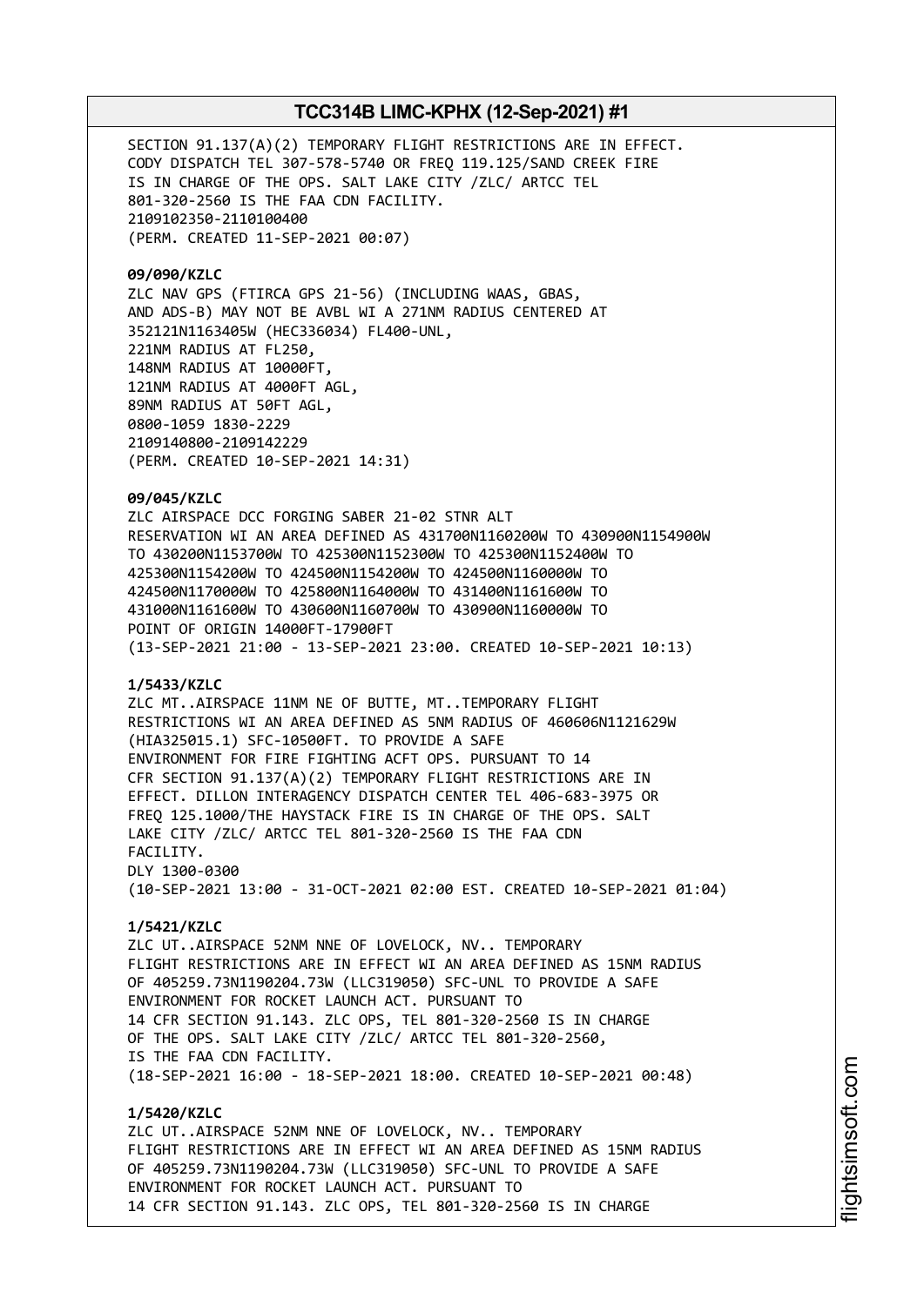SECTION 91.137(A)(2) TEMPORARY FLIGHT RESTRICTIONS ARE IN EFFECT. CODY DISPATCH TEL 307-578-5740 OR FREQ 119.125/SAND CREEK FIRE IS IN CHARGE OF THE OPS. SALT LAKE CITY /ZLC/ ARTCC TEL 801-320-2560 IS THE FAA CDN FACILITY.
2109102350-2110100400
(PERM. CREATED 11-SEP-2021 00:07)

**09/090/KZLC**
ZLC NAV GPS (FTIRCA GPS 21-56) (INCLUDING WAAS, GBAS, AND ADS-B) MAY NOT BE AVBL WI A 271NM RADIUS CENTERED AT 352121N1163405W (HEC336034) FL400-UNL,
221NM RADIUS AT FL250,
148NM RADIUS AT 10000FT,
121NM RADIUS AT 4000FT AGL,
89NM RADIUS AT 50FT AGL,
0800-1059 1830-2229
2109140800-2109142229
(PERM. CREATED 10-SEP-2021 14:31)

**09/045/KZLC**
ZLC AIRSPACE DCC FORGING SABER 21-02 STNR ALT RESERVATION WI AN AREA DEFINED AS 431700N1160200W TO 430900N1154900W TO 430200N1153700W TO 425300N1152300W TO 425300N1152400W TO 425300N1154200W TO 424500N1154200W TO 424500N1160000W TO 424500N1170000W TO 425800N1164000W TO 431400N1161600W TO 431000N1161600W TO 430600N1160700W TO 430900N1160000W TO POINT OF ORIGIN 14000FT-17900FT
(13-SEP-2021 21:00 - 13-SEP-2021 23:00. CREATED 10-SEP-2021 10:13)

**1/5433/KZLC**
ZLC MT..AIRSPACE 11NM NE OF BUTTE, MT..TEMPORARY FLIGHT RESTRICTIONS WI AN AREA DEFINED AS 5NM RADIUS OF 460606N1121629W (HIA325015.1) SFC-10500FT. TO PROVIDE A SAFE ENVIRONMENT FOR FIRE FIGHTING ACFT OPS. PURSUANT TO 14 CFR SECTION 91.137(A)(2) TEMPORARY FLIGHT RESTRICTIONS ARE IN EFFECT. DILLON INTERAGENCY DISPATCH CENTER TEL 406-683-3975 OR FREQ 125.1000/THE HAYSTACK FIRE IS IN CHARGE OF THE OPS. SALT LAKE CITY /ZLC/ ARTCC TEL 801-320-2560 IS THE FAA CDN FACILITY.
DLY 1300-0300
(10-SEP-2021 13:00 - 31-OCT-2021 02:00 EST. CREATED 10-SEP-2021 01:04)

**1/5421/KZLC**
ZLC UT..AIRSPACE 52NM NNE OF LOVELOCK, NV.. TEMPORARY FLIGHT RESTRICTIONS ARE IN EFFECT WI AN AREA DEFINED AS 15NM RADIUS OF 405259.73N1190204.73W (LLC319050) SFC-UNL TO PROVIDE A SAFE ENVIRONMENT FOR ROCKET LAUNCH ACT. PURSUANT TO 14 CFR SECTION 91.143. ZLC OPS, TEL 801-320-2560 IS IN CHARGE OF THE OPS. SALT LAKE CITY /ZLC/ ARTCC TEL 801-320-2560, IS THE FAA CDN FACILITY.
(18-SEP-2021 16:00 - 18-SEP-2021 18:00. CREATED 10-SEP-2021 00:48)

**1/5420/KZLC**
ZLC UT..AIRSPACE 52NM NNE OF LOVELOCK, NV.. TEMPORARY FLIGHT RESTRICTIONS ARE IN EFFECT WI AN AREA DEFINED AS 15NM RADIUS OF 405259.73N1190204.73W (LLC319050) SFC-UNL TO PROVIDE A SAFE ENVIRONMENT FOR ROCKET LAUNCH ACT. PURSUANT TO 14 CFR SECTION 91.143. ZLC OPS, TEL 801-320-2560 IS IN CHARGE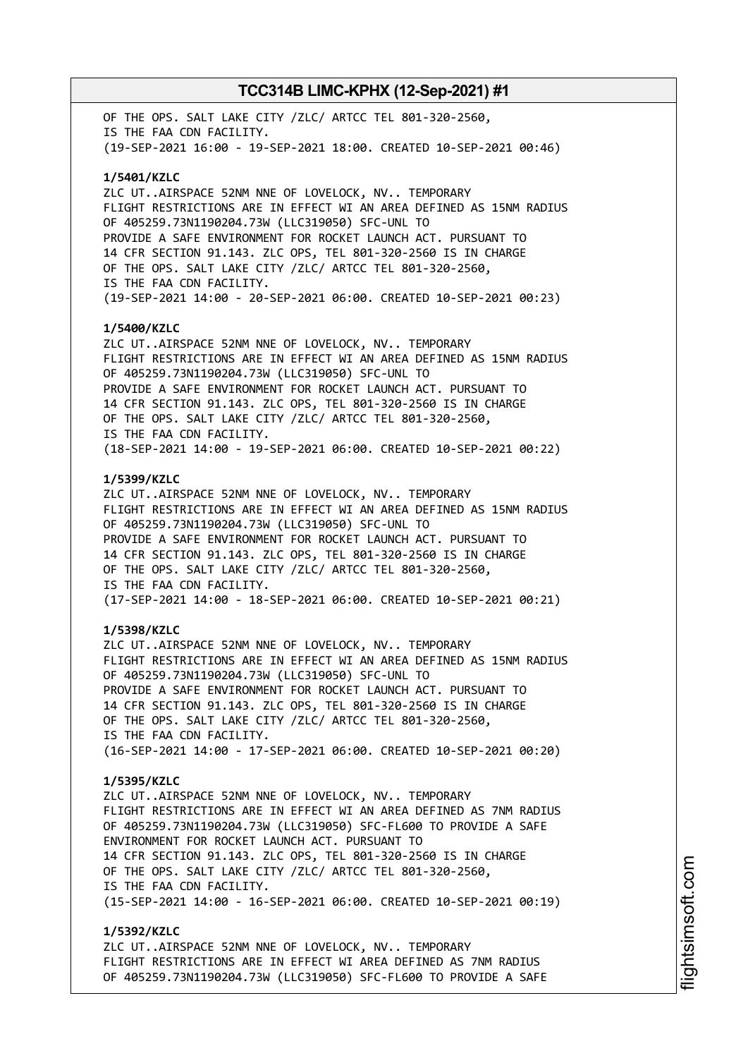OF THE OPS. SALT LAKE CITY /ZLC/ ARTCC TEL 801-320-2560,
IS THE FAA CDN FACILITY.
(19-SEP-2021 16:00 - 19-SEP-2021 18:00. CREATED 10-SEP-2021 00:46)

**1/5401/KZLC**
ZLC UT..AIRSPACE 52NM NNE OF LOVELOCK, NV.. TEMPORARY
FLIGHT RESTRICTIONS ARE IN EFFECT WI AN AREA DEFINED AS 15NM RADIUS
OF 405259.73N1190204.73W (LLC319050) SFC-UNL TO
PROVIDE A SAFE ENVIRONMENT FOR ROCKET LAUNCH ACT. PURSUANT TO
14 CFR SECTION 91.143. ZLC OPS, TEL 801-320-2560 IS IN CHARGE
OF THE OPS. SALT LAKE CITY /ZLC/ ARTCC TEL 801-320-2560,
IS THE FAA CDN FACILITY.
(19-SEP-2021 14:00 - 20-SEP-2021 06:00. CREATED 10-SEP-2021 00:23)

**1/5400/KZLC**
ZLC UT..AIRSPACE 52NM NNE OF LOVELOCK, NV.. TEMPORARY
FLIGHT RESTRICTIONS ARE IN EFFECT WI AN AREA DEFINED AS 15NM RADIUS
OF 405259.73N1190204.73W (LLC319050) SFC-UNL TO
PROVIDE A SAFE ENVIRONMENT FOR ROCKET LAUNCH ACT. PURSUANT TO
14 CFR SECTION 91.143. ZLC OPS, TEL 801-320-2560 IS IN CHARGE
OF THE OPS. SALT LAKE CITY /ZLC/ ARTCC TEL 801-320-2560,
IS THE FAA CDN FACILITY.
(18-SEP-2021 14:00 - 19-SEP-2021 06:00. CREATED 10-SEP-2021 00:22)

**1/5399/KZLC**
ZLC UT..AIRSPACE 52NM NNE OF LOVELOCK, NV.. TEMPORARY
FLIGHT RESTRICTIONS ARE IN EFFECT WI AN AREA DEFINED AS 15NM RADIUS
OF 405259.73N1190204.73W (LLC319050) SFC-UNL TO
PROVIDE A SAFE ENVIRONMENT FOR ROCKET LAUNCH ACT. PURSUANT TO
14 CFR SECTION 91.143. ZLC OPS, TEL 801-320-2560 IS IN CHARGE
OF THE OPS. SALT LAKE CITY /ZLC/ ARTCC TEL 801-320-2560,
IS THE FAA CDN FACILITY.
(17-SEP-2021 14:00 - 18-SEP-2021 06:00. CREATED 10-SEP-2021 00:21)

**1/5398/KZLC**
ZLC UT..AIRSPACE 52NM NNE OF LOVELOCK, NV.. TEMPORARY
FLIGHT RESTRICTIONS ARE IN EFFECT WI AN AREA DEFINED AS 15NM RADIUS
OF 405259.73N1190204.73W (LLC319050) SFC-UNL TO
PROVIDE A SAFE ENVIRONMENT FOR ROCKET LAUNCH ACT. PURSUANT TO
14 CFR SECTION 91.143. ZLC OPS, TEL 801-320-2560 IS IN CHARGE
OF THE OPS. SALT LAKE CITY /ZLC/ ARTCC TEL 801-320-2560,
IS THE FAA CDN FACILITY.
(16-SEP-2021 14:00 - 17-SEP-2021 06:00. CREATED 10-SEP-2021 00:20)

**1/5395/KZLC**
ZLC UT..AIRSPACE 52NM NNE OF LOVELOCK, NV.. TEMPORARY
FLIGHT RESTRICTIONS ARE IN EFFECT WI AN AREA DEFINED AS 7NM RADIUS
OF 405259.73N1190204.73W (LLC319050) SFC-FL600 TO PROVIDE A SAFE
ENVIRONMENT FOR ROCKET LAUNCH ACT. PURSUANT TO
14 CFR SECTION 91.143. ZLC OPS, TEL 801-320-2560 IS IN CHARGE
OF THE OPS. SALT LAKE CITY /ZLC/ ARTCC TEL 801-320-2560,
IS THE FAA CDN FACILITY.
(15-SEP-2021 14:00 - 16-SEP-2021 06:00. CREATED 10-SEP-2021 00:19)

**1/5392/KZLC**
ZLC UT..AIRSPACE 52NM NNE OF LOVELOCK, NV.. TEMPORARY
FLIGHT RESTRICTIONS ARE IN EFFECT WI AREA DEFINED AS 7NM RADIUS
OF 405259.73N1190204.73W (LLC319050) SFC-FL600 TO PROVIDE A SAFE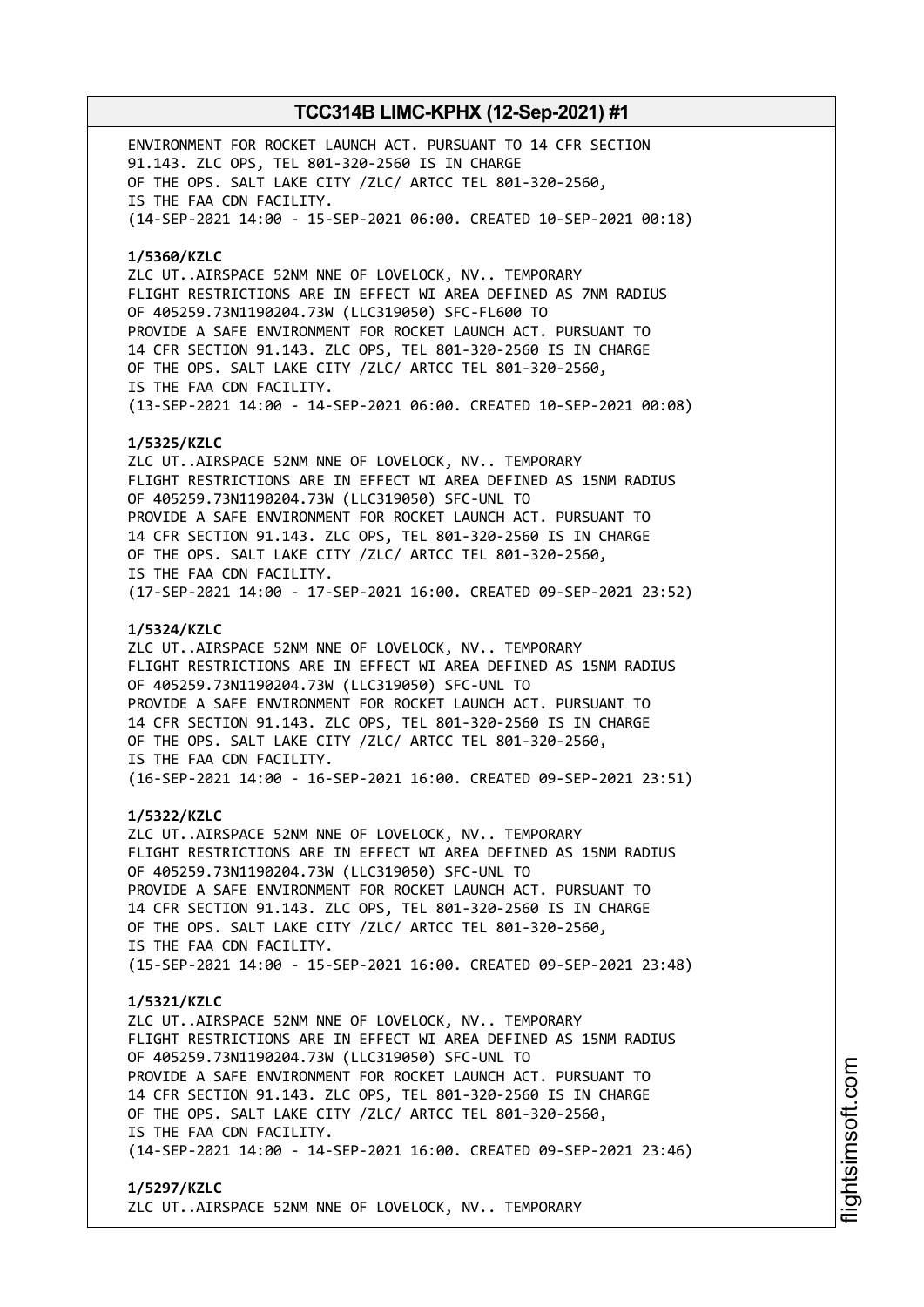ENVIRONMENT FOR ROCKET LAUNCH ACT. PURSUANT TO 14 CFR SECTION 91.143. ZLC OPS, TEL 801-320-2560 IS IN CHARGE OF THE OPS. SALT LAKE CITY /ZLC/ ARTCC TEL 801-320-2560, IS THE FAA CDN FACILITY.
(14-SEP-2021 14:00 - 15-SEP-2021 06:00. CREATED 10-SEP-2021 00:18)

**1/5360/KZLC**
ZLC UT..AIRSPACE 52NM NNE OF LOVELOCK, NV.. TEMPORARY FLIGHT RESTRICTIONS ARE IN EFFECT WI AREA DEFINED AS 7NM RADIUS OF 405259.73N1190204.73W (LLC319050) SFC-FL600 TO PROVIDE A SAFE ENVIRONMENT FOR ROCKET LAUNCH ACT. PURSUANT TO 14 CFR SECTION 91.143. ZLC OPS, TEL 801-320-2560 IS IN CHARGE OF THE OPS. SALT LAKE CITY /ZLC/ ARTCC TEL 801-320-2560, IS THE FAA CDN FACILITY.
(13-SEP-2021 14:00 - 14-SEP-2021 06:00. CREATED 10-SEP-2021 00:08)

**1/5325/KZLC**
ZLC UT..AIRSPACE 52NM NNE OF LOVELOCK, NV.. TEMPORARY FLIGHT RESTRICTIONS ARE IN EFFECT WI AREA DEFINED AS 15NM RADIUS OF 405259.73N1190204.73W (LLC319050) SFC-UNL TO PROVIDE A SAFE ENVIRONMENT FOR ROCKET LAUNCH ACT. PURSUANT TO 14 CFR SECTION 91.143. ZLC OPS, TEL 801-320-2560 IS IN CHARGE OF THE OPS. SALT LAKE CITY /ZLC/ ARTCC TEL 801-320-2560, IS THE FAA CDN FACILITY.
(17-SEP-2021 14:00 - 17-SEP-2021 16:00. CREATED 09-SEP-2021 23:52)

**1/5324/KZLC**
ZLC UT..AIRSPACE 52NM NNE OF LOVELOCK, NV.. TEMPORARY FLIGHT RESTRICTIONS ARE IN EFFECT WI AREA DEFINED AS 15NM RADIUS OF 405259.73N1190204.73W (LLC319050) SFC-UNL TO PROVIDE A SAFE ENVIRONMENT FOR ROCKET LAUNCH ACT. PURSUANT TO 14 CFR SECTION 91.143. ZLC OPS, TEL 801-320-2560 IS IN CHARGE OF THE OPS. SALT LAKE CITY /ZLC/ ARTCC TEL 801-320-2560, IS THE FAA CDN FACILITY.
(16-SEP-2021 14:00 - 16-SEP-2021 16:00. CREATED 09-SEP-2021 23:51)

**1/5322/KZLC**
ZLC UT..AIRSPACE 52NM NNE OF LOVELOCK, NV.. TEMPORARY FLIGHT RESTRICTIONS ARE IN EFFECT WI AREA DEFINED AS 15NM RADIUS OF 405259.73N1190204.73W (LLC319050) SFC-UNL TO PROVIDE A SAFE ENVIRONMENT FOR ROCKET LAUNCH ACT. PURSUANT TO 14 CFR SECTION 91.143. ZLC OPS, TEL 801-320-2560 IS IN CHARGE OF THE OPS. SALT LAKE CITY /ZLC/ ARTCC TEL 801-320-2560, IS THE FAA CDN FACILITY.
(15-SEP-2021 14:00 - 15-SEP-2021 16:00. CREATED 09-SEP-2021 23:48)

**1/5321/KZLC**
ZLC UT..AIRSPACE 52NM NNE OF LOVELOCK, NV.. TEMPORARY FLIGHT RESTRICTIONS ARE IN EFFECT WI AREA DEFINED AS 15NM RADIUS OF 405259.73N1190204.73W (LLC319050) SFC-UNL TO PROVIDE A SAFE ENVIRONMENT FOR ROCKET LAUNCH ACT. PURSUANT TO 14 CFR SECTION 91.143. ZLC OPS, TEL 801-320-2560 IS IN CHARGE OF THE OPS. SALT LAKE CITY /ZLC/ ARTCC TEL 801-320-2560, IS THE FAA CDN FACILITY.
(14-SEP-2021 14:00 - 14-SEP-2021 16:00. CREATED 09-SEP-2021 23:46)

**1/5297/KZLC**
ZLC UT..AIRSPACE 52NM NNE OF LOVELOCK, NV.. TEMPORARY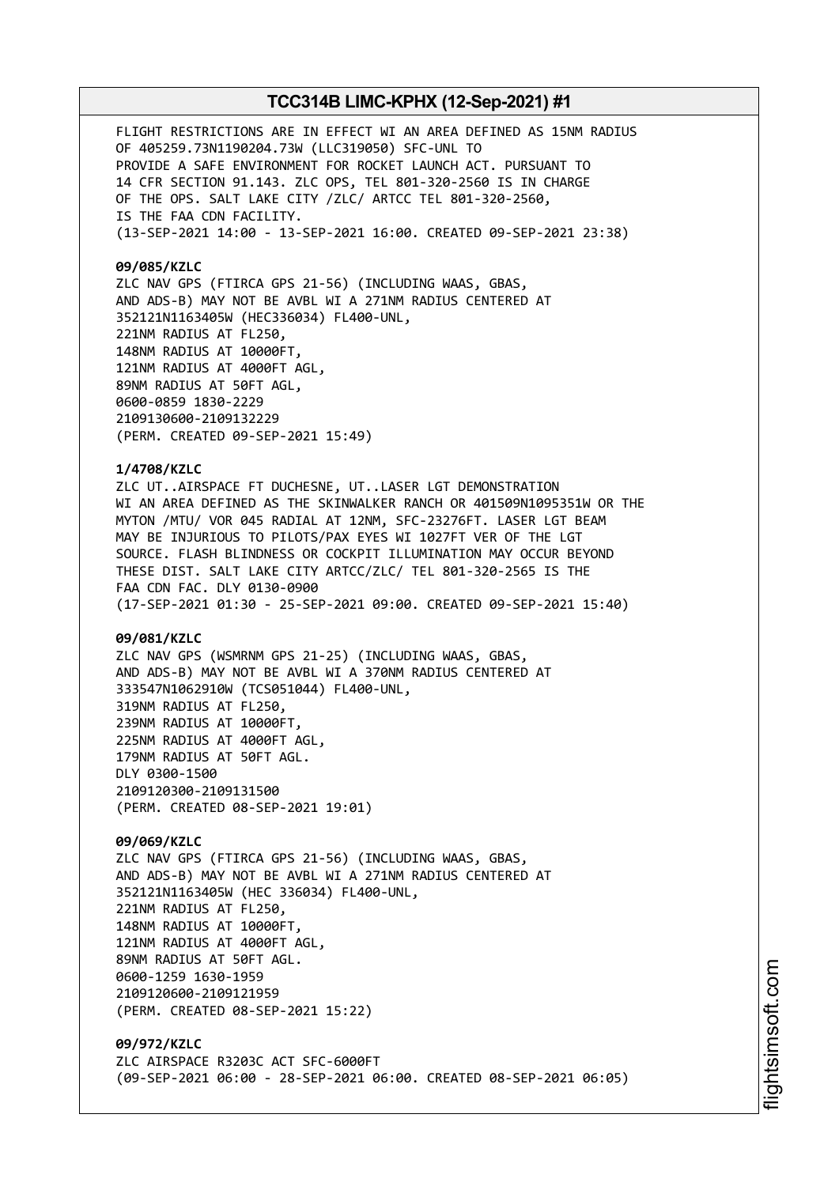FLIGHT RESTRICTIONS ARE IN EFFECT WI AN AREA DEFINED AS 15NM RADIUS OF 405259.73N1190204.73W (LLC319050) SFC-UNL TO PROVIDE A SAFE ENVIRONMENT FOR ROCKET LAUNCH ACT. PURSUANT TO 14 CFR SECTION 91.143. ZLC OPS, TEL 801-320-2560 IS IN CHARGE OF THE OPS. SALT LAKE CITY /ZLC/ ARTCC TEL 801-320-2560, IS THE FAA CDN FACILITY.
(13-SEP-2021 14:00 - 13-SEP-2021 16:00. CREATED 09-SEP-2021 23:38)

**09/085/KZLC**
ZLC NAV GPS (FTIRCA GPS 21-56) (INCLUDING WAAS, GBAS, AND ADS-B) MAY NOT BE AVBL WI A 271NM RADIUS CENTERED AT 352121N1163405W (HEC336034) FL400-UNL,
221NM RADIUS AT FL250,
148NM RADIUS AT 10000FT,
121NM RADIUS AT 4000FT AGL,
89NM RADIUS AT 50FT AGL,
0600-0859 1830-2229
2109130600-2109132229
(PERM. CREATED 09-SEP-2021 15:49)

**1/4708/KZLC**
ZLC UT..AIRSPACE FT DUCHESNE, UT..LASER LGT DEMONSTRATION WI AN AREA DEFINED AS THE SKINWALKER RANCH OR 401509N1095351W OR THE MYTON /MTU/ VOR 045 RADIAL AT 12NM, SFC-23276FT. LASER LGT BEAM MAY BE INJURIOUS TO PILOTS/PAX EYES WI 1027FT VER OF THE LGT SOURCE. FLASH BLINDNESS OR COCKPIT ILLUMINATION MAY OCCUR BEYOND THESE DIST. SALT LAKE CITY ARTCC/ZLC/ TEL 801-320-2565 IS THE FAA CDN FAC. DLY 0130-0900
(17-SEP-2021 01:30 - 25-SEP-2021 09:00. CREATED 09-SEP-2021 15:40)

**09/081/KZLC**
ZLC NAV GPS (WSMRNM GPS 21-25) (INCLUDING WAAS, GBAS, AND ADS-B) MAY NOT BE AVBL WI A 370NM RADIUS CENTERED AT 333547N1062910W (TCS051044) FL400-UNL,
319NM RADIUS AT FL250,
239NM RADIUS AT 10000FT,
225NM RADIUS AT 4000FT AGL,
179NM RADIUS AT 50FT AGL.
DLY 0300-1500
2109120300-2109131500
(PERM. CREATED 08-SEP-2021 19:01)

**09/069/KZLC**
ZLC NAV GPS (FTIRCA GPS 21-56) (INCLUDING WAAS, GBAS, AND ADS-B) MAY NOT BE AVBL WI A 271NM RADIUS CENTERED AT 352121N1163405W (HEC 336034) FL400-UNL,
221NM RADIUS AT FL250,
148NM RADIUS AT 10000FT,
121NM RADIUS AT 4000FT AGL,
89NM RADIUS AT 50FT AGL.
0600-1259 1630-1959
2109120600-2109121959
(PERM. CREATED 08-SEP-2021 15:22)

**09/972/KZLC**
ZLC AIRSPACE R3203C ACT SFC-6000FT
(09-SEP-2021 06:00 - 28-SEP-2021 06:00. CREATED 08-SEP-2021 06:05)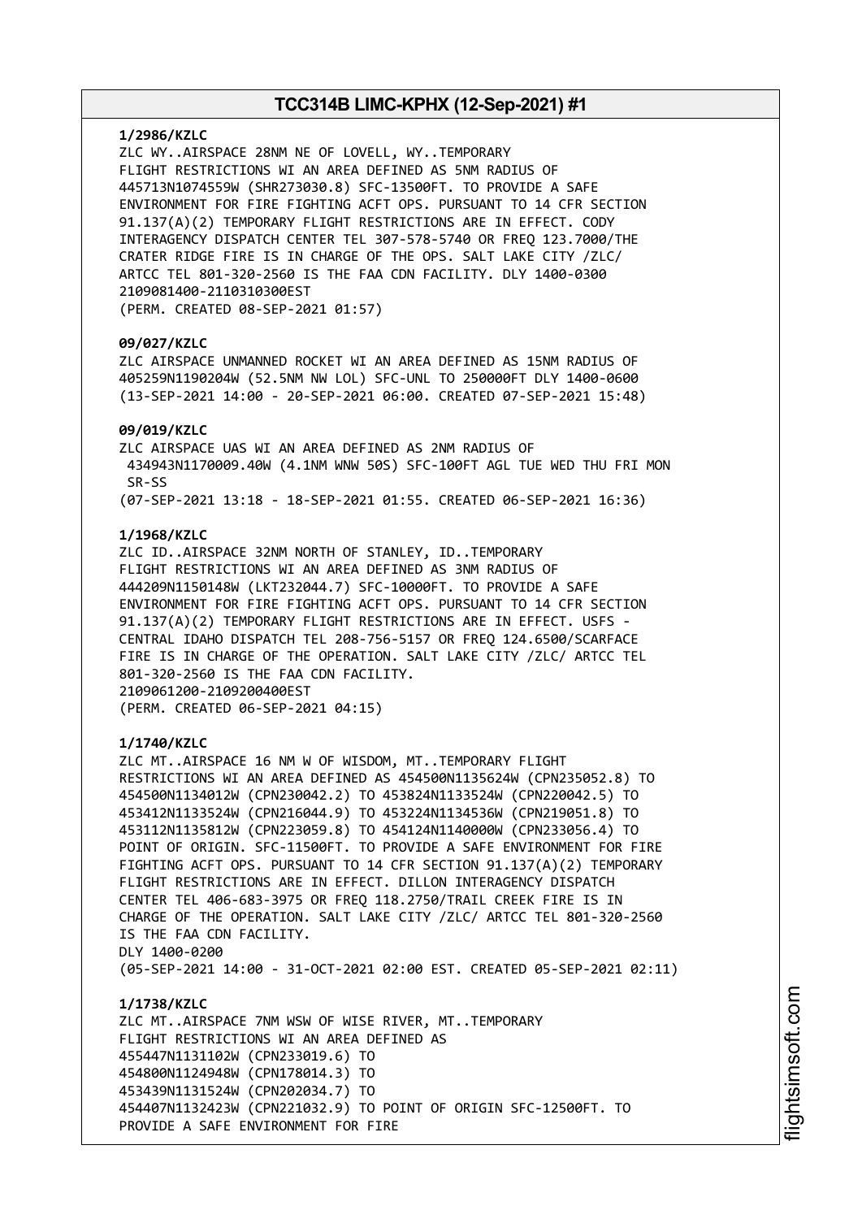**1/2986/KZLC**
ZLC WY..AIRSPACE 28NM NE OF LOVELL, WY..TEMPORARY
FLIGHT RESTRICTIONS WI AN AREA DEFINED AS 5NM RADIUS OF
445713N1074559W (SHR273030.8) SFC-13500FT. TO PROVIDE A SAFE
ENVIRONMENT FOR FIRE FIGHTING ACFT OPS. PURSUANT TO 14 CFR SECTION
91.137(A)(2) TEMPORARY FLIGHT RESTRICTIONS ARE IN EFFECT. CODY
INTERAGENCY DISPATCH CENTER TEL 307-578-5740 OR FREQ 123.7000/THE
CRATER RIDGE FIRE IS IN CHARGE OF THE OPS. SALT LAKE CITY /ZLC/
ARTCC TEL 801-320-2560 IS THE FAA CDN FACILITY. DLY 1400-0300
2109081400-2110310300EST
(PERM. CREATED 08-SEP-2021 01:57)

**09/027/KZLC**
ZLC AIRSPACE UNMANNED ROCKET WI AN AREA DEFINED AS 15NM RADIUS OF
405259N1190204W (52.5NM NW LOL) SFC-UNL TO 250000FT DLY 1400-0600
(13-SEP-2021 14:00 - 20-SEP-2021 06:00. CREATED 07-SEP-2021 15:48)

**09/019/KZLC**
ZLC AIRSPACE UAS WI AN AREA DEFINED AS 2NM RADIUS OF
434943N1170009.40W (4.1NM WNW 50S) SFC-100FT AGL TUE WED THU FRI MON
SR-SS
(07-SEP-2021 13:18 - 18-SEP-2021 01:55. CREATED 06-SEP-2021 16:36)

**1/1968/KZLC**
ZLC ID..AIRSPACE 32NM NORTH OF STANLEY, ID..TEMPORARY
FLIGHT RESTRICTIONS WI AN AREA DEFINED AS 3NM RADIUS OF
444209N1150148W (LKT232044.7) SFC-10000FT. TO PROVIDE A SAFE
ENVIRONMENT FOR FIRE FIGHTING ACFT OPS. PURSUANT TO 14 CFR SECTION
91.137(A)(2) TEMPORARY FLIGHT RESTRICTIONS ARE IN EFFECT. USFS -
CENTRAL IDAHO DISPATCH TEL 208-756-5157 OR FREQ 124.6500/SCARFACE
FIRE IS IN CHARGE OF THE OPERATION. SALT LAKE CITY /ZLC/ ARTCC TEL
801-320-2560 IS THE FAA CDN FACILITY.
2109061200-2109200400EST
(PERM. CREATED 06-SEP-2021 04:15)

**1/1740/KZLC**
ZLC MT..AIRSPACE 16 NM W OF WISDOM, MT..TEMPORARY FLIGHT
RESTRICTIONS WI AN AREA DEFINED AS 454500N1135624W (CPN235052.8) TO
454500N1134012W (CPN230042.2) TO 453824N1133524W (CPN220042.5) TO
453412N1133524W (CPN216044.9) TO 453224N1134536W (CPN219051.8) TO
453112N1135812W (CPN223059.8) TO 454124N1140000W (CPN233056.4) TO
POINT OF ORIGIN. SFC-11500FT. TO PROVIDE A SAFE ENVIRONMENT FOR FIRE
FIGHTING ACFT OPS. PURSUANT TO 14 CFR SECTION 91.137(A)(2) TEMPORARY
FLIGHT RESTRICTIONS ARE IN EFFECT. DILLON INTERAGENCY DISPATCH
CENTER TEL 406-683-3975 OR FREQ 118.2750/TRAIL CREEK FIRE IS IN
CHARGE OF THE OPERATION. SALT LAKE CITY /ZLC/ ARTCC TEL 801-320-2560
IS THE FAA CDN FACILITY.
DLY 1400-0200
(05-SEP-2021 14:00 - 31-OCT-2021 02:00 EST. CREATED 05-SEP-2021 02:11)

**1/1738/KZLC**
ZLC MT..AIRSPACE 7NM WSW OF WISE RIVER, MT..TEMPORARY
FLIGHT RESTRICTIONS WI AN AREA DEFINED AS
455447N1131102W (CPN233019.6) TO
454800N1124948W (CPN178014.3) TO
453439N1131524W (CPN202034.7) TO
454407N1132423W (CPN221032.9) TO POINT OF ORIGIN SFC-12500FT. TO
PROVIDE A SAFE ENVIRONMENT FOR FIRE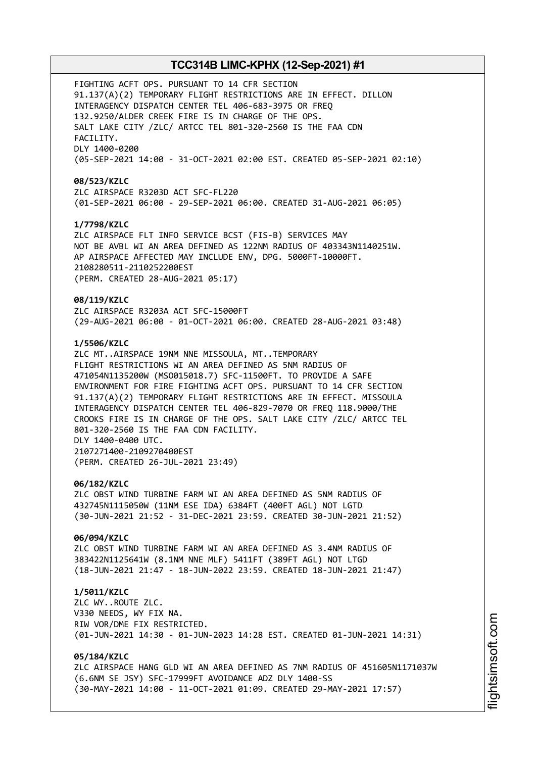FIGHTING ACFT OPS. PURSUANT TO 14 CFR SECTION 91.137(A)(2) TEMPORARY FLIGHT RESTRICTIONS ARE IN EFFECT. DILLON INTERAGENCY DISPATCH CENTER TEL 406-683-3975 OR FREQ 132.9250/ALDER CREEK FIRE IS IN CHARGE OF THE OPS. SALT LAKE CITY /ZLC/ ARTCC TEL 801-320-2560 IS THE FAA CDN FACILITY.
DLY 1400-0200
(05-SEP-2021 14:00 - 31-OCT-2021 02:00 EST. CREATED 05-SEP-2021 02:10)

**08/523/KZLC**
ZLC AIRSPACE R3203D ACT SFC-FL220
(01-SEP-2021 06:00 - 29-SEP-2021 06:00. CREATED 31-AUG-2021 06:05)

**1/7798/KZLC**
ZLC AIRSPACE FLT INFO SERVICE BCST (FIS-B) SERVICES MAY NOT BE AVBL WI AN AREA DEFINED AS 122NM RADIUS OF 403343N1140251W. AP AIRSPACE AFFECTED MAY INCLUDE ENV, DPG. 5000FT-10000FT.
2108280511-2110252200EST
(PERM. CREATED 28-AUG-2021 05:17)

**08/119/KZLC**
ZLC AIRSPACE R3203A ACT SFC-15000FT
(29-AUG-2021 06:00 - 01-OCT-2021 06:00. CREATED 28-AUG-2021 03:48)

**1/5506/KZLC**
ZLC MT..AIRSPACE 19NM NNE MISSOULA, MT..TEMPORARY FLIGHT RESTRICTIONS WI AN AREA DEFINED AS 5NM RADIUS OF 471054N1135200W (MSO015018.7) SFC-11500FT. TO PROVIDE A SAFE ENVIRONMENT FOR FIRE FIGHTING ACFT OPS. PURSUANT TO 14 CFR SECTION 91.137(A)(2) TEMPORARY FLIGHT RESTRICTIONS ARE IN EFFECT. MISSOULA INTERAGENCY DISPATCH CENTER TEL 406-829-7070 OR FREQ 118.9000/THE CROOKS FIRE IS IN CHARGE OF THE OPS. SALT LAKE CITY /ZLC/ ARTCC TEL 801-320-2560 IS THE FAA CDN FACILITY.
DLY 1400-0400 UTC.
2107271400-2109270400EST
(PERM. CREATED 26-JUL-2021 23:49)

**06/182/KZLC**
ZLC OBST WIND TURBINE FARM WI AN AREA DEFINED AS 5NM RADIUS OF 432745N1115050W (11NM ESE IDA) 6384FT (400FT AGL) NOT LGTD
(30-JUN-2021 21:52 - 31-DEC-2021 23:59. CREATED 30-JUN-2021 21:52)

**06/094/KZLC**
ZLC OBST WIND TURBINE FARM WI AN AREA DEFINED AS 3.4NM RADIUS OF 383422N1125641W (8.1NM NNE MLF) 5411FT (389FT AGL) NOT LTGD
(18-JUN-2021 21:47 - 18-JUN-2022 23:59. CREATED 18-JUN-2021 21:47)

**1/5011/KZLC**
ZLC WY..ROUTE ZLC.
V330 NEEDS, WY FIX NA.
RIW VOR/DME FIX RESTRICTED.
(01-JUN-2021 14:30 - 01-JUN-2023 14:28 EST. CREATED 01-JUN-2021 14:31)

**05/184/KZLC**
ZLC AIRSPACE HANG GLD WI AN AREA DEFINED AS 7NM RADIUS OF 451605N1171037W (6.6NM SE JSY) SFC-17999FT AVOIDANCE ADZ DLY 1400-SS
(30-MAY-2021 14:00 - 11-OCT-2021 01:09. CREATED 29-MAY-2021 17:57)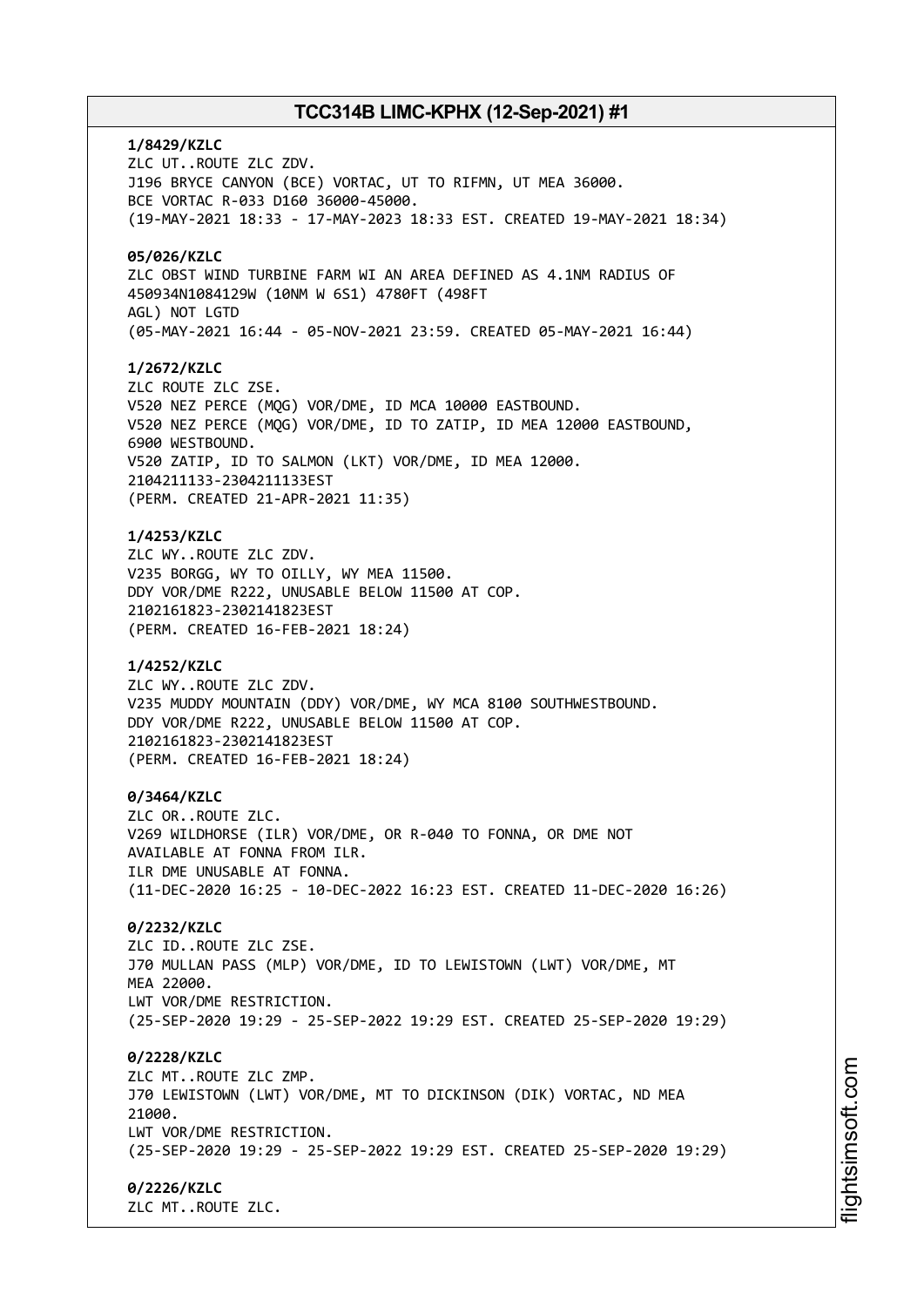**1/8429/KZLC**
ZLC UT..ROUTE ZLC ZDV.
J196 BRYCE CANYON (BCE) VORTAC, UT TO RIFMN, UT MEA 36000.
BCE VORTAC R-033 D160 36000-45000.
(19-MAY-2021 18:33 - 17-MAY-2023 18:33 EST. CREATED 19-MAY-2021 18:34)

**05/026/KZLC**
ZLC OBST WIND TURBINE FARM WI AN AREA DEFINED AS 4.1NM RADIUS OF 450934N1084129W (10NM W 6S1) 4780FT (498FT AGL) NOT LGTD
(05-MAY-2021 16:44 - 05-NOV-2021 23:59. CREATED 05-MAY-2021 16:44)

**1/2672/KZLC**
ZLC ROUTE ZLC ZSE.
V520 NEZ PERCE (MQG) VOR/DME, ID MCA 10000 EASTBOUND.
V520 NEZ PERCE (MQG) VOR/DME, ID TO ZATIP, ID MEA 12000 EASTBOUND, 6900 WESTBOUND.
V520 ZATIP, ID TO SALMON (LKT) VOR/DME, ID MEA 12000.
2104211133-2304211133EST
(PERM. CREATED 21-APR-2021 11:35)

**1/4253/KZLC**
ZLC WY..ROUTE ZLC ZDV.
V235 BORGG, WY TO OILLY, WY MEA 11500.
DDY VOR/DME R222, UNUSABLE BELOW 11500 AT COP.
2102161823-2302141823EST
(PERM. CREATED 16-FEB-2021 18:24)

**1/4252/KZLC**
ZLC WY..ROUTE ZLC ZDV.
V235 MUDDY MOUNTAIN (DDY) VOR/DME, WY MCA 8100 SOUTHWESTBOUND.
DDY VOR/DME R222, UNUSABLE BELOW 11500 AT COP.
2102161823-2302141823EST
(PERM. CREATED 16-FEB-2021 18:24)

**0/3464/KZLC**
ZLC OR..ROUTE ZLC.
V269 WILDHORSE (ILR) VOR/DME, OR R-040 TO FONNA, OR DME NOT AVAILABLE AT FONNA FROM ILR.
ILR DME UNUSABLE AT FONNA.
(11-DEC-2020 16:25 - 10-DEC-2022 16:23 EST. CREATED 11-DEC-2020 16:26)

**0/2232/KZLC**
ZLC ID..ROUTE ZLC ZSE.
J70 MULLAN PASS (MLP) VOR/DME, ID TO LEWISTOWN (LWT) VOR/DME, MT MEA 22000.
LWT VOR/DME RESTRICTION.
(25-SEP-2020 19:29 - 25-SEP-2022 19:29 EST. CREATED 25-SEP-2020 19:29)

**0/2228/KZLC**
ZLC MT..ROUTE ZLC ZMP.
J70 LEWISTOWN (LWT) VOR/DME, MT TO DICKINSON (DIK) VORTAC, ND MEA 21000.
LWT VOR/DME RESTRICTION.
(25-SEP-2020 19:29 - 25-SEP-2022 19:29 EST. CREATED 25-SEP-2020 19:29)

**0/2226/KZLC**
ZLC MT..ROUTE ZLC.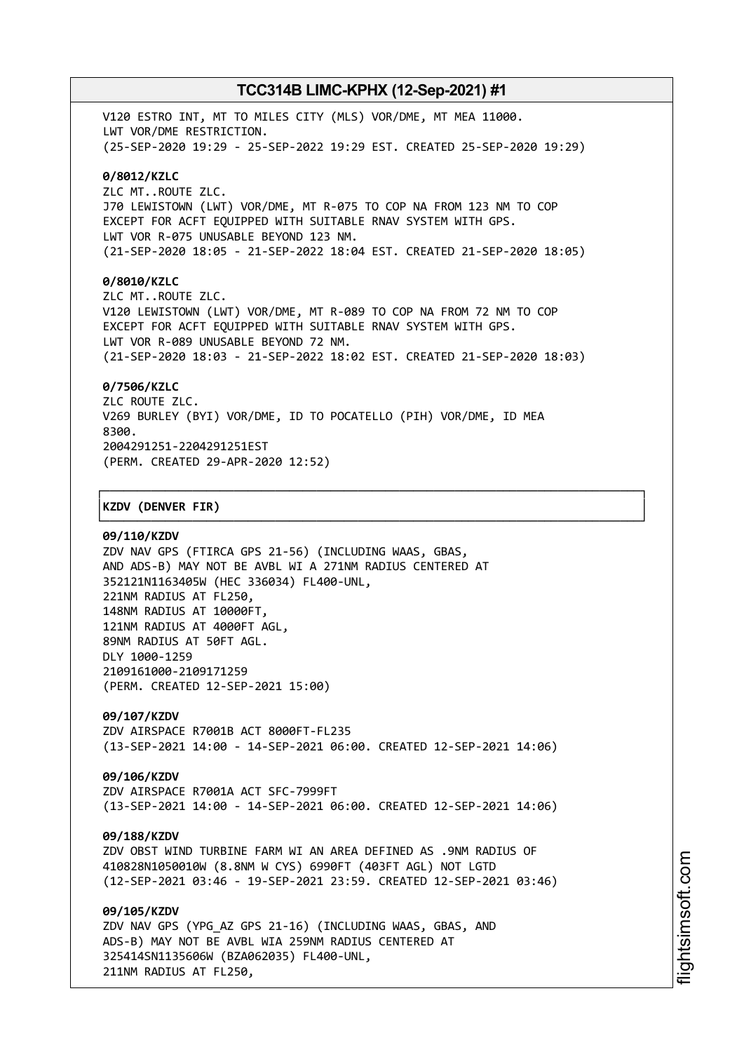V120 ESTRO INT, MT TO MILES CITY (MLS) VOR/DME, MT MEA 11000.
LWT VOR/DME RESTRICTION.
(25-SEP-2020 19:29 - 25-SEP-2022 19:29 EST. CREATED 25-SEP-2020 19:29)

**0/8012/KZLC**
ZLC MT..ROUTE ZLC.
J70 LEWISTOWN (LWT) VOR/DME, MT R-075 TO COP NA FROM 123 NM TO COP
EXCEPT FOR ACFT EQUIPPED WITH SUITABLE RNAV SYSTEM WITH GPS.
LWT VOR R-075 UNUSABLE BEYOND 123 NM.
(21-SEP-2020 18:05 - 21-SEP-2022 18:04 EST. CREATED 21-SEP-2020 18:05)

**0/8010/KZLC**
ZLC MT..ROUTE ZLC.
V120 LEWISTOWN (LWT) VOR/DME, MT R-089 TO COP NA FROM 72 NM TO COP
EXCEPT FOR ACFT EQUIPPED WITH SUITABLE RNAV SYSTEM WITH GPS.
LWT VOR R-089 UNUSABLE BEYOND 72 NM.
(21-SEP-2020 18:03 - 21-SEP-2022 18:02 EST. CREATED 21-SEP-2020 18:03)

**0/7506/KZLC**
ZLC ROUTE ZLC.
V269 BURLEY (BYI) VOR/DME, ID TO POCATELLO (PIH) VOR/DME, ID MEA
8300.
2004291251-2204291251EST
(PERM. CREATED 29-APR-2020 12:52)

## KZDV (DENVER FIR)

**09/110/KZDV**
ZDV NAV GPS (FTIRCA GPS 21-56) (INCLUDING WAAS, GBAS,
AND ADS-B) MAY NOT BE AVBL WI A 271NM RADIUS CENTERED AT
352121N1163405W (HEC 336034) FL400-UNL,
221NM RADIUS AT FL250,
148NM RADIUS AT 10000FT,
121NM RADIUS AT 4000FT AGL,
89NM RADIUS AT 50FT AGL.
DLY 1000-1259
2109161000-2109171259
(PERM. CREATED 12-SEP-2021 15:00)

**09/107/KZDV**
ZDV AIRSPACE R7001B ACT 8000FT-FL235
(13-SEP-2021 14:00 - 14-SEP-2021 06:00. CREATED 12-SEP-2021 14:06)

**09/106/KZDV**
ZDV AIRSPACE R7001A ACT SFC-7999FT
(13-SEP-2021 14:00 - 14-SEP-2021 06:00. CREATED 12-SEP-2021 14:06)

**09/188/KZDV**
ZDV OBST WIND TURBINE FARM WI AN AREA DEFINED AS .9NM RADIUS OF
410828N1050010W (8.8NM W CYS) 6990FT (403FT AGL) NOT LGTD
(12-SEP-2021 03:46 - 19-SEP-2021 23:59. CREATED 12-SEP-2021 03:46)

**09/105/KZDV**
ZDV NAV GPS (YPG_AZ GPS 21-16) (INCLUDING WAAS, GBAS, AND
ADS-B) MAY NOT BE AVBL WIA 259NM RADIUS CENTERED AT
325414SN1135606W (BZA062035) FL400-UNL,
211NM RADIUS AT FL250,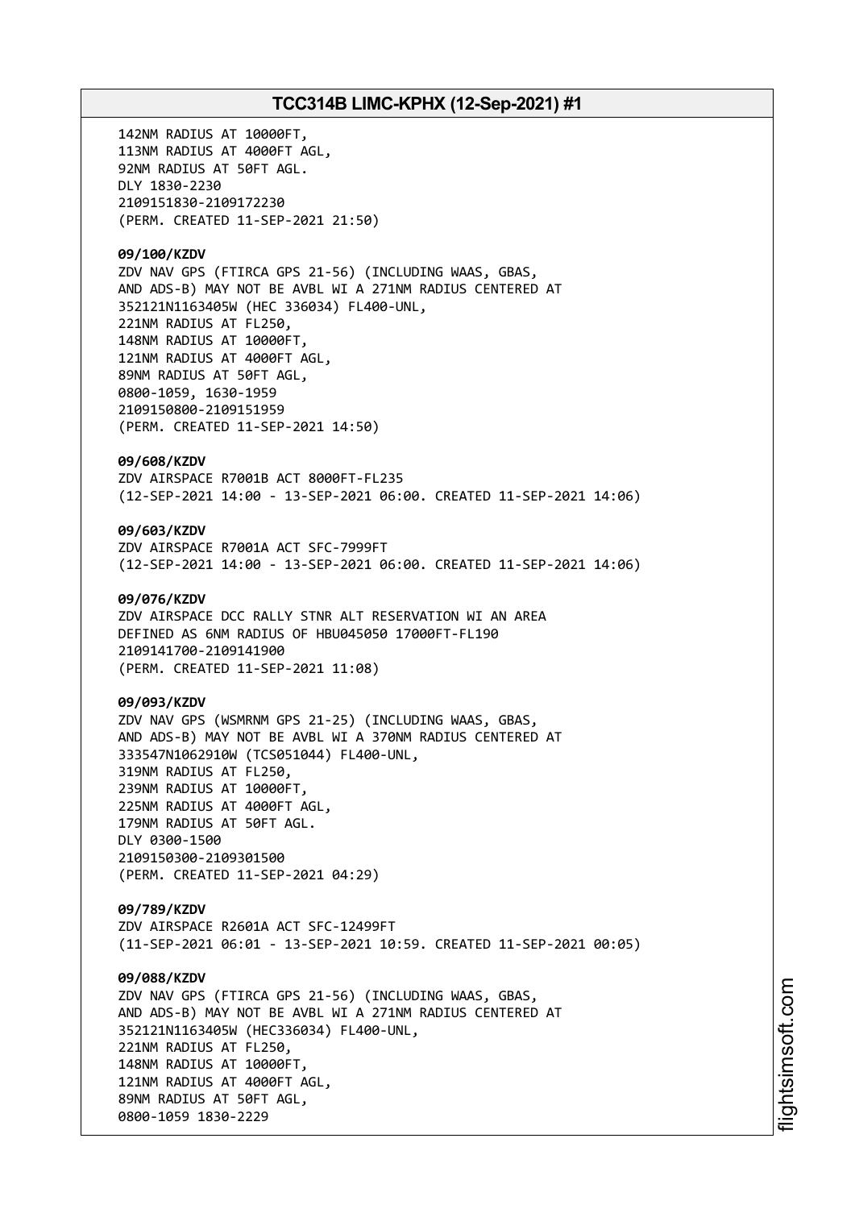142NM RADIUS AT 10000FT,
113NM RADIUS AT 4000FT AGL,
92NM RADIUS AT 50FT AGL.
DLY 1830-2230
2109151830-2109172230
(PERM. CREATED 11-SEP-2021 21:50)

**09/100/KZDV**
ZDV NAV GPS (FTIRCA GPS 21-56) (INCLUDING WAAS, GBAS,
AND ADS-B) MAY NOT BE AVBL WI A 271NM RADIUS CENTERED AT
352121N1163405W (HEC 336034) FL400-UNL,
221NM RADIUS AT FL250,
148NM RADIUS AT 10000FT,
121NM RADIUS AT 4000FT AGL,
89NM RADIUS AT 50FT AGL,
0800-1059, 1630-1959
2109150800-2109151959
(PERM. CREATED 11-SEP-2021 14:50)

**09/608/KZDV**
ZDV AIRSPACE R7001B ACT 8000FT-FL235
(12-SEP-2021 14:00 - 13-SEP-2021 06:00. CREATED 11-SEP-2021 14:06)

**09/603/KZDV**
ZDV AIRSPACE R7001A ACT SFC-7999FT
(12-SEP-2021 14:00 - 13-SEP-2021 06:00. CREATED 11-SEP-2021 14:06)

**09/076/KZDV**
ZDV AIRSPACE DCC RALLY STNR ALT RESERVATION WI AN AREA
DEFINED AS 6NM RADIUS OF HBU045050 17000FT-FL190
2109141700-2109141900
(PERM. CREATED 11-SEP-2021 11:08)

**09/093/KZDV**
ZDV NAV GPS (WSMRNM GPS 21-25) (INCLUDING WAAS, GBAS,
AND ADS-B) MAY NOT BE AVBL WI A 370NM RADIUS CENTERED AT
333547N1062910W (TCS051044) FL400-UNL,
319NM RADIUS AT FL250,
239NM RADIUS AT 10000FT,
225NM RADIUS AT 4000FT AGL,
179NM RADIUS AT 50FT AGL.
DLY 0300-1500
2109150300-2109301500
(PERM. CREATED 11-SEP-2021 04:29)

**09/789/KZDV**
ZDV AIRSPACE R2601A ACT SFC-12499FT
(11-SEP-2021 06:01 - 13-SEP-2021 10:59. CREATED 11-SEP-2021 00:05)

**09/088/KZDV**
ZDV NAV GPS (FTIRCA GPS 21-56) (INCLUDING WAAS, GBAS,
AND ADS-B) MAY NOT BE AVBL WI A 271NM RADIUS CENTERED AT
352121N1163405W (HEC336034) FL400-UNL,
221NM RADIUS AT FL250,
148NM RADIUS AT 10000FT,
121NM RADIUS AT 4000FT AGL,
89NM RADIUS AT 50FT AGL,
0800-1059 1830-2229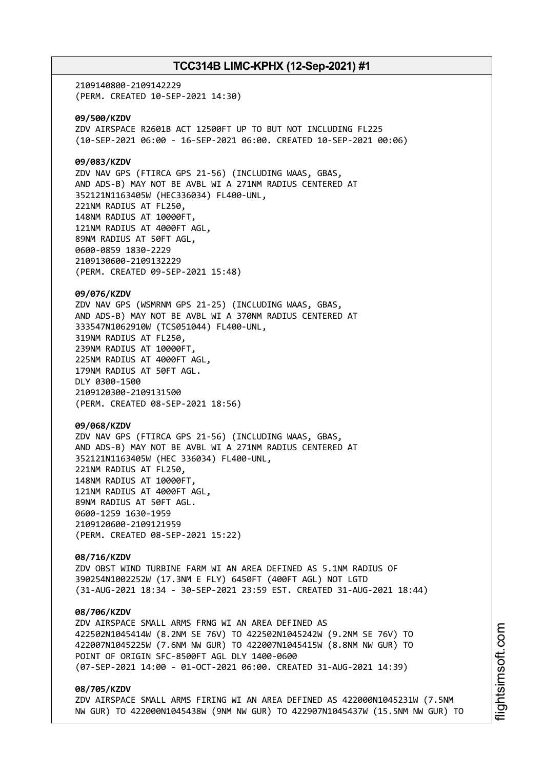2109140800-2109142229
(PERM. CREATED 10-SEP-2021 14:30)

**09/500/KZDV**
ZDV AIRSPACE R2601B ACT 12500FT UP TO BUT NOT INCLUDING FL225
(10-SEP-2021 06:00 - 16-SEP-2021 06:00. CREATED 10-SEP-2021 00:06)

**09/083/KZDV**
ZDV NAV GPS (FTIRCA GPS 21-56) (INCLUDING WAAS, GBAS,
AND ADS-B) MAY NOT BE AVBL WI A 271NM RADIUS CENTERED AT
352121N1163405W (HEC336034) FL400-UNL,
221NM RADIUS AT FL250,
148NM RADIUS AT 10000FT,
121NM RADIUS AT 4000FT AGL,
89NM RADIUS AT 50FT AGL,
0600-0859 1830-2229
2109130600-2109132229
(PERM. CREATED 09-SEP-2021 15:48)

**09/076/KZDV**
ZDV NAV GPS (WSMRNM GPS 21-25) (INCLUDING WAAS, GBAS,
AND ADS-B) MAY NOT BE AVBL WI A 370NM RADIUS CENTERED AT
333547N1062910W (TCS051044) FL400-UNL,
319NM RADIUS AT FL250,
239NM RADIUS AT 10000FT,
225NM RADIUS AT 4000FT AGL,
179NM RADIUS AT 50FT AGL.
DLY 0300-1500
2109120300-2109131500
(PERM. CREATED 08-SEP-2021 18:56)

**09/068/KZDV**
ZDV NAV GPS (FTIRCA GPS 21-56) (INCLUDING WAAS, GBAS,
AND ADS-B) MAY NOT BE AVBL WI A 271NM RADIUS CENTERED AT
352121N1163405W (HEC 336034) FL400-UNL,
221NM RADIUS AT FL250,
148NM RADIUS AT 10000FT,
121NM RADIUS AT 4000FT AGL,
89NM RADIUS AT 50FT AGL.
0600-1259 1630-1959
2109120600-2109121959
(PERM. CREATED 08-SEP-2021 15:22)

**08/716/KZDV**
ZDV OBST WIND TURBINE FARM WI AN AREA DEFINED AS 5.1NM RADIUS OF
390254N1002252W (17.3NM E FLY) 6450FT (400FT AGL) NOT LGTD
(31-AUG-2021 18:34 - 30-SEP-2021 23:59 EST. CREATED 31-AUG-2021 18:44)

**08/706/KZDV**
ZDV AIRSPACE SMALL ARMS FRNG WI AN AREA DEFINED AS
422502N1045414W (8.2NM SE 76V) TO 422502N1045242W (9.2NM SE 76V) TO
422007N1045225W (7.6NM NW GUR) TO 422007N1045415W (8.8NM NW GUR) TO
POINT OF ORIGIN SFC-8500FT AGL DLY 1400-0600
(07-SEP-2021 14:00 - 01-OCT-2021 06:00. CREATED 31-AUG-2021 14:39)

**08/705/KZDV**
ZDV AIRSPACE SMALL ARMS FIRING WI AN AREA DEFINED AS 422000N1045231W (7.5NM
NW GUR) TO 422000N1045438W (9NM NW GUR) TO 422907N1045437W (15.5NM NW GUR) TO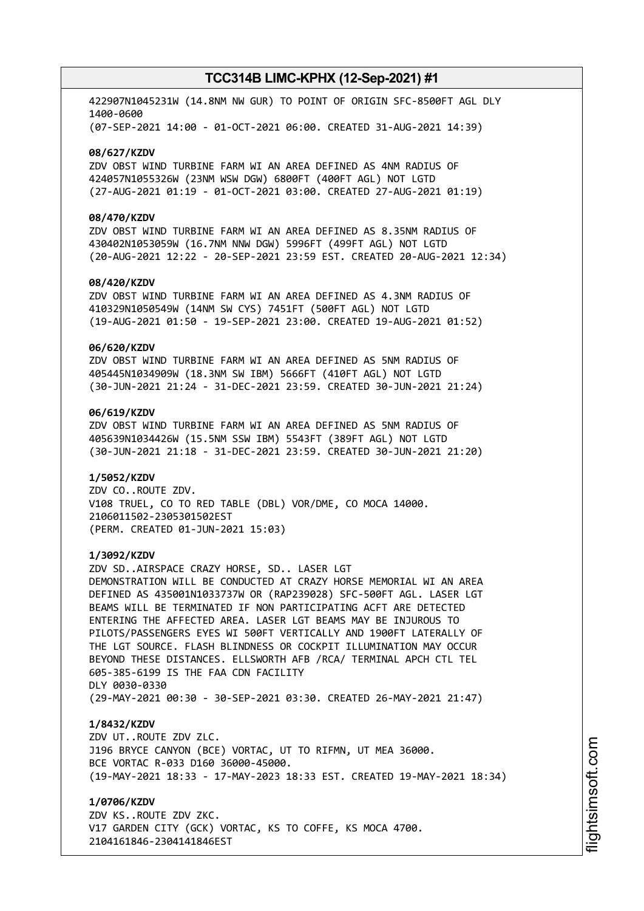422907N1045231W (14.8NM NW GUR) TO POINT OF ORIGIN SFC-8500FT AGL DLY 1400-0600
(07-SEP-2021 14:00 - 01-OCT-2021 06:00. CREATED 31-AUG-2021 14:39)

**08/627/KZDV**
ZDV OBST WIND TURBINE FARM WI AN AREA DEFINED AS 4NM RADIUS OF 424057N1055326W (23NM WSW DGW) 6800FT (400FT AGL) NOT LGTD
(27-AUG-2021 01:19 - 01-OCT-2021 03:00. CREATED 27-AUG-2021 01:19)

**08/470/KZDV**
ZDV OBST WIND TURBINE FARM WI AN AREA DEFINED AS 8.35NM RADIUS OF 430402N1053059W (16.7NM NNW DGW) 5996FT (499FT AGL) NOT LGTD
(20-AUG-2021 12:22 - 20-SEP-2021 23:59 EST. CREATED 20-AUG-2021 12:34)

**08/420/KZDV**
ZDV OBST WIND TURBINE FARM WI AN AREA DEFINED AS 4.3NM RADIUS OF 410329N1050549W (14NM SW CYS) 7451FT (500FT AGL) NOT LGTD
(19-AUG-2021 01:50 - 19-SEP-2021 23:00. CREATED 19-AUG-2021 01:52)

**06/620/KZDV**
ZDV OBST WIND TURBINE FARM WI AN AREA DEFINED AS 5NM RADIUS OF 405445N1034909W (18.3NM SW IBM) 5666FT (410FT AGL) NOT LGTD
(30-JUN-2021 21:24 - 31-DEC-2021 23:59. CREATED 30-JUN-2021 21:24)

**06/619/KZDV**
ZDV OBST WIND TURBINE FARM WI AN AREA DEFINED AS 5NM RADIUS OF 405639N1034426W (15.5NM SSW IBM) 5543FT (389FT AGL) NOT LGTD
(30-JUN-2021 21:18 - 31-DEC-2021 23:59. CREATED 30-JUN-2021 21:20)

**1/5052/KZDV**
ZDV CO..ROUTE ZDV.
V108 TRUEL, CO TO RED TABLE (DBL) VOR/DME, CO MOCA 14000.
2106011502-2305301502EST
(PERM. CREATED 01-JUN-2021 15:03)

**1/3092/KZDV**
ZDV SD..AIRSPACE CRAZY HORSE, SD.. LASER LGT DEMONSTRATION WILL BE CONDUCTED AT CRAZY HORSE MEMORIAL WI AN AREA DEFINED AS 435001N1033737W OR (RAP239028) SFC-500FT AGL. LASER LGT BEAMS WILL BE TERMINATED IF NON PARTICIPATING ACFT ARE DETECTED ENTERING THE AFFECTED AREA. LASER LGT BEAMS MAY BE INJUROUS TO PILOTS/PASSENGERS EYES WI 500FT VERTICALLY AND 1900FT LATERALLY OF THE LGT SOURCE. FLASH BLINDNESS OR COCKPIT ILLUMINATION MAY OCCUR BEYOND THESE DISTANCES. ELLSWORTH AFB /RCA/ TERMINAL APCH CTL TEL 605-385-6199 IS THE FAA CDN FACILITY
DLY 0030-0330
(29-MAY-2021 00:30 - 30-SEP-2021 03:30. CREATED 26-MAY-2021 21:47)

**1/8432/KZDV**
ZDV UT..ROUTE ZDV ZLC.
J196 BRYCE CANYON (BCE) VORTAC, UT TO RIFMN, UT MEA 36000.
BCE VORTAC R-033 D160 36000-45000.
(19-MAY-2021 18:33 - 17-MAY-2023 18:33 EST. CREATED 19-MAY-2021 18:34)

**1/0706/KZDV**
ZDV KS..ROUTE ZDV ZKC.
V17 GARDEN CITY (GCK) VORTAC, KS TO COFFE, KS MOCA 4700.
2104161846-2304141846EST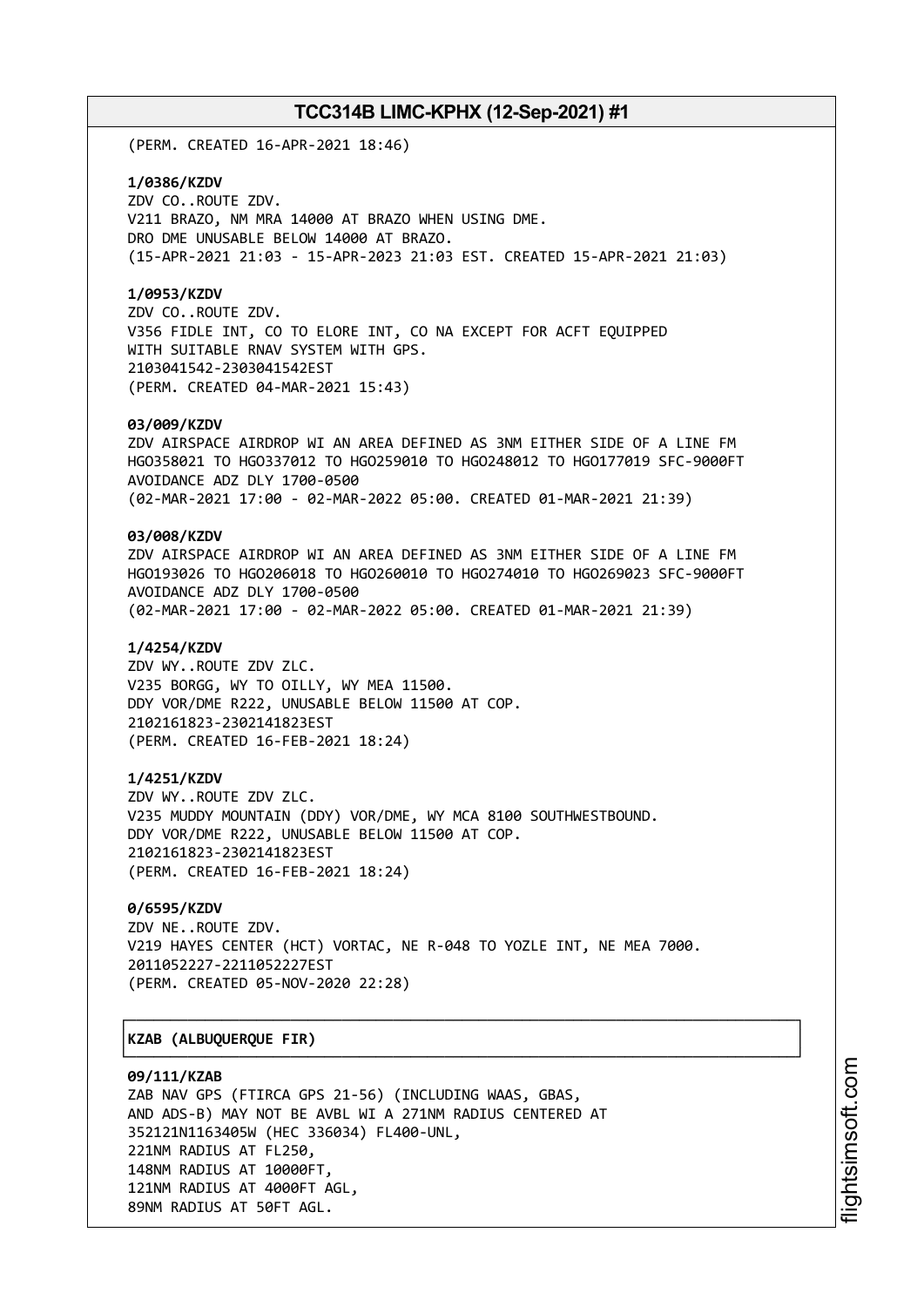(PERM. CREATED 16-APR-2021 18:46)

**1/0386/KZDV**
ZDV CO..ROUTE ZDV.
V211 BRAZO, NM MRA 14000 AT BRAZO WHEN USING DME.
DRO DME UNUSABLE BELOW 14000 AT BRAZO.
(15-APR-2021 21:03 - 15-APR-2023 21:03 EST. CREATED 15-APR-2021 21:03)

**1/0953/KZDV**
ZDV CO..ROUTE ZDV.
V356 FIDLE INT, CO TO ELORE INT, CO NA EXCEPT FOR ACFT EQUIPPED
WITH SUITABLE RNAV SYSTEM WITH GPS.
2103041542-2303041542EST
(PERM. CREATED 04-MAR-2021 15:43)

**03/009/KZDV**
ZDV AIRSPACE AIRDROP WI AN AREA DEFINED AS 3NM EITHER SIDE OF A LINE FM
HGO358021 TO HGO337012 TO HGO259010 TO HGO248012 TO HGO177019 SFC-9000FT
AVOIDANCE ADZ DLY 1700-0500
(02-MAR-2021 17:00 - 02-MAR-2022 05:00. CREATED 01-MAR-2021 21:39)

**03/008/KZDV**
ZDV AIRSPACE AIRDROP WI AN AREA DEFINED AS 3NM EITHER SIDE OF A LINE FM
HGO193026 TO HGO206018 TO HGO260010 TO HGO274010 TO HGO269023 SFC-9000FT
AVOIDANCE ADZ DLY 1700-0500
(02-MAR-2021 17:00 - 02-MAR-2022 05:00. CREATED 01-MAR-2021 21:39)

**1/4254/KZDV**
ZDV WY..ROUTE ZDV ZLC.
V235 BORGG, WY TO OILLY, WY MEA 11500.
DDY VOR/DME R222, UNUSABLE BELOW 11500 AT COP.
2102161823-2302141823EST
(PERM. CREATED 16-FEB-2021 18:24)

**1/4251/KZDV**
ZDV WY..ROUTE ZDV ZLC.
V235 MUDDY MOUNTAIN (DDY) VOR/DME, WY MCA 8100 SOUTHWESTBOUND.
DDY VOR/DME R222, UNUSABLE BELOW 11500 AT COP.
2102161823-2302141823EST
(PERM. CREATED 16-FEB-2021 18:24)

**0/6595/KZDV**
ZDV NE..ROUTE ZDV.
V219 HAYES CENTER (HCT) VORTAC, NE R-048 TO YOZLE INT, NE MEA 7000.
2011052227-2211052227EST
(PERM. CREATED 05-NOV-2020 22:28)

**KZAB (ALBUQUERQUE FIR)**

**09/111/KZAB**
ZAB NAV GPS (FTIRCA GPS 21-56) (INCLUDING WAAS, GBAS,
AND ADS-B) MAY NOT BE AVBL WI A 271NM RADIUS CENTERED AT
352121N1163405W (HEC 336034) FL400-UNL,
221NM RADIUS AT FL250,
148NM RADIUS AT 10000FT,
121NM RADIUS AT 4000FT AGL,
89NM RADIUS AT 50FT AGL.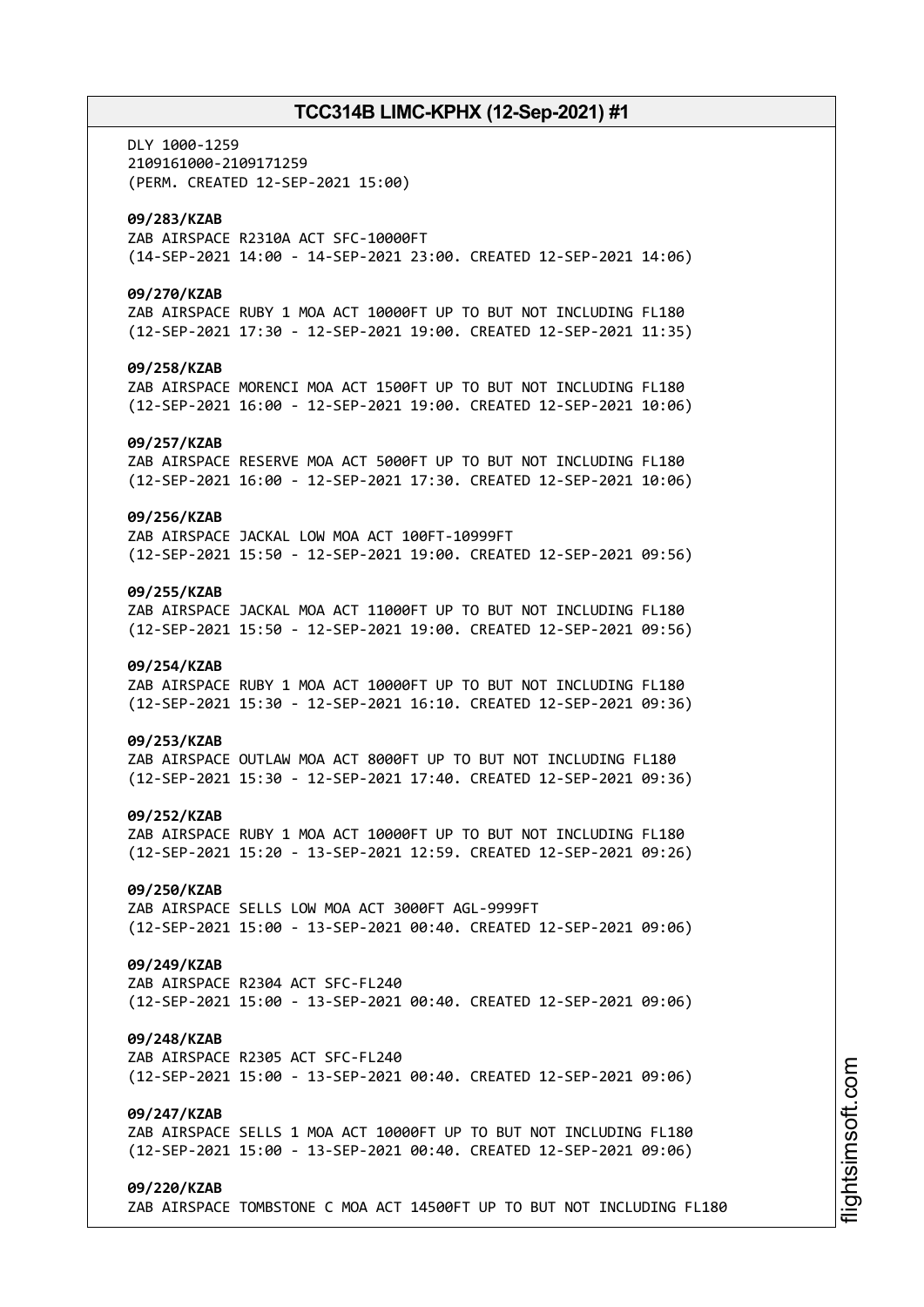DLY 1000-1259
2109161000-2109171259
(PERM. CREATED 12-SEP-2021 15:00)

**09/283/KZAB**
ZAB AIRSPACE R2310A ACT SFC-10000FT
(14-SEP-2021 14:00 - 14-SEP-2021 23:00. CREATED 12-SEP-2021 14:06)

**09/270/KZAB**
ZAB AIRSPACE RUBY 1 MOA ACT 10000FT UP TO BUT NOT INCLUDING FL180
(12-SEP-2021 17:30 - 12-SEP-2021 19:00. CREATED 12-SEP-2021 11:35)

**09/258/KZAB**
ZAB AIRSPACE MORENCI MOA ACT 1500FT UP TO BUT NOT INCLUDING FL180
(12-SEP-2021 16:00 - 12-SEP-2021 19:00. CREATED 12-SEP-2021 10:06)

**09/257/KZAB**
ZAB AIRSPACE RESERVE MOA ACT 5000FT UP TO BUT NOT INCLUDING FL180
(12-SEP-2021 16:00 - 12-SEP-2021 17:30. CREATED 12-SEP-2021 10:06)

**09/256/KZAB**
ZAB AIRSPACE JACKAL LOW MOA ACT 100FT-10999FT
(12-SEP-2021 15:50 - 12-SEP-2021 19:00. CREATED 12-SEP-2021 09:56)

**09/255/KZAB**
ZAB AIRSPACE JACKAL MOA ACT 11000FT UP TO BUT NOT INCLUDING FL180
(12-SEP-2021 15:50 - 12-SEP-2021 19:00. CREATED 12-SEP-2021 09:56)

**09/254/KZAB**
ZAB AIRSPACE RUBY 1 MOA ACT 10000FT UP TO BUT NOT INCLUDING FL180
(12-SEP-2021 15:30 - 12-SEP-2021 16:10. CREATED 12-SEP-2021 09:36)

**09/253/KZAB**
ZAB AIRSPACE OUTLAW MOA ACT 8000FT UP TO BUT NOT INCLUDING FL180
(12-SEP-2021 15:30 - 12-SEP-2021 17:40. CREATED 12-SEP-2021 09:36)

**09/252/KZAB**
ZAB AIRSPACE RUBY 1 MOA ACT 10000FT UP TO BUT NOT INCLUDING FL180
(12-SEP-2021 15:20 - 13-SEP-2021 12:59. CREATED 12-SEP-2021 09:26)

**09/250/KZAB**
ZAB AIRSPACE SELLS LOW MOA ACT 3000FT AGL-9999FT
(12-SEP-2021 15:00 - 13-SEP-2021 00:40. CREATED 12-SEP-2021 09:06)

**09/249/KZAB**
ZAB AIRSPACE R2304 ACT SFC-FL240
(12-SEP-2021 15:00 - 13-SEP-2021 00:40. CREATED 12-SEP-2021 09:06)

**09/248/KZAB**
ZAB AIRSPACE R2305 ACT SFC-FL240
(12-SEP-2021 15:00 - 13-SEP-2021 00:40. CREATED 12-SEP-2021 09:06)

**09/247/KZAB**
ZAB AIRSPACE SELLS 1 MOA ACT 10000FT UP TO BUT NOT INCLUDING FL180
(12-SEP-2021 15:00 - 13-SEP-2021 00:40. CREATED 12-SEP-2021 09:06)

**09/220/KZAB**
ZAB AIRSPACE TOMBSTONE C MOA ACT 14500FT UP TO BUT NOT INCLUDING FL180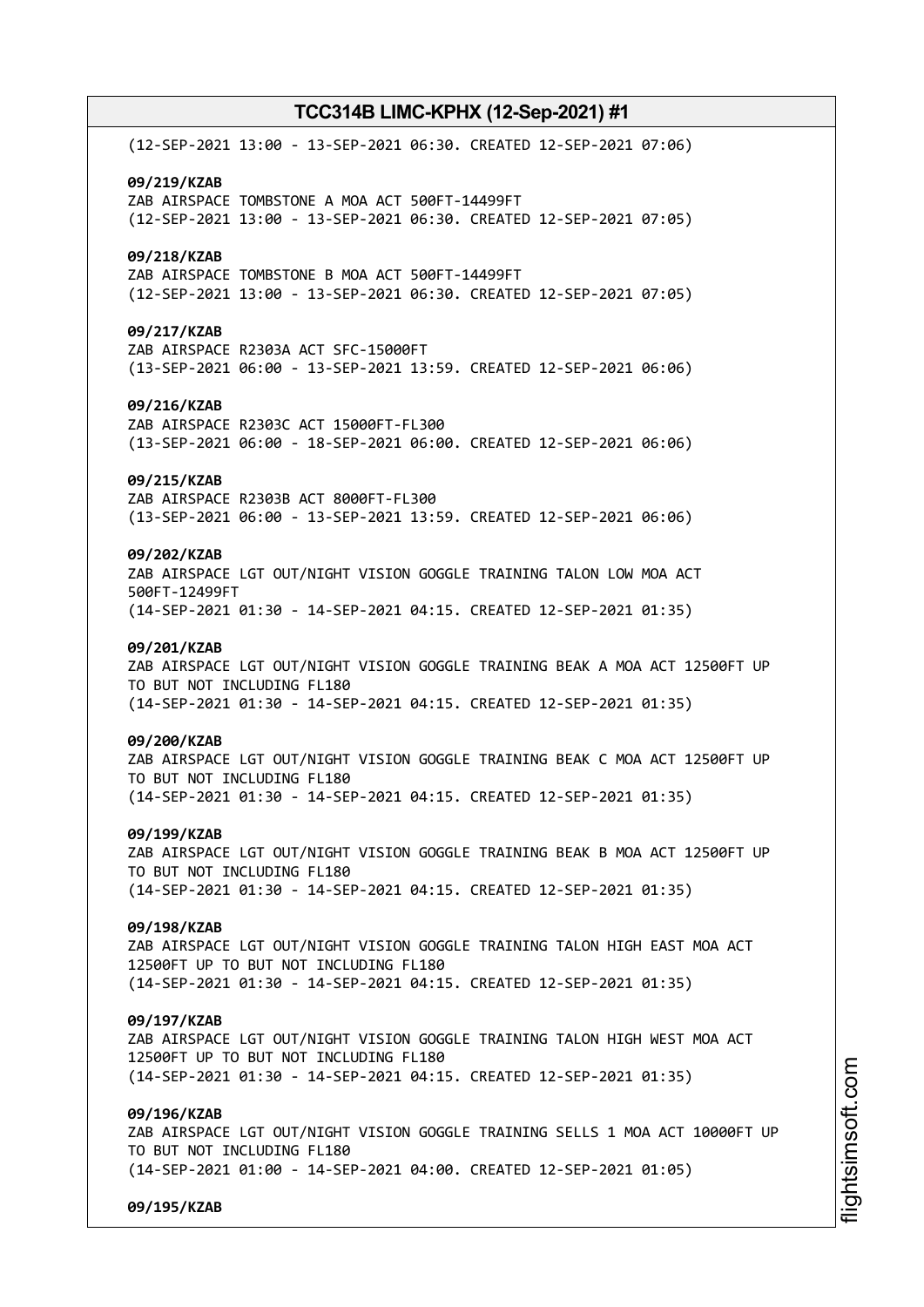(12-SEP-2021 13:00 - 13-SEP-2021 06:30. CREATED 12-SEP-2021 07:06)

**09/219/KZAB**
ZAB AIRSPACE TOMBSTONE A MOA ACT 500FT-14499FT
(12-SEP-2021 13:00 - 13-SEP-2021 06:30. CREATED 12-SEP-2021 07:05)

**09/218/KZAB**
ZAB AIRSPACE TOMBSTONE B MOA ACT 500FT-14499FT
(12-SEP-2021 13:00 - 13-SEP-2021 06:30. CREATED 12-SEP-2021 07:05)

**09/217/KZAB**
ZAB AIRSPACE R2303A ACT SFC-15000FT
(13-SEP-2021 06:00 - 13-SEP-2021 13:59. CREATED 12-SEP-2021 06:06)

**09/216/KZAB**
ZAB AIRSPACE R2303C ACT 15000FT-FL300
(13-SEP-2021 06:00 - 18-SEP-2021 06:00. CREATED 12-SEP-2021 06:06)

**09/215/KZAB**
ZAB AIRSPACE R2303B ACT 8000FT-FL300
(13-SEP-2021 06:00 - 13-SEP-2021 13:59. CREATED 12-SEP-2021 06:06)

**09/202/KZAB**
ZAB AIRSPACE LGT OUT/NIGHT VISION GOGGLE TRAINING TALON LOW MOA ACT 500FT-12499FT
(14-SEP-2021 01:30 - 14-SEP-2021 04:15. CREATED 12-SEP-2021 01:35)

**09/201/KZAB**
ZAB AIRSPACE LGT OUT/NIGHT VISION GOGGLE TRAINING BEAK A MOA ACT 12500FT UP TO BUT NOT INCLUDING FL180
(14-SEP-2021 01:30 - 14-SEP-2021 04:15. CREATED 12-SEP-2021 01:35)

**09/200/KZAB**
ZAB AIRSPACE LGT OUT/NIGHT VISION GOGGLE TRAINING BEAK C MOA ACT 12500FT UP TO BUT NOT INCLUDING FL180
(14-SEP-2021 01:30 - 14-SEP-2021 04:15. CREATED 12-SEP-2021 01:35)

**09/199/KZAB**
ZAB AIRSPACE LGT OUT/NIGHT VISION GOGGLE TRAINING BEAK B MOA ACT 12500FT UP TO BUT NOT INCLUDING FL180
(14-SEP-2021 01:30 - 14-SEP-2021 04:15. CREATED 12-SEP-2021 01:35)

**09/198/KZAB**
ZAB AIRSPACE LGT OUT/NIGHT VISION GOGGLE TRAINING TALON HIGH EAST MOA ACT 12500FT UP TO BUT NOT INCLUDING FL180
(14-SEP-2021 01:30 - 14-SEP-2021 04:15. CREATED 12-SEP-2021 01:35)

**09/197/KZAB**
ZAB AIRSPACE LGT OUT/NIGHT VISION GOGGLE TRAINING TALON HIGH WEST MOA ACT 12500FT UP TO BUT NOT INCLUDING FL180
(14-SEP-2021 01:30 - 14-SEP-2021 04:15. CREATED 12-SEP-2021 01:35)

**09/196/KZAB**
ZAB AIRSPACE LGT OUT/NIGHT VISION GOGGLE TRAINING SELLS 1 MOA ACT 10000FT UP TO BUT NOT INCLUDING FL180
(14-SEP-2021 01:00 - 14-SEP-2021 04:00. CREATED 12-SEP-2021 01:05)

**09/195/KZAB**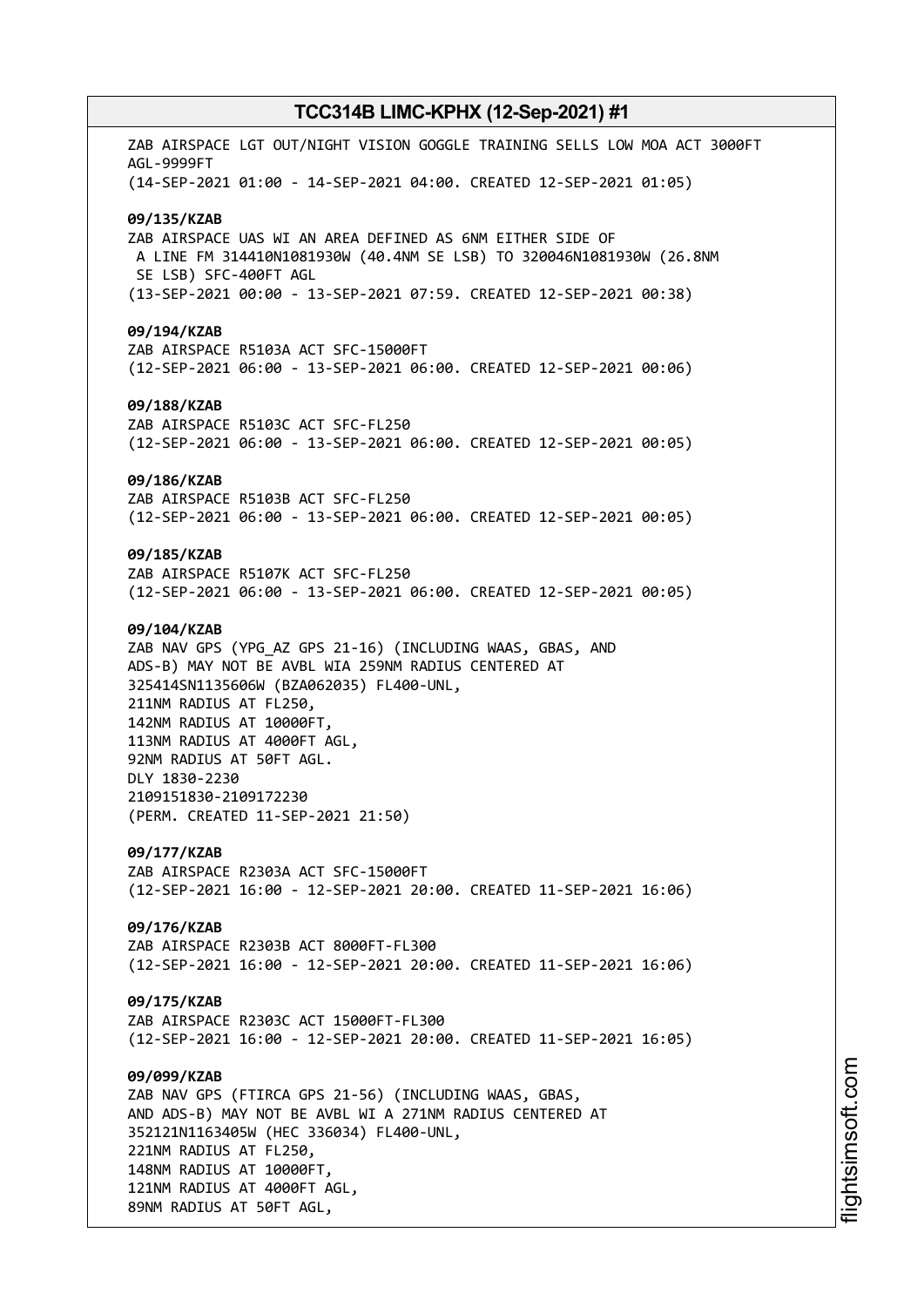ZAB AIRSPACE LGT OUT/NIGHT VISION GOGGLE TRAINING SELLS LOW MOA ACT 3000FT AGL-9999FT
(14-SEP-2021 01:00 - 14-SEP-2021 04:00. CREATED 12-SEP-2021 01:05)

**09/135/KZAB**
ZAB AIRSPACE UAS WI AN AREA DEFINED AS 6NM EITHER SIDE OF
A LINE FM 314410N1081930W (40.4NM SE LSB) TO 320046N1081930W (26.8NM SE LSB) SFC-400FT AGL
(13-SEP-2021 00:00 - 13-SEP-2021 07:59. CREATED 12-SEP-2021 00:38)

**09/194/KZAB**
ZAB AIRSPACE R5103A ACT SFC-15000FT
(12-SEP-2021 06:00 - 13-SEP-2021 06:00. CREATED 12-SEP-2021 00:06)

**09/188/KZAB**
ZAB AIRSPACE R5103C ACT SFC-FL250
(12-SEP-2021 06:00 - 13-SEP-2021 06:00. CREATED 12-SEP-2021 00:05)

**09/186/KZAB**
ZAB AIRSPACE R5103B ACT SFC-FL250
(12-SEP-2021 06:00 - 13-SEP-2021 06:00. CREATED 12-SEP-2021 00:05)

**09/185/KZAB**
ZAB AIRSPACE R5107K ACT SFC-FL250
(12-SEP-2021 06:00 - 13-SEP-2021 06:00. CREATED 12-SEP-2021 00:05)

**09/104/KZAB**
ZAB NAV GPS (YPG_AZ GPS 21-16) (INCLUDING WAAS, GBAS, AND
ADS-B) MAY NOT BE AVBL WIA 259NM RADIUS CENTERED AT
325414SN1135606W (BZA062035) FL400-UNL,
211NM RADIUS AT FL250,
142NM RADIUS AT 10000FT,
113NM RADIUS AT 4000FT AGL,
92NM RADIUS AT 50FT AGL.
DLY 1830-2230
2109151830-2109172230
(PERM. CREATED 11-SEP-2021 21:50)

**09/177/KZAB**
ZAB AIRSPACE R2303A ACT SFC-15000FT
(12-SEP-2021 16:00 - 12-SEP-2021 20:00. CREATED 11-SEP-2021 16:06)

**09/176/KZAB**
ZAB AIRSPACE R2303B ACT 8000FT-FL300
(12-SEP-2021 16:00 - 12-SEP-2021 20:00. CREATED 11-SEP-2021 16:06)

**09/175/KZAB**
ZAB AIRSPACE R2303C ACT 15000FT-FL300
(12-SEP-2021 16:00 - 12-SEP-2021 20:00. CREATED 11-SEP-2021 16:05)

**09/099/KZAB**
ZAB NAV GPS (FTIRCA GPS 21-56) (INCLUDING WAAS, GBAS,
AND ADS-B) MAY NOT BE AVBL WI A 271NM RADIUS CENTERED AT
352121N1163405W (HEC 336034) FL400-UNL,
221NM RADIUS AT FL250,
148NM RADIUS AT 10000FT,
121NM RADIUS AT 4000FT AGL,
89NM RADIUS AT 50FT AGL,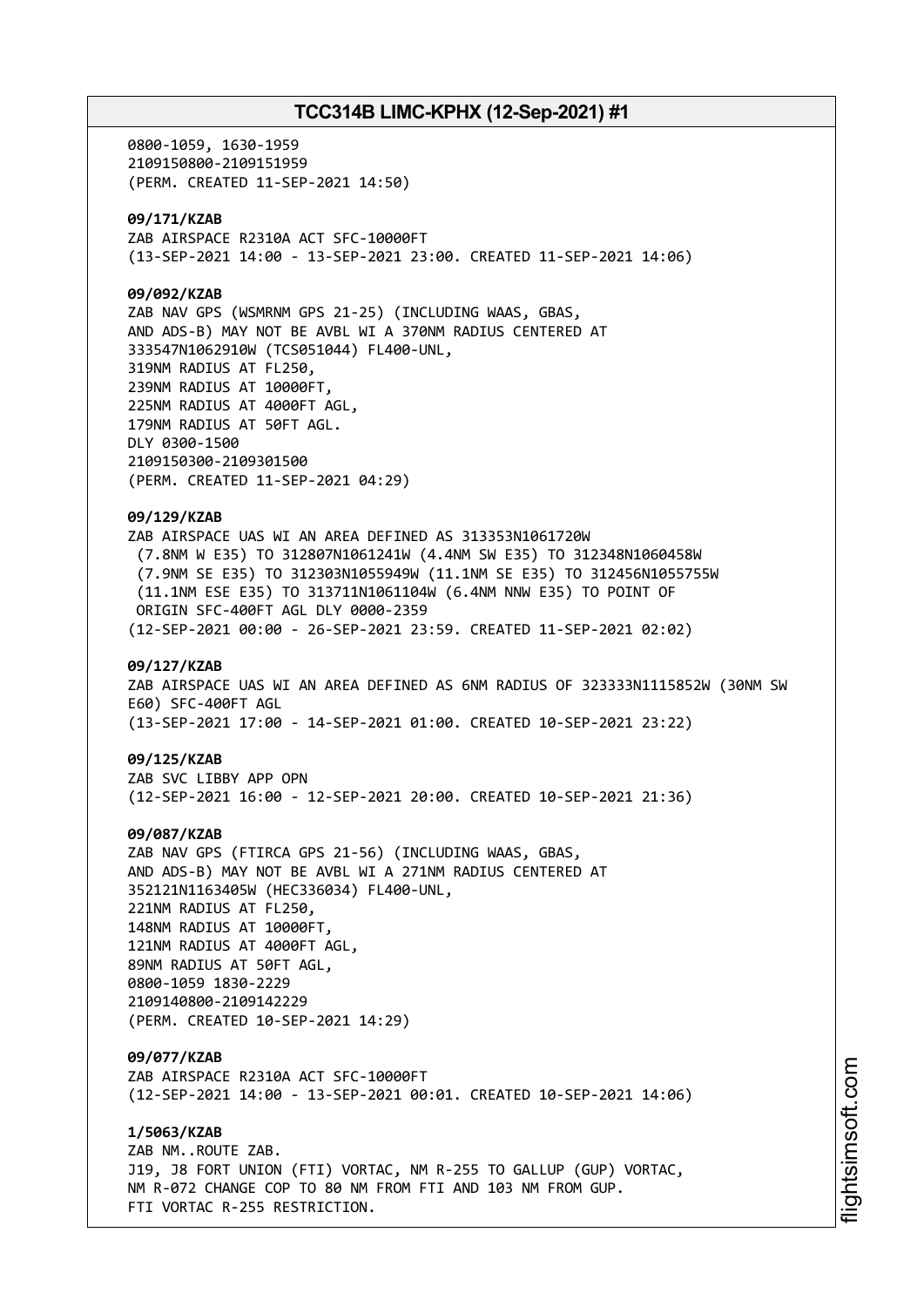0800-1059, 1630-1959
2109150800-2109151959
(PERM. CREATED 11-SEP-2021 14:50)

**09/171/KZAB**
ZAB AIRSPACE R2310A ACT SFC-10000FT
(13-SEP-2021 14:00 - 13-SEP-2021 23:00. CREATED 11-SEP-2021 14:06)

**09/092/KZAB**
ZAB NAV GPS (WSMRNM GPS 21-25) (INCLUDING WAAS, GBAS,
AND ADS-B) MAY NOT BE AVBL WI A 370NM RADIUS CENTERED AT
333547N1062910W (TCS051044) FL400-UNL,
319NM RADIUS AT FL250,
239NM RADIUS AT 10000FT,
225NM RADIUS AT 4000FT AGL,
179NM RADIUS AT 50FT AGL.
DLY 0300-1500
2109150300-2109301500
(PERM. CREATED 11-SEP-2021 04:29)

**09/129/KZAB**
ZAB AIRSPACE UAS WI AN AREA DEFINED AS 313353N1061720W
(7.8NM W E35) TO 312807N1061241W (4.4NM SW E35) TO 312348N1060458W
(7.9NM SE E35) TO 312303N1055949W (11.1NM SE E35) TO 312456N1055755W
(11.1NM ESE E35) TO 313711N1061104W (6.4NM NNW E35) TO POINT OF
ORIGIN SFC-400FT AGL DLY 0000-2359
(12-SEP-2021 00:00 - 26-SEP-2021 23:59. CREATED 11-SEP-2021 02:02)

**09/127/KZAB**
ZAB AIRSPACE UAS WI AN AREA DEFINED AS 6NM RADIUS OF 323333N1115852W (30NM SW
E60) SFC-400FT AGL
(13-SEP-2021 17:00 - 14-SEP-2021 01:00. CREATED 10-SEP-2021 23:22)

**09/125/KZAB**
ZAB SVC LIBBY APP OPN
(12-SEP-2021 16:00 - 12-SEP-2021 20:00. CREATED 10-SEP-2021 21:36)

**09/087/KZAB**
ZAB NAV GPS (FTIRCA GPS 21-56) (INCLUDING WAAS, GBAS,
AND ADS-B) MAY NOT BE AVBL WI A 271NM RADIUS CENTERED AT
352121N1163405W (HEC336034) FL400-UNL,
221NM RADIUS AT FL250,
148NM RADIUS AT 10000FT,
121NM RADIUS AT 4000FT AGL,
89NM RADIUS AT 50FT AGL,
0800-1059 1830-2229
2109140800-2109142229
(PERM. CREATED 10-SEP-2021 14:29)

**09/077/KZAB**
ZAB AIRSPACE R2310A ACT SFC-10000FT
(12-SEP-2021 14:00 - 13-SEP-2021 00:01. CREATED 10-SEP-2021 14:06)

**1/5063/KZAB**
ZAB NM..ROUTE ZAB.
J19, J8 FORT UNION (FTI) VORTAC, NM R-255 TO GALLUP (GUP) VORTAC,
NM R-072 CHANGE COP TO 80 NM FROM FTI AND 103 NM FROM GUP.
FTI VORTAC R-255 RESTRICTION.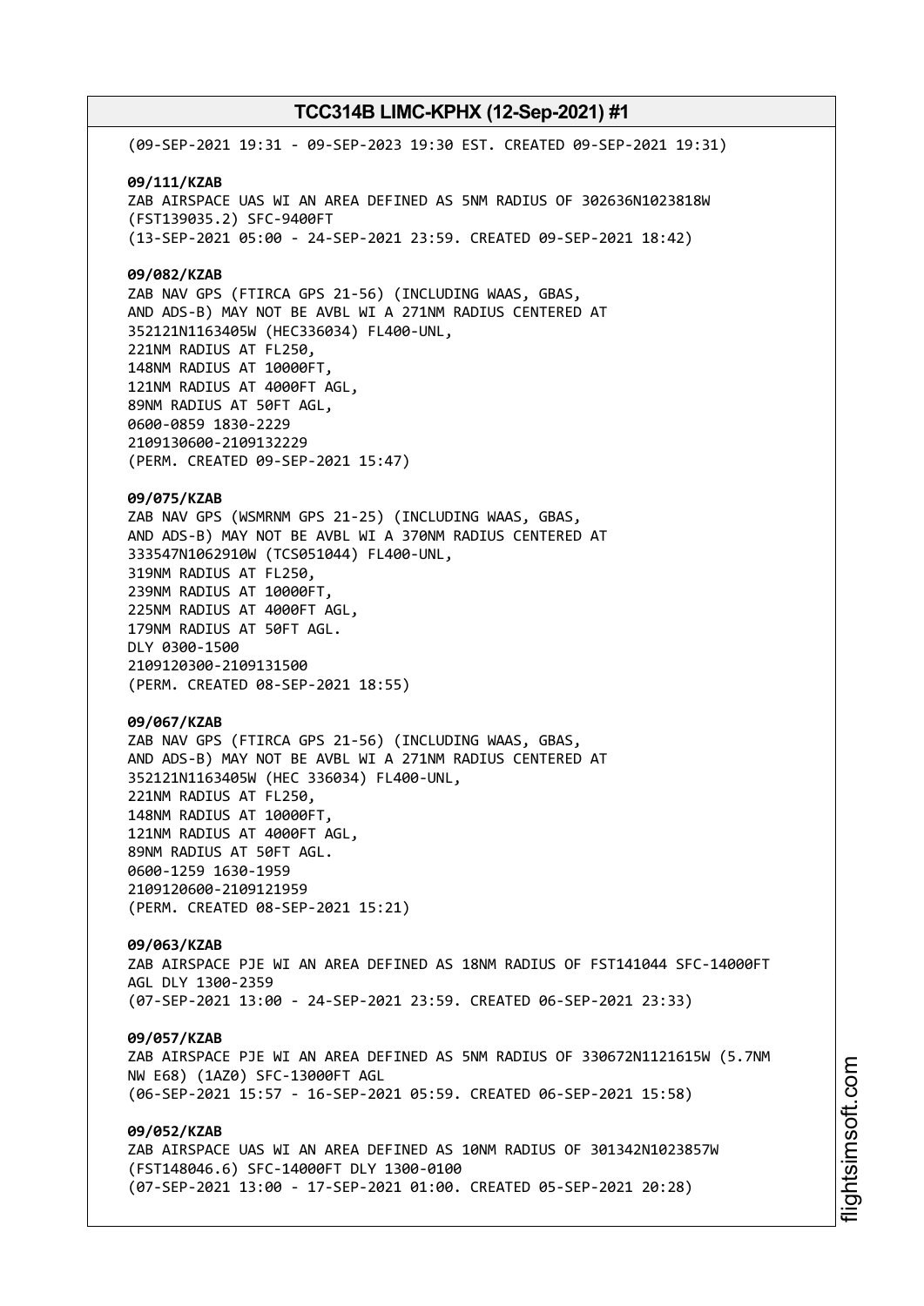(09-SEP-2021 19:31 - 09-SEP-2023 19:30 EST. CREATED 09-SEP-2021 19:31)

**09/111/KZAB**
ZAB AIRSPACE UAS WI AN AREA DEFINED AS 5NM RADIUS OF 302636N1023818W
(FST139035.2) SFC-9400FT
(13-SEP-2021 05:00 - 24-SEP-2021 23:59. CREATED 09-SEP-2021 18:42)

**09/082/KZAB**
ZAB NAV GPS (FTIRCA GPS 21-56) (INCLUDING WAAS, GBAS,
AND ADS-B) MAY NOT BE AVBL WI A 271NM RADIUS CENTERED AT
352121N1163405W (HEC336034) FL400-UNL,
221NM RADIUS AT FL250,
148NM RADIUS AT 10000FT,
121NM RADIUS AT 4000FT AGL,
89NM RADIUS AT 50FT AGL,
0600-0859 1830-2229
2109130600-2109132229
(PERM. CREATED 09-SEP-2021 15:47)

**09/075/KZAB**
ZAB NAV GPS (WSMRNM GPS 21-25) (INCLUDING WAAS, GBAS,
AND ADS-B) MAY NOT BE AVBL WI A 370NM RADIUS CENTERED AT
333547N1062910W (TCS051044) FL400-UNL,
319NM RADIUS AT FL250,
239NM RADIUS AT 10000FT,
225NM RADIUS AT 4000FT AGL,
179NM RADIUS AT 50FT AGL.
DLY 0300-1500
2109120300-2109131500
(PERM. CREATED 08-SEP-2021 18:55)

**09/067/KZAB**
ZAB NAV GPS (FTIRCA GPS 21-56) (INCLUDING WAAS, GBAS,
AND ADS-B) MAY NOT BE AVBL WI A 271NM RADIUS CENTERED AT
352121N1163405W (HEC 336034) FL400-UNL,
221NM RADIUS AT FL250,
148NM RADIUS AT 10000FT,
121NM RADIUS AT 4000FT AGL,
89NM RADIUS AT 50FT AGL.
0600-1259 1630-1959
2109120600-2109121959
(PERM. CREATED 08-SEP-2021 15:21)

**09/063/KZAB**
ZAB AIRSPACE PJE WI AN AREA DEFINED AS 18NM RADIUS OF FST141044 SFC-14000FT
AGL DLY 1300-2359
(07-SEP-2021 13:00 - 24-SEP-2021 23:59. CREATED 06-SEP-2021 23:33)

**09/057/KZAB**
ZAB AIRSPACE PJE WI AN AREA DEFINED AS 5NM RADIUS OF 330672N1121615W (5.7NM
NW E68) (1AZ0) SFC-13000FT AGL
(06-SEP-2021 15:57 - 16-SEP-2021 05:59. CREATED 06-SEP-2021 15:58)

**09/052/KZAB**
ZAB AIRSPACE UAS WI AN AREA DEFINED AS 10NM RADIUS OF 301342N1023857W
(FST148046.6) SFC-14000FT DLY 1300-0100
(07-SEP-2021 13:00 - 17-SEP-2021 01:00. CREATED 05-SEP-2021 20:28)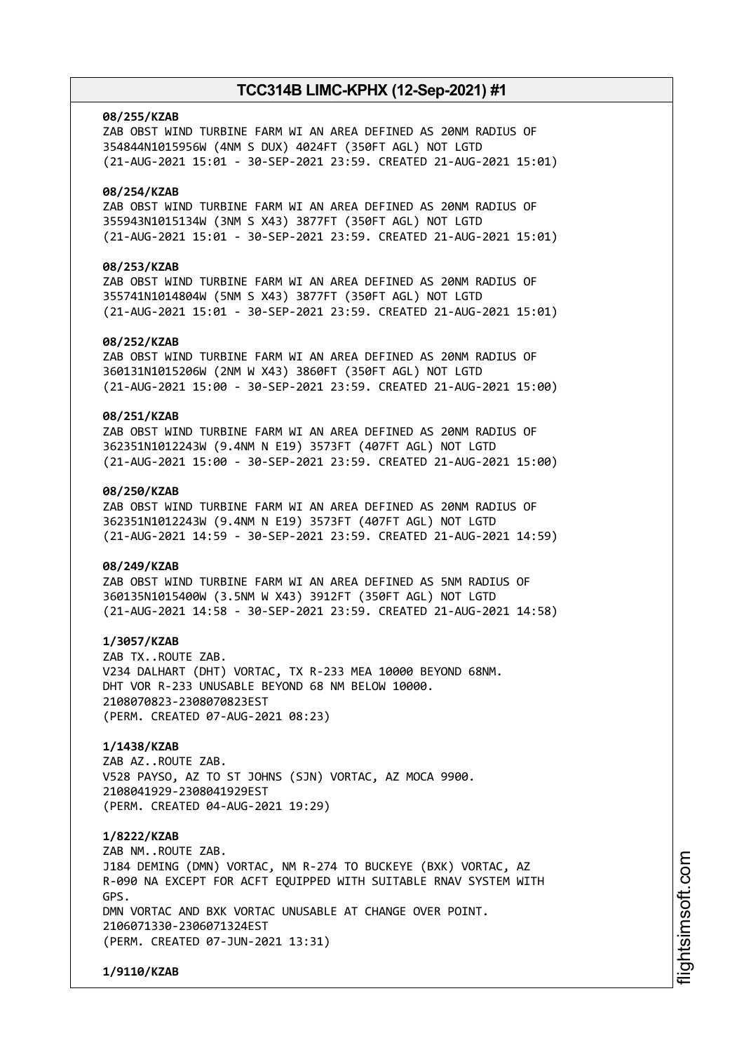**08/255/KZAB**
ZAB OBST WIND TURBINE FARM WI AN AREA DEFINED AS 20NM RADIUS OF 354844N1015956W (4NM S DUX) 4024FT (350FT AGL) NOT LGTD
(21-AUG-2021 15:01 - 30-SEP-2021 23:59. CREATED 21-AUG-2021 15:01)

**08/254/KZAB**
ZAB OBST WIND TURBINE FARM WI AN AREA DEFINED AS 20NM RADIUS OF 355943N1015134W (3NM S X43) 3877FT (350FT AGL) NOT LGTD
(21-AUG-2021 15:01 - 30-SEP-2021 23:59. CREATED 21-AUG-2021 15:01)

**08/253/KZAB**
ZAB OBST WIND TURBINE FARM WI AN AREA DEFINED AS 20NM RADIUS OF 355741N1014804W (5NM S X43) 3877FT (350FT AGL) NOT LGTD
(21-AUG-2021 15:01 - 30-SEP-2021 23:59. CREATED 21-AUG-2021 15:01)

**08/252/KZAB**
ZAB OBST WIND TURBINE FARM WI AN AREA DEFINED AS 20NM RADIUS OF 360131N1015206W (2NM W X43) 3860FT (350FT AGL) NOT LGTD
(21-AUG-2021 15:00 - 30-SEP-2021 23:59. CREATED 21-AUG-2021 15:00)

**08/251/KZAB**
ZAB OBST WIND TURBINE FARM WI AN AREA DEFINED AS 20NM RADIUS OF 362351N1012243W (9.4NM N E19) 3573FT (407FT AGL) NOT LGTD
(21-AUG-2021 15:00 - 30-SEP-2021 23:59. CREATED 21-AUG-2021 15:00)

**08/250/KZAB**
ZAB OBST WIND TURBINE FARM WI AN AREA DEFINED AS 20NM RADIUS OF 362351N1012243W (9.4NM N E19) 3573FT (407FT AGL) NOT LGTD
(21-AUG-2021 14:59 - 30-SEP-2021 23:59. CREATED 21-AUG-2021 14:59)

**08/249/KZAB**
ZAB OBST WIND TURBINE FARM WI AN AREA DEFINED AS 5NM RADIUS OF 360135N1015400W (3.5NM W X43) 3912FT (350FT AGL) NOT LGTD
(21-AUG-2021 14:58 - 30-SEP-2021 23:59. CREATED 21-AUG-2021 14:58)

**1/3057/KZAB**
ZAB TX..ROUTE ZAB.
V234 DALHART (DHT) VORTAC, TX R-233 MEA 10000 BEYOND 68NM.
DHT VOR R-233 UNUSABLE BEYOND 68 NM BELOW 10000.
2108070823-2308070823EST
(PERM. CREATED 07-AUG-2021 08:23)

**1/1438/KZAB**
ZAB AZ..ROUTE ZAB.
V528 PAYSO, AZ TO ST JOHNS (SJN) VORTAC, AZ MOCA 9900.
2108041929-2308041929EST
(PERM. CREATED 04-AUG-2021 19:29)

**1/8222/KZAB**
ZAB NM..ROUTE ZAB.
J184 DEMING (DMN) VORTAC, NM R-274 TO BUCKEYE (BXK) VORTAC, AZ R-090 NA EXCEPT FOR ACFT EQUIPPED WITH SUITABLE RNAV SYSTEM WITH GPS.
DMN VORTAC AND BXK VORTAC UNUSABLE AT CHANGE OVER POINT.
2106071330-2306071324EST
(PERM. CREATED 07-JUN-2021 13:31)

**1/9110/KZAB**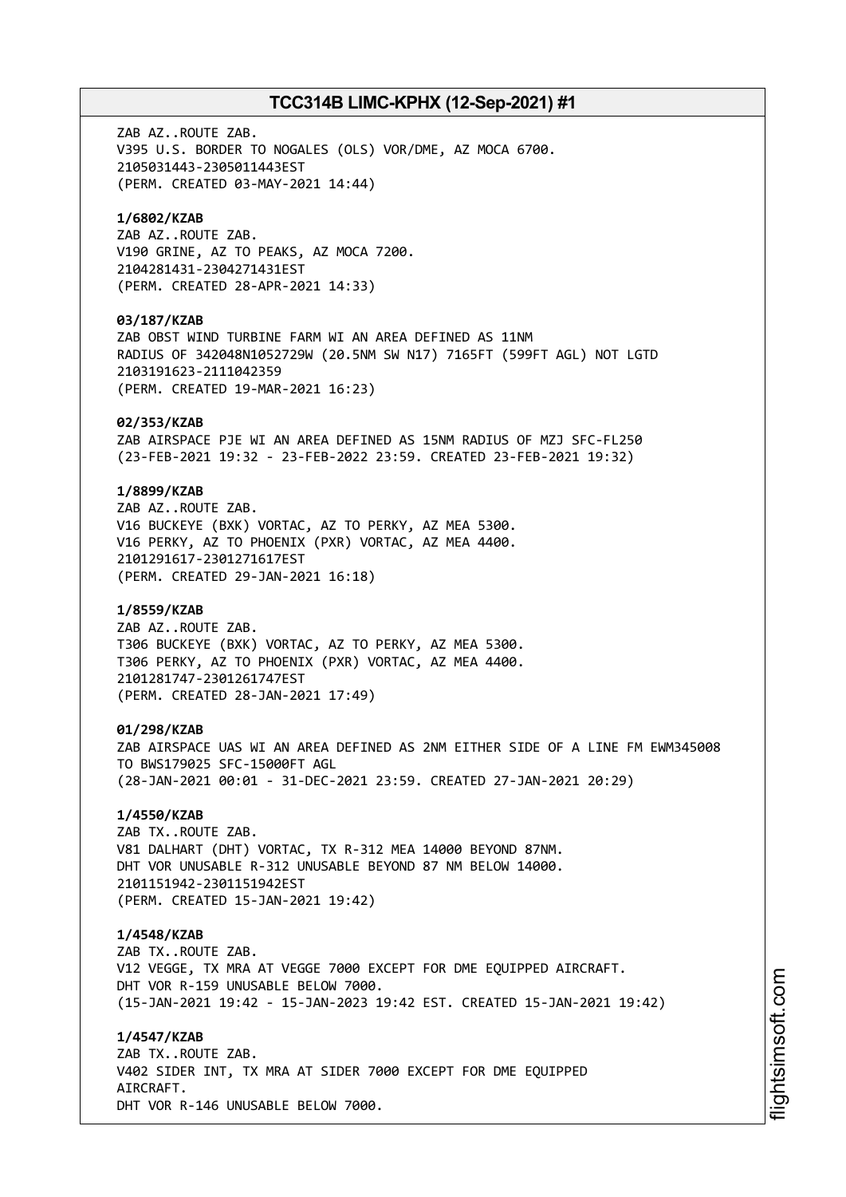ZAB AZ..ROUTE ZAB.
V395 U.S. BORDER TO NOGALES (OLS) VOR/DME, AZ MOCA 6700.
2105031443-2305011443EST
(PERM. CREATED 03-MAY-2021 14:44)

**1/6802/KZAB**
ZAB AZ..ROUTE ZAB.
V190 GRINE, AZ TO PEAKS, AZ MOCA 7200.
2104281431-2304271431EST
(PERM. CREATED 28-APR-2021 14:33)

**03/187/KZAB**
ZAB OBST WIND TURBINE FARM WI AN AREA DEFINED AS 11NM
RADIUS OF 342048N1052729W (20.5NM SW N17) 7165FT (599FT AGL) NOT LGTD
2103191623-2111042359
(PERM. CREATED 19-MAR-2021 16:23)

**02/353/KZAB**
ZAB AIRSPACE PJE WI AN AREA DEFINED AS 15NM RADIUS OF MZJ SFC-FL250
(23-FEB-2021 19:32 - 23-FEB-2022 23:59. CREATED 23-FEB-2021 19:32)

**1/8899/KZAB**
ZAB AZ..ROUTE ZAB.
V16 BUCKEYE (BXK) VORTAC, AZ TO PERKY, AZ MEA 5300.
V16 PERKY, AZ TO PHOENIX (PXR) VORTAC, AZ MEA 4400.
2101291617-2301271617EST
(PERM. CREATED 29-JAN-2021 16:18)

**1/8559/KZAB**
ZAB AZ..ROUTE ZAB.
T306 BUCKEYE (BXK) VORTAC, AZ TO PERKY, AZ MEA 5300.
T306 PERKY, AZ TO PHOENIX (PXR) VORTAC, AZ MEA 4400.
2101281747-2301261747EST
(PERM. CREATED 28-JAN-2021 17:49)

**01/298/KZAB**
ZAB AIRSPACE UAS WI AN AREA DEFINED AS 2NM EITHER SIDE OF A LINE FM EWM345008
TO BWS179025 SFC-15000FT AGL
(28-JAN-2021 00:01 - 31-DEC-2021 23:59. CREATED 27-JAN-2021 20:29)

**1/4550/KZAB**
ZAB TX..ROUTE ZAB.
V81 DALHART (DHT) VORTAC, TX R-312 MEA 14000 BEYOND 87NM.
DHT VOR UNUSABLE R-312 UNUSABLE BEYOND 87 NM BELOW 14000.
2101151942-2301151942EST
(PERM. CREATED 15-JAN-2021 19:42)

**1/4548/KZAB**
ZAB TX..ROUTE ZAB.
V12 VEGGE, TX MRA AT VEGGE 7000 EXCEPT FOR DME EQUIPPED AIRCRAFT.
DHT VOR R-159 UNUSABLE BELOW 7000.
(15-JAN-2021 19:42 - 15-JAN-2023 19:42 EST. CREATED 15-JAN-2021 19:42)

**1/4547/KZAB**
ZAB TX..ROUTE ZAB.
V402 SIDER INT, TX MRA AT SIDER 7000 EXCEPT FOR DME EQUIPPED
AIRCRAFT.
DHT VOR R-146 UNUSABLE BELOW 7000.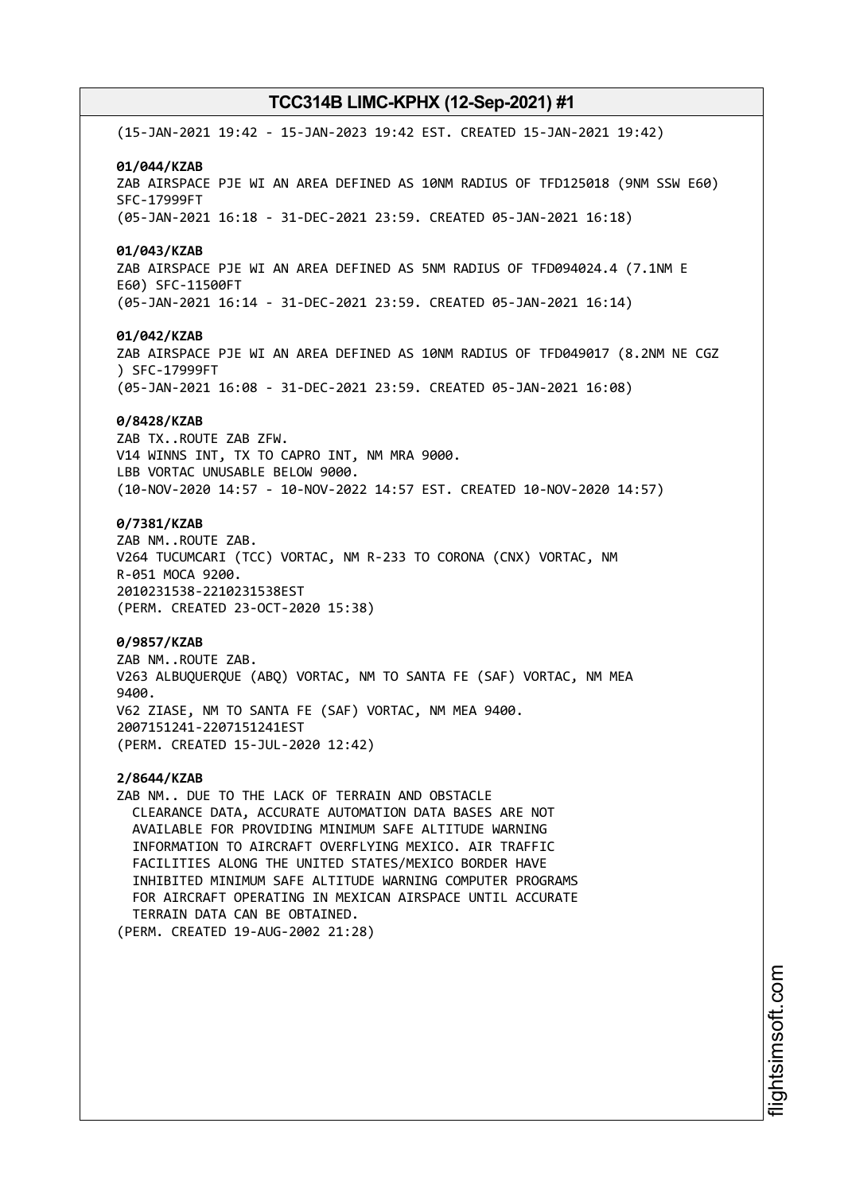(15-JAN-2021 19:42 - 15-JAN-2023 19:42 EST. CREATED 15-JAN-2021 19:42)

**01/044/KZAB**
ZAB AIRSPACE PJE WI AN AREA DEFINED AS 10NM RADIUS OF TFD125018 (9NM SSW E60) SFC-17999FT
(05-JAN-2021 16:18 - 31-DEC-2021 23:59. CREATED 05-JAN-2021 16:18)

**01/043/KZAB**
ZAB AIRSPACE PJE WI AN AREA DEFINED AS 5NM RADIUS OF TFD094024.4 (7.1NM E E60) SFC-11500FT
(05-JAN-2021 16:14 - 31-DEC-2021 23:59. CREATED 05-JAN-2021 16:14)

**01/042/KZAB**
ZAB AIRSPACE PJE WI AN AREA DEFINED AS 10NM RADIUS OF TFD049017 (8.2NM NE CGZ ) SFC-17999FT
(05-JAN-2021 16:08 - 31-DEC-2021 23:59. CREATED 05-JAN-2021 16:08)

**0/8428/KZAB**
ZAB TX..ROUTE ZAB ZFW.
V14 WINNS INT, TX TO CAPRO INT, NM MRA 9000.
LBB VORTAC UNUSABLE BELOW 9000.
(10-NOV-2020 14:57 - 10-NOV-2022 14:57 EST. CREATED 10-NOV-2020 14:57)

**0/7381/KZAB**
ZAB NM..ROUTE ZAB.
V264 TUCUMCARI (TCC) VORTAC, NM R-233 TO CORONA (CNX) VORTAC, NM R-051 MOCA 9200.
2010231538-2210231538EST
(PERM. CREATED 23-OCT-2020 15:38)

**0/9857/KZAB**
ZAB NM..ROUTE ZAB.
V263 ALBUQUERQUE (ABQ) VORTAC, NM TO SANTA FE (SAF) VORTAC, NM MEA 9400.
V62 ZIASE, NM TO SANTA FE (SAF) VORTAC, NM MEA 9400.
2007151241-2207151241EST
(PERM. CREATED 15-JUL-2020 12:42)

**2/8644/KZAB**
ZAB NM.. DUE TO THE LACK OF TERRAIN AND OBSTACLE CLEARANCE DATA, ACCURATE AUTOMATION DATA BASES ARE NOT AVAILABLE FOR PROVIDING MINIMUM SAFE ALTITUDE WARNING INFORMATION TO AIRCRAFT OVERFLYING MEXICO. AIR TRAFFIC FACILITIES ALONG THE UNITED STATES/MEXICO BORDER HAVE INHIBITED MINIMUM SAFE ALTITUDE WARNING COMPUTER PROGRAMS FOR AIRCRAFT OPERATING IN MEXICAN AIRSPACE UNTIL ACCURATE TERRAIN DATA CAN BE OBTAINED.
(PERM. CREATED 19-AUG-2002 21:28)